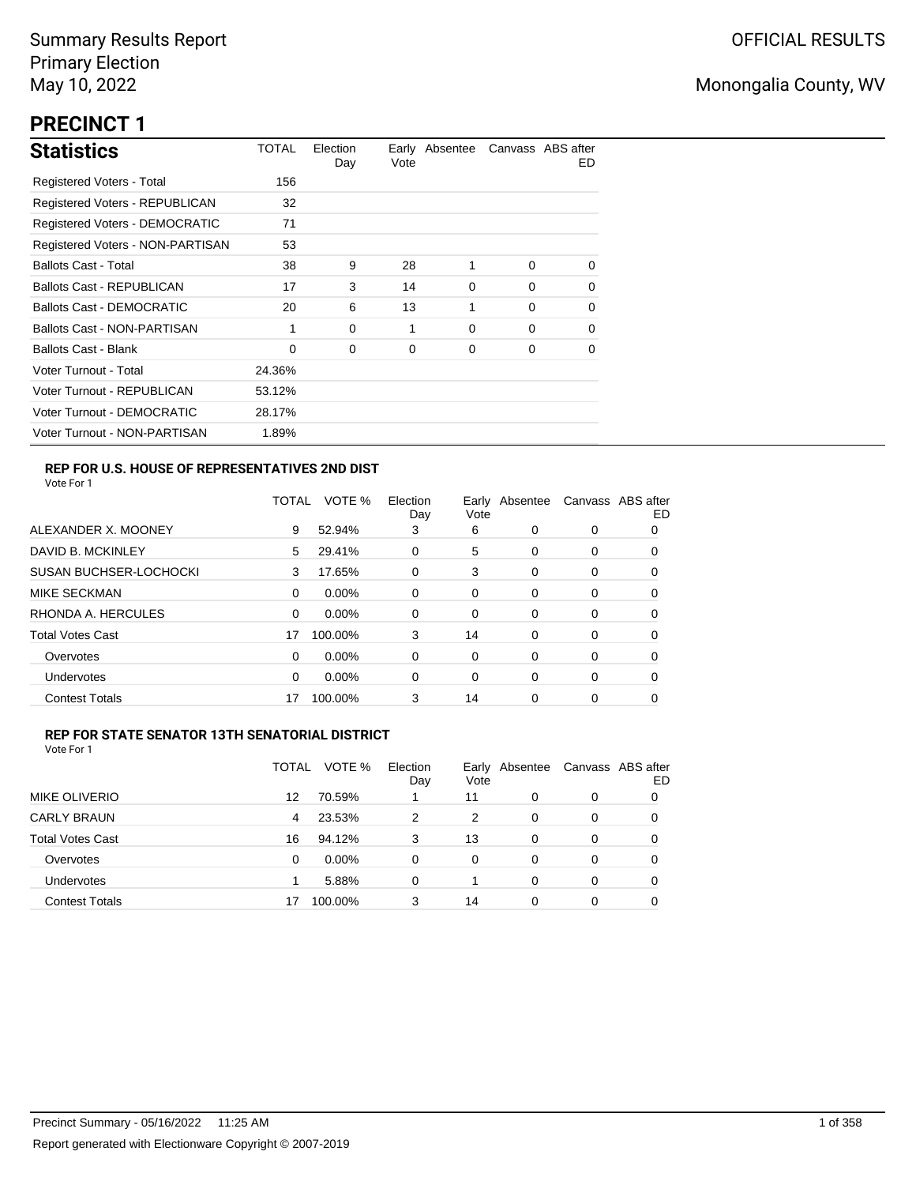Summary Results Report
Primary Election
May 10, 2022

OFFICIAL RESULTS

Monongalia County, WV

# PRECINCT 1

## Statistics

| Statistics | TOTAL | Election Day | Early Vote | Absentee | Canvass | ABS after ED |
|---|---|---|---|---|---|---|
| Registered Voters - Total | 156 | | | | | |
| Registered Voters - REPUBLICAN | 32 | | | | | |
| Registered Voters - DEMOCRATIC | 71 | | | | | |
| Registered Voters - NON-PARTISAN | 53 | | | | | |
| Ballots Cast - Total | 38 | 9 | 28 | 1 | 0 | 0 |
| Ballots Cast - REPUBLICAN | 17 | 3 | 14 | 0 | 0 | 0 |
| Ballots Cast - DEMOCRATIC | 20 | 6 | 13 | 1 | 0 | 0 |
| Ballots Cast - NON-PARTISAN | 1 | 0 | 1 | 0 | 0 | 0 |
| Ballots Cast - Blank | 0 | 0 | 0 | 0 | 0 | 0 |
| Voter Turnout - Total | 24.36% | | | | | |
| Voter Turnout - REPUBLICAN | 53.12% | | | | | |
| Voter Turnout - DEMOCRATIC | 28.17% | | | | | |
| Voter Turnout - NON-PARTISAN | 1.89% | | | | | |

### REP FOR U.S. HOUSE OF REPRESENTATIVES 2ND DIST

Vote For 1

| | TOTAL | VOTE % | Election Day | Early Vote | Absentee | Canvass | ABS after ED |
|---|---|---|---|---|---|---|---|
| ALEXANDER X. MOONEY | 9 | 52.94% | 3 | 6 | 0 | 0 | 0 |
| DAVID B. MCKINLEY | 5 | 29.41% | 0 | 5 | 0 | 0 | 0 |
| SUSAN BUCHSER-LOCHOCKI | 3 | 17.65% | 0 | 3 | 0 | 0 | 0 |
| MIKE SECKMAN | 0 | 0.00% | 0 | 0 | 0 | 0 | 0 |
| RHONDA A. HERCULES | 0 | 0.00% | 0 | 0 | 0 | 0 | 0 |
| Total Votes Cast | 17 | 100.00% | 3 | 14 | 0 | 0 | 0 |
| Overvotes | 0 | 0.00% | 0 | 0 | 0 | 0 | 0 |
| Undervotes | 0 | 0.00% | 0 | 0 | 0 | 0 | 0 |
| Contest Totals | 17 | 100.00% | 3 | 14 | 0 | 0 | 0 |

### REP FOR STATE SENATOR 13TH SENATORIAL DISTRICT

Vote For 1

| | TOTAL | VOTE % | Election Day | Early Vote | Absentee | Canvass | ABS after ED |
|---|---|---|---|---|---|---|---|
| MIKE OLIVERIO | 12 | 70.59% | 1 | 11 | 0 | 0 | 0 |
| CARLY BRAUN | 4 | 23.53% | 2 | 2 | 0 | 0 | 0 |
| Total Votes Cast | 16 | 94.12% | 3 | 13 | 0 | 0 | 0 |
| Overvotes | 0 | 0.00% | 0 | 0 | 0 | 0 | 0 |
| Undervotes | 1 | 5.88% | 0 | 1 | 0 | 0 | 0 |
| Contest Totals | 17 | 100.00% | 3 | 14 | 0 | 0 | 0 |

Precinct Summary - 05/16/2022 11:25 AM

Report generated with Electionware Copyright © 2007-2019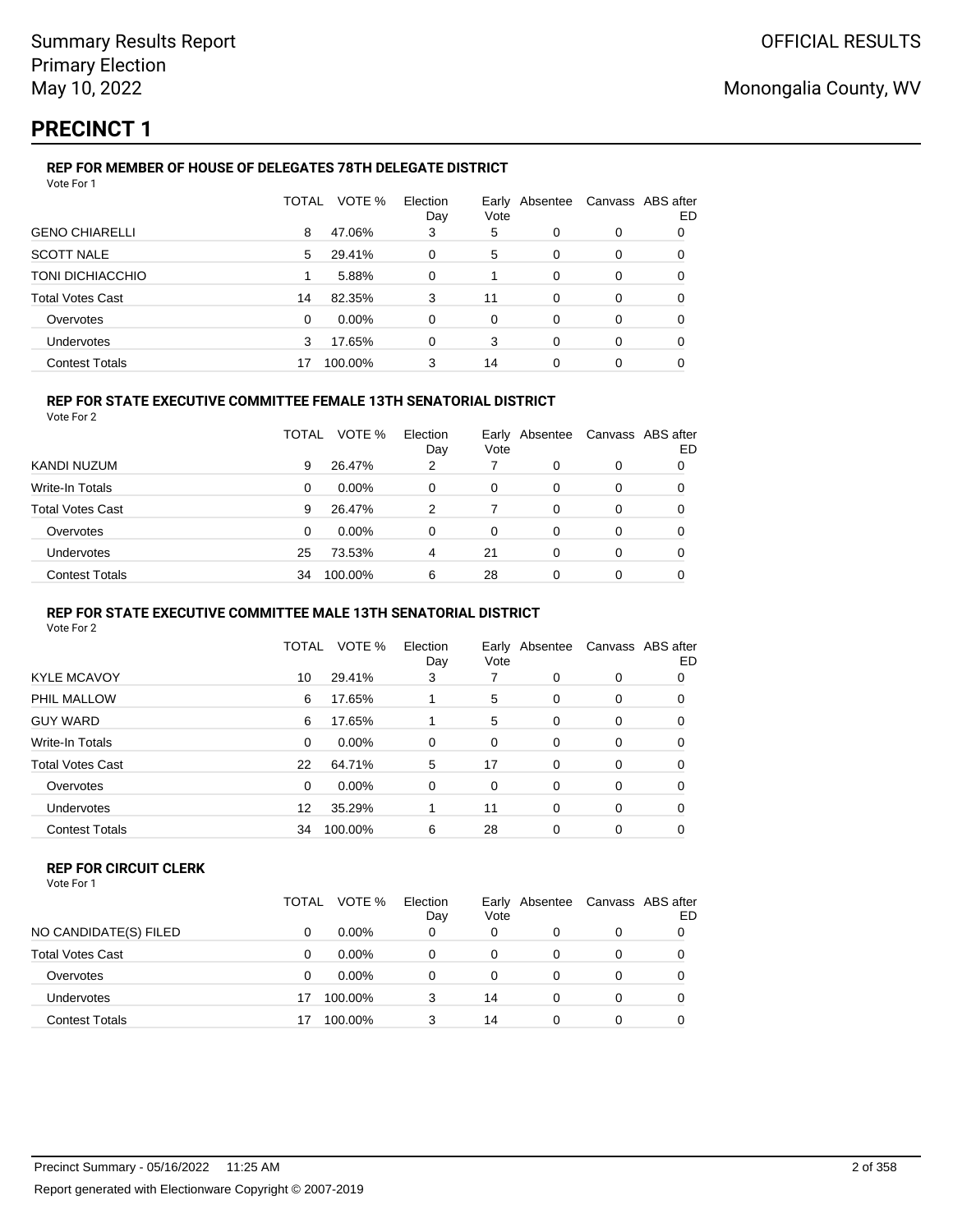# PRECINCT 1

### REP FOR MEMBER OF HOUSE OF DELEGATES 78TH DELEGATE DISTRICT

Vote For 1

| | TOTAL | VOTE % | Election Day | Early Vote | Absentee | Canvass | ABS after ED |
|---|---|---|---|---|---|---|---|
| GENO CHIARELLI | 8 | 47.06% | 3 | 5 | 0 | 0 | 0 |
| SCOTT NALE | 5 | 29.41% | 0 | 5 | 0 | 0 | 0 |
| TONI DICHIACCHIO | 1 | 5.88% | 0 | 1 | 0 | 0 | 0 |
| Total Votes Cast | 14 | 82.35% | 3 | 11 | 0 | 0 | 0 |
| Overvotes | 0 | 0.00% | 0 | 0 | 0 | 0 | 0 |
| Undervotes | 3 | 17.65% | 0 | 3 | 0 | 0 | 0 |
| Contest Totals | 17 | 100.00% | 3 | 14 | 0 | 0 | 0 |

### REP FOR STATE EXECUTIVE COMMITTEE FEMALE 13TH SENATORIAL DISTRICT

Vote For 2

| | TOTAL | VOTE % | Election Day | Early Vote | Absentee | Canvass | ABS after ED |
|---|---|---|---|---|---|---|---|
| KANDI NUZUM | 9 | 26.47% | 2 | 7 | 0 | 0 | 0 |
| Write-In Totals | 0 | 0.00% | 0 | 0 | 0 | 0 | 0 |
| Total Votes Cast | 9 | 26.47% | 2 | 7 | 0 | 0 | 0 |
| Overvotes | 0 | 0.00% | 0 | 0 | 0 | 0 | 0 |
| Undervotes | 25 | 73.53% | 4 | 21 | 0 | 0 | 0 |
| Contest Totals | 34 | 100.00% | 6 | 28 | 0 | 0 | 0 |

### REP FOR STATE EXECUTIVE COMMITTEE MALE 13TH SENATORIAL DISTRICT

Vote For 2

| | TOTAL | VOTE % | Election Day | Early Vote | Absentee | Canvass | ABS after ED |
|---|---|---|---|---|---|---|---|
| KYLE MCAVOY | 10 | 29.41% | 3 | 7 | 0 | 0 | 0 |
| PHIL MALLOW | 6 | 17.65% | 1 | 5 | 0 | 0 | 0 |
| GUY WARD | 6 | 17.65% | 1 | 5 | 0 | 0 | 0 |
| Write-In Totals | 0 | 0.00% | 0 | 0 | 0 | 0 | 0 |
| Total Votes Cast | 22 | 64.71% | 5 | 17 | 0 | 0 | 0 |
| Overvotes | 0 | 0.00% | 0 | 0 | 0 | 0 | 0 |
| Undervotes | 12 | 35.29% | 1 | 11 | 0 | 0 | 0 |
| Contest Totals | 34 | 100.00% | 6 | 28 | 0 | 0 | 0 |

### REP FOR CIRCUIT CLERK

Vote For 1

| | TOTAL | VOTE % | Election Day | Early Vote | Absentee | Canvass | ABS after ED |
|---|---|---|---|---|---|---|---|
| NO CANDIDATE(S) FILED | 0 | 0.00% | 0 | 0 | 0 | 0 | 0 |
| Total Votes Cast | 0 | 0.00% | 0 | 0 | 0 | 0 | 0 |
| Overvotes | 0 | 0.00% | 0 | 0 | 0 | 0 | 0 |
| Undervotes | 17 | 100.00% | 3 | 14 | 0 | 0 | 0 |
| Contest Totals | 17 | 100.00% | 3 | 14 | 0 | 0 | 0 |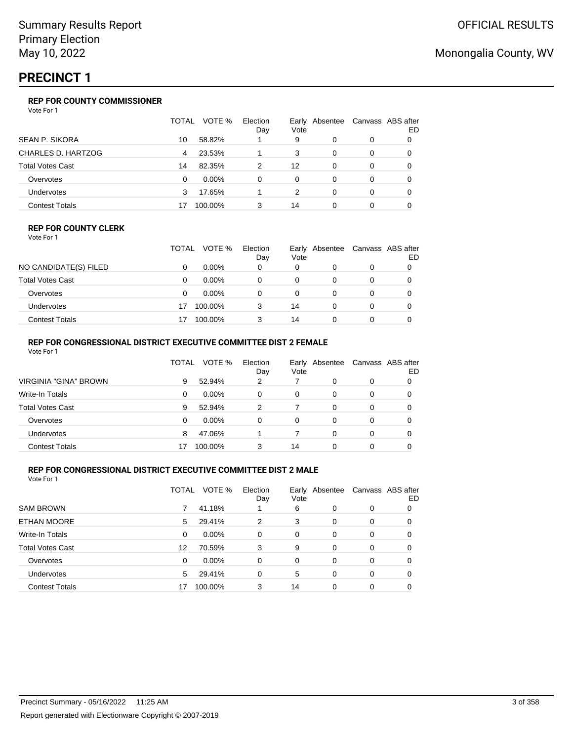# PRECINCT 1

### REP FOR COUNTY COMMISSIONER

Vote For 1

| | TOTAL | VOTE % | Election Day | Early Vote | Absentee | Canvass | ABS after ED |
|---|---|---|---|---|---|---|---|
| SEAN P. SIKORA | 10 | 58.82% | 1 | 9 | 0 | 0 | 0 |
| CHARLES D. HARTZOG | 4 | 23.53% | 1 | 3 | 0 | 0 | 0 |
| Total Votes Cast | 14 | 82.35% | 2 | 12 | 0 | 0 | 0 |
| Overvotes | 0 | 0.00% | 0 | 0 | 0 | 0 | 0 |
| Undervotes | 3 | 17.65% | 1 | 2 | 0 | 0 | 0 |
| Contest Totals | 17 | 100.00% | 3 | 14 | 0 | 0 | 0 |

### REP FOR COUNTY CLERK

Vote For 1

| | TOTAL | VOTE % | Election Day | Early Vote | Absentee | Canvass | ABS after ED |
|---|---|---|---|---|---|---|---|
| NO CANDIDATE(S) FILED | 0 | 0.00% | 0 | 0 | 0 | 0 | 0 |
| Total Votes Cast | 0 | 0.00% | 0 | 0 | 0 | 0 | 0 |
| Overvotes | 0 | 0.00% | 0 | 0 | 0 | 0 | 0 |
| Undervotes | 17 | 100.00% | 3 | 14 | 0 | 0 | 0 |
| Contest Totals | 17 | 100.00% | 3 | 14 | 0 | 0 | 0 |

### REP FOR CONGRESSIONAL DISTRICT EXECUTIVE COMMITTEE DIST 2 FEMALE

Vote For 1

| | TOTAL | VOTE % | Election Day | Early Vote | Absentee | Canvass | ABS after ED |
|---|---|---|---|---|---|---|---|
| VIRGINIA "GINA" BROWN | 9 | 52.94% | 2 | 7 | 0 | 0 | 0 |
| Write-In Totals | 0 | 0.00% | 0 | 0 | 0 | 0 | 0 |
| Total Votes Cast | 9 | 52.94% | 2 | 7 | 0 | 0 | 0 |
| Overvotes | 0 | 0.00% | 0 | 0 | 0 | 0 | 0 |
| Undervotes | 8 | 47.06% | 1 | 7 | 0 | 0 | 0 |
| Contest Totals | 17 | 100.00% | 3 | 14 | 0 | 0 | 0 |

### REP FOR CONGRESSIONAL DISTRICT EXECUTIVE COMMITTEE DIST 2 MALE

Vote For 1

| | TOTAL | VOTE % | Election Day | Early Vote | Absentee | Canvass | ABS after ED |
|---|---|---|---|---|---|---|---|
| SAM BROWN | 7 | 41.18% | 1 | 6 | 0 | 0 | 0 |
| ETHAN MOORE | 5 | 29.41% | 2 | 3 | 0 | 0 | 0 |
| Write-In Totals | 0 | 0.00% | 0 | 0 | 0 | 0 | 0 |
| Total Votes Cast | 12 | 70.59% | 3 | 9 | 0 | 0 | 0 |
| Overvotes | 0 | 0.00% | 0 | 0 | 0 | 0 | 0 |
| Undervotes | 5 | 29.41% | 0 | 5 | 0 | 0 | 0 |
| Contest Totals | 17 | 100.00% | 3 | 14 | 0 | 0 | 0 |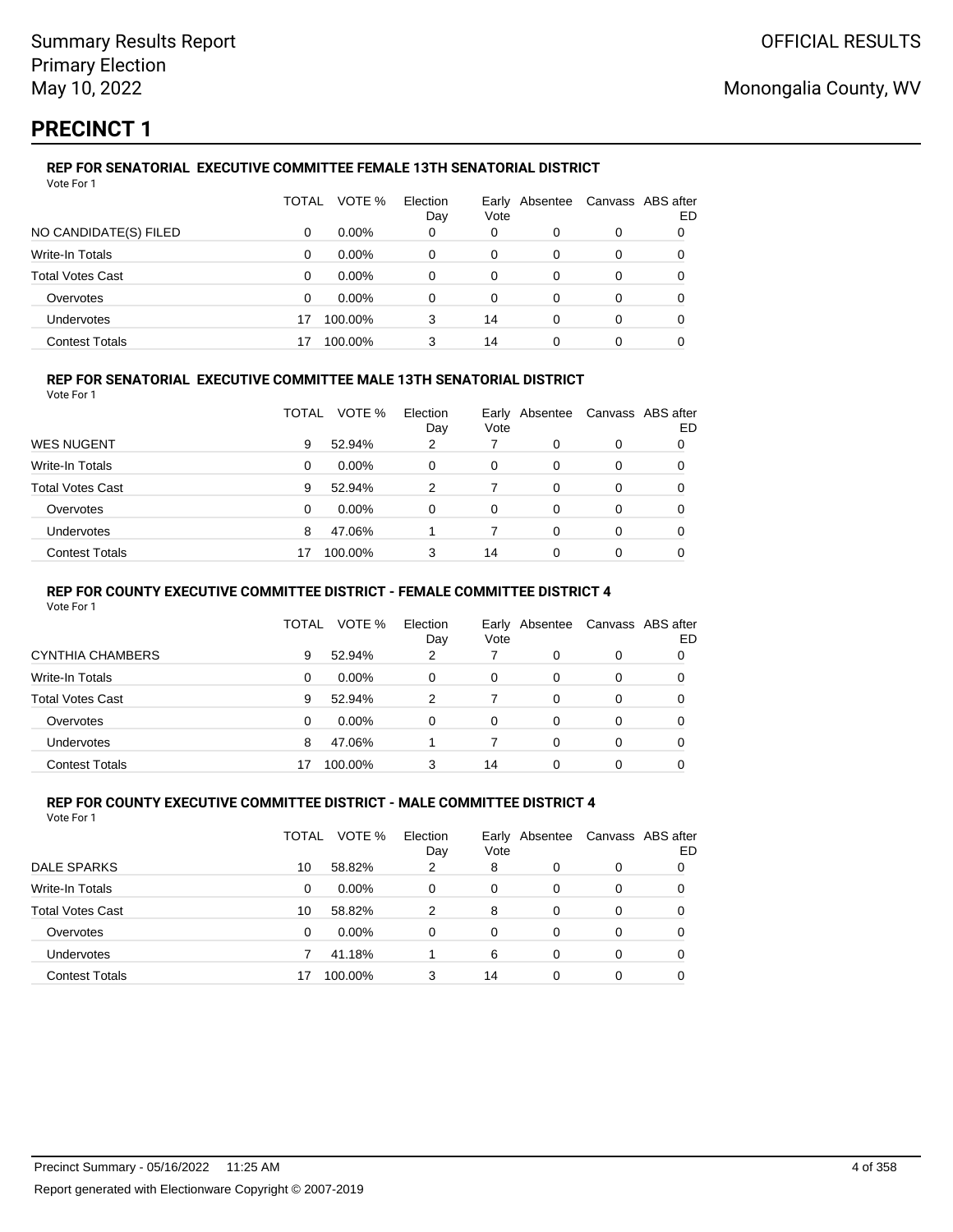Summary Results Report
Primary Election
May 10, 2022

OFFICIAL RESULTS

Monongalia County, WV

# PRECINCT 1

### REP FOR SENATORIAL EXECUTIVE COMMITTEE FEMALE 13TH SENATORIAL DISTRICT

Vote For 1

| | TOTAL | VOTE % | Election Day | Early Vote | Absentee | Canvass | ABS after ED |
|---|---|---|---|---|---|---|---|
| NO CANDIDATE(S) FILED | 0 | 0.00% | 0 | 0 | 0 | 0 | 0 |
| Write-In Totals | 0 | 0.00% | 0 | 0 | 0 | 0 | 0 |
| Total Votes Cast | 0 | 0.00% | 0 | 0 | 0 | 0 | 0 |
| Overvotes | 0 | 0.00% | 0 | 0 | 0 | 0 | 0 |
| Undervotes | 17 | 100.00% | 3 | 14 | 0 | 0 | 0 |
| Contest Totals | 17 | 100.00% | 3 | 14 | 0 | 0 | 0 |

### REP FOR SENATORIAL EXECUTIVE COMMITTEE MALE 13TH SENATORIAL DISTRICT

Vote For 1

| | TOTAL | VOTE % | Election Day | Early Vote | Absentee | Canvass | ABS after ED |
|---|---|---|---|---|---|---|---|
| WES NUGENT | 9 | 52.94% | 2 | 7 | 0 | 0 | 0 |
| Write-In Totals | 0 | 0.00% | 0 | 0 | 0 | 0 | 0 |
| Total Votes Cast | 9 | 52.94% | 2 | 7 | 0 | 0 | 0 |
| Overvotes | 0 | 0.00% | 0 | 0 | 0 | 0 | 0 |
| Undervotes | 8 | 47.06% | 1 | 7 | 0 | 0 | 0 |
| Contest Totals | 17 | 100.00% | 3 | 14 | 0 | 0 | 0 |

### REP FOR COUNTY EXECUTIVE COMMITTEE DISTRICT - FEMALE COMMITTEE DISTRICT 4

Vote For 1

| | TOTAL | VOTE % | Election Day | Early Vote | Absentee | Canvass | ABS after ED |
|---|---|---|---|---|---|---|---|
| CYNTHIA CHAMBERS | 9 | 52.94% | 2 | 7 | 0 | 0 | 0 |
| Write-In Totals | 0 | 0.00% | 0 | 0 | 0 | 0 | 0 |
| Total Votes Cast | 9 | 52.94% | 2 | 7 | 0 | 0 | 0 |
| Overvotes | 0 | 0.00% | 0 | 0 | 0 | 0 | 0 |
| Undervotes | 8 | 47.06% | 1 | 7 | 0 | 0 | 0 |
| Contest Totals | 17 | 100.00% | 3 | 14 | 0 | 0 | 0 |

### REP FOR COUNTY EXECUTIVE COMMITTEE DISTRICT - MALE COMMITTEE DISTRICT 4

Vote For 1

| | TOTAL | VOTE % | Election Day | Early Vote | Absentee | Canvass | ABS after ED |
|---|---|---|---|---|---|---|---|
| DALE SPARKS | 10 | 58.82% | 2 | 8 | 0 | 0 | 0 |
| Write-In Totals | 0 | 0.00% | 0 | 0 | 0 | 0 | 0 |
| Total Votes Cast | 10 | 58.82% | 2 | 8 | 0 | 0 | 0 |
| Overvotes | 0 | 0.00% | 0 | 0 | 0 | 0 | 0 |
| Undervotes | 7 | 41.18% | 1 | 6 | 0 | 0 | 0 |
| Contest Totals | 17 | 100.00% | 3 | 14 | 0 | 0 | 0 |

Precinct Summary - 05/16/2022 11:25 AM

Report generated with Electionware Copyright © 2007-2019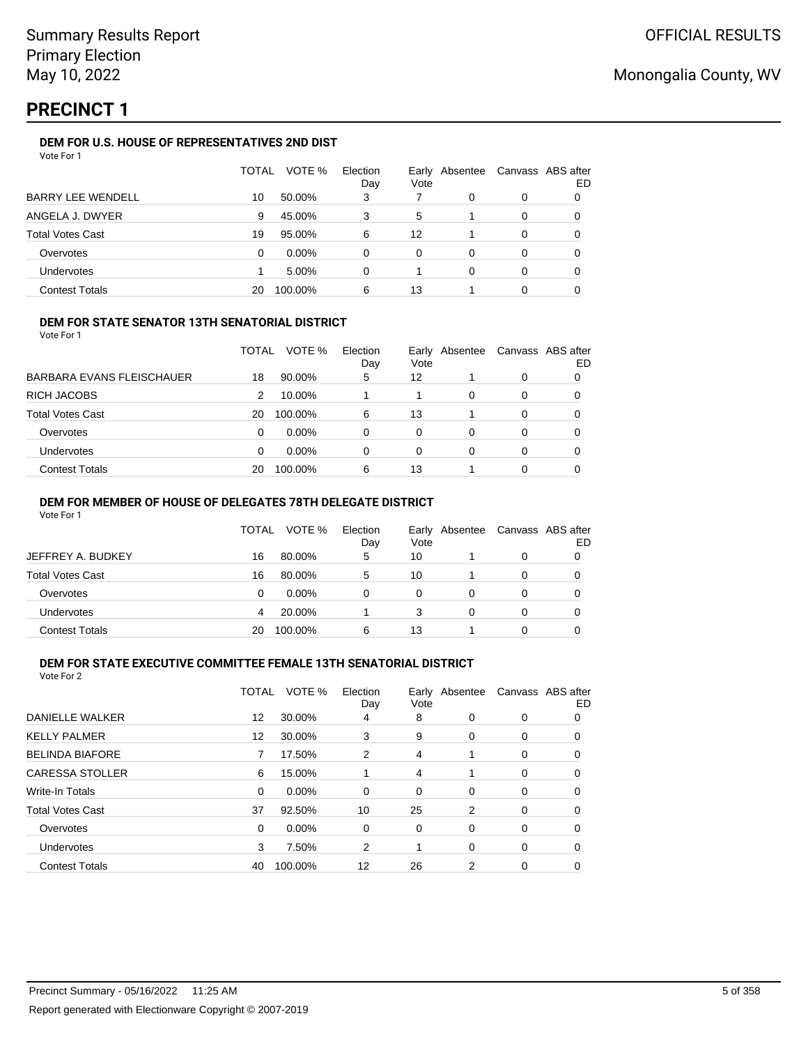Summary Results Report
Primary Election
May 10, 2022

OFFICIAL RESULTS

Monongalia County, WV

# PRECINCT 1

### DEM FOR U.S. HOUSE OF REPRESENTATIVES 2ND DIST

Vote For 1

| | TOTAL | VOTE % | Election Day | Early Vote | Absentee | Canvass | ABS after ED |
|---|---|---|---|---|---|---|---|
| BARRY LEE WENDELL | 10 | 50.00% | 3 | 7 | 0 | 0 | 0 |
| ANGELA J. DWYER | 9 | 45.00% | 3 | 5 | 1 | 0 | 0 |
| Total Votes Cast | 19 | 95.00% | 6 | 12 | 1 | 0 | 0 |
| Overvotes | 0 | 0.00% | 0 | 0 | 0 | 0 | 0 |
| Undervotes | 1 | 5.00% | 0 | 1 | 0 | 0 | 0 |
| Contest Totals | 20 | 100.00% | 6 | 13 | 1 | 0 | 0 |

### DEM FOR STATE SENATOR 13TH SENATORIAL DISTRICT

Vote For 1

| | TOTAL | VOTE % | Election Day | Early Vote | Absentee | Canvass | ABS after ED |
|---|---|---|---|---|---|---|---|
| BARBARA EVANS FLEISCHAUER | 18 | 90.00% | 5 | 12 | 1 | 0 | 0 |
| RICH JACOBS | 2 | 10.00% | 1 | 1 | 0 | 0 | 0 |
| Total Votes Cast | 20 | 100.00% | 6 | 13 | 1 | 0 | 0 |
| Overvotes | 0 | 0.00% | 0 | 0 | 0 | 0 | 0 |
| Undervotes | 0 | 0.00% | 0 | 0 | 0 | 0 | 0 |
| Contest Totals | 20 | 100.00% | 6 | 13 | 1 | 0 | 0 |

### DEM FOR MEMBER OF HOUSE OF DELEGATES 78TH DELEGATE DISTRICT

Vote For 1

| | TOTAL | VOTE % | Election Day | Early Vote | Absentee | Canvass | ABS after ED |
|---|---|---|---|---|---|---|---|
| JEFFREY A. BUDKEY | 16 | 80.00% | 5 | 10 | 1 | 0 | 0 |
| Total Votes Cast | 16 | 80.00% | 5 | 10 | 1 | 0 | 0 |
| Overvotes | 0 | 0.00% | 0 | 0 | 0 | 0 | 0 |
| Undervotes | 4 | 20.00% | 1 | 3 | 0 | 0 | 0 |
| Contest Totals | 20 | 100.00% | 6 | 13 | 1 | 0 | 0 |

### DEM FOR STATE EXECUTIVE COMMITTEE FEMALE 13TH SENATORIAL DISTRICT

Vote For 2

| | TOTAL | VOTE % | Election Day | Early Vote | Absentee | Canvass | ABS after ED |
|---|---|---|---|---|---|---|---|
| DANIELLE WALKER | 12 | 30.00% | 4 | 8 | 0 | 0 | 0 |
| KELLY PALMER | 12 | 30.00% | 3 | 9 | 0 | 0 | 0 |
| BELINDA BIAFORE | 7 | 17.50% | 2 | 4 | 1 | 0 | 0 |
| CARESSA STOLLER | 6 | 15.00% | 1 | 4 | 1 | 0 | 0 |
| Write-In Totals | 0 | 0.00% | 0 | 0 | 0 | 0 | 0 |
| Total Votes Cast | 37 | 92.50% | 10 | 25 | 2 | 0 | 0 |
| Overvotes | 0 | 0.00% | 0 | 0 | 0 | 0 | 0 |
| Undervotes | 3 | 7.50% | 2 | 1 | 0 | 0 | 0 |
| Contest Totals | 40 | 100.00% | 12 | 26 | 2 | 0 | 0 |

Precinct Summary - 05/16/2022 11:25 AM

Report generated with Electionware Copyright © 2007-2019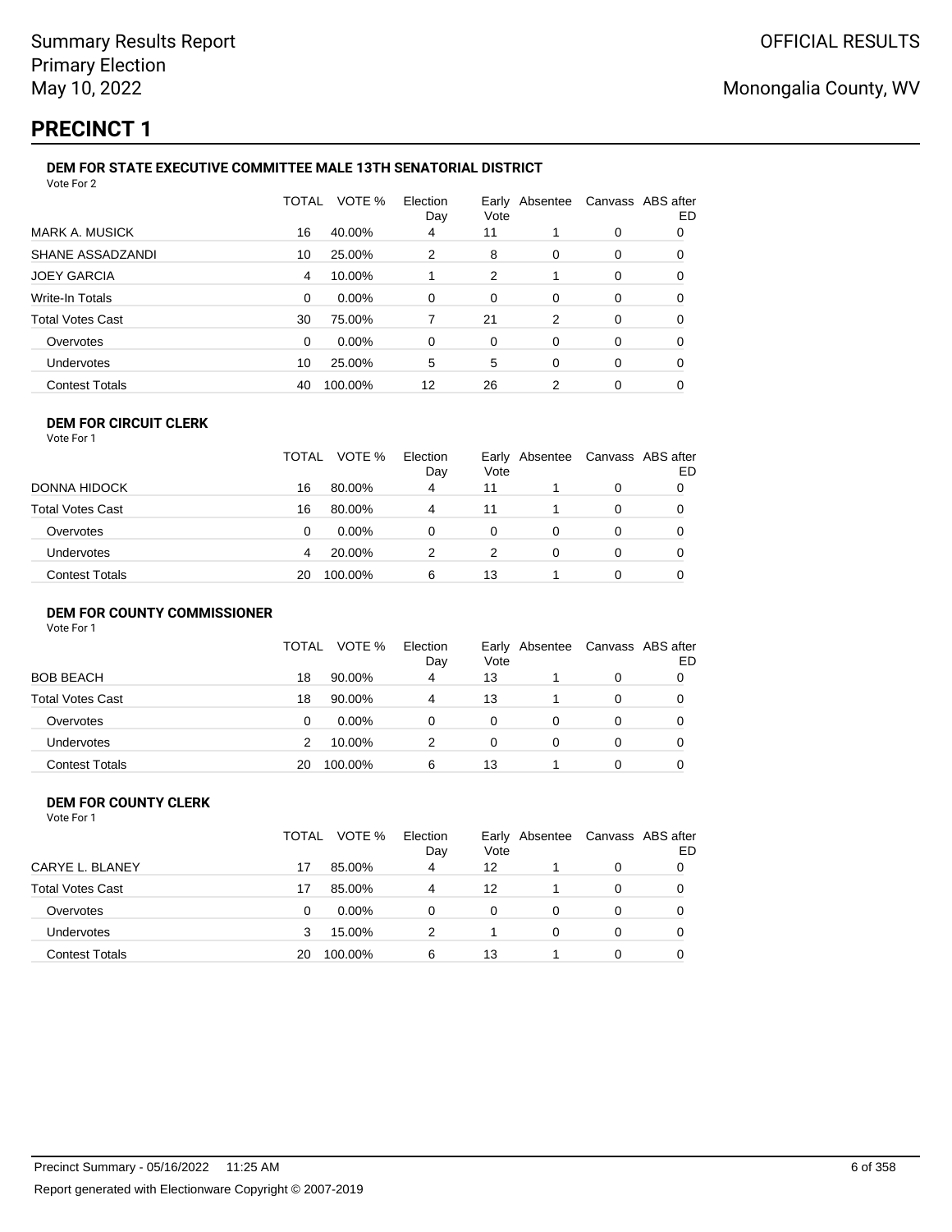Summary Results Report
Primary Election
May 10, 2022

OFFICIAL RESULTS

Monongalia County, WV

# PRECINCT 1

### DEM FOR STATE EXECUTIVE COMMITTEE MALE 13TH SENATORIAL DISTRICT

Vote For 2

| | TOTAL | VOTE % | Election Day | Early Vote | Absentee | Canvass | ABS after ED |
|---|---|---|---|---|---|---|---|
| MARK A. MUSICK | 16 | 40.00% | 4 | 11 | 1 | 0 | 0 |
| SHANE ASSADZANDI | 10 | 25.00% | 2 | 8 | 0 | 0 | 0 |
| JOEY GARCIA | 4 | 10.00% | 1 | 2 | 1 | 0 | 0 |
| Write-In Totals | 0 | 0.00% | 0 | 0 | 0 | 0 | 0 |
| Total Votes Cast | 30 | 75.00% | 7 | 21 | 2 | 0 | 0 |
| Overvotes | 0 | 0.00% | 0 | 0 | 0 | 0 | 0 |
| Undervotes | 10 | 25.00% | 5 | 5 | 0 | 0 | 0 |
| Contest Totals | 40 | 100.00% | 12 | 26 | 2 | 0 | 0 |

### DEM FOR CIRCUIT CLERK

Vote For 1

| | TOTAL | VOTE % | Election Day | Early Vote | Absentee | Canvass | ABS after ED |
|---|---|---|---|---|---|---|---|
| DONNA HIDOCK | 16 | 80.00% | 4 | 11 | 1 | 0 | 0 |
| Total Votes Cast | 16 | 80.00% | 4 | 11 | 1 | 0 | 0 |
| Overvotes | 0 | 0.00% | 0 | 0 | 0 | 0 | 0 |
| Undervotes | 4 | 20.00% | 2 | 2 | 0 | 0 | 0 |
| Contest Totals | 20 | 100.00% | 6 | 13 | 1 | 0 | 0 |

### DEM FOR COUNTY COMMISSIONER

Vote For 1

| | TOTAL | VOTE % | Election Day | Early Vote | Absentee | Canvass | ABS after ED |
|---|---|---|---|---|---|---|---|
| BOB BEACH | 18 | 90.00% | 4 | 13 | 1 | 0 | 0 |
| Total Votes Cast | 18 | 90.00% | 4 | 13 | 1 | 0 | 0 |
| Overvotes | 0 | 0.00% | 0 | 0 | 0 | 0 | 0 |
| Undervotes | 2 | 10.00% | 2 | 0 | 0 | 0 | 0 |
| Contest Totals | 20 | 100.00% | 6 | 13 | 1 | 0 | 0 |

### DEM FOR COUNTY CLERK

Vote For 1

| | TOTAL | VOTE % | Election Day | Early Vote | Absentee | Canvass | ABS after ED |
|---|---|---|---|---|---|---|---|
| CARYE L. BLANEY | 17 | 85.00% | 4 | 12 | 1 | 0 | 0 |
| Total Votes Cast | 17 | 85.00% | 4 | 12 | 1 | 0 | 0 |
| Overvotes | 0 | 0.00% | 0 | 0 | 0 | 0 | 0 |
| Undervotes | 3 | 15.00% | 2 | 1 | 0 | 0 | 0 |
| Contest Totals | 20 | 100.00% | 6 | 13 | 1 | 0 | 0 |

Precinct Summary - 05/16/2022 11:25 AM

Report generated with Electionware Copyright © 2007-2019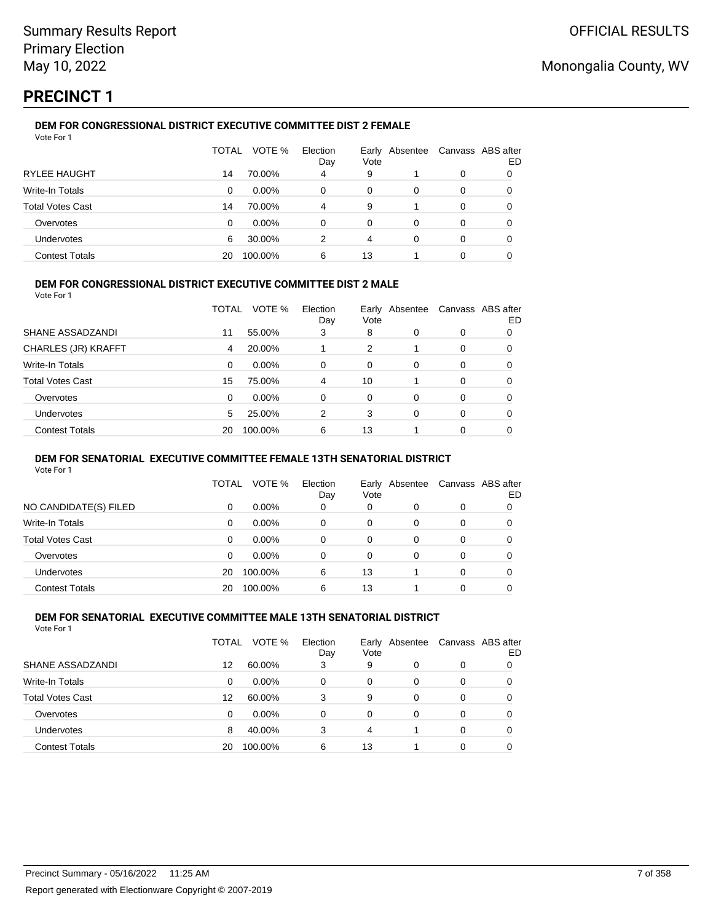# Summary Results Report
Primary Election
May 10, 2022

OFFICIAL RESULTS

Monongalia County, WV

## PRECINCT 1

### DEM FOR CONGRESSIONAL DISTRICT EXECUTIVE COMMITTEE DIST 2 FEMALE

Vote For 1

| | TOTAL | VOTE % | Election Day | Early Vote | Absentee | Canvass | ABS after ED |
|---|---|---|---|---|---|---|---|
| RYLEE HAUGHT | 14 | 70.00% | 4 | 9 | 1 | 0 | 0 |
| Write-In Totals | 0 | 0.00% | 0 | 0 | 0 | 0 | 0 |
| Total Votes Cast | 14 | 70.00% | 4 | 9 | 1 | 0 | 0 |
| Overvotes | 0 | 0.00% | 0 | 0 | 0 | 0 | 0 |
| Undervotes | 6 | 30.00% | 2 | 4 | 0 | 0 | 0 |
| Contest Totals | 20 | 100.00% | 6 | 13 | 1 | 0 | 0 |

### DEM FOR CONGRESSIONAL DISTRICT EXECUTIVE COMMITTEE DIST 2 MALE

Vote For 1

| | TOTAL | VOTE % | Election Day | Early Vote | Absentee | Canvass | ABS after ED |
|---|---|---|---|---|---|---|---|
| SHANE ASSADZANDI | 11 | 55.00% | 3 | 8 | 0 | 0 | 0 |
| CHARLES (JR) KRAFFT | 4 | 20.00% | 1 | 2 | 1 | 0 | 0 |
| Write-In Totals | 0 | 0.00% | 0 | 0 | 0 | 0 | 0 |
| Total Votes Cast | 15 | 75.00% | 4 | 10 | 1 | 0 | 0 |
| Overvotes | 0 | 0.00% | 0 | 0 | 0 | 0 | 0 |
| Undervotes | 5 | 25.00% | 2 | 3 | 0 | 0 | 0 |
| Contest Totals | 20 | 100.00% | 6 | 13 | 1 | 0 | 0 |

### DEM FOR SENATORIAL EXECUTIVE COMMITTEE FEMALE 13TH SENATORIAL DISTRICT

Vote For 1

| | TOTAL | VOTE % | Election Day | Early Vote | Absentee | Canvass | ABS after ED |
|---|---|---|---|---|---|---|---|
| NO CANDIDATE(S) FILED | 0 | 0.00% | 0 | 0 | 0 | 0 | 0 |
| Write-In Totals | 0 | 0.00% | 0 | 0 | 0 | 0 | 0 |
| Total Votes Cast | 0 | 0.00% | 0 | 0 | 0 | 0 | 0 |
| Overvotes | 0 | 0.00% | 0 | 0 | 0 | 0 | 0 |
| Undervotes | 20 | 100.00% | 6 | 13 | 1 | 0 | 0 |
| Contest Totals | 20 | 100.00% | 6 | 13 | 1 | 0 | 0 |

### DEM FOR SENATORIAL EXECUTIVE COMMITTEE MALE 13TH SENATORIAL DISTRICT

Vote For 1

| | TOTAL | VOTE % | Election Day | Early Vote | Absentee | Canvass | ABS after ED |
|---|---|---|---|---|---|---|---|
| SHANE ASSADZANDI | 12 | 60.00% | 3 | 9 | 0 | 0 | 0 |
| Write-In Totals | 0 | 0.00% | 0 | 0 | 0 | 0 | 0 |
| Total Votes Cast | 12 | 60.00% | 3 | 9 | 0 | 0 | 0 |
| Overvotes | 0 | 0.00% | 0 | 0 | 0 | 0 | 0 |
| Undervotes | 8 | 40.00% | 3 | 4 | 1 | 0 | 0 |
| Contest Totals | 20 | 100.00% | 6 | 13 | 1 | 0 | 0 |

Precinct Summary - 05/16/2022 11:25 AM

Report generated with Electionware Copyright © 2007-2019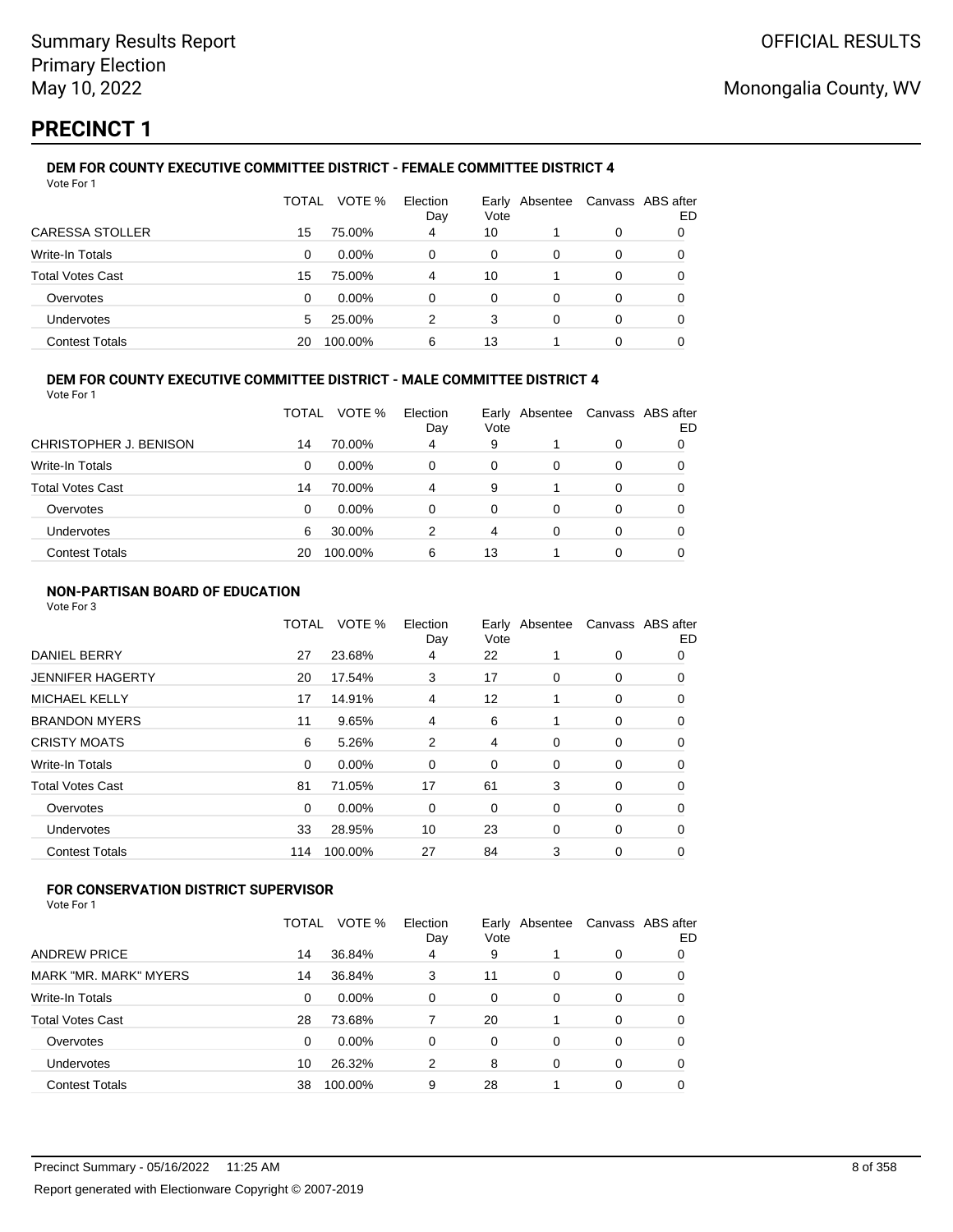# PRECINCT 1

### DEM FOR COUNTY EXECUTIVE COMMITTEE DISTRICT - FEMALE COMMITTEE DISTRICT 4

Vote For 1

| | TOTAL | VOTE % | Election Day | Early Vote | Absentee | Canvass | ABS after ED |
|---|---|---|---|---|---|---|---|
| CARESSA STOLLER | 15 | 75.00% | 4 | 10 | 1 | 0 | 0 |
| Write-In Totals | 0 | 0.00% | 0 | 0 | 0 | 0 | 0 |
| Total Votes Cast | 15 | 75.00% | 4 | 10 | 1 | 0 | 0 |
| Overvotes | 0 | 0.00% | 0 | 0 | 0 | 0 | 0 |
| Undervotes | 5 | 25.00% | 2 | 3 | 0 | 0 | 0 |
| Contest Totals | 20 | 100.00% | 6 | 13 | 1 | 0 | 0 |

### DEM FOR COUNTY EXECUTIVE COMMITTEE DISTRICT - MALE COMMITTEE DISTRICT 4

Vote For 1

| | TOTAL | VOTE % | Election Day | Early Vote | Absentee | Canvass | ABS after ED |
|---|---|---|---|---|---|---|---|
| CHRISTOPHER J. BENISON | 14 | 70.00% | 4 | 9 | 1 | 0 | 0 |
| Write-In Totals | 0 | 0.00% | 0 | 0 | 0 | 0 | 0 |
| Total Votes Cast | 14 | 70.00% | 4 | 9 | 1 | 0 | 0 |
| Overvotes | 0 | 0.00% | 0 | 0 | 0 | 0 | 0 |
| Undervotes | 6 | 30.00% | 2 | 4 | 0 | 0 | 0 |
| Contest Totals | 20 | 100.00% | 6 | 13 | 1 | 0 | 0 |

### NON-PARTISAN BOARD OF EDUCATION

Vote For 3

| | TOTAL | VOTE % | Election Day | Early Vote | Absentee | Canvass | ABS after ED |
|---|---|---|---|---|---|---|---|
| DANIEL BERRY | 27 | 23.68% | 4 | 22 | 1 | 0 | 0 |
| JENNIFER HAGERTY | 20 | 17.54% | 3 | 17 | 0 | 0 | 0 |
| MICHAEL KELLY | 17 | 14.91% | 4 | 12 | 1 | 0 | 0 |
| BRANDON MYERS | 11 | 9.65% | 4 | 6 | 1 | 0 | 0 |
| CRISTY MOATS | 6 | 5.26% | 2 | 4 | 0 | 0 | 0 |
| Write-In Totals | 0 | 0.00% | 0 | 0 | 0 | 0 | 0 |
| Total Votes Cast | 81 | 71.05% | 17 | 61 | 3 | 0 | 0 |
| Overvotes | 0 | 0.00% | 0 | 0 | 0 | 0 | 0 |
| Undervotes | 33 | 28.95% | 10 | 23 | 0 | 0 | 0 |
| Contest Totals | 114 | 100.00% | 27 | 84 | 3 | 0 | 0 |

### FOR CONSERVATION DISTRICT SUPERVISOR

Vote For 1

| | TOTAL | VOTE % | Election Day | Early Vote | Absentee | Canvass | ABS after ED |
|---|---|---|---|---|---|---|---|
| ANDREW PRICE | 14 | 36.84% | 4 | 9 | 1 | 0 | 0 |
| MARK "MR. MARK" MYERS | 14 | 36.84% | 3 | 11 | 0 | 0 | 0 |
| Write-In Totals | 0 | 0.00% | 0 | 0 | 0 | 0 | 0 |
| Total Votes Cast | 28 | 73.68% | 7 | 20 | 1 | 0 | 0 |
| Overvotes | 0 | 0.00% | 0 | 0 | 0 | 0 | 0 |
| Undervotes | 10 | 26.32% | 2 | 8 | 0 | 0 | 0 |
| Contest Totals | 38 | 100.00% | 9 | 28 | 1 | 0 | 0 |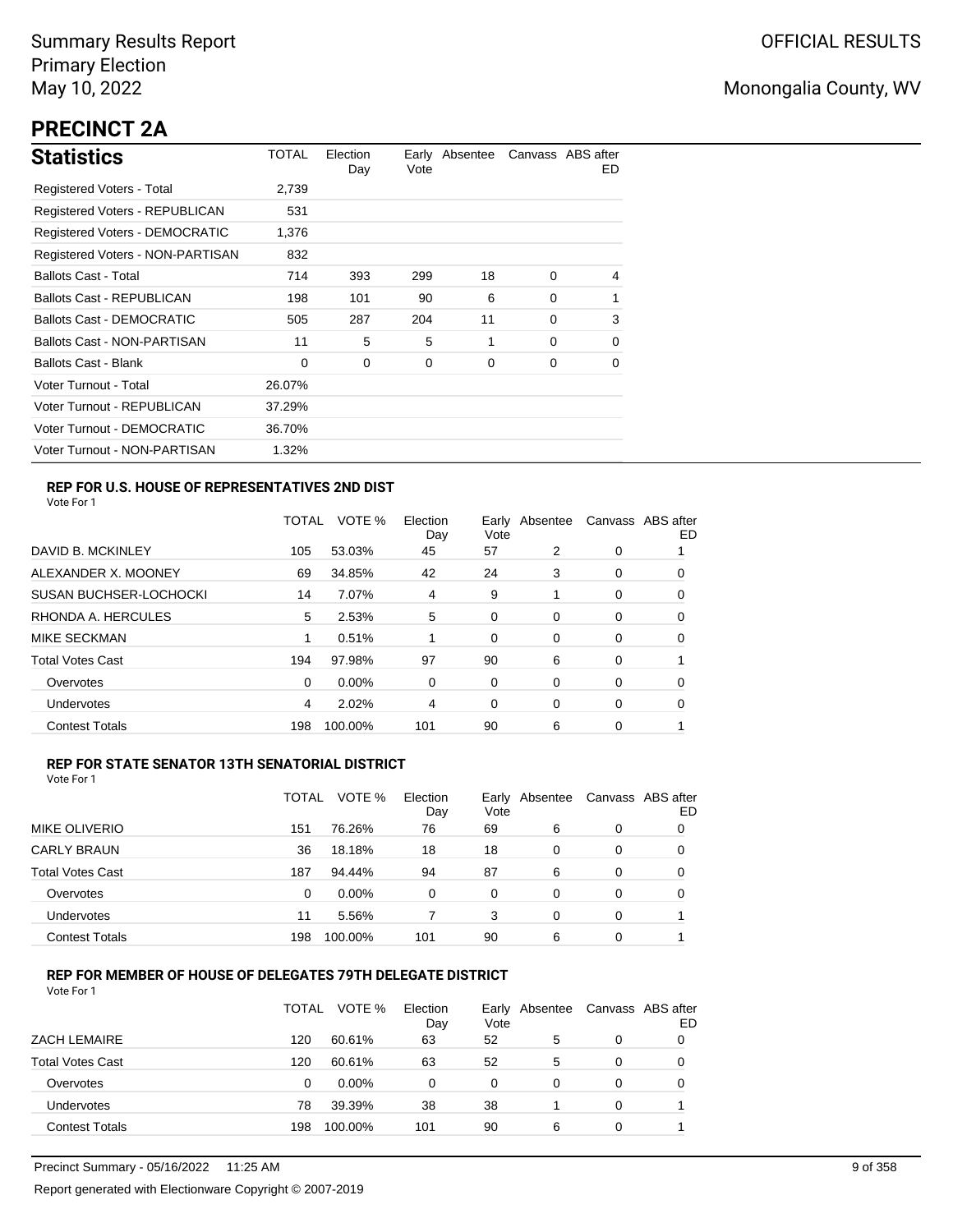Summary Results Report
Primary Election
May 10, 2022

OFFICIAL RESULTS

Monongalia County, WV

# PRECINCT 2A

## Statistics

| | TOTAL | Election Day | Early Vote | Absentee | Canvass | ABS after ED |
|---|---|---|---|---|---|---|
| Registered Voters - Total | 2,739 | | | | | |
| Registered Voters - REPUBLICAN | 531 | | | | | |
| Registered Voters - DEMOCRATIC | 1,376 | | | | | |
| Registered Voters - NON-PARTISAN | 832 | | | | | |
| Ballots Cast - Total | 714 | 393 | 299 | 18 | 0 | 4 |
| Ballots Cast - REPUBLICAN | 198 | 101 | 90 | 6 | 0 | 1 |
| Ballots Cast - DEMOCRATIC | 505 | 287 | 204 | 11 | 0 | 3 |
| Ballots Cast - NON-PARTISAN | 11 | 5 | 5 | 1 | 0 | 0 |
| Ballots Cast - Blank | 0 | 0 | 0 | 0 | 0 | 0 |
| Voter Turnout - Total | 26.07% | | | | | |
| Voter Turnout - REPUBLICAN | 37.29% | | | | | |
| Voter Turnout - DEMOCRATIC | 36.70% | | | | | |
| Voter Turnout - NON-PARTISAN | 1.32% | | | | | |

### REP FOR U.S. HOUSE OF REPRESENTATIVES 2ND DIST

Vote For 1

| | TOTAL | VOTE % | Election Day | Early Vote | Absentee | Canvass | ABS after ED |
|---|---|---|---|---|---|---|---|
| DAVID B. MCKINLEY | 105 | 53.03% | 45 | 57 | 2 | 0 | 1 |
| ALEXANDER X. MOONEY | 69 | 34.85% | 42 | 24 | 3 | 0 | 0 |
| SUSAN BUCHSER-LOCHOCKI | 14 | 7.07% | 4 | 9 | 1 | 0 | 0 |
| RHONDA A. HERCULES | 5 | 2.53% | 5 | 0 | 0 | 0 | 0 |
| MIKE SECKMAN | 1 | 0.51% | 1 | 0 | 0 | 0 | 0 |
| Total Votes Cast | 194 | 97.98% | 97 | 90 | 6 | 0 | 1 |
| Overvotes | 0 | 0.00% | 0 | 0 | 0 | 0 | 0 |
| Undervotes | 4 | 2.02% | 4 | 0 | 0 | 0 | 0 |
| Contest Totals | 198 | 100.00% | 101 | 90 | 6 | 0 | 1 |

### REP FOR STATE SENATOR 13TH SENATORIAL DISTRICT

Vote For 1

| | TOTAL | VOTE % | Election Day | Early Vote | Absentee | Canvass | ABS after ED |
|---|---|---|---|---|---|---|---|
| MIKE OLIVERIO | 151 | 76.26% | 76 | 69 | 6 | 0 | 0 |
| CARLY BRAUN | 36 | 18.18% | 18 | 18 | 0 | 0 | 0 |
| Total Votes Cast | 187 | 94.44% | 94 | 87 | 6 | 0 | 0 |
| Overvotes | 0 | 0.00% | 0 | 0 | 0 | 0 | 0 |
| Undervotes | 11 | 5.56% | 7 | 3 | 0 | 0 | 1 |
| Contest Totals | 198 | 100.00% | 101 | 90 | 6 | 0 | 1 |

### REP FOR MEMBER OF HOUSE OF DELEGATES 79TH DELEGATE DISTRICT

Vote For 1

| | TOTAL | VOTE % | Election Day | Early Vote | Absentee | Canvass | ABS after ED |
|---|---|---|---|---|---|---|---|
| ZACH LEMAIRE | 120 | 60.61% | 63 | 52 | 5 | 0 | 0 |
| Total Votes Cast | 120 | 60.61% | 63 | 52 | 5 | 0 | 0 |
| Overvotes | 0 | 0.00% | 0 | 0 | 0 | 0 | 0 |
| Undervotes | 78 | 39.39% | 38 | 38 | 1 | 0 | 1 |
| Contest Totals | 198 | 100.00% | 101 | 90 | 6 | 0 | 1 |

Precinct Summary - 05/16/2022 11:25 AM

Report generated with Electionware Copyright © 2007-2019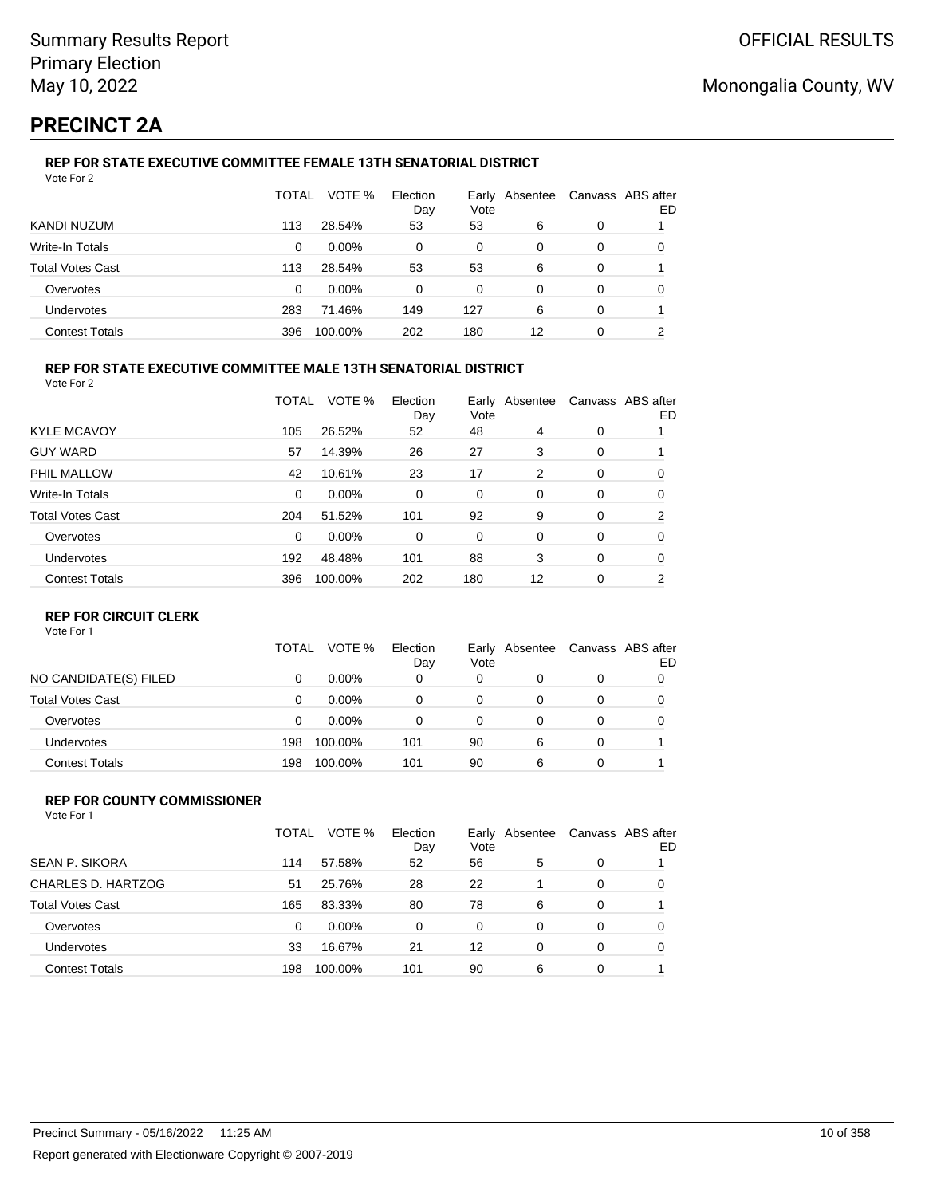Summary Results Report
Primary Election
May 10, 2022

OFFICIAL RESULTS

Monongalia County, WV

# PRECINCT 2A

### REP FOR STATE EXECUTIVE COMMITTEE FEMALE 13TH SENATORIAL DISTRICT

Vote For 2

| | TOTAL | VOTE % | Election Day | Early Vote | Absentee | Canvass | ABS after ED |
|---|---|---|---|---|---|---|---|
| KANDI NUZUM | 113 | 28.54% | 53 | 53 | 6 | 0 | 1 |
| Write-In Totals | 0 | 0.00% | 0 | 0 | 0 | 0 | 0 |
| Total Votes Cast | 113 | 28.54% | 53 | 53 | 6 | 0 | 1 |
| Overvotes | 0 | 0.00% | 0 | 0 | 0 | 0 | 0 |
| Undervotes | 283 | 71.46% | 149 | 127 | 6 | 0 | 1 |
| Contest Totals | 396 | 100.00% | 202 | 180 | 12 | 0 | 2 |

### REP FOR STATE EXECUTIVE COMMITTEE MALE 13TH SENATORIAL DISTRICT

Vote For 2

| | TOTAL | VOTE % | Election Day | Early Vote | Absentee | Canvass | ABS after ED |
|---|---|---|---|---|---|---|---|
| KYLE MCAVOY | 105 | 26.52% | 52 | 48 | 4 | 0 | 1 |
| GUY WARD | 57 | 14.39% | 26 | 27 | 3 | 0 | 1 |
| PHIL MALLOW | 42 | 10.61% | 23 | 17 | 2 | 0 | 0 |
| Write-In Totals | 0 | 0.00% | 0 | 0 | 0 | 0 | 0 |
| Total Votes Cast | 204 | 51.52% | 101 | 92 | 9 | 0 | 2 |
| Overvotes | 0 | 0.00% | 0 | 0 | 0 | 0 | 0 |
| Undervotes | 192 | 48.48% | 101 | 88 | 3 | 0 | 0 |
| Contest Totals | 396 | 100.00% | 202 | 180 | 12 | 0 | 2 |

### REP FOR CIRCUIT CLERK

Vote For 1

| | TOTAL | VOTE % | Election Day | Early Vote | Absentee | Canvass | ABS after ED |
|---|---|---|---|---|---|---|---|
| NO CANDIDATE(S) FILED | 0 | 0.00% | 0 | 0 | 0 | 0 | 0 |
| Total Votes Cast | 0 | 0.00% | 0 | 0 | 0 | 0 | 0 |
| Overvotes | 0 | 0.00% | 0 | 0 | 0 | 0 | 0 |
| Undervotes | 198 | 100.00% | 101 | 90 | 6 | 0 | 1 |
| Contest Totals | 198 | 100.00% | 101 | 90 | 6 | 0 | 1 |

### REP FOR COUNTY COMMISSIONER

Vote For 1

| | TOTAL | VOTE % | Election Day | Early Vote | Absentee | Canvass | ABS after ED |
|---|---|---|---|---|---|---|---|
| SEAN P. SIKORA | 114 | 57.58% | 52 | 56 | 5 | 0 | 1 |
| CHARLES D. HARTZOG | 51 | 25.76% | 28 | 22 | 1 | 0 | 0 |
| Total Votes Cast | 165 | 83.33% | 80 | 78 | 6 | 0 | 1 |
| Overvotes | 0 | 0.00% | 0 | 0 | 0 | 0 | 0 |
| Undervotes | 33 | 16.67% | 21 | 12 | 0 | 0 | 0 |
| Contest Totals | 198 | 100.00% | 101 | 90 | 6 | 0 | 1 |

Precinct Summary - 05/16/2022 11:25 AM

Report generated with Electionware Copyright © 2007-2019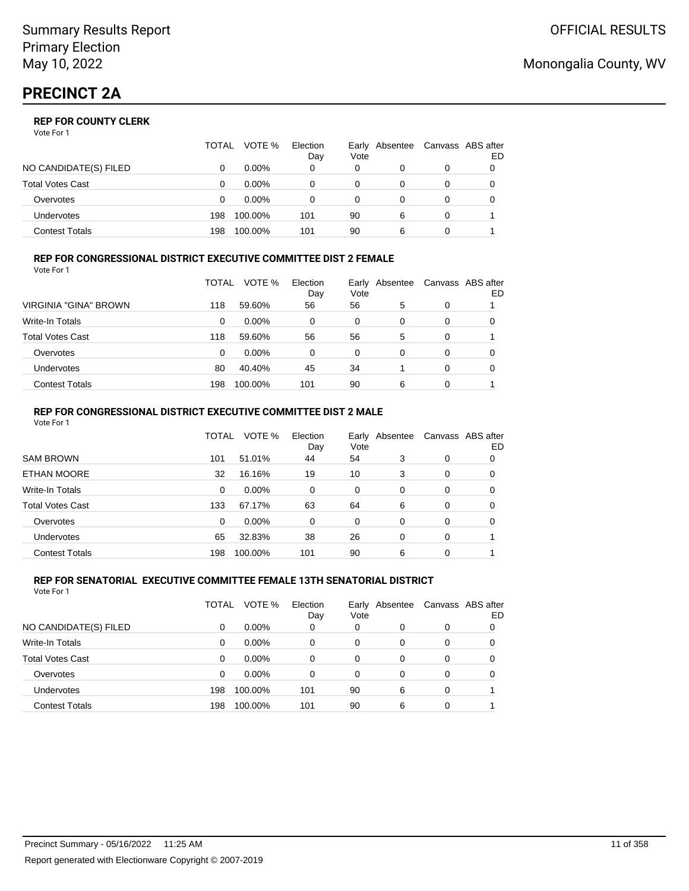Summary Results Report
Primary Election
May 10, 2022

OFFICIAL RESULTS

Monongalia County, WV

# PRECINCT 2A

### REP FOR COUNTY CLERK

Vote For 1

| | TOTAL | VOTE % | Election Day | Early Vote | Absentee | Canvass | ABS after ED |
|---|---|---|---|---|---|---|---|
| NO CANDIDATE(S) FILED | 0 | 0.00% | 0 | 0 | 0 | 0 | 0 |
| Total Votes Cast | 0 | 0.00% | 0 | 0 | 0 | 0 | 0 |
| Overvotes | 0 | 0.00% | 0 | 0 | 0 | 0 | 0 |
| Undervotes | 198 | 100.00% | 101 | 90 | 6 | 0 | 1 |
| Contest Totals | 198 | 100.00% | 101 | 90 | 6 | 0 | 1 |

### REP FOR CONGRESSIONAL DISTRICT EXECUTIVE COMMITTEE DIST 2 FEMALE

Vote For 1

| | TOTAL | VOTE % | Election Day | Early Vote | Absentee | Canvass | ABS after ED |
|---|---|---|---|---|---|---|---|
| VIRGINIA "GINA" BROWN | 118 | 59.60% | 56 | 56 | 5 | 0 | 1 |
| Write-In Totals | 0 | 0.00% | 0 | 0 | 0 | 0 | 0 |
| Total Votes Cast | 118 | 59.60% | 56 | 56 | 5 | 0 | 1 |
| Overvotes | 0 | 0.00% | 0 | 0 | 0 | 0 | 0 |
| Undervotes | 80 | 40.40% | 45 | 34 | 1 | 0 | 0 |
| Contest Totals | 198 | 100.00% | 101 | 90 | 6 | 0 | 1 |

### REP FOR CONGRESSIONAL DISTRICT EXECUTIVE COMMITTEE DIST 2 MALE

Vote For 1

| | TOTAL | VOTE % | Election Day | Early Vote | Absentee | Canvass | ABS after ED |
|---|---|---|---|---|---|---|---|
| SAM BROWN | 101 | 51.01% | 44 | 54 | 3 | 0 | 0 |
| ETHAN MOORE | 32 | 16.16% | 19 | 10 | 3 | 0 | 0 |
| Write-In Totals | 0 | 0.00% | 0 | 0 | 0 | 0 | 0 |
| Total Votes Cast | 133 | 67.17% | 63 | 64 | 6 | 0 | 0 |
| Overvotes | 0 | 0.00% | 0 | 0 | 0 | 0 | 0 |
| Undervotes | 65 | 32.83% | 38 | 26 | 0 | 0 | 1 |
| Contest Totals | 198 | 100.00% | 101 | 90 | 6 | 0 | 1 |

### REP FOR SENATORIAL EXECUTIVE COMMITTEE FEMALE 13TH SENATORIAL DISTRICT

Vote For 1

| | TOTAL | VOTE % | Election Day | Early Vote | Absentee | Canvass | ABS after ED |
|---|---|---|---|---|---|---|---|
| NO CANDIDATE(S) FILED | 0 | 0.00% | 0 | 0 | 0 | 0 | 0 |
| Write-In Totals | 0 | 0.00% | 0 | 0 | 0 | 0 | 0 |
| Total Votes Cast | 0 | 0.00% | 0 | 0 | 0 | 0 | 0 |
| Overvotes | 0 | 0.00% | 0 | 0 | 0 | 0 | 0 |
| Undervotes | 198 | 100.00% | 101 | 90 | 6 | 0 | 1 |
| Contest Totals | 198 | 100.00% | 101 | 90 | 6 | 0 | 1 |

Precinct Summary - 05/16/2022 11:25 AM

Report generated with Electionware Copyright © 2007-2019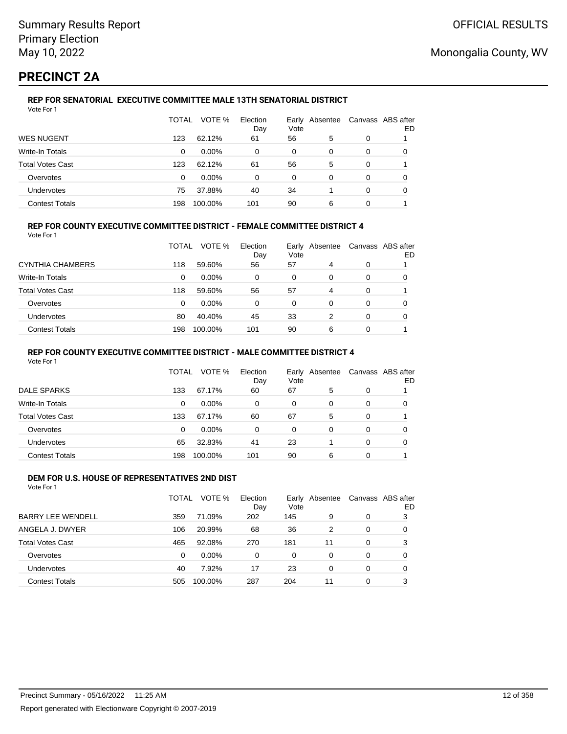# PRECINCT 2A

### REP FOR SENATORIAL EXECUTIVE COMMITTEE MALE 13TH SENATORIAL DISTRICT

Vote For 1

| | TOTAL | VOTE % | Election Day | Early Vote | Absentee | Canvass | ABS after ED |
|---|---|---|---|---|---|---|---|
| WES NUGENT | 123 | 62.12% | 61 | 56 | 5 | 0 | 1 |
| Write-In Totals | 0 | 0.00% | 0 | 0 | 0 | 0 | 0 |
| Total Votes Cast | 123 | 62.12% | 61 | 56 | 5 | 0 | 1 |
| Overvotes | 0 | 0.00% | 0 | 0 | 0 | 0 | 0 |
| Undervotes | 75 | 37.88% | 40 | 34 | 1 | 0 | 0 |
| Contest Totals | 198 | 100.00% | 101 | 90 | 6 | 0 | 1 |

### REP FOR COUNTY EXECUTIVE COMMITTEE DISTRICT - FEMALE COMMITTEE DISTRICT 4

Vote For 1

| | TOTAL | VOTE % | Election Day | Early Vote | Absentee | Canvass | ABS after ED |
|---|---|---|---|---|---|---|---|
| CYNTHIA CHAMBERS | 118 | 59.60% | 56 | 57 | 4 | 0 | 1 |
| Write-In Totals | 0 | 0.00% | 0 | 0 | 0 | 0 | 0 |
| Total Votes Cast | 118 | 59.60% | 56 | 57 | 4 | 0 | 1 |
| Overvotes | 0 | 0.00% | 0 | 0 | 0 | 0 | 0 |
| Undervotes | 80 | 40.40% | 45 | 33 | 2 | 0 | 0 |
| Contest Totals | 198 | 100.00% | 101 | 90 | 6 | 0 | 1 |

### REP FOR COUNTY EXECUTIVE COMMITTEE DISTRICT - MALE COMMITTEE DISTRICT 4

Vote For 1

| | TOTAL | VOTE % | Election Day | Early Vote | Absentee | Canvass | ABS after ED |
|---|---|---|---|---|---|---|---|
| DALE SPARKS | 133 | 67.17% | 60 | 67 | 5 | 0 | 1 |
| Write-In Totals | 0 | 0.00% | 0 | 0 | 0 | 0 | 0 |
| Total Votes Cast | 133 | 67.17% | 60 | 67 | 5 | 0 | 1 |
| Overvotes | 0 | 0.00% | 0 | 0 | 0 | 0 | 0 |
| Undervotes | 65 | 32.83% | 41 | 23 | 1 | 0 | 0 |
| Contest Totals | 198 | 100.00% | 101 | 90 | 6 | 0 | 1 |

### DEM FOR U.S. HOUSE OF REPRESENTATIVES 2ND DIST

Vote For 1

| | TOTAL | VOTE % | Election Day | Early Vote | Absentee | Canvass | ABS after ED |
|---|---|---|---|---|---|---|---|
| BARRY LEE WENDELL | 359 | 71.09% | 202 | 145 | 9 | 0 | 3 |
| ANGELA J. DWYER | 106 | 20.99% | 68 | 36 | 2 | 0 | 0 |
| Total Votes Cast | 465 | 92.08% | 270 | 181 | 11 | 0 | 3 |
| Overvotes | 0 | 0.00% | 0 | 0 | 0 | 0 | 0 |
| Undervotes | 40 | 7.92% | 17 | 23 | 0 | 0 | 0 |
| Contest Totals | 505 | 100.00% | 287 | 204 | 11 | 0 | 3 |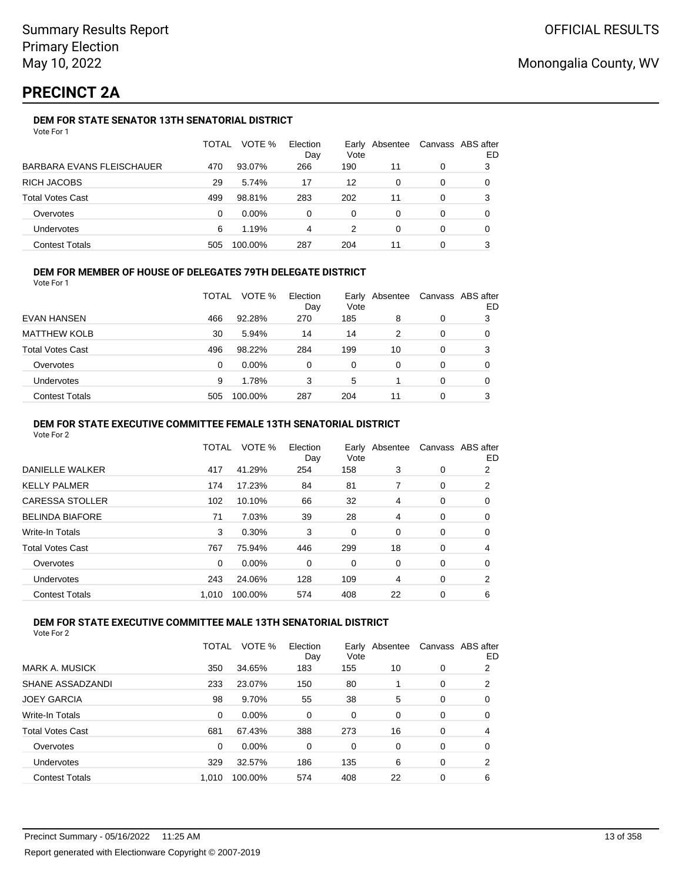Summary Results Report
Primary Election
May 10, 2022

OFFICIAL RESULTS

Monongalia County, WV

# PRECINCT 2A

### DEM FOR STATE SENATOR 13TH SENATORIAL DISTRICT

Vote For 1

| | TOTAL | VOTE % | Election Day | Early Vote | Absentee | Canvass | ABS after ED |
|---|---|---|---|---|---|---|---|
| BARBARA EVANS FLEISCHAUER | 470 | 93.07% | 266 | 190 | 11 | 0 | 3 |
| RICH JACOBS | 29 | 5.74% | 17 | 12 | 0 | 0 | 0 |
| Total Votes Cast | 499 | 98.81% | 283 | 202 | 11 | 0 | 3 |
| Overvotes | 0 | 0.00% | 0 | 0 | 0 | 0 | 0 |
| Undervotes | 6 | 1.19% | 4 | 2 | 0 | 0 | 0 |
| Contest Totals | 505 | 100.00% | 287 | 204 | 11 | 0 | 3 |

### DEM FOR MEMBER OF HOUSE OF DELEGATES 79TH DELEGATE DISTRICT

Vote For 1

| | TOTAL | VOTE % | Election Day | Early Vote | Absentee | Canvass | ABS after ED |
|---|---|---|---|---|---|---|---|
| EVAN HANSEN | 466 | 92.28% | 270 | 185 | 8 | 0 | 3 |
| MATTHEW KOLB | 30 | 5.94% | 14 | 14 | 2 | 0 | 0 |
| Total Votes Cast | 496 | 98.22% | 284 | 199 | 10 | 0 | 3 |
| Overvotes | 0 | 0.00% | 0 | 0 | 0 | 0 | 0 |
| Undervotes | 9 | 1.78% | 3 | 5 | 1 | 0 | 0 |
| Contest Totals | 505 | 100.00% | 287 | 204 | 11 | 0 | 3 |

### DEM FOR STATE EXECUTIVE COMMITTEE FEMALE 13TH SENATORIAL DISTRICT

Vote For 2

| | TOTAL | VOTE % | Election Day | Early Vote | Absentee | Canvass | ABS after ED |
|---|---|---|---|---|---|---|---|
| DANIELLE WALKER | 417 | 41.29% | 254 | 158 | 3 | 0 | 2 |
| KELLY PALMER | 174 | 17.23% | 84 | 81 | 7 | 0 | 2 |
| CARESSA STOLLER | 102 | 10.10% | 66 | 32 | 4 | 0 | 0 |
| BELINDA BIAFORE | 71 | 7.03% | 39 | 28 | 4 | 0 | 0 |
| Write-In Totals | 3 | 0.30% | 3 | 0 | 0 | 0 | 0 |
| Total Votes Cast | 767 | 75.94% | 446 | 299 | 18 | 0 | 4 |
| Overvotes | 0 | 0.00% | 0 | 0 | 0 | 0 | 0 |
| Undervotes | 243 | 24.06% | 128 | 109 | 4 | 0 | 2 |
| Contest Totals | 1,010 | 100.00% | 574 | 408 | 22 | 0 | 6 |

### DEM FOR STATE EXECUTIVE COMMITTEE MALE 13TH SENATORIAL DISTRICT

Vote For 2

| | TOTAL | VOTE % | Election Day | Early Vote | Absentee | Canvass | ABS after ED |
|---|---|---|---|---|---|---|---|
| MARK A. MUSICK | 350 | 34.65% | 183 | 155 | 10 | 0 | 2 |
| SHANE ASSADZANDI | 233 | 23.07% | 150 | 80 | 1 | 0 | 2 |
| JOEY GARCIA | 98 | 9.70% | 55 | 38 | 5 | 0 | 0 |
| Write-In Totals | 0 | 0.00% | 0 | 0 | 0 | 0 | 0 |
| Total Votes Cast | 681 | 67.43% | 388 | 273 | 16 | 0 | 4 |
| Overvotes | 0 | 0.00% | 0 | 0 | 0 | 0 | 0 |
| Undervotes | 329 | 32.57% | 186 | 135 | 6 | 0 | 2 |
| Contest Totals | 1,010 | 100.00% | 574 | 408 | 22 | 0 | 6 |

Precinct Summary - 05/16/2022 11:25 AM

Report generated with Electionware Copyright © 2007-2019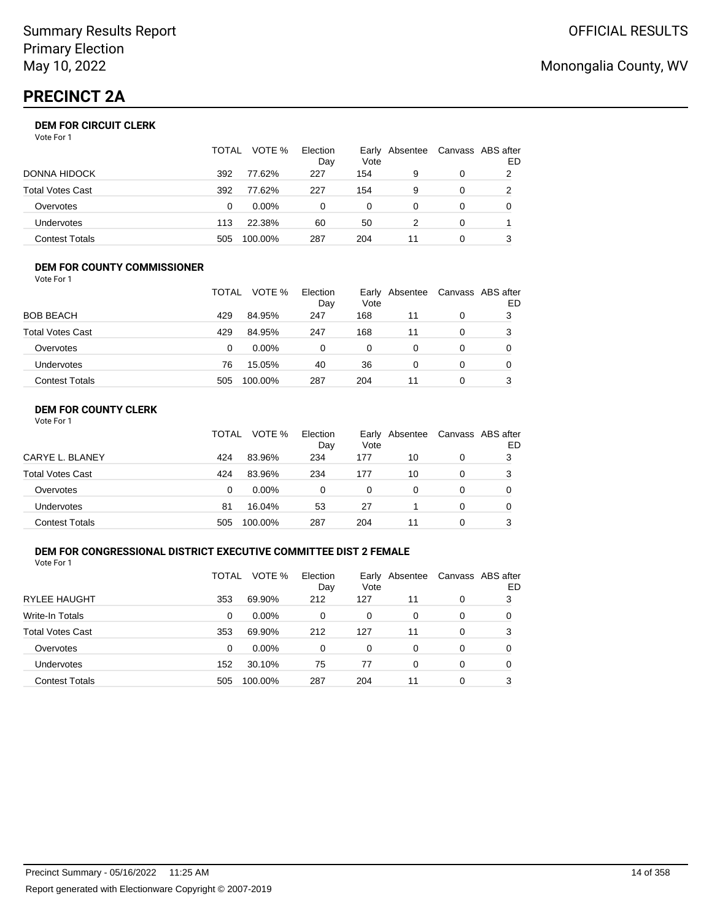# PRECINCT 2A

### DEM FOR CIRCUIT CLERK

Vote For 1

| | TOTAL | VOTE % | Election Day | Early Vote | Absentee | Canvass | ABS after ED |
|---|---|---|---|---|---|---|---|
| DONNA HIDOCK | 392 | 77.62% | 227 | 154 | 9 | 0 | 2 |
| Total Votes Cast | 392 | 77.62% | 227 | 154 | 9 | 0 | 2 |
| Overvotes | 0 | 0.00% | 0 | 0 | 0 | 0 | 0 |
| Undervotes | 113 | 22.38% | 60 | 50 | 2 | 0 | 1 |
| Contest Totals | 505 | 100.00% | 287 | 204 | 11 | 0 | 3 |

### DEM FOR COUNTY COMMISSIONER

Vote For 1

| | TOTAL | VOTE % | Election Day | Early Vote | Absentee | Canvass | ABS after ED |
|---|---|---|---|---|---|---|---|
| BOB BEACH | 429 | 84.95% | 247 | 168 | 11 | 0 | 3 |
| Total Votes Cast | 429 | 84.95% | 247 | 168 | 11 | 0 | 3 |
| Overvotes | 0 | 0.00% | 0 | 0 | 0 | 0 | 0 |
| Undervotes | 76 | 15.05% | 40 | 36 | 0 | 0 | 0 |
| Contest Totals | 505 | 100.00% | 287 | 204 | 11 | 0 | 3 |

### DEM FOR COUNTY CLERK

Vote For 1

| | TOTAL | VOTE % | Election Day | Early Vote | Absentee | Canvass | ABS after ED |
|---|---|---|---|---|---|---|---|
| CARYE L. BLANEY | 424 | 83.96% | 234 | 177 | 10 | 0 | 3 |
| Total Votes Cast | 424 | 83.96% | 234 | 177 | 10 | 0 | 3 |
| Overvotes | 0 | 0.00% | 0 | 0 | 0 | 0 | 0 |
| Undervotes | 81 | 16.04% | 53 | 27 | 1 | 0 | 0 |
| Contest Totals | 505 | 100.00% | 287 | 204 | 11 | 0 | 3 |

### DEM FOR CONGRESSIONAL DISTRICT EXECUTIVE COMMITTEE DIST 2 FEMALE

Vote For 1

| | TOTAL | VOTE % | Election Day | Early Vote | Absentee | Canvass | ABS after ED |
|---|---|---|---|---|---|---|---|
| RYLEE HAUGHT | 353 | 69.90% | 212 | 127 | 11 | 0 | 3 |
| Write-In Totals | 0 | 0.00% | 0 | 0 | 0 | 0 | 0 |
| Total Votes Cast | 353 | 69.90% | 212 | 127 | 11 | 0 | 3 |
| Overvotes | 0 | 0.00% | 0 | 0 | 0 | 0 | 0 |
| Undervotes | 152 | 30.10% | 75 | 77 | 0 | 0 | 0 |
| Contest Totals | 505 | 100.00% | 287 | 204 | 11 | 0 | 3 |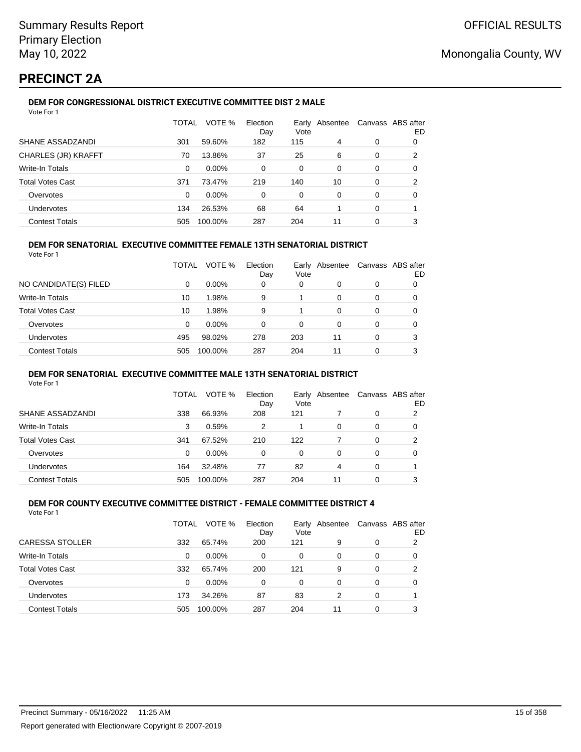# PRECINCT 2A

### DEM FOR CONGRESSIONAL DISTRICT EXECUTIVE COMMITTEE DIST 2 MALE

Vote For 1

| | TOTAL | VOTE % | Election Day | Early Vote | Absentee | Canvass | ABS after ED |
|---|---|---|---|---|---|---|---|
| SHANE ASSADZANDI | 301 | 59.60% | 182 | 115 | 4 | 0 | 0 |
| CHARLES (JR) KRAFFT | 70 | 13.86% | 37 | 25 | 6 | 0 | 2 |
| Write-In Totals | 0 | 0.00% | 0 | 0 | 0 | 0 | 0 |
| Total Votes Cast | 371 | 73.47% | 219 | 140 | 10 | 0 | 2 |
| Overvotes | 0 | 0.00% | 0 | 0 | 0 | 0 | 0 |
| Undervotes | 134 | 26.53% | 68 | 64 | 1 | 0 | 1 |
| Contest Totals | 505 | 100.00% | 287 | 204 | 11 | 0 | 3 |

### DEM FOR SENATORIAL EXECUTIVE COMMITTEE FEMALE 13TH SENATORIAL DISTRICT

Vote For 1

| | TOTAL | VOTE % | Election Day | Early Vote | Absentee | Canvass | ABS after ED |
|---|---|---|---|---|---|---|---|
| NO CANDIDATE(S) FILED | 0 | 0.00% | 0 | 0 | 0 | 0 | 0 |
| Write-In Totals | 10 | 1.98% | 9 | 1 | 0 | 0 | 0 |
| Total Votes Cast | 10 | 1.98% | 9 | 1 | 0 | 0 | 0 |
| Overvotes | 0 | 0.00% | 0 | 0 | 0 | 0 | 0 |
| Undervotes | 495 | 98.02% | 278 | 203 | 11 | 0 | 3 |
| Contest Totals | 505 | 100.00% | 287 | 204 | 11 | 0 | 3 |

### DEM FOR SENATORIAL EXECUTIVE COMMITTEE MALE 13TH SENATORIAL DISTRICT

Vote For 1

| | TOTAL | VOTE % | Election Day | Early Vote | Absentee | Canvass | ABS after ED |
|---|---|---|---|---|---|---|---|
| SHANE ASSADZANDI | 338 | 66.93% | 208 | 121 | 7 | 0 | 2 |
| Write-In Totals | 3 | 0.59% | 2 | 1 | 0 | 0 | 0 |
| Total Votes Cast | 341 | 67.52% | 210 | 122 | 7 | 0 | 2 |
| Overvotes | 0 | 0.00% | 0 | 0 | 0 | 0 | 0 |
| Undervotes | 164 | 32.48% | 77 | 82 | 4 | 0 | 1 |
| Contest Totals | 505 | 100.00% | 287 | 204 | 11 | 0 | 3 |

### DEM FOR COUNTY EXECUTIVE COMMITTEE DISTRICT - FEMALE COMMITTEE DISTRICT 4

Vote For 1

| | TOTAL | VOTE % | Election Day | Early Vote | Absentee | Canvass | ABS after ED |
|---|---|---|---|---|---|---|---|
| CARESSA STOLLER | 332 | 65.74% | 200 | 121 | 9 | 0 | 2 |
| Write-In Totals | 0 | 0.00% | 0 | 0 | 0 | 0 | 0 |
| Total Votes Cast | 332 | 65.74% | 200 | 121 | 9 | 0 | 2 |
| Overvotes | 0 | 0.00% | 0 | 0 | 0 | 0 | 0 |
| Undervotes | 173 | 34.26% | 87 | 83 | 2 | 0 | 1 |
| Contest Totals | 505 | 100.00% | 287 | 204 | 11 | 0 | 3 |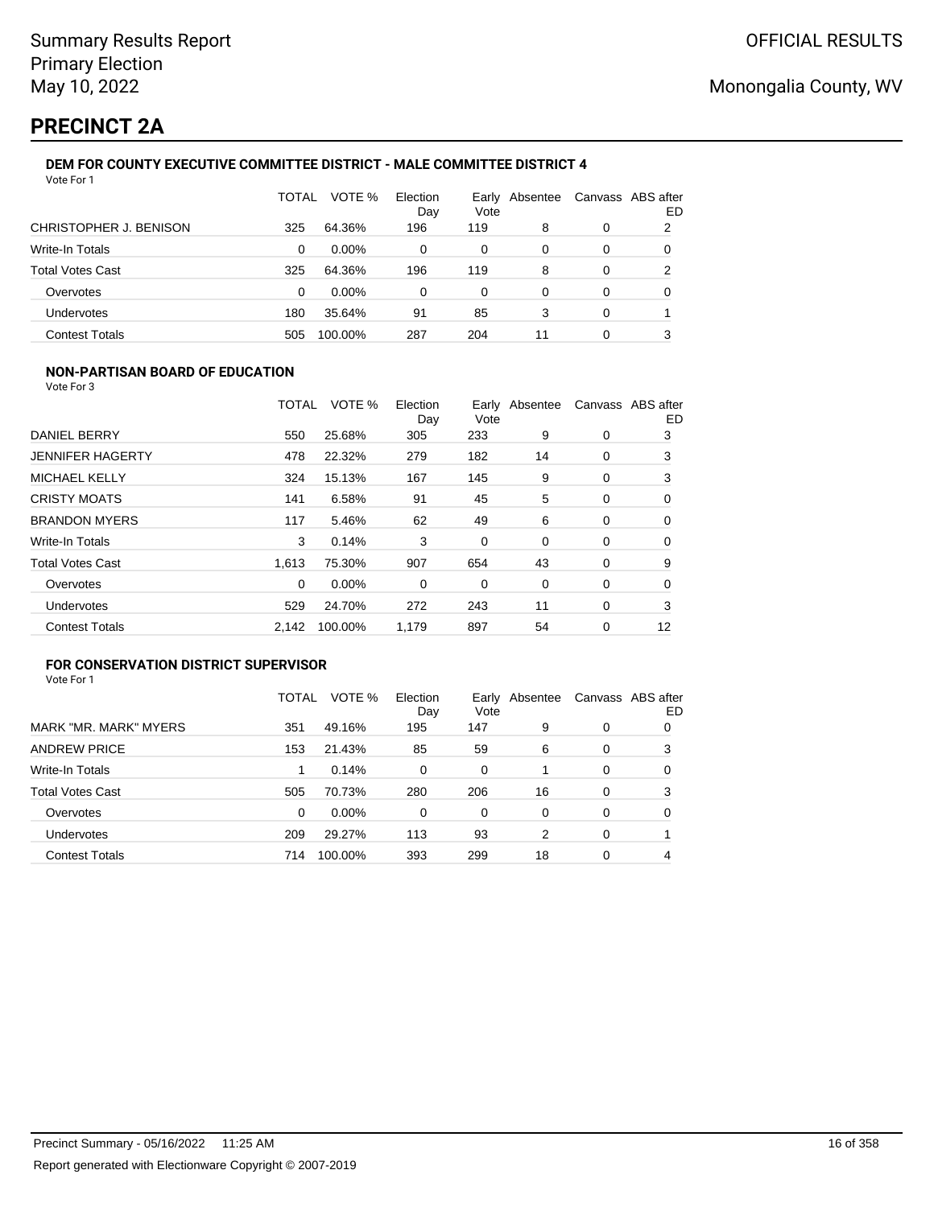Summary Results Report
Primary Election
May 10, 2022

OFFICIAL RESULTS

Monongalia County, WV

# PRECINCT 2A

### DEM FOR COUNTY EXECUTIVE COMMITTEE DISTRICT - MALE COMMITTEE DISTRICT 4

Vote For 1

| | TOTAL | VOTE % | Election Day | Early Vote | Absentee | Canvass | ABS after ED |
|---|---|---|---|---|---|---|---|
| CHRISTOPHER J. BENISON | 325 | 64.36% | 196 | 119 | 8 | 0 | 2 |
| Write-In Totals | 0 | 0.00% | 0 | 0 | 0 | 0 | 0 |
| Total Votes Cast | 325 | 64.36% | 196 | 119 | 8 | 0 | 2 |
| Overvotes | 0 | 0.00% | 0 | 0 | 0 | 0 | 0 |
| Undervotes | 180 | 35.64% | 91 | 85 | 3 | 0 | 1 |
| Contest Totals | 505 | 100.00% | 287 | 204 | 11 | 0 | 3 |

### NON-PARTISAN BOARD OF EDUCATION

Vote For 3

| | TOTAL | VOTE % | Election Day | Early Vote | Absentee | Canvass | ABS after ED |
|---|---|---|---|---|---|---|---|
| DANIEL BERRY | 550 | 25.68% | 305 | 233 | 9 | 0 | 3 |
| JENNIFER HAGERTY | 478 | 22.32% | 279 | 182 | 14 | 0 | 3 |
| MICHAEL KELLY | 324 | 15.13% | 167 | 145 | 9 | 0 | 3 |
| CRISTY MOATS | 141 | 6.58% | 91 | 45 | 5 | 0 | 0 |
| BRANDON MYERS | 117 | 5.46% | 62 | 49 | 6 | 0 | 0 |
| Write-In Totals | 3 | 0.14% | 3 | 0 | 0 | 0 | 0 |
| Total Votes Cast | 1,613 | 75.30% | 907 | 654 | 43 | 0 | 9 |
| Overvotes | 0 | 0.00% | 0 | 0 | 0 | 0 | 0 |
| Undervotes | 529 | 24.70% | 272 | 243 | 11 | 0 | 3 |
| Contest Totals | 2,142 | 100.00% | 1,179 | 897 | 54 | 0 | 12 |

### FOR CONSERVATION DISTRICT SUPERVISOR

Vote For 1

| | TOTAL | VOTE % | Election Day | Early Vote | Absentee | Canvass | ABS after ED |
|---|---|---|---|---|---|---|---|
| MARK "MR. MARK" MYERS | 351 | 49.16% | 195 | 147 | 9 | 0 | 0 |
| ANDREW PRICE | 153 | 21.43% | 85 | 59 | 6 | 0 | 3 |
| Write-In Totals | 1 | 0.14% | 0 | 0 | 1 | 0 | 0 |
| Total Votes Cast | 505 | 70.73% | 280 | 206 | 16 | 0 | 3 |
| Overvotes | 0 | 0.00% | 0 | 0 | 0 | 0 | 0 |
| Undervotes | 209 | 29.27% | 113 | 93 | 2 | 0 | 1 |
| Contest Totals | 714 | 100.00% | 393 | 299 | 18 | 0 | 4 |

Precinct Summary - 05/16/2022 11:25 AM

Report generated with Electionware Copyright © 2007-2019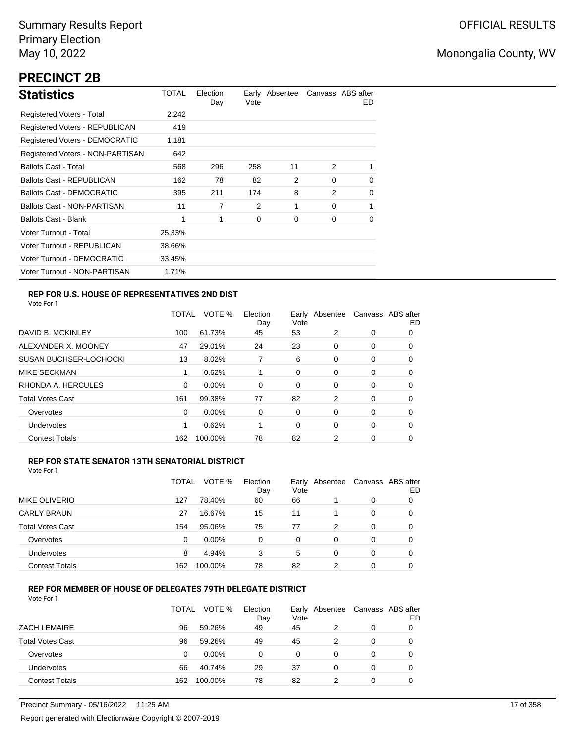Summary Results Report
Primary Election
May 10, 2022

OFFICIAL RESULTS

Monongalia County, WV

# PRECINCT 2B

## Statistics

| Statistics | TOTAL | Election Day | Early Vote | Absentee | Canvass | ABS after ED |
|---|---|---|---|---|---|---|
| Registered Voters - Total | 2,242 | | | | | |
| Registered Voters - REPUBLICAN | 419 | | | | | |
| Registered Voters - DEMOCRATIC | 1,181 | | | | | |
| Registered Voters - NON-PARTISAN | 642 | | | | | |
| Ballots Cast - Total | 568 | 296 | 258 | 11 | 2 | 1 |
| Ballots Cast - REPUBLICAN | 162 | 78 | 82 | 2 | 0 | 0 |
| Ballots Cast - DEMOCRATIC | 395 | 211 | 174 | 8 | 2 | 0 |
| Ballots Cast - NON-PARTISAN | 11 | 7 | 2 | 1 | 0 | 1 |
| Ballots Cast - Blank | 1 | 1 | 0 | 0 | 0 | 0 |
| Voter Turnout - Total | 25.33% | | | | | |
| Voter Turnout - REPUBLICAN | 38.66% | | | | | |
| Voter Turnout - DEMOCRATIC | 33.45% | | | | | |
| Voter Turnout - NON-PARTISAN | 1.71% | | | | | |

### REP FOR U.S. HOUSE OF REPRESENTATIVES 2ND DIST

Vote For 1

| | TOTAL | VOTE % | Election Day | Early Vote | Absentee | Canvass | ABS after ED |
|---|---|---|---|---|---|---|---|
| DAVID B. MCKINLEY | 100 | 61.73% | 45 | 53 | 2 | 0 | 0 |
| ALEXANDER X. MOONEY | 47 | 29.01% | 24 | 23 | 0 | 0 | 0 |
| SUSAN BUCHSER-LOCHOCKI | 13 | 8.02% | 7 | 6 | 0 | 0 | 0 |
| MIKE SECKMAN | 1 | 0.62% | 1 | 0 | 0 | 0 | 0 |
| RHONDA A. HERCULES | 0 | 0.00% | 0 | 0 | 0 | 0 | 0 |
| Total Votes Cast | 161 | 99.38% | 77 | 82 | 2 | 0 | 0 |
| Overvotes | 0 | 0.00% | 0 | 0 | 0 | 0 | 0 |
| Undervotes | 1 | 0.62% | 1 | 0 | 0 | 0 | 0 |
| Contest Totals | 162 | 100.00% | 78 | 82 | 2 | 0 | 0 |

### REP FOR STATE SENATOR 13TH SENATORIAL DISTRICT

Vote For 1

| | TOTAL | VOTE % | Election Day | Early Vote | Absentee | Canvass | ABS after ED |
|---|---|---|---|---|---|---|---|
| MIKE OLIVERIO | 127 | 78.40% | 60 | 66 | 1 | 0 | 0 |
| CARLY BRAUN | 27 | 16.67% | 15 | 11 | 1 | 0 | 0 |
| Total Votes Cast | 154 | 95.06% | 75 | 77 | 2 | 0 | 0 |
| Overvotes | 0 | 0.00% | 0 | 0 | 0 | 0 | 0 |
| Undervotes | 8 | 4.94% | 3 | 5 | 0 | 0 | 0 |
| Contest Totals | 162 | 100.00% | 78 | 82 | 2 | 0 | 0 |

### REP FOR MEMBER OF HOUSE OF DELEGATES 79TH DELEGATE DISTRICT

Vote For 1

| | TOTAL | VOTE % | Election Day | Early Vote | Absentee | Canvass | ABS after ED |
|---|---|---|---|---|---|---|---|
| ZACH LEMAIRE | 96 | 59.26% | 49 | 45 | 2 | 0 | 0 |
| Total Votes Cast | 96 | 59.26% | 49 | 45 | 2 | 0 | 0 |
| Overvotes | 0 | 0.00% | 0 | 0 | 0 | 0 | 0 |
| Undervotes | 66 | 40.74% | 29 | 37 | 0 | 0 | 0 |
| Contest Totals | 162 | 100.00% | 78 | 82 | 2 | 0 | 0 |

Precinct Summary - 05/16/2022 11:25 AM

Report generated with Electionware Copyright © 2007-2019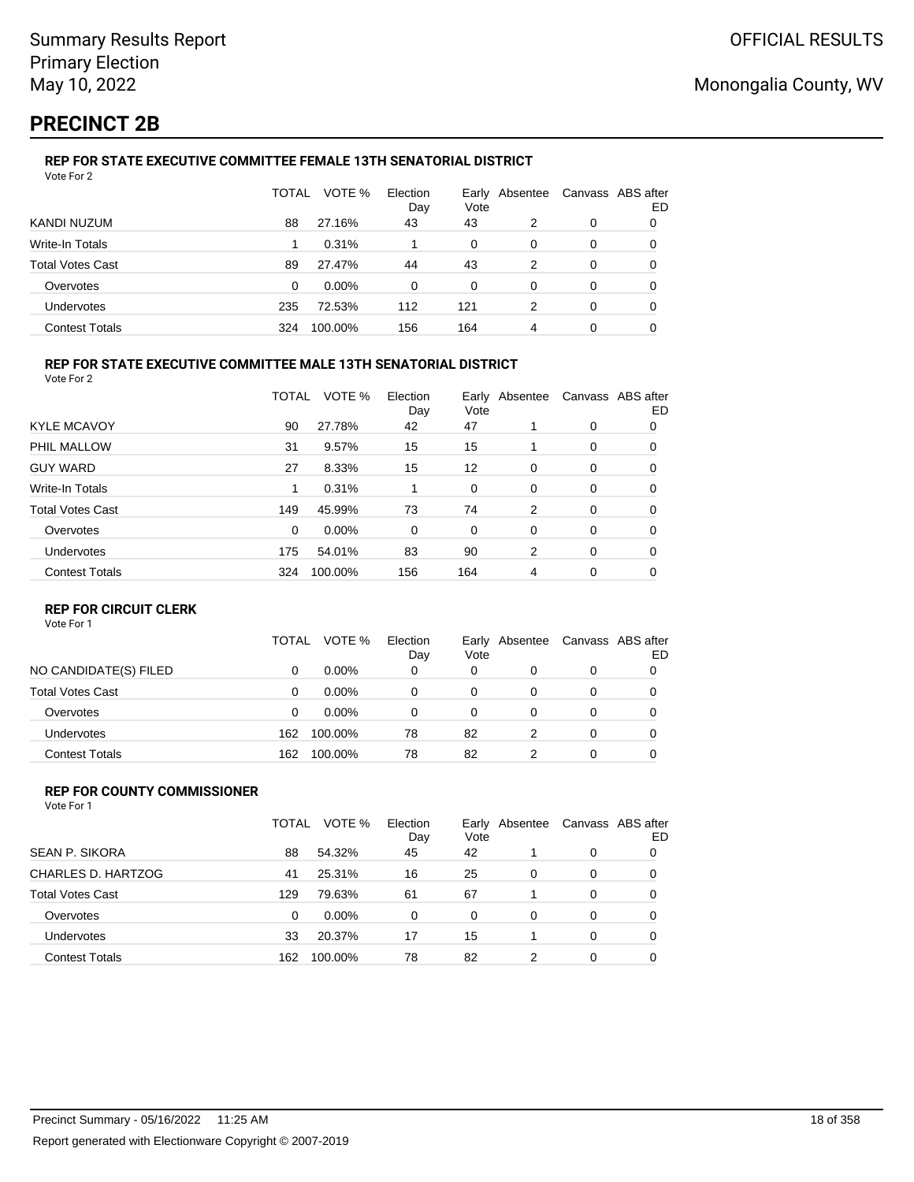Summary Results Report
Primary Election
May 10, 2022

OFFICIAL RESULTS

Monongalia County, WV

# PRECINCT 2B

### REP FOR STATE EXECUTIVE COMMITTEE FEMALE 13TH SENATORIAL DISTRICT

Vote For 2

| | TOTAL | VOTE % | Election Day | Early Vote | Absentee | Canvass | ABS after ED |
|---|---|---|---|---|---|---|---|
| KANDI NUZUM | 88 | 27.16% | 43 | 43 | 2 | 0 | 0 |
| Write-In Totals | 1 | 0.31% | 1 | 0 | 0 | 0 | 0 |
| Total Votes Cast | 89 | 27.47% | 44 | 43 | 2 | 0 | 0 |
| Overvotes | 0 | 0.00% | 0 | 0 | 0 | 0 | 0 |
| Undervotes | 235 | 72.53% | 112 | 121 | 2 | 0 | 0 |
| Contest Totals | 324 | 100.00% | 156 | 164 | 4 | 0 | 0 |

### REP FOR STATE EXECUTIVE COMMITTEE MALE 13TH SENATORIAL DISTRICT

Vote For 2

| | TOTAL | VOTE % | Election Day | Early Vote | Absentee | Canvass | ABS after ED |
|---|---|---|---|---|---|---|---|
| KYLE MCAVOY | 90 | 27.78% | 42 | 47 | 1 | 0 | 0 |
| PHIL MALLOW | 31 | 9.57% | 15 | 15 | 1 | 0 | 0 |
| GUY WARD | 27 | 8.33% | 15 | 12 | 0 | 0 | 0 |
| Write-In Totals | 1 | 0.31% | 1 | 0 | 0 | 0 | 0 |
| Total Votes Cast | 149 | 45.99% | 73 | 74 | 2 | 0 | 0 |
| Overvotes | 0 | 0.00% | 0 | 0 | 0 | 0 | 0 |
| Undervotes | 175 | 54.01% | 83 | 90 | 2 | 0 | 0 |
| Contest Totals | 324 | 100.00% | 156 | 164 | 4 | 0 | 0 |

### REP FOR CIRCUIT CLERK

Vote For 1

| | TOTAL | VOTE % | Election Day | Early Vote | Absentee | Canvass | ABS after ED |
|---|---|---|---|---|---|---|---|
| NO CANDIDATE(S) FILED | 0 | 0.00% | 0 | 0 | 0 | 0 | 0 |
| Total Votes Cast | 0 | 0.00% | 0 | 0 | 0 | 0 | 0 |
| Overvotes | 0 | 0.00% | 0 | 0 | 0 | 0 | 0 |
| Undervotes | 162 | 100.00% | 78 | 82 | 2 | 0 | 0 |
| Contest Totals | 162 | 100.00% | 78 | 82 | 2 | 0 | 0 |

### REP FOR COUNTY COMMISSIONER

Vote For 1

| | TOTAL | VOTE % | Election Day | Early Vote | Absentee | Canvass | ABS after ED |
|---|---|---|---|---|---|---|---|
| SEAN P. SIKORA | 88 | 54.32% | 45 | 42 | 1 | 0 | 0 |
| CHARLES D. HARTZOG | 41 | 25.31% | 16 | 25 | 0 | 0 | 0 |
| Total Votes Cast | 129 | 79.63% | 61 | 67 | 1 | 0 | 0 |
| Overvotes | 0 | 0.00% | 0 | 0 | 0 | 0 | 0 |
| Undervotes | 33 | 20.37% | 17 | 15 | 1 | 0 | 0 |
| Contest Totals | 162 | 100.00% | 78 | 82 | 2 | 0 | 0 |

Precinct Summary - 05/16/2022 11:25 AM

Report generated with Electionware Copyright © 2007-2019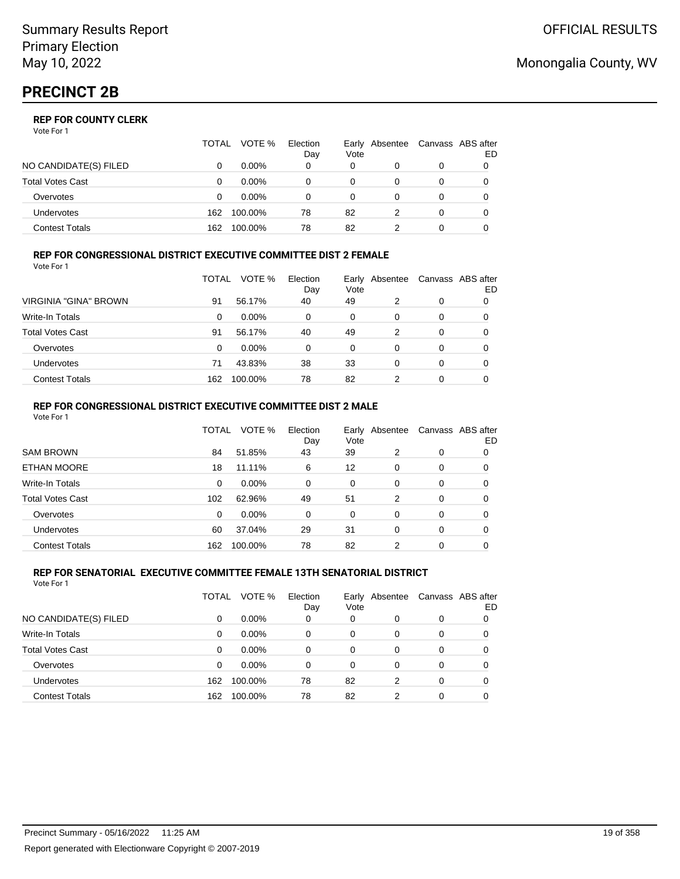# PRECINCT 2B

### REP FOR COUNTY CLERK

Vote For 1

| | TOTAL | VOTE % | Election Day | Early Vote | Absentee | Canvass | ABS after ED |
|---|---|---|---|---|---|---|---|
| NO CANDIDATE(S) FILED | 0 | 0.00% | 0 | 0 | 0 | 0 | 0 |
| Total Votes Cast | 0 | 0.00% | 0 | 0 | 0 | 0 | 0 |
| Overvotes | 0 | 0.00% | 0 | 0 | 0 | 0 | 0 |
| Undervotes | 162 | 100.00% | 78 | 82 | 2 | 0 | 0 |
| Contest Totals | 162 | 100.00% | 78 | 82 | 2 | 0 | 0 |

### REP FOR CONGRESSIONAL DISTRICT EXECUTIVE COMMITTEE DIST 2 FEMALE

Vote For 1

| | TOTAL | VOTE % | Election Day | Early Vote | Absentee | Canvass | ABS after ED |
|---|---|---|---|---|---|---|---|
| VIRGINIA "GINA" BROWN | 91 | 56.17% | 40 | 49 | 2 | 0 | 0 |
| Write-In Totals | 0 | 0.00% | 0 | 0 | 0 | 0 | 0 |
| Total Votes Cast | 91 | 56.17% | 40 | 49 | 2 | 0 | 0 |
| Overvotes | 0 | 0.00% | 0 | 0 | 0 | 0 | 0 |
| Undervotes | 71 | 43.83% | 38 | 33 | 0 | 0 | 0 |
| Contest Totals | 162 | 100.00% | 78 | 82 | 2 | 0 | 0 |

### REP FOR CONGRESSIONAL DISTRICT EXECUTIVE COMMITTEE DIST 2 MALE

Vote For 1

| | TOTAL | VOTE % | Election Day | Early Vote | Absentee | Canvass | ABS after ED |
|---|---|---|---|---|---|---|---|
| SAM BROWN | 84 | 51.85% | 43 | 39 | 2 | 0 | 0 |
| ETHAN MOORE | 18 | 11.11% | 6 | 12 | 0 | 0 | 0 |
| Write-In Totals | 0 | 0.00% | 0 | 0 | 0 | 0 | 0 |
| Total Votes Cast | 102 | 62.96% | 49 | 51 | 2 | 0 | 0 |
| Overvotes | 0 | 0.00% | 0 | 0 | 0 | 0 | 0 |
| Undervotes | 60 | 37.04% | 29 | 31 | 0 | 0 | 0 |
| Contest Totals | 162 | 100.00% | 78 | 82 | 2 | 0 | 0 |

### REP FOR SENATORIAL EXECUTIVE COMMITTEE FEMALE 13TH SENATORIAL DISTRICT

Vote For 1

| | TOTAL | VOTE % | Election Day | Early Vote | Absentee | Canvass | ABS after ED |
|---|---|---|---|---|---|---|---|
| NO CANDIDATE(S) FILED | 0 | 0.00% | 0 | 0 | 0 | 0 | 0 |
| Write-In Totals | 0 | 0.00% | 0 | 0 | 0 | 0 | 0 |
| Total Votes Cast | 0 | 0.00% | 0 | 0 | 0 | 0 | 0 |
| Overvotes | 0 | 0.00% | 0 | 0 | 0 | 0 | 0 |
| Undervotes | 162 | 100.00% | 78 | 82 | 2 | 0 | 0 |
| Contest Totals | 162 | 100.00% | 78 | 82 | 2 | 0 | 0 |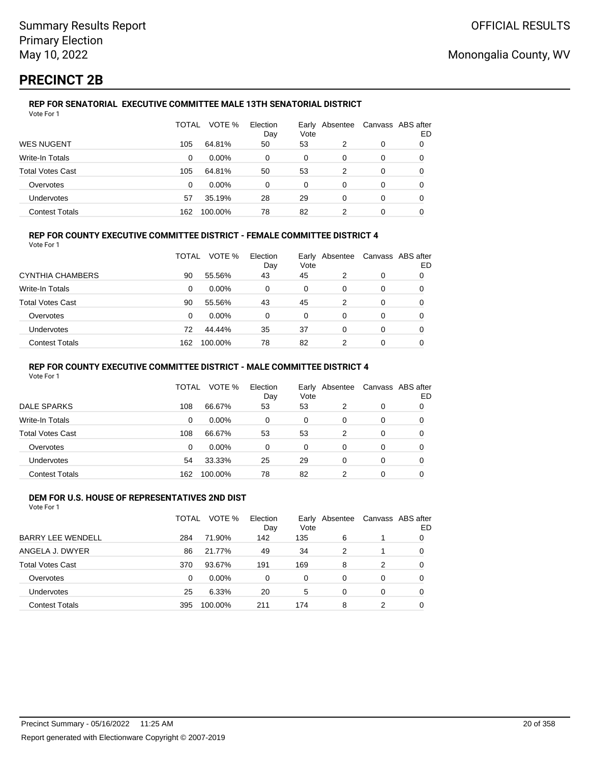Summary Results Report
Primary Election
May 10, 2022

OFFICIAL RESULTS

Monongalia County, WV

# PRECINCT 2B

### REP FOR SENATORIAL EXECUTIVE COMMITTEE MALE 13TH SENATORIAL DISTRICT

Vote For 1

| | TOTAL | VOTE % | Election Day | Early Vote | Absentee | Canvass | ABS after ED |
|---|---|---|---|---|---|---|---|
| WES NUGENT | 105 | 64.81% | 50 | 53 | 2 | 0 | 0 |
| Write-In Totals | 0 | 0.00% | 0 | 0 | 0 | 0 | 0 |
| Total Votes Cast | 105 | 64.81% | 50 | 53 | 2 | 0 | 0 |
| Overvotes | 0 | 0.00% | 0 | 0 | 0 | 0 | 0 |
| Undervotes | 57 | 35.19% | 28 | 29 | 0 | 0 | 0 |
| Contest Totals | 162 | 100.00% | 78 | 82 | 2 | 0 | 0 |

### REP FOR COUNTY EXECUTIVE COMMITTEE DISTRICT - FEMALE COMMITTEE DISTRICT 4

Vote For 1

| | TOTAL | VOTE % | Election Day | Early Vote | Absentee | Canvass | ABS after ED |
|---|---|---|---|---|---|---|---|
| CYNTHIA CHAMBERS | 90 | 55.56% | 43 | 45 | 2 | 0 | 0 |
| Write-In Totals | 0 | 0.00% | 0 | 0 | 0 | 0 | 0 |
| Total Votes Cast | 90 | 55.56% | 43 | 45 | 2 | 0 | 0 |
| Overvotes | 0 | 0.00% | 0 | 0 | 0 | 0 | 0 |
| Undervotes | 72 | 44.44% | 35 | 37 | 0 | 0 | 0 |
| Contest Totals | 162 | 100.00% | 78 | 82 | 2 | 0 | 0 |

### REP FOR COUNTY EXECUTIVE COMMITTEE DISTRICT - MALE COMMITTEE DISTRICT 4

Vote For 1

| | TOTAL | VOTE % | Election Day | Early Vote | Absentee | Canvass | ABS after ED |
|---|---|---|---|---|---|---|---|
| DALE SPARKS | 108 | 66.67% | 53 | 53 | 2 | 0 | 0 |
| Write-In Totals | 0 | 0.00% | 0 | 0 | 0 | 0 | 0 |
| Total Votes Cast | 108 | 66.67% | 53 | 53 | 2 | 0 | 0 |
| Overvotes | 0 | 0.00% | 0 | 0 | 0 | 0 | 0 |
| Undervotes | 54 | 33.33% | 25 | 29 | 0 | 0 | 0 |
| Contest Totals | 162 | 100.00% | 78 | 82 | 2 | 0 | 0 |

### DEM FOR U.S. HOUSE OF REPRESENTATIVES 2ND DIST

Vote For 1

| | TOTAL | VOTE % | Election Day | Early Vote | Absentee | Canvass | ABS after ED |
|---|---|---|---|---|---|---|---|
| BARRY LEE WENDELL | 284 | 71.90% | 142 | 135 | 6 | 1 | 0 |
| ANGELA J. DWYER | 86 | 21.77% | 49 | 34 | 2 | 1 | 0 |
| Total Votes Cast | 370 | 93.67% | 191 | 169 | 8 | 2 | 0 |
| Overvotes | 0 | 0.00% | 0 | 0 | 0 | 0 | 0 |
| Undervotes | 25 | 6.33% | 20 | 5 | 0 | 0 | 0 |
| Contest Totals | 395 | 100.00% | 211 | 174 | 8 | 2 | 0 |

Precinct Summary - 05/16/2022 11:25 AM

Report generated with Electionware Copyright © 2007-2019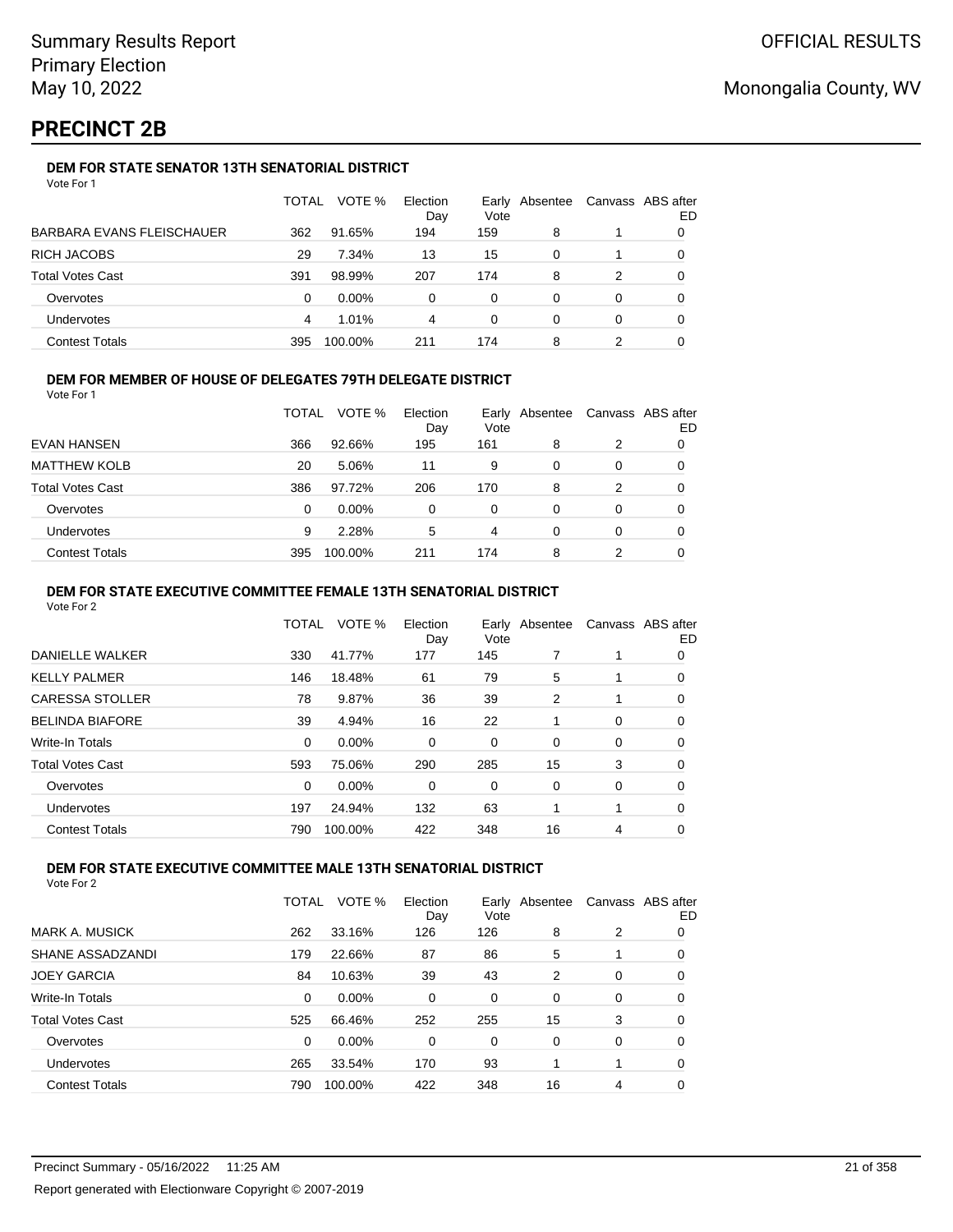Summary Results Report
Primary Election
May 10, 2022

OFFICIAL RESULTS

Monongalia County, WV

# PRECINCT 2B

### DEM FOR STATE SENATOR 13TH SENATORIAL DISTRICT

Vote For 1

| | TOTAL | VOTE % | Election Day | Early Vote | Absentee | Canvass | ABS after ED |
|---|---|---|---|---|---|---|---|
| BARBARA EVANS FLEISCHAUER | 362 | 91.65% | 194 | 159 | 8 | 1 | 0 |
| RICH JACOBS | 29 | 7.34% | 13 | 15 | 0 | 1 | 0 |
| Total Votes Cast | 391 | 98.99% | 207 | 174 | 8 | 2 | 0 |
| Overvotes | 0 | 0.00% | 0 | 0 | 0 | 0 | 0 |
| Undervotes | 4 | 1.01% | 4 | 0 | 0 | 0 | 0 |
| Contest Totals | 395 | 100.00% | 211 | 174 | 8 | 2 | 0 |

### DEM FOR MEMBER OF HOUSE OF DELEGATES 79TH DELEGATE DISTRICT

Vote For 1

| | TOTAL | VOTE % | Election Day | Early Vote | Absentee | Canvass | ABS after ED |
|---|---|---|---|---|---|---|---|
| EVAN HANSEN | 366 | 92.66% | 195 | 161 | 8 | 2 | 0 |
| MATTHEW KOLB | 20 | 5.06% | 11 | 9 | 0 | 0 | 0 |
| Total Votes Cast | 386 | 97.72% | 206 | 170 | 8 | 2 | 0 |
| Overvotes | 0 | 0.00% | 0 | 0 | 0 | 0 | 0 |
| Undervotes | 9 | 2.28% | 5 | 4 | 0 | 0 | 0 |
| Contest Totals | 395 | 100.00% | 211 | 174 | 8 | 2 | 0 |

### DEM FOR STATE EXECUTIVE COMMITTEE FEMALE 13TH SENATORIAL DISTRICT

Vote For 2

| | TOTAL | VOTE % | Election Day | Early Vote | Absentee | Canvass | ABS after ED |
|---|---|---|---|---|---|---|---|
| DANIELLE WALKER | 330 | 41.77% | 177 | 145 | 7 | 1 | 0 |
| KELLY PALMER | 146 | 18.48% | 61 | 79 | 5 | 1 | 0 |
| CARESSA STOLLER | 78 | 9.87% | 36 | 39 | 2 | 1 | 0 |
| BELINDA BIAFORE | 39 | 4.94% | 16 | 22 | 1 | 0 | 0 |
| Write-In Totals | 0 | 0.00% | 0 | 0 | 0 | 0 | 0 |
| Total Votes Cast | 593 | 75.06% | 290 | 285 | 15 | 3 | 0 |
| Overvotes | 0 | 0.00% | 0 | 0 | 0 | 0 | 0 |
| Undervotes | 197 | 24.94% | 132 | 63 | 1 | 1 | 0 |
| Contest Totals | 790 | 100.00% | 422 | 348 | 16 | 4 | 0 |

### DEM FOR STATE EXECUTIVE COMMITTEE MALE 13TH SENATORIAL DISTRICT

Vote For 2

| | TOTAL | VOTE % | Election Day | Early Vote | Absentee | Canvass | ABS after ED |
|---|---|---|---|---|---|---|---|
| MARK A. MUSICK | 262 | 33.16% | 126 | 126 | 8 | 2 | 0 |
| SHANE ASSADZANDI | 179 | 22.66% | 87 | 86 | 5 | 1 | 0 |
| JOEY GARCIA | 84 | 10.63% | 39 | 43 | 2 | 0 | 0 |
| Write-In Totals | 0 | 0.00% | 0 | 0 | 0 | 0 | 0 |
| Total Votes Cast | 525 | 66.46% | 252 | 255 | 15 | 3 | 0 |
| Overvotes | 0 | 0.00% | 0 | 0 | 0 | 0 | 0 |
| Undervotes | 265 | 33.54% | 170 | 93 | 1 | 1 | 0 |
| Contest Totals | 790 | 100.00% | 422 | 348 | 16 | 4 | 0 |

Precinct Summary - 05/16/2022 11:25 AM

Report generated with Electionware Copyright © 2007-2019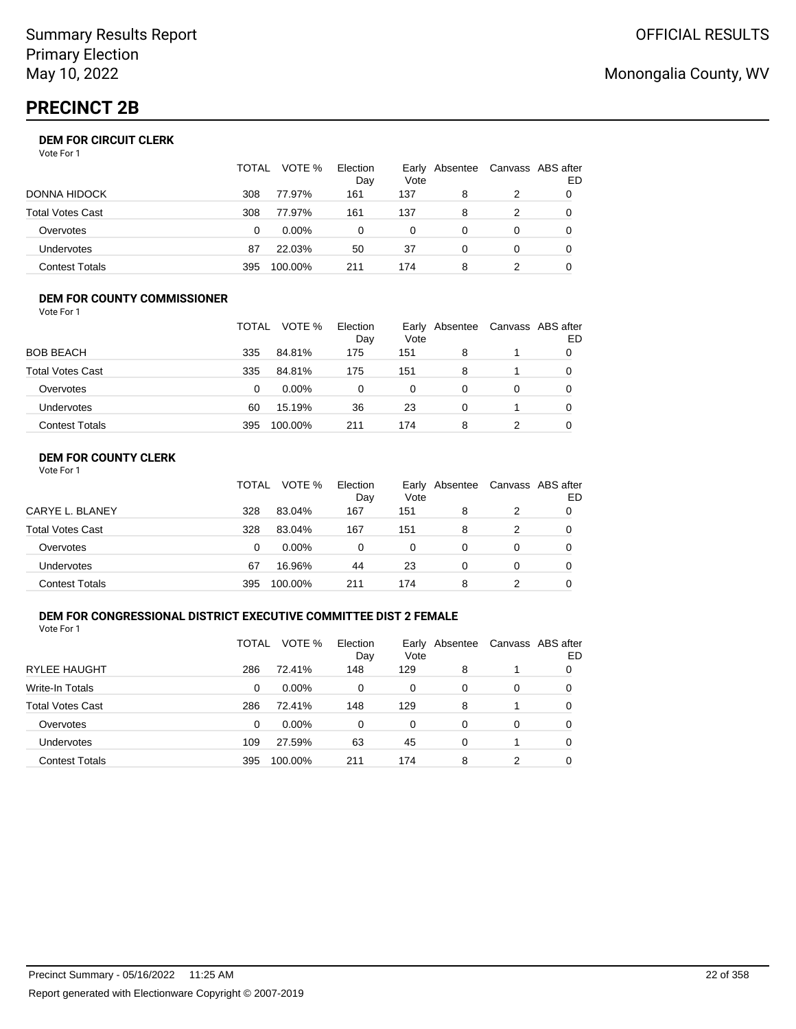Summary Results Report
Primary Election
May 10, 2022

OFFICIAL RESULTS

Monongalia County, WV

# PRECINCT 2B

### DEM FOR CIRCUIT CLERK

Vote For 1

| | TOTAL | VOTE % | Election Day | Early Vote | Absentee | Canvass | ABS after ED |
|---|---|---|---|---|---|---|---|
| DONNA HIDOCK | 308 | 77.97% | 161 | 137 | 8 | 2 | 0 |
| Total Votes Cast | 308 | 77.97% | 161 | 137 | 8 | 2 | 0 |
| Overvotes | 0 | 0.00% | 0 | 0 | 0 | 0 | 0 |
| Undervotes | 87 | 22.03% | 50 | 37 | 0 | 0 | 0 |
| Contest Totals | 395 | 100.00% | 211 | 174 | 8 | 2 | 0 |

### DEM FOR COUNTY COMMISSIONER

Vote For 1

| | TOTAL | VOTE % | Election Day | Early Vote | Absentee | Canvass | ABS after ED |
|---|---|---|---|---|---|---|---|
| BOB BEACH | 335 | 84.81% | 175 | 151 | 8 | 1 | 0 |
| Total Votes Cast | 335 | 84.81% | 175 | 151 | 8 | 1 | 0 |
| Overvotes | 0 | 0.00% | 0 | 0 | 0 | 0 | 0 |
| Undervotes | 60 | 15.19% | 36 | 23 | 0 | 1 | 0 |
| Contest Totals | 395 | 100.00% | 211 | 174 | 8 | 2 | 0 |

### DEM FOR COUNTY CLERK

Vote For 1

| | TOTAL | VOTE % | Election Day | Early Vote | Absentee | Canvass | ABS after ED |
|---|---|---|---|---|---|---|---|
| CARYE L. BLANEY | 328 | 83.04% | 167 | 151 | 8 | 2 | 0 |
| Total Votes Cast | 328 | 83.04% | 167 | 151 | 8 | 2 | 0 |
| Overvotes | 0 | 0.00% | 0 | 0 | 0 | 0 | 0 |
| Undervotes | 67 | 16.96% | 44 | 23 | 0 | 0 | 0 |
| Contest Totals | 395 | 100.00% | 211 | 174 | 8 | 2 | 0 |

### DEM FOR CONGRESSIONAL DISTRICT EXECUTIVE COMMITTEE DIST 2 FEMALE

Vote For 1

| | TOTAL | VOTE % | Election Day | Early Vote | Absentee | Canvass | ABS after ED |
|---|---|---|---|---|---|---|---|
| RYLEE HAUGHT | 286 | 72.41% | 148 | 129 | 8 | 1 | 0 |
| Write-In Totals | 0 | 0.00% | 0 | 0 | 0 | 0 | 0 |
| Total Votes Cast | 286 | 72.41% | 148 | 129 | 8 | 1 | 0 |
| Overvotes | 0 | 0.00% | 0 | 0 | 0 | 0 | 0 |
| Undervotes | 109 | 27.59% | 63 | 45 | 0 | 1 | 0 |
| Contest Totals | 395 | 100.00% | 211 | 174 | 8 | 2 | 0 |

Precinct Summary - 05/16/2022 11:25 AM

Report generated with Electionware Copyright © 2007-2019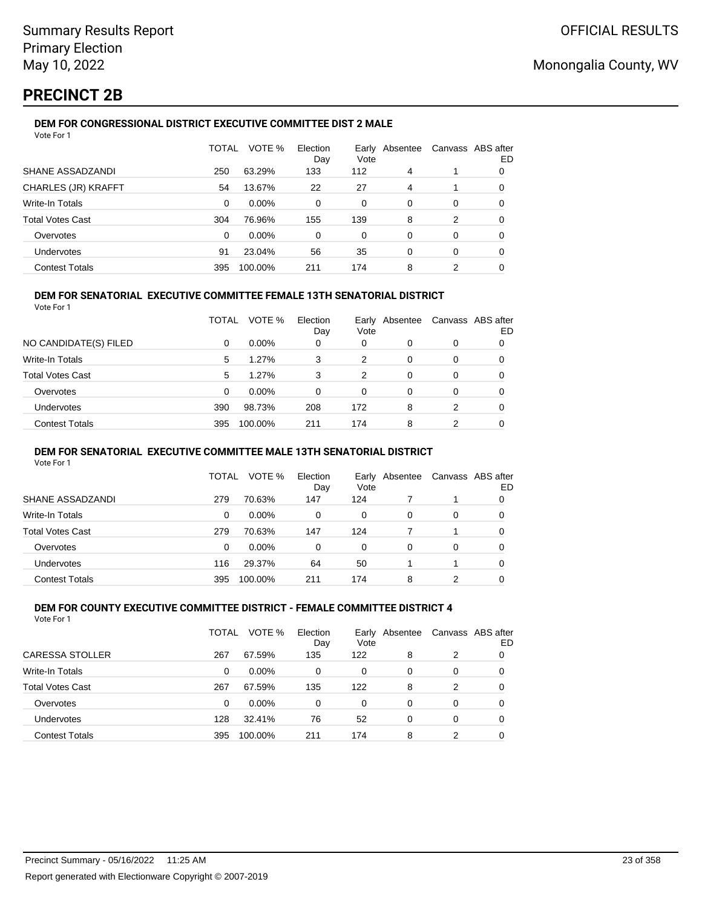Summary Results Report
Primary Election
May 10, 2022

OFFICIAL RESULTS

Monongalia County, WV

# PRECINCT 2B

### DEM FOR CONGRESSIONAL DISTRICT EXECUTIVE COMMITTEE DIST 2 MALE

Vote For 1

| | TOTAL | VOTE % | Election Day | Early Vote | Absentee | Canvass | ABS after ED |
|---|---|---|---|---|---|---|---|
| SHANE ASSADZANDI | 250 | 63.29% | 133 | 112 | 4 | 1 | 0 |
| CHARLES (JR) KRAFFT | 54 | 13.67% | 22 | 27 | 4 | 1 | 0 |
| Write-In Totals | 0 | 0.00% | 0 | 0 | 0 | 0 | 0 |
| Total Votes Cast | 304 | 76.96% | 155 | 139 | 8 | 2 | 0 |
| Overvotes | 0 | 0.00% | 0 | 0 | 0 | 0 | 0 |
| Undervotes | 91 | 23.04% | 56 | 35 | 0 | 0 | 0 |
| Contest Totals | 395 | 100.00% | 211 | 174 | 8 | 2 | 0 |

### DEM FOR SENATORIAL EXECUTIVE COMMITTEE FEMALE 13TH SENATORIAL DISTRICT

Vote For 1

| | TOTAL | VOTE % | Election Day | Early Vote | Absentee | Canvass | ABS after ED |
|---|---|---|---|---|---|---|---|
| NO CANDIDATE(S) FILED | 0 | 0.00% | 0 | 0 | 0 | 0 | 0 |
| Write-In Totals | 5 | 1.27% | 3 | 2 | 0 | 0 | 0 |
| Total Votes Cast | 5 | 1.27% | 3 | 2 | 0 | 0 | 0 |
| Overvotes | 0 | 0.00% | 0 | 0 | 0 | 0 | 0 |
| Undervotes | 390 | 98.73% | 208 | 172 | 8 | 2 | 0 |
| Contest Totals | 395 | 100.00% | 211 | 174 | 8 | 2 | 0 |

### DEM FOR SENATORIAL EXECUTIVE COMMITTEE MALE 13TH SENATORIAL DISTRICT

Vote For 1

| | TOTAL | VOTE % | Election Day | Early Vote | Absentee | Canvass | ABS after ED |
|---|---|---|---|---|---|---|---|
| SHANE ASSADZANDI | 279 | 70.63% | 147 | 124 | 7 | 1 | 0 |
| Write-In Totals | 0 | 0.00% | 0 | 0 | 0 | 0 | 0 |
| Total Votes Cast | 279 | 70.63% | 147 | 124 | 7 | 1 | 0 |
| Overvotes | 0 | 0.00% | 0 | 0 | 0 | 0 | 0 |
| Undervotes | 116 | 29.37% | 64 | 50 | 1 | 1 | 0 |
| Contest Totals | 395 | 100.00% | 211 | 174 | 8 | 2 | 0 |

### DEM FOR COUNTY EXECUTIVE COMMITTEE DISTRICT - FEMALE COMMITTEE DISTRICT 4

Vote For 1

| | TOTAL | VOTE % | Election Day | Early Vote | Absentee | Canvass | ABS after ED |
|---|---|---|---|---|---|---|---|
| CARESSA STOLLER | 267 | 67.59% | 135 | 122 | 8 | 2 | 0 |
| Write-In Totals | 0 | 0.00% | 0 | 0 | 0 | 0 | 0 |
| Total Votes Cast | 267 | 67.59% | 135 | 122 | 8 | 2 | 0 |
| Overvotes | 0 | 0.00% | 0 | 0 | 0 | 0 | 0 |
| Undervotes | 128 | 32.41% | 76 | 52 | 0 | 0 | 0 |
| Contest Totals | 395 | 100.00% | 211 | 174 | 8 | 2 | 0 |

Precinct Summary - 05/16/2022 11:25 AM

Report generated with Electionware Copyright © 2007-2019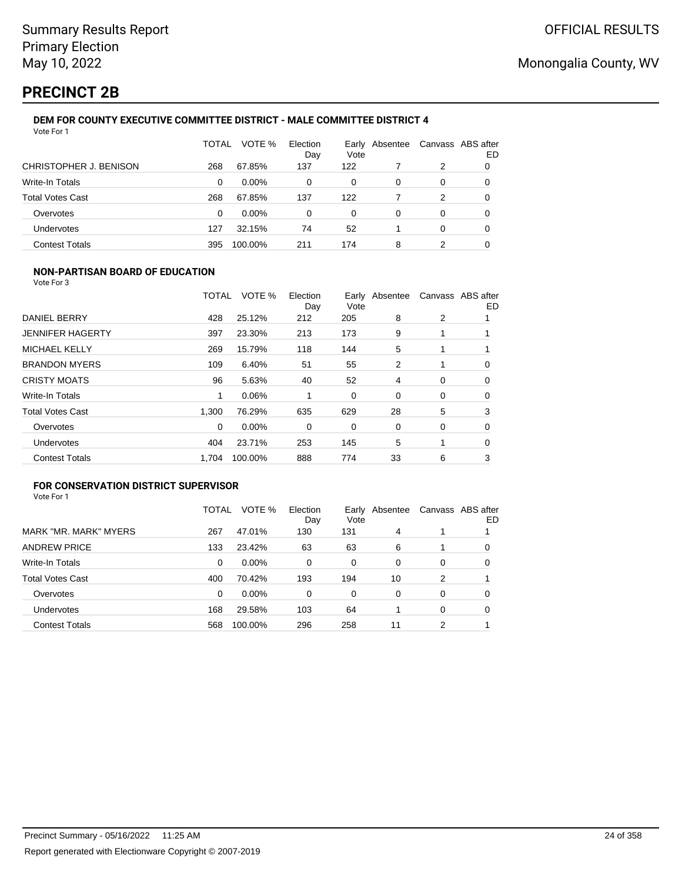# PRECINCT 2B

### DEM FOR COUNTY EXECUTIVE COMMITTEE DISTRICT - MALE COMMITTEE DISTRICT 4

Vote For 1

| | TOTAL | VOTE % | Election Day | Early Vote | Absentee | Canvass | ABS after ED |
|---|---|---|---|---|---|---|---|
| CHRISTOPHER J. BENISON | 268 | 67.85% | 137 | 122 | 7 | 2 | 0 |
| Write-In Totals | 0 | 0.00% | 0 | 0 | 0 | 0 | 0 |
| Total Votes Cast | 268 | 67.85% | 137 | 122 | 7 | 2 | 0 |
| Overvotes | 0 | 0.00% | 0 | 0 | 0 | 0 | 0 |
| Undervotes | 127 | 32.15% | 74 | 52 | 1 | 0 | 0 |
| Contest Totals | 395 | 100.00% | 211 | 174 | 8 | 2 | 0 |

### NON-PARTISAN BOARD OF EDUCATION

Vote For 3

| | TOTAL | VOTE % | Election Day | Early Vote | Absentee | Canvass | ABS after ED |
|---|---|---|---|---|---|---|---|
| DANIEL BERRY | 428 | 25.12% | 212 | 205 | 8 | 2 | 1 |
| JENNIFER HAGERTY | 397 | 23.30% | 213 | 173 | 9 | 1 | 1 |
| MICHAEL KELLY | 269 | 15.79% | 118 | 144 | 5 | 1 | 1 |
| BRANDON MYERS | 109 | 6.40% | 51 | 55 | 2 | 1 | 0 |
| CRISTY MOATS | 96 | 5.63% | 40 | 52 | 4 | 0 | 0 |
| Write-In Totals | 1 | 0.06% | 1 | 0 | 0 | 0 | 0 |
| Total Votes Cast | 1,300 | 76.29% | 635 | 629 | 28 | 5 | 3 |
| Overvotes | 0 | 0.00% | 0 | 0 | 0 | 0 | 0 |
| Undervotes | 404 | 23.71% | 253 | 145 | 5 | 1 | 0 |
| Contest Totals | 1,704 | 100.00% | 888 | 774 | 33 | 6 | 3 |

### FOR CONSERVATION DISTRICT SUPERVISOR

Vote For 1

| | TOTAL | VOTE % | Election Day | Early Vote | Absentee | Canvass | ABS after ED |
|---|---|---|---|---|---|---|---|
| MARK "MR. MARK" MYERS | 267 | 47.01% | 130 | 131 | 4 | 1 | 1 |
| ANDREW PRICE | 133 | 23.42% | 63 | 63 | 6 | 1 | 0 |
| Write-In Totals | 0 | 0.00% | 0 | 0 | 0 | 0 | 0 |
| Total Votes Cast | 400 | 70.42% | 193 | 194 | 10 | 2 | 1 |
| Overvotes | 0 | 0.00% | 0 | 0 | 0 | 0 | 0 |
| Undervotes | 168 | 29.58% | 103 | 64 | 1 | 0 | 0 |
| Contest Totals | 568 | 100.00% | 296 | 258 | 11 | 2 | 1 |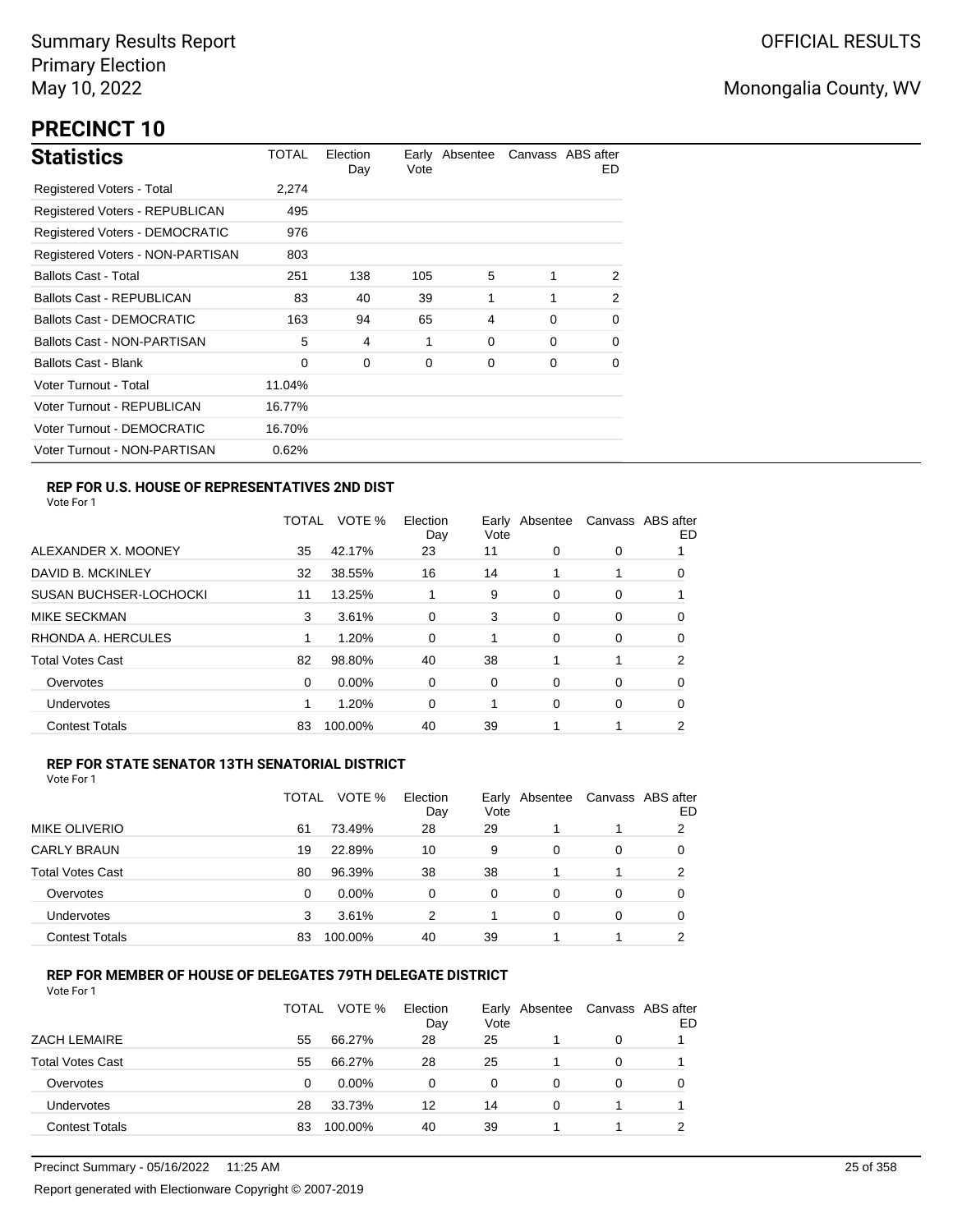Summary Results Report
Primary Election
May 10, 2022

OFFICIAL RESULTS

Monongalia County, WV

# PRECINCT 10

## Statistics

| Statistics | TOTAL | Election Day | Early Vote | Absentee | Canvass | ABS after ED |
|---|---|---|---|---|---|---|
| Registered Voters - Total | 2,274 | | | | | |
| Registered Voters - REPUBLICAN | 495 | | | | | |
| Registered Voters - DEMOCRATIC | 976 | | | | | |
| Registered Voters - NON-PARTISAN | 803 | | | | | |
| Ballots Cast - Total | 251 | 138 | 105 | 5 | 1 | 2 |
| Ballots Cast - REPUBLICAN | 83 | 40 | 39 | 1 | 1 | 2 |
| Ballots Cast - DEMOCRATIC | 163 | 94 | 65 | 4 | 0 | 0 |
| Ballots Cast - NON-PARTISAN | 5 | 4 | 1 | 0 | 0 | 0 |
| Ballots Cast - Blank | 0 | 0 | 0 | 0 | 0 | 0 |
| Voter Turnout - Total | 11.04% | | | | | |
| Voter Turnout - REPUBLICAN | 16.77% | | | | | |
| Voter Turnout - DEMOCRATIC | 16.70% | | | | | |
| Voter Turnout - NON-PARTISAN | 0.62% | | | | | |

### REP FOR U.S. HOUSE OF REPRESENTATIVES 2ND DIST

Vote For 1

| | TOTAL | VOTE % | Election Day | Early Vote | Absentee | Canvass | ABS after ED |
|---|---|---|---|---|---|---|---|
| ALEXANDER X. MOONEY | 35 | 42.17% | 23 | 11 | 0 | 0 | 1 |
| DAVID B. MCKINLEY | 32 | 38.55% | 16 | 14 | 1 | 1 | 0 |
| SUSAN BUCHSER-LOCHOCKI | 11 | 13.25% | 1 | 9 | 0 | 0 | 1 |
| MIKE SECKMAN | 3 | 3.61% | 0 | 3 | 0 | 0 | 0 |
| RHONDA A. HERCULES | 1 | 1.20% | 0 | 1 | 0 | 0 | 0 |
| Total Votes Cast | 82 | 98.80% | 40 | 38 | 1 | 1 | 2 |
| Overvotes | 0 | 0.00% | 0 | 0 | 0 | 0 | 0 |
| Undervotes | 1 | 1.20% | 0 | 1 | 0 | 0 | 0 |
| Contest Totals | 83 | 100.00% | 40 | 39 | 1 | 1 | 2 |

### REP FOR STATE SENATOR 13TH SENATORIAL DISTRICT

Vote For 1

| | TOTAL | VOTE % | Election Day | Early Vote | Absentee | Canvass | ABS after ED |
|---|---|---|---|---|---|---|---|
| MIKE OLIVERIO | 61 | 73.49% | 28 | 29 | 1 | 1 | 2 |
| CARLY BRAUN | 19 | 22.89% | 10 | 9 | 0 | 0 | 0 |
| Total Votes Cast | 80 | 96.39% | 38 | 38 | 1 | 1 | 2 |
| Overvotes | 0 | 0.00% | 0 | 0 | 0 | 0 | 0 |
| Undervotes | 3 | 3.61% | 2 | 1 | 0 | 0 | 0 |
| Contest Totals | 83 | 100.00% | 40 | 39 | 1 | 1 | 2 |

### REP FOR MEMBER OF HOUSE OF DELEGATES 79TH DELEGATE DISTRICT

Vote For 1

| | TOTAL | VOTE % | Election Day | Early Vote | Absentee | Canvass | ABS after ED |
|---|---|---|---|---|---|---|---|
| ZACH LEMAIRE | 55 | 66.27% | 28 | 25 | 1 | 0 | 1 |
| Total Votes Cast | 55 | 66.27% | 28 | 25 | 1 | 0 | 1 |
| Overvotes | 0 | 0.00% | 0 | 0 | 0 | 0 | 0 |
| Undervotes | 28 | 33.73% | 12 | 14 | 0 | 1 | 1 |
| Contest Totals | 83 | 100.00% | 40 | 39 | 1 | 1 | 2 |

Precinct Summary - 05/16/2022 11:25 AM

Report generated with Electionware Copyright © 2007-2019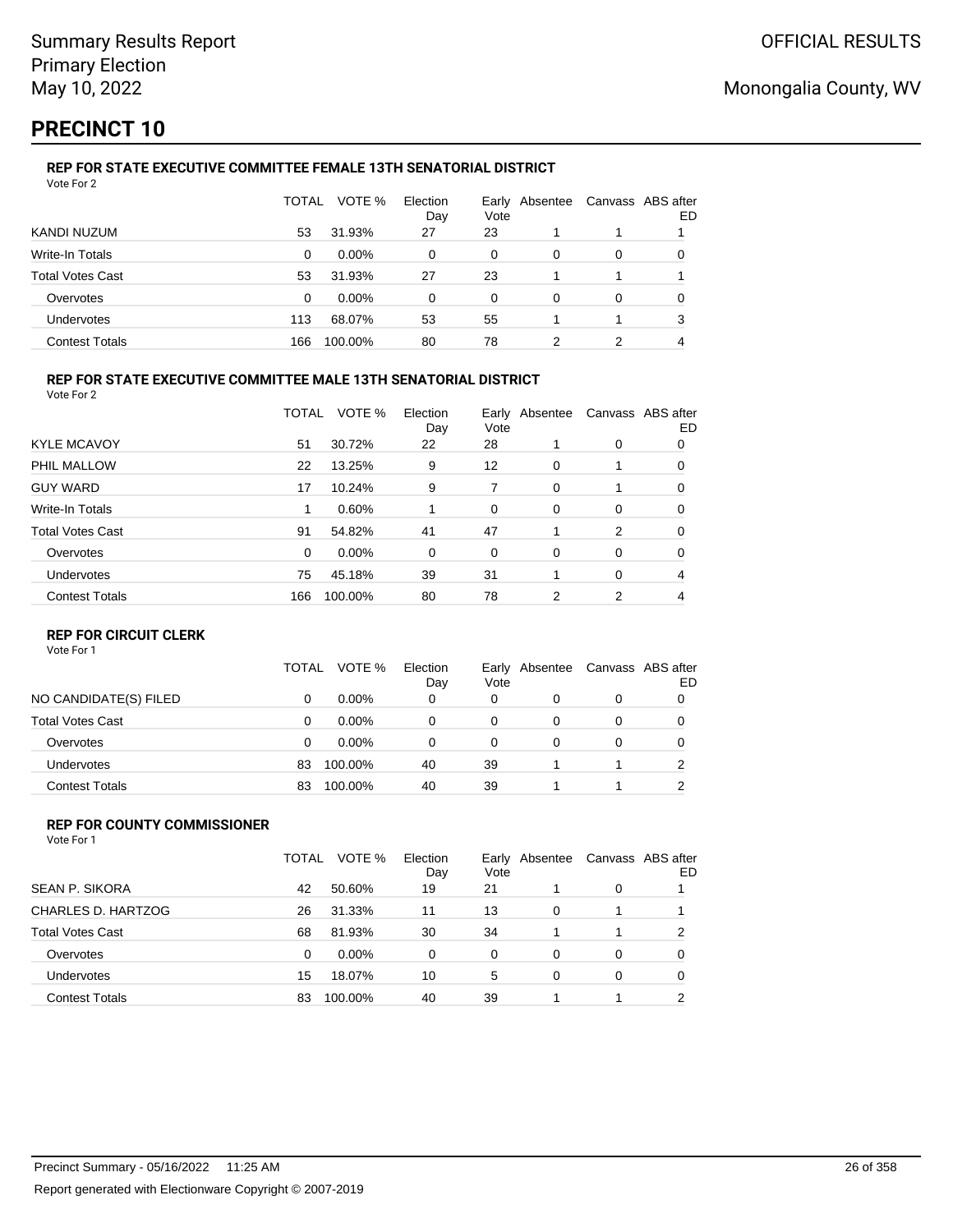Summary Results Report
Primary Election
May 10, 2022

OFFICIAL RESULTS

Monongalia County, WV

# PRECINCT 10

### REP FOR STATE EXECUTIVE COMMITTEE FEMALE 13TH SENATORIAL DISTRICT

Vote For 2

| | TOTAL | VOTE % | Election Day | Early Vote | Absentee | Canvass | ABS after ED |
|---|---|---|---|---|---|---|---|
| KANDI NUZUM | 53 | 31.93% | 27 | 23 | 1 | 1 | 1 |
| Write-In Totals | 0 | 0.00% | 0 | 0 | 0 | 0 | 0 |
| Total Votes Cast | 53 | 31.93% | 27 | 23 | 1 | 1 | 1 |
| Overvotes | 0 | 0.00% | 0 | 0 | 0 | 0 | 0 |
| Undervotes | 113 | 68.07% | 53 | 55 | 1 | 1 | 3 |
| Contest Totals | 166 | 100.00% | 80 | 78 | 2 | 2 | 4 |

### REP FOR STATE EXECUTIVE COMMITTEE MALE 13TH SENATORIAL DISTRICT

Vote For 2

| | TOTAL | VOTE % | Election Day | Early Vote | Absentee | Canvass | ABS after ED |
|---|---|---|---|---|---|---|---|
| KYLE MCAVOY | 51 | 30.72% | 22 | 28 | 1 | 0 | 0 |
| PHIL MALLOW | 22 | 13.25% | 9 | 12 | 0 | 1 | 0 |
| GUY WARD | 17 | 10.24% | 9 | 7 | 0 | 1 | 0 |
| Write-In Totals | 1 | 0.60% | 1 | 0 | 0 | 0 | 0 |
| Total Votes Cast | 91 | 54.82% | 41 | 47 | 1 | 2 | 0 |
| Overvotes | 0 | 0.00% | 0 | 0 | 0 | 0 | 0 |
| Undervotes | 75 | 45.18% | 39 | 31 | 1 | 0 | 4 |
| Contest Totals | 166 | 100.00% | 80 | 78 | 2 | 2 | 4 |

### REP FOR CIRCUIT CLERK

Vote For 1

| | TOTAL | VOTE % | Election Day | Early Vote | Absentee | Canvass | ABS after ED |
|---|---|---|---|---|---|---|---|
| NO CANDIDATE(S) FILED | 0 | 0.00% | 0 | 0 | 0 | 0 | 0 |
| Total Votes Cast | 0 | 0.00% | 0 | 0 | 0 | 0 | 0 |
| Overvotes | 0 | 0.00% | 0 | 0 | 0 | 0 | 0 |
| Undervotes | 83 | 100.00% | 40 | 39 | 1 | 1 | 2 |
| Contest Totals | 83 | 100.00% | 40 | 39 | 1 | 1 | 2 |

### REP FOR COUNTY COMMISSIONER

Vote For 1

| | TOTAL | VOTE % | Election Day | Early Vote | Absentee | Canvass | ABS after ED |
|---|---|---|---|---|---|---|---|
| SEAN P. SIKORA | 42 | 50.60% | 19 | 21 | 1 | 0 | 1 |
| CHARLES D. HARTZOG | 26 | 31.33% | 11 | 13 | 0 | 1 | 1 |
| Total Votes Cast | 68 | 81.93% | 30 | 34 | 1 | 1 | 2 |
| Overvotes | 0 | 0.00% | 0 | 0 | 0 | 0 | 0 |
| Undervotes | 15 | 18.07% | 10 | 5 | 0 | 0 | 0 |
| Contest Totals | 83 | 100.00% | 40 | 39 | 1 | 1 | 2 |

Precinct Summary - 05/16/2022 11:25 AM

Report generated with Electionware Copyright © 2007-2019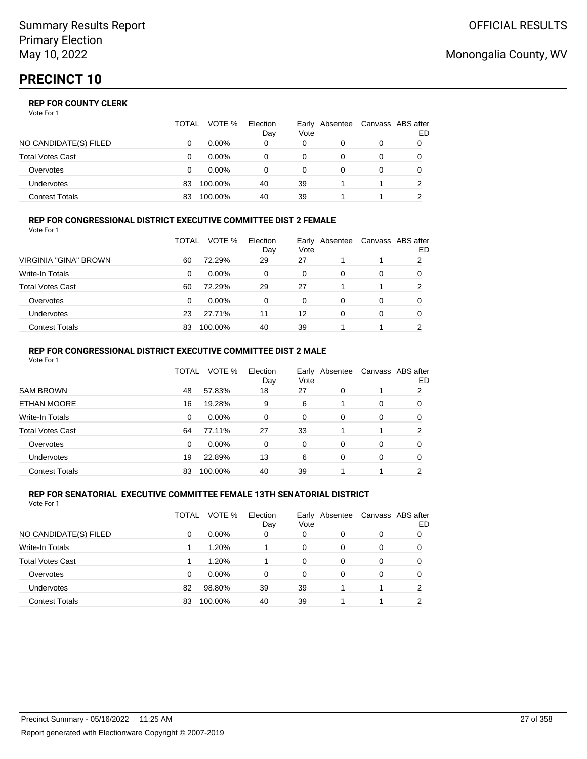# PRECINCT 10

### REP FOR COUNTY CLERK

Vote For 1

| | TOTAL | VOTE % | Election Day | Early Vote | Absentee | Canvass | ABS after ED |
|---|---|---|---|---|---|---|---|
| NO CANDIDATE(S) FILED | 0 | 0.00% | 0 | 0 | 0 | 0 | 0 |
| Total Votes Cast | 0 | 0.00% | 0 | 0 | 0 | 0 | 0 |
| Overvotes | 0 | 0.00% | 0 | 0 | 0 | 0 | 0 |
| Undervotes | 83 | 100.00% | 40 | 39 | 1 | 1 | 2 |
| Contest Totals | 83 | 100.00% | 40 | 39 | 1 | 1 | 2 |

### REP FOR CONGRESSIONAL DISTRICT EXECUTIVE COMMITTEE DIST 2 FEMALE

Vote For 1

| | TOTAL | VOTE % | Election Day | Early Vote | Absentee | Canvass | ABS after ED |
|---|---|---|---|---|---|---|---|
| VIRGINIA "GINA" BROWN | 60 | 72.29% | 29 | 27 | 1 | 1 | 2 |
| Write-In Totals | 0 | 0.00% | 0 | 0 | 0 | 0 | 0 |
| Total Votes Cast | 60 | 72.29% | 29 | 27 | 1 | 1 | 2 |
| Overvotes | 0 | 0.00% | 0 | 0 | 0 | 0 | 0 |
| Undervotes | 23 | 27.71% | 11 | 12 | 0 | 0 | 0 |
| Contest Totals | 83 | 100.00% | 40 | 39 | 1 | 1 | 2 |

### REP FOR CONGRESSIONAL DISTRICT EXECUTIVE COMMITTEE DIST 2 MALE

Vote For 1

| | TOTAL | VOTE % | Election Day | Early Vote | Absentee | Canvass | ABS after ED |
|---|---|---|---|---|---|---|---|
| SAM BROWN | 48 | 57.83% | 18 | 27 | 0 | 1 | 2 |
| ETHAN MOORE | 16 | 19.28% | 9 | 6 | 1 | 0 | 0 |
| Write-In Totals | 0 | 0.00% | 0 | 0 | 0 | 0 | 0 |
| Total Votes Cast | 64 | 77.11% | 27 | 33 | 1 | 1 | 2 |
| Overvotes | 0 | 0.00% | 0 | 0 | 0 | 0 | 0 |
| Undervotes | 19 | 22.89% | 13 | 6 | 0 | 0 | 0 |
| Contest Totals | 83 | 100.00% | 40 | 39 | 1 | 1 | 2 |

### REP FOR SENATORIAL EXECUTIVE COMMITTEE FEMALE 13TH SENATORIAL DISTRICT

Vote For 1

| | TOTAL | VOTE % | Election Day | Early Vote | Absentee | Canvass | ABS after ED |
|---|---|---|---|---|---|---|---|
| NO CANDIDATE(S) FILED | 0 | 0.00% | 0 | 0 | 0 | 0 | 0 |
| Write-In Totals | 1 | 1.20% | 1 | 0 | 0 | 0 | 0 |
| Total Votes Cast | 1 | 1.20% | 1 | 0 | 0 | 0 | 0 |
| Overvotes | 0 | 0.00% | 0 | 0 | 0 | 0 | 0 |
| Undervotes | 82 | 98.80% | 39 | 39 | 1 | 1 | 2 |
| Contest Totals | 83 | 100.00% | 40 | 39 | 1 | 1 | 2 |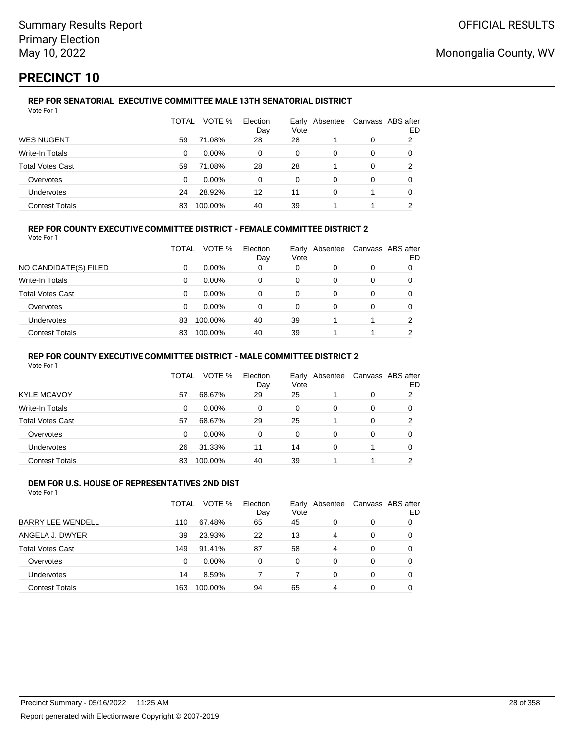Summary Results Report
Primary Election
May 10, 2022

OFFICIAL RESULTS

Monongalia County, WV

# PRECINCT 10

### REP FOR SENATORIAL EXECUTIVE COMMITTEE MALE 13TH SENATORIAL DISTRICT

Vote For 1

| | TOTAL | VOTE % | Election Day | Early Vote | Absentee | Canvass | ABS after ED |
|---|---|---|---|---|---|---|---|
| WES NUGENT | 59 | 71.08% | 28 | 28 | 1 | 0 | 2 |
| Write-In Totals | 0 | 0.00% | 0 | 0 | 0 | 0 | 0 |
| Total Votes Cast | 59 | 71.08% | 28 | 28 | 1 | 0 | 2 |
| Overvotes | 0 | 0.00% | 0 | 0 | 0 | 0 | 0 |
| Undervotes | 24 | 28.92% | 12 | 11 | 0 | 1 | 0 |
| Contest Totals | 83 | 100.00% | 40 | 39 | 1 | 1 | 2 |

### REP FOR COUNTY EXECUTIVE COMMITTEE DISTRICT - FEMALE COMMITTEE DISTRICT 2

Vote For 1

| | TOTAL | VOTE % | Election Day | Early Vote | Absentee | Canvass | ABS after ED |
|---|---|---|---|---|---|---|---|
| NO CANDIDATE(S) FILED | 0 | 0.00% | 0 | 0 | 0 | 0 | 0 |
| Write-In Totals | 0 | 0.00% | 0 | 0 | 0 | 0 | 0 |
| Total Votes Cast | 0 | 0.00% | 0 | 0 | 0 | 0 | 0 |
| Overvotes | 0 | 0.00% | 0 | 0 | 0 | 0 | 0 |
| Undervotes | 83 | 100.00% | 40 | 39 | 1 | 1 | 2 |
| Contest Totals | 83 | 100.00% | 40 | 39 | 1 | 1 | 2 |

### REP FOR COUNTY EXECUTIVE COMMITTEE DISTRICT - MALE COMMITTEE DISTRICT 2

Vote For 1

| | TOTAL | VOTE % | Election Day | Early Vote | Absentee | Canvass | ABS after ED |
|---|---|---|---|---|---|---|---|
| KYLE MCAVOY | 57 | 68.67% | 29 | 25 | 1 | 0 | 2 |
| Write-In Totals | 0 | 0.00% | 0 | 0 | 0 | 0 | 0 |
| Total Votes Cast | 57 | 68.67% | 29 | 25 | 1 | 0 | 2 |
| Overvotes | 0 | 0.00% | 0 | 0 | 0 | 0 | 0 |
| Undervotes | 26 | 31.33% | 11 | 14 | 0 | 1 | 0 |
| Contest Totals | 83 | 100.00% | 40 | 39 | 1 | 1 | 2 |

### DEM FOR U.S. HOUSE OF REPRESENTATIVES 2ND DIST

Vote For 1

| | TOTAL | VOTE % | Election Day | Early Vote | Absentee | Canvass | ABS after ED |
|---|---|---|---|---|---|---|---|
| BARRY LEE WENDELL | 110 | 67.48% | 65 | 45 | 0 | 0 | 0 |
| ANGELA J. DWYER | 39 | 23.93% | 22 | 13 | 4 | 0 | 0 |
| Total Votes Cast | 149 | 91.41% | 87 | 58 | 4 | 0 | 0 |
| Overvotes | 0 | 0.00% | 0 | 0 | 0 | 0 | 0 |
| Undervotes | 14 | 8.59% | 7 | 7 | 0 | 0 | 0 |
| Contest Totals | 163 | 100.00% | 94 | 65 | 4 | 0 | 0 |

Precinct Summary - 05/16/2022 11:25 AM

Report generated with Electionware Copyright © 2007-2019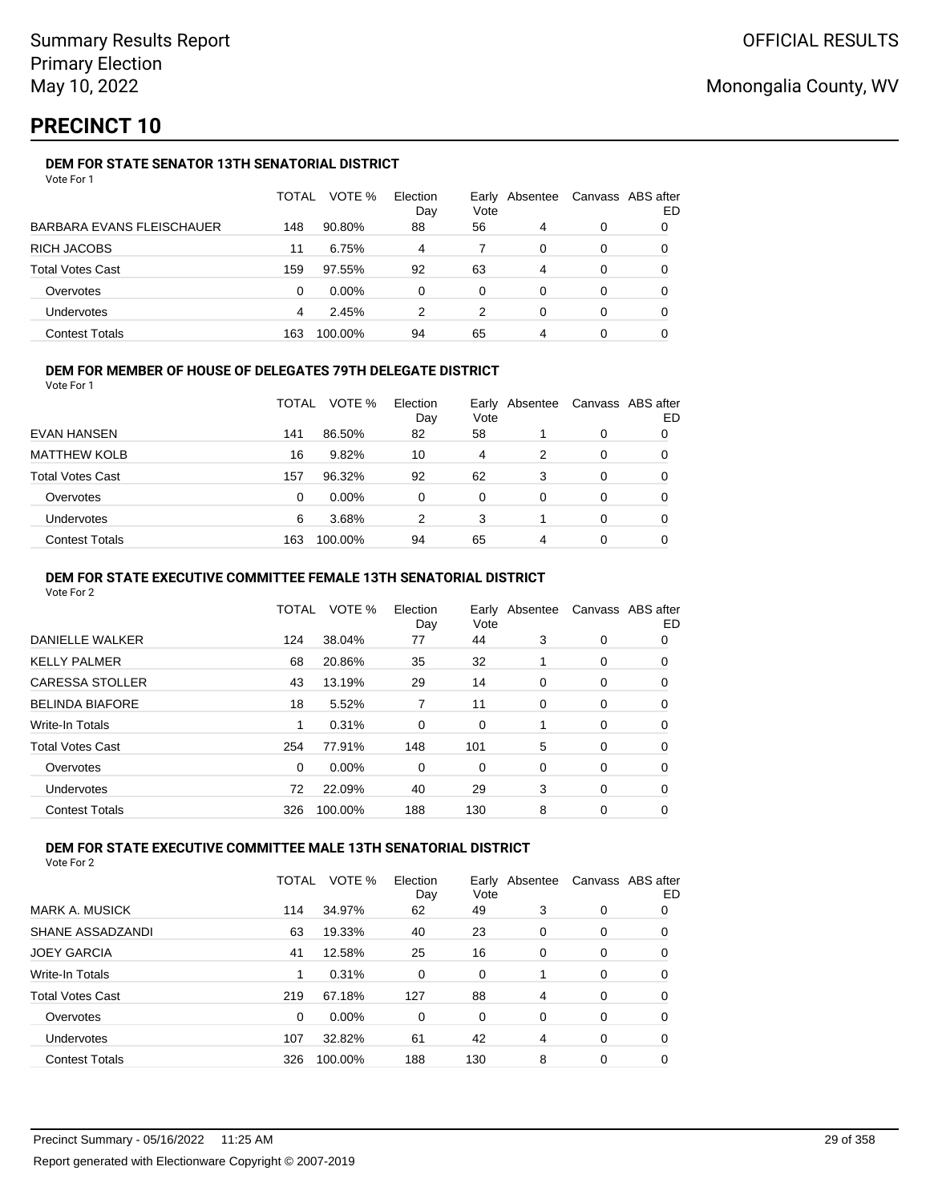Summary Results Report
Primary Election
May 10, 2022

OFFICIAL RESULTS

Monongalia County, WV

# PRECINCT 10

### DEM FOR STATE SENATOR 13TH SENATORIAL DISTRICT

Vote For 1

| | TOTAL | VOTE % | Election Day | Early Vote | Absentee | Canvass | ABS after ED |
|---|---|---|---|---|---|---|---|
| BARBARA EVANS FLEISCHAUER | 148 | 90.80% | 88 | 56 | 4 | 0 | 0 |
| RICH JACOBS | 11 | 6.75% | 4 | 7 | 0 | 0 | 0 |
| Total Votes Cast | 159 | 97.55% | 92 | 63 | 4 | 0 | 0 |
| Overvotes | 0 | 0.00% | 0 | 0 | 0 | 0 | 0 |
| Undervotes | 4 | 2.45% | 2 | 2 | 0 | 0 | 0 |
| Contest Totals | 163 | 100.00% | 94 | 65 | 4 | 0 | 0 |

### DEM FOR MEMBER OF HOUSE OF DELEGATES 79TH DELEGATE DISTRICT

Vote For 1

| | TOTAL | VOTE % | Election Day | Early Vote | Absentee | Canvass | ABS after ED |
|---|---|---|---|---|---|---|---|
| EVAN HANSEN | 141 | 86.50% | 82 | 58 | 1 | 0 | 0 |
| MATTHEW KOLB | 16 | 9.82% | 10 | 4 | 2 | 0 | 0 |
| Total Votes Cast | 157 | 96.32% | 92 | 62 | 3 | 0 | 0 |
| Overvotes | 0 | 0.00% | 0 | 0 | 0 | 0 | 0 |
| Undervotes | 6 | 3.68% | 2 | 3 | 1 | 0 | 0 |
| Contest Totals | 163 | 100.00% | 94 | 65 | 4 | 0 | 0 |

### DEM FOR STATE EXECUTIVE COMMITTEE FEMALE 13TH SENATORIAL DISTRICT

Vote For 2

| | TOTAL | VOTE % | Election Day | Early Vote | Absentee | Canvass | ABS after ED |
|---|---|---|---|---|---|---|---|
| DANIELLE WALKER | 124 | 38.04% | 77 | 44 | 3 | 0 | 0 |
| KELLY PALMER | 68 | 20.86% | 35 | 32 | 1 | 0 | 0 |
| CARESSA STOLLER | 43 | 13.19% | 29 | 14 | 0 | 0 | 0 |
| BELINDA BIAFORE | 18 | 5.52% | 7 | 11 | 0 | 0 | 0 |
| Write-In Totals | 1 | 0.31% | 0 | 0 | 1 | 0 | 0 |
| Total Votes Cast | 254 | 77.91% | 148 | 101 | 5 | 0 | 0 |
| Overvotes | 0 | 0.00% | 0 | 0 | 0 | 0 | 0 |
| Undervotes | 72 | 22.09% | 40 | 29 | 3 | 0 | 0 |
| Contest Totals | 326 | 100.00% | 188 | 130 | 8 | 0 | 0 |

### DEM FOR STATE EXECUTIVE COMMITTEE MALE 13TH SENATORIAL DISTRICT

Vote For 2

| | TOTAL | VOTE % | Election Day | Early Vote | Absentee | Canvass | ABS after ED |
|---|---|---|---|---|---|---|---|
| MARK A. MUSICK | 114 | 34.97% | 62 | 49 | 3 | 0 | 0 |
| SHANE ASSADZANDI | 63 | 19.33% | 40 | 23 | 0 | 0 | 0 |
| JOEY GARCIA | 41 | 12.58% | 25 | 16 | 0 | 0 | 0 |
| Write-In Totals | 1 | 0.31% | 0 | 0 | 1 | 0 | 0 |
| Total Votes Cast | 219 | 67.18% | 127 | 88 | 4 | 0 | 0 |
| Overvotes | 0 | 0.00% | 0 | 0 | 0 | 0 | 0 |
| Undervotes | 107 | 32.82% | 61 | 42 | 4 | 0 | 0 |
| Contest Totals | 326 | 100.00% | 188 | 130 | 8 | 0 | 0 |

Precinct Summary - 05/16/2022 11:25 AM

Report generated with Electionware Copyright © 2007-2019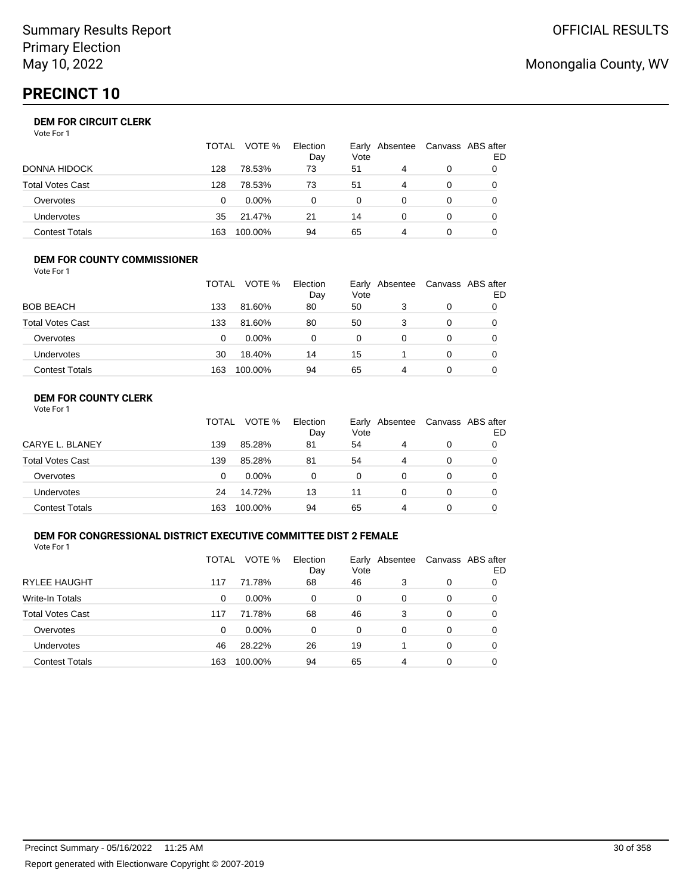Summary Results Report
Primary Election
May 10, 2022

OFFICIAL RESULTS

Monongalia County, WV

# PRECINCT 10

### DEM FOR CIRCUIT CLERK

Vote For 1

| | TOTAL | VOTE % | Election Day | Early Vote | Absentee | Canvass | ABS after ED |
|---|---|---|---|---|---|---|---|
| DONNA HIDOCK | 128 | 78.53% | 73 | 51 | 4 | 0 | 0 |
| Total Votes Cast | 128 | 78.53% | 73 | 51 | 4 | 0 | 0 |
| Overvotes | 0 | 0.00% | 0 | 0 | 0 | 0 | 0 |
| Undervotes | 35 | 21.47% | 21 | 14 | 0 | 0 | 0 |
| Contest Totals | 163 | 100.00% | 94 | 65 | 4 | 0 | 0 |

### DEM FOR COUNTY COMMISSIONER

Vote For 1

| | TOTAL | VOTE % | Election Day | Early Vote | Absentee | Canvass | ABS after ED |
|---|---|---|---|---|---|---|---|
| BOB BEACH | 133 | 81.60% | 80 | 50 | 3 | 0 | 0 |
| Total Votes Cast | 133 | 81.60% | 80 | 50 | 3 | 0 | 0 |
| Overvotes | 0 | 0.00% | 0 | 0 | 0 | 0 | 0 |
| Undervotes | 30 | 18.40% | 14 | 15 | 1 | 0 | 0 |
| Contest Totals | 163 | 100.00% | 94 | 65 | 4 | 0 | 0 |

### DEM FOR COUNTY CLERK

Vote For 1

| | TOTAL | VOTE % | Election Day | Early Vote | Absentee | Canvass | ABS after ED |
|---|---|---|---|---|---|---|---|
| CARYE L. BLANEY | 139 | 85.28% | 81 | 54 | 4 | 0 | 0 |
| Total Votes Cast | 139 | 85.28% | 81 | 54 | 4 | 0 | 0 |
| Overvotes | 0 | 0.00% | 0 | 0 | 0 | 0 | 0 |
| Undervotes | 24 | 14.72% | 13 | 11 | 0 | 0 | 0 |
| Contest Totals | 163 | 100.00% | 94 | 65 | 4 | 0 | 0 |

### DEM FOR CONGRESSIONAL DISTRICT EXECUTIVE COMMITTEE DIST 2 FEMALE

Vote For 1

| | TOTAL | VOTE % | Election Day | Early Vote | Absentee | Canvass | ABS after ED |
|---|---|---|---|---|---|---|---|
| RYLEE HAUGHT | 117 | 71.78% | 68 | 46 | 3 | 0 | 0 |
| Write-In Totals | 0 | 0.00% | 0 | 0 | 0 | 0 | 0 |
| Total Votes Cast | 117 | 71.78% | 68 | 46 | 3 | 0 | 0 |
| Overvotes | 0 | 0.00% | 0 | 0 | 0 | 0 | 0 |
| Undervotes | 46 | 28.22% | 26 | 19 | 1 | 0 | 0 |
| Contest Totals | 163 | 100.00% | 94 | 65 | 4 | 0 | 0 |

Precinct Summary - 05/16/2022 11:25 AM

Report generated with Electionware Copyright © 2007-2019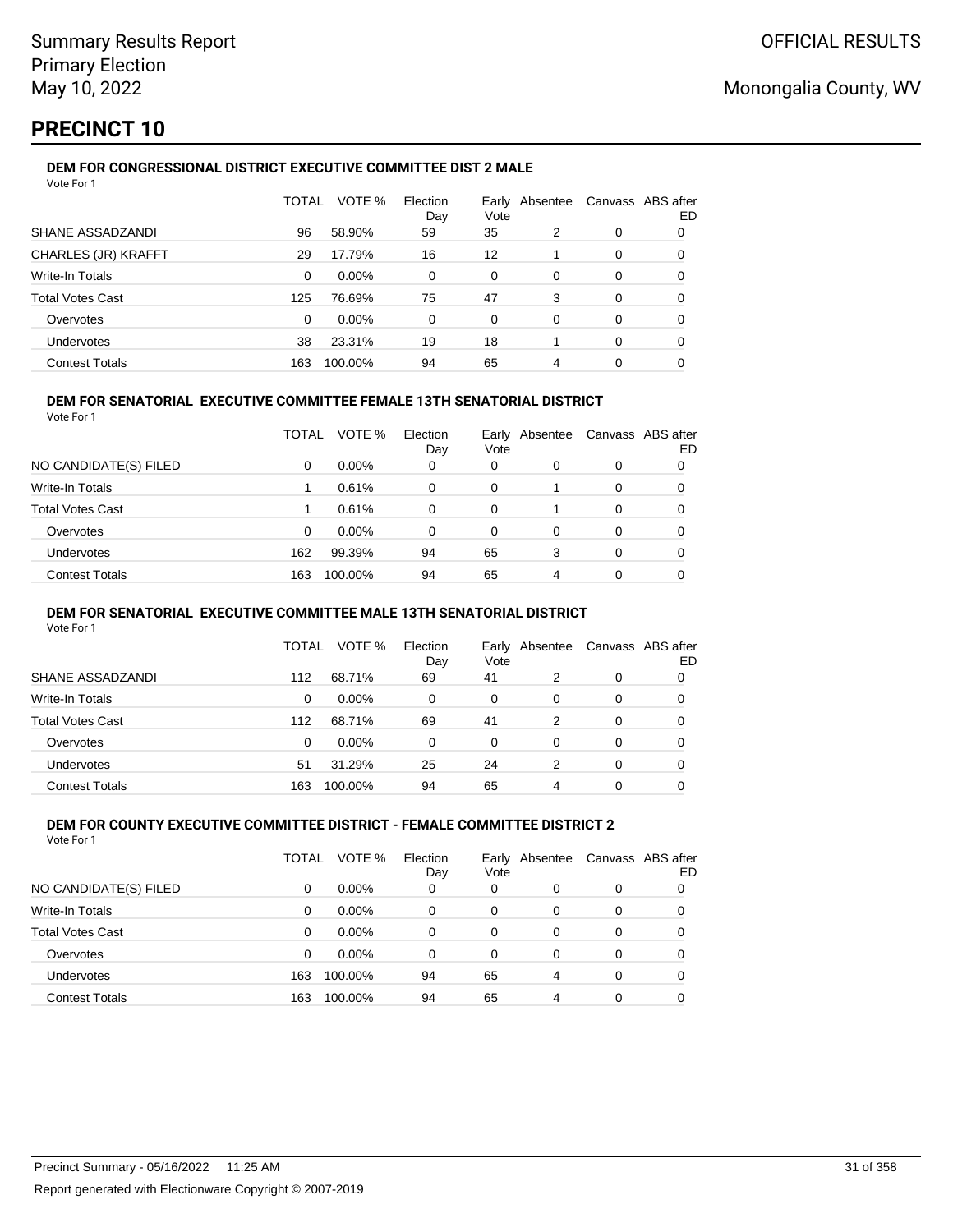# PRECINCT 10

### DEM FOR CONGRESSIONAL DISTRICT EXECUTIVE COMMITTEE DIST 2 MALE

Vote For 1

| | TOTAL | VOTE % | Election Day | Early Vote | Absentee | Canvass | ABS after ED |
|---|---|---|---|---|---|---|---|
| SHANE ASSADZANDI | 96 | 58.90% | 59 | 35 | 2 | 0 | 0 |
| CHARLES (JR) KRAFFT | 29 | 17.79% | 16 | 12 | 1 | 0 | 0 |
| Write-In Totals | 0 | 0.00% | 0 | 0 | 0 | 0 | 0 |
| Total Votes Cast | 125 | 76.69% | 75 | 47 | 3 | 0 | 0 |
| Overvotes | 0 | 0.00% | 0 | 0 | 0 | 0 | 0 |
| Undervotes | 38 | 23.31% | 19 | 18 | 1 | 0 | 0 |
| Contest Totals | 163 | 100.00% | 94 | 65 | 4 | 0 | 0 |

### DEM FOR SENATORIAL EXECUTIVE COMMITTEE FEMALE 13TH SENATORIAL DISTRICT

Vote For 1

| | TOTAL | VOTE % | Election Day | Early Vote | Absentee | Canvass | ABS after ED |
|---|---|---|---|---|---|---|---|
| NO CANDIDATE(S) FILED | 0 | 0.00% | 0 | 0 | 0 | 0 | 0 |
| Write-In Totals | 1 | 0.61% | 0 | 0 | 1 | 0 | 0 |
| Total Votes Cast | 1 | 0.61% | 0 | 0 | 1 | 0 | 0 |
| Overvotes | 0 | 0.00% | 0 | 0 | 0 | 0 | 0 |
| Undervotes | 162 | 99.39% | 94 | 65 | 3 | 0 | 0 |
| Contest Totals | 163 | 100.00% | 94 | 65 | 4 | 0 | 0 |

### DEM FOR SENATORIAL EXECUTIVE COMMITTEE MALE 13TH SENATORIAL DISTRICT

Vote For 1

| | TOTAL | VOTE % | Election Day | Early Vote | Absentee | Canvass | ABS after ED |
|---|---|---|---|---|---|---|---|
| SHANE ASSADZANDI | 112 | 68.71% | 69 | 41 | 2 | 0 | 0 |
| Write-In Totals | 0 | 0.00% | 0 | 0 | 0 | 0 | 0 |
| Total Votes Cast | 112 | 68.71% | 69 | 41 | 2 | 0 | 0 |
| Overvotes | 0 | 0.00% | 0 | 0 | 0 | 0 | 0 |
| Undervotes | 51 | 31.29% | 25 | 24 | 2 | 0 | 0 |
| Contest Totals | 163 | 100.00% | 94 | 65 | 4 | 0 | 0 |

### DEM FOR COUNTY EXECUTIVE COMMITTEE DISTRICT - FEMALE COMMITTEE DISTRICT 2

Vote For 1

| | TOTAL | VOTE % | Election Day | Early Vote | Absentee | Canvass | ABS after ED |
|---|---|---|---|---|---|---|---|
| NO CANDIDATE(S) FILED | 0 | 0.00% | 0 | 0 | 0 | 0 | 0 |
| Write-In Totals | 0 | 0.00% | 0 | 0 | 0 | 0 | 0 |
| Total Votes Cast | 0 | 0.00% | 0 | 0 | 0 | 0 | 0 |
| Overvotes | 0 | 0.00% | 0 | 0 | 0 | 0 | 0 |
| Undervotes | 163 | 100.00% | 94 | 65 | 4 | 0 | 0 |
| Contest Totals | 163 | 100.00% | 94 | 65 | 4 | 0 | 0 |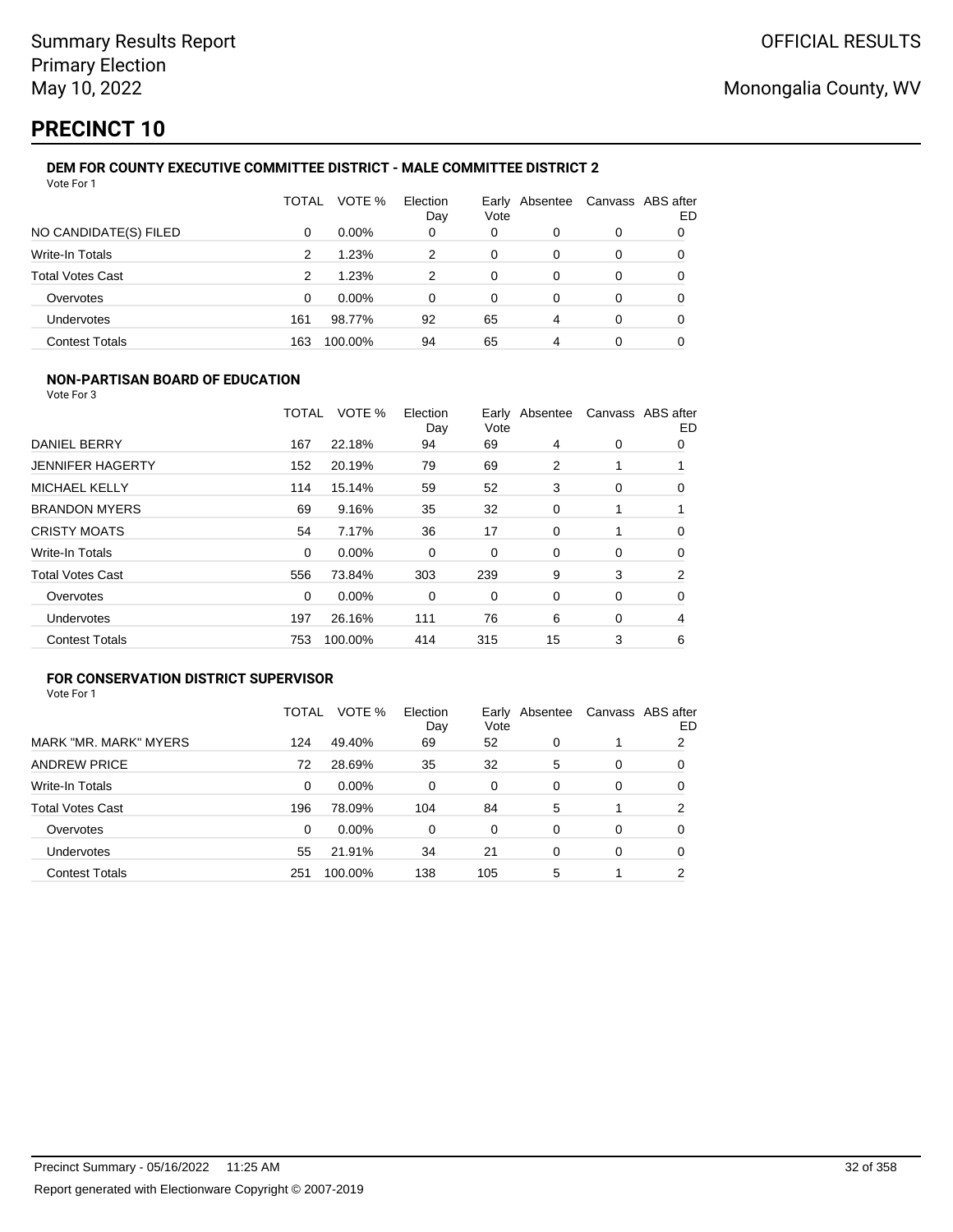# PRECINCT 10

### DEM FOR COUNTY EXECUTIVE COMMITTEE DISTRICT - MALE COMMITTEE DISTRICT 2

Vote For 1

| | TOTAL | VOTE % | Election Day | Early Vote | Absentee | Canvass | ABS after ED |
|---|---|---|---|---|---|---|---|
| NO CANDIDATE(S) FILED | 0 | 0.00% | 0 | 0 | 0 | 0 | 0 |
| Write-In Totals | 2 | 1.23% | 2 | 0 | 0 | 0 | 0 |
| Total Votes Cast | 2 | 1.23% | 2 | 0 | 0 | 0 | 0 |
| Overvotes | 0 | 0.00% | 0 | 0 | 0 | 0 | 0 |
| Undervotes | 161 | 98.77% | 92 | 65 | 4 | 0 | 0 |
| Contest Totals | 163 | 100.00% | 94 | 65 | 4 | 0 | 0 |

### NON-PARTISAN BOARD OF EDUCATION

Vote For 3

| | TOTAL | VOTE % | Election Day | Early Vote | Absentee | Canvass | ABS after ED |
|---|---|---|---|---|---|---|---|
| DANIEL BERRY | 167 | 22.18% | 94 | 69 | 4 | 0 | 0 |
| JENNIFER HAGERTY | 152 | 20.19% | 79 | 69 | 2 | 1 | 1 |
| MICHAEL KELLY | 114 | 15.14% | 59 | 52 | 3 | 0 | 0 |
| BRANDON MYERS | 69 | 9.16% | 35 | 32 | 0 | 1 | 1 |
| CRISTY MOATS | 54 | 7.17% | 36 | 17 | 0 | 1 | 0 |
| Write-In Totals | 0 | 0.00% | 0 | 0 | 0 | 0 | 0 |
| Total Votes Cast | 556 | 73.84% | 303 | 239 | 9 | 3 | 2 |
| Overvotes | 0 | 0.00% | 0 | 0 | 0 | 0 | 0 |
| Undervotes | 197 | 26.16% | 111 | 76 | 6 | 0 | 4 |
| Contest Totals | 753 | 100.00% | 414 | 315 | 15 | 3 | 6 |

### FOR CONSERVATION DISTRICT SUPERVISOR

Vote For 1

| | TOTAL | VOTE % | Election Day | Early Vote | Absentee | Canvass | ABS after ED |
|---|---|---|---|---|---|---|---|
| MARK "MR. MARK" MYERS | 124 | 49.40% | 69 | 52 | 0 | 1 | 2 |
| ANDREW PRICE | 72 | 28.69% | 35 | 32 | 5 | 0 | 0 |
| Write-In Totals | 0 | 0.00% | 0 | 0 | 0 | 0 | 0 |
| Total Votes Cast | 196 | 78.09% | 104 | 84 | 5 | 1 | 2 |
| Overvotes | 0 | 0.00% | 0 | 0 | 0 | 0 | 0 |
| Undervotes | 55 | 21.91% | 34 | 21 | 0 | 0 | 0 |
| Contest Totals | 251 | 100.00% | 138 | 105 | 5 | 1 | 2 |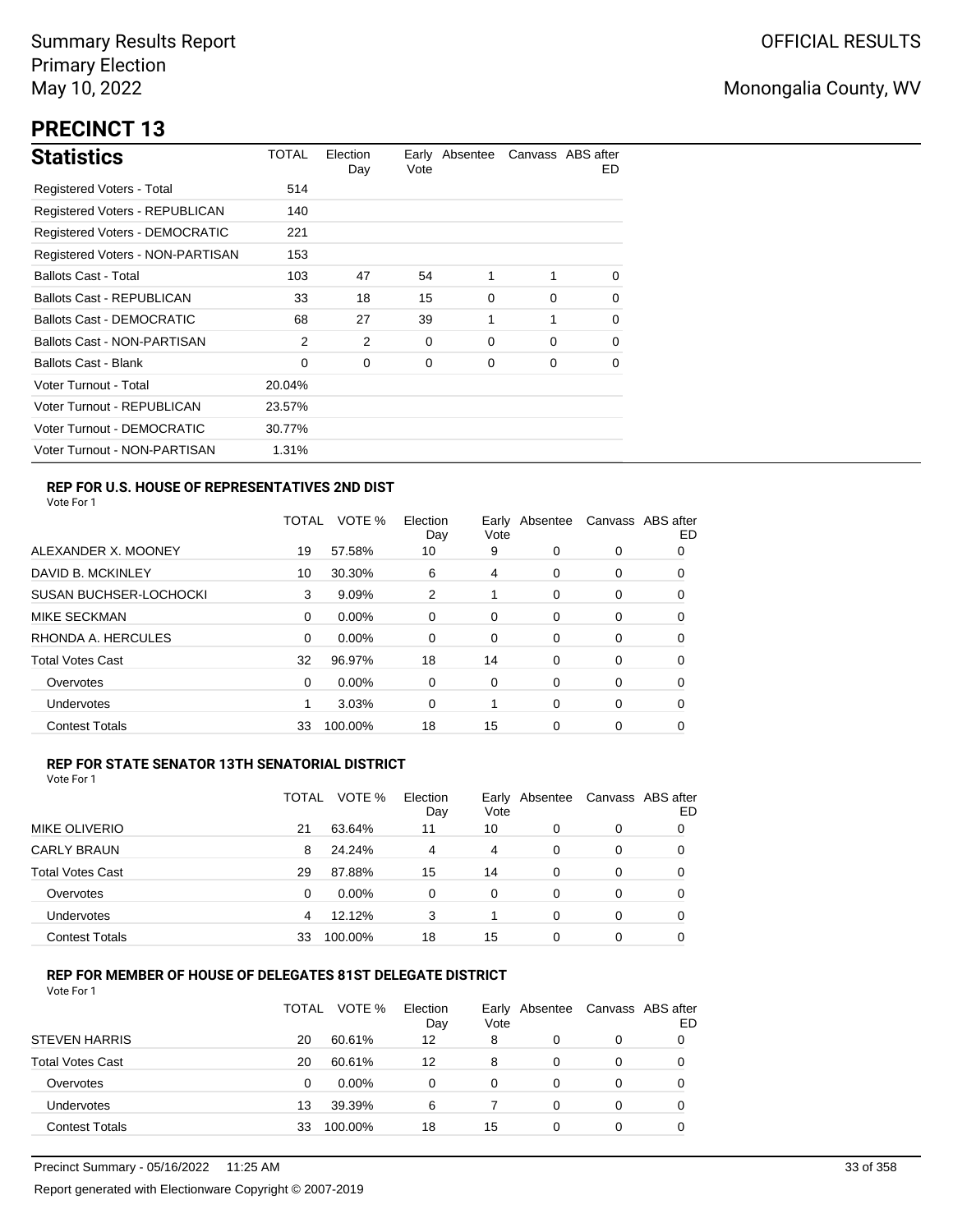Summary Results Report
Primary Election
May 10, 2022

OFFICIAL RESULTS

Monongalia County, WV

# PRECINCT 13

## Statistics

| Statistics | TOTAL | Election Day | Early Vote | Absentee | Canvass | ABS after ED |
|---|---|---|---|---|---|---|
| Registered Voters - Total | 514 | | | | | |
| Registered Voters - REPUBLICAN | 140 | | | | | |
| Registered Voters - DEMOCRATIC | 221 | | | | | |
| Registered Voters - NON-PARTISAN | 153 | | | | | |
| Ballots Cast - Total | 103 | 47 | 54 | 1 | 1 | 0 |
| Ballots Cast - REPUBLICAN | 33 | 18 | 15 | 0 | 0 | 0 |
| Ballots Cast - DEMOCRATIC | 68 | 27 | 39 | 1 | 1 | 0 |
| Ballots Cast - NON-PARTISAN | 2 | 2 | 0 | 0 | 0 | 0 |
| Ballots Cast - Blank | 0 | 0 | 0 | 0 | 0 | 0 |
| Voter Turnout - Total | 20.04% | | | | | |
| Voter Turnout - REPUBLICAN | 23.57% | | | | | |
| Voter Turnout - DEMOCRATIC | 30.77% | | | | | |
| Voter Turnout - NON-PARTISAN | 1.31% | | | | | |

### REP FOR U.S. HOUSE OF REPRESENTATIVES 2ND DIST

Vote For 1

| | TOTAL | VOTE % | Election Day | Early Vote | Absentee | Canvass | ABS after ED |
|---|---|---|---|---|---|---|---|
| ALEXANDER X. MOONEY | 19 | 57.58% | 10 | 9 | 0 | 0 | 0 |
| DAVID B. MCKINLEY | 10 | 30.30% | 6 | 4 | 0 | 0 | 0 |
| SUSAN BUCHSER-LOCHOCKI | 3 | 9.09% | 2 | 1 | 0 | 0 | 0 |
| MIKE SECKMAN | 0 | 0.00% | 0 | 0 | 0 | 0 | 0 |
| RHONDA A. HERCULES | 0 | 0.00% | 0 | 0 | 0 | 0 | 0 |
| Total Votes Cast | 32 | 96.97% | 18 | 14 | 0 | 0 | 0 |
| Overvotes | 0 | 0.00% | 0 | 0 | 0 | 0 | 0 |
| Undervotes | 1 | 3.03% | 0 | 1 | 0 | 0 | 0 |
| Contest Totals | 33 | 100.00% | 18 | 15 | 0 | 0 | 0 |

### REP FOR STATE SENATOR 13TH SENATORIAL DISTRICT

Vote For 1

| | TOTAL | VOTE % | Election Day | Early Vote | Absentee | Canvass | ABS after ED |
|---|---|---|---|---|---|---|---|
| MIKE OLIVERIO | 21 | 63.64% | 11 | 10 | 0 | 0 | 0 |
| CARLY BRAUN | 8 | 24.24% | 4 | 4 | 0 | 0 | 0 |
| Total Votes Cast | 29 | 87.88% | 15 | 14 | 0 | 0 | 0 |
| Overvotes | 0 | 0.00% | 0 | 0 | 0 | 0 | 0 |
| Undervotes | 4 | 12.12% | 3 | 1 | 0 | 0 | 0 |
| Contest Totals | 33 | 100.00% | 18 | 15 | 0 | 0 | 0 |

### REP FOR MEMBER OF HOUSE OF DELEGATES 81ST DELEGATE DISTRICT

Vote For 1

| | TOTAL | VOTE % | Election Day | Early Vote | Absentee | Canvass | ABS after ED |
|---|---|---|---|---|---|---|---|
| STEVEN HARRIS | 20 | 60.61% | 12 | 8 | 0 | 0 | 0 |
| Total Votes Cast | 20 | 60.61% | 12 | 8 | 0 | 0 | 0 |
| Overvotes | 0 | 0.00% | 0 | 0 | 0 | 0 | 0 |
| Undervotes | 13 | 39.39% | 6 | 7 | 0 | 0 | 0 |
| Contest Totals | 33 | 100.00% | 18 | 15 | 0 | 0 | 0 |

Precinct Summary - 05/16/2022 11:25 AM

Report generated with Electionware Copyright © 2007-2019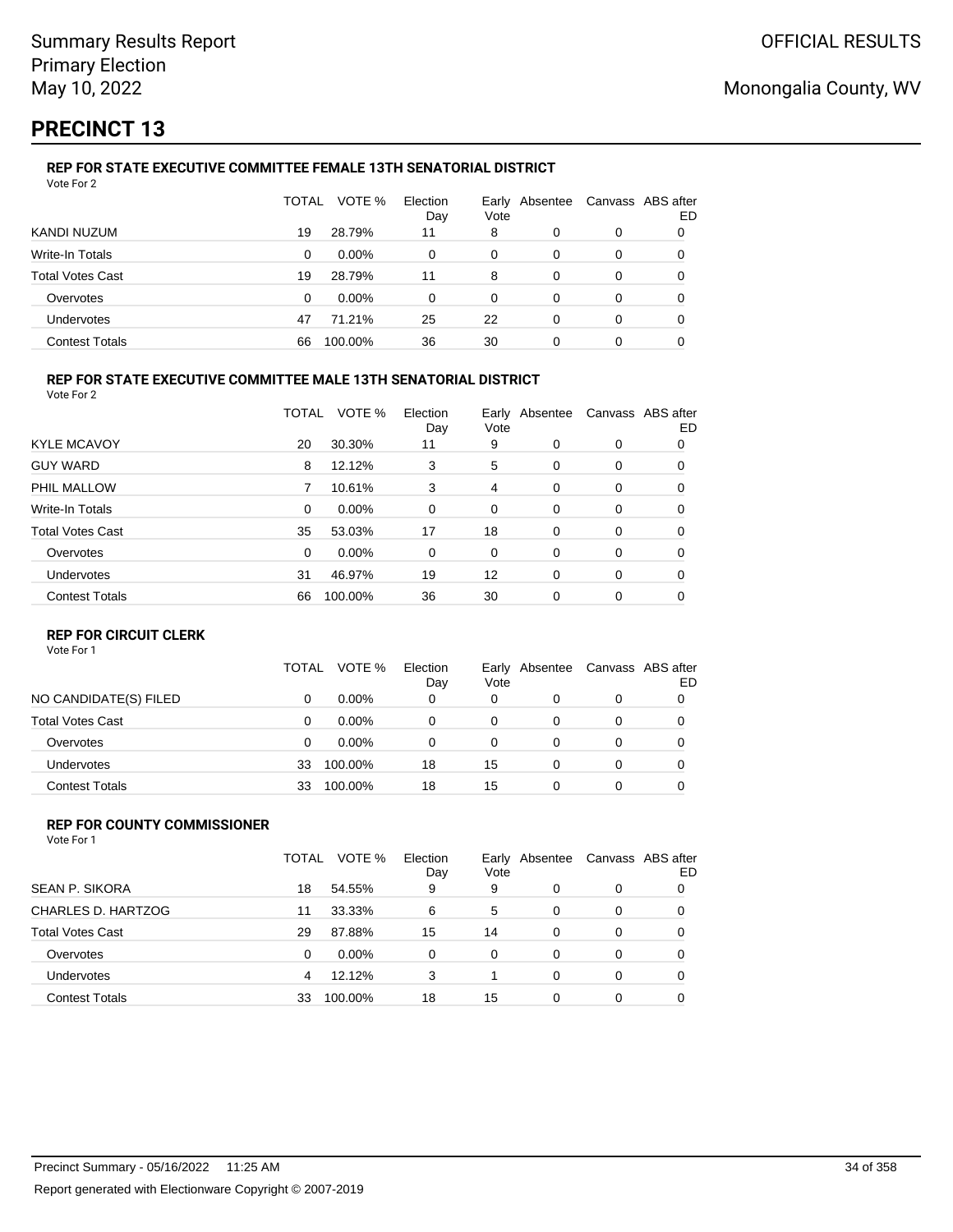Summary Results Report
Primary Election
May 10, 2022

OFFICIAL RESULTS

Monongalia County, WV

# PRECINCT 13

### REP FOR STATE EXECUTIVE COMMITTEE FEMALE 13TH SENATORIAL DISTRICT

Vote For 2

| | TOTAL | VOTE % | Election Day | Early Vote | Absentee | Canvass | ABS after ED |
|---|---|---|---|---|---|---|---|
| KANDI NUZUM | 19 | 28.79% | 11 | 8 | 0 | 0 | 0 |
| Write-In Totals | 0 | 0.00% | 0 | 0 | 0 | 0 | 0 |
| Total Votes Cast | 19 | 28.79% | 11 | 8 | 0 | 0 | 0 |
| Overvotes | 0 | 0.00% | 0 | 0 | 0 | 0 | 0 |
| Undervotes | 47 | 71.21% | 25 | 22 | 0 | 0 | 0 |
| Contest Totals | 66 | 100.00% | 36 | 30 | 0 | 0 | 0 |

### REP FOR STATE EXECUTIVE COMMITTEE MALE 13TH SENATORIAL DISTRICT

Vote For 2

| | TOTAL | VOTE % | Election Day | Early Vote | Absentee | Canvass | ABS after ED |
|---|---|---|---|---|---|---|---|
| KYLE MCAVOY | 20 | 30.30% | 11 | 9 | 0 | 0 | 0 |
| GUY WARD | 8 | 12.12% | 3 | 5 | 0 | 0 | 0 |
| PHIL MALLOW | 7 | 10.61% | 3 | 4 | 0 | 0 | 0 |
| Write-In Totals | 0 | 0.00% | 0 | 0 | 0 | 0 | 0 |
| Total Votes Cast | 35 | 53.03% | 17 | 18 | 0 | 0 | 0 |
| Overvotes | 0 | 0.00% | 0 | 0 | 0 | 0 | 0 |
| Undervotes | 31 | 46.97% | 19 | 12 | 0 | 0 | 0 |
| Contest Totals | 66 | 100.00% | 36 | 30 | 0 | 0 | 0 |

### REP FOR CIRCUIT CLERK

Vote For 1

| | TOTAL | VOTE % | Election Day | Early Vote | Absentee | Canvass | ABS after ED |
|---|---|---|---|---|---|---|---|
| NO CANDIDATE(S) FILED | 0 | 0.00% | 0 | 0 | 0 | 0 | 0 |
| Total Votes Cast | 0 | 0.00% | 0 | 0 | 0 | 0 | 0 |
| Overvotes | 0 | 0.00% | 0 | 0 | 0 | 0 | 0 |
| Undervotes | 33 | 100.00% | 18 | 15 | 0 | 0 | 0 |
| Contest Totals | 33 | 100.00% | 18 | 15 | 0 | 0 | 0 |

### REP FOR COUNTY COMMISSIONER

Vote For 1

| | TOTAL | VOTE % | Election Day | Early Vote | Absentee | Canvass | ABS after ED |
|---|---|---|---|---|---|---|---|
| SEAN P. SIKORA | 18 | 54.55% | 9 | 9 | 0 | 0 | 0 |
| CHARLES D. HARTZOG | 11 | 33.33% | 6 | 5 | 0 | 0 | 0 |
| Total Votes Cast | 29 | 87.88% | 15 | 14 | 0 | 0 | 0 |
| Overvotes | 0 | 0.00% | 0 | 0 | 0 | 0 | 0 |
| Undervotes | 4 | 12.12% | 3 | 1 | 0 | 0 | 0 |
| Contest Totals | 33 | 100.00% | 18 | 15 | 0 | 0 | 0 |

Precinct Summary - 05/16/2022 11:25 AM

Report generated with Electionware Copyright © 2007-2019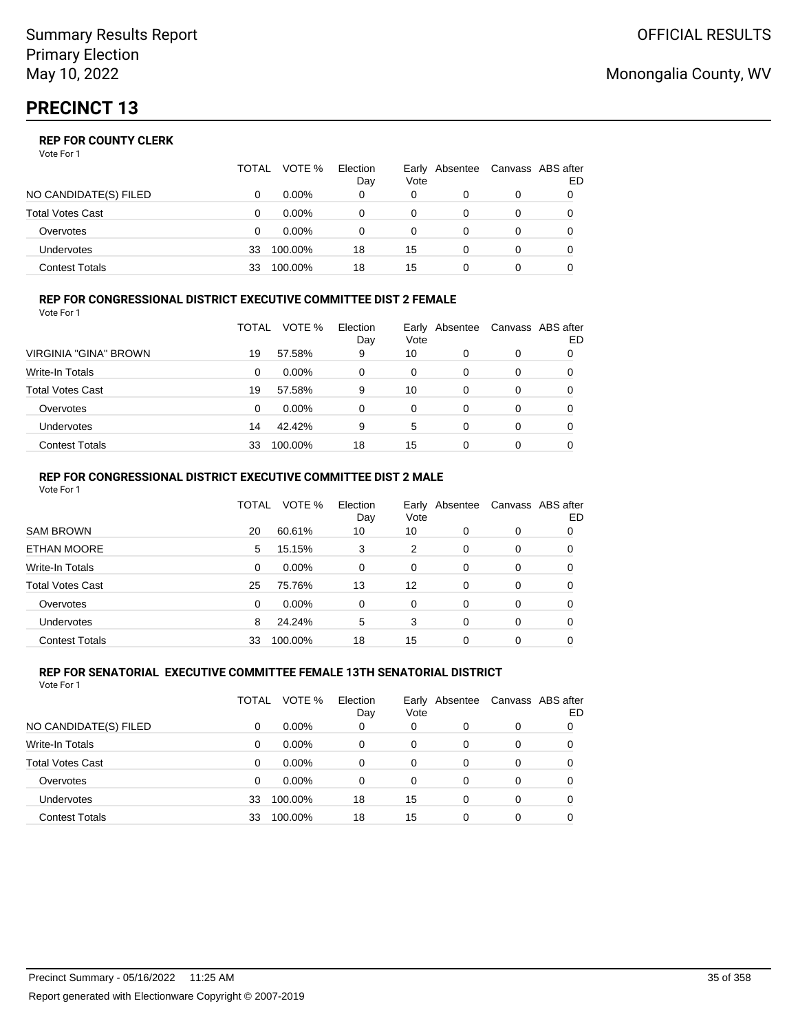# PRECINCT 13

### REP FOR COUNTY CLERK

Vote For 1

| | TOTAL | VOTE % | Election Day | Early Vote | Absentee | Canvass | ABS after ED |
|---|---|---|---|---|---|---|---|
| NO CANDIDATE(S) FILED | 0 | 0.00% | 0 | 0 | 0 | 0 | 0 |
| Total Votes Cast | 0 | 0.00% | 0 | 0 | 0 | 0 | 0 |
| Overvotes | 0 | 0.00% | 0 | 0 | 0 | 0 | 0 |
| Undervotes | 33 | 100.00% | 18 | 15 | 0 | 0 | 0 |
| Contest Totals | 33 | 100.00% | 18 | 15 | 0 | 0 | 0 |

### REP FOR CONGRESSIONAL DISTRICT EXECUTIVE COMMITTEE DIST 2 FEMALE

Vote For 1

| | TOTAL | VOTE % | Election Day | Early Vote | Absentee | Canvass | ABS after ED |
|---|---|---|---|---|---|---|---|
| VIRGINIA "GINA" BROWN | 19 | 57.58% | 9 | 10 | 0 | 0 | 0 |
| Write-In Totals | 0 | 0.00% | 0 | 0 | 0 | 0 | 0 |
| Total Votes Cast | 19 | 57.58% | 9 | 10 | 0 | 0 | 0 |
| Overvotes | 0 | 0.00% | 0 | 0 | 0 | 0 | 0 |
| Undervotes | 14 | 42.42% | 9 | 5 | 0 | 0 | 0 |
| Contest Totals | 33 | 100.00% | 18 | 15 | 0 | 0 | 0 |

### REP FOR CONGRESSIONAL DISTRICT EXECUTIVE COMMITTEE DIST 2 MALE

Vote For 1

| | TOTAL | VOTE % | Election Day | Early Vote | Absentee | Canvass | ABS after ED |
|---|---|---|---|---|---|---|---|
| SAM BROWN | 20 | 60.61% | 10 | 10 | 0 | 0 | 0 |
| ETHAN MOORE | 5 | 15.15% | 3 | 2 | 0 | 0 | 0 |
| Write-In Totals | 0 | 0.00% | 0 | 0 | 0 | 0 | 0 |
| Total Votes Cast | 25 | 75.76% | 13 | 12 | 0 | 0 | 0 |
| Overvotes | 0 | 0.00% | 0 | 0 | 0 | 0 | 0 |
| Undervotes | 8 | 24.24% | 5 | 3 | 0 | 0 | 0 |
| Contest Totals | 33 | 100.00% | 18 | 15 | 0 | 0 | 0 |

### REP FOR SENATORIAL EXECUTIVE COMMITTEE FEMALE 13TH SENATORIAL DISTRICT

Vote For 1

| | TOTAL | VOTE % | Election Day | Early Vote | Absentee | Canvass | ABS after ED |
|---|---|---|---|---|---|---|---|
| NO CANDIDATE(S) FILED | 0 | 0.00% | 0 | 0 | 0 | 0 | 0 |
| Write-In Totals | 0 | 0.00% | 0 | 0 | 0 | 0 | 0 |
| Total Votes Cast | 0 | 0.00% | 0 | 0 | 0 | 0 | 0 |
| Overvotes | 0 | 0.00% | 0 | 0 | 0 | 0 | 0 |
| Undervotes | 33 | 100.00% | 18 | 15 | 0 | 0 | 0 |
| Contest Totals | 33 | 100.00% | 18 | 15 | 0 | 0 | 0 |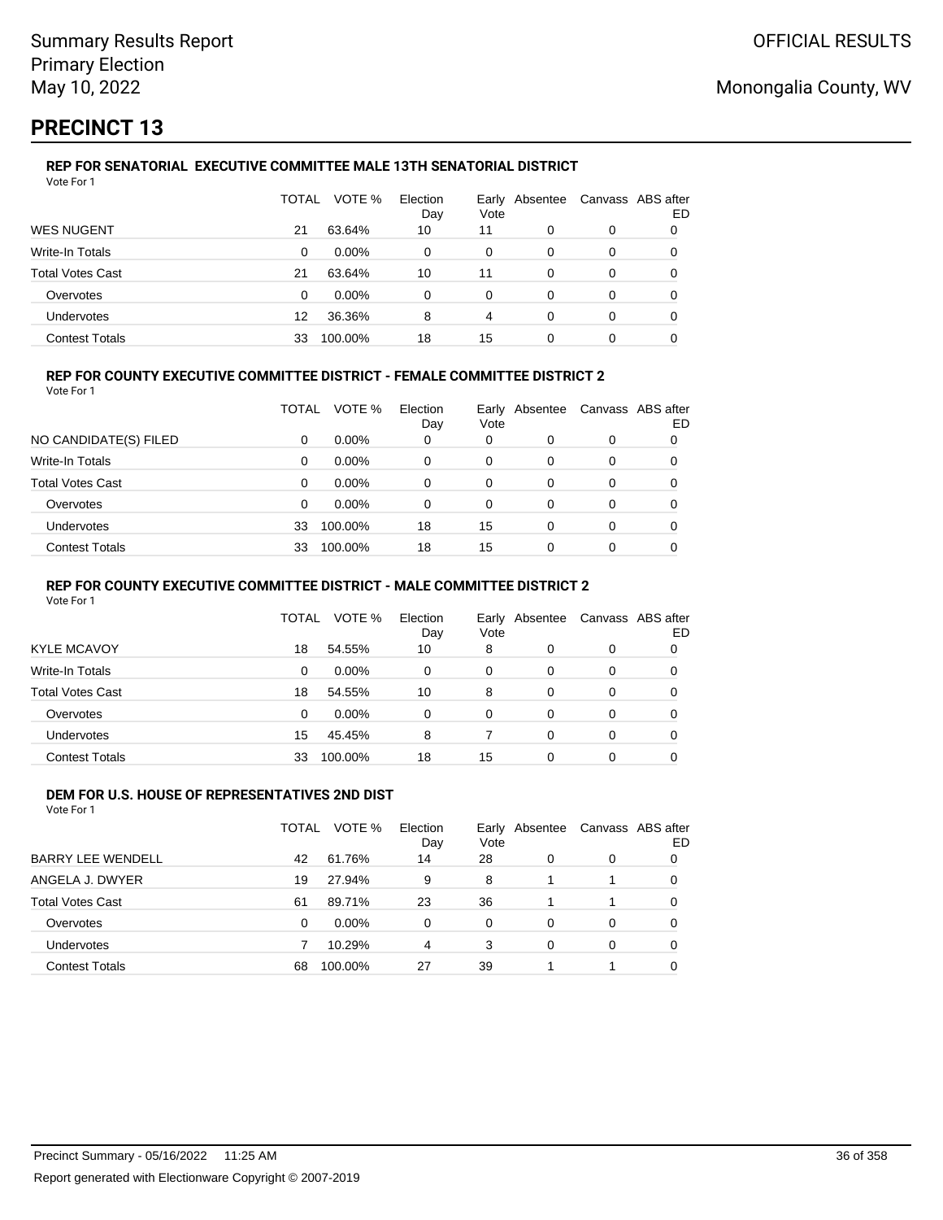Summary Results Report
Primary Election
May 10, 2022

OFFICIAL RESULTS

Monongalia County, WV

# PRECINCT 13

### REP FOR SENATORIAL EXECUTIVE COMMITTEE MALE 13TH SENATORIAL DISTRICT

Vote For 1

| | TOTAL | VOTE % | Election Day | Early Vote | Absentee | Canvass | ABS after ED |
|---|---|---|---|---|---|---|---|
| WES NUGENT | 21 | 63.64% | 10 | 11 | 0 | 0 | 0 |
| Write-In Totals | 0 | 0.00% | 0 | 0 | 0 | 0 | 0 |
| Total Votes Cast | 21 | 63.64% | 10 | 11 | 0 | 0 | 0 |
| Overvotes | 0 | 0.00% | 0 | 0 | 0 | 0 | 0 |
| Undervotes | 12 | 36.36% | 8 | 4 | 0 | 0 | 0 |
| Contest Totals | 33 | 100.00% | 18 | 15 | 0 | 0 | 0 |

### REP FOR COUNTY EXECUTIVE COMMITTEE DISTRICT - FEMALE COMMITTEE DISTRICT 2

Vote For 1

| | TOTAL | VOTE % | Election Day | Early Vote | Absentee | Canvass | ABS after ED |
|---|---|---|---|---|---|---|---|
| NO CANDIDATE(S) FILED | 0 | 0.00% | 0 | 0 | 0 | 0 | 0 |
| Write-In Totals | 0 | 0.00% | 0 | 0 | 0 | 0 | 0 |
| Total Votes Cast | 0 | 0.00% | 0 | 0 | 0 | 0 | 0 |
| Overvotes | 0 | 0.00% | 0 | 0 | 0 | 0 | 0 |
| Undervotes | 33 | 100.00% | 18 | 15 | 0 | 0 | 0 |
| Contest Totals | 33 | 100.00% | 18 | 15 | 0 | 0 | 0 |

### REP FOR COUNTY EXECUTIVE COMMITTEE DISTRICT - MALE COMMITTEE DISTRICT 2

Vote For 1

| | TOTAL | VOTE % | Election Day | Early Vote | Absentee | Canvass | ABS after ED |
|---|---|---|---|---|---|---|---|
| KYLE MCAVOY | 18 | 54.55% | 10 | 8 | 0 | 0 | 0 |
| Write-In Totals | 0 | 0.00% | 0 | 0 | 0 | 0 | 0 |
| Total Votes Cast | 18 | 54.55% | 10 | 8 | 0 | 0 | 0 |
| Overvotes | 0 | 0.00% | 0 | 0 | 0 | 0 | 0 |
| Undervotes | 15 | 45.45% | 8 | 7 | 0 | 0 | 0 |
| Contest Totals | 33 | 100.00% | 18 | 15 | 0 | 0 | 0 |

### DEM FOR U.S. HOUSE OF REPRESENTATIVES 2ND DIST

Vote For 1

| | TOTAL | VOTE % | Election Day | Early Vote | Absentee | Canvass | ABS after ED |
|---|---|---|---|---|---|---|---|
| BARRY LEE WENDELL | 42 | 61.76% | 14 | 28 | 0 | 0 | 0 |
| ANGELA J. DWYER | 19 | 27.94% | 9 | 8 | 1 | 1 | 0 |
| Total Votes Cast | 61 | 89.71% | 23 | 36 | 1 | 1 | 0 |
| Overvotes | 0 | 0.00% | 0 | 0 | 0 | 0 | 0 |
| Undervotes | 7 | 10.29% | 4 | 3 | 0 | 0 | 0 |
| Contest Totals | 68 | 100.00% | 27 | 39 | 1 | 1 | 0 |

Precinct Summary - 05/16/2022 11:25 AM

Report generated with Electionware Copyright © 2007-2019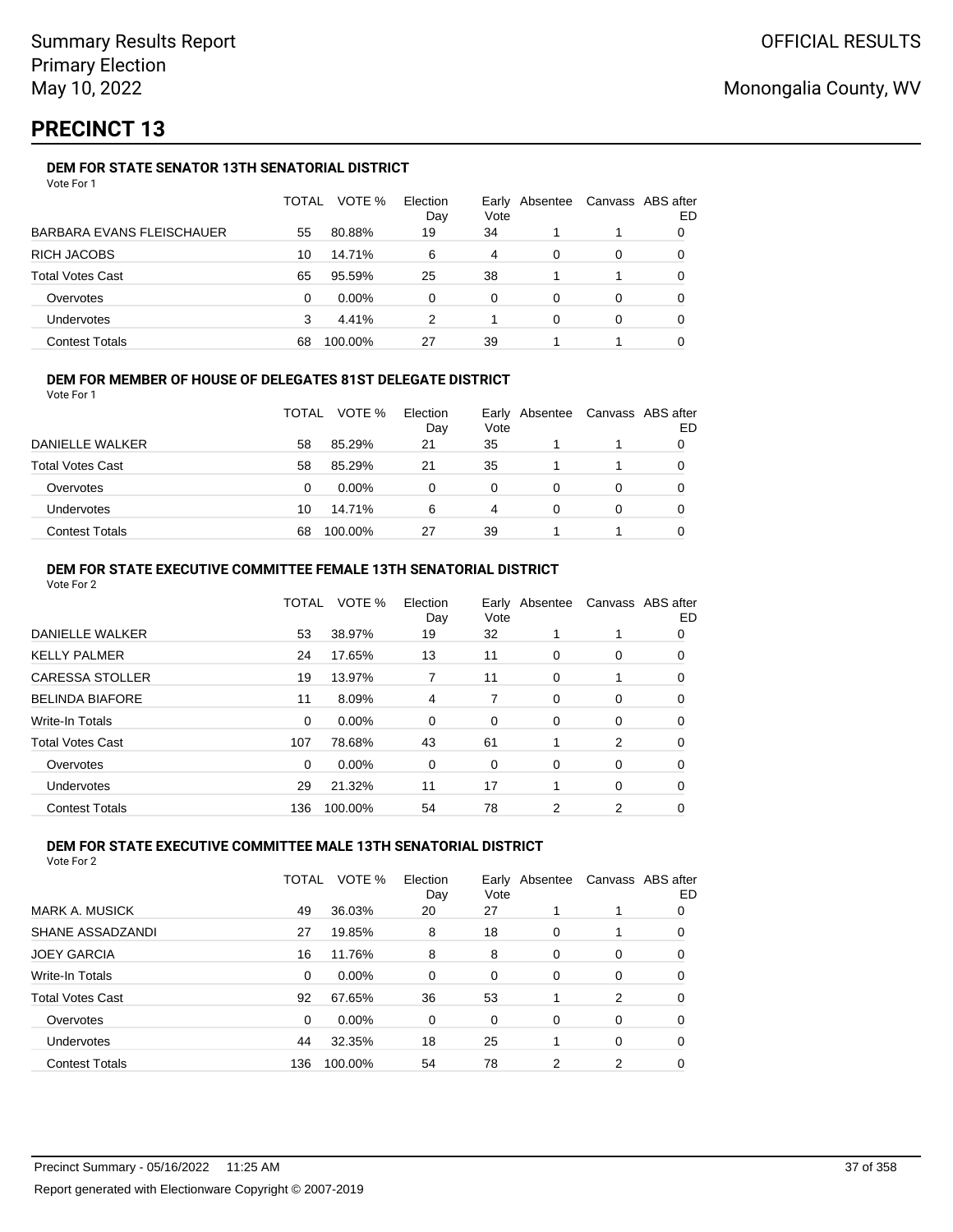Summary Results Report
Primary Election
May 10, 2022

OFFICIAL RESULTS

Monongalia County, WV

# PRECINCT 13

### DEM FOR STATE SENATOR 13TH SENATORIAL DISTRICT

Vote For 1

| | TOTAL | VOTE % | Election Day | Early Vote | Absentee | Canvass | ABS after ED |
|---|---|---|---|---|---|---|---|
| BARBARA EVANS FLEISCHAUER | 55 | 80.88% | 19 | 34 | 1 | 1 | 0 |
| RICH JACOBS | 10 | 14.71% | 6 | 4 | 0 | 0 | 0 |
| Total Votes Cast | 65 | 95.59% | 25 | 38 | 1 | 1 | 0 |
| Overvotes | 0 | 0.00% | 0 | 0 | 0 | 0 | 0 |
| Undervotes | 3 | 4.41% | 2 | 1 | 0 | 0 | 0 |
| Contest Totals | 68 | 100.00% | 27 | 39 | 1 | 1 | 0 |

### DEM FOR MEMBER OF HOUSE OF DELEGATES 81ST DELEGATE DISTRICT

Vote For 1

| | TOTAL | VOTE % | Election Day | Early Vote | Absentee | Canvass | ABS after ED |
|---|---|---|---|---|---|---|---|
| DANIELLE WALKER | 58 | 85.29% | 21 | 35 | 1 | 1 | 0 |
| Total Votes Cast | 58 | 85.29% | 21 | 35 | 1 | 1 | 0 |
| Overvotes | 0 | 0.00% | 0 | 0 | 0 | 0 | 0 |
| Undervotes | 10 | 14.71% | 6 | 4 | 0 | 0 | 0 |
| Contest Totals | 68 | 100.00% | 27 | 39 | 1 | 1 | 0 |

### DEM FOR STATE EXECUTIVE COMMITTEE FEMALE 13TH SENATORIAL DISTRICT

Vote For 2

| | TOTAL | VOTE % | Election Day | Early Vote | Absentee | Canvass | ABS after ED |
|---|---|---|---|---|---|---|---|
| DANIELLE WALKER | 53 | 38.97% | 19 | 32 | 1 | 1 | 0 |
| KELLY PALMER | 24 | 17.65% | 13 | 11 | 0 | 0 | 0 |
| CARESSA STOLLER | 19 | 13.97% | 7 | 11 | 0 | 1 | 0 |
| BELINDA BIAFORE | 11 | 8.09% | 4 | 7 | 0 | 0 | 0 |
| Write-In Totals | 0 | 0.00% | 0 | 0 | 0 | 0 | 0 |
| Total Votes Cast | 107 | 78.68% | 43 | 61 | 1 | 2 | 0 |
| Overvotes | 0 | 0.00% | 0 | 0 | 0 | 0 | 0 |
| Undervotes | 29 | 21.32% | 11 | 17 | 1 | 0 | 0 |
| Contest Totals | 136 | 100.00% | 54 | 78 | 2 | 2 | 0 |

### DEM FOR STATE EXECUTIVE COMMITTEE MALE 13TH SENATORIAL DISTRICT

Vote For 2

| | TOTAL | VOTE % | Election Day | Early Vote | Absentee | Canvass | ABS after ED |
|---|---|---|---|---|---|---|---|
| MARK A. MUSICK | 49 | 36.03% | 20 | 27 | 1 | 1 | 0 |
| SHANE ASSADZANDI | 27 | 19.85% | 8 | 18 | 0 | 1 | 0 |
| JOEY GARCIA | 16 | 11.76% | 8 | 8 | 0 | 0 | 0 |
| Write-In Totals | 0 | 0.00% | 0 | 0 | 0 | 0 | 0 |
| Total Votes Cast | 92 | 67.65% | 36 | 53 | 1 | 2 | 0 |
| Overvotes | 0 | 0.00% | 0 | 0 | 0 | 0 | 0 |
| Undervotes | 44 | 32.35% | 18 | 25 | 1 | 0 | 0 |
| Contest Totals | 136 | 100.00% | 54 | 78 | 2 | 2 | 0 |

Precinct Summary - 05/16/2022 11:25 AM

Report generated with Electionware Copyright © 2007-2019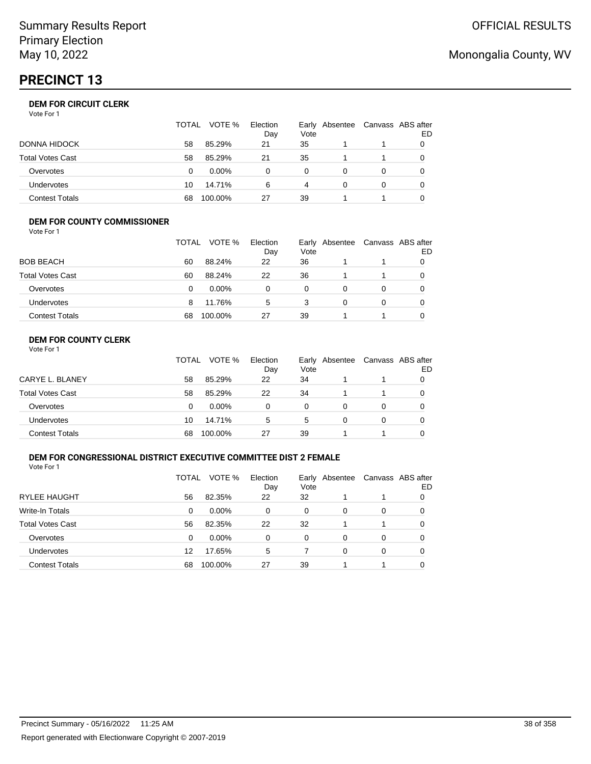Summary Results Report
Primary Election
May 10, 2022

OFFICIAL RESULTS

Monongalia County, WV

# PRECINCT 13

### DEM FOR CIRCUIT CLERK

Vote For 1

| | TOTAL | VOTE % | Election Day | Early Vote | Absentee | Canvass | ABS after ED |
|---|---|---|---|---|---|---|---|
| DONNA HIDOCK | 58 | 85.29% | 21 | 35 | 1 | 1 | 0 |
| Total Votes Cast | 58 | 85.29% | 21 | 35 | 1 | 1 | 0 |
| Overvotes | 0 | 0.00% | 0 | 0 | 0 | 0 | 0 |
| Undervotes | 10 | 14.71% | 6 | 4 | 0 | 0 | 0 |
| Contest Totals | 68 | 100.00% | 27 | 39 | 1 | 1 | 0 |

### DEM FOR COUNTY COMMISSIONER

Vote For 1

| | TOTAL | VOTE % | Election Day | Early Vote | Absentee | Canvass | ABS after ED |
|---|---|---|---|---|---|---|---|
| BOB BEACH | 60 | 88.24% | 22 | 36 | 1 | 1 | 0 |
| Total Votes Cast | 60 | 88.24% | 22 | 36 | 1 | 1 | 0 |
| Overvotes | 0 | 0.00% | 0 | 0 | 0 | 0 | 0 |
| Undervotes | 8 | 11.76% | 5 | 3 | 0 | 0 | 0 |
| Contest Totals | 68 | 100.00% | 27 | 39 | 1 | 1 | 0 |

### DEM FOR COUNTY CLERK

Vote For 1

| | TOTAL | VOTE % | Election Day | Early Vote | Absentee | Canvass | ABS after ED |
|---|---|---|---|---|---|---|---|
| CARYE L. BLANEY | 58 | 85.29% | 22 | 34 | 1 | 1 | 0 |
| Total Votes Cast | 58 | 85.29% | 22 | 34 | 1 | 1 | 0 |
| Overvotes | 0 | 0.00% | 0 | 0 | 0 | 0 | 0 |
| Undervotes | 10 | 14.71% | 5 | 5 | 0 | 0 | 0 |
| Contest Totals | 68 | 100.00% | 27 | 39 | 1 | 1 | 0 |

### DEM FOR CONGRESSIONAL DISTRICT EXECUTIVE COMMITTEE DIST 2 FEMALE

Vote For 1

| | TOTAL | VOTE % | Election Day | Early Vote | Absentee | Canvass | ABS after ED |
|---|---|---|---|---|---|---|---|
| RYLEE HAUGHT | 56 | 82.35% | 22 | 32 | 1 | 1 | 0 |
| Write-In Totals | 0 | 0.00% | 0 | 0 | 0 | 0 | 0 |
| Total Votes Cast | 56 | 82.35% | 22 | 32 | 1 | 1 | 0 |
| Overvotes | 0 | 0.00% | 0 | 0 | 0 | 0 | 0 |
| Undervotes | 12 | 17.65% | 5 | 7 | 0 | 0 | 0 |
| Contest Totals | 68 | 100.00% | 27 | 39 | 1 | 1 | 0 |

Precinct Summary - 05/16/2022 11:25 AM

Report generated with Electionware Copyright © 2007-2019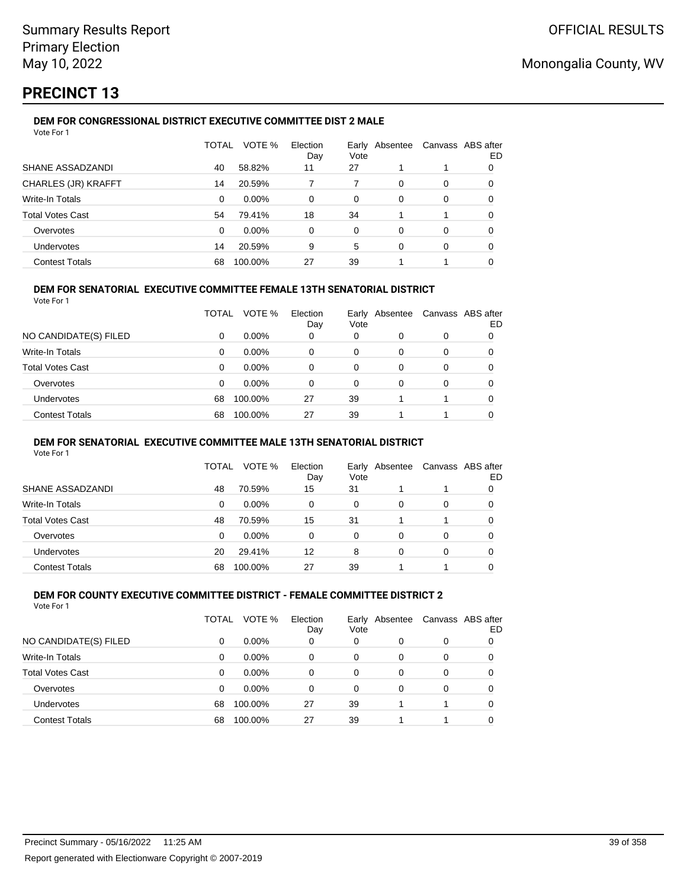# PRECINCT 13

### DEM FOR CONGRESSIONAL DISTRICT EXECUTIVE COMMITTEE DIST 2 MALE

Vote For 1

| | TOTAL | VOTE % | Election Day | Early Vote | Absentee | Canvass | ABS after ED |
|---|---|---|---|---|---|---|---|
| SHANE ASSADZANDI | 40 | 58.82% | 11 | 27 | 1 | 1 | 0 |
| CHARLES (JR) KRAFFT | 14 | 20.59% | 7 | 7 | 0 | 0 | 0 |
| Write-In Totals | 0 | 0.00% | 0 | 0 | 0 | 0 | 0 |
| Total Votes Cast | 54 | 79.41% | 18 | 34 | 1 | 1 | 0 |
| Overvotes | 0 | 0.00% | 0 | 0 | 0 | 0 | 0 |
| Undervotes | 14 | 20.59% | 9 | 5 | 0 | 0 | 0 |
| Contest Totals | 68 | 100.00% | 27 | 39 | 1 | 1 | 0 |

### DEM FOR SENATORIAL EXECUTIVE COMMITTEE FEMALE 13TH SENATORIAL DISTRICT

Vote For 1

| | TOTAL | VOTE % | Election Day | Early Vote | Absentee | Canvass | ABS after ED |
|---|---|---|---|---|---|---|---|
| NO CANDIDATE(S) FILED | 0 | 0.00% | 0 | 0 | 0 | 0 | 0 |
| Write-In Totals | 0 | 0.00% | 0 | 0 | 0 | 0 | 0 |
| Total Votes Cast | 0 | 0.00% | 0 | 0 | 0 | 0 | 0 |
| Overvotes | 0 | 0.00% | 0 | 0 | 0 | 0 | 0 |
| Undervotes | 68 | 100.00% | 27 | 39 | 1 | 1 | 0 |
| Contest Totals | 68 | 100.00% | 27 | 39 | 1 | 1 | 0 |

### DEM FOR SENATORIAL EXECUTIVE COMMITTEE MALE 13TH SENATORIAL DISTRICT

Vote For 1

| | TOTAL | VOTE % | Election Day | Early Vote | Absentee | Canvass | ABS after ED |
|---|---|---|---|---|---|---|---|
| SHANE ASSADZANDI | 48 | 70.59% | 15 | 31 | 1 | 1 | 0 |
| Write-In Totals | 0 | 0.00% | 0 | 0 | 0 | 0 | 0 |
| Total Votes Cast | 48 | 70.59% | 15 | 31 | 1 | 1 | 0 |
| Overvotes | 0 | 0.00% | 0 | 0 | 0 | 0 | 0 |
| Undervotes | 20 | 29.41% | 12 | 8 | 0 | 0 | 0 |
| Contest Totals | 68 | 100.00% | 27 | 39 | 1 | 1 | 0 |

### DEM FOR COUNTY EXECUTIVE COMMITTEE DISTRICT - FEMALE COMMITTEE DISTRICT 2

Vote For 1

| | TOTAL | VOTE % | Election Day | Early Vote | Absentee | Canvass | ABS after ED |
|---|---|---|---|---|---|---|---|
| NO CANDIDATE(S) FILED | 0 | 0.00% | 0 | 0 | 0 | 0 | 0 |
| Write-In Totals | 0 | 0.00% | 0 | 0 | 0 | 0 | 0 |
| Total Votes Cast | 0 | 0.00% | 0 | 0 | 0 | 0 | 0 |
| Overvotes | 0 | 0.00% | 0 | 0 | 0 | 0 | 0 |
| Undervotes | 68 | 100.00% | 27 | 39 | 1 | 1 | 0 |
| Contest Totals | 68 | 100.00% | 27 | 39 | 1 | 1 | 0 |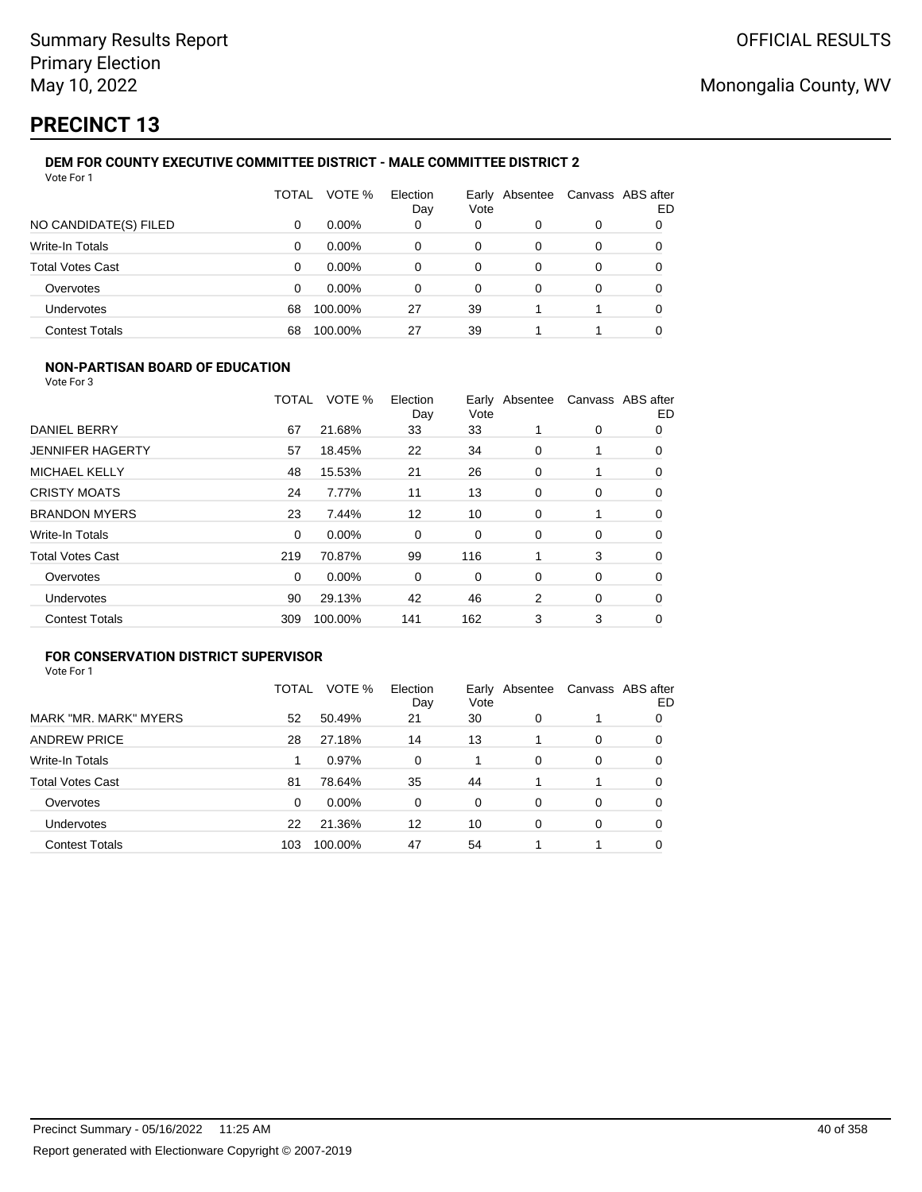# PRECINCT 13

### DEM FOR COUNTY EXECUTIVE COMMITTEE DISTRICT - MALE COMMITTEE DISTRICT 2

Vote For 1

| | TOTAL | VOTE % | Election Day | Early Vote | Absentee | Canvass | ABS after ED |
|---|---|---|---|---|---|---|---|
| NO CANDIDATE(S) FILED | 0 | 0.00% | 0 | 0 | 0 | 0 | 0 |
| Write-In Totals | 0 | 0.00% | 0 | 0 | 0 | 0 | 0 |
| Total Votes Cast | 0 | 0.00% | 0 | 0 | 0 | 0 | 0 |
| Overvotes | 0 | 0.00% | 0 | 0 | 0 | 0 | 0 |
| Undervotes | 68 | 100.00% | 27 | 39 | 1 | 1 | 0 |
| Contest Totals | 68 | 100.00% | 27 | 39 | 1 | 1 | 0 |

### NON-PARTISAN BOARD OF EDUCATION

Vote For 3

| | TOTAL | VOTE % | Election Day | Early Vote | Absentee | Canvass | ABS after ED |
|---|---|---|---|---|---|---|---|
| DANIEL BERRY | 67 | 21.68% | 33 | 33 | 1 | 0 | 0 |
| JENNIFER HAGERTY | 57 | 18.45% | 22 | 34 | 0 | 1 | 0 |
| MICHAEL KELLY | 48 | 15.53% | 21 | 26 | 0 | 1 | 0 |
| CRISTY MOATS | 24 | 7.77% | 11 | 13 | 0 | 0 | 0 |
| BRANDON MYERS | 23 | 7.44% | 12 | 10 | 0 | 1 | 0 |
| Write-In Totals | 0 | 0.00% | 0 | 0 | 0 | 0 | 0 |
| Total Votes Cast | 219 | 70.87% | 99 | 116 | 1 | 3 | 0 |
| Overvotes | 0 | 0.00% | 0 | 0 | 0 | 0 | 0 |
| Undervotes | 90 | 29.13% | 42 | 46 | 2 | 0 | 0 |
| Contest Totals | 309 | 100.00% | 141 | 162 | 3 | 3 | 0 |

### FOR CONSERVATION DISTRICT SUPERVISOR

Vote For 1

| | TOTAL | VOTE % | Election Day | Early Vote | Absentee | Canvass | ABS after ED |
|---|---|---|---|---|---|---|---|
| MARK "MR. MARK" MYERS | 52 | 50.49% | 21 | 30 | 0 | 1 | 0 |
| ANDREW PRICE | 28 | 27.18% | 14 | 13 | 1 | 0 | 0 |
| Write-In Totals | 1 | 0.97% | 0 | 1 | 0 | 0 | 0 |
| Total Votes Cast | 81 | 78.64% | 35 | 44 | 1 | 1 | 0 |
| Overvotes | 0 | 0.00% | 0 | 0 | 0 | 0 | 0 |
| Undervotes | 22 | 21.36% | 12 | 10 | 0 | 0 | 0 |
| Contest Totals | 103 | 100.00% | 47 | 54 | 1 | 1 | 0 |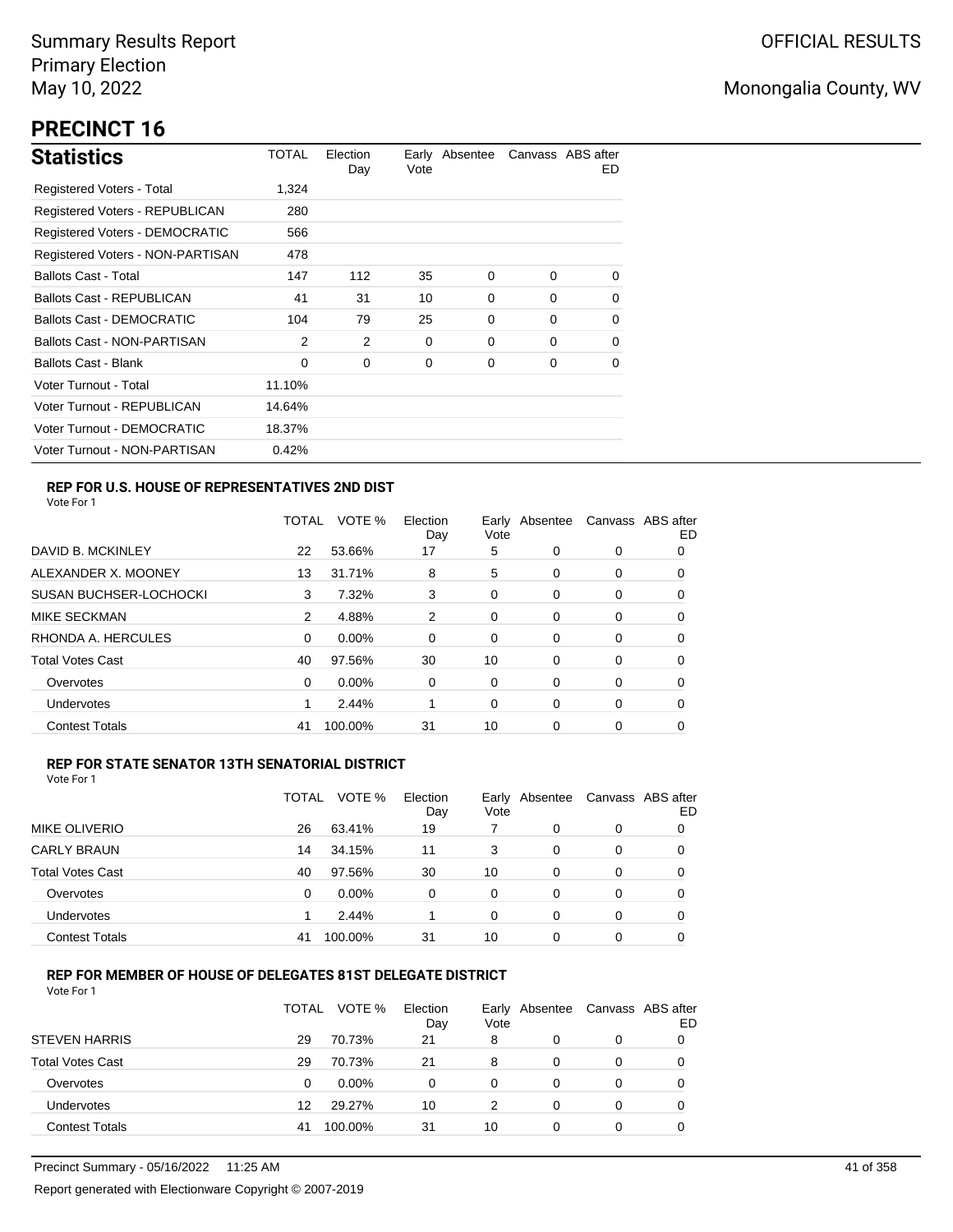Summary Results Report
Primary Election
May 10, 2022

OFFICIAL RESULTS

Monongalia County, WV

# PRECINCT 16

## Statistics

| | TOTAL | Election Day | Early Vote | Absentee | Canvass | ABS after ED |
|---|---|---|---|---|---|---|
| Registered Voters - Total | 1,324 | | | | | |
| Registered Voters - REPUBLICAN | 280 | | | | | |
| Registered Voters - DEMOCRATIC | 566 | | | | | |
| Registered Voters - NON-PARTISAN | 478 | | | | | |
| Ballots Cast - Total | 147 | 112 | 35 | 0 | 0 | 0 |
| Ballots Cast - REPUBLICAN | 41 | 31 | 10 | 0 | 0 | 0 |
| Ballots Cast - DEMOCRATIC | 104 | 79 | 25 | 0 | 0 | 0 |
| Ballots Cast - NON-PARTISAN | 2 | 2 | 0 | 0 | 0 | 0 |
| Ballots Cast - Blank | 0 | 0 | 0 | 0 | 0 | 0 |
| Voter Turnout - Total | 11.10% | | | | | |
| Voter Turnout - REPUBLICAN | 14.64% | | | | | |
| Voter Turnout - DEMOCRATIC | 18.37% | | | | | |
| Voter Turnout - NON-PARTISAN | 0.42% | | | | | |

### REP FOR U.S. HOUSE OF REPRESENTATIVES 2ND DIST

Vote For 1

| | TOTAL | VOTE % | Election Day | Early Vote | Absentee | Canvass | ABS after ED |
|---|---|---|---|---|---|---|---|
| DAVID B. MCKINLEY | 22 | 53.66% | 17 | 5 | 0 | 0 | 0 |
| ALEXANDER X. MOONEY | 13 | 31.71% | 8 | 5 | 0 | 0 | 0 |
| SUSAN BUCHSER-LOCHOCKI | 3 | 7.32% | 3 | 0 | 0 | 0 | 0 |
| MIKE SECKMAN | 2 | 4.88% | 2 | 0 | 0 | 0 | 0 |
| RHONDA A. HERCULES | 0 | 0.00% | 0 | 0 | 0 | 0 | 0 |
| Total Votes Cast | 40 | 97.56% | 30 | 10 | 0 | 0 | 0 |
| Overvotes | 0 | 0.00% | 0 | 0 | 0 | 0 | 0 |
| Undervotes | 1 | 2.44% | 1 | 0 | 0 | 0 | 0 |
| Contest Totals | 41 | 100.00% | 31 | 10 | 0 | 0 | 0 |

### REP FOR STATE SENATOR 13TH SENATORIAL DISTRICT

Vote For 1

| | TOTAL | VOTE % | Election Day | Early Vote | Absentee | Canvass | ABS after ED |
|---|---|---|---|---|---|---|---|
| MIKE OLIVERIO | 26 | 63.41% | 19 | 7 | 0 | 0 | 0 |
| CARLY BRAUN | 14 | 34.15% | 11 | 3 | 0 | 0 | 0 |
| Total Votes Cast | 40 | 97.56% | 30 | 10 | 0 | 0 | 0 |
| Overvotes | 0 | 0.00% | 0 | 0 | 0 | 0 | 0 |
| Undervotes | 1 | 2.44% | 1 | 0 | 0 | 0 | 0 |
| Contest Totals | 41 | 100.00% | 31 | 10 | 0 | 0 | 0 |

### REP FOR MEMBER OF HOUSE OF DELEGATES 81ST DELEGATE DISTRICT

Vote For 1

| | TOTAL | VOTE % | Election Day | Early Vote | Absentee | Canvass | ABS after ED |
|---|---|---|---|---|---|---|---|
| STEVEN HARRIS | 29 | 70.73% | 21 | 8 | 0 | 0 | 0 |
| Total Votes Cast | 29 | 70.73% | 21 | 8 | 0 | 0 | 0 |
| Overvotes | 0 | 0.00% | 0 | 0 | 0 | 0 | 0 |
| Undervotes | 12 | 29.27% | 10 | 2 | 0 | 0 | 0 |
| Contest Totals | 41 | 100.00% | 31 | 10 | 0 | 0 | 0 |

Precinct Summary - 05/16/2022 11:25 AM

Report generated with Electionware Copyright © 2007-2019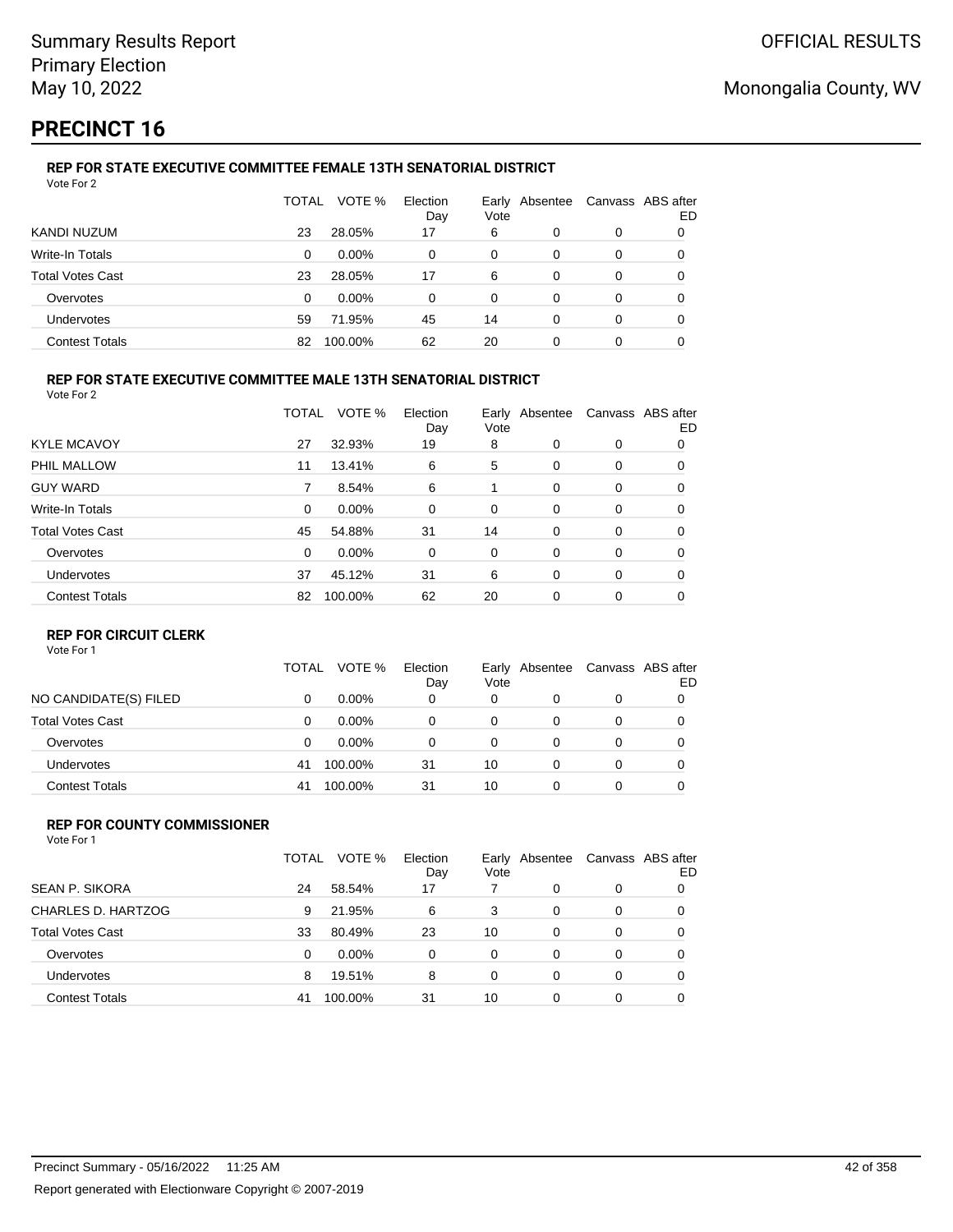Summary Results Report
Primary Election
May 10, 2022

OFFICIAL RESULTS

Monongalia County, WV

# PRECINCT 16

### REP FOR STATE EXECUTIVE COMMITTEE FEMALE 13TH SENATORIAL DISTRICT

Vote For 2

| | TOTAL | VOTE % | Election Day | Early Vote | Absentee | Canvass | ABS after ED |
|---|---|---|---|---|---|---|---|
| KANDI NUZUM | 23 | 28.05% | 17 | 6 | 0 | 0 | 0 |
| Write-In Totals | 0 | 0.00% | 0 | 0 | 0 | 0 | 0 |
| Total Votes Cast | 23 | 28.05% | 17 | 6 | 0 | 0 | 0 |
| Overvotes | 0 | 0.00% | 0 | 0 | 0 | 0 | 0 |
| Undervotes | 59 | 71.95% | 45 | 14 | 0 | 0 | 0 |
| Contest Totals | 82 | 100.00% | 62 | 20 | 0 | 0 | 0 |

### REP FOR STATE EXECUTIVE COMMITTEE MALE 13TH SENATORIAL DISTRICT

Vote For 2

| | TOTAL | VOTE % | Election Day | Early Vote | Absentee | Canvass | ABS after ED |
|---|---|---|---|---|---|---|---|
| KYLE MCAVOY | 27 | 32.93% | 19 | 8 | 0 | 0 | 0 |
| PHIL MALLOW | 11 | 13.41% | 6 | 5 | 0 | 0 | 0 |
| GUY WARD | 7 | 8.54% | 6 | 1 | 0 | 0 | 0 |
| Write-In Totals | 0 | 0.00% | 0 | 0 | 0 | 0 | 0 |
| Total Votes Cast | 45 | 54.88% | 31 | 14 | 0 | 0 | 0 |
| Overvotes | 0 | 0.00% | 0 | 0 | 0 | 0 | 0 |
| Undervotes | 37 | 45.12% | 31 | 6 | 0 | 0 | 0 |
| Contest Totals | 82 | 100.00% | 62 | 20 | 0 | 0 | 0 |

### REP FOR CIRCUIT CLERK

Vote For 1

| | TOTAL | VOTE % | Election Day | Early Vote | Absentee | Canvass | ABS after ED |
|---|---|---|---|---|---|---|---|
| NO CANDIDATE(S) FILED | 0 | 0.00% | 0 | 0 | 0 | 0 | 0 |
| Total Votes Cast | 0 | 0.00% | 0 | 0 | 0 | 0 | 0 |
| Overvotes | 0 | 0.00% | 0 | 0 | 0 | 0 | 0 |
| Undervotes | 41 | 100.00% | 31 | 10 | 0 | 0 | 0 |
| Contest Totals | 41 | 100.00% | 31 | 10 | 0 | 0 | 0 |

### REP FOR COUNTY COMMISSIONER

Vote For 1

| | TOTAL | VOTE % | Election Day | Early Vote | Absentee | Canvass | ABS after ED |
|---|---|---|---|---|---|---|---|
| SEAN P. SIKORA | 24 | 58.54% | 17 | 7 | 0 | 0 | 0 |
| CHARLES D. HARTZOG | 9 | 21.95% | 6 | 3 | 0 | 0 | 0 |
| Total Votes Cast | 33 | 80.49% | 23 | 10 | 0 | 0 | 0 |
| Overvotes | 0 | 0.00% | 0 | 0 | 0 | 0 | 0 |
| Undervotes | 8 | 19.51% | 8 | 0 | 0 | 0 | 0 |
| Contest Totals | 41 | 100.00% | 31 | 10 | 0 | 0 | 0 |

Precinct Summary - 05/16/2022 11:25 AM

Report generated with Electionware Copyright © 2007-2019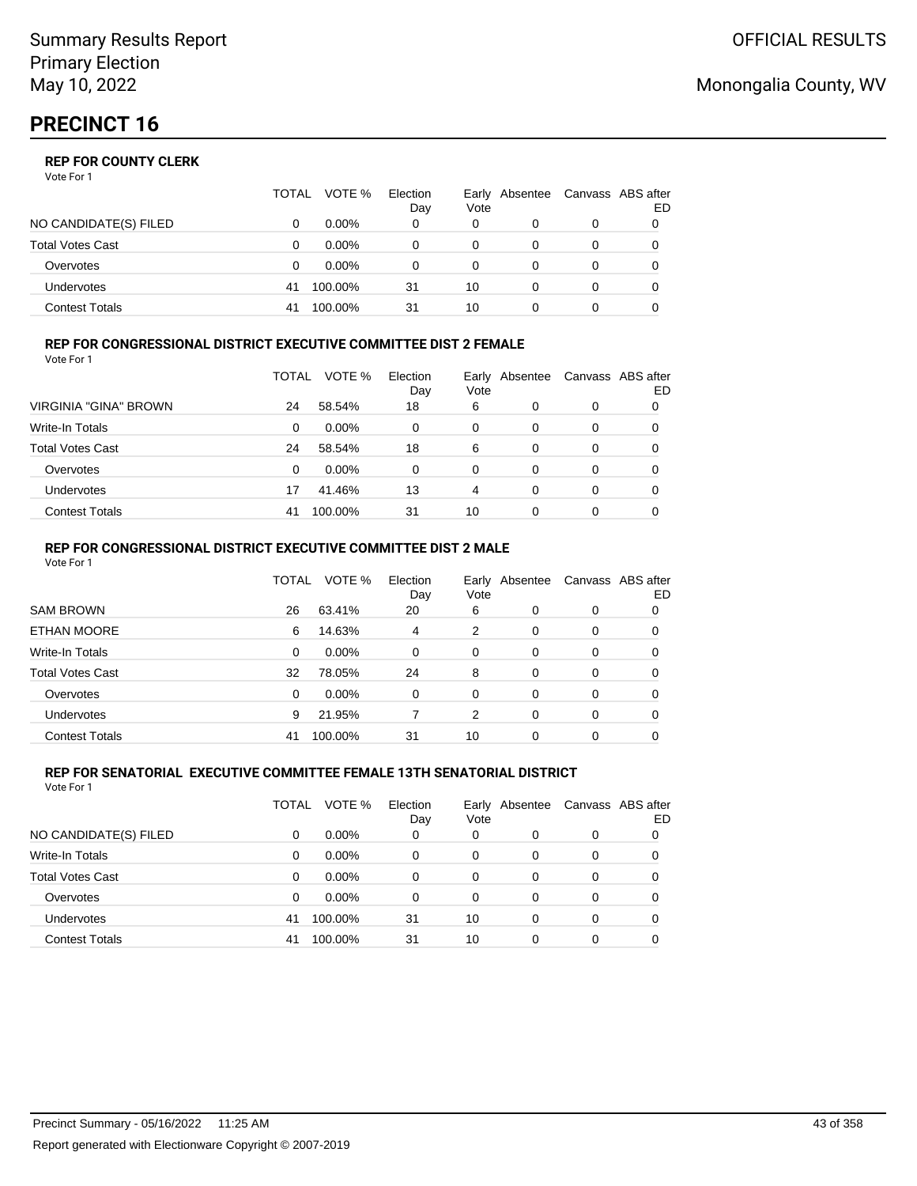Summary Results Report
Primary Election
May 10, 2022

OFFICIAL RESULTS

Monongalia County, WV

# PRECINCT 16

### REP FOR COUNTY CLERK

Vote For 1

| | TOTAL | VOTE % | Election Day | Early Vote | Absentee | Canvass | ABS after ED |
|---|---|---|---|---|---|---|---|
| NO CANDIDATE(S) FILED | 0 | 0.00% | 0 | 0 | 0 | 0 | 0 |
| Total Votes Cast | 0 | 0.00% | 0 | 0 | 0 | 0 | 0 |
| Overvotes | 0 | 0.00% | 0 | 0 | 0 | 0 | 0 |
| Undervotes | 41 | 100.00% | 31 | 10 | 0 | 0 | 0 |
| Contest Totals | 41 | 100.00% | 31 | 10 | 0 | 0 | 0 |

### REP FOR CONGRESSIONAL DISTRICT EXECUTIVE COMMITTEE DIST 2 FEMALE

Vote For 1

| | TOTAL | VOTE % | Election Day | Early Vote | Absentee | Canvass | ABS after ED |
|---|---|---|---|---|---|---|---|
| VIRGINIA "GINA" BROWN | 24 | 58.54% | 18 | 6 | 0 | 0 | 0 |
| Write-In Totals | 0 | 0.00% | 0 | 0 | 0 | 0 | 0 |
| Total Votes Cast | 24 | 58.54% | 18 | 6 | 0 | 0 | 0 |
| Overvotes | 0 | 0.00% | 0 | 0 | 0 | 0 | 0 |
| Undervotes | 17 | 41.46% | 13 | 4 | 0 | 0 | 0 |
| Contest Totals | 41 | 100.00% | 31 | 10 | 0 | 0 | 0 |

### REP FOR CONGRESSIONAL DISTRICT EXECUTIVE COMMITTEE DIST 2 MALE

Vote For 1

| | TOTAL | VOTE % | Election Day | Early Vote | Absentee | Canvass | ABS after ED |
|---|---|---|---|---|---|---|---|
| SAM BROWN | 26 | 63.41% | 20 | 6 | 0 | 0 | 0 |
| ETHAN MOORE | 6 | 14.63% | 4 | 2 | 0 | 0 | 0 |
| Write-In Totals | 0 | 0.00% | 0 | 0 | 0 | 0 | 0 |
| Total Votes Cast | 32 | 78.05% | 24 | 8 | 0 | 0 | 0 |
| Overvotes | 0 | 0.00% | 0 | 0 | 0 | 0 | 0 |
| Undervotes | 9 | 21.95% | 7 | 2 | 0 | 0 | 0 |
| Contest Totals | 41 | 100.00% | 31 | 10 | 0 | 0 | 0 |

### REP FOR SENATORIAL EXECUTIVE COMMITTEE FEMALE 13TH SENATORIAL DISTRICT

Vote For 1

| | TOTAL | VOTE % | Election Day | Early Vote | Absentee | Canvass | ABS after ED |
|---|---|---|---|---|---|---|---|
| NO CANDIDATE(S) FILED | 0 | 0.00% | 0 | 0 | 0 | 0 | 0 |
| Write-In Totals | 0 | 0.00% | 0 | 0 | 0 | 0 | 0 |
| Total Votes Cast | 0 | 0.00% | 0 | 0 | 0 | 0 | 0 |
| Overvotes | 0 | 0.00% | 0 | 0 | 0 | 0 | 0 |
| Undervotes | 41 | 100.00% | 31 | 10 | 0 | 0 | 0 |
| Contest Totals | 41 | 100.00% | 31 | 10 | 0 | 0 | 0 |

Precinct Summary - 05/16/2022 11:25 AM

Report generated with Electionware Copyright © 2007-2019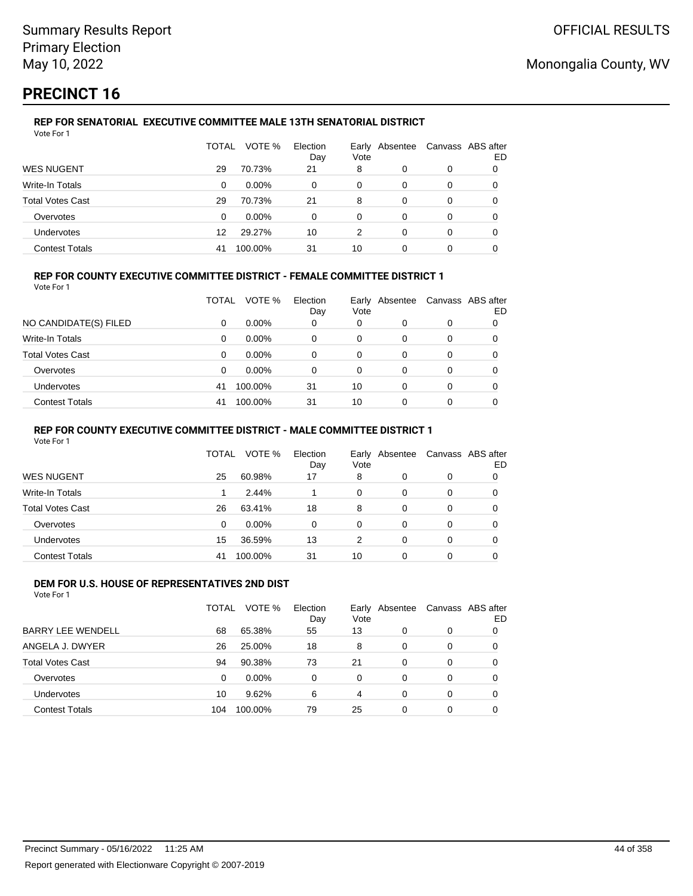Summary Results Report
Primary Election
May 10, 2022

OFFICIAL RESULTS

Monongalia County, WV

# PRECINCT 16

### REP FOR SENATORIAL EXECUTIVE COMMITTEE MALE 13TH SENATORIAL DISTRICT

Vote For 1

| | TOTAL | VOTE % | Election Day | Early Vote | Absentee | Canvass | ABS after ED |
|---|---|---|---|---|---|---|---|
| WES NUGENT | 29 | 70.73% | 21 | 8 | 0 | 0 | 0 |
| Write-In Totals | 0 | 0.00% | 0 | 0 | 0 | 0 | 0 |
| Total Votes Cast | 29 | 70.73% | 21 | 8 | 0 | 0 | 0 |
| Overvotes | 0 | 0.00% | 0 | 0 | 0 | 0 | 0 |
| Undervotes | 12 | 29.27% | 10 | 2 | 0 | 0 | 0 |
| Contest Totals | 41 | 100.00% | 31 | 10 | 0 | 0 | 0 |

### REP FOR COUNTY EXECUTIVE COMMITTEE DISTRICT - FEMALE COMMITTEE DISTRICT 1

Vote For 1

| | TOTAL | VOTE % | Election Day | Early Vote | Absentee | Canvass | ABS after ED |
|---|---|---|---|---|---|---|---|
| NO CANDIDATE(S) FILED | 0 | 0.00% | 0 | 0 | 0 | 0 | 0 |
| Write-In Totals | 0 | 0.00% | 0 | 0 | 0 | 0 | 0 |
| Total Votes Cast | 0 | 0.00% | 0 | 0 | 0 | 0 | 0 |
| Overvotes | 0 | 0.00% | 0 | 0 | 0 | 0 | 0 |
| Undervotes | 41 | 100.00% | 31 | 10 | 0 | 0 | 0 |
| Contest Totals | 41 | 100.00% | 31 | 10 | 0 | 0 | 0 |

### REP FOR COUNTY EXECUTIVE COMMITTEE DISTRICT - MALE COMMITTEE DISTRICT 1

Vote For 1

| | TOTAL | VOTE % | Election Day | Early Vote | Absentee | Canvass | ABS after ED |
|---|---|---|---|---|---|---|---|
| WES NUGENT | 25 | 60.98% | 17 | 8 | 0 | 0 | 0 |
| Write-In Totals | 1 | 2.44% | 1 | 0 | 0 | 0 | 0 |
| Total Votes Cast | 26 | 63.41% | 18 | 8 | 0 | 0 | 0 |
| Overvotes | 0 | 0.00% | 0 | 0 | 0 | 0 | 0 |
| Undervotes | 15 | 36.59% | 13 | 2 | 0 | 0 | 0 |
| Contest Totals | 41 | 100.00% | 31 | 10 | 0 | 0 | 0 |

### DEM FOR U.S. HOUSE OF REPRESENTATIVES 2ND DIST

Vote For 1

| | TOTAL | VOTE % | Election Day | Early Vote | Absentee | Canvass | ABS after ED |
|---|---|---|---|---|---|---|---|
| BARRY LEE WENDELL | 68 | 65.38% | 55 | 13 | 0 | 0 | 0 |
| ANGELA J. DWYER | 26 | 25.00% | 18 | 8 | 0 | 0 | 0 |
| Total Votes Cast | 94 | 90.38% | 73 | 21 | 0 | 0 | 0 |
| Overvotes | 0 | 0.00% | 0 | 0 | 0 | 0 | 0 |
| Undervotes | 10 | 9.62% | 6 | 4 | 0 | 0 | 0 |
| Contest Totals | 104 | 100.00% | 79 | 25 | 0 | 0 | 0 |

Precinct Summary - 05/16/2022 11:25 AM

Report generated with Electionware Copyright © 2007-2019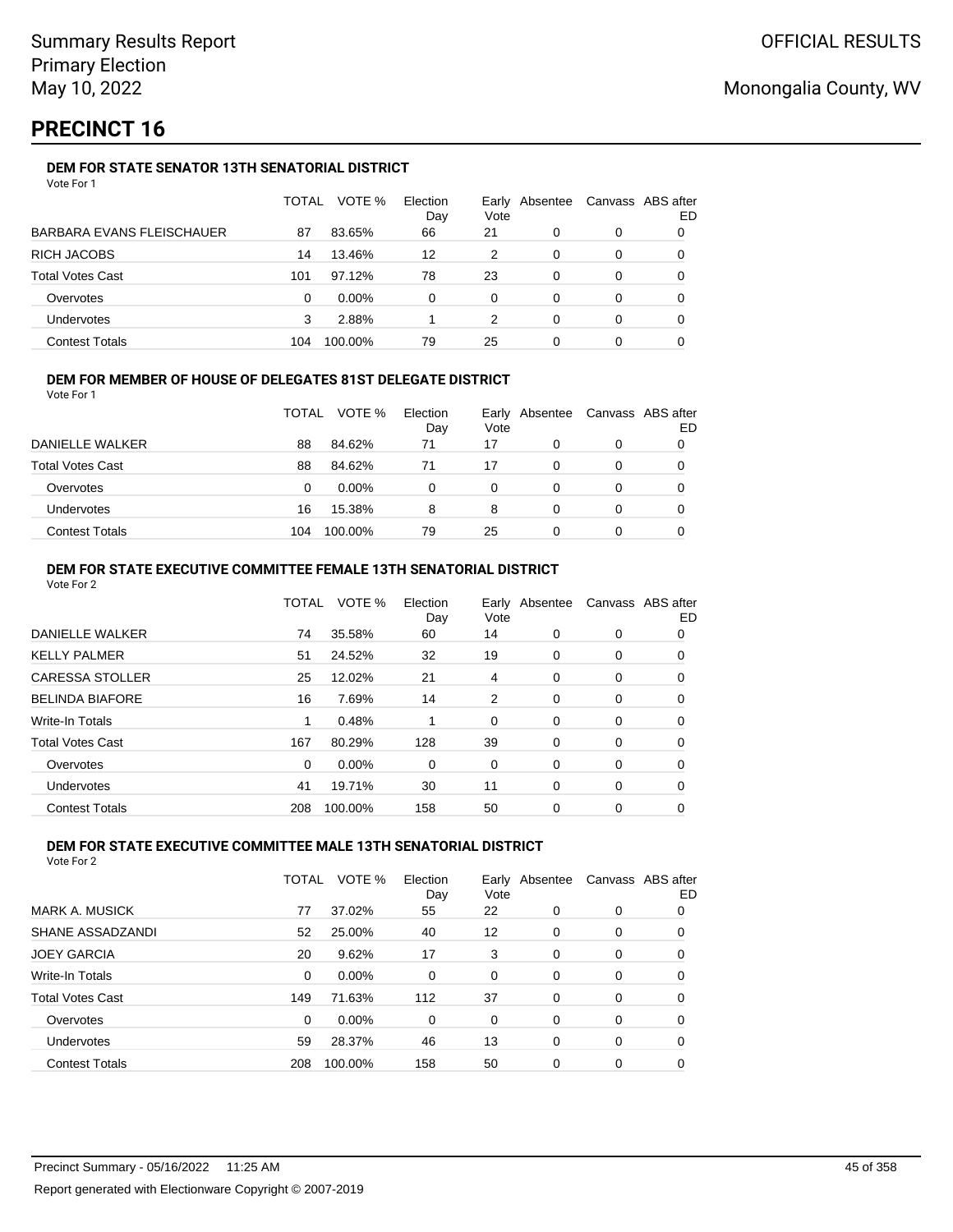Summary Results Report
Primary Election
May 10, 2022

OFFICIAL RESULTS

Monongalia County, WV

# PRECINCT 16

### DEM FOR STATE SENATOR 13TH SENATORIAL DISTRICT

Vote For 1

| | TOTAL | VOTE % | Election Day | Early Vote | Absentee | Canvass | ABS after ED |
|---|---|---|---|---|---|---|---|
| BARBARA EVANS FLEISCHAUER | 87 | 83.65% | 66 | 21 | 0 | 0 | 0 |
| RICH JACOBS | 14 | 13.46% | 12 | 2 | 0 | 0 | 0 |
| Total Votes Cast | 101 | 97.12% | 78 | 23 | 0 | 0 | 0 |
| Overvotes | 0 | 0.00% | 0 | 0 | 0 | 0 | 0 |
| Undervotes | 3 | 2.88% | 1 | 2 | 0 | 0 | 0 |
| Contest Totals | 104 | 100.00% | 79 | 25 | 0 | 0 | 0 |

### DEM FOR MEMBER OF HOUSE OF DELEGATES 81ST DELEGATE DISTRICT

Vote For 1

| | TOTAL | VOTE % | Election Day | Early Vote | Absentee | Canvass | ABS after ED |
|---|---|---|---|---|---|---|---|
| DANIELLE WALKER | 88 | 84.62% | 71 | 17 | 0 | 0 | 0 |
| Total Votes Cast | 88 | 84.62% | 71 | 17 | 0 | 0 | 0 |
| Overvotes | 0 | 0.00% | 0 | 0 | 0 | 0 | 0 |
| Undervotes | 16 | 15.38% | 8 | 8 | 0 | 0 | 0 |
| Contest Totals | 104 | 100.00% | 79 | 25 | 0 | 0 | 0 |

### DEM FOR STATE EXECUTIVE COMMITTEE FEMALE 13TH SENATORIAL DISTRICT

Vote For 2

| | TOTAL | VOTE % | Election Day | Early Vote | Absentee | Canvass | ABS after ED |
|---|---|---|---|---|---|---|---|
| DANIELLE WALKER | 74 | 35.58% | 60 | 14 | 0 | 0 | 0 |
| KELLY PALMER | 51 | 24.52% | 32 | 19 | 0 | 0 | 0 |
| CARESSA STOLLER | 25 | 12.02% | 21 | 4 | 0 | 0 | 0 |
| BELINDA BIAFORE | 16 | 7.69% | 14 | 2 | 0 | 0 | 0 |
| Write-In Totals | 1 | 0.48% | 1 | 0 | 0 | 0 | 0 |
| Total Votes Cast | 167 | 80.29% | 128 | 39 | 0 | 0 | 0 |
| Overvotes | 0 | 0.00% | 0 | 0 | 0 | 0 | 0 |
| Undervotes | 41 | 19.71% | 30 | 11 | 0 | 0 | 0 |
| Contest Totals | 208 | 100.00% | 158 | 50 | 0 | 0 | 0 |

### DEM FOR STATE EXECUTIVE COMMITTEE MALE 13TH SENATORIAL DISTRICT

Vote For 2

| | TOTAL | VOTE % | Election Day | Early Vote | Absentee | Canvass | ABS after ED |
|---|---|---|---|---|---|---|---|
| MARK A. MUSICK | 77 | 37.02% | 55 | 22 | 0 | 0 | 0 |
| SHANE ASSADZANDI | 52 | 25.00% | 40 | 12 | 0 | 0 | 0 |
| JOEY GARCIA | 20 | 9.62% | 17 | 3 | 0 | 0 | 0 |
| Write-In Totals | 0 | 0.00% | 0 | 0 | 0 | 0 | 0 |
| Total Votes Cast | 149 | 71.63% | 112 | 37 | 0 | 0 | 0 |
| Overvotes | 0 | 0.00% | 0 | 0 | 0 | 0 | 0 |
| Undervotes | 59 | 28.37% | 46 | 13 | 0 | 0 | 0 |
| Contest Totals | 208 | 100.00% | 158 | 50 | 0 | 0 | 0 |

Precinct Summary - 05/16/2022 11:25 AM

Report generated with Electionware Copyright © 2007-2019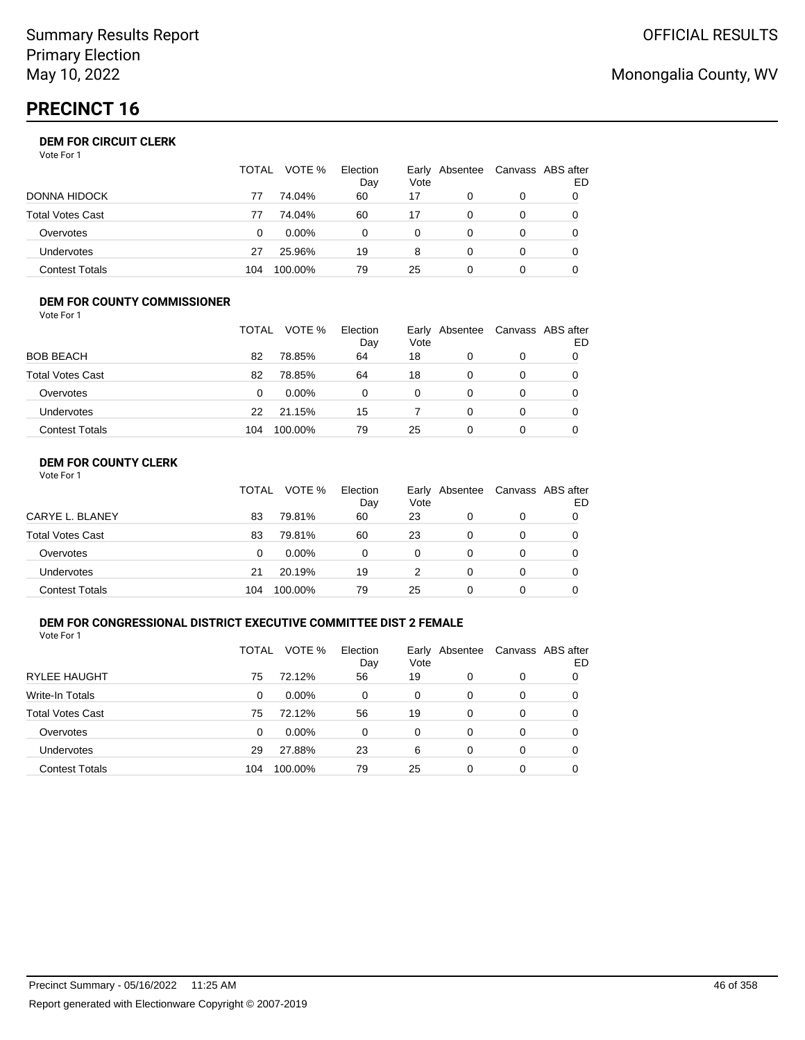Summary Results Report
Primary Election
May 10, 2022

OFFICIAL RESULTS

Monongalia County, WV

# PRECINCT 16

### DEM FOR CIRCUIT CLERK

Vote For 1

| | TOTAL | VOTE % | Election Day | Early Vote | Absentee | Canvass | ABS after ED |
|---|---|---|---|---|---|---|---|
| DONNA HIDOCK | 77 | 74.04% | 60 | 17 | 0 | 0 | 0 |
| Total Votes Cast | 77 | 74.04% | 60 | 17 | 0 | 0 | 0 |
| Overvotes | 0 | 0.00% | 0 | 0 | 0 | 0 | 0 |
| Undervotes | 27 | 25.96% | 19 | 8 | 0 | 0 | 0 |
| Contest Totals | 104 | 100.00% | 79 | 25 | 0 | 0 | 0 |

### DEM FOR COUNTY COMMISSIONER

Vote For 1

| | TOTAL | VOTE % | Election Day | Early Vote | Absentee | Canvass | ABS after ED |
|---|---|---|---|---|---|---|---|
| BOB BEACH | 82 | 78.85% | 64 | 18 | 0 | 0 | 0 |
| Total Votes Cast | 82 | 78.85% | 64 | 18 | 0 | 0 | 0 |
| Overvotes | 0 | 0.00% | 0 | 0 | 0 | 0 | 0 |
| Undervotes | 22 | 21.15% | 15 | 7 | 0 | 0 | 0 |
| Contest Totals | 104 | 100.00% | 79 | 25 | 0 | 0 | 0 |

### DEM FOR COUNTY CLERK

Vote For 1

| | TOTAL | VOTE % | Election Day | Early Vote | Absentee | Canvass | ABS after ED |
|---|---|---|---|---|---|---|---|
| CARYE L. BLANEY | 83 | 79.81% | 60 | 23 | 0 | 0 | 0 |
| Total Votes Cast | 83 | 79.81% | 60 | 23 | 0 | 0 | 0 |
| Overvotes | 0 | 0.00% | 0 | 0 | 0 | 0 | 0 |
| Undervotes | 21 | 20.19% | 19 | 2 | 0 | 0 | 0 |
| Contest Totals | 104 | 100.00% | 79 | 25 | 0 | 0 | 0 |

### DEM FOR CONGRESSIONAL DISTRICT EXECUTIVE COMMITTEE DIST 2 FEMALE

Vote For 1

| | TOTAL | VOTE % | Election Day | Early Vote | Absentee | Canvass | ABS after ED |
|---|---|---|---|---|---|---|---|
| RYLEE HAUGHT | 75 | 72.12% | 56 | 19 | 0 | 0 | 0 |
| Write-In Totals | 0 | 0.00% | 0 | 0 | 0 | 0 | 0 |
| Total Votes Cast | 75 | 72.12% | 56 | 19 | 0 | 0 | 0 |
| Overvotes | 0 | 0.00% | 0 | 0 | 0 | 0 | 0 |
| Undervotes | 29 | 27.88% | 23 | 6 | 0 | 0 | 0 |
| Contest Totals | 104 | 100.00% | 79 | 25 | 0 | 0 | 0 |

Precinct Summary - 05/16/2022 11:25 AM

Report generated with Electionware Copyright © 2007-2019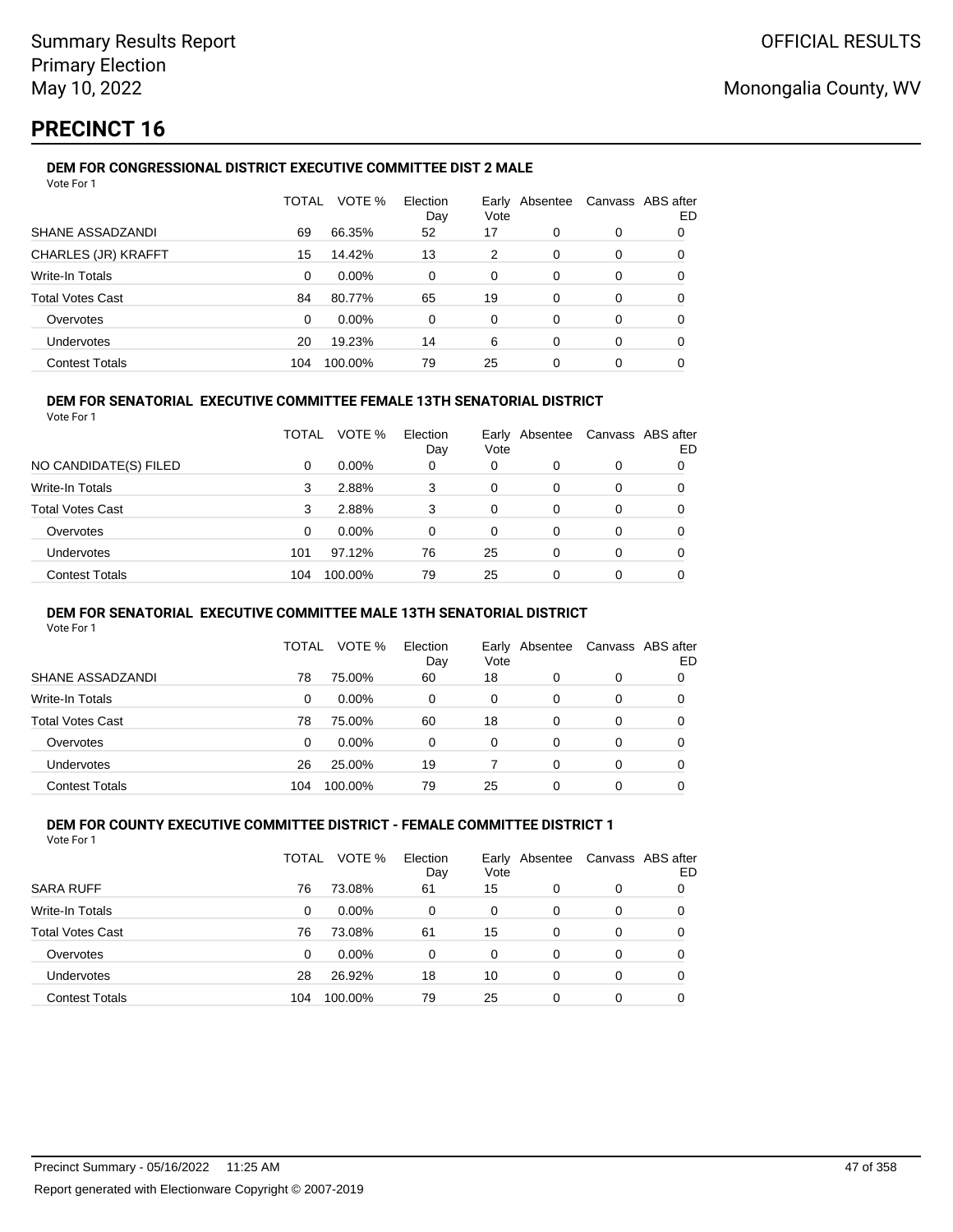# PRECINCT 16

### DEM FOR CONGRESSIONAL DISTRICT EXECUTIVE COMMITTEE DIST 2 MALE

Vote For 1

| | TOTAL | VOTE % | Election Day | Early Vote | Absentee | Canvass | ABS after ED |
|---|---|---|---|---|---|---|---|
| SHANE ASSADZANDI | 69 | 66.35% | 52 | 17 | 0 | 0 | 0 |
| CHARLES (JR) KRAFFT | 15 | 14.42% | 13 | 2 | 0 | 0 | 0 |
| Write-In Totals | 0 | 0.00% | 0 | 0 | 0 | 0 | 0 |
| Total Votes Cast | 84 | 80.77% | 65 | 19 | 0 | 0 | 0 |
| Overvotes | 0 | 0.00% | 0 | 0 | 0 | 0 | 0 |
| Undervotes | 20 | 19.23% | 14 | 6 | 0 | 0 | 0 |
| Contest Totals | 104 | 100.00% | 79 | 25 | 0 | 0 | 0 |

### DEM FOR SENATORIAL EXECUTIVE COMMITTEE FEMALE 13TH SENATORIAL DISTRICT

Vote For 1

| | TOTAL | VOTE % | Election Day | Early Vote | Absentee | Canvass | ABS after ED |
|---|---|---|---|---|---|---|---|
| NO CANDIDATE(S) FILED | 0 | 0.00% | 0 | 0 | 0 | 0 | 0 |
| Write-In Totals | 3 | 2.88% | 3 | 0 | 0 | 0 | 0 |
| Total Votes Cast | 3 | 2.88% | 3 | 0 | 0 | 0 | 0 |
| Overvotes | 0 | 0.00% | 0 | 0 | 0 | 0 | 0 |
| Undervotes | 101 | 97.12% | 76 | 25 | 0 | 0 | 0 |
| Contest Totals | 104 | 100.00% | 79 | 25 | 0 | 0 | 0 |

### DEM FOR SENATORIAL EXECUTIVE COMMITTEE MALE 13TH SENATORIAL DISTRICT

Vote For 1

| | TOTAL | VOTE % | Election Day | Early Vote | Absentee | Canvass | ABS after ED |
|---|---|---|---|---|---|---|---|
| SHANE ASSADZANDI | 78 | 75.00% | 60 | 18 | 0 | 0 | 0 |
| Write-In Totals | 0 | 0.00% | 0 | 0 | 0 | 0 | 0 |
| Total Votes Cast | 78 | 75.00% | 60 | 18 | 0 | 0 | 0 |
| Overvotes | 0 | 0.00% | 0 | 0 | 0 | 0 | 0 |
| Undervotes | 26 | 25.00% | 19 | 7 | 0 | 0 | 0 |
| Contest Totals | 104 | 100.00% | 79 | 25 | 0 | 0 | 0 |

### DEM FOR COUNTY EXECUTIVE COMMITTEE DISTRICT - FEMALE COMMITTEE DISTRICT 1

Vote For 1

| | TOTAL | VOTE % | Election Day | Early Vote | Absentee | Canvass | ABS after ED |
|---|---|---|---|---|---|---|---|
| SARA RUFF | 76 | 73.08% | 61 | 15 | 0 | 0 | 0 |
| Write-In Totals | 0 | 0.00% | 0 | 0 | 0 | 0 | 0 |
| Total Votes Cast | 76 | 73.08% | 61 | 15 | 0 | 0 | 0 |
| Overvotes | 0 | 0.00% | 0 | 0 | 0 | 0 | 0 |
| Undervotes | 28 | 26.92% | 18 | 10 | 0 | 0 | 0 |
| Contest Totals | 104 | 100.00% | 79 | 25 | 0 | 0 | 0 |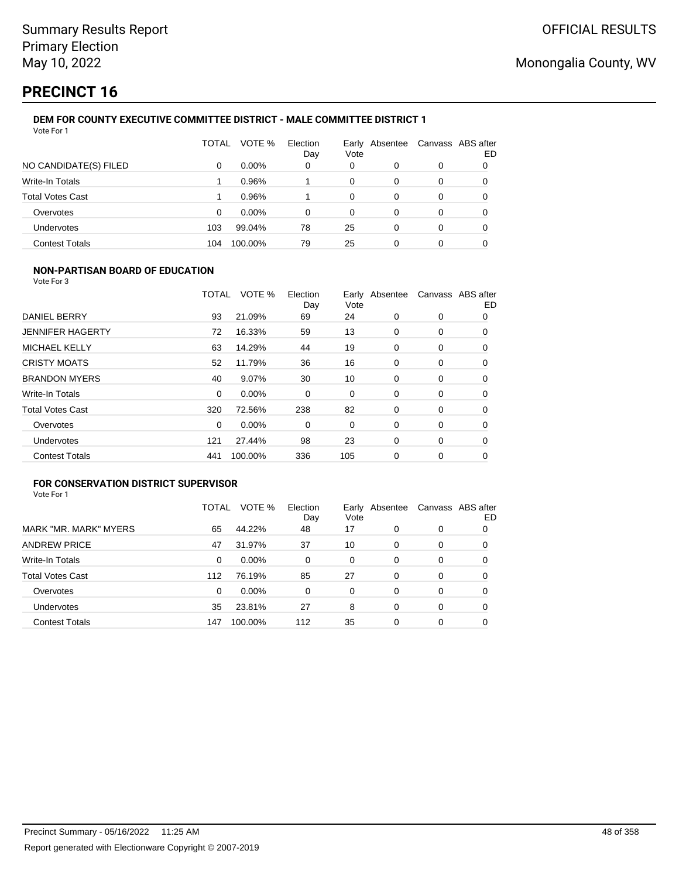# PRECINCT 16

### DEM FOR COUNTY EXECUTIVE COMMITTEE DISTRICT - MALE COMMITTEE DISTRICT 1

Vote For 1

| | TOTAL | VOTE % | Election Day | Early Vote | Absentee | Canvass | ABS after ED |
|---|---|---|---|---|---|---|---|
| NO CANDIDATE(S) FILED | 0 | 0.00% | 0 | 0 | 0 | 0 | 0 |
| Write-In Totals | 1 | 0.96% | 1 | 0 | 0 | 0 | 0 |
| Total Votes Cast | 1 | 0.96% | 1 | 0 | 0 | 0 | 0 |
| Overvotes | 0 | 0.00% | 0 | 0 | 0 | 0 | 0 |
| Undervotes | 103 | 99.04% | 78 | 25 | 0 | 0 | 0 |
| Contest Totals | 104 | 100.00% | 79 | 25 | 0 | 0 | 0 |

### NON-PARTISAN BOARD OF EDUCATION

Vote For 3

| | TOTAL | VOTE % | Election Day | Early Vote | Absentee | Canvass | ABS after ED |
|---|---|---|---|---|---|---|---|
| DANIEL BERRY | 93 | 21.09% | 69 | 24 | 0 | 0 | 0 |
| JENNIFER HAGERTY | 72 | 16.33% | 59 | 13 | 0 | 0 | 0 |
| MICHAEL KELLY | 63 | 14.29% | 44 | 19 | 0 | 0 | 0 |
| CRISTY MOATS | 52 | 11.79% | 36 | 16 | 0 | 0 | 0 |
| BRANDON MYERS | 40 | 9.07% | 30 | 10 | 0 | 0 | 0 |
| Write-In Totals | 0 | 0.00% | 0 | 0 | 0 | 0 | 0 |
| Total Votes Cast | 320 | 72.56% | 238 | 82 | 0 | 0 | 0 |
| Overvotes | 0 | 0.00% | 0 | 0 | 0 | 0 | 0 |
| Undervotes | 121 | 27.44% | 98 | 23 | 0 | 0 | 0 |
| Contest Totals | 441 | 100.00% | 336 | 105 | 0 | 0 | 0 |

### FOR CONSERVATION DISTRICT SUPERVISOR

Vote For 1

| | TOTAL | VOTE % | Election Day | Early Vote | Absentee | Canvass | ABS after ED |
|---|---|---|---|---|---|---|---|
| MARK "MR. MARK" MYERS | 65 | 44.22% | 48 | 17 | 0 | 0 | 0 |
| ANDREW PRICE | 47 | 31.97% | 37 | 10 | 0 | 0 | 0 |
| Write-In Totals | 0 | 0.00% | 0 | 0 | 0 | 0 | 0 |
| Total Votes Cast | 112 | 76.19% | 85 | 27 | 0 | 0 | 0 |
| Overvotes | 0 | 0.00% | 0 | 0 | 0 | 0 | 0 |
| Undervotes | 35 | 23.81% | 27 | 8 | 0 | 0 | 0 |
| Contest Totals | 147 | 100.00% | 112 | 35 | 0 | 0 | 0 |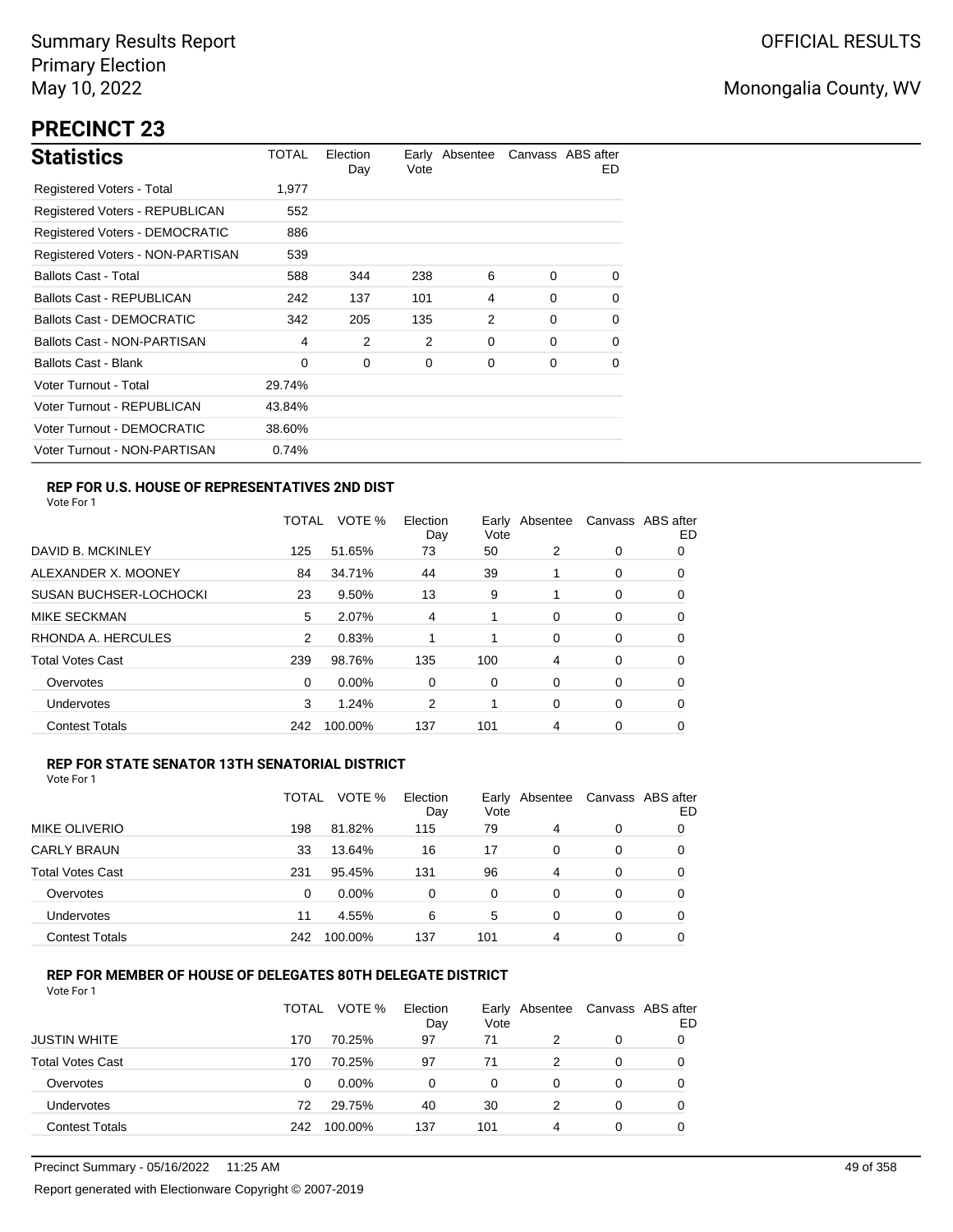Summary Results Report
Primary Election
May 10, 2022

OFFICIAL RESULTS

Monongalia County, WV

# PRECINCT 23

## Statistics

| Statistics | TOTAL | Election Day | Early Vote | Absentee | Canvass | ABS after ED |
|---|---|---|---|---|---|---|
| Registered Voters - Total | 1,977 | | | | | |
| Registered Voters - REPUBLICAN | 552 | | | | | |
| Registered Voters - DEMOCRATIC | 886 | | | | | |
| Registered Voters - NON-PARTISAN | 539 | | | | | |
| Ballots Cast - Total | 588 | 344 | 238 | 6 | 0 | 0 |
| Ballots Cast - REPUBLICAN | 242 | 137 | 101 | 4 | 0 | 0 |
| Ballots Cast - DEMOCRATIC | 342 | 205 | 135 | 2 | 0 | 0 |
| Ballots Cast - NON-PARTISAN | 4 | 2 | 2 | 0 | 0 | 0 |
| Ballots Cast - Blank | 0 | 0 | 0 | 0 | 0 | 0 |
| Voter Turnout - Total | 29.74% | | | | | |
| Voter Turnout - REPUBLICAN | 43.84% | | | | | |
| Voter Turnout - DEMOCRATIC | 38.60% | | | | | |
| Voter Turnout - NON-PARTISAN | 0.74% | | | | | |

### REP FOR U.S. HOUSE OF REPRESENTATIVES 2ND DIST

Vote For 1

| | TOTAL | VOTE % | Election Day | Early Vote | Absentee | Canvass | ABS after ED |
|---|---|---|---|---|---|---|---|
| DAVID B. MCKINLEY | 125 | 51.65% | 73 | 50 | 2 | 0 | 0 |
| ALEXANDER X. MOONEY | 84 | 34.71% | 44 | 39 | 1 | 0 | 0 |
| SUSAN BUCHSER-LOCHOCKI | 23 | 9.50% | 13 | 9 | 1 | 0 | 0 |
| MIKE SECKMAN | 5 | 2.07% | 4 | 1 | 0 | 0 | 0 |
| RHONDA A. HERCULES | 2 | 0.83% | 1 | 1 | 0 | 0 | 0 |
| Total Votes Cast | 239 | 98.76% | 135 | 100 | 4 | 0 | 0 |
| Overvotes | 0 | 0.00% | 0 | 0 | 0 | 0 | 0 |
| Undervotes | 3 | 1.24% | 2 | 1 | 0 | 0 | 0 |
| Contest Totals | 242 | 100.00% | 137 | 101 | 4 | 0 | 0 |

### REP FOR STATE SENATOR 13TH SENATORIAL DISTRICT

Vote For 1

| | TOTAL | VOTE % | Election Day | Early Vote | Absentee | Canvass | ABS after ED |
|---|---|---|---|---|---|---|---|
| MIKE OLIVERIO | 198 | 81.82% | 115 | 79 | 4 | 0 | 0 |
| CARLY BRAUN | 33 | 13.64% | 16 | 17 | 0 | 0 | 0 |
| Total Votes Cast | 231 | 95.45% | 131 | 96 | 4 | 0 | 0 |
| Overvotes | 0 | 0.00% | 0 | 0 | 0 | 0 | 0 |
| Undervotes | 11 | 4.55% | 6 | 5 | 0 | 0 | 0 |
| Contest Totals | 242 | 100.00% | 137 | 101 | 4 | 0 | 0 |

### REP FOR MEMBER OF HOUSE OF DELEGATES 80TH DELEGATE DISTRICT

Vote For 1

| | TOTAL | VOTE % | Election Day | Early Vote | Absentee | Canvass | ABS after ED |
|---|---|---|---|---|---|---|---|
| JUSTIN WHITE | 170 | 70.25% | 97 | 71 | 2 | 0 | 0 |
| Total Votes Cast | 170 | 70.25% | 97 | 71 | 2 | 0 | 0 |
| Overvotes | 0 | 0.00% | 0 | 0 | 0 | 0 | 0 |
| Undervotes | 72 | 29.75% | 40 | 30 | 2 | 0 | 0 |
| Contest Totals | 242 | 100.00% | 137 | 101 | 4 | 0 | 0 |

Precinct Summary - 05/16/2022 11:25 AM

Report generated with Electionware Copyright © 2007-2019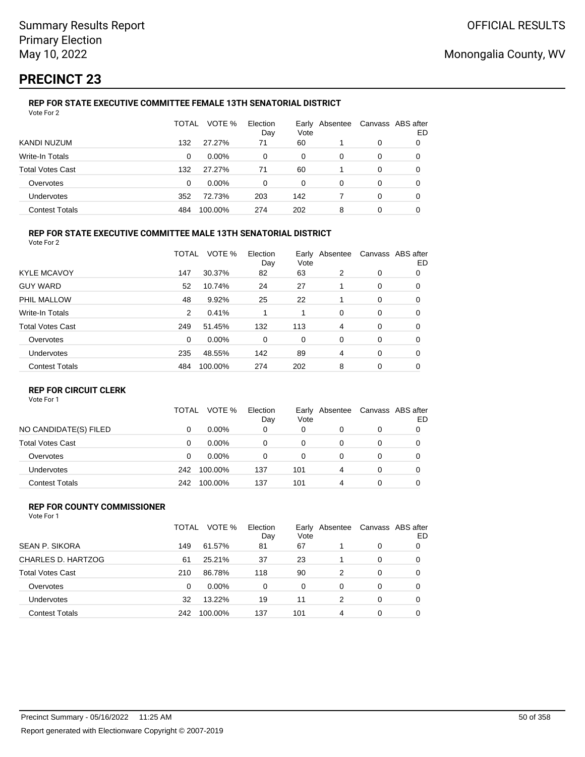Summary Results Report
Primary Election
May 10, 2022

OFFICIAL RESULTS

Monongalia County, WV

# PRECINCT 23

### REP FOR STATE EXECUTIVE COMMITTEE FEMALE 13TH SENATORIAL DISTRICT

Vote For 2

| | TOTAL | VOTE % | Election Day | Early Vote | Absentee | Canvass | ABS after ED |
|---|---|---|---|---|---|---|---|
| KANDI NUZUM | 132 | 27.27% | 71 | 60 | 1 | 0 | 0 |
| Write-In Totals | 0 | 0.00% | 0 | 0 | 0 | 0 | 0 |
| Total Votes Cast | 132 | 27.27% | 71 | 60 | 1 | 0 | 0 |
| Overvotes | 0 | 0.00% | 0 | 0 | 0 | 0 | 0 |
| Undervotes | 352 | 72.73% | 203 | 142 | 7 | 0 | 0 |
| Contest Totals | 484 | 100.00% | 274 | 202 | 8 | 0 | 0 |

### REP FOR STATE EXECUTIVE COMMITTEE MALE 13TH SENATORIAL DISTRICT

Vote For 2

| | TOTAL | VOTE % | Election Day | Early Vote | Absentee | Canvass | ABS after ED |
|---|---|---|---|---|---|---|---|
| KYLE MCAVOY | 147 | 30.37% | 82 | 63 | 2 | 0 | 0 |
| GUY WARD | 52 | 10.74% | 24 | 27 | 1 | 0 | 0 |
| PHIL MALLOW | 48 | 9.92% | 25 | 22 | 1 | 0 | 0 |
| Write-In Totals | 2 | 0.41% | 1 | 1 | 0 | 0 | 0 |
| Total Votes Cast | 249 | 51.45% | 132 | 113 | 4 | 0 | 0 |
| Overvotes | 0 | 0.00% | 0 | 0 | 0 | 0 | 0 |
| Undervotes | 235 | 48.55% | 142 | 89 | 4 | 0 | 0 |
| Contest Totals | 484 | 100.00% | 274 | 202 | 8 | 0 | 0 |

### REP FOR CIRCUIT CLERK

Vote For 1

| | TOTAL | VOTE % | Election Day | Early Vote | Absentee | Canvass | ABS after ED |
|---|---|---|---|---|---|---|---|
| NO CANDIDATE(S) FILED | 0 | 0.00% | 0 | 0 | 0 | 0 | 0 |
| Total Votes Cast | 0 | 0.00% | 0 | 0 | 0 | 0 | 0 |
| Overvotes | 0 | 0.00% | 0 | 0 | 0 | 0 | 0 |
| Undervotes | 242 | 100.00% | 137 | 101 | 4 | 0 | 0 |
| Contest Totals | 242 | 100.00% | 137 | 101 | 4 | 0 | 0 |

### REP FOR COUNTY COMMISSIONER

Vote For 1

| | TOTAL | VOTE % | Election Day | Early Vote | Absentee | Canvass | ABS after ED |
|---|---|---|---|---|---|---|---|
| SEAN P. SIKORA | 149 | 61.57% | 81 | 67 | 1 | 0 | 0 |
| CHARLES D. HARTZOG | 61 | 25.21% | 37 | 23 | 1 | 0 | 0 |
| Total Votes Cast | 210 | 86.78% | 118 | 90 | 2 | 0 | 0 |
| Overvotes | 0 | 0.00% | 0 | 0 | 0 | 0 | 0 |
| Undervotes | 32 | 13.22% | 19 | 11 | 2 | 0 | 0 |
| Contest Totals | 242 | 100.00% | 137 | 101 | 4 | 0 | 0 |

Precinct Summary - 05/16/2022 11:25 AM

Report generated with Electionware Copyright © 2007-2019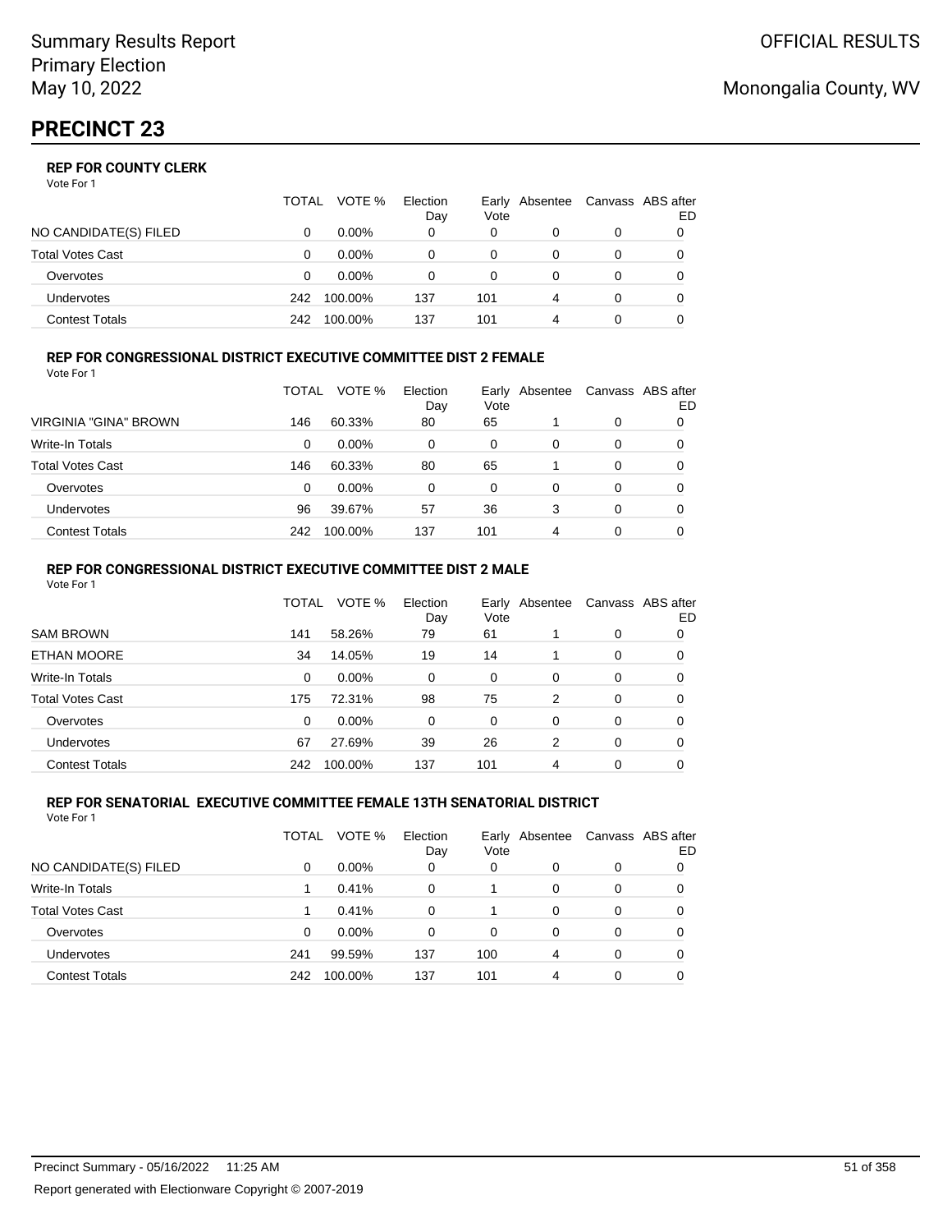Summary Results Report
Primary Election
May 10, 2022

OFFICIAL RESULTS

Monongalia County, WV

# PRECINCT 23

### REP FOR COUNTY CLERK

Vote For 1

| | TOTAL | VOTE % | Election Day | Early Vote | Absentee | Canvass | ABS after ED |
|---|---|---|---|---|---|---|---|
| NO CANDIDATE(S) FILED | 0 | 0.00% | 0 | 0 | 0 | 0 | 0 |
| Total Votes Cast | 0 | 0.00% | 0 | 0 | 0 | 0 | 0 |
| Overvotes | 0 | 0.00% | 0 | 0 | 0 | 0 | 0 |
| Undervotes | 242 | 100.00% | 137 | 101 | 4 | 0 | 0 |
| Contest Totals | 242 | 100.00% | 137 | 101 | 4 | 0 | 0 |

### REP FOR CONGRESSIONAL DISTRICT EXECUTIVE COMMITTEE DIST 2 FEMALE

Vote For 1

| | TOTAL | VOTE % | Election Day | Early Vote | Absentee | Canvass | ABS after ED |
|---|---|---|---|---|---|---|---|
| VIRGINIA "GINA" BROWN | 146 | 60.33% | 80 | 65 | 1 | 0 | 0 |
| Write-In Totals | 0 | 0.00% | 0 | 0 | 0 | 0 | 0 |
| Total Votes Cast | 146 | 60.33% | 80 | 65 | 1 | 0 | 0 |
| Overvotes | 0 | 0.00% | 0 | 0 | 0 | 0 | 0 |
| Undervotes | 96 | 39.67% | 57 | 36 | 3 | 0 | 0 |
| Contest Totals | 242 | 100.00% | 137 | 101 | 4 | 0 | 0 |

### REP FOR CONGRESSIONAL DISTRICT EXECUTIVE COMMITTEE DIST 2 MALE

Vote For 1

| | TOTAL | VOTE % | Election Day | Early Vote | Absentee | Canvass | ABS after ED |
|---|---|---|---|---|---|---|---|
| SAM BROWN | 141 | 58.26% | 79 | 61 | 1 | 0 | 0 |
| ETHAN MOORE | 34 | 14.05% | 19 | 14 | 1 | 0 | 0 |
| Write-In Totals | 0 | 0.00% | 0 | 0 | 0 | 0 | 0 |
| Total Votes Cast | 175 | 72.31% | 98 | 75 | 2 | 0 | 0 |
| Overvotes | 0 | 0.00% | 0 | 0 | 0 | 0 | 0 |
| Undervotes | 67 | 27.69% | 39 | 26 | 2 | 0 | 0 |
| Contest Totals | 242 | 100.00% | 137 | 101 | 4 | 0 | 0 |

### REP FOR SENATORIAL EXECUTIVE COMMITTEE FEMALE 13TH SENATORIAL DISTRICT

Vote For 1

| | TOTAL | VOTE % | Election Day | Early Vote | Absentee | Canvass | ABS after ED |
|---|---|---|---|---|---|---|---|
| NO CANDIDATE(S) FILED | 0 | 0.00% | 0 | 0 | 0 | 0 | 0 |
| Write-In Totals | 1 | 0.41% | 0 | 1 | 0 | 0 | 0 |
| Total Votes Cast | 1 | 0.41% | 0 | 1 | 0 | 0 | 0 |
| Overvotes | 0 | 0.00% | 0 | 0 | 0 | 0 | 0 |
| Undervotes | 241 | 99.59% | 137 | 100 | 4 | 0 | 0 |
| Contest Totals | 242 | 100.00% | 137 | 101 | 4 | 0 | 0 |

Precinct Summary - 05/16/2022 11:25 AM

Report generated with Electionware Copyright © 2007-2019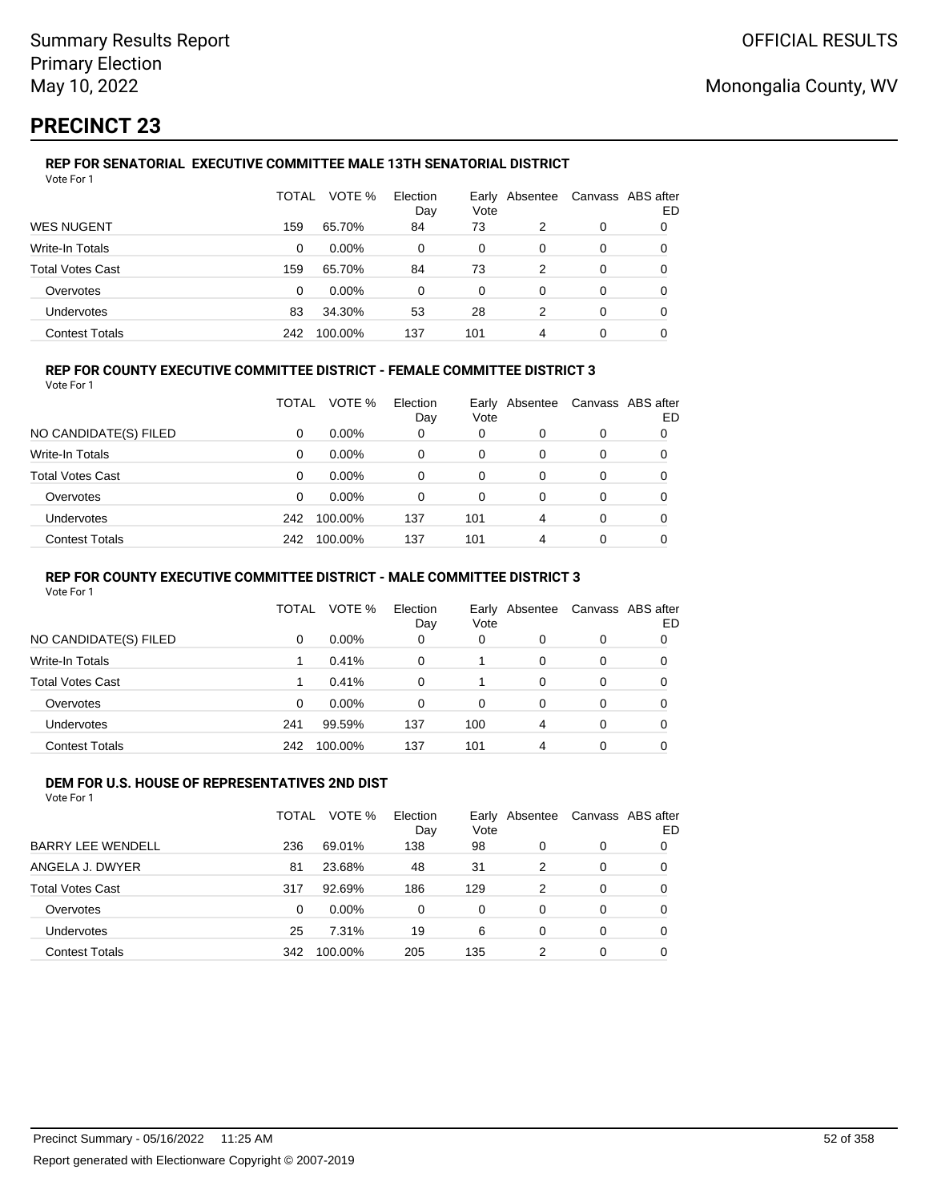Summary Results Report
Primary Election
May 10, 2022

OFFICIAL RESULTS

Monongalia County, WV

# PRECINCT 23

### REP FOR SENATORIAL EXECUTIVE COMMITTEE MALE 13TH SENATORIAL DISTRICT

Vote For 1

| | TOTAL | VOTE % | Election Day | Early Vote | Absentee | Canvass | ABS after ED |
|---|---|---|---|---|---|---|---|
| WES NUGENT | 159 | 65.70% | 84 | 73 | 2 | 0 | 0 |
| Write-In Totals | 0 | 0.00% | 0 | 0 | 0 | 0 | 0 |
| Total Votes Cast | 159 | 65.70% | 84 | 73 | 2 | 0 | 0 |
| Overvotes | 0 | 0.00% | 0 | 0 | 0 | 0 | 0 |
| Undervotes | 83 | 34.30% | 53 | 28 | 2 | 0 | 0 |
| Contest Totals | 242 | 100.00% | 137 | 101 | 4 | 0 | 0 |

### REP FOR COUNTY EXECUTIVE COMMITTEE DISTRICT - FEMALE COMMITTEE DISTRICT 3

Vote For 1

| | TOTAL | VOTE % | Election Day | Early Vote | Absentee | Canvass | ABS after ED |
|---|---|---|---|---|---|---|---|
| NO CANDIDATE(S) FILED | 0 | 0.00% | 0 | 0 | 0 | 0 | 0 |
| Write-In Totals | 0 | 0.00% | 0 | 0 | 0 | 0 | 0 |
| Total Votes Cast | 0 | 0.00% | 0 | 0 | 0 | 0 | 0 |
| Overvotes | 0 | 0.00% | 0 | 0 | 0 | 0 | 0 |
| Undervotes | 242 | 100.00% | 137 | 101 | 4 | 0 | 0 |
| Contest Totals | 242 | 100.00% | 137 | 101 | 4 | 0 | 0 |

### REP FOR COUNTY EXECUTIVE COMMITTEE DISTRICT - MALE COMMITTEE DISTRICT 3

Vote For 1

| | TOTAL | VOTE % | Election Day | Early Vote | Absentee | Canvass | ABS after ED |
|---|---|---|---|---|---|---|---|
| NO CANDIDATE(S) FILED | 0 | 0.00% | 0 | 0 | 0 | 0 | 0 |
| Write-In Totals | 1 | 0.41% | 0 | 1 | 0 | 0 | 0 |
| Total Votes Cast | 1 | 0.41% | 0 | 1 | 0 | 0 | 0 |
| Overvotes | 0 | 0.00% | 0 | 0 | 0 | 0 | 0 |
| Undervotes | 241 | 99.59% | 137 | 100 | 4 | 0 | 0 |
| Contest Totals | 242 | 100.00% | 137 | 101 | 4 | 0 | 0 |

### DEM FOR U.S. HOUSE OF REPRESENTATIVES 2ND DIST

Vote For 1

| | TOTAL | VOTE % | Election Day | Early Vote | Absentee | Canvass | ABS after ED |
|---|---|---|---|---|---|---|---|
| BARRY LEE WENDELL | 236 | 69.01% | 138 | 98 | 0 | 0 | 0 |
| ANGELA J. DWYER | 81 | 23.68% | 48 | 31 | 2 | 0 | 0 |
| Total Votes Cast | 317 | 92.69% | 186 | 129 | 2 | 0 | 0 |
| Overvotes | 0 | 0.00% | 0 | 0 | 0 | 0 | 0 |
| Undervotes | 25 | 7.31% | 19 | 6 | 0 | 0 | 0 |
| Contest Totals | 342 | 100.00% | 205 | 135 | 2 | 0 | 0 |

Precinct Summary - 05/16/2022 11:25 AM

Report generated with Electionware Copyright © 2007-2019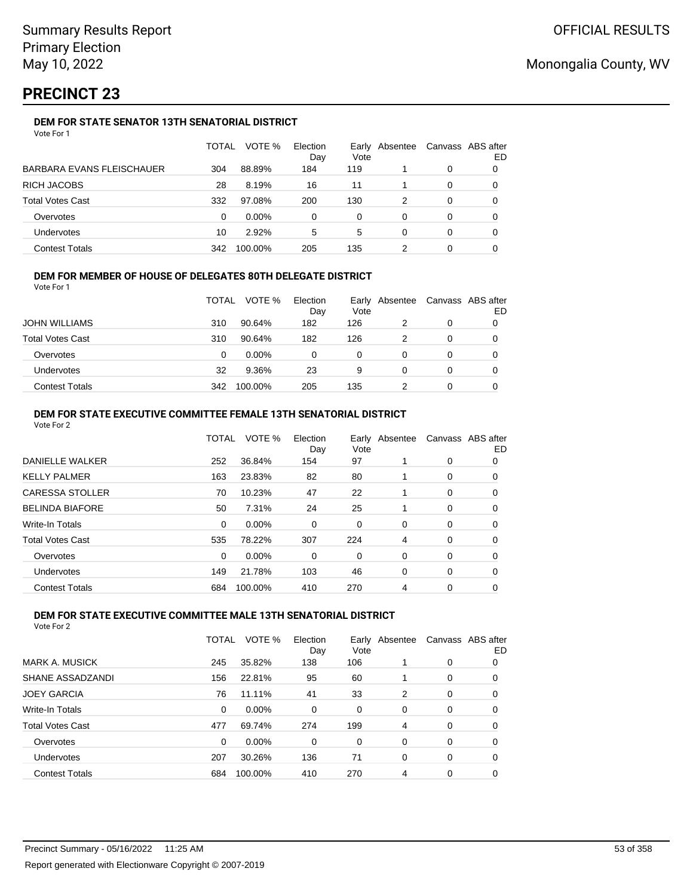Summary Results Report
Primary Election
May 10, 2022

OFFICIAL RESULTS

Monongalia County, WV

# PRECINCT 23

### DEM FOR STATE SENATOR 13TH SENATORIAL DISTRICT

Vote For 1

| | TOTAL | VOTE % | Election Day | Early Vote | Absentee | Canvass | ABS after ED |
|---|---|---|---|---|---|---|---|
| BARBARA EVANS FLEISCHAUER | 304 | 88.89% | 184 | 119 | 1 | 0 | 0 |
| RICH JACOBS | 28 | 8.19% | 16 | 11 | 1 | 0 | 0 |
| Total Votes Cast | 332 | 97.08% | 200 | 130 | 2 | 0 | 0 |
| Overvotes | 0 | 0.00% | 0 | 0 | 0 | 0 | 0 |
| Undervotes | 10 | 2.92% | 5 | 5 | 0 | 0 | 0 |
| Contest Totals | 342 | 100.00% | 205 | 135 | 2 | 0 | 0 |

### DEM FOR MEMBER OF HOUSE OF DELEGATES 80TH DELEGATE DISTRICT

Vote For 1

| | TOTAL | VOTE % | Election Day | Early Vote | Absentee | Canvass | ABS after ED |
|---|---|---|---|---|---|---|---|
| JOHN WILLIAMS | 310 | 90.64% | 182 | 126 | 2 | 0 | 0 |
| Total Votes Cast | 310 | 90.64% | 182 | 126 | 2 | 0 | 0 |
| Overvotes | 0 | 0.00% | 0 | 0 | 0 | 0 | 0 |
| Undervotes | 32 | 9.36% | 23 | 9 | 0 | 0 | 0 |
| Contest Totals | 342 | 100.00% | 205 | 135 | 2 | 0 | 0 |

### DEM FOR STATE EXECUTIVE COMMITTEE FEMALE 13TH SENATORIAL DISTRICT

Vote For 2

| | TOTAL | VOTE % | Election Day | Early Vote | Absentee | Canvass | ABS after ED |
|---|---|---|---|---|---|---|---|
| DANIELLE WALKER | 252 | 36.84% | 154 | 97 | 1 | 0 | 0 |
| KELLY PALMER | 163 | 23.83% | 82 | 80 | 1 | 0 | 0 |
| CARESSA STOLLER | 70 | 10.23% | 47 | 22 | 1 | 0 | 0 |
| BELINDA BIAFORE | 50 | 7.31% | 24 | 25 | 1 | 0 | 0 |
| Write-In Totals | 0 | 0.00% | 0 | 0 | 0 | 0 | 0 |
| Total Votes Cast | 535 | 78.22% | 307 | 224 | 4 | 0 | 0 |
| Overvotes | 0 | 0.00% | 0 | 0 | 0 | 0 | 0 |
| Undervotes | 149 | 21.78% | 103 | 46 | 0 | 0 | 0 |
| Contest Totals | 684 | 100.00% | 410 | 270 | 4 | 0 | 0 |

### DEM FOR STATE EXECUTIVE COMMITTEE MALE 13TH SENATORIAL DISTRICT

Vote For 2

| | TOTAL | VOTE % | Election Day | Early Vote | Absentee | Canvass | ABS after ED |
|---|---|---|---|---|---|---|---|
| MARK A. MUSICK | 245 | 35.82% | 138 | 106 | 1 | 0 | 0 |
| SHANE ASSADZANDI | 156 | 22.81% | 95 | 60 | 1 | 0 | 0 |
| JOEY GARCIA | 76 | 11.11% | 41 | 33 | 2 | 0 | 0 |
| Write-In Totals | 0 | 0.00% | 0 | 0 | 0 | 0 | 0 |
| Total Votes Cast | 477 | 69.74% | 274 | 199 | 4 | 0 | 0 |
| Overvotes | 0 | 0.00% | 0 | 0 | 0 | 0 | 0 |
| Undervotes | 207 | 30.26% | 136 | 71 | 0 | 0 | 0 |
| Contest Totals | 684 | 100.00% | 410 | 270 | 4 | 0 | 0 |

Precinct Summary - 05/16/2022 11:25 AM

Report generated with Electionware Copyright © 2007-2019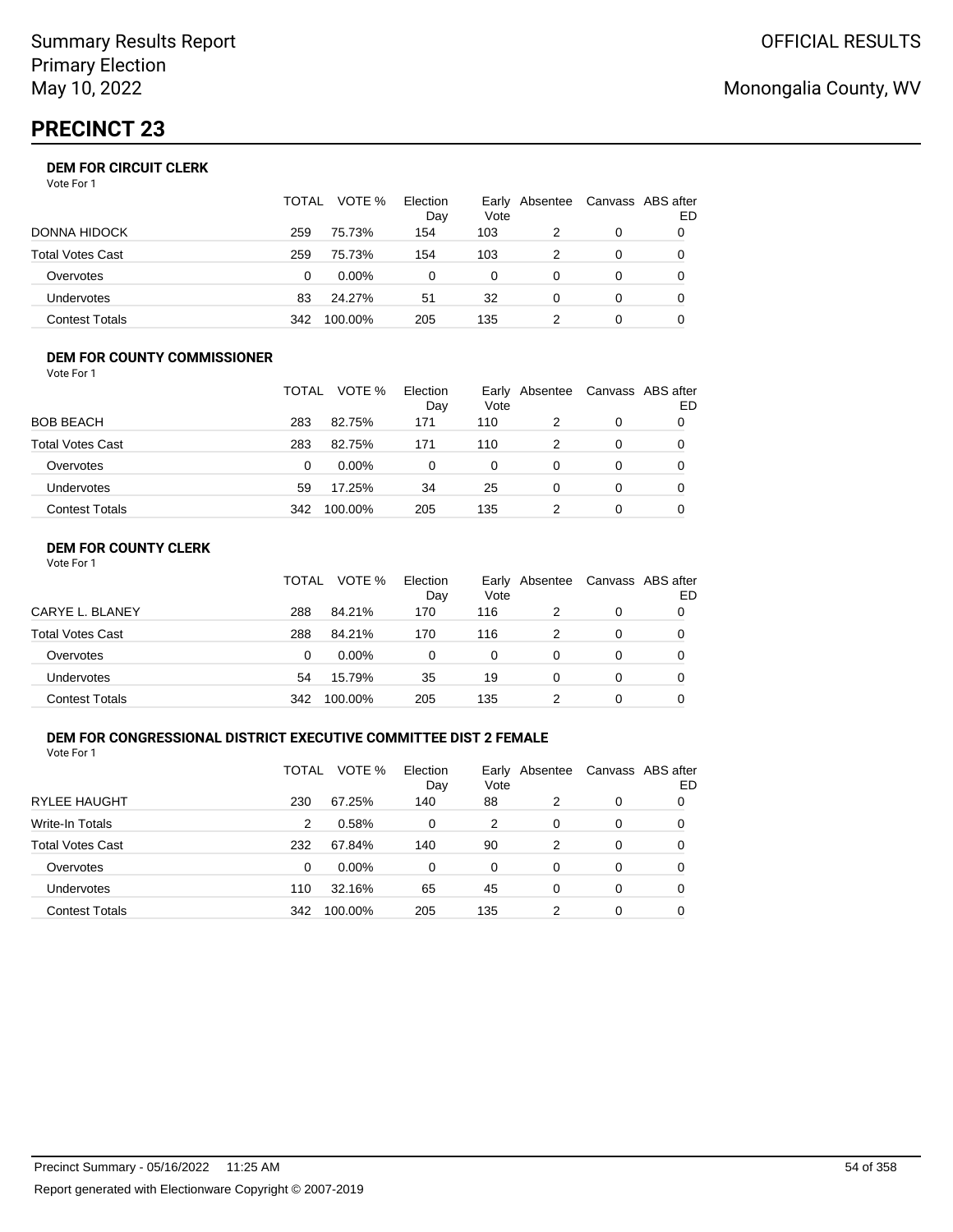Summary Results Report
Primary Election
May 10, 2022

OFFICIAL RESULTS

Monongalia County, WV

# PRECINCT 23

### DEM FOR CIRCUIT CLERK

Vote For 1

| | TOTAL | VOTE % | Election Day | Early Vote | Absentee | Canvass | ABS after ED |
|---|---|---|---|---|---|---|---|
| DONNA HIDOCK | 259 | 75.73% | 154 | 103 | 2 | 0 | 0 |
| Total Votes Cast | 259 | 75.73% | 154 | 103 | 2 | 0 | 0 |
| Overvotes | 0 | 0.00% | 0 | 0 | 0 | 0 | 0 |
| Undervotes | 83 | 24.27% | 51 | 32 | 0 | 0 | 0 |
| Contest Totals | 342 | 100.00% | 205 | 135 | 2 | 0 | 0 |

### DEM FOR COUNTY COMMISSIONER

Vote For 1

| | TOTAL | VOTE % | Election Day | Early Vote | Absentee | Canvass | ABS after ED |
|---|---|---|---|---|---|---|---|
| BOB BEACH | 283 | 82.75% | 171 | 110 | 2 | 0 | 0 |
| Total Votes Cast | 283 | 82.75% | 171 | 110 | 2 | 0 | 0 |
| Overvotes | 0 | 0.00% | 0 | 0 | 0 | 0 | 0 |
| Undervotes | 59 | 17.25% | 34 | 25 | 0 | 0 | 0 |
| Contest Totals | 342 | 100.00% | 205 | 135 | 2 | 0 | 0 |

### DEM FOR COUNTY CLERK

Vote For 1

| | TOTAL | VOTE % | Election Day | Early Vote | Absentee | Canvass | ABS after ED |
|---|---|---|---|---|---|---|---|
| CARYE L. BLANEY | 288 | 84.21% | 170 | 116 | 2 | 0 | 0 |
| Total Votes Cast | 288 | 84.21% | 170 | 116 | 2 | 0 | 0 |
| Overvotes | 0 | 0.00% | 0 | 0 | 0 | 0 | 0 |
| Undervotes | 54 | 15.79% | 35 | 19 | 0 | 0 | 0 |
| Contest Totals | 342 | 100.00% | 205 | 135 | 2 | 0 | 0 |

### DEM FOR CONGRESSIONAL DISTRICT EXECUTIVE COMMITTEE DIST 2 FEMALE

Vote For 1

| | TOTAL | VOTE % | Election Day | Early Vote | Absentee | Canvass | ABS after ED |
|---|---|---|---|---|---|---|---|
| RYLEE HAUGHT | 230 | 67.25% | 140 | 88 | 2 | 0 | 0 |
| Write-In Totals | 2 | 0.58% | 0 | 2 | 0 | 0 | 0 |
| Total Votes Cast | 232 | 67.84% | 140 | 90 | 2 | 0 | 0 |
| Overvotes | 0 | 0.00% | 0 | 0 | 0 | 0 | 0 |
| Undervotes | 110 | 32.16% | 65 | 45 | 0 | 0 | 0 |
| Contest Totals | 342 | 100.00% | 205 | 135 | 2 | 0 | 0 |

Precinct Summary - 05/16/2022 11:25 AM

Report generated with Electionware Copyright © 2007-2019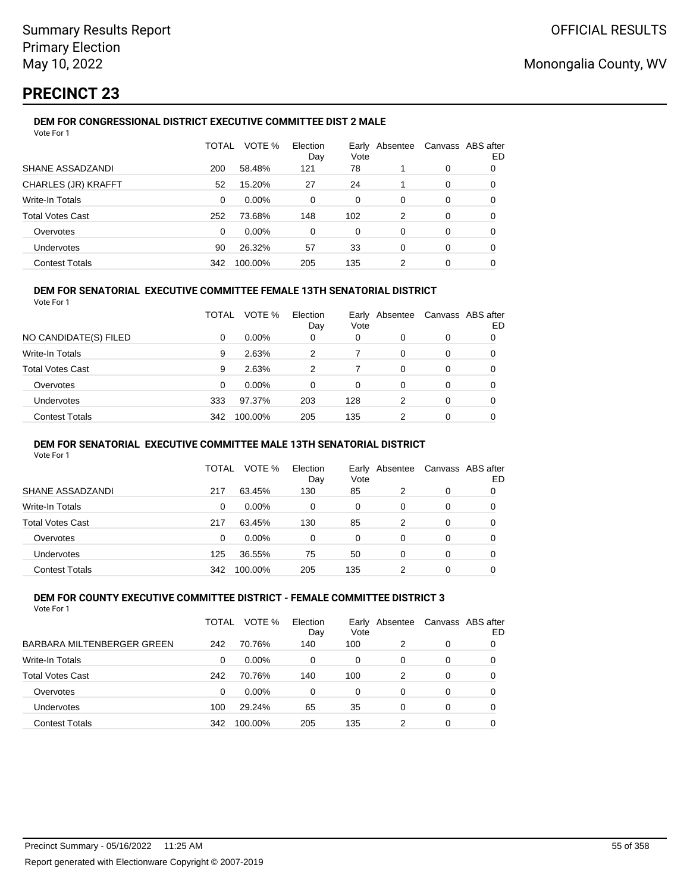# PRECINCT 23

### DEM FOR CONGRESSIONAL DISTRICT EXECUTIVE COMMITTEE DIST 2 MALE

Vote For 1

| | TOTAL | VOTE % | Election Day | Early Vote | Absentee | Canvass | ABS after ED |
|---|---|---|---|---|---|---|---|
| SHANE ASSADZANDI | 200 | 58.48% | 121 | 78 | 1 | 0 | 0 |
| CHARLES (JR) KRAFFT | 52 | 15.20% | 27 | 24 | 1 | 0 | 0 |
| Write-In Totals | 0 | 0.00% | 0 | 0 | 0 | 0 | 0 |
| Total Votes Cast | 252 | 73.68% | 148 | 102 | 2 | 0 | 0 |
| Overvotes | 0 | 0.00% | 0 | 0 | 0 | 0 | 0 |
| Undervotes | 90 | 26.32% | 57 | 33 | 0 | 0 | 0 |
| Contest Totals | 342 | 100.00% | 205 | 135 | 2 | 0 | 0 |

### DEM FOR SENATORIAL EXECUTIVE COMMITTEE FEMALE 13TH SENATORIAL DISTRICT

Vote For 1

| | TOTAL | VOTE % | Election Day | Early Vote | Absentee | Canvass | ABS after ED |
|---|---|---|---|---|---|---|---|
| NO CANDIDATE(S) FILED | 0 | 0.00% | 0 | 0 | 0 | 0 | 0 |
| Write-In Totals | 9 | 2.63% | 2 | 7 | 0 | 0 | 0 |
| Total Votes Cast | 9 | 2.63% | 2 | 7 | 0 | 0 | 0 |
| Overvotes | 0 | 0.00% | 0 | 0 | 0 | 0 | 0 |
| Undervotes | 333 | 97.37% | 203 | 128 | 2 | 0 | 0 |
| Contest Totals | 342 | 100.00% | 205 | 135 | 2 | 0 | 0 |

### DEM FOR SENATORIAL EXECUTIVE COMMITTEE MALE 13TH SENATORIAL DISTRICT

Vote For 1

| | TOTAL | VOTE % | Election Day | Early Vote | Absentee | Canvass | ABS after ED |
|---|---|---|---|---|---|---|---|
| SHANE ASSADZANDI | 217 | 63.45% | 130 | 85 | 2 | 0 | 0 |
| Write-In Totals | 0 | 0.00% | 0 | 0 | 0 | 0 | 0 |
| Total Votes Cast | 217 | 63.45% | 130 | 85 | 2 | 0 | 0 |
| Overvotes | 0 | 0.00% | 0 | 0 | 0 | 0 | 0 |
| Undervotes | 125 | 36.55% | 75 | 50 | 0 | 0 | 0 |
| Contest Totals | 342 | 100.00% | 205 | 135 | 2 | 0 | 0 |

### DEM FOR COUNTY EXECUTIVE COMMITTEE DISTRICT - FEMALE COMMITTEE DISTRICT 3

Vote For 1

| | TOTAL | VOTE % | Election Day | Early Vote | Absentee | Canvass | ABS after ED |
|---|---|---|---|---|---|---|---|
| BARBARA MILTENBERGER GREEN | 242 | 70.76% | 140 | 100 | 2 | 0 | 0 |
| Write-In Totals | 0 | 0.00% | 0 | 0 | 0 | 0 | 0 |
| Total Votes Cast | 242 | 70.76% | 140 | 100 | 2 | 0 | 0 |
| Overvotes | 0 | 0.00% | 0 | 0 | 0 | 0 | 0 |
| Undervotes | 100 | 29.24% | 65 | 35 | 0 | 0 | 0 |
| Contest Totals | 342 | 100.00% | 205 | 135 | 2 | 0 | 0 |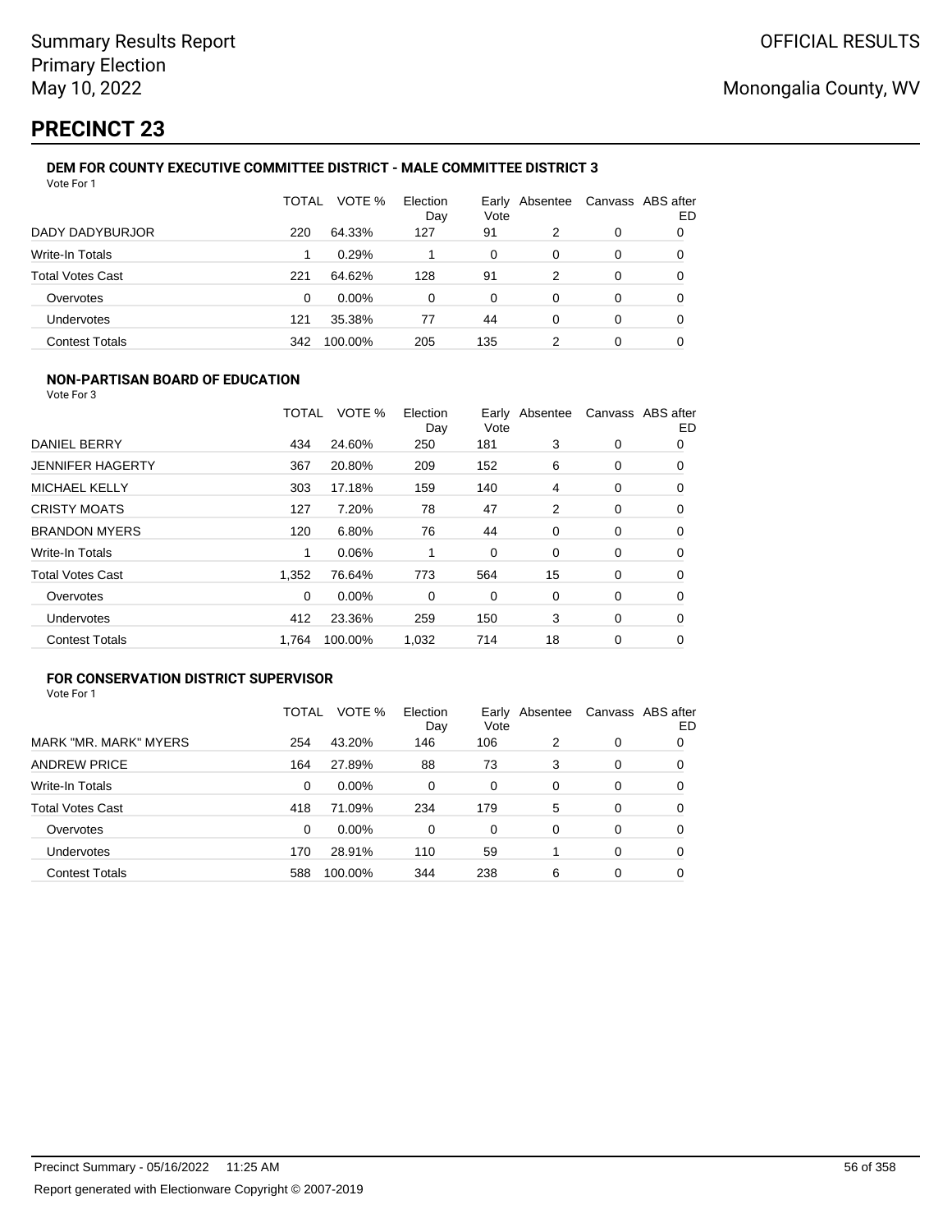# PRECINCT 23

### DEM FOR COUNTY EXECUTIVE COMMITTEE DISTRICT - MALE COMMITTEE DISTRICT 3

Vote For 1

| | TOTAL | VOTE % | Election Day | Early Vote | Absentee | Canvass | ABS after ED |
|---|---|---|---|---|---|---|---|
| DADY DADYBURJOR | 220 | 64.33% | 127 | 91 | 2 | 0 | 0 |
| Write-In Totals | 1 | 0.29% | 1 | 0 | 0 | 0 | 0 |
| Total Votes Cast | 221 | 64.62% | 128 | 91 | 2 | 0 | 0 |
| Overvotes | 0 | 0.00% | 0 | 0 | 0 | 0 | 0 |
| Undervotes | 121 | 35.38% | 77 | 44 | 0 | 0 | 0 |
| Contest Totals | 342 | 100.00% | 205 | 135 | 2 | 0 | 0 |

### NON-PARTISAN BOARD OF EDUCATION

Vote For 3

| | TOTAL | VOTE % | Election Day | Early Vote | Absentee | Canvass | ABS after ED |
|---|---|---|---|---|---|---|---|
| DANIEL BERRY | 434 | 24.60% | 250 | 181 | 3 | 0 | 0 |
| JENNIFER HAGERTY | 367 | 20.80% | 209 | 152 | 6 | 0 | 0 |
| MICHAEL KELLY | 303 | 17.18% | 159 | 140 | 4 | 0 | 0 |
| CRISTY MOATS | 127 | 7.20% | 78 | 47 | 2 | 0 | 0 |
| BRANDON MYERS | 120 | 6.80% | 76 | 44 | 0 | 0 | 0 |
| Write-In Totals | 1 | 0.06% | 1 | 0 | 0 | 0 | 0 |
| Total Votes Cast | 1,352 | 76.64% | 773 | 564 | 15 | 0 | 0 |
| Overvotes | 0 | 0.00% | 0 | 0 | 0 | 0 | 0 |
| Undervotes | 412 | 23.36% | 259 | 150 | 3 | 0 | 0 |
| Contest Totals | 1,764 | 100.00% | 1,032 | 714 | 18 | 0 | 0 |

### FOR CONSERVATION DISTRICT SUPERVISOR

Vote For 1

| | TOTAL | VOTE % | Election Day | Early Vote | Absentee | Canvass | ABS after ED |
|---|---|---|---|---|---|---|---|
| MARK "MR. MARK" MYERS | 254 | 43.20% | 146 | 106 | 2 | 0 | 0 |
| ANDREW PRICE | 164 | 27.89% | 88 | 73 | 3 | 0 | 0 |
| Write-In Totals | 0 | 0.00% | 0 | 0 | 0 | 0 | 0 |
| Total Votes Cast | 418 | 71.09% | 234 | 179 | 5 | 0 | 0 |
| Overvotes | 0 | 0.00% | 0 | 0 | 0 | 0 | 0 |
| Undervotes | 170 | 28.91% | 110 | 59 | 1 | 0 | 0 |
| Contest Totals | 588 | 100.00% | 344 | 238 | 6 | 0 | 0 |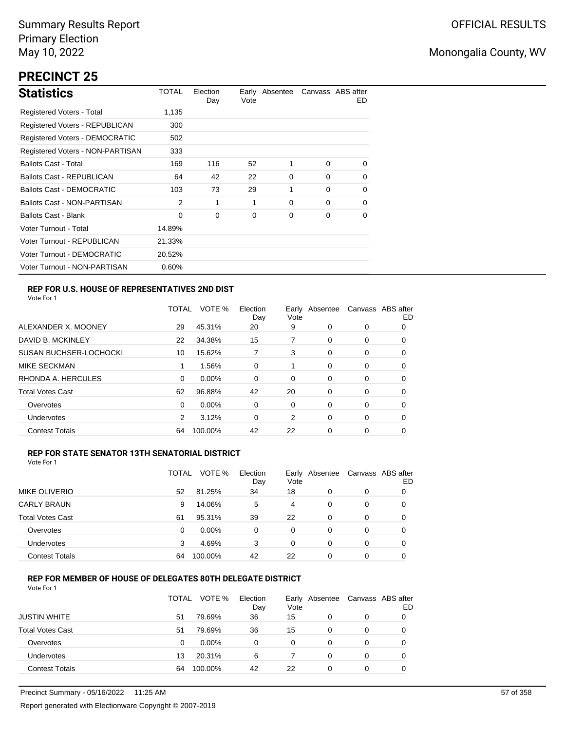Summary Results Report
Primary Election
May 10, 2022

OFFICIAL RESULTS

Monongalia County, WV

# PRECINCT 25

## Statistics

| Statistics | TOTAL | Election Day | Early Vote | Absentee | Canvass | ABS after ED |
|---|---|---|---|---|---|---|
| Registered Voters - Total | 1,135 | | | | | |
| Registered Voters - REPUBLICAN | 300 | | | | | |
| Registered Voters - DEMOCRATIC | 502 | | | | | |
| Registered Voters - NON-PARTISAN | 333 | | | | | |
| Ballots Cast - Total | 169 | 116 | 52 | 1 | 0 | 0 |
| Ballots Cast - REPUBLICAN | 64 | 42 | 22 | 0 | 0 | 0 |
| Ballots Cast - DEMOCRATIC | 103 | 73 | 29 | 1 | 0 | 0 |
| Ballots Cast - NON-PARTISAN | 2 | 1 | 1 | 0 | 0 | 0 |
| Ballots Cast - Blank | 0 | 0 | 0 | 0 | 0 | 0 |
| Voter Turnout - Total | 14.89% | | | | | |
| Voter Turnout - REPUBLICAN | 21.33% | | | | | |
| Voter Turnout - DEMOCRATIC | 20.52% | | | | | |
| Voter Turnout - NON-PARTISAN | 0.60% | | | | | |

### REP FOR U.S. HOUSE OF REPRESENTATIVES 2ND DIST

Vote For 1

| | TOTAL | VOTE % | Election Day | Early Vote | Absentee | Canvass | ABS after ED |
|---|---|---|---|---|---|---|---|
| ALEXANDER X. MOONEY | 29 | 45.31% | 20 | 9 | 0 | 0 | 0 |
| DAVID B. MCKINLEY | 22 | 34.38% | 15 | 7 | 0 | 0 | 0 |
| SUSAN BUCHSER-LOCHOCKI | 10 | 15.62% | 7 | 3 | 0 | 0 | 0 |
| MIKE SECKMAN | 1 | 1.56% | 0 | 1 | 0 | 0 | 0 |
| RHONDA A. HERCULES | 0 | 0.00% | 0 | 0 | 0 | 0 | 0 |
| Total Votes Cast | 62 | 96.88% | 42 | 20 | 0 | 0 | 0 |
| Overvotes | 0 | 0.00% | 0 | 0 | 0 | 0 | 0 |
| Undervotes | 2 | 3.12% | 0 | 2 | 0 | 0 | 0 |
| Contest Totals | 64 | 100.00% | 42 | 22 | 0 | 0 | 0 |

### REP FOR STATE SENATOR 13TH SENATORIAL DISTRICT

Vote For 1

| | TOTAL | VOTE % | Election Day | Early Vote | Absentee | Canvass | ABS after ED |
|---|---|---|---|---|---|---|---|
| MIKE OLIVERIO | 52 | 81.25% | 34 | 18 | 0 | 0 | 0 |
| CARLY BRAUN | 9 | 14.06% | 5 | 4 | 0 | 0 | 0 |
| Total Votes Cast | 61 | 95.31% | 39 | 22 | 0 | 0 | 0 |
| Overvotes | 0 | 0.00% | 0 | 0 | 0 | 0 | 0 |
| Undervotes | 3 | 4.69% | 3 | 0 | 0 | 0 | 0 |
| Contest Totals | 64 | 100.00% | 42 | 22 | 0 | 0 | 0 |

### REP FOR MEMBER OF HOUSE OF DELEGATES 80TH DELEGATE DISTRICT

Vote For 1

| | TOTAL | VOTE % | Election Day | Early Vote | Absentee | Canvass | ABS after ED |
|---|---|---|---|---|---|---|---|
| JUSTIN WHITE | 51 | 79.69% | 36 | 15 | 0 | 0 | 0 |
| Total Votes Cast | 51 | 79.69% | 36 | 15 | 0 | 0 | 0 |
| Overvotes | 0 | 0.00% | 0 | 0 | 0 | 0 | 0 |
| Undervotes | 13 | 20.31% | 6 | 7 | 0 | 0 | 0 |
| Contest Totals | 64 | 100.00% | 42 | 22 | 0 | 0 | 0 |

Precinct Summary - 05/16/2022 11:25 AM

Report generated with Electionware Copyright © 2007-2019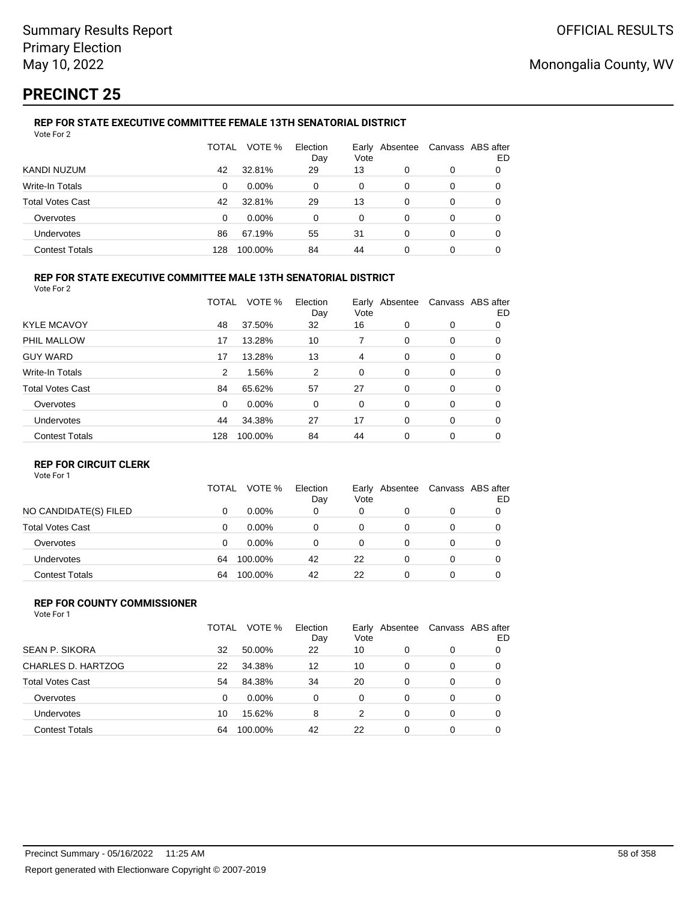Summary Results Report
Primary Election
May 10, 2022

OFFICIAL RESULTS

Monongalia County, WV

# PRECINCT 25

### REP FOR STATE EXECUTIVE COMMITTEE FEMALE 13TH SENATORIAL DISTRICT

Vote For 2

| | TOTAL | VOTE % | Election Day | Early Vote | Absentee | Canvass | ABS after ED |
|---|---|---|---|---|---|---|---|
| KANDI NUZUM | 42 | 32.81% | 29 | 13 | 0 | 0 | 0 |
| Write-In Totals | 0 | 0.00% | 0 | 0 | 0 | 0 | 0 |
| Total Votes Cast | 42 | 32.81% | 29 | 13 | 0 | 0 | 0 |
| Overvotes | 0 | 0.00% | 0 | 0 | 0 | 0 | 0 |
| Undervotes | 86 | 67.19% | 55 | 31 | 0 | 0 | 0 |
| Contest Totals | 128 | 100.00% | 84 | 44 | 0 | 0 | 0 |

### REP FOR STATE EXECUTIVE COMMITTEE MALE 13TH SENATORIAL DISTRICT

Vote For 2

| | TOTAL | VOTE % | Election Day | Early Vote | Absentee | Canvass | ABS after ED |
|---|---|---|---|---|---|---|---|
| KYLE MCAVOY | 48 | 37.50% | 32 | 16 | 0 | 0 | 0 |
| PHIL MALLOW | 17 | 13.28% | 10 | 7 | 0 | 0 | 0 |
| GUY WARD | 17 | 13.28% | 13 | 4 | 0 | 0 | 0 |
| Write-In Totals | 2 | 1.56% | 2 | 0 | 0 | 0 | 0 |
| Total Votes Cast | 84 | 65.62% | 57 | 27 | 0 | 0 | 0 |
| Overvotes | 0 | 0.00% | 0 | 0 | 0 | 0 | 0 |
| Undervotes | 44 | 34.38% | 27 | 17 | 0 | 0 | 0 |
| Contest Totals | 128 | 100.00% | 84 | 44 | 0 | 0 | 0 |

### REP FOR CIRCUIT CLERK

Vote For 1

| | TOTAL | VOTE % | Election Day | Early Vote | Absentee | Canvass | ABS after ED |
|---|---|---|---|---|---|---|---|
| NO CANDIDATE(S) FILED | 0 | 0.00% | 0 | 0 | 0 | 0 | 0 |
| Total Votes Cast | 0 | 0.00% | 0 | 0 | 0 | 0 | 0 |
| Overvotes | 0 | 0.00% | 0 | 0 | 0 | 0 | 0 |
| Undervotes | 64 | 100.00% | 42 | 22 | 0 | 0 | 0 |
| Contest Totals | 64 | 100.00% | 42 | 22 | 0 | 0 | 0 |

### REP FOR COUNTY COMMISSIONER

Vote For 1

| | TOTAL | VOTE % | Election Day | Early Vote | Absentee | Canvass | ABS after ED |
|---|---|---|---|---|---|---|---|
| SEAN P. SIKORA | 32 | 50.00% | 22 | 10 | 0 | 0 | 0 |
| CHARLES D. HARTZOG | 22 | 34.38% | 12 | 10 | 0 | 0 | 0 |
| Total Votes Cast | 54 | 84.38% | 34 | 20 | 0 | 0 | 0 |
| Overvotes | 0 | 0.00% | 0 | 0 | 0 | 0 | 0 |
| Undervotes | 10 | 15.62% | 8 | 2 | 0 | 0 | 0 |
| Contest Totals | 64 | 100.00% | 42 | 22 | 0 | 0 | 0 |

Precinct Summary - 05/16/2022 11:25 AM

Report generated with Electionware Copyright © 2007-2019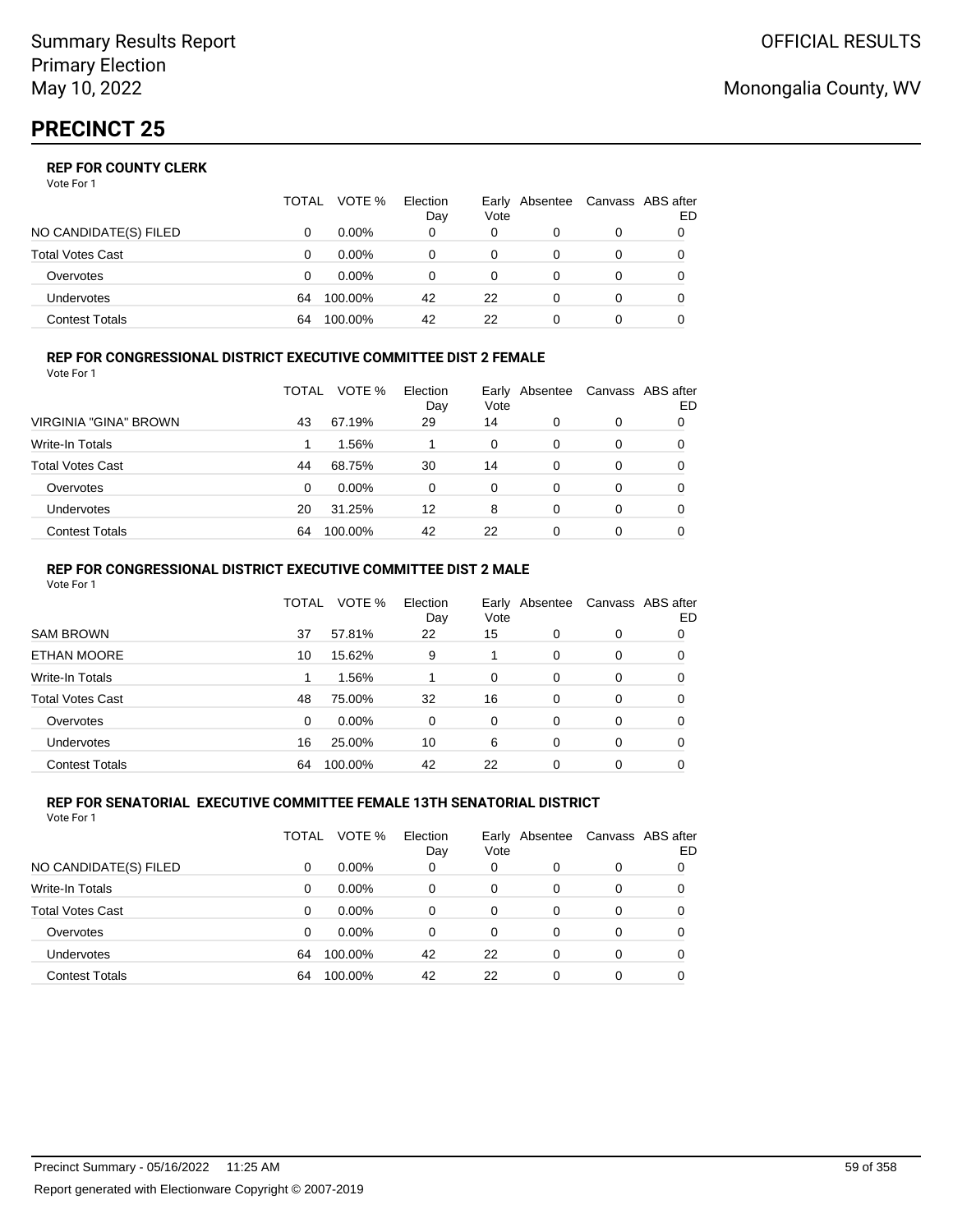Summary Results Report
Primary Election
May 10, 2022

OFFICIAL RESULTS

Monongalia County, WV

# PRECINCT 25

### REP FOR COUNTY CLERK

Vote For 1

| | TOTAL | VOTE % | Election Day | Early Vote | Absentee | Canvass | ABS after ED |
|---|---|---|---|---|---|---|---|
| NO CANDIDATE(S) FILED | 0 | 0.00% | 0 | 0 | 0 | 0 | 0 |
| Total Votes Cast | 0 | 0.00% | 0 | 0 | 0 | 0 | 0 |
| Overvotes | 0 | 0.00% | 0 | 0 | 0 | 0 | 0 |
| Undervotes | 64 | 100.00% | 42 | 22 | 0 | 0 | 0 |
| Contest Totals | 64 | 100.00% | 42 | 22 | 0 | 0 | 0 |

### REP FOR CONGRESSIONAL DISTRICT EXECUTIVE COMMITTEE DIST 2 FEMALE

Vote For 1

| | TOTAL | VOTE % | Election Day | Early Vote | Absentee | Canvass | ABS after ED |
|---|---|---|---|---|---|---|---|
| VIRGINIA "GINA" BROWN | 43 | 67.19% | 29 | 14 | 0 | 0 | 0 |
| Write-In Totals | 1 | 1.56% | 1 | 0 | 0 | 0 | 0 |
| Total Votes Cast | 44 | 68.75% | 30 | 14 | 0 | 0 | 0 |
| Overvotes | 0 | 0.00% | 0 | 0 | 0 | 0 | 0 |
| Undervotes | 20 | 31.25% | 12 | 8 | 0 | 0 | 0 |
| Contest Totals | 64 | 100.00% | 42 | 22 | 0 | 0 | 0 |

### REP FOR CONGRESSIONAL DISTRICT EXECUTIVE COMMITTEE DIST 2 MALE

Vote For 1

| | TOTAL | VOTE % | Election Day | Early Vote | Absentee | Canvass | ABS after ED |
|---|---|---|---|---|---|---|---|
| SAM BROWN | 37 | 57.81% | 22 | 15 | 0 | 0 | 0 |
| ETHAN MOORE | 10 | 15.62% | 9 | 1 | 0 | 0 | 0 |
| Write-In Totals | 1 | 1.56% | 1 | 0 | 0 | 0 | 0 |
| Total Votes Cast | 48 | 75.00% | 32 | 16 | 0 | 0 | 0 |
| Overvotes | 0 | 0.00% | 0 | 0 | 0 | 0 | 0 |
| Undervotes | 16 | 25.00% | 10 | 6 | 0 | 0 | 0 |
| Contest Totals | 64 | 100.00% | 42 | 22 | 0 | 0 | 0 |

### REP FOR SENATORIAL EXECUTIVE COMMITTEE FEMALE 13TH SENATORIAL DISTRICT

Vote For 1

| | TOTAL | VOTE % | Election Day | Early Vote | Absentee | Canvass | ABS after ED |
|---|---|---|---|---|---|---|---|
| NO CANDIDATE(S) FILED | 0 | 0.00% | 0 | 0 | 0 | 0 | 0 |
| Write-In Totals | 0 | 0.00% | 0 | 0 | 0 | 0 | 0 |
| Total Votes Cast | 0 | 0.00% | 0 | 0 | 0 | 0 | 0 |
| Overvotes | 0 | 0.00% | 0 | 0 | 0 | 0 | 0 |
| Undervotes | 64 | 100.00% | 42 | 22 | 0 | 0 | 0 |
| Contest Totals | 64 | 100.00% | 42 | 22 | 0 | 0 | 0 |

Precinct Summary - 05/16/2022 11:25 AM

Report generated with Electionware Copyright © 2007-2019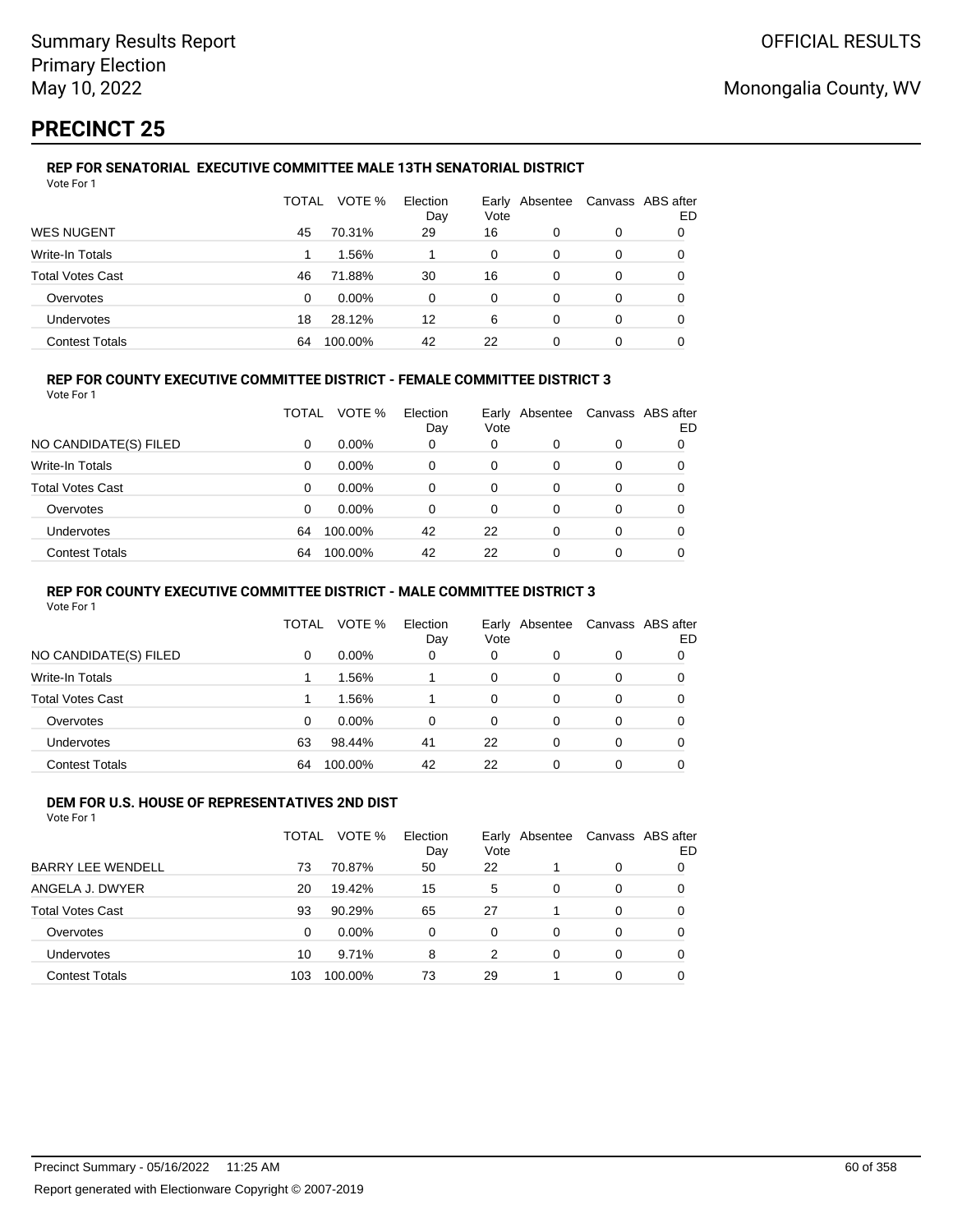# PRECINCT 25

### REP FOR SENATORIAL EXECUTIVE COMMITTEE MALE 13TH SENATORIAL DISTRICT

Vote For 1

| | TOTAL | VOTE % | Election Day | Early Vote | Absentee | Canvass | ABS after ED |
|---|---|---|---|---|---|---|---|
| WES NUGENT | 45 | 70.31% | 29 | 16 | 0 | 0 | 0 |
| Write-In Totals | 1 | 1.56% | 1 | 0 | 0 | 0 | 0 |
| Total Votes Cast | 46 | 71.88% | 30 | 16 | 0 | 0 | 0 |
| Overvotes | 0 | 0.00% | 0 | 0 | 0 | 0 | 0 |
| Undervotes | 18 | 28.12% | 12 | 6 | 0 | 0 | 0 |
| Contest Totals | 64 | 100.00% | 42 | 22 | 0 | 0 | 0 |

### REP FOR COUNTY EXECUTIVE COMMITTEE DISTRICT - FEMALE COMMITTEE DISTRICT 3

Vote For 1

| | TOTAL | VOTE % | Election Day | Early Vote | Absentee | Canvass | ABS after ED |
|---|---|---|---|---|---|---|---|
| NO CANDIDATE(S) FILED | 0 | 0.00% | 0 | 0 | 0 | 0 | 0 |
| Write-In Totals | 0 | 0.00% | 0 | 0 | 0 | 0 | 0 |
| Total Votes Cast | 0 | 0.00% | 0 | 0 | 0 | 0 | 0 |
| Overvotes | 0 | 0.00% | 0 | 0 | 0 | 0 | 0 |
| Undervotes | 64 | 100.00% | 42 | 22 | 0 | 0 | 0 |
| Contest Totals | 64 | 100.00% | 42 | 22 | 0 | 0 | 0 |

### REP FOR COUNTY EXECUTIVE COMMITTEE DISTRICT - MALE COMMITTEE DISTRICT 3

Vote For 1

| | TOTAL | VOTE % | Election Day | Early Vote | Absentee | Canvass | ABS after ED |
|---|---|---|---|---|---|---|---|
| NO CANDIDATE(S) FILED | 0 | 0.00% | 0 | 0 | 0 | 0 | 0 |
| Write-In Totals | 1 | 1.56% | 1 | 0 | 0 | 0 | 0 |
| Total Votes Cast | 1 | 1.56% | 1 | 0 | 0 | 0 | 0 |
| Overvotes | 0 | 0.00% | 0 | 0 | 0 | 0 | 0 |
| Undervotes | 63 | 98.44% | 41 | 22 | 0 | 0 | 0 |
| Contest Totals | 64 | 100.00% | 42 | 22 | 0 | 0 | 0 |

### DEM FOR U.S. HOUSE OF REPRESENTATIVES 2ND DIST

Vote For 1

| | TOTAL | VOTE % | Election Day | Early Vote | Absentee | Canvass | ABS after ED |
|---|---|---|---|---|---|---|---|
| BARRY LEE WENDELL | 73 | 70.87% | 50 | 22 | 1 | 0 | 0 |
| ANGELA J. DWYER | 20 | 19.42% | 15 | 5 | 0 | 0 | 0 |
| Total Votes Cast | 93 | 90.29% | 65 | 27 | 1 | 0 | 0 |
| Overvotes | 0 | 0.00% | 0 | 0 | 0 | 0 | 0 |
| Undervotes | 10 | 9.71% | 8 | 2 | 0 | 0 | 0 |
| Contest Totals | 103 | 100.00% | 73 | 29 | 1 | 0 | 0 |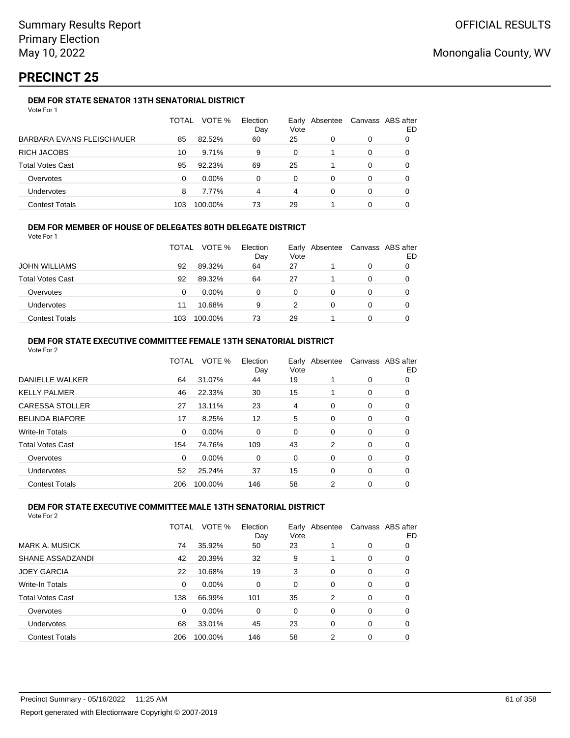# PRECINCT 25

### DEM FOR STATE SENATOR 13TH SENATORIAL DISTRICT

Vote For 1

| | TOTAL | VOTE % | Election Day | Early Vote | Absentee | Canvass | ABS after ED |
|---|---|---|---|---|---|---|---|
| BARBARA EVANS FLEISCHAUER | 85 | 82.52% | 60 | 25 | 0 | 0 | 0 |
| RICH JACOBS | 10 | 9.71% | 9 | 0 | 1 | 0 | 0 |
| Total Votes Cast | 95 | 92.23% | 69 | 25 | 1 | 0 | 0 |
| Overvotes | 0 | 0.00% | 0 | 0 | 0 | 0 | 0 |
| Undervotes | 8 | 7.77% | 4 | 4 | 0 | 0 | 0 |
| Contest Totals | 103 | 100.00% | 73 | 29 | 1 | 0 | 0 |

### DEM FOR MEMBER OF HOUSE OF DELEGATES 80TH DELEGATE DISTRICT

Vote For 1

| | TOTAL | VOTE % | Election Day | Early Vote | Absentee | Canvass | ABS after ED |
|---|---|---|---|---|---|---|---|
| JOHN WILLIAMS | 92 | 89.32% | 64 | 27 | 1 | 0 | 0 |
| Total Votes Cast | 92 | 89.32% | 64 | 27 | 1 | 0 | 0 |
| Overvotes | 0 | 0.00% | 0 | 0 | 0 | 0 | 0 |
| Undervotes | 11 | 10.68% | 9 | 2 | 0 | 0 | 0 |
| Contest Totals | 103 | 100.00% | 73 | 29 | 1 | 0 | 0 |

### DEM FOR STATE EXECUTIVE COMMITTEE FEMALE 13TH SENATORIAL DISTRICT

Vote For 2

| | TOTAL | VOTE % | Election Day | Early Vote | Absentee | Canvass | ABS after ED |
|---|---|---|---|---|---|---|---|
| DANIELLE WALKER | 64 | 31.07% | 44 | 19 | 1 | 0 | 0 |
| KELLY PALMER | 46 | 22.33% | 30 | 15 | 1 | 0 | 0 |
| CARESSA STOLLER | 27 | 13.11% | 23 | 4 | 0 | 0 | 0 |
| BELINDA BIAFORE | 17 | 8.25% | 12 | 5 | 0 | 0 | 0 |
| Write-In Totals | 0 | 0.00% | 0 | 0 | 0 | 0 | 0 |
| Total Votes Cast | 154 | 74.76% | 109 | 43 | 2 | 0 | 0 |
| Overvotes | 0 | 0.00% | 0 | 0 | 0 | 0 | 0 |
| Undervotes | 52 | 25.24% | 37 | 15 | 0 | 0 | 0 |
| Contest Totals | 206 | 100.00% | 146 | 58 | 2 | 0 | 0 |

### DEM FOR STATE EXECUTIVE COMMITTEE MALE 13TH SENATORIAL DISTRICT

Vote For 2

| | TOTAL | VOTE % | Election Day | Early Vote | Absentee | Canvass | ABS after ED |
|---|---|---|---|---|---|---|---|
| MARK A. MUSICK | 74 | 35.92% | 50 | 23 | 1 | 0 | 0 |
| SHANE ASSADZANDI | 42 | 20.39% | 32 | 9 | 1 | 0 | 0 |
| JOEY GARCIA | 22 | 10.68% | 19 | 3 | 0 | 0 | 0 |
| Write-In Totals | 0 | 0.00% | 0 | 0 | 0 | 0 | 0 |
| Total Votes Cast | 138 | 66.99% | 101 | 35 | 2 | 0 | 0 |
| Overvotes | 0 | 0.00% | 0 | 0 | 0 | 0 | 0 |
| Undervotes | 68 | 33.01% | 45 | 23 | 0 | 0 | 0 |
| Contest Totals | 206 | 100.00% | 146 | 58 | 2 | 0 | 0 |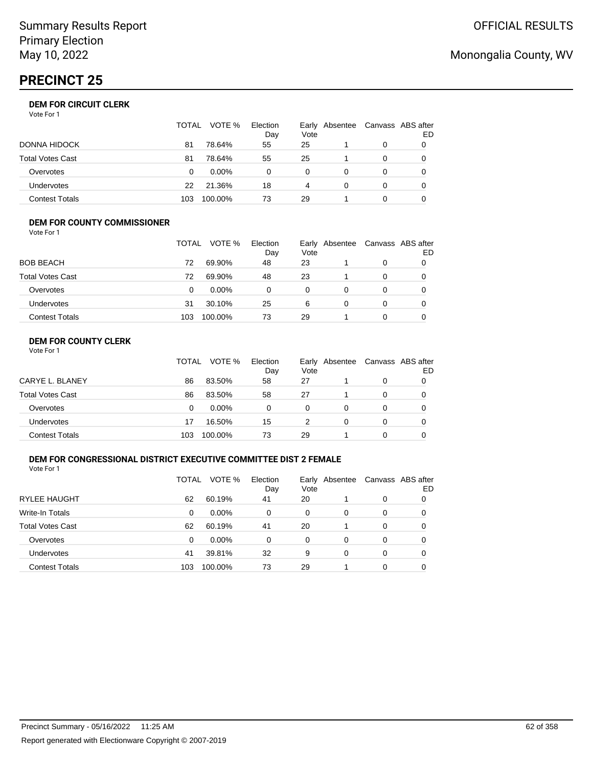Summary Results Report
Primary Election
May 10, 2022

OFFICIAL RESULTS

Monongalia County, WV

# PRECINCT 25

### DEM FOR CIRCUIT CLERK

Vote For 1

| | TOTAL | VOTE % | Election Day | Early Vote | Absentee | Canvass | ABS after ED |
|---|---|---|---|---|---|---|---|
| DONNA HIDOCK | 81 | 78.64% | 55 | 25 | 1 | 0 | 0 |
| Total Votes Cast | 81 | 78.64% | 55 | 25 | 1 | 0 | 0 |
| Overvotes | 0 | 0.00% | 0 | 0 | 0 | 0 | 0 |
| Undervotes | 22 | 21.36% | 18 | 4 | 0 | 0 | 0 |
| Contest Totals | 103 | 100.00% | 73 | 29 | 1 | 0 | 0 |

### DEM FOR COUNTY COMMISSIONER

Vote For 1

| | TOTAL | VOTE % | Election Day | Early Vote | Absentee | Canvass | ABS after ED |
|---|---|---|---|---|---|---|---|
| BOB BEACH | 72 | 69.90% | 48 | 23 | 1 | 0 | 0 |
| Total Votes Cast | 72 | 69.90% | 48 | 23 | 1 | 0 | 0 |
| Overvotes | 0 | 0.00% | 0 | 0 | 0 | 0 | 0 |
| Undervotes | 31 | 30.10% | 25 | 6 | 0 | 0 | 0 |
| Contest Totals | 103 | 100.00% | 73 | 29 | 1 | 0 | 0 |

### DEM FOR COUNTY CLERK

Vote For 1

| | TOTAL | VOTE % | Election Day | Early Vote | Absentee | Canvass | ABS after ED |
|---|---|---|---|---|---|---|---|
| CARYE L. BLANEY | 86 | 83.50% | 58 | 27 | 1 | 0 | 0 |
| Total Votes Cast | 86 | 83.50% | 58 | 27 | 1 | 0 | 0 |
| Overvotes | 0 | 0.00% | 0 | 0 | 0 | 0 | 0 |
| Undervotes | 17 | 16.50% | 15 | 2 | 0 | 0 | 0 |
| Contest Totals | 103 | 100.00% | 73 | 29 | 1 | 0 | 0 |

### DEM FOR CONGRESSIONAL DISTRICT EXECUTIVE COMMITTEE DIST 2 FEMALE

Vote For 1

| | TOTAL | VOTE % | Election Day | Early Vote | Absentee | Canvass | ABS after ED |
|---|---|---|---|---|---|---|---|
| RYLEE HAUGHT | 62 | 60.19% | 41 | 20 | 1 | 0 | 0 |
| Write-In Totals | 0 | 0.00% | 0 | 0 | 0 | 0 | 0 |
| Total Votes Cast | 62 | 60.19% | 41 | 20 | 1 | 0 | 0 |
| Overvotes | 0 | 0.00% | 0 | 0 | 0 | 0 | 0 |
| Undervotes | 41 | 39.81% | 32 | 9 | 0 | 0 | 0 |
| Contest Totals | 103 | 100.00% | 73 | 29 | 1 | 0 | 0 |

Precinct Summary - 05/16/2022 11:25 AM

Report generated with Electionware Copyright © 2007-2019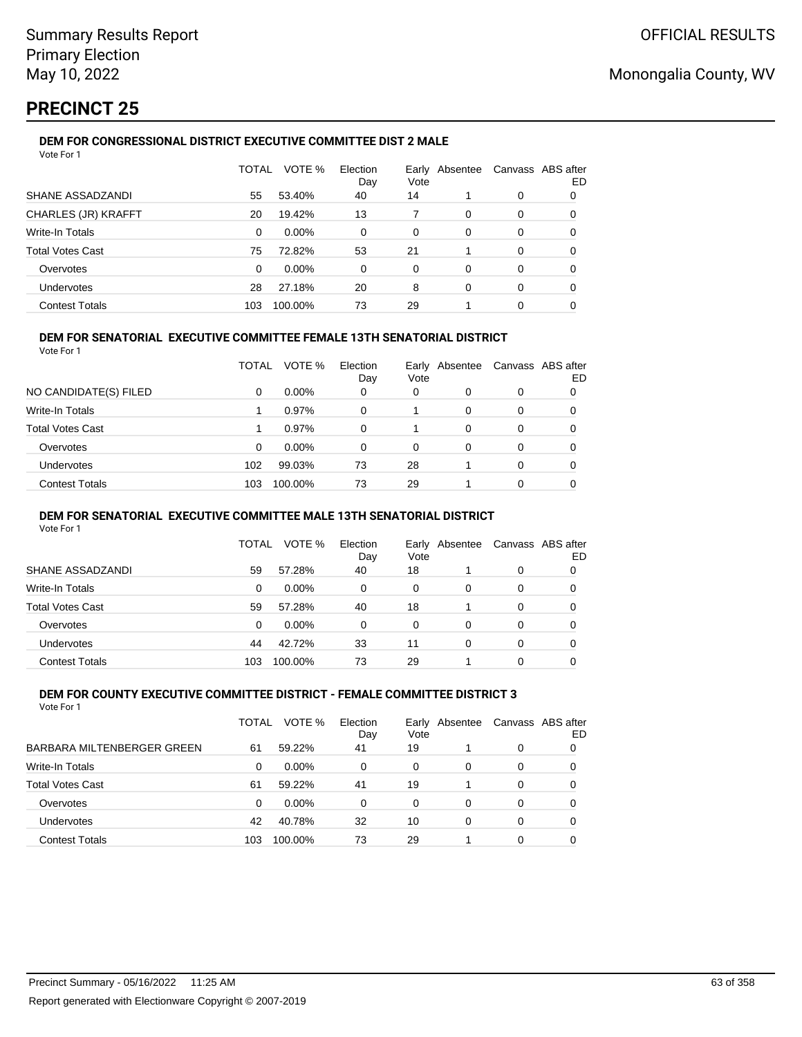# PRECINCT 25

### DEM FOR CONGRESSIONAL DISTRICT EXECUTIVE COMMITTEE DIST 2 MALE

Vote For 1

| | TOTAL | VOTE % | Election Day | Early Vote | Absentee | Canvass | ABS after ED |
|---|---|---|---|---|---|---|---|
| SHANE ASSADZANDI | 55 | 53.40% | 40 | 14 | 1 | 0 | 0 |
| CHARLES (JR) KRAFFT | 20 | 19.42% | 13 | 7 | 0 | 0 | 0 |
| Write-In Totals | 0 | 0.00% | 0 | 0 | 0 | 0 | 0 |
| Total Votes Cast | 75 | 72.82% | 53 | 21 | 1 | 0 | 0 |
| Overvotes | 0 | 0.00% | 0 | 0 | 0 | 0 | 0 |
| Undervotes | 28 | 27.18% | 20 | 8 | 0 | 0 | 0 |
| Contest Totals | 103 | 100.00% | 73 | 29 | 1 | 0 | 0 |

### DEM FOR SENATORIAL EXECUTIVE COMMITTEE FEMALE 13TH SENATORIAL DISTRICT

Vote For 1

| | TOTAL | VOTE % | Election Day | Early Vote | Absentee | Canvass | ABS after ED |
|---|---|---|---|---|---|---|---|
| NO CANDIDATE(S) FILED | 0 | 0.00% | 0 | 0 | 0 | 0 | 0 |
| Write-In Totals | 1 | 0.97% | 0 | 1 | 0 | 0 | 0 |
| Total Votes Cast | 1 | 0.97% | 0 | 1 | 0 | 0 | 0 |
| Overvotes | 0 | 0.00% | 0 | 0 | 0 | 0 | 0 |
| Undervotes | 102 | 99.03% | 73 | 28 | 1 | 0 | 0 |
| Contest Totals | 103 | 100.00% | 73 | 29 | 1 | 0 | 0 |

### DEM FOR SENATORIAL EXECUTIVE COMMITTEE MALE 13TH SENATORIAL DISTRICT

Vote For 1

| | TOTAL | VOTE % | Election Day | Early Vote | Absentee | Canvass | ABS after ED |
|---|---|---|---|---|---|---|---|
| SHANE ASSADZANDI | 59 | 57.28% | 40 | 18 | 1 | 0 | 0 |
| Write-In Totals | 0 | 0.00% | 0 | 0 | 0 | 0 | 0 |
| Total Votes Cast | 59 | 57.28% | 40 | 18 | 1 | 0 | 0 |
| Overvotes | 0 | 0.00% | 0 | 0 | 0 | 0 | 0 |
| Undervotes | 44 | 42.72% | 33 | 11 | 0 | 0 | 0 |
| Contest Totals | 103 | 100.00% | 73 | 29 | 1 | 0 | 0 |

### DEM FOR COUNTY EXECUTIVE COMMITTEE DISTRICT - FEMALE COMMITTEE DISTRICT 3

Vote For 1

| | TOTAL | VOTE % | Election Day | Early Vote | Absentee | Canvass | ABS after ED |
|---|---|---|---|---|---|---|---|
| BARBARA MILTENBERGER GREEN | 61 | 59.22% | 41 | 19 | 1 | 0 | 0 |
| Write-In Totals | 0 | 0.00% | 0 | 0 | 0 | 0 | 0 |
| Total Votes Cast | 61 | 59.22% | 41 | 19 | 1 | 0 | 0 |
| Overvotes | 0 | 0.00% | 0 | 0 | 0 | 0 | 0 |
| Undervotes | 42 | 40.78% | 32 | 10 | 0 | 0 | 0 |
| Contest Totals | 103 | 100.00% | 73 | 29 | 1 | 0 | 0 |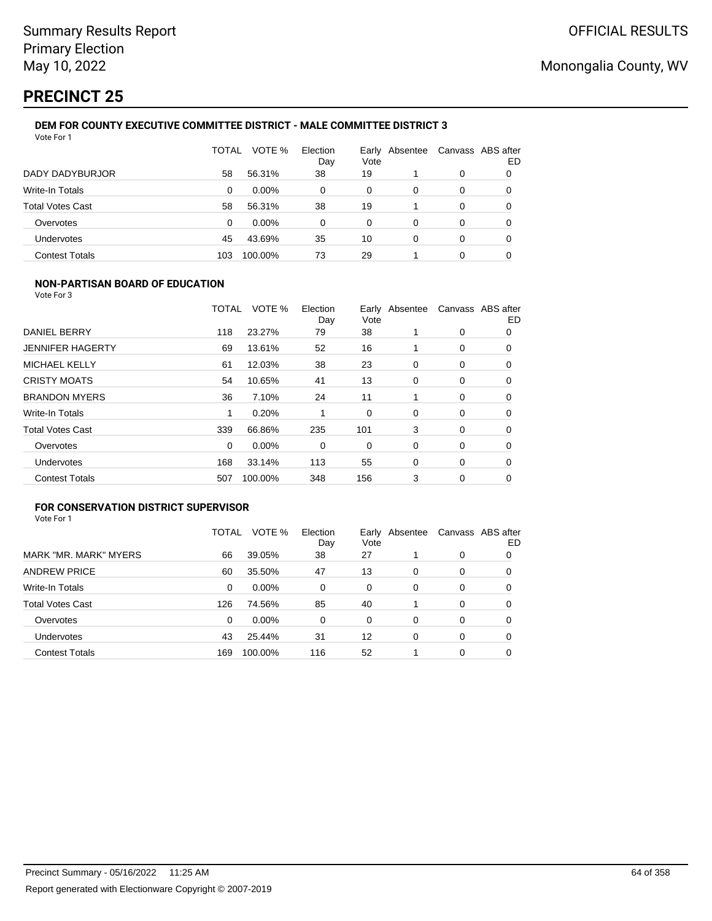# PRECINCT 25

### DEM FOR COUNTY EXECUTIVE COMMITTEE DISTRICT - MALE COMMITTEE DISTRICT 3

Vote For 1

| | TOTAL | VOTE % | Election Day | Early Vote | Absentee | Canvass | ABS after ED |
|---|---|---|---|---|---|---|---|
| DADY DADYBURJOR | 58 | 56.31% | 38 | 19 | 1 | 0 | 0 |
| Write-In Totals | 0 | 0.00% | 0 | 0 | 0 | 0 | 0 |
| Total Votes Cast | 58 | 56.31% | 38 | 19 | 1 | 0 | 0 |
| Overvotes | 0 | 0.00% | 0 | 0 | 0 | 0 | 0 |
| Undervotes | 45 | 43.69% | 35 | 10 | 0 | 0 | 0 |
| Contest Totals | 103 | 100.00% | 73 | 29 | 1 | 0 | 0 |

### NON-PARTISAN BOARD OF EDUCATION

Vote For 3

| | TOTAL | VOTE % | Election Day | Early Vote | Absentee | Canvass | ABS after ED |
|---|---|---|---|---|---|---|---|
| DANIEL BERRY | 118 | 23.27% | 79 | 38 | 1 | 0 | 0 |
| JENNIFER HAGERTY | 69 | 13.61% | 52 | 16 | 1 | 0 | 0 |
| MICHAEL KELLY | 61 | 12.03% | 38 | 23 | 0 | 0 | 0 |
| CRISTY MOATS | 54 | 10.65% | 41 | 13 | 0 | 0 | 0 |
| BRANDON MYERS | 36 | 7.10% | 24 | 11 | 1 | 0 | 0 |
| Write-In Totals | 1 | 0.20% | 1 | 0 | 0 | 0 | 0 |
| Total Votes Cast | 339 | 66.86% | 235 | 101 | 3 | 0 | 0 |
| Overvotes | 0 | 0.00% | 0 | 0 | 0 | 0 | 0 |
| Undervotes | 168 | 33.14% | 113 | 55 | 0 | 0 | 0 |
| Contest Totals | 507 | 100.00% | 348 | 156 | 3 | 0 | 0 |

### FOR CONSERVATION DISTRICT SUPERVISOR

Vote For 1

| | TOTAL | VOTE % | Election Day | Early Vote | Absentee | Canvass | ABS after ED |
|---|---|---|---|---|---|---|---|
| MARK "MR. MARK" MYERS | 66 | 39.05% | 38 | 27 | 1 | 0 | 0 |
| ANDREW PRICE | 60 | 35.50% | 47 | 13 | 0 | 0 | 0 |
| Write-In Totals | 0 | 0.00% | 0 | 0 | 0 | 0 | 0 |
| Total Votes Cast | 126 | 74.56% | 85 | 40 | 1 | 0 | 0 |
| Overvotes | 0 | 0.00% | 0 | 0 | 0 | 0 | 0 |
| Undervotes | 43 | 25.44% | 31 | 12 | 0 | 0 | 0 |
| Contest Totals | 169 | 100.00% | 116 | 52 | 1 | 0 | 0 |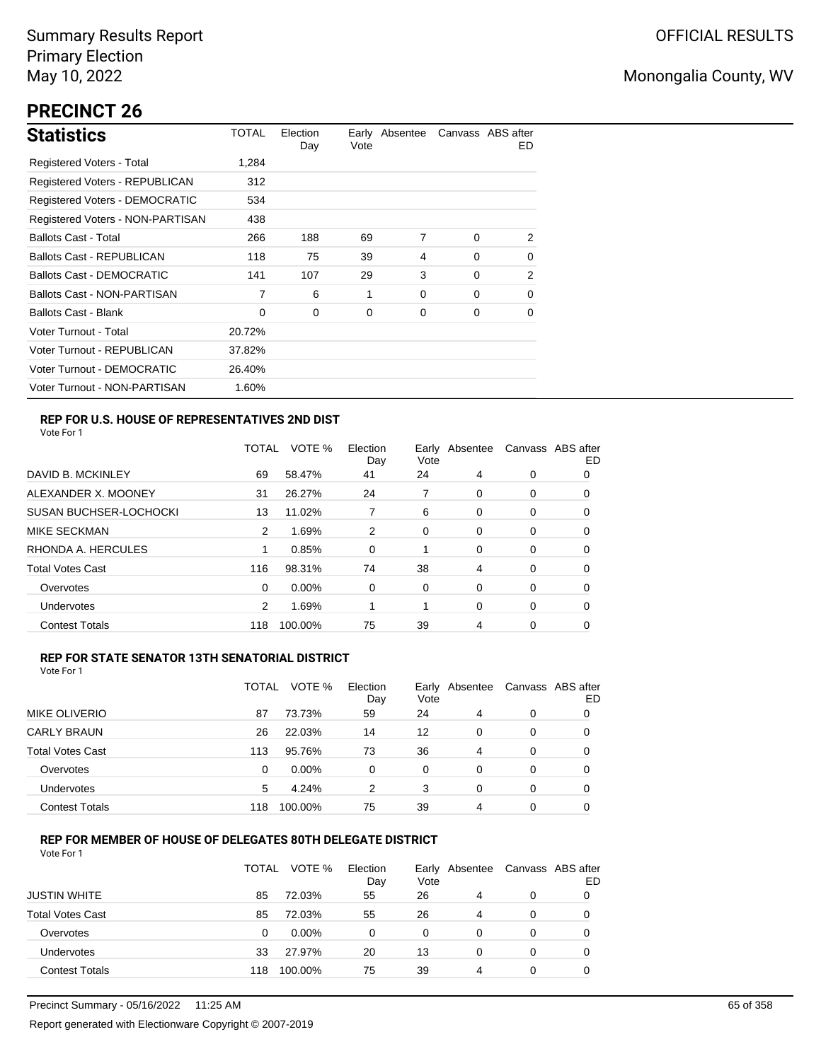# PRECINCT 26

Summary Results Report
Primary Election
May 10, 2022

OFFICIAL RESULTS

Monongalia County, WV

## Statistics

| Statistics | TOTAL | Election Day | Early Vote | Absentee | Canvass | ABS after ED |
|---|---|---|---|---|---|---|
| Registered Voters - Total | 1,284 | | | | | |
| Registered Voters - REPUBLICAN | 312 | | | | | |
| Registered Voters - DEMOCRATIC | 534 | | | | | |
| Registered Voters - NON-PARTISAN | 438 | | | | | |
| Ballots Cast - Total | 266 | 188 | 69 | 7 | 0 | 2 |
| Ballots Cast - REPUBLICAN | 118 | 75 | 39 | 4 | 0 | 0 |
| Ballots Cast - DEMOCRATIC | 141 | 107 | 29 | 3 | 0 | 2 |
| Ballots Cast - NON-PARTISAN | 7 | 6 | 1 | 0 | 0 | 0 |
| Ballots Cast - Blank | 0 | 0 | 0 | 0 | 0 | 0 |
| Voter Turnout - Total | 20.72% | | | | | |
| Voter Turnout - REPUBLICAN | 37.82% | | | | | |
| Voter Turnout - DEMOCRATIC | 26.40% | | | | | |
| Voter Turnout - NON-PARTISAN | 1.60% | | | | | |

### REP FOR U.S. HOUSE OF REPRESENTATIVES 2ND DIST

Vote For 1

| | TOTAL | VOTE % | Election Day | Early Vote | Absentee | Canvass | ABS after ED |
|---|---|---|---|---|---|---|---|
| DAVID B. MCKINLEY | 69 | 58.47% | 41 | 24 | 4 | 0 | 0 |
| ALEXANDER X. MOONEY | 31 | 26.27% | 24 | 7 | 0 | 0 | 0 |
| SUSAN BUCHSER-LOCHOCKI | 13 | 11.02% | 7 | 6 | 0 | 0 | 0 |
| MIKE SECKMAN | 2 | 1.69% | 2 | 0 | 0 | 0 | 0 |
| RHONDA A. HERCULES | 1 | 0.85% | 0 | 1 | 0 | 0 | 0 |
| Total Votes Cast | 116 | 98.31% | 74 | 38 | 4 | 0 | 0 |
| Overvotes | 0 | 0.00% | 0 | 0 | 0 | 0 | 0 |
| Undervotes | 2 | 1.69% | 1 | 1 | 0 | 0 | 0 |
| Contest Totals | 118 | 100.00% | 75 | 39 | 4 | 0 | 0 |

### REP FOR STATE SENATOR 13TH SENATORIAL DISTRICT

Vote For 1

| | TOTAL | VOTE % | Election Day | Early Vote | Absentee | Canvass | ABS after ED |
|---|---|---|---|---|---|---|---|
| MIKE OLIVERIO | 87 | 73.73% | 59 | 24 | 4 | 0 | 0 |
| CARLY BRAUN | 26 | 22.03% | 14 | 12 | 0 | 0 | 0 |
| Total Votes Cast | 113 | 95.76% | 73 | 36 | 4 | 0 | 0 |
| Overvotes | 0 | 0.00% | 0 | 0 | 0 | 0 | 0 |
| Undervotes | 5 | 4.24% | 2 | 3 | 0 | 0 | 0 |
| Contest Totals | 118 | 100.00% | 75 | 39 | 4 | 0 | 0 |

### REP FOR MEMBER OF HOUSE OF DELEGATES 80TH DELEGATE DISTRICT

Vote For 1

| | TOTAL | VOTE % | Election Day | Early Vote | Absentee | Canvass | ABS after ED |
|---|---|---|---|---|---|---|---|
| JUSTIN WHITE | 85 | 72.03% | 55 | 26 | 4 | 0 | 0 |
| Total Votes Cast | 85 | 72.03% | 55 | 26 | 4 | 0 | 0 |
| Overvotes | 0 | 0.00% | 0 | 0 | 0 | 0 | 0 |
| Undervotes | 33 | 27.97% | 20 | 13 | 0 | 0 | 0 |
| Contest Totals | 118 | 100.00% | 75 | 39 | 4 | 0 | 0 |

Precinct Summary - 05/16/2022 11:25 AM

Report generated with Electionware Copyright © 2007-2019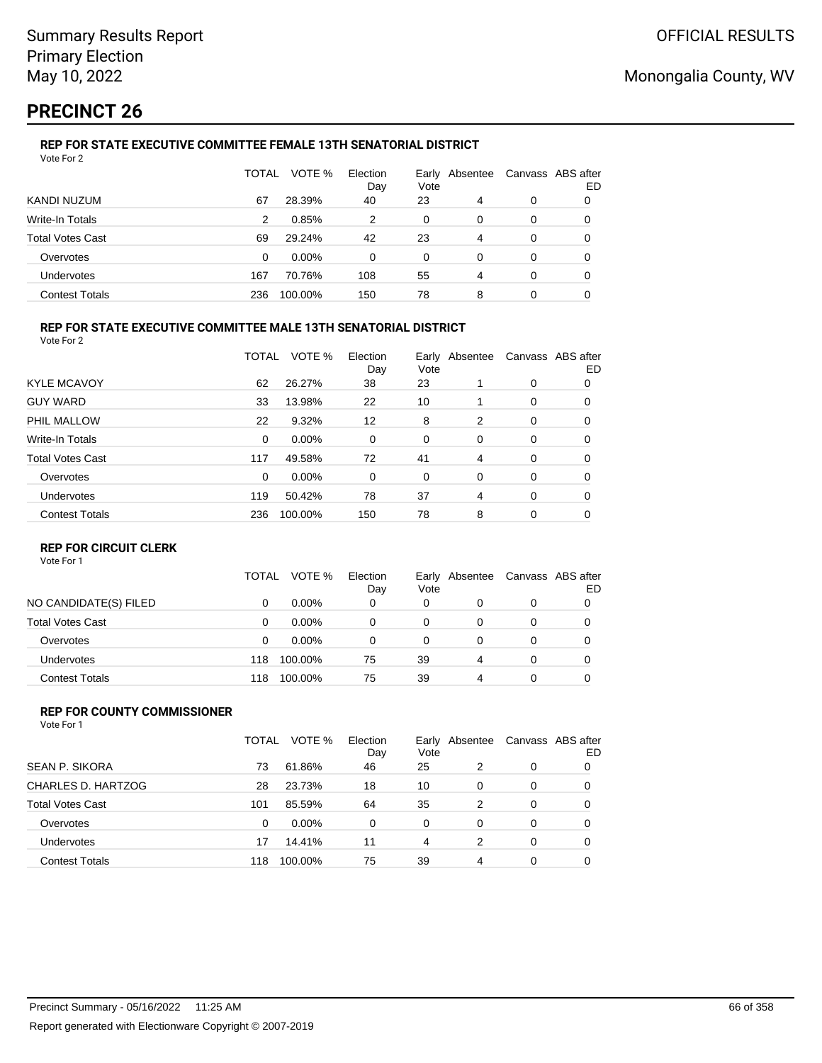Summary Results Report
Primary Election
May 10, 2022

OFFICIAL RESULTS

Monongalia County, WV

# PRECINCT 26

### REP FOR STATE EXECUTIVE COMMITTEE FEMALE 13TH SENATORIAL DISTRICT

Vote For 2

| | TOTAL | VOTE % | Election Day | Early Vote | Absentee | Canvass | ABS after ED |
|---|---|---|---|---|---|---|---|
| KANDI NUZUM | 67 | 28.39% | 40 | 23 | 4 | 0 | 0 |
| Write-In Totals | 2 | 0.85% | 2 | 0 | 0 | 0 | 0 |
| Total Votes Cast | 69 | 29.24% | 42 | 23 | 4 | 0 | 0 |
| Overvotes | 0 | 0.00% | 0 | 0 | 0 | 0 | 0 |
| Undervotes | 167 | 70.76% | 108 | 55 | 4 | 0 | 0 |
| Contest Totals | 236 | 100.00% | 150 | 78 | 8 | 0 | 0 |

### REP FOR STATE EXECUTIVE COMMITTEE MALE 13TH SENATORIAL DISTRICT

Vote For 2

| | TOTAL | VOTE % | Election Day | Early Vote | Absentee | Canvass | ABS after ED |
|---|---|---|---|---|---|---|---|
| KYLE MCAVOY | 62 | 26.27% | 38 | 23 | 1 | 0 | 0 |
| GUY WARD | 33 | 13.98% | 22 | 10 | 1 | 0 | 0 |
| PHIL MALLOW | 22 | 9.32% | 12 | 8 | 2 | 0 | 0 |
| Write-In Totals | 0 | 0.00% | 0 | 0 | 0 | 0 | 0 |
| Total Votes Cast | 117 | 49.58% | 72 | 41 | 4 | 0 | 0 |
| Overvotes | 0 | 0.00% | 0 | 0 | 0 | 0 | 0 |
| Undervotes | 119 | 50.42% | 78 | 37 | 4 | 0 | 0 |
| Contest Totals | 236 | 100.00% | 150 | 78 | 8 | 0 | 0 |

### REP FOR CIRCUIT CLERK

Vote For 1

| | TOTAL | VOTE % | Election Day | Early Vote | Absentee | Canvass | ABS after ED |
|---|---|---|---|---|---|---|---|
| NO CANDIDATE(S) FILED | 0 | 0.00% | 0 | 0 | 0 | 0 | 0 |
| Total Votes Cast | 0 | 0.00% | 0 | 0 | 0 | 0 | 0 |
| Overvotes | 0 | 0.00% | 0 | 0 | 0 | 0 | 0 |
| Undervotes | 118 | 100.00% | 75 | 39 | 4 | 0 | 0 |
| Contest Totals | 118 | 100.00% | 75 | 39 | 4 | 0 | 0 |

### REP FOR COUNTY COMMISSIONER

Vote For 1

| | TOTAL | VOTE % | Election Day | Early Vote | Absentee | Canvass | ABS after ED |
|---|---|---|---|---|---|---|---|
| SEAN P. SIKORA | 73 | 61.86% | 46 | 25 | 2 | 0 | 0 |
| CHARLES D. HARTZOG | 28 | 23.73% | 18 | 10 | 0 | 0 | 0 |
| Total Votes Cast | 101 | 85.59% | 64 | 35 | 2 | 0 | 0 |
| Overvotes | 0 | 0.00% | 0 | 0 | 0 | 0 | 0 |
| Undervotes | 17 | 14.41% | 11 | 4 | 2 | 0 | 0 |
| Contest Totals | 118 | 100.00% | 75 | 39 | 4 | 0 | 0 |

Precinct Summary - 05/16/2022 11:25 AM

Report generated with Electionware Copyright © 2007-2019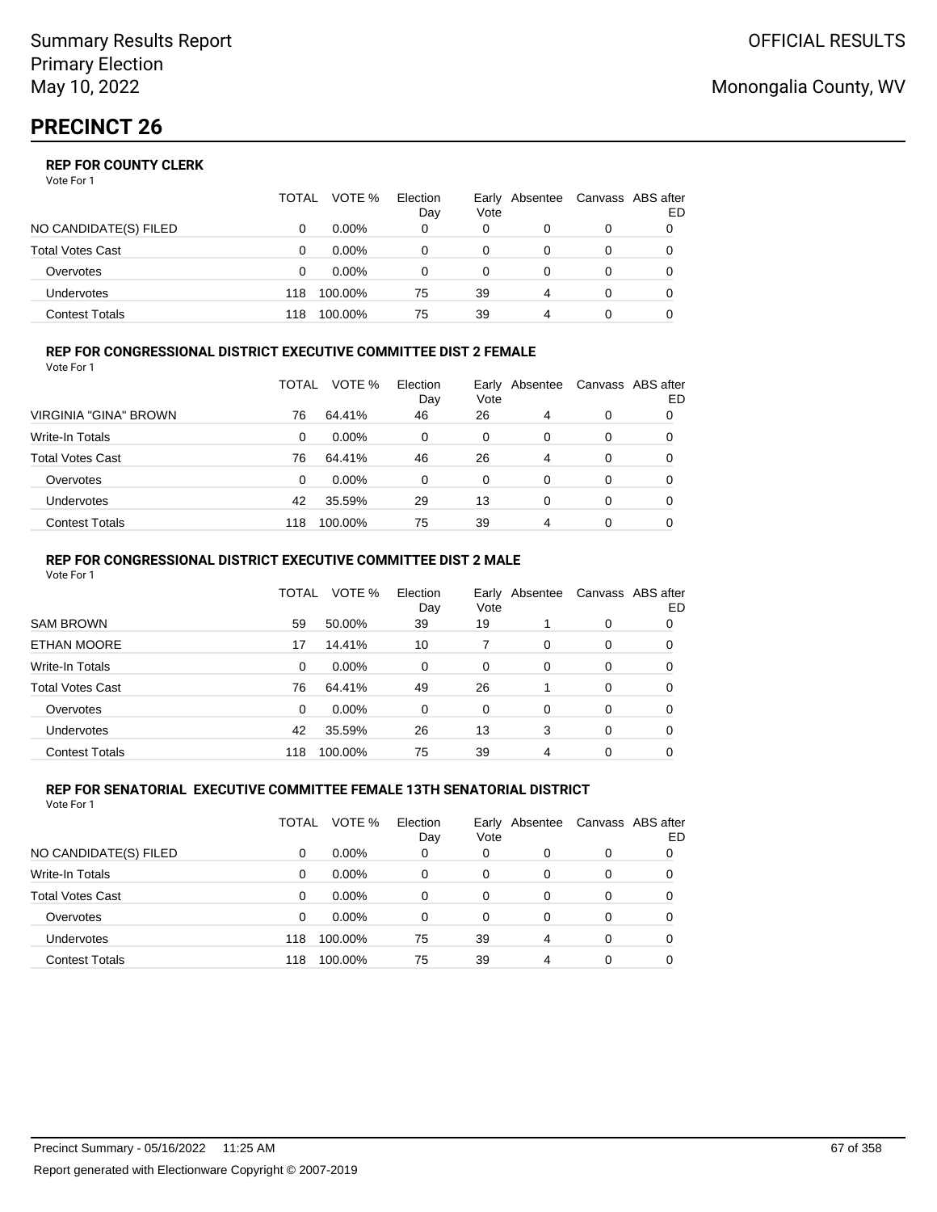# PRECINCT 26

### REP FOR COUNTY CLERK

Vote For 1

| | TOTAL | VOTE % | Election Day | Early Vote | Absentee | Canvass | ABS after ED |
|---|---|---|---|---|---|---|---|
| NO CANDIDATE(S) FILED | 0 | 0.00% | 0 | 0 | 0 | 0 | 0 |
| Total Votes Cast | 0 | 0.00% | 0 | 0 | 0 | 0 | 0 |
| Overvotes | 0 | 0.00% | 0 | 0 | 0 | 0 | 0 |
| Undervotes | 118 | 100.00% | 75 | 39 | 4 | 0 | 0 |
| Contest Totals | 118 | 100.00% | 75 | 39 | 4 | 0 | 0 |

### REP FOR CONGRESSIONAL DISTRICT EXECUTIVE COMMITTEE DIST 2 FEMALE

Vote For 1

| | TOTAL | VOTE % | Election Day | Early Vote | Absentee | Canvass | ABS after ED |
|---|---|---|---|---|---|---|---|
| VIRGINIA "GINA" BROWN | 76 | 64.41% | 46 | 26 | 4 | 0 | 0 |
| Write-In Totals | 0 | 0.00% | 0 | 0 | 0 | 0 | 0 |
| Total Votes Cast | 76 | 64.41% | 46 | 26 | 4 | 0 | 0 |
| Overvotes | 0 | 0.00% | 0 | 0 | 0 | 0 | 0 |
| Undervotes | 42 | 35.59% | 29 | 13 | 0 | 0 | 0 |
| Contest Totals | 118 | 100.00% | 75 | 39 | 4 | 0 | 0 |

### REP FOR CONGRESSIONAL DISTRICT EXECUTIVE COMMITTEE DIST 2 MALE

Vote For 1

| | TOTAL | VOTE % | Election Day | Early Vote | Absentee | Canvass | ABS after ED |
|---|---|---|---|---|---|---|---|
| SAM BROWN | 59 | 50.00% | 39 | 19 | 1 | 0 | 0 |
| ETHAN MOORE | 17 | 14.41% | 10 | 7 | 0 | 0 | 0 |
| Write-In Totals | 0 | 0.00% | 0 | 0 | 0 | 0 | 0 |
| Total Votes Cast | 76 | 64.41% | 49 | 26 | 1 | 0 | 0 |
| Overvotes | 0 | 0.00% | 0 | 0 | 0 | 0 | 0 |
| Undervotes | 42 | 35.59% | 26 | 13 | 3 | 0 | 0 |
| Contest Totals | 118 | 100.00% | 75 | 39 | 4 | 0 | 0 |

### REP FOR SENATORIAL EXECUTIVE COMMITTEE FEMALE 13TH SENATORIAL DISTRICT

Vote For 1

| | TOTAL | VOTE % | Election Day | Early Vote | Absentee | Canvass | ABS after ED |
|---|---|---|---|---|---|---|---|
| NO CANDIDATE(S) FILED | 0 | 0.00% | 0 | 0 | 0 | 0 | 0 |
| Write-In Totals | 0 | 0.00% | 0 | 0 | 0 | 0 | 0 |
| Total Votes Cast | 0 | 0.00% | 0 | 0 | 0 | 0 | 0 |
| Overvotes | 0 | 0.00% | 0 | 0 | 0 | 0 | 0 |
| Undervotes | 118 | 100.00% | 75 | 39 | 4 | 0 | 0 |
| Contest Totals | 118 | 100.00% | 75 | 39 | 4 | 0 | 0 |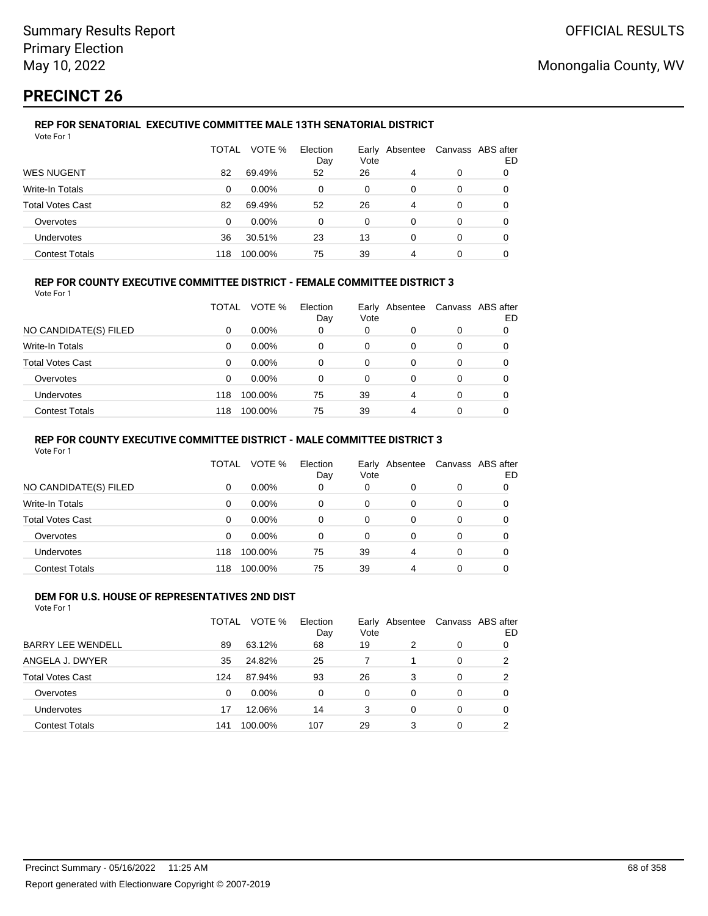Summary Results Report
Primary Election
May 10, 2022

OFFICIAL RESULTS

Monongalia County, WV

# PRECINCT 26

### REP FOR SENATORIAL EXECUTIVE COMMITTEE MALE 13TH SENATORIAL DISTRICT

Vote For 1

| | TOTAL | VOTE % | Election Day | Early Vote | Absentee | Canvass | ABS after ED |
|---|---|---|---|---|---|---|---|
| WES NUGENT | 82 | 69.49% | 52 | 26 | 4 | 0 | 0 |
| Write-In Totals | 0 | 0.00% | 0 | 0 | 0 | 0 | 0 |
| Total Votes Cast | 82 | 69.49% | 52 | 26 | 4 | 0 | 0 |
| Overvotes | 0 | 0.00% | 0 | 0 | 0 | 0 | 0 |
| Undervotes | 36 | 30.51% | 23 | 13 | 0 | 0 | 0 |
| Contest Totals | 118 | 100.00% | 75 | 39 | 4 | 0 | 0 |

### REP FOR COUNTY EXECUTIVE COMMITTEE DISTRICT - FEMALE COMMITTEE DISTRICT 3

Vote For 1

| | TOTAL | VOTE % | Election Day | Early Vote | Absentee | Canvass | ABS after ED |
|---|---|---|---|---|---|---|---|
| NO CANDIDATE(S) FILED | 0 | 0.00% | 0 | 0 | 0 | 0 | 0 |
| Write-In Totals | 0 | 0.00% | 0 | 0 | 0 | 0 | 0 |
| Total Votes Cast | 0 | 0.00% | 0 | 0 | 0 | 0 | 0 |
| Overvotes | 0 | 0.00% | 0 | 0 | 0 | 0 | 0 |
| Undervotes | 118 | 100.00% | 75 | 39 | 4 | 0 | 0 |
| Contest Totals | 118 | 100.00% | 75 | 39 | 4 | 0 | 0 |

### REP FOR COUNTY EXECUTIVE COMMITTEE DISTRICT - MALE COMMITTEE DISTRICT 3

Vote For 1

| | TOTAL | VOTE % | Election Day | Early Vote | Absentee | Canvass | ABS after ED |
|---|---|---|---|---|---|---|---|
| NO CANDIDATE(S) FILED | 0 | 0.00% | 0 | 0 | 0 | 0 | 0 |
| Write-In Totals | 0 | 0.00% | 0 | 0 | 0 | 0 | 0 |
| Total Votes Cast | 0 | 0.00% | 0 | 0 | 0 | 0 | 0 |
| Overvotes | 0 | 0.00% | 0 | 0 | 0 | 0 | 0 |
| Undervotes | 118 | 100.00% | 75 | 39 | 4 | 0 | 0 |
| Contest Totals | 118 | 100.00% | 75 | 39 | 4 | 0 | 0 |

### DEM FOR U.S. HOUSE OF REPRESENTATIVES 2ND DIST

Vote For 1

| | TOTAL | VOTE % | Election Day | Early Vote | Absentee | Canvass | ABS after ED |
|---|---|---|---|---|---|---|---|
| BARRY LEE WENDELL | 89 | 63.12% | 68 | 19 | 2 | 0 | 0 |
| ANGELA J. DWYER | 35 | 24.82% | 25 | 7 | 1 | 0 | 2 |
| Total Votes Cast | 124 | 87.94% | 93 | 26 | 3 | 0 | 2 |
| Overvotes | 0 | 0.00% | 0 | 0 | 0 | 0 | 0 |
| Undervotes | 17 | 12.06% | 14 | 3 | 0 | 0 | 0 |
| Contest Totals | 141 | 100.00% | 107 | 29 | 3 | 0 | 2 |

Precinct Summary - 05/16/2022 11:25 AM

Report generated with Electionware Copyright © 2007-2019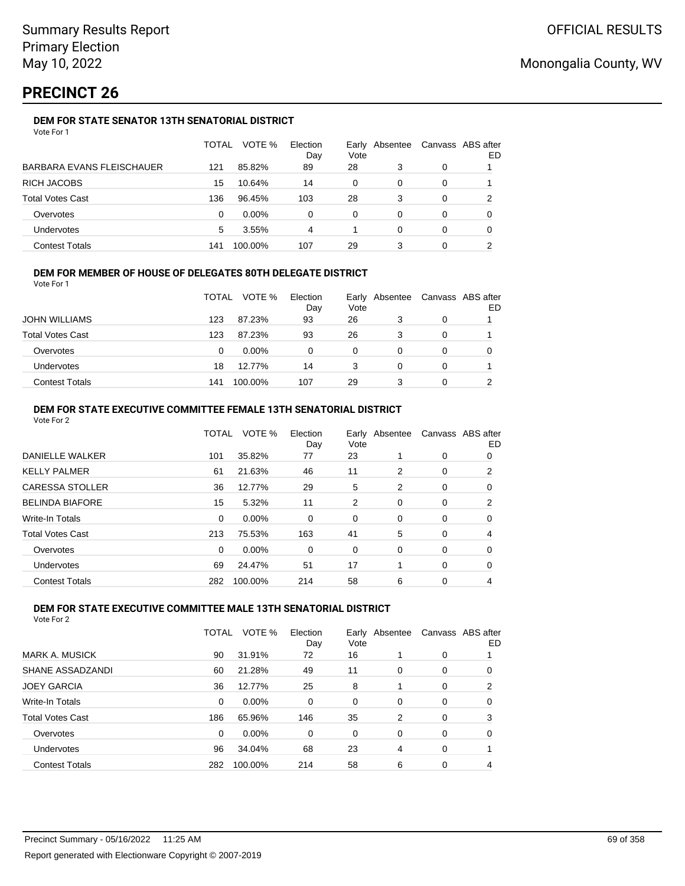Summary Results Report
Primary Election
May 10, 2022

OFFICIAL RESULTS

Monongalia County, WV

# PRECINCT 26

### DEM FOR STATE SENATOR 13TH SENATORIAL DISTRICT

Vote For 1

| | TOTAL | VOTE % | Election Day | Early Vote | Absentee | Canvass | ABS after ED |
|---|---|---|---|---|---|---|---|
| BARBARA EVANS FLEISCHAUER | 121 | 85.82% | 89 | 28 | 3 | 0 | 1 |
| RICH JACOBS | 15 | 10.64% | 14 | 0 | 0 | 0 | 1 |
| Total Votes Cast | 136 | 96.45% | 103 | 28 | 3 | 0 | 2 |
| Overvotes | 0 | 0.00% | 0 | 0 | 0 | 0 | 0 |
| Undervotes | 5 | 3.55% | 4 | 1 | 0 | 0 | 0 |
| Contest Totals | 141 | 100.00% | 107 | 29 | 3 | 0 | 2 |

### DEM FOR MEMBER OF HOUSE OF DELEGATES 80TH DELEGATE DISTRICT

Vote For 1

| | TOTAL | VOTE % | Election Day | Early Vote | Absentee | Canvass | ABS after ED |
|---|---|---|---|---|---|---|---|
| JOHN WILLIAMS | 123 | 87.23% | 93 | 26 | 3 | 0 | 1 |
| Total Votes Cast | 123 | 87.23% | 93 | 26 | 3 | 0 | 1 |
| Overvotes | 0 | 0.00% | 0 | 0 | 0 | 0 | 0 |
| Undervotes | 18 | 12.77% | 14 | 3 | 0 | 0 | 1 |
| Contest Totals | 141 | 100.00% | 107 | 29 | 3 | 0 | 2 |

### DEM FOR STATE EXECUTIVE COMMITTEE FEMALE 13TH SENATORIAL DISTRICT

Vote For 2

| | TOTAL | VOTE % | Election Day | Early Vote | Absentee | Canvass | ABS after ED |
|---|---|---|---|---|---|---|---|
| DANIELLE WALKER | 101 | 35.82% | 77 | 23 | 1 | 0 | 0 |
| KELLY PALMER | 61 | 21.63% | 46 | 11 | 2 | 0 | 2 |
| CARESSA STOLLER | 36 | 12.77% | 29 | 5 | 2 | 0 | 0 |
| BELINDA BIAFORE | 15 | 5.32% | 11 | 2 | 0 | 0 | 2 |
| Write-In Totals | 0 | 0.00% | 0 | 0 | 0 | 0 | 0 |
| Total Votes Cast | 213 | 75.53% | 163 | 41 | 5 | 0 | 4 |
| Overvotes | 0 | 0.00% | 0 | 0 | 0 | 0 | 0 |
| Undervotes | 69 | 24.47% | 51 | 17 | 1 | 0 | 0 |
| Contest Totals | 282 | 100.00% | 214 | 58 | 6 | 0 | 4 |

### DEM FOR STATE EXECUTIVE COMMITTEE MALE 13TH SENATORIAL DISTRICT

Vote For 2

| | TOTAL | VOTE % | Election Day | Early Vote | Absentee | Canvass | ABS after ED |
|---|---|---|---|---|---|---|---|
| MARK A. MUSICK | 90 | 31.91% | 72 | 16 | 1 | 0 | 1 |
| SHANE ASSADZANDI | 60 | 21.28% | 49 | 11 | 0 | 0 | 0 |
| JOEY GARCIA | 36 | 12.77% | 25 | 8 | 1 | 0 | 2 |
| Write-In Totals | 0 | 0.00% | 0 | 0 | 0 | 0 | 0 |
| Total Votes Cast | 186 | 65.96% | 146 | 35 | 2 | 0 | 3 |
| Overvotes | 0 | 0.00% | 0 | 0 | 0 | 0 | 0 |
| Undervotes | 96 | 34.04% | 68 | 23 | 4 | 0 | 1 |
| Contest Totals | 282 | 100.00% | 214 | 58 | 6 | 0 | 4 |

Precinct Summary - 05/16/2022 11:25 AM

Report generated with Electionware Copyright © 2007-2019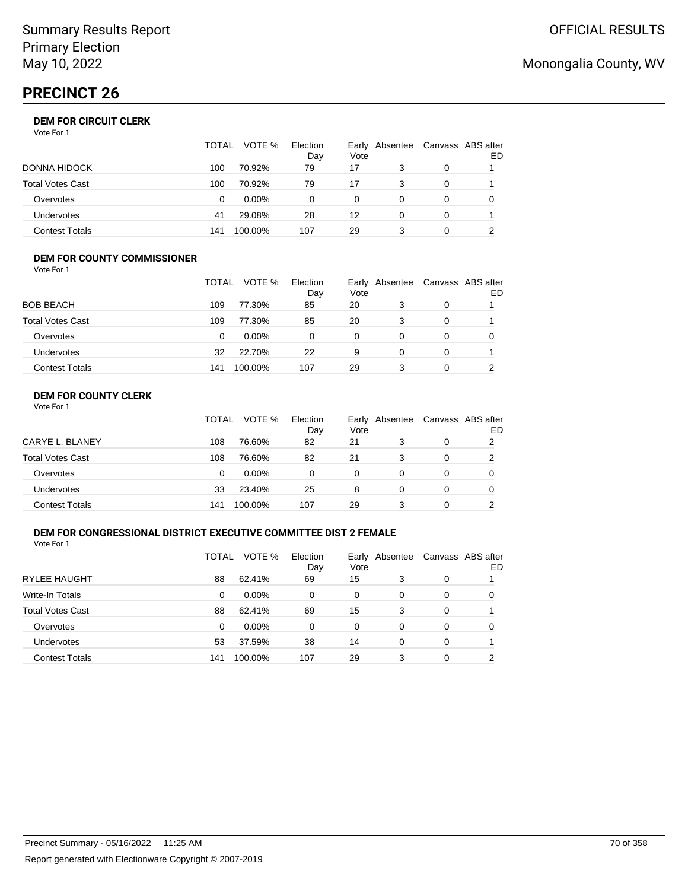Summary Results Report
Primary Election
May 10, 2022

OFFICIAL RESULTS

Monongalia County, WV

# PRECINCT 26

### DEM FOR CIRCUIT CLERK

Vote For 1

| | TOTAL | VOTE % | Election Day | Early Vote | Absentee | Canvass | ABS after ED |
|---|---|---|---|---|---|---|---|
| DONNA HIDOCK | 100 | 70.92% | 79 | 17 | 3 | 0 | 1 |
| Total Votes Cast | 100 | 70.92% | 79 | 17 | 3 | 0 | 1 |
| Overvotes | 0 | 0.00% | 0 | 0 | 0 | 0 | 0 |
| Undervotes | 41 | 29.08% | 28 | 12 | 0 | 0 | 1 |
| Contest Totals | 141 | 100.00% | 107 | 29 | 3 | 0 | 2 |

### DEM FOR COUNTY COMMISSIONER

Vote For 1

| | TOTAL | VOTE % | Election Day | Early Vote | Absentee | Canvass | ABS after ED |
|---|---|---|---|---|---|---|---|
| BOB BEACH | 109 | 77.30% | 85 | 20 | 3 | 0 | 1 |
| Total Votes Cast | 109 | 77.30% | 85 | 20 | 3 | 0 | 1 |
| Overvotes | 0 | 0.00% | 0 | 0 | 0 | 0 | 0 |
| Undervotes | 32 | 22.70% | 22 | 9 | 0 | 0 | 1 |
| Contest Totals | 141 | 100.00% | 107 | 29 | 3 | 0 | 2 |

### DEM FOR COUNTY CLERK

Vote For 1

| | TOTAL | VOTE % | Election Day | Early Vote | Absentee | Canvass | ABS after ED |
|---|---|---|---|---|---|---|---|
| CARYE L. BLANEY | 108 | 76.60% | 82 | 21 | 3 | 0 | 2 |
| Total Votes Cast | 108 | 76.60% | 82 | 21 | 3 | 0 | 2 |
| Overvotes | 0 | 0.00% | 0 | 0 | 0 | 0 | 0 |
| Undervotes | 33 | 23.40% | 25 | 8 | 0 | 0 | 0 |
| Contest Totals | 141 | 100.00% | 107 | 29 | 3 | 0 | 2 |

### DEM FOR CONGRESSIONAL DISTRICT EXECUTIVE COMMITTEE DIST 2 FEMALE

Vote For 1

| | TOTAL | VOTE % | Election Day | Early Vote | Absentee | Canvass | ABS after ED |
|---|---|---|---|---|---|---|---|
| RYLEE HAUGHT | 88 | 62.41% | 69 | 15 | 3 | 0 | 1 |
| Write-In Totals | 0 | 0.00% | 0 | 0 | 0 | 0 | 0 |
| Total Votes Cast | 88 | 62.41% | 69 | 15 | 3 | 0 | 1 |
| Overvotes | 0 | 0.00% | 0 | 0 | 0 | 0 | 0 |
| Undervotes | 53 | 37.59% | 38 | 14 | 0 | 0 | 1 |
| Contest Totals | 141 | 100.00% | 107 | 29 | 3 | 0 | 2 |

Precinct Summary - 05/16/2022 11:25 AM

Report generated with Electionware Copyright © 2007-2019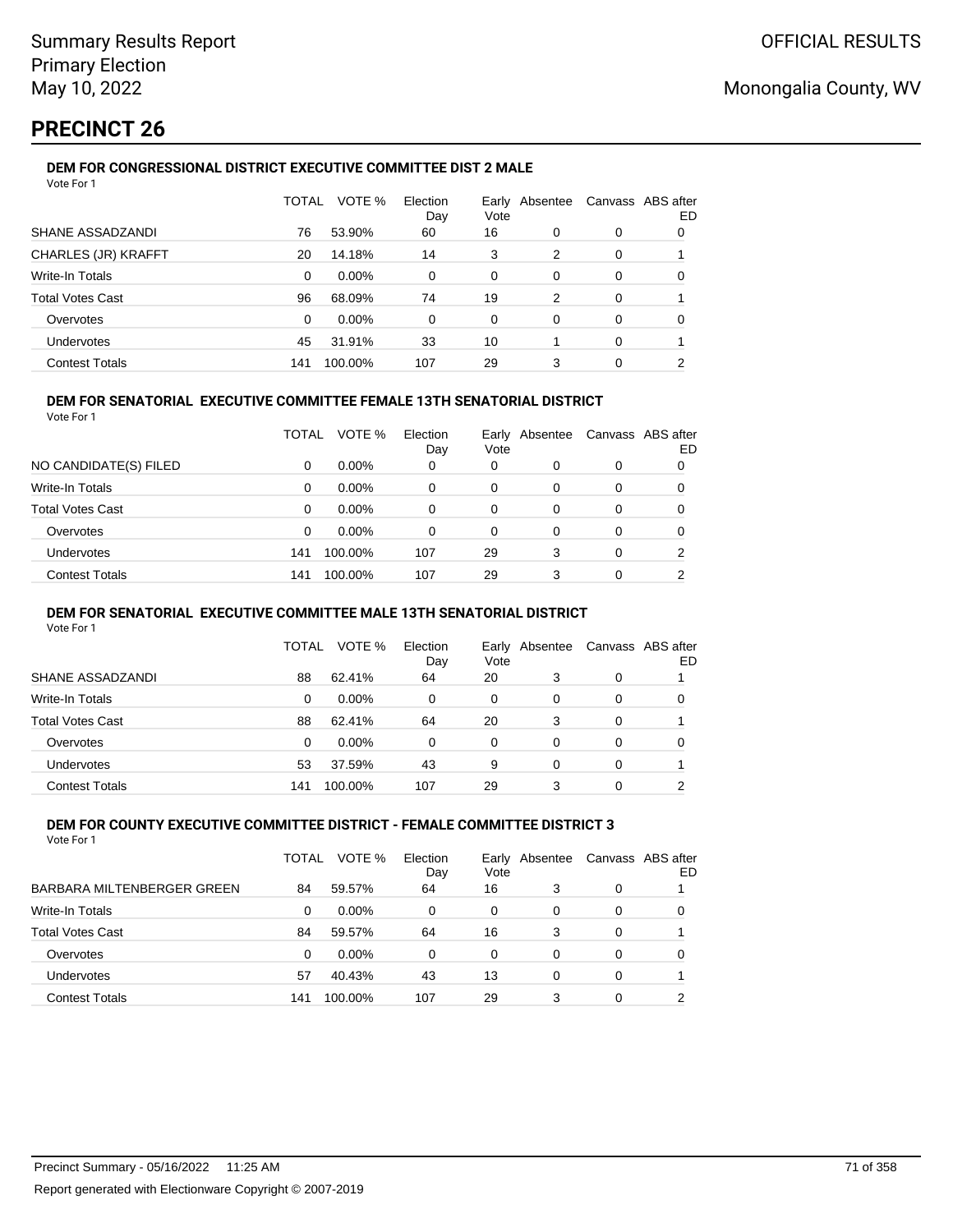Summary Results Report
Primary Election
May 10, 2022

OFFICIAL RESULTS

Monongalia County, WV

# PRECINCT 26

### DEM FOR CONGRESSIONAL DISTRICT EXECUTIVE COMMITTEE DIST 2 MALE

Vote For 1

| | TOTAL | VOTE % | Election Day | Early Vote | Absentee | Canvass | ABS after ED |
|---|---|---|---|---|---|---|---|
| SHANE ASSADZANDI | 76 | 53.90% | 60 | 16 | 0 | 0 | 0 |
| CHARLES (JR) KRAFFT | 20 | 14.18% | 14 | 3 | 2 | 0 | 1 |
| Write-In Totals | 0 | 0.00% | 0 | 0 | 0 | 0 | 0 |
| Total Votes Cast | 96 | 68.09% | 74 | 19 | 2 | 0 | 1 |
| Overvotes | 0 | 0.00% | 0 | 0 | 0 | 0 | 0 |
| Undervotes | 45 | 31.91% | 33 | 10 | 1 | 0 | 1 |
| Contest Totals | 141 | 100.00% | 107 | 29 | 3 | 0 | 2 |

### DEM FOR SENATORIAL EXECUTIVE COMMITTEE FEMALE 13TH SENATORIAL DISTRICT

Vote For 1

| | TOTAL | VOTE % | Election Day | Early Vote | Absentee | Canvass | ABS after ED |
|---|---|---|---|---|---|---|---|
| NO CANDIDATE(S) FILED | 0 | 0.00% | 0 | 0 | 0 | 0 | 0 |
| Write-In Totals | 0 | 0.00% | 0 | 0 | 0 | 0 | 0 |
| Total Votes Cast | 0 | 0.00% | 0 | 0 | 0 | 0 | 0 |
| Overvotes | 0 | 0.00% | 0 | 0 | 0 | 0 | 0 |
| Undervotes | 141 | 100.00% | 107 | 29 | 3 | 0 | 2 |
| Contest Totals | 141 | 100.00% | 107 | 29 | 3 | 0 | 2 |

### DEM FOR SENATORIAL EXECUTIVE COMMITTEE MALE 13TH SENATORIAL DISTRICT

Vote For 1

| | TOTAL | VOTE % | Election Day | Early Vote | Absentee | Canvass | ABS after ED |
|---|---|---|---|---|---|---|---|
| SHANE ASSADZANDI | 88 | 62.41% | 64 | 20 | 3 | 0 | 1 |
| Write-In Totals | 0 | 0.00% | 0 | 0 | 0 | 0 | 0 |
| Total Votes Cast | 88 | 62.41% | 64 | 20 | 3 | 0 | 1 |
| Overvotes | 0 | 0.00% | 0 | 0 | 0 | 0 | 0 |
| Undervotes | 53 | 37.59% | 43 | 9 | 0 | 0 | 1 |
| Contest Totals | 141 | 100.00% | 107 | 29 | 3 | 0 | 2 |

### DEM FOR COUNTY EXECUTIVE COMMITTEE DISTRICT - FEMALE COMMITTEE DISTRICT 3

Vote For 1

| | TOTAL | VOTE % | Election Day | Early Vote | Absentee | Canvass | ABS after ED |
|---|---|---|---|---|---|---|---|
| BARBARA MILTENBERGER GREEN | 84 | 59.57% | 64 | 16 | 3 | 0 | 1 |
| Write-In Totals | 0 | 0.00% | 0 | 0 | 0 | 0 | 0 |
| Total Votes Cast | 84 | 59.57% | 64 | 16 | 3 | 0 | 1 |
| Overvotes | 0 | 0.00% | 0 | 0 | 0 | 0 | 0 |
| Undervotes | 57 | 40.43% | 43 | 13 | 0 | 0 | 1 |
| Contest Totals | 141 | 100.00% | 107 | 29 | 3 | 0 | 2 |

Precinct Summary - 05/16/2022 11:25 AM

Report generated with Electionware Copyright © 2007-2019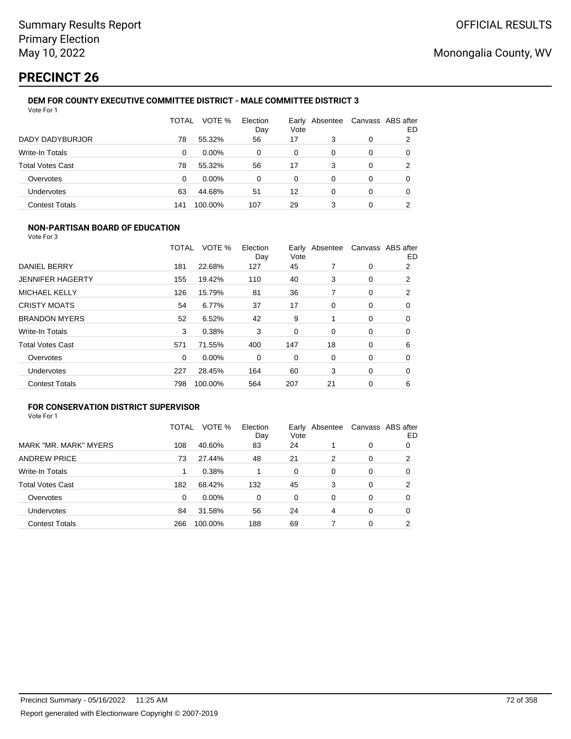# PRECINCT 26

### DEM FOR COUNTY EXECUTIVE COMMITTEE DISTRICT - MALE COMMITTEE DISTRICT 3

Vote For 1

| | TOTAL | VOTE % | Election Day | Early Vote | Absentee | Canvass | ABS after ED |
|---|---|---|---|---|---|---|---|
| DADY DADYBURJOR | 78 | 55.32% | 56 | 17 | 3 | 0 | 2 |
| Write-In Totals | 0 | 0.00% | 0 | 0 | 0 | 0 | 0 |
| Total Votes Cast | 78 | 55.32% | 56 | 17 | 3 | 0 | 2 |
| Overvotes | 0 | 0.00% | 0 | 0 | 0 | 0 | 0 |
| Undervotes | 63 | 44.68% | 51 | 12 | 0 | 0 | 0 |
| Contest Totals | 141 | 100.00% | 107 | 29 | 3 | 0 | 2 |

### NON-PARTISAN BOARD OF EDUCATION

Vote For 3

| | TOTAL | VOTE % | Election Day | Early Vote | Absentee | Canvass | ABS after ED |
|---|---|---|---|---|---|---|---|
| DANIEL BERRY | 181 | 22.68% | 127 | 45 | 7 | 0 | 2 |
| JENNIFER HAGERTY | 155 | 19.42% | 110 | 40 | 3 | 0 | 2 |
| MICHAEL KELLY | 126 | 15.79% | 81 | 36 | 7 | 0 | 2 |
| CRISTY MOATS | 54 | 6.77% | 37 | 17 | 0 | 0 | 0 |
| BRANDON MYERS | 52 | 6.52% | 42 | 9 | 1 | 0 | 0 |
| Write-In Totals | 3 | 0.38% | 3 | 0 | 0 | 0 | 0 |
| Total Votes Cast | 571 | 71.55% | 400 | 147 | 18 | 0 | 6 |
| Overvotes | 0 | 0.00% | 0 | 0 | 0 | 0 | 0 |
| Undervotes | 227 | 28.45% | 164 | 60 | 3 | 0 | 0 |
| Contest Totals | 798 | 100.00% | 564 | 207 | 21 | 0 | 6 |

### FOR CONSERVATION DISTRICT SUPERVISOR

Vote For 1

| | TOTAL | VOTE % | Election Day | Early Vote | Absentee | Canvass | ABS after ED |
|---|---|---|---|---|---|---|---|
| MARK "MR. MARK" MYERS | 108 | 40.60% | 83 | 24 | 1 | 0 | 0 |
| ANDREW PRICE | 73 | 27.44% | 48 | 21 | 2 | 0 | 2 |
| Write-In Totals | 1 | 0.38% | 1 | 0 | 0 | 0 | 0 |
| Total Votes Cast | 182 | 68.42% | 132 | 45 | 3 | 0 | 2 |
| Overvotes | 0 | 0.00% | 0 | 0 | 0 | 0 | 0 |
| Undervotes | 84 | 31.58% | 56 | 24 | 4 | 0 | 0 |
| Contest Totals | 266 | 100.00% | 188 | 69 | 7 | 0 | 2 |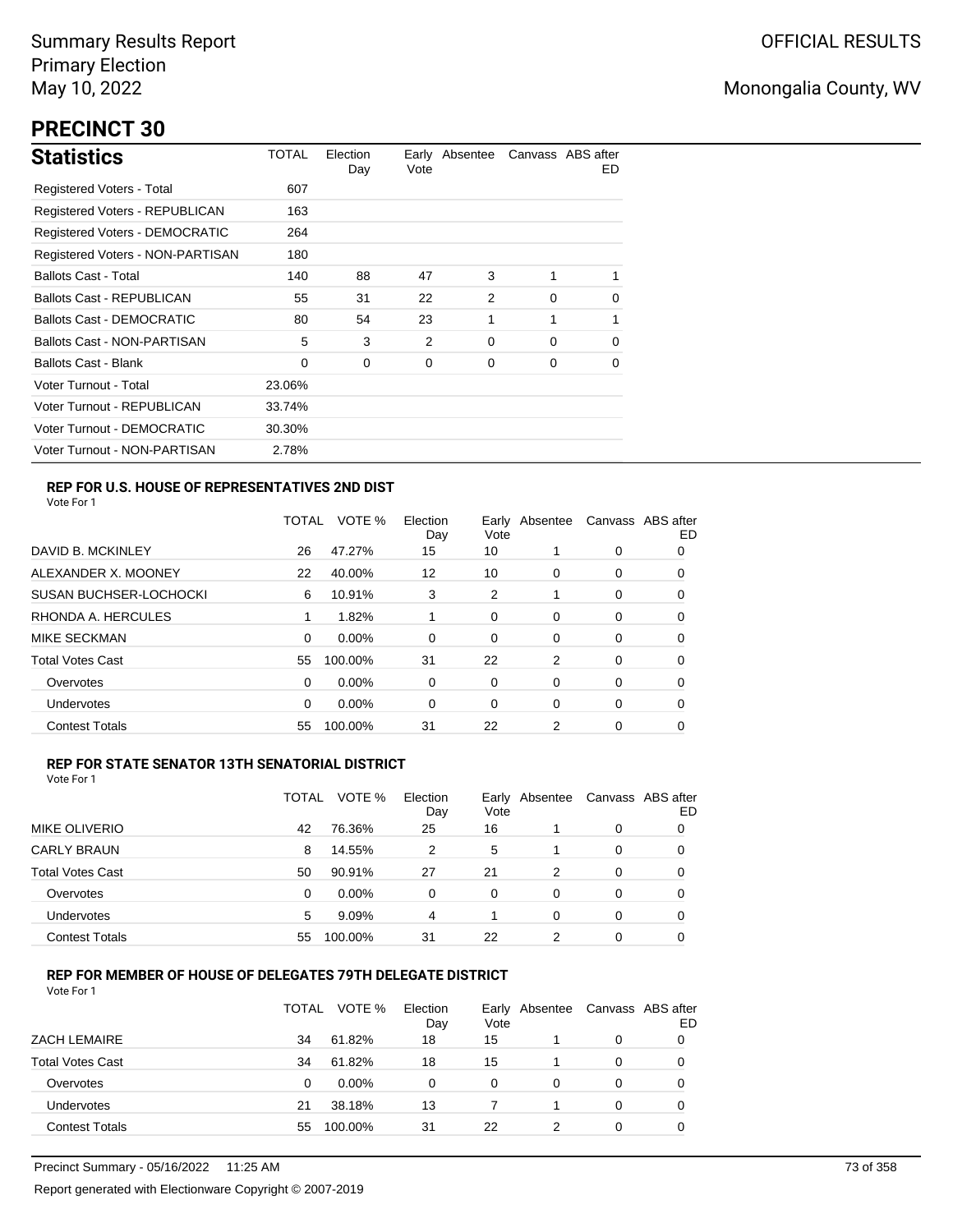Summary Results Report
Primary Election
May 10, 2022

OFFICIAL RESULTS

Monongalia County, WV

# PRECINCT 30

## Statistics

| | TOTAL | Election Day | Early Vote | Absentee | Canvass | ABS after ED |
|---|---|---|---|---|---|---|
| Registered Voters - Total | 607 | | | | | |
| Registered Voters - REPUBLICAN | 163 | | | | | |
| Registered Voters - DEMOCRATIC | 264 | | | | | |
| Registered Voters - NON-PARTISAN | 180 | | | | | |
| Ballots Cast - Total | 140 | 88 | 47 | 3 | 1 | 1 |
| Ballots Cast - REPUBLICAN | 55 | 31 | 22 | 2 | 0 | 0 |
| Ballots Cast - DEMOCRATIC | 80 | 54 | 23 | 1 | 1 | 1 |
| Ballots Cast - NON-PARTISAN | 5 | 3 | 2 | 0 | 0 | 0 |
| Ballots Cast - Blank | 0 | 0 | 0 | 0 | 0 | 0 |
| Voter Turnout - Total | 23.06% | | | | | |
| Voter Turnout - REPUBLICAN | 33.74% | | | | | |
| Voter Turnout - DEMOCRATIC | 30.30% | | | | | |
| Voter Turnout - NON-PARTISAN | 2.78% | | | | | |

### REP FOR U.S. HOUSE OF REPRESENTATIVES 2ND DIST

Vote For 1

| | TOTAL | VOTE % | Election Day | Early Vote | Absentee | Canvass | ABS after ED |
|---|---|---|---|---|---|---|---|
| DAVID B. MCKINLEY | 26 | 47.27% | 15 | 10 | 1 | 0 | 0 |
| ALEXANDER X. MOONEY | 22 | 40.00% | 12 | 10 | 0 | 0 | 0 |
| SUSAN BUCHSER-LOCHOCKI | 6 | 10.91% | 3 | 2 | 1 | 0 | 0 |
| RHONDA A. HERCULES | 1 | 1.82% | 1 | 0 | 0 | 0 | 0 |
| MIKE SECKMAN | 0 | 0.00% | 0 | 0 | 0 | 0 | 0 |
| Total Votes Cast | 55 | 100.00% | 31 | 22 | 2 | 0 | 0 |
| Overvotes | 0 | 0.00% | 0 | 0 | 0 | 0 | 0 |
| Undervotes | 0 | 0.00% | 0 | 0 | 0 | 0 | 0 |
| Contest Totals | 55 | 100.00% | 31 | 22 | 2 | 0 | 0 |

### REP FOR STATE SENATOR 13TH SENATORIAL DISTRICT

Vote For 1

| | TOTAL | VOTE % | Election Day | Early Vote | Absentee | Canvass | ABS after ED |
|---|---|---|---|---|---|---|---|
| MIKE OLIVERIO | 42 | 76.36% | 25 | 16 | 1 | 0 | 0 |
| CARLY BRAUN | 8 | 14.55% | 2 | 5 | 1 | 0 | 0 |
| Total Votes Cast | 50 | 90.91% | 27 | 21 | 2 | 0 | 0 |
| Overvotes | 0 | 0.00% | 0 | 0 | 0 | 0 | 0 |
| Undervotes | 5 | 9.09% | 4 | 1 | 0 | 0 | 0 |
| Contest Totals | 55 | 100.00% | 31 | 22 | 2 | 0 | 0 |

### REP FOR MEMBER OF HOUSE OF DELEGATES 79TH DELEGATE DISTRICT

Vote For 1

| | TOTAL | VOTE % | Election Day | Early Vote | Absentee | Canvass | ABS after ED |
|---|---|---|---|---|---|---|---|
| ZACH LEMAIRE | 34 | 61.82% | 18 | 15 | 1 | 0 | 0 |
| Total Votes Cast | 34 | 61.82% | 18 | 15 | 1 | 0 | 0 |
| Overvotes | 0 | 0.00% | 0 | 0 | 0 | 0 | 0 |
| Undervotes | 21 | 38.18% | 13 | 7 | 1 | 0 | 0 |
| Contest Totals | 55 | 100.00% | 31 | 22 | 2 | 0 | 0 |

Precinct Summary - 05/16/2022 11:25 AM

Report generated with Electionware Copyright © 2007-2019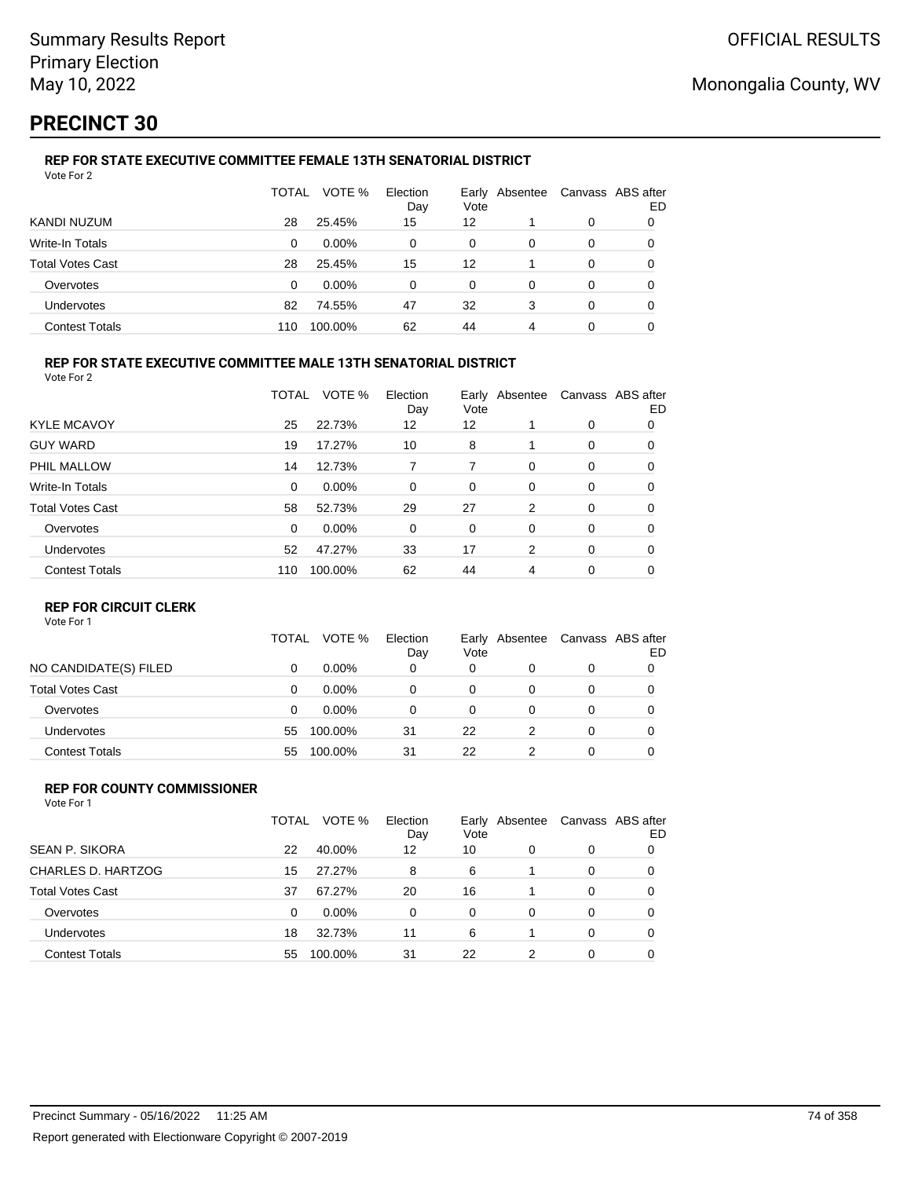Summary Results Report
Primary Election
May 10, 2022

OFFICIAL RESULTS

Monongalia County, WV

# PRECINCT 30

### REP FOR STATE EXECUTIVE COMMITTEE FEMALE 13TH SENATORIAL DISTRICT

Vote For 2

| | TOTAL | VOTE % | Election Day | Early Vote | Absentee | Canvass | ABS after ED |
|---|---|---|---|---|---|---|---|
| KANDI NUZUM | 28 | 25.45% | 15 | 12 | 1 | 0 | 0 |
| Write-In Totals | 0 | 0.00% | 0 | 0 | 0 | 0 | 0 |
| Total Votes Cast | 28 | 25.45% | 15 | 12 | 1 | 0 | 0 |
| Overvotes | 0 | 0.00% | 0 | 0 | 0 | 0 | 0 |
| Undervotes | 82 | 74.55% | 47 | 32 | 3 | 0 | 0 |
| Contest Totals | 110 | 100.00% | 62 | 44 | 4 | 0 | 0 |

### REP FOR STATE EXECUTIVE COMMITTEE MALE 13TH SENATORIAL DISTRICT

Vote For 2

| | TOTAL | VOTE % | Election Day | Early Vote | Absentee | Canvass | ABS after ED |
|---|---|---|---|---|---|---|---|
| KYLE MCAVOY | 25 | 22.73% | 12 | 12 | 1 | 0 | 0 |
| GUY WARD | 19 | 17.27% | 10 | 8 | 1 | 0 | 0 |
| PHIL MALLOW | 14 | 12.73% | 7 | 7 | 0 | 0 | 0 |
| Write-In Totals | 0 | 0.00% | 0 | 0 | 0 | 0 | 0 |
| Total Votes Cast | 58 | 52.73% | 29 | 27 | 2 | 0 | 0 |
| Overvotes | 0 | 0.00% | 0 | 0 | 0 | 0 | 0 |
| Undervotes | 52 | 47.27% | 33 | 17 | 2 | 0 | 0 |
| Contest Totals | 110 | 100.00% | 62 | 44 | 4 | 0 | 0 |

### REP FOR CIRCUIT CLERK

Vote For 1

| | TOTAL | VOTE % | Election Day | Early Vote | Absentee | Canvass | ABS after ED |
|---|---|---|---|---|---|---|---|
| NO CANDIDATE(S) FILED | 0 | 0.00% | 0 | 0 | 0 | 0 | 0 |
| Total Votes Cast | 0 | 0.00% | 0 | 0 | 0 | 0 | 0 |
| Overvotes | 0 | 0.00% | 0 | 0 | 0 | 0 | 0 |
| Undervotes | 55 | 100.00% | 31 | 22 | 2 | 0 | 0 |
| Contest Totals | 55 | 100.00% | 31 | 22 | 2 | 0 | 0 |

### REP FOR COUNTY COMMISSIONER

Vote For 1

| | TOTAL | VOTE % | Election Day | Early Vote | Absentee | Canvass | ABS after ED |
|---|---|---|---|---|---|---|---|
| SEAN P. SIKORA | 22 | 40.00% | 12 | 10 | 0 | 0 | 0 |
| CHARLES D. HARTZOG | 15 | 27.27% | 8 | 6 | 1 | 0 | 0 |
| Total Votes Cast | 37 | 67.27% | 20 | 16 | 1 | 0 | 0 |
| Overvotes | 0 | 0.00% | 0 | 0 | 0 | 0 | 0 |
| Undervotes | 18 | 32.73% | 11 | 6 | 1 | 0 | 0 |
| Contest Totals | 55 | 100.00% | 31 | 22 | 2 | 0 | 0 |

Precinct Summary - 05/16/2022 11:25 AM

Report generated with Electionware Copyright © 2007-2019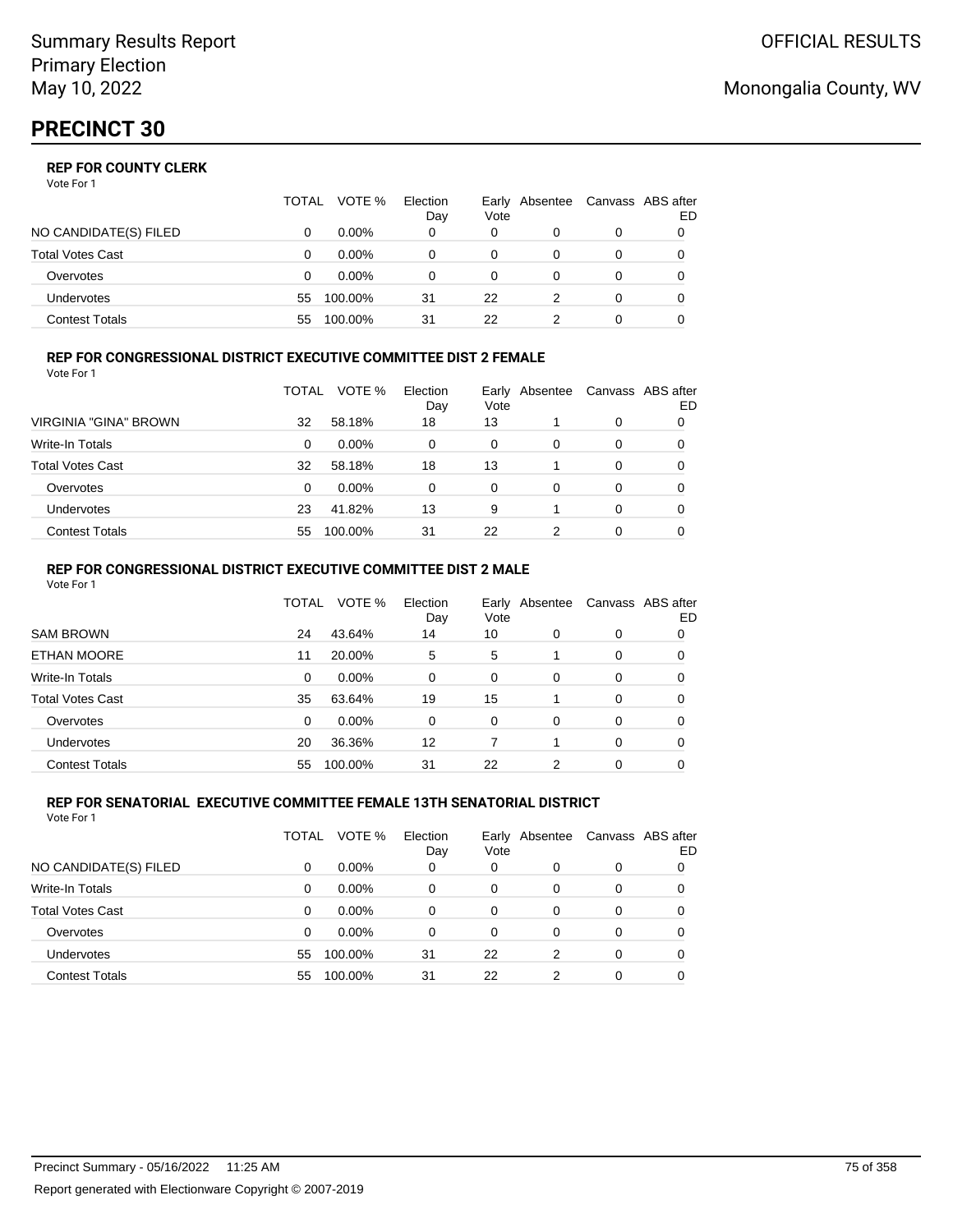# PRECINCT 30

### REP FOR COUNTY CLERK

Vote For 1

| | TOTAL | VOTE % | Election Day | Early Vote | Absentee | Canvass | ABS after ED |
|---|---|---|---|---|---|---|---|
| NO CANDIDATE(S) FILED | 0 | 0.00% | 0 | 0 | 0 | 0 | 0 |
| Total Votes Cast | 0 | 0.00% | 0 | 0 | 0 | 0 | 0 |
| Overvotes | 0 | 0.00% | 0 | 0 | 0 | 0 | 0 |
| Undervotes | 55 | 100.00% | 31 | 22 | 2 | 0 | 0 |
| Contest Totals | 55 | 100.00% | 31 | 22 | 2 | 0 | 0 |

### REP FOR CONGRESSIONAL DISTRICT EXECUTIVE COMMITTEE DIST 2 FEMALE

Vote For 1

| | TOTAL | VOTE % | Election Day | Early Vote | Absentee | Canvass | ABS after ED |
|---|---|---|---|---|---|---|---|
| VIRGINIA "GINA" BROWN | 32 | 58.18% | 18 | 13 | 1 | 0 | 0 |
| Write-In Totals | 0 | 0.00% | 0 | 0 | 0 | 0 | 0 |
| Total Votes Cast | 32 | 58.18% | 18 | 13 | 1 | 0 | 0 |
| Overvotes | 0 | 0.00% | 0 | 0 | 0 | 0 | 0 |
| Undervotes | 23 | 41.82% | 13 | 9 | 1 | 0 | 0 |
| Contest Totals | 55 | 100.00% | 31 | 22 | 2 | 0 | 0 |

### REP FOR CONGRESSIONAL DISTRICT EXECUTIVE COMMITTEE DIST 2 MALE

Vote For 1

| | TOTAL | VOTE % | Election Day | Early Vote | Absentee | Canvass | ABS after ED |
|---|---|---|---|---|---|---|---|
| SAM BROWN | 24 | 43.64% | 14 | 10 | 0 | 0 | 0 |
| ETHAN MOORE | 11 | 20.00% | 5 | 5 | 1 | 0 | 0 |
| Write-In Totals | 0 | 0.00% | 0 | 0 | 0 | 0 | 0 |
| Total Votes Cast | 35 | 63.64% | 19 | 15 | 1 | 0 | 0 |
| Overvotes | 0 | 0.00% | 0 | 0 | 0 | 0 | 0 |
| Undervotes | 20 | 36.36% | 12 | 7 | 1 | 0 | 0 |
| Contest Totals | 55 | 100.00% | 31 | 22 | 2 | 0 | 0 |

### REP FOR SENATORIAL EXECUTIVE COMMITTEE FEMALE 13TH SENATORIAL DISTRICT

Vote For 1

| | TOTAL | VOTE % | Election Day | Early Vote | Absentee | Canvass | ABS after ED |
|---|---|---|---|---|---|---|---|
| NO CANDIDATE(S) FILED | 0 | 0.00% | 0 | 0 | 0 | 0 | 0 |
| Write-In Totals | 0 | 0.00% | 0 | 0 | 0 | 0 | 0 |
| Total Votes Cast | 0 | 0.00% | 0 | 0 | 0 | 0 | 0 |
| Overvotes | 0 | 0.00% | 0 | 0 | 0 | 0 | 0 |
| Undervotes | 55 | 100.00% | 31 | 22 | 2 | 0 | 0 |
| Contest Totals | 55 | 100.00% | 31 | 22 | 2 | 0 | 0 |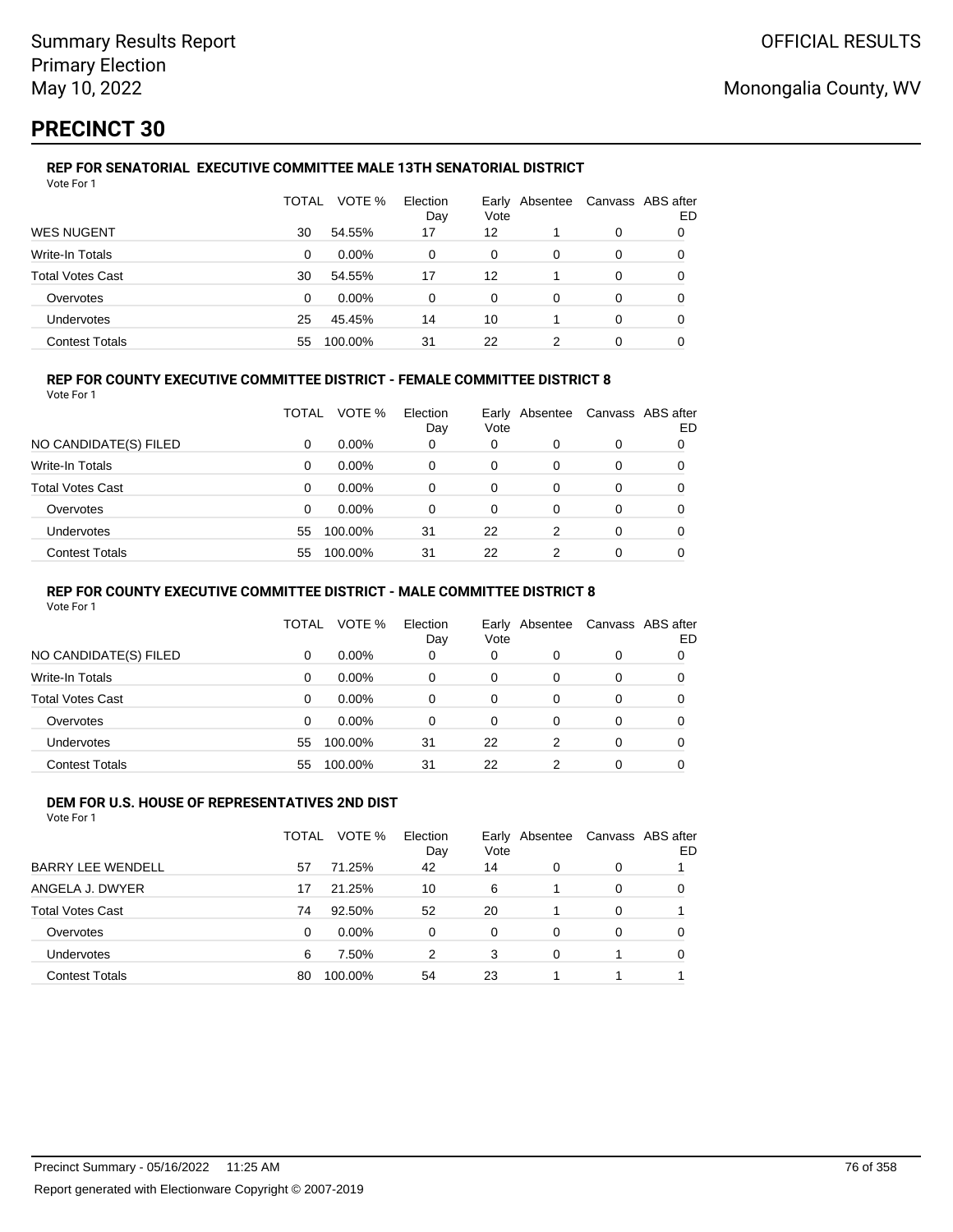Summary Results Report
Primary Election
May 10, 2022

OFFICIAL RESULTS

Monongalia County, WV

# PRECINCT 30

### REP FOR SENATORIAL EXECUTIVE COMMITTEE MALE 13TH SENATORIAL DISTRICT

Vote For 1

| | TOTAL | VOTE % | Election Day | Early Vote | Absentee | Canvass | ABS after ED |
|---|---|---|---|---|---|---|---|
| WES NUGENT | 30 | 54.55% | 17 | 12 | 1 | 0 | 0 |
| Write-In Totals | 0 | 0.00% | 0 | 0 | 0 | 0 | 0 |
| Total Votes Cast | 30 | 54.55% | 17 | 12 | 1 | 0 | 0 |
| Overvotes | 0 | 0.00% | 0 | 0 | 0 | 0 | 0 |
| Undervotes | 25 | 45.45% | 14 | 10 | 1 | 0 | 0 |
| Contest Totals | 55 | 100.00% | 31 | 22 | 2 | 0 | 0 |

### REP FOR COUNTY EXECUTIVE COMMITTEE DISTRICT - FEMALE COMMITTEE DISTRICT 8

Vote For 1

| | TOTAL | VOTE % | Election Day | Early Vote | Absentee | Canvass | ABS after ED |
|---|---|---|---|---|---|---|---|
| NO CANDIDATE(S) FILED | 0 | 0.00% | 0 | 0 | 0 | 0 | 0 |
| Write-In Totals | 0 | 0.00% | 0 | 0 | 0 | 0 | 0 |
| Total Votes Cast | 0 | 0.00% | 0 | 0 | 0 | 0 | 0 |
| Overvotes | 0 | 0.00% | 0 | 0 | 0 | 0 | 0 |
| Undervotes | 55 | 100.00% | 31 | 22 | 2 | 0 | 0 |
| Contest Totals | 55 | 100.00% | 31 | 22 | 2 | 0 | 0 |

### REP FOR COUNTY EXECUTIVE COMMITTEE DISTRICT - MALE COMMITTEE DISTRICT 8

Vote For 1

| | TOTAL | VOTE % | Election Day | Early Vote | Absentee | Canvass | ABS after ED |
|---|---|---|---|---|---|---|---|
| NO CANDIDATE(S) FILED | 0 | 0.00% | 0 | 0 | 0 | 0 | 0 |
| Write-In Totals | 0 | 0.00% | 0 | 0 | 0 | 0 | 0 |
| Total Votes Cast | 0 | 0.00% | 0 | 0 | 0 | 0 | 0 |
| Overvotes | 0 | 0.00% | 0 | 0 | 0 | 0 | 0 |
| Undervotes | 55 | 100.00% | 31 | 22 | 2 | 0 | 0 |
| Contest Totals | 55 | 100.00% | 31 | 22 | 2 | 0 | 0 |

### DEM FOR U.S. HOUSE OF REPRESENTATIVES 2ND DIST

Vote For 1

| | TOTAL | VOTE % | Election Day | Early Vote | Absentee | Canvass | ABS after ED |
|---|---|---|---|---|---|---|---|
| BARRY LEE WENDELL | 57 | 71.25% | 42 | 14 | 0 | 0 | 1 |
| ANGELA J. DWYER | 17 | 21.25% | 10 | 6 | 1 | 0 | 0 |
| Total Votes Cast | 74 | 92.50% | 52 | 20 | 1 | 0 | 1 |
| Overvotes | 0 | 0.00% | 0 | 0 | 0 | 0 | 0 |
| Undervotes | 6 | 7.50% | 2 | 3 | 0 | 1 | 0 |
| Contest Totals | 80 | 100.00% | 54 | 23 | 1 | 1 | 1 |

Precinct Summary - 05/16/2022 11:25 AM

Report generated with Electionware Copyright © 2007-2019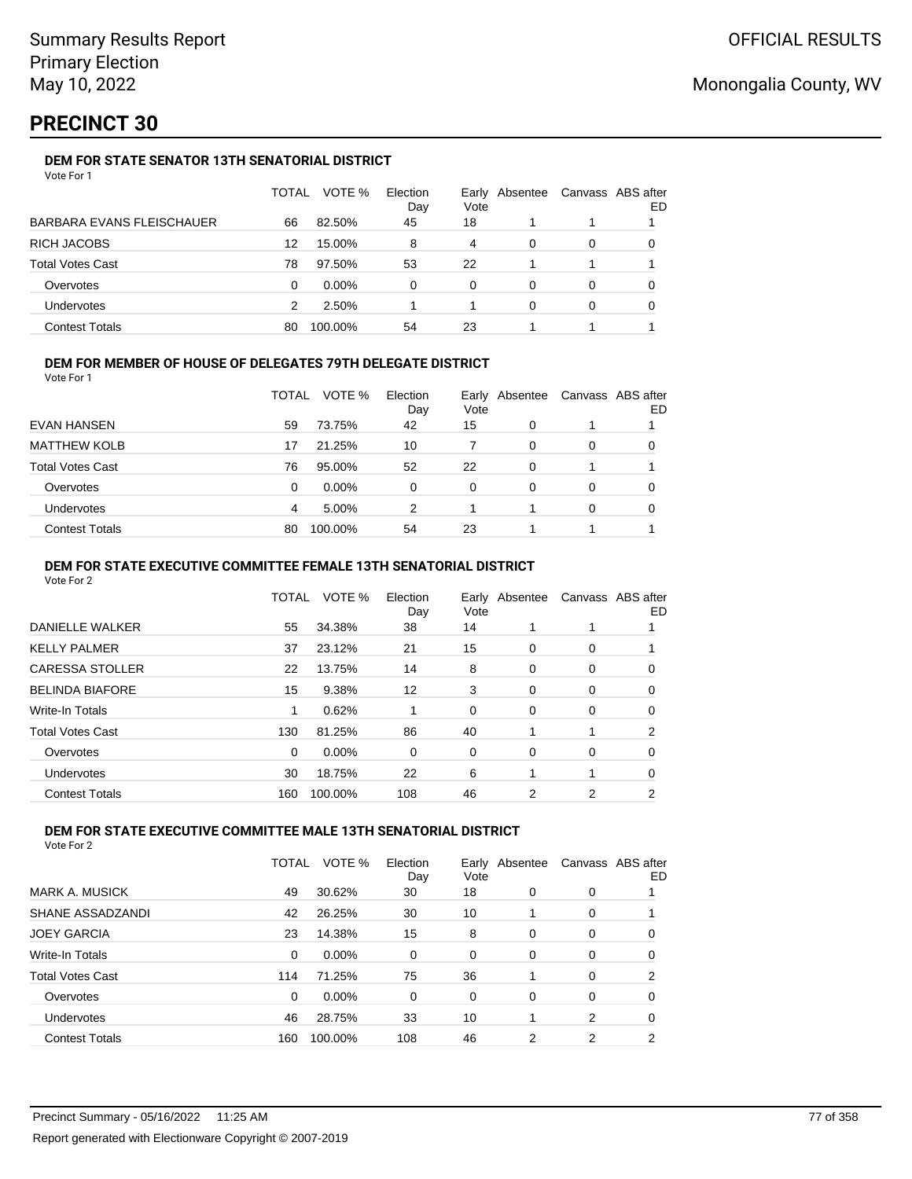Summary Results Report
Primary Election
May 10, 2022

OFFICIAL RESULTS

Monongalia County, WV

# PRECINCT 30

### DEM FOR STATE SENATOR 13TH SENATORIAL DISTRICT

Vote For 1

| | TOTAL | VOTE % | Election Day | Early Vote | Absentee | Canvass | ABS after ED |
|---|---|---|---|---|---|---|---|
| BARBARA EVANS FLEISCHAUER | 66 | 82.50% | 45 | 18 | 1 | 1 | 1 |
| RICH JACOBS | 12 | 15.00% | 8 | 4 | 0 | 0 | 0 |
| Total Votes Cast | 78 | 97.50% | 53 | 22 | 1 | 1 | 1 |
| Overvotes | 0 | 0.00% | 0 | 0 | 0 | 0 | 0 |
| Undervotes | 2 | 2.50% | 1 | 1 | 0 | 0 | 0 |
| Contest Totals | 80 | 100.00% | 54 | 23 | 1 | 1 | 1 |

### DEM FOR MEMBER OF HOUSE OF DELEGATES 79TH DELEGATE DISTRICT

Vote For 1

| | TOTAL | VOTE % | Election Day | Early Vote | Absentee | Canvass | ABS after ED |
|---|---|---|---|---|---|---|---|
| EVAN HANSEN | 59 | 73.75% | 42 | 15 | 0 | 1 | 1 |
| MATTHEW KOLB | 17 | 21.25% | 10 | 7 | 0 | 0 | 0 |
| Total Votes Cast | 76 | 95.00% | 52 | 22 | 0 | 1 | 1 |
| Overvotes | 0 | 0.00% | 0 | 0 | 0 | 0 | 0 |
| Undervotes | 4 | 5.00% | 2 | 1 | 1 | 0 | 0 |
| Contest Totals | 80 | 100.00% | 54 | 23 | 1 | 1 | 1 |

### DEM FOR STATE EXECUTIVE COMMITTEE FEMALE 13TH SENATORIAL DISTRICT

Vote For 2

| | TOTAL | VOTE % | Election Day | Early Vote | Absentee | Canvass | ABS after ED |
|---|---|---|---|---|---|---|---|
| DANIELLE WALKER | 55 | 34.38% | 38 | 14 | 1 | 1 | 1 |
| KELLY PALMER | 37 | 23.12% | 21 | 15 | 0 | 0 | 1 |
| CARESSA STOLLER | 22 | 13.75% | 14 | 8 | 0 | 0 | 0 |
| BELINDA BIAFORE | 15 | 9.38% | 12 | 3 | 0 | 0 | 0 |
| Write-In Totals | 1 | 0.62% | 1 | 0 | 0 | 0 | 0 |
| Total Votes Cast | 130 | 81.25% | 86 | 40 | 1 | 1 | 2 |
| Overvotes | 0 | 0.00% | 0 | 0 | 0 | 0 | 0 |
| Undervotes | 30 | 18.75% | 22 | 6 | 1 | 1 | 0 |
| Contest Totals | 160 | 100.00% | 108 | 46 | 2 | 2 | 2 |

### DEM FOR STATE EXECUTIVE COMMITTEE MALE 13TH SENATORIAL DISTRICT

Vote For 2

| | TOTAL | VOTE % | Election Day | Early Vote | Absentee | Canvass | ABS after ED |
|---|---|---|---|---|---|---|---|
| MARK A. MUSICK | 49 | 30.62% | 30 | 18 | 0 | 0 | 1 |
| SHANE ASSADZANDI | 42 | 26.25% | 30 | 10 | 1 | 0 | 1 |
| JOEY GARCIA | 23 | 14.38% | 15 | 8 | 0 | 0 | 0 |
| Write-In Totals | 0 | 0.00% | 0 | 0 | 0 | 0 | 0 |
| Total Votes Cast | 114 | 71.25% | 75 | 36 | 1 | 0 | 2 |
| Overvotes | 0 | 0.00% | 0 | 0 | 0 | 0 | 0 |
| Undervotes | 46 | 28.75% | 33 | 10 | 1 | 2 | 0 |
| Contest Totals | 160 | 100.00% | 108 | 46 | 2 | 2 | 2 |

Precinct Summary - 05/16/2022 11:25 AM

Report generated with Electionware Copyright © 2007-2019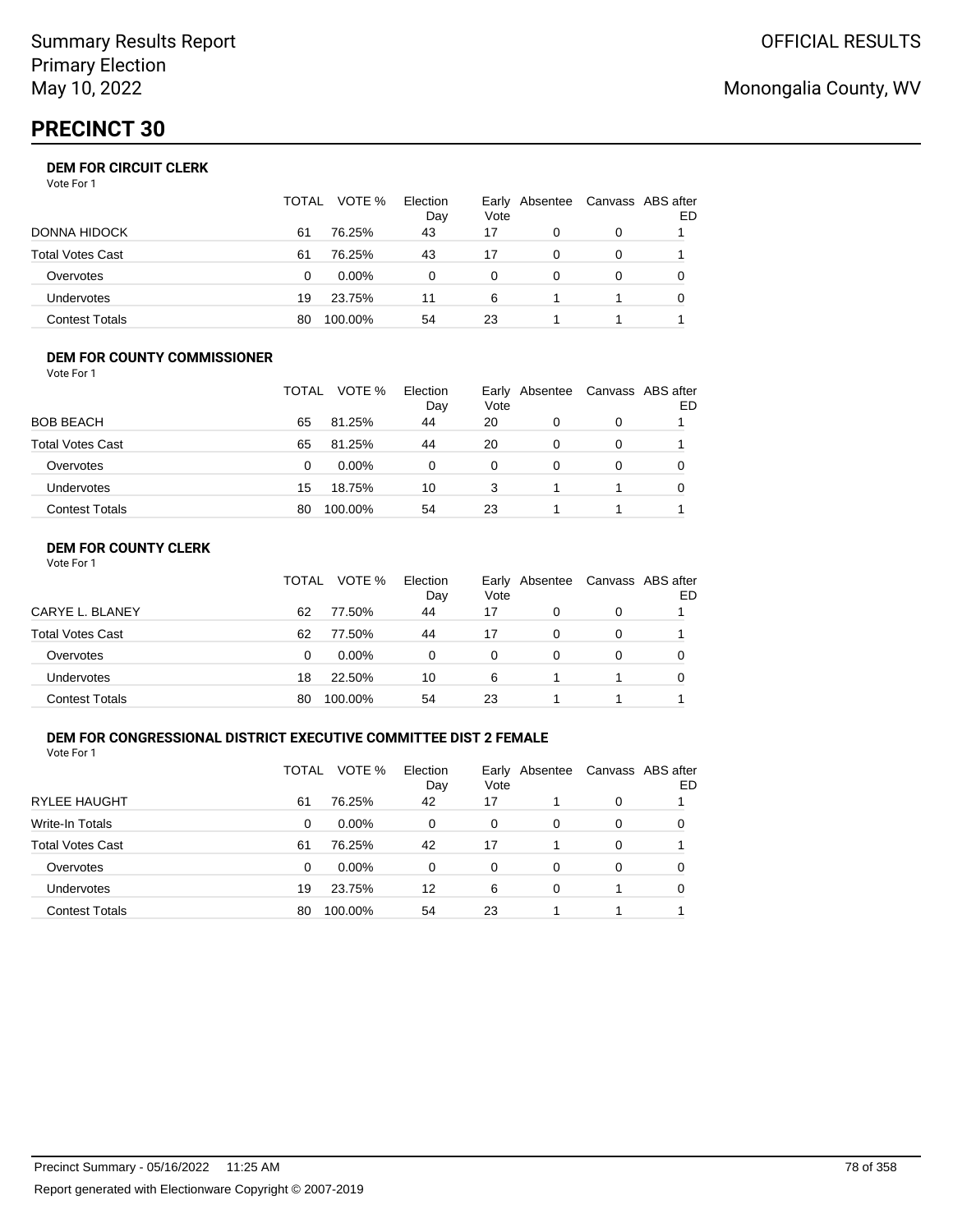Summary Results Report
Primary Election
May 10, 2022

OFFICIAL RESULTS

Monongalia County, WV

# PRECINCT 30

### DEM FOR CIRCUIT CLERK

Vote For 1

| | TOTAL | VOTE % | Election Day | Early Vote | Absentee | Canvass | ABS after ED |
|---|---|---|---|---|---|---|---|
| DONNA HIDOCK | 61 | 76.25% | 43 | 17 | 0 | 0 | 1 |
| Total Votes Cast | 61 | 76.25% | 43 | 17 | 0 | 0 | 1 |
| Overvotes | 0 | 0.00% | 0 | 0 | 0 | 0 | 0 |
| Undervotes | 19 | 23.75% | 11 | 6 | 1 | 1 | 0 |
| Contest Totals | 80 | 100.00% | 54 | 23 | 1 | 1 | 1 |

### DEM FOR COUNTY COMMISSIONER

Vote For 1

| | TOTAL | VOTE % | Election Day | Early Vote | Absentee | Canvass | ABS after ED |
|---|---|---|---|---|---|---|---|
| BOB BEACH | 65 | 81.25% | 44 | 20 | 0 | 0 | 1 |
| Total Votes Cast | 65 | 81.25% | 44 | 20 | 0 | 0 | 1 |
| Overvotes | 0 | 0.00% | 0 | 0 | 0 | 0 | 0 |
| Undervotes | 15 | 18.75% | 10 | 3 | 1 | 1 | 0 |
| Contest Totals | 80 | 100.00% | 54 | 23 | 1 | 1 | 1 |

### DEM FOR COUNTY CLERK

Vote For 1

| | TOTAL | VOTE % | Election Day | Early Vote | Absentee | Canvass | ABS after ED |
|---|---|---|---|---|---|---|---|
| CARYE L. BLANEY | 62 | 77.50% | 44 | 17 | 0 | 0 | 1 |
| Total Votes Cast | 62 | 77.50% | 44 | 17 | 0 | 0 | 1 |
| Overvotes | 0 | 0.00% | 0 | 0 | 0 | 0 | 0 |
| Undervotes | 18 | 22.50% | 10 | 6 | 1 | 1 | 0 |
| Contest Totals | 80 | 100.00% | 54 | 23 | 1 | 1 | 1 |

### DEM FOR CONGRESSIONAL DISTRICT EXECUTIVE COMMITTEE DIST 2 FEMALE

Vote For 1

| | TOTAL | VOTE % | Election Day | Early Vote | Absentee | Canvass | ABS after ED |
|---|---|---|---|---|---|---|---|
| RYLEE HAUGHT | 61 | 76.25% | 42 | 17 | 1 | 0 | 1 |
| Write-In Totals | 0 | 0.00% | 0 | 0 | 0 | 0 | 0 |
| Total Votes Cast | 61 | 76.25% | 42 | 17 | 1 | 0 | 1 |
| Overvotes | 0 | 0.00% | 0 | 0 | 0 | 0 | 0 |
| Undervotes | 19 | 23.75% | 12 | 6 | 0 | 1 | 0 |
| Contest Totals | 80 | 100.00% | 54 | 23 | 1 | 1 | 1 |

Precinct Summary - 05/16/2022 11:25 AM

Report generated with Electionware Copyright © 2007-2019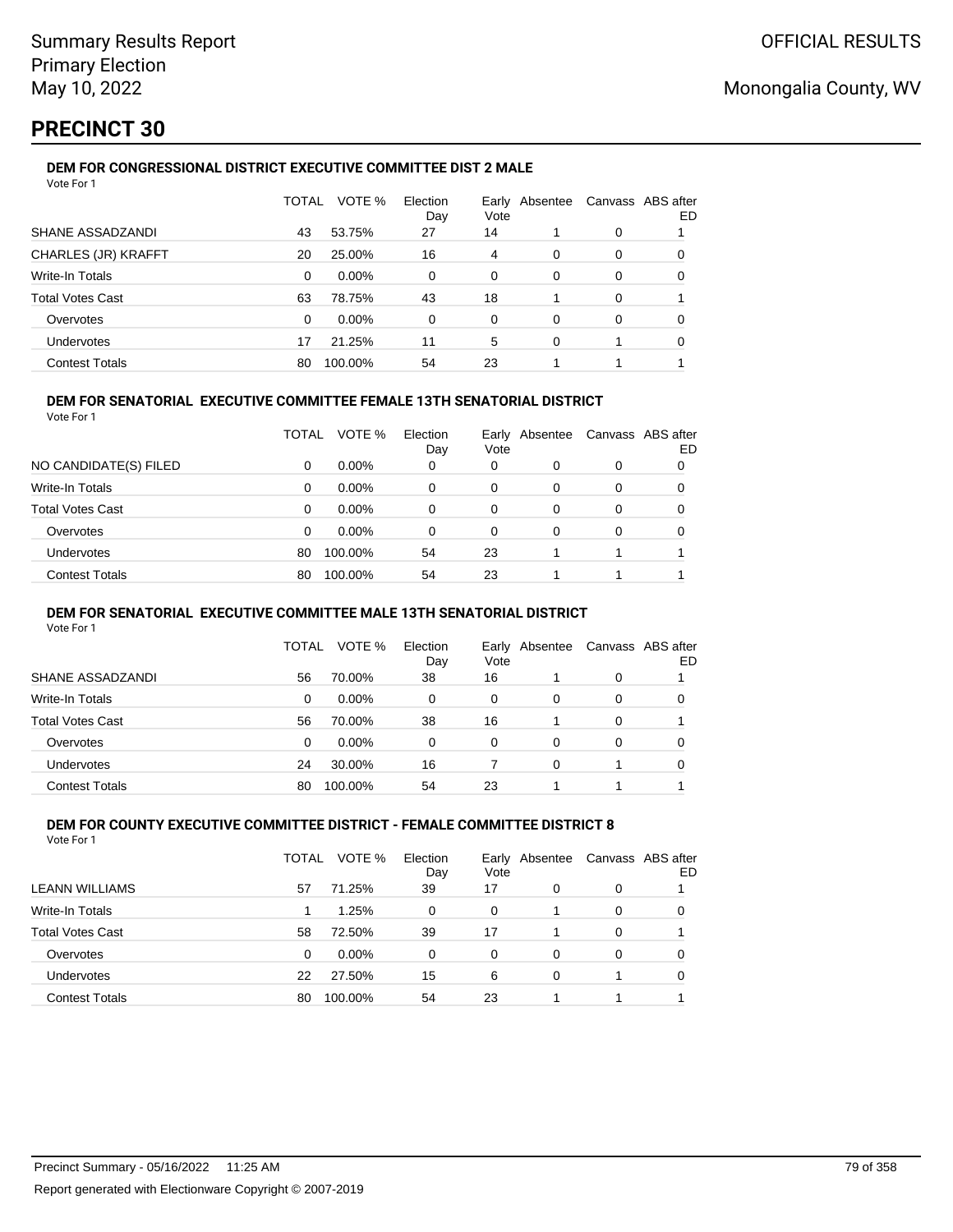Summary Results Report
Primary Election
May 10, 2022

OFFICIAL RESULTS

Monongalia County, WV

# PRECINCT 30

### DEM FOR CONGRESSIONAL DISTRICT EXECUTIVE COMMITTEE DIST 2 MALE

Vote For 1

| | TOTAL | VOTE % | Election Day | Early Vote | Absentee | Canvass | ABS after ED |
|---|---|---|---|---|---|---|---|
| SHANE ASSADZANDI | 43 | 53.75% | 27 | 14 | 1 | 0 | 1 |
| CHARLES (JR) KRAFFT | 20 | 25.00% | 16 | 4 | 0 | 0 | 0 |
| Write-In Totals | 0 | 0.00% | 0 | 0 | 0 | 0 | 0 |
| Total Votes Cast | 63 | 78.75% | 43 | 18 | 1 | 0 | 1 |
| Overvotes | 0 | 0.00% | 0 | 0 | 0 | 0 | 0 |
| Undervotes | 17 | 21.25% | 11 | 5 | 0 | 1 | 0 |
| Contest Totals | 80 | 100.00% | 54 | 23 | 1 | 1 | 1 |

### DEM FOR SENATORIAL EXECUTIVE COMMITTEE FEMALE 13TH SENATORIAL DISTRICT

Vote For 1

| | TOTAL | VOTE % | Election Day | Early Vote | Absentee | Canvass | ABS after ED |
|---|---|---|---|---|---|---|---|
| NO CANDIDATE(S) FILED | 0 | 0.00% | 0 | 0 | 0 | 0 | 0 |
| Write-In Totals | 0 | 0.00% | 0 | 0 | 0 | 0 | 0 |
| Total Votes Cast | 0 | 0.00% | 0 | 0 | 0 | 0 | 0 |
| Overvotes | 0 | 0.00% | 0 | 0 | 0 | 0 | 0 |
| Undervotes | 80 | 100.00% | 54 | 23 | 1 | 1 | 1 |
| Contest Totals | 80 | 100.00% | 54 | 23 | 1 | 1 | 1 |

### DEM FOR SENATORIAL EXECUTIVE COMMITTEE MALE 13TH SENATORIAL DISTRICT

Vote For 1

| | TOTAL | VOTE % | Election Day | Early Vote | Absentee | Canvass | ABS after ED |
|---|---|---|---|---|---|---|---|
| SHANE ASSADZANDI | 56 | 70.00% | 38 | 16 | 1 | 0 | 1 |
| Write-In Totals | 0 | 0.00% | 0 | 0 | 0 | 0 | 0 |
| Total Votes Cast | 56 | 70.00% | 38 | 16 | 1 | 0 | 1 |
| Overvotes | 0 | 0.00% | 0 | 0 | 0 | 0 | 0 |
| Undervotes | 24 | 30.00% | 16 | 7 | 0 | 1 | 0 |
| Contest Totals | 80 | 100.00% | 54 | 23 | 1 | 1 | 1 |

### DEM FOR COUNTY EXECUTIVE COMMITTEE DISTRICT - FEMALE COMMITTEE DISTRICT 8

Vote For 1

| | TOTAL | VOTE % | Election Day | Early Vote | Absentee | Canvass | ABS after ED |
|---|---|---|---|---|---|---|---|
| LEANN WILLIAMS | 57 | 71.25% | 39 | 17 | 0 | 0 | 1 |
| Write-In Totals | 1 | 1.25% | 0 | 0 | 1 | 0 | 0 |
| Total Votes Cast | 58 | 72.50% | 39 | 17 | 1 | 0 | 1 |
| Overvotes | 0 | 0.00% | 0 | 0 | 0 | 0 | 0 |
| Undervotes | 22 | 27.50% | 15 | 6 | 0 | 1 | 0 |
| Contest Totals | 80 | 100.00% | 54 | 23 | 1 | 1 | 1 |

Precinct Summary - 05/16/2022 11:25 AM

Report generated with Electionware Copyright © 2007-2019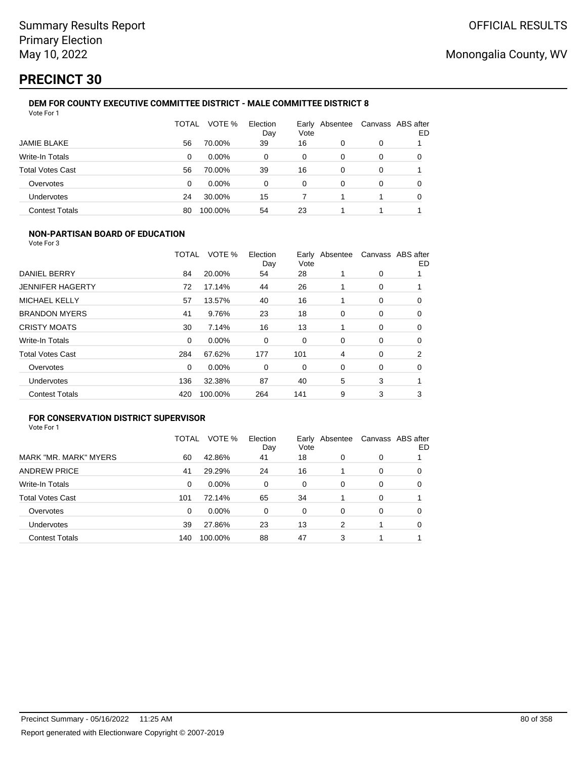Summary Results Report
Primary Election
May 10, 2022

OFFICIAL RESULTS

Monongalia County, WV

# PRECINCT 30

### DEM FOR COUNTY EXECUTIVE COMMITTEE DISTRICT - MALE COMMITTEE DISTRICT 8

Vote For 1

| | TOTAL | VOTE % | Election Day | Early Vote | Absentee | Canvass | ABS after ED |
|---|---|---|---|---|---|---|---|
| JAMIE BLAKE | 56 | 70.00% | 39 | 16 | 0 | 0 | 1 |
| Write-In Totals | 0 | 0.00% | 0 | 0 | 0 | 0 | 0 |
| Total Votes Cast | 56 | 70.00% | 39 | 16 | 0 | 0 | 1 |
| Overvotes | 0 | 0.00% | 0 | 0 | 0 | 0 | 0 |
| Undervotes | 24 | 30.00% | 15 | 7 | 1 | 1 | 0 |
| Contest Totals | 80 | 100.00% | 54 | 23 | 1 | 1 | 1 |

### NON-PARTISAN BOARD OF EDUCATION

Vote For 3

| | TOTAL | VOTE % | Election Day | Early Vote | Absentee | Canvass | ABS after ED |
|---|---|---|---|---|---|---|---|
| DANIEL BERRY | 84 | 20.00% | 54 | 28 | 1 | 0 | 1 |
| JENNIFER HAGERTY | 72 | 17.14% | 44 | 26 | 1 | 0 | 1 |
| MICHAEL KELLY | 57 | 13.57% | 40 | 16 | 1 | 0 | 0 |
| BRANDON MYERS | 41 | 9.76% | 23 | 18 | 0 | 0 | 0 |
| CRISTY MOATS | 30 | 7.14% | 16 | 13 | 1 | 0 | 0 |
| Write-In Totals | 0 | 0.00% | 0 | 0 | 0 | 0 | 0 |
| Total Votes Cast | 284 | 67.62% | 177 | 101 | 4 | 0 | 2 |
| Overvotes | 0 | 0.00% | 0 | 0 | 0 | 0 | 0 |
| Undervotes | 136 | 32.38% | 87 | 40 | 5 | 3 | 1 |
| Contest Totals | 420 | 100.00% | 264 | 141 | 9 | 3 | 3 |

### FOR CONSERVATION DISTRICT SUPERVISOR

Vote For 1

| | TOTAL | VOTE % | Election Day | Early Vote | Absentee | Canvass | ABS after ED |
|---|---|---|---|---|---|---|---|
| MARK "MR. MARK" MYERS | 60 | 42.86% | 41 | 18 | 0 | 0 | 1 |
| ANDREW PRICE | 41 | 29.29% | 24 | 16 | 1 | 0 | 0 |
| Write-In Totals | 0 | 0.00% | 0 | 0 | 0 | 0 | 0 |
| Total Votes Cast | 101 | 72.14% | 65 | 34 | 1 | 0 | 1 |
| Overvotes | 0 | 0.00% | 0 | 0 | 0 | 0 | 0 |
| Undervotes | 39 | 27.86% | 23 | 13 | 2 | 1 | 0 |
| Contest Totals | 140 | 100.00% | 88 | 47 | 3 | 1 | 1 |

Precinct Summary - 05/16/2022 11:25 AM

Report generated with Electionware Copyright © 2007-2019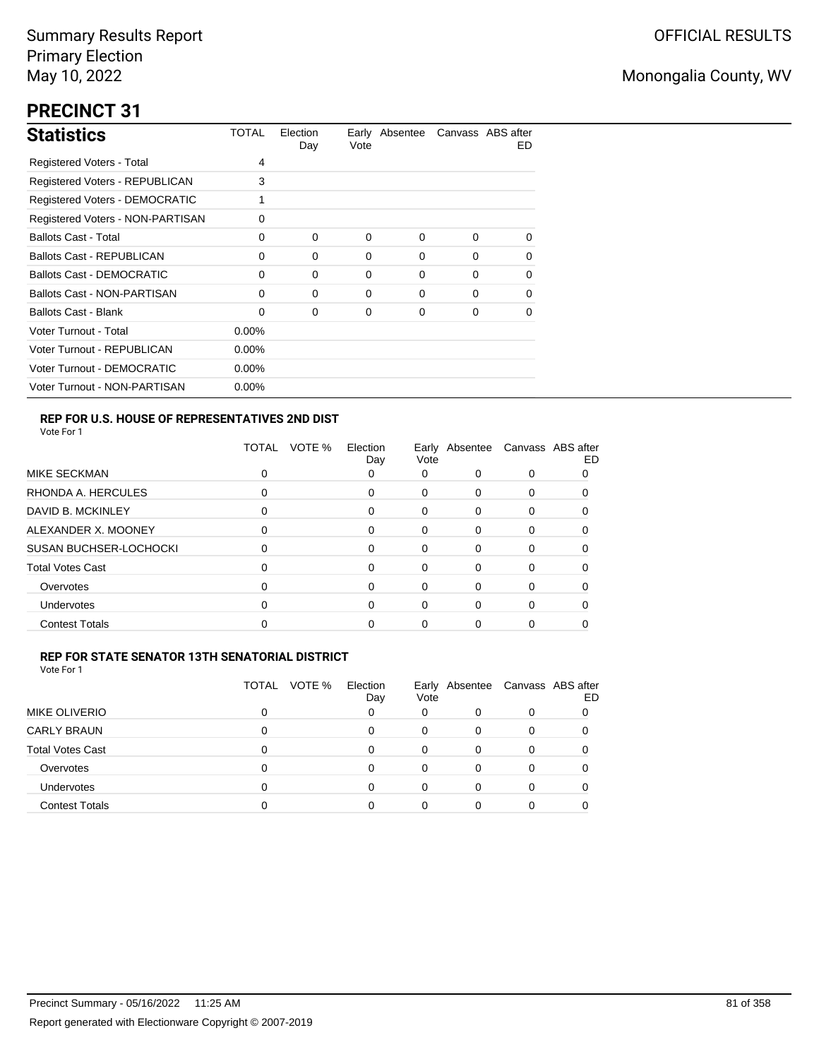Summary Results Report
Primary Election
May 10, 2022

OFFICIAL RESULTS

Monongalia County, WV

# PRECINCT 31

## Statistics

| Statistics | TOTAL | Election Day | Early Vote | Absentee | Canvass | ABS after ED |
|---|---|---|---|---|---|---|
| Registered Voters - Total | 4 | | | | | |
| Registered Voters - REPUBLICAN | 3 | | | | | |
| Registered Voters - DEMOCRATIC | 1 | | | | | |
| Registered Voters - NON-PARTISAN | 0 | | | | | |
| Ballots Cast - Total | 0 | 0 | 0 | 0 | 0 | 0 |
| Ballots Cast - REPUBLICAN | 0 | 0 | 0 | 0 | 0 | 0 |
| Ballots Cast - DEMOCRATIC | 0 | 0 | 0 | 0 | 0 | 0 |
| Ballots Cast - NON-PARTISAN | 0 | 0 | 0 | 0 | 0 | 0 |
| Ballots Cast - Blank | 0 | 0 | 0 | 0 | 0 | 0 |
| Voter Turnout - Total | 0.00% | | | | | |
| Voter Turnout - REPUBLICAN | 0.00% | | | | | |
| Voter Turnout - DEMOCRATIC | 0.00% | | | | | |
| Voter Turnout - NON-PARTISAN | 0.00% | | | | | |

### REP FOR U.S. HOUSE OF REPRESENTATIVES 2ND DIST

Vote For 1

| | TOTAL | VOTE % | Election Day | Early Vote | Absentee | Canvass | ABS after ED |
|---|---|---|---|---|---|---|---|
| MIKE SECKMAN | 0 | | 0 | 0 | 0 | 0 | 0 |
| RHONDA A. HERCULES | 0 | | 0 | 0 | 0 | 0 | 0 |
| DAVID B. MCKINLEY | 0 | | 0 | 0 | 0 | 0 | 0 |
| ALEXANDER X. MOONEY | 0 | | 0 | 0 | 0 | 0 | 0 |
| SUSAN BUCHSER-LOCHOCKI | 0 | | 0 | 0 | 0 | 0 | 0 |
| Total Votes Cast | 0 | | 0 | 0 | 0 | 0 | 0 |
| Overvotes | 0 | | 0 | 0 | 0 | 0 | 0 |
| Undervotes | 0 | | 0 | 0 | 0 | 0 | 0 |
| Contest Totals | 0 | | 0 | 0 | 0 | 0 | 0 |

### REP FOR STATE SENATOR 13TH SENATORIAL DISTRICT

Vote For 1

| | TOTAL | VOTE % | Election Day | Early Vote | Absentee | Canvass | ABS after ED |
|---|---|---|---|---|---|---|---|
| MIKE OLIVERIO | 0 | | 0 | 0 | 0 | 0 | 0 |
| CARLY BRAUN | 0 | | 0 | 0 | 0 | 0 | 0 |
| Total Votes Cast | 0 | | 0 | 0 | 0 | 0 | 0 |
| Overvotes | 0 | | 0 | 0 | 0 | 0 | 0 |
| Undervotes | 0 | | 0 | 0 | 0 | 0 | 0 |
| Contest Totals | 0 | | 0 | 0 | 0 | 0 | 0 |

Precinct Summary - 05/16/2022 11:25 AM

Report generated with Electionware Copyright © 2007-2019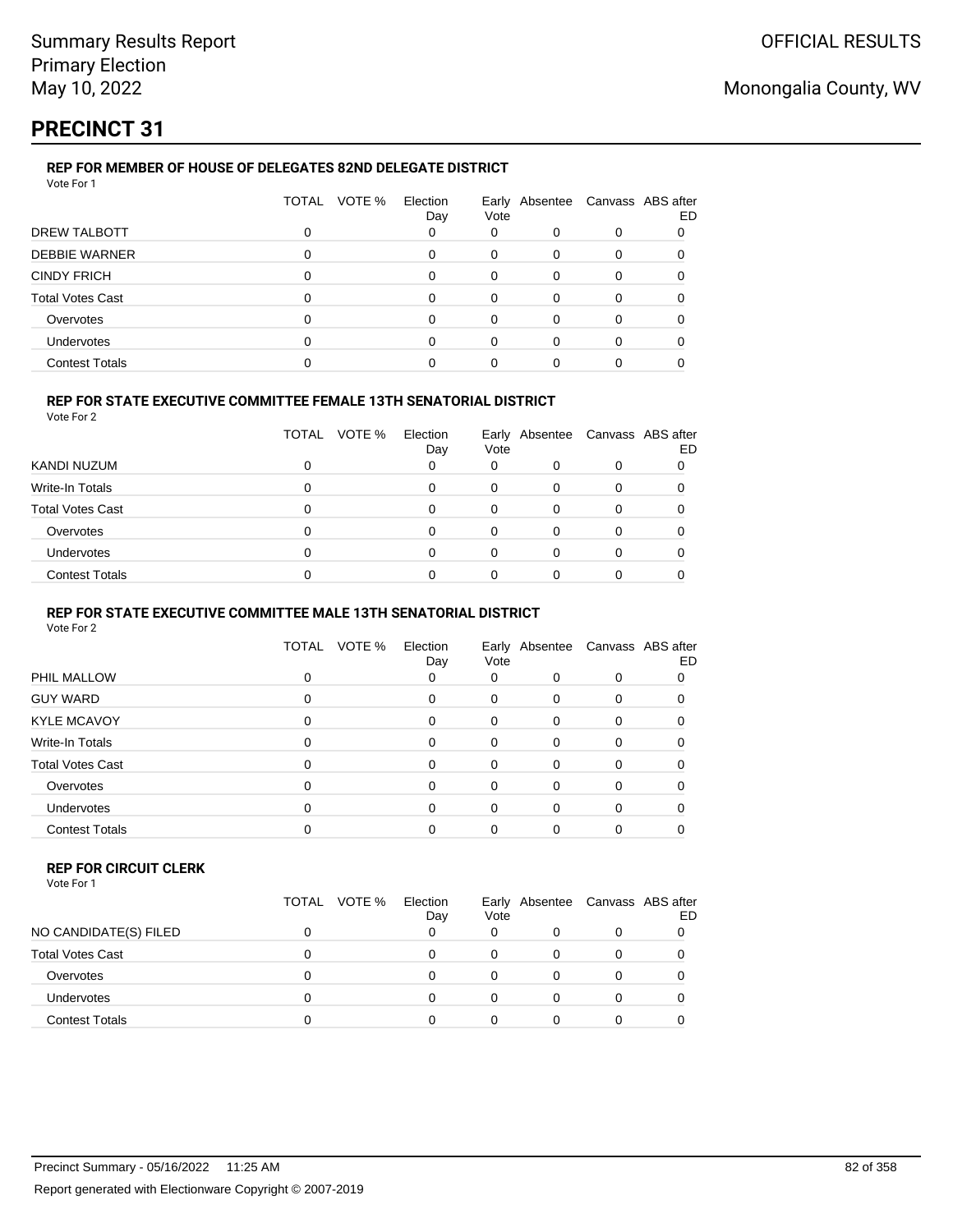Summary Results Report
Primary Election
May 10, 2022

OFFICIAL RESULTS

Monongalia County, WV

# PRECINCT 31

### REP FOR MEMBER OF HOUSE OF DELEGATES 82ND DELEGATE DISTRICT

Vote For 1

| | TOTAL | VOTE % | Election Day | Early Vote | Absentee | Canvass | ABS after ED |
|---|---|---|---|---|---|---|---|
| DREW TALBOTT | 0 | | 0 | 0 | 0 | 0 | 0 |
| DEBBIE WARNER | 0 | | 0 | 0 | 0 | 0 | 0 |
| CINDY FRICH | 0 | | 0 | 0 | 0 | 0 | 0 |
| Total Votes Cast | 0 | | 0 | 0 | 0 | 0 | 0 |
| Overvotes | 0 | | 0 | 0 | 0 | 0 | 0 |
| Undervotes | 0 | | 0 | 0 | 0 | 0 | 0 |
| Contest Totals | 0 | | 0 | 0 | 0 | 0 | 0 |

### REP FOR STATE EXECUTIVE COMMITTEE FEMALE 13TH SENATORIAL DISTRICT

Vote For 2

| | TOTAL | VOTE % | Election Day | Early Vote | Absentee | Canvass | ABS after ED |
|---|---|---|---|---|---|---|---|
| KANDI NUZUM | 0 | | 0 | 0 | 0 | 0 | 0 |
| Write-In Totals | 0 | | 0 | 0 | 0 | 0 | 0 |
| Total Votes Cast | 0 | | 0 | 0 | 0 | 0 | 0 |
| Overvotes | 0 | | 0 | 0 | 0 | 0 | 0 |
| Undervotes | 0 | | 0 | 0 | 0 | 0 | 0 |
| Contest Totals | 0 | | 0 | 0 | 0 | 0 | 0 |

### REP FOR STATE EXECUTIVE COMMITTEE MALE 13TH SENATORIAL DISTRICT

Vote For 2

| | TOTAL | VOTE % | Election Day | Early Vote | Absentee | Canvass | ABS after ED |
|---|---|---|---|---|---|---|---|
| PHIL MALLOW | 0 | | 0 | 0 | 0 | 0 | 0 |
| GUY WARD | 0 | | 0 | 0 | 0 | 0 | 0 |
| KYLE MCAVOY | 0 | | 0 | 0 | 0 | 0 | 0 |
| Write-In Totals | 0 | | 0 | 0 | 0 | 0 | 0 |
| Total Votes Cast | 0 | | 0 | 0 | 0 | 0 | 0 |
| Overvotes | 0 | | 0 | 0 | 0 | 0 | 0 |
| Undervotes | 0 | | 0 | 0 | 0 | 0 | 0 |
| Contest Totals | 0 | | 0 | 0 | 0 | 0 | 0 |

### REP FOR CIRCUIT CLERK

Vote For 1

| | TOTAL | VOTE % | Election Day | Early Vote | Absentee | Canvass | ABS after ED |
|---|---|---|---|---|---|---|---|
| NO CANDIDATE(S) FILED | 0 | | 0 | 0 | 0 | 0 | 0 |
| Total Votes Cast | 0 | | 0 | 0 | 0 | 0 | 0 |
| Overvotes | 0 | | 0 | 0 | 0 | 0 | 0 |
| Undervotes | 0 | | 0 | 0 | 0 | 0 | 0 |
| Contest Totals | 0 | | 0 | 0 | 0 | 0 | 0 |

Precinct Summary - 05/16/2022 11:25 AM

Report generated with Electionware Copyright © 2007-2019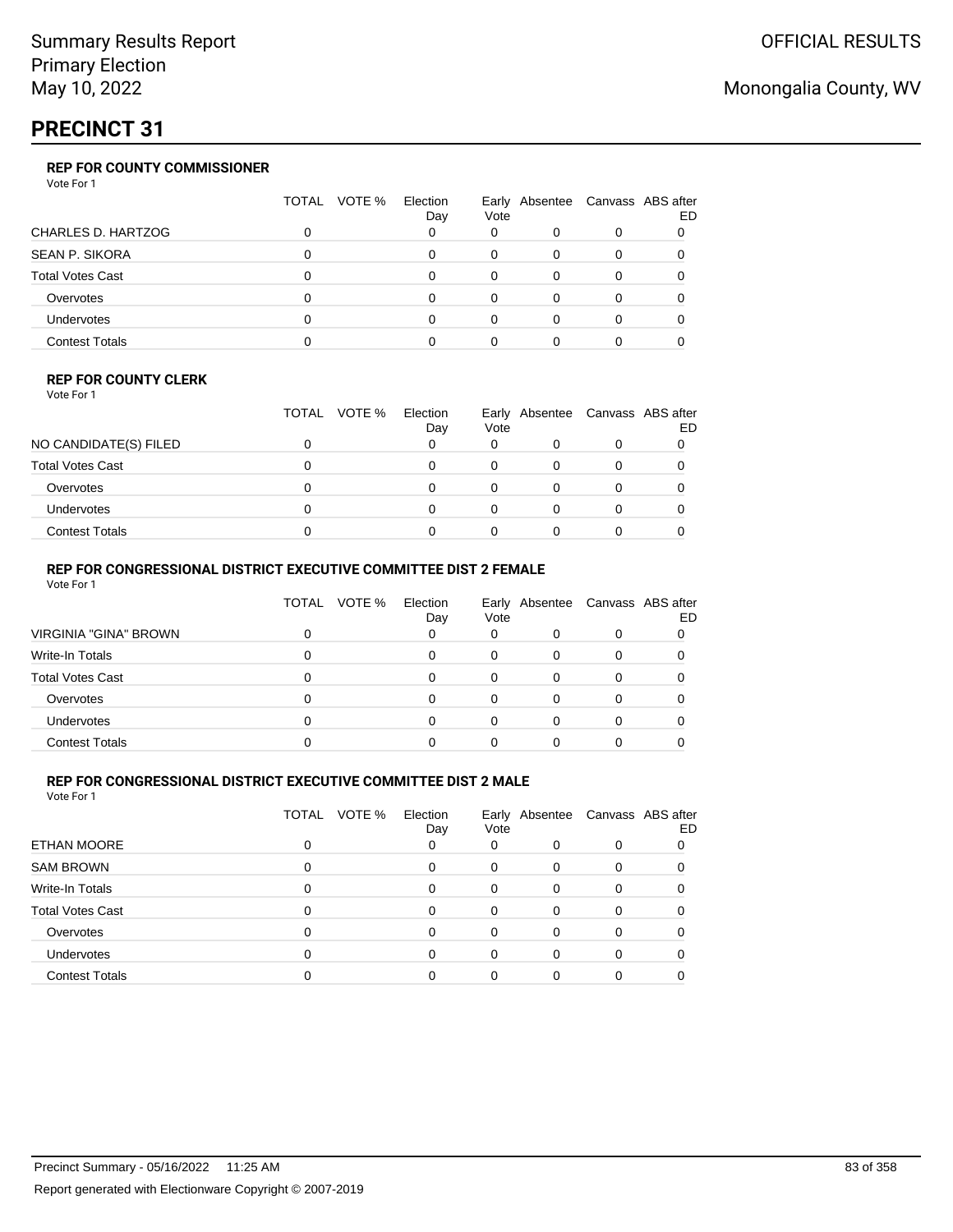Summary Results Report
Primary Election
May 10, 2022

OFFICIAL RESULTS

Monongalia County, WV

# PRECINCT 31

### REP FOR COUNTY COMMISSIONER

Vote For 1

| | TOTAL | VOTE % | Election Day | Early Vote | Absentee | Canvass | ABS after ED |
|---|---|---|---|---|---|---|---|
| CHARLES D. HARTZOG | 0 | | 0 | 0 | 0 | 0 | 0 |
| SEAN P. SIKORA | 0 | | 0 | 0 | 0 | 0 | 0 |
| Total Votes Cast | 0 | | 0 | 0 | 0 | 0 | 0 |
| Overvotes | 0 | | 0 | 0 | 0 | 0 | 0 |
| Undervotes | 0 | | 0 | 0 | 0 | 0 | 0 |
| Contest Totals | 0 | | 0 | 0 | 0 | 0 | 0 |

### REP FOR COUNTY CLERK

Vote For 1

| | TOTAL | VOTE % | Election Day | Early Vote | Absentee | Canvass | ABS after ED |
|---|---|---|---|---|---|---|---|
| NO CANDIDATE(S) FILED | 0 | | 0 | 0 | 0 | 0 | 0 |
| Total Votes Cast | 0 | | 0 | 0 | 0 | 0 | 0 |
| Overvotes | 0 | | 0 | 0 | 0 | 0 | 0 |
| Undervotes | 0 | | 0 | 0 | 0 | 0 | 0 |
| Contest Totals | 0 | | 0 | 0 | 0 | 0 | 0 |

### REP FOR CONGRESSIONAL DISTRICT EXECUTIVE COMMITTEE DIST 2 FEMALE

Vote For 1

| | TOTAL | VOTE % | Election Day | Early Vote | Absentee | Canvass | ABS after ED |
|---|---|---|---|---|---|---|---|
| VIRGINIA "GINA" BROWN | 0 | | 0 | 0 | 0 | 0 | 0 |
| Write-In Totals | 0 | | 0 | 0 | 0 | 0 | 0 |
| Total Votes Cast | 0 | | 0 | 0 | 0 | 0 | 0 |
| Overvotes | 0 | | 0 | 0 | 0 | 0 | 0 |
| Undervotes | 0 | | 0 | 0 | 0 | 0 | 0 |
| Contest Totals | 0 | | 0 | 0 | 0 | 0 | 0 |

### REP FOR CONGRESSIONAL DISTRICT EXECUTIVE COMMITTEE DIST 2 MALE

Vote For 1

| | TOTAL | VOTE % | Election Day | Early Vote | Absentee | Canvass | ABS after ED |
|---|---|---|---|---|---|---|---|
| ETHAN MOORE | 0 | | 0 | 0 | 0 | 0 | 0 |
| SAM BROWN | 0 | | 0 | 0 | 0 | 0 | 0 |
| Write-In Totals | 0 | | 0 | 0 | 0 | 0 | 0 |
| Total Votes Cast | 0 | | 0 | 0 | 0 | 0 | 0 |
| Overvotes | 0 | | 0 | 0 | 0 | 0 | 0 |
| Undervotes | 0 | | 0 | 0 | 0 | 0 | 0 |
| Contest Totals | 0 | | 0 | 0 | 0 | 0 | 0 |

Precinct Summary - 05/16/2022 11:25 AM

Report generated with Electionware Copyright © 2007-2019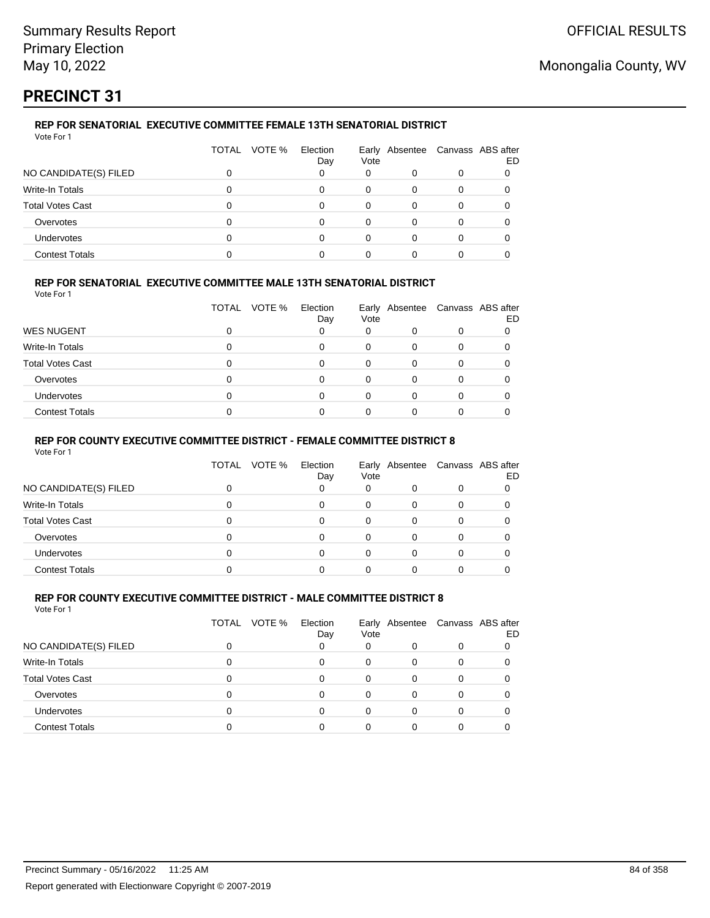# PRECINCT 31

### REP FOR SENATORIAL EXECUTIVE COMMITTEE FEMALE 13TH SENATORIAL DISTRICT

Vote For 1

| | TOTAL | VOTE % | Election Day | Early Vote | Absentee | Canvass | ABS after ED |
|---|---|---|---|---|---|---|---|
| NO CANDIDATE(S) FILED | 0 | | 0 | 0 | 0 | 0 | 0 |
| Write-In Totals | 0 | | 0 | 0 | 0 | 0 | 0 |
| Total Votes Cast | 0 | | 0 | 0 | 0 | 0 | 0 |
| Overvotes | 0 | | 0 | 0 | 0 | 0 | 0 |
| Undervotes | 0 | | 0 | 0 | 0 | 0 | 0 |
| Contest Totals | 0 | | 0 | 0 | 0 | 0 | 0 |

### REP FOR SENATORIAL EXECUTIVE COMMITTEE MALE 13TH SENATORIAL DISTRICT

Vote For 1

| | TOTAL | VOTE % | Election Day | Early Vote | Absentee | Canvass | ABS after ED |
|---|---|---|---|---|---|---|---|
| WES NUGENT | 0 | | 0 | 0 | 0 | 0 | 0 |
| Write-In Totals | 0 | | 0 | 0 | 0 | 0 | 0 |
| Total Votes Cast | 0 | | 0 | 0 | 0 | 0 | 0 |
| Overvotes | 0 | | 0 | 0 | 0 | 0 | 0 |
| Undervotes | 0 | | 0 | 0 | 0 | 0 | 0 |
| Contest Totals | 0 | | 0 | 0 | 0 | 0 | 0 |

### REP FOR COUNTY EXECUTIVE COMMITTEE DISTRICT - FEMALE COMMITTEE DISTRICT 8

Vote For 1

| | TOTAL | VOTE % | Election Day | Early Vote | Absentee | Canvass | ABS after ED |
|---|---|---|---|---|---|---|---|
| NO CANDIDATE(S) FILED | 0 | | 0 | 0 | 0 | 0 | 0 |
| Write-In Totals | 0 | | 0 | 0 | 0 | 0 | 0 |
| Total Votes Cast | 0 | | 0 | 0 | 0 | 0 | 0 |
| Overvotes | 0 | | 0 | 0 | 0 | 0 | 0 |
| Undervotes | 0 | | 0 | 0 | 0 | 0 | 0 |
| Contest Totals | 0 | | 0 | 0 | 0 | 0 | 0 |

### REP FOR COUNTY EXECUTIVE COMMITTEE DISTRICT - MALE COMMITTEE DISTRICT 8

Vote For 1

| | TOTAL | VOTE % | Election Day | Early Vote | Absentee | Canvass | ABS after ED |
|---|---|---|---|---|---|---|---|
| NO CANDIDATE(S) FILED | 0 | | 0 | 0 | 0 | 0 | 0 |
| Write-In Totals | 0 | | 0 | 0 | 0 | 0 | 0 |
| Total Votes Cast | 0 | | 0 | 0 | 0 | 0 | 0 |
| Overvotes | 0 | | 0 | 0 | 0 | 0 | 0 |
| Undervotes | 0 | | 0 | 0 | 0 | 0 | 0 |
| Contest Totals | 0 | | 0 | 0 | 0 | 0 | 0 |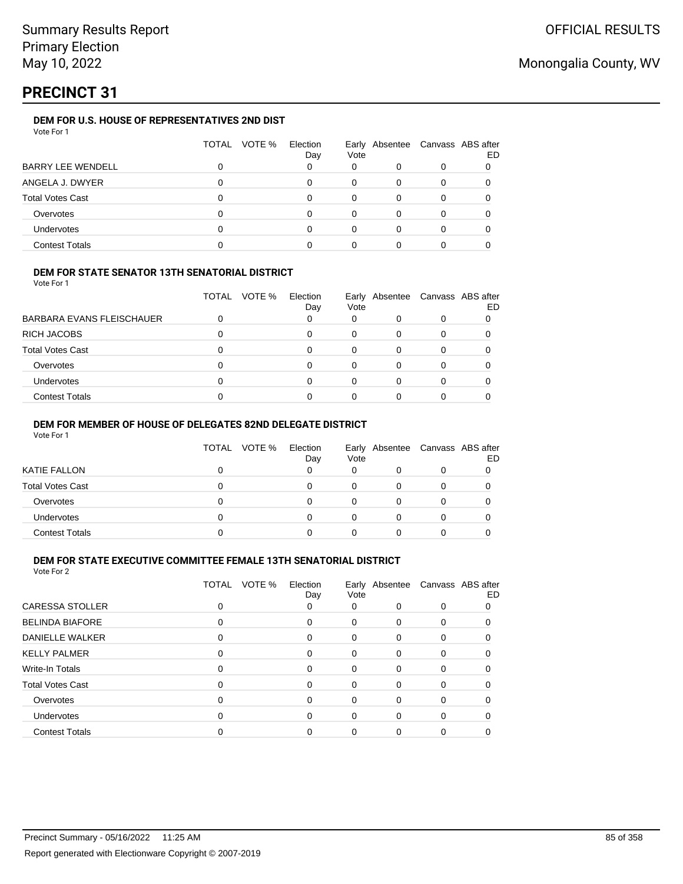Summary Results Report
Primary Election
May 10, 2022

OFFICIAL RESULTS

Monongalia County, WV

# PRECINCT 31

### DEM FOR U.S. HOUSE OF REPRESENTATIVES 2ND DIST

Vote For 1

| | TOTAL | VOTE % | Election Day | Early Vote | Absentee | Canvass | ABS after ED |
|---|---|---|---|---|---|---|---|
| BARRY LEE WENDELL | 0 | | 0 | 0 | 0 | 0 | 0 |
| ANGELA J. DWYER | 0 | | 0 | 0 | 0 | 0 | 0 |
| Total Votes Cast | 0 | | 0 | 0 | 0 | 0 | 0 |
| Overvotes | 0 | | 0 | 0 | 0 | 0 | 0 |
| Undervotes | 0 | | 0 | 0 | 0 | 0 | 0 |
| Contest Totals | 0 | | 0 | 0 | 0 | 0 | 0 |

### DEM FOR STATE SENATOR 13TH SENATORIAL DISTRICT

Vote For 1

| | TOTAL | VOTE % | Election Day | Early Vote | Absentee | Canvass | ABS after ED |
|---|---|---|---|---|---|---|---|
| BARBARA EVANS FLEISCHAUER | 0 | | 0 | 0 | 0 | 0 | 0 |
| RICH JACOBS | 0 | | 0 | 0 | 0 | 0 | 0 |
| Total Votes Cast | 0 | | 0 | 0 | 0 | 0 | 0 |
| Overvotes | 0 | | 0 | 0 | 0 | 0 | 0 |
| Undervotes | 0 | | 0 | 0 | 0 | 0 | 0 |
| Contest Totals | 0 | | 0 | 0 | 0 | 0 | 0 |

### DEM FOR MEMBER OF HOUSE OF DELEGATES 82ND DELEGATE DISTRICT

Vote For 1

| | TOTAL | VOTE % | Election Day | Early Vote | Absentee | Canvass | ABS after ED |
|---|---|---|---|---|---|---|---|
| KATIE FALLON | 0 | | 0 | 0 | 0 | 0 | 0 |
| Total Votes Cast | 0 | | 0 | 0 | 0 | 0 | 0 |
| Overvotes | 0 | | 0 | 0 | 0 | 0 | 0 |
| Undervotes | 0 | | 0 | 0 | 0 | 0 | 0 |
| Contest Totals | 0 | | 0 | 0 | 0 | 0 | 0 |

### DEM FOR STATE EXECUTIVE COMMITTEE FEMALE 13TH SENATORIAL DISTRICT

Vote For 2

| | TOTAL | VOTE % | Election Day | Early Vote | Absentee | Canvass | ABS after ED |
|---|---|---|---|---|---|---|---|
| CARESSA STOLLER | 0 | | 0 | 0 | 0 | 0 | 0 |
| BELINDA BIAFORE | 0 | | 0 | 0 | 0 | 0 | 0 |
| DANIELLE WALKER | 0 | | 0 | 0 | 0 | 0 | 0 |
| KELLY PALMER | 0 | | 0 | 0 | 0 | 0 | 0 |
| Write-In Totals | 0 | | 0 | 0 | 0 | 0 | 0 |
| Total Votes Cast | 0 | | 0 | 0 | 0 | 0 | 0 |
| Overvotes | 0 | | 0 | 0 | 0 | 0 | 0 |
| Undervotes | 0 | | 0 | 0 | 0 | 0 | 0 |
| Contest Totals | 0 | | 0 | 0 | 0 | 0 | 0 |

Precinct Summary - 05/16/2022 11:25 AM

Report generated with Electionware Copyright © 2007-2019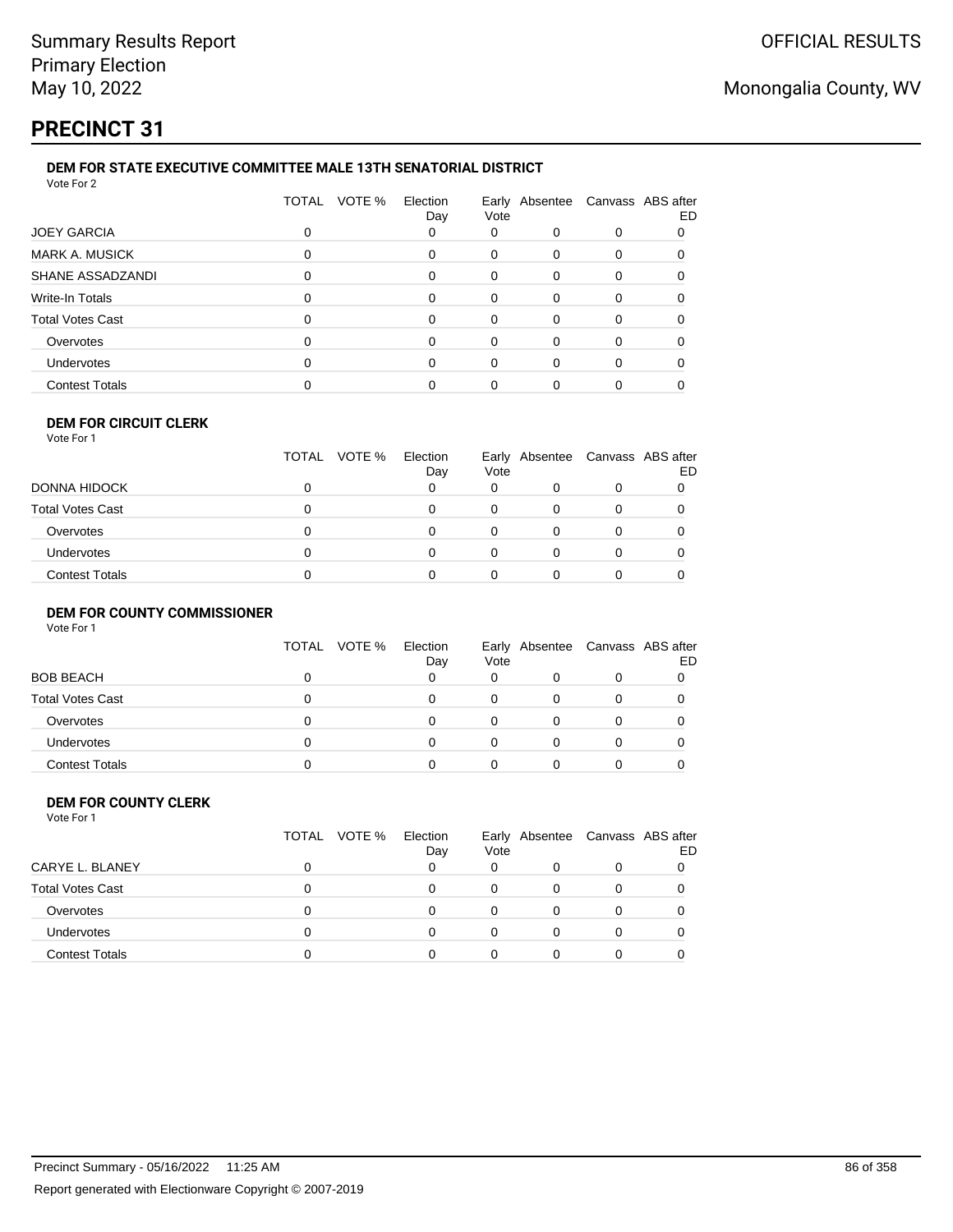# PRECINCT 31

### DEM FOR STATE EXECUTIVE COMMITTEE MALE 13TH SENATORIAL DISTRICT

Vote For 2

| | TOTAL | VOTE % | Election Day | Early Vote | Absentee | Canvass | ABS after ED |
|---|---|---|---|---|---|---|---|
| JOEY GARCIA | 0 | | 0 | 0 | 0 | 0 | 0 |
| MARK A. MUSICK | 0 | | 0 | 0 | 0 | 0 | 0 |
| SHANE ASSADZANDI | 0 | | 0 | 0 | 0 | 0 | 0 |
| Write-In Totals | 0 | | 0 | 0 | 0 | 0 | 0 |
| Total Votes Cast | 0 | | 0 | 0 | 0 | 0 | 0 |
| Overvotes | 0 | | 0 | 0 | 0 | 0 | 0 |
| Undervotes | 0 | | 0 | 0 | 0 | 0 | 0 |
| Contest Totals | 0 | | 0 | 0 | 0 | 0 | 0 |

### DEM FOR CIRCUIT CLERK

Vote For 1

| | TOTAL | VOTE % | Election Day | Early Vote | Absentee | Canvass | ABS after ED |
|---|---|---|---|---|---|---|---|
| DONNA HIDOCK | 0 | | 0 | 0 | 0 | 0 | 0 |
| Total Votes Cast | 0 | | 0 | 0 | 0 | 0 | 0 |
| Overvotes | 0 | | 0 | 0 | 0 | 0 | 0 |
| Undervotes | 0 | | 0 | 0 | 0 | 0 | 0 |
| Contest Totals | 0 | | 0 | 0 | 0 | 0 | 0 |

### DEM FOR COUNTY COMMISSIONER

Vote For 1

| | TOTAL | VOTE % | Election Day | Early Vote | Absentee | Canvass | ABS after ED |
|---|---|---|---|---|---|---|---|
| BOB BEACH | 0 | | 0 | 0 | 0 | 0 | 0 |
| Total Votes Cast | 0 | | 0 | 0 | 0 | 0 | 0 |
| Overvotes | 0 | | 0 | 0 | 0 | 0 | 0 |
| Undervotes | 0 | | 0 | 0 | 0 | 0 | 0 |
| Contest Totals | 0 | | 0 | 0 | 0 | 0 | 0 |

### DEM FOR COUNTY CLERK

Vote For 1

| | TOTAL | VOTE % | Election Day | Early Vote | Absentee | Canvass | ABS after ED |
|---|---|---|---|---|---|---|---|
| CARYE L. BLANEY | 0 | | 0 | 0 | 0 | 0 | 0 |
| Total Votes Cast | 0 | | 0 | 0 | 0 | 0 | 0 |
| Overvotes | 0 | | 0 | 0 | 0 | 0 | 0 |
| Undervotes | 0 | | 0 | 0 | 0 | 0 | 0 |
| Contest Totals | 0 | | 0 | 0 | 0 | 0 | 0 |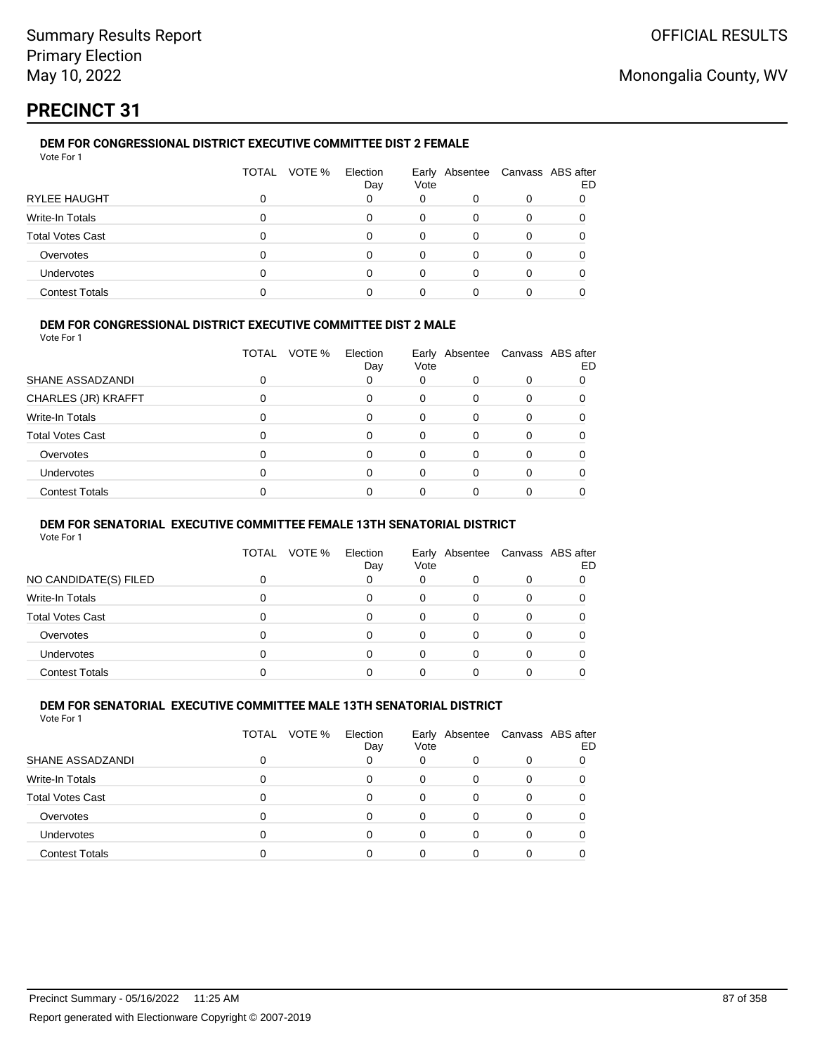# PRECINCT 31

### DEM FOR CONGRESSIONAL DISTRICT EXECUTIVE COMMITTEE DIST 2 FEMALE

Vote For 1

| | TOTAL | VOTE % | Election Day | Early Vote | Absentee | Canvass | ABS after ED |
|---|---|---|---|---|---|---|---|
| RYLEE HAUGHT | 0 | | 0 | 0 | 0 | 0 | 0 |
| Write-In Totals | 0 | | 0 | 0 | 0 | 0 | 0 |
| Total Votes Cast | 0 | | 0 | 0 | 0 | 0 | 0 |
| Overvotes | 0 | | 0 | 0 | 0 | 0 | 0 |
| Undervotes | 0 | | 0 | 0 | 0 | 0 | 0 |
| Contest Totals | 0 | | 0 | 0 | 0 | 0 | 0 |

### DEM FOR CONGRESSIONAL DISTRICT EXECUTIVE COMMITTEE DIST 2 MALE

Vote For 1

| | TOTAL | VOTE % | Election Day | Early Vote | Absentee | Canvass | ABS after ED |
|---|---|---|---|---|---|---|---|
| SHANE ASSADZANDI | 0 | | 0 | 0 | 0 | 0 | 0 |
| CHARLES (JR) KRAFFT | 0 | | 0 | 0 | 0 | 0 | 0 |
| Write-In Totals | 0 | | 0 | 0 | 0 | 0 | 0 |
| Total Votes Cast | 0 | | 0 | 0 | 0 | 0 | 0 |
| Overvotes | 0 | | 0 | 0 | 0 | 0 | 0 |
| Undervotes | 0 | | 0 | 0 | 0 | 0 | 0 |
| Contest Totals | 0 | | 0 | 0 | 0 | 0 | 0 |

### DEM FOR SENATORIAL EXECUTIVE COMMITTEE FEMALE 13TH SENATORIAL DISTRICT

Vote For 1

| | TOTAL | VOTE % | Election Day | Early Vote | Absentee | Canvass | ABS after ED |
|---|---|---|---|---|---|---|---|
| NO CANDIDATE(S) FILED | 0 | | 0 | 0 | 0 | 0 | 0 |
| Write-In Totals | 0 | | 0 | 0 | 0 | 0 | 0 |
| Total Votes Cast | 0 | | 0 | 0 | 0 | 0 | 0 |
| Overvotes | 0 | | 0 | 0 | 0 | 0 | 0 |
| Undervotes | 0 | | 0 | 0 | 0 | 0 | 0 |
| Contest Totals | 0 | | 0 | 0 | 0 | 0 | 0 |

### DEM FOR SENATORIAL EXECUTIVE COMMITTEE MALE 13TH SENATORIAL DISTRICT

Vote For 1

| | TOTAL | VOTE % | Election Day | Early Vote | Absentee | Canvass | ABS after ED |
|---|---|---|---|---|---|---|---|
| SHANE ASSADZANDI | 0 | | 0 | 0 | 0 | 0 | 0 |
| Write-In Totals | 0 | | 0 | 0 | 0 | 0 | 0 |
| Total Votes Cast | 0 | | 0 | 0 | 0 | 0 | 0 |
| Overvotes | 0 | | 0 | 0 | 0 | 0 | 0 |
| Undervotes | 0 | | 0 | 0 | 0 | 0 | 0 |
| Contest Totals | 0 | | 0 | 0 | 0 | 0 | 0 |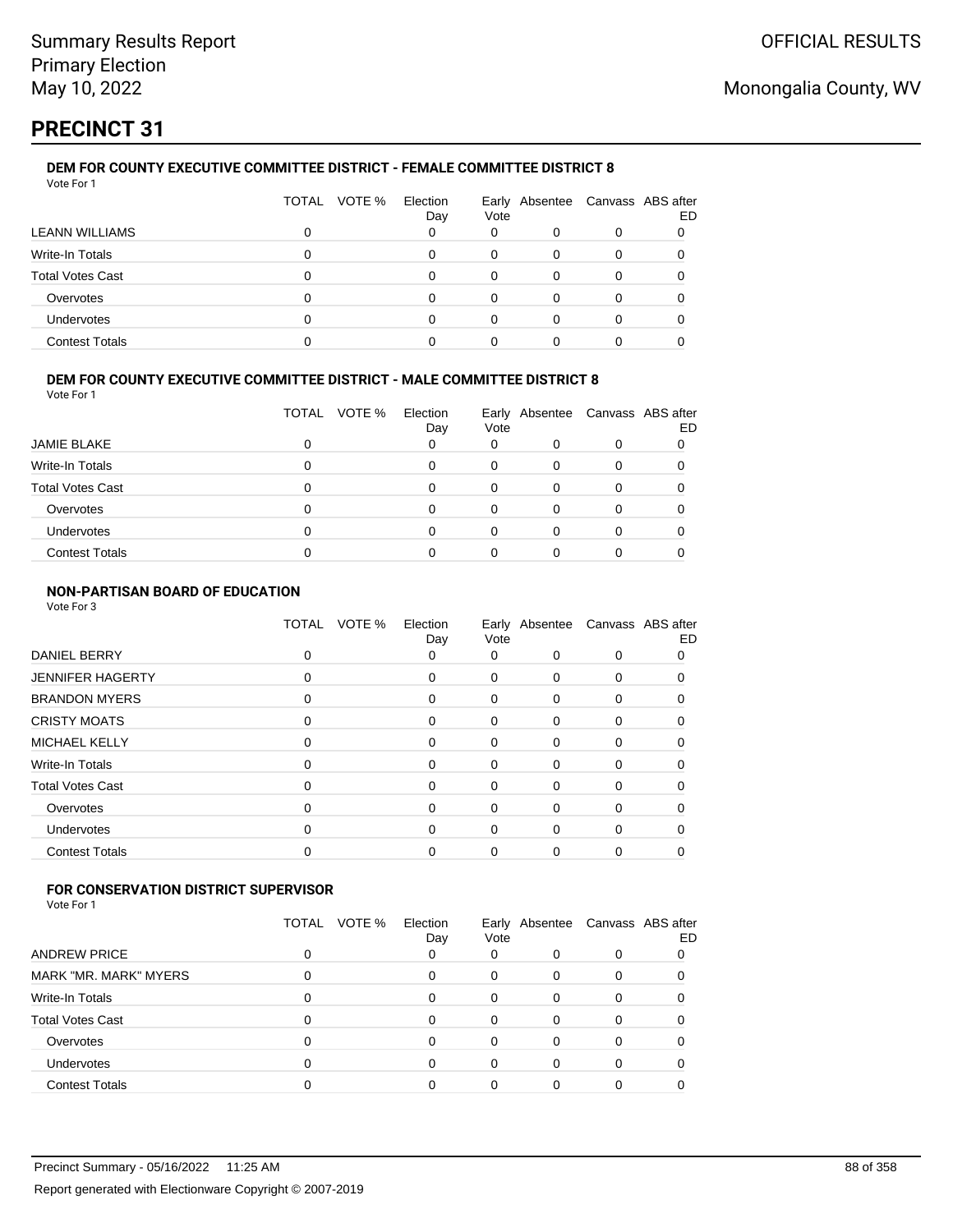Summary Results Report
Primary Election
May 10, 2022

OFFICIAL RESULTS

Monongalia County, WV

# PRECINCT 31

### DEM FOR COUNTY EXECUTIVE COMMITTEE DISTRICT - FEMALE COMMITTEE DISTRICT 8

Vote For 1

| | TOTAL | VOTE % | Election Day | Early Vote | Absentee | Canvass | ABS after ED |
|---|---|---|---|---|---|---|---|
| LEANN WILLIAMS | 0 | | 0 | 0 | 0 | 0 | 0 |
| Write-In Totals | 0 | | 0 | 0 | 0 | 0 | 0 |
| Total Votes Cast | 0 | | 0 | 0 | 0 | 0 | 0 |
| Overvotes | 0 | | 0 | 0 | 0 | 0 | 0 |
| Undervotes | 0 | | 0 | 0 | 0 | 0 | 0 |
| Contest Totals | 0 | | 0 | 0 | 0 | 0 | 0 |

### DEM FOR COUNTY EXECUTIVE COMMITTEE DISTRICT - MALE COMMITTEE DISTRICT 8

Vote For 1

| | TOTAL | VOTE % | Election Day | Early Vote | Absentee | Canvass | ABS after ED |
|---|---|---|---|---|---|---|---|
| JAMIE BLAKE | 0 | | 0 | 0 | 0 | 0 | 0 |
| Write-In Totals | 0 | | 0 | 0 | 0 | 0 | 0 |
| Total Votes Cast | 0 | | 0 | 0 | 0 | 0 | 0 |
| Overvotes | 0 | | 0 | 0 | 0 | 0 | 0 |
| Undervotes | 0 | | 0 | 0 | 0 | 0 | 0 |
| Contest Totals | 0 | | 0 | 0 | 0 | 0 | 0 |

### NON-PARTISAN BOARD OF EDUCATION

Vote For 3

| | TOTAL | VOTE % | Election Day | Early Vote | Absentee | Canvass | ABS after ED |
|---|---|---|---|---|---|---|---|
| DANIEL BERRY | 0 | | 0 | 0 | 0 | 0 | 0 |
| JENNIFER HAGERTY | 0 | | 0 | 0 | 0 | 0 | 0 |
| BRANDON MYERS | 0 | | 0 | 0 | 0 | 0 | 0 |
| CRISTY MOATS | 0 | | 0 | 0 | 0 | 0 | 0 |
| MICHAEL KELLY | 0 | | 0 | 0 | 0 | 0 | 0 |
| Write-In Totals | 0 | | 0 | 0 | 0 | 0 | 0 |
| Total Votes Cast | 0 | | 0 | 0 | 0 | 0 | 0 |
| Overvotes | 0 | | 0 | 0 | 0 | 0 | 0 |
| Undervotes | 0 | | 0 | 0 | 0 | 0 | 0 |
| Contest Totals | 0 | | 0 | 0 | 0 | 0 | 0 |

### FOR CONSERVATION DISTRICT SUPERVISOR

Vote For 1

| | TOTAL | VOTE % | Election Day | Early Vote | Absentee | Canvass | ABS after ED |
|---|---|---|---|---|---|---|---|
| ANDREW PRICE | 0 | | 0 | 0 | 0 | 0 | 0 |
| MARK "MR. MARK" MYERS | 0 | | 0 | 0 | 0 | 0 | 0 |
| Write-In Totals | 0 | | 0 | 0 | 0 | 0 | 0 |
| Total Votes Cast | 0 | | 0 | 0 | 0 | 0 | 0 |
| Overvotes | 0 | | 0 | 0 | 0 | 0 | 0 |
| Undervotes | 0 | | 0 | 0 | 0 | 0 | 0 |
| Contest Totals | 0 | | 0 | 0 | 0 | 0 | 0 |

Precinct Summary - 05/16/2022 11:25 AM

Report generated with Electionware Copyright © 2007-2019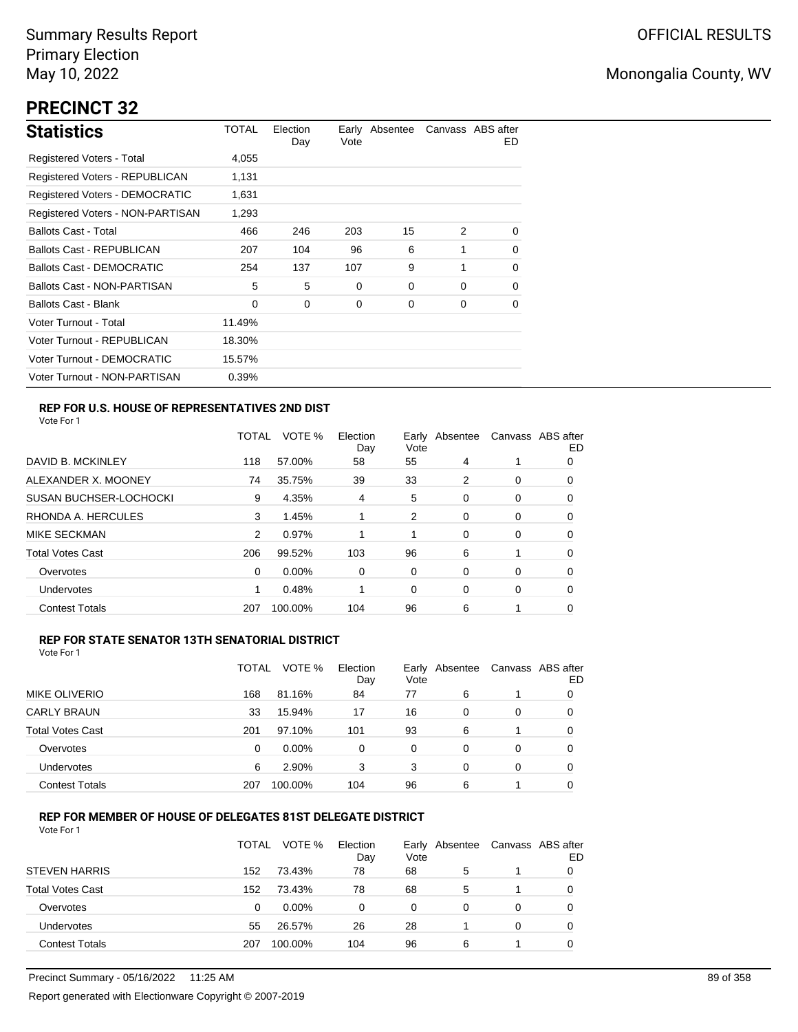Summary Results Report
Primary Election
May 10, 2022

OFFICIAL RESULTS

Monongalia County, WV

# PRECINCT 32

## Statistics

| Statistics | TOTAL | Election Day | Early Vote | Absentee | Canvass | ABS after ED |
|---|---|---|---|---|---|---|
| Registered Voters - Total | 4,055 | | | | | |
| Registered Voters - REPUBLICAN | 1,131 | | | | | |
| Registered Voters - DEMOCRATIC | 1,631 | | | | | |
| Registered Voters - NON-PARTISAN | 1,293 | | | | | |
| Ballots Cast - Total | 466 | 246 | 203 | 15 | 2 | 0 |
| Ballots Cast - REPUBLICAN | 207 | 104 | 96 | 6 | 1 | 0 |
| Ballots Cast - DEMOCRATIC | 254 | 137 | 107 | 9 | 1 | 0 |
| Ballots Cast - NON-PARTISAN | 5 | 5 | 0 | 0 | 0 | 0 |
| Ballots Cast - Blank | 0 | 0 | 0 | 0 | 0 | 0 |
| Voter Turnout - Total | 11.49% | | | | | |
| Voter Turnout - REPUBLICAN | 18.30% | | | | | |
| Voter Turnout - DEMOCRATIC | 15.57% | | | | | |
| Voter Turnout - NON-PARTISAN | 0.39% | | | | | |

### REP FOR U.S. HOUSE OF REPRESENTATIVES 2ND DIST

Vote For 1

| | TOTAL | VOTE % | Election Day | Early Vote | Absentee | Canvass | ABS after ED |
|---|---|---|---|---|---|---|---|
| DAVID B. MCKINLEY | 118 | 57.00% | 58 | 55 | 4 | 1 | 0 |
| ALEXANDER X. MOONEY | 74 | 35.75% | 39 | 33 | 2 | 0 | 0 |
| SUSAN BUCHSER-LOCHOCKI | 9 | 4.35% | 4 | 5 | 0 | 0 | 0 |
| RHONDA A. HERCULES | 3 | 1.45% | 1 | 2 | 0 | 0 | 0 |
| MIKE SECKMAN | 2 | 0.97% | 1 | 1 | 0 | 0 | 0 |
| Total Votes Cast | 206 | 99.52% | 103 | 96 | 6 | 1 | 0 |
| Overvotes | 0 | 0.00% | 0 | 0 | 0 | 0 | 0 |
| Undervotes | 1 | 0.48% | 1 | 0 | 0 | 0 | 0 |
| Contest Totals | 207 | 100.00% | 104 | 96 | 6 | 1 | 0 |

### REP FOR STATE SENATOR 13TH SENATORIAL DISTRICT

Vote For 1

| | TOTAL | VOTE % | Election Day | Early Vote | Absentee | Canvass | ABS after ED |
|---|---|---|---|---|---|---|---|
| MIKE OLIVERIO | 168 | 81.16% | 84 | 77 | 6 | 1 | 0 |
| CARLY BRAUN | 33 | 15.94% | 17 | 16 | 0 | 0 | 0 |
| Total Votes Cast | 201 | 97.10% | 101 | 93 | 6 | 1 | 0 |
| Overvotes | 0 | 0.00% | 0 | 0 | 0 | 0 | 0 |
| Undervotes | 6 | 2.90% | 3 | 3 | 0 | 0 | 0 |
| Contest Totals | 207 | 100.00% | 104 | 96 | 6 | 1 | 0 |

### REP FOR MEMBER OF HOUSE OF DELEGATES 81ST DELEGATE DISTRICT

Vote For 1

| | TOTAL | VOTE % | Election Day | Early Vote | Absentee | Canvass | ABS after ED |
|---|---|---|---|---|---|---|---|
| STEVEN HARRIS | 152 | 73.43% | 78 | 68 | 5 | 1 | 0 |
| Total Votes Cast | 152 | 73.43% | 78 | 68 | 5 | 1 | 0 |
| Overvotes | 0 | 0.00% | 0 | 0 | 0 | 0 | 0 |
| Undervotes | 55 | 26.57% | 26 | 28 | 1 | 0 | 0 |
| Contest Totals | 207 | 100.00% | 104 | 96 | 6 | 1 | 0 |

Precinct Summary - 05/16/2022 11:25 AM

Report generated with Electionware Copyright © 2007-2019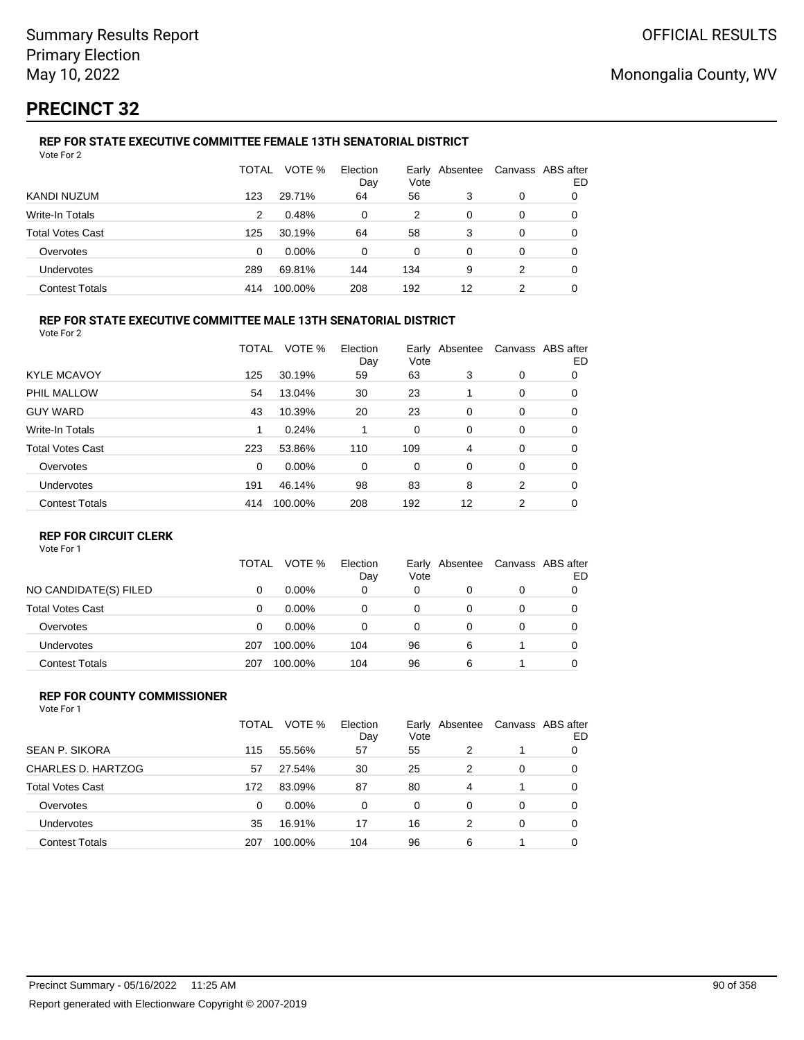Summary Results Report
Primary Election
May 10, 2022

OFFICIAL RESULTS

Monongalia County, WV

# PRECINCT 32

### REP FOR STATE EXECUTIVE COMMITTEE FEMALE 13TH SENATORIAL DISTRICT

Vote For 2

| | TOTAL | VOTE % | Election Day | Early Vote | Absentee | Canvass | ABS after ED |
|---|---|---|---|---|---|---|---|
| KANDI NUZUM | 123 | 29.71% | 64 | 56 | 3 | 0 | 0 |
| Write-In Totals | 2 | 0.48% | 0 | 2 | 0 | 0 | 0 |
| Total Votes Cast | 125 | 30.19% | 64 | 58 | 3 | 0 | 0 |
| Overvotes | 0 | 0.00% | 0 | 0 | 0 | 0 | 0 |
| Undervotes | 289 | 69.81% | 144 | 134 | 9 | 2 | 0 |
| Contest Totals | 414 | 100.00% | 208 | 192 | 12 | 2 | 0 |

### REP FOR STATE EXECUTIVE COMMITTEE MALE 13TH SENATORIAL DISTRICT

Vote For 2

| | TOTAL | VOTE % | Election Day | Early Vote | Absentee | Canvass | ABS after ED |
|---|---|---|---|---|---|---|---|
| KYLE MCAVOY | 125 | 30.19% | 59 | 63 | 3 | 0 | 0 |
| PHIL MALLOW | 54 | 13.04% | 30 | 23 | 1 | 0 | 0 |
| GUY WARD | 43 | 10.39% | 20 | 23 | 0 | 0 | 0 |
| Write-In Totals | 1 | 0.24% | 1 | 0 | 0 | 0 | 0 |
| Total Votes Cast | 223 | 53.86% | 110 | 109 | 4 | 0 | 0 |
| Overvotes | 0 | 0.00% | 0 | 0 | 0 | 0 | 0 |
| Undervotes | 191 | 46.14% | 98 | 83 | 8 | 2 | 0 |
| Contest Totals | 414 | 100.00% | 208 | 192 | 12 | 2 | 0 |

### REP FOR CIRCUIT CLERK

Vote For 1

| | TOTAL | VOTE % | Election Day | Early Vote | Absentee | Canvass | ABS after ED |
|---|---|---|---|---|---|---|---|
| NO CANDIDATE(S) FILED | 0 | 0.00% | 0 | 0 | 0 | 0 | 0 |
| Total Votes Cast | 0 | 0.00% | 0 | 0 | 0 | 0 | 0 |
| Overvotes | 0 | 0.00% | 0 | 0 | 0 | 0 | 0 |
| Undervotes | 207 | 100.00% | 104 | 96 | 6 | 1 | 0 |
| Contest Totals | 207 | 100.00% | 104 | 96 | 6 | 1 | 0 |

### REP FOR COUNTY COMMISSIONER

Vote For 1

| | TOTAL | VOTE % | Election Day | Early Vote | Absentee | Canvass | ABS after ED |
|---|---|---|---|---|---|---|---|
| SEAN P. SIKORA | 115 | 55.56% | 57 | 55 | 2 | 1 | 0 |
| CHARLES D. HARTZOG | 57 | 27.54% | 30 | 25 | 2 | 0 | 0 |
| Total Votes Cast | 172 | 83.09% | 87 | 80 | 4 | 1 | 0 |
| Overvotes | 0 | 0.00% | 0 | 0 | 0 | 0 | 0 |
| Undervotes | 35 | 16.91% | 17 | 16 | 2 | 0 | 0 |
| Contest Totals | 207 | 100.00% | 104 | 96 | 6 | 1 | 0 |

Precinct Summary - 05/16/2022 11:25 AM

Report generated with Electionware Copyright © 2007-2019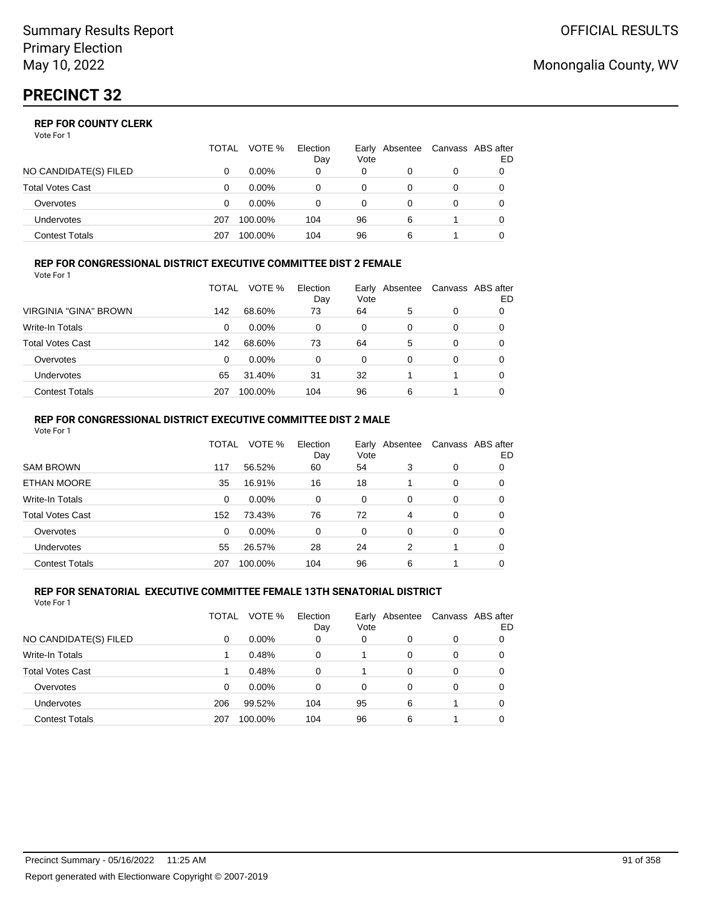Summary Results Report
Primary Election
May 10, 2022

OFFICIAL RESULTS

Monongalia County, WV

# PRECINCT 32

### REP FOR COUNTY CLERK

Vote For 1

| | TOTAL | VOTE % | Election Day | Early Vote | Absentee | Canvass | ABS after ED |
|---|---|---|---|---|---|---|---|
| NO CANDIDATE(S) FILED | 0 | 0.00% | 0 | 0 | 0 | 0 | 0 |
| Total Votes Cast | 0 | 0.00% | 0 | 0 | 0 | 0 | 0 |
| Overvotes | 0 | 0.00% | 0 | 0 | 0 | 0 | 0 |
| Undervotes | 207 | 100.00% | 104 | 96 | 6 | 1 | 0 |
| Contest Totals | 207 | 100.00% | 104 | 96 | 6 | 1 | 0 |

### REP FOR CONGRESSIONAL DISTRICT EXECUTIVE COMMITTEE DIST 2 FEMALE

Vote For 1

| | TOTAL | VOTE % | Election Day | Early Vote | Absentee | Canvass | ABS after ED |
|---|---|---|---|---|---|---|---|
| VIRGINIA "GINA" BROWN | 142 | 68.60% | 73 | 64 | 5 | 0 | 0 |
| Write-In Totals | 0 | 0.00% | 0 | 0 | 0 | 0 | 0 |
| Total Votes Cast | 142 | 68.60% | 73 | 64 | 5 | 0 | 0 |
| Overvotes | 0 | 0.00% | 0 | 0 | 0 | 0 | 0 |
| Undervotes | 65 | 31.40% | 31 | 32 | 1 | 1 | 0 |
| Contest Totals | 207 | 100.00% | 104 | 96 | 6 | 1 | 0 |

### REP FOR CONGRESSIONAL DISTRICT EXECUTIVE COMMITTEE DIST 2 MALE

Vote For 1

| | TOTAL | VOTE % | Election Day | Early Vote | Absentee | Canvass | ABS after ED |
|---|---|---|---|---|---|---|---|
| SAM BROWN | 117 | 56.52% | 60 | 54 | 3 | 0 | 0 |
| ETHAN MOORE | 35 | 16.91% | 16 | 18 | 1 | 0 | 0 |
| Write-In Totals | 0 | 0.00% | 0 | 0 | 0 | 0 | 0 |
| Total Votes Cast | 152 | 73.43% | 76 | 72 | 4 | 0 | 0 |
| Overvotes | 0 | 0.00% | 0 | 0 | 0 | 0 | 0 |
| Undervotes | 55 | 26.57% | 28 | 24 | 2 | 1 | 0 |
| Contest Totals | 207 | 100.00% | 104 | 96 | 6 | 1 | 0 |

### REP FOR SENATORIAL EXECUTIVE COMMITTEE FEMALE 13TH SENATORIAL DISTRICT

Vote For 1

| | TOTAL | VOTE % | Election Day | Early Vote | Absentee | Canvass | ABS after ED |
|---|---|---|---|---|---|---|---|
| NO CANDIDATE(S) FILED | 0 | 0.00% | 0 | 0 | 0 | 0 | 0 |
| Write-In Totals | 1 | 0.48% | 0 | 1 | 0 | 0 | 0 |
| Total Votes Cast | 1 | 0.48% | 0 | 1 | 0 | 0 | 0 |
| Overvotes | 0 | 0.00% | 0 | 0 | 0 | 0 | 0 |
| Undervotes | 206 | 99.52% | 104 | 95 | 6 | 1 | 0 |
| Contest Totals | 207 | 100.00% | 104 | 96 | 6 | 1 | 0 |

Precinct Summary - 05/16/2022 11:25 AM

Report generated with Electionware Copyright © 2007-2019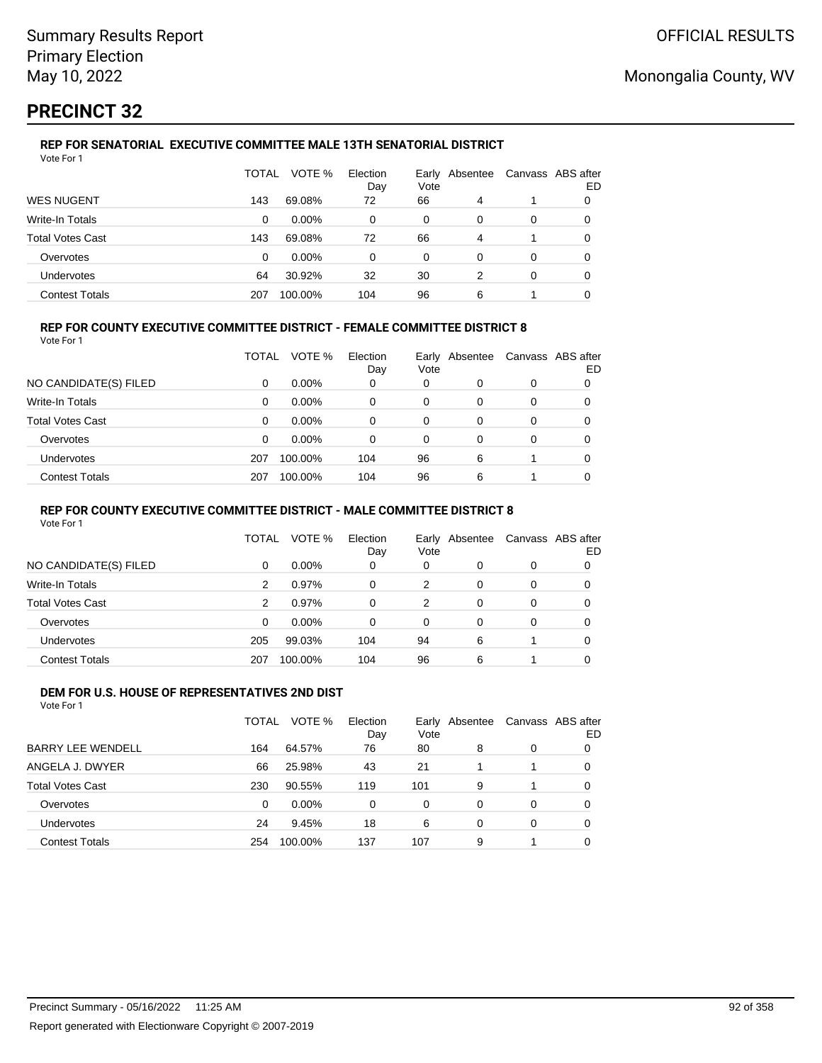Summary Results Report
Primary Election
May 10, 2022

OFFICIAL RESULTS

Monongalia County, WV

# PRECINCT 32

### REP FOR SENATORIAL EXECUTIVE COMMITTEE MALE 13TH SENATORIAL DISTRICT

Vote For 1

| | TOTAL | VOTE % | Election Day | Early Vote | Absentee | Canvass | ABS after ED |
|---|---|---|---|---|---|---|---|
| WES NUGENT | 143 | 69.08% | 72 | 66 | 4 | 1 | 0 |
| Write-In Totals | 0 | 0.00% | 0 | 0 | 0 | 0 | 0 |
| Total Votes Cast | 143 | 69.08% | 72 | 66 | 4 | 1 | 0 |
| Overvotes | 0 | 0.00% | 0 | 0 | 0 | 0 | 0 |
| Undervotes | 64 | 30.92% | 32 | 30 | 2 | 0 | 0 |
| Contest Totals | 207 | 100.00% | 104 | 96 | 6 | 1 | 0 |

### REP FOR COUNTY EXECUTIVE COMMITTEE DISTRICT - FEMALE COMMITTEE DISTRICT 8

Vote For 1

| | TOTAL | VOTE % | Election Day | Early Vote | Absentee | Canvass | ABS after ED |
|---|---|---|---|---|---|---|---|
| NO CANDIDATE(S) FILED | 0 | 0.00% | 0 | 0 | 0 | 0 | 0 |
| Write-In Totals | 0 | 0.00% | 0 | 0 | 0 | 0 | 0 |
| Total Votes Cast | 0 | 0.00% | 0 | 0 | 0 | 0 | 0 |
| Overvotes | 0 | 0.00% | 0 | 0 | 0 | 0 | 0 |
| Undervotes | 207 | 100.00% | 104 | 96 | 6 | 1 | 0 |
| Contest Totals | 207 | 100.00% | 104 | 96 | 6 | 1 | 0 |

### REP FOR COUNTY EXECUTIVE COMMITTEE DISTRICT - MALE COMMITTEE DISTRICT 8

Vote For 1

| | TOTAL | VOTE % | Election Day | Early Vote | Absentee | Canvass | ABS after ED |
|---|---|---|---|---|---|---|---|
| NO CANDIDATE(S) FILED | 0 | 0.00% | 0 | 0 | 0 | 0 | 0 |
| Write-In Totals | 2 | 0.97% | 0 | 2 | 0 | 0 | 0 |
| Total Votes Cast | 2 | 0.97% | 0 | 2 | 0 | 0 | 0 |
| Overvotes | 0 | 0.00% | 0 | 0 | 0 | 0 | 0 |
| Undervotes | 205 | 99.03% | 104 | 94 | 6 | 1 | 0 |
| Contest Totals | 207 | 100.00% | 104 | 96 | 6 | 1 | 0 |

### DEM FOR U.S. HOUSE OF REPRESENTATIVES 2ND DIST

Vote For 1

| | TOTAL | VOTE % | Election Day | Early Vote | Absentee | Canvass | ABS after ED |
|---|---|---|---|---|---|---|---|
| BARRY LEE WENDELL | 164 | 64.57% | 76 | 80 | 8 | 0 | 0 |
| ANGELA J. DWYER | 66 | 25.98% | 43 | 21 | 1 | 1 | 0 |
| Total Votes Cast | 230 | 90.55% | 119 | 101 | 9 | 1 | 0 |
| Overvotes | 0 | 0.00% | 0 | 0 | 0 | 0 | 0 |
| Undervotes | 24 | 9.45% | 18 | 6 | 0 | 0 | 0 |
| Contest Totals | 254 | 100.00% | 137 | 107 | 9 | 1 | 0 |

Precinct Summary - 05/16/2022 11:25 AM

Report generated with Electionware Copyright © 2007-2019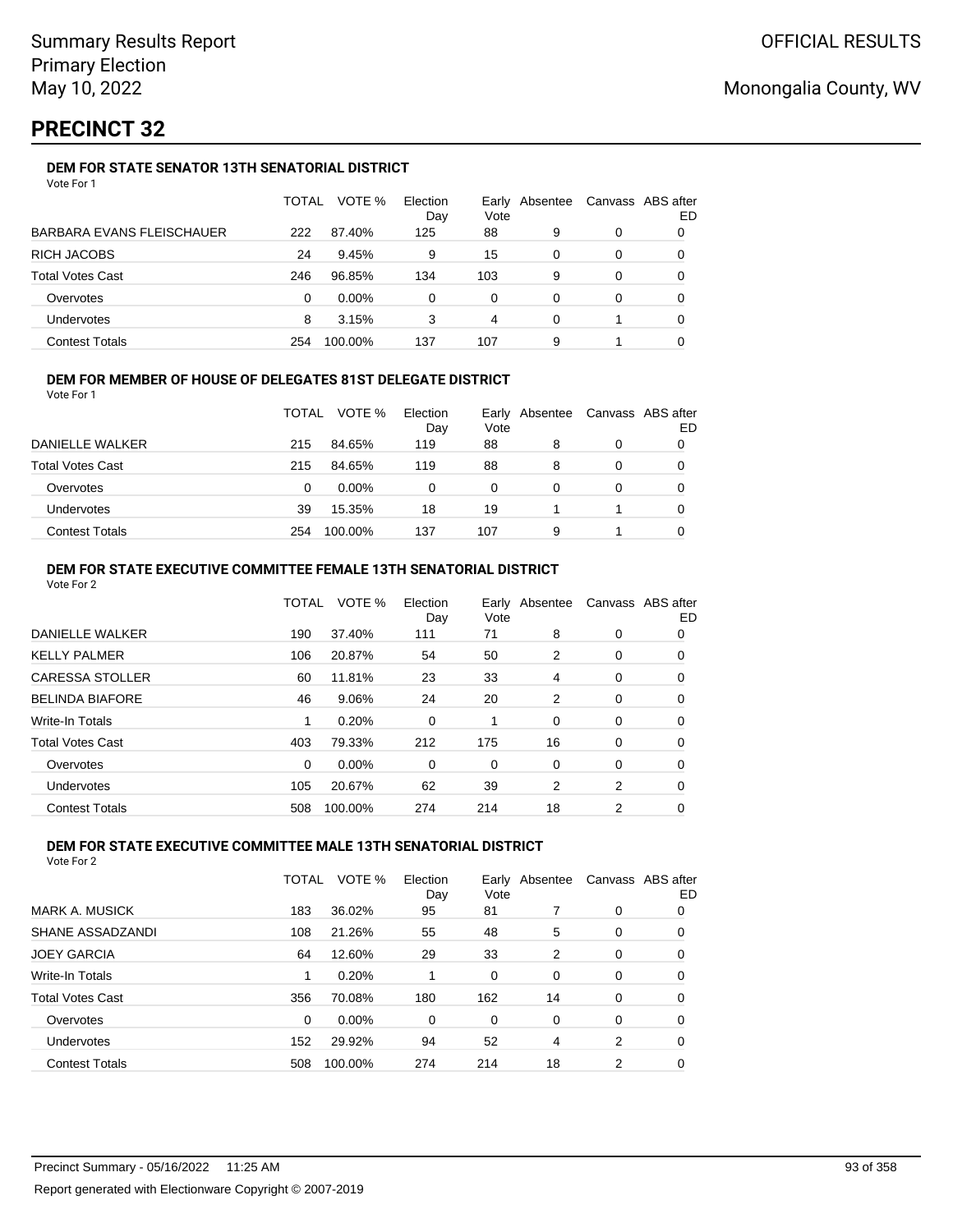Summary Results Report
Primary Election
May 10, 2022

OFFICIAL RESULTS

Monongalia County, WV

# PRECINCT 32

### DEM FOR STATE SENATOR 13TH SENATORIAL DISTRICT

Vote For 1

| | TOTAL | VOTE % | Election Day | Early Vote | Absentee | Canvass | ABS after ED |
|---|---|---|---|---|---|---|---|
| BARBARA EVANS FLEISCHAUER | 222 | 87.40% | 125 | 88 | 9 | 0 | 0 |
| RICH JACOBS | 24 | 9.45% | 9 | 15 | 0 | 0 | 0 |
| Total Votes Cast | 246 | 96.85% | 134 | 103 | 9 | 0 | 0 |
| Overvotes | 0 | 0.00% | 0 | 0 | 0 | 0 | 0 |
| Undervotes | 8 | 3.15% | 3 | 4 | 0 | 1 | 0 |
| Contest Totals | 254 | 100.00% | 137 | 107 | 9 | 1 | 0 |

### DEM FOR MEMBER OF HOUSE OF DELEGATES 81ST DELEGATE DISTRICT

Vote For 1

| | TOTAL | VOTE % | Election Day | Early Vote | Absentee | Canvass | ABS after ED |
|---|---|---|---|---|---|---|---|
| DANIELLE WALKER | 215 | 84.65% | 119 | 88 | 8 | 0 | 0 |
| Total Votes Cast | 215 | 84.65% | 119 | 88 | 8 | 0 | 0 |
| Overvotes | 0 | 0.00% | 0 | 0 | 0 | 0 | 0 |
| Undervotes | 39 | 15.35% | 18 | 19 | 1 | 1 | 0 |
| Contest Totals | 254 | 100.00% | 137 | 107 | 9 | 1 | 0 |

### DEM FOR STATE EXECUTIVE COMMITTEE FEMALE 13TH SENATORIAL DISTRICT

Vote For 2

| | TOTAL | VOTE % | Election Day | Early Vote | Absentee | Canvass | ABS after ED |
|---|---|---|---|---|---|---|---|
| DANIELLE WALKER | 190 | 37.40% | 111 | 71 | 8 | 0 | 0 |
| KELLY PALMER | 106 | 20.87% | 54 | 50 | 2 | 0 | 0 |
| CARESSA STOLLER | 60 | 11.81% | 23 | 33 | 4 | 0 | 0 |
| BELINDA BIAFORE | 46 | 9.06% | 24 | 20 | 2 | 0 | 0 |
| Write-In Totals | 1 | 0.20% | 0 | 1 | 0 | 0 | 0 |
| Total Votes Cast | 403 | 79.33% | 212 | 175 | 16 | 0 | 0 |
| Overvotes | 0 | 0.00% | 0 | 0 | 0 | 0 | 0 |
| Undervotes | 105 | 20.67% | 62 | 39 | 2 | 2 | 0 |
| Contest Totals | 508 | 100.00% | 274 | 214 | 18 | 2 | 0 |

### DEM FOR STATE EXECUTIVE COMMITTEE MALE 13TH SENATORIAL DISTRICT

Vote For 2

| | TOTAL | VOTE % | Election Day | Early Vote | Absentee | Canvass | ABS after ED |
|---|---|---|---|---|---|---|---|
| MARK A. MUSICK | 183 | 36.02% | 95 | 81 | 7 | 0 | 0 |
| SHANE ASSADZANDI | 108 | 21.26% | 55 | 48 | 5 | 0 | 0 |
| JOEY GARCIA | 64 | 12.60% | 29 | 33 | 2 | 0 | 0 |
| Write-In Totals | 1 | 0.20% | 1 | 0 | 0 | 0 | 0 |
| Total Votes Cast | 356 | 70.08% | 180 | 162 | 14 | 0 | 0 |
| Overvotes | 0 | 0.00% | 0 | 0 | 0 | 0 | 0 |
| Undervotes | 152 | 29.92% | 94 | 52 | 4 | 2 | 0 |
| Contest Totals | 508 | 100.00% | 274 | 214 | 18 | 2 | 0 |

Precinct Summary - 05/16/2022 11:25 AM

Report generated with Electionware Copyright © 2007-2019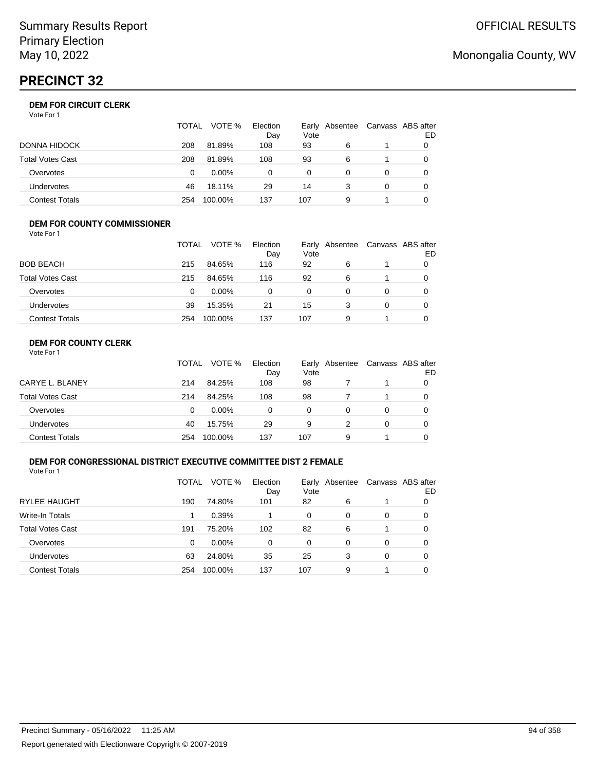Summary Results Report
Primary Election
May 10, 2022

OFFICIAL RESULTS

Monongalia County, WV

# PRECINCT 32

### DEM FOR CIRCUIT CLERK

Vote For 1

| | TOTAL | VOTE % | Election Day | Early Vote | Absentee | Canvass | ABS after ED |
|---|---|---|---|---|---|---|---|
| DONNA HIDOCK | 208 | 81.89% | 108 | 93 | 6 | 1 | 0 |
| Total Votes Cast | 208 | 81.89% | 108 | 93 | 6 | 1 | 0 |
| Overvotes | 0 | 0.00% | 0 | 0 | 0 | 0 | 0 |
| Undervotes | 46 | 18.11% | 29 | 14 | 3 | 0 | 0 |
| Contest Totals | 254 | 100.00% | 137 | 107 | 9 | 1 | 0 |

### DEM FOR COUNTY COMMISSIONER

Vote For 1

| | TOTAL | VOTE % | Election Day | Early Vote | Absentee | Canvass | ABS after ED |
|---|---|---|---|---|---|---|---|
| BOB BEACH | 215 | 84.65% | 116 | 92 | 6 | 1 | 0 |
| Total Votes Cast | 215 | 84.65% | 116 | 92 | 6 | 1 | 0 |
| Overvotes | 0 | 0.00% | 0 | 0 | 0 | 0 | 0 |
| Undervotes | 39 | 15.35% | 21 | 15 | 3 | 0 | 0 |
| Contest Totals | 254 | 100.00% | 137 | 107 | 9 | 1 | 0 |

### DEM FOR COUNTY CLERK

Vote For 1

| | TOTAL | VOTE % | Election Day | Early Vote | Absentee | Canvass | ABS after ED |
|---|---|---|---|---|---|---|---|
| CARYE L. BLANEY | 214 | 84.25% | 108 | 98 | 7 | 1 | 0 |
| Total Votes Cast | 214 | 84.25% | 108 | 98 | 7 | 1 | 0 |
| Overvotes | 0 | 0.00% | 0 | 0 | 0 | 0 | 0 |
| Undervotes | 40 | 15.75% | 29 | 9 | 2 | 0 | 0 |
| Contest Totals | 254 | 100.00% | 137 | 107 | 9 | 1 | 0 |

### DEM FOR CONGRESSIONAL DISTRICT EXECUTIVE COMMITTEE DIST 2 FEMALE

Vote For 1

| | TOTAL | VOTE % | Election Day | Early Vote | Absentee | Canvass | ABS after ED |
|---|---|---|---|---|---|---|---|
| RYLEE HAUGHT | 190 | 74.80% | 101 | 82 | 6 | 1 | 0 |
| Write-In Totals | 1 | 0.39% | 1 | 0 | 0 | 0 | 0 |
| Total Votes Cast | 191 | 75.20% | 102 | 82 | 6 | 1 | 0 |
| Overvotes | 0 | 0.00% | 0 | 0 | 0 | 0 | 0 |
| Undervotes | 63 | 24.80% | 35 | 25 | 3 | 0 | 0 |
| Contest Totals | 254 | 100.00% | 137 | 107 | 9 | 1 | 0 |

Precinct Summary - 05/16/2022 11:25 AM

Report generated with Electionware Copyright © 2007-2019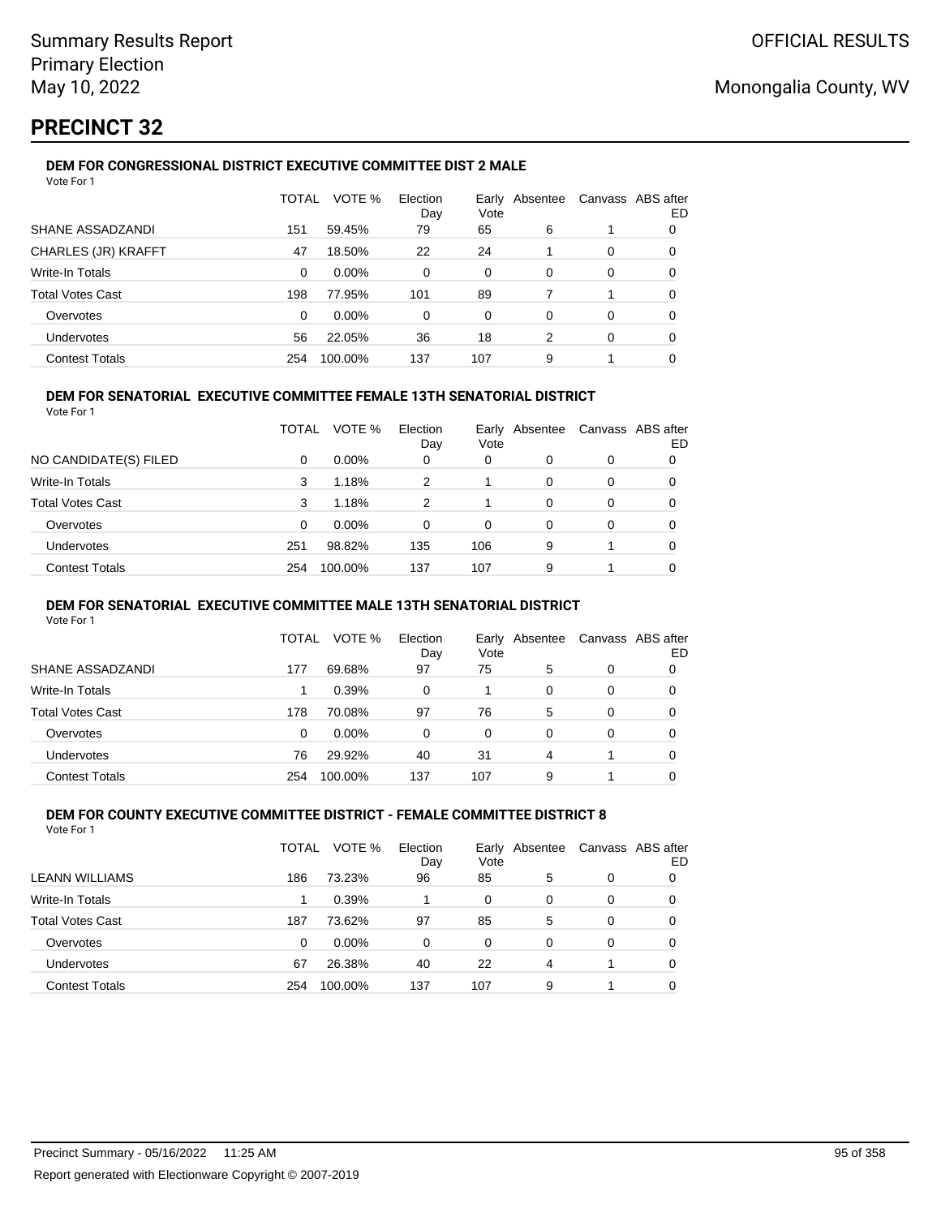# Summary Results Report
# Primary Election
# May 10, 2022

OFFICIAL RESULTS

Monongalia County, WV

## PRECINCT 32

### DEM FOR CONGRESSIONAL DISTRICT EXECUTIVE COMMITTEE DIST 2 MALE

Vote For 1

| | TOTAL | VOTE % | Election Day | Early Vote | Absentee | Canvass | ABS after ED |
|---|---|---|---|---|---|---|---|
| SHANE ASSADZANDI | 151 | 59.45% | 79 | 65 | 6 | 1 | 0 |
| CHARLES (JR) KRAFFT | 47 | 18.50% | 22 | 24 | 1 | 0 | 0 |
| Write-In Totals | 0 | 0.00% | 0 | 0 | 0 | 0 | 0 |
| Total Votes Cast | 198 | 77.95% | 101 | 89 | 7 | 1 | 0 |
| Overvotes | 0 | 0.00% | 0 | 0 | 0 | 0 | 0 |
| Undervotes | 56 | 22.05% | 36 | 18 | 2 | 0 | 0 |
| Contest Totals | 254 | 100.00% | 137 | 107 | 9 | 1 | 0 |

### DEM FOR SENATORIAL EXECUTIVE COMMITTEE FEMALE 13TH SENATORIAL DISTRICT

Vote For 1

| | TOTAL | VOTE % | Election Day | Early Vote | Absentee | Canvass | ABS after ED |
|---|---|---|---|---|---|---|---|
| NO CANDIDATE(S) FILED | 0 | 0.00% | 0 | 0 | 0 | 0 | 0 |
| Write-In Totals | 3 | 1.18% | 2 | 1 | 0 | 0 | 0 |
| Total Votes Cast | 3 | 1.18% | 2 | 1 | 0 | 0 | 0 |
| Overvotes | 0 | 0.00% | 0 | 0 | 0 | 0 | 0 |
| Undervotes | 251 | 98.82% | 135 | 106 | 9 | 1 | 0 |
| Contest Totals | 254 | 100.00% | 137 | 107 | 9 | 1 | 0 |

### DEM FOR SENATORIAL EXECUTIVE COMMITTEE MALE 13TH SENATORIAL DISTRICT

Vote For 1

| | TOTAL | VOTE % | Election Day | Early Vote | Absentee | Canvass | ABS after ED |
|---|---|---|---|---|---|---|---|
| SHANE ASSADZANDI | 177 | 69.68% | 97 | 75 | 5 | 0 | 0 |
| Write-In Totals | 1 | 0.39% | 0 | 1 | 0 | 0 | 0 |
| Total Votes Cast | 178 | 70.08% | 97 | 76 | 5 | 0 | 0 |
| Overvotes | 0 | 0.00% | 0 | 0 | 0 | 0 | 0 |
| Undervotes | 76 | 29.92% | 40 | 31 | 4 | 1 | 0 |
| Contest Totals | 254 | 100.00% | 137 | 107 | 9 | 1 | 0 |

### DEM FOR COUNTY EXECUTIVE COMMITTEE DISTRICT - FEMALE COMMITTEE DISTRICT 8

Vote For 1

| | TOTAL | VOTE % | Election Day | Early Vote | Absentee | Canvass | ABS after ED |
|---|---|---|---|---|---|---|---|
| LEANN WILLIAMS | 186 | 73.23% | 96 | 85 | 5 | 0 | 0 |
| Write-In Totals | 1 | 0.39% | 1 | 0 | 0 | 0 | 0 |
| Total Votes Cast | 187 | 73.62% | 97 | 85 | 5 | 0 | 0 |
| Overvotes | 0 | 0.00% | 0 | 0 | 0 | 0 | 0 |
| Undervotes | 67 | 26.38% | 40 | 22 | 4 | 1 | 0 |
| Contest Totals | 254 | 100.00% | 137 | 107 | 9 | 1 | 0 |

Precinct Summary - 05/16/2022 11:25 AM

Report generated with Electionware Copyright © 2007-2019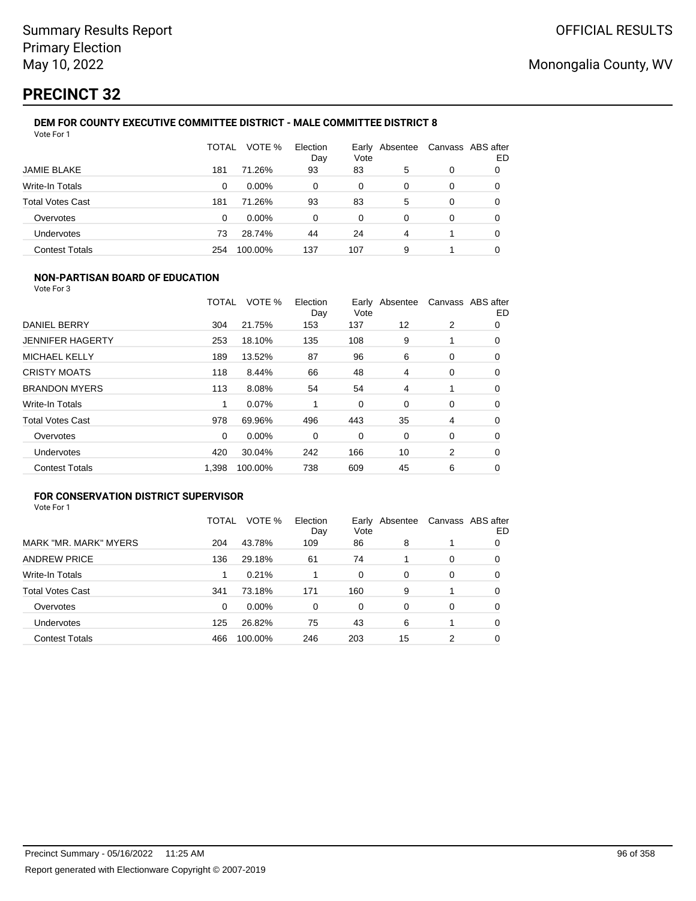# PRECINCT 32

### DEM FOR COUNTY EXECUTIVE COMMITTEE DISTRICT - MALE COMMITTEE DISTRICT 8

Vote For 1

| | TOTAL | VOTE % | Election Day | Early Vote | Absentee | Canvass | ABS after ED |
|---|---|---|---|---|---|---|---|
| JAMIE BLAKE | 181 | 71.26% | 93 | 83 | 5 | 0 | 0 |
| Write-In Totals | 0 | 0.00% | 0 | 0 | 0 | 0 | 0 |
| Total Votes Cast | 181 | 71.26% | 93 | 83 | 5 | 0 | 0 |
| Overvotes | 0 | 0.00% | 0 | 0 | 0 | 0 | 0 |
| Undervotes | 73 | 28.74% | 44 | 24 | 4 | 1 | 0 |
| Contest Totals | 254 | 100.00% | 137 | 107 | 9 | 1 | 0 |

### NON-PARTISAN BOARD OF EDUCATION

Vote For 3

| | TOTAL | VOTE % | Election Day | Early Vote | Absentee | Canvass | ABS after ED |
|---|---|---|---|---|---|---|---|
| DANIEL BERRY | 304 | 21.75% | 153 | 137 | 12 | 2 | 0 |
| JENNIFER HAGERTY | 253 | 18.10% | 135 | 108 | 9 | 1 | 0 |
| MICHAEL KELLY | 189 | 13.52% | 87 | 96 | 6 | 0 | 0 |
| CRISTY MOATS | 118 | 8.44% | 66 | 48 | 4 | 0 | 0 |
| BRANDON MYERS | 113 | 8.08% | 54 | 54 | 4 | 1 | 0 |
| Write-In Totals | 1 | 0.07% | 1 | 0 | 0 | 0 | 0 |
| Total Votes Cast | 978 | 69.96% | 496 | 443 | 35 | 4 | 0 |
| Overvotes | 0 | 0.00% | 0 | 0 | 0 | 0 | 0 |
| Undervotes | 420 | 30.04% | 242 | 166 | 10 | 2 | 0 |
| Contest Totals | 1,398 | 100.00% | 738 | 609 | 45 | 6 | 0 |

### FOR CONSERVATION DISTRICT SUPERVISOR

Vote For 1

| | TOTAL | VOTE % | Election Day | Early Vote | Absentee | Canvass | ABS after ED |
|---|---|---|---|---|---|---|---|
| MARK "MR. MARK" MYERS | 204 | 43.78% | 109 | 86 | 8 | 1 | 0 |
| ANDREW PRICE | 136 | 29.18% | 61 | 74 | 1 | 0 | 0 |
| Write-In Totals | 1 | 0.21% | 1 | 0 | 0 | 0 | 0 |
| Total Votes Cast | 341 | 73.18% | 171 | 160 | 9 | 1 | 0 |
| Overvotes | 0 | 0.00% | 0 | 0 | 0 | 0 | 0 |
| Undervotes | 125 | 26.82% | 75 | 43 | 6 | 1 | 0 |
| Contest Totals | 466 | 100.00% | 246 | 203 | 15 | 2 | 0 |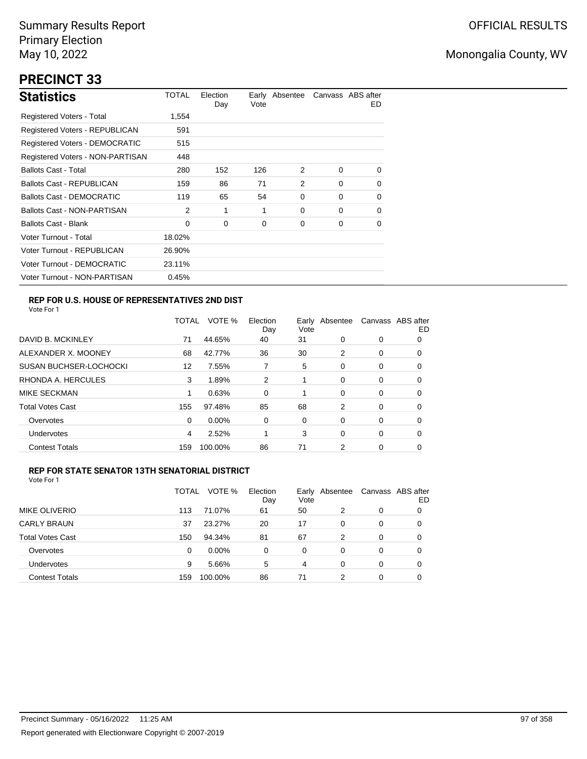Summary Results Report
Primary Election
May 10, 2022

OFFICIAL RESULTS

Monongalia County, WV

# PRECINCT 33

## Statistics

| Statistics | TOTAL | Election Day | Early Vote | Absentee | Canvass | ABS after ED |
|---|---|---|---|---|---|---|
| Registered Voters - Total | 1,554 | | | | | |
| Registered Voters - REPUBLICAN | 591 | | | | | |
| Registered Voters - DEMOCRATIC | 515 | | | | | |
| Registered Voters - NON-PARTISAN | 448 | | | | | |
| Ballots Cast - Total | 280 | 152 | 126 | 2 | 0 | 0 |
| Ballots Cast - REPUBLICAN | 159 | 86 | 71 | 2 | 0 | 0 |
| Ballots Cast - DEMOCRATIC | 119 | 65 | 54 | 0 | 0 | 0 |
| Ballots Cast - NON-PARTISAN | 2 | 1 | 1 | 0 | 0 | 0 |
| Ballots Cast - Blank | 0 | 0 | 0 | 0 | 0 | 0 |
| Voter Turnout - Total | 18.02% | | | | | |
| Voter Turnout - REPUBLICAN | 26.90% | | | | | |
| Voter Turnout - DEMOCRATIC | 23.11% | | | | | |
| Voter Turnout - NON-PARTISAN | 0.45% | | | | | |

### REP FOR U.S. HOUSE OF REPRESENTATIVES 2ND DIST

Vote For 1

| | TOTAL | VOTE % | Election Day | Early Vote | Absentee | Canvass | ABS after ED |
|---|---|---|---|---|---|---|---|
| DAVID B. MCKINLEY | 71 | 44.65% | 40 | 31 | 0 | 0 | 0 |
| ALEXANDER X. MOONEY | 68 | 42.77% | 36 | 30 | 2 | 0 | 0 |
| SUSAN BUCHSER-LOCHOCKI | 12 | 7.55% | 7 | 5 | 0 | 0 | 0 |
| RHONDA A. HERCULES | 3 | 1.89% | 2 | 1 | 0 | 0 | 0 |
| MIKE SECKMAN | 1 | 0.63% | 0 | 1 | 0 | 0 | 0 |
| Total Votes Cast | 155 | 97.48% | 85 | 68 | 2 | 0 | 0 |
| Overvotes | 0 | 0.00% | 0 | 0 | 0 | 0 | 0 |
| Undervotes | 4 | 2.52% | 1 | 3 | 0 | 0 | 0 |
| Contest Totals | 159 | 100.00% | 86 | 71 | 2 | 0 | 0 |

### REP FOR STATE SENATOR 13TH SENATORIAL DISTRICT

Vote For 1

| | TOTAL | VOTE % | Election Day | Early Vote | Absentee | Canvass | ABS after ED |
|---|---|---|---|---|---|---|---|
| MIKE OLIVERIO | 113 | 71.07% | 61 | 50 | 2 | 0 | 0 |
| CARLY BRAUN | 37 | 23.27% | 20 | 17 | 0 | 0 | 0 |
| Total Votes Cast | 150 | 94.34% | 81 | 67 | 2 | 0 | 0 |
| Overvotes | 0 | 0.00% | 0 | 0 | 0 | 0 | 0 |
| Undervotes | 9 | 5.66% | 5 | 4 | 0 | 0 | 0 |
| Contest Totals | 159 | 100.00% | 86 | 71 | 2 | 0 | 0 |

Precinct Summary - 05/16/2022 11:25 AM

Report generated with Electionware Copyright © 2007-2019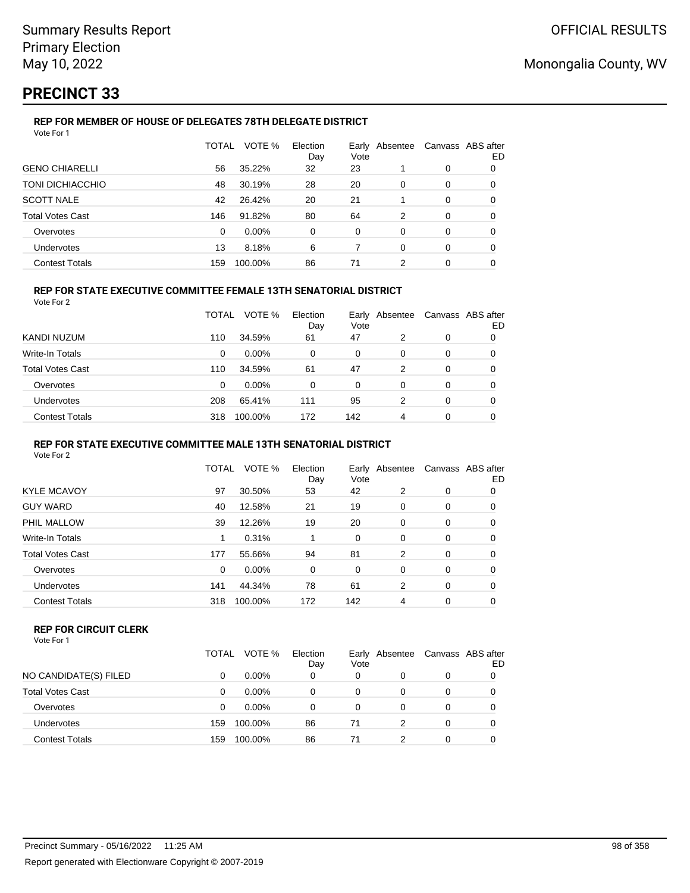# PRECINCT 33

### REP FOR MEMBER OF HOUSE OF DELEGATES 78TH DELEGATE DISTRICT

Vote For 1

| | TOTAL | VOTE % | Election Day | Early Vote | Absentee | Canvass | ABS after ED |
|---|---|---|---|---|---|---|---|
| GENO CHIARELLI | 56 | 35.22% | 32 | 23 | 1 | 0 | 0 |
| TONI DICHIACCHIO | 48 | 30.19% | 28 | 20 | 0 | 0 | 0 |
| SCOTT NALE | 42 | 26.42% | 20 | 21 | 1 | 0 | 0 |
| Total Votes Cast | 146 | 91.82% | 80 | 64 | 2 | 0 | 0 |
| Overvotes | 0 | 0.00% | 0 | 0 | 0 | 0 | 0 |
| Undervotes | 13 | 8.18% | 6 | 7 | 0 | 0 | 0 |
| Contest Totals | 159 | 100.00% | 86 | 71 | 2 | 0 | 0 |

### REP FOR STATE EXECUTIVE COMMITTEE FEMALE 13TH SENATORIAL DISTRICT

Vote For 2

| | TOTAL | VOTE % | Election Day | Early Vote | Absentee | Canvass | ABS after ED |
|---|---|---|---|---|---|---|---|
| KANDI NUZUM | 110 | 34.59% | 61 | 47 | 2 | 0 | 0 |
| Write-In Totals | 0 | 0.00% | 0 | 0 | 0 | 0 | 0 |
| Total Votes Cast | 110 | 34.59% | 61 | 47 | 2 | 0 | 0 |
| Overvotes | 0 | 0.00% | 0 | 0 | 0 | 0 | 0 |
| Undervotes | 208 | 65.41% | 111 | 95 | 2 | 0 | 0 |
| Contest Totals | 318 | 100.00% | 172 | 142 | 4 | 0 | 0 |

### REP FOR STATE EXECUTIVE COMMITTEE MALE 13TH SENATORIAL DISTRICT

Vote For 2

| | TOTAL | VOTE % | Election Day | Early Vote | Absentee | Canvass | ABS after ED |
|---|---|---|---|---|---|---|---|
| KYLE MCAVOY | 97 | 30.50% | 53 | 42 | 2 | 0 | 0 |
| GUY WARD | 40 | 12.58% | 21 | 19 | 0 | 0 | 0 |
| PHIL MALLOW | 39 | 12.26% | 19 | 20 | 0 | 0 | 0 |
| Write-In Totals | 1 | 0.31% | 1 | 0 | 0 | 0 | 0 |
| Total Votes Cast | 177 | 55.66% | 94 | 81 | 2 | 0 | 0 |
| Overvotes | 0 | 0.00% | 0 | 0 | 0 | 0 | 0 |
| Undervotes | 141 | 44.34% | 78 | 61 | 2 | 0 | 0 |
| Contest Totals | 318 | 100.00% | 172 | 142 | 4 | 0 | 0 |

### REP FOR CIRCUIT CLERK

Vote For 1

| | TOTAL | VOTE % | Election Day | Early Vote | Absentee | Canvass | ABS after ED |
|---|---|---|---|---|---|---|---|
| NO CANDIDATE(S) FILED | 0 | 0.00% | 0 | 0 | 0 | 0 | 0 |
| Total Votes Cast | 0 | 0.00% | 0 | 0 | 0 | 0 | 0 |
| Overvotes | 0 | 0.00% | 0 | 0 | 0 | 0 | 0 |
| Undervotes | 159 | 100.00% | 86 | 71 | 2 | 0 | 0 |
| Contest Totals | 159 | 100.00% | 86 | 71 | 2 | 0 | 0 |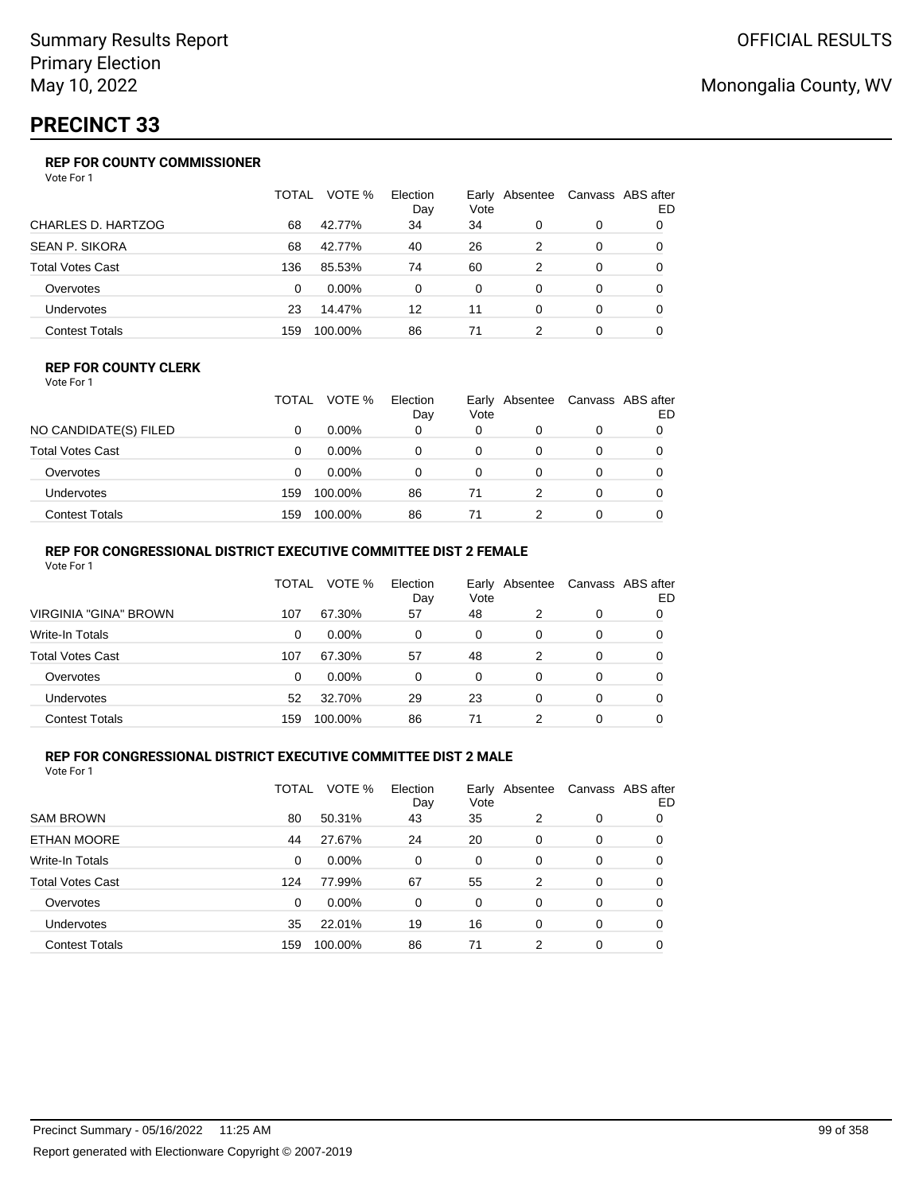# Summary Results Report
Primary Election
May 10, 2022

OFFICIAL RESULTS

Monongalia County, WV

## PRECINCT 33

### REP FOR COUNTY COMMISSIONER

Vote For 1

| | TOTAL | VOTE % | Election Day | Early Vote | Absentee | Canvass | ABS after ED |
|---|---|---|---|---|---|---|---|
| CHARLES D. HARTZOG | 68 | 42.77% | 34 | 34 | 0 | 0 | 0 |
| SEAN P. SIKORA | 68 | 42.77% | 40 | 26 | 2 | 0 | 0 |
| Total Votes Cast | 136 | 85.53% | 74 | 60 | 2 | 0 | 0 |
| Overvotes | 0 | 0.00% | 0 | 0 | 0 | 0 | 0 |
| Undervotes | 23 | 14.47% | 12 | 11 | 0 | 0 | 0 |
| Contest Totals | 159 | 100.00% | 86 | 71 | 2 | 0 | 0 |

### REP FOR COUNTY CLERK

Vote For 1

| | TOTAL | VOTE % | Election Day | Early Vote | Absentee | Canvass | ABS after ED |
|---|---|---|---|---|---|---|---|
| NO CANDIDATE(S) FILED | 0 | 0.00% | 0 | 0 | 0 | 0 | 0 |
| Total Votes Cast | 0 | 0.00% | 0 | 0 | 0 | 0 | 0 |
| Overvotes | 0 | 0.00% | 0 | 0 | 0 | 0 | 0 |
| Undervotes | 159 | 100.00% | 86 | 71 | 2 | 0 | 0 |
| Contest Totals | 159 | 100.00% | 86 | 71 | 2 | 0 | 0 |

### REP FOR CONGRESSIONAL DISTRICT EXECUTIVE COMMITTEE DIST 2 FEMALE

Vote For 1

| | TOTAL | VOTE % | Election Day | Early Vote | Absentee | Canvass | ABS after ED |
|---|---|---|---|---|---|---|---|
| VIRGINIA "GINA" BROWN | 107 | 67.30% | 57 | 48 | 2 | 0 | 0 |
| Write-In Totals | 0 | 0.00% | 0 | 0 | 0 | 0 | 0 |
| Total Votes Cast | 107 | 67.30% | 57 | 48 | 2 | 0 | 0 |
| Overvotes | 0 | 0.00% | 0 | 0 | 0 | 0 | 0 |
| Undervotes | 52 | 32.70% | 29 | 23 | 0 | 0 | 0 |
| Contest Totals | 159 | 100.00% | 86 | 71 | 2 | 0 | 0 |

### REP FOR CONGRESSIONAL DISTRICT EXECUTIVE COMMITTEE DIST 2 MALE

Vote For 1

| | TOTAL | VOTE % | Election Day | Early Vote | Absentee | Canvass | ABS after ED |
|---|---|---|---|---|---|---|---|
| SAM BROWN | 80 | 50.31% | 43 | 35 | 2 | 0 | 0 |
| ETHAN MOORE | 44 | 27.67% | 24 | 20 | 0 | 0 | 0 |
| Write-In Totals | 0 | 0.00% | 0 | 0 | 0 | 0 | 0 |
| Total Votes Cast | 124 | 77.99% | 67 | 55 | 2 | 0 | 0 |
| Overvotes | 0 | 0.00% | 0 | 0 | 0 | 0 | 0 |
| Undervotes | 35 | 22.01% | 19 | 16 | 0 | 0 | 0 |
| Contest Totals | 159 | 100.00% | 86 | 71 | 2 | 0 | 0 |

Precinct Summary - 05/16/2022 11:25 AM

Report generated with Electionware Copyright © 2007-2019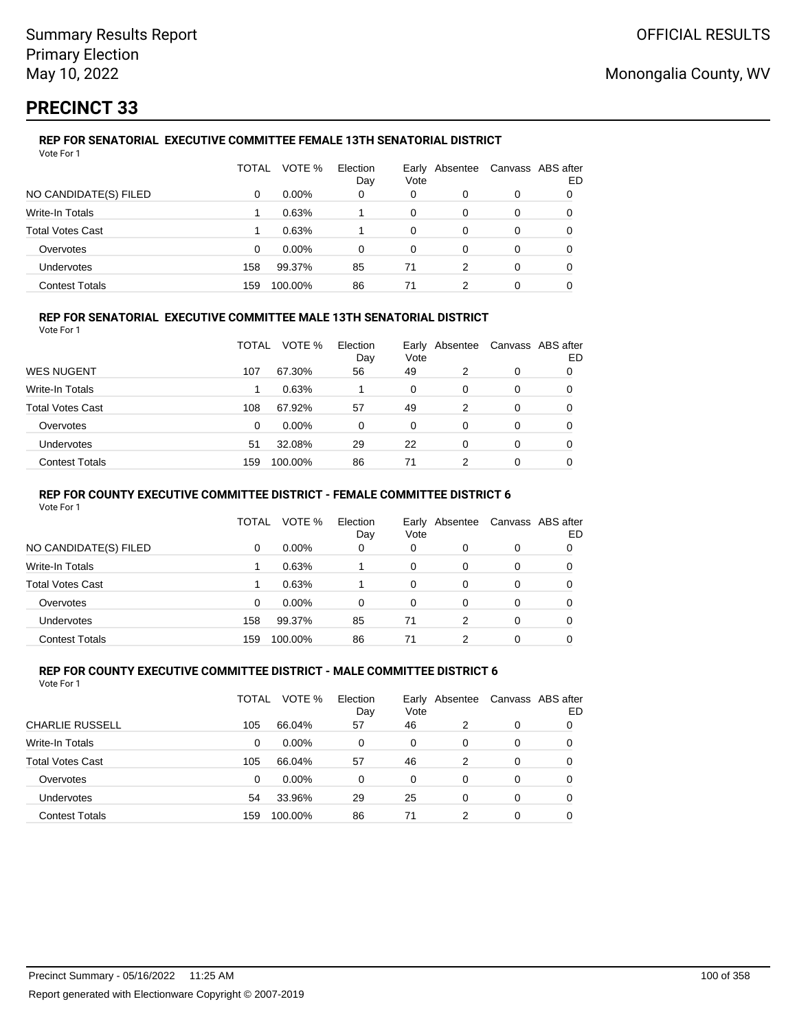# PRECINCT 33

### REP FOR SENATORIAL EXECUTIVE COMMITTEE FEMALE 13TH SENATORIAL DISTRICT

Vote For 1

| | TOTAL | VOTE % | Election Day | Early Vote | Absentee | Canvass | ABS after ED |
|---|---|---|---|---|---|---|---|
| NO CANDIDATE(S) FILED | 0 | 0.00% | 0 | 0 | 0 | 0 | 0 |
| Write-In Totals | 1 | 0.63% | 1 | 0 | 0 | 0 | 0 |
| Total Votes Cast | 1 | 0.63% | 1 | 0 | 0 | 0 | 0 |
| Overvotes | 0 | 0.00% | 0 | 0 | 0 | 0 | 0 |
| Undervotes | 158 | 99.37% | 85 | 71 | 2 | 0 | 0 |
| Contest Totals | 159 | 100.00% | 86 | 71 | 2 | 0 | 0 |

### REP FOR SENATORIAL EXECUTIVE COMMITTEE MALE 13TH SENATORIAL DISTRICT

Vote For 1

| | TOTAL | VOTE % | Election Day | Early Vote | Absentee | Canvass | ABS after ED |
|---|---|---|---|---|---|---|---|
| WES NUGENT | 107 | 67.30% | 56 | 49 | 2 | 0 | 0 |
| Write-In Totals | 1 | 0.63% | 1 | 0 | 0 | 0 | 0 |
| Total Votes Cast | 108 | 67.92% | 57 | 49 | 2 | 0 | 0 |
| Overvotes | 0 | 0.00% | 0 | 0 | 0 | 0 | 0 |
| Undervotes | 51 | 32.08% | 29 | 22 | 0 | 0 | 0 |
| Contest Totals | 159 | 100.00% | 86 | 71 | 2 | 0 | 0 |

### REP FOR COUNTY EXECUTIVE COMMITTEE DISTRICT - FEMALE COMMITTEE DISTRICT 6

Vote For 1

| | TOTAL | VOTE % | Election Day | Early Vote | Absentee | Canvass | ABS after ED |
|---|---|---|---|---|---|---|---|
| NO CANDIDATE(S) FILED | 0 | 0.00% | 0 | 0 | 0 | 0 | 0 |
| Write-In Totals | 1 | 0.63% | 1 | 0 | 0 | 0 | 0 |
| Total Votes Cast | 1 | 0.63% | 1 | 0 | 0 | 0 | 0 |
| Overvotes | 0 | 0.00% | 0 | 0 | 0 | 0 | 0 |
| Undervotes | 158 | 99.37% | 85 | 71 | 2 | 0 | 0 |
| Contest Totals | 159 | 100.00% | 86 | 71 | 2 | 0 | 0 |

### REP FOR COUNTY EXECUTIVE COMMITTEE DISTRICT - MALE COMMITTEE DISTRICT 6

Vote For 1

| | TOTAL | VOTE % | Election Day | Early Vote | Absentee | Canvass | ABS after ED |
|---|---|---|---|---|---|---|---|
| CHARLIE RUSSELL | 105 | 66.04% | 57 | 46 | 2 | 0 | 0 |
| Write-In Totals | 0 | 0.00% | 0 | 0 | 0 | 0 | 0 |
| Total Votes Cast | 105 | 66.04% | 57 | 46 | 2 | 0 | 0 |
| Overvotes | 0 | 0.00% | 0 | 0 | 0 | 0 | 0 |
| Undervotes | 54 | 33.96% | 29 | 25 | 0 | 0 | 0 |
| Contest Totals | 159 | 100.00% | 86 | 71 | 2 | 0 | 0 |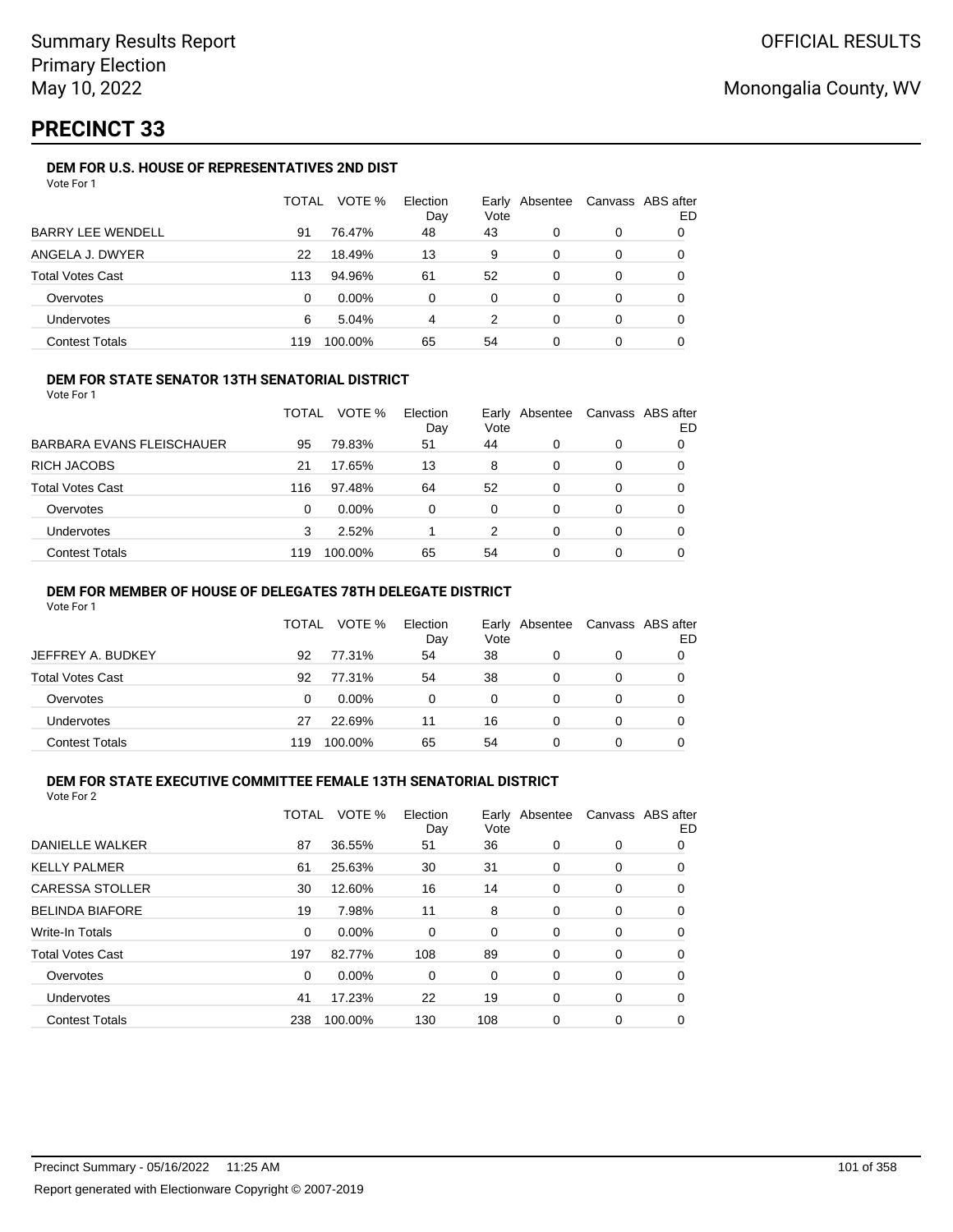Summary Results Report
Primary Election
May 10, 2022

OFFICIAL RESULTS

Monongalia County, WV

# PRECINCT 33

### DEM FOR U.S. HOUSE OF REPRESENTATIVES 2ND DIST

Vote For 1

| | TOTAL | VOTE % | Election Day | Early Vote | Absentee | Canvass | ABS after ED |
|---|---|---|---|---|---|---|---|
| BARRY LEE WENDELL | 91 | 76.47% | 48 | 43 | 0 | 0 | 0 |
| ANGELA J. DWYER | 22 | 18.49% | 13 | 9 | 0 | 0 | 0 |
| Total Votes Cast | 113 | 94.96% | 61 | 52 | 0 | 0 | 0 |
| Overvotes | 0 | 0.00% | 0 | 0 | 0 | 0 | 0 |
| Undervotes | 6 | 5.04% | 4 | 2 | 0 | 0 | 0 |
| Contest Totals | 119 | 100.00% | 65 | 54 | 0 | 0 | 0 |

### DEM FOR STATE SENATOR 13TH SENATORIAL DISTRICT

Vote For 1

| | TOTAL | VOTE % | Election Day | Early Vote | Absentee | Canvass | ABS after ED |
|---|---|---|---|---|---|---|---|
| BARBARA EVANS FLEISCHAUER | 95 | 79.83% | 51 | 44 | 0 | 0 | 0 |
| RICH JACOBS | 21 | 17.65% | 13 | 8 | 0 | 0 | 0 |
| Total Votes Cast | 116 | 97.48% | 64 | 52 | 0 | 0 | 0 |
| Overvotes | 0 | 0.00% | 0 | 0 | 0 | 0 | 0 |
| Undervotes | 3 | 2.52% | 1 | 2 | 0 | 0 | 0 |
| Contest Totals | 119 | 100.00% | 65 | 54 | 0 | 0 | 0 |

### DEM FOR MEMBER OF HOUSE OF DELEGATES 78TH DELEGATE DISTRICT

Vote For 1

| | TOTAL | VOTE % | Election Day | Early Vote | Absentee | Canvass | ABS after ED |
|---|---|---|---|---|---|---|---|
| JEFFREY A. BUDKEY | 92 | 77.31% | 54 | 38 | 0 | 0 | 0 |
| Total Votes Cast | 92 | 77.31% | 54 | 38 | 0 | 0 | 0 |
| Overvotes | 0 | 0.00% | 0 | 0 | 0 | 0 | 0 |
| Undervotes | 27 | 22.69% | 11 | 16 | 0 | 0 | 0 |
| Contest Totals | 119 | 100.00% | 65 | 54 | 0 | 0 | 0 |

### DEM FOR STATE EXECUTIVE COMMITTEE FEMALE 13TH SENATORIAL DISTRICT

Vote For 2

| | TOTAL | VOTE % | Election Day | Early Vote | Absentee | Canvass | ABS after ED |
|---|---|---|---|---|---|---|---|
| DANIELLE WALKER | 87 | 36.55% | 51 | 36 | 0 | 0 | 0 |
| KELLY PALMER | 61 | 25.63% | 30 | 31 | 0 | 0 | 0 |
| CARESSA STOLLER | 30 | 12.60% | 16 | 14 | 0 | 0 | 0 |
| BELINDA BIAFORE | 19 | 7.98% | 11 | 8 | 0 | 0 | 0 |
| Write-In Totals | 0 | 0.00% | 0 | 0 | 0 | 0 | 0 |
| Total Votes Cast | 197 | 82.77% | 108 | 89 | 0 | 0 | 0 |
| Overvotes | 0 | 0.00% | 0 | 0 | 0 | 0 | 0 |
| Undervotes | 41 | 17.23% | 22 | 19 | 0 | 0 | 0 |
| Contest Totals | 238 | 100.00% | 130 | 108 | 0 | 0 | 0 |

Precinct Summary - 05/16/2022 11:25 AM

Report generated with Electionware Copyright © 2007-2019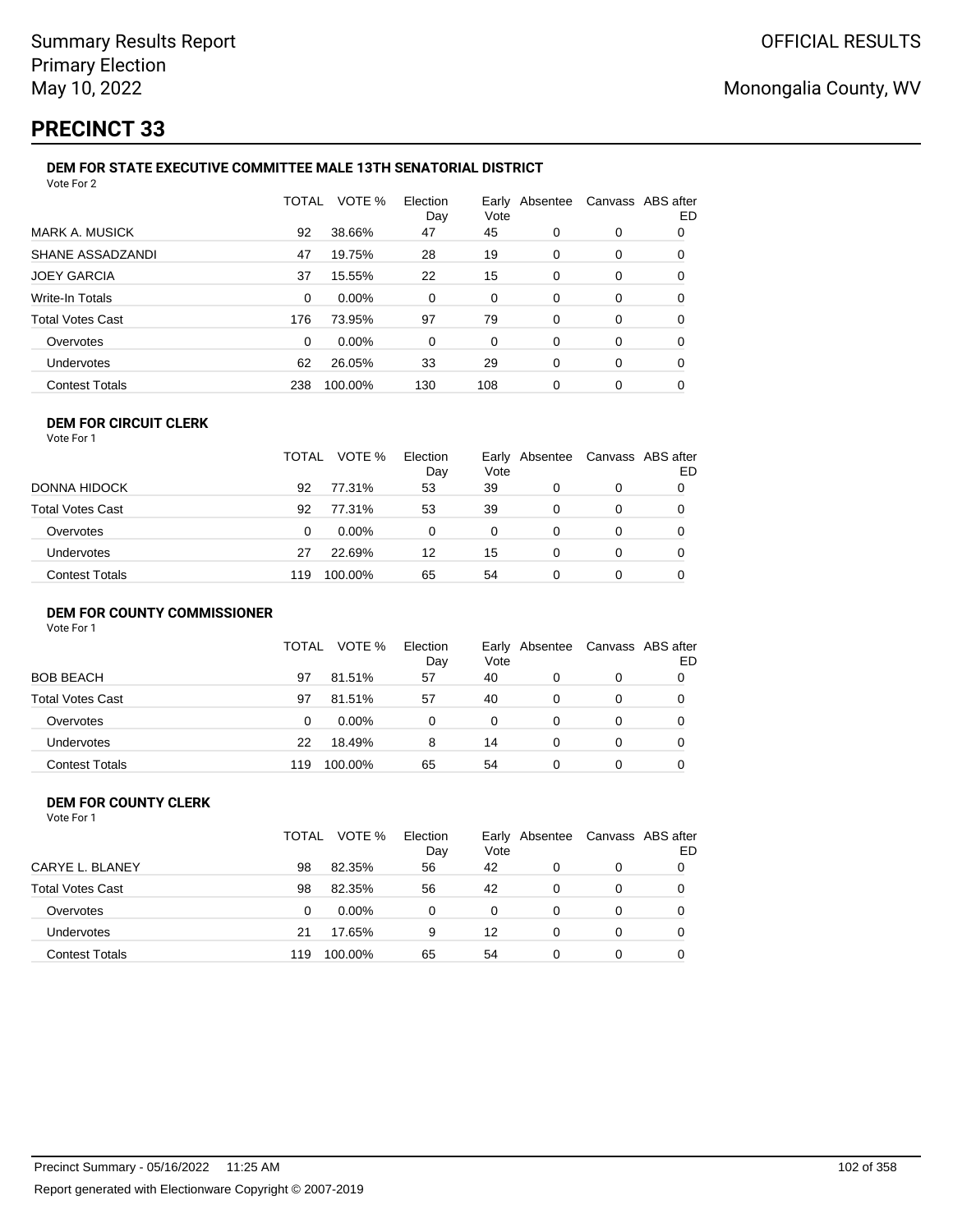# PRECINCT 33

### DEM FOR STATE EXECUTIVE COMMITTEE MALE 13TH SENATORIAL DISTRICT

Vote For 2

| | TOTAL | VOTE % | Election Day | Early Vote | Absentee | Canvass | ABS after ED |
|---|---|---|---|---|---|---|---|
| MARK A. MUSICK | 92 | 38.66% | 47 | 45 | 0 | 0 | 0 |
| SHANE ASSADZANDI | 47 | 19.75% | 28 | 19 | 0 | 0 | 0 |
| JOEY GARCIA | 37 | 15.55% | 22 | 15 | 0 | 0 | 0 |
| Write-In Totals | 0 | 0.00% | 0 | 0 | 0 | 0 | 0 |
| Total Votes Cast | 176 | 73.95% | 97 | 79 | 0 | 0 | 0 |
| Overvotes | 0 | 0.00% | 0 | 0 | 0 | 0 | 0 |
| Undervotes | 62 | 26.05% | 33 | 29 | 0 | 0 | 0 |
| Contest Totals | 238 | 100.00% | 130 | 108 | 0 | 0 | 0 |

### DEM FOR CIRCUIT CLERK

Vote For 1

| | TOTAL | VOTE % | Election Day | Early Vote | Absentee | Canvass | ABS after ED |
|---|---|---|---|---|---|---|---|
| DONNA HIDOCK | 92 | 77.31% | 53 | 39 | 0 | 0 | 0 |
| Total Votes Cast | 92 | 77.31% | 53 | 39 | 0 | 0 | 0 |
| Overvotes | 0 | 0.00% | 0 | 0 | 0 | 0 | 0 |
| Undervotes | 27 | 22.69% | 12 | 15 | 0 | 0 | 0 |
| Contest Totals | 119 | 100.00% | 65 | 54 | 0 | 0 | 0 |

### DEM FOR COUNTY COMMISSIONER

Vote For 1

| | TOTAL | VOTE % | Election Day | Early Vote | Absentee | Canvass | ABS after ED |
|---|---|---|---|---|---|---|---|
| BOB BEACH | 97 | 81.51% | 57 | 40 | 0 | 0 | 0 |
| Total Votes Cast | 97 | 81.51% | 57 | 40 | 0 | 0 | 0 |
| Overvotes | 0 | 0.00% | 0 | 0 | 0 | 0 | 0 |
| Undervotes | 22 | 18.49% | 8 | 14 | 0 | 0 | 0 |
| Contest Totals | 119 | 100.00% | 65 | 54 | 0 | 0 | 0 |

### DEM FOR COUNTY CLERK

Vote For 1

| | TOTAL | VOTE % | Election Day | Early Vote | Absentee | Canvass | ABS after ED |
|---|---|---|---|---|---|---|---|
| CARYE L. BLANEY | 98 | 82.35% | 56 | 42 | 0 | 0 | 0 |
| Total Votes Cast | 98 | 82.35% | 56 | 42 | 0 | 0 | 0 |
| Overvotes | 0 | 0.00% | 0 | 0 | 0 | 0 | 0 |
| Undervotes | 21 | 17.65% | 9 | 12 | 0 | 0 | 0 |
| Contest Totals | 119 | 100.00% | 65 | 54 | 0 | 0 | 0 |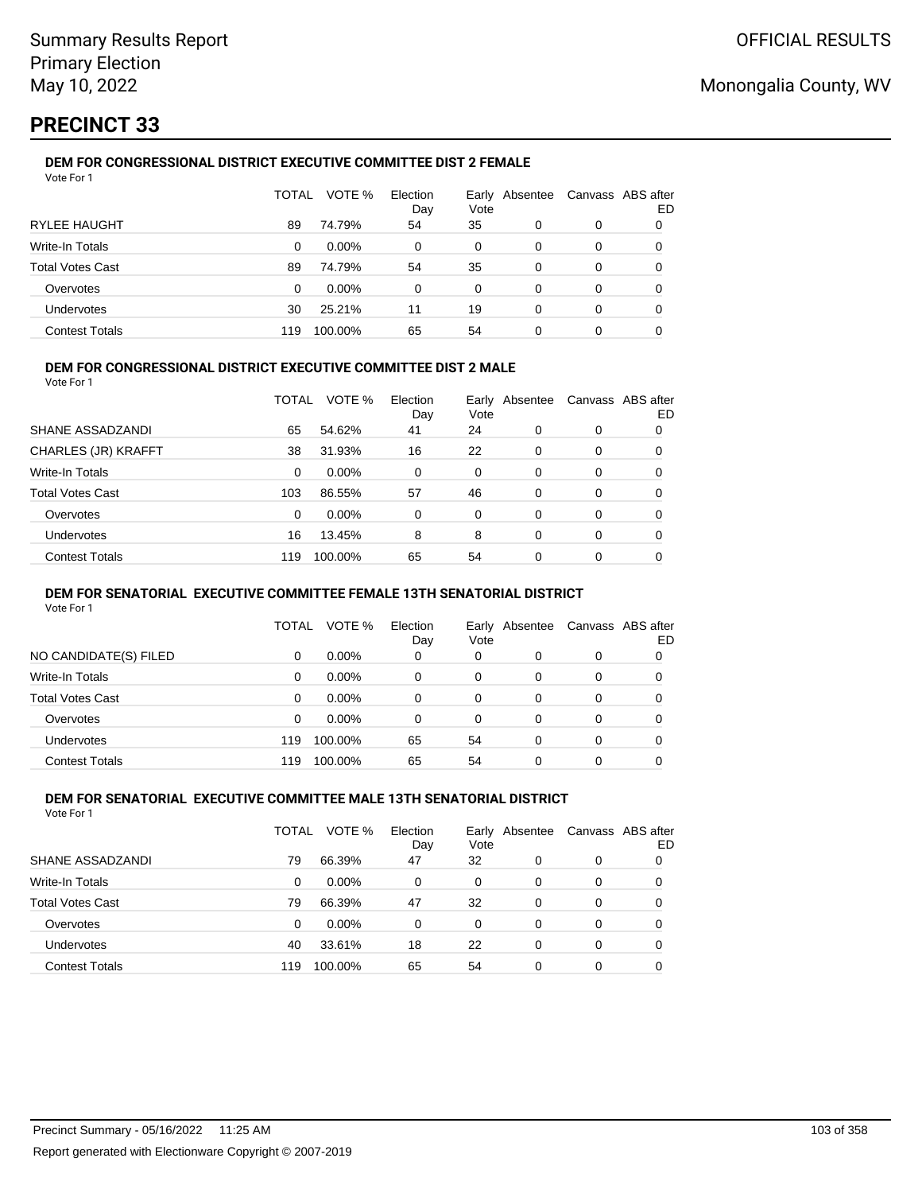# PRECINCT 33

### DEM FOR CONGRESSIONAL DISTRICT EXECUTIVE COMMITTEE DIST 2 FEMALE

Vote For 1

| | TOTAL | VOTE % | Election Day | Early Vote | Absentee | Canvass | ABS after ED |
|---|---|---|---|---|---|---|---|
| RYLEE HAUGHT | 89 | 74.79% | 54 | 35 | 0 | 0 | 0 |
| Write-In Totals | 0 | 0.00% | 0 | 0 | 0 | 0 | 0 |
| Total Votes Cast | 89 | 74.79% | 54 | 35 | 0 | 0 | 0 |
| Overvotes | 0 | 0.00% | 0 | 0 | 0 | 0 | 0 |
| Undervotes | 30 | 25.21% | 11 | 19 | 0 | 0 | 0 |
| Contest Totals | 119 | 100.00% | 65 | 54 | 0 | 0 | 0 |

### DEM FOR CONGRESSIONAL DISTRICT EXECUTIVE COMMITTEE DIST 2 MALE

Vote For 1

| | TOTAL | VOTE % | Election Day | Early Vote | Absentee | Canvass | ABS after ED |
|---|---|---|---|---|---|---|---|
| SHANE ASSADZANDI | 65 | 54.62% | 41 | 24 | 0 | 0 | 0 |
| CHARLES (JR) KRAFFT | 38 | 31.93% | 16 | 22 | 0 | 0 | 0 |
| Write-In Totals | 0 | 0.00% | 0 | 0 | 0 | 0 | 0 |
| Total Votes Cast | 103 | 86.55% | 57 | 46 | 0 | 0 | 0 |
| Overvotes | 0 | 0.00% | 0 | 0 | 0 | 0 | 0 |
| Undervotes | 16 | 13.45% | 8 | 8 | 0 | 0 | 0 |
| Contest Totals | 119 | 100.00% | 65 | 54 | 0 | 0 | 0 |

### DEM FOR SENATORIAL EXECUTIVE COMMITTEE FEMALE 13TH SENATORIAL DISTRICT

Vote For 1

| | TOTAL | VOTE % | Election Day | Early Vote | Absentee | Canvass | ABS after ED |
|---|---|---|---|---|---|---|---|
| NO CANDIDATE(S) FILED | 0 | 0.00% | 0 | 0 | 0 | 0 | 0 |
| Write-In Totals | 0 | 0.00% | 0 | 0 | 0 | 0 | 0 |
| Total Votes Cast | 0 | 0.00% | 0 | 0 | 0 | 0 | 0 |
| Overvotes | 0 | 0.00% | 0 | 0 | 0 | 0 | 0 |
| Undervotes | 119 | 100.00% | 65 | 54 | 0 | 0 | 0 |
| Contest Totals | 119 | 100.00% | 65 | 54 | 0 | 0 | 0 |

### DEM FOR SENATORIAL EXECUTIVE COMMITTEE MALE 13TH SENATORIAL DISTRICT

Vote For 1

| | TOTAL | VOTE % | Election Day | Early Vote | Absentee | Canvass | ABS after ED |
|---|---|---|---|---|---|---|---|
| SHANE ASSADZANDI | 79 | 66.39% | 47 | 32 | 0 | 0 | 0 |
| Write-In Totals | 0 | 0.00% | 0 | 0 | 0 | 0 | 0 |
| Total Votes Cast | 79 | 66.39% | 47 | 32 | 0 | 0 | 0 |
| Overvotes | 0 | 0.00% | 0 | 0 | 0 | 0 | 0 |
| Undervotes | 40 | 33.61% | 18 | 22 | 0 | 0 | 0 |
| Contest Totals | 119 | 100.00% | 65 | 54 | 0 | 0 | 0 |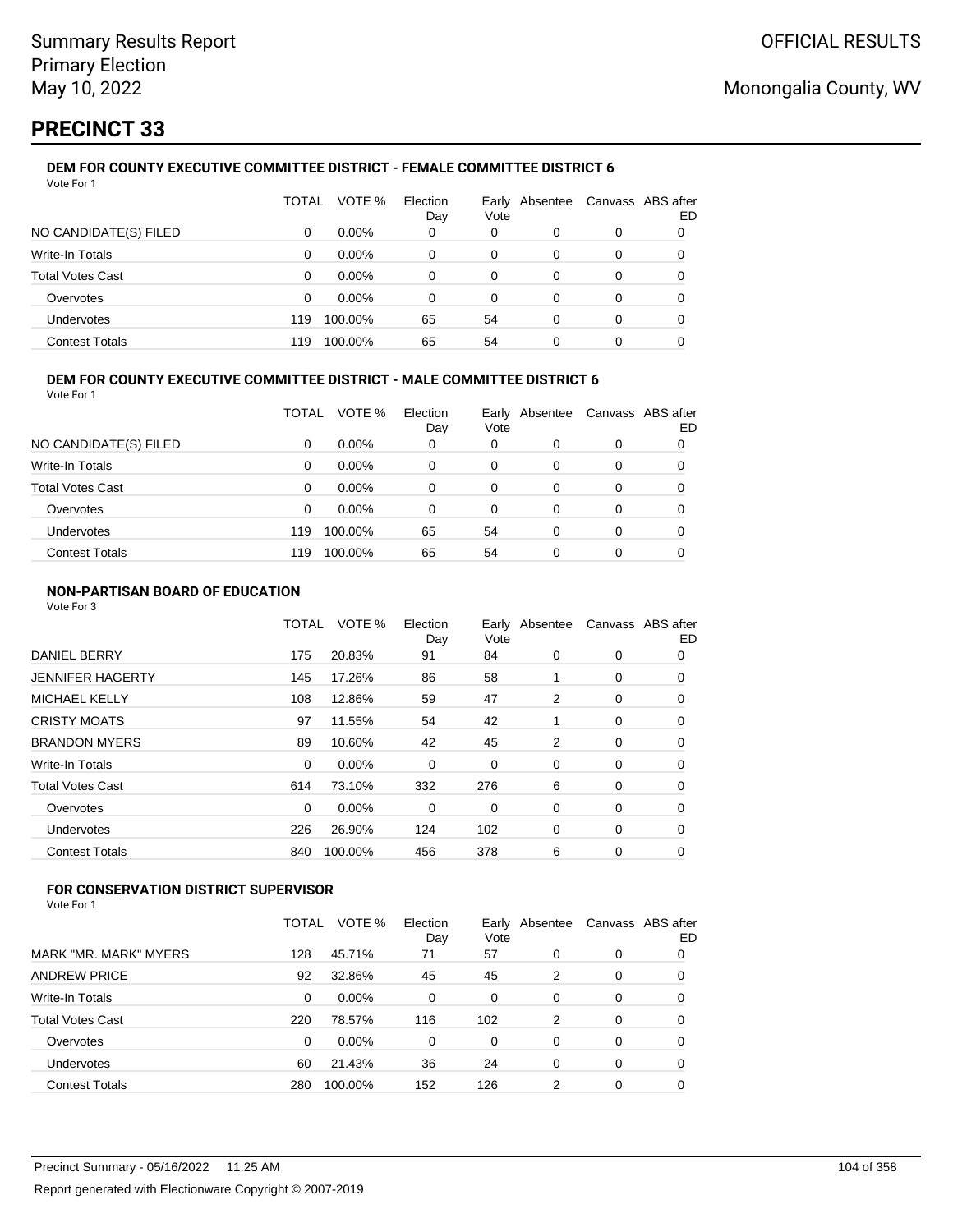# PRECINCT 33

### DEM FOR COUNTY EXECUTIVE COMMITTEE DISTRICT - FEMALE COMMITTEE DISTRICT 6

Vote For 1

| | TOTAL | VOTE % | Election Day | Early Vote | Absentee | Canvass | ABS after ED |
|---|---|---|---|---|---|---|---|
| NO CANDIDATE(S) FILED | 0 | 0.00% | 0 | 0 | 0 | 0 | 0 |
| Write-In Totals | 0 | 0.00% | 0 | 0 | 0 | 0 | 0 |
| Total Votes Cast | 0 | 0.00% | 0 | 0 | 0 | 0 | 0 |
| Overvotes | 0 | 0.00% | 0 | 0 | 0 | 0 | 0 |
| Undervotes | 119 | 100.00% | 65 | 54 | 0 | 0 | 0 |
| Contest Totals | 119 | 100.00% | 65 | 54 | 0 | 0 | 0 |

### DEM FOR COUNTY EXECUTIVE COMMITTEE DISTRICT - MALE COMMITTEE DISTRICT 6

Vote For 1

| | TOTAL | VOTE % | Election Day | Early Vote | Absentee | Canvass | ABS after ED |
|---|---|---|---|---|---|---|---|
| NO CANDIDATE(S) FILED | 0 | 0.00% | 0 | 0 | 0 | 0 | 0 |
| Write-In Totals | 0 | 0.00% | 0 | 0 | 0 | 0 | 0 |
| Total Votes Cast | 0 | 0.00% | 0 | 0 | 0 | 0 | 0 |
| Overvotes | 0 | 0.00% | 0 | 0 | 0 | 0 | 0 |
| Undervotes | 119 | 100.00% | 65 | 54 | 0 | 0 | 0 |
| Contest Totals | 119 | 100.00% | 65 | 54 | 0 | 0 | 0 |

### NON-PARTISAN BOARD OF EDUCATION

Vote For 3

| | TOTAL | VOTE % | Election Day | Early Vote | Absentee | Canvass | ABS after ED |
|---|---|---|---|---|---|---|---|
| DANIEL BERRY | 175 | 20.83% | 91 | 84 | 0 | 0 | 0 |
| JENNIFER HAGERTY | 145 | 17.26% | 86 | 58 | 1 | 0 | 0 |
| MICHAEL KELLY | 108 | 12.86% | 59 | 47 | 2 | 0 | 0 |
| CRISTY MOATS | 97 | 11.55% | 54 | 42 | 1 | 0 | 0 |
| BRANDON MYERS | 89 | 10.60% | 42 | 45 | 2 | 0 | 0 |
| Write-In Totals | 0 | 0.00% | 0 | 0 | 0 | 0 | 0 |
| Total Votes Cast | 614 | 73.10% | 332 | 276 | 6 | 0 | 0 |
| Overvotes | 0 | 0.00% | 0 | 0 | 0 | 0 | 0 |
| Undervotes | 226 | 26.90% | 124 | 102 | 0 | 0 | 0 |
| Contest Totals | 840 | 100.00% | 456 | 378 | 6 | 0 | 0 |

### FOR CONSERVATION DISTRICT SUPERVISOR

Vote For 1

| | TOTAL | VOTE % | Election Day | Early Vote | Absentee | Canvass | ABS after ED |
|---|---|---|---|---|---|---|---|
| MARK "MR. MARK" MYERS | 128 | 45.71% | 71 | 57 | 0 | 0 | 0 |
| ANDREW PRICE | 92 | 32.86% | 45 | 45 | 2 | 0 | 0 |
| Write-In Totals | 0 | 0.00% | 0 | 0 | 0 | 0 | 0 |
| Total Votes Cast | 220 | 78.57% | 116 | 102 | 2 | 0 | 0 |
| Overvotes | 0 | 0.00% | 0 | 0 | 0 | 0 | 0 |
| Undervotes | 60 | 21.43% | 36 | 24 | 0 | 0 | 0 |
| Contest Totals | 280 | 100.00% | 152 | 126 | 2 | 0 | 0 |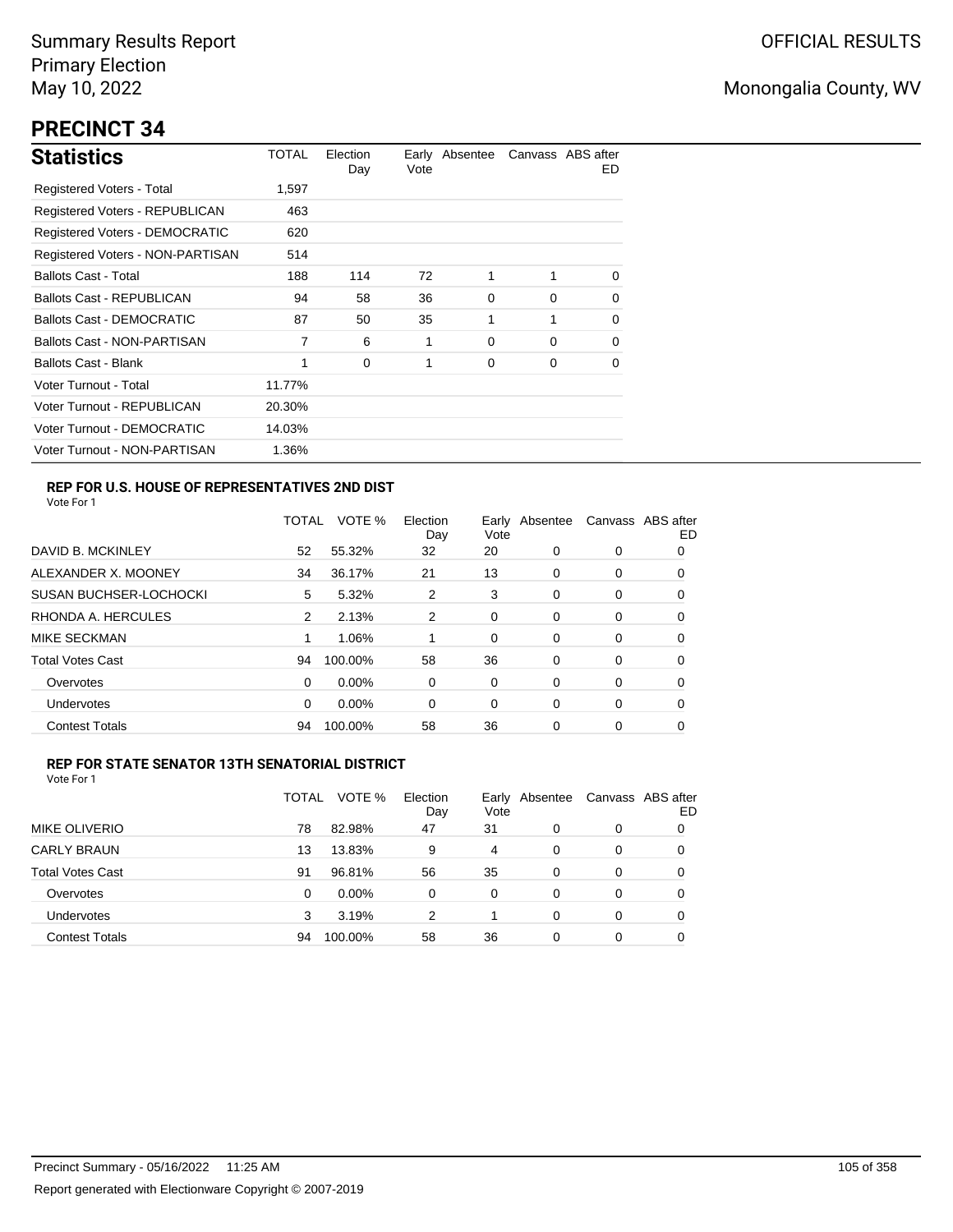Summary Results Report
Primary Election
May 10, 2022

OFFICIAL RESULTS

Monongalia County, WV

# PRECINCT 34

## Statistics

| Statistics | TOTAL | Election Day | Early Vote | Absentee | Canvass | ABS after ED |
|---|---|---|---|---|---|---|
| Registered Voters - Total | 1,597 | | | | | |
| Registered Voters - REPUBLICAN | 463 | | | | | |
| Registered Voters - DEMOCRATIC | 620 | | | | | |
| Registered Voters - NON-PARTISAN | 514 | | | | | |
| Ballots Cast - Total | 188 | 114 | 72 | 1 | 1 | 0 |
| Ballots Cast - REPUBLICAN | 94 | 58 | 36 | 0 | 0 | 0 |
| Ballots Cast - DEMOCRATIC | 87 | 50 | 35 | 1 | 1 | 0 |
| Ballots Cast - NON-PARTISAN | 7 | 6 | 1 | 0 | 0 | 0 |
| Ballots Cast - Blank | 1 | 0 | 1 | 0 | 0 | 0 |
| Voter Turnout - Total | 11.77% | | | | | |
| Voter Turnout - REPUBLICAN | 20.30% | | | | | |
| Voter Turnout - DEMOCRATIC | 14.03% | | | | | |
| Voter Turnout - NON-PARTISAN | 1.36% | | | | | |

### REP FOR U.S. HOUSE OF REPRESENTATIVES 2ND DIST

Vote For 1

| | TOTAL | VOTE % | Election Day | Early Vote | Absentee | Canvass | ABS after ED |
|---|---|---|---|---|---|---|---|
| DAVID B. MCKINLEY | 52 | 55.32% | 32 | 20 | 0 | 0 | 0 |
| ALEXANDER X. MOONEY | 34 | 36.17% | 21 | 13 | 0 | 0 | 0 |
| SUSAN BUCHSER-LOCHOCKI | 5 | 5.32% | 2 | 3 | 0 | 0 | 0 |
| RHONDA A. HERCULES | 2 | 2.13% | 2 | 0 | 0 | 0 | 0 |
| MIKE SECKMAN | 1 | 1.06% | 1 | 0 | 0 | 0 | 0 |
| Total Votes Cast | 94 | 100.00% | 58 | 36 | 0 | 0 | 0 |
| Overvotes | 0 | 0.00% | 0 | 0 | 0 | 0 | 0 |
| Undervotes | 0 | 0.00% | 0 | 0 | 0 | 0 | 0 |
| Contest Totals | 94 | 100.00% | 58 | 36 | 0 | 0 | 0 |

### REP FOR STATE SENATOR 13TH SENATORIAL DISTRICT

Vote For 1

| | TOTAL | VOTE % | Election Day | Early Vote | Absentee | Canvass | ABS after ED |
|---|---|---|---|---|---|---|---|
| MIKE OLIVERIO | 78 | 82.98% | 47 | 31 | 0 | 0 | 0 |
| CARLY BRAUN | 13 | 13.83% | 9 | 4 | 0 | 0 | 0 |
| Total Votes Cast | 91 | 96.81% | 56 | 35 | 0 | 0 | 0 |
| Overvotes | 0 | 0.00% | 0 | 0 | 0 | 0 | 0 |
| Undervotes | 3 | 3.19% | 2 | 1 | 0 | 0 | 0 |
| Contest Totals | 94 | 100.00% | 58 | 36 | 0 | 0 | 0 |

Precinct Summary - 05/16/2022 11:25 AM

Report generated with Electionware Copyright © 2007-2019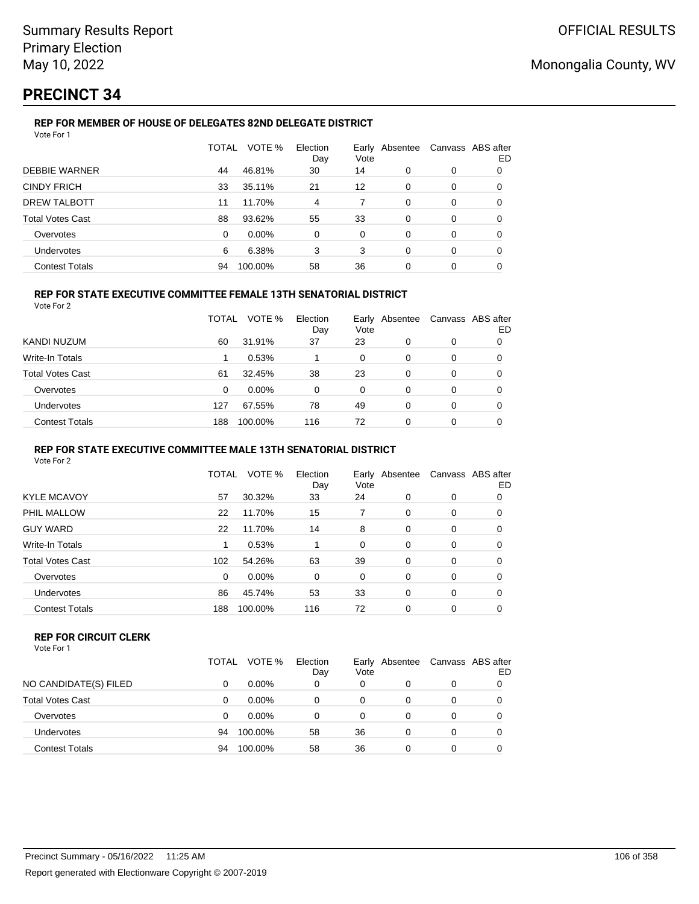# PRECINCT 34

### REP FOR MEMBER OF HOUSE OF DELEGATES 82ND DELEGATE DISTRICT

Vote For 1

| | TOTAL | VOTE % | Election Day | Early Vote | Absentee | Canvass | ABS after ED |
|---|---|---|---|---|---|---|---|
| DEBBIE WARNER | 44 | 46.81% | 30 | 14 | 0 | 0 | 0 |
| CINDY FRICH | 33 | 35.11% | 21 | 12 | 0 | 0 | 0 |
| DREW TALBOTT | 11 | 11.70% | 4 | 7 | 0 | 0 | 0 |
| Total Votes Cast | 88 | 93.62% | 55 | 33 | 0 | 0 | 0 |
| Overvotes | 0 | 0.00% | 0 | 0 | 0 | 0 | 0 |
| Undervotes | 6 | 6.38% | 3 | 3 | 0 | 0 | 0 |
| Contest Totals | 94 | 100.00% | 58 | 36 | 0 | 0 | 0 |

### REP FOR STATE EXECUTIVE COMMITTEE FEMALE 13TH SENATORIAL DISTRICT

Vote For 2

| | TOTAL | VOTE % | Election Day | Early Vote | Absentee | Canvass | ABS after ED |
|---|---|---|---|---|---|---|---|
| KANDI NUZUM | 60 | 31.91% | 37 | 23 | 0 | 0 | 0 |
| Write-In Totals | 1 | 0.53% | 1 | 0 | 0 | 0 | 0 |
| Total Votes Cast | 61 | 32.45% | 38 | 23 | 0 | 0 | 0 |
| Overvotes | 0 | 0.00% | 0 | 0 | 0 | 0 | 0 |
| Undervotes | 127 | 67.55% | 78 | 49 | 0 | 0 | 0 |
| Contest Totals | 188 | 100.00% | 116 | 72 | 0 | 0 | 0 |

### REP FOR STATE EXECUTIVE COMMITTEE MALE 13TH SENATORIAL DISTRICT

Vote For 2

| | TOTAL | VOTE % | Election Day | Early Vote | Absentee | Canvass | ABS after ED |
|---|---|---|---|---|---|---|---|
| KYLE MCAVOY | 57 | 30.32% | 33 | 24 | 0 | 0 | 0 |
| PHIL MALLOW | 22 | 11.70% | 15 | 7 | 0 | 0 | 0 |
| GUY WARD | 22 | 11.70% | 14 | 8 | 0 | 0 | 0 |
| Write-In Totals | 1 | 0.53% | 1 | 0 | 0 | 0 | 0 |
| Total Votes Cast | 102 | 54.26% | 63 | 39 | 0 | 0 | 0 |
| Overvotes | 0 | 0.00% | 0 | 0 | 0 | 0 | 0 |
| Undervotes | 86 | 45.74% | 53 | 33 | 0 | 0 | 0 |
| Contest Totals | 188 | 100.00% | 116 | 72 | 0 | 0 | 0 |

### REP FOR CIRCUIT CLERK

Vote For 1

| | TOTAL | VOTE % | Election Day | Early Vote | Absentee | Canvass | ABS after ED |
|---|---|---|---|---|---|---|---|
| NO CANDIDATE(S) FILED | 0 | 0.00% | 0 | 0 | 0 | 0 | 0 |
| Total Votes Cast | 0 | 0.00% | 0 | 0 | 0 | 0 | 0 |
| Overvotes | 0 | 0.00% | 0 | 0 | 0 | 0 | 0 |
| Undervotes | 94 | 100.00% | 58 | 36 | 0 | 0 | 0 |
| Contest Totals | 94 | 100.00% | 58 | 36 | 0 | 0 | 0 |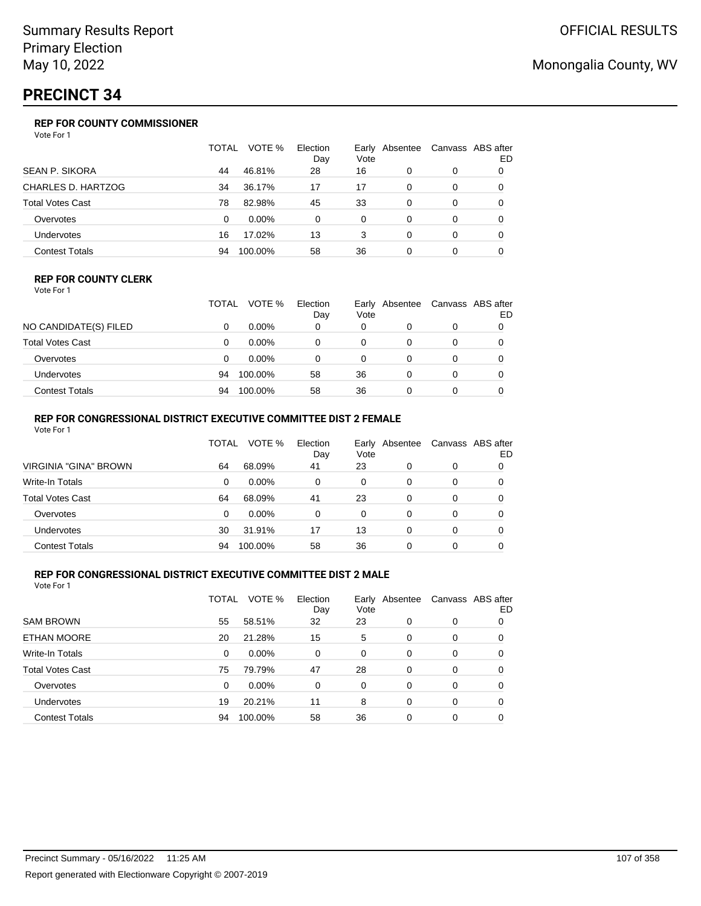Summary Results Report
Primary Election
May 10, 2022

OFFICIAL RESULTS

Monongalia County, WV

# PRECINCT 34

### REP FOR COUNTY COMMISSIONER

Vote For 1

| | TOTAL | VOTE % | Election Day | Early Vote | Absentee | Canvass | ABS after ED |
|---|---|---|---|---|---|---|---|
| SEAN P. SIKORA | 44 | 46.81% | 28 | 16 | 0 | 0 | 0 |
| CHARLES D. HARTZOG | 34 | 36.17% | 17 | 17 | 0 | 0 | 0 |
| Total Votes Cast | 78 | 82.98% | 45 | 33 | 0 | 0 | 0 |
| Overvotes | 0 | 0.00% | 0 | 0 | 0 | 0 | 0 |
| Undervotes | 16 | 17.02% | 13 | 3 | 0 | 0 | 0 |
| Contest Totals | 94 | 100.00% | 58 | 36 | 0 | 0 | 0 |

### REP FOR COUNTY CLERK

Vote For 1

| | TOTAL | VOTE % | Election Day | Early Vote | Absentee | Canvass | ABS after ED |
|---|---|---|---|---|---|---|---|
| NO CANDIDATE(S) FILED | 0 | 0.00% | 0 | 0 | 0 | 0 | 0 |
| Total Votes Cast | 0 | 0.00% | 0 | 0 | 0 | 0 | 0 |
| Overvotes | 0 | 0.00% | 0 | 0 | 0 | 0 | 0 |
| Undervotes | 94 | 100.00% | 58 | 36 | 0 | 0 | 0 |
| Contest Totals | 94 | 100.00% | 58 | 36 | 0 | 0 | 0 |

### REP FOR CONGRESSIONAL DISTRICT EXECUTIVE COMMITTEE DIST 2 FEMALE

Vote For 1

| | TOTAL | VOTE % | Election Day | Early Vote | Absentee | Canvass | ABS after ED |
|---|---|---|---|---|---|---|---|
| VIRGINIA "GINA" BROWN | 64 | 68.09% | 41 | 23 | 0 | 0 | 0 |
| Write-In Totals | 0 | 0.00% | 0 | 0 | 0 | 0 | 0 |
| Total Votes Cast | 64 | 68.09% | 41 | 23 | 0 | 0 | 0 |
| Overvotes | 0 | 0.00% | 0 | 0 | 0 | 0 | 0 |
| Undervotes | 30 | 31.91% | 17 | 13 | 0 | 0 | 0 |
| Contest Totals | 94 | 100.00% | 58 | 36 | 0 | 0 | 0 |

### REP FOR CONGRESSIONAL DISTRICT EXECUTIVE COMMITTEE DIST 2 MALE

Vote For 1

| | TOTAL | VOTE % | Election Day | Early Vote | Absentee | Canvass | ABS after ED |
|---|---|---|---|---|---|---|---|
| SAM BROWN | 55 | 58.51% | 32 | 23 | 0 | 0 | 0 |
| ETHAN MOORE | 20 | 21.28% | 15 | 5 | 0 | 0 | 0 |
| Write-In Totals | 0 | 0.00% | 0 | 0 | 0 | 0 | 0 |
| Total Votes Cast | 75 | 79.79% | 47 | 28 | 0 | 0 | 0 |
| Overvotes | 0 | 0.00% | 0 | 0 | 0 | 0 | 0 |
| Undervotes | 19 | 20.21% | 11 | 8 | 0 | 0 | 0 |
| Contest Totals | 94 | 100.00% | 58 | 36 | 0 | 0 | 0 |

Precinct Summary - 05/16/2022 11:25 AM

Report generated with Electionware Copyright © 2007-2019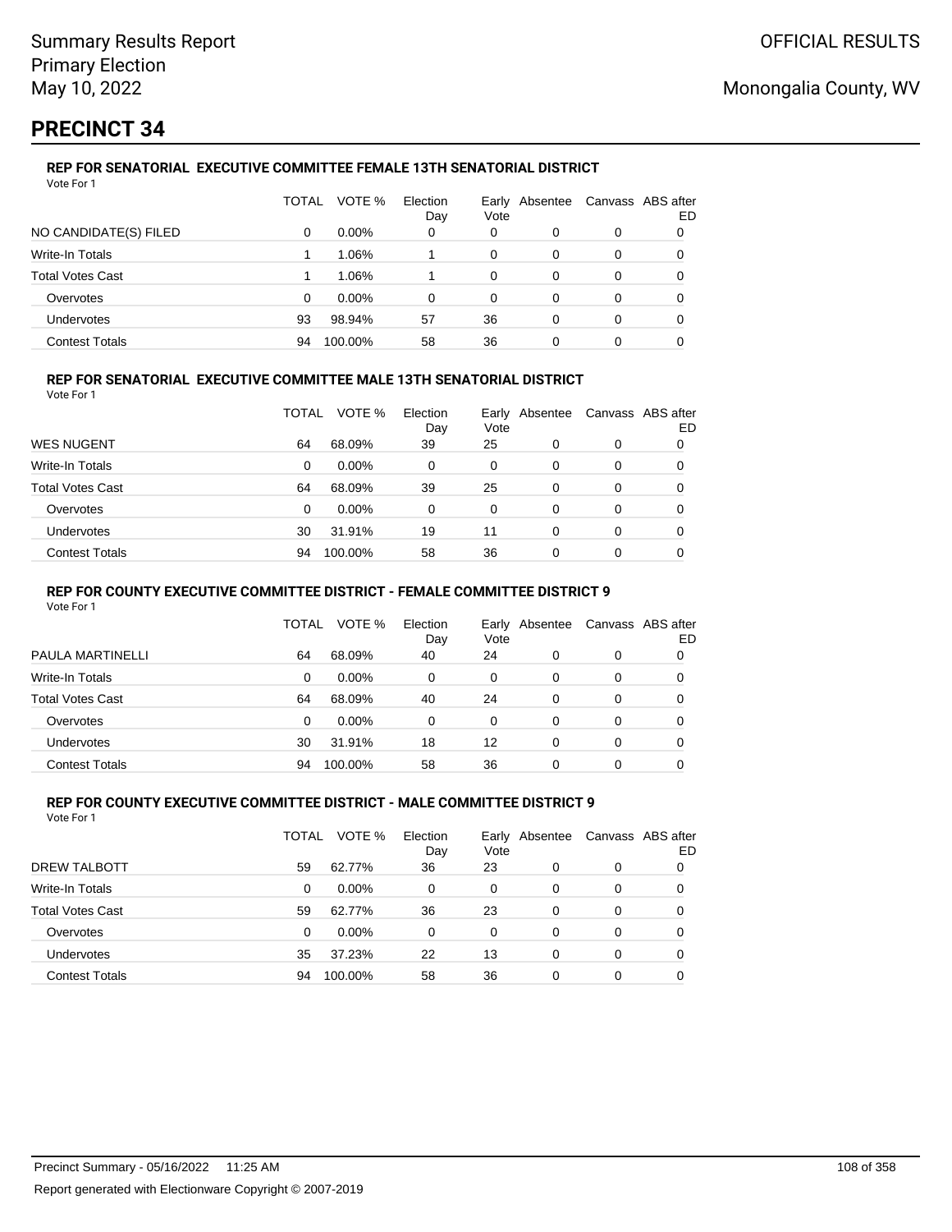Summary Results Report
Primary Election
May 10, 2022

OFFICIAL RESULTS

Monongalia County, WV

# PRECINCT 34

### REP FOR SENATORIAL EXECUTIVE COMMITTEE FEMALE 13TH SENATORIAL DISTRICT

Vote For 1

| | TOTAL | VOTE % | Election Day | Early Vote | Absentee | Canvass | ABS after ED |
|---|---|---|---|---|---|---|---|
| NO CANDIDATE(S) FILED | 0 | 0.00% | 0 | 0 | 0 | 0 | 0 |
| Write-In Totals | 1 | 1.06% | 1 | 0 | 0 | 0 | 0 |
| Total Votes Cast | 1 | 1.06% | 1 | 0 | 0 | 0 | 0 |
| Overvotes | 0 | 0.00% | 0 | 0 | 0 | 0 | 0 |
| Undervotes | 93 | 98.94% | 57 | 36 | 0 | 0 | 0 |
| Contest Totals | 94 | 100.00% | 58 | 36 | 0 | 0 | 0 |

### REP FOR SENATORIAL EXECUTIVE COMMITTEE MALE 13TH SENATORIAL DISTRICT

Vote For 1

| | TOTAL | VOTE % | Election Day | Early Vote | Absentee | Canvass | ABS after ED |
|---|---|---|---|---|---|---|---|
| WES NUGENT | 64 | 68.09% | 39 | 25 | 0 | 0 | 0 |
| Write-In Totals | 0 | 0.00% | 0 | 0 | 0 | 0 | 0 |
| Total Votes Cast | 64 | 68.09% | 39 | 25 | 0 | 0 | 0 |
| Overvotes | 0 | 0.00% | 0 | 0 | 0 | 0 | 0 |
| Undervotes | 30 | 31.91% | 19 | 11 | 0 | 0 | 0 |
| Contest Totals | 94 | 100.00% | 58 | 36 | 0 | 0 | 0 |

### REP FOR COUNTY EXECUTIVE COMMITTEE DISTRICT - FEMALE COMMITTEE DISTRICT 9

Vote For 1

| | TOTAL | VOTE % | Election Day | Early Vote | Absentee | Canvass | ABS after ED |
|---|---|---|---|---|---|---|---|
| PAULA MARTINELLI | 64 | 68.09% | 40 | 24 | 0 | 0 | 0 |
| Write-In Totals | 0 | 0.00% | 0 | 0 | 0 | 0 | 0 |
| Total Votes Cast | 64 | 68.09% | 40 | 24 | 0 | 0 | 0 |
| Overvotes | 0 | 0.00% | 0 | 0 | 0 | 0 | 0 |
| Undervotes | 30 | 31.91% | 18 | 12 | 0 | 0 | 0 |
| Contest Totals | 94 | 100.00% | 58 | 36 | 0 | 0 | 0 |

### REP FOR COUNTY EXECUTIVE COMMITTEE DISTRICT - MALE COMMITTEE DISTRICT 9

Vote For 1

| | TOTAL | VOTE % | Election Day | Early Vote | Absentee | Canvass | ABS after ED |
|---|---|---|---|---|---|---|---|
| DREW TALBOTT | 59 | 62.77% | 36 | 23 | 0 | 0 | 0 |
| Write-In Totals | 0 | 0.00% | 0 | 0 | 0 | 0 | 0 |
| Total Votes Cast | 59 | 62.77% | 36 | 23 | 0 | 0 | 0 |
| Overvotes | 0 | 0.00% | 0 | 0 | 0 | 0 | 0 |
| Undervotes | 35 | 37.23% | 22 | 13 | 0 | 0 | 0 |
| Contest Totals | 94 | 100.00% | 58 | 36 | 0 | 0 | 0 |

Precinct Summary - 05/16/2022 11:25 AM

Report generated with Electionware Copyright © 2007-2019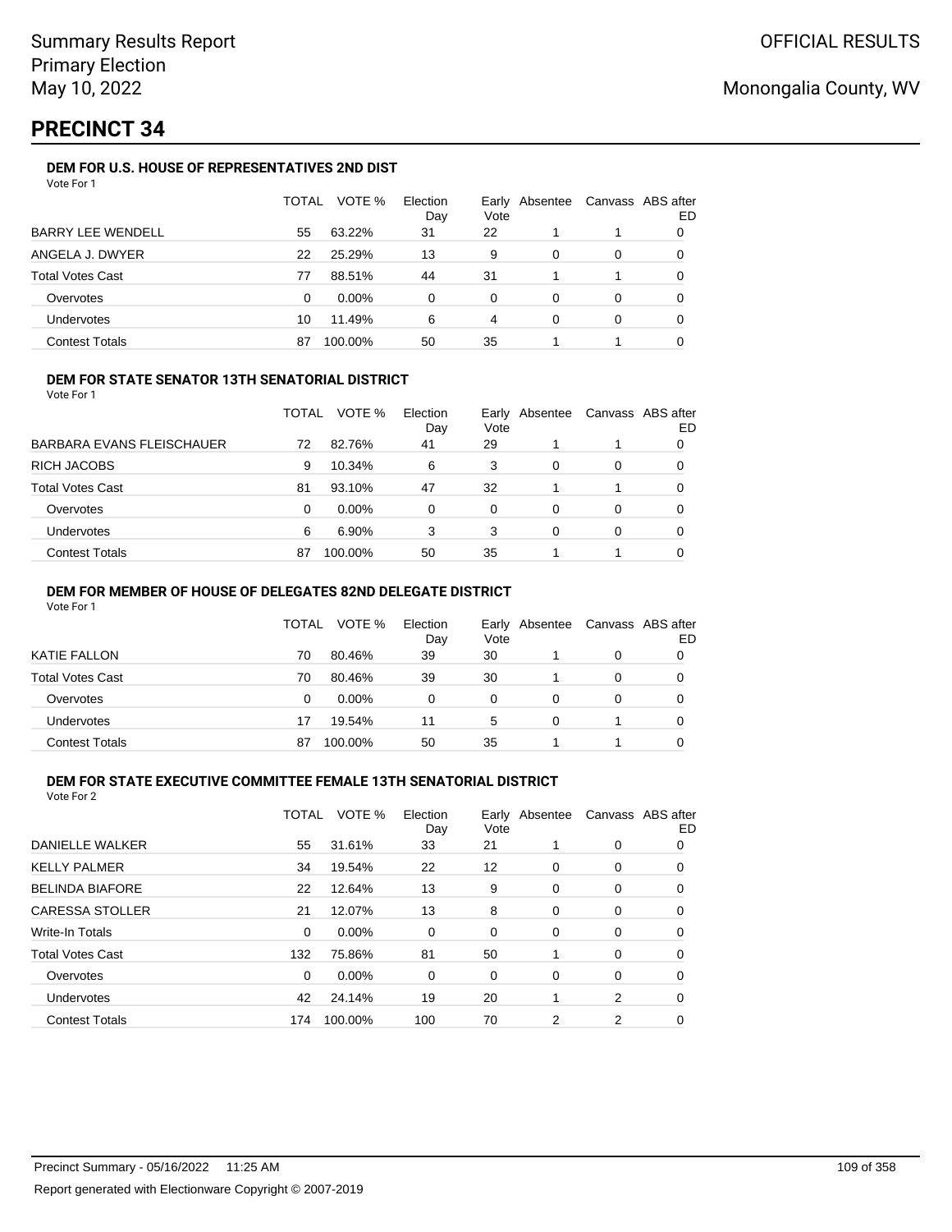Summary Results Report
Primary Election
May 10, 2022

OFFICIAL RESULTS

Monongalia County, WV

# PRECINCT 34

### DEM FOR U.S. HOUSE OF REPRESENTATIVES 2ND DIST

Vote For 1

| | TOTAL | VOTE % | Election Day | Early Vote | Absentee | Canvass | ABS after ED |
|---|---|---|---|---|---|---|---|
| BARRY LEE WENDELL | 55 | 63.22% | 31 | 22 | 1 | 1 | 0 |
| ANGELA J. DWYER | 22 | 25.29% | 13 | 9 | 0 | 0 | 0 |
| Total Votes Cast | 77 | 88.51% | 44 | 31 | 1 | 1 | 0 |
| Overvotes | 0 | 0.00% | 0 | 0 | 0 | 0 | 0 |
| Undervotes | 10 | 11.49% | 6 | 4 | 0 | 0 | 0 |
| Contest Totals | 87 | 100.00% | 50 | 35 | 1 | 1 | 0 |

### DEM FOR STATE SENATOR 13TH SENATORIAL DISTRICT

Vote For 1

| | TOTAL | VOTE % | Election Day | Early Vote | Absentee | Canvass | ABS after ED |
|---|---|---|---|---|---|---|---|
| BARBARA EVANS FLEISCHAUER | 72 | 82.76% | 41 | 29 | 1 | 1 | 0 |
| RICH JACOBS | 9 | 10.34% | 6 | 3 | 0 | 0 | 0 |
| Total Votes Cast | 81 | 93.10% | 47 | 32 | 1 | 1 | 0 |
| Overvotes | 0 | 0.00% | 0 | 0 | 0 | 0 | 0 |
| Undervotes | 6 | 6.90% | 3 | 3 | 0 | 0 | 0 |
| Contest Totals | 87 | 100.00% | 50 | 35 | 1 | 1 | 0 |

### DEM FOR MEMBER OF HOUSE OF DELEGATES 82ND DELEGATE DISTRICT

Vote For 1

| | TOTAL | VOTE % | Election Day | Early Vote | Absentee | Canvass | ABS after ED |
|---|---|---|---|---|---|---|---|
| KATIE FALLON | 70 | 80.46% | 39 | 30 | 1 | 0 | 0 |
| Total Votes Cast | 70 | 80.46% | 39 | 30 | 1 | 0 | 0 |
| Overvotes | 0 | 0.00% | 0 | 0 | 0 | 0 | 0 |
| Undervotes | 17 | 19.54% | 11 | 5 | 0 | 1 | 0 |
| Contest Totals | 87 | 100.00% | 50 | 35 | 1 | 1 | 0 |

### DEM FOR STATE EXECUTIVE COMMITTEE FEMALE 13TH SENATORIAL DISTRICT

Vote For 2

| | TOTAL | VOTE % | Election Day | Early Vote | Absentee | Canvass | ABS after ED |
|---|---|---|---|---|---|---|---|
| DANIELLE WALKER | 55 | 31.61% | 33 | 21 | 1 | 0 | 0 |
| KELLY PALMER | 34 | 19.54% | 22 | 12 | 0 | 0 | 0 |
| BELINDA BIAFORE | 22 | 12.64% | 13 | 9 | 0 | 0 | 0 |
| CARESSA STOLLER | 21 | 12.07% | 13 | 8 | 0 | 0 | 0 |
| Write-In Totals | 0 | 0.00% | 0 | 0 | 0 | 0 | 0 |
| Total Votes Cast | 132 | 75.86% | 81 | 50 | 1 | 0 | 0 |
| Overvotes | 0 | 0.00% | 0 | 0 | 0 | 0 | 0 |
| Undervotes | 42 | 24.14% | 19 | 20 | 1 | 2 | 0 |
| Contest Totals | 174 | 100.00% | 100 | 70 | 2 | 2 | 0 |

Precinct Summary - 05/16/2022 11:25 AM

Report generated with Electionware Copyright © 2007-2019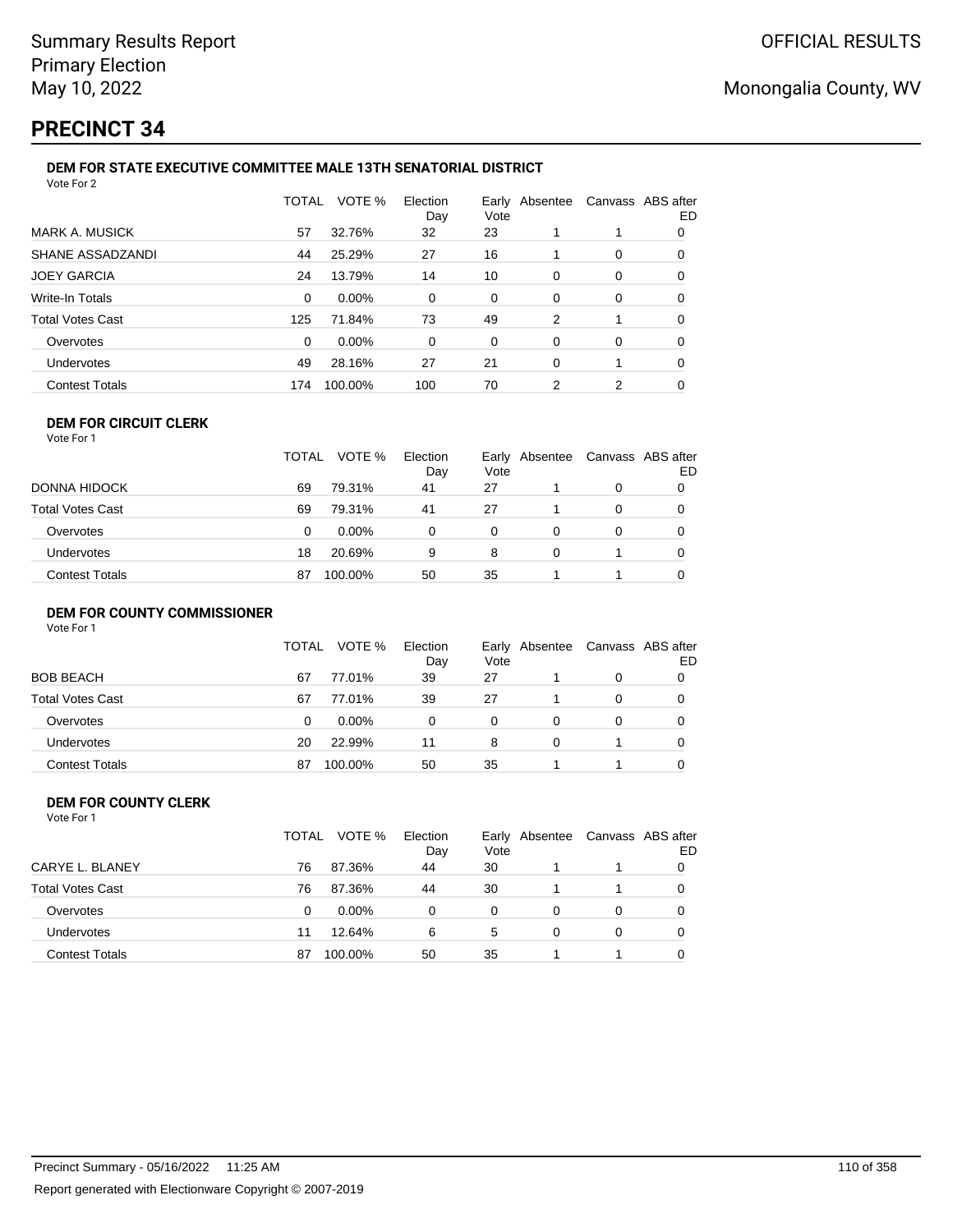# PRECINCT 34

### DEM FOR STATE EXECUTIVE COMMITTEE MALE 13TH SENATORIAL DISTRICT

Vote For 2

| | TOTAL | VOTE % | Election Day | Early Vote | Absentee | Canvass | ABS after ED |
|---|---|---|---|---|---|---|---|
| MARK A. MUSICK | 57 | 32.76% | 32 | 23 | 1 | 1 | 0 |
| SHANE ASSADZANDI | 44 | 25.29% | 27 | 16 | 1 | 0 | 0 |
| JOEY GARCIA | 24 | 13.79% | 14 | 10 | 0 | 0 | 0 |
| Write-In Totals | 0 | 0.00% | 0 | 0 | 0 | 0 | 0 |
| Total Votes Cast | 125 | 71.84% | 73 | 49 | 2 | 1 | 0 |
| Overvotes | 0 | 0.00% | 0 | 0 | 0 | 0 | 0 |
| Undervotes | 49 | 28.16% | 27 | 21 | 0 | 1 | 0 |
| Contest Totals | 174 | 100.00% | 100 | 70 | 2 | 2 | 0 |

### DEM FOR CIRCUIT CLERK

Vote For 1

| | TOTAL | VOTE % | Election Day | Early Vote | Absentee | Canvass | ABS after ED |
|---|---|---|---|---|---|---|---|
| DONNA HIDOCK | 69 | 79.31% | 41 | 27 | 1 | 0 | 0 |
| Total Votes Cast | 69 | 79.31% | 41 | 27 | 1 | 0 | 0 |
| Overvotes | 0 | 0.00% | 0 | 0 | 0 | 0 | 0 |
| Undervotes | 18 | 20.69% | 9 | 8 | 0 | 1 | 0 |
| Contest Totals | 87 | 100.00% | 50 | 35 | 1 | 1 | 0 |

### DEM FOR COUNTY COMMISSIONER

Vote For 1

| | TOTAL | VOTE % | Election Day | Early Vote | Absentee | Canvass | ABS after ED |
|---|---|---|---|---|---|---|---|
| BOB BEACH | 67 | 77.01% | 39 | 27 | 1 | 0 | 0 |
| Total Votes Cast | 67 | 77.01% | 39 | 27 | 1 | 0 | 0 |
| Overvotes | 0 | 0.00% | 0 | 0 | 0 | 0 | 0 |
| Undervotes | 20 | 22.99% | 11 | 8 | 0 | 1 | 0 |
| Contest Totals | 87 | 100.00% | 50 | 35 | 1 | 1 | 0 |

### DEM FOR COUNTY CLERK

Vote For 1

| | TOTAL | VOTE % | Election Day | Early Vote | Absentee | Canvass | ABS after ED |
|---|---|---|---|---|---|---|---|
| CARYE L. BLANEY | 76 | 87.36% | 44 | 30 | 1 | 1 | 0 |
| Total Votes Cast | 76 | 87.36% | 44 | 30 | 1 | 1 | 0 |
| Overvotes | 0 | 0.00% | 0 | 0 | 0 | 0 | 0 |
| Undervotes | 11 | 12.64% | 6 | 5 | 0 | 0 | 0 |
| Contest Totals | 87 | 100.00% | 50 | 35 | 1 | 1 | 0 |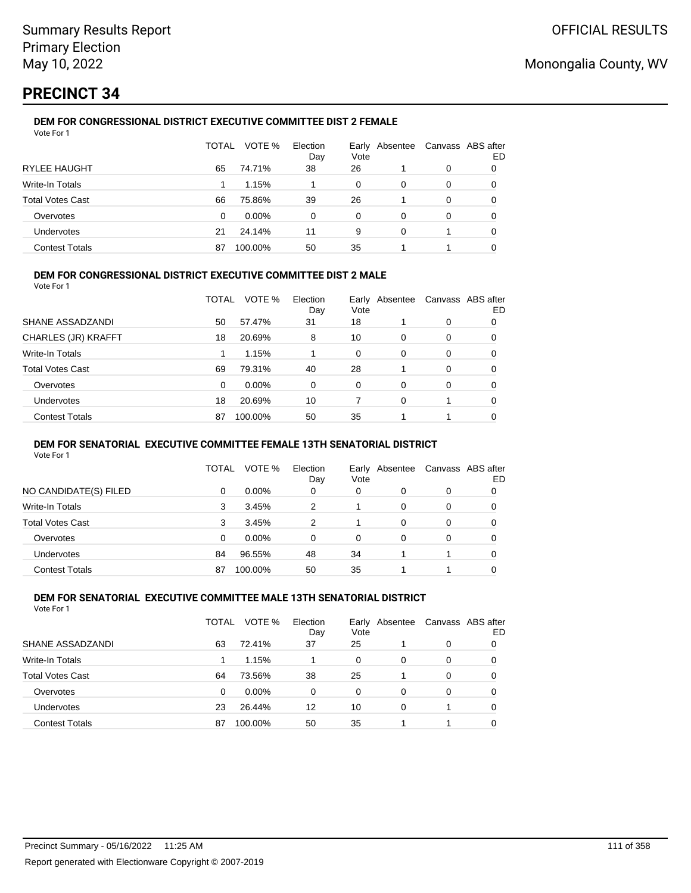# PRECINCT 34

### DEM FOR CONGRESSIONAL DISTRICT EXECUTIVE COMMITTEE DIST 2 FEMALE

Vote For 1

| | TOTAL | VOTE % | Election Day | Early Vote | Absentee | Canvass | ABS after ED |
|---|---|---|---|---|---|---|---|
| RYLEE HAUGHT | 65 | 74.71% | 38 | 26 | 1 | 0 | 0 |
| Write-In Totals | 1 | 1.15% | 1 | 0 | 0 | 0 | 0 |
| Total Votes Cast | 66 | 75.86% | 39 | 26 | 1 | 0 | 0 |
| Overvotes | 0 | 0.00% | 0 | 0 | 0 | 0 | 0 |
| Undervotes | 21 | 24.14% | 11 | 9 | 0 | 1 | 0 |
| Contest Totals | 87 | 100.00% | 50 | 35 | 1 | 1 | 0 |

### DEM FOR CONGRESSIONAL DISTRICT EXECUTIVE COMMITTEE DIST 2 MALE

Vote For 1

| | TOTAL | VOTE % | Election Day | Early Vote | Absentee | Canvass | ABS after ED |
|---|---|---|---|---|---|---|---|
| SHANE ASSADZANDI | 50 | 57.47% | 31 | 18 | 1 | 0 | 0 |
| CHARLES (JR) KRAFFT | 18 | 20.69% | 8 | 10 | 0 | 0 | 0 |
| Write-In Totals | 1 | 1.15% | 1 | 0 | 0 | 0 | 0 |
| Total Votes Cast | 69 | 79.31% | 40 | 28 | 1 | 0 | 0 |
| Overvotes | 0 | 0.00% | 0 | 0 | 0 | 0 | 0 |
| Undervotes | 18 | 20.69% | 10 | 7 | 0 | 1 | 0 |
| Contest Totals | 87 | 100.00% | 50 | 35 | 1 | 1 | 0 |

### DEM FOR SENATORIAL EXECUTIVE COMMITTEE FEMALE 13TH SENATORIAL DISTRICT

Vote For 1

| | TOTAL | VOTE % | Election Day | Early Vote | Absentee | Canvass | ABS after ED |
|---|---|---|---|---|---|---|---|
| NO CANDIDATE(S) FILED | 0 | 0.00% | 0 | 0 | 0 | 0 | 0 |
| Write-In Totals | 3 | 3.45% | 2 | 1 | 0 | 0 | 0 |
| Total Votes Cast | 3 | 3.45% | 2 | 1 | 0 | 0 | 0 |
| Overvotes | 0 | 0.00% | 0 | 0 | 0 | 0 | 0 |
| Undervotes | 84 | 96.55% | 48 | 34 | 1 | 1 | 0 |
| Contest Totals | 87 | 100.00% | 50 | 35 | 1 | 1 | 0 |

### DEM FOR SENATORIAL EXECUTIVE COMMITTEE MALE 13TH SENATORIAL DISTRICT

Vote For 1

| | TOTAL | VOTE % | Election Day | Early Vote | Absentee | Canvass | ABS after ED |
|---|---|---|---|---|---|---|---|
| SHANE ASSADZANDI | 63 | 72.41% | 37 | 25 | 1 | 0 | 0 |
| Write-In Totals | 1 | 1.15% | 1 | 0 | 0 | 0 | 0 |
| Total Votes Cast | 64 | 73.56% | 38 | 25 | 1 | 0 | 0 |
| Overvotes | 0 | 0.00% | 0 | 0 | 0 | 0 | 0 |
| Undervotes | 23 | 26.44% | 12 | 10 | 0 | 1 | 0 |
| Contest Totals | 87 | 100.00% | 50 | 35 | 1 | 1 | 0 |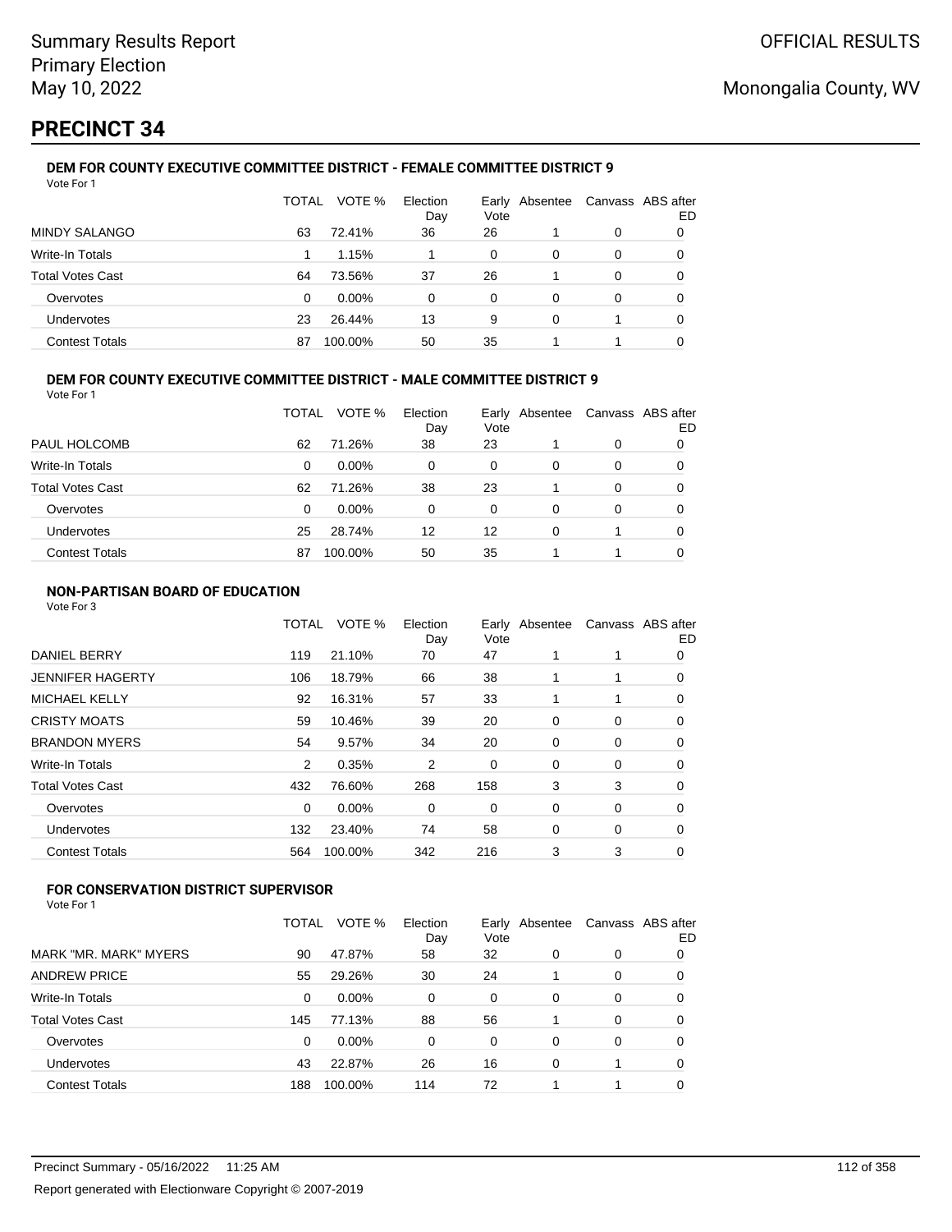Summary Results Report
Primary Election
May 10, 2022

OFFICIAL RESULTS

Monongalia County, WV

# PRECINCT 34

### DEM FOR COUNTY EXECUTIVE COMMITTEE DISTRICT - FEMALE COMMITTEE DISTRICT 9

Vote For 1

| | TOTAL | VOTE % | Election Day | Early Vote | Absentee | Canvass | ABS after ED |
|---|---|---|---|---|---|---|---|
| MINDY SALANGO | 63 | 72.41% | 36 | 26 | 1 | 0 | 0 |
| Write-In Totals | 1 | 1.15% | 1 | 0 | 0 | 0 | 0 |
| Total Votes Cast | 64 | 73.56% | 37 | 26 | 1 | 0 | 0 |
| Overvotes | 0 | 0.00% | 0 | 0 | 0 | 0 | 0 |
| Undervotes | 23 | 26.44% | 13 | 9 | 0 | 1 | 0 |
| Contest Totals | 87 | 100.00% | 50 | 35 | 1 | 1 | 0 |

### DEM FOR COUNTY EXECUTIVE COMMITTEE DISTRICT - MALE COMMITTEE DISTRICT 9

Vote For 1

| | TOTAL | VOTE % | Election Day | Early Vote | Absentee | Canvass | ABS after ED |
|---|---|---|---|---|---|---|---|
| PAUL HOLCOMB | 62 | 71.26% | 38 | 23 | 1 | 0 | 0 |
| Write-In Totals | 0 | 0.00% | 0 | 0 | 0 | 0 | 0 |
| Total Votes Cast | 62 | 71.26% | 38 | 23 | 1 | 0 | 0 |
| Overvotes | 0 | 0.00% | 0 | 0 | 0 | 0 | 0 |
| Undervotes | 25 | 28.74% | 12 | 12 | 0 | 1 | 0 |
| Contest Totals | 87 | 100.00% | 50 | 35 | 1 | 1 | 0 |

### NON-PARTISAN BOARD OF EDUCATION

Vote For 3

| | TOTAL | VOTE % | Election Day | Early Vote | Absentee | Canvass | ABS after ED |
|---|---|---|---|---|---|---|---|
| DANIEL BERRY | 119 | 21.10% | 70 | 47 | 1 | 1 | 0 |
| JENNIFER HAGERTY | 106 | 18.79% | 66 | 38 | 1 | 1 | 0 |
| MICHAEL KELLY | 92 | 16.31% | 57 | 33 | 1 | 1 | 0 |
| CRISTY MOATS | 59 | 10.46% | 39 | 20 | 0 | 0 | 0 |
| BRANDON MYERS | 54 | 9.57% | 34 | 20 | 0 | 0 | 0 |
| Write-In Totals | 2 | 0.35% | 2 | 0 | 0 | 0 | 0 |
| Total Votes Cast | 432 | 76.60% | 268 | 158 | 3 | 3 | 0 |
| Overvotes | 0 | 0.00% | 0 | 0 | 0 | 0 | 0 |
| Undervotes | 132 | 23.40% | 74 | 58 | 0 | 0 | 0 |
| Contest Totals | 564 | 100.00% | 342 | 216 | 3 | 3 | 0 |

### FOR CONSERVATION DISTRICT SUPERVISOR

Vote For 1

| | TOTAL | VOTE % | Election Day | Early Vote | Absentee | Canvass | ABS after ED |
|---|---|---|---|---|---|---|---|
| MARK "MR. MARK" MYERS | 90 | 47.87% | 58 | 32 | 0 | 0 | 0 |
| ANDREW PRICE | 55 | 29.26% | 30 | 24 | 1 | 0 | 0 |
| Write-In Totals | 0 | 0.00% | 0 | 0 | 0 | 0 | 0 |
| Total Votes Cast | 145 | 77.13% | 88 | 56 | 1 | 0 | 0 |
| Overvotes | 0 | 0.00% | 0 | 0 | 0 | 0 | 0 |
| Undervotes | 43 | 22.87% | 26 | 16 | 0 | 1 | 0 |
| Contest Totals | 188 | 100.00% | 114 | 72 | 1 | 1 | 0 |

Precinct Summary - 05/16/2022 11:25 AM

Report generated with Electionware Copyright © 2007-2019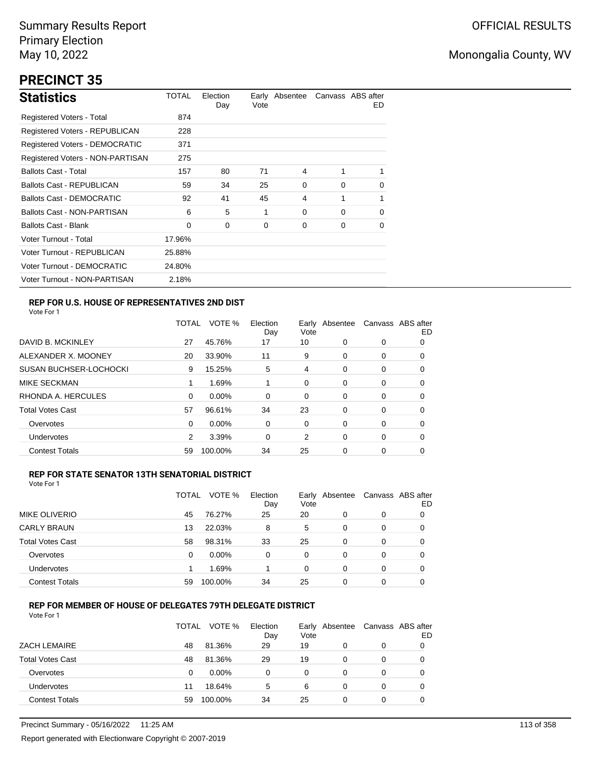Summary Results Report
Primary Election
May 10, 2022

OFFICIAL RESULTS

Monongalia County, WV

# PRECINCT 35

## Statistics

| Statistics | TOTAL | Election Day | Early Vote | Absentee | Canvass | ABS after ED |
|---|---|---|---|---|---|---|
| Registered Voters - Total | 874 | | | | | |
| Registered Voters - REPUBLICAN | 228 | | | | | |
| Registered Voters - DEMOCRATIC | 371 | | | | | |
| Registered Voters - NON-PARTISAN | 275 | | | | | |
| Ballots Cast - Total | 157 | 80 | 71 | 4 | 1 | 1 |
| Ballots Cast - REPUBLICAN | 59 | 34 | 25 | 0 | 0 | 0 |
| Ballots Cast - DEMOCRATIC | 92 | 41 | 45 | 4 | 1 | 1 |
| Ballots Cast - NON-PARTISAN | 6 | 5 | 1 | 0 | 0 | 0 |
| Ballots Cast - Blank | 0 | 0 | 0 | 0 | 0 | 0 |
| Voter Turnout - Total | 17.96% | | | | | |
| Voter Turnout - REPUBLICAN | 25.88% | | | | | |
| Voter Turnout - DEMOCRATIC | 24.80% | | | | | |
| Voter Turnout - NON-PARTISAN | 2.18% | | | | | |

### REP FOR U.S. HOUSE OF REPRESENTATIVES 2ND DIST

Vote For 1

| | TOTAL | VOTE % | Election Day | Early Vote | Absentee | Canvass | ABS after ED |
|---|---|---|---|---|---|---|---|
| DAVID B. MCKINLEY | 27 | 45.76% | 17 | 10 | 0 | 0 | 0 |
| ALEXANDER X. MOONEY | 20 | 33.90% | 11 | 9 | 0 | 0 | 0 |
| SUSAN BUCHSER-LOCHOCKI | 9 | 15.25% | 5 | 4 | 0 | 0 | 0 |
| MIKE SECKMAN | 1 | 1.69% | 1 | 0 | 0 | 0 | 0 |
| RHONDA A. HERCULES | 0 | 0.00% | 0 | 0 | 0 | 0 | 0 |
| Total Votes Cast | 57 | 96.61% | 34 | 23 | 0 | 0 | 0 |
| Overvotes | 0 | 0.00% | 0 | 0 | 0 | 0 | 0 |
| Undervotes | 2 | 3.39% | 0 | 2 | 0 | 0 | 0 |
| Contest Totals | 59 | 100.00% | 34 | 25 | 0 | 0 | 0 |

### REP FOR STATE SENATOR 13TH SENATORIAL DISTRICT

Vote For 1

| | TOTAL | VOTE % | Election Day | Early Vote | Absentee | Canvass | ABS after ED |
|---|---|---|---|---|---|---|---|
| MIKE OLIVERIO | 45 | 76.27% | 25 | 20 | 0 | 0 | 0 |
| CARLY BRAUN | 13 | 22.03% | 8 | 5 | 0 | 0 | 0 |
| Total Votes Cast | 58 | 98.31% | 33 | 25 | 0 | 0 | 0 |
| Overvotes | 0 | 0.00% | 0 | 0 | 0 | 0 | 0 |
| Undervotes | 1 | 1.69% | 1 | 0 | 0 | 0 | 0 |
| Contest Totals | 59 | 100.00% | 34 | 25 | 0 | 0 | 0 |

### REP FOR MEMBER OF HOUSE OF DELEGATES 79TH DELEGATE DISTRICT

Vote For 1

| | TOTAL | VOTE % | Election Day | Early Vote | Absentee | Canvass | ABS after ED |
|---|---|---|---|---|---|---|---|
| ZACH LEMAIRE | 48 | 81.36% | 29 | 19 | 0 | 0 | 0 |
| Total Votes Cast | 48 | 81.36% | 29 | 19 | 0 | 0 | 0 |
| Overvotes | 0 | 0.00% | 0 | 0 | 0 | 0 | 0 |
| Undervotes | 11 | 18.64% | 5 | 6 | 0 | 0 | 0 |
| Contest Totals | 59 | 100.00% | 34 | 25 | 0 | 0 | 0 |

Precinct Summary - 05/16/2022 11:25 AM

Report generated with Electionware Copyright © 2007-2019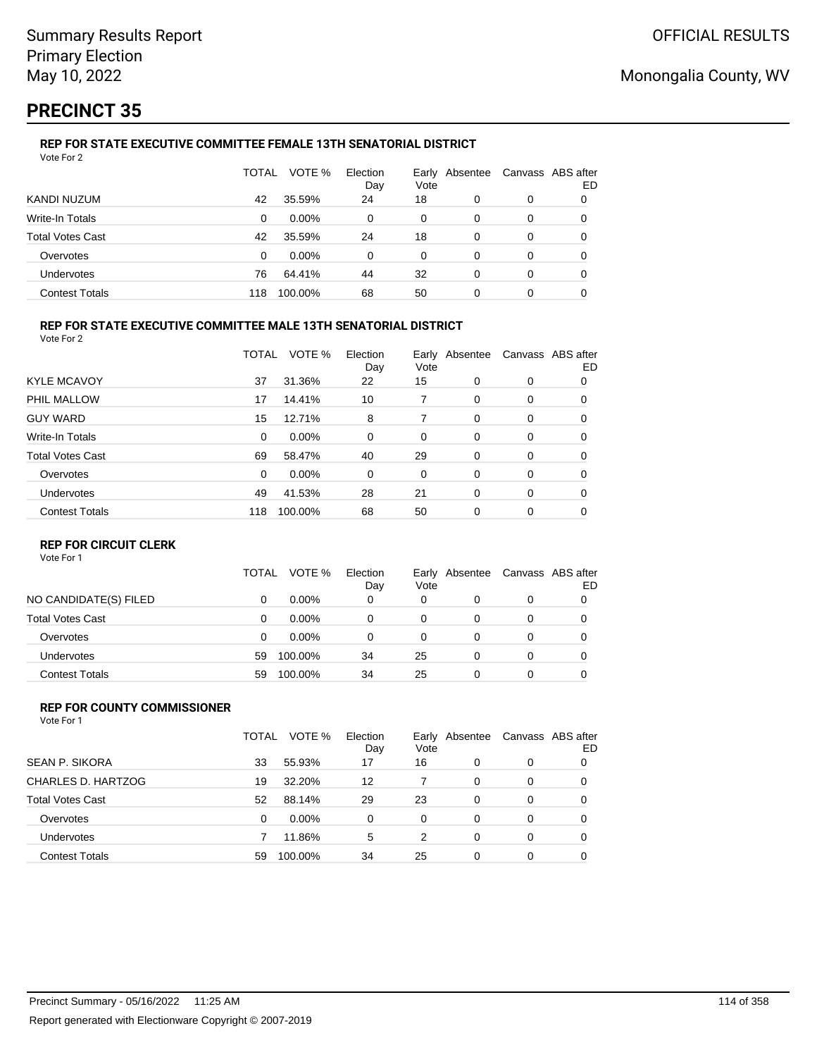Summary Results Report
Primary Election
May 10, 2022

OFFICIAL RESULTS

Monongalia County, WV

# PRECINCT 35

### REP FOR STATE EXECUTIVE COMMITTEE FEMALE 13TH SENATORIAL DISTRICT

Vote For 2

| | TOTAL | VOTE % | Election Day | Early Vote | Absentee | Canvass | ABS after ED |
|---|---|---|---|---|---|---|---|
| KANDI NUZUM | 42 | 35.59% | 24 | 18 | 0 | 0 | 0 |
| Write-In Totals | 0 | 0.00% | 0 | 0 | 0 | 0 | 0 |
| Total Votes Cast | 42 | 35.59% | 24 | 18 | 0 | 0 | 0 |
| Overvotes | 0 | 0.00% | 0 | 0 | 0 | 0 | 0 |
| Undervotes | 76 | 64.41% | 44 | 32 | 0 | 0 | 0 |
| Contest Totals | 118 | 100.00% | 68 | 50 | 0 | 0 | 0 |

### REP FOR STATE EXECUTIVE COMMITTEE MALE 13TH SENATORIAL DISTRICT

Vote For 2

| | TOTAL | VOTE % | Election Day | Early Vote | Absentee | Canvass | ABS after ED |
|---|---|---|---|---|---|---|---|
| KYLE MCAVOY | 37 | 31.36% | 22 | 15 | 0 | 0 | 0 |
| PHIL MALLOW | 17 | 14.41% | 10 | 7 | 0 | 0 | 0 |
| GUY WARD | 15 | 12.71% | 8 | 7 | 0 | 0 | 0 |
| Write-In Totals | 0 | 0.00% | 0 | 0 | 0 | 0 | 0 |
| Total Votes Cast | 69 | 58.47% | 40 | 29 | 0 | 0 | 0 |
| Overvotes | 0 | 0.00% | 0 | 0 | 0 | 0 | 0 |
| Undervotes | 49 | 41.53% | 28 | 21 | 0 | 0 | 0 |
| Contest Totals | 118 | 100.00% | 68 | 50 | 0 | 0 | 0 |

### REP FOR CIRCUIT CLERK

Vote For 1

| | TOTAL | VOTE % | Election Day | Early Vote | Absentee | Canvass | ABS after ED |
|---|---|---|---|---|---|---|---|
| NO CANDIDATE(S) FILED | 0 | 0.00% | 0 | 0 | 0 | 0 | 0 |
| Total Votes Cast | 0 | 0.00% | 0 | 0 | 0 | 0 | 0 |
| Overvotes | 0 | 0.00% | 0 | 0 | 0 | 0 | 0 |
| Undervotes | 59 | 100.00% | 34 | 25 | 0 | 0 | 0 |
| Contest Totals | 59 | 100.00% | 34 | 25 | 0 | 0 | 0 |

### REP FOR COUNTY COMMISSIONER

Vote For 1

| | TOTAL | VOTE % | Election Day | Early Vote | Absentee | Canvass | ABS after ED |
|---|---|---|---|---|---|---|---|
| SEAN P. SIKORA | 33 | 55.93% | 17 | 16 | 0 | 0 | 0 |
| CHARLES D. HARTZOG | 19 | 32.20% | 12 | 7 | 0 | 0 | 0 |
| Total Votes Cast | 52 | 88.14% | 29 | 23 | 0 | 0 | 0 |
| Overvotes | 0 | 0.00% | 0 | 0 | 0 | 0 | 0 |
| Undervotes | 7 | 11.86% | 5 | 2 | 0 | 0 | 0 |
| Contest Totals | 59 | 100.00% | 34 | 25 | 0 | 0 | 0 |

Precinct Summary - 05/16/2022 11:25 AM

Report generated with Electionware Copyright © 2007-2019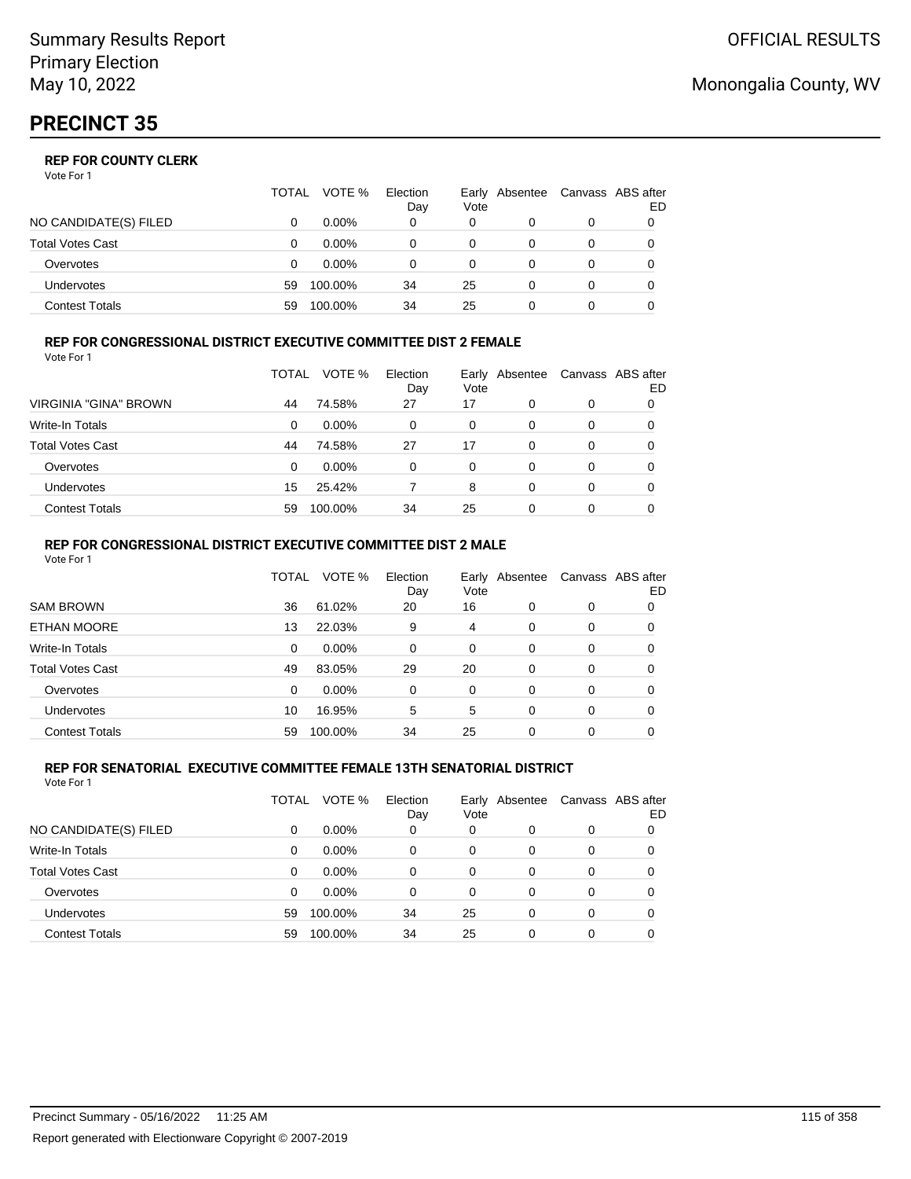# PRECINCT 35

### REP FOR COUNTY CLERK

Vote For 1

| | TOTAL | VOTE % | Election Day | Early Vote | Absentee | Canvass | ABS after ED |
|---|---|---|---|---|---|---|---|
| NO CANDIDATE(S) FILED | 0 | 0.00% | 0 | 0 | 0 | 0 | 0 |
| Total Votes Cast | 0 | 0.00% | 0 | 0 | 0 | 0 | 0 |
| Overvotes | 0 | 0.00% | 0 | 0 | 0 | 0 | 0 |
| Undervotes | 59 | 100.00% | 34 | 25 | 0 | 0 | 0 |
| Contest Totals | 59 | 100.00% | 34 | 25 | 0 | 0 | 0 |

### REP FOR CONGRESSIONAL DISTRICT EXECUTIVE COMMITTEE DIST 2 FEMALE

Vote For 1

| | TOTAL | VOTE % | Election Day | Early Vote | Absentee | Canvass | ABS after ED |
|---|---|---|---|---|---|---|---|
| VIRGINIA "GINA" BROWN | 44 | 74.58% | 27 | 17 | 0 | 0 | 0 |
| Write-In Totals | 0 | 0.00% | 0 | 0 | 0 | 0 | 0 |
| Total Votes Cast | 44 | 74.58% | 27 | 17 | 0 | 0 | 0 |
| Overvotes | 0 | 0.00% | 0 | 0 | 0 | 0 | 0 |
| Undervotes | 15 | 25.42% | 7 | 8 | 0 | 0 | 0 |
| Contest Totals | 59 | 100.00% | 34 | 25 | 0 | 0 | 0 |

### REP FOR CONGRESSIONAL DISTRICT EXECUTIVE COMMITTEE DIST 2 MALE

Vote For 1

| | TOTAL | VOTE % | Election Day | Early Vote | Absentee | Canvass | ABS after ED |
|---|---|---|---|---|---|---|---|
| SAM BROWN | 36 | 61.02% | 20 | 16 | 0 | 0 | 0 |
| ETHAN MOORE | 13 | 22.03% | 9 | 4 | 0 | 0 | 0 |
| Write-In Totals | 0 | 0.00% | 0 | 0 | 0 | 0 | 0 |
| Total Votes Cast | 49 | 83.05% | 29 | 20 | 0 | 0 | 0 |
| Overvotes | 0 | 0.00% | 0 | 0 | 0 | 0 | 0 |
| Undervotes | 10 | 16.95% | 5 | 5 | 0 | 0 | 0 |
| Contest Totals | 59 | 100.00% | 34 | 25 | 0 | 0 | 0 |

### REP FOR SENATORIAL EXECUTIVE COMMITTEE FEMALE 13TH SENATORIAL DISTRICT

Vote For 1

| | TOTAL | VOTE % | Election Day | Early Vote | Absentee | Canvass | ABS after ED |
|---|---|---|---|---|---|---|---|
| NO CANDIDATE(S) FILED | 0 | 0.00% | 0 | 0 | 0 | 0 | 0 |
| Write-In Totals | 0 | 0.00% | 0 | 0 | 0 | 0 | 0 |
| Total Votes Cast | 0 | 0.00% | 0 | 0 | 0 | 0 | 0 |
| Overvotes | 0 | 0.00% | 0 | 0 | 0 | 0 | 0 |
| Undervotes | 59 | 100.00% | 34 | 25 | 0 | 0 | 0 |
| Contest Totals | 59 | 100.00% | 34 | 25 | 0 | 0 | 0 |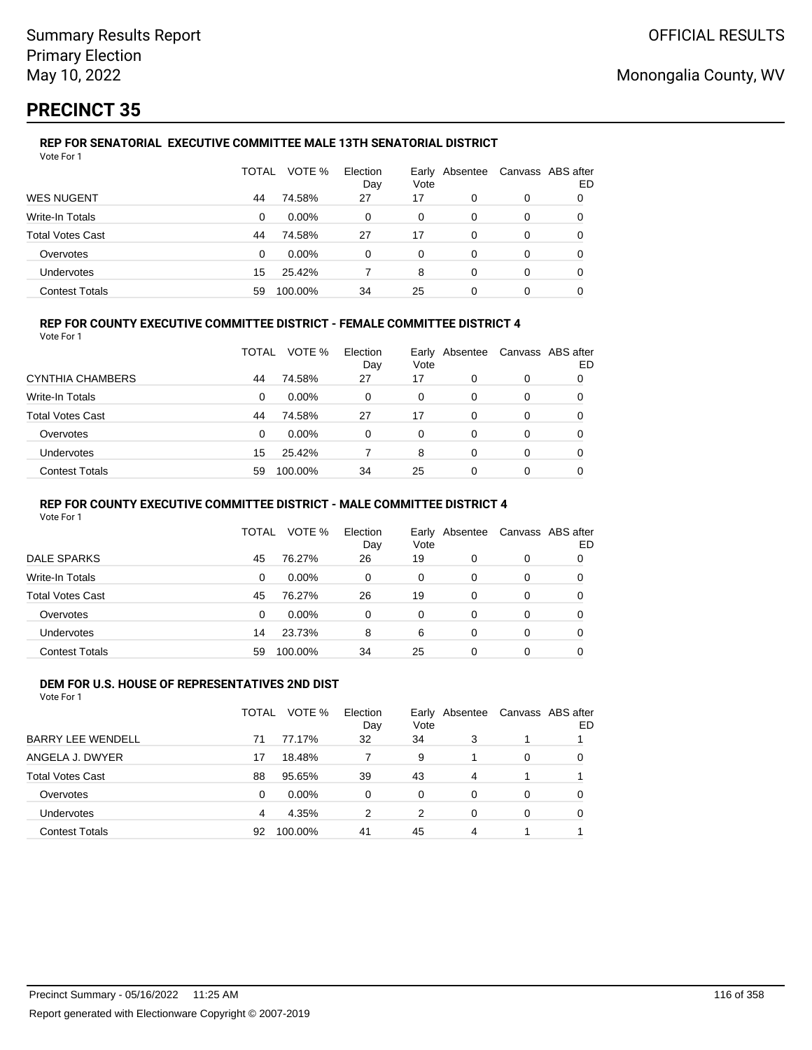Summary Results Report
Primary Election
May 10, 2022

OFFICIAL RESULTS

Monongalia County, WV

# PRECINCT 35

### REP FOR SENATORIAL EXECUTIVE COMMITTEE MALE 13TH SENATORIAL DISTRICT

Vote For 1

| | TOTAL | VOTE % | Election Day | Early Vote | Absentee | Canvass | ABS after ED |
|---|---|---|---|---|---|---|---|
| WES NUGENT | 44 | 74.58% | 27 | 17 | 0 | 0 | 0 |
| Write-In Totals | 0 | 0.00% | 0 | 0 | 0 | 0 | 0 |
| Total Votes Cast | 44 | 74.58% | 27 | 17 | 0 | 0 | 0 |
| Overvotes | 0 | 0.00% | 0 | 0 | 0 | 0 | 0 |
| Undervotes | 15 | 25.42% | 7 | 8 | 0 | 0 | 0 |
| Contest Totals | 59 | 100.00% | 34 | 25 | 0 | 0 | 0 |

### REP FOR COUNTY EXECUTIVE COMMITTEE DISTRICT - FEMALE COMMITTEE DISTRICT 4

Vote For 1

| | TOTAL | VOTE % | Election Day | Early Vote | Absentee | Canvass | ABS after ED |
|---|---|---|---|---|---|---|---|
| CYNTHIA CHAMBERS | 44 | 74.58% | 27 | 17 | 0 | 0 | 0 |
| Write-In Totals | 0 | 0.00% | 0 | 0 | 0 | 0 | 0 |
| Total Votes Cast | 44 | 74.58% | 27 | 17 | 0 | 0 | 0 |
| Overvotes | 0 | 0.00% | 0 | 0 | 0 | 0 | 0 |
| Undervotes | 15 | 25.42% | 7 | 8 | 0 | 0 | 0 |
| Contest Totals | 59 | 100.00% | 34 | 25 | 0 | 0 | 0 |

### REP FOR COUNTY EXECUTIVE COMMITTEE DISTRICT - MALE COMMITTEE DISTRICT 4

Vote For 1

| | TOTAL | VOTE % | Election Day | Early Vote | Absentee | Canvass | ABS after ED |
|---|---|---|---|---|---|---|---|
| DALE SPARKS | 45 | 76.27% | 26 | 19 | 0 | 0 | 0 |
| Write-In Totals | 0 | 0.00% | 0 | 0 | 0 | 0 | 0 |
| Total Votes Cast | 45 | 76.27% | 26 | 19 | 0 | 0 | 0 |
| Overvotes | 0 | 0.00% | 0 | 0 | 0 | 0 | 0 |
| Undervotes | 14 | 23.73% | 8 | 6 | 0 | 0 | 0 |
| Contest Totals | 59 | 100.00% | 34 | 25 | 0 | 0 | 0 |

### DEM FOR U.S. HOUSE OF REPRESENTATIVES 2ND DIST

Vote For 1

| | TOTAL | VOTE % | Election Day | Early Vote | Absentee | Canvass | ABS after ED |
|---|---|---|---|---|---|---|---|
| BARRY LEE WENDELL | 71 | 77.17% | 32 | 34 | 3 | 1 | 1 |
| ANGELA J. DWYER | 17 | 18.48% | 7 | 9 | 1 | 0 | 0 |
| Total Votes Cast | 88 | 95.65% | 39 | 43 | 4 | 1 | 1 |
| Overvotes | 0 | 0.00% | 0 | 0 | 0 | 0 | 0 |
| Undervotes | 4 | 4.35% | 2 | 2 | 0 | 0 | 0 |
| Contest Totals | 92 | 100.00% | 41 | 45 | 4 | 1 | 1 |

Precinct Summary - 05/16/2022 11:25 AM

Report generated with Electionware Copyright © 2007-2019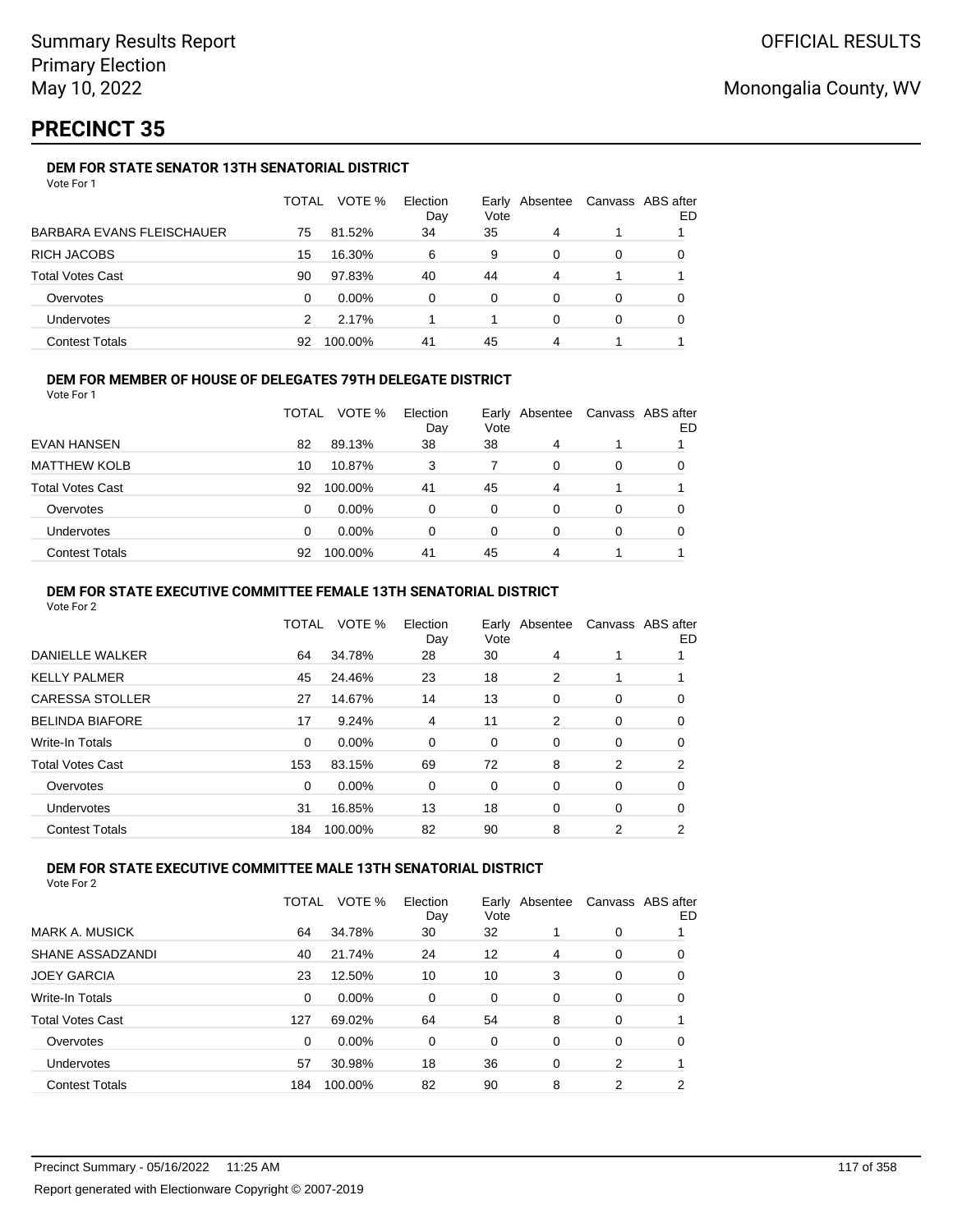# PRECINCT 35

### DEM FOR STATE SENATOR 13TH SENATORIAL DISTRICT

Vote For 1

| | TOTAL | VOTE % | Election Day | Early Vote | Absentee | Canvass | ABS after ED |
|---|---|---|---|---|---|---|---|
| BARBARA EVANS FLEISCHAUER | 75 | 81.52% | 34 | 35 | 4 | 1 | 1 |
| RICH JACOBS | 15 | 16.30% | 6 | 9 | 0 | 0 | 0 |
| Total Votes Cast | 90 | 97.83% | 40 | 44 | 4 | 1 | 1 |
| Overvotes | 0 | 0.00% | 0 | 0 | 0 | 0 | 0 |
| Undervotes | 2 | 2.17% | 1 | 1 | 0 | 0 | 0 |
| Contest Totals | 92 | 100.00% | 41 | 45 | 4 | 1 | 1 |

### DEM FOR MEMBER OF HOUSE OF DELEGATES 79TH DELEGATE DISTRICT

Vote For 1

| | TOTAL | VOTE % | Election Day | Early Vote | Absentee | Canvass | ABS after ED |
|---|---|---|---|---|---|---|---|
| EVAN HANSEN | 82 | 89.13% | 38 | 38 | 4 | 1 | 1 |
| MATTHEW KOLB | 10 | 10.87% | 3 | 7 | 0 | 0 | 0 |
| Total Votes Cast | 92 | 100.00% | 41 | 45 | 4 | 1 | 1 |
| Overvotes | 0 | 0.00% | 0 | 0 | 0 | 0 | 0 |
| Undervotes | 0 | 0.00% | 0 | 0 | 0 | 0 | 0 |
| Contest Totals | 92 | 100.00% | 41 | 45 | 4 | 1 | 1 |

### DEM FOR STATE EXECUTIVE COMMITTEE FEMALE 13TH SENATORIAL DISTRICT

Vote For 2

| | TOTAL | VOTE % | Election Day | Early Vote | Absentee | Canvass | ABS after ED |
|---|---|---|---|---|---|---|---|
| DANIELLE WALKER | 64 | 34.78% | 28 | 30 | 4 | 1 | 1 |
| KELLY PALMER | 45 | 24.46% | 23 | 18 | 2 | 1 | 1 |
| CARESSA STOLLER | 27 | 14.67% | 14 | 13 | 0 | 0 | 0 |
| BELINDA BIAFORE | 17 | 9.24% | 4 | 11 | 2 | 0 | 0 |
| Write-In Totals | 0 | 0.00% | 0 | 0 | 0 | 0 | 0 |
| Total Votes Cast | 153 | 83.15% | 69 | 72 | 8 | 2 | 2 |
| Overvotes | 0 | 0.00% | 0 | 0 | 0 | 0 | 0 |
| Undervotes | 31 | 16.85% | 13 | 18 | 0 | 0 | 0 |
| Contest Totals | 184 | 100.00% | 82 | 90 | 8 | 2 | 2 |

### DEM FOR STATE EXECUTIVE COMMITTEE MALE 13TH SENATORIAL DISTRICT

Vote For 2

| | TOTAL | VOTE % | Election Day | Early Vote | Absentee | Canvass | ABS after ED |
|---|---|---|---|---|---|---|---|
| MARK A. MUSICK | 64 | 34.78% | 30 | 32 | 1 | 0 | 1 |
| SHANE ASSADZANDI | 40 | 21.74% | 24 | 12 | 4 | 0 | 0 |
| JOEY GARCIA | 23 | 12.50% | 10 | 10 | 3 | 0 | 0 |
| Write-In Totals | 0 | 0.00% | 0 | 0 | 0 | 0 | 0 |
| Total Votes Cast | 127 | 69.02% | 64 | 54 | 8 | 0 | 1 |
| Overvotes | 0 | 0.00% | 0 | 0 | 0 | 0 | 0 |
| Undervotes | 57 | 30.98% | 18 | 36 | 0 | 2 | 1 |
| Contest Totals | 184 | 100.00% | 82 | 90 | 8 | 2 | 2 |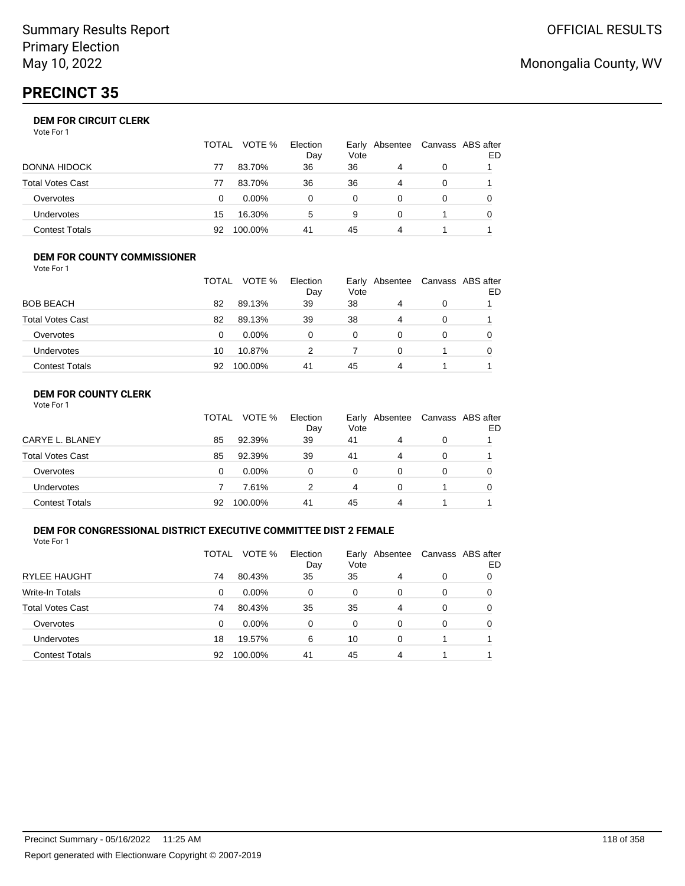Summary Results Report
Primary Election
May 10, 2022

OFFICIAL RESULTS

Monongalia County, WV

# PRECINCT 35

### DEM FOR CIRCUIT CLERK

Vote For 1

| | TOTAL | VOTE % | Election Day | Early Vote | Absentee | Canvass | ABS after ED |
|---|---|---|---|---|---|---|---|
| DONNA HIDOCK | 77 | 83.70% | 36 | 36 | 4 | 0 | 1 |
| Total Votes Cast | 77 | 83.70% | 36 | 36 | 4 | 0 | 1 |
| Overvotes | 0 | 0.00% | 0 | 0 | 0 | 0 | 0 |
| Undervotes | 15 | 16.30% | 5 | 9 | 0 | 1 | 0 |
| Contest Totals | 92 | 100.00% | 41 | 45 | 4 | 1 | 1 |

### DEM FOR COUNTY COMMISSIONER

Vote For 1

| | TOTAL | VOTE % | Election Day | Early Vote | Absentee | Canvass | ABS after ED |
|---|---|---|---|---|---|---|---|
| BOB BEACH | 82 | 89.13% | 39 | 38 | 4 | 0 | 1 |
| Total Votes Cast | 82 | 89.13% | 39 | 38 | 4 | 0 | 1 |
| Overvotes | 0 | 0.00% | 0 | 0 | 0 | 0 | 0 |
| Undervotes | 10 | 10.87% | 2 | 7 | 0 | 1 | 0 |
| Contest Totals | 92 | 100.00% | 41 | 45 | 4 | 1 | 1 |

### DEM FOR COUNTY CLERK

Vote For 1

| | TOTAL | VOTE % | Election Day | Early Vote | Absentee | Canvass | ABS after ED |
|---|---|---|---|---|---|---|---|
| CARYE L. BLANEY | 85 | 92.39% | 39 | 41 | 4 | 0 | 1 |
| Total Votes Cast | 85 | 92.39% | 39 | 41 | 4 | 0 | 1 |
| Overvotes | 0 | 0.00% | 0 | 0 | 0 | 0 | 0 |
| Undervotes | 7 | 7.61% | 2 | 4 | 0 | 1 | 0 |
| Contest Totals | 92 | 100.00% | 41 | 45 | 4 | 1 | 1 |

### DEM FOR CONGRESSIONAL DISTRICT EXECUTIVE COMMITTEE DIST 2 FEMALE

Vote For 1

| | TOTAL | VOTE % | Election Day | Early Vote | Absentee | Canvass | ABS after ED |
|---|---|---|---|---|---|---|---|
| RYLEE HAUGHT | 74 | 80.43% | 35 | 35 | 4 | 0 | 0 |
| Write-In Totals | 0 | 0.00% | 0 | 0 | 0 | 0 | 0 |
| Total Votes Cast | 74 | 80.43% | 35 | 35 | 4 | 0 | 0 |
| Overvotes | 0 | 0.00% | 0 | 0 | 0 | 0 | 0 |
| Undervotes | 18 | 19.57% | 6 | 10 | 0 | 1 | 1 |
| Contest Totals | 92 | 100.00% | 41 | 45 | 4 | 1 | 1 |

Precinct Summary - 05/16/2022 11:25 AM

Report generated with Electionware Copyright © 2007-2019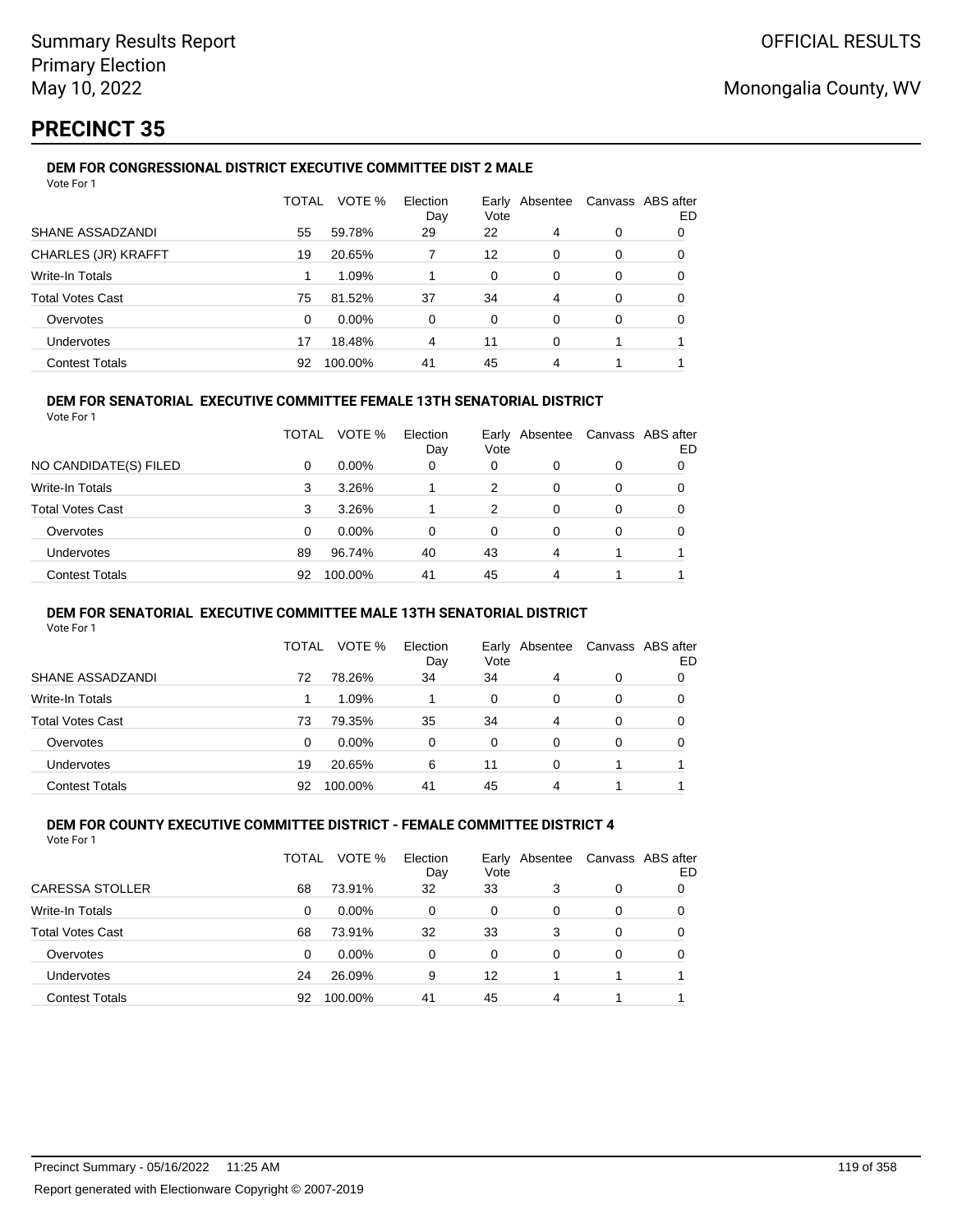Summary Results Report
Primary Election
May 10, 2022

OFFICIAL RESULTS

Monongalia County, WV

# PRECINCT 35

### DEM FOR CONGRESSIONAL DISTRICT EXECUTIVE COMMITTEE DIST 2 MALE

Vote For 1

| | TOTAL | VOTE % | Election Day | Early Vote | Absentee | Canvass | ABS after ED |
|---|---|---|---|---|---|---|---|
| SHANE ASSADZANDI | 55 | 59.78% | 29 | 22 | 4 | 0 | 0 |
| CHARLES (JR) KRAFFT | 19 | 20.65% | 7 | 12 | 0 | 0 | 0 |
| Write-In Totals | 1 | 1.09% | 1 | 0 | 0 | 0 | 0 |
| Total Votes Cast | 75 | 81.52% | 37 | 34 | 4 | 0 | 0 |
| Overvotes | 0 | 0.00% | 0 | 0 | 0 | 0 | 0 |
| Undervotes | 17 | 18.48% | 4 | 11 | 0 | 1 | 1 |
| Contest Totals | 92 | 100.00% | 41 | 45 | 4 | 1 | 1 |

### DEM FOR SENATORIAL EXECUTIVE COMMITTEE FEMALE 13TH SENATORIAL DISTRICT

Vote For 1

| | TOTAL | VOTE % | Election Day | Early Vote | Absentee | Canvass | ABS after ED |
|---|---|---|---|---|---|---|---|
| NO CANDIDATE(S) FILED | 0 | 0.00% | 0 | 0 | 0 | 0 | 0 |
| Write-In Totals | 3 | 3.26% | 1 | 2 | 0 | 0 | 0 |
| Total Votes Cast | 3 | 3.26% | 1 | 2 | 0 | 0 | 0 |
| Overvotes | 0 | 0.00% | 0 | 0 | 0 | 0 | 0 |
| Undervotes | 89 | 96.74% | 40 | 43 | 4 | 1 | 1 |
| Contest Totals | 92 | 100.00% | 41 | 45 | 4 | 1 | 1 |

### DEM FOR SENATORIAL EXECUTIVE COMMITTEE MALE 13TH SENATORIAL DISTRICT

Vote For 1

| | TOTAL | VOTE % | Election Day | Early Vote | Absentee | Canvass | ABS after ED |
|---|---|---|---|---|---|---|---|
| SHANE ASSADZANDI | 72 | 78.26% | 34 | 34 | 4 | 0 | 0 |
| Write-In Totals | 1 | 1.09% | 1 | 0 | 0 | 0 | 0 |
| Total Votes Cast | 73 | 79.35% | 35 | 34 | 4 | 0 | 0 |
| Overvotes | 0 | 0.00% | 0 | 0 | 0 | 0 | 0 |
| Undervotes | 19 | 20.65% | 6 | 11 | 0 | 1 | 1 |
| Contest Totals | 92 | 100.00% | 41 | 45 | 4 | 1 | 1 |

### DEM FOR COUNTY EXECUTIVE COMMITTEE DISTRICT - FEMALE COMMITTEE DISTRICT 4

Vote For 1

| | TOTAL | VOTE % | Election Day | Early Vote | Absentee | Canvass | ABS after ED |
|---|---|---|---|---|---|---|---|
| CARESSA STOLLER | 68 | 73.91% | 32 | 33 | 3 | 0 | 0 |
| Write-In Totals | 0 | 0.00% | 0 | 0 | 0 | 0 | 0 |
| Total Votes Cast | 68 | 73.91% | 32 | 33 | 3 | 0 | 0 |
| Overvotes | 0 | 0.00% | 0 | 0 | 0 | 0 | 0 |
| Undervotes | 24 | 26.09% | 9 | 12 | 1 | 1 | 1 |
| Contest Totals | 92 | 100.00% | 41 | 45 | 4 | 1 | 1 |

Precinct Summary - 05/16/2022 11:25 AM

Report generated with Electionware Copyright © 2007-2019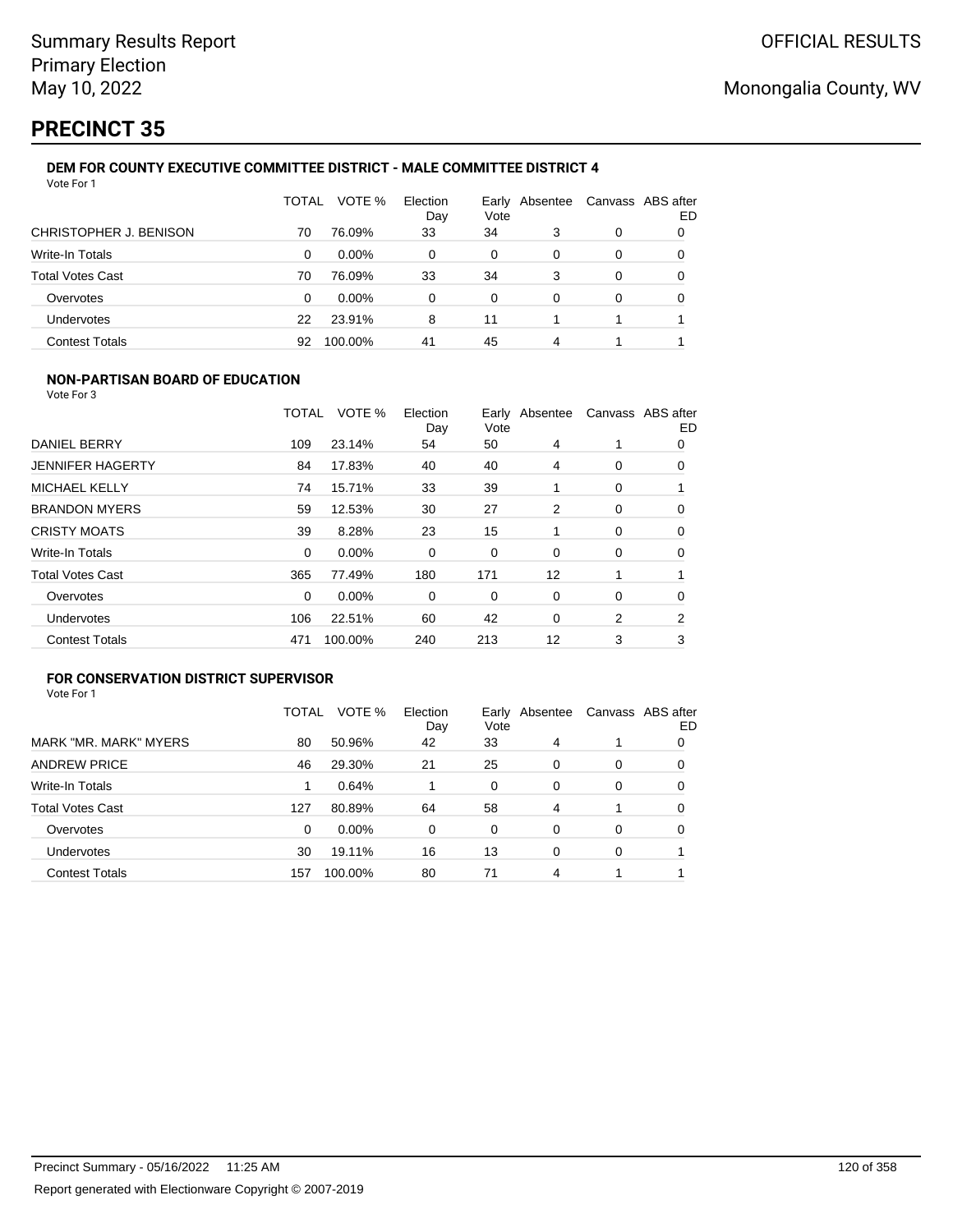Summary Results Report
Primary Election
May 10, 2022

OFFICIAL RESULTS

Monongalia County, WV

# PRECINCT 35

### DEM FOR COUNTY EXECUTIVE COMMITTEE DISTRICT - MALE COMMITTEE DISTRICT 4

Vote For 1

| | TOTAL | VOTE % | Election Day | Early Vote | Absentee | Canvass | ABS after ED |
|---|---|---|---|---|---|---|---|
| CHRISTOPHER J. BENISON | 70 | 76.09% | 33 | 34 | 3 | 0 | 0 |
| Write-In Totals | 0 | 0.00% | 0 | 0 | 0 | 0 | 0 |
| Total Votes Cast | 70 | 76.09% | 33 | 34 | 3 | 0 | 0 |
| Overvotes | 0 | 0.00% | 0 | 0 | 0 | 0 | 0 |
| Undervotes | 22 | 23.91% | 8 | 11 | 1 | 1 | 1 |
| Contest Totals | 92 | 100.00% | 41 | 45 | 4 | 1 | 1 |

### NON-PARTISAN BOARD OF EDUCATION

Vote For 3

| | TOTAL | VOTE % | Election Day | Early Vote | Absentee | Canvass | ABS after ED |
|---|---|---|---|---|---|---|---|
| DANIEL BERRY | 109 | 23.14% | 54 | 50 | 4 | 1 | 0 |
| JENNIFER HAGERTY | 84 | 17.83% | 40 | 40 | 4 | 0 | 0 |
| MICHAEL KELLY | 74 | 15.71% | 33 | 39 | 1 | 0 | 1 |
| BRANDON MYERS | 59 | 12.53% | 30 | 27 | 2 | 0 | 0 |
| CRISTY MOATS | 39 | 8.28% | 23 | 15 | 1 | 0 | 0 |
| Write-In Totals | 0 | 0.00% | 0 | 0 | 0 | 0 | 0 |
| Total Votes Cast | 365 | 77.49% | 180 | 171 | 12 | 1 | 1 |
| Overvotes | 0 | 0.00% | 0 | 0 | 0 | 0 | 0 |
| Undervotes | 106 | 22.51% | 60 | 42 | 0 | 2 | 2 |
| Contest Totals | 471 | 100.00% | 240 | 213 | 12 | 3 | 3 |

### FOR CONSERVATION DISTRICT SUPERVISOR

Vote For 1

| | TOTAL | VOTE % | Election Day | Early Vote | Absentee | Canvass | ABS after ED |
|---|---|---|---|---|---|---|---|
| MARK "MR. MARK" MYERS | 80 | 50.96% | 42 | 33 | 4 | 1 | 0 |
| ANDREW PRICE | 46 | 29.30% | 21 | 25 | 0 | 0 | 0 |
| Write-In Totals | 1 | 0.64% | 1 | 0 | 0 | 0 | 0 |
| Total Votes Cast | 127 | 80.89% | 64 | 58 | 4 | 1 | 0 |
| Overvotes | 0 | 0.00% | 0 | 0 | 0 | 0 | 0 |
| Undervotes | 30 | 19.11% | 16 | 13 | 0 | 0 | 1 |
| Contest Totals | 157 | 100.00% | 80 | 71 | 4 | 1 | 1 |

Precinct Summary - 05/16/2022 11:25 AM

Report generated with Electionware Copyright © 2007-2019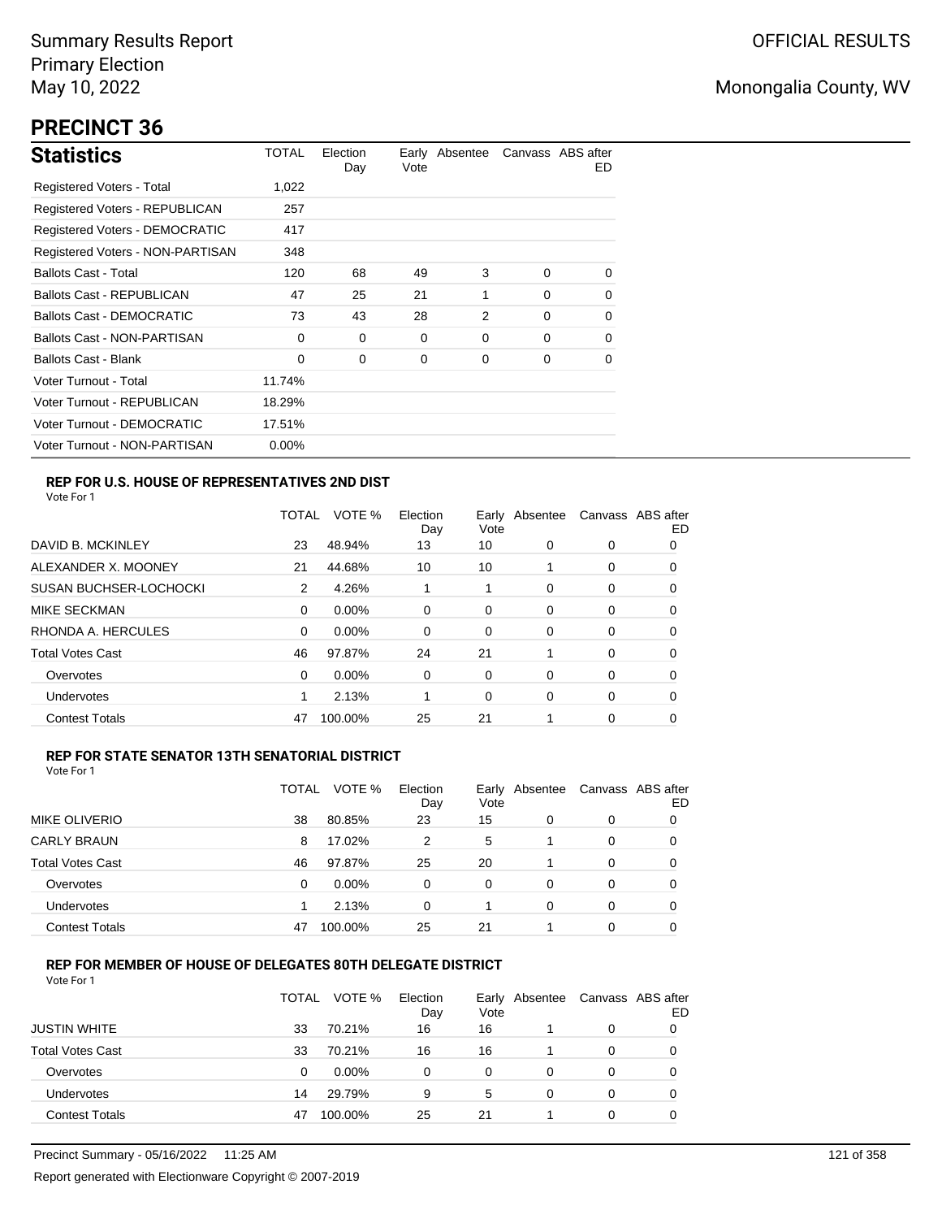Summary Results Report
Primary Election
May 10, 2022

OFFICIAL RESULTS

Monongalia County, WV

# PRECINCT 36

## Statistics

| | TOTAL | Election Day | Early Vote | Absentee | Canvass | ABS after ED |
|---|---|---|---|---|---|---|
| Registered Voters - Total | 1,022 | | | | | |
| Registered Voters - REPUBLICAN | 257 | | | | | |
| Registered Voters - DEMOCRATIC | 417 | | | | | |
| Registered Voters - NON-PARTISAN | 348 | | | | | |
| Ballots Cast - Total | 120 | 68 | 49 | 3 | 0 | 0 |
| Ballots Cast - REPUBLICAN | 47 | 25 | 21 | 1 | 0 | 0 |
| Ballots Cast - DEMOCRATIC | 73 | 43 | 28 | 2 | 0 | 0 |
| Ballots Cast - NON-PARTISAN | 0 | 0 | 0 | 0 | 0 | 0 |
| Ballots Cast - Blank | 0 | 0 | 0 | 0 | 0 | 0 |
| Voter Turnout - Total | 11.74% | | | | | |
| Voter Turnout - REPUBLICAN | 18.29% | | | | | |
| Voter Turnout - DEMOCRATIC | 17.51% | | | | | |
| Voter Turnout - NON-PARTISAN | 0.00% | | | | | |

### REP FOR U.S. HOUSE OF REPRESENTATIVES 2ND DIST

Vote For 1

| | TOTAL | VOTE % | Election Day | Early Vote | Absentee | Canvass | ABS after ED |
|---|---|---|---|---|---|---|---|
| DAVID B. MCKINLEY | 23 | 48.94% | 13 | 10 | 0 | 0 | 0 |
| ALEXANDER X. MOONEY | 21 | 44.68% | 10 | 10 | 1 | 0 | 0 |
| SUSAN BUCHSER-LOCHOCKI | 2 | 4.26% | 1 | 1 | 0 | 0 | 0 |
| MIKE SECKMAN | 0 | 0.00% | 0 | 0 | 0 | 0 | 0 |
| RHONDA A. HERCULES | 0 | 0.00% | 0 | 0 | 0 | 0 | 0 |
| Total Votes Cast | 46 | 97.87% | 24 | 21 | 1 | 0 | 0 |
| Overvotes | 0 | 0.00% | 0 | 0 | 0 | 0 | 0 |
| Undervotes | 1 | 2.13% | 1 | 0 | 0 | 0 | 0 |
| Contest Totals | 47 | 100.00% | 25 | 21 | 1 | 0 | 0 |

### REP FOR STATE SENATOR 13TH SENATORIAL DISTRICT

Vote For 1

| | TOTAL | VOTE % | Election Day | Early Vote | Absentee | Canvass | ABS after ED |
|---|---|---|---|---|---|---|---|
| MIKE OLIVERIO | 38 | 80.85% | 23 | 15 | 0 | 0 | 0 |
| CARLY BRAUN | 8 | 17.02% | 2 | 5 | 1 | 0 | 0 |
| Total Votes Cast | 46 | 97.87% | 25 | 20 | 1 | 0 | 0 |
| Overvotes | 0 | 0.00% | 0 | 0 | 0 | 0 | 0 |
| Undervotes | 1 | 2.13% | 0 | 1 | 0 | 0 | 0 |
| Contest Totals | 47 | 100.00% | 25 | 21 | 1 | 0 | 0 |

### REP FOR MEMBER OF HOUSE OF DELEGATES 80TH DELEGATE DISTRICT

Vote For 1

| | TOTAL | VOTE % | Election Day | Early Vote | Absentee | Canvass | ABS after ED |
|---|---|---|---|---|---|---|---|
| JUSTIN WHITE | 33 | 70.21% | 16 | 16 | 1 | 0 | 0 |
| Total Votes Cast | 33 | 70.21% | 16 | 16 | 1 | 0 | 0 |
| Overvotes | 0 | 0.00% | 0 | 0 | 0 | 0 | 0 |
| Undervotes | 14 | 29.79% | 9 | 5 | 0 | 0 | 0 |
| Contest Totals | 47 | 100.00% | 25 | 21 | 1 | 0 | 0 |

Precinct Summary - 05/16/2022 11:25 AM

Report generated with Electionware Copyright © 2007-2019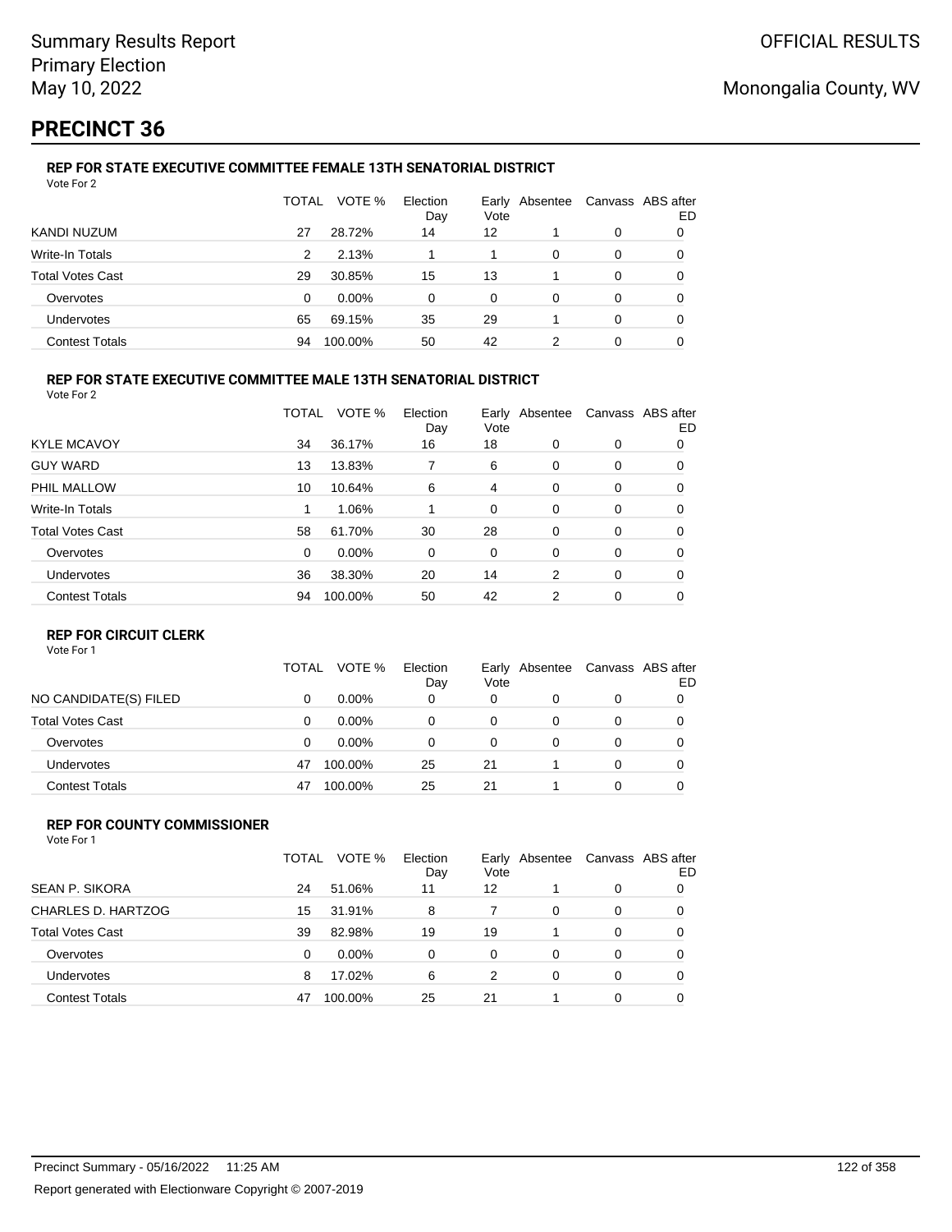# PRECINCT 36

### REP FOR STATE EXECUTIVE COMMITTEE FEMALE 13TH SENATORIAL DISTRICT

Vote For 2

| | TOTAL | VOTE % | Election Day | Early Vote | Absentee | Canvass | ABS after ED |
|---|---|---|---|---|---|---|---|
| KANDI NUZUM | 27 | 28.72% | 14 | 12 | 1 | 0 | 0 |
| Write-In Totals | 2 | 2.13% | 1 | 1 | 0 | 0 | 0 |
| Total Votes Cast | 29 | 30.85% | 15 | 13 | 1 | 0 | 0 |
| Overvotes | 0 | 0.00% | 0 | 0 | 0 | 0 | 0 |
| Undervotes | 65 | 69.15% | 35 | 29 | 1 | 0 | 0 |
| Contest Totals | 94 | 100.00% | 50 | 42 | 2 | 0 | 0 |

### REP FOR STATE EXECUTIVE COMMITTEE MALE 13TH SENATORIAL DISTRICT

Vote For 2

| | TOTAL | VOTE % | Election Day | Early Vote | Absentee | Canvass | ABS after ED |
|---|---|---|---|---|---|---|---|
| KYLE MCAVOY | 34 | 36.17% | 16 | 18 | 0 | 0 | 0 |
| GUY WARD | 13 | 13.83% | 7 | 6 | 0 | 0 | 0 |
| PHIL MALLOW | 10 | 10.64% | 6 | 4 | 0 | 0 | 0 |
| Write-In Totals | 1 | 1.06% | 1 | 0 | 0 | 0 | 0 |
| Total Votes Cast | 58 | 61.70% | 30 | 28 | 0 | 0 | 0 |
| Overvotes | 0 | 0.00% | 0 | 0 | 0 | 0 | 0 |
| Undervotes | 36 | 38.30% | 20 | 14 | 2 | 0 | 0 |
| Contest Totals | 94 | 100.00% | 50 | 42 | 2 | 0 | 0 |

### REP FOR CIRCUIT CLERK

Vote For 1

| | TOTAL | VOTE % | Election Day | Early Vote | Absentee | Canvass | ABS after ED |
|---|---|---|---|---|---|---|---|
| NO CANDIDATE(S) FILED | 0 | 0.00% | 0 | 0 | 0 | 0 | 0 |
| Total Votes Cast | 0 | 0.00% | 0 | 0 | 0 | 0 | 0 |
| Overvotes | 0 | 0.00% | 0 | 0 | 0 | 0 | 0 |
| Undervotes | 47 | 100.00% | 25 | 21 | 1 | 0 | 0 |
| Contest Totals | 47 | 100.00% | 25 | 21 | 1 | 0 | 0 |

### REP FOR COUNTY COMMISSIONER

Vote For 1

| | TOTAL | VOTE % | Election Day | Early Vote | Absentee | Canvass | ABS after ED |
|---|---|---|---|---|---|---|---|
| SEAN P. SIKORA | 24 | 51.06% | 11 | 12 | 1 | 0 | 0 |
| CHARLES D. HARTZOG | 15 | 31.91% | 8 | 7 | 0 | 0 | 0 |
| Total Votes Cast | 39 | 82.98% | 19 | 19 | 1 | 0 | 0 |
| Overvotes | 0 | 0.00% | 0 | 0 | 0 | 0 | 0 |
| Undervotes | 8 | 17.02% | 6 | 2 | 0 | 0 | 0 |
| Contest Totals | 47 | 100.00% | 25 | 21 | 1 | 0 | 0 |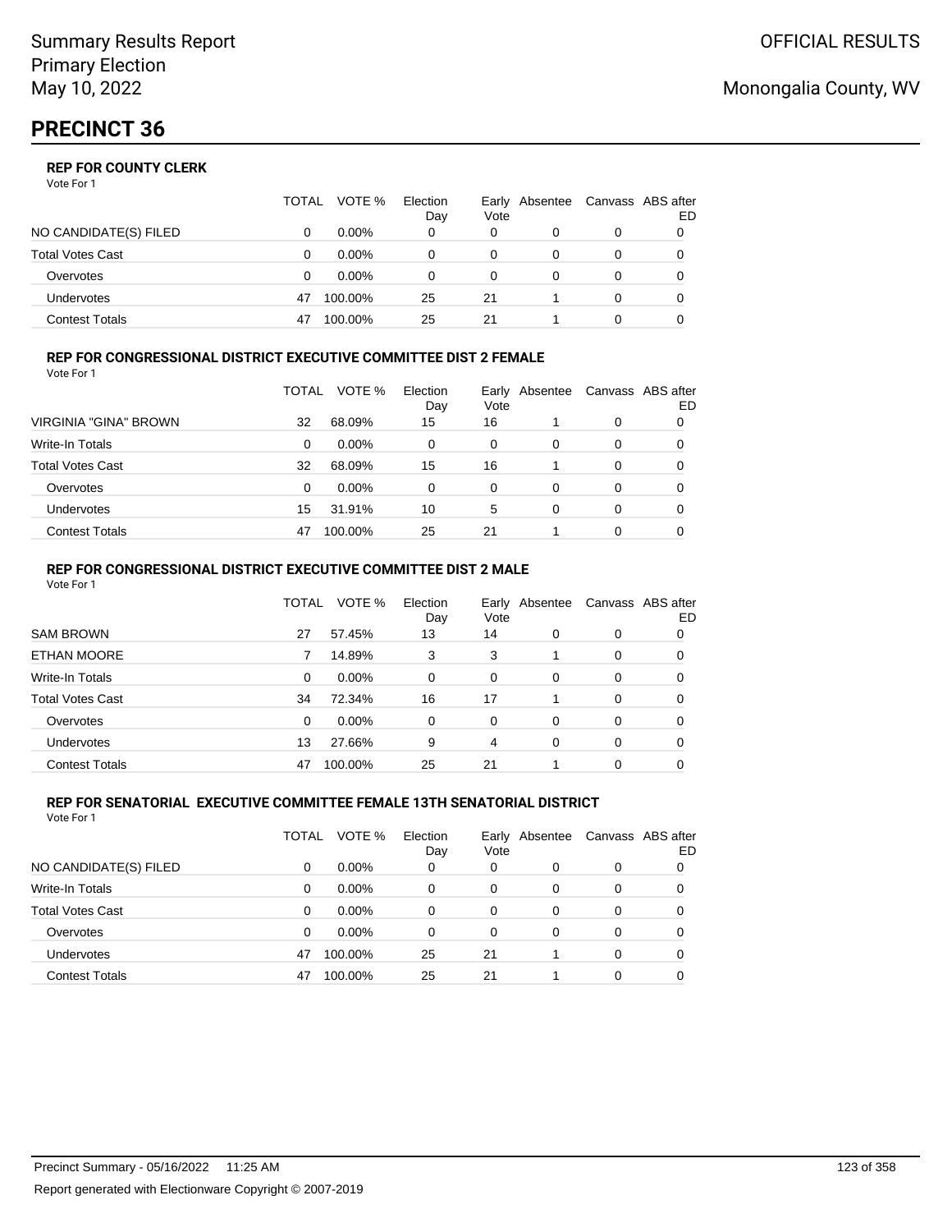Summary Results Report
Primary Election
May 10, 2022

OFFICIAL RESULTS

Monongalia County, WV

# PRECINCT 36

### REP FOR COUNTY CLERK

Vote For 1

| | TOTAL | VOTE % | Election Day | Early Vote | Absentee | Canvass | ABS after ED |
|---|---|---|---|---|---|---|---|
| NO CANDIDATE(S) FILED | 0 | 0.00% | 0 | 0 | 0 | 0 | 0 |
| Total Votes Cast | 0 | 0.00% | 0 | 0 | 0 | 0 | 0 |
| Overvotes | 0 | 0.00% | 0 | 0 | 0 | 0 | 0 |
| Undervotes | 47 | 100.00% | 25 | 21 | 1 | 0 | 0 |
| Contest Totals | 47 | 100.00% | 25 | 21 | 1 | 0 | 0 |

### REP FOR CONGRESSIONAL DISTRICT EXECUTIVE COMMITTEE DIST 2 FEMALE

Vote For 1

| | TOTAL | VOTE % | Election Day | Early Vote | Absentee | Canvass | ABS after ED |
|---|---|---|---|---|---|---|---|
| VIRGINIA "GINA" BROWN | 32 | 68.09% | 15 | 16 | 1 | 0 | 0 |
| Write-In Totals | 0 | 0.00% | 0 | 0 | 0 | 0 | 0 |
| Total Votes Cast | 32 | 68.09% | 15 | 16 | 1 | 0 | 0 |
| Overvotes | 0 | 0.00% | 0 | 0 | 0 | 0 | 0 |
| Undervotes | 15 | 31.91% | 10 | 5 | 0 | 0 | 0 |
| Contest Totals | 47 | 100.00% | 25 | 21 | 1 | 0 | 0 |

### REP FOR CONGRESSIONAL DISTRICT EXECUTIVE COMMITTEE DIST 2 MALE

Vote For 1

| | TOTAL | VOTE % | Election Day | Early Vote | Absentee | Canvass | ABS after ED |
|---|---|---|---|---|---|---|---|
| SAM BROWN | 27 | 57.45% | 13 | 14 | 0 | 0 | 0 |
| ETHAN MOORE | 7 | 14.89% | 3 | 3 | 1 | 0 | 0 |
| Write-In Totals | 0 | 0.00% | 0 | 0 | 0 | 0 | 0 |
| Total Votes Cast | 34 | 72.34% | 16 | 17 | 1 | 0 | 0 |
| Overvotes | 0 | 0.00% | 0 | 0 | 0 | 0 | 0 |
| Undervotes | 13 | 27.66% | 9 | 4 | 0 | 0 | 0 |
| Contest Totals | 47 | 100.00% | 25 | 21 | 1 | 0 | 0 |

### REP FOR SENATORIAL EXECUTIVE COMMITTEE FEMALE 13TH SENATORIAL DISTRICT

Vote For 1

| | TOTAL | VOTE % | Election Day | Early Vote | Absentee | Canvass | ABS after ED |
|---|---|---|---|---|---|---|---|
| NO CANDIDATE(S) FILED | 0 | 0.00% | 0 | 0 | 0 | 0 | 0 |
| Write-In Totals | 0 | 0.00% | 0 | 0 | 0 | 0 | 0 |
| Total Votes Cast | 0 | 0.00% | 0 | 0 | 0 | 0 | 0 |
| Overvotes | 0 | 0.00% | 0 | 0 | 0 | 0 | 0 |
| Undervotes | 47 | 100.00% | 25 | 21 | 1 | 0 | 0 |
| Contest Totals | 47 | 100.00% | 25 | 21 | 1 | 0 | 0 |

Precinct Summary - 05/16/2022 11:25 AM

Report generated with Electionware Copyright © 2007-2019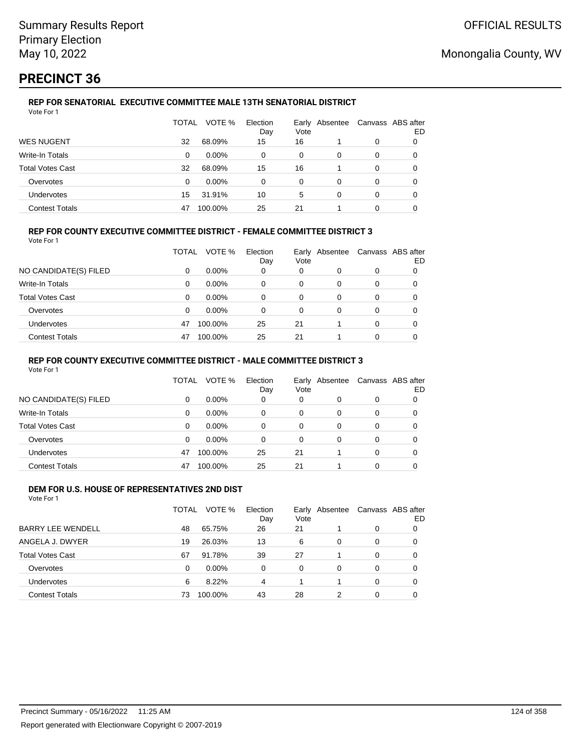Summary Results Report
Primary Election
May 10, 2022

OFFICIAL RESULTS

Monongalia County, WV

# PRECINCT 36

### REP FOR SENATORIAL EXECUTIVE COMMITTEE MALE 13TH SENATORIAL DISTRICT

Vote For 1

| | TOTAL | VOTE % | Election Day | Early Vote | Absentee | Canvass | ABS after ED |
|---|---|---|---|---|---|---|---|
| WES NUGENT | 32 | 68.09% | 15 | 16 | 1 | 0 | 0 |
| Write-In Totals | 0 | 0.00% | 0 | 0 | 0 | 0 | 0 |
| Total Votes Cast | 32 | 68.09% | 15 | 16 | 1 | 0 | 0 |
| Overvotes | 0 | 0.00% | 0 | 0 | 0 | 0 | 0 |
| Undervotes | 15 | 31.91% | 10 | 5 | 0 | 0 | 0 |
| Contest Totals | 47 | 100.00% | 25 | 21 | 1 | 0 | 0 |

### REP FOR COUNTY EXECUTIVE COMMITTEE DISTRICT - FEMALE COMMITTEE DISTRICT 3

Vote For 1

| | TOTAL | VOTE % | Election Day | Early Vote | Absentee | Canvass | ABS after ED |
|---|---|---|---|---|---|---|---|
| NO CANDIDATE(S) FILED | 0 | 0.00% | 0 | 0 | 0 | 0 | 0 |
| Write-In Totals | 0 | 0.00% | 0 | 0 | 0 | 0 | 0 |
| Total Votes Cast | 0 | 0.00% | 0 | 0 | 0 | 0 | 0 |
| Overvotes | 0 | 0.00% | 0 | 0 | 0 | 0 | 0 |
| Undervotes | 47 | 100.00% | 25 | 21 | 1 | 0 | 0 |
| Contest Totals | 47 | 100.00% | 25 | 21 | 1 | 0 | 0 |

### REP FOR COUNTY EXECUTIVE COMMITTEE DISTRICT - MALE COMMITTEE DISTRICT 3

Vote For 1

| | TOTAL | VOTE % | Election Day | Early Vote | Absentee | Canvass | ABS after ED |
|---|---|---|---|---|---|---|---|
| NO CANDIDATE(S) FILED | 0 | 0.00% | 0 | 0 | 0 | 0 | 0 |
| Write-In Totals | 0 | 0.00% | 0 | 0 | 0 | 0 | 0 |
| Total Votes Cast | 0 | 0.00% | 0 | 0 | 0 | 0 | 0 |
| Overvotes | 0 | 0.00% | 0 | 0 | 0 | 0 | 0 |
| Undervotes | 47 | 100.00% | 25 | 21 | 1 | 0 | 0 |
| Contest Totals | 47 | 100.00% | 25 | 21 | 1 | 0 | 0 |

### DEM FOR U.S. HOUSE OF REPRESENTATIVES 2ND DIST

Vote For 1

| | TOTAL | VOTE % | Election Day | Early Vote | Absentee | Canvass | ABS after ED |
|---|---|---|---|---|---|---|---|
| BARRY LEE WENDELL | 48 | 65.75% | 26 | 21 | 1 | 0 | 0 |
| ANGELA J. DWYER | 19 | 26.03% | 13 | 6 | 0 | 0 | 0 |
| Total Votes Cast | 67 | 91.78% | 39 | 27 | 1 | 0 | 0 |
| Overvotes | 0 | 0.00% | 0 | 0 | 0 | 0 | 0 |
| Undervotes | 6 | 8.22% | 4 | 1 | 1 | 0 | 0 |
| Contest Totals | 73 | 100.00% | 43 | 28 | 2 | 0 | 0 |

Precinct Summary - 05/16/2022 11:25 AM

Report generated with Electionware Copyright © 2007-2019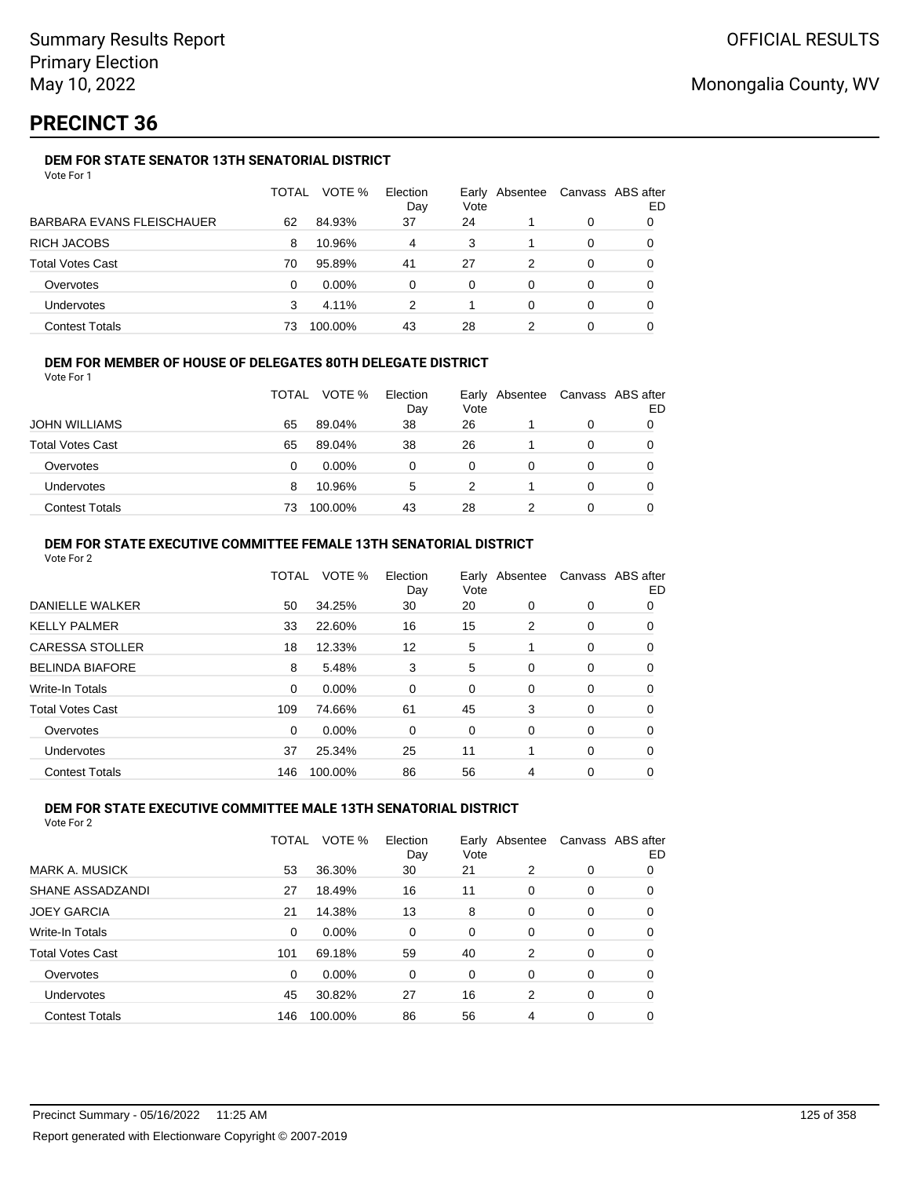Summary Results Report
Primary Election
May 10, 2022

OFFICIAL RESULTS

Monongalia County, WV

# PRECINCT 36

### DEM FOR STATE SENATOR 13TH SENATORIAL DISTRICT

Vote For 1

| | TOTAL | VOTE % | Election Day | Early Vote | Absentee | Canvass | ABS after ED |
|---|---|---|---|---|---|---|---|
| BARBARA EVANS FLEISCHAUER | 62 | 84.93% | 37 | 24 | 1 | 0 | 0 |
| RICH JACOBS | 8 | 10.96% | 4 | 3 | 1 | 0 | 0 |
| Total Votes Cast | 70 | 95.89% | 41 | 27 | 2 | 0 | 0 |
| Overvotes | 0 | 0.00% | 0 | 0 | 0 | 0 | 0 |
| Undervotes | 3 | 4.11% | 2 | 1 | 0 | 0 | 0 |
| Contest Totals | 73 | 100.00% | 43 | 28 | 2 | 0 | 0 |

### DEM FOR MEMBER OF HOUSE OF DELEGATES 80TH DELEGATE DISTRICT

Vote For 1

| | TOTAL | VOTE % | Election Day | Early Vote | Absentee | Canvass | ABS after ED |
|---|---|---|---|---|---|---|---|
| JOHN WILLIAMS | 65 | 89.04% | 38 | 26 | 1 | 0 | 0 |
| Total Votes Cast | 65 | 89.04% | 38 | 26 | 1 | 0 | 0 |
| Overvotes | 0 | 0.00% | 0 | 0 | 0 | 0 | 0 |
| Undervotes | 8 | 10.96% | 5 | 2 | 1 | 0 | 0 |
| Contest Totals | 73 | 100.00% | 43 | 28 | 2 | 0 | 0 |

### DEM FOR STATE EXECUTIVE COMMITTEE FEMALE 13TH SENATORIAL DISTRICT

Vote For 2

| | TOTAL | VOTE % | Election Day | Early Vote | Absentee | Canvass | ABS after ED |
|---|---|---|---|---|---|---|---|
| DANIELLE WALKER | 50 | 34.25% | 30 | 20 | 0 | 0 | 0 |
| KELLY PALMER | 33 | 22.60% | 16 | 15 | 2 | 0 | 0 |
| CARESSA STOLLER | 18 | 12.33% | 12 | 5 | 1 | 0 | 0 |
| BELINDA BIAFORE | 8 | 5.48% | 3 | 5 | 0 | 0 | 0 |
| Write-In Totals | 0 | 0.00% | 0 | 0 | 0 | 0 | 0 |
| Total Votes Cast | 109 | 74.66% | 61 | 45 | 3 | 0 | 0 |
| Overvotes | 0 | 0.00% | 0 | 0 | 0 | 0 | 0 |
| Undervotes | 37 | 25.34% | 25 | 11 | 1 | 0 | 0 |
| Contest Totals | 146 | 100.00% | 86 | 56 | 4 | 0 | 0 |

### DEM FOR STATE EXECUTIVE COMMITTEE MALE 13TH SENATORIAL DISTRICT

Vote For 2

| | TOTAL | VOTE % | Election Day | Early Vote | Absentee | Canvass | ABS after ED |
|---|---|---|---|---|---|---|---|
| MARK A. MUSICK | 53 | 36.30% | 30 | 21 | 2 | 0 | 0 |
| SHANE ASSADZANDI | 27 | 18.49% | 16 | 11 | 0 | 0 | 0 |
| JOEY GARCIA | 21 | 14.38% | 13 | 8 | 0 | 0 | 0 |
| Write-In Totals | 0 | 0.00% | 0 | 0 | 0 | 0 | 0 |
| Total Votes Cast | 101 | 69.18% | 59 | 40 | 2 | 0 | 0 |
| Overvotes | 0 | 0.00% | 0 | 0 | 0 | 0 | 0 |
| Undervotes | 45 | 30.82% | 27 | 16 | 2 | 0 | 0 |
| Contest Totals | 146 | 100.00% | 86 | 56 | 4 | 0 | 0 |

Precinct Summary - 05/16/2022 11:25 AM

Report generated with Electionware Copyright © 2007-2019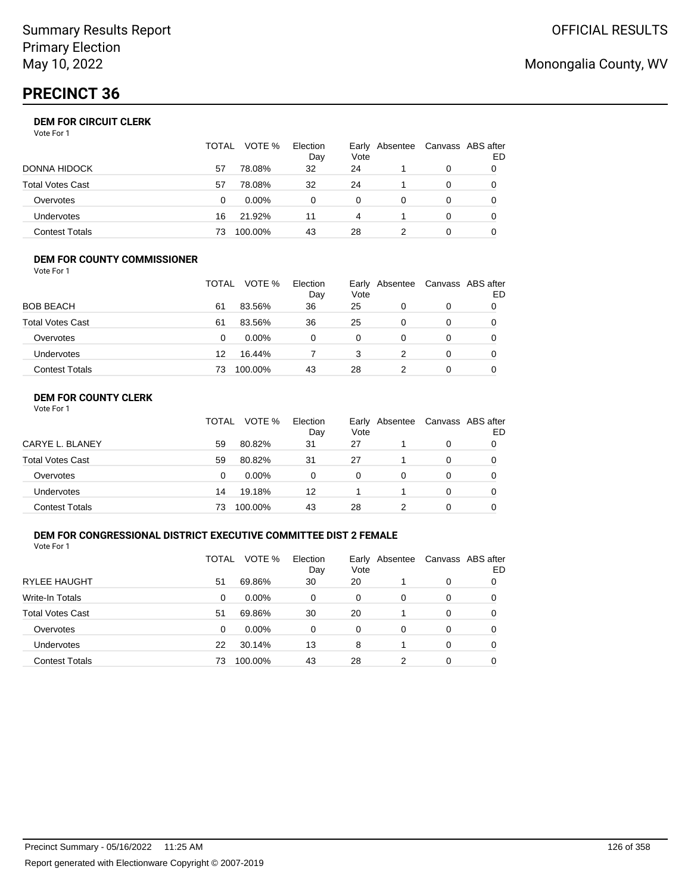Summary Results Report
Primary Election
May 10, 2022

OFFICIAL RESULTS

Monongalia County, WV

# PRECINCT 36

### DEM FOR CIRCUIT CLERK

Vote For 1

| | TOTAL | VOTE % | Election Day | Early Vote | Absentee | Canvass | ABS after ED |
|---|---|---|---|---|---|---|---|
| DONNA HIDOCK | 57 | 78.08% | 32 | 24 | 1 | 0 | 0 |
| Total Votes Cast | 57 | 78.08% | 32 | 24 | 1 | 0 | 0 |
| Overvotes | 0 | 0.00% | 0 | 0 | 0 | 0 | 0 |
| Undervotes | 16 | 21.92% | 11 | 4 | 1 | 0 | 0 |
| Contest Totals | 73 | 100.00% | 43 | 28 | 2 | 0 | 0 |

### DEM FOR COUNTY COMMISSIONER

Vote For 1

| | TOTAL | VOTE % | Election Day | Early Vote | Absentee | Canvass | ABS after ED |
|---|---|---|---|---|---|---|---|
| BOB BEACH | 61 | 83.56% | 36 | 25 | 0 | 0 | 0 |
| Total Votes Cast | 61 | 83.56% | 36 | 25 | 0 | 0 | 0 |
| Overvotes | 0 | 0.00% | 0 | 0 | 0 | 0 | 0 |
| Undervotes | 12 | 16.44% | 7 | 3 | 2 | 0 | 0 |
| Contest Totals | 73 | 100.00% | 43 | 28 | 2 | 0 | 0 |

### DEM FOR COUNTY CLERK

Vote For 1

| | TOTAL | VOTE % | Election Day | Early Vote | Absentee | Canvass | ABS after ED |
|---|---|---|---|---|---|---|---|
| CARYE L. BLANEY | 59 | 80.82% | 31 | 27 | 1 | 0 | 0 |
| Total Votes Cast | 59 | 80.82% | 31 | 27 | 1 | 0 | 0 |
| Overvotes | 0 | 0.00% | 0 | 0 | 0 | 0 | 0 |
| Undervotes | 14 | 19.18% | 12 | 1 | 1 | 0 | 0 |
| Contest Totals | 73 | 100.00% | 43 | 28 | 2 | 0 | 0 |

### DEM FOR CONGRESSIONAL DISTRICT EXECUTIVE COMMITTEE DIST 2 FEMALE

Vote For 1

| | TOTAL | VOTE % | Election Day | Early Vote | Absentee | Canvass | ABS after ED |
|---|---|---|---|---|---|---|---|
| RYLEE HAUGHT | 51 | 69.86% | 30 | 20 | 1 | 0 | 0 |
| Write-In Totals | 0 | 0.00% | 0 | 0 | 0 | 0 | 0 |
| Total Votes Cast | 51 | 69.86% | 30 | 20 | 1 | 0 | 0 |
| Overvotes | 0 | 0.00% | 0 | 0 | 0 | 0 | 0 |
| Undervotes | 22 | 30.14% | 13 | 8 | 1 | 0 | 0 |
| Contest Totals | 73 | 100.00% | 43 | 28 | 2 | 0 | 0 |

Precinct Summary - 05/16/2022 11:25 AM

Report generated with Electionware Copyright © 2007-2019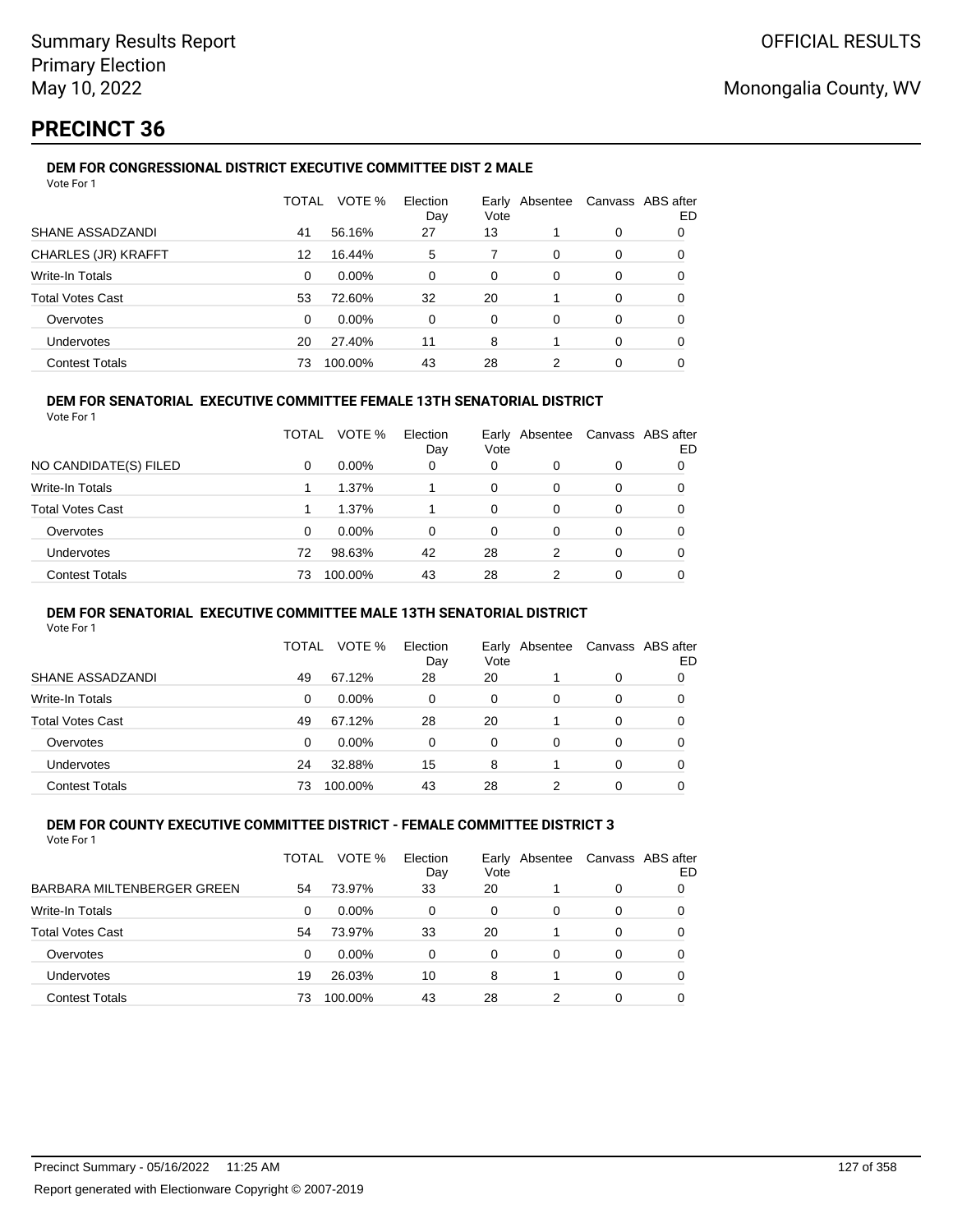# PRECINCT 36

### DEM FOR CONGRESSIONAL DISTRICT EXECUTIVE COMMITTEE DIST 2 MALE

Vote For 1

| | TOTAL | VOTE % | Election Day | Early Vote | Absentee | Canvass | ABS after ED |
|---|---|---|---|---|---|---|---|
| SHANE ASSADZANDI | 41 | 56.16% | 27 | 13 | 1 | 0 | 0 |
| CHARLES (JR) KRAFFT | 12 | 16.44% | 5 | 7 | 0 | 0 | 0 |
| Write-In Totals | 0 | 0.00% | 0 | 0 | 0 | 0 | 0 |
| Total Votes Cast | 53 | 72.60% | 32 | 20 | 1 | 0 | 0 |
| Overvotes | 0 | 0.00% | 0 | 0 | 0 | 0 | 0 |
| Undervotes | 20 | 27.40% | 11 | 8 | 1 | 0 | 0 |
| Contest Totals | 73 | 100.00% | 43 | 28 | 2 | 0 | 0 |

### DEM FOR SENATORIAL EXECUTIVE COMMITTEE FEMALE 13TH SENATORIAL DISTRICT

Vote For 1

| | TOTAL | VOTE % | Election Day | Early Vote | Absentee | Canvass | ABS after ED |
|---|---|---|---|---|---|---|---|
| NO CANDIDATE(S) FILED | 0 | 0.00% | 0 | 0 | 0 | 0 | 0 |
| Write-In Totals | 1 | 1.37% | 1 | 0 | 0 | 0 | 0 |
| Total Votes Cast | 1 | 1.37% | 1 | 0 | 0 | 0 | 0 |
| Overvotes | 0 | 0.00% | 0 | 0 | 0 | 0 | 0 |
| Undervotes | 72 | 98.63% | 42 | 28 | 2 | 0 | 0 |
| Contest Totals | 73 | 100.00% | 43 | 28 | 2 | 0 | 0 |

### DEM FOR SENATORIAL EXECUTIVE COMMITTEE MALE 13TH SENATORIAL DISTRICT

Vote For 1

| | TOTAL | VOTE % | Election Day | Early Vote | Absentee | Canvass | ABS after ED |
|---|---|---|---|---|---|---|---|
| SHANE ASSADZANDI | 49 | 67.12% | 28 | 20 | 1 | 0 | 0 |
| Write-In Totals | 0 | 0.00% | 0 | 0 | 0 | 0 | 0 |
| Total Votes Cast | 49 | 67.12% | 28 | 20 | 1 | 0 | 0 |
| Overvotes | 0 | 0.00% | 0 | 0 | 0 | 0 | 0 |
| Undervotes | 24 | 32.88% | 15 | 8 | 1 | 0 | 0 |
| Contest Totals | 73 | 100.00% | 43 | 28 | 2 | 0 | 0 |

### DEM FOR COUNTY EXECUTIVE COMMITTEE DISTRICT - FEMALE COMMITTEE DISTRICT 3

Vote For 1

| | TOTAL | VOTE % | Election Day | Early Vote | Absentee | Canvass | ABS after ED |
|---|---|---|---|---|---|---|---|
| BARBARA MILTENBERGER GREEN | 54 | 73.97% | 33 | 20 | 1 | 0 | 0 |
| Write-In Totals | 0 | 0.00% | 0 | 0 | 0 | 0 | 0 |
| Total Votes Cast | 54 | 73.97% | 33 | 20 | 1 | 0 | 0 |
| Overvotes | 0 | 0.00% | 0 | 0 | 0 | 0 | 0 |
| Undervotes | 19 | 26.03% | 10 | 8 | 1 | 0 | 0 |
| Contest Totals | 73 | 100.00% | 43 | 28 | 2 | 0 | 0 |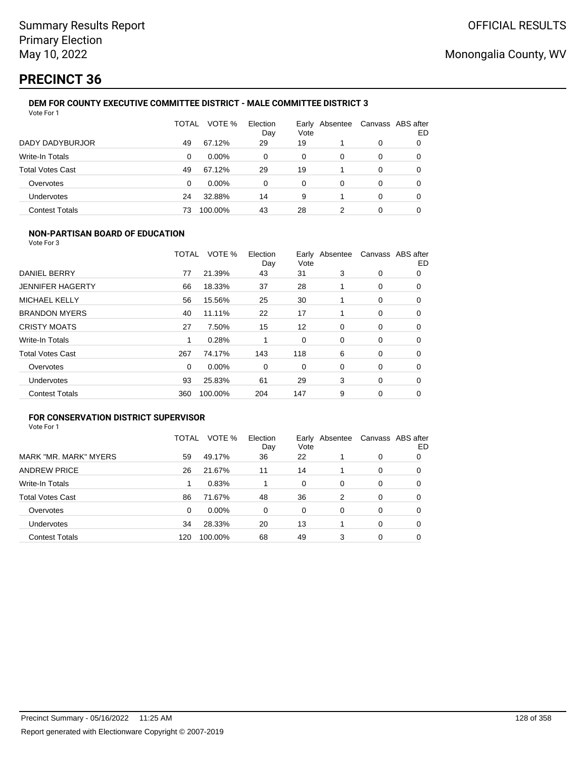# PRECINCT 36

### DEM FOR COUNTY EXECUTIVE COMMITTEE DISTRICT - MALE COMMITTEE DISTRICT 3

Vote For 1

| | TOTAL | VOTE % | Election Day | Early Vote | Absentee | Canvass | ABS after ED |
|---|---|---|---|---|---|---|---|
| DADY DADYBURJOR | 49 | 67.12% | 29 | 19 | 1 | 0 | 0 |
| Write-In Totals | 0 | 0.00% | 0 | 0 | 0 | 0 | 0 |
| Total Votes Cast | 49 | 67.12% | 29 | 19 | 1 | 0 | 0 |
| Overvotes | 0 | 0.00% | 0 | 0 | 0 | 0 | 0 |
| Undervotes | 24 | 32.88% | 14 | 9 | 1 | 0 | 0 |
| Contest Totals | 73 | 100.00% | 43 | 28 | 2 | 0 | 0 |

### NON-PARTISAN BOARD OF EDUCATION

Vote For 3

| | TOTAL | VOTE % | Election Day | Early Vote | Absentee | Canvass | ABS after ED |
|---|---|---|---|---|---|---|---|
| DANIEL BERRY | 77 | 21.39% | 43 | 31 | 3 | 0 | 0 |
| JENNIFER HAGERTY | 66 | 18.33% | 37 | 28 | 1 | 0 | 0 |
| MICHAEL KELLY | 56 | 15.56% | 25 | 30 | 1 | 0 | 0 |
| BRANDON MYERS | 40 | 11.11% | 22 | 17 | 1 | 0 | 0 |
| CRISTY MOATS | 27 | 7.50% | 15 | 12 | 0 | 0 | 0 |
| Write-In Totals | 1 | 0.28% | 1 | 0 | 0 | 0 | 0 |
| Total Votes Cast | 267 | 74.17% | 143 | 118 | 6 | 0 | 0 |
| Overvotes | 0 | 0.00% | 0 | 0 | 0 | 0 | 0 |
| Undervotes | 93 | 25.83% | 61 | 29 | 3 | 0 | 0 |
| Contest Totals | 360 | 100.00% | 204 | 147 | 9 | 0 | 0 |

### FOR CONSERVATION DISTRICT SUPERVISOR

Vote For 1

| | TOTAL | VOTE % | Election Day | Early Vote | Absentee | Canvass | ABS after ED |
|---|---|---|---|---|---|---|---|
| MARK "MR. MARK" MYERS | 59 | 49.17% | 36 | 22 | 1 | 0 | 0 |
| ANDREW PRICE | 26 | 21.67% | 11 | 14 | 1 | 0 | 0 |
| Write-In Totals | 1 | 0.83% | 1 | 0 | 0 | 0 | 0 |
| Total Votes Cast | 86 | 71.67% | 48 | 36 | 2 | 0 | 0 |
| Overvotes | 0 | 0.00% | 0 | 0 | 0 | 0 | 0 |
| Undervotes | 34 | 28.33% | 20 | 13 | 1 | 0 | 0 |
| Contest Totals | 120 | 100.00% | 68 | 49 | 3 | 0 | 0 |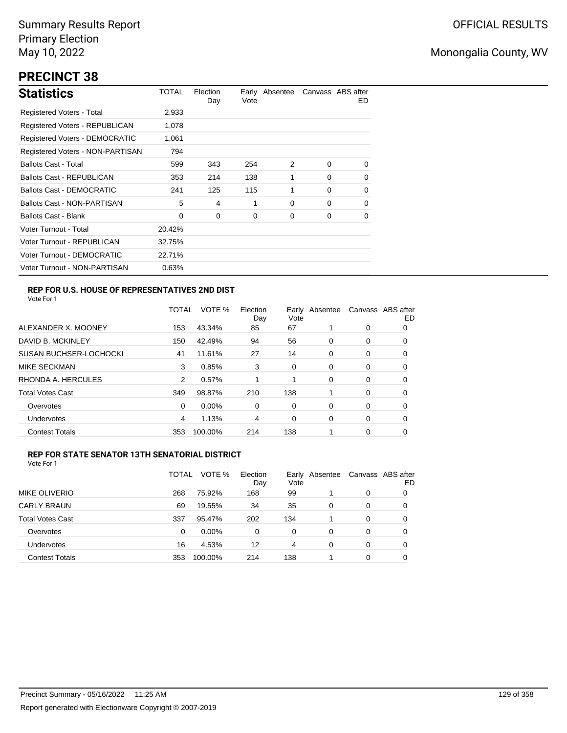Summary Results Report
Primary Election
May 10, 2022

OFFICIAL RESULTS

Monongalia County, WV

# PRECINCT 38

## Statistics

| Statistics | TOTAL | Election Day | Early Vote | Absentee | Canvass | ABS after ED |
|---|---|---|---|---|---|---|
| Registered Voters - Total | 2,933 | | | | | |
| Registered Voters - REPUBLICAN | 1,078 | | | | | |
| Registered Voters - DEMOCRATIC | 1,061 | | | | | |
| Registered Voters - NON-PARTISAN | 794 | | | | | |
| Ballots Cast - Total | 599 | 343 | 254 | 2 | 0 | 0 |
| Ballots Cast - REPUBLICAN | 353 | 214 | 138 | 1 | 0 | 0 |
| Ballots Cast - DEMOCRATIC | 241 | 125 | 115 | 1 | 0 | 0 |
| Ballots Cast - NON-PARTISAN | 5 | 4 | 1 | 0 | 0 | 0 |
| Ballots Cast - Blank | 0 | 0 | 0 | 0 | 0 | 0 |
| Voter Turnout - Total | 20.42% | | | | | |
| Voter Turnout - REPUBLICAN | 32.75% | | | | | |
| Voter Turnout - DEMOCRATIC | 22.71% | | | | | |
| Voter Turnout - NON-PARTISAN | 0.63% | | | | | |

### REP FOR U.S. HOUSE OF REPRESENTATIVES 2ND DIST

Vote For 1

| | TOTAL | VOTE % | Election Day | Early Vote | Absentee | Canvass | ABS after ED |
|---|---|---|---|---|---|---|---|
| ALEXANDER X. MOONEY | 153 | 43.34% | 85 | 67 | 1 | 0 | 0 |
| DAVID B. MCKINLEY | 150 | 42.49% | 94 | 56 | 0 | 0 | 0 |
| SUSAN BUCHSER-LOCHOCKI | 41 | 11.61% | 27 | 14 | 0 | 0 | 0 |
| MIKE SECKMAN | 3 | 0.85% | 3 | 0 | 0 | 0 | 0 |
| RHONDA A. HERCULES | 2 | 0.57% | 1 | 1 | 0 | 0 | 0 |
| Total Votes Cast | 349 | 98.87% | 210 | 138 | 1 | 0 | 0 |
| Overvotes | 0 | 0.00% | 0 | 0 | 0 | 0 | 0 |
| Undervotes | 4 | 1.13% | 4 | 0 | 0 | 0 | 0 |
| Contest Totals | 353 | 100.00% | 214 | 138 | 1 | 0 | 0 |

### REP FOR STATE SENATOR 13TH SENATORIAL DISTRICT

Vote For 1

| | TOTAL | VOTE % | Election Day | Early Vote | Absentee | Canvass | ABS after ED |
|---|---|---|---|---|---|---|---|
| MIKE OLIVERIO | 268 | 75.92% | 168 | 99 | 1 | 0 | 0 |
| CARLY BRAUN | 69 | 19.55% | 34 | 35 | 0 | 0 | 0 |
| Total Votes Cast | 337 | 95.47% | 202 | 134 | 1 | 0 | 0 |
| Overvotes | 0 | 0.00% | 0 | 0 | 0 | 0 | 0 |
| Undervotes | 16 | 4.53% | 12 | 4 | 0 | 0 | 0 |
| Contest Totals | 353 | 100.00% | 214 | 138 | 1 | 0 | 0 |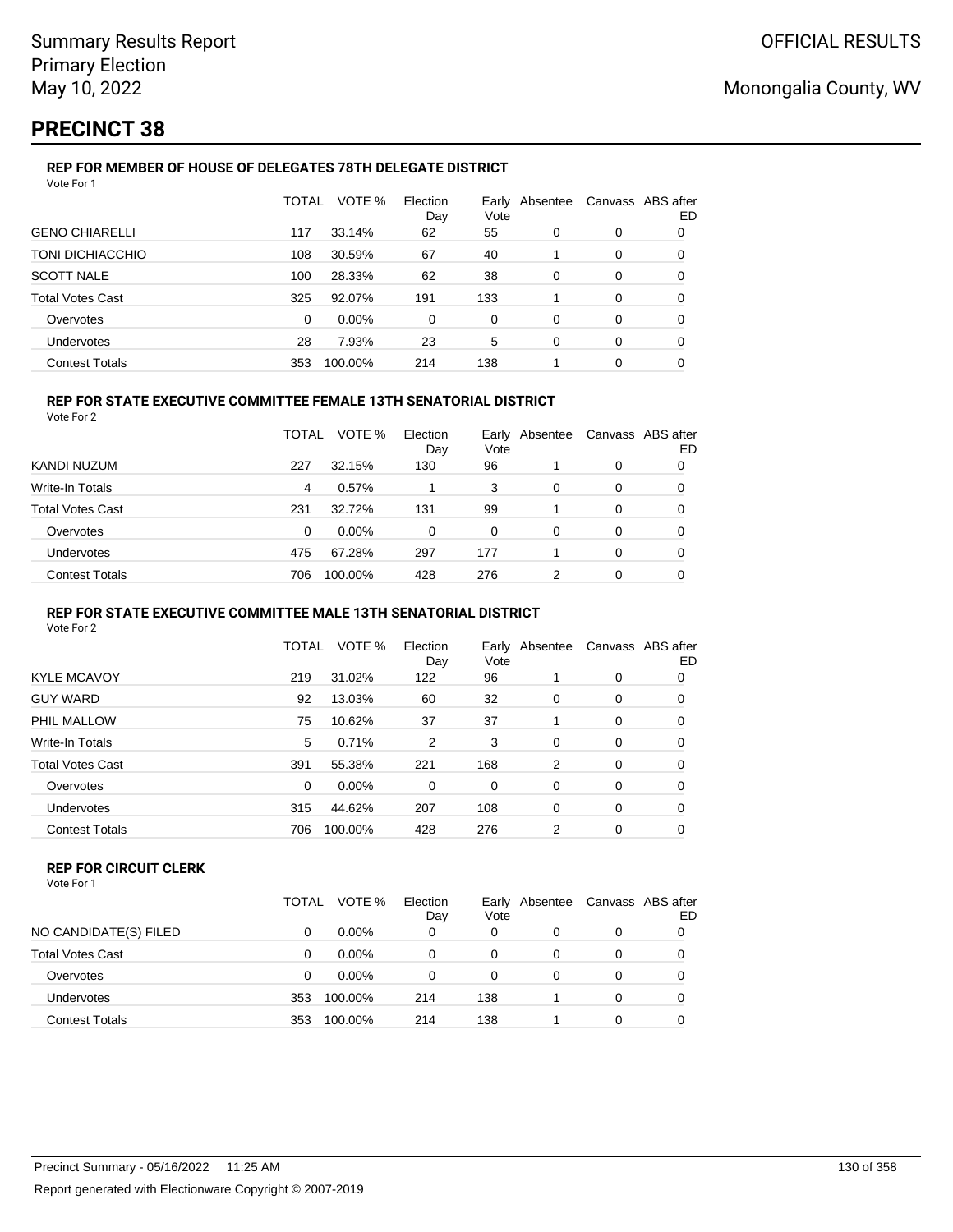Summary Results Report
Primary Election
May 10, 2022

OFFICIAL RESULTS

Monongalia County, WV

# PRECINCT 38

### REP FOR MEMBER OF HOUSE OF DELEGATES 78TH DELEGATE DISTRICT

Vote For 1

| | TOTAL | VOTE % | Election Day | Early Vote | Absentee | Canvass | ABS after ED |
|---|---|---|---|---|---|---|---|
| GENO CHIARELLI | 117 | 33.14% | 62 | 55 | 0 | 0 | 0 |
| TONI DICHIACCHIO | 108 | 30.59% | 67 | 40 | 1 | 0 | 0 |
| SCOTT NALE | 100 | 28.33% | 62 | 38 | 0 | 0 | 0 |
| Total Votes Cast | 325 | 92.07% | 191 | 133 | 1 | 0 | 0 |
| Overvotes | 0 | 0.00% | 0 | 0 | 0 | 0 | 0 |
| Undervotes | 28 | 7.93% | 23 | 5 | 0 | 0 | 0 |
| Contest Totals | 353 | 100.00% | 214 | 138 | 1 | 0 | 0 |

### REP FOR STATE EXECUTIVE COMMITTEE FEMALE 13TH SENATORIAL DISTRICT

Vote For 2

| | TOTAL | VOTE % | Election Day | Early Vote | Absentee | Canvass | ABS after ED |
|---|---|---|---|---|---|---|---|
| KANDI NUZUM | 227 | 32.15% | 130 | 96 | 1 | 0 | 0 |
| Write-In Totals | 4 | 0.57% | 1 | 3 | 0 | 0 | 0 |
| Total Votes Cast | 231 | 32.72% | 131 | 99 | 1 | 0 | 0 |
| Overvotes | 0 | 0.00% | 0 | 0 | 0 | 0 | 0 |
| Undervotes | 475 | 67.28% | 297 | 177 | 1 | 0 | 0 |
| Contest Totals | 706 | 100.00% | 428 | 276 | 2 | 0 | 0 |

### REP FOR STATE EXECUTIVE COMMITTEE MALE 13TH SENATORIAL DISTRICT

Vote For 2

| | TOTAL | VOTE % | Election Day | Early Vote | Absentee | Canvass | ABS after ED |
|---|---|---|---|---|---|---|---|
| KYLE MCAVOY | 219 | 31.02% | 122 | 96 | 1 | 0 | 0 |
| GUY WARD | 92 | 13.03% | 60 | 32 | 0 | 0 | 0 |
| PHIL MALLOW | 75 | 10.62% | 37 | 37 | 1 | 0 | 0 |
| Write-In Totals | 5 | 0.71% | 2 | 3 | 0 | 0 | 0 |
| Total Votes Cast | 391 | 55.38% | 221 | 168 | 2 | 0 | 0 |
| Overvotes | 0 | 0.00% | 0 | 0 | 0 | 0 | 0 |
| Undervotes | 315 | 44.62% | 207 | 108 | 0 | 0 | 0 |
| Contest Totals | 706 | 100.00% | 428 | 276 | 2 | 0 | 0 |

### REP FOR CIRCUIT CLERK

Vote For 1

| | TOTAL | VOTE % | Election Day | Early Vote | Absentee | Canvass | ABS after ED |
|---|---|---|---|---|---|---|---|
| NO CANDIDATE(S) FILED | 0 | 0.00% | 0 | 0 | 0 | 0 | 0 |
| Total Votes Cast | 0 | 0.00% | 0 | 0 | 0 | 0 | 0 |
| Overvotes | 0 | 0.00% | 0 | 0 | 0 | 0 | 0 |
| Undervotes | 353 | 100.00% | 214 | 138 | 1 | 0 | 0 |
| Contest Totals | 353 | 100.00% | 214 | 138 | 1 | 0 | 0 |

Precinct Summary - 05/16/2022 11:25 AM

Report generated with Electionware Copyright © 2007-2019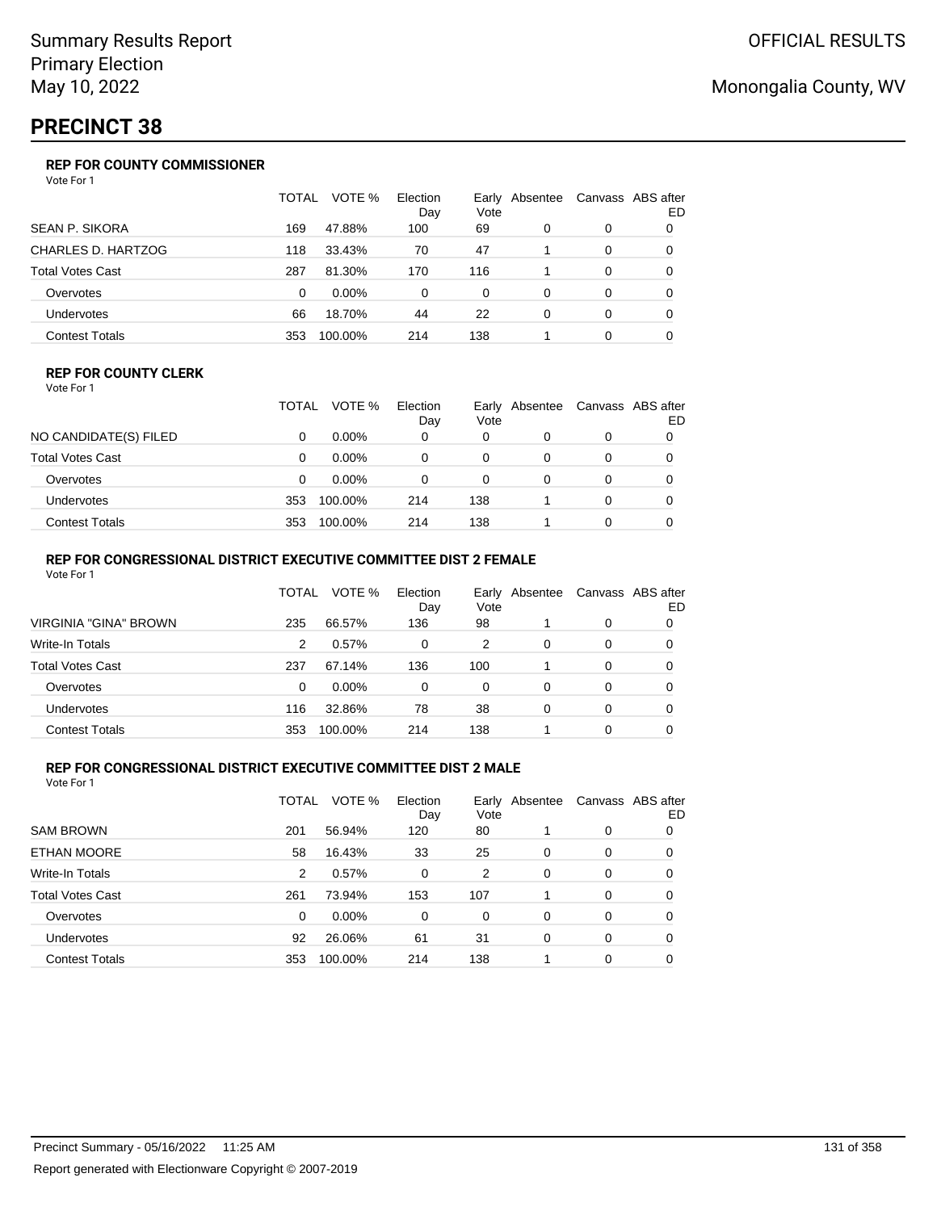Summary Results Report
Primary Election
May 10, 2022

OFFICIAL RESULTS

Monongalia County, WV

# PRECINCT 38

### REP FOR COUNTY COMMISSIONER

Vote For 1

| | TOTAL | VOTE % | Election Day | Early Vote | Absentee | Canvass | ABS after ED |
|---|---|---|---|---|---|---|---|
| SEAN P. SIKORA | 169 | 47.88% | 100 | 69 | 0 | 0 | 0 |
| CHARLES D. HARTZOG | 118 | 33.43% | 70 | 47 | 1 | 0 | 0 |
| Total Votes Cast | 287 | 81.30% | 170 | 116 | 1 | 0 | 0 |
| Overvotes | 0 | 0.00% | 0 | 0 | 0 | 0 | 0 |
| Undervotes | 66 | 18.70% | 44 | 22 | 0 | 0 | 0 |
| Contest Totals | 353 | 100.00% | 214 | 138 | 1 | 0 | 0 |

### REP FOR COUNTY CLERK

Vote For 1

| | TOTAL | VOTE % | Election Day | Early Vote | Absentee | Canvass | ABS after ED |
|---|---|---|---|---|---|---|---|
| NO CANDIDATE(S) FILED | 0 | 0.00% | 0 | 0 | 0 | 0 | 0 |
| Total Votes Cast | 0 | 0.00% | 0 | 0 | 0 | 0 | 0 |
| Overvotes | 0 | 0.00% | 0 | 0 | 0 | 0 | 0 |
| Undervotes | 353 | 100.00% | 214 | 138 | 1 | 0 | 0 |
| Contest Totals | 353 | 100.00% | 214 | 138 | 1 | 0 | 0 |

### REP FOR CONGRESSIONAL DISTRICT EXECUTIVE COMMITTEE DIST 2 FEMALE

Vote For 1

| | TOTAL | VOTE % | Election Day | Early Vote | Absentee | Canvass | ABS after ED |
|---|---|---|---|---|---|---|---|
| VIRGINIA "GINA" BROWN | 235 | 66.57% | 136 | 98 | 1 | 0 | 0 |
| Write-In Totals | 2 | 0.57% | 0 | 2 | 0 | 0 | 0 |
| Total Votes Cast | 237 | 67.14% | 136 | 100 | 1 | 0 | 0 |
| Overvotes | 0 | 0.00% | 0 | 0 | 0 | 0 | 0 |
| Undervotes | 116 | 32.86% | 78 | 38 | 0 | 0 | 0 |
| Contest Totals | 353 | 100.00% | 214 | 138 | 1 | 0 | 0 |

### REP FOR CONGRESSIONAL DISTRICT EXECUTIVE COMMITTEE DIST 2 MALE

Vote For 1

| | TOTAL | VOTE % | Election Day | Early Vote | Absentee | Canvass | ABS after ED |
|---|---|---|---|---|---|---|---|
| SAM BROWN | 201 | 56.94% | 120 | 80 | 1 | 0 | 0 |
| ETHAN MOORE | 58 | 16.43% | 33 | 25 | 0 | 0 | 0 |
| Write-In Totals | 2 | 0.57% | 0 | 2 | 0 | 0 | 0 |
| Total Votes Cast | 261 | 73.94% | 153 | 107 | 1 | 0 | 0 |
| Overvotes | 0 | 0.00% | 0 | 0 | 0 | 0 | 0 |
| Undervotes | 92 | 26.06% | 61 | 31 | 0 | 0 | 0 |
| Contest Totals | 353 | 100.00% | 214 | 138 | 1 | 0 | 0 |

Precinct Summary - 05/16/2022 11:25 AM

Report generated with Electionware Copyright © 2007-2019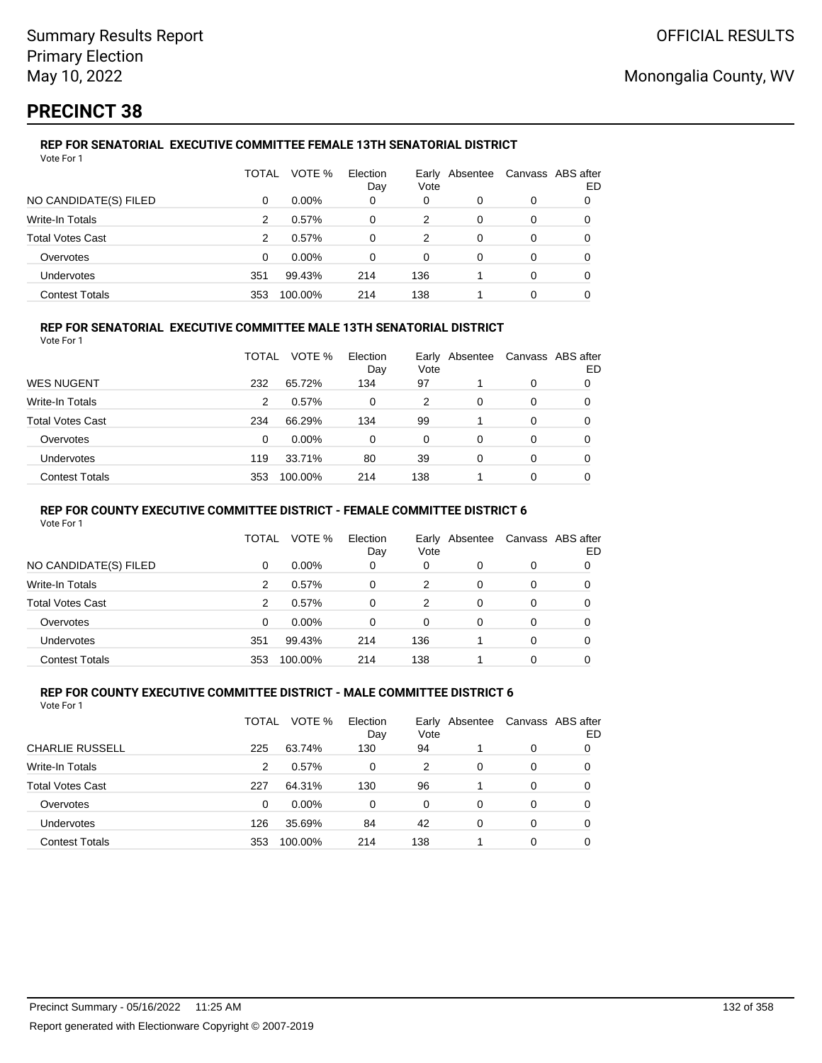# PRECINCT 38

### REP FOR SENATORIAL EXECUTIVE COMMITTEE FEMALE 13TH SENATORIAL DISTRICT

Vote For 1

| | TOTAL | VOTE % | Election Day | Early Vote | Absentee | Canvass | ABS after ED |
|---|---|---|---|---|---|---|---|
| NO CANDIDATE(S) FILED | 0 | 0.00% | 0 | 0 | 0 | 0 | 0 |
| Write-In Totals | 2 | 0.57% | 0 | 2 | 0 | 0 | 0 |
| Total Votes Cast | 2 | 0.57% | 0 | 2 | 0 | 0 | 0 |
| Overvotes | 0 | 0.00% | 0 | 0 | 0 | 0 | 0 |
| Undervotes | 351 | 99.43% | 214 | 136 | 1 | 0 | 0 |
| Contest Totals | 353 | 100.00% | 214 | 138 | 1 | 0 | 0 |

### REP FOR SENATORIAL EXECUTIVE COMMITTEE MALE 13TH SENATORIAL DISTRICT

Vote For 1

| | TOTAL | VOTE % | Election Day | Early Vote | Absentee | Canvass | ABS after ED |
|---|---|---|---|---|---|---|---|
| WES NUGENT | 232 | 65.72% | 134 | 97 | 1 | 0 | 0 |
| Write-In Totals | 2 | 0.57% | 0 | 2 | 0 | 0 | 0 |
| Total Votes Cast | 234 | 66.29% | 134 | 99 | 1 | 0 | 0 |
| Overvotes | 0 | 0.00% | 0 | 0 | 0 | 0 | 0 |
| Undervotes | 119 | 33.71% | 80 | 39 | 0 | 0 | 0 |
| Contest Totals | 353 | 100.00% | 214 | 138 | 1 | 0 | 0 |

### REP FOR COUNTY EXECUTIVE COMMITTEE DISTRICT - FEMALE COMMITTEE DISTRICT 6

Vote For 1

| | TOTAL | VOTE % | Election Day | Early Vote | Absentee | Canvass | ABS after ED |
|---|---|---|---|---|---|---|---|
| NO CANDIDATE(S) FILED | 0 | 0.00% | 0 | 0 | 0 | 0 | 0 |
| Write-In Totals | 2 | 0.57% | 0 | 2 | 0 | 0 | 0 |
| Total Votes Cast | 2 | 0.57% | 0 | 2 | 0 | 0 | 0 |
| Overvotes | 0 | 0.00% | 0 | 0 | 0 | 0 | 0 |
| Undervotes | 351 | 99.43% | 214 | 136 | 1 | 0 | 0 |
| Contest Totals | 353 | 100.00% | 214 | 138 | 1 | 0 | 0 |

### REP FOR COUNTY EXECUTIVE COMMITTEE DISTRICT - MALE COMMITTEE DISTRICT 6

Vote For 1

| | TOTAL | VOTE % | Election Day | Early Vote | Absentee | Canvass | ABS after ED |
|---|---|---|---|---|---|---|---|
| CHARLIE RUSSELL | 225 | 63.74% | 130 | 94 | 1 | 0 | 0 |
| Write-In Totals | 2 | 0.57% | 0 | 2 | 0 | 0 | 0 |
| Total Votes Cast | 227 | 64.31% | 130 | 96 | 1 | 0 | 0 |
| Overvotes | 0 | 0.00% | 0 | 0 | 0 | 0 | 0 |
| Undervotes | 126 | 35.69% | 84 | 42 | 0 | 0 | 0 |
| Contest Totals | 353 | 100.00% | 214 | 138 | 1 | 0 | 0 |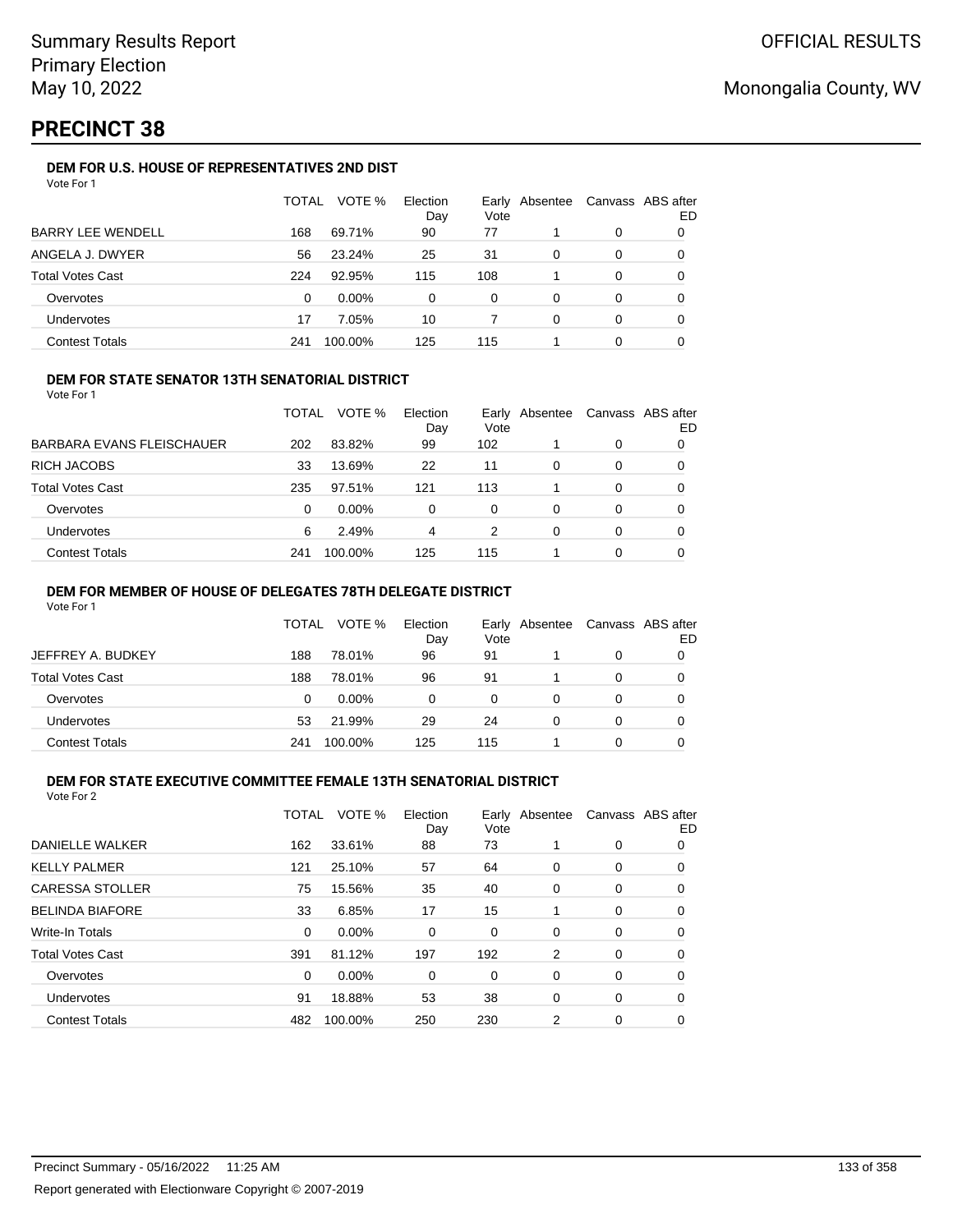Summary Results Report
Primary Election
May 10, 2022

OFFICIAL RESULTS

Monongalia County, WV

# PRECINCT 38

### DEM FOR U.S. HOUSE OF REPRESENTATIVES 2ND DIST

Vote For 1

| | TOTAL | VOTE % | Election Day | Early Vote | Absentee | Canvass | ABS after ED |
|---|---|---|---|---|---|---|---|
| BARRY LEE WENDELL | 168 | 69.71% | 90 | 77 | 1 | 0 | 0 |
| ANGELA J. DWYER | 56 | 23.24% | 25 | 31 | 0 | 0 | 0 |
| Total Votes Cast | 224 | 92.95% | 115 | 108 | 1 | 0 | 0 |
| Overvotes | 0 | 0.00% | 0 | 0 | 0 | 0 | 0 |
| Undervotes | 17 | 7.05% | 10 | 7 | 0 | 0 | 0 |
| Contest Totals | 241 | 100.00% | 125 | 115 | 1 | 0 | 0 |

### DEM FOR STATE SENATOR 13TH SENATORIAL DISTRICT

Vote For 1

| | TOTAL | VOTE % | Election Day | Early Vote | Absentee | Canvass | ABS after ED |
|---|---|---|---|---|---|---|---|
| BARBARA EVANS FLEISCHAUER | 202 | 83.82% | 99 | 102 | 1 | 0 | 0 |
| RICH JACOBS | 33 | 13.69% | 22 | 11 | 0 | 0 | 0 |
| Total Votes Cast | 235 | 97.51% | 121 | 113 | 1 | 0 | 0 |
| Overvotes | 0 | 0.00% | 0 | 0 | 0 | 0 | 0 |
| Undervotes | 6 | 2.49% | 4 | 2 | 0 | 0 | 0 |
| Contest Totals | 241 | 100.00% | 125 | 115 | 1 | 0 | 0 |

### DEM FOR MEMBER OF HOUSE OF DELEGATES 78TH DELEGATE DISTRICT

Vote For 1

| | TOTAL | VOTE % | Election Day | Early Vote | Absentee | Canvass | ABS after ED |
|---|---|---|---|---|---|---|---|
| JEFFREY A. BUDKEY | 188 | 78.01% | 96 | 91 | 1 | 0 | 0 |
| Total Votes Cast | 188 | 78.01% | 96 | 91 | 1 | 0 | 0 |
| Overvotes | 0 | 0.00% | 0 | 0 | 0 | 0 | 0 |
| Undervotes | 53 | 21.99% | 29 | 24 | 0 | 0 | 0 |
| Contest Totals | 241 | 100.00% | 125 | 115 | 1 | 0 | 0 |

### DEM FOR STATE EXECUTIVE COMMITTEE FEMALE 13TH SENATORIAL DISTRICT

Vote For 2

| | TOTAL | VOTE % | Election Day | Early Vote | Absentee | Canvass | ABS after ED |
|---|---|---|---|---|---|---|---|
| DANIELLE WALKER | 162 | 33.61% | 88 | 73 | 1 | 0 | 0 |
| KELLY PALMER | 121 | 25.10% | 57 | 64 | 0 | 0 | 0 |
| CARESSA STOLLER | 75 | 15.56% | 35 | 40 | 0 | 0 | 0 |
| BELINDA BIAFORE | 33 | 6.85% | 17 | 15 | 1 | 0 | 0 |
| Write-In Totals | 0 | 0.00% | 0 | 0 | 0 | 0 | 0 |
| Total Votes Cast | 391 | 81.12% | 197 | 192 | 2 | 0 | 0 |
| Overvotes | 0 | 0.00% | 0 | 0 | 0 | 0 | 0 |
| Undervotes | 91 | 18.88% | 53 | 38 | 0 | 0 | 0 |
| Contest Totals | 482 | 100.00% | 250 | 230 | 2 | 0 | 0 |

Precinct Summary - 05/16/2022 11:25 AM

Report generated with Electionware Copyright © 2007-2019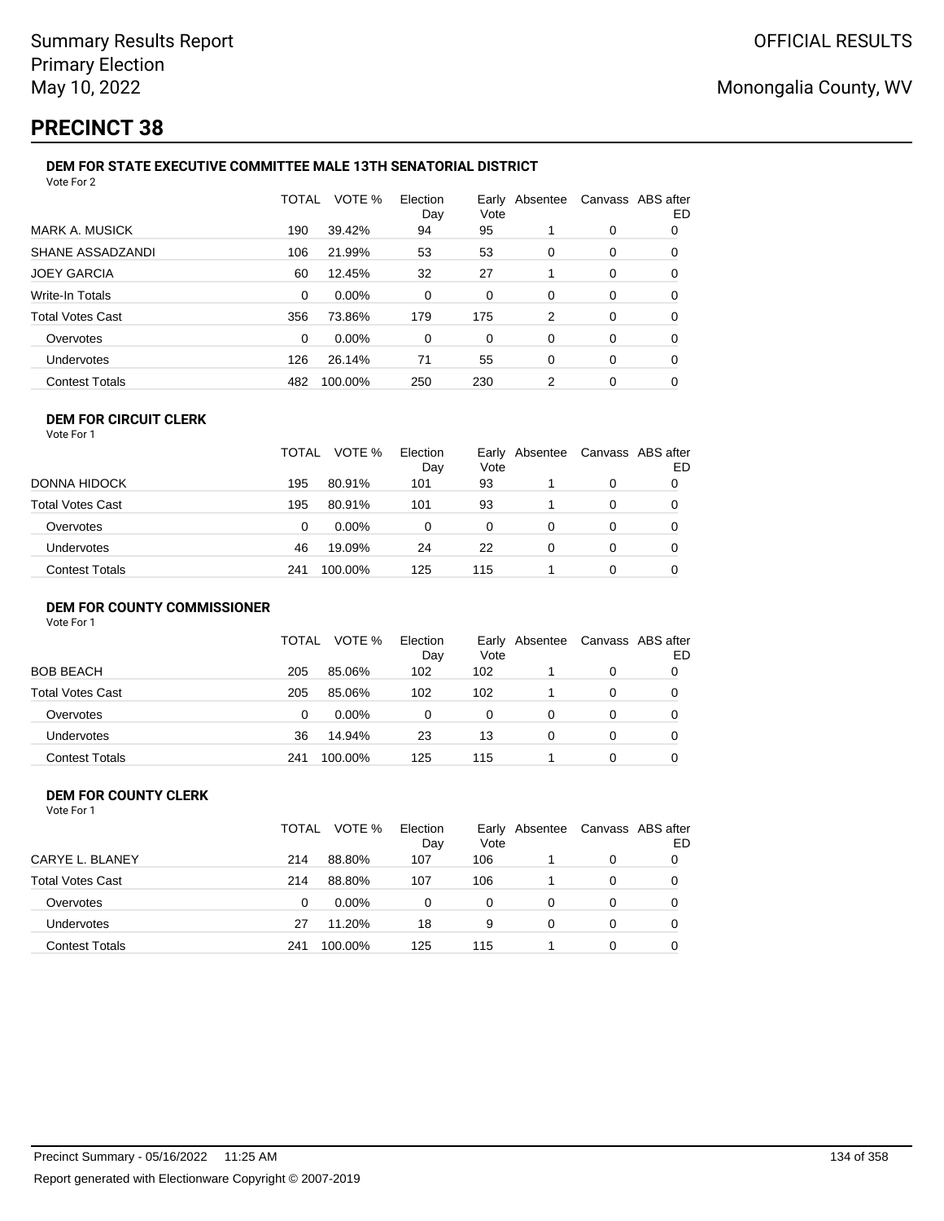Summary Results Report
Primary Election
May 10, 2022

OFFICIAL RESULTS

Monongalia County, WV

# PRECINCT 38

### DEM FOR STATE EXECUTIVE COMMITTEE MALE 13TH SENATORIAL DISTRICT

Vote For 2

| | TOTAL | VOTE % | Election Day | Early Vote | Absentee | Canvass | ABS after ED |
|---|---|---|---|---|---|---|---|
| MARK A. MUSICK | 190 | 39.42% | 94 | 95 | 1 | 0 | 0 |
| SHANE ASSADZANDI | 106 | 21.99% | 53 | 53 | 0 | 0 | 0 |
| JOEY GARCIA | 60 | 12.45% | 32 | 27 | 1 | 0 | 0 |
| Write-In Totals | 0 | 0.00% | 0 | 0 | 0 | 0 | 0 |
| Total Votes Cast | 356 | 73.86% | 179 | 175 | 2 | 0 | 0 |
| Overvotes | 0 | 0.00% | 0 | 0 | 0 | 0 | 0 |
| Undervotes | 126 | 26.14% | 71 | 55 | 0 | 0 | 0 |
| Contest Totals | 482 | 100.00% | 250 | 230 | 2 | 0 | 0 |

### DEM FOR CIRCUIT CLERK

Vote For 1

| | TOTAL | VOTE % | Election Day | Early Vote | Absentee | Canvass | ABS after ED |
|---|---|---|---|---|---|---|---|
| DONNA HIDOCK | 195 | 80.91% | 101 | 93 | 1 | 0 | 0 |
| Total Votes Cast | 195 | 80.91% | 101 | 93 | 1 | 0 | 0 |
| Overvotes | 0 | 0.00% | 0 | 0 | 0 | 0 | 0 |
| Undervotes | 46 | 19.09% | 24 | 22 | 0 | 0 | 0 |
| Contest Totals | 241 | 100.00% | 125 | 115 | 1 | 0 | 0 |

### DEM FOR COUNTY COMMISSIONER

Vote For 1

| | TOTAL | VOTE % | Election Day | Early Vote | Absentee | Canvass | ABS after ED |
|---|---|---|---|---|---|---|---|
| BOB BEACH | 205 | 85.06% | 102 | 102 | 1 | 0 | 0 |
| Total Votes Cast | 205 | 85.06% | 102 | 102 | 1 | 0 | 0 |
| Overvotes | 0 | 0.00% | 0 | 0 | 0 | 0 | 0 |
| Undervotes | 36 | 14.94% | 23 | 13 | 0 | 0 | 0 |
| Contest Totals | 241 | 100.00% | 125 | 115 | 1 | 0 | 0 |

### DEM FOR COUNTY CLERK

Vote For 1

| | TOTAL | VOTE % | Election Day | Early Vote | Absentee | Canvass | ABS after ED |
|---|---|---|---|---|---|---|---|
| CARYE L. BLANEY | 214 | 88.80% | 107 | 106 | 1 | 0 | 0 |
| Total Votes Cast | 214 | 88.80% | 107 | 106 | 1 | 0 | 0 |
| Overvotes | 0 | 0.00% | 0 | 0 | 0 | 0 | 0 |
| Undervotes | 27 | 11.20% | 18 | 9 | 0 | 0 | 0 |
| Contest Totals | 241 | 100.00% | 125 | 115 | 1 | 0 | 0 |

Precinct Summary - 05/16/2022 11:25 AM

Report generated with Electionware Copyright © 2007-2019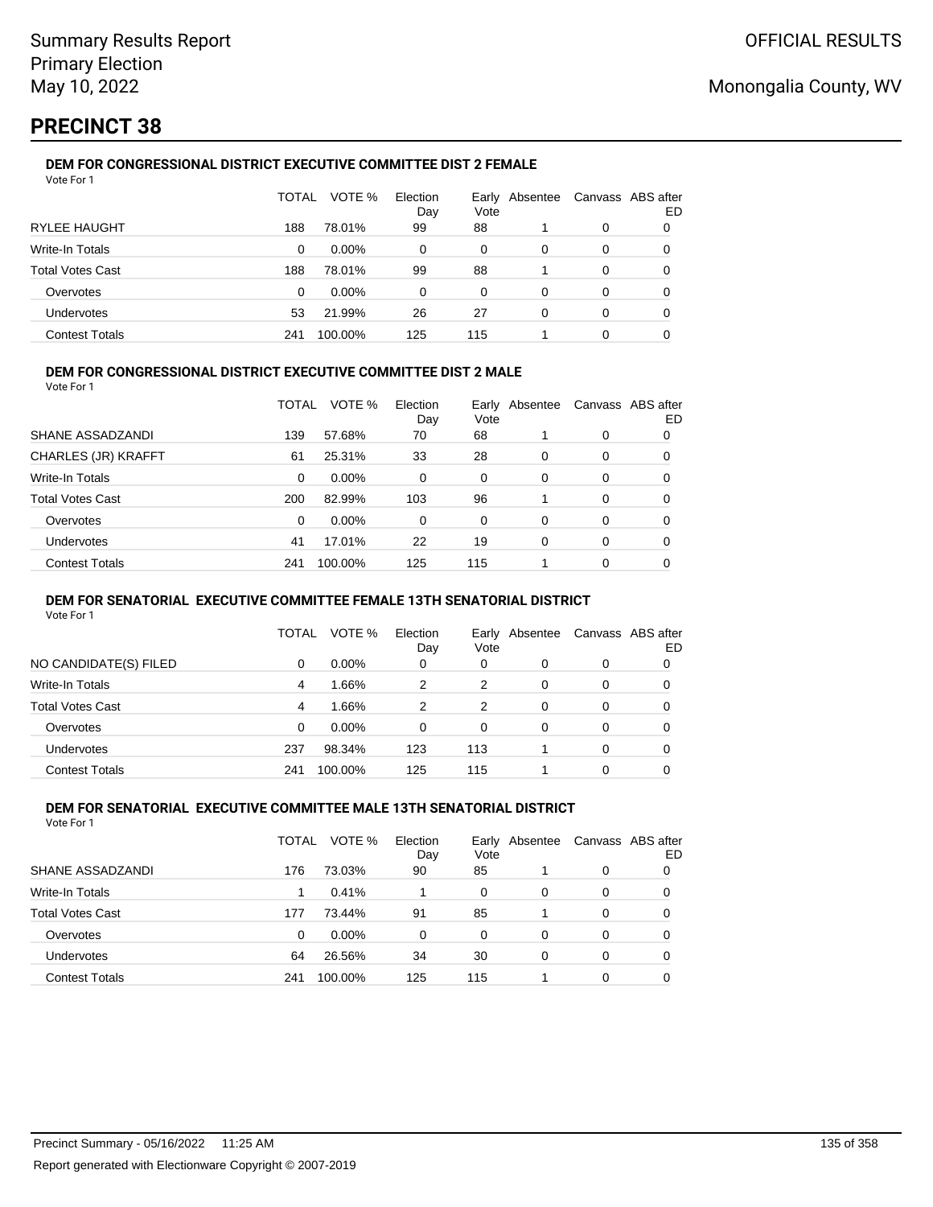Summary Results Report
Primary Election
May 10, 2022

OFFICIAL RESULTS

Monongalia County, WV

# PRECINCT 38

### DEM FOR CONGRESSIONAL DISTRICT EXECUTIVE COMMITTEE DIST 2 FEMALE

Vote For 1

| | TOTAL | VOTE % | Election Day | Early Vote | Absentee | Canvass | ABS after ED |
|---|---|---|---|---|---|---|---|
| RYLEE HAUGHT | 188 | 78.01% | 99 | 88 | 1 | 0 | 0 |
| Write-In Totals | 0 | 0.00% | 0 | 0 | 0 | 0 | 0 |
| Total Votes Cast | 188 | 78.01% | 99 | 88 | 1 | 0 | 0 |
| Overvotes | 0 | 0.00% | 0 | 0 | 0 | 0 | 0 |
| Undervotes | 53 | 21.99% | 26 | 27 | 0 | 0 | 0 |
| Contest Totals | 241 | 100.00% | 125 | 115 | 1 | 0 | 0 |

### DEM FOR CONGRESSIONAL DISTRICT EXECUTIVE COMMITTEE DIST 2 MALE

Vote For 1

| | TOTAL | VOTE % | Election Day | Early Vote | Absentee | Canvass | ABS after ED |
|---|---|---|---|---|---|---|---|
| SHANE ASSADZANDI | 139 | 57.68% | 70 | 68 | 1 | 0 | 0 |
| CHARLES (JR) KRAFFT | 61 | 25.31% | 33 | 28 | 0 | 0 | 0 |
| Write-In Totals | 0 | 0.00% | 0 | 0 | 0 | 0 | 0 |
| Total Votes Cast | 200 | 82.99% | 103 | 96 | 1 | 0 | 0 |
| Overvotes | 0 | 0.00% | 0 | 0 | 0 | 0 | 0 |
| Undervotes | 41 | 17.01% | 22 | 19 | 0 | 0 | 0 |
| Contest Totals | 241 | 100.00% | 125 | 115 | 1 | 0 | 0 |

### DEM FOR SENATORIAL EXECUTIVE COMMITTEE FEMALE 13TH SENATORIAL DISTRICT

Vote For 1

| | TOTAL | VOTE % | Election Day | Early Vote | Absentee | Canvass | ABS after ED |
|---|---|---|---|---|---|---|---|
| NO CANDIDATE(S) FILED | 0 | 0.00% | 0 | 0 | 0 | 0 | 0 |
| Write-In Totals | 4 | 1.66% | 2 | 2 | 0 | 0 | 0 |
| Total Votes Cast | 4 | 1.66% | 2 | 2 | 0 | 0 | 0 |
| Overvotes | 0 | 0.00% | 0 | 0 | 0 | 0 | 0 |
| Undervotes | 237 | 98.34% | 123 | 113 | 1 | 0 | 0 |
| Contest Totals | 241 | 100.00% | 125 | 115 | 1 | 0 | 0 |

### DEM FOR SENATORIAL EXECUTIVE COMMITTEE MALE 13TH SENATORIAL DISTRICT

Vote For 1

| | TOTAL | VOTE % | Election Day | Early Vote | Absentee | Canvass | ABS after ED |
|---|---|---|---|---|---|---|---|
| SHANE ASSADZANDI | 176 | 73.03% | 90 | 85 | 1 | 0 | 0 |
| Write-In Totals | 1 | 0.41% | 1 | 0 | 0 | 0 | 0 |
| Total Votes Cast | 177 | 73.44% | 91 | 85 | 1 | 0 | 0 |
| Overvotes | 0 | 0.00% | 0 | 0 | 0 | 0 | 0 |
| Undervotes | 64 | 26.56% | 34 | 30 | 0 | 0 | 0 |
| Contest Totals | 241 | 100.00% | 125 | 115 | 1 | 0 | 0 |

Precinct Summary - 05/16/2022 11:25 AM

Report generated with Electionware Copyright © 2007-2019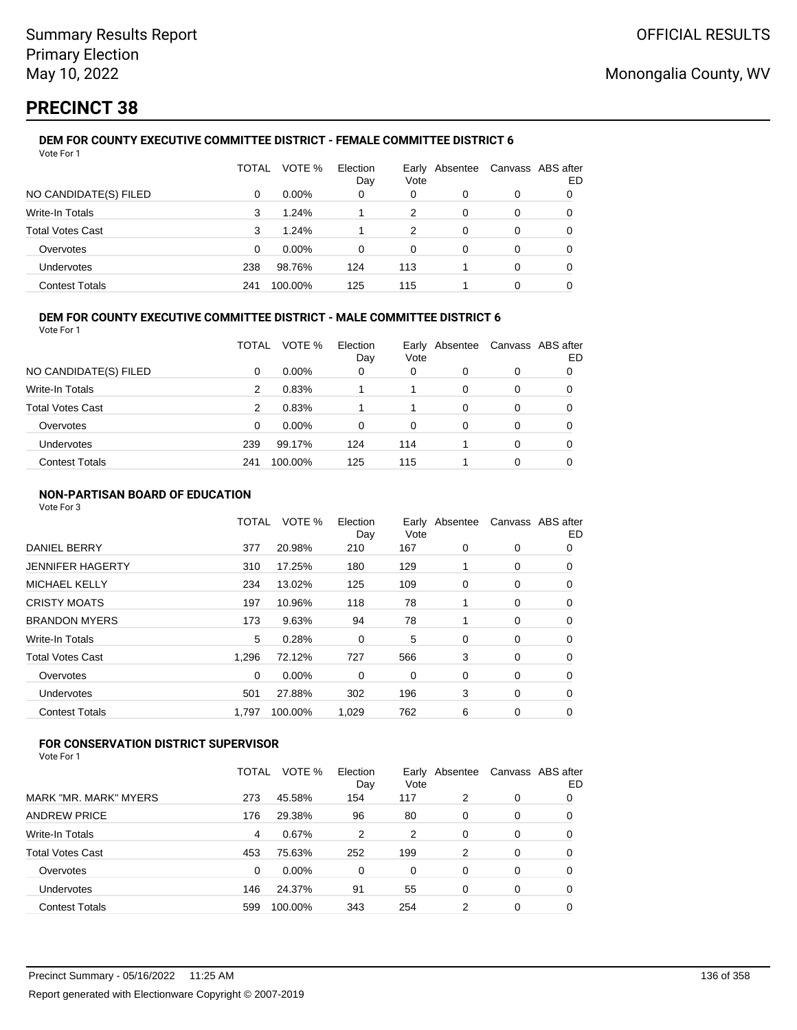# PRECINCT 38

### DEM FOR COUNTY EXECUTIVE COMMITTEE DISTRICT - FEMALE COMMITTEE DISTRICT 6

Vote For 1

| | TOTAL | VOTE % | Election Day | Early Vote | Absentee | Canvass | ABS after ED |
|---|---|---|---|---|---|---|---|
| NO CANDIDATE(S) FILED | 0 | 0.00% | 0 | 0 | 0 | 0 | 0 |
| Write-In Totals | 3 | 1.24% | 1 | 2 | 0 | 0 | 0 |
| Total Votes Cast | 3 | 1.24% | 1 | 2 | 0 | 0 | 0 |
| Overvotes | 0 | 0.00% | 0 | 0 | 0 | 0 | 0 |
| Undervotes | 238 | 98.76% | 124 | 113 | 1 | 0 | 0 |
| Contest Totals | 241 | 100.00% | 125 | 115 | 1 | 0 | 0 |

### DEM FOR COUNTY EXECUTIVE COMMITTEE DISTRICT - MALE COMMITTEE DISTRICT 6

Vote For 1

| | TOTAL | VOTE % | Election Day | Early Vote | Absentee | Canvass | ABS after ED |
|---|---|---|---|---|---|---|---|
| NO CANDIDATE(S) FILED | 0 | 0.00% | 0 | 0 | 0 | 0 | 0 |
| Write-In Totals | 2 | 0.83% | 1 | 1 | 0 | 0 | 0 |
| Total Votes Cast | 2 | 0.83% | 1 | 1 | 0 | 0 | 0 |
| Overvotes | 0 | 0.00% | 0 | 0 | 0 | 0 | 0 |
| Undervotes | 239 | 99.17% | 124 | 114 | 1 | 0 | 0 |
| Contest Totals | 241 | 100.00% | 125 | 115 | 1 | 0 | 0 |

### NON-PARTISAN BOARD OF EDUCATION

Vote For 3

| | TOTAL | VOTE % | Election Day | Early Vote | Absentee | Canvass | ABS after ED |
|---|---|---|---|---|---|---|---|
| DANIEL BERRY | 377 | 20.98% | 210 | 167 | 0 | 0 | 0 |
| JENNIFER HAGERTY | 310 | 17.25% | 180 | 129 | 1 | 0 | 0 |
| MICHAEL KELLY | 234 | 13.02% | 125 | 109 | 0 | 0 | 0 |
| CRISTY MOATS | 197 | 10.96% | 118 | 78 | 1 | 0 | 0 |
| BRANDON MYERS | 173 | 9.63% | 94 | 78 | 1 | 0 | 0 |
| Write-In Totals | 5 | 0.28% | 0 | 5 | 0 | 0 | 0 |
| Total Votes Cast | 1,296 | 72.12% | 727 | 566 | 3 | 0 | 0 |
| Overvotes | 0 | 0.00% | 0 | 0 | 0 | 0 | 0 |
| Undervotes | 501 | 27.88% | 302 | 196 | 3 | 0 | 0 |
| Contest Totals | 1,797 | 100.00% | 1,029 | 762 | 6 | 0 | 0 |

### FOR CONSERVATION DISTRICT SUPERVISOR

Vote For 1

| | TOTAL | VOTE % | Election Day | Early Vote | Absentee | Canvass | ABS after ED |
|---|---|---|---|---|---|---|---|
| MARK "MR. MARK" MYERS | 273 | 45.58% | 154 | 117 | 2 | 0 | 0 |
| ANDREW PRICE | 176 | 29.38% | 96 | 80 | 0 | 0 | 0 |
| Write-In Totals | 4 | 0.67% | 2 | 2 | 0 | 0 | 0 |
| Total Votes Cast | 453 | 75.63% | 252 | 199 | 2 | 0 | 0 |
| Overvotes | 0 | 0.00% | 0 | 0 | 0 | 0 | 0 |
| Undervotes | 146 | 24.37% | 91 | 55 | 0 | 0 | 0 |
| Contest Totals | 599 | 100.00% | 343 | 254 | 2 | 0 | 0 |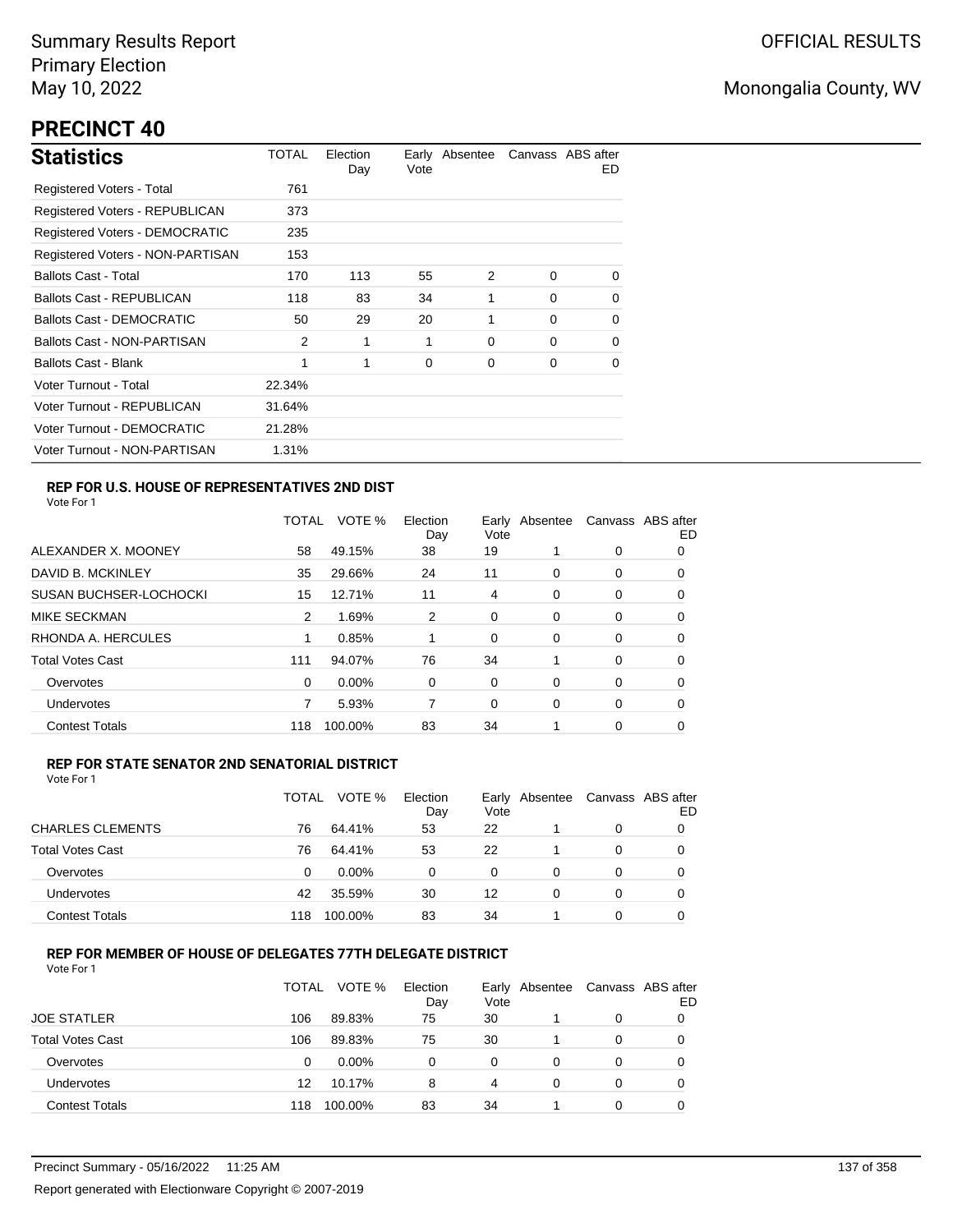Summary Results Report
Primary Election
May 10, 2022

OFFICIAL RESULTS

Monongalia County, WV

# PRECINCT 40

## Statistics

| | TOTAL | Election Day | Early Vote | Absentee | Canvass | ABS after ED |
|---|---|---|---|---|---|---|
| Registered Voters - Total | 761 | | | | | |
| Registered Voters - REPUBLICAN | 373 | | | | | |
| Registered Voters - DEMOCRATIC | 235 | | | | | |
| Registered Voters - NON-PARTISAN | 153 | | | | | |
| Ballots Cast - Total | 170 | 113 | 55 | 2 | 0 | 0 |
| Ballots Cast - REPUBLICAN | 118 | 83 | 34 | 1 | 0 | 0 |
| Ballots Cast - DEMOCRATIC | 50 | 29 | 20 | 1 | 0 | 0 |
| Ballots Cast - NON-PARTISAN | 2 | 1 | 1 | 0 | 0 | 0 |
| Ballots Cast - Blank | 1 | 1 | 0 | 0 | 0 | 0 |
| Voter Turnout - Total | 22.34% | | | | | |
| Voter Turnout - REPUBLICAN | 31.64% | | | | | |
| Voter Turnout - DEMOCRATIC | 21.28% | | | | | |
| Voter Turnout - NON-PARTISAN | 1.31% | | | | | |

### REP FOR U.S. HOUSE OF REPRESENTATIVES 2ND DIST

Vote For 1

| | TOTAL | VOTE % | Election Day | Early Vote | Absentee | Canvass | ABS after ED |
|---|---|---|---|---|---|---|---|
| ALEXANDER X. MOONEY | 58 | 49.15% | 38 | 19 | 1 | 0 | 0 |
| DAVID B. MCKINLEY | 35 | 29.66% | 24 | 11 | 0 | 0 | 0 |
| SUSAN BUCHSER-LOCHOCKI | 15 | 12.71% | 11 | 4 | 0 | 0 | 0 |
| MIKE SECKMAN | 2 | 1.69% | 2 | 0 | 0 | 0 | 0 |
| RHONDA A. HERCULES | 1 | 0.85% | 1 | 0 | 0 | 0 | 0 |
| Total Votes Cast | 111 | 94.07% | 76 | 34 | 1 | 0 | 0 |
| Overvotes | 0 | 0.00% | 0 | 0 | 0 | 0 | 0 |
| Undervotes | 7 | 5.93% | 7 | 0 | 0 | 0 | 0 |
| Contest Totals | 118 | 100.00% | 83 | 34 | 1 | 0 | 0 |

### REP FOR STATE SENATOR 2ND SENATORIAL DISTRICT

Vote For 1

| | TOTAL | VOTE % | Election Day | Early Vote | Absentee | Canvass | ABS after ED |
|---|---|---|---|---|---|---|---|
| CHARLES CLEMENTS | 76 | 64.41% | 53 | 22 | 1 | 0 | 0 |
| Total Votes Cast | 76 | 64.41% | 53 | 22 | 1 | 0 | 0 |
| Overvotes | 0 | 0.00% | 0 | 0 | 0 | 0 | 0 |
| Undervotes | 42 | 35.59% | 30 | 12 | 0 | 0 | 0 |
| Contest Totals | 118 | 100.00% | 83 | 34 | 1 | 0 | 0 |

### REP FOR MEMBER OF HOUSE OF DELEGATES 77TH DELEGATE DISTRICT

Vote For 1

| | TOTAL | VOTE % | Election Day | Early Vote | Absentee | Canvass | ABS after ED |
|---|---|---|---|---|---|---|---|
| JOE STATLER | 106 | 89.83% | 75 | 30 | 1 | 0 | 0 |
| Total Votes Cast | 106 | 89.83% | 75 | 30 | 1 | 0 | 0 |
| Overvotes | 0 | 0.00% | 0 | 0 | 0 | 0 | 0 |
| Undervotes | 12 | 10.17% | 8 | 4 | 0 | 0 | 0 |
| Contest Totals | 118 | 100.00% | 83 | 34 | 1 | 0 | 0 |

Precinct Summary - 05/16/2022 11:25 AM

Report generated with Electionware Copyright © 2007-2019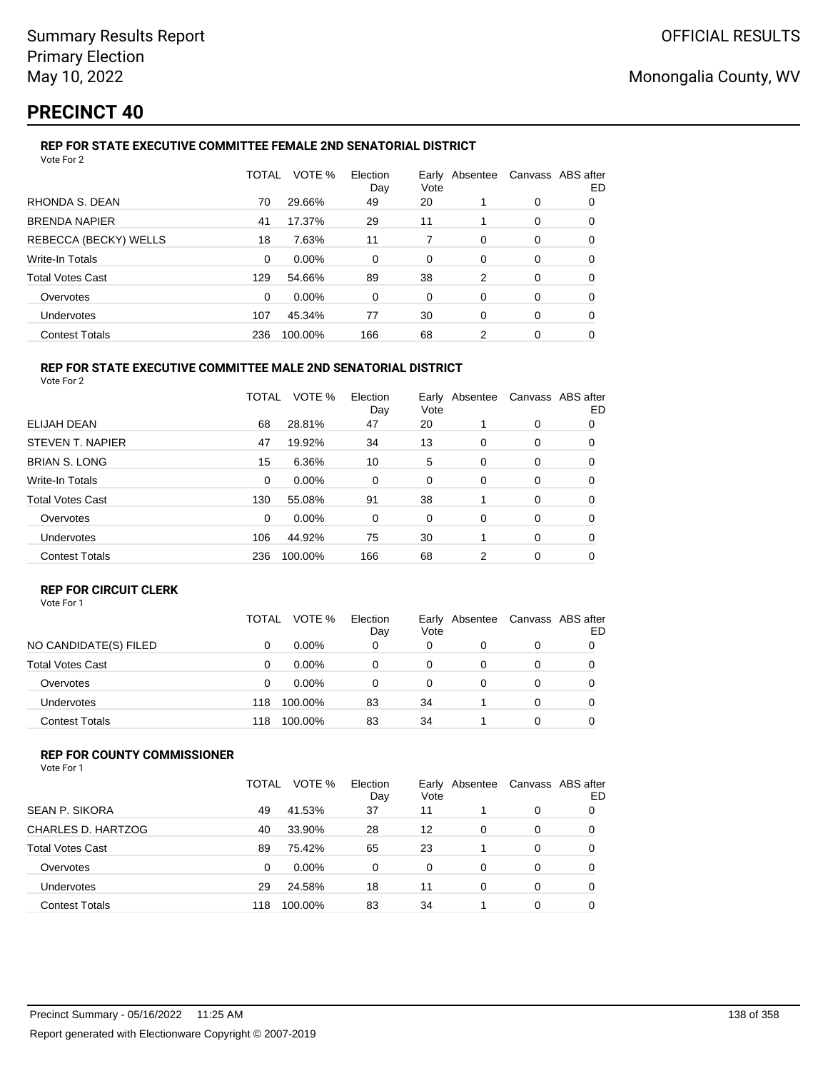# PRECINCT 40

### REP FOR STATE EXECUTIVE COMMITTEE FEMALE 2ND SENATORIAL DISTRICT

Vote For 2

| | TOTAL | VOTE % | Election Day | Early Vote | Absentee | Canvass | ABS after ED |
|---|---|---|---|---|---|---|---|
| RHONDA S. DEAN | 70 | 29.66% | 49 | 20 | 1 | 0 | 0 |
| BRENDA NAPIER | 41 | 17.37% | 29 | 11 | 1 | 0 | 0 |
| REBECCA (BECKY) WELLS | 18 | 7.63% | 11 | 7 | 0 | 0 | 0 |
| Write-In Totals | 0 | 0.00% | 0 | 0 | 0 | 0 | 0 |
| Total Votes Cast | 129 | 54.66% | 89 | 38 | 2 | 0 | 0 |
| Overvotes | 0 | 0.00% | 0 | 0 | 0 | 0 | 0 |
| Undervotes | 107 | 45.34% | 77 | 30 | 0 | 0 | 0 |
| Contest Totals | 236 | 100.00% | 166 | 68 | 2 | 0 | 0 |

### REP FOR STATE EXECUTIVE COMMITTEE MALE 2ND SENATORIAL DISTRICT

Vote For 2

| | TOTAL | VOTE % | Election Day | Early Vote | Absentee | Canvass | ABS after ED |
|---|---|---|---|---|---|---|---|
| ELIJAH DEAN | 68 | 28.81% | 47 | 20 | 1 | 0 | 0 |
| STEVEN T. NAPIER | 47 | 19.92% | 34 | 13 | 0 | 0 | 0 |
| BRIAN S. LONG | 15 | 6.36% | 10 | 5 | 0 | 0 | 0 |
| Write-In Totals | 0 | 0.00% | 0 | 0 | 0 | 0 | 0 |
| Total Votes Cast | 130 | 55.08% | 91 | 38 | 1 | 0 | 0 |
| Overvotes | 0 | 0.00% | 0 | 0 | 0 | 0 | 0 |
| Undervotes | 106 | 44.92% | 75 | 30 | 1 | 0 | 0 |
| Contest Totals | 236 | 100.00% | 166 | 68 | 2 | 0 | 0 |

### REP FOR CIRCUIT CLERK

Vote For 1

| | TOTAL | VOTE % | Election Day | Early Vote | Absentee | Canvass | ABS after ED |
|---|---|---|---|---|---|---|---|
| NO CANDIDATE(S) FILED | 0 | 0.00% | 0 | 0 | 0 | 0 | 0 |
| Total Votes Cast | 0 | 0.00% | 0 | 0 | 0 | 0 | 0 |
| Overvotes | 0 | 0.00% | 0 | 0 | 0 | 0 | 0 |
| Undervotes | 118 | 100.00% | 83 | 34 | 1 | 0 | 0 |
| Contest Totals | 118 | 100.00% | 83 | 34 | 1 | 0 | 0 |

### REP FOR COUNTY COMMISSIONER

Vote For 1

| | TOTAL | VOTE % | Election Day | Early Vote | Absentee | Canvass | ABS after ED |
|---|---|---|---|---|---|---|---|
| SEAN P. SIKORA | 49 | 41.53% | 37 | 11 | 1 | 0 | 0 |
| CHARLES D. HARTZOG | 40 | 33.90% | 28 | 12 | 0 | 0 | 0 |
| Total Votes Cast | 89 | 75.42% | 65 | 23 | 1 | 0 | 0 |
| Overvotes | 0 | 0.00% | 0 | 0 | 0 | 0 | 0 |
| Undervotes | 29 | 24.58% | 18 | 11 | 0 | 0 | 0 |
| Contest Totals | 118 | 100.00% | 83 | 34 | 1 | 0 | 0 |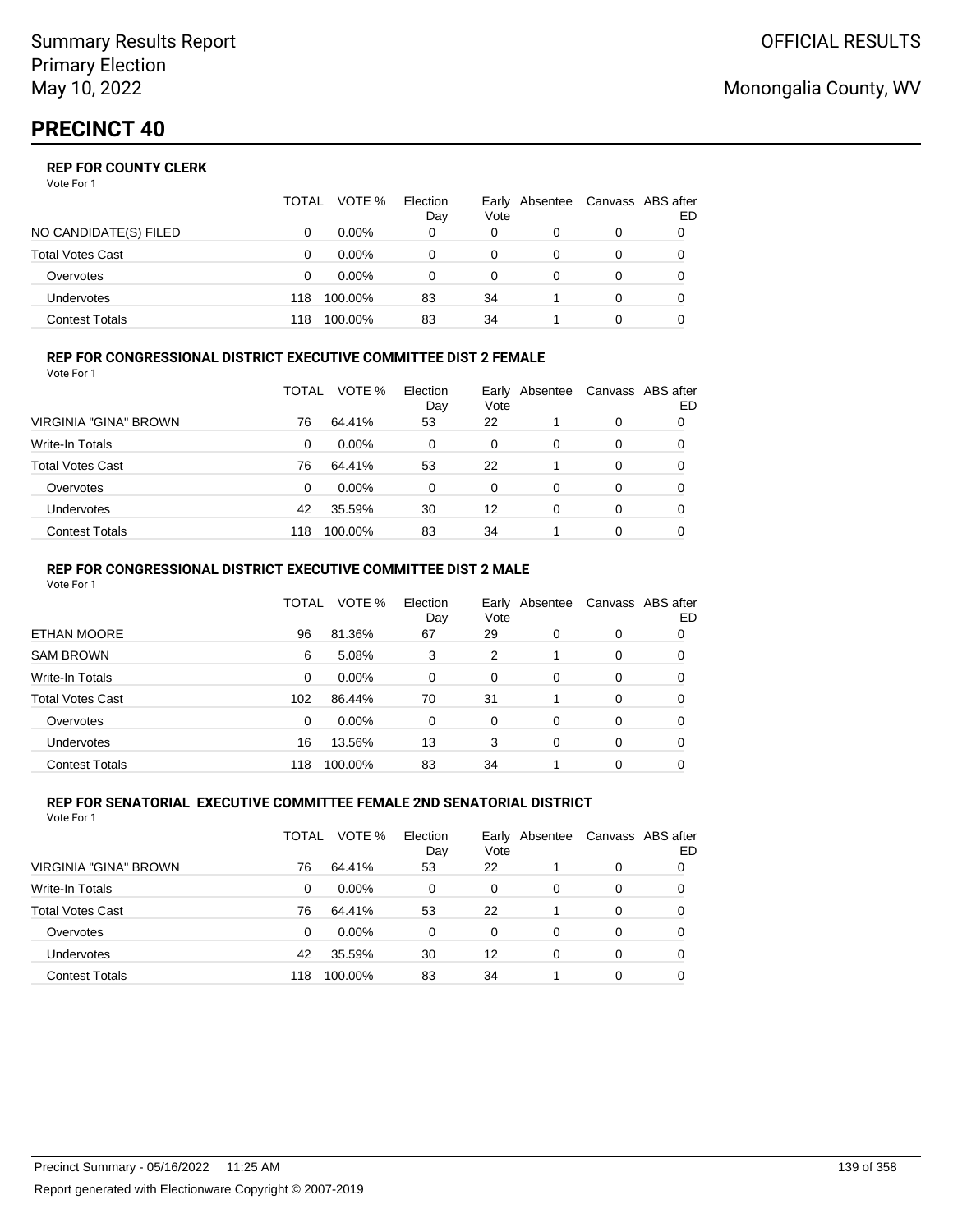Summary Results Report
Primary Election
May 10, 2022

OFFICIAL RESULTS

Monongalia County, WV

# PRECINCT 40

### REP FOR COUNTY CLERK

Vote For 1

| | TOTAL | VOTE % | Election Day | Early Vote | Absentee | Canvass | ABS after ED |
|---|---|---|---|---|---|---|---|
| NO CANDIDATE(S) FILED | 0 | 0.00% | 0 | 0 | 0 | 0 | 0 |
| Total Votes Cast | 0 | 0.00% | 0 | 0 | 0 | 0 | 0 |
| Overvotes | 0 | 0.00% | 0 | 0 | 0 | 0 | 0 |
| Undervotes | 118 | 100.00% | 83 | 34 | 1 | 0 | 0 |
| Contest Totals | 118 | 100.00% | 83 | 34 | 1 | 0 | 0 |

### REP FOR CONGRESSIONAL DISTRICT EXECUTIVE COMMITTEE DIST 2 FEMALE

Vote For 1

| | TOTAL | VOTE % | Election Day | Early Vote | Absentee | Canvass | ABS after ED |
|---|---|---|---|---|---|---|---|
| VIRGINIA "GINA" BROWN | 76 | 64.41% | 53 | 22 | 1 | 0 | 0 |
| Write-In Totals | 0 | 0.00% | 0 | 0 | 0 | 0 | 0 |
| Total Votes Cast | 76 | 64.41% | 53 | 22 | 1 | 0 | 0 |
| Overvotes | 0 | 0.00% | 0 | 0 | 0 | 0 | 0 |
| Undervotes | 42 | 35.59% | 30 | 12 | 0 | 0 | 0 |
| Contest Totals | 118 | 100.00% | 83 | 34 | 1 | 0 | 0 |

### REP FOR CONGRESSIONAL DISTRICT EXECUTIVE COMMITTEE DIST 2 MALE

Vote For 1

| | TOTAL | VOTE % | Election Day | Early Vote | Absentee | Canvass | ABS after ED |
|---|---|---|---|---|---|---|---|
| ETHAN MOORE | 96 | 81.36% | 67 | 29 | 0 | 0 | 0 |
| SAM BROWN | 6 | 5.08% | 3 | 2 | 1 | 0 | 0 |
| Write-In Totals | 0 | 0.00% | 0 | 0 | 0 | 0 | 0 |
| Total Votes Cast | 102 | 86.44% | 70 | 31 | 1 | 0 | 0 |
| Overvotes | 0 | 0.00% | 0 | 0 | 0 | 0 | 0 |
| Undervotes | 16 | 13.56% | 13 | 3 | 0 | 0 | 0 |
| Contest Totals | 118 | 100.00% | 83 | 34 | 1 | 0 | 0 |

### REP FOR SENATORIAL EXECUTIVE COMMITTEE FEMALE 2ND SENATORIAL DISTRICT

Vote For 1

| | TOTAL | VOTE % | Election Day | Early Vote | Absentee | Canvass | ABS after ED |
|---|---|---|---|---|---|---|---|
| VIRGINIA "GINA" BROWN | 76 | 64.41% | 53 | 22 | 1 | 0 | 0 |
| Write-In Totals | 0 | 0.00% | 0 | 0 | 0 | 0 | 0 |
| Total Votes Cast | 76 | 64.41% | 53 | 22 | 1 | 0 | 0 |
| Overvotes | 0 | 0.00% | 0 | 0 | 0 | 0 | 0 |
| Undervotes | 42 | 35.59% | 30 | 12 | 0 | 0 | 0 |
| Contest Totals | 118 | 100.00% | 83 | 34 | 1 | 0 | 0 |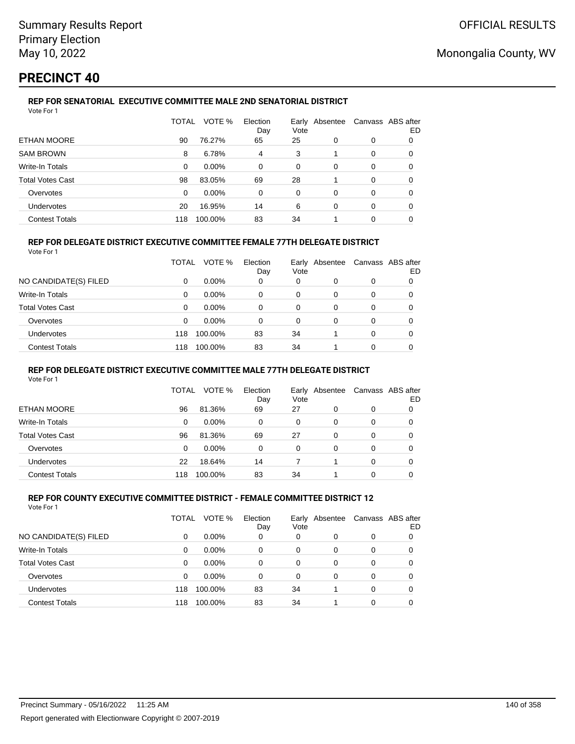Summary Results Report
Primary Election
May 10, 2022

OFFICIAL RESULTS

Monongalia County, WV

# PRECINCT 40

### REP FOR SENATORIAL EXECUTIVE COMMITTEE MALE 2ND SENATORIAL DISTRICT

Vote For 1

| | TOTAL | VOTE % | Election Day | Early Vote | Absentee | Canvass | ABS after ED |
|---|---|---|---|---|---|---|---|
| ETHAN MOORE | 90 | 76.27% | 65 | 25 | 0 | 0 | 0 |
| SAM BROWN | 8 | 6.78% | 4 | 3 | 1 | 0 | 0 |
| Write-In Totals | 0 | 0.00% | 0 | 0 | 0 | 0 | 0 |
| Total Votes Cast | 98 | 83.05% | 69 | 28 | 1 | 0 | 0 |
| Overvotes | 0 | 0.00% | 0 | 0 | 0 | 0 | 0 |
| Undervotes | 20 | 16.95% | 14 | 6 | 0 | 0 | 0 |
| Contest Totals | 118 | 100.00% | 83 | 34 | 1 | 0 | 0 |

### REP FOR DELEGATE DISTRICT EXECUTIVE COMMITTEE FEMALE 77TH DELEGATE DISTRICT

Vote For 1

| | TOTAL | VOTE % | Election Day | Early Vote | Absentee | Canvass | ABS after ED |
|---|---|---|---|---|---|---|---|
| NO CANDIDATE(S) FILED | 0 | 0.00% | 0 | 0 | 0 | 0 | 0 |
| Write-In Totals | 0 | 0.00% | 0 | 0 | 0 | 0 | 0 |
| Total Votes Cast | 0 | 0.00% | 0 | 0 | 0 | 0 | 0 |
| Overvotes | 0 | 0.00% | 0 | 0 | 0 | 0 | 0 |
| Undervotes | 118 | 100.00% | 83 | 34 | 1 | 0 | 0 |
| Contest Totals | 118 | 100.00% | 83 | 34 | 1 | 0 | 0 |

### REP FOR DELEGATE DISTRICT EXECUTIVE COMMITTEE MALE 77TH DELEGATE DISTRICT

Vote For 1

| | TOTAL | VOTE % | Election Day | Early Vote | Absentee | Canvass | ABS after ED |
|---|---|---|---|---|---|---|---|
| ETHAN MOORE | 96 | 81.36% | 69 | 27 | 0 | 0 | 0 |
| Write-In Totals | 0 | 0.00% | 0 | 0 | 0 | 0 | 0 |
| Total Votes Cast | 96 | 81.36% | 69 | 27 | 0 | 0 | 0 |
| Overvotes | 0 | 0.00% | 0 | 0 | 0 | 0 | 0 |
| Undervotes | 22 | 18.64% | 14 | 7 | 1 | 0 | 0 |
| Contest Totals | 118 | 100.00% | 83 | 34 | 1 | 0 | 0 |

### REP FOR COUNTY EXECUTIVE COMMITTEE DISTRICT - FEMALE COMMITTEE DISTRICT 12

Vote For 1

| | TOTAL | VOTE % | Election Day | Early Vote | Absentee | Canvass | ABS after ED |
|---|---|---|---|---|---|---|---|
| NO CANDIDATE(S) FILED | 0 | 0.00% | 0 | 0 | 0 | 0 | 0 |
| Write-In Totals | 0 | 0.00% | 0 | 0 | 0 | 0 | 0 |
| Total Votes Cast | 0 | 0.00% | 0 | 0 | 0 | 0 | 0 |
| Overvotes | 0 | 0.00% | 0 | 0 | 0 | 0 | 0 |
| Undervotes | 118 | 100.00% | 83 | 34 | 1 | 0 | 0 |
| Contest Totals | 118 | 100.00% | 83 | 34 | 1 | 0 | 0 |

Precinct Summary - 05/16/2022 11:25 AM

Report generated with Electionware Copyright © 2007-2019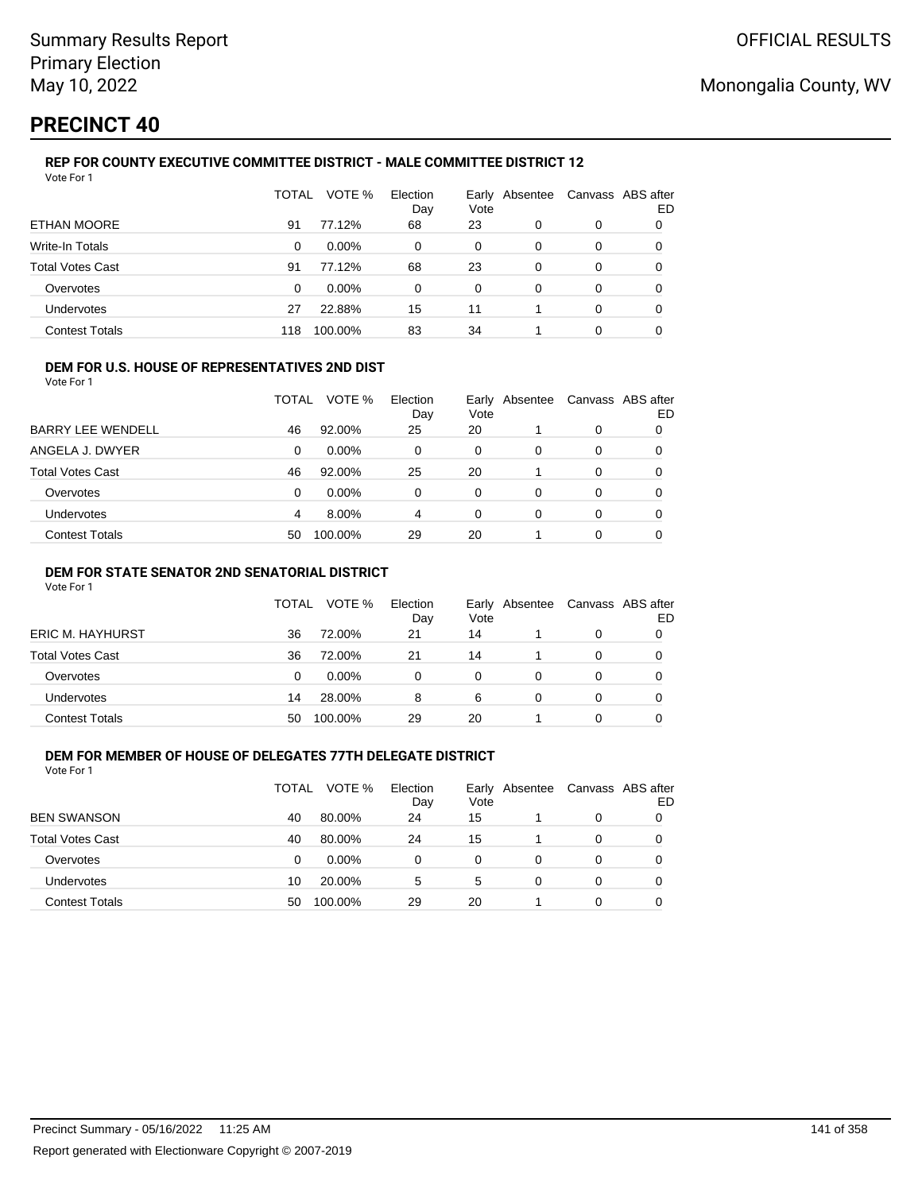Summary Results Report
Primary Election
May 10, 2022

OFFICIAL RESULTS

Monongalia County, WV

# PRECINCT 40

### REP FOR COUNTY EXECUTIVE COMMITTEE DISTRICT - MALE COMMITTEE DISTRICT 12

Vote For 1

| | TOTAL | VOTE % | Election Day | Early Vote | Absentee | Canvass | ABS after ED |
|---|---|---|---|---|---|---|---|
| ETHAN MOORE | 91 | 77.12% | 68 | 23 | 0 | 0 | 0 |
| Write-In Totals | 0 | 0.00% | 0 | 0 | 0 | 0 | 0 |
| Total Votes Cast | 91 | 77.12% | 68 | 23 | 0 | 0 | 0 |
| Overvotes | 0 | 0.00% | 0 | 0 | 0 | 0 | 0 |
| Undervotes | 27 | 22.88% | 15 | 11 | 1 | 0 | 0 |
| Contest Totals | 118 | 100.00% | 83 | 34 | 1 | 0 | 0 |

### DEM FOR U.S. HOUSE OF REPRESENTATIVES 2ND DIST

Vote For 1

| | TOTAL | VOTE % | Election Day | Early Vote | Absentee | Canvass | ABS after ED |
|---|---|---|---|---|---|---|---|
| BARRY LEE WENDELL | 46 | 92.00% | 25 | 20 | 1 | 0 | 0 |
| ANGELA J. DWYER | 0 | 0.00% | 0 | 0 | 0 | 0 | 0 |
| Total Votes Cast | 46 | 92.00% | 25 | 20 | 1 | 0 | 0 |
| Overvotes | 0 | 0.00% | 0 | 0 | 0 | 0 | 0 |
| Undervotes | 4 | 8.00% | 4 | 0 | 0 | 0 | 0 |
| Contest Totals | 50 | 100.00% | 29 | 20 | 1 | 0 | 0 |

### DEM FOR STATE SENATOR 2ND SENATORIAL DISTRICT

Vote For 1

| | TOTAL | VOTE % | Election Day | Early Vote | Absentee | Canvass | ABS after ED |
|---|---|---|---|---|---|---|---|
| ERIC M. HAYHURST | 36 | 72.00% | 21 | 14 | 1 | 0 | 0 |
| Total Votes Cast | 36 | 72.00% | 21 | 14 | 1 | 0 | 0 |
| Overvotes | 0 | 0.00% | 0 | 0 | 0 | 0 | 0 |
| Undervotes | 14 | 28.00% | 8 | 6 | 0 | 0 | 0 |
| Contest Totals | 50 | 100.00% | 29 | 20 | 1 | 0 | 0 |

### DEM FOR MEMBER OF HOUSE OF DELEGATES 77TH DELEGATE DISTRICT

Vote For 1

| | TOTAL | VOTE % | Election Day | Early Vote | Absentee | Canvass | ABS after ED |
|---|---|---|---|---|---|---|---|
| BEN SWANSON | 40 | 80.00% | 24 | 15 | 1 | 0 | 0 |
| Total Votes Cast | 40 | 80.00% | 24 | 15 | 1 | 0 | 0 |
| Overvotes | 0 | 0.00% | 0 | 0 | 0 | 0 | 0 |
| Undervotes | 10 | 20.00% | 5 | 5 | 0 | 0 | 0 |
| Contest Totals | 50 | 100.00% | 29 | 20 | 1 | 0 | 0 |

Precinct Summary - 05/16/2022 11:25 AM

Report generated with Electionware Copyright © 2007-2019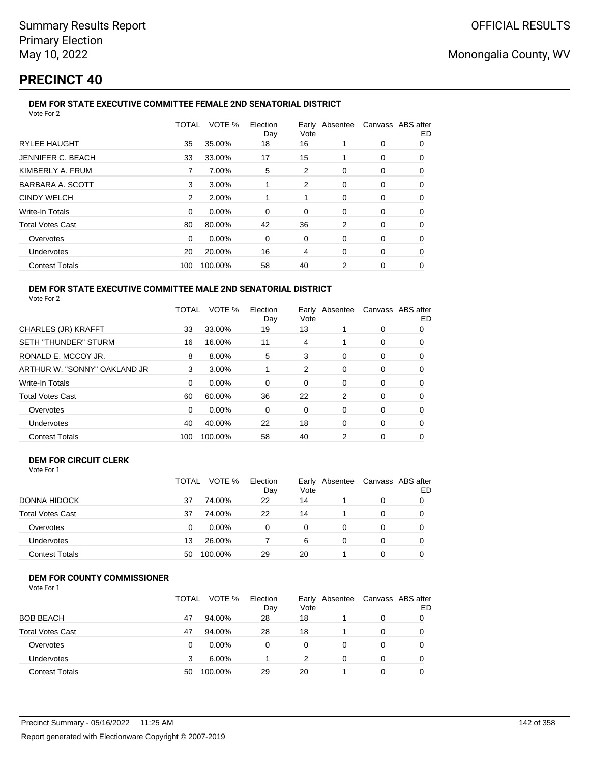# PRECINCT 40

### DEM FOR STATE EXECUTIVE COMMITTEE FEMALE 2ND SENATORIAL DISTRICT

Vote For 2

| | TOTAL | VOTE % | Election Day | Early Vote | Absentee | Canvass | ABS after ED |
|---|---|---|---|---|---|---|---|
| RYLEE HAUGHT | 35 | 35.00% | 18 | 16 | 1 | 0 | 0 |
| JENNIFER C. BEACH | 33 | 33.00% | 17 | 15 | 1 | 0 | 0 |
| KIMBERLY A. FRUM | 7 | 7.00% | 5 | 2 | 0 | 0 | 0 |
| BARBARA A. SCOTT | 3 | 3.00% | 1 | 2 | 0 | 0 | 0 |
| CINDY WELCH | 2 | 2.00% | 1 | 1 | 0 | 0 | 0 |
| Write-In Totals | 0 | 0.00% | 0 | 0 | 0 | 0 | 0 |
| Total Votes Cast | 80 | 80.00% | 42 | 36 | 2 | 0 | 0 |
| Overvotes | 0 | 0.00% | 0 | 0 | 0 | 0 | 0 |
| Undervotes | 20 | 20.00% | 16 | 4 | 0 | 0 | 0 |
| Contest Totals | 100 | 100.00% | 58 | 40 | 2 | 0 | 0 |

### DEM FOR STATE EXECUTIVE COMMITTEE MALE 2ND SENATORIAL DISTRICT

Vote For 2

| | TOTAL | VOTE % | Election Day | Early Vote | Absentee | Canvass | ABS after ED |
|---|---|---|---|---|---|---|---|
| CHARLES (JR) KRAFFT | 33 | 33.00% | 19 | 13 | 1 | 0 | 0 |
| SETH "THUNDER" STURM | 16 | 16.00% | 11 | 4 | 1 | 0 | 0 |
| RONALD E. MCCOY JR. | 8 | 8.00% | 5 | 3 | 0 | 0 | 0 |
| ARTHUR W. "SONNY" OAKLAND JR | 3 | 3.00% | 1 | 2 | 0 | 0 | 0 |
| Write-In Totals | 0 | 0.00% | 0 | 0 | 0 | 0 | 0 |
| Total Votes Cast | 60 | 60.00% | 36 | 22 | 2 | 0 | 0 |
| Overvotes | 0 | 0.00% | 0 | 0 | 0 | 0 | 0 |
| Undervotes | 40 | 40.00% | 22 | 18 | 0 | 0 | 0 |
| Contest Totals | 100 | 100.00% | 58 | 40 | 2 | 0 | 0 |

### DEM FOR CIRCUIT CLERK

Vote For 1

| | TOTAL | VOTE % | Election Day | Early Vote | Absentee | Canvass | ABS after ED |
|---|---|---|---|---|---|---|---|
| DONNA HIDOCK | 37 | 74.00% | 22 | 14 | 1 | 0 | 0 |
| Total Votes Cast | 37 | 74.00% | 22 | 14 | 1 | 0 | 0 |
| Overvotes | 0 | 0.00% | 0 | 0 | 0 | 0 | 0 |
| Undervotes | 13 | 26.00% | 7 | 6 | 0 | 0 | 0 |
| Contest Totals | 50 | 100.00% | 29 | 20 | 1 | 0 | 0 |

### DEM FOR COUNTY COMMISSIONER

Vote For 1

| | TOTAL | VOTE % | Election Day | Early Vote | Absentee | Canvass | ABS after ED |
|---|---|---|---|---|---|---|---|
| BOB BEACH | 47 | 94.00% | 28 | 18 | 1 | 0 | 0 |
| Total Votes Cast | 47 | 94.00% | 28 | 18 | 1 | 0 | 0 |
| Overvotes | 0 | 0.00% | 0 | 0 | 0 | 0 | 0 |
| Undervotes | 3 | 6.00% | 1 | 2 | 0 | 0 | 0 |
| Contest Totals | 50 | 100.00% | 29 | 20 | 1 | 0 | 0 |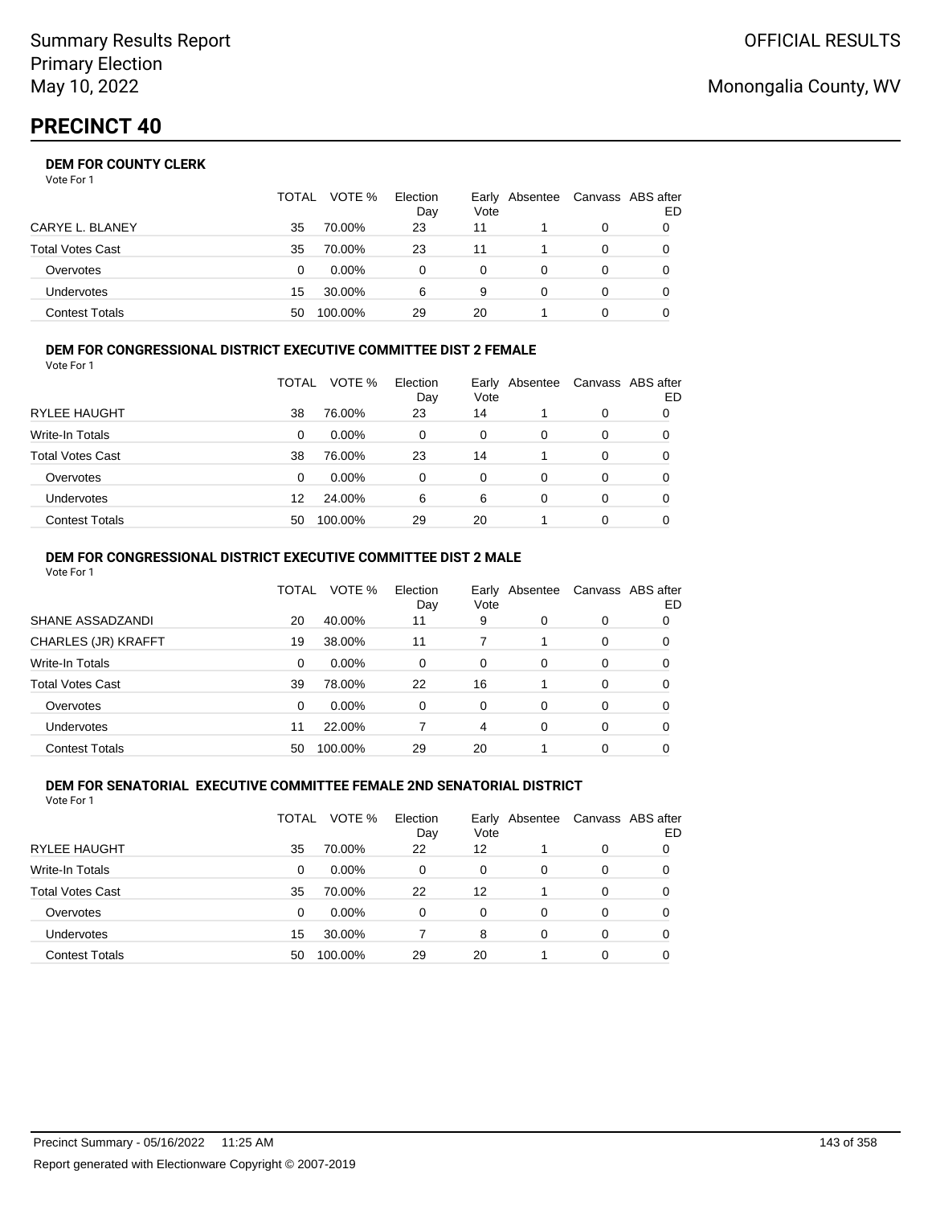# PRECINCT 40

### DEM FOR COUNTY CLERK

Vote For 1

| | TOTAL | VOTE % | Election Day | Early Vote | Absentee | Canvass | ABS after ED |
|---|---|---|---|---|---|---|---|
| CARYE L. BLANEY | 35 | 70.00% | 23 | 11 | 1 | 0 | 0 |
| Total Votes Cast | 35 | 70.00% | 23 | 11 | 1 | 0 | 0 |
| Overvotes | 0 | 0.00% | 0 | 0 | 0 | 0 | 0 |
| Undervotes | 15 | 30.00% | 6 | 9 | 0 | 0 | 0 |
| Contest Totals | 50 | 100.00% | 29 | 20 | 1 | 0 | 0 |

### DEM FOR CONGRESSIONAL DISTRICT EXECUTIVE COMMITTEE DIST 2 FEMALE

Vote For 1

| | TOTAL | VOTE % | Election Day | Early Vote | Absentee | Canvass | ABS after ED |
|---|---|---|---|---|---|---|---|
| RYLEE HAUGHT | 38 | 76.00% | 23 | 14 | 1 | 0 | 0 |
| Write-In Totals | 0 | 0.00% | 0 | 0 | 0 | 0 | 0 |
| Total Votes Cast | 38 | 76.00% | 23 | 14 | 1 | 0 | 0 |
| Overvotes | 0 | 0.00% | 0 | 0 | 0 | 0 | 0 |
| Undervotes | 12 | 24.00% | 6 | 6 | 0 | 0 | 0 |
| Contest Totals | 50 | 100.00% | 29 | 20 | 1 | 0 | 0 |

### DEM FOR CONGRESSIONAL DISTRICT EXECUTIVE COMMITTEE DIST 2 MALE

Vote For 1

| | TOTAL | VOTE % | Election Day | Early Vote | Absentee | Canvass | ABS after ED |
|---|---|---|---|---|---|---|---|
| SHANE ASSADZANDI | 20 | 40.00% | 11 | 9 | 0 | 0 | 0 |
| CHARLES (JR) KRAFFT | 19 | 38.00% | 11 | 7 | 1 | 0 | 0 |
| Write-In Totals | 0 | 0.00% | 0 | 0 | 0 | 0 | 0 |
| Total Votes Cast | 39 | 78.00% | 22 | 16 | 1 | 0 | 0 |
| Overvotes | 0 | 0.00% | 0 | 0 | 0 | 0 | 0 |
| Undervotes | 11 | 22.00% | 7 | 4 | 0 | 0 | 0 |
| Contest Totals | 50 | 100.00% | 29 | 20 | 1 | 0 | 0 |

### DEM FOR SENATORIAL EXECUTIVE COMMITTEE FEMALE 2ND SENATORIAL DISTRICT

Vote For 1

| | TOTAL | VOTE % | Election Day | Early Vote | Absentee | Canvass | ABS after ED |
|---|---|---|---|---|---|---|---|
| RYLEE HAUGHT | 35 | 70.00% | 22 | 12 | 1 | 0 | 0 |
| Write-In Totals | 0 | 0.00% | 0 | 0 | 0 | 0 | 0 |
| Total Votes Cast | 35 | 70.00% | 22 | 12 | 1 | 0 | 0 |
| Overvotes | 0 | 0.00% | 0 | 0 | 0 | 0 | 0 |
| Undervotes | 15 | 30.00% | 7 | 8 | 0 | 0 | 0 |
| Contest Totals | 50 | 100.00% | 29 | 20 | 1 | 0 | 0 |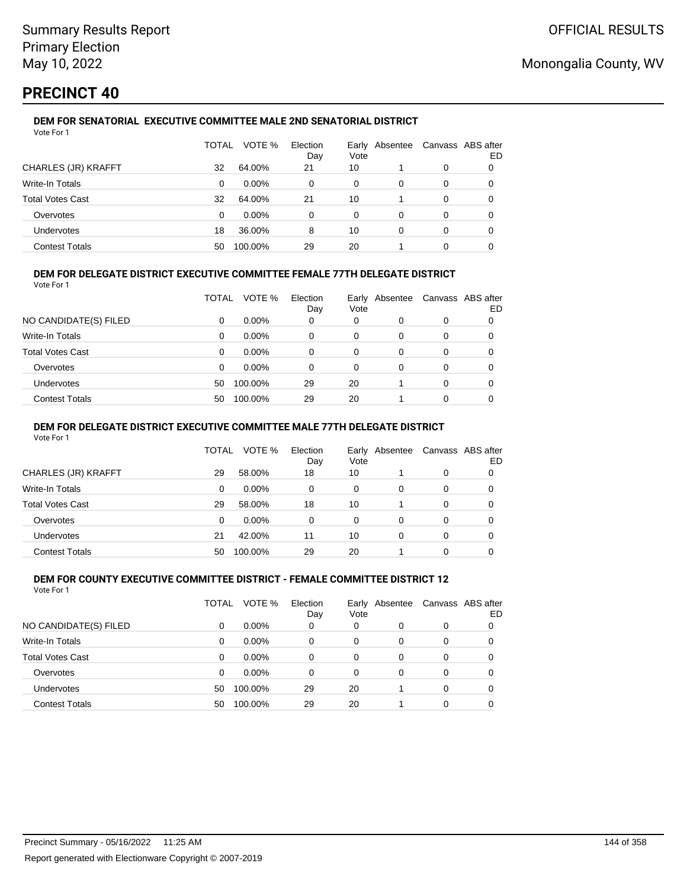# PRECINCT 40

### DEM FOR SENATORIAL EXECUTIVE COMMITTEE MALE 2ND SENATORIAL DISTRICT

Vote For 1

| | TOTAL | VOTE % | Election Day | Early Vote | Absentee | Canvass | ABS after ED |
|---|---|---|---|---|---|---|---|
| CHARLES (JR) KRAFFT | 32 | 64.00% | 21 | 10 | 1 | 0 | 0 |
| Write-In Totals | 0 | 0.00% | 0 | 0 | 0 | 0 | 0 |
| Total Votes Cast | 32 | 64.00% | 21 | 10 | 1 | 0 | 0 |
| Overvotes | 0 | 0.00% | 0 | 0 | 0 | 0 | 0 |
| Undervotes | 18 | 36.00% | 8 | 10 | 0 | 0 | 0 |
| Contest Totals | 50 | 100.00% | 29 | 20 | 1 | 0 | 0 |

### DEM FOR DELEGATE DISTRICT EXECUTIVE COMMITTEE FEMALE 77TH DELEGATE DISTRICT

Vote For 1

| | TOTAL | VOTE % | Election Day | Early Vote | Absentee | Canvass | ABS after ED |
|---|---|---|---|---|---|---|---|
| NO CANDIDATE(S) FILED | 0 | 0.00% | 0 | 0 | 0 | 0 | 0 |
| Write-In Totals | 0 | 0.00% | 0 | 0 | 0 | 0 | 0 |
| Total Votes Cast | 0 | 0.00% | 0 | 0 | 0 | 0 | 0 |
| Overvotes | 0 | 0.00% | 0 | 0 | 0 | 0 | 0 |
| Undervotes | 50 | 100.00% | 29 | 20 | 1 | 0 | 0 |
| Contest Totals | 50 | 100.00% | 29 | 20 | 1 | 0 | 0 |

### DEM FOR DELEGATE DISTRICT EXECUTIVE COMMITTEE MALE 77TH DELEGATE DISTRICT

Vote For 1

| | TOTAL | VOTE % | Election Day | Early Vote | Absentee | Canvass | ABS after ED |
|---|---|---|---|---|---|---|---|
| CHARLES (JR) KRAFFT | 29 | 58.00% | 18 | 10 | 1 | 0 | 0 |
| Write-In Totals | 0 | 0.00% | 0 | 0 | 0 | 0 | 0 |
| Total Votes Cast | 29 | 58.00% | 18 | 10 | 1 | 0 | 0 |
| Overvotes | 0 | 0.00% | 0 | 0 | 0 | 0 | 0 |
| Undervotes | 21 | 42.00% | 11 | 10 | 0 | 0 | 0 |
| Contest Totals | 50 | 100.00% | 29 | 20 | 1 | 0 | 0 |

### DEM FOR COUNTY EXECUTIVE COMMITTEE DISTRICT - FEMALE COMMITTEE DISTRICT 12

Vote For 1

| | TOTAL | VOTE % | Election Day | Early Vote | Absentee | Canvass | ABS after ED |
|---|---|---|---|---|---|---|---|
| NO CANDIDATE(S) FILED | 0 | 0.00% | 0 | 0 | 0 | 0 | 0 |
| Write-In Totals | 0 | 0.00% | 0 | 0 | 0 | 0 | 0 |
| Total Votes Cast | 0 | 0.00% | 0 | 0 | 0 | 0 | 0 |
| Overvotes | 0 | 0.00% | 0 | 0 | 0 | 0 | 0 |
| Undervotes | 50 | 100.00% | 29 | 20 | 1 | 0 | 0 |
| Contest Totals | 50 | 100.00% | 29 | 20 | 1 | 0 | 0 |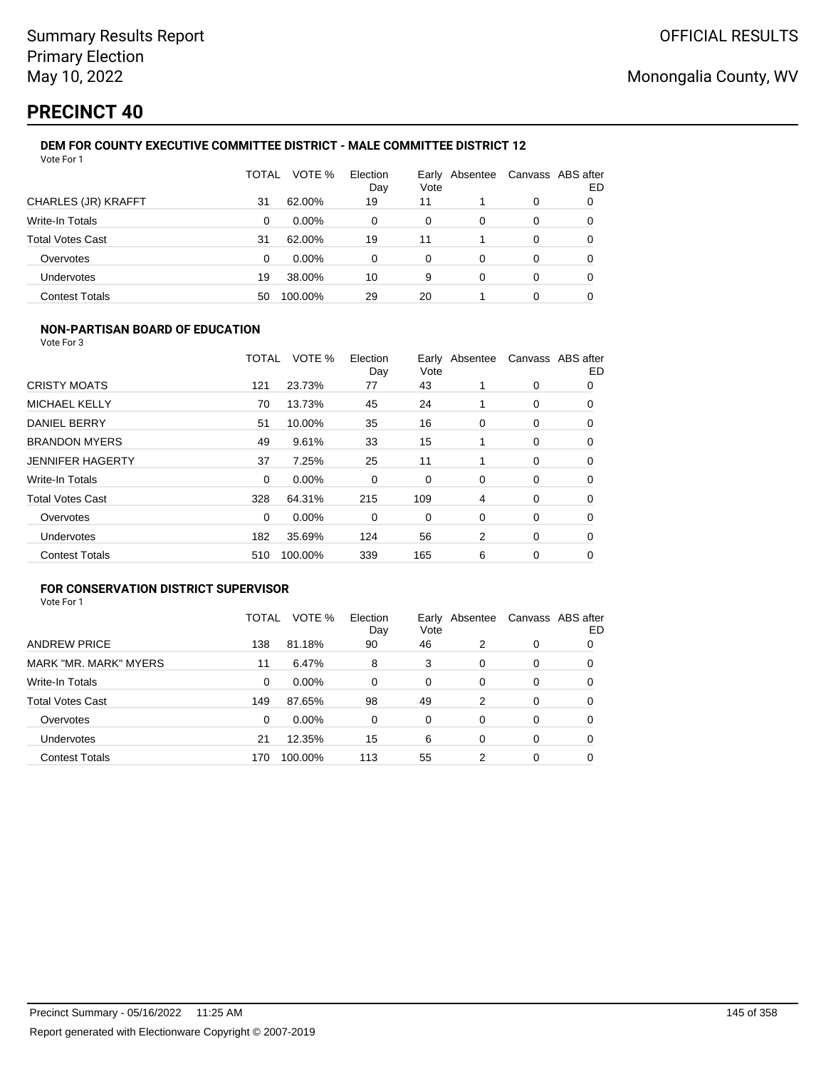Summary Results Report
Primary Election
May 10, 2022

OFFICIAL RESULTS

Monongalia County, WV

# PRECINCT 40

### DEM FOR COUNTY EXECUTIVE COMMITTEE DISTRICT - MALE COMMITTEE DISTRICT 12

Vote For 1

| | TOTAL | VOTE % | Election Day | Early Vote | Absentee | Canvass | ABS after ED |
|---|---|---|---|---|---|---|---|
| CHARLES (JR) KRAFFT | 31 | 62.00% | 19 | 11 | 1 | 0 | 0 |
| Write-In Totals | 0 | 0.00% | 0 | 0 | 0 | 0 | 0 |
| Total Votes Cast | 31 | 62.00% | 19 | 11 | 1 | 0 | 0 |
| Overvotes | 0 | 0.00% | 0 | 0 | 0 | 0 | 0 |
| Undervotes | 19 | 38.00% | 10 | 9 | 0 | 0 | 0 |
| Contest Totals | 50 | 100.00% | 29 | 20 | 1 | 0 | 0 |

### NON-PARTISAN BOARD OF EDUCATION

Vote For 3

| | TOTAL | VOTE % | Election Day | Early Vote | Absentee | Canvass | ABS after ED |
|---|---|---|---|---|---|---|---|
| CRISTY MOATS | 121 | 23.73% | 77 | 43 | 1 | 0 | 0 |
| MICHAEL KELLY | 70 | 13.73% | 45 | 24 | 1 | 0 | 0 |
| DANIEL BERRY | 51 | 10.00% | 35 | 16 | 0 | 0 | 0 |
| BRANDON MYERS | 49 | 9.61% | 33 | 15 | 1 | 0 | 0 |
| JENNIFER HAGERTY | 37 | 7.25% | 25 | 11 | 1 | 0 | 0 |
| Write-In Totals | 0 | 0.00% | 0 | 0 | 0 | 0 | 0 |
| Total Votes Cast | 328 | 64.31% | 215 | 109 | 4 | 0 | 0 |
| Overvotes | 0 | 0.00% | 0 | 0 | 0 | 0 | 0 |
| Undervotes | 182 | 35.69% | 124 | 56 | 2 | 0 | 0 |
| Contest Totals | 510 | 100.00% | 339 | 165 | 6 | 0 | 0 |

### FOR CONSERVATION DISTRICT SUPERVISOR

Vote For 1

| | TOTAL | VOTE % | Election Day | Early Vote | Absentee | Canvass | ABS after ED |
|---|---|---|---|---|---|---|---|
| ANDREW PRICE | 138 | 81.18% | 90 | 46 | 2 | 0 | 0 |
| MARK "MR. MARK" MYERS | 11 | 6.47% | 8 | 3 | 0 | 0 | 0 |
| Write-In Totals | 0 | 0.00% | 0 | 0 | 0 | 0 | 0 |
| Total Votes Cast | 149 | 87.65% | 98 | 49 | 2 | 0 | 0 |
| Overvotes | 0 | 0.00% | 0 | 0 | 0 | 0 | 0 |
| Undervotes | 21 | 12.35% | 15 | 6 | 0 | 0 | 0 |
| Contest Totals | 170 | 100.00% | 113 | 55 | 2 | 0 | 0 |

Precinct Summary - 05/16/2022 11:25 AM

Report generated with Electionware Copyright © 2007-2019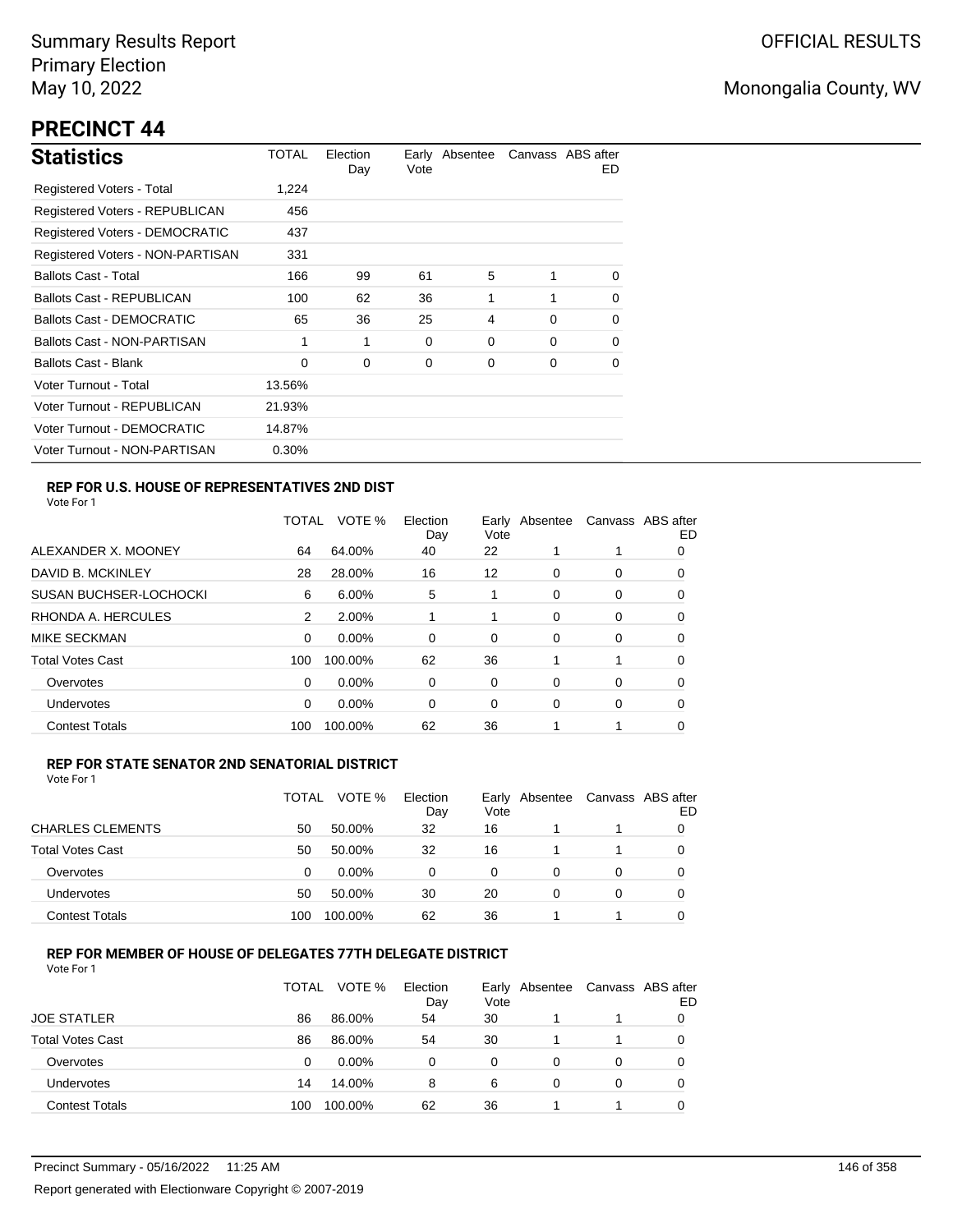Summary Results Report
Primary Election
May 10, 2022

OFFICIAL RESULTS

Monongalia County, WV

# PRECINCT 44

## Statistics

| Statistics | TOTAL | Election Day | Early Vote | Absentee | Canvass | ABS after ED |
|---|---|---|---|---|---|---|
| Registered Voters - Total | 1,224 | | | | | |
| Registered Voters - REPUBLICAN | 456 | | | | | |
| Registered Voters - DEMOCRATIC | 437 | | | | | |
| Registered Voters - NON-PARTISAN | 331 | | | | | |
| Ballots Cast - Total | 166 | 99 | 61 | 5 | 1 | 0 |
| Ballots Cast - REPUBLICAN | 100 | 62 | 36 | 1 | 1 | 0 |
| Ballots Cast - DEMOCRATIC | 65 | 36 | 25 | 4 | 0 | 0 |
| Ballots Cast - NON-PARTISAN | 1 | 1 | 0 | 0 | 0 | 0 |
| Ballots Cast - Blank | 0 | 0 | 0 | 0 | 0 | 0 |
| Voter Turnout - Total | 13.56% | | | | | |
| Voter Turnout - REPUBLICAN | 21.93% | | | | | |
| Voter Turnout - DEMOCRATIC | 14.87% | | | | | |
| Voter Turnout - NON-PARTISAN | 0.30% | | | | | |

### REP FOR U.S. HOUSE OF REPRESENTATIVES 2ND DIST

Vote For 1

| | TOTAL | VOTE % | Election Day | Early Vote | Absentee | Canvass | ABS after ED |
|---|---|---|---|---|---|---|---|
| ALEXANDER X. MOONEY | 64 | 64.00% | 40 | 22 | 1 | 1 | 0 |
| DAVID B. MCKINLEY | 28 | 28.00% | 16 | 12 | 0 | 0 | 0 |
| SUSAN BUCHSER-LOCHOCKI | 6 | 6.00% | 5 | 1 | 0 | 0 | 0 |
| RHONDA A. HERCULES | 2 | 2.00% | 1 | 1 | 0 | 0 | 0 |
| MIKE SECKMAN | 0 | 0.00% | 0 | 0 | 0 | 0 | 0 |
| Total Votes Cast | 100 | 100.00% | 62 | 36 | 1 | 1 | 0 |
| Overvotes | 0 | 0.00% | 0 | 0 | 0 | 0 | 0 |
| Undervotes | 0 | 0.00% | 0 | 0 | 0 | 0 | 0 |
| Contest Totals | 100 | 100.00% | 62 | 36 | 1 | 1 | 0 |

### REP FOR STATE SENATOR 2ND SENATORIAL DISTRICT

Vote For 1

| | TOTAL | VOTE % | Election Day | Early Vote | Absentee | Canvass | ABS after ED |
|---|---|---|---|---|---|---|---|
| CHARLES CLEMENTS | 50 | 50.00% | 32 | 16 | 1 | 1 | 0 |
| Total Votes Cast | 50 | 50.00% | 32 | 16 | 1 | 1 | 0 |
| Overvotes | 0 | 0.00% | 0 | 0 | 0 | 0 | 0 |
| Undervotes | 50 | 50.00% | 30 | 20 | 0 | 0 | 0 |
| Contest Totals | 100 | 100.00% | 62 | 36 | 1 | 1 | 0 |

### REP FOR MEMBER OF HOUSE OF DELEGATES 77TH DELEGATE DISTRICT

Vote For 1

| | TOTAL | VOTE % | Election Day | Early Vote | Absentee | Canvass | ABS after ED |
|---|---|---|---|---|---|---|---|
| JOE STATLER | 86 | 86.00% | 54 | 30 | 1 | 1 | 0 |
| Total Votes Cast | 86 | 86.00% | 54 | 30 | 1 | 1 | 0 |
| Overvotes | 0 | 0.00% | 0 | 0 | 0 | 0 | 0 |
| Undervotes | 14 | 14.00% | 8 | 6 | 0 | 0 | 0 |
| Contest Totals | 100 | 100.00% | 62 | 36 | 1 | 1 | 0 |

Precinct Summary - 05/16/2022 11:25 AM

Report generated with Electionware Copyright © 2007-2019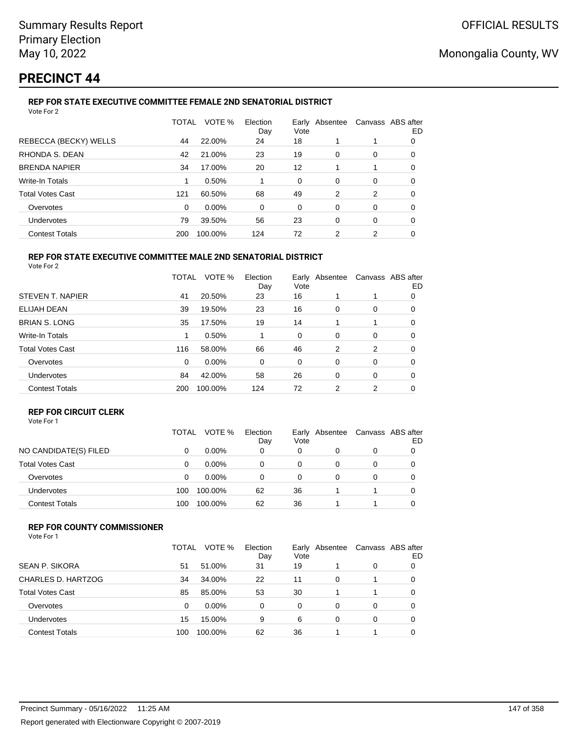Summary Results Report
Primary Election
May 10, 2022

OFFICIAL RESULTS

Monongalia County, WV

# PRECINCT 44

### REP FOR STATE EXECUTIVE COMMITTEE FEMALE 2ND SENATORIAL DISTRICT

Vote For 2

| | TOTAL | VOTE % | Election Day | Early Vote | Absentee | Canvass | ABS after ED |
|---|---|---|---|---|---|---|---|
| REBECCA (BECKY) WELLS | 44 | 22.00% | 24 | 18 | 1 | 1 | 0 |
| RHONDA S. DEAN | 42 | 21.00% | 23 | 19 | 0 | 0 | 0 |
| BRENDA NAPIER | 34 | 17.00% | 20 | 12 | 1 | 1 | 0 |
| Write-In Totals | 1 | 0.50% | 1 | 0 | 0 | 0 | 0 |
| Total Votes Cast | 121 | 60.50% | 68 | 49 | 2 | 2 | 0 |
| Overvotes | 0 | 0.00% | 0 | 0 | 0 | 0 | 0 |
| Undervotes | 79 | 39.50% | 56 | 23 | 0 | 0 | 0 |
| Contest Totals | 200 | 100.00% | 124 | 72 | 2 | 2 | 0 |

### REP FOR STATE EXECUTIVE COMMITTEE MALE 2ND SENATORIAL DISTRICT

Vote For 2

| | TOTAL | VOTE % | Election Day | Early Vote | Absentee | Canvass | ABS after ED |
|---|---|---|---|---|---|---|---|
| STEVEN T. NAPIER | 41 | 20.50% | 23 | 16 | 1 | 1 | 0 |
| ELIJAH DEAN | 39 | 19.50% | 23 | 16 | 0 | 0 | 0 |
| BRIAN S. LONG | 35 | 17.50% | 19 | 14 | 1 | 1 | 0 |
| Write-In Totals | 1 | 0.50% | 1 | 0 | 0 | 0 | 0 |
| Total Votes Cast | 116 | 58.00% | 66 | 46 | 2 | 2 | 0 |
| Overvotes | 0 | 0.00% | 0 | 0 | 0 | 0 | 0 |
| Undervotes | 84 | 42.00% | 58 | 26 | 0 | 0 | 0 |
| Contest Totals | 200 | 100.00% | 124 | 72 | 2 | 2 | 0 |

### REP FOR CIRCUIT CLERK

Vote For 1

| | TOTAL | VOTE % | Election Day | Early Vote | Absentee | Canvass | ABS after ED |
|---|---|---|---|---|---|---|---|
| NO CANDIDATE(S) FILED | 0 | 0.00% | 0 | 0 | 0 | 0 | 0 |
| Total Votes Cast | 0 | 0.00% | 0 | 0 | 0 | 0 | 0 |
| Overvotes | 0 | 0.00% | 0 | 0 | 0 | 0 | 0 |
| Undervotes | 100 | 100.00% | 62 | 36 | 1 | 1 | 0 |
| Contest Totals | 100 | 100.00% | 62 | 36 | 1 | 1 | 0 |

### REP FOR COUNTY COMMISSIONER

Vote For 1

| | TOTAL | VOTE % | Election Day | Early Vote | Absentee | Canvass | ABS after ED |
|---|---|---|---|---|---|---|---|
| SEAN P. SIKORA | 51 | 51.00% | 31 | 19 | 1 | 0 | 0 |
| CHARLES D. HARTZOG | 34 | 34.00% | 22 | 11 | 0 | 1 | 0 |
| Total Votes Cast | 85 | 85.00% | 53 | 30 | 1 | 1 | 0 |
| Overvotes | 0 | 0.00% | 0 | 0 | 0 | 0 | 0 |
| Undervotes | 15 | 15.00% | 9 | 6 | 0 | 0 | 0 |
| Contest Totals | 100 | 100.00% | 62 | 36 | 1 | 1 | 0 |

Precinct Summary - 05/16/2022 11:25 AM

Report generated with Electionware Copyright © 2007-2019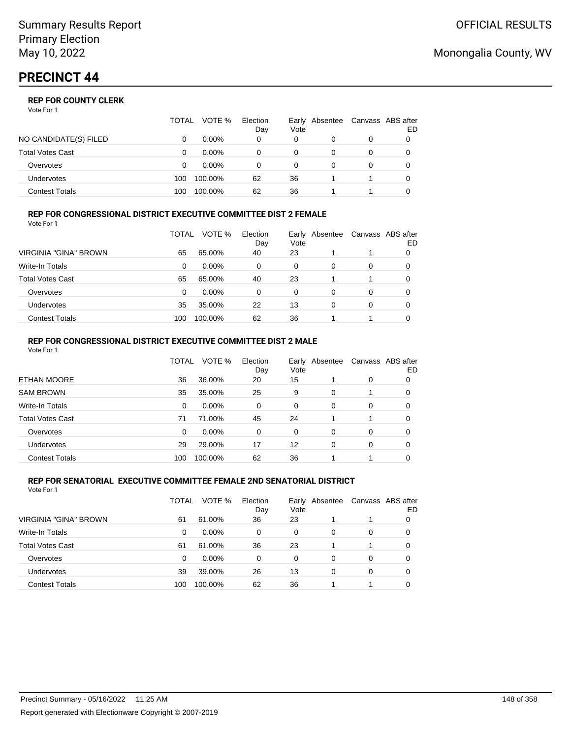# PRECINCT 44

### REP FOR COUNTY CLERK

Vote For 1

| | TOTAL | VOTE % | Election Day | Early Vote | Absentee | Canvass | ABS after ED |
|---|---|---|---|---|---|---|---|
| NO CANDIDATE(S) FILED | 0 | 0.00% | 0 | 0 | 0 | 0 | 0 |
| Total Votes Cast | 0 | 0.00% | 0 | 0 | 0 | 0 | 0 |
| Overvotes | 0 | 0.00% | 0 | 0 | 0 | 0 | 0 |
| Undervotes | 100 | 100.00% | 62 | 36 | 1 | 1 | 0 |
| Contest Totals | 100 | 100.00% | 62 | 36 | 1 | 1 | 0 |

### REP FOR CONGRESSIONAL DISTRICT EXECUTIVE COMMITTEE DIST 2 FEMALE

Vote For 1

| | TOTAL | VOTE % | Election Day | Early Vote | Absentee | Canvass | ABS after ED |
|---|---|---|---|---|---|---|---|
| VIRGINIA "GINA" BROWN | 65 | 65.00% | 40 | 23 | 1 | 1 | 0 |
| Write-In Totals | 0 | 0.00% | 0 | 0 | 0 | 0 | 0 |
| Total Votes Cast | 65 | 65.00% | 40 | 23 | 1 | 1 | 0 |
| Overvotes | 0 | 0.00% | 0 | 0 | 0 | 0 | 0 |
| Undervotes | 35 | 35.00% | 22 | 13 | 0 | 0 | 0 |
| Contest Totals | 100 | 100.00% | 62 | 36 | 1 | 1 | 0 |

### REP FOR CONGRESSIONAL DISTRICT EXECUTIVE COMMITTEE DIST 2 MALE

Vote For 1

| | TOTAL | VOTE % | Election Day | Early Vote | Absentee | Canvass | ABS after ED |
|---|---|---|---|---|---|---|---|
| ETHAN MOORE | 36 | 36.00% | 20 | 15 | 1 | 0 | 0 |
| SAM BROWN | 35 | 35.00% | 25 | 9 | 0 | 1 | 0 |
| Write-In Totals | 0 | 0.00% | 0 | 0 | 0 | 0 | 0 |
| Total Votes Cast | 71 | 71.00% | 45 | 24 | 1 | 1 | 0 |
| Overvotes | 0 | 0.00% | 0 | 0 | 0 | 0 | 0 |
| Undervotes | 29 | 29.00% | 17 | 12 | 0 | 0 | 0 |
| Contest Totals | 100 | 100.00% | 62 | 36 | 1 | 1 | 0 |

### REP FOR SENATORIAL EXECUTIVE COMMITTEE FEMALE 2ND SENATORIAL DISTRICT

Vote For 1

| | TOTAL | VOTE % | Election Day | Early Vote | Absentee | Canvass | ABS after ED |
|---|---|---|---|---|---|---|---|
| VIRGINIA "GINA" BROWN | 61 | 61.00% | 36 | 23 | 1 | 1 | 0 |
| Write-In Totals | 0 | 0.00% | 0 | 0 | 0 | 0 | 0 |
| Total Votes Cast | 61 | 61.00% | 36 | 23 | 1 | 1 | 0 |
| Overvotes | 0 | 0.00% | 0 | 0 | 0 | 0 | 0 |
| Undervotes | 39 | 39.00% | 26 | 13 | 0 | 0 | 0 |
| Contest Totals | 100 | 100.00% | 62 | 36 | 1 | 1 | 0 |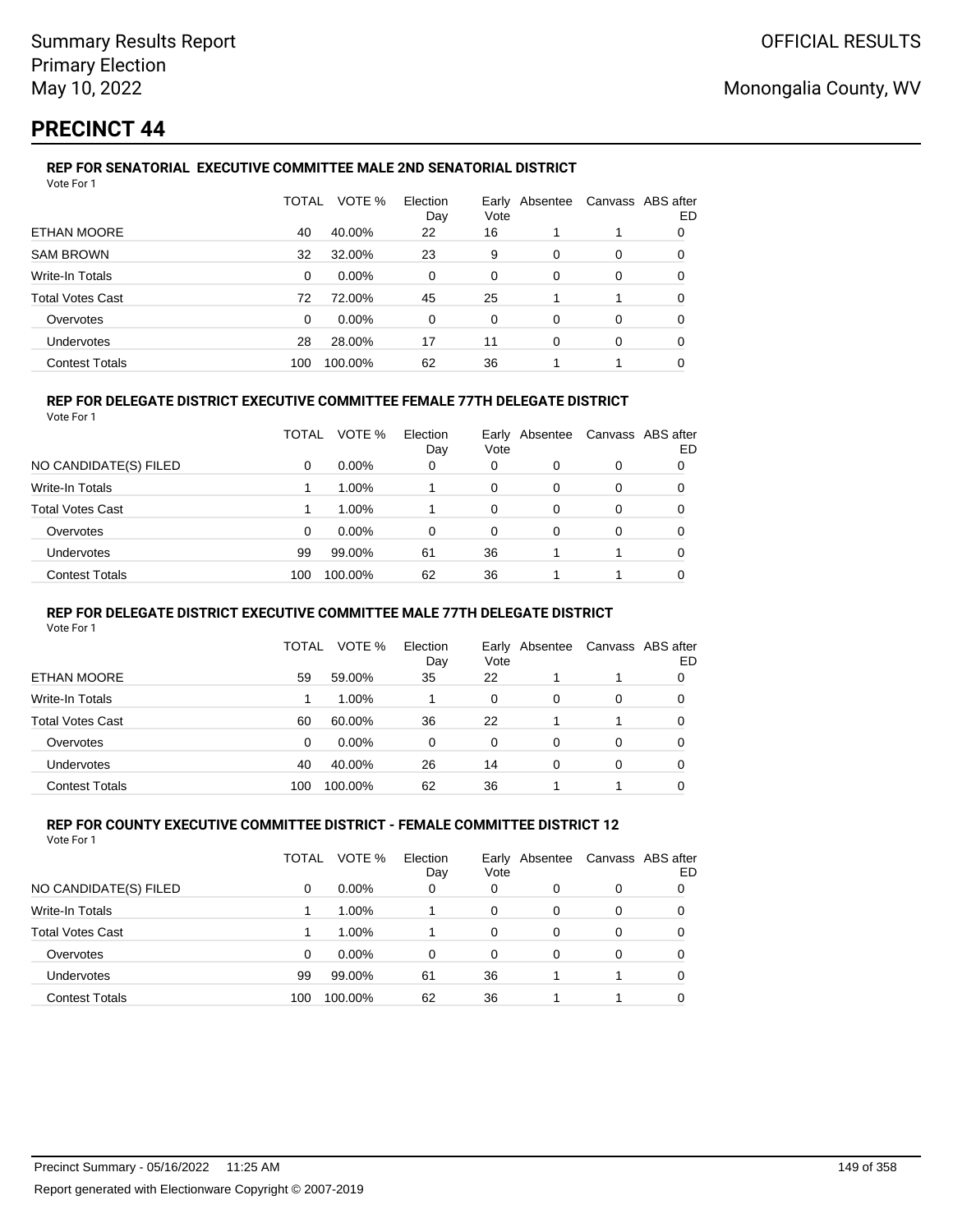Summary Results Report
Primary Election
May 10, 2022

OFFICIAL RESULTS

Monongalia County, WV

# PRECINCT 44

### REP FOR SENATORIAL EXECUTIVE COMMITTEE MALE 2ND SENATORIAL DISTRICT

Vote For 1

| | TOTAL | VOTE % | Election Day | Early Vote | Absentee | Canvass | ABS after ED |
|---|---|---|---|---|---|---|---|
| ETHAN MOORE | 40 | 40.00% | 22 | 16 | 1 | 1 | 0 |
| SAM BROWN | 32 | 32.00% | 23 | 9 | 0 | 0 | 0 |
| Write-In Totals | 0 | 0.00% | 0 | 0 | 0 | 0 | 0 |
| Total Votes Cast | 72 | 72.00% | 45 | 25 | 1 | 1 | 0 |
| Overvotes | 0 | 0.00% | 0 | 0 | 0 | 0 | 0 |
| Undervotes | 28 | 28.00% | 17 | 11 | 0 | 0 | 0 |
| Contest Totals | 100 | 100.00% | 62 | 36 | 1 | 1 | 0 |

### REP FOR DELEGATE DISTRICT EXECUTIVE COMMITTEE FEMALE 77TH DELEGATE DISTRICT

Vote For 1

| | TOTAL | VOTE % | Election Day | Early Vote | Absentee | Canvass | ABS after ED |
|---|---|---|---|---|---|---|---|
| NO CANDIDATE(S) FILED | 0 | 0.00% | 0 | 0 | 0 | 0 | 0 |
| Write-In Totals | 1 | 1.00% | 1 | 0 | 0 | 0 | 0 |
| Total Votes Cast | 1 | 1.00% | 1 | 0 | 0 | 0 | 0 |
| Overvotes | 0 | 0.00% | 0 | 0 | 0 | 0 | 0 |
| Undervotes | 99 | 99.00% | 61 | 36 | 1 | 1 | 0 |
| Contest Totals | 100 | 100.00% | 62 | 36 | 1 | 1 | 0 |

### REP FOR DELEGATE DISTRICT EXECUTIVE COMMITTEE MALE 77TH DELEGATE DISTRICT

Vote For 1

| | TOTAL | VOTE % | Election Day | Early Vote | Absentee | Canvass | ABS after ED |
|---|---|---|---|---|---|---|---|
| ETHAN MOORE | 59 | 59.00% | 35 | 22 | 1 | 1 | 0 |
| Write-In Totals | 1 | 1.00% | 1 | 0 | 0 | 0 | 0 |
| Total Votes Cast | 60 | 60.00% | 36 | 22 | 1 | 1 | 0 |
| Overvotes | 0 | 0.00% | 0 | 0 | 0 | 0 | 0 |
| Undervotes | 40 | 40.00% | 26 | 14 | 0 | 0 | 0 |
| Contest Totals | 100 | 100.00% | 62 | 36 | 1 | 1 | 0 |

### REP FOR COUNTY EXECUTIVE COMMITTEE DISTRICT - FEMALE COMMITTEE DISTRICT 12

Vote For 1

| | TOTAL | VOTE % | Election Day | Early Vote | Absentee | Canvass | ABS after ED |
|---|---|---|---|---|---|---|---|
| NO CANDIDATE(S) FILED | 0 | 0.00% | 0 | 0 | 0 | 0 | 0 |
| Write-In Totals | 1 | 1.00% | 1 | 0 | 0 | 0 | 0 |
| Total Votes Cast | 1 | 1.00% | 1 | 0 | 0 | 0 | 0 |
| Overvotes | 0 | 0.00% | 0 | 0 | 0 | 0 | 0 |
| Undervotes | 99 | 99.00% | 61 | 36 | 1 | 1 | 0 |
| Contest Totals | 100 | 100.00% | 62 | 36 | 1 | 1 | 0 |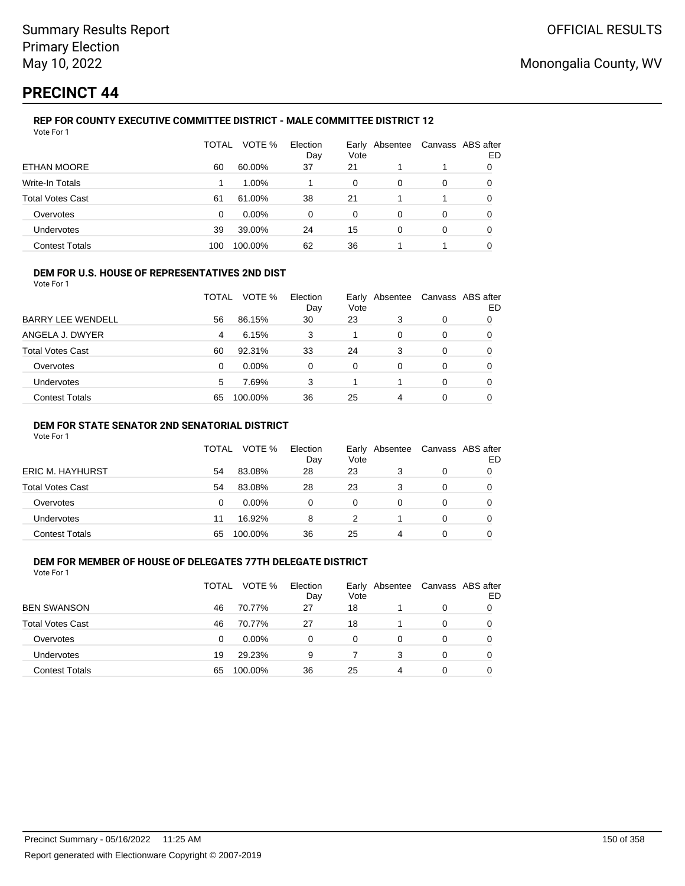Summary Results Report
Primary Election
May 10, 2022

OFFICIAL RESULTS

Monongalia County, WV

# PRECINCT 44

### REP FOR COUNTY EXECUTIVE COMMITTEE DISTRICT - MALE COMMITTEE DISTRICT 12

Vote For 1

| | TOTAL | VOTE % | Election Day | Early Vote | Absentee | Canvass | ABS after ED |
|---|---|---|---|---|---|---|---|
| ETHAN MOORE | 60 | 60.00% | 37 | 21 | 1 | 1 | 0 |
| Write-In Totals | 1 | 1.00% | 1 | 0 | 0 | 0 | 0 |
| Total Votes Cast | 61 | 61.00% | 38 | 21 | 1 | 1 | 0 |
| Overvotes | 0 | 0.00% | 0 | 0 | 0 | 0 | 0 |
| Undervotes | 39 | 39.00% | 24 | 15 | 0 | 0 | 0 |
| Contest Totals | 100 | 100.00% | 62 | 36 | 1 | 1 | 0 |

### DEM FOR U.S. HOUSE OF REPRESENTATIVES 2ND DIST

Vote For 1

| | TOTAL | VOTE % | Election Day | Early Vote | Absentee | Canvass | ABS after ED |
|---|---|---|---|---|---|---|---|
| BARRY LEE WENDELL | 56 | 86.15% | 30 | 23 | 3 | 0 | 0 |
| ANGELA J. DWYER | 4 | 6.15% | 3 | 1 | 0 | 0 | 0 |
| Total Votes Cast | 60 | 92.31% | 33 | 24 | 3 | 0 | 0 |
| Overvotes | 0 | 0.00% | 0 | 0 | 0 | 0 | 0 |
| Undervotes | 5 | 7.69% | 3 | 1 | 1 | 0 | 0 |
| Contest Totals | 65 | 100.00% | 36 | 25 | 4 | 0 | 0 |

### DEM FOR STATE SENATOR 2ND SENATORIAL DISTRICT

Vote For 1

| | TOTAL | VOTE % | Election Day | Early Vote | Absentee | Canvass | ABS after ED |
|---|---|---|---|---|---|---|---|
| ERIC M. HAYHURST | 54 | 83.08% | 28 | 23 | 3 | 0 | 0 |
| Total Votes Cast | 54 | 83.08% | 28 | 23 | 3 | 0 | 0 |
| Overvotes | 0 | 0.00% | 0 | 0 | 0 | 0 | 0 |
| Undervotes | 11 | 16.92% | 8 | 2 | 1 | 0 | 0 |
| Contest Totals | 65 | 100.00% | 36 | 25 | 4 | 0 | 0 |

### DEM FOR MEMBER OF HOUSE OF DELEGATES 77TH DELEGATE DISTRICT

Vote For 1

| | TOTAL | VOTE % | Election Day | Early Vote | Absentee | Canvass | ABS after ED |
|---|---|---|---|---|---|---|---|
| BEN SWANSON | 46 | 70.77% | 27 | 18 | 1 | 0 | 0 |
| Total Votes Cast | 46 | 70.77% | 27 | 18 | 1 | 0 | 0 |
| Overvotes | 0 | 0.00% | 0 | 0 | 0 | 0 | 0 |
| Undervotes | 19 | 29.23% | 9 | 7 | 3 | 0 | 0 |
| Contest Totals | 65 | 100.00% | 36 | 25 | 4 | 0 | 0 |

Precinct Summary - 05/16/2022 11:25 AM

Report generated with Electionware Copyright © 2007-2019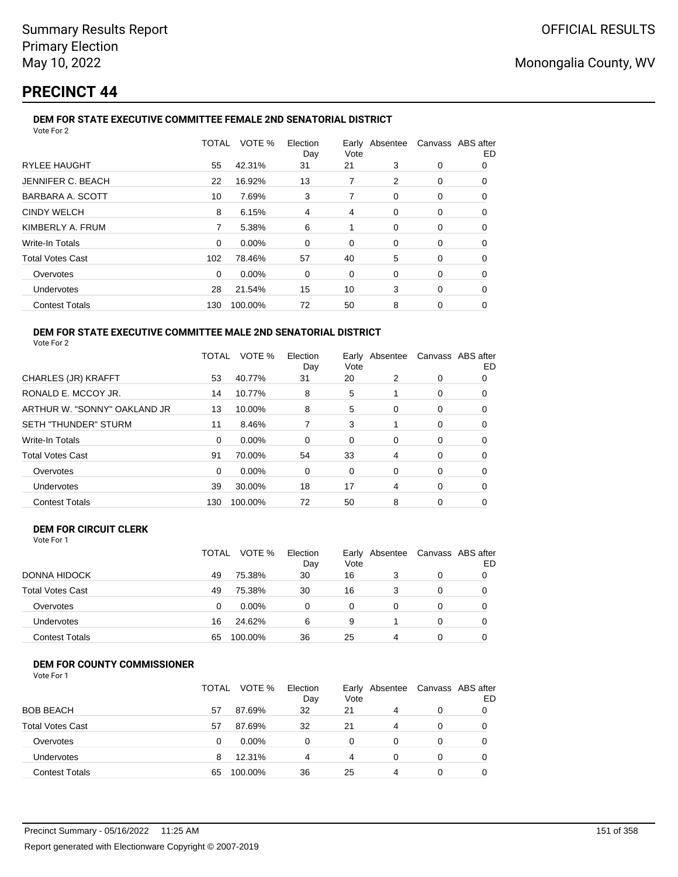Summary Results Report
Primary Election
May 10, 2022

OFFICIAL RESULTS

Monongalia County, WV

# PRECINCT 44

### DEM FOR STATE EXECUTIVE COMMITTEE FEMALE 2ND SENATORIAL DISTRICT

Vote For 2

| | TOTAL | VOTE % | Election Day | Early Vote | Absentee | Canvass | ABS after ED |
|---|---|---|---|---|---|---|---|
| RYLEE HAUGHT | 55 | 42.31% | 31 | 21 | 3 | 0 | 0 |
| JENNIFER C. BEACH | 22 | 16.92% | 13 | 7 | 2 | 0 | 0 |
| BARBARA A. SCOTT | 10 | 7.69% | 3 | 7 | 0 | 0 | 0 |
| CINDY WELCH | 8 | 6.15% | 4 | 4 | 0 | 0 | 0 |
| KIMBERLY A. FRUM | 7 | 5.38% | 6 | 1 | 0 | 0 | 0 |
| Write-In Totals | 0 | 0.00% | 0 | 0 | 0 | 0 | 0 |
| Total Votes Cast | 102 | 78.46% | 57 | 40 | 5 | 0 | 0 |
| Overvotes | 0 | 0.00% | 0 | 0 | 0 | 0 | 0 |
| Undervotes | 28 | 21.54% | 15 | 10 | 3 | 0 | 0 |
| Contest Totals | 130 | 100.00% | 72 | 50 | 8 | 0 | 0 |

### DEM FOR STATE EXECUTIVE COMMITTEE MALE 2ND SENATORIAL DISTRICT

Vote For 2

| | TOTAL | VOTE % | Election Day | Early Vote | Absentee | Canvass | ABS after ED |
|---|---|---|---|---|---|---|---|
| CHARLES (JR) KRAFFT | 53 | 40.77% | 31 | 20 | 2 | 0 | 0 |
| RONALD E. MCCOY JR. | 14 | 10.77% | 8 | 5 | 1 | 0 | 0 |
| ARTHUR W. "SONNY" OAKLAND JR | 13 | 10.00% | 8 | 5 | 0 | 0 | 0 |
| SETH "THUNDER" STURM | 11 | 8.46% | 7 | 3 | 1 | 0 | 0 |
| Write-In Totals | 0 | 0.00% | 0 | 0 | 0 | 0 | 0 |
| Total Votes Cast | 91 | 70.00% | 54 | 33 | 4 | 0 | 0 |
| Overvotes | 0 | 0.00% | 0 | 0 | 0 | 0 | 0 |
| Undervotes | 39 | 30.00% | 18 | 17 | 4 | 0 | 0 |
| Contest Totals | 130 | 100.00% | 72 | 50 | 8 | 0 | 0 |

### DEM FOR CIRCUIT CLERK

Vote For 1

| | TOTAL | VOTE % | Election Day | Early Vote | Absentee | Canvass | ABS after ED |
|---|---|---|---|---|---|---|---|
| DONNA HIDOCK | 49 | 75.38% | 30 | 16 | 3 | 0 | 0 |
| Total Votes Cast | 49 | 75.38% | 30 | 16 | 3 | 0 | 0 |
| Overvotes | 0 | 0.00% | 0 | 0 | 0 | 0 | 0 |
| Undervotes | 16 | 24.62% | 6 | 9 | 1 | 0 | 0 |
| Contest Totals | 65 | 100.00% | 36 | 25 | 4 | 0 | 0 |

### DEM FOR COUNTY COMMISSIONER

Vote For 1

| | TOTAL | VOTE % | Election Day | Early Vote | Absentee | Canvass | ABS after ED |
|---|---|---|---|---|---|---|---|
| BOB BEACH | 57 | 87.69% | 32 | 21 | 4 | 0 | 0 |
| Total Votes Cast | 57 | 87.69% | 32 | 21 | 4 | 0 | 0 |
| Overvotes | 0 | 0.00% | 0 | 0 | 0 | 0 | 0 |
| Undervotes | 8 | 12.31% | 4 | 4 | 0 | 0 | 0 |
| Contest Totals | 65 | 100.00% | 36 | 25 | 4 | 0 | 0 |

Precinct Summary - 05/16/2022 11:25 AM

Report generated with Electionware Copyright © 2007-2019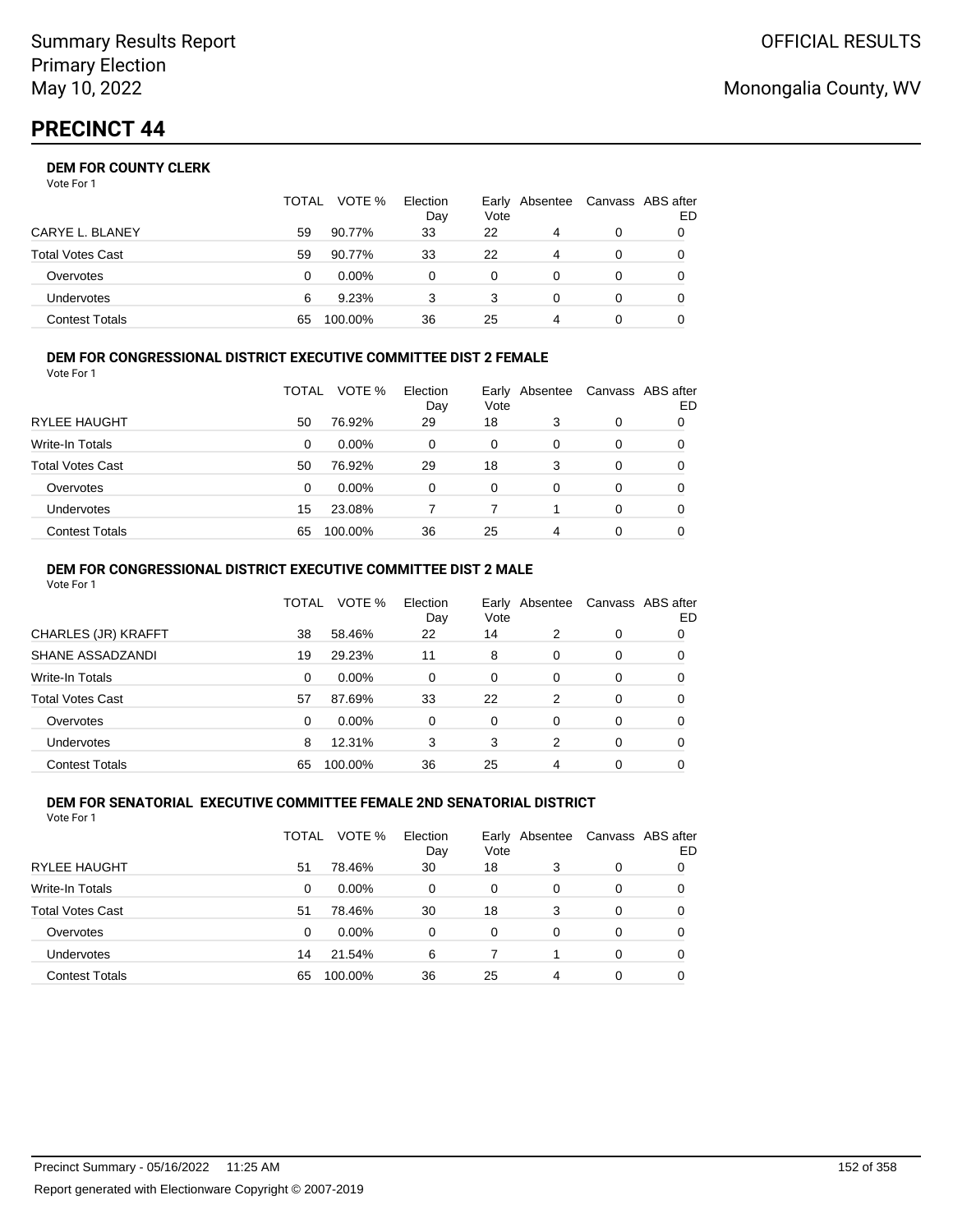Summary Results Report
Primary Election
May 10, 2022

OFFICIAL RESULTS

Monongalia County, WV

# PRECINCT 44

### DEM FOR COUNTY CLERK

Vote For 1

| | TOTAL | VOTE % | Election Day | Early Vote | Absentee | Canvass | ABS after ED |
|---|---|---|---|---|---|---|---|
| CARYE L. BLANEY | 59 | 90.77% | 33 | 22 | 4 | 0 | 0 |
| Total Votes Cast | 59 | 90.77% | 33 | 22 | 4 | 0 | 0 |
| Overvotes | 0 | 0.00% | 0 | 0 | 0 | 0 | 0 |
| Undervotes | 6 | 9.23% | 3 | 3 | 0 | 0 | 0 |
| Contest Totals | 65 | 100.00% | 36 | 25 | 4 | 0 | 0 |

### DEM FOR CONGRESSIONAL DISTRICT EXECUTIVE COMMITTEE DIST 2 FEMALE

Vote For 1

| | TOTAL | VOTE % | Election Day | Early Vote | Absentee | Canvass | ABS after ED |
|---|---|---|---|---|---|---|---|
| RYLEE HAUGHT | 50 | 76.92% | 29 | 18 | 3 | 0 | 0 |
| Write-In Totals | 0 | 0.00% | 0 | 0 | 0 | 0 | 0 |
| Total Votes Cast | 50 | 76.92% | 29 | 18 | 3 | 0 | 0 |
| Overvotes | 0 | 0.00% | 0 | 0 | 0 | 0 | 0 |
| Undervotes | 15 | 23.08% | 7 | 7 | 1 | 0 | 0 |
| Contest Totals | 65 | 100.00% | 36 | 25 | 4 | 0 | 0 |

### DEM FOR CONGRESSIONAL DISTRICT EXECUTIVE COMMITTEE DIST 2 MALE

Vote For 1

| | TOTAL | VOTE % | Election Day | Early Vote | Absentee | Canvass | ABS after ED |
|---|---|---|---|---|---|---|---|
| CHARLES (JR) KRAFFT | 38 | 58.46% | 22 | 14 | 2 | 0 | 0 |
| SHANE ASSADZANDI | 19 | 29.23% | 11 | 8 | 0 | 0 | 0 |
| Write-In Totals | 0 | 0.00% | 0 | 0 | 0 | 0 | 0 |
| Total Votes Cast | 57 | 87.69% | 33 | 22 | 2 | 0 | 0 |
| Overvotes | 0 | 0.00% | 0 | 0 | 0 | 0 | 0 |
| Undervotes | 8 | 12.31% | 3 | 3 | 2 | 0 | 0 |
| Contest Totals | 65 | 100.00% | 36 | 25 | 4 | 0 | 0 |

### DEM FOR SENATORIAL EXECUTIVE COMMITTEE FEMALE 2ND SENATORIAL DISTRICT

Vote For 1

| | TOTAL | VOTE % | Election Day | Early Vote | Absentee | Canvass | ABS after ED |
|---|---|---|---|---|---|---|---|
| RYLEE HAUGHT | 51 | 78.46% | 30 | 18 | 3 | 0 | 0 |
| Write-In Totals | 0 | 0.00% | 0 | 0 | 0 | 0 | 0 |
| Total Votes Cast | 51 | 78.46% | 30 | 18 | 3 | 0 | 0 |
| Overvotes | 0 | 0.00% | 0 | 0 | 0 | 0 | 0 |
| Undervotes | 14 | 21.54% | 6 | 7 | 1 | 0 | 0 |
| Contest Totals | 65 | 100.00% | 36 | 25 | 4 | 0 | 0 |

Precinct Summary - 05/16/2022 11:25 AM

Report generated with Electionware Copyright © 2007-2019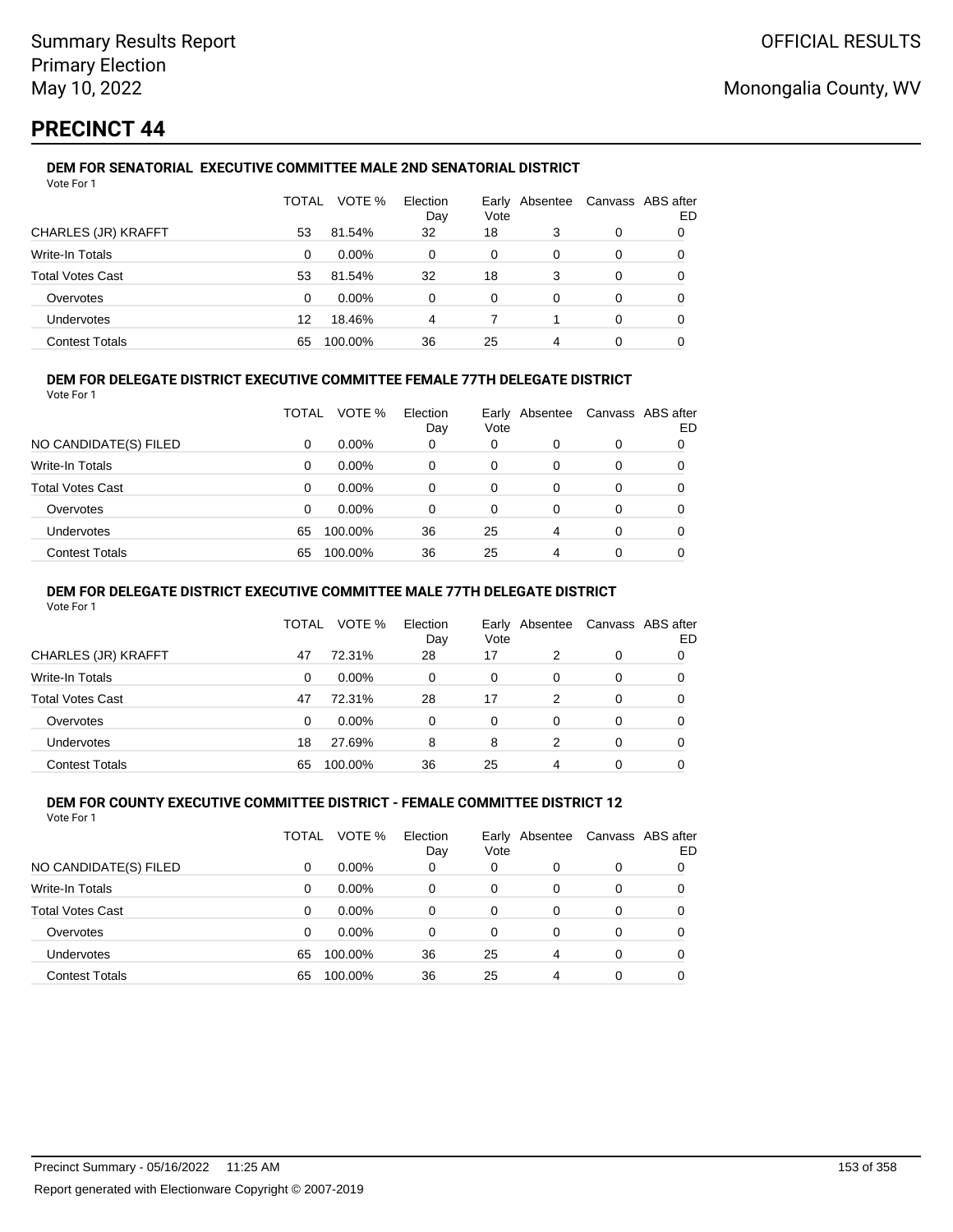Summary Results Report
Primary Election
May 10, 2022

OFFICIAL RESULTS

Monongalia County, WV

# PRECINCT 44

### DEM FOR SENATORIAL EXECUTIVE COMMITTEE MALE 2ND SENATORIAL DISTRICT

Vote For 1

| | TOTAL | VOTE % | Election Day | Early Vote | Absentee | Canvass | ABS after ED |
|---|---|---|---|---|---|---|---|
| CHARLES (JR) KRAFFT | 53 | 81.54% | 32 | 18 | 3 | 0 | 0 |
| Write-In Totals | 0 | 0.00% | 0 | 0 | 0 | 0 | 0 |
| Total Votes Cast | 53 | 81.54% | 32 | 18 | 3 | 0 | 0 |
| Overvotes | 0 | 0.00% | 0 | 0 | 0 | 0 | 0 |
| Undervotes | 12 | 18.46% | 4 | 7 | 1 | 0 | 0 |
| Contest Totals | 65 | 100.00% | 36 | 25 | 4 | 0 | 0 |

### DEM FOR DELEGATE DISTRICT EXECUTIVE COMMITTEE FEMALE 77TH DELEGATE DISTRICT

Vote For 1

| | TOTAL | VOTE % | Election Day | Early Vote | Absentee | Canvass | ABS after ED |
|---|---|---|---|---|---|---|---|
| NO CANDIDATE(S) FILED | 0 | 0.00% | 0 | 0 | 0 | 0 | 0 |
| Write-In Totals | 0 | 0.00% | 0 | 0 | 0 | 0 | 0 |
| Total Votes Cast | 0 | 0.00% | 0 | 0 | 0 | 0 | 0 |
| Overvotes | 0 | 0.00% | 0 | 0 | 0 | 0 | 0 |
| Undervotes | 65 | 100.00% | 36 | 25 | 4 | 0 | 0 |
| Contest Totals | 65 | 100.00% | 36 | 25 | 4 | 0 | 0 |

### DEM FOR DELEGATE DISTRICT EXECUTIVE COMMITTEE MALE 77TH DELEGATE DISTRICT

Vote For 1

| | TOTAL | VOTE % | Election Day | Early Vote | Absentee | Canvass | ABS after ED |
|---|---|---|---|---|---|---|---|
| CHARLES (JR) KRAFFT | 47 | 72.31% | 28 | 17 | 2 | 0 | 0 |
| Write-In Totals | 0 | 0.00% | 0 | 0 | 0 | 0 | 0 |
| Total Votes Cast | 47 | 72.31% | 28 | 17 | 2 | 0 | 0 |
| Overvotes | 0 | 0.00% | 0 | 0 | 0 | 0 | 0 |
| Undervotes | 18 | 27.69% | 8 | 8 | 2 | 0 | 0 |
| Contest Totals | 65 | 100.00% | 36 | 25 | 4 | 0 | 0 |

### DEM FOR COUNTY EXECUTIVE COMMITTEE DISTRICT - FEMALE COMMITTEE DISTRICT 12

Vote For 1

| | TOTAL | VOTE % | Election Day | Early Vote | Absentee | Canvass | ABS after ED |
|---|---|---|---|---|---|---|---|
| NO CANDIDATE(S) FILED | 0 | 0.00% | 0 | 0 | 0 | 0 | 0 |
| Write-In Totals | 0 | 0.00% | 0 | 0 | 0 | 0 | 0 |
| Total Votes Cast | 0 | 0.00% | 0 | 0 | 0 | 0 | 0 |
| Overvotes | 0 | 0.00% | 0 | 0 | 0 | 0 | 0 |
| Undervotes | 65 | 100.00% | 36 | 25 | 4 | 0 | 0 |
| Contest Totals | 65 | 100.00% | 36 | 25 | 4 | 0 | 0 |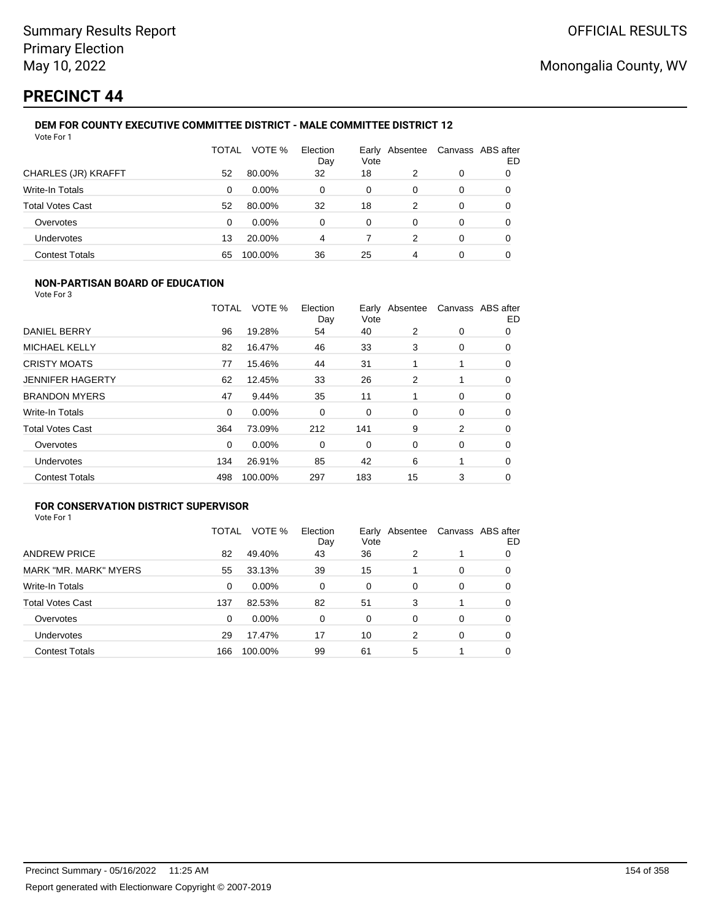# PRECINCT 44

### DEM FOR COUNTY EXECUTIVE COMMITTEE DISTRICT - MALE COMMITTEE DISTRICT 12

Vote For 1

| | TOTAL | VOTE % | Election Day | Early Vote | Absentee | Canvass | ABS after ED |
|---|---|---|---|---|---|---|---|
| CHARLES (JR) KRAFFT | 52 | 80.00% | 32 | 18 | 2 | 0 | 0 |
| Write-In Totals | 0 | 0.00% | 0 | 0 | 0 | 0 | 0 |
| Total Votes Cast | 52 | 80.00% | 32 | 18 | 2 | 0 | 0 |
| Overvotes | 0 | 0.00% | 0 | 0 | 0 | 0 | 0 |
| Undervotes | 13 | 20.00% | 4 | 7 | 2 | 0 | 0 |
| Contest Totals | 65 | 100.00% | 36 | 25 | 4 | 0 | 0 |

### NON-PARTISAN BOARD OF EDUCATION

Vote For 3

| | TOTAL | VOTE % | Election Day | Early Vote | Absentee | Canvass | ABS after ED |
|---|---|---|---|---|---|---|---|
| DANIEL BERRY | 96 | 19.28% | 54 | 40 | 2 | 0 | 0 |
| MICHAEL KELLY | 82 | 16.47% | 46 | 33 | 3 | 0 | 0 |
| CRISTY MOATS | 77 | 15.46% | 44 | 31 | 1 | 1 | 0 |
| JENNIFER HAGERTY | 62 | 12.45% | 33 | 26 | 2 | 1 | 0 |
| BRANDON MYERS | 47 | 9.44% | 35 | 11 | 1 | 0 | 0 |
| Write-In Totals | 0 | 0.00% | 0 | 0 | 0 | 0 | 0 |
| Total Votes Cast | 364 | 73.09% | 212 | 141 | 9 | 2 | 0 |
| Overvotes | 0 | 0.00% | 0 | 0 | 0 | 0 | 0 |
| Undervotes | 134 | 26.91% | 85 | 42 | 6 | 1 | 0 |
| Contest Totals | 498 | 100.00% | 297 | 183 | 15 | 3 | 0 |

### FOR CONSERVATION DISTRICT SUPERVISOR

Vote For 1

| | TOTAL | VOTE % | Election Day | Early Vote | Absentee | Canvass | ABS after ED |
|---|---|---|---|---|---|---|---|
| ANDREW PRICE | 82 | 49.40% | 43 | 36 | 2 | 1 | 0 |
| MARK "MR. MARK" MYERS | 55 | 33.13% | 39 | 15 | 1 | 0 | 0 |
| Write-In Totals | 0 | 0.00% | 0 | 0 | 0 | 0 | 0 |
| Total Votes Cast | 137 | 82.53% | 82 | 51 | 3 | 1 | 0 |
| Overvotes | 0 | 0.00% | 0 | 0 | 0 | 0 | 0 |
| Undervotes | 29 | 17.47% | 17 | 10 | 2 | 0 | 0 |
| Contest Totals | 166 | 100.00% | 99 | 61 | 5 | 1 | 0 |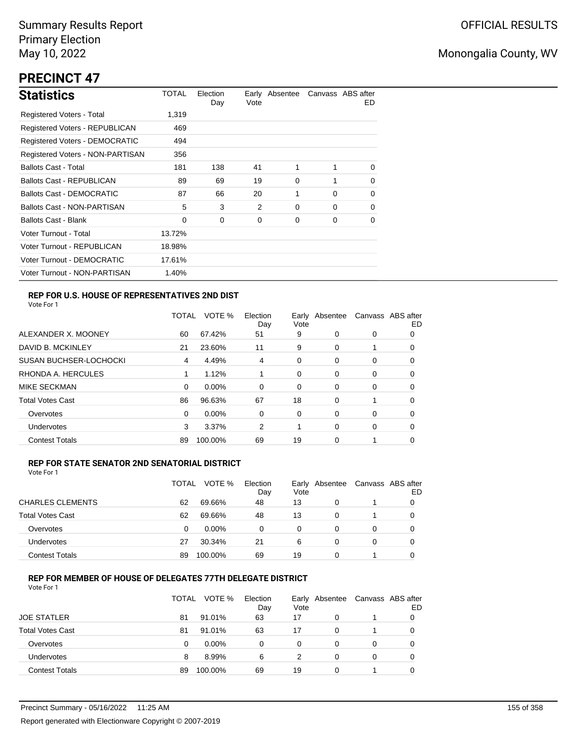Summary Results Report
Primary Election
May 10, 2022

OFFICIAL RESULTS

Monongalia County, WV

# PRECINCT 47

## Statistics

| Statistics | TOTAL | Election Day | Early Vote | Absentee | Canvass | ABS after ED |
|---|---|---|---|---|---|---|
| Registered Voters - Total | 1,319 | | | | | |
| Registered Voters - REPUBLICAN | 469 | | | | | |
| Registered Voters - DEMOCRATIC | 494 | | | | | |
| Registered Voters - NON-PARTISAN | 356 | | | | | |
| Ballots Cast - Total | 181 | 138 | 41 | 1 | 1 | 0 |
| Ballots Cast - REPUBLICAN | 89 | 69 | 19 | 0 | 1 | 0 |
| Ballots Cast - DEMOCRATIC | 87 | 66 | 20 | 1 | 0 | 0 |
| Ballots Cast - NON-PARTISAN | 5 | 3 | 2 | 0 | 0 | 0 |
| Ballots Cast - Blank | 0 | 0 | 0 | 0 | 0 | 0 |
| Voter Turnout - Total | 13.72% | | | | | |
| Voter Turnout - REPUBLICAN | 18.98% | | | | | |
| Voter Turnout - DEMOCRATIC | 17.61% | | | | | |
| Voter Turnout - NON-PARTISAN | 1.40% | | | | | |

### REP FOR U.S. HOUSE OF REPRESENTATIVES 2ND DIST

Vote For 1

| | TOTAL | VOTE % | Election Day | Early Vote | Absentee | Canvass | ABS after ED |
|---|---|---|---|---|---|---|---|
| ALEXANDER X. MOONEY | 60 | 67.42% | 51 | 9 | 0 | 0 | 0 |
| DAVID B. MCKINLEY | 21 | 23.60% | 11 | 9 | 0 | 1 | 0 |
| SUSAN BUCHSER-LOCHOCKI | 4 | 4.49% | 4 | 0 | 0 | 0 | 0 |
| RHONDA A. HERCULES | 1 | 1.12% | 1 | 0 | 0 | 0 | 0 |
| MIKE SECKMAN | 0 | 0.00% | 0 | 0 | 0 | 0 | 0 |
| Total Votes Cast | 86 | 96.63% | 67 | 18 | 0 | 1 | 0 |
| Overvotes | 0 | 0.00% | 0 | 0 | 0 | 0 | 0 |
| Undervotes | 3 | 3.37% | 2 | 1 | 0 | 0 | 0 |
| Contest Totals | 89 | 100.00% | 69 | 19 | 0 | 1 | 0 |

### REP FOR STATE SENATOR 2ND SENATORIAL DISTRICT

Vote For 1

| | TOTAL | VOTE % | Election Day | Early Vote | Absentee | Canvass | ABS after ED |
|---|---|---|---|---|---|---|---|
| CHARLES CLEMENTS | 62 | 69.66% | 48 | 13 | 0 | 1 | 0 |
| Total Votes Cast | 62 | 69.66% | 48 | 13 | 0 | 1 | 0 |
| Overvotes | 0 | 0.00% | 0 | 0 | 0 | 0 | 0 |
| Undervotes | 27 | 30.34% | 21 | 6 | 0 | 0 | 0 |
| Contest Totals | 89 | 100.00% | 69 | 19 | 0 | 1 | 0 |

### REP FOR MEMBER OF HOUSE OF DELEGATES 77TH DELEGATE DISTRICT

Vote For 1

| | TOTAL | VOTE % | Election Day | Early Vote | Absentee | Canvass | ABS after ED |
|---|---|---|---|---|---|---|---|
| JOE STATLER | 81 | 91.01% | 63 | 17 | 0 | 1 | 0 |
| Total Votes Cast | 81 | 91.01% | 63 | 17 | 0 | 1 | 0 |
| Overvotes | 0 | 0.00% | 0 | 0 | 0 | 0 | 0 |
| Undervotes | 8 | 8.99% | 6 | 2 | 0 | 0 | 0 |
| Contest Totals | 89 | 100.00% | 69 | 19 | 0 | 1 | 0 |

Precinct Summary - 05/16/2022 11:25 AM

Report generated with Electionware Copyright © 2007-2019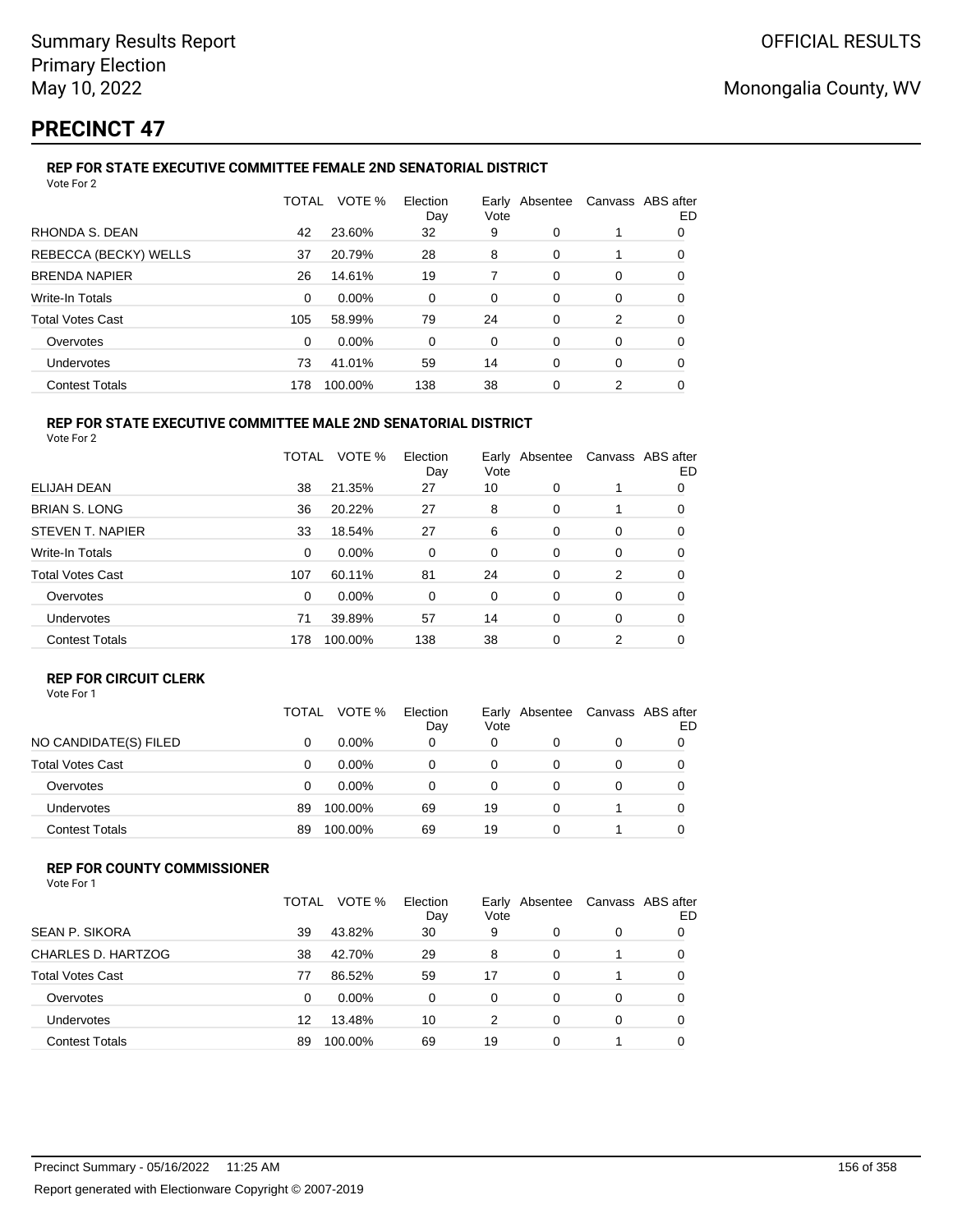Summary Results Report
Primary Election
May 10, 2022

OFFICIAL RESULTS

Monongalia County, WV

# PRECINCT 47

### REP FOR STATE EXECUTIVE COMMITTEE FEMALE 2ND SENATORIAL DISTRICT

Vote For 2

| | TOTAL | VOTE % | Election Day | Early Vote | Absentee | Canvass | ABS after ED |
|---|---|---|---|---|---|---|---|
| RHONDA S. DEAN | 42 | 23.60% | 32 | 9 | 0 | 1 | 0 |
| REBECCA (BECKY) WELLS | 37 | 20.79% | 28 | 8 | 0 | 1 | 0 |
| BRENDA NAPIER | 26 | 14.61% | 19 | 7 | 0 | 0 | 0 |
| Write-In Totals | 0 | 0.00% | 0 | 0 | 0 | 0 | 0 |
| Total Votes Cast | 105 | 58.99% | 79 | 24 | 0 | 2 | 0 |
| Overvotes | 0 | 0.00% | 0 | 0 | 0 | 0 | 0 |
| Undervotes | 73 | 41.01% | 59 | 14 | 0 | 0 | 0 |
| Contest Totals | 178 | 100.00% | 138 | 38 | 0 | 2 | 0 |

### REP FOR STATE EXECUTIVE COMMITTEE MALE 2ND SENATORIAL DISTRICT

Vote For 2

| | TOTAL | VOTE % | Election Day | Early Vote | Absentee | Canvass | ABS after ED |
|---|---|---|---|---|---|---|---|
| ELIJAH DEAN | 38 | 21.35% | 27 | 10 | 0 | 1 | 0 |
| BRIAN S. LONG | 36 | 20.22% | 27 | 8 | 0 | 1 | 0 |
| STEVEN T. NAPIER | 33 | 18.54% | 27 | 6 | 0 | 0 | 0 |
| Write-In Totals | 0 | 0.00% | 0 | 0 | 0 | 0 | 0 |
| Total Votes Cast | 107 | 60.11% | 81 | 24 | 0 | 2 | 0 |
| Overvotes | 0 | 0.00% | 0 | 0 | 0 | 0 | 0 |
| Undervotes | 71 | 39.89% | 57 | 14 | 0 | 0 | 0 |
| Contest Totals | 178 | 100.00% | 138 | 38 | 0 | 2 | 0 |

### REP FOR CIRCUIT CLERK

Vote For 1

| | TOTAL | VOTE % | Election Day | Early Vote | Absentee | Canvass | ABS after ED |
|---|---|---|---|---|---|---|---|
| NO CANDIDATE(S) FILED | 0 | 0.00% | 0 | 0 | 0 | 0 | 0 |
| Total Votes Cast | 0 | 0.00% | 0 | 0 | 0 | 0 | 0 |
| Overvotes | 0 | 0.00% | 0 | 0 | 0 | 0 | 0 |
| Undervotes | 89 | 100.00% | 69 | 19 | 0 | 1 | 0 |
| Contest Totals | 89 | 100.00% | 69 | 19 | 0 | 1 | 0 |

### REP FOR COUNTY COMMISSIONER

Vote For 1

| | TOTAL | VOTE % | Election Day | Early Vote | Absentee | Canvass | ABS after ED |
|---|---|---|---|---|---|---|---|
| SEAN P. SIKORA | 39 | 43.82% | 30 | 9 | 0 | 0 | 0 |
| CHARLES D. HARTZOG | 38 | 42.70% | 29 | 8 | 0 | 1 | 0 |
| Total Votes Cast | 77 | 86.52% | 59 | 17 | 0 | 1 | 0 |
| Overvotes | 0 | 0.00% | 0 | 0 | 0 | 0 | 0 |
| Undervotes | 12 | 13.48% | 10 | 2 | 0 | 0 | 0 |
| Contest Totals | 89 | 100.00% | 69 | 19 | 0 | 1 | 0 |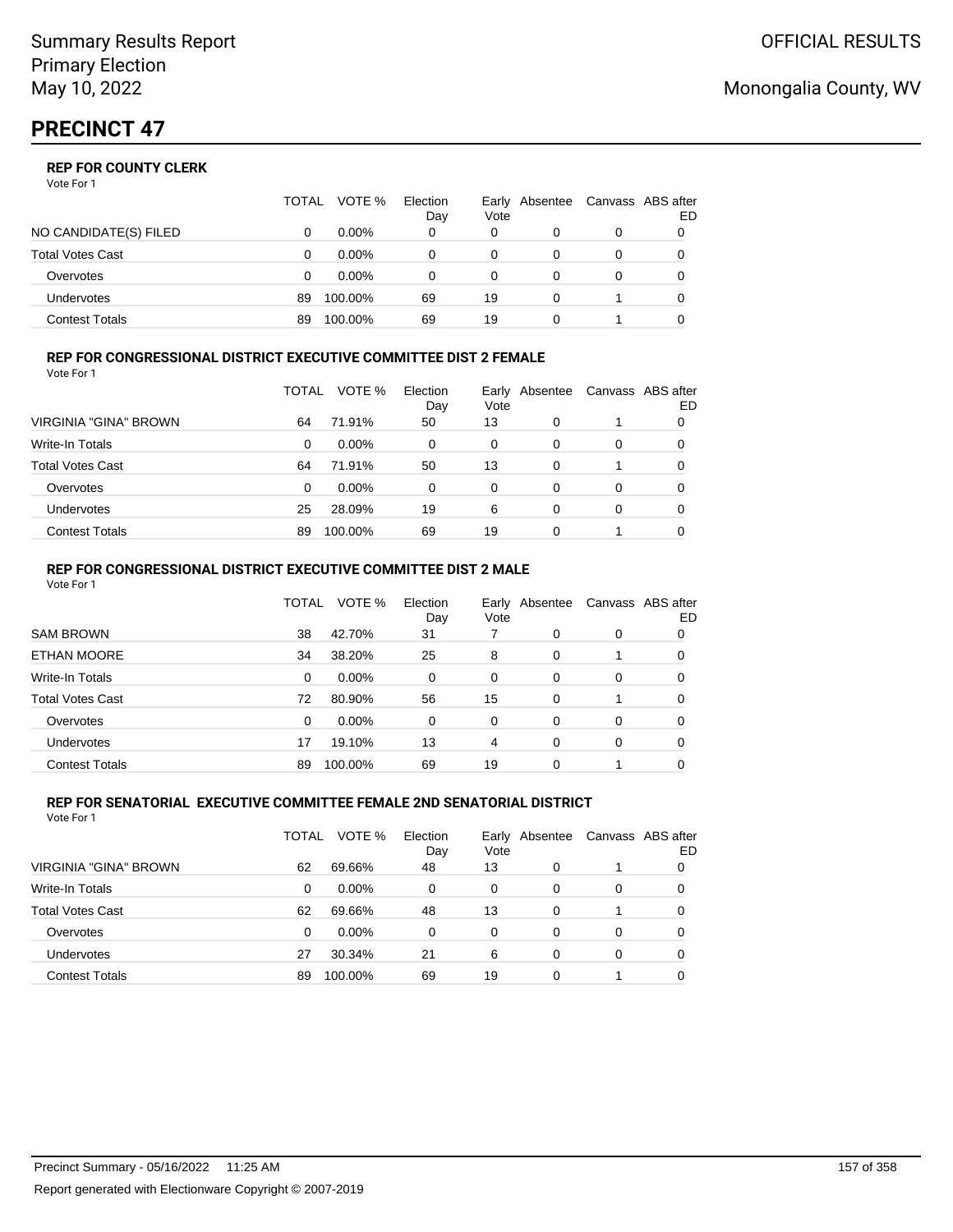# PRECINCT 47

### REP FOR COUNTY CLERK

Vote For 1

| | TOTAL | VOTE % | Election Day | Early Vote | Absentee | Canvass | ABS after ED |
|---|---|---|---|---|---|---|---|
| NO CANDIDATE(S) FILED | 0 | 0.00% | 0 | 0 | 0 | 0 | 0 |
| Total Votes Cast | 0 | 0.00% | 0 | 0 | 0 | 0 | 0 |
| Overvotes | 0 | 0.00% | 0 | 0 | 0 | 0 | 0 |
| Undervotes | 89 | 100.00% | 69 | 19 | 0 | 1 | 0 |
| Contest Totals | 89 | 100.00% | 69 | 19 | 0 | 1 | 0 |

### REP FOR CONGRESSIONAL DISTRICT EXECUTIVE COMMITTEE DIST 2 FEMALE

Vote For 1

| | TOTAL | VOTE % | Election Day | Early Vote | Absentee | Canvass | ABS after ED |
|---|---|---|---|---|---|---|---|
| VIRGINIA "GINA" BROWN | 64 | 71.91% | 50 | 13 | 0 | 1 | 0 |
| Write-In Totals | 0 | 0.00% | 0 | 0 | 0 | 0 | 0 |
| Total Votes Cast | 64 | 71.91% | 50 | 13 | 0 | 1 | 0 |
| Overvotes | 0 | 0.00% | 0 | 0 | 0 | 0 | 0 |
| Undervotes | 25 | 28.09% | 19 | 6 | 0 | 0 | 0 |
| Contest Totals | 89 | 100.00% | 69 | 19 | 0 | 1 | 0 |

### REP FOR CONGRESSIONAL DISTRICT EXECUTIVE COMMITTEE DIST 2 MALE

Vote For 1

| | TOTAL | VOTE % | Election Day | Early Vote | Absentee | Canvass | ABS after ED |
|---|---|---|---|---|---|---|---|
| SAM BROWN | 38 | 42.70% | 31 | 7 | 0 | 0 | 0 |
| ETHAN MOORE | 34 | 38.20% | 25 | 8 | 0 | 1 | 0 |
| Write-In Totals | 0 | 0.00% | 0 | 0 | 0 | 0 | 0 |
| Total Votes Cast | 72 | 80.90% | 56 | 15 | 0 | 1 | 0 |
| Overvotes | 0 | 0.00% | 0 | 0 | 0 | 0 | 0 |
| Undervotes | 17 | 19.10% | 13 | 4 | 0 | 0 | 0 |
| Contest Totals | 89 | 100.00% | 69 | 19 | 0 | 1 | 0 |

### REP FOR SENATORIAL EXECUTIVE COMMITTEE FEMALE 2ND SENATORIAL DISTRICT

Vote For 1

| | TOTAL | VOTE % | Election Day | Early Vote | Absentee | Canvass | ABS after ED |
|---|---|---|---|---|---|---|---|
| VIRGINIA "GINA" BROWN | 62 | 69.66% | 48 | 13 | 0 | 1 | 0 |
| Write-In Totals | 0 | 0.00% | 0 | 0 | 0 | 0 | 0 |
| Total Votes Cast | 62 | 69.66% | 48 | 13 | 0 | 1 | 0 |
| Overvotes | 0 | 0.00% | 0 | 0 | 0 | 0 | 0 |
| Undervotes | 27 | 30.34% | 21 | 6 | 0 | 0 | 0 |
| Contest Totals | 89 | 100.00% | 69 | 19 | 0 | 1 | 0 |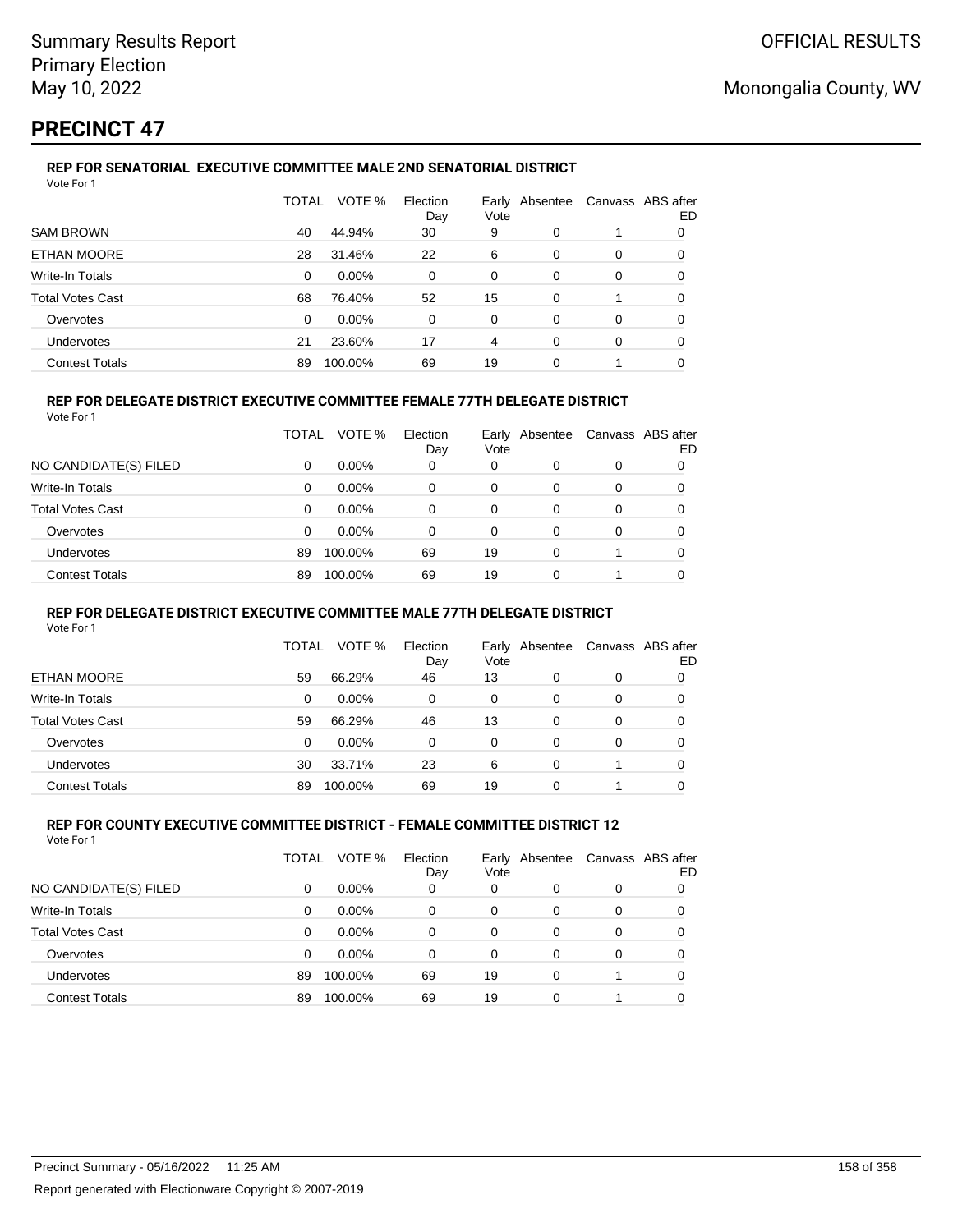# PRECINCT 47

### REP FOR SENATORIAL EXECUTIVE COMMITTEE MALE 2ND SENATORIAL DISTRICT

Vote For 1

| | TOTAL | VOTE % | Election Day | Early Vote | Absentee | Canvass | ABS after ED |
|---|---|---|---|---|---|---|---|
| SAM BROWN | 40 | 44.94% | 30 | 9 | 0 | 1 | 0 |
| ETHAN MOORE | 28 | 31.46% | 22 | 6 | 0 | 0 | 0 |
| Write-In Totals | 0 | 0.00% | 0 | 0 | 0 | 0 | 0 |
| Total Votes Cast | 68 | 76.40% | 52 | 15 | 0 | 1 | 0 |
| Overvotes | 0 | 0.00% | 0 | 0 | 0 | 0 | 0 |
| Undervotes | 21 | 23.60% | 17 | 4 | 0 | 0 | 0 |
| Contest Totals | 89 | 100.00% | 69 | 19 | 0 | 1 | 0 |

### REP FOR DELEGATE DISTRICT EXECUTIVE COMMITTEE FEMALE 77TH DELEGATE DISTRICT

Vote For 1

| | TOTAL | VOTE % | Election Day | Early Vote | Absentee | Canvass | ABS after ED |
|---|---|---|---|---|---|---|---|
| NO CANDIDATE(S) FILED | 0 | 0.00% | 0 | 0 | 0 | 0 | 0 |
| Write-In Totals | 0 | 0.00% | 0 | 0 | 0 | 0 | 0 |
| Total Votes Cast | 0 | 0.00% | 0 | 0 | 0 | 0 | 0 |
| Overvotes | 0 | 0.00% | 0 | 0 | 0 | 0 | 0 |
| Undervotes | 89 | 100.00% | 69 | 19 | 0 | 1 | 0 |
| Contest Totals | 89 | 100.00% | 69 | 19 | 0 | 1 | 0 |

### REP FOR DELEGATE DISTRICT EXECUTIVE COMMITTEE MALE 77TH DELEGATE DISTRICT

Vote For 1

| | TOTAL | VOTE % | Election Day | Early Vote | Absentee | Canvass | ABS after ED |
|---|---|---|---|---|---|---|---|
| ETHAN MOORE | 59 | 66.29% | 46 | 13 | 0 | 0 | 0 |
| Write-In Totals | 0 | 0.00% | 0 | 0 | 0 | 0 | 0 |
| Total Votes Cast | 59 | 66.29% | 46 | 13 | 0 | 0 | 0 |
| Overvotes | 0 | 0.00% | 0 | 0 | 0 | 0 | 0 |
| Undervotes | 30 | 33.71% | 23 | 6 | 0 | 1 | 0 |
| Contest Totals | 89 | 100.00% | 69 | 19 | 0 | 1 | 0 |

### REP FOR COUNTY EXECUTIVE COMMITTEE DISTRICT - FEMALE COMMITTEE DISTRICT 12

Vote For 1

| | TOTAL | VOTE % | Election Day | Early Vote | Absentee | Canvass | ABS after ED |
|---|---|---|---|---|---|---|---|
| NO CANDIDATE(S) FILED | 0 | 0.00% | 0 | 0 | 0 | 0 | 0 |
| Write-In Totals | 0 | 0.00% | 0 | 0 | 0 | 0 | 0 |
| Total Votes Cast | 0 | 0.00% | 0 | 0 | 0 | 0 | 0 |
| Overvotes | 0 | 0.00% | 0 | 0 | 0 | 0 | 0 |
| Undervotes | 89 | 100.00% | 69 | 19 | 0 | 1 | 0 |
| Contest Totals | 89 | 100.00% | 69 | 19 | 0 | 1 | 0 |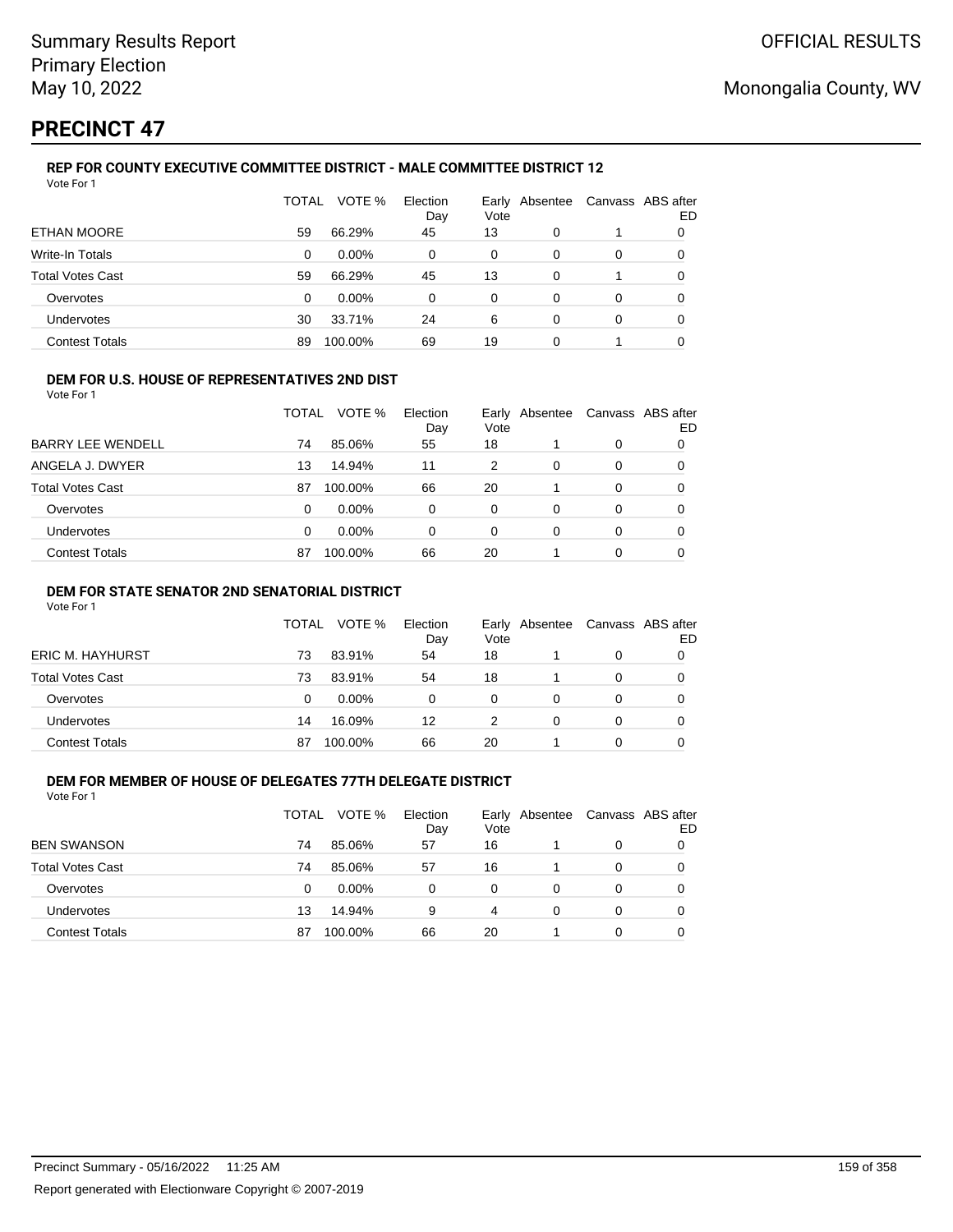Summary Results Report
Primary Election
May 10, 2022

OFFICIAL RESULTS

Monongalia County, WV

# PRECINCT 47

### REP FOR COUNTY EXECUTIVE COMMITTEE DISTRICT - MALE COMMITTEE DISTRICT 12

Vote For 1

| | TOTAL | VOTE % | Election Day | Early Vote | Absentee | Canvass | ABS after ED |
|---|---|---|---|---|---|---|---|
| ETHAN MOORE | 59 | 66.29% | 45 | 13 | 0 | 1 | 0 |
| Write-In Totals | 0 | 0.00% | 0 | 0 | 0 | 0 | 0 |
| Total Votes Cast | 59 | 66.29% | 45 | 13 | 0 | 1 | 0 |
| Overvotes | 0 | 0.00% | 0 | 0 | 0 | 0 | 0 |
| Undervotes | 30 | 33.71% | 24 | 6 | 0 | 0 | 0 |
| Contest Totals | 89 | 100.00% | 69 | 19 | 0 | 1 | 0 |

### DEM FOR U.S. HOUSE OF REPRESENTATIVES 2ND DIST

Vote For 1

| | TOTAL | VOTE % | Election Day | Early Vote | Absentee | Canvass | ABS after ED |
|---|---|---|---|---|---|---|---|
| BARRY LEE WENDELL | 74 | 85.06% | 55 | 18 | 1 | 0 | 0 |
| ANGELA J. DWYER | 13 | 14.94% | 11 | 2 | 0 | 0 | 0 |
| Total Votes Cast | 87 | 100.00% | 66 | 20 | 1 | 0 | 0 |
| Overvotes | 0 | 0.00% | 0 | 0 | 0 | 0 | 0 |
| Undervotes | 0 | 0.00% | 0 | 0 | 0 | 0 | 0 |
| Contest Totals | 87 | 100.00% | 66 | 20 | 1 | 0 | 0 |

### DEM FOR STATE SENATOR 2ND SENATORIAL DISTRICT

Vote For 1

| | TOTAL | VOTE % | Election Day | Early Vote | Absentee | Canvass | ABS after ED |
|---|---|---|---|---|---|---|---|
| ERIC M. HAYHURST | 73 | 83.91% | 54 | 18 | 1 | 0 | 0 |
| Total Votes Cast | 73 | 83.91% | 54 | 18 | 1 | 0 | 0 |
| Overvotes | 0 | 0.00% | 0 | 0 | 0 | 0 | 0 |
| Undervotes | 14 | 16.09% | 12 | 2 | 0 | 0 | 0 |
| Contest Totals | 87 | 100.00% | 66 | 20 | 1 | 0 | 0 |

### DEM FOR MEMBER OF HOUSE OF DELEGATES 77TH DELEGATE DISTRICT

Vote For 1

| | TOTAL | VOTE % | Election Day | Early Vote | Absentee | Canvass | ABS after ED |
|---|---|---|---|---|---|---|---|
| BEN SWANSON | 74 | 85.06% | 57 | 16 | 1 | 0 | 0 |
| Total Votes Cast | 74 | 85.06% | 57 | 16 | 1 | 0 | 0 |
| Overvotes | 0 | 0.00% | 0 | 0 | 0 | 0 | 0 |
| Undervotes | 13 | 14.94% | 9 | 4 | 0 | 0 | 0 |
| Contest Totals | 87 | 100.00% | 66 | 20 | 1 | 0 | 0 |

Precinct Summary - 05/16/2022 11:25 AM

Report generated with Electionware Copyright © 2007-2019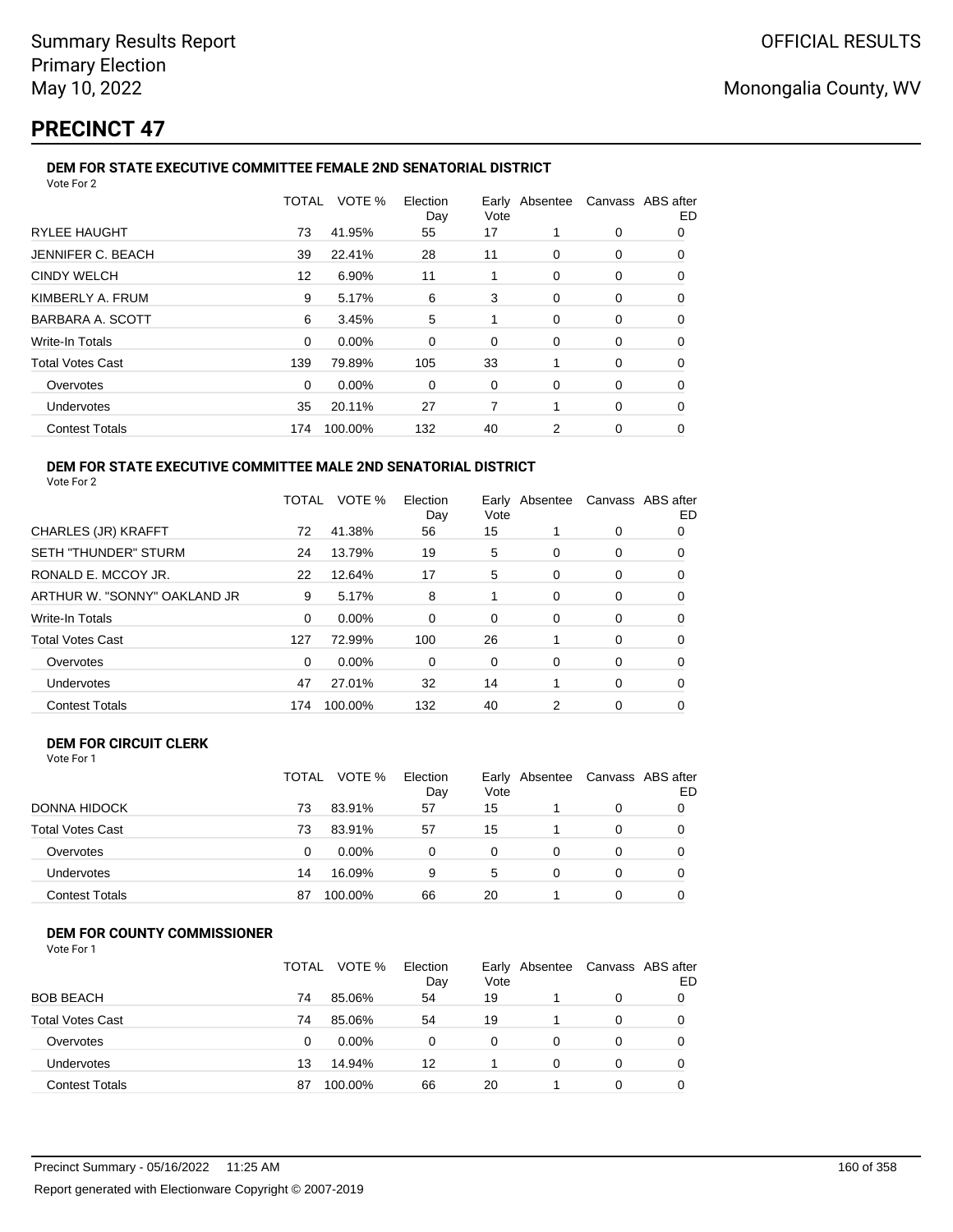# PRECINCT 47

### DEM FOR STATE EXECUTIVE COMMITTEE FEMALE 2ND SENATORIAL DISTRICT

Vote For 2

| | TOTAL | VOTE % | Election Day | Early Vote | Absentee | Canvass | ABS after ED |
|---|---|---|---|---|---|---|---|
| RYLEE HAUGHT | 73 | 41.95% | 55 | 17 | 1 | 0 | 0 |
| JENNIFER C. BEACH | 39 | 22.41% | 28 | 11 | 0 | 0 | 0 |
| CINDY WELCH | 12 | 6.90% | 11 | 1 | 0 | 0 | 0 |
| KIMBERLY A. FRUM | 9 | 5.17% | 6 | 3 | 0 | 0 | 0 |
| BARBARA A. SCOTT | 6 | 3.45% | 5 | 1 | 0 | 0 | 0 |
| Write-In Totals | 0 | 0.00% | 0 | 0 | 0 | 0 | 0 |
| Total Votes Cast | 139 | 79.89% | 105 | 33 | 1 | 0 | 0 |
| Overvotes | 0 | 0.00% | 0 | 0 | 0 | 0 | 0 |
| Undervotes | 35 | 20.11% | 27 | 7 | 1 | 0 | 0 |
| Contest Totals | 174 | 100.00% | 132 | 40 | 2 | 0 | 0 |

### DEM FOR STATE EXECUTIVE COMMITTEE MALE 2ND SENATORIAL DISTRICT

Vote For 2

| | TOTAL | VOTE % | Election Day | Early Vote | Absentee | Canvass | ABS after ED |
|---|---|---|---|---|---|---|---|
| CHARLES (JR) KRAFFT | 72 | 41.38% | 56 | 15 | 1 | 0 | 0 |
| SETH "THUNDER" STURM | 24 | 13.79% | 19 | 5 | 0 | 0 | 0 |
| RONALD E. MCCOY JR. | 22 | 12.64% | 17 | 5 | 0 | 0 | 0 |
| ARTHUR W. "SONNY" OAKLAND JR | 9 | 5.17% | 8 | 1 | 0 | 0 | 0 |
| Write-In Totals | 0 | 0.00% | 0 | 0 | 0 | 0 | 0 |
| Total Votes Cast | 127 | 72.99% | 100 | 26 | 1 | 0 | 0 |
| Overvotes | 0 | 0.00% | 0 | 0 | 0 | 0 | 0 |
| Undervotes | 47 | 27.01% | 32 | 14 | 1 | 0 | 0 |
| Contest Totals | 174 | 100.00% | 132 | 40 | 2 | 0 | 0 |

### DEM FOR CIRCUIT CLERK

Vote For 1

| | TOTAL | VOTE % | Election Day | Early Vote | Absentee | Canvass | ABS after ED |
|---|---|---|---|---|---|---|---|
| DONNA HIDOCK | 73 | 83.91% | 57 | 15 | 1 | 0 | 0 |
| Total Votes Cast | 73 | 83.91% | 57 | 15 | 1 | 0 | 0 |
| Overvotes | 0 | 0.00% | 0 | 0 | 0 | 0 | 0 |
| Undervotes | 14 | 16.09% | 9 | 5 | 0 | 0 | 0 |
| Contest Totals | 87 | 100.00% | 66 | 20 | 1 | 0 | 0 |

### DEM FOR COUNTY COMMISSIONER

Vote For 1

| | TOTAL | VOTE % | Election Day | Early Vote | Absentee | Canvass | ABS after ED |
|---|---|---|---|---|---|---|---|
| BOB BEACH | 74 | 85.06% | 54 | 19 | 1 | 0 | 0 |
| Total Votes Cast | 74 | 85.06% | 54 | 19 | 1 | 0 | 0 |
| Overvotes | 0 | 0.00% | 0 | 0 | 0 | 0 | 0 |
| Undervotes | 13 | 14.94% | 12 | 1 | 0 | 0 | 0 |
| Contest Totals | 87 | 100.00% | 66 | 20 | 1 | 0 | 0 |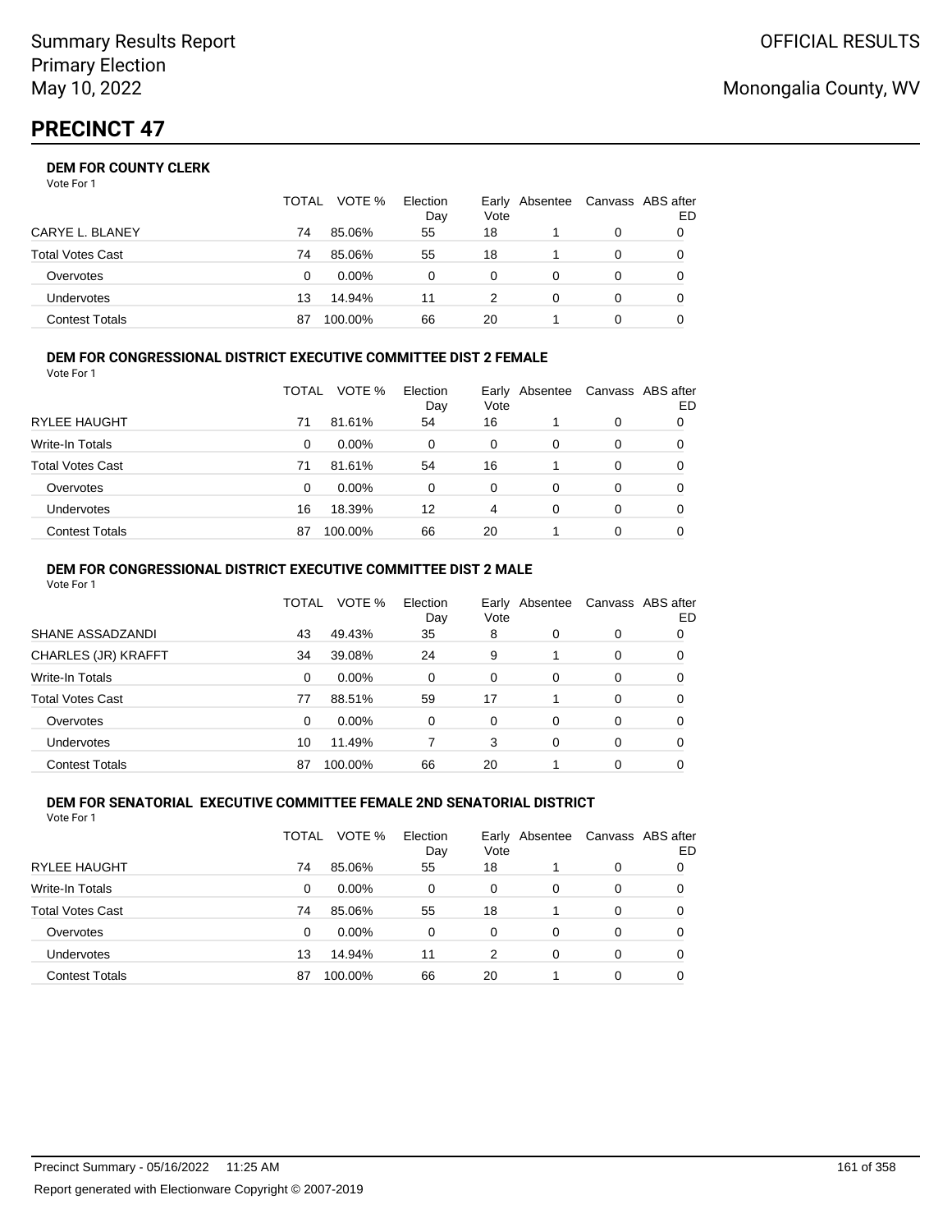# PRECINCT 47

### DEM FOR COUNTY CLERK

Vote For 1

| | TOTAL | VOTE % | Election Day | Early Vote | Absentee | Canvass | ABS after ED |
|---|---|---|---|---|---|---|---|
| CARYE L. BLANEY | 74 | 85.06% | 55 | 18 | 1 | 0 | 0 |
| Total Votes Cast | 74 | 85.06% | 55 | 18 | 1 | 0 | 0 |
| Overvotes | 0 | 0.00% | 0 | 0 | 0 | 0 | 0 |
| Undervotes | 13 | 14.94% | 11 | 2 | 0 | 0 | 0 |
| Contest Totals | 87 | 100.00% | 66 | 20 | 1 | 0 | 0 |

### DEM FOR CONGRESSIONAL DISTRICT EXECUTIVE COMMITTEE DIST 2 FEMALE

Vote For 1

| | TOTAL | VOTE % | Election Day | Early Vote | Absentee | Canvass | ABS after ED |
|---|---|---|---|---|---|---|---|
| RYLEE HAUGHT | 71 | 81.61% | 54 | 16 | 1 | 0 | 0 |
| Write-In Totals | 0 | 0.00% | 0 | 0 | 0 | 0 | 0 |
| Total Votes Cast | 71 | 81.61% | 54 | 16 | 1 | 0 | 0 |
| Overvotes | 0 | 0.00% | 0 | 0 | 0 | 0 | 0 |
| Undervotes | 16 | 18.39% | 12 | 4 | 0 | 0 | 0 |
| Contest Totals | 87 | 100.00% | 66 | 20 | 1 | 0 | 0 |

### DEM FOR CONGRESSIONAL DISTRICT EXECUTIVE COMMITTEE DIST 2 MALE

Vote For 1

| | TOTAL | VOTE % | Election Day | Early Vote | Absentee | Canvass | ABS after ED |
|---|---|---|---|---|---|---|---|
| SHANE ASSADZANDI | 43 | 49.43% | 35 | 8 | 0 | 0 | 0 |
| CHARLES (JR) KRAFFT | 34 | 39.08% | 24 | 9 | 1 | 0 | 0 |
| Write-In Totals | 0 | 0.00% | 0 | 0 | 0 | 0 | 0 |
| Total Votes Cast | 77 | 88.51% | 59 | 17 | 1 | 0 | 0 |
| Overvotes | 0 | 0.00% | 0 | 0 | 0 | 0 | 0 |
| Undervotes | 10 | 11.49% | 7 | 3 | 0 | 0 | 0 |
| Contest Totals | 87 | 100.00% | 66 | 20 | 1 | 0 | 0 |

### DEM FOR SENATORIAL EXECUTIVE COMMITTEE FEMALE 2ND SENATORIAL DISTRICT

Vote For 1

| | TOTAL | VOTE % | Election Day | Early Vote | Absentee | Canvass | ABS after ED |
|---|---|---|---|---|---|---|---|
| RYLEE HAUGHT | 74 | 85.06% | 55 | 18 | 1 | 0 | 0 |
| Write-In Totals | 0 | 0.00% | 0 | 0 | 0 | 0 | 0 |
| Total Votes Cast | 74 | 85.06% | 55 | 18 | 1 | 0 | 0 |
| Overvotes | 0 | 0.00% | 0 | 0 | 0 | 0 | 0 |
| Undervotes | 13 | 14.94% | 11 | 2 | 0 | 0 | 0 |
| Contest Totals | 87 | 100.00% | 66 | 20 | 1 | 0 | 0 |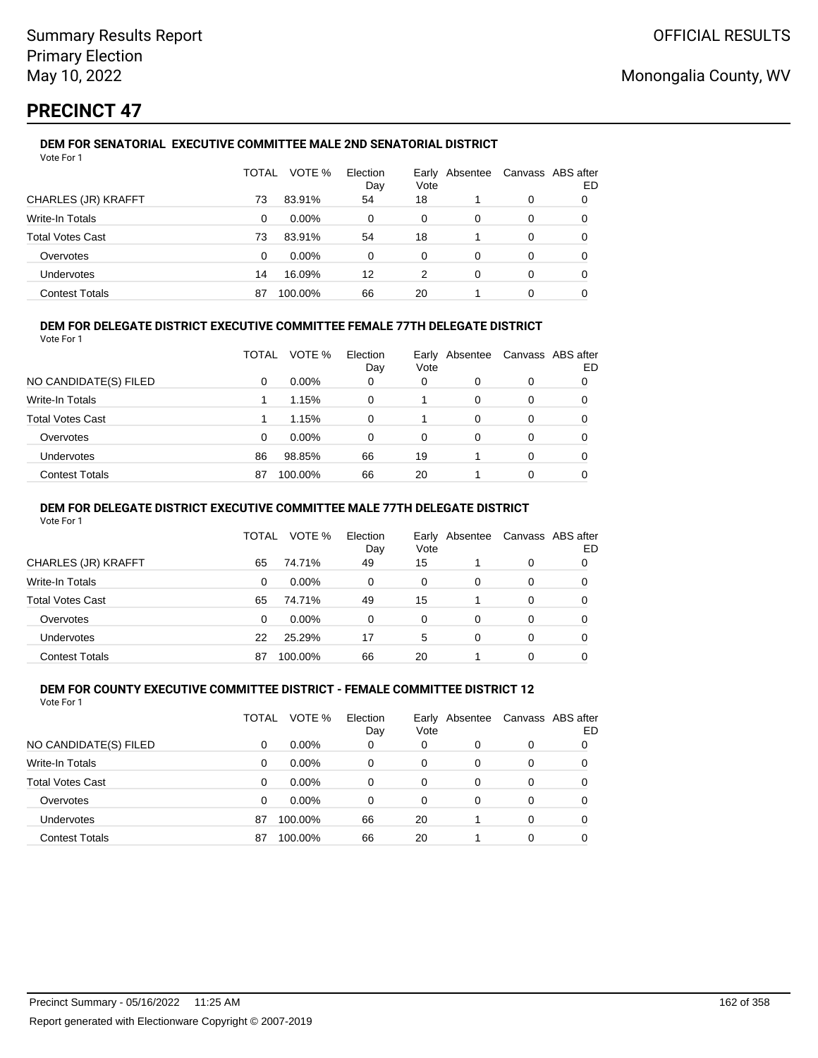# PRECINCT 47

### DEM FOR SENATORIAL EXECUTIVE COMMITTEE MALE 2ND SENATORIAL DISTRICT

Vote For 1

| | TOTAL | VOTE % | Election Day | Early Vote | Absentee | Canvass | ABS after ED |
|---|---|---|---|---|---|---|---|
| CHARLES (JR) KRAFFT | 73 | 83.91% | 54 | 18 | 1 | 0 | 0 |
| Write-In Totals | 0 | 0.00% | 0 | 0 | 0 | 0 | 0 |
| Total Votes Cast | 73 | 83.91% | 54 | 18 | 1 | 0 | 0 |
| Overvotes | 0 | 0.00% | 0 | 0 | 0 | 0 | 0 |
| Undervotes | 14 | 16.09% | 12 | 2 | 0 | 0 | 0 |
| Contest Totals | 87 | 100.00% | 66 | 20 | 1 | 0 | 0 |

### DEM FOR DELEGATE DISTRICT EXECUTIVE COMMITTEE FEMALE 77TH DELEGATE DISTRICT

Vote For 1

| | TOTAL | VOTE % | Election Day | Early Vote | Absentee | Canvass | ABS after ED |
|---|---|---|---|---|---|---|---|
| NO CANDIDATE(S) FILED | 0 | 0.00% | 0 | 0 | 0 | 0 | 0 |
| Write-In Totals | 1 | 1.15% | 0 | 1 | 0 | 0 | 0 |
| Total Votes Cast | 1 | 1.15% | 0 | 1 | 0 | 0 | 0 |
| Overvotes | 0 | 0.00% | 0 | 0 | 0 | 0 | 0 |
| Undervotes | 86 | 98.85% | 66 | 19 | 1 | 0 | 0 |
| Contest Totals | 87 | 100.00% | 66 | 20 | 1 | 0 | 0 |

### DEM FOR DELEGATE DISTRICT EXECUTIVE COMMITTEE MALE 77TH DELEGATE DISTRICT

Vote For 1

| | TOTAL | VOTE % | Election Day | Early Vote | Absentee | Canvass | ABS after ED |
|---|---|---|---|---|---|---|---|
| CHARLES (JR) KRAFFT | 65 | 74.71% | 49 | 15 | 1 | 0 | 0 |
| Write-In Totals | 0 | 0.00% | 0 | 0 | 0 | 0 | 0 |
| Total Votes Cast | 65 | 74.71% | 49 | 15 | 1 | 0 | 0 |
| Overvotes | 0 | 0.00% | 0 | 0 | 0 | 0 | 0 |
| Undervotes | 22 | 25.29% | 17 | 5 | 0 | 0 | 0 |
| Contest Totals | 87 | 100.00% | 66 | 20 | 1 | 0 | 0 |

### DEM FOR COUNTY EXECUTIVE COMMITTEE DISTRICT - FEMALE COMMITTEE DISTRICT 12

Vote For 1

| | TOTAL | VOTE % | Election Day | Early Vote | Absentee | Canvass | ABS after ED |
|---|---|---|---|---|---|---|---|
| NO CANDIDATE(S) FILED | 0 | 0.00% | 0 | 0 | 0 | 0 | 0 |
| Write-In Totals | 0 | 0.00% | 0 | 0 | 0 | 0 | 0 |
| Total Votes Cast | 0 | 0.00% | 0 | 0 | 0 | 0 | 0 |
| Overvotes | 0 | 0.00% | 0 | 0 | 0 | 0 | 0 |
| Undervotes | 87 | 100.00% | 66 | 20 | 1 | 0 | 0 |
| Contest Totals | 87 | 100.00% | 66 | 20 | 1 | 0 | 0 |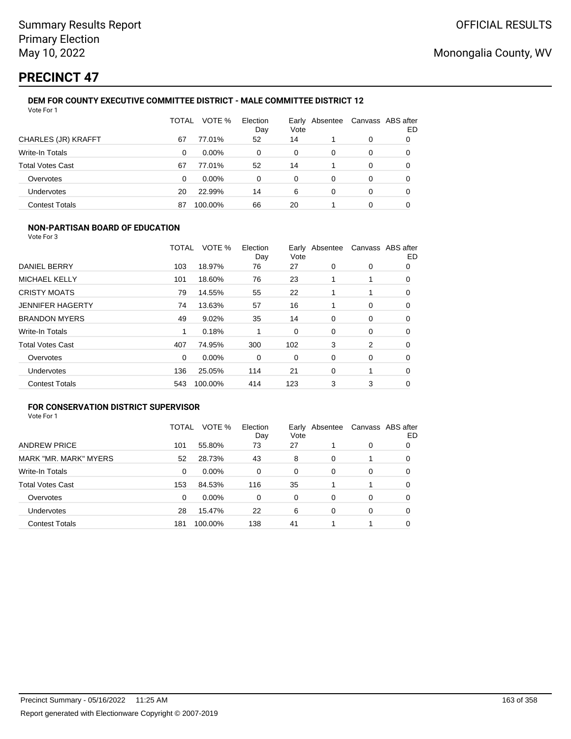# PRECINCT 47

Summary Results Report
Primary Election
May 10, 2022

OFFICIAL RESULTS

Monongalia County, WV

### DEM FOR COUNTY EXECUTIVE COMMITTEE DISTRICT - MALE COMMITTEE DISTRICT 12

Vote For 1

| | TOTAL | VOTE % | Election Day | Early Vote | Absentee | Canvass | ABS after ED |
|---|---|---|---|---|---|---|---|
| CHARLES (JR) KRAFFT | 67 | 77.01% | 52 | 14 | 1 | 0 | 0 |
| Write-In Totals | 0 | 0.00% | 0 | 0 | 0 | 0 | 0 |
| Total Votes Cast | 67 | 77.01% | 52 | 14 | 1 | 0 | 0 |
| Overvotes | 0 | 0.00% | 0 | 0 | 0 | 0 | 0 |
| Undervotes | 20 | 22.99% | 14 | 6 | 0 | 0 | 0 |
| Contest Totals | 87 | 100.00% | 66 | 20 | 1 | 0 | 0 |

### NON-PARTISAN BOARD OF EDUCATION

Vote For 3

| | TOTAL | VOTE % | Election Day | Early Vote | Absentee | Canvass | ABS after ED |
|---|---|---|---|---|---|---|---|
| DANIEL BERRY | 103 | 18.97% | 76 | 27 | 0 | 0 | 0 |
| MICHAEL KELLY | 101 | 18.60% | 76 | 23 | 1 | 1 | 0 |
| CRISTY MOATS | 79 | 14.55% | 55 | 22 | 1 | 1 | 0 |
| JENNIFER HAGERTY | 74 | 13.63% | 57 | 16 | 1 | 0 | 0 |
| BRANDON MYERS | 49 | 9.02% | 35 | 14 | 0 | 0 | 0 |
| Write-In Totals | 1 | 0.18% | 1 | 0 | 0 | 0 | 0 |
| Total Votes Cast | 407 | 74.95% | 300 | 102 | 3 | 2 | 0 |
| Overvotes | 0 | 0.00% | 0 | 0 | 0 | 0 | 0 |
| Undervotes | 136 | 25.05% | 114 | 21 | 0 | 1 | 0 |
| Contest Totals | 543 | 100.00% | 414 | 123 | 3 | 3 | 0 |

### FOR CONSERVATION DISTRICT SUPERVISOR

Vote For 1

| | TOTAL | VOTE % | Election Day | Early Vote | Absentee | Canvass | ABS after ED |
|---|---|---|---|---|---|---|---|
| ANDREW PRICE | 101 | 55.80% | 73 | 27 | 1 | 0 | 0 |
| MARK "MR. MARK" MYERS | 52 | 28.73% | 43 | 8 | 0 | 1 | 0 |
| Write-In Totals | 0 | 0.00% | 0 | 0 | 0 | 0 | 0 |
| Total Votes Cast | 153 | 84.53% | 116 | 35 | 1 | 1 | 0 |
| Overvotes | 0 | 0.00% | 0 | 0 | 0 | 0 | 0 |
| Undervotes | 28 | 15.47% | 22 | 6 | 0 | 0 | 0 |
| Contest Totals | 181 | 100.00% | 138 | 41 | 1 | 1 | 0 |

Precinct Summary - 05/16/2022 11:25 AM

Report generated with Electionware Copyright © 2007-2019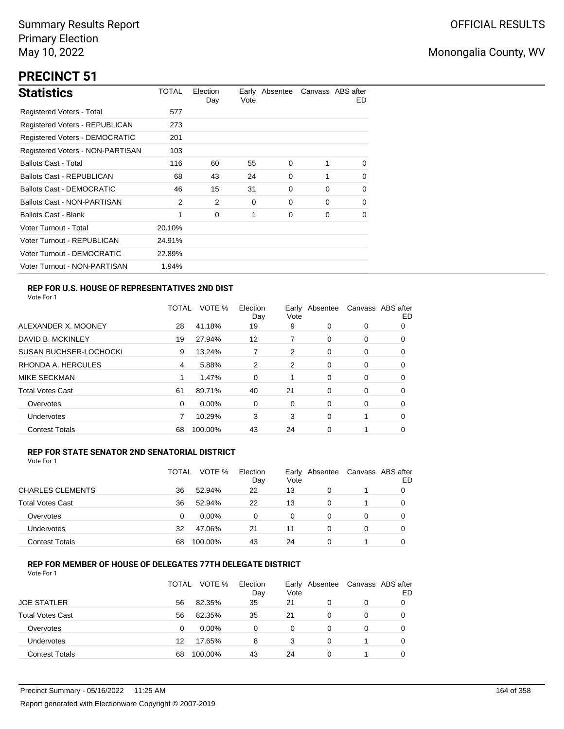Summary Results Report
Primary Election
May 10, 2022

OFFICIAL RESULTS

Monongalia County, WV

# PRECINCT 51

## Statistics

| | TOTAL | Election Day | Early Vote | Absentee | Canvass | ABS after ED |
|---|---|---|---|---|---|---|
| Registered Voters - Total | 577 | | | | | |
| Registered Voters - REPUBLICAN | 273 | | | | | |
| Registered Voters - DEMOCRATIC | 201 | | | | | |
| Registered Voters - NON-PARTISAN | 103 | | | | | |
| Ballots Cast - Total | 116 | 60 | 55 | 0 | 1 | 0 |
| Ballots Cast - REPUBLICAN | 68 | 43 | 24 | 0 | 1 | 0 |
| Ballots Cast - DEMOCRATIC | 46 | 15 | 31 | 0 | 0 | 0 |
| Ballots Cast - NON-PARTISAN | 2 | 2 | 0 | 0 | 0 | 0 |
| Ballots Cast - Blank | 1 | 0 | 1 | 0 | 0 | 0 |
| Voter Turnout - Total | 20.10% | | | | | |
| Voter Turnout - REPUBLICAN | 24.91% | | | | | |
| Voter Turnout - DEMOCRATIC | 22.89% | | | | | |
| Voter Turnout - NON-PARTISAN | 1.94% | | | | | |

### REP FOR U.S. HOUSE OF REPRESENTATIVES 2ND DIST

Vote For 1

| | TOTAL | VOTE % | Election Day | Early Vote | Absentee | Canvass | ABS after ED |
|---|---|---|---|---|---|---|---|
| ALEXANDER X. MOONEY | 28 | 41.18% | 19 | 9 | 0 | 0 | 0 |
| DAVID B. MCKINLEY | 19 | 27.94% | 12 | 7 | 0 | 0 | 0 |
| SUSAN BUCHSER-LOCHOCKI | 9 | 13.24% | 7 | 2 | 0 | 0 | 0 |
| RHONDA A. HERCULES | 4 | 5.88% | 2 | 2 | 0 | 0 | 0 |
| MIKE SECKMAN | 1 | 1.47% | 0 | 1 | 0 | 0 | 0 |
| Total Votes Cast | 61 | 89.71% | 40 | 21 | 0 | 0 | 0 |
| Overvotes | 0 | 0.00% | 0 | 0 | 0 | 0 | 0 |
| Undervotes | 7 | 10.29% | 3 | 3 | 0 | 1 | 0 |
| Contest Totals | 68 | 100.00% | 43 | 24 | 0 | 1 | 0 |

### REP FOR STATE SENATOR 2ND SENATORIAL DISTRICT

Vote For 1

| | TOTAL | VOTE % | Election Day | Early Vote | Absentee | Canvass | ABS after ED |
|---|---|---|---|---|---|---|---|
| CHARLES CLEMENTS | 36 | 52.94% | 22 | 13 | 0 | 1 | 0 |
| Total Votes Cast | 36 | 52.94% | 22 | 13 | 0 | 1 | 0 |
| Overvotes | 0 | 0.00% | 0 | 0 | 0 | 0 | 0 |
| Undervotes | 32 | 47.06% | 21 | 11 | 0 | 0 | 0 |
| Contest Totals | 68 | 100.00% | 43 | 24 | 0 | 1 | 0 |

### REP FOR MEMBER OF HOUSE OF DELEGATES 77TH DELEGATE DISTRICT

Vote For 1

| | TOTAL | VOTE % | Election Day | Early Vote | Absentee | Canvass | ABS after ED |
|---|---|---|---|---|---|---|---|
| JOE STATLER | 56 | 82.35% | 35 | 21 | 0 | 0 | 0 |
| Total Votes Cast | 56 | 82.35% | 35 | 21 | 0 | 0 | 0 |
| Overvotes | 0 | 0.00% | 0 | 0 | 0 | 0 | 0 |
| Undervotes | 12 | 17.65% | 8 | 3 | 0 | 1 | 0 |
| Contest Totals | 68 | 100.00% | 43 | 24 | 0 | 1 | 0 |

Precinct Summary - 05/16/2022 11:25 AM

Report generated with Electionware Copyright © 2007-2019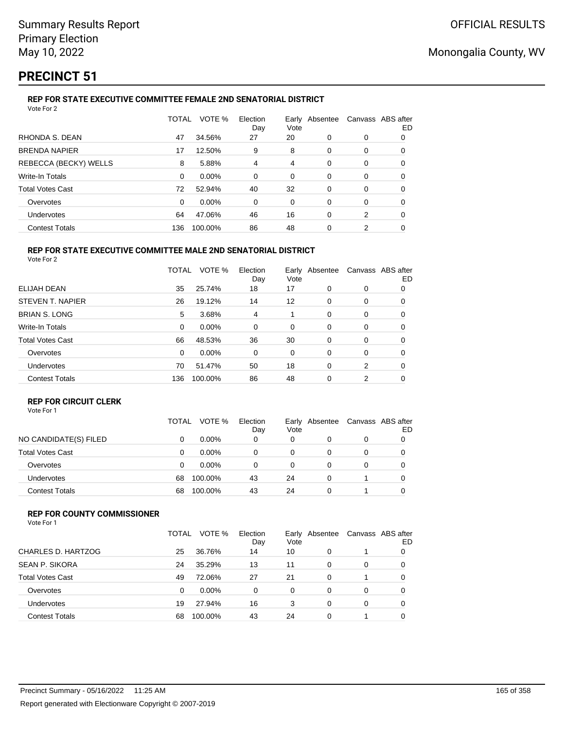Summary Results Report
Primary Election
May 10, 2022

OFFICIAL RESULTS

Monongalia County, WV

# PRECINCT 51

### REP FOR STATE EXECUTIVE COMMITTEE FEMALE 2ND SENATORIAL DISTRICT

Vote For 2

| | TOTAL | VOTE % | Election Day | Early Vote | Absentee | Canvass | ABS after ED |
|---|---|---|---|---|---|---|---|
| RHONDA S. DEAN | 47 | 34.56% | 27 | 20 | 0 | 0 | 0 |
| BRENDA NAPIER | 17 | 12.50% | 9 | 8 | 0 | 0 | 0 |
| REBECCA (BECKY) WELLS | 8 | 5.88% | 4 | 4 | 0 | 0 | 0 |
| Write-In Totals | 0 | 0.00% | 0 | 0 | 0 | 0 | 0 |
| Total Votes Cast | 72 | 52.94% | 40 | 32 | 0 | 0 | 0 |
| Overvotes | 0 | 0.00% | 0 | 0 | 0 | 0 | 0 |
| Undervotes | 64 | 47.06% | 46 | 16 | 0 | 2 | 0 |
| Contest Totals | 136 | 100.00% | 86 | 48 | 0 | 2 | 0 |

### REP FOR STATE EXECUTIVE COMMITTEE MALE 2ND SENATORIAL DISTRICT

Vote For 2

| | TOTAL | VOTE % | Election Day | Early Vote | Absentee | Canvass | ABS after ED |
|---|---|---|---|---|---|---|---|
| ELIJAH DEAN | 35 | 25.74% | 18 | 17 | 0 | 0 | 0 |
| STEVEN T. NAPIER | 26 | 19.12% | 14 | 12 | 0 | 0 | 0 |
| BRIAN S. LONG | 5 | 3.68% | 4 | 1 | 0 | 0 | 0 |
| Write-In Totals | 0 | 0.00% | 0 | 0 | 0 | 0 | 0 |
| Total Votes Cast | 66 | 48.53% | 36 | 30 | 0 | 0 | 0 |
| Overvotes | 0 | 0.00% | 0 | 0 | 0 | 0 | 0 |
| Undervotes | 70 | 51.47% | 50 | 18 | 0 | 2 | 0 |
| Contest Totals | 136 | 100.00% | 86 | 48 | 0 | 2 | 0 |

### REP FOR CIRCUIT CLERK

Vote For 1

| | TOTAL | VOTE % | Election Day | Early Vote | Absentee | Canvass | ABS after ED |
|---|---|---|---|---|---|---|---|
| NO CANDIDATE(S) FILED | 0 | 0.00% | 0 | 0 | 0 | 0 | 0 |
| Total Votes Cast | 0 | 0.00% | 0 | 0 | 0 | 0 | 0 |
| Overvotes | 0 | 0.00% | 0 | 0 | 0 | 0 | 0 |
| Undervotes | 68 | 100.00% | 43 | 24 | 0 | 1 | 0 |
| Contest Totals | 68 | 100.00% | 43 | 24 | 0 | 1 | 0 |

### REP FOR COUNTY COMMISSIONER

Vote For 1

| | TOTAL | VOTE % | Election Day | Early Vote | Absentee | Canvass | ABS after ED |
|---|---|---|---|---|---|---|---|
| CHARLES D. HARTZOG | 25 | 36.76% | 14 | 10 | 0 | 1 | 0 |
| SEAN P. SIKORA | 24 | 35.29% | 13 | 11 | 0 | 0 | 0 |
| Total Votes Cast | 49 | 72.06% | 27 | 21 | 0 | 1 | 0 |
| Overvotes | 0 | 0.00% | 0 | 0 | 0 | 0 | 0 |
| Undervotes | 19 | 27.94% | 16 | 3 | 0 | 0 | 0 |
| Contest Totals | 68 | 100.00% | 43 | 24 | 0 | 1 | 0 |

Precinct Summary - 05/16/2022 11:25 AM

Report generated with Electionware Copyright © 2007-2019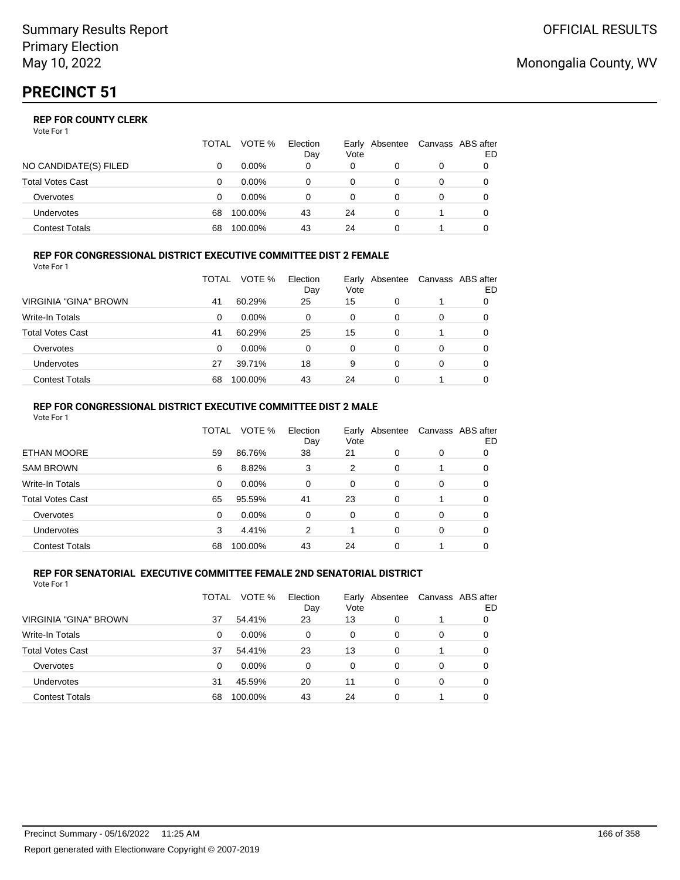Summary Results Report
Primary Election
May 10, 2022

OFFICIAL RESULTS

Monongalia County, WV

# PRECINCT 51

### REP FOR COUNTY CLERK

Vote For 1

| | TOTAL | VOTE % | Election Day | Early Vote | Absentee | Canvass | ABS after ED |
|---|---|---|---|---|---|---|---|
| NO CANDIDATE(S) FILED | 0 | 0.00% | 0 | 0 | 0 | 0 | 0 |
| Total Votes Cast | 0 | 0.00% | 0 | 0 | 0 | 0 | 0 |
| Overvotes | 0 | 0.00% | 0 | 0 | 0 | 0 | 0 |
| Undervotes | 68 | 100.00% | 43 | 24 | 0 | 1 | 0 |
| Contest Totals | 68 | 100.00% | 43 | 24 | 0 | 1 | 0 |

### REP FOR CONGRESSIONAL DISTRICT EXECUTIVE COMMITTEE DIST 2 FEMALE

Vote For 1

| | TOTAL | VOTE % | Election Day | Early Vote | Absentee | Canvass | ABS after ED |
|---|---|---|---|---|---|---|---|
| VIRGINIA "GINA" BROWN | 41 | 60.29% | 25 | 15 | 0 | 1 | 0 |
| Write-In Totals | 0 | 0.00% | 0 | 0 | 0 | 0 | 0 |
| Total Votes Cast | 41 | 60.29% | 25 | 15 | 0 | 1 | 0 |
| Overvotes | 0 | 0.00% | 0 | 0 | 0 | 0 | 0 |
| Undervotes | 27 | 39.71% | 18 | 9 | 0 | 0 | 0 |
| Contest Totals | 68 | 100.00% | 43 | 24 | 0 | 1 | 0 |

### REP FOR CONGRESSIONAL DISTRICT EXECUTIVE COMMITTEE DIST 2 MALE

Vote For 1

| | TOTAL | VOTE % | Election Day | Early Vote | Absentee | Canvass | ABS after ED |
|---|---|---|---|---|---|---|---|
| ETHAN MOORE | 59 | 86.76% | 38 | 21 | 0 | 0 | 0 |
| SAM BROWN | 6 | 8.82% | 3 | 2 | 0 | 1 | 0 |
| Write-In Totals | 0 | 0.00% | 0 | 0 | 0 | 0 | 0 |
| Total Votes Cast | 65 | 95.59% | 41 | 23 | 0 | 1 | 0 |
| Overvotes | 0 | 0.00% | 0 | 0 | 0 | 0 | 0 |
| Undervotes | 3 | 4.41% | 2 | 1 | 0 | 0 | 0 |
| Contest Totals | 68 | 100.00% | 43 | 24 | 0 | 1 | 0 |

### REP FOR SENATORIAL EXECUTIVE COMMITTEE FEMALE 2ND SENATORIAL DISTRICT

Vote For 1

| | TOTAL | VOTE % | Election Day | Early Vote | Absentee | Canvass | ABS after ED |
|---|---|---|---|---|---|---|---|
| VIRGINIA "GINA" BROWN | 37 | 54.41% | 23 | 13 | 0 | 1 | 0 |
| Write-In Totals | 0 | 0.00% | 0 | 0 | 0 | 0 | 0 |
| Total Votes Cast | 37 | 54.41% | 23 | 13 | 0 | 1 | 0 |
| Overvotes | 0 | 0.00% | 0 | 0 | 0 | 0 | 0 |
| Undervotes | 31 | 45.59% | 20 | 11 | 0 | 0 | 0 |
| Contest Totals | 68 | 100.00% | 43 | 24 | 0 | 1 | 0 |

Precinct Summary - 05/16/2022 11:25 AM

Report generated with Electionware Copyright © 2007-2019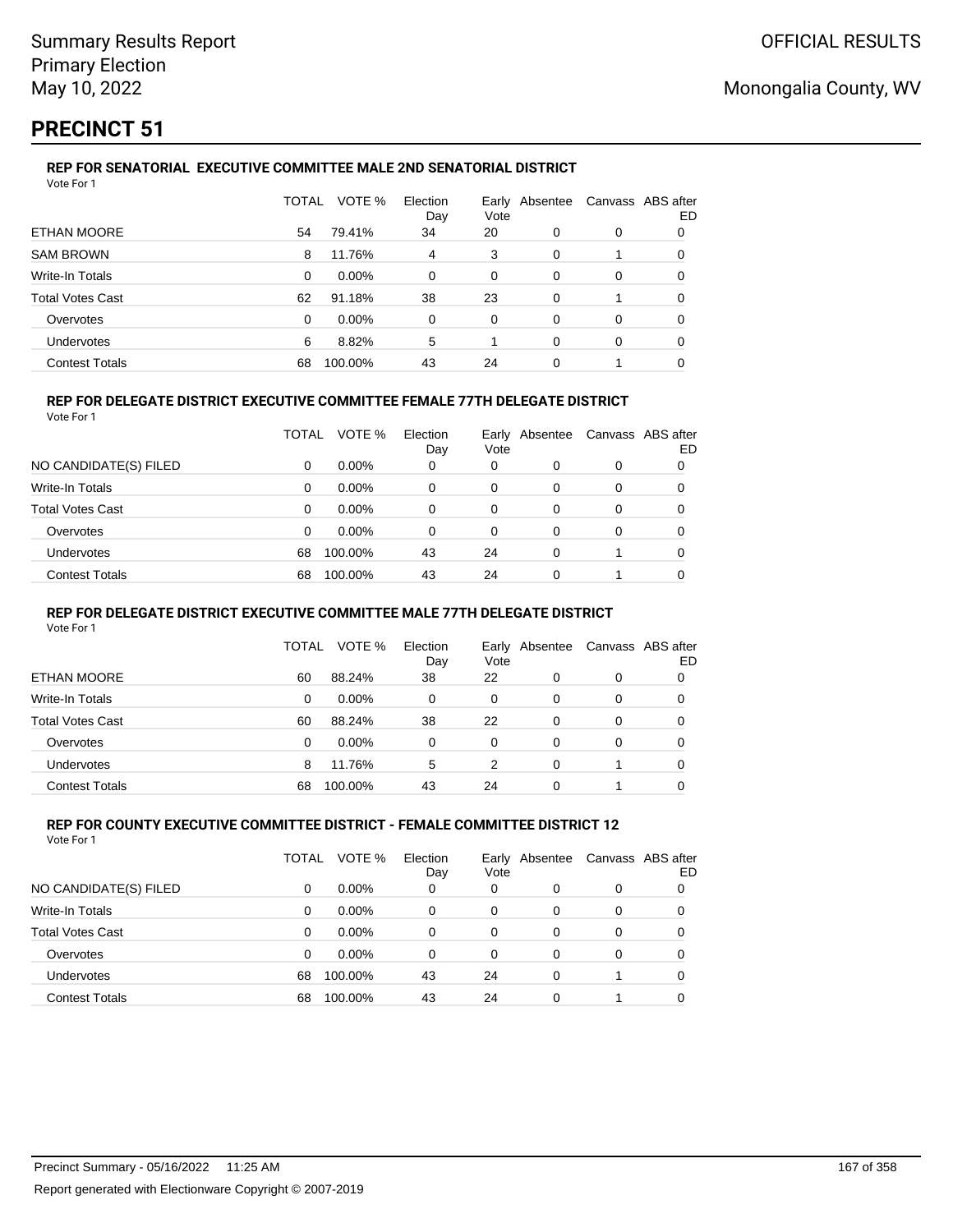Summary Results Report
Primary Election
May 10, 2022

OFFICIAL RESULTS

Monongalia County, WV

# PRECINCT 51

### REP FOR SENATORIAL EXECUTIVE COMMITTEE MALE 2ND SENATORIAL DISTRICT

Vote For 1

| | TOTAL | VOTE % | Election Day | Early Vote | Absentee | Canvass | ABS after ED |
|---|---|---|---|---|---|---|---|
| ETHAN MOORE | 54 | 79.41% | 34 | 20 | 0 | 0 | 0 |
| SAM BROWN | 8 | 11.76% | 4 | 3 | 0 | 1 | 0 |
| Write-In Totals | 0 | 0.00% | 0 | 0 | 0 | 0 | 0 |
| Total Votes Cast | 62 | 91.18% | 38 | 23 | 0 | 1 | 0 |
| Overvotes | 0 | 0.00% | 0 | 0 | 0 | 0 | 0 |
| Undervotes | 6 | 8.82% | 5 | 1 | 0 | 0 | 0 |
| Contest Totals | 68 | 100.00% | 43 | 24 | 0 | 1 | 0 |

### REP FOR DELEGATE DISTRICT EXECUTIVE COMMITTEE FEMALE 77TH DELEGATE DISTRICT

Vote For 1

| | TOTAL | VOTE % | Election Day | Early Vote | Absentee | Canvass | ABS after ED |
|---|---|---|---|---|---|---|---|
| NO CANDIDATE(S) FILED | 0 | 0.00% | 0 | 0 | 0 | 0 | 0 |
| Write-In Totals | 0 | 0.00% | 0 | 0 | 0 | 0 | 0 |
| Total Votes Cast | 0 | 0.00% | 0 | 0 | 0 | 0 | 0 |
| Overvotes | 0 | 0.00% | 0 | 0 | 0 | 0 | 0 |
| Undervotes | 68 | 100.00% | 43 | 24 | 0 | 1 | 0 |
| Contest Totals | 68 | 100.00% | 43 | 24 | 0 | 1 | 0 |

### REP FOR DELEGATE DISTRICT EXECUTIVE COMMITTEE MALE 77TH DELEGATE DISTRICT

Vote For 1

| | TOTAL | VOTE % | Election Day | Early Vote | Absentee | Canvass | ABS after ED |
|---|---|---|---|---|---|---|---|
| ETHAN MOORE | 60 | 88.24% | 38 | 22 | 0 | 0 | 0 |
| Write-In Totals | 0 | 0.00% | 0 | 0 | 0 | 0 | 0 |
| Total Votes Cast | 60 | 88.24% | 38 | 22 | 0 | 0 | 0 |
| Overvotes | 0 | 0.00% | 0 | 0 | 0 | 0 | 0 |
| Undervotes | 8 | 11.76% | 5 | 2 | 0 | 1 | 0 |
| Contest Totals | 68 | 100.00% | 43 | 24 | 0 | 1 | 0 |

### REP FOR COUNTY EXECUTIVE COMMITTEE DISTRICT - FEMALE COMMITTEE DISTRICT 12

Vote For 1

| | TOTAL | VOTE % | Election Day | Early Vote | Absentee | Canvass | ABS after ED |
|---|---|---|---|---|---|---|---|
| NO CANDIDATE(S) FILED | 0 | 0.00% | 0 | 0 | 0 | 0 | 0 |
| Write-In Totals | 0 | 0.00% | 0 | 0 | 0 | 0 | 0 |
| Total Votes Cast | 0 | 0.00% | 0 | 0 | 0 | 0 | 0 |
| Overvotes | 0 | 0.00% | 0 | 0 | 0 | 0 | 0 |
| Undervotes | 68 | 100.00% | 43 | 24 | 0 | 1 | 0 |
| Contest Totals | 68 | 100.00% | 43 | 24 | 0 | 1 | 0 |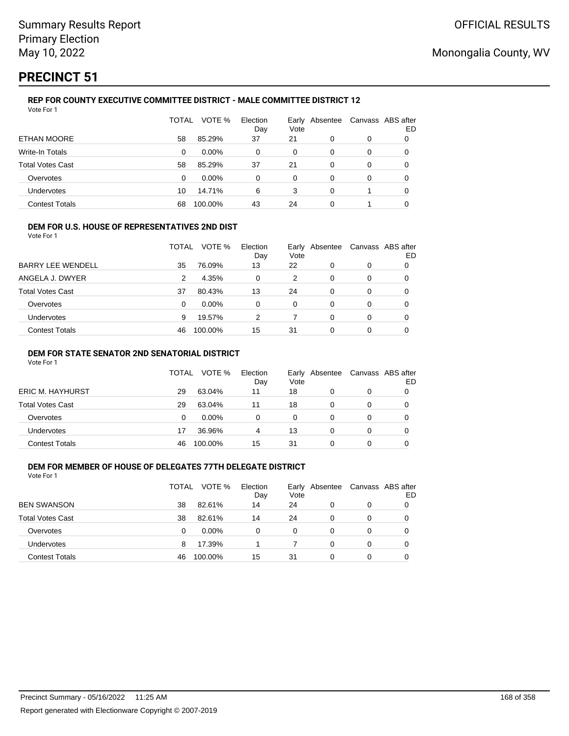Summary Results Report
Primary Election
May 10, 2022

OFFICIAL RESULTS

Monongalia County, WV

# PRECINCT 51

### REP FOR COUNTY EXECUTIVE COMMITTEE DISTRICT - MALE COMMITTEE DISTRICT 12

Vote For 1

| | TOTAL | VOTE % | Election Day | Early Vote | Absentee | Canvass | ABS after ED |
|---|---|---|---|---|---|---|---|
| ETHAN MOORE | 58 | 85.29% | 37 | 21 | 0 | 0 | 0 |
| Write-In Totals | 0 | 0.00% | 0 | 0 | 0 | 0 | 0 |
| Total Votes Cast | 58 | 85.29% | 37 | 21 | 0 | 0 | 0 |
| Overvotes | 0 | 0.00% | 0 | 0 | 0 | 0 | 0 |
| Undervotes | 10 | 14.71% | 6 | 3 | 0 | 1 | 0 |
| Contest Totals | 68 | 100.00% | 43 | 24 | 0 | 1 | 0 |

### DEM FOR U.S. HOUSE OF REPRESENTATIVES 2ND DIST

Vote For 1

| | TOTAL | VOTE % | Election Day | Early Vote | Absentee | Canvass | ABS after ED |
|---|---|---|---|---|---|---|---|
| BARRY LEE WENDELL | 35 | 76.09% | 13 | 22 | 0 | 0 | 0 |
| ANGELA J. DWYER | 2 | 4.35% | 0 | 2 | 0 | 0 | 0 |
| Total Votes Cast | 37 | 80.43% | 13 | 24 | 0 | 0 | 0 |
| Overvotes | 0 | 0.00% | 0 | 0 | 0 | 0 | 0 |
| Undervotes | 9 | 19.57% | 2 | 7 | 0 | 0 | 0 |
| Contest Totals | 46 | 100.00% | 15 | 31 | 0 | 0 | 0 |

### DEM FOR STATE SENATOR 2ND SENATORIAL DISTRICT

Vote For 1

| | TOTAL | VOTE % | Election Day | Early Vote | Absentee | Canvass | ABS after ED |
|---|---|---|---|---|---|---|---|
| ERIC M. HAYHURST | 29 | 63.04% | 11 | 18 | 0 | 0 | 0 |
| Total Votes Cast | 29 | 63.04% | 11 | 18 | 0 | 0 | 0 |
| Overvotes | 0 | 0.00% | 0 | 0 | 0 | 0 | 0 |
| Undervotes | 17 | 36.96% | 4 | 13 | 0 | 0 | 0 |
| Contest Totals | 46 | 100.00% | 15 | 31 | 0 | 0 | 0 |

### DEM FOR MEMBER OF HOUSE OF DELEGATES 77TH DELEGATE DISTRICT

Vote For 1

| | TOTAL | VOTE % | Election Day | Early Vote | Absentee | Canvass | ABS after ED |
|---|---|---|---|---|---|---|---|
| BEN SWANSON | 38 | 82.61% | 14 | 24 | 0 | 0 | 0 |
| Total Votes Cast | 38 | 82.61% | 14 | 24 | 0 | 0 | 0 |
| Overvotes | 0 | 0.00% | 0 | 0 | 0 | 0 | 0 |
| Undervotes | 8 | 17.39% | 1 | 7 | 0 | 0 | 0 |
| Contest Totals | 46 | 100.00% | 15 | 31 | 0 | 0 | 0 |

Precinct Summary - 05/16/2022 11:25 AM

Report generated with Electionware Copyright © 2007-2019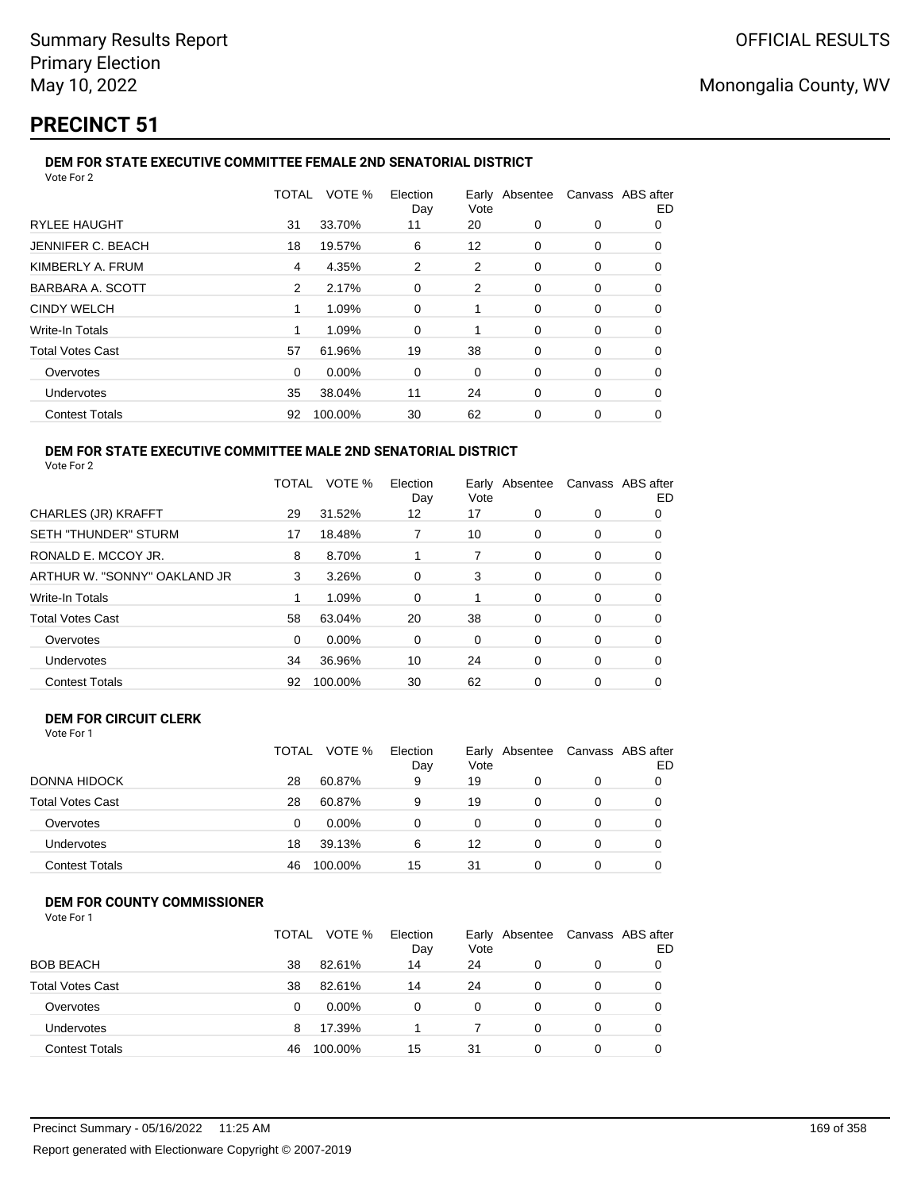Summary Results Report
Primary Election
May 10, 2022

OFFICIAL RESULTS

Monongalia County, WV

# PRECINCT 51

### DEM FOR STATE EXECUTIVE COMMITTEE FEMALE 2ND SENATORIAL DISTRICT

Vote For 2

| | TOTAL | VOTE % | Election Day | Early Vote | Absentee | Canvass | ABS after ED |
|---|---|---|---|---|---|---|---|
| RYLEE HAUGHT | 31 | 33.70% | 11 | 20 | 0 | 0 | 0 |
| JENNIFER C. BEACH | 18 | 19.57% | 6 | 12 | 0 | 0 | 0 |
| KIMBERLY A. FRUM | 4 | 4.35% | 2 | 2 | 0 | 0 | 0 |
| BARBARA A. SCOTT | 2 | 2.17% | 0 | 2 | 0 | 0 | 0 |
| CINDY WELCH | 1 | 1.09% | 0 | 1 | 0 | 0 | 0 |
| Write-In Totals | 1 | 1.09% | 0 | 1 | 0 | 0 | 0 |
| Total Votes Cast | 57 | 61.96% | 19 | 38 | 0 | 0 | 0 |
| Overvotes | 0 | 0.00% | 0 | 0 | 0 | 0 | 0 |
| Undervotes | 35 | 38.04% | 11 | 24 | 0 | 0 | 0 |
| Contest Totals | 92 | 100.00% | 30 | 62 | 0 | 0 | 0 |

### DEM FOR STATE EXECUTIVE COMMITTEE MALE 2ND SENATORIAL DISTRICT

Vote For 2

| | TOTAL | VOTE % | Election Day | Early Vote | Absentee | Canvass | ABS after ED |
|---|---|---|---|---|---|---|---|
| CHARLES (JR) KRAFFT | 29 | 31.52% | 12 | 17 | 0 | 0 | 0 |
| SETH "THUNDER" STURM | 17 | 18.48% | 7 | 10 | 0 | 0 | 0 |
| RONALD E. MCCOY JR. | 8 | 8.70% | 1 | 7 | 0 | 0 | 0 |
| ARTHUR W. "SONNY" OAKLAND JR | 3 | 3.26% | 0 | 3 | 0 | 0 | 0 |
| Write-In Totals | 1 | 1.09% | 0 | 1 | 0 | 0 | 0 |
| Total Votes Cast | 58 | 63.04% | 20 | 38 | 0 | 0 | 0 |
| Overvotes | 0 | 0.00% | 0 | 0 | 0 | 0 | 0 |
| Undervotes | 34 | 36.96% | 10 | 24 | 0 | 0 | 0 |
| Contest Totals | 92 | 100.00% | 30 | 62 | 0 | 0 | 0 |

### DEM FOR CIRCUIT CLERK

Vote For 1

| | TOTAL | VOTE % | Election Day | Early Vote | Absentee | Canvass | ABS after ED |
|---|---|---|---|---|---|---|---|
| DONNA HIDOCK | 28 | 60.87% | 9 | 19 | 0 | 0 | 0 |
| Total Votes Cast | 28 | 60.87% | 9 | 19 | 0 | 0 | 0 |
| Overvotes | 0 | 0.00% | 0 | 0 | 0 | 0 | 0 |
| Undervotes | 18 | 39.13% | 6 | 12 | 0 | 0 | 0 |
| Contest Totals | 46 | 100.00% | 15 | 31 | 0 | 0 | 0 |

### DEM FOR COUNTY COMMISSIONER

Vote For 1

| | TOTAL | VOTE % | Election Day | Early Vote | Absentee | Canvass | ABS after ED |
|---|---|---|---|---|---|---|---|
| BOB BEACH | 38 | 82.61% | 14 | 24 | 0 | 0 | 0 |
| Total Votes Cast | 38 | 82.61% | 14 | 24 | 0 | 0 | 0 |
| Overvotes | 0 | 0.00% | 0 | 0 | 0 | 0 | 0 |
| Undervotes | 8 | 17.39% | 1 | 7 | 0 | 0 | 0 |
| Contest Totals | 46 | 100.00% | 15 | 31 | 0 | 0 | 0 |

Precinct Summary - 05/16/2022 11:25 AM

Report generated with Electionware Copyright © 2007-2019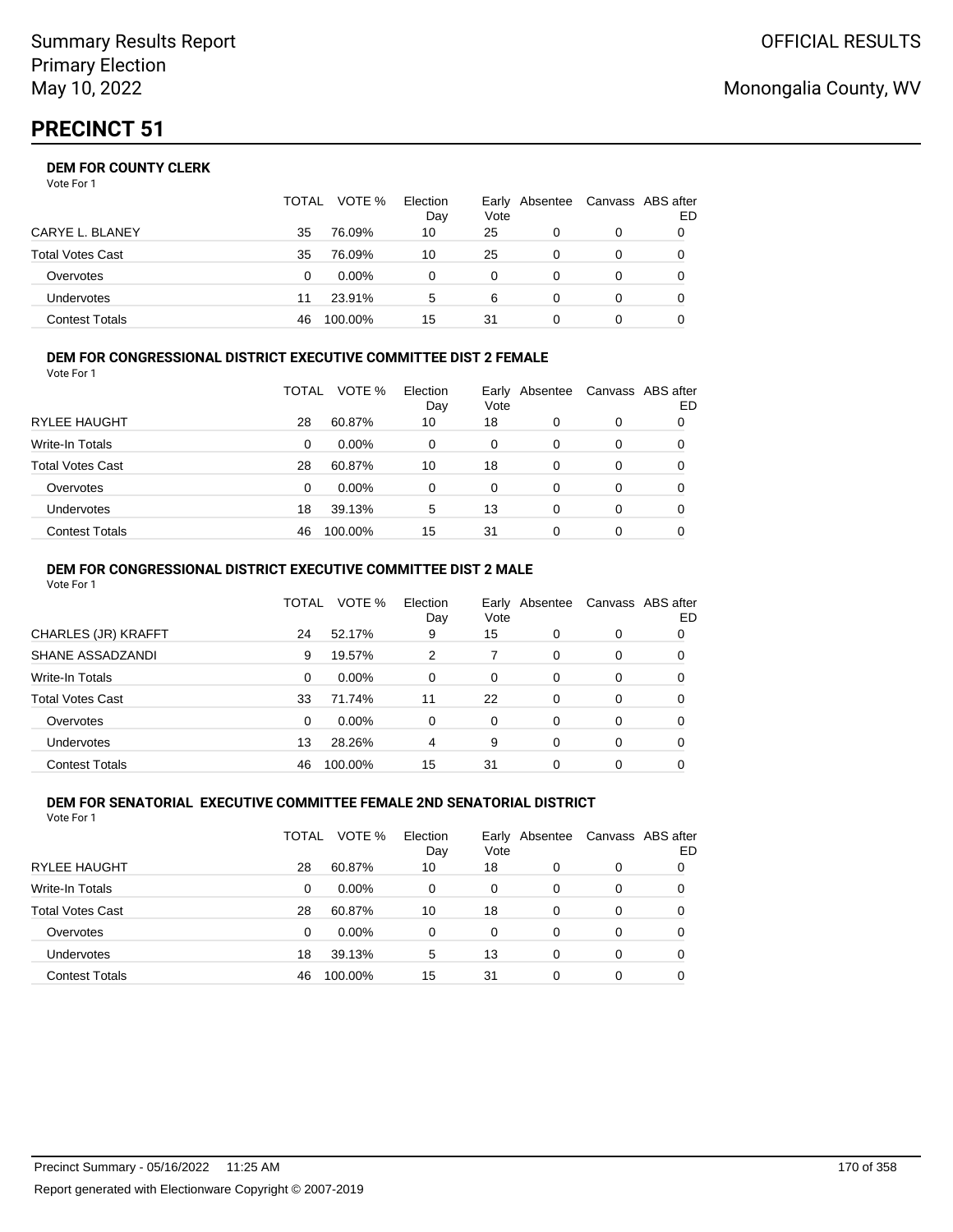# PRECINCT 51

### DEM FOR COUNTY CLERK

Vote For 1

| | TOTAL | VOTE % | Election Day | Early Vote | Absentee | Canvass | ABS after ED |
|---|---|---|---|---|---|---|---|
| CARYE L. BLANEY | 35 | 76.09% | 10 | 25 | 0 | 0 | 0 |
| Total Votes Cast | 35 | 76.09% | 10 | 25 | 0 | 0 | 0 |
| Overvotes | 0 | 0.00% | 0 | 0 | 0 | 0 | 0 |
| Undervotes | 11 | 23.91% | 5 | 6 | 0 | 0 | 0 |
| Contest Totals | 46 | 100.00% | 15 | 31 | 0 | 0 | 0 |

### DEM FOR CONGRESSIONAL DISTRICT EXECUTIVE COMMITTEE DIST 2 FEMALE

Vote For 1

| | TOTAL | VOTE % | Election Day | Early Vote | Absentee | Canvass | ABS after ED |
|---|---|---|---|---|---|---|---|
| RYLEE HAUGHT | 28 | 60.87% | 10 | 18 | 0 | 0 | 0 |
| Write-In Totals | 0 | 0.00% | 0 | 0 | 0 | 0 | 0 |
| Total Votes Cast | 28 | 60.87% | 10 | 18 | 0 | 0 | 0 |
| Overvotes | 0 | 0.00% | 0 | 0 | 0 | 0 | 0 |
| Undervotes | 18 | 39.13% | 5 | 13 | 0 | 0 | 0 |
| Contest Totals | 46 | 100.00% | 15 | 31 | 0 | 0 | 0 |

### DEM FOR CONGRESSIONAL DISTRICT EXECUTIVE COMMITTEE DIST 2 MALE

Vote For 1

| | TOTAL | VOTE % | Election Day | Early Vote | Absentee | Canvass | ABS after ED |
|---|---|---|---|---|---|---|---|
| CHARLES (JR) KRAFFT | 24 | 52.17% | 9 | 15 | 0 | 0 | 0 |
| SHANE ASSADZANDI | 9 | 19.57% | 2 | 7 | 0 | 0 | 0 |
| Write-In Totals | 0 | 0.00% | 0 | 0 | 0 | 0 | 0 |
| Total Votes Cast | 33 | 71.74% | 11 | 22 | 0 | 0 | 0 |
| Overvotes | 0 | 0.00% | 0 | 0 | 0 | 0 | 0 |
| Undervotes | 13 | 28.26% | 4 | 9 | 0 | 0 | 0 |
| Contest Totals | 46 | 100.00% | 15 | 31 | 0 | 0 | 0 |

### DEM FOR SENATORIAL EXECUTIVE COMMITTEE FEMALE 2ND SENATORIAL DISTRICT

Vote For 1

| | TOTAL | VOTE % | Election Day | Early Vote | Absentee | Canvass | ABS after ED |
|---|---|---|---|---|---|---|---|
| RYLEE HAUGHT | 28 | 60.87% | 10 | 18 | 0 | 0 | 0 |
| Write-In Totals | 0 | 0.00% | 0 | 0 | 0 | 0 | 0 |
| Total Votes Cast | 28 | 60.87% | 10 | 18 | 0 | 0 | 0 |
| Overvotes | 0 | 0.00% | 0 | 0 | 0 | 0 | 0 |
| Undervotes | 18 | 39.13% | 5 | 13 | 0 | 0 | 0 |
| Contest Totals | 46 | 100.00% | 15 | 31 | 0 | 0 | 0 |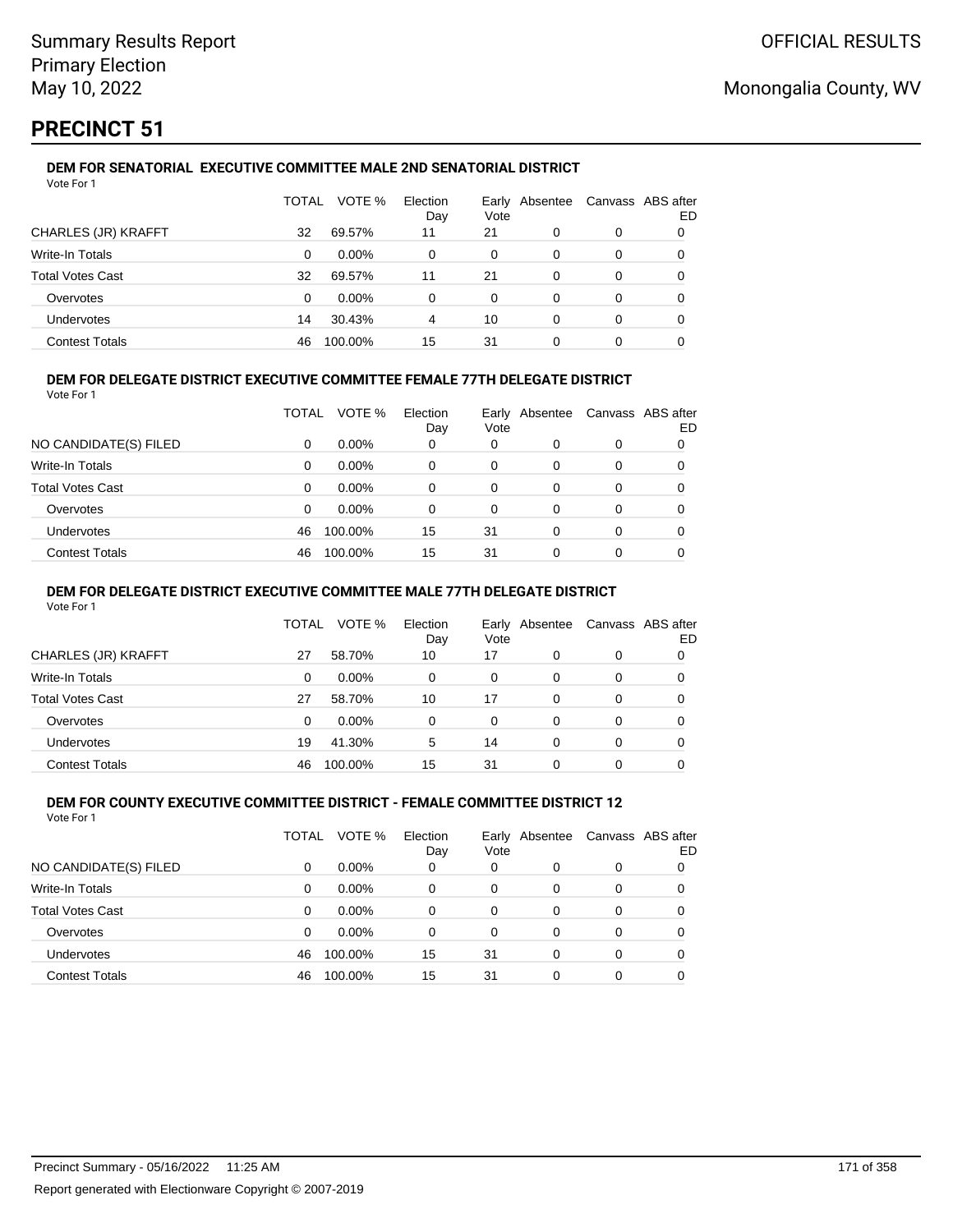Summary Results Report
Primary Election
May 10, 2022

OFFICIAL RESULTS

Monongalia County, WV

# PRECINCT 51

### DEM FOR SENATORIAL EXECUTIVE COMMITTEE MALE 2ND SENATORIAL DISTRICT

Vote For 1

| | TOTAL | VOTE % | Election Day | Early Vote | Absentee | Canvass | ABS after ED |
|---|---|---|---|---|---|---|---|
| CHARLES (JR) KRAFFT | 32 | 69.57% | 11 | 21 | 0 | 0 | 0 |
| Write-In Totals | 0 | 0.00% | 0 | 0 | 0 | 0 | 0 |
| Total Votes Cast | 32 | 69.57% | 11 | 21 | 0 | 0 | 0 |
| Overvotes | 0 | 0.00% | 0 | 0 | 0 | 0 | 0 |
| Undervotes | 14 | 30.43% | 4 | 10 | 0 | 0 | 0 |
| Contest Totals | 46 | 100.00% | 15 | 31 | 0 | 0 | 0 |

### DEM FOR DELEGATE DISTRICT EXECUTIVE COMMITTEE FEMALE 77TH DELEGATE DISTRICT

Vote For 1

| | TOTAL | VOTE % | Election Day | Early Vote | Absentee | Canvass | ABS after ED |
|---|---|---|---|---|---|---|---|
| NO CANDIDATE(S) FILED | 0 | 0.00% | 0 | 0 | 0 | 0 | 0 |
| Write-In Totals | 0 | 0.00% | 0 | 0 | 0 | 0 | 0 |
| Total Votes Cast | 0 | 0.00% | 0 | 0 | 0 | 0 | 0 |
| Overvotes | 0 | 0.00% | 0 | 0 | 0 | 0 | 0 |
| Undervotes | 46 | 100.00% | 15 | 31 | 0 | 0 | 0 |
| Contest Totals | 46 | 100.00% | 15 | 31 | 0 | 0 | 0 |

### DEM FOR DELEGATE DISTRICT EXECUTIVE COMMITTEE MALE 77TH DELEGATE DISTRICT

Vote For 1

| | TOTAL | VOTE % | Election Day | Early Vote | Absentee | Canvass | ABS after ED |
|---|---|---|---|---|---|---|---|
| CHARLES (JR) KRAFFT | 27 | 58.70% | 10 | 17 | 0 | 0 | 0 |
| Write-In Totals | 0 | 0.00% | 0 | 0 | 0 | 0 | 0 |
| Total Votes Cast | 27 | 58.70% | 10 | 17 | 0 | 0 | 0 |
| Overvotes | 0 | 0.00% | 0 | 0 | 0 | 0 | 0 |
| Undervotes | 19 | 41.30% | 5 | 14 | 0 | 0 | 0 |
| Contest Totals | 46 | 100.00% | 15 | 31 | 0 | 0 | 0 |

### DEM FOR COUNTY EXECUTIVE COMMITTEE DISTRICT - FEMALE COMMITTEE DISTRICT 12

Vote For 1

| | TOTAL | VOTE % | Election Day | Early Vote | Absentee | Canvass | ABS after ED |
|---|---|---|---|---|---|---|---|
| NO CANDIDATE(S) FILED | 0 | 0.00% | 0 | 0 | 0 | 0 | 0 |
| Write-In Totals | 0 | 0.00% | 0 | 0 | 0 | 0 | 0 |
| Total Votes Cast | 0 | 0.00% | 0 | 0 | 0 | 0 | 0 |
| Overvotes | 0 | 0.00% | 0 | 0 | 0 | 0 | 0 |
| Undervotes | 46 | 100.00% | 15 | 31 | 0 | 0 | 0 |
| Contest Totals | 46 | 100.00% | 15 | 31 | 0 | 0 | 0 |

Precinct Summary - 05/16/2022 11:25 AM

Report generated with Electionware Copyright © 2007-2019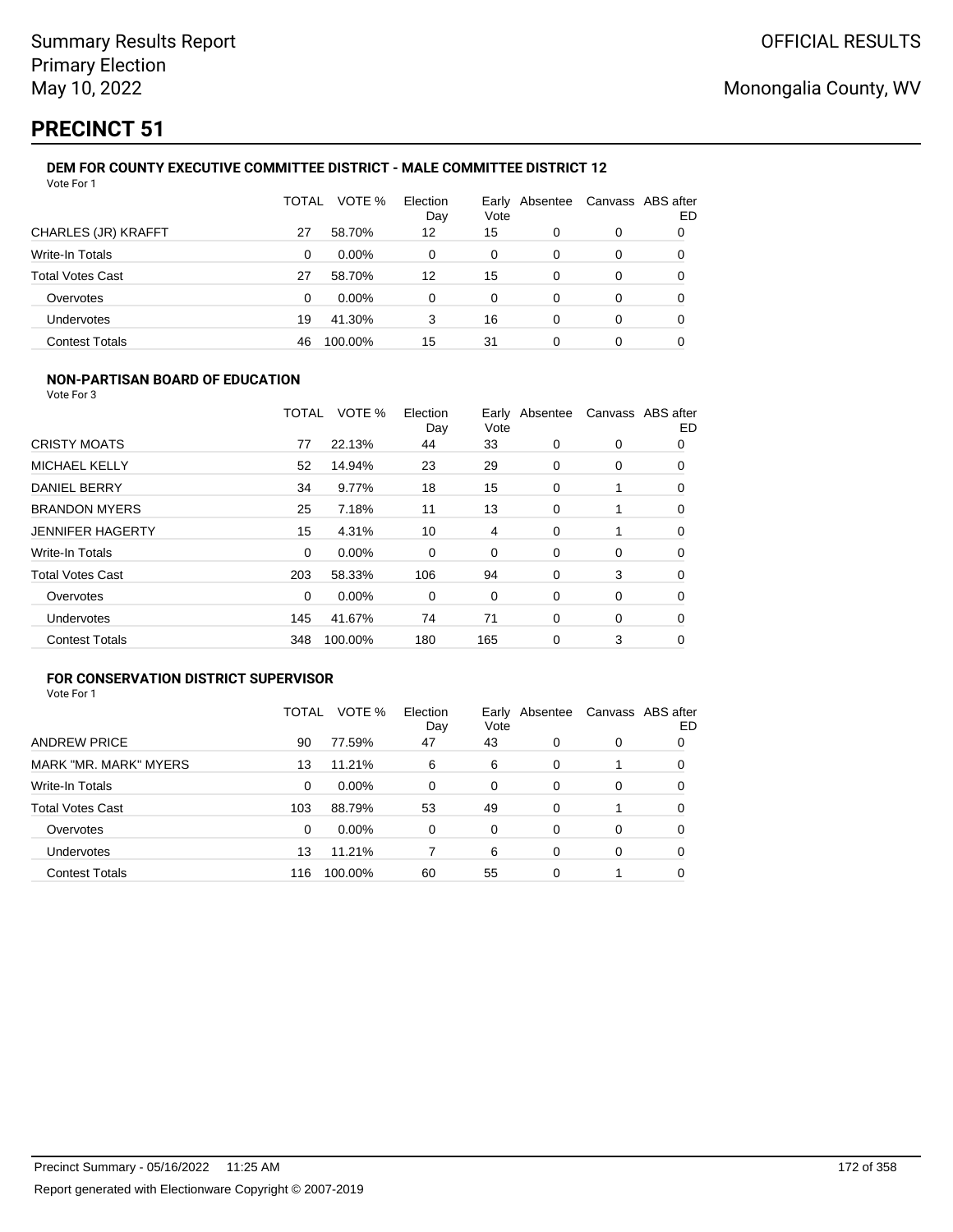Summary Results Report
Primary Election
May 10, 2022

OFFICIAL RESULTS

Monongalia County, WV

# PRECINCT 51

### DEM FOR COUNTY EXECUTIVE COMMITTEE DISTRICT - MALE COMMITTEE DISTRICT 12

Vote For 1

| | TOTAL | VOTE % | Election Day | Early Vote | Absentee | Canvass | ABS after ED |
|---|---|---|---|---|---|---|---|
| CHARLES (JR) KRAFFT | 27 | 58.70% | 12 | 15 | 0 | 0 | 0 |
| Write-In Totals | 0 | 0.00% | 0 | 0 | 0 | 0 | 0 |
| Total Votes Cast | 27 | 58.70% | 12 | 15 | 0 | 0 | 0 |
| Overvotes | 0 | 0.00% | 0 | 0 | 0 | 0 | 0 |
| Undervotes | 19 | 41.30% | 3 | 16 | 0 | 0 | 0 |
| Contest Totals | 46 | 100.00% | 15 | 31 | 0 | 0 | 0 |

### NON-PARTISAN BOARD OF EDUCATION

Vote For 3

| | TOTAL | VOTE % | Election Day | Early Vote | Absentee | Canvass | ABS after ED |
|---|---|---|---|---|---|---|---|
| CRISTY MOATS | 77 | 22.13% | 44 | 33 | 0 | 0 | 0 |
| MICHAEL KELLY | 52 | 14.94% | 23 | 29 | 0 | 0 | 0 |
| DANIEL BERRY | 34 | 9.77% | 18 | 15 | 0 | 1 | 0 |
| BRANDON MYERS | 25 | 7.18% | 11 | 13 | 0 | 1 | 0 |
| JENNIFER HAGERTY | 15 | 4.31% | 10 | 4 | 0 | 1 | 0 |
| Write-In Totals | 0 | 0.00% | 0 | 0 | 0 | 0 | 0 |
| Total Votes Cast | 203 | 58.33% | 106 | 94 | 0 | 3 | 0 |
| Overvotes | 0 | 0.00% | 0 | 0 | 0 | 0 | 0 |
| Undervotes | 145 | 41.67% | 74 | 71 | 0 | 0 | 0 |
| Contest Totals | 348 | 100.00% | 180 | 165 | 0 | 3 | 0 |

### FOR CONSERVATION DISTRICT SUPERVISOR

Vote For 1

| | TOTAL | VOTE % | Election Day | Early Vote | Absentee | Canvass | ABS after ED |
|---|---|---|---|---|---|---|---|
| ANDREW PRICE | 90 | 77.59% | 47 | 43 | 0 | 0 | 0 |
| MARK "MR. MARK" MYERS | 13 | 11.21% | 6 | 6 | 0 | 1 | 0 |
| Write-In Totals | 0 | 0.00% | 0 | 0 | 0 | 0 | 0 |
| Total Votes Cast | 103 | 88.79% | 53 | 49 | 0 | 1 | 0 |
| Overvotes | 0 | 0.00% | 0 | 0 | 0 | 0 | 0 |
| Undervotes | 13 | 11.21% | 7 | 6 | 0 | 0 | 0 |
| Contest Totals | 116 | 100.00% | 60 | 55 | 0 | 1 | 0 |

Precinct Summary - 05/16/2022 11:25 AM

Report generated with Electionware Copyright © 2007-2019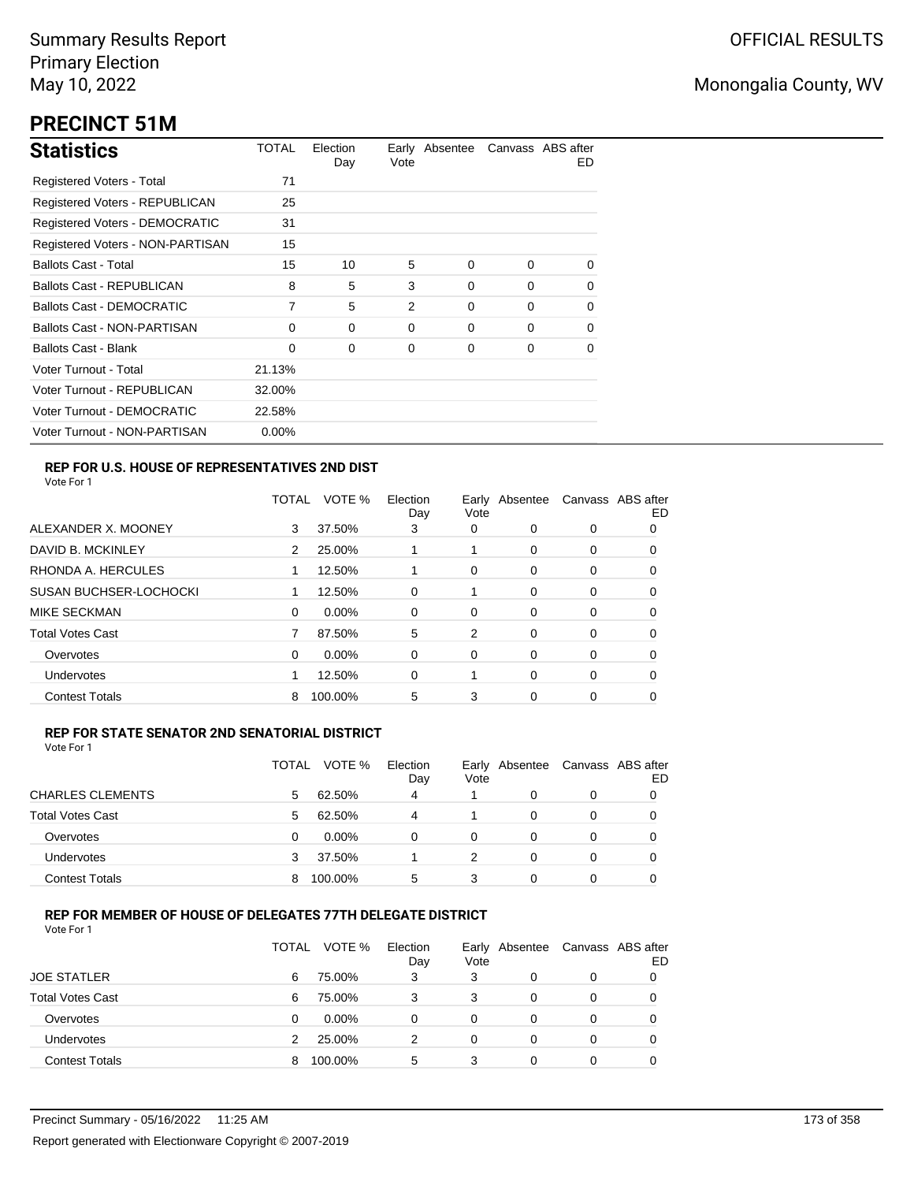Summary Results Report
Primary Election
May 10, 2022

OFFICIAL RESULTS

Monongalia County, WV

# PRECINCT 51M

## Statistics

| Statistics | TOTAL | Election Day | Early Vote | Absentee | Canvass | ABS after ED |
|---|---|---|---|---|---|---|
| Registered Voters - Total | 71 | | | | | |
| Registered Voters - REPUBLICAN | 25 | | | | | |
| Registered Voters - DEMOCRATIC | 31 | | | | | |
| Registered Voters - NON-PARTISAN | 15 | | | | | |
| Ballots Cast - Total | 15 | 10 | 5 | 0 | 0 | 0 |
| Ballots Cast - REPUBLICAN | 8 | 5 | 3 | 0 | 0 | 0 |
| Ballots Cast - DEMOCRATIC | 7 | 5 | 2 | 0 | 0 | 0 |
| Ballots Cast - NON-PARTISAN | 0 | 0 | 0 | 0 | 0 | 0 |
| Ballots Cast - Blank | 0 | 0 | 0 | 0 | 0 | 0 |
| Voter Turnout - Total | 21.13% | | | | | |
| Voter Turnout - REPUBLICAN | 32.00% | | | | | |
| Voter Turnout - DEMOCRATIC | 22.58% | | | | | |
| Voter Turnout - NON-PARTISAN | 0.00% | | | | | |

### REP FOR U.S. HOUSE OF REPRESENTATIVES 2ND DIST

Vote For 1

| | TOTAL | VOTE % | Election Day | Early Vote | Absentee | Canvass | ABS after ED |
|---|---|---|---|---|---|---|---|
| ALEXANDER X. MOONEY | 3 | 37.50% | 3 | 0 | 0 | 0 | 0 |
| DAVID B. MCKINLEY | 2 | 25.00% | 1 | 1 | 0 | 0 | 0 |
| RHONDA A. HERCULES | 1 | 12.50% | 1 | 0 | 0 | 0 | 0 |
| SUSAN BUCHSER-LOCHOCKI | 1 | 12.50% | 0 | 1 | 0 | 0 | 0 |
| MIKE SECKMAN | 0 | 0.00% | 0 | 0 | 0 | 0 | 0 |
| Total Votes Cast | 7 | 87.50% | 5 | 2 | 0 | 0 | 0 |
| Overvotes | 0 | 0.00% | 0 | 0 | 0 | 0 | 0 |
| Undervotes | 1 | 12.50% | 0 | 1 | 0 | 0 | 0 |
| Contest Totals | 8 | 100.00% | 5 | 3 | 0 | 0 | 0 |

### REP FOR STATE SENATOR 2ND SENATORIAL DISTRICT

Vote For 1

| | TOTAL | VOTE % | Election Day | Early Vote | Absentee | Canvass | ABS after ED |
|---|---|---|---|---|---|---|---|
| CHARLES CLEMENTS | 5 | 62.50% | 4 | 1 | 0 | 0 | 0 |
| Total Votes Cast | 5 | 62.50% | 4 | 1 | 0 | 0 | 0 |
| Overvotes | 0 | 0.00% | 0 | 0 | 0 | 0 | 0 |
| Undervotes | 3 | 37.50% | 1 | 2 | 0 | 0 | 0 |
| Contest Totals | 8 | 100.00% | 5 | 3 | 0 | 0 | 0 |

### REP FOR MEMBER OF HOUSE OF DELEGATES 77TH DELEGATE DISTRICT

Vote For 1

| | TOTAL | VOTE % | Election Day | Early Vote | Absentee | Canvass | ABS after ED |
|---|---|---|---|---|---|---|---|
| JOE STATLER | 6 | 75.00% | 3 | 3 | 0 | 0 | 0 |
| Total Votes Cast | 6 | 75.00% | 3 | 3 | 0 | 0 | 0 |
| Overvotes | 0 | 0.00% | 0 | 0 | 0 | 0 | 0 |
| Undervotes | 2 | 25.00% | 2 | 0 | 0 | 0 | 0 |
| Contest Totals | 8 | 100.00% | 5 | 3 | 0 | 0 | 0 |

Precinct Summary - 05/16/2022 11:25 AM

Report generated with Electionware Copyright © 2007-2019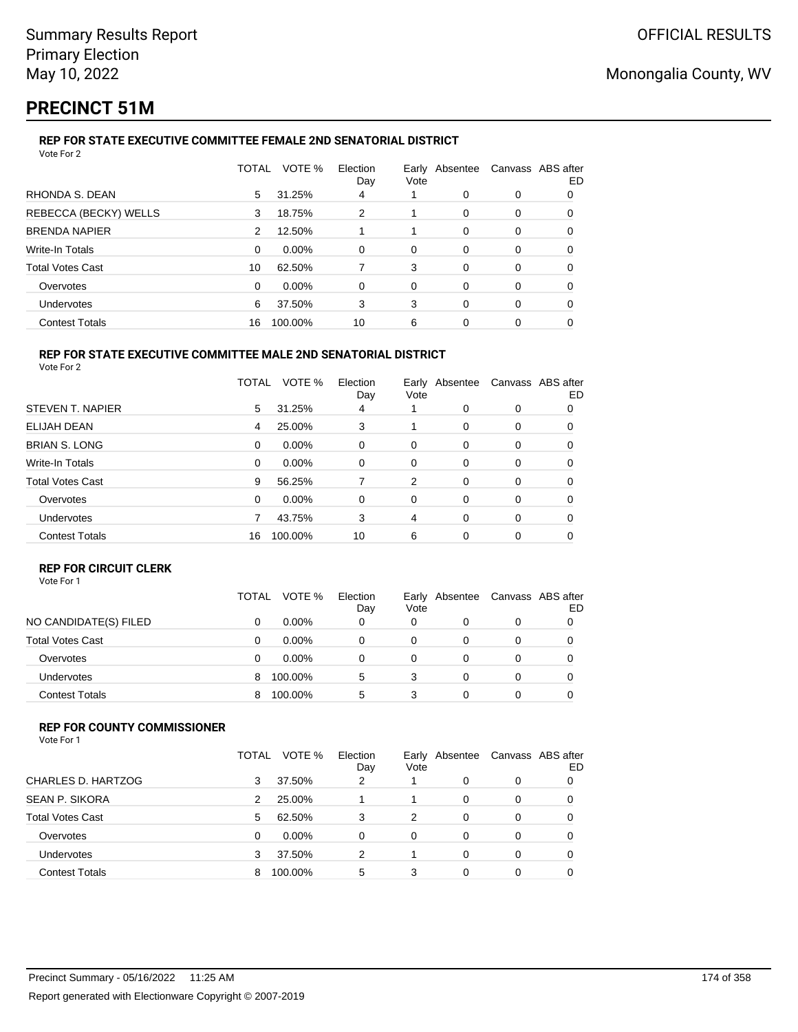Summary Results Report
Primary Election
May 10, 2022

OFFICIAL RESULTS

Monongalia County, WV

# PRECINCT 51M

### REP FOR STATE EXECUTIVE COMMITTEE FEMALE 2ND SENATORIAL DISTRICT

Vote For 2

| | TOTAL | VOTE % | Election Day | Early Vote | Absentee | Canvass | ABS after ED |
|---|---|---|---|---|---|---|---|
| RHONDA S. DEAN | 5 | 31.25% | 4 | 1 | 0 | 0 | 0 |
| REBECCA (BECKY) WELLS | 3 | 18.75% | 2 | 1 | 0 | 0 | 0 |
| BRENDA NAPIER | 2 | 12.50% | 1 | 1 | 0 | 0 | 0 |
| Write-In Totals | 0 | 0.00% | 0 | 0 | 0 | 0 | 0 |
| Total Votes Cast | 10 | 62.50% | 7 | 3 | 0 | 0 | 0 |
| Overvotes | 0 | 0.00% | 0 | 0 | 0 | 0 | 0 |
| Undervotes | 6 | 37.50% | 3 | 3 | 0 | 0 | 0 |
| Contest Totals | 16 | 100.00% | 10 | 6 | 0 | 0 | 0 |

### REP FOR STATE EXECUTIVE COMMITTEE MALE 2ND SENATORIAL DISTRICT

Vote For 2

| | TOTAL | VOTE % | Election Day | Early Vote | Absentee | Canvass | ABS after ED |
|---|---|---|---|---|---|---|---|
| STEVEN T. NAPIER | 5 | 31.25% | 4 | 1 | 0 | 0 | 0 |
| ELIJAH DEAN | 4 | 25.00% | 3 | 1 | 0 | 0 | 0 |
| BRIAN S. LONG | 0 | 0.00% | 0 | 0 | 0 | 0 | 0 |
| Write-In Totals | 0 | 0.00% | 0 | 0 | 0 | 0 | 0 |
| Total Votes Cast | 9 | 56.25% | 7 | 2 | 0 | 0 | 0 |
| Overvotes | 0 | 0.00% | 0 | 0 | 0 | 0 | 0 |
| Undervotes | 7 | 43.75% | 3 | 4 | 0 | 0 | 0 |
| Contest Totals | 16 | 100.00% | 10 | 6 | 0 | 0 | 0 |

### REP FOR CIRCUIT CLERK

Vote For 1

| | TOTAL | VOTE % | Election Day | Early Vote | Absentee | Canvass | ABS after ED |
|---|---|---|---|---|---|---|---|
| NO CANDIDATE(S) FILED | 0 | 0.00% | 0 | 0 | 0 | 0 | 0 |
| Total Votes Cast | 0 | 0.00% | 0 | 0 | 0 | 0 | 0 |
| Overvotes | 0 | 0.00% | 0 | 0 | 0 | 0 | 0 |
| Undervotes | 8 | 100.00% | 5 | 3 | 0 | 0 | 0 |
| Contest Totals | 8 | 100.00% | 5 | 3 | 0 | 0 | 0 |

### REP FOR COUNTY COMMISSIONER

Vote For 1

| | TOTAL | VOTE % | Election Day | Early Vote | Absentee | Canvass | ABS after ED |
|---|---|---|---|---|---|---|---|
| CHARLES D. HARTZOG | 3 | 37.50% | 2 | 1 | 0 | 0 | 0 |
| SEAN P. SIKORA | 2 | 25.00% | 1 | 1 | 0 | 0 | 0 |
| Total Votes Cast | 5 | 62.50% | 3 | 2 | 0 | 0 | 0 |
| Overvotes | 0 | 0.00% | 0 | 0 | 0 | 0 | 0 |
| Undervotes | 3 | 37.50% | 2 | 1 | 0 | 0 | 0 |
| Contest Totals | 8 | 100.00% | 5 | 3 | 0 | 0 | 0 |

Precinct Summary - 05/16/2022 11:25 AM

Report generated with Electionware Copyright © 2007-2019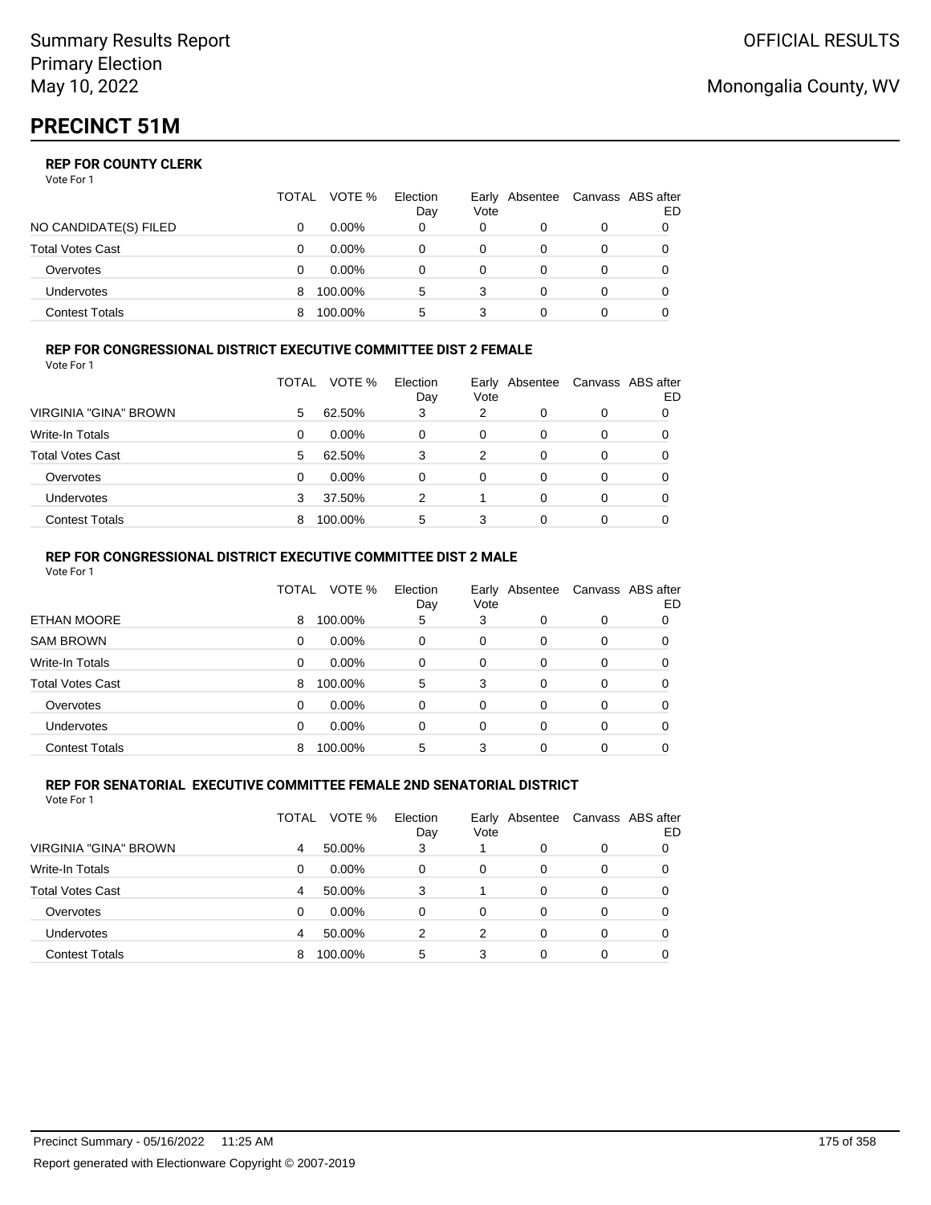# PRECINCT 51M

### REP FOR COUNTY CLERK

Vote For 1

| | TOTAL | VOTE % | Election Day | Early Vote | Absentee | Canvass | ABS after ED |
|---|---|---|---|---|---|---|---|
| NO CANDIDATE(S) FILED | 0 | 0.00% | 0 | 0 | 0 | 0 | 0 |
| Total Votes Cast | 0 | 0.00% | 0 | 0 | 0 | 0 | 0 |
| Overvotes | 0 | 0.00% | 0 | 0 | 0 | 0 | 0 |
| Undervotes | 8 | 100.00% | 5 | 3 | 0 | 0 | 0 |
| Contest Totals | 8 | 100.00% | 5 | 3 | 0 | 0 | 0 |

### REP FOR CONGRESSIONAL DISTRICT EXECUTIVE COMMITTEE DIST 2 FEMALE

Vote For 1

| | TOTAL | VOTE % | Election Day | Early Vote | Absentee | Canvass | ABS after ED |
|---|---|---|---|---|---|---|---|
| VIRGINIA "GINA" BROWN | 5 | 62.50% | 3 | 2 | 0 | 0 | 0 |
| Write-In Totals | 0 | 0.00% | 0 | 0 | 0 | 0 | 0 |
| Total Votes Cast | 5 | 62.50% | 3 | 2 | 0 | 0 | 0 |
| Overvotes | 0 | 0.00% | 0 | 0 | 0 | 0 | 0 |
| Undervotes | 3 | 37.50% | 2 | 1 | 0 | 0 | 0 |
| Contest Totals | 8 | 100.00% | 5 | 3 | 0 | 0 | 0 |

### REP FOR CONGRESSIONAL DISTRICT EXECUTIVE COMMITTEE DIST 2 MALE

Vote For 1

| | TOTAL | VOTE % | Election Day | Early Vote | Absentee | Canvass | ABS after ED |
|---|---|---|---|---|---|---|---|
| ETHAN MOORE | 8 | 100.00% | 5 | 3 | 0 | 0 | 0 |
| SAM BROWN | 0 | 0.00% | 0 | 0 | 0 | 0 | 0 |
| Write-In Totals | 0 | 0.00% | 0 | 0 | 0 | 0 | 0 |
| Total Votes Cast | 8 | 100.00% | 5 | 3 | 0 | 0 | 0 |
| Overvotes | 0 | 0.00% | 0 | 0 | 0 | 0 | 0 |
| Undervotes | 0 | 0.00% | 0 | 0 | 0 | 0 | 0 |
| Contest Totals | 8 | 100.00% | 5 | 3 | 0 | 0 | 0 |

### REP FOR SENATORIAL EXECUTIVE COMMITTEE FEMALE 2ND SENATORIAL DISTRICT

Vote For 1

| | TOTAL | VOTE % | Election Day | Early Vote | Absentee | Canvass | ABS after ED |
|---|---|---|---|---|---|---|---|
| VIRGINIA "GINA" BROWN | 4 | 50.00% | 3 | 1 | 0 | 0 | 0 |
| Write-In Totals | 0 | 0.00% | 0 | 0 | 0 | 0 | 0 |
| Total Votes Cast | 4 | 50.00% | 3 | 1 | 0 | 0 | 0 |
| Overvotes | 0 | 0.00% | 0 | 0 | 0 | 0 | 0 |
| Undervotes | 4 | 50.00% | 2 | 2 | 0 | 0 | 0 |
| Contest Totals | 8 | 100.00% | 5 | 3 | 0 | 0 | 0 |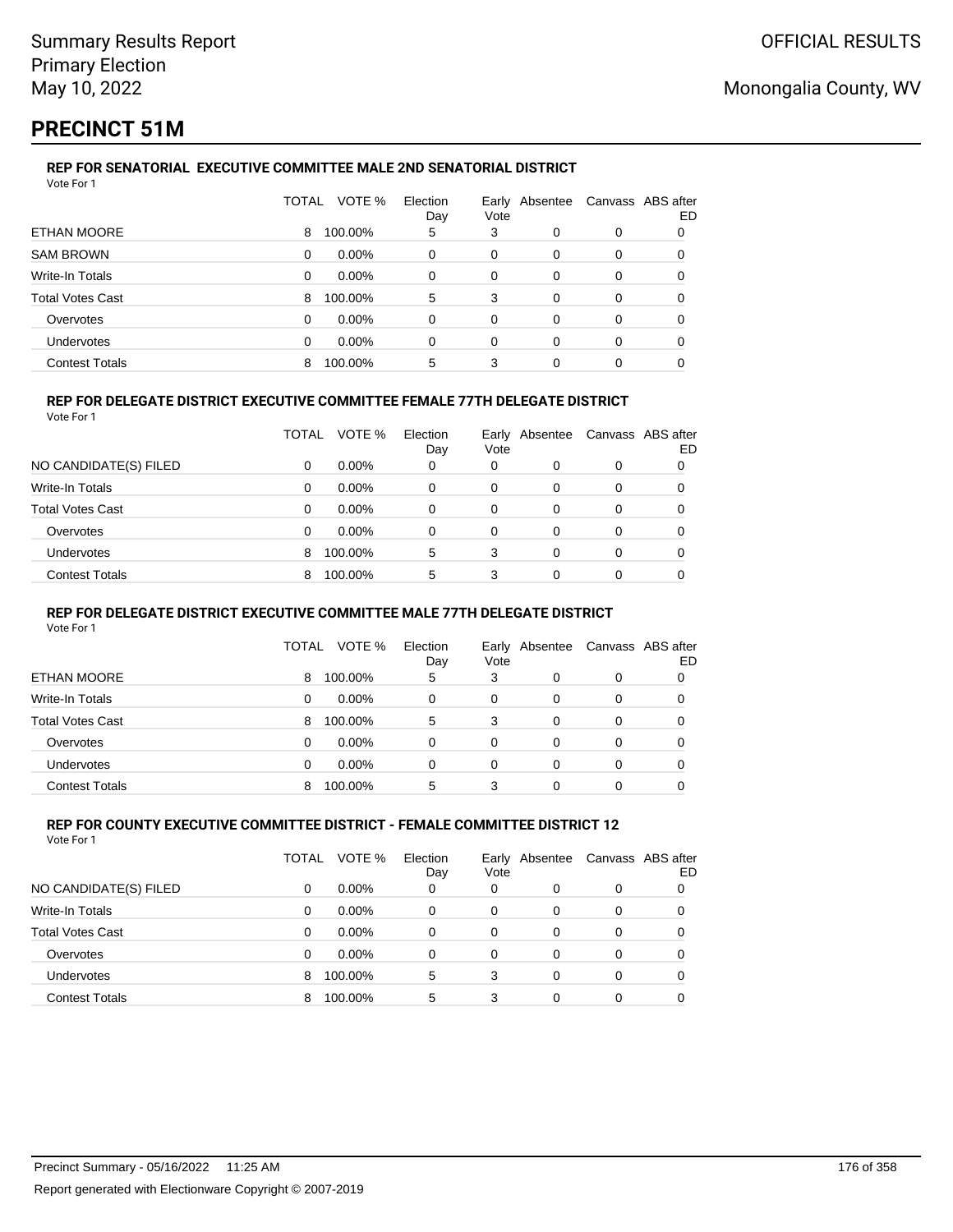# PRECINCT 51M

### REP FOR SENATORIAL EXECUTIVE COMMITTEE MALE 2ND SENATORIAL DISTRICT

Vote For 1

| | TOTAL | VOTE % | Election Day | Early Vote | Absentee | Canvass | ABS after ED |
|---|---|---|---|---|---|---|---|
| ETHAN MOORE | 8 | 100.00% | 5 | 3 | 0 | 0 | 0 |
| SAM BROWN | 0 | 0.00% | 0 | 0 | 0 | 0 | 0 |
| Write-In Totals | 0 | 0.00% | 0 | 0 | 0 | 0 | 0 |
| Total Votes Cast | 8 | 100.00% | 5 | 3 | 0 | 0 | 0 |
| Overvotes | 0 | 0.00% | 0 | 0 | 0 | 0 | 0 |
| Undervotes | 0 | 0.00% | 0 | 0 | 0 | 0 | 0 |
| Contest Totals | 8 | 100.00% | 5 | 3 | 0 | 0 | 0 |

### REP FOR DELEGATE DISTRICT EXECUTIVE COMMITTEE FEMALE 77TH DELEGATE DISTRICT

Vote For 1

| | TOTAL | VOTE % | Election Day | Early Vote | Absentee | Canvass | ABS after ED |
|---|---|---|---|---|---|---|---|
| NO CANDIDATE(S) FILED | 0 | 0.00% | 0 | 0 | 0 | 0 | 0 |
| Write-In Totals | 0 | 0.00% | 0 | 0 | 0 | 0 | 0 |
| Total Votes Cast | 0 | 0.00% | 0 | 0 | 0 | 0 | 0 |
| Overvotes | 0 | 0.00% | 0 | 0 | 0 | 0 | 0 |
| Undervotes | 8 | 100.00% | 5 | 3 | 0 | 0 | 0 |
| Contest Totals | 8 | 100.00% | 5 | 3 | 0 | 0 | 0 |

### REP FOR DELEGATE DISTRICT EXECUTIVE COMMITTEE MALE 77TH DELEGATE DISTRICT

Vote For 1

| | TOTAL | VOTE % | Election Day | Early Vote | Absentee | Canvass | ABS after ED |
|---|---|---|---|---|---|---|---|
| ETHAN MOORE | 8 | 100.00% | 5 | 3 | 0 | 0 | 0 |
| Write-In Totals | 0 | 0.00% | 0 | 0 | 0 | 0 | 0 |
| Total Votes Cast | 8 | 100.00% | 5 | 3 | 0 | 0 | 0 |
| Overvotes | 0 | 0.00% | 0 | 0 | 0 | 0 | 0 |
| Undervotes | 0 | 0.00% | 0 | 0 | 0 | 0 | 0 |
| Contest Totals | 8 | 100.00% | 5 | 3 | 0 | 0 | 0 |

### REP FOR COUNTY EXECUTIVE COMMITTEE DISTRICT - FEMALE COMMITTEE DISTRICT 12

Vote For 1

| | TOTAL | VOTE % | Election Day | Early Vote | Absentee | Canvass | ABS after ED |
|---|---|---|---|---|---|---|---|
| NO CANDIDATE(S) FILED | 0 | 0.00% | 0 | 0 | 0 | 0 | 0 |
| Write-In Totals | 0 | 0.00% | 0 | 0 | 0 | 0 | 0 |
| Total Votes Cast | 0 | 0.00% | 0 | 0 | 0 | 0 | 0 |
| Overvotes | 0 | 0.00% | 0 | 0 | 0 | 0 | 0 |
| Undervotes | 8 | 100.00% | 5 | 3 | 0 | 0 | 0 |
| Contest Totals | 8 | 100.00% | 5 | 3 | 0 | 0 | 0 |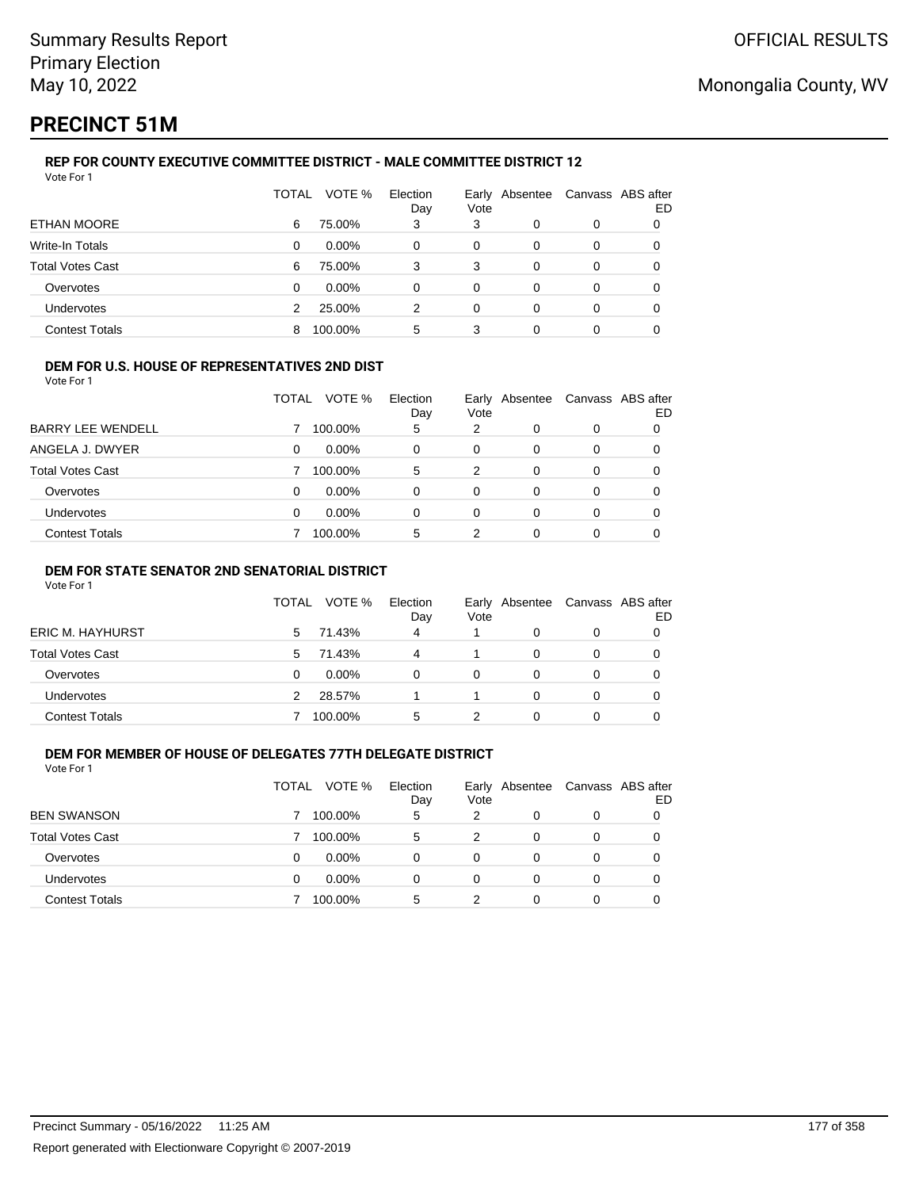Summary Results Report
Primary Election
May 10, 2022

OFFICIAL RESULTS

Monongalia County, WV

# PRECINCT 51M

### REP FOR COUNTY EXECUTIVE COMMITTEE DISTRICT - MALE COMMITTEE DISTRICT 12

Vote For 1

| | TOTAL | VOTE % | Election Day | Early Vote | Absentee | Canvass | ABS after ED |
|---|---|---|---|---|---|---|---|
| ETHAN MOORE | 6 | 75.00% | 3 | 3 | 0 | 0 | 0 |
| Write-In Totals | 0 | 0.00% | 0 | 0 | 0 | 0 | 0 |
| Total Votes Cast | 6 | 75.00% | 3 | 3 | 0 | 0 | 0 |
| Overvotes | 0 | 0.00% | 0 | 0 | 0 | 0 | 0 |
| Undervotes | 2 | 25.00% | 2 | 0 | 0 | 0 | 0 |
| Contest Totals | 8 | 100.00% | 5 | 3 | 0 | 0 | 0 |

### DEM FOR U.S. HOUSE OF REPRESENTATIVES 2ND DIST

Vote For 1

| | TOTAL | VOTE % | Election Day | Early Vote | Absentee | Canvass | ABS after ED |
|---|---|---|---|---|---|---|---|
| BARRY LEE WENDELL | 7 | 100.00% | 5 | 2 | 0 | 0 | 0 |
| ANGELA J. DWYER | 0 | 0.00% | 0 | 0 | 0 | 0 | 0 |
| Total Votes Cast | 7 | 100.00% | 5 | 2 | 0 | 0 | 0 |
| Overvotes | 0 | 0.00% | 0 | 0 | 0 | 0 | 0 |
| Undervotes | 0 | 0.00% | 0 | 0 | 0 | 0 | 0 |
| Contest Totals | 7 | 100.00% | 5 | 2 | 0 | 0 | 0 |

### DEM FOR STATE SENATOR 2ND SENATORIAL DISTRICT

Vote For 1

| | TOTAL | VOTE % | Election Day | Early Vote | Absentee | Canvass | ABS after ED |
|---|---|---|---|---|---|---|---|
| ERIC M. HAYHURST | 5 | 71.43% | 4 | 1 | 0 | 0 | 0 |
| Total Votes Cast | 5 | 71.43% | 4 | 1 | 0 | 0 | 0 |
| Overvotes | 0 | 0.00% | 0 | 0 | 0 | 0 | 0 |
| Undervotes | 2 | 28.57% | 1 | 1 | 0 | 0 | 0 |
| Contest Totals | 7 | 100.00% | 5 | 2 | 0 | 0 | 0 |

### DEM FOR MEMBER OF HOUSE OF DELEGATES 77TH DELEGATE DISTRICT

Vote For 1

| | TOTAL | VOTE % | Election Day | Early Vote | Absentee | Canvass | ABS after ED |
|---|---|---|---|---|---|---|---|
| BEN SWANSON | 7 | 100.00% | 5 | 2 | 0 | 0 | 0 |
| Total Votes Cast | 7 | 100.00% | 5 | 2 | 0 | 0 | 0 |
| Overvotes | 0 | 0.00% | 0 | 0 | 0 | 0 | 0 |
| Undervotes | 0 | 0.00% | 0 | 0 | 0 | 0 | 0 |
| Contest Totals | 7 | 100.00% | 5 | 2 | 0 | 0 | 0 |

Precinct Summary - 05/16/2022 11:25 AM

Report generated with Electionware Copyright © 2007-2019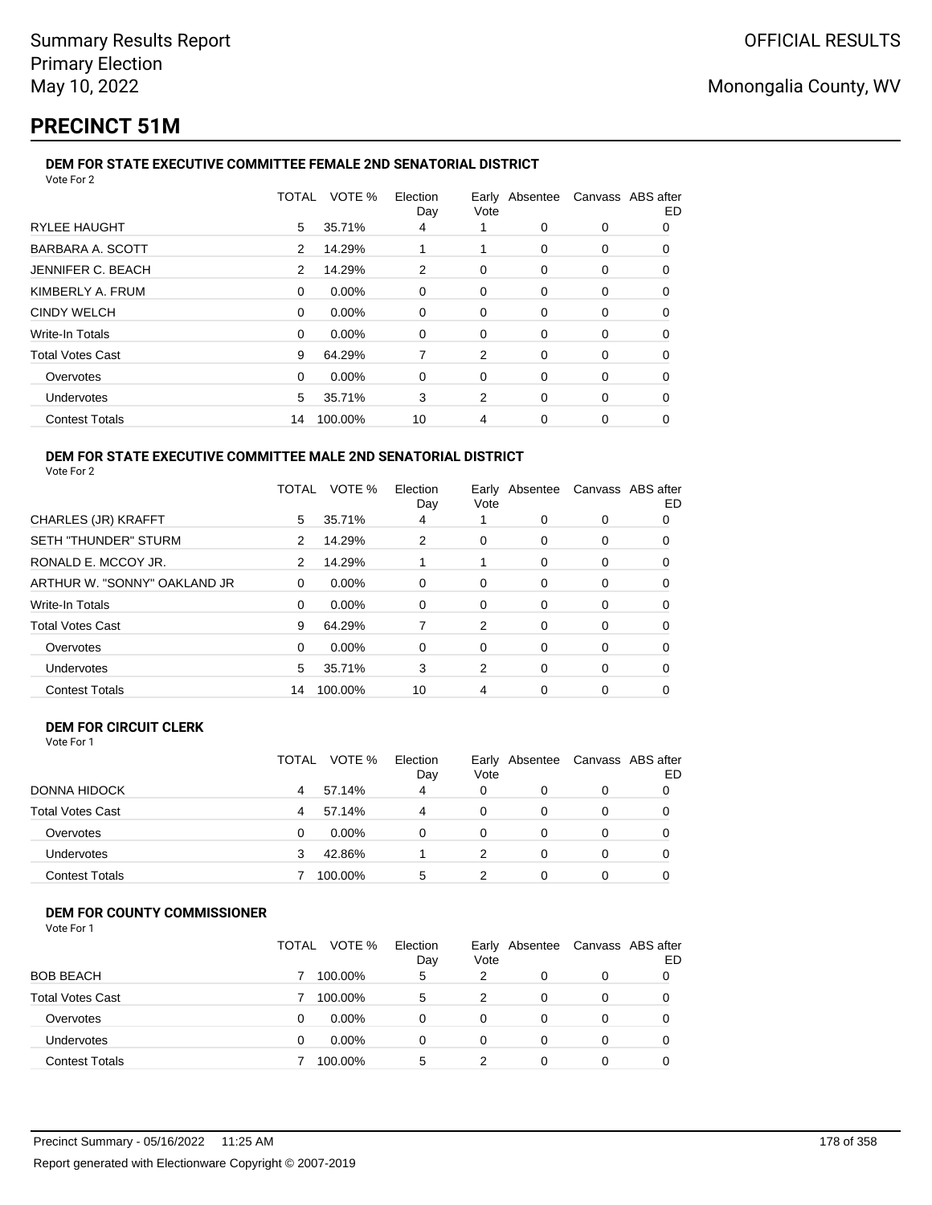Summary Results Report
Primary Election
May 10, 2022

OFFICIAL RESULTS

Monongalia County, WV

# PRECINCT 51M

### DEM FOR STATE EXECUTIVE COMMITTEE FEMALE 2ND SENATORIAL DISTRICT

Vote For 2

| | TOTAL | VOTE % | Election Day | Early Vote | Absentee | Canvass | ABS after ED |
|---|---|---|---|---|---|---|---|
| RYLEE HAUGHT | 5 | 35.71% | 4 | 1 | 0 | 0 | 0 |
| BARBARA A. SCOTT | 2 | 14.29% | 1 | 1 | 0 | 0 | 0 |
| JENNIFER C. BEACH | 2 | 14.29% | 2 | 0 | 0 | 0 | 0 |
| KIMBERLY A. FRUM | 0 | 0.00% | 0 | 0 | 0 | 0 | 0 |
| CINDY WELCH | 0 | 0.00% | 0 | 0 | 0 | 0 | 0 |
| Write-In Totals | 0 | 0.00% | 0 | 0 | 0 | 0 | 0 |
| Total Votes Cast | 9 | 64.29% | 7 | 2 | 0 | 0 | 0 |
| Overvotes | 0 | 0.00% | 0 | 0 | 0 | 0 | 0 |
| Undervotes | 5 | 35.71% | 3 | 2 | 0 | 0 | 0 |
| Contest Totals | 14 | 100.00% | 10 | 4 | 0 | 0 | 0 |

### DEM FOR STATE EXECUTIVE COMMITTEE MALE 2ND SENATORIAL DISTRICT

Vote For 2

| | TOTAL | VOTE % | Election Day | Early Vote | Absentee | Canvass | ABS after ED |
|---|---|---|---|---|---|---|---|
| CHARLES (JR) KRAFFT | 5 | 35.71% | 4 | 1 | 0 | 0 | 0 |
| SETH "THUNDER" STURM | 2 | 14.29% | 2 | 0 | 0 | 0 | 0 |
| RONALD E. MCCOY JR. | 2 | 14.29% | 1 | 1 | 0 | 0 | 0 |
| ARTHUR W. "SONNY" OAKLAND JR | 0 | 0.00% | 0 | 0 | 0 | 0 | 0 |
| Write-In Totals | 0 | 0.00% | 0 | 0 | 0 | 0 | 0 |
| Total Votes Cast | 9 | 64.29% | 7 | 2 | 0 | 0 | 0 |
| Overvotes | 0 | 0.00% | 0 | 0 | 0 | 0 | 0 |
| Undervotes | 5 | 35.71% | 3 | 2 | 0 | 0 | 0 |
| Contest Totals | 14 | 100.00% | 10 | 4 | 0 | 0 | 0 |

### DEM FOR CIRCUIT CLERK

Vote For 1

| | TOTAL | VOTE % | Election Day | Early Vote | Absentee | Canvass | ABS after ED |
|---|---|---|---|---|---|---|---|
| DONNA HIDOCK | 4 | 57.14% | 4 | 0 | 0 | 0 | 0 |
| Total Votes Cast | 4 | 57.14% | 4 | 0 | 0 | 0 | 0 |
| Overvotes | 0 | 0.00% | 0 | 0 | 0 | 0 | 0 |
| Undervotes | 3 | 42.86% | 1 | 2 | 0 | 0 | 0 |
| Contest Totals | 7 | 100.00% | 5 | 2 | 0 | 0 | 0 |

### DEM FOR COUNTY COMMISSIONER

Vote For 1

| | TOTAL | VOTE % | Election Day | Early Vote | Absentee | Canvass | ABS after ED |
|---|---|---|---|---|---|---|---|
| BOB BEACH | 7 | 100.00% | 5 | 2 | 0 | 0 | 0 |
| Total Votes Cast | 7 | 100.00% | 5 | 2 | 0 | 0 | 0 |
| Overvotes | 0 | 0.00% | 0 | 0 | 0 | 0 | 0 |
| Undervotes | 0 | 0.00% | 0 | 0 | 0 | 0 | 0 |
| Contest Totals | 7 | 100.00% | 5 | 2 | 0 | 0 | 0 |

Precinct Summary - 05/16/2022 11:25 AM

Report generated with Electionware Copyright © 2007-2019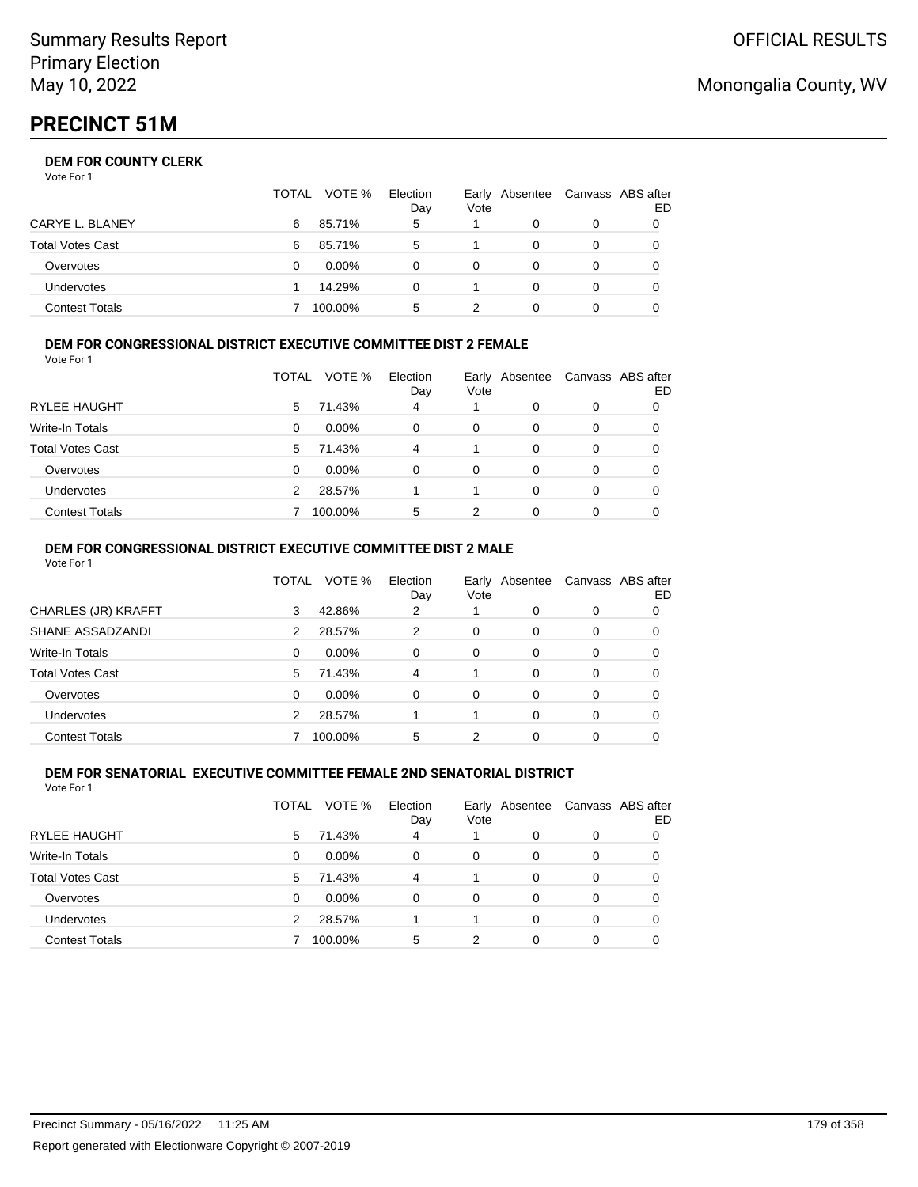Summary Results Report
Primary Election
May 10, 2022

OFFICIAL RESULTS

Monongalia County, WV

# PRECINCT 51M

### DEM FOR COUNTY CLERK

Vote For 1

| | TOTAL | VOTE % | Election Day | Early Vote | Absentee | Canvass | ABS after ED |
|---|---|---|---|---|---|---|---|
| CARYE L. BLANEY | 6 | 85.71% | 5 | 1 | 0 | 0 | 0 |
| Total Votes Cast | 6 | 85.71% | 5 | 1 | 0 | 0 | 0 |
| Overvotes | 0 | 0.00% | 0 | 0 | 0 | 0 | 0 |
| Undervotes | 1 | 14.29% | 0 | 1 | 0 | 0 | 0 |
| Contest Totals | 7 | 100.00% | 5 | 2 | 0 | 0 | 0 |

### DEM FOR CONGRESSIONAL DISTRICT EXECUTIVE COMMITTEE DIST 2 FEMALE

Vote For 1

| | TOTAL | VOTE % | Election Day | Early Vote | Absentee | Canvass | ABS after ED |
|---|---|---|---|---|---|---|---|
| RYLEE HAUGHT | 5 | 71.43% | 4 | 1 | 0 | 0 | 0 |
| Write-In Totals | 0 | 0.00% | 0 | 0 | 0 | 0 | 0 |
| Total Votes Cast | 5 | 71.43% | 4 | 1 | 0 | 0 | 0 |
| Overvotes | 0 | 0.00% | 0 | 0 | 0 | 0 | 0 |
| Undervotes | 2 | 28.57% | 1 | 1 | 0 | 0 | 0 |
| Contest Totals | 7 | 100.00% | 5 | 2 | 0 | 0 | 0 |

### DEM FOR CONGRESSIONAL DISTRICT EXECUTIVE COMMITTEE DIST 2 MALE

Vote For 1

| | TOTAL | VOTE % | Election Day | Early Vote | Absentee | Canvass | ABS after ED |
|---|---|---|---|---|---|---|---|
| CHARLES (JR) KRAFFT | 3 | 42.86% | 2 | 1 | 0 | 0 | 0 |
| SHANE ASSADZANDI | 2 | 28.57% | 2 | 0 | 0 | 0 | 0 |
| Write-In Totals | 0 | 0.00% | 0 | 0 | 0 | 0 | 0 |
| Total Votes Cast | 5 | 71.43% | 4 | 1 | 0 | 0 | 0 |
| Overvotes | 0 | 0.00% | 0 | 0 | 0 | 0 | 0 |
| Undervotes | 2 | 28.57% | 1 | 1 | 0 | 0 | 0 |
| Contest Totals | 7 | 100.00% | 5 | 2 | 0 | 0 | 0 |

### DEM FOR SENATORIAL EXECUTIVE COMMITTEE FEMALE 2ND SENATORIAL DISTRICT

Vote For 1

| | TOTAL | VOTE % | Election Day | Early Vote | Absentee | Canvass | ABS after ED |
|---|---|---|---|---|---|---|---|
| RYLEE HAUGHT | 5 | 71.43% | 4 | 1 | 0 | 0 | 0 |
| Write-In Totals | 0 | 0.00% | 0 | 0 | 0 | 0 | 0 |
| Total Votes Cast | 5 | 71.43% | 4 | 1 | 0 | 0 | 0 |
| Overvotes | 0 | 0.00% | 0 | 0 | 0 | 0 | 0 |
| Undervotes | 2 | 28.57% | 1 | 1 | 0 | 0 | 0 |
| Contest Totals | 7 | 100.00% | 5 | 2 | 0 | 0 | 0 |

Precinct Summary - 05/16/2022 11:25 AM

Report generated with Electionware Copyright © 2007-2019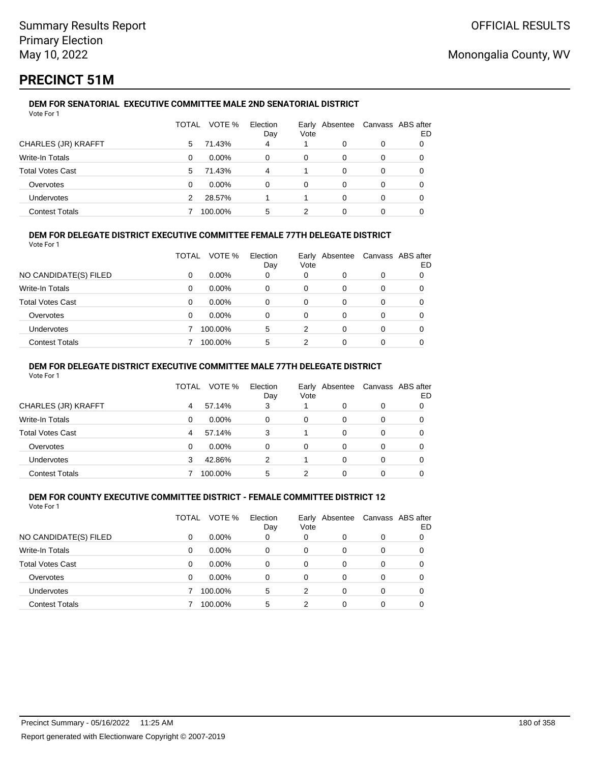# PRECINCT 51M

### DEM FOR SENATORIAL EXECUTIVE COMMITTEE MALE 2ND SENATORIAL DISTRICT

Vote For 1

| | TOTAL | VOTE % | Election Day | Early Vote | Absentee | Canvass | ABS after ED |
|---|---|---|---|---|---|---|---|
| CHARLES (JR) KRAFFT | 5 | 71.43% | 4 | 1 | 0 | 0 | 0 |
| Write-In Totals | 0 | 0.00% | 0 | 0 | 0 | 0 | 0 |
| Total Votes Cast | 5 | 71.43% | 4 | 1 | 0 | 0 | 0 |
| Overvotes | 0 | 0.00% | 0 | 0 | 0 | 0 | 0 |
| Undervotes | 2 | 28.57% | 1 | 1 | 0 | 0 | 0 |
| Contest Totals | 7 | 100.00% | 5 | 2 | 0 | 0 | 0 |

### DEM FOR DELEGATE DISTRICT EXECUTIVE COMMITTEE FEMALE 77TH DELEGATE DISTRICT

Vote For 1

| | TOTAL | VOTE % | Election Day | Early Vote | Absentee | Canvass | ABS after ED |
|---|---|---|---|---|---|---|---|
| NO CANDIDATE(S) FILED | 0 | 0.00% | 0 | 0 | 0 | 0 | 0 |
| Write-In Totals | 0 | 0.00% | 0 | 0 | 0 | 0 | 0 |
| Total Votes Cast | 0 | 0.00% | 0 | 0 | 0 | 0 | 0 |
| Overvotes | 0 | 0.00% | 0 | 0 | 0 | 0 | 0 |
| Undervotes | 7 | 100.00% | 5 | 2 | 0 | 0 | 0 |
| Contest Totals | 7 | 100.00% | 5 | 2 | 0 | 0 | 0 |

### DEM FOR DELEGATE DISTRICT EXECUTIVE COMMITTEE MALE 77TH DELEGATE DISTRICT

Vote For 1

| | TOTAL | VOTE % | Election Day | Early Vote | Absentee | Canvass | ABS after ED |
|---|---|---|---|---|---|---|---|
| CHARLES (JR) KRAFFT | 4 | 57.14% | 3 | 1 | 0 | 0 | 0 |
| Write-In Totals | 0 | 0.00% | 0 | 0 | 0 | 0 | 0 |
| Total Votes Cast | 4 | 57.14% | 3 | 1 | 0 | 0 | 0 |
| Overvotes | 0 | 0.00% | 0 | 0 | 0 | 0 | 0 |
| Undervotes | 3 | 42.86% | 2 | 1 | 0 | 0 | 0 |
| Contest Totals | 7 | 100.00% | 5 | 2 | 0 | 0 | 0 |

### DEM FOR COUNTY EXECUTIVE COMMITTEE DISTRICT - FEMALE COMMITTEE DISTRICT 12

Vote For 1

| | TOTAL | VOTE % | Election Day | Early Vote | Absentee | Canvass | ABS after ED |
|---|---|---|---|---|---|---|---|
| NO CANDIDATE(S) FILED | 0 | 0.00% | 0 | 0 | 0 | 0 | 0 |
| Write-In Totals | 0 | 0.00% | 0 | 0 | 0 | 0 | 0 |
| Total Votes Cast | 0 | 0.00% | 0 | 0 | 0 | 0 | 0 |
| Overvotes | 0 | 0.00% | 0 | 0 | 0 | 0 | 0 |
| Undervotes | 7 | 100.00% | 5 | 2 | 0 | 0 | 0 |
| Contest Totals | 7 | 100.00% | 5 | 2 | 0 | 0 | 0 |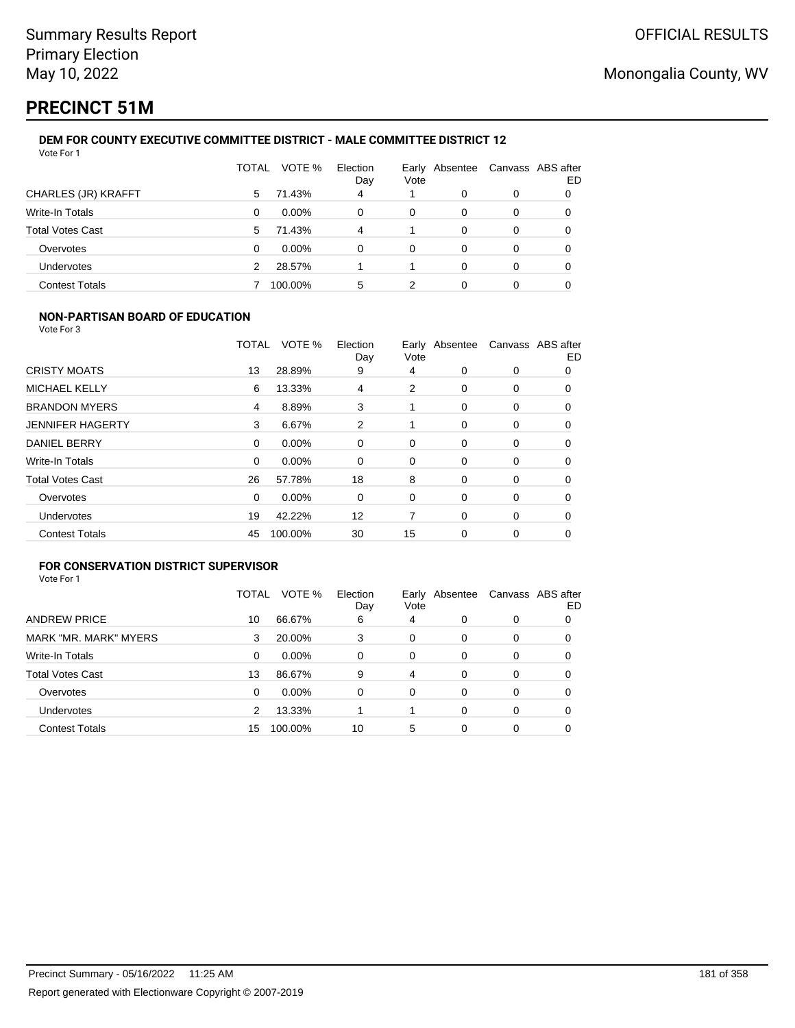Summary Results Report
Primary Election
May 10, 2022

OFFICIAL RESULTS

Monongalia County, WV

# PRECINCT 51M

### DEM FOR COUNTY EXECUTIVE COMMITTEE DISTRICT - MALE COMMITTEE DISTRICT 12

Vote For 1

| | TOTAL | VOTE % | Election Day | Early Vote | Absentee | Canvass | ABS after ED |
|---|---|---|---|---|---|---|---|
| CHARLES (JR) KRAFFT | 5 | 71.43% | 4 | 1 | 0 | 0 | 0 |
| Write-In Totals | 0 | 0.00% | 0 | 0 | 0 | 0 | 0 |
| Total Votes Cast | 5 | 71.43% | 4 | 1 | 0 | 0 | 0 |
| Overvotes | 0 | 0.00% | 0 | 0 | 0 | 0 | 0 |
| Undervotes | 2 | 28.57% | 1 | 1 | 0 | 0 | 0 |
| Contest Totals | 7 | 100.00% | 5 | 2 | 0 | 0 | 0 |

### NON-PARTISAN BOARD OF EDUCATION

Vote For 3

| | TOTAL | VOTE % | Election Day | Early Vote | Absentee | Canvass | ABS after ED |
|---|---|---|---|---|---|---|---|
| CRISTY MOATS | 13 | 28.89% | 9 | 4 | 0 | 0 | 0 |
| MICHAEL KELLY | 6 | 13.33% | 4 | 2 | 0 | 0 | 0 |
| BRANDON MYERS | 4 | 8.89% | 3 | 1 | 0 | 0 | 0 |
| JENNIFER HAGERTY | 3 | 6.67% | 2 | 1 | 0 | 0 | 0 |
| DANIEL BERRY | 0 | 0.00% | 0 | 0 | 0 | 0 | 0 |
| Write-In Totals | 0 | 0.00% | 0 | 0 | 0 | 0 | 0 |
| Total Votes Cast | 26 | 57.78% | 18 | 8 | 0 | 0 | 0 |
| Overvotes | 0 | 0.00% | 0 | 0 | 0 | 0 | 0 |
| Undervotes | 19 | 42.22% | 12 | 7 | 0 | 0 | 0 |
| Contest Totals | 45 | 100.00% | 30 | 15 | 0 | 0 | 0 |

### FOR CONSERVATION DISTRICT SUPERVISOR

Vote For 1

| | TOTAL | VOTE % | Election Day | Early Vote | Absentee | Canvass | ABS after ED |
|---|---|---|---|---|---|---|---|
| ANDREW PRICE | 10 | 66.67% | 6 | 4 | 0 | 0 | 0 |
| MARK "MR. MARK" MYERS | 3 | 20.00% | 3 | 0 | 0 | 0 | 0 |
| Write-In Totals | 0 | 0.00% | 0 | 0 | 0 | 0 | 0 |
| Total Votes Cast | 13 | 86.67% | 9 | 4 | 0 | 0 | 0 |
| Overvotes | 0 | 0.00% | 0 | 0 | 0 | 0 | 0 |
| Undervotes | 2 | 13.33% | 1 | 1 | 0 | 0 | 0 |
| Contest Totals | 15 | 100.00% | 10 | 5 | 0 | 0 | 0 |

Precinct Summary - 05/16/2022 11:25 AM

Report generated with Electionware Copyright © 2007-2019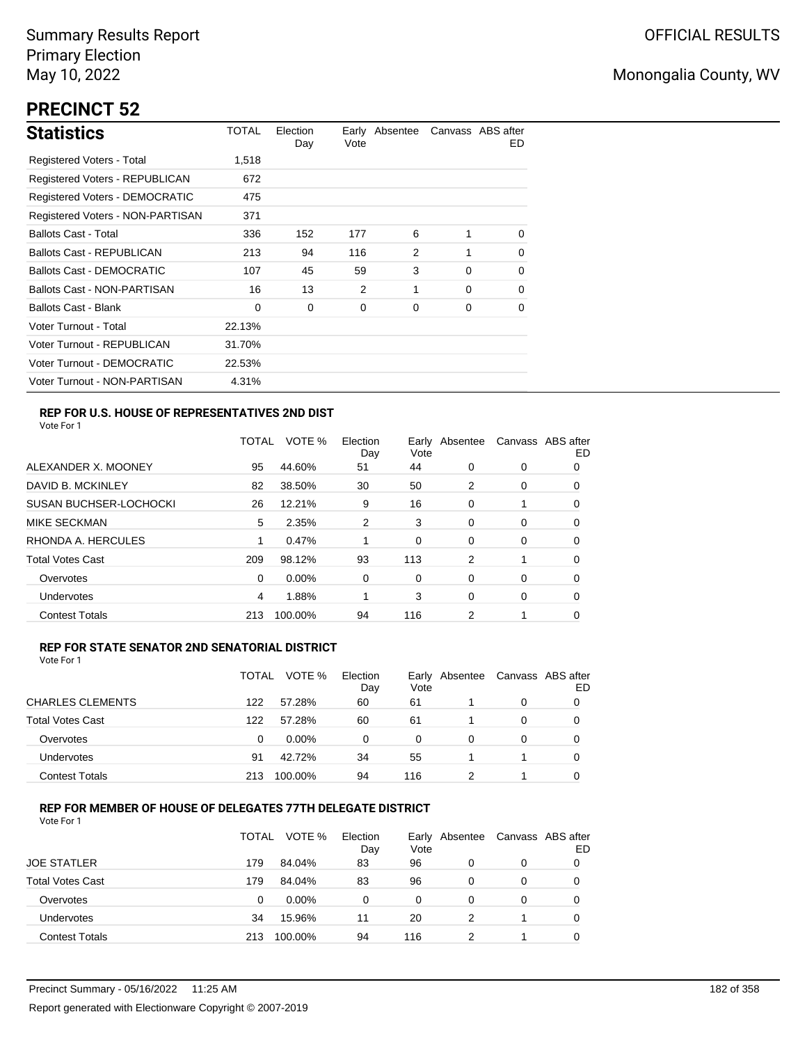Summary Results Report
Primary Election
May 10, 2022

OFFICIAL RESULTS

Monongalia County, WV

# PRECINCT 52

## Statistics

| Statistics | TOTAL | Election Day | Early Vote | Absentee | Canvass | ABS after ED |
|---|---|---|---|---|---|---|
| Registered Voters - Total | 1,518 | | | | | |
| Registered Voters - REPUBLICAN | 672 | | | | | |
| Registered Voters - DEMOCRATIC | 475 | | | | | |
| Registered Voters - NON-PARTISAN | 371 | | | | | |
| Ballots Cast - Total | 336 | 152 | 177 | 6 | 1 | 0 |
| Ballots Cast - REPUBLICAN | 213 | 94 | 116 | 2 | 1 | 0 |
| Ballots Cast - DEMOCRATIC | 107 | 45 | 59 | 3 | 0 | 0 |
| Ballots Cast - NON-PARTISAN | 16 | 13 | 2 | 1 | 0 | 0 |
| Ballots Cast - Blank | 0 | 0 | 0 | 0 | 0 | 0 |
| Voter Turnout - Total | 22.13% | | | | | |
| Voter Turnout - REPUBLICAN | 31.70% | | | | | |
| Voter Turnout - DEMOCRATIC | 22.53% | | | | | |
| Voter Turnout - NON-PARTISAN | 4.31% | | | | | |

### REP FOR U.S. HOUSE OF REPRESENTATIVES 2ND DIST

Vote For 1

| | TOTAL | VOTE % | Election Day | Early Vote | Absentee | Canvass | ABS after ED |
|---|---|---|---|---|---|---|---|
| ALEXANDER X. MOONEY | 95 | 44.60% | 51 | 44 | 0 | 0 | 0 |
| DAVID B. MCKINLEY | 82 | 38.50% | 30 | 50 | 2 | 0 | 0 |
| SUSAN BUCHSER-LOCHOCKI | 26 | 12.21% | 9 | 16 | 0 | 1 | 0 |
| MIKE SECKMAN | 5 | 2.35% | 2 | 3 | 0 | 0 | 0 |
| RHONDA A. HERCULES | 1 | 0.47% | 1 | 0 | 0 | 0 | 0 |
| Total Votes Cast | 209 | 98.12% | 93 | 113 | 2 | 1 | 0 |
| Overvotes | 0 | 0.00% | 0 | 0 | 0 | 0 | 0 |
| Undervotes | 4 | 1.88% | 1 | 3 | 0 | 0 | 0 |
| Contest Totals | 213 | 100.00% | 94 | 116 | 2 | 1 | 0 |

### REP FOR STATE SENATOR 2ND SENATORIAL DISTRICT

Vote For 1

| | TOTAL | VOTE % | Election Day | Early Vote | Absentee | Canvass | ABS after ED |
|---|---|---|---|---|---|---|---|
| CHARLES CLEMENTS | 122 | 57.28% | 60 | 61 | 1 | 0 | 0 |
| Total Votes Cast | 122 | 57.28% | 60 | 61 | 1 | 0 | 0 |
| Overvotes | 0 | 0.00% | 0 | 0 | 0 | 0 | 0 |
| Undervotes | 91 | 42.72% | 34 | 55 | 1 | 1 | 0 |
| Contest Totals | 213 | 100.00% | 94 | 116 | 2 | 1 | 0 |

### REP FOR MEMBER OF HOUSE OF DELEGATES 77TH DELEGATE DISTRICT

Vote For 1

| | TOTAL | VOTE % | Election Day | Early Vote | Absentee | Canvass | ABS after ED |
|---|---|---|---|---|---|---|---|
| JOE STATLER | 179 | 84.04% | 83 | 96 | 0 | 0 | 0 |
| Total Votes Cast | 179 | 84.04% | 83 | 96 | 0 | 0 | 0 |
| Overvotes | 0 | 0.00% | 0 | 0 | 0 | 0 | 0 |
| Undervotes | 34 | 15.96% | 11 | 20 | 2 | 1 | 0 |
| Contest Totals | 213 | 100.00% | 94 | 116 | 2 | 1 | 0 |

Precinct Summary - 05/16/2022 11:25 AM

Report generated with Electionware Copyright © 2007-2019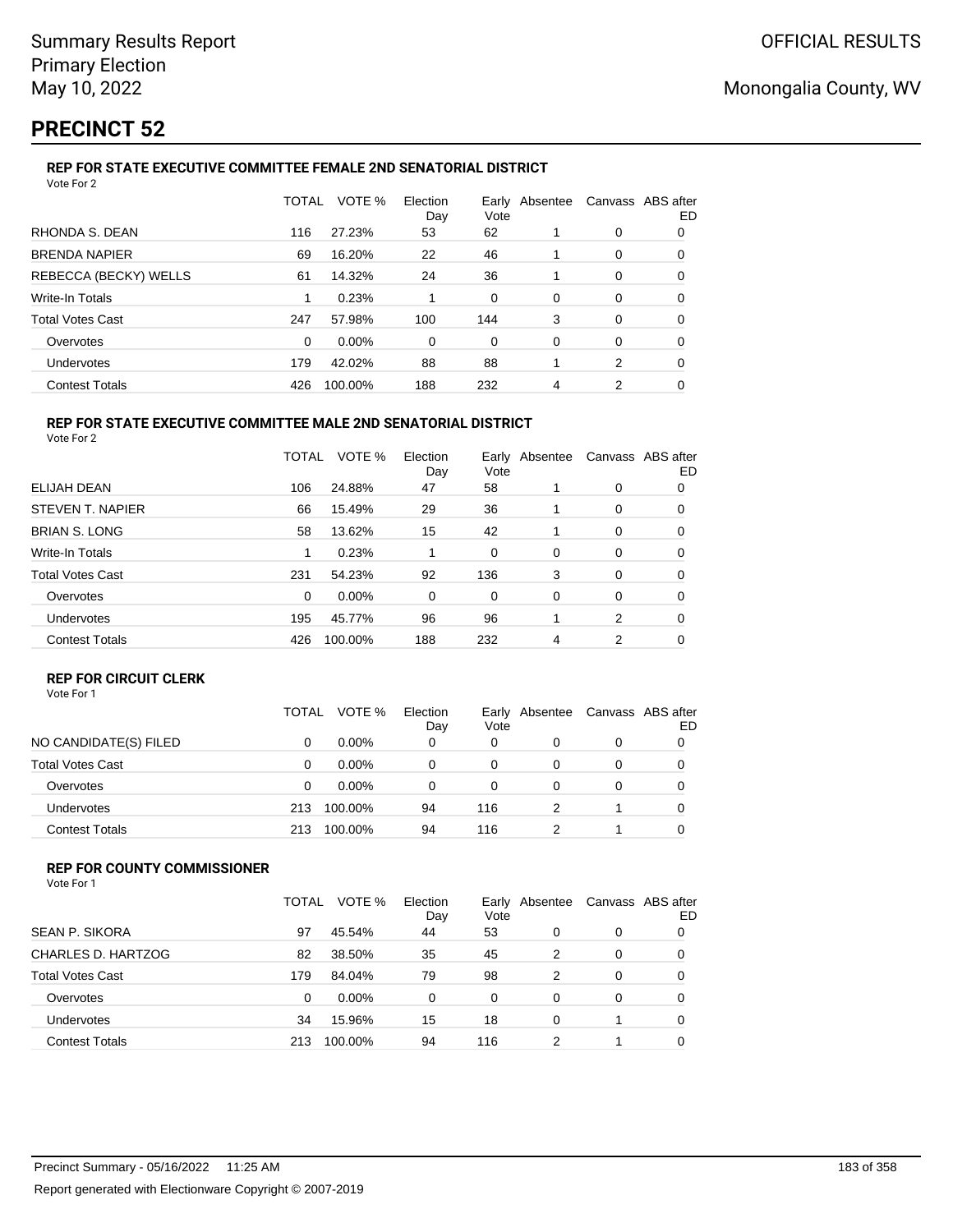Summary Results Report
Primary Election
May 10, 2022

OFFICIAL RESULTS

Monongalia County, WV

# PRECINCT 52

### REP FOR STATE EXECUTIVE COMMITTEE FEMALE 2ND SENATORIAL DISTRICT

Vote For 2

| | TOTAL | VOTE % | Election Day | Early Vote | Absentee | Canvass | ABS after ED |
|---|---|---|---|---|---|---|---|
| RHONDA S. DEAN | 116 | 27.23% | 53 | 62 | 1 | 0 | 0 |
| BRENDA NAPIER | 69 | 16.20% | 22 | 46 | 1 | 0 | 0 |
| REBECCA (BECKY) WELLS | 61 | 14.32% | 24 | 36 | 1 | 0 | 0 |
| Write-In Totals | 1 | 0.23% | 1 | 0 | 0 | 0 | 0 |
| Total Votes Cast | 247 | 57.98% | 100 | 144 | 3 | 0 | 0 |
| Overvotes | 0 | 0.00% | 0 | 0 | 0 | 0 | 0 |
| Undervotes | 179 | 42.02% | 88 | 88 | 1 | 2 | 0 |
| Contest Totals | 426 | 100.00% | 188 | 232 | 4 | 2 | 0 |

### REP FOR STATE EXECUTIVE COMMITTEE MALE 2ND SENATORIAL DISTRICT

Vote For 2

| | TOTAL | VOTE % | Election Day | Early Vote | Absentee | Canvass | ABS after ED |
|---|---|---|---|---|---|---|---|
| ELIJAH DEAN | 106 | 24.88% | 47 | 58 | 1 | 0 | 0 |
| STEVEN T. NAPIER | 66 | 15.49% | 29 | 36 | 1 | 0 | 0 |
| BRIAN S. LONG | 58 | 13.62% | 15 | 42 | 1 | 0 | 0 |
| Write-In Totals | 1 | 0.23% | 1 | 0 | 0 | 0 | 0 |
| Total Votes Cast | 231 | 54.23% | 92 | 136 | 3 | 0 | 0 |
| Overvotes | 0 | 0.00% | 0 | 0 | 0 | 0 | 0 |
| Undervotes | 195 | 45.77% | 96 | 96 | 1 | 2 | 0 |
| Contest Totals | 426 | 100.00% | 188 | 232 | 4 | 2 | 0 |

### REP FOR CIRCUIT CLERK

Vote For 1

| | TOTAL | VOTE % | Election Day | Early Vote | Absentee | Canvass | ABS after ED |
|---|---|---|---|---|---|---|---|
| NO CANDIDATE(S) FILED | 0 | 0.00% | 0 | 0 | 0 | 0 | 0 |
| Total Votes Cast | 0 | 0.00% | 0 | 0 | 0 | 0 | 0 |
| Overvotes | 0 | 0.00% | 0 | 0 | 0 | 0 | 0 |
| Undervotes | 213 | 100.00% | 94 | 116 | 2 | 1 | 0 |
| Contest Totals | 213 | 100.00% | 94 | 116 | 2 | 1 | 0 |

### REP FOR COUNTY COMMISSIONER

Vote For 1

| | TOTAL | VOTE % | Election Day | Early Vote | Absentee | Canvass | ABS after ED |
|---|---|---|---|---|---|---|---|
| SEAN P. SIKORA | 97 | 45.54% | 44 | 53 | 0 | 0 | 0 |
| CHARLES D. HARTZOG | 82 | 38.50% | 35 | 45 | 2 | 0 | 0 |
| Total Votes Cast | 179 | 84.04% | 79 | 98 | 2 | 0 | 0 |
| Overvotes | 0 | 0.00% | 0 | 0 | 0 | 0 | 0 |
| Undervotes | 34 | 15.96% | 15 | 18 | 0 | 1 | 0 |
| Contest Totals | 213 | 100.00% | 94 | 116 | 2 | 1 | 0 |

Precinct Summary - 05/16/2022 11:25 AM

Report generated with Electionware Copyright © 2007-2019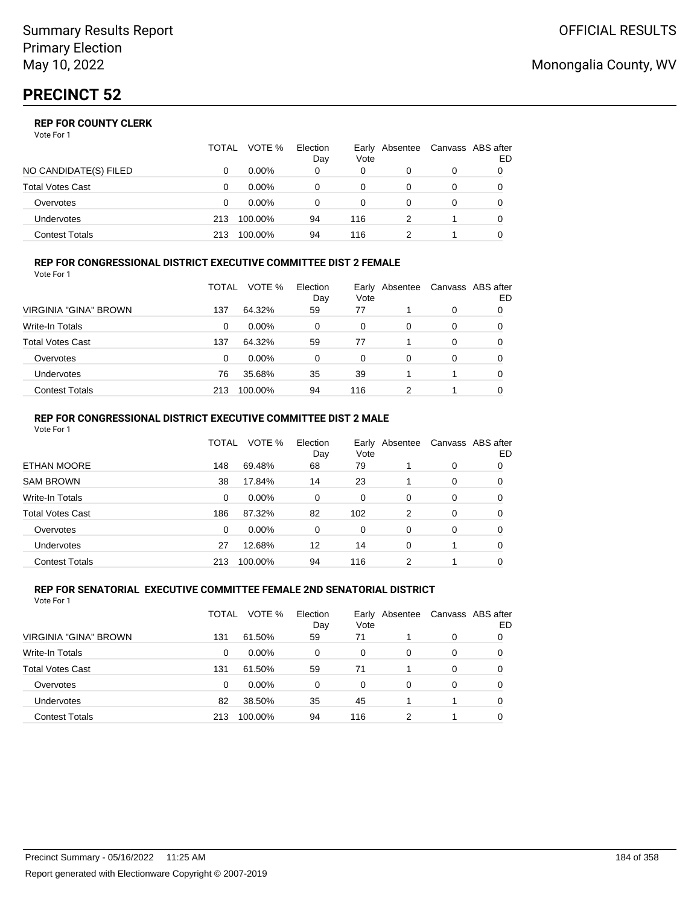# PRECINCT 52

### REP FOR COUNTY CLERK

Vote For 1

| | TOTAL | VOTE % | Election Day | Early Vote | Absentee | Canvass | ABS after ED |
|---|---|---|---|---|---|---|---|
| NO CANDIDATE(S) FILED | 0 | 0.00% | 0 | 0 | 0 | 0 | 0 |
| Total Votes Cast | 0 | 0.00% | 0 | 0 | 0 | 0 | 0 |
| Overvotes | 0 | 0.00% | 0 | 0 | 0 | 0 | 0 |
| Undervotes | 213 | 100.00% | 94 | 116 | 2 | 1 | 0 |
| Contest Totals | 213 | 100.00% | 94 | 116 | 2 | 1 | 0 |

### REP FOR CONGRESSIONAL DISTRICT EXECUTIVE COMMITTEE DIST 2 FEMALE

Vote For 1

| | TOTAL | VOTE % | Election Day | Early Vote | Absentee | Canvass | ABS after ED |
|---|---|---|---|---|---|---|---|
| VIRGINIA "GINA" BROWN | 137 | 64.32% | 59 | 77 | 1 | 0 | 0 |
| Write-In Totals | 0 | 0.00% | 0 | 0 | 0 | 0 | 0 |
| Total Votes Cast | 137 | 64.32% | 59 | 77 | 1 | 0 | 0 |
| Overvotes | 0 | 0.00% | 0 | 0 | 0 | 0 | 0 |
| Undervotes | 76 | 35.68% | 35 | 39 | 1 | 1 | 0 |
| Contest Totals | 213 | 100.00% | 94 | 116 | 2 | 1 | 0 |

### REP FOR CONGRESSIONAL DISTRICT EXECUTIVE COMMITTEE DIST 2 MALE

Vote For 1

| | TOTAL | VOTE % | Election Day | Early Vote | Absentee | Canvass | ABS after ED |
|---|---|---|---|---|---|---|---|
| ETHAN MOORE | 148 | 69.48% | 68 | 79 | 1 | 0 | 0 |
| SAM BROWN | 38 | 17.84% | 14 | 23 | 1 | 0 | 0 |
| Write-In Totals | 0 | 0.00% | 0 | 0 | 0 | 0 | 0 |
| Total Votes Cast | 186 | 87.32% | 82 | 102 | 2 | 0 | 0 |
| Overvotes | 0 | 0.00% | 0 | 0 | 0 | 0 | 0 |
| Undervotes | 27 | 12.68% | 12 | 14 | 0 | 1 | 0 |
| Contest Totals | 213 | 100.00% | 94 | 116 | 2 | 1 | 0 |

### REP FOR SENATORIAL EXECUTIVE COMMITTEE FEMALE 2ND SENATORIAL DISTRICT

Vote For 1

| | TOTAL | VOTE % | Election Day | Early Vote | Absentee | Canvass | ABS after ED |
|---|---|---|---|---|---|---|---|
| VIRGINIA "GINA" BROWN | 131 | 61.50% | 59 | 71 | 1 | 0 | 0 |
| Write-In Totals | 0 | 0.00% | 0 | 0 | 0 | 0 | 0 |
| Total Votes Cast | 131 | 61.50% | 59 | 71 | 1 | 0 | 0 |
| Overvotes | 0 | 0.00% | 0 | 0 | 0 | 0 | 0 |
| Undervotes | 82 | 38.50% | 35 | 45 | 1 | 1 | 0 |
| Contest Totals | 213 | 100.00% | 94 | 116 | 2 | 1 | 0 |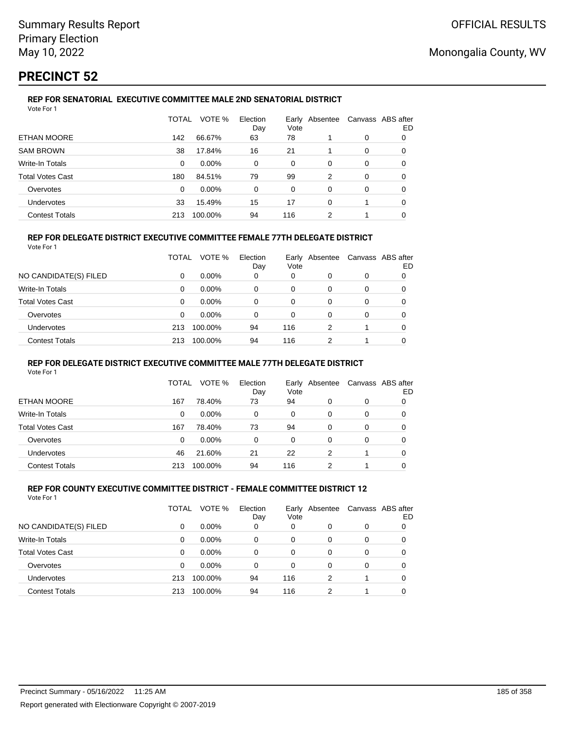# PRECINCT 52

### REP FOR SENATORIAL EXECUTIVE COMMITTEE MALE 2ND SENATORIAL DISTRICT

Vote For 1

| | TOTAL | VOTE % | Election Day | Early Vote | Absentee | Canvass | ABS after ED |
|---|---|---|---|---|---|---|---|
| ETHAN MOORE | 142 | 66.67% | 63 | 78 | 1 | 0 | 0 |
| SAM BROWN | 38 | 17.84% | 16 | 21 | 1 | 0 | 0 |
| Write-In Totals | 0 | 0.00% | 0 | 0 | 0 | 0 | 0 |
| Total Votes Cast | 180 | 84.51% | 79 | 99 | 2 | 0 | 0 |
| Overvotes | 0 | 0.00% | 0 | 0 | 0 | 0 | 0 |
| Undervotes | 33 | 15.49% | 15 | 17 | 0 | 1 | 0 |
| Contest Totals | 213 | 100.00% | 94 | 116 | 2 | 1 | 0 |

### REP FOR DELEGATE DISTRICT EXECUTIVE COMMITTEE FEMALE 77TH DELEGATE DISTRICT

Vote For 1

| | TOTAL | VOTE % | Election Day | Early Vote | Absentee | Canvass | ABS after ED |
|---|---|---|---|---|---|---|---|
| NO CANDIDATE(S) FILED | 0 | 0.00% | 0 | 0 | 0 | 0 | 0 |
| Write-In Totals | 0 | 0.00% | 0 | 0 | 0 | 0 | 0 |
| Total Votes Cast | 0 | 0.00% | 0 | 0 | 0 | 0 | 0 |
| Overvotes | 0 | 0.00% | 0 | 0 | 0 | 0 | 0 |
| Undervotes | 213 | 100.00% | 94 | 116 | 2 | 1 | 0 |
| Contest Totals | 213 | 100.00% | 94 | 116 | 2 | 1 | 0 |

### REP FOR DELEGATE DISTRICT EXECUTIVE COMMITTEE MALE 77TH DELEGATE DISTRICT

Vote For 1

| | TOTAL | VOTE % | Election Day | Early Vote | Absentee | Canvass | ABS after ED |
|---|---|---|---|---|---|---|---|
| ETHAN MOORE | 167 | 78.40% | 73 | 94 | 0 | 0 | 0 |
| Write-In Totals | 0 | 0.00% | 0 | 0 | 0 | 0 | 0 |
| Total Votes Cast | 167 | 78.40% | 73 | 94 | 0 | 0 | 0 |
| Overvotes | 0 | 0.00% | 0 | 0 | 0 | 0 | 0 |
| Undervotes | 46 | 21.60% | 21 | 22 | 2 | 1 | 0 |
| Contest Totals | 213 | 100.00% | 94 | 116 | 2 | 1 | 0 |

### REP FOR COUNTY EXECUTIVE COMMITTEE DISTRICT - FEMALE COMMITTEE DISTRICT 12

Vote For 1

| | TOTAL | VOTE % | Election Day | Early Vote | Absentee | Canvass | ABS after ED |
|---|---|---|---|---|---|---|---|
| NO CANDIDATE(S) FILED | 0 | 0.00% | 0 | 0 | 0 | 0 | 0 |
| Write-In Totals | 0 | 0.00% | 0 | 0 | 0 | 0 | 0 |
| Total Votes Cast | 0 | 0.00% | 0 | 0 | 0 | 0 | 0 |
| Overvotes | 0 | 0.00% | 0 | 0 | 0 | 0 | 0 |
| Undervotes | 213 | 100.00% | 94 | 116 | 2 | 1 | 0 |
| Contest Totals | 213 | 100.00% | 94 | 116 | 2 | 1 | 0 |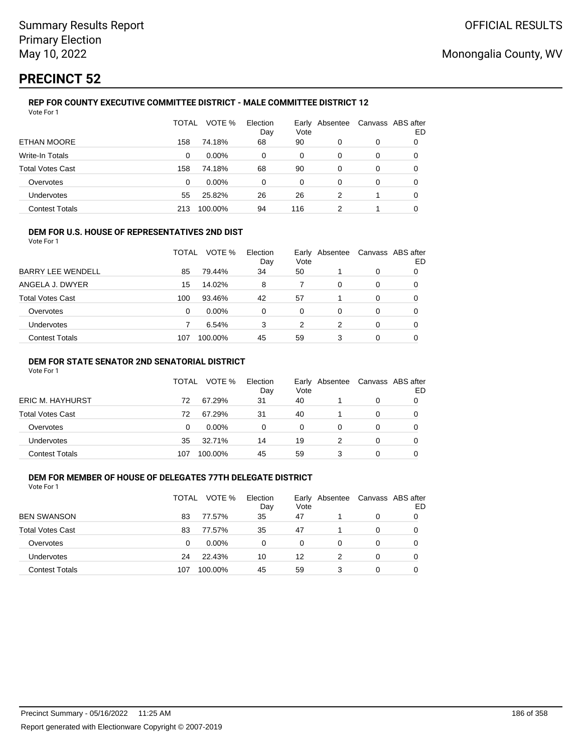# PRECINCT 52

### REP FOR COUNTY EXECUTIVE COMMITTEE DISTRICT - MALE COMMITTEE DISTRICT 12

Vote For 1

| | TOTAL | VOTE % | Election Day | Early Vote | Absentee | Canvass | ABS after ED |
|---|---|---|---|---|---|---|---|
| ETHAN MOORE | 158 | 74.18% | 68 | 90 | 0 | 0 | 0 |
| Write-In Totals | 0 | 0.00% | 0 | 0 | 0 | 0 | 0 |
| Total Votes Cast | 158 | 74.18% | 68 | 90 | 0 | 0 | 0 |
| Overvotes | 0 | 0.00% | 0 | 0 | 0 | 0 | 0 |
| Undervotes | 55 | 25.82% | 26 | 26 | 2 | 1 | 0 |
| Contest Totals | 213 | 100.00% | 94 | 116 | 2 | 1 | 0 |

### DEM FOR U.S. HOUSE OF REPRESENTATIVES 2ND DIST

Vote For 1

| | TOTAL | VOTE % | Election Day | Early Vote | Absentee | Canvass | ABS after ED |
|---|---|---|---|---|---|---|---|
| BARRY LEE WENDELL | 85 | 79.44% | 34 | 50 | 1 | 0 | 0 |
| ANGELA J. DWYER | 15 | 14.02% | 8 | 7 | 0 | 0 | 0 |
| Total Votes Cast | 100 | 93.46% | 42 | 57 | 1 | 0 | 0 |
| Overvotes | 0 | 0.00% | 0 | 0 | 0 | 0 | 0 |
| Undervotes | 7 | 6.54% | 3 | 2 | 2 | 0 | 0 |
| Contest Totals | 107 | 100.00% | 45 | 59 | 3 | 0 | 0 |

### DEM FOR STATE SENATOR 2ND SENATORIAL DISTRICT

Vote For 1

| | TOTAL | VOTE % | Election Day | Early Vote | Absentee | Canvass | ABS after ED |
|---|---|---|---|---|---|---|---|
| ERIC M. HAYHURST | 72 | 67.29% | 31 | 40 | 1 | 0 | 0 |
| Total Votes Cast | 72 | 67.29% | 31 | 40 | 1 | 0 | 0 |
| Overvotes | 0 | 0.00% | 0 | 0 | 0 | 0 | 0 |
| Undervotes | 35 | 32.71% | 14 | 19 | 2 | 0 | 0 |
| Contest Totals | 107 | 100.00% | 45 | 59 | 3 | 0 | 0 |

### DEM FOR MEMBER OF HOUSE OF DELEGATES 77TH DELEGATE DISTRICT

Vote For 1

| | TOTAL | VOTE % | Election Day | Early Vote | Absentee | Canvass | ABS after ED |
|---|---|---|---|---|---|---|---|
| BEN SWANSON | 83 | 77.57% | 35 | 47 | 1 | 0 | 0 |
| Total Votes Cast | 83 | 77.57% | 35 | 47 | 1 | 0 | 0 |
| Overvotes | 0 | 0.00% | 0 | 0 | 0 | 0 | 0 |
| Undervotes | 24 | 22.43% | 10 | 12 | 2 | 0 | 0 |
| Contest Totals | 107 | 100.00% | 45 | 59 | 3 | 0 | 0 |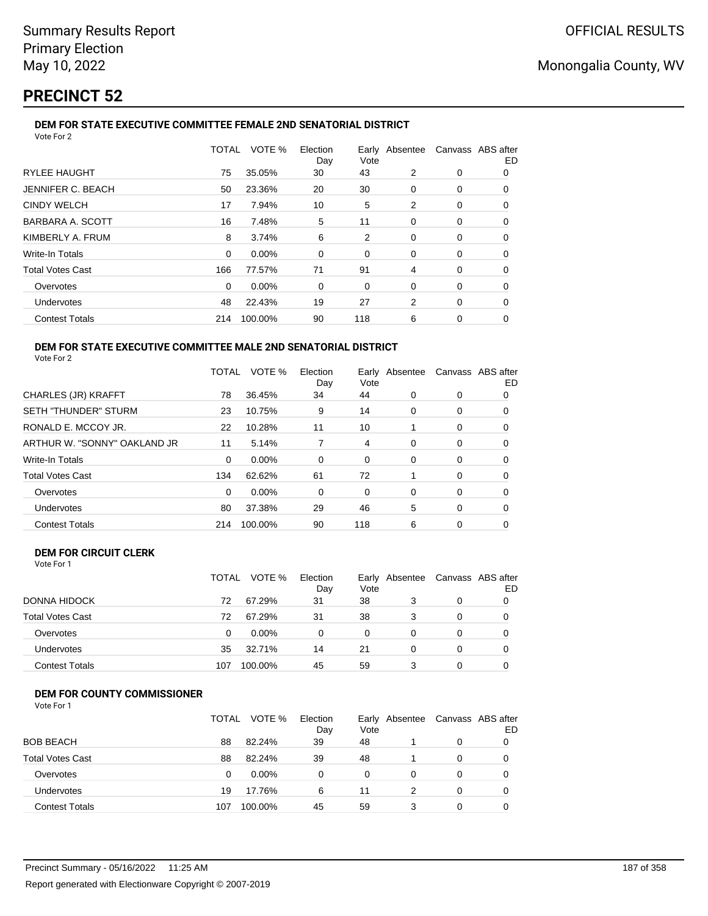Summary Results Report
Primary Election
May 10, 2022

OFFICIAL RESULTS

Monongalia County, WV

# PRECINCT 52

### DEM FOR STATE EXECUTIVE COMMITTEE FEMALE 2ND SENATORIAL DISTRICT

Vote For 2

| | TOTAL | VOTE % | Election Day | Early Vote | Absentee | Canvass | ABS after ED |
|---|---|---|---|---|---|---|---|
| RYLEE HAUGHT | 75 | 35.05% | 30 | 43 | 2 | 0 | 0 |
| JENNIFER C. BEACH | 50 | 23.36% | 20 | 30 | 0 | 0 | 0 |
| CINDY WELCH | 17 | 7.94% | 10 | 5 | 2 | 0 | 0 |
| BARBARA A. SCOTT | 16 | 7.48% | 5 | 11 | 0 | 0 | 0 |
| KIMBERLY A. FRUM | 8 | 3.74% | 6 | 2 | 0 | 0 | 0 |
| Write-In Totals | 0 | 0.00% | 0 | 0 | 0 | 0 | 0 |
| Total Votes Cast | 166 | 77.57% | 71 | 91 | 4 | 0 | 0 |
| Overvotes | 0 | 0.00% | 0 | 0 | 0 | 0 | 0 |
| Undervotes | 48 | 22.43% | 19 | 27 | 2 | 0 | 0 |
| Contest Totals | 214 | 100.00% | 90 | 118 | 6 | 0 | 0 |

### DEM FOR STATE EXECUTIVE COMMITTEE MALE 2ND SENATORIAL DISTRICT

Vote For 2

| | TOTAL | VOTE % | Election Day | Early Vote | Absentee | Canvass | ABS after ED |
|---|---|---|---|---|---|---|---|
| CHARLES (JR) KRAFFT | 78 | 36.45% | 34 | 44 | 0 | 0 | 0 |
| SETH "THUNDER" STURM | 23 | 10.75% | 9 | 14 | 0 | 0 | 0 |
| RONALD E. MCCOY JR. | 22 | 10.28% | 11 | 10 | 1 | 0 | 0 |
| ARTHUR W. "SONNY" OAKLAND JR | 11 | 5.14% | 7 | 4 | 0 | 0 | 0 |
| Write-In Totals | 0 | 0.00% | 0 | 0 | 0 | 0 | 0 |
| Total Votes Cast | 134 | 62.62% | 61 | 72 | 1 | 0 | 0 |
| Overvotes | 0 | 0.00% | 0 | 0 | 0 | 0 | 0 |
| Undervotes | 80 | 37.38% | 29 | 46 | 5 | 0 | 0 |
| Contest Totals | 214 | 100.00% | 90 | 118 | 6 | 0 | 0 |

### DEM FOR CIRCUIT CLERK

Vote For 1

| | TOTAL | VOTE % | Election Day | Early Vote | Absentee | Canvass | ABS after ED |
|---|---|---|---|---|---|---|---|
| DONNA HIDOCK | 72 | 67.29% | 31 | 38 | 3 | 0 | 0 |
| Total Votes Cast | 72 | 67.29% | 31 | 38 | 3 | 0 | 0 |
| Overvotes | 0 | 0.00% | 0 | 0 | 0 | 0 | 0 |
| Undervotes | 35 | 32.71% | 14 | 21 | 0 | 0 | 0 |
| Contest Totals | 107 | 100.00% | 45 | 59 | 3 | 0 | 0 |

### DEM FOR COUNTY COMMISSIONER

Vote For 1

| | TOTAL | VOTE % | Election Day | Early Vote | Absentee | Canvass | ABS after ED |
|---|---|---|---|---|---|---|---|
| BOB BEACH | 88 | 82.24% | 39 | 48 | 1 | 0 | 0 |
| Total Votes Cast | 88 | 82.24% | 39 | 48 | 1 | 0 | 0 |
| Overvotes | 0 | 0.00% | 0 | 0 | 0 | 0 | 0 |
| Undervotes | 19 | 17.76% | 6 | 11 | 2 | 0 | 0 |
| Contest Totals | 107 | 100.00% | 45 | 59 | 3 | 0 | 0 |

Precinct Summary - 05/16/2022 11:25 AM

Report generated with Electionware Copyright © 2007-2019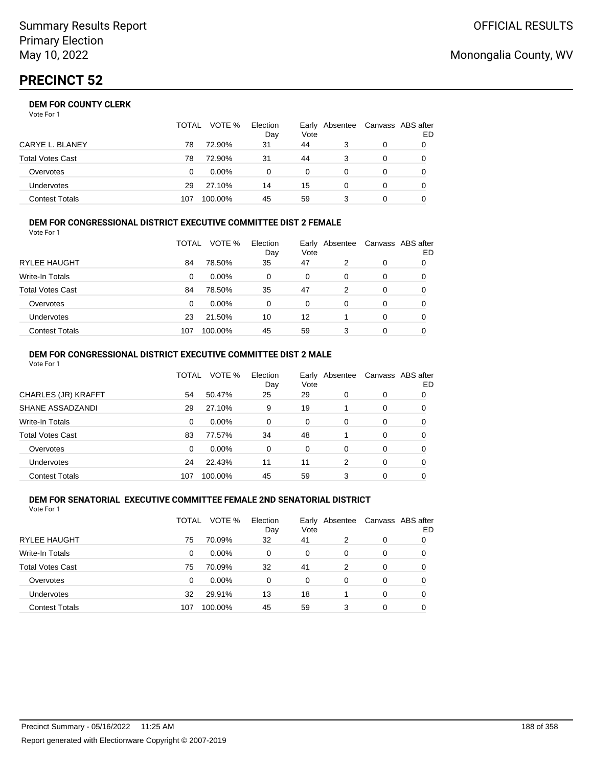Summary Results Report
Primary Election
May 10, 2022

OFFICIAL RESULTS

Monongalia County, WV

# PRECINCT 52

### DEM FOR COUNTY CLERK

Vote For 1

| | TOTAL | VOTE % | Election Day | Early Vote | Absentee | Canvass | ABS after ED |
|---|---|---|---|---|---|---|---|
| CARYE L. BLANEY | 78 | 72.90% | 31 | 44 | 3 | 0 | 0 |
| Total Votes Cast | 78 | 72.90% | 31 | 44 | 3 | 0 | 0 |
| Overvotes | 0 | 0.00% | 0 | 0 | 0 | 0 | 0 |
| Undervotes | 29 | 27.10% | 14 | 15 | 0 | 0 | 0 |
| Contest Totals | 107 | 100.00% | 45 | 59 | 3 | 0 | 0 |

### DEM FOR CONGRESSIONAL DISTRICT EXECUTIVE COMMITTEE DIST 2 FEMALE

Vote For 1

| | TOTAL | VOTE % | Election Day | Early Vote | Absentee | Canvass | ABS after ED |
|---|---|---|---|---|---|---|---|
| RYLEE HAUGHT | 84 | 78.50% | 35 | 47 | 2 | 0 | 0 |
| Write-In Totals | 0 | 0.00% | 0 | 0 | 0 | 0 | 0 |
| Total Votes Cast | 84 | 78.50% | 35 | 47 | 2 | 0 | 0 |
| Overvotes | 0 | 0.00% | 0 | 0 | 0 | 0 | 0 |
| Undervotes | 23 | 21.50% | 10 | 12 | 1 | 0 | 0 |
| Contest Totals | 107 | 100.00% | 45 | 59 | 3 | 0 | 0 |

### DEM FOR CONGRESSIONAL DISTRICT EXECUTIVE COMMITTEE DIST 2 MALE

Vote For 1

| | TOTAL | VOTE % | Election Day | Early Vote | Absentee | Canvass | ABS after ED |
|---|---|---|---|---|---|---|---|
| CHARLES (JR) KRAFFT | 54 | 50.47% | 25 | 29 | 0 | 0 | 0 |
| SHANE ASSADZANDI | 29 | 27.10% | 9 | 19 | 1 | 0 | 0 |
| Write-In Totals | 0 | 0.00% | 0 | 0 | 0 | 0 | 0 |
| Total Votes Cast | 83 | 77.57% | 34 | 48 | 1 | 0 | 0 |
| Overvotes | 0 | 0.00% | 0 | 0 | 0 | 0 | 0 |
| Undervotes | 24 | 22.43% | 11 | 11 | 2 | 0 | 0 |
| Contest Totals | 107 | 100.00% | 45 | 59 | 3 | 0 | 0 |

### DEM FOR SENATORIAL EXECUTIVE COMMITTEE FEMALE 2ND SENATORIAL DISTRICT

Vote For 1

| | TOTAL | VOTE % | Election Day | Early Vote | Absentee | Canvass | ABS after ED |
|---|---|---|---|---|---|---|---|
| RYLEE HAUGHT | 75 | 70.09% | 32 | 41 | 2 | 0 | 0 |
| Write-In Totals | 0 | 0.00% | 0 | 0 | 0 | 0 | 0 |
| Total Votes Cast | 75 | 70.09% | 32 | 41 | 2 | 0 | 0 |
| Overvotes | 0 | 0.00% | 0 | 0 | 0 | 0 | 0 |
| Undervotes | 32 | 29.91% | 13 | 18 | 1 | 0 | 0 |
| Contest Totals | 107 | 100.00% | 45 | 59 | 3 | 0 | 0 |

Precinct Summary - 05/16/2022 11:25 AM

Report generated with Electionware Copyright © 2007-2019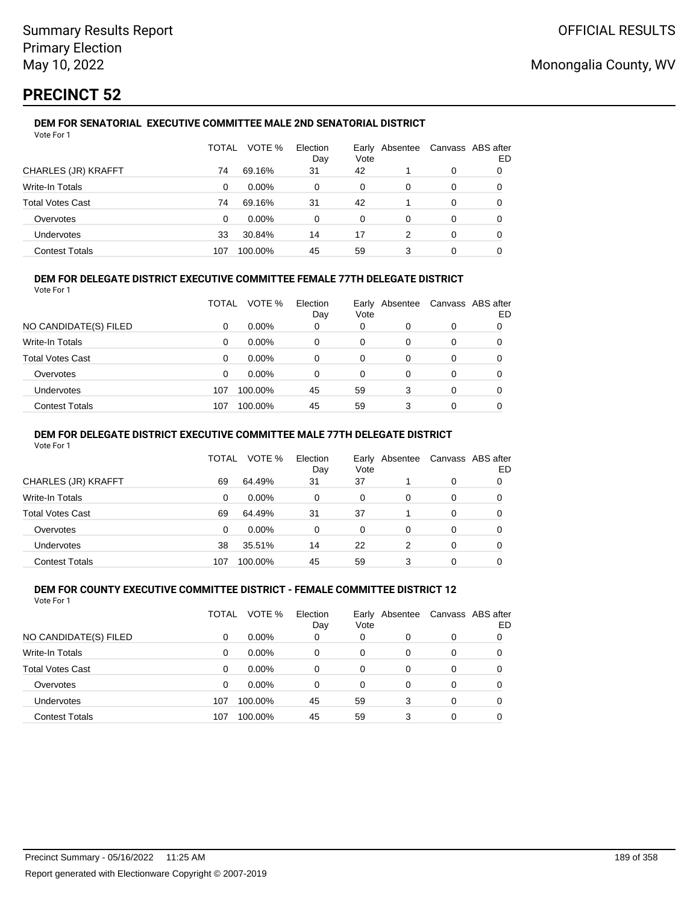# PRECINCT 52

### DEM FOR SENATORIAL EXECUTIVE COMMITTEE MALE 2ND SENATORIAL DISTRICT

Vote For 1

| | TOTAL | VOTE % | Election Day | Early Vote | Absentee | Canvass | ABS after ED |
|---|---|---|---|---|---|---|---|
| CHARLES (JR) KRAFFT | 74 | 69.16% | 31 | 42 | 1 | 0 | 0 |
| Write-In Totals | 0 | 0.00% | 0 | 0 | 0 | 0 | 0 |
| Total Votes Cast | 74 | 69.16% | 31 | 42 | 1 | 0 | 0 |
| Overvotes | 0 | 0.00% | 0 | 0 | 0 | 0 | 0 |
| Undervotes | 33 | 30.84% | 14 | 17 | 2 | 0 | 0 |
| Contest Totals | 107 | 100.00% | 45 | 59 | 3 | 0 | 0 |

### DEM FOR DELEGATE DISTRICT EXECUTIVE COMMITTEE FEMALE 77TH DELEGATE DISTRICT

Vote For 1

| | TOTAL | VOTE % | Election Day | Early Vote | Absentee | Canvass | ABS after ED |
|---|---|---|---|---|---|---|---|
| NO CANDIDATE(S) FILED | 0 | 0.00% | 0 | 0 | 0 | 0 | 0 |
| Write-In Totals | 0 | 0.00% | 0 | 0 | 0 | 0 | 0 |
| Total Votes Cast | 0 | 0.00% | 0 | 0 | 0 | 0 | 0 |
| Overvotes | 0 | 0.00% | 0 | 0 | 0 | 0 | 0 |
| Undervotes | 107 | 100.00% | 45 | 59 | 3 | 0 | 0 |
| Contest Totals | 107 | 100.00% | 45 | 59 | 3 | 0 | 0 |

### DEM FOR DELEGATE DISTRICT EXECUTIVE COMMITTEE MALE 77TH DELEGATE DISTRICT

Vote For 1

| | TOTAL | VOTE % | Election Day | Early Vote | Absentee | Canvass | ABS after ED |
|---|---|---|---|---|---|---|---|
| CHARLES (JR) KRAFFT | 69 | 64.49% | 31 | 37 | 1 | 0 | 0 |
| Write-In Totals | 0 | 0.00% | 0 | 0 | 0 | 0 | 0 |
| Total Votes Cast | 69 | 64.49% | 31 | 37 | 1 | 0 | 0 |
| Overvotes | 0 | 0.00% | 0 | 0 | 0 | 0 | 0 |
| Undervotes | 38 | 35.51% | 14 | 22 | 2 | 0 | 0 |
| Contest Totals | 107 | 100.00% | 45 | 59 | 3 | 0 | 0 |

### DEM FOR COUNTY EXECUTIVE COMMITTEE DISTRICT - FEMALE COMMITTEE DISTRICT 12

Vote For 1

| | TOTAL | VOTE % | Election Day | Early Vote | Absentee | Canvass | ABS after ED |
|---|---|---|---|---|---|---|---|
| NO CANDIDATE(S) FILED | 0 | 0.00% | 0 | 0 | 0 | 0 | 0 |
| Write-In Totals | 0 | 0.00% | 0 | 0 | 0 | 0 | 0 |
| Total Votes Cast | 0 | 0.00% | 0 | 0 | 0 | 0 | 0 |
| Overvotes | 0 | 0.00% | 0 | 0 | 0 | 0 | 0 |
| Undervotes | 107 | 100.00% | 45 | 59 | 3 | 0 | 0 |
| Contest Totals | 107 | 100.00% | 45 | 59 | 3 | 0 | 0 |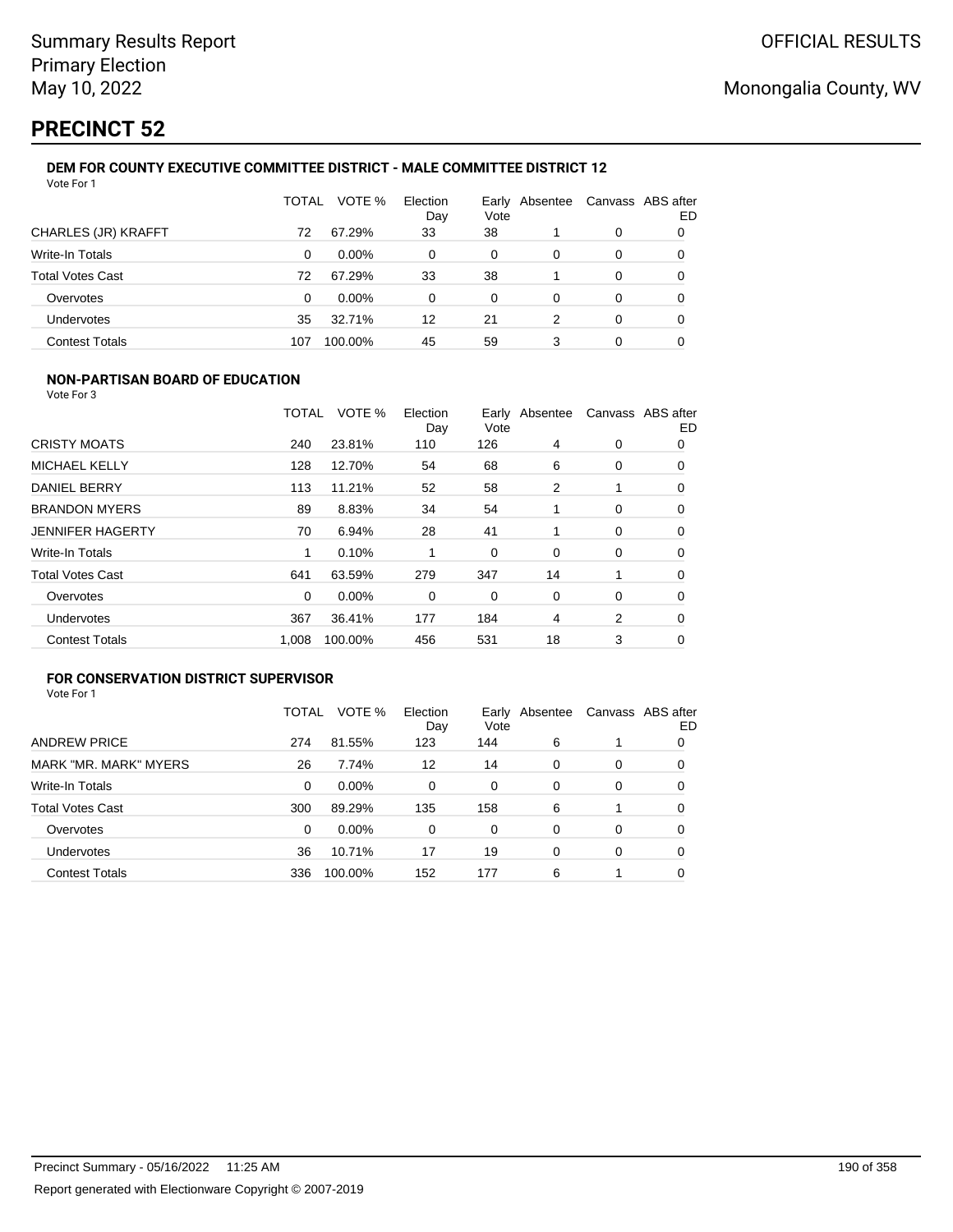# PRECINCT 52

### DEM FOR COUNTY EXECUTIVE COMMITTEE DISTRICT - MALE COMMITTEE DISTRICT 12

Vote For 1

| | TOTAL | VOTE % | Election Day | Early Vote | Absentee | Canvass | ABS after ED |
|---|---|---|---|---|---|---|---|
| CHARLES (JR) KRAFFT | 72 | 67.29% | 33 | 38 | 1 | 0 | 0 |
| Write-In Totals | 0 | 0.00% | 0 | 0 | 0 | 0 | 0 |
| Total Votes Cast | 72 | 67.29% | 33 | 38 | 1 | 0 | 0 |
| Overvotes | 0 | 0.00% | 0 | 0 | 0 | 0 | 0 |
| Undervotes | 35 | 32.71% | 12 | 21 | 2 | 0 | 0 |
| Contest Totals | 107 | 100.00% | 45 | 59 | 3 | 0 | 0 |

### NON-PARTISAN BOARD OF EDUCATION

Vote For 3

| | TOTAL | VOTE % | Election Day | Early Vote | Absentee | Canvass | ABS after ED |
|---|---|---|---|---|---|---|---|
| CRISTY MOATS | 240 | 23.81% | 110 | 126 | 4 | 0 | 0 |
| MICHAEL KELLY | 128 | 12.70% | 54 | 68 | 6 | 0 | 0 |
| DANIEL BERRY | 113 | 11.21% | 52 | 58 | 2 | 1 | 0 |
| BRANDON MYERS | 89 | 8.83% | 34 | 54 | 1 | 0 | 0 |
| JENNIFER HAGERTY | 70 | 6.94% | 28 | 41 | 1 | 0 | 0 |
| Write-In Totals | 1 | 0.10% | 1 | 0 | 0 | 0 | 0 |
| Total Votes Cast | 641 | 63.59% | 279 | 347 | 14 | 1 | 0 |
| Overvotes | 0 | 0.00% | 0 | 0 | 0 | 0 | 0 |
| Undervotes | 367 | 36.41% | 177 | 184 | 4 | 2 | 0 |
| Contest Totals | 1,008 | 100.00% | 456 | 531 | 18 | 3 | 0 |

### FOR CONSERVATION DISTRICT SUPERVISOR

Vote For 1

| | TOTAL | VOTE % | Election Day | Early Vote | Absentee | Canvass | ABS after ED |
|---|---|---|---|---|---|---|---|
| ANDREW PRICE | 274 | 81.55% | 123 | 144 | 6 | 1 | 0 |
| MARK "MR. MARK" MYERS | 26 | 7.74% | 12 | 14 | 0 | 0 | 0 |
| Write-In Totals | 0 | 0.00% | 0 | 0 | 0 | 0 | 0 |
| Total Votes Cast | 300 | 89.29% | 135 | 158 | 6 | 1 | 0 |
| Overvotes | 0 | 0.00% | 0 | 0 | 0 | 0 | 0 |
| Undervotes | 36 | 10.71% | 17 | 19 | 0 | 0 | 0 |
| Contest Totals | 336 | 100.00% | 152 | 177 | 6 | 1 | 0 |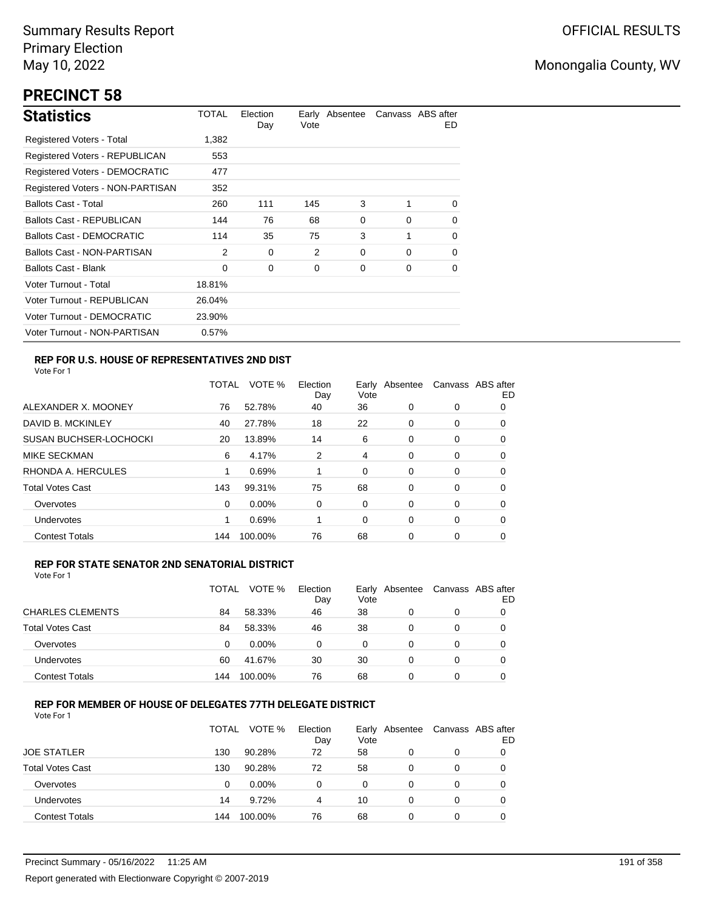Summary Results Report
Primary Election
May 10, 2022

OFFICIAL RESULTS

Monongalia County, WV

# PRECINCT 58

## Statistics

| Statistics | TOTAL | Election Day | Early Vote | Absentee | Canvass | ABS after ED |
|---|---|---|---|---|---|---|
| Registered Voters - Total | 1,382 | | | | | |
| Registered Voters - REPUBLICAN | 553 | | | | | |
| Registered Voters - DEMOCRATIC | 477 | | | | | |
| Registered Voters - NON-PARTISAN | 352 | | | | | |
| Ballots Cast - Total | 260 | 111 | 145 | 3 | 1 | 0 |
| Ballots Cast - REPUBLICAN | 144 | 76 | 68 | 0 | 0 | 0 |
| Ballots Cast - DEMOCRATIC | 114 | 35 | 75 | 3 | 1 | 0 |
| Ballots Cast - NON-PARTISAN | 2 | 0 | 2 | 0 | 0 | 0 |
| Ballots Cast - Blank | 0 | 0 | 0 | 0 | 0 | 0 |
| Voter Turnout - Total | 18.81% | | | | | |
| Voter Turnout - REPUBLICAN | 26.04% | | | | | |
| Voter Turnout - DEMOCRATIC | 23.90% | | | | | |
| Voter Turnout - NON-PARTISAN | 0.57% | | | | | |

### REP FOR U.S. HOUSE OF REPRESENTATIVES 2ND DIST

Vote For 1

| | TOTAL | VOTE % | Election Day | Early Vote | Absentee | Canvass | ABS after ED |
|---|---|---|---|---|---|---|---|
| ALEXANDER X. MOONEY | 76 | 52.78% | 40 | 36 | 0 | 0 | 0 |
| DAVID B. MCKINLEY | 40 | 27.78% | 18 | 22 | 0 | 0 | 0 |
| SUSAN BUCHSER-LOCHOCKI | 20 | 13.89% | 14 | 6 | 0 | 0 | 0 |
| MIKE SECKMAN | 6 | 4.17% | 2 | 4 | 0 | 0 | 0 |
| RHONDA A. HERCULES | 1 | 0.69% | 1 | 0 | 0 | 0 | 0 |
| Total Votes Cast | 143 | 99.31% | 75 | 68 | 0 | 0 | 0 |
| Overvotes | 0 | 0.00% | 0 | 0 | 0 | 0 | 0 |
| Undervotes | 1 | 0.69% | 1 | 0 | 0 | 0 | 0 |
| Contest Totals | 144 | 100.00% | 76 | 68 | 0 | 0 | 0 |

### REP FOR STATE SENATOR 2ND SENATORIAL DISTRICT

Vote For 1

| | TOTAL | VOTE % | Election Day | Early Vote | Absentee | Canvass | ABS after ED |
|---|---|---|---|---|---|---|---|
| CHARLES CLEMENTS | 84 | 58.33% | 46 | 38 | 0 | 0 | 0 |
| Total Votes Cast | 84 | 58.33% | 46 | 38 | 0 | 0 | 0 |
| Overvotes | 0 | 0.00% | 0 | 0 | 0 | 0 | 0 |
| Undervotes | 60 | 41.67% | 30 | 30 | 0 | 0 | 0 |
| Contest Totals | 144 | 100.00% | 76 | 68 | 0 | 0 | 0 |

### REP FOR MEMBER OF HOUSE OF DELEGATES 77TH DELEGATE DISTRICT

Vote For 1

| | TOTAL | VOTE % | Election Day | Early Vote | Absentee | Canvass | ABS after ED |
|---|---|---|---|---|---|---|---|
| JOE STATLER | 130 | 90.28% | 72 | 58 | 0 | 0 | 0 |
| Total Votes Cast | 130 | 90.28% | 72 | 58 | 0 | 0 | 0 |
| Overvotes | 0 | 0.00% | 0 | 0 | 0 | 0 | 0 |
| Undervotes | 14 | 9.72% | 4 | 10 | 0 | 0 | 0 |
| Contest Totals | 144 | 100.00% | 76 | 68 | 0 | 0 | 0 |

Precinct Summary - 05/16/2022 11:25 AM

Report generated with Electionware Copyright © 2007-2019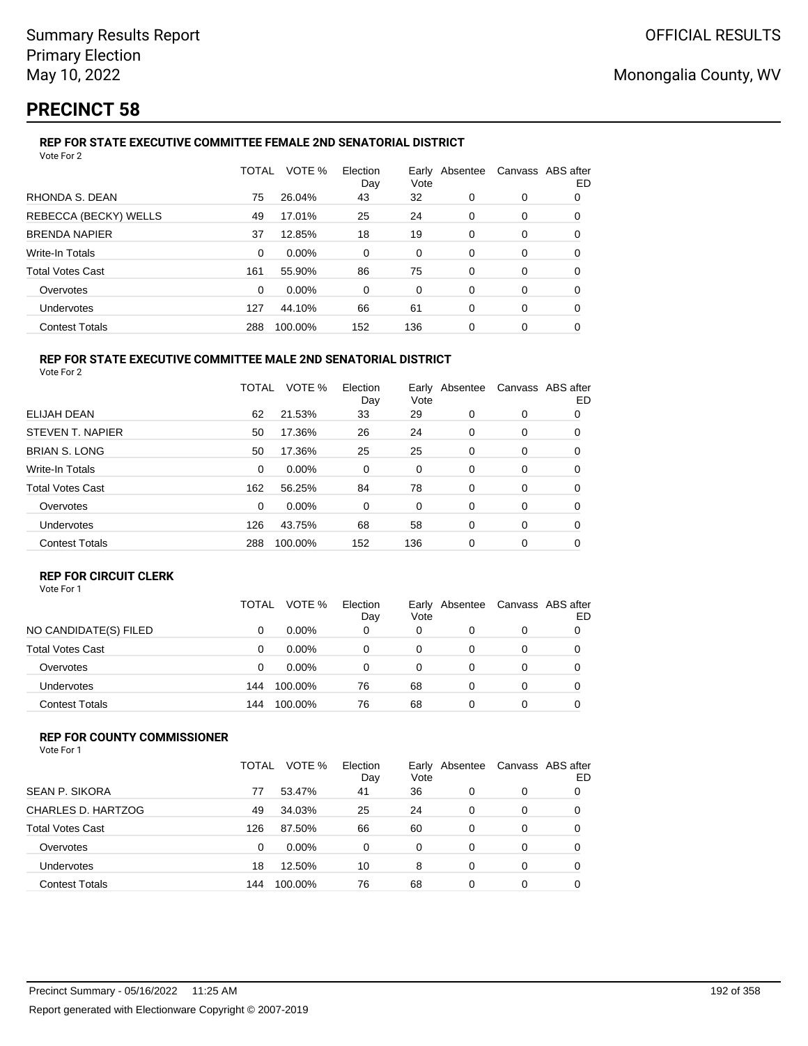Summary Results Report
Primary Election
May 10, 2022

OFFICIAL RESULTS

Monongalia County, WV

# PRECINCT 58

### REP FOR STATE EXECUTIVE COMMITTEE FEMALE 2ND SENATORIAL DISTRICT

Vote For 2

| | TOTAL | VOTE % | Election Day | Early Vote | Absentee | Canvass | ABS after ED |
|---|---|---|---|---|---|---|---|
| RHONDA S. DEAN | 75 | 26.04% | 43 | 32 | 0 | 0 | 0 |
| REBECCA (BECKY) WELLS | 49 | 17.01% | 25 | 24 | 0 | 0 | 0 |
| BRENDA NAPIER | 37 | 12.85% | 18 | 19 | 0 | 0 | 0 |
| Write-In Totals | 0 | 0.00% | 0 | 0 | 0 | 0 | 0 |
| Total Votes Cast | 161 | 55.90% | 86 | 75 | 0 | 0 | 0 |
| Overvotes | 0 | 0.00% | 0 | 0 | 0 | 0 | 0 |
| Undervotes | 127 | 44.10% | 66 | 61 | 0 | 0 | 0 |
| Contest Totals | 288 | 100.00% | 152 | 136 | 0 | 0 | 0 |

### REP FOR STATE EXECUTIVE COMMITTEE MALE 2ND SENATORIAL DISTRICT

Vote For 2

| | TOTAL | VOTE % | Election Day | Early Vote | Absentee | Canvass | ABS after ED |
|---|---|---|---|---|---|---|---|
| ELIJAH DEAN | 62 | 21.53% | 33 | 29 | 0 | 0 | 0 |
| STEVEN T. NAPIER | 50 | 17.36% | 26 | 24 | 0 | 0 | 0 |
| BRIAN S. LONG | 50 | 17.36% | 25 | 25 | 0 | 0 | 0 |
| Write-In Totals | 0 | 0.00% | 0 | 0 | 0 | 0 | 0 |
| Total Votes Cast | 162 | 56.25% | 84 | 78 | 0 | 0 | 0 |
| Overvotes | 0 | 0.00% | 0 | 0 | 0 | 0 | 0 |
| Undervotes | 126 | 43.75% | 68 | 58 | 0 | 0 | 0 |
| Contest Totals | 288 | 100.00% | 152 | 136 | 0 | 0 | 0 |

### REP FOR CIRCUIT CLERK

Vote For 1

| | TOTAL | VOTE % | Election Day | Early Vote | Absentee | Canvass | ABS after ED |
|---|---|---|---|---|---|---|---|
| NO CANDIDATE(S) FILED | 0 | 0.00% | 0 | 0 | 0 | 0 | 0 |
| Total Votes Cast | 0 | 0.00% | 0 | 0 | 0 | 0 | 0 |
| Overvotes | 0 | 0.00% | 0 | 0 | 0 | 0 | 0 |
| Undervotes | 144 | 100.00% | 76 | 68 | 0 | 0 | 0 |
| Contest Totals | 144 | 100.00% | 76 | 68 | 0 | 0 | 0 |

### REP FOR COUNTY COMMISSIONER

Vote For 1

| | TOTAL | VOTE % | Election Day | Early Vote | Absentee | Canvass | ABS after ED |
|---|---|---|---|---|---|---|---|
| SEAN P. SIKORA | 77 | 53.47% | 41 | 36 | 0 | 0 | 0 |
| CHARLES D. HARTZOG | 49 | 34.03% | 25 | 24 | 0 | 0 | 0 |
| Total Votes Cast | 126 | 87.50% | 66 | 60 | 0 | 0 | 0 |
| Overvotes | 0 | 0.00% | 0 | 0 | 0 | 0 | 0 |
| Undervotes | 18 | 12.50% | 10 | 8 | 0 | 0 | 0 |
| Contest Totals | 144 | 100.00% | 76 | 68 | 0 | 0 | 0 |

Precinct Summary - 05/16/2022 11:25 AM

Report generated with Electionware Copyright © 2007-2019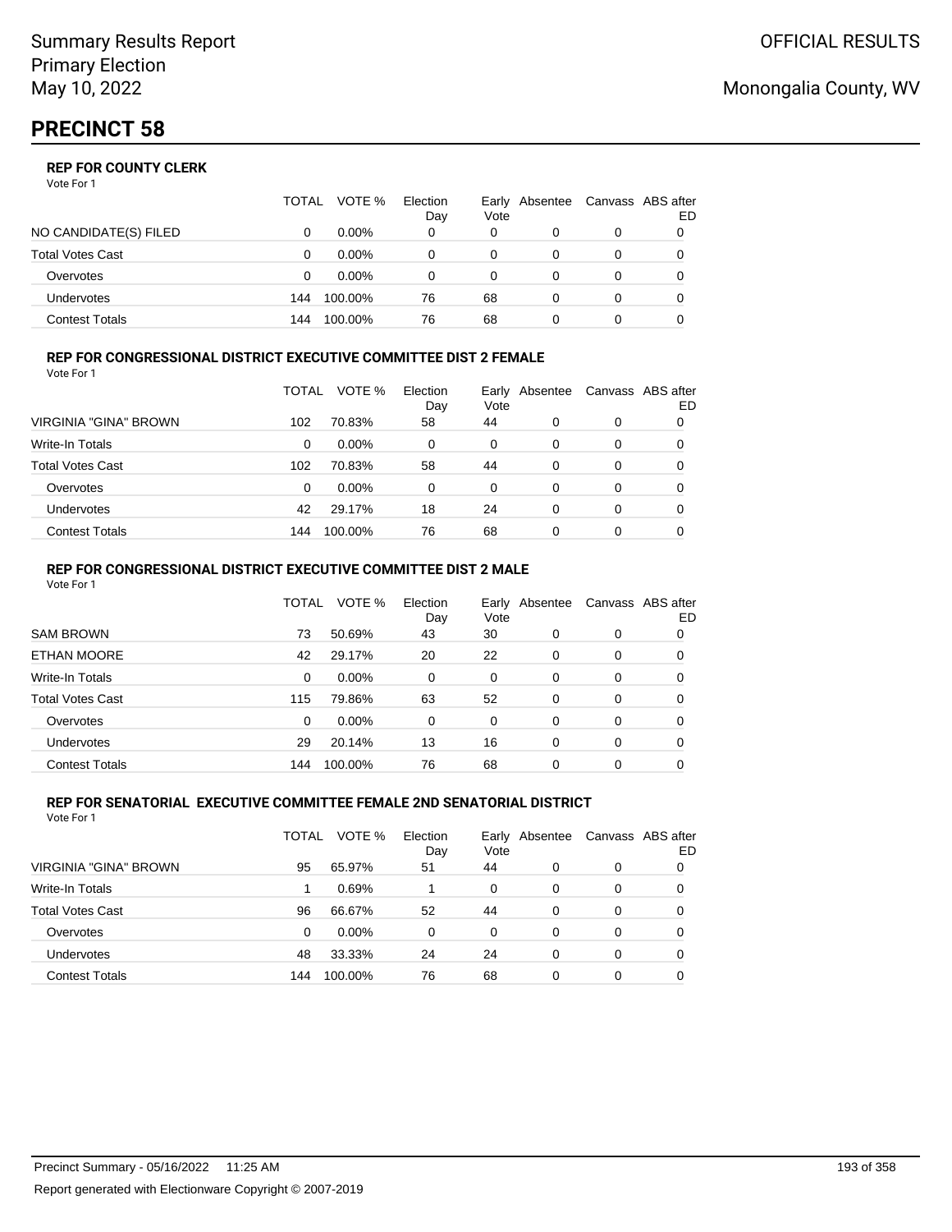Summary Results Report
Primary Election
May 10, 2022

OFFICIAL RESULTS

Monongalia County, WV

# PRECINCT 58

### REP FOR COUNTY CLERK

Vote For 1

| | TOTAL | VOTE % | Election Day | Early Vote | Absentee | Canvass | ABS after ED |
|---|---|---|---|---|---|---|---|
| NO CANDIDATE(S) FILED | 0 | 0.00% | 0 | 0 | 0 | 0 | 0 |
| Total Votes Cast | 0 | 0.00% | 0 | 0 | 0 | 0 | 0 |
| Overvotes | 0 | 0.00% | 0 | 0 | 0 | 0 | 0 |
| Undervotes | 144 | 100.00% | 76 | 68 | 0 | 0 | 0 |
| Contest Totals | 144 | 100.00% | 76 | 68 | 0 | 0 | 0 |

### REP FOR CONGRESSIONAL DISTRICT EXECUTIVE COMMITTEE DIST 2 FEMALE

Vote For 1

| | TOTAL | VOTE % | Election Day | Early Vote | Absentee | Canvass | ABS after ED |
|---|---|---|---|---|---|---|---|
| VIRGINIA "GINA" BROWN | 102 | 70.83% | 58 | 44 | 0 | 0 | 0 |
| Write-In Totals | 0 | 0.00% | 0 | 0 | 0 | 0 | 0 |
| Total Votes Cast | 102 | 70.83% | 58 | 44 | 0 | 0 | 0 |
| Overvotes | 0 | 0.00% | 0 | 0 | 0 | 0 | 0 |
| Undervotes | 42 | 29.17% | 18 | 24 | 0 | 0 | 0 |
| Contest Totals | 144 | 100.00% | 76 | 68 | 0 | 0 | 0 |

### REP FOR CONGRESSIONAL DISTRICT EXECUTIVE COMMITTEE DIST 2 MALE

Vote For 1

| | TOTAL | VOTE % | Election Day | Early Vote | Absentee | Canvass | ABS after ED |
|---|---|---|---|---|---|---|---|
| SAM BROWN | 73 | 50.69% | 43 | 30 | 0 | 0 | 0 |
| ETHAN MOORE | 42 | 29.17% | 20 | 22 | 0 | 0 | 0 |
| Write-In Totals | 0 | 0.00% | 0 | 0 | 0 | 0 | 0 |
| Total Votes Cast | 115 | 79.86% | 63 | 52 | 0 | 0 | 0 |
| Overvotes | 0 | 0.00% | 0 | 0 | 0 | 0 | 0 |
| Undervotes | 29 | 20.14% | 13 | 16 | 0 | 0 | 0 |
| Contest Totals | 144 | 100.00% | 76 | 68 | 0 | 0 | 0 |

### REP FOR SENATORIAL EXECUTIVE COMMITTEE FEMALE 2ND SENATORIAL DISTRICT

Vote For 1

| | TOTAL | VOTE % | Election Day | Early Vote | Absentee | Canvass | ABS after ED |
|---|---|---|---|---|---|---|---|
| VIRGINIA "GINA" BROWN | 95 | 65.97% | 51 | 44 | 0 | 0 | 0 |
| Write-In Totals | 1 | 0.69% | 1 | 0 | 0 | 0 | 0 |
| Total Votes Cast | 96 | 66.67% | 52 | 44 | 0 | 0 | 0 |
| Overvotes | 0 | 0.00% | 0 | 0 | 0 | 0 | 0 |
| Undervotes | 48 | 33.33% | 24 | 24 | 0 | 0 | 0 |
| Contest Totals | 144 | 100.00% | 76 | 68 | 0 | 0 | 0 |

Precinct Summary - 05/16/2022 11:25 AM

Report generated with Electionware Copyright © 2007-2019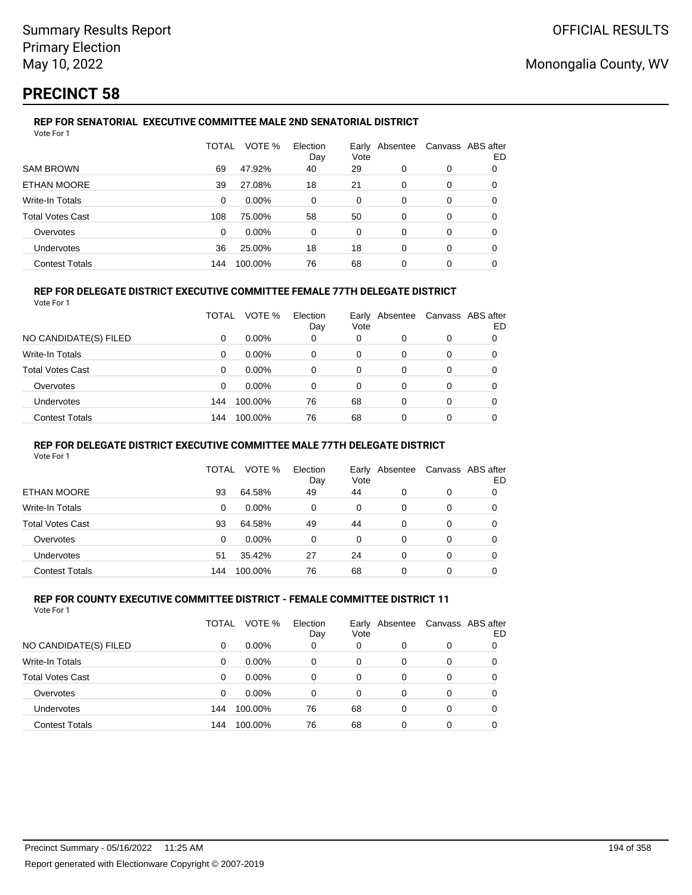Summary Results Report
Primary Election
May 10, 2022

OFFICIAL RESULTS

Monongalia County, WV

# PRECINCT 58

### REP FOR SENATORIAL EXECUTIVE COMMITTEE MALE 2ND SENATORIAL DISTRICT

Vote For 1

| | TOTAL | VOTE % | Election Day | Early Vote | Absentee | Canvass | ABS after ED |
|---|---|---|---|---|---|---|---|
| SAM BROWN | 69 | 47.92% | 40 | 29 | 0 | 0 | 0 |
| ETHAN MOORE | 39 | 27.08% | 18 | 21 | 0 | 0 | 0 |
| Write-In Totals | 0 | 0.00% | 0 | 0 | 0 | 0 | 0 |
| Total Votes Cast | 108 | 75.00% | 58 | 50 | 0 | 0 | 0 |
| Overvotes | 0 | 0.00% | 0 | 0 | 0 | 0 | 0 |
| Undervotes | 36 | 25.00% | 18 | 18 | 0 | 0 | 0 |
| Contest Totals | 144 | 100.00% | 76 | 68 | 0 | 0 | 0 |

### REP FOR DELEGATE DISTRICT EXECUTIVE COMMITTEE FEMALE 77TH DELEGATE DISTRICT

Vote For 1

| | TOTAL | VOTE % | Election Day | Early Vote | Absentee | Canvass | ABS after ED |
|---|---|---|---|---|---|---|---|
| NO CANDIDATE(S) FILED | 0 | 0.00% | 0 | 0 | 0 | 0 | 0 |
| Write-In Totals | 0 | 0.00% | 0 | 0 | 0 | 0 | 0 |
| Total Votes Cast | 0 | 0.00% | 0 | 0 | 0 | 0 | 0 |
| Overvotes | 0 | 0.00% | 0 | 0 | 0 | 0 | 0 |
| Undervotes | 144 | 100.00% | 76 | 68 | 0 | 0 | 0 |
| Contest Totals | 144 | 100.00% | 76 | 68 | 0 | 0 | 0 |

### REP FOR DELEGATE DISTRICT EXECUTIVE COMMITTEE MALE 77TH DELEGATE DISTRICT

Vote For 1

| | TOTAL | VOTE % | Election Day | Early Vote | Absentee | Canvass | ABS after ED |
|---|---|---|---|---|---|---|---|
| ETHAN MOORE | 93 | 64.58% | 49 | 44 | 0 | 0 | 0 |
| Write-In Totals | 0 | 0.00% | 0 | 0 | 0 | 0 | 0 |
| Total Votes Cast | 93 | 64.58% | 49 | 44 | 0 | 0 | 0 |
| Overvotes | 0 | 0.00% | 0 | 0 | 0 | 0 | 0 |
| Undervotes | 51 | 35.42% | 27 | 24 | 0 | 0 | 0 |
| Contest Totals | 144 | 100.00% | 76 | 68 | 0 | 0 | 0 |

### REP FOR COUNTY EXECUTIVE COMMITTEE DISTRICT - FEMALE COMMITTEE DISTRICT 11

Vote For 1

| | TOTAL | VOTE % | Election Day | Early Vote | Absentee | Canvass | ABS after ED |
|---|---|---|---|---|---|---|---|
| NO CANDIDATE(S) FILED | 0 | 0.00% | 0 | 0 | 0 | 0 | 0 |
| Write-In Totals | 0 | 0.00% | 0 | 0 | 0 | 0 | 0 |
| Total Votes Cast | 0 | 0.00% | 0 | 0 | 0 | 0 | 0 |
| Overvotes | 0 | 0.00% | 0 | 0 | 0 | 0 | 0 |
| Undervotes | 144 | 100.00% | 76 | 68 | 0 | 0 | 0 |
| Contest Totals | 144 | 100.00% | 76 | 68 | 0 | 0 | 0 |

Precinct Summary - 05/16/2022 11:25 AM

Report generated with Electionware Copyright © 2007-2019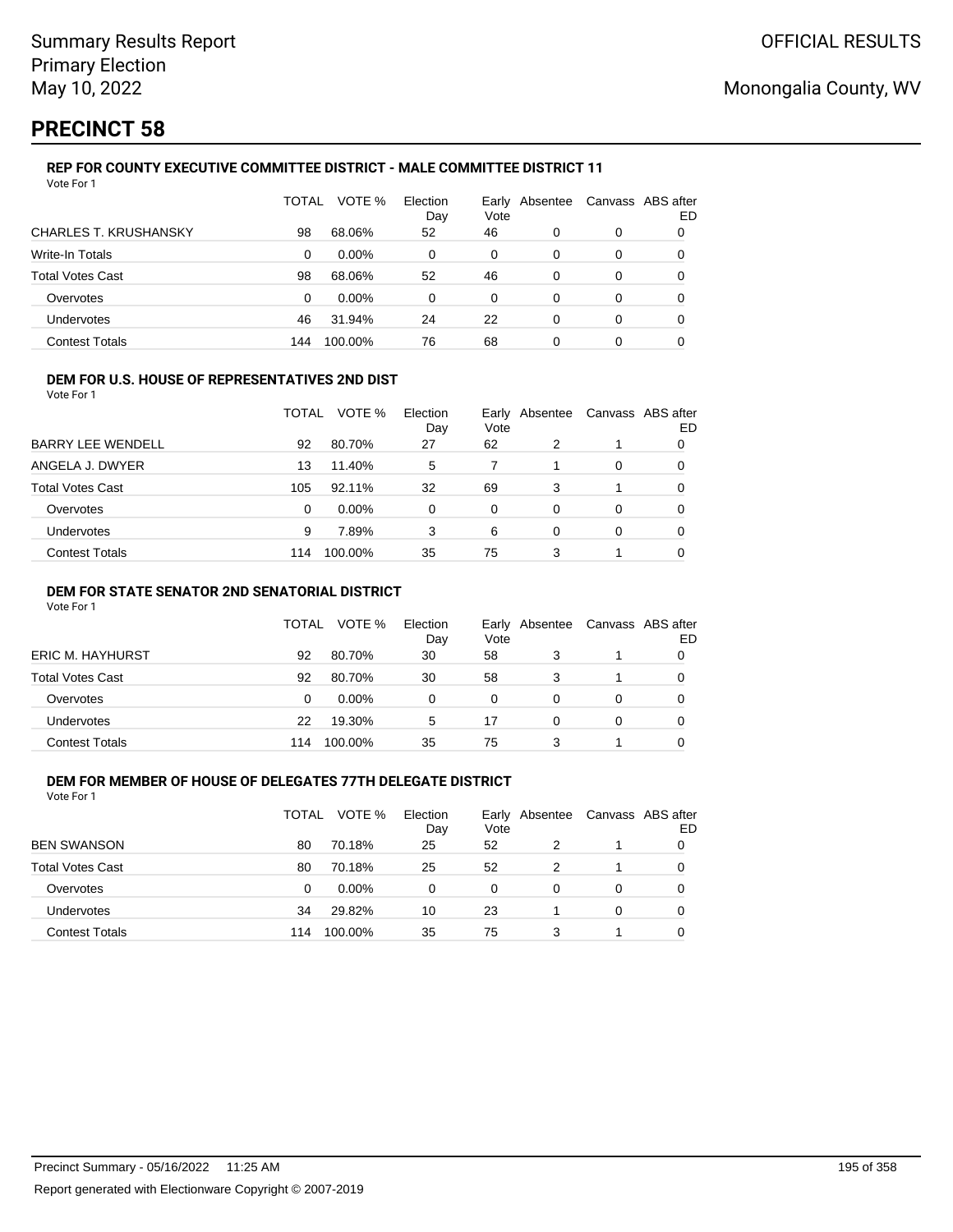Summary Results Report
Primary Election
May 10, 2022

OFFICIAL RESULTS

Monongalia County, WV

# PRECINCT 58

### REP FOR COUNTY EXECUTIVE COMMITTEE DISTRICT - MALE COMMITTEE DISTRICT 11

Vote For 1

| | TOTAL | VOTE % | Election Day | Early Vote | Absentee | Canvass | ABS after ED |
|---|---|---|---|---|---|---|---|
| CHARLES T. KRUSHANSKY | 98 | 68.06% | 52 | 46 | 0 | 0 | 0 |
| Write-In Totals | 0 | 0.00% | 0 | 0 | 0 | 0 | 0 |
| Total Votes Cast | 98 | 68.06% | 52 | 46 | 0 | 0 | 0 |
| Overvotes | 0 | 0.00% | 0 | 0 | 0 | 0 | 0 |
| Undervotes | 46 | 31.94% | 24 | 22 | 0 | 0 | 0 |
| Contest Totals | 144 | 100.00% | 76 | 68 | 0 | 0 | 0 |

### DEM FOR U.S. HOUSE OF REPRESENTATIVES 2ND DIST

Vote For 1

| | TOTAL | VOTE % | Election Day | Early Vote | Absentee | Canvass | ABS after ED |
|---|---|---|---|---|---|---|---|
| BARRY LEE WENDELL | 92 | 80.70% | 27 | 62 | 2 | 1 | 0 |
| ANGELA J. DWYER | 13 | 11.40% | 5 | 7 | 1 | 0 | 0 |
| Total Votes Cast | 105 | 92.11% | 32 | 69 | 3 | 1 | 0 |
| Overvotes | 0 | 0.00% | 0 | 0 | 0 | 0 | 0 |
| Undervotes | 9 | 7.89% | 3 | 6 | 0 | 0 | 0 |
| Contest Totals | 114 | 100.00% | 35 | 75 | 3 | 1 | 0 |

### DEM FOR STATE SENATOR 2ND SENATORIAL DISTRICT

Vote For 1

| | TOTAL | VOTE % | Election Day | Early Vote | Absentee | Canvass | ABS after ED |
|---|---|---|---|---|---|---|---|
| ERIC M. HAYHURST | 92 | 80.70% | 30 | 58 | 3 | 1 | 0 |
| Total Votes Cast | 92 | 80.70% | 30 | 58 | 3 | 1 | 0 |
| Overvotes | 0 | 0.00% | 0 | 0 | 0 | 0 | 0 |
| Undervotes | 22 | 19.30% | 5 | 17 | 0 | 0 | 0 |
| Contest Totals | 114 | 100.00% | 35 | 75 | 3 | 1 | 0 |

### DEM FOR MEMBER OF HOUSE OF DELEGATES 77TH DELEGATE DISTRICT

Vote For 1

| | TOTAL | VOTE % | Election Day | Early Vote | Absentee | Canvass | ABS after ED |
|---|---|---|---|---|---|---|---|
| BEN SWANSON | 80 | 70.18% | 25 | 52 | 2 | 1 | 0 |
| Total Votes Cast | 80 | 70.18% | 25 | 52 | 2 | 1 | 0 |
| Overvotes | 0 | 0.00% | 0 | 0 | 0 | 0 | 0 |
| Undervotes | 34 | 29.82% | 10 | 23 | 1 | 0 | 0 |
| Contest Totals | 114 | 100.00% | 35 | 75 | 3 | 1 | 0 |

Precinct Summary - 05/16/2022 11:25 AM

Report generated with Electionware Copyright © 2007-2019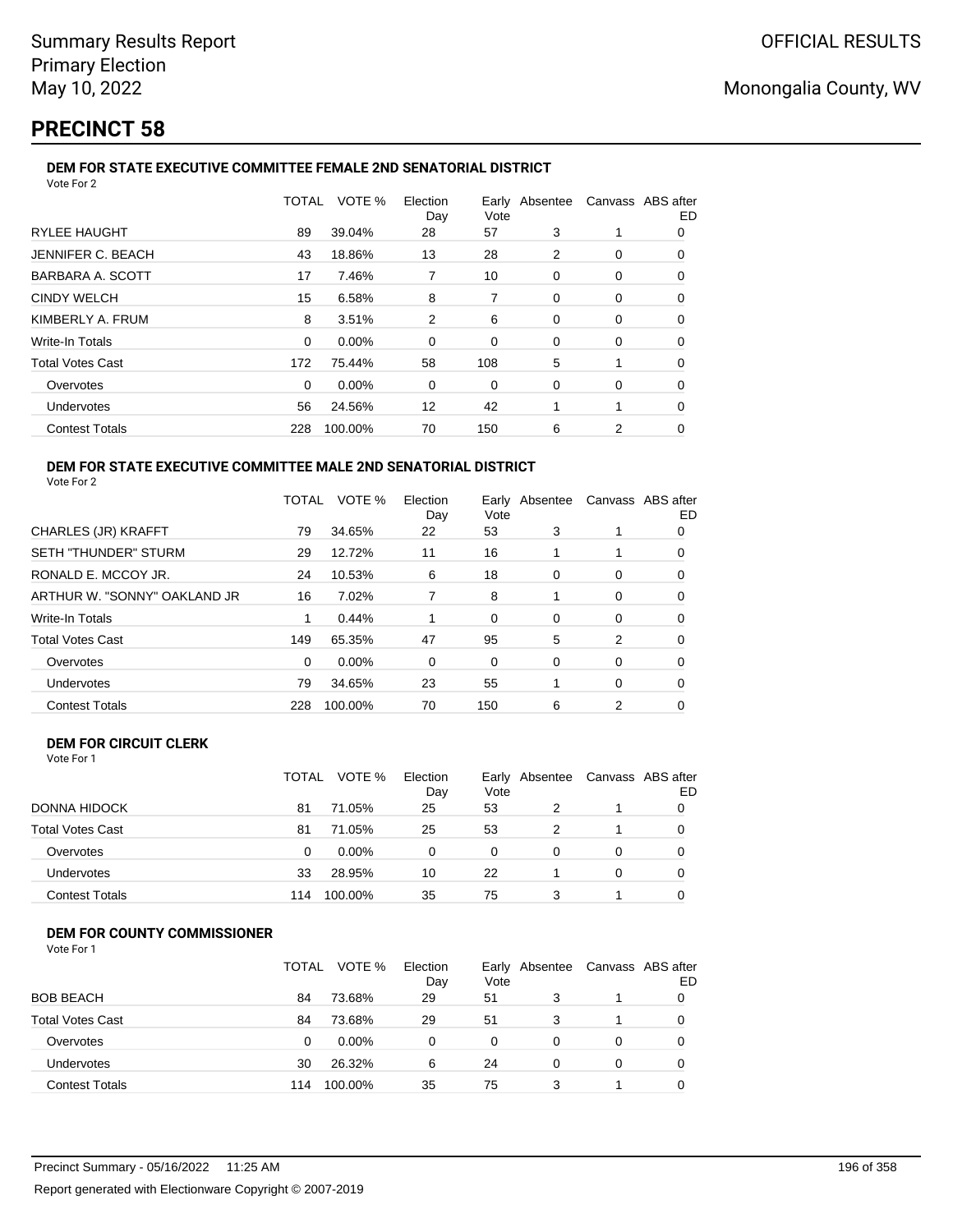# PRECINCT 58

### DEM FOR STATE EXECUTIVE COMMITTEE FEMALE 2ND SENATORIAL DISTRICT

Vote For 2

| | TOTAL | VOTE % | Election Day | Early Vote | Absentee | Canvass | ABS after ED |
|---|---|---|---|---|---|---|---|
| RYLEE HAUGHT | 89 | 39.04% | 28 | 57 | 3 | 1 | 0 |
| JENNIFER C. BEACH | 43 | 18.86% | 13 | 28 | 2 | 0 | 0 |
| BARBARA A. SCOTT | 17 | 7.46% | 7 | 10 | 0 | 0 | 0 |
| CINDY WELCH | 15 | 6.58% | 8 | 7 | 0 | 0 | 0 |
| KIMBERLY A. FRUM | 8 | 3.51% | 2 | 6 | 0 | 0 | 0 |
| Write-In Totals | 0 | 0.00% | 0 | 0 | 0 | 0 | 0 |
| Total Votes Cast | 172 | 75.44% | 58 | 108 | 5 | 1 | 0 |
| Overvotes | 0 | 0.00% | 0 | 0 | 0 | 0 | 0 |
| Undervotes | 56 | 24.56% | 12 | 42 | 1 | 1 | 0 |
| Contest Totals | 228 | 100.00% | 70 | 150 | 6 | 2 | 0 |

### DEM FOR STATE EXECUTIVE COMMITTEE MALE 2ND SENATORIAL DISTRICT

Vote For 2

| | TOTAL | VOTE % | Election Day | Early Vote | Absentee | Canvass | ABS after ED |
|---|---|---|---|---|---|---|---|
| CHARLES (JR) KRAFFT | 79 | 34.65% | 22 | 53 | 3 | 1 | 0 |
| SETH "THUNDER" STURM | 29 | 12.72% | 11 | 16 | 1 | 1 | 0 |
| RONALD E. MCCOY JR. | 24 | 10.53% | 6 | 18 | 0 | 0 | 0 |
| ARTHUR W. "SONNY" OAKLAND JR | 16 | 7.02% | 7 | 8 | 1 | 0 | 0 |
| Write-In Totals | 1 | 0.44% | 1 | 0 | 0 | 0 | 0 |
| Total Votes Cast | 149 | 65.35% | 47 | 95 | 5 | 2 | 0 |
| Overvotes | 0 | 0.00% | 0 | 0 | 0 | 0 | 0 |
| Undervotes | 79 | 34.65% | 23 | 55 | 1 | 0 | 0 |
| Contest Totals | 228 | 100.00% | 70 | 150 | 6 | 2 | 0 |

### DEM FOR CIRCUIT CLERK

Vote For 1

| | TOTAL | VOTE % | Election Day | Early Vote | Absentee | Canvass | ABS after ED |
|---|---|---|---|---|---|---|---|
| DONNA HIDOCK | 81 | 71.05% | 25 | 53 | 2 | 1 | 0 |
| Total Votes Cast | 81 | 71.05% | 25 | 53 | 2 | 1 | 0 |
| Overvotes | 0 | 0.00% | 0 | 0 | 0 | 0 | 0 |
| Undervotes | 33 | 28.95% | 10 | 22 | 1 | 0 | 0 |
| Contest Totals | 114 | 100.00% | 35 | 75 | 3 | 1 | 0 |

### DEM FOR COUNTY COMMISSIONER

Vote For 1

| | TOTAL | VOTE % | Election Day | Early Vote | Absentee | Canvass | ABS after ED |
|---|---|---|---|---|---|---|---|
| BOB BEACH | 84 | 73.68% | 29 | 51 | 3 | 1 | 0 |
| Total Votes Cast | 84 | 73.68% | 29 | 51 | 3 | 1 | 0 |
| Overvotes | 0 | 0.00% | 0 | 0 | 0 | 0 | 0 |
| Undervotes | 30 | 26.32% | 6 | 24 | 0 | 0 | 0 |
| Contest Totals | 114 | 100.00% | 35 | 75 | 3 | 1 | 0 |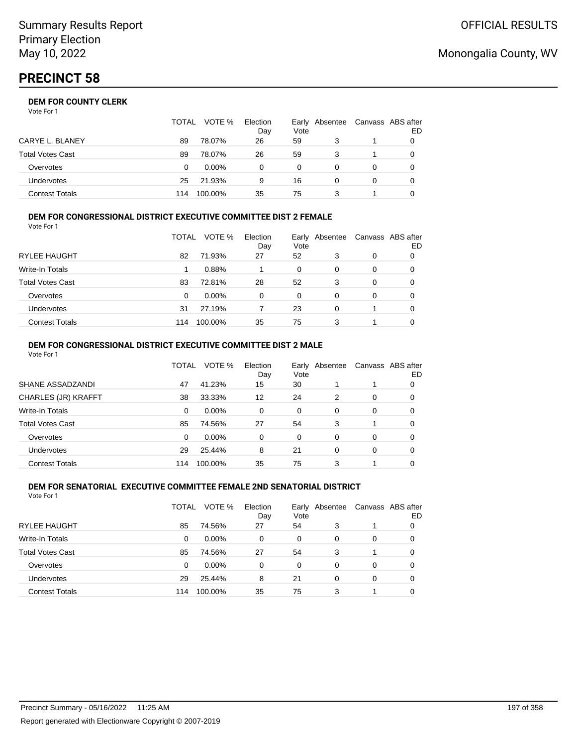# PRECINCT 58

Summary Results Report
Primary Election
May 10, 2022

OFFICIAL RESULTS

Monongalia County, WV

### DEM FOR COUNTY CLERK

Vote For 1

| | TOTAL | VOTE % | Election Day | Early Vote | Absentee | Canvass | ABS after ED |
|---|---|---|---|---|---|---|---|
| CARYE L. BLANEY | 89 | 78.07% | 26 | 59 | 3 | 1 | 0 |
| Total Votes Cast | 89 | 78.07% | 26 | 59 | 3 | 1 | 0 |
| Overvotes | 0 | 0.00% | 0 | 0 | 0 | 0 | 0 |
| Undervotes | 25 | 21.93% | 9 | 16 | 0 | 0 | 0 |
| Contest Totals | 114 | 100.00% | 35 | 75 | 3 | 1 | 0 |

### DEM FOR CONGRESSIONAL DISTRICT EXECUTIVE COMMITTEE DIST 2 FEMALE

Vote For 1

| | TOTAL | VOTE % | Election Day | Early Vote | Absentee | Canvass | ABS after ED |
|---|---|---|---|---|---|---|---|
| RYLEE HAUGHT | 82 | 71.93% | 27 | 52 | 3 | 0 | 0 |
| Write-In Totals | 1 | 0.88% | 1 | 0 | 0 | 0 | 0 |
| Total Votes Cast | 83 | 72.81% | 28 | 52 | 3 | 0 | 0 |
| Overvotes | 0 | 0.00% | 0 | 0 | 0 | 0 | 0 |
| Undervotes | 31 | 27.19% | 7 | 23 | 0 | 1 | 0 |
| Contest Totals | 114 | 100.00% | 35 | 75 | 3 | 1 | 0 |

### DEM FOR CONGRESSIONAL DISTRICT EXECUTIVE COMMITTEE DIST 2 MALE

Vote For 1

| | TOTAL | VOTE % | Election Day | Early Vote | Absentee | Canvass | ABS after ED |
|---|---|---|---|---|---|---|---|
| SHANE ASSADZANDI | 47 | 41.23% | 15 | 30 | 1 | 1 | 0 |
| CHARLES (JR) KRAFFT | 38 | 33.33% | 12 | 24 | 2 | 0 | 0 |
| Write-In Totals | 0 | 0.00% | 0 | 0 | 0 | 0 | 0 |
| Total Votes Cast | 85 | 74.56% | 27 | 54 | 3 | 1 | 0 |
| Overvotes | 0 | 0.00% | 0 | 0 | 0 | 0 | 0 |
| Undervotes | 29 | 25.44% | 8 | 21 | 0 | 0 | 0 |
| Contest Totals | 114 | 100.00% | 35 | 75 | 3 | 1 | 0 |

### DEM FOR SENATORIAL EXECUTIVE COMMITTEE FEMALE 2ND SENATORIAL DISTRICT

Vote For 1

| | TOTAL | VOTE % | Election Day | Early Vote | Absentee | Canvass | ABS after ED |
|---|---|---|---|---|---|---|---|
| RYLEE HAUGHT | 85 | 74.56% | 27 | 54 | 3 | 1 | 0 |
| Write-In Totals | 0 | 0.00% | 0 | 0 | 0 | 0 | 0 |
| Total Votes Cast | 85 | 74.56% | 27 | 54 | 3 | 1 | 0 |
| Overvotes | 0 | 0.00% | 0 | 0 | 0 | 0 | 0 |
| Undervotes | 29 | 25.44% | 8 | 21 | 0 | 0 | 0 |
| Contest Totals | 114 | 100.00% | 35 | 75 | 3 | 1 | 0 |

Precinct Summary - 05/16/2022 11:25 AM

Report generated with Electionware Copyright © 2007-2019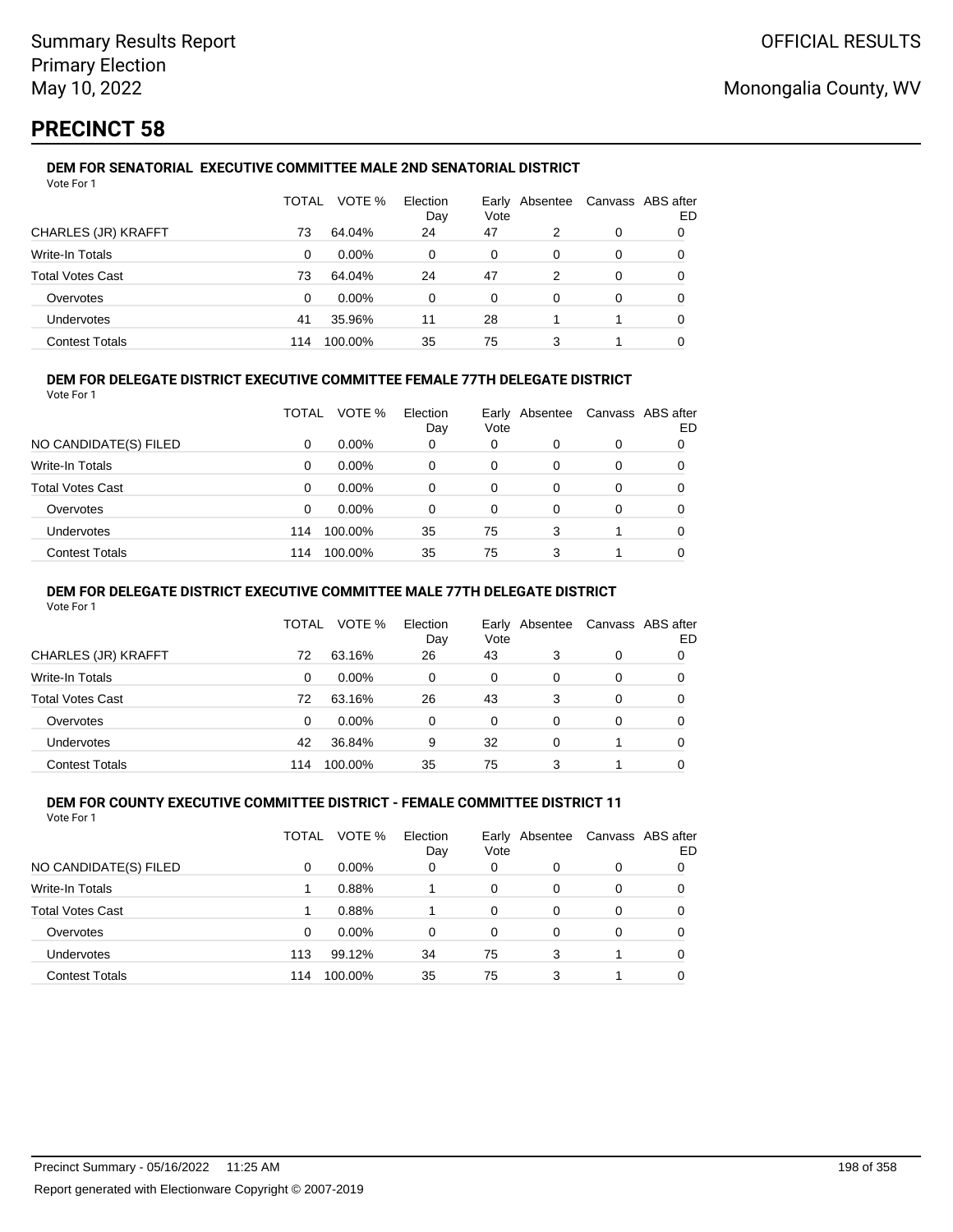Summary Results Report
Primary Election
May 10, 2022

OFFICIAL RESULTS

Monongalia County, WV

# PRECINCT 58

### DEM FOR SENATORIAL EXECUTIVE COMMITTEE MALE 2ND SENATORIAL DISTRICT

Vote For 1

| | TOTAL | VOTE % | Election Day | Early Vote | Absentee | Canvass | ABS after ED |
|---|---|---|---|---|---|---|---|
| CHARLES (JR) KRAFFT | 73 | 64.04% | 24 | 47 | 2 | 0 | 0 |
| Write-In Totals | 0 | 0.00% | 0 | 0 | 0 | 0 | 0 |
| Total Votes Cast | 73 | 64.04% | 24 | 47 | 2 | 0 | 0 |
| Overvotes | 0 | 0.00% | 0 | 0 | 0 | 0 | 0 |
| Undervotes | 41 | 35.96% | 11 | 28 | 1 | 1 | 0 |
| Contest Totals | 114 | 100.00% | 35 | 75 | 3 | 1 | 0 |

### DEM FOR DELEGATE DISTRICT EXECUTIVE COMMITTEE FEMALE 77TH DELEGATE DISTRICT

Vote For 1

| | TOTAL | VOTE % | Election Day | Early Vote | Absentee | Canvass | ABS after ED |
|---|---|---|---|---|---|---|---|
| NO CANDIDATE(S) FILED | 0 | 0.00% | 0 | 0 | 0 | 0 | 0 |
| Write-In Totals | 0 | 0.00% | 0 | 0 | 0 | 0 | 0 |
| Total Votes Cast | 0 | 0.00% | 0 | 0 | 0 | 0 | 0 |
| Overvotes | 0 | 0.00% | 0 | 0 | 0 | 0 | 0 |
| Undervotes | 114 | 100.00% | 35 | 75 | 3 | 1 | 0 |
| Contest Totals | 114 | 100.00% | 35 | 75 | 3 | 1 | 0 |

### DEM FOR DELEGATE DISTRICT EXECUTIVE COMMITTEE MALE 77TH DELEGATE DISTRICT

Vote For 1

| | TOTAL | VOTE % | Election Day | Early Vote | Absentee | Canvass | ABS after ED |
|---|---|---|---|---|---|---|---|
| CHARLES (JR) KRAFFT | 72 | 63.16% | 26 | 43 | 3 | 0 | 0 |
| Write-In Totals | 0 | 0.00% | 0 | 0 | 0 | 0 | 0 |
| Total Votes Cast | 72 | 63.16% | 26 | 43 | 3 | 0 | 0 |
| Overvotes | 0 | 0.00% | 0 | 0 | 0 | 0 | 0 |
| Undervotes | 42 | 36.84% | 9 | 32 | 0 | 1 | 0 |
| Contest Totals | 114 | 100.00% | 35 | 75 | 3 | 1 | 0 |

### DEM FOR COUNTY EXECUTIVE COMMITTEE DISTRICT - FEMALE COMMITTEE DISTRICT 11

Vote For 1

| | TOTAL | VOTE % | Election Day | Early Vote | Absentee | Canvass | ABS after ED |
|---|---|---|---|---|---|---|---|
| NO CANDIDATE(S) FILED | 0 | 0.00% | 0 | 0 | 0 | 0 | 0 |
| Write-In Totals | 1 | 0.88% | 1 | 0 | 0 | 0 | 0 |
| Total Votes Cast | 1 | 0.88% | 1 | 0 | 0 | 0 | 0 |
| Overvotes | 0 | 0.00% | 0 | 0 | 0 | 0 | 0 |
| Undervotes | 113 | 99.12% | 34 | 75 | 3 | 1 | 0 |
| Contest Totals | 114 | 100.00% | 35 | 75 | 3 | 1 | 0 |

Precinct Summary - 05/16/2022 11:25 AM

Report generated with Electionware Copyright © 2007-2019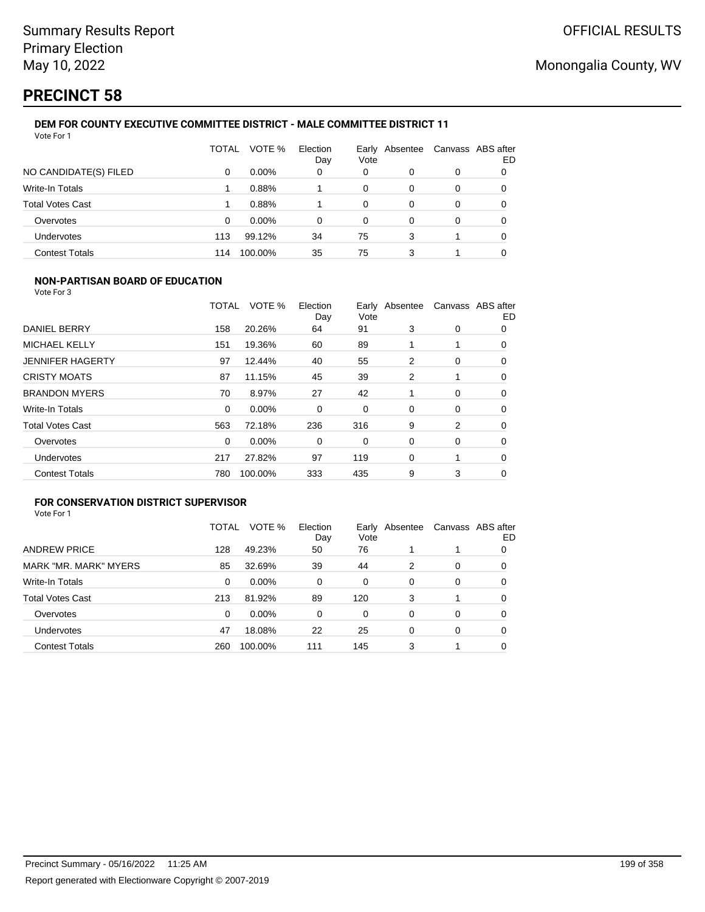# PRECINCT 58

### DEM FOR COUNTY EXECUTIVE COMMITTEE DISTRICT - MALE COMMITTEE DISTRICT 11

Vote For 1

| | TOTAL | VOTE % | Election Day | Early Vote | Absentee | Canvass | ABS after ED |
|---|---|---|---|---|---|---|---|
| NO CANDIDATE(S) FILED | 0 | 0.00% | 0 | 0 | 0 | 0 | 0 |
| Write-In Totals | 1 | 0.88% | 1 | 0 | 0 | 0 | 0 |
| Total Votes Cast | 1 | 0.88% | 1 | 0 | 0 | 0 | 0 |
| Overvotes | 0 | 0.00% | 0 | 0 | 0 | 0 | 0 |
| Undervotes | 113 | 99.12% | 34 | 75 | 3 | 1 | 0 |
| Contest Totals | 114 | 100.00% | 35 | 75 | 3 | 1 | 0 |

### NON-PARTISAN BOARD OF EDUCATION

Vote For 3

| | TOTAL | VOTE % | Election Day | Early Vote | Absentee | Canvass | ABS after ED |
|---|---|---|---|---|---|---|---|
| DANIEL BERRY | 158 | 20.26% | 64 | 91 | 3 | 0 | 0 |
| MICHAEL KELLY | 151 | 19.36% | 60 | 89 | 1 | 1 | 0 |
| JENNIFER HAGERTY | 97 | 12.44% | 40 | 55 | 2 | 0 | 0 |
| CRISTY MOATS | 87 | 11.15% | 45 | 39 | 2 | 1 | 0 |
| BRANDON MYERS | 70 | 8.97% | 27 | 42 | 1 | 0 | 0 |
| Write-In Totals | 0 | 0.00% | 0 | 0 | 0 | 0 | 0 |
| Total Votes Cast | 563 | 72.18% | 236 | 316 | 9 | 2 | 0 |
| Overvotes | 0 | 0.00% | 0 | 0 | 0 | 0 | 0 |
| Undervotes | 217 | 27.82% | 97 | 119 | 0 | 1 | 0 |
| Contest Totals | 780 | 100.00% | 333 | 435 | 9 | 3 | 0 |

### FOR CONSERVATION DISTRICT SUPERVISOR

Vote For 1

| | TOTAL | VOTE % | Election Day | Early Vote | Absentee | Canvass | ABS after ED |
|---|---|---|---|---|---|---|---|
| ANDREW PRICE | 128 | 49.23% | 50 | 76 | 1 | 1 | 0 |
| MARK "MR. MARK" MYERS | 85 | 32.69% | 39 | 44 | 2 | 0 | 0 |
| Write-In Totals | 0 | 0.00% | 0 | 0 | 0 | 0 | 0 |
| Total Votes Cast | 213 | 81.92% | 89 | 120 | 3 | 1 | 0 |
| Overvotes | 0 | 0.00% | 0 | 0 | 0 | 0 | 0 |
| Undervotes | 47 | 18.08% | 22 | 25 | 0 | 0 | 0 |
| Contest Totals | 260 | 100.00% | 111 | 145 | 3 | 1 | 0 |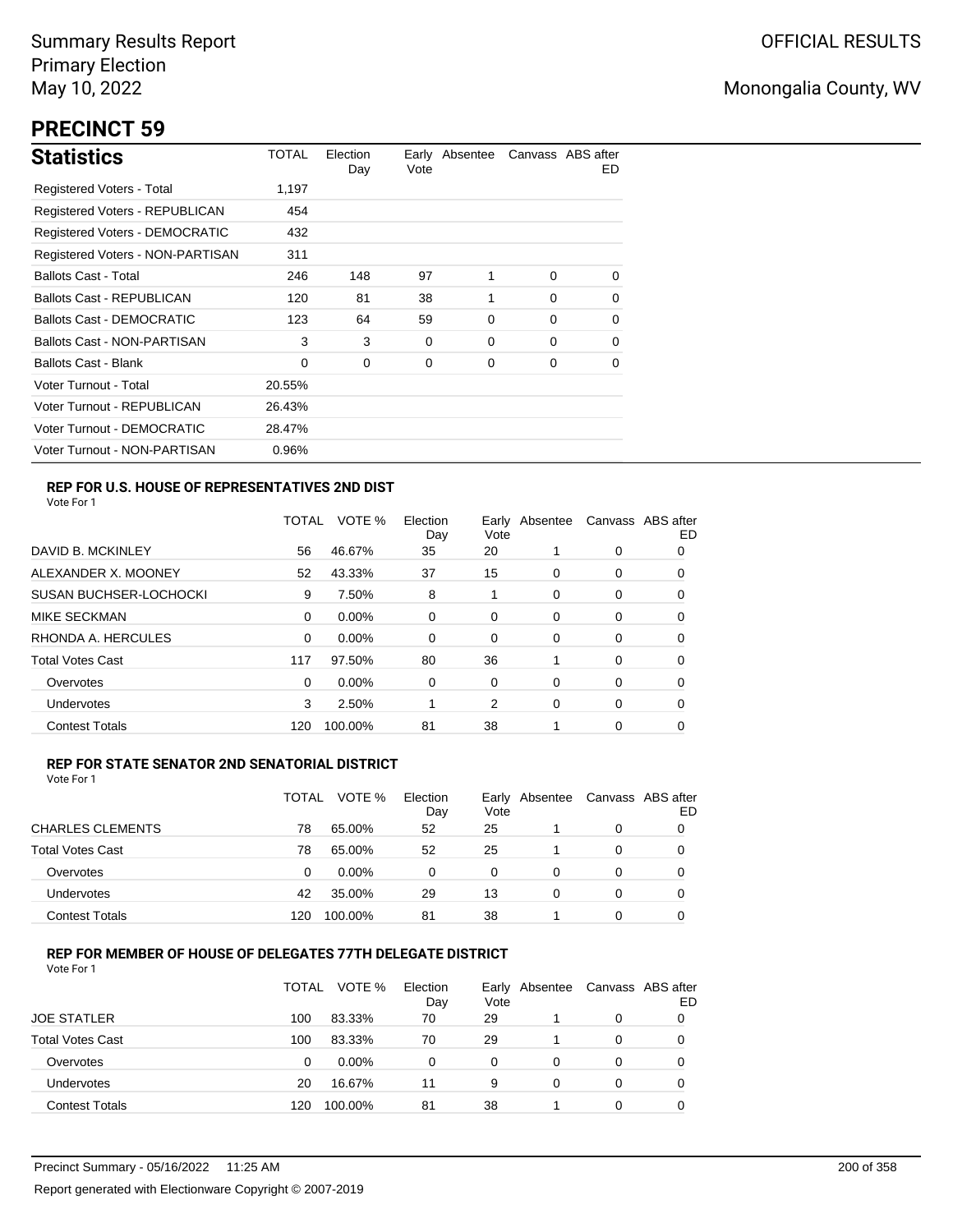Summary Results Report
Primary Election
May 10, 2022

OFFICIAL RESULTS

Monongalia County, WV

# PRECINCT 59

## Statistics

| Statistics | TOTAL | Election Day | Early Vote | Absentee | Canvass | ABS after ED |
|---|---|---|---|---|---|---|
| Registered Voters - Total | 1,197 | | | | | |
| Registered Voters - REPUBLICAN | 454 | | | | | |
| Registered Voters - DEMOCRATIC | 432 | | | | | |
| Registered Voters - NON-PARTISAN | 311 | | | | | |
| Ballots Cast - Total | 246 | 148 | 97 | 1 | 0 | 0 |
| Ballots Cast - REPUBLICAN | 120 | 81 | 38 | 1 | 0 | 0 |
| Ballots Cast - DEMOCRATIC | 123 | 64 | 59 | 0 | 0 | 0 |
| Ballots Cast - NON-PARTISAN | 3 | 3 | 0 | 0 | 0 | 0 |
| Ballots Cast - Blank | 0 | 0 | 0 | 0 | 0 | 0 |
| Voter Turnout - Total | 20.55% | | | | | |
| Voter Turnout - REPUBLICAN | 26.43% | | | | | |
| Voter Turnout - DEMOCRATIC | 28.47% | | | | | |
| Voter Turnout - NON-PARTISAN | 0.96% | | | | | |

### REP FOR U.S. HOUSE OF REPRESENTATIVES 2ND DIST

Vote For 1

| | TOTAL | VOTE % | Election Day | Early Vote | Absentee | Canvass | ABS after ED |
|---|---|---|---|---|---|---|---|
| DAVID B. MCKINLEY | 56 | 46.67% | 35 | 20 | 1 | 0 | 0 |
| ALEXANDER X. MOONEY | 52 | 43.33% | 37 | 15 | 0 | 0 | 0 |
| SUSAN BUCHSER-LOCHOCKI | 9 | 7.50% | 8 | 1 | 0 | 0 | 0 |
| MIKE SECKMAN | 0 | 0.00% | 0 | 0 | 0 | 0 | 0 |
| RHONDA A. HERCULES | 0 | 0.00% | 0 | 0 | 0 | 0 | 0 |
| Total Votes Cast | 117 | 97.50% | 80 | 36 | 1 | 0 | 0 |
| Overvotes | 0 | 0.00% | 0 | 0 | 0 | 0 | 0 |
| Undervotes | 3 | 2.50% | 1 | 2 | 0 | 0 | 0 |
| Contest Totals | 120 | 100.00% | 81 | 38 | 1 | 0 | 0 |

### REP FOR STATE SENATOR 2ND SENATORIAL DISTRICT

Vote For 1

| | TOTAL | VOTE % | Election Day | Early Vote | Absentee | Canvass | ABS after ED |
|---|---|---|---|---|---|---|---|
| CHARLES CLEMENTS | 78 | 65.00% | 52 | 25 | 1 | 0 | 0 |
| Total Votes Cast | 78 | 65.00% | 52 | 25 | 1 | 0 | 0 |
| Overvotes | 0 | 0.00% | 0 | 0 | 0 | 0 | 0 |
| Undervotes | 42 | 35.00% | 29 | 13 | 0 | 0 | 0 |
| Contest Totals | 120 | 100.00% | 81 | 38 | 1 | 0 | 0 |

### REP FOR MEMBER OF HOUSE OF DELEGATES 77TH DELEGATE DISTRICT

Vote For 1

| | TOTAL | VOTE % | Election Day | Early Vote | Absentee | Canvass | ABS after ED |
|---|---|---|---|---|---|---|---|
| JOE STATLER | 100 | 83.33% | 70 | 29 | 1 | 0 | 0 |
| Total Votes Cast | 100 | 83.33% | 70 | 29 | 1 | 0 | 0 |
| Overvotes | 0 | 0.00% | 0 | 0 | 0 | 0 | 0 |
| Undervotes | 20 | 16.67% | 11 | 9 | 0 | 0 | 0 |
| Contest Totals | 120 | 100.00% | 81 | 38 | 1 | 0 | 0 |

Precinct Summary - 05/16/2022 11:25 AM

Report generated with Electionware Copyright © 2007-2019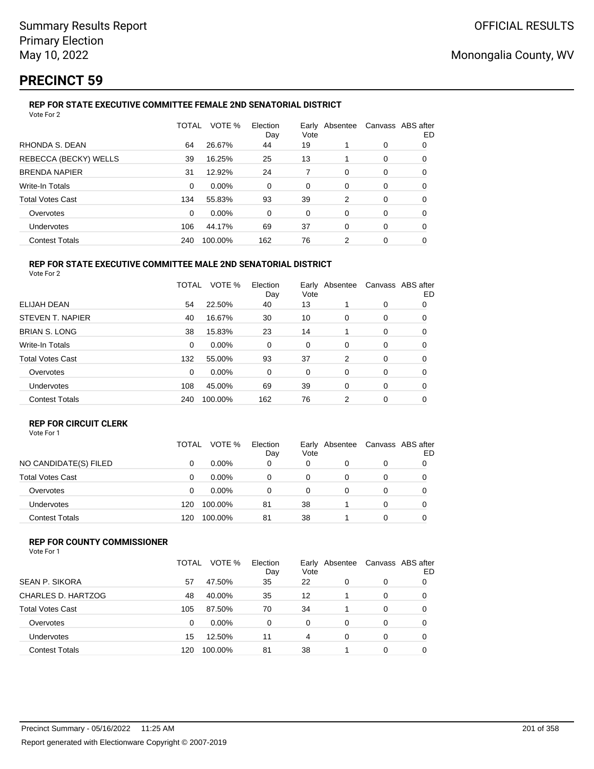# PRECINCT 59

### REP FOR STATE EXECUTIVE COMMITTEE FEMALE 2ND SENATORIAL DISTRICT

Vote For 2

| | TOTAL | VOTE % | Election Day | Early Vote | Absentee | Canvass | ABS after ED |
|---|---|---|---|---|---|---|---|
| RHONDA S. DEAN | 64 | 26.67% | 44 | 19 | 1 | 0 | 0 |
| REBECCA (BECKY) WELLS | 39 | 16.25% | 25 | 13 | 1 | 0 | 0 |
| BRENDA NAPIER | 31 | 12.92% | 24 | 7 | 0 | 0 | 0 |
| Write-In Totals | 0 | 0.00% | 0 | 0 | 0 | 0 | 0 |
| Total Votes Cast | 134 | 55.83% | 93 | 39 | 2 | 0 | 0 |
| Overvotes | 0 | 0.00% | 0 | 0 | 0 | 0 | 0 |
| Undervotes | 106 | 44.17% | 69 | 37 | 0 | 0 | 0 |
| Contest Totals | 240 | 100.00% | 162 | 76 | 2 | 0 | 0 |

### REP FOR STATE EXECUTIVE COMMITTEE MALE 2ND SENATORIAL DISTRICT

Vote For 2

| | TOTAL | VOTE % | Election Day | Early Vote | Absentee | Canvass | ABS after ED |
|---|---|---|---|---|---|---|---|
| ELIJAH DEAN | 54 | 22.50% | 40 | 13 | 1 | 0 | 0 |
| STEVEN T. NAPIER | 40 | 16.67% | 30 | 10 | 0 | 0 | 0 |
| BRIAN S. LONG | 38 | 15.83% | 23 | 14 | 1 | 0 | 0 |
| Write-In Totals | 0 | 0.00% | 0 | 0 | 0 | 0 | 0 |
| Total Votes Cast | 132 | 55.00% | 93 | 37 | 2 | 0 | 0 |
| Overvotes | 0 | 0.00% | 0 | 0 | 0 | 0 | 0 |
| Undervotes | 108 | 45.00% | 69 | 39 | 0 | 0 | 0 |
| Contest Totals | 240 | 100.00% | 162 | 76 | 2 | 0 | 0 |

### REP FOR CIRCUIT CLERK

Vote For 1

| | TOTAL | VOTE % | Election Day | Early Vote | Absentee | Canvass | ABS after ED |
|---|---|---|---|---|---|---|---|
| NO CANDIDATE(S) FILED | 0 | 0.00% | 0 | 0 | 0 | 0 | 0 |
| Total Votes Cast | 0 | 0.00% | 0 | 0 | 0 | 0 | 0 |
| Overvotes | 0 | 0.00% | 0 | 0 | 0 | 0 | 0 |
| Undervotes | 120 | 100.00% | 81 | 38 | 1 | 0 | 0 |
| Contest Totals | 120 | 100.00% | 81 | 38 | 1 | 0 | 0 |

### REP FOR COUNTY COMMISSIONER

Vote For 1

| | TOTAL | VOTE % | Election Day | Early Vote | Absentee | Canvass | ABS after ED |
|---|---|---|---|---|---|---|---|
| SEAN P. SIKORA | 57 | 47.50% | 35 | 22 | 0 | 0 | 0 |
| CHARLES D. HARTZOG | 48 | 40.00% | 35 | 12 | 1 | 0 | 0 |
| Total Votes Cast | 105 | 87.50% | 70 | 34 | 1 | 0 | 0 |
| Overvotes | 0 | 0.00% | 0 | 0 | 0 | 0 | 0 |
| Undervotes | 15 | 12.50% | 11 | 4 | 0 | 0 | 0 |
| Contest Totals | 120 | 100.00% | 81 | 38 | 1 | 0 | 0 |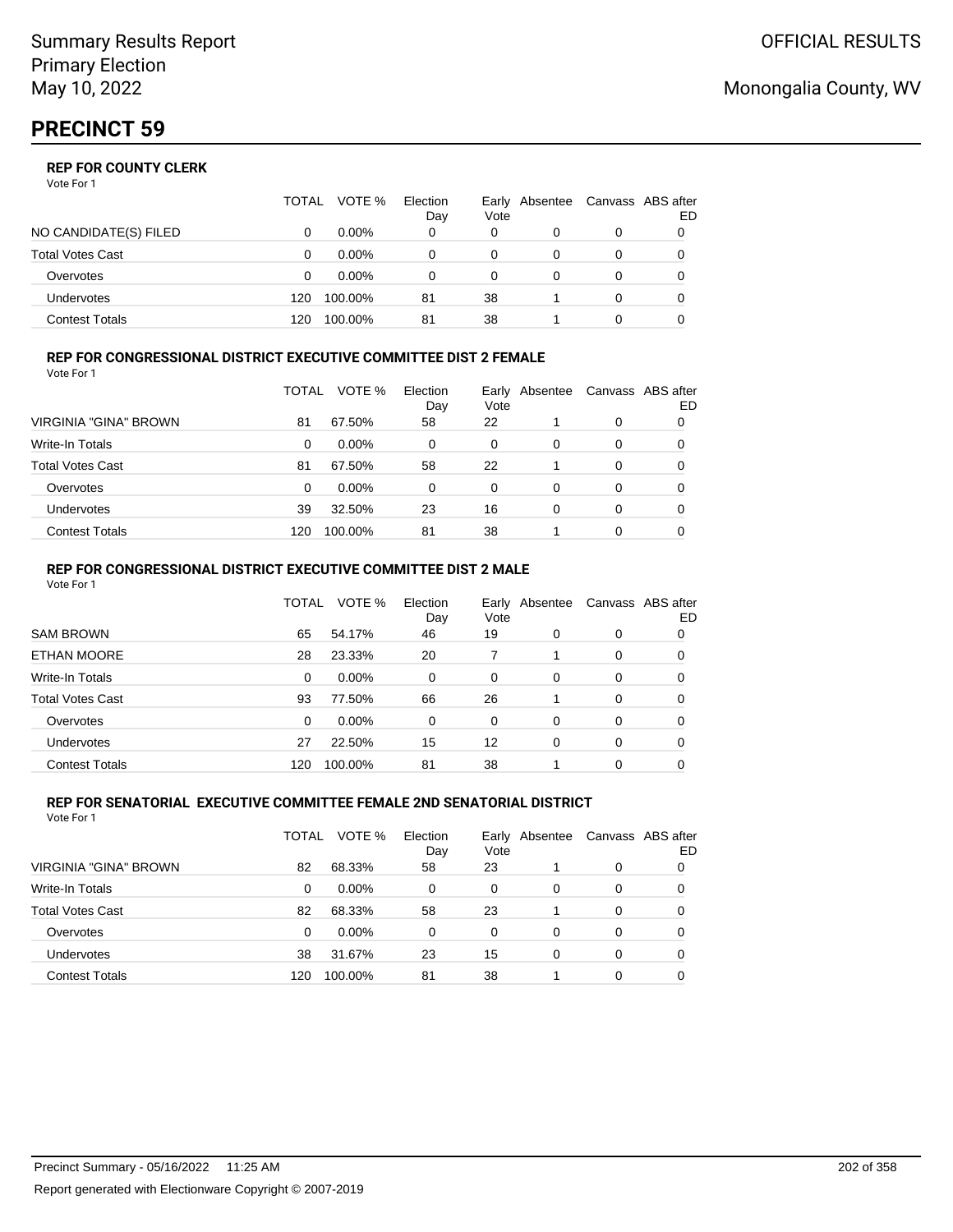Summary Results Report
Primary Election
May 10, 2022

OFFICIAL RESULTS

Monongalia County, WV

# PRECINCT 59

### REP FOR COUNTY CLERK

Vote For 1

| | TOTAL | VOTE % | Election Day | Early Vote | Absentee | Canvass | ABS after ED |
|---|---|---|---|---|---|---|---|
| NO CANDIDATE(S) FILED | 0 | 0.00% | 0 | 0 | 0 | 0 | 0 |
| Total Votes Cast | 0 | 0.00% | 0 | 0 | 0 | 0 | 0 |
| Overvotes | 0 | 0.00% | 0 | 0 | 0 | 0 | 0 |
| Undervotes | 120 | 100.00% | 81 | 38 | 1 | 0 | 0 |
| Contest Totals | 120 | 100.00% | 81 | 38 | 1 | 0 | 0 |

### REP FOR CONGRESSIONAL DISTRICT EXECUTIVE COMMITTEE DIST 2 FEMALE

Vote For 1

| | TOTAL | VOTE % | Election Day | Early Vote | Absentee | Canvass | ABS after ED |
|---|---|---|---|---|---|---|---|
| VIRGINIA "GINA" BROWN | 81 | 67.50% | 58 | 22 | 1 | 0 | 0 |
| Write-In Totals | 0 | 0.00% | 0 | 0 | 0 | 0 | 0 |
| Total Votes Cast | 81 | 67.50% | 58 | 22 | 1 | 0 | 0 |
| Overvotes | 0 | 0.00% | 0 | 0 | 0 | 0 | 0 |
| Undervotes | 39 | 32.50% | 23 | 16 | 0 | 0 | 0 |
| Contest Totals | 120 | 100.00% | 81 | 38 | 1 | 0 | 0 |

### REP FOR CONGRESSIONAL DISTRICT EXECUTIVE COMMITTEE DIST 2 MALE

Vote For 1

| | TOTAL | VOTE % | Election Day | Early Vote | Absentee | Canvass | ABS after ED |
|---|---|---|---|---|---|---|---|
| SAM BROWN | 65 | 54.17% | 46 | 19 | 0 | 0 | 0 |
| ETHAN MOORE | 28 | 23.33% | 20 | 7 | 1 | 0 | 0 |
| Write-In Totals | 0 | 0.00% | 0 | 0 | 0 | 0 | 0 |
| Total Votes Cast | 93 | 77.50% | 66 | 26 | 1 | 0 | 0 |
| Overvotes | 0 | 0.00% | 0 | 0 | 0 | 0 | 0 |
| Undervotes | 27 | 22.50% | 15 | 12 | 0 | 0 | 0 |
| Contest Totals | 120 | 100.00% | 81 | 38 | 1 | 0 | 0 |

### REP FOR SENATORIAL EXECUTIVE COMMITTEE FEMALE 2ND SENATORIAL DISTRICT

Vote For 1

| | TOTAL | VOTE % | Election Day | Early Vote | Absentee | Canvass | ABS after ED |
|---|---|---|---|---|---|---|---|
| VIRGINIA "GINA" BROWN | 82 | 68.33% | 58 | 23 | 1 | 0 | 0 |
| Write-In Totals | 0 | 0.00% | 0 | 0 | 0 | 0 | 0 |
| Total Votes Cast | 82 | 68.33% | 58 | 23 | 1 | 0 | 0 |
| Overvotes | 0 | 0.00% | 0 | 0 | 0 | 0 | 0 |
| Undervotes | 38 | 31.67% | 23 | 15 | 0 | 0 | 0 |
| Contest Totals | 120 | 100.00% | 81 | 38 | 1 | 0 | 0 |

Precinct Summary - 05/16/2022 11:25 AM

Report generated with Electionware Copyright © 2007-2019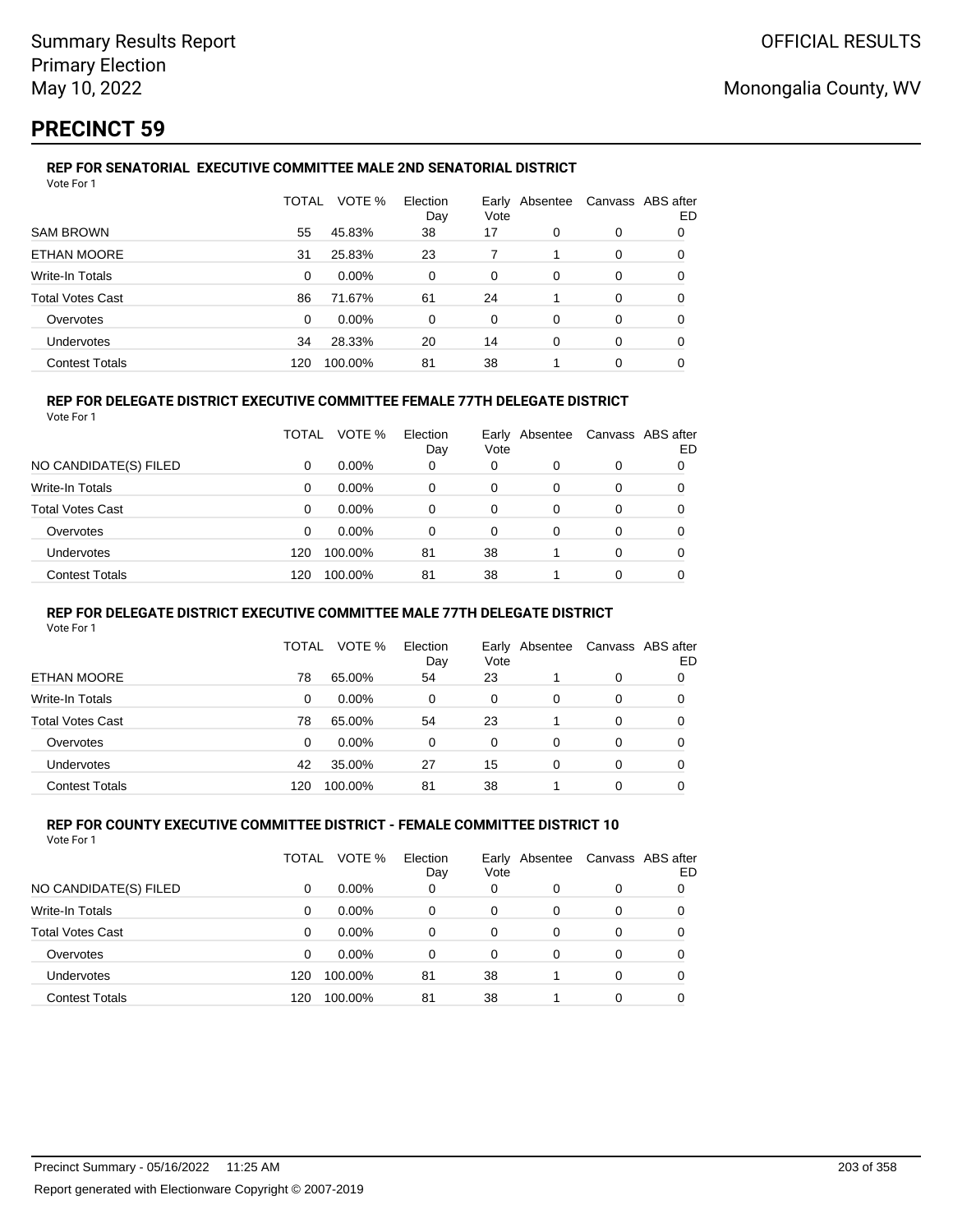Summary Results Report
Primary Election
May 10, 2022

OFFICIAL RESULTS

Monongalia County, WV

# PRECINCT 59

### REP FOR SENATORIAL EXECUTIVE COMMITTEE MALE 2ND SENATORIAL DISTRICT

Vote For 1

| | TOTAL | VOTE % | Election Day | Early Vote | Absentee | Canvass | ABS after ED |
|---|---|---|---|---|---|---|---|
| SAM BROWN | 55 | 45.83% | 38 | 17 | 0 | 0 | 0 |
| ETHAN MOORE | 31 | 25.83% | 23 | 7 | 1 | 0 | 0 |
| Write-In Totals | 0 | 0.00% | 0 | 0 | 0 | 0 | 0 |
| Total Votes Cast | 86 | 71.67% | 61 | 24 | 1 | 0 | 0 |
| Overvotes | 0 | 0.00% | 0 | 0 | 0 | 0 | 0 |
| Undervotes | 34 | 28.33% | 20 | 14 | 0 | 0 | 0 |
| Contest Totals | 120 | 100.00% | 81 | 38 | 1 | 0 | 0 |

### REP FOR DELEGATE DISTRICT EXECUTIVE COMMITTEE FEMALE 77TH DELEGATE DISTRICT

Vote For 1

| | TOTAL | VOTE % | Election Day | Early Vote | Absentee | Canvass | ABS after ED |
|---|---|---|---|---|---|---|---|
| NO CANDIDATE(S) FILED | 0 | 0.00% | 0 | 0 | 0 | 0 | 0 |
| Write-In Totals | 0 | 0.00% | 0 | 0 | 0 | 0 | 0 |
| Total Votes Cast | 0 | 0.00% | 0 | 0 | 0 | 0 | 0 |
| Overvotes | 0 | 0.00% | 0 | 0 | 0 | 0 | 0 |
| Undervotes | 120 | 100.00% | 81 | 38 | 1 | 0 | 0 |
| Contest Totals | 120 | 100.00% | 81 | 38 | 1 | 0 | 0 |

### REP FOR DELEGATE DISTRICT EXECUTIVE COMMITTEE MALE 77TH DELEGATE DISTRICT

Vote For 1

| | TOTAL | VOTE % | Election Day | Early Vote | Absentee | Canvass | ABS after ED |
|---|---|---|---|---|---|---|---|
| ETHAN MOORE | 78 | 65.00% | 54 | 23 | 1 | 0 | 0 |
| Write-In Totals | 0 | 0.00% | 0 | 0 | 0 | 0 | 0 |
| Total Votes Cast | 78 | 65.00% | 54 | 23 | 1 | 0 | 0 |
| Overvotes | 0 | 0.00% | 0 | 0 | 0 | 0 | 0 |
| Undervotes | 42 | 35.00% | 27 | 15 | 0 | 0 | 0 |
| Contest Totals | 120 | 100.00% | 81 | 38 | 1 | 0 | 0 |

### REP FOR COUNTY EXECUTIVE COMMITTEE DISTRICT - FEMALE COMMITTEE DISTRICT 10

Vote For 1

| | TOTAL | VOTE % | Election Day | Early Vote | Absentee | Canvass | ABS after ED |
|---|---|---|---|---|---|---|---|
| NO CANDIDATE(S) FILED | 0 | 0.00% | 0 | 0 | 0 | 0 | 0 |
| Write-In Totals | 0 | 0.00% | 0 | 0 | 0 | 0 | 0 |
| Total Votes Cast | 0 | 0.00% | 0 | 0 | 0 | 0 | 0 |
| Overvotes | 0 | 0.00% | 0 | 0 | 0 | 0 | 0 |
| Undervotes | 120 | 100.00% | 81 | 38 | 1 | 0 | 0 |
| Contest Totals | 120 | 100.00% | 81 | 38 | 1 | 0 | 0 |

Precinct Summary - 05/16/2022 11:25 AM

Report generated with Electionware Copyright © 2007-2019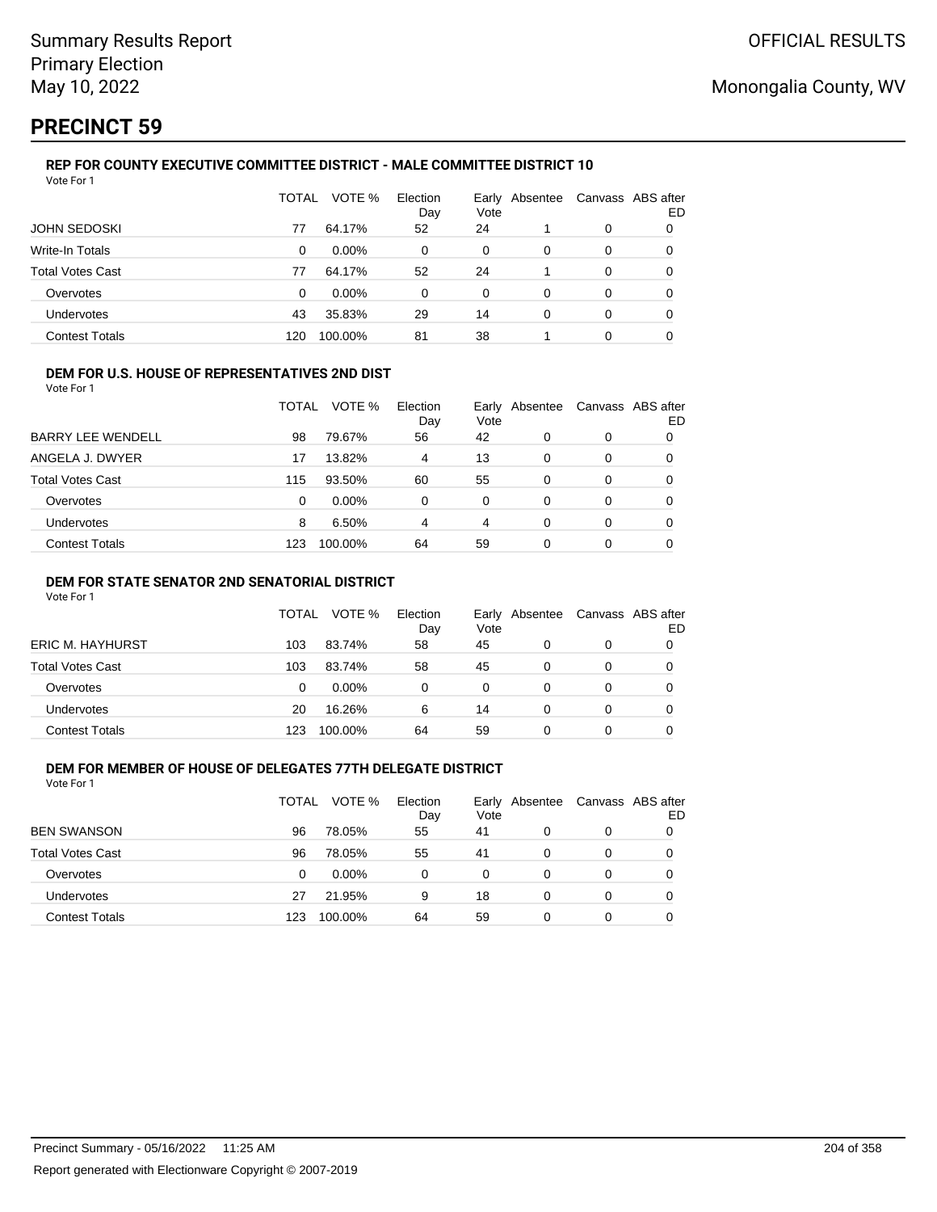Summary Results Report
Primary Election
May 10, 2022

OFFICIAL RESULTS

Monongalia County, WV

# PRECINCT 59

### REP FOR COUNTY EXECUTIVE COMMITTEE DISTRICT - MALE COMMITTEE DISTRICT 10

Vote For 1

| | TOTAL | VOTE % | Election Day | Early Vote | Absentee | Canvass | ABS after ED |
|---|---|---|---|---|---|---|---|
| JOHN SEDOSKI | 77 | 64.17% | 52 | 24 | 1 | 0 | 0 |
| Write-In Totals | 0 | 0.00% | 0 | 0 | 0 | 0 | 0 |
| Total Votes Cast | 77 | 64.17% | 52 | 24 | 1 | 0 | 0 |
| Overvotes | 0 | 0.00% | 0 | 0 | 0 | 0 | 0 |
| Undervotes | 43 | 35.83% | 29 | 14 | 0 | 0 | 0 |
| Contest Totals | 120 | 100.00% | 81 | 38 | 1 | 0 | 0 |

### DEM FOR U.S. HOUSE OF REPRESENTATIVES 2ND DIST

Vote For 1

| | TOTAL | VOTE % | Election Day | Early Vote | Absentee | Canvass | ABS after ED |
|---|---|---|---|---|---|---|---|
| BARRY LEE WENDELL | 98 | 79.67% | 56 | 42 | 0 | 0 | 0 |
| ANGELA J. DWYER | 17 | 13.82% | 4 | 13 | 0 | 0 | 0 |
| Total Votes Cast | 115 | 93.50% | 60 | 55 | 0 | 0 | 0 |
| Overvotes | 0 | 0.00% | 0 | 0 | 0 | 0 | 0 |
| Undervotes | 8 | 6.50% | 4 | 4 | 0 | 0 | 0 |
| Contest Totals | 123 | 100.00% | 64 | 59 | 0 | 0 | 0 |

### DEM FOR STATE SENATOR 2ND SENATORIAL DISTRICT

Vote For 1

| | TOTAL | VOTE % | Election Day | Early Vote | Absentee | Canvass | ABS after ED |
|---|---|---|---|---|---|---|---|
| ERIC M. HAYHURST | 103 | 83.74% | 58 | 45 | 0 | 0 | 0 |
| Total Votes Cast | 103 | 83.74% | 58 | 45 | 0 | 0 | 0 |
| Overvotes | 0 | 0.00% | 0 | 0 | 0 | 0 | 0 |
| Undervotes | 20 | 16.26% | 6 | 14 | 0 | 0 | 0 |
| Contest Totals | 123 | 100.00% | 64 | 59 | 0 | 0 | 0 |

### DEM FOR MEMBER OF HOUSE OF DELEGATES 77TH DELEGATE DISTRICT

Vote For 1

| | TOTAL | VOTE % | Election Day | Early Vote | Absentee | Canvass | ABS after ED |
|---|---|---|---|---|---|---|---|
| BEN SWANSON | 96 | 78.05% | 55 | 41 | 0 | 0 | 0 |
| Total Votes Cast | 96 | 78.05% | 55 | 41 | 0 | 0 | 0 |
| Overvotes | 0 | 0.00% | 0 | 0 | 0 | 0 | 0 |
| Undervotes | 27 | 21.95% | 9 | 18 | 0 | 0 | 0 |
| Contest Totals | 123 | 100.00% | 64 | 59 | 0 | 0 | 0 |

Precinct Summary - 05/16/2022 11:25 AM

Report generated with Electionware Copyright © 2007-2019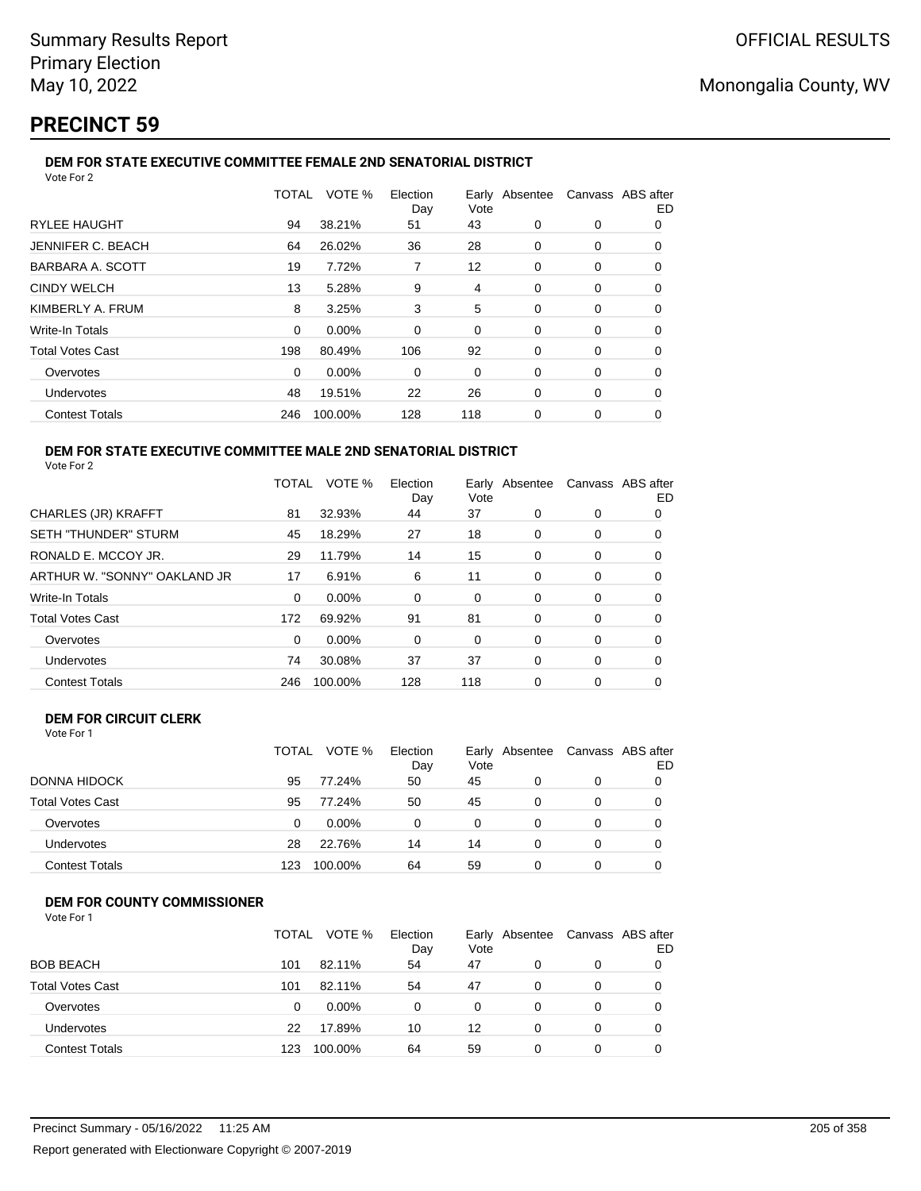# PRECINCT 59

### DEM FOR STATE EXECUTIVE COMMITTEE FEMALE 2ND SENATORIAL DISTRICT

Vote For 2

| | TOTAL | VOTE % | Election Day | Early Vote | Absentee | Canvass | ABS after ED |
|---|---|---|---|---|---|---|---|
| RYLEE HAUGHT | 94 | 38.21% | 51 | 43 | 0 | 0 | 0 |
| JENNIFER C. BEACH | 64 | 26.02% | 36 | 28 | 0 | 0 | 0 |
| BARBARA A. SCOTT | 19 | 7.72% | 7 | 12 | 0 | 0 | 0 |
| CINDY WELCH | 13 | 5.28% | 9 | 4 | 0 | 0 | 0 |
| KIMBERLY A. FRUM | 8 | 3.25% | 3 | 5 | 0 | 0 | 0 |
| Write-In Totals | 0 | 0.00% | 0 | 0 | 0 | 0 | 0 |
| Total Votes Cast | 198 | 80.49% | 106 | 92 | 0 | 0 | 0 |
| Overvotes | 0 | 0.00% | 0 | 0 | 0 | 0 | 0 |
| Undervotes | 48 | 19.51% | 22 | 26 | 0 | 0 | 0 |
| Contest Totals | 246 | 100.00% | 128 | 118 | 0 | 0 | 0 |

### DEM FOR STATE EXECUTIVE COMMITTEE MALE 2ND SENATORIAL DISTRICT

Vote For 2

| | TOTAL | VOTE % | Election Day | Early Vote | Absentee | Canvass | ABS after ED |
|---|---|---|---|---|---|---|---|
| CHARLES (JR) KRAFFT | 81 | 32.93% | 44 | 37 | 0 | 0 | 0 |
| SETH "THUNDER" STURM | 45 | 18.29% | 27 | 18 | 0 | 0 | 0 |
| RONALD E. MCCOY JR. | 29 | 11.79% | 14 | 15 | 0 | 0 | 0 |
| ARTHUR W. "SONNY" OAKLAND JR | 17 | 6.91% | 6 | 11 | 0 | 0 | 0 |
| Write-In Totals | 0 | 0.00% | 0 | 0 | 0 | 0 | 0 |
| Total Votes Cast | 172 | 69.92% | 91 | 81 | 0 | 0 | 0 |
| Overvotes | 0 | 0.00% | 0 | 0 | 0 | 0 | 0 |
| Undervotes | 74 | 30.08% | 37 | 37 | 0 | 0 | 0 |
| Contest Totals | 246 | 100.00% | 128 | 118 | 0 | 0 | 0 |

### DEM FOR CIRCUIT CLERK

Vote For 1

| | TOTAL | VOTE % | Election Day | Early Vote | Absentee | Canvass | ABS after ED |
|---|---|---|---|---|---|---|---|
| DONNA HIDOCK | 95 | 77.24% | 50 | 45 | 0 | 0 | 0 |
| Total Votes Cast | 95 | 77.24% | 50 | 45 | 0 | 0 | 0 |
| Overvotes | 0 | 0.00% | 0 | 0 | 0 | 0 | 0 |
| Undervotes | 28 | 22.76% | 14 | 14 | 0 | 0 | 0 |
| Contest Totals | 123 | 100.00% | 64 | 59 | 0 | 0 | 0 |

### DEM FOR COUNTY COMMISSIONER

Vote For 1

| | TOTAL | VOTE % | Election Day | Early Vote | Absentee | Canvass | ABS after ED |
|---|---|---|---|---|---|---|---|
| BOB BEACH | 101 | 82.11% | 54 | 47 | 0 | 0 | 0 |
| Total Votes Cast | 101 | 82.11% | 54 | 47 | 0 | 0 | 0 |
| Overvotes | 0 | 0.00% | 0 | 0 | 0 | 0 | 0 |
| Undervotes | 22 | 17.89% | 10 | 12 | 0 | 0 | 0 |
| Contest Totals | 123 | 100.00% | 64 | 59 | 0 | 0 | 0 |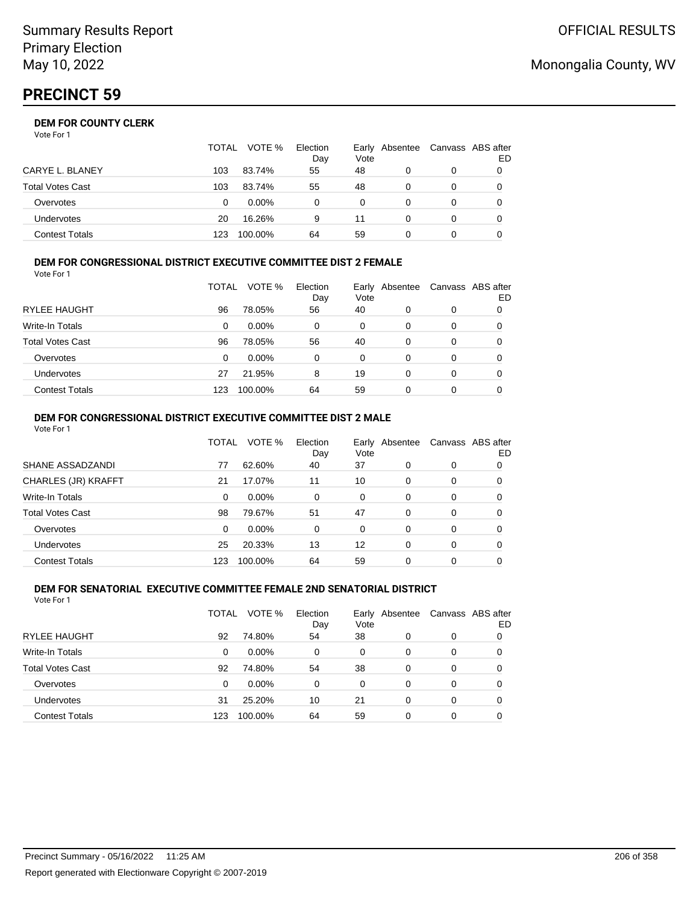Summary Results Report
Primary Election
May 10, 2022

OFFICIAL RESULTS

Monongalia County, WV

# PRECINCT 59

### DEM FOR COUNTY CLERK

Vote For 1

| | TOTAL | VOTE % | Election Day | Early Vote | Absentee | Canvass | ABS after ED |
|---|---|---|---|---|---|---|---|
| CARYE L. BLANEY | 103 | 83.74% | 55 | 48 | 0 | 0 | 0 |
| Total Votes Cast | 103 | 83.74% | 55 | 48 | 0 | 0 | 0 |
| Overvotes | 0 | 0.00% | 0 | 0 | 0 | 0 | 0 |
| Undervotes | 20 | 16.26% | 9 | 11 | 0 | 0 | 0 |
| Contest Totals | 123 | 100.00% | 64 | 59 | 0 | 0 | 0 |

### DEM FOR CONGRESSIONAL DISTRICT EXECUTIVE COMMITTEE DIST 2 FEMALE

Vote For 1

| | TOTAL | VOTE % | Election Day | Early Vote | Absentee | Canvass | ABS after ED |
|---|---|---|---|---|---|---|---|
| RYLEE HAUGHT | 96 | 78.05% | 56 | 40 | 0 | 0 | 0 |
| Write-In Totals | 0 | 0.00% | 0 | 0 | 0 | 0 | 0 |
| Total Votes Cast | 96 | 78.05% | 56 | 40 | 0 | 0 | 0 |
| Overvotes | 0 | 0.00% | 0 | 0 | 0 | 0 | 0 |
| Undervotes | 27 | 21.95% | 8 | 19 | 0 | 0 | 0 |
| Contest Totals | 123 | 100.00% | 64 | 59 | 0 | 0 | 0 |

### DEM FOR CONGRESSIONAL DISTRICT EXECUTIVE COMMITTEE DIST 2 MALE

Vote For 1

| | TOTAL | VOTE % | Election Day | Early Vote | Absentee | Canvass | ABS after ED |
|---|---|---|---|---|---|---|---|
| SHANE ASSADZANDI | 77 | 62.60% | 40 | 37 | 0 | 0 | 0 |
| CHARLES (JR) KRAFFT | 21 | 17.07% | 11 | 10 | 0 | 0 | 0 |
| Write-In Totals | 0 | 0.00% | 0 | 0 | 0 | 0 | 0 |
| Total Votes Cast | 98 | 79.67% | 51 | 47 | 0 | 0 | 0 |
| Overvotes | 0 | 0.00% | 0 | 0 | 0 | 0 | 0 |
| Undervotes | 25 | 20.33% | 13 | 12 | 0 | 0 | 0 |
| Contest Totals | 123 | 100.00% | 64 | 59 | 0 | 0 | 0 |

### DEM FOR SENATORIAL EXECUTIVE COMMITTEE FEMALE 2ND SENATORIAL DISTRICT

Vote For 1

| | TOTAL | VOTE % | Election Day | Early Vote | Absentee | Canvass | ABS after ED |
|---|---|---|---|---|---|---|---|
| RYLEE HAUGHT | 92 | 74.80% | 54 | 38 | 0 | 0 | 0 |
| Write-In Totals | 0 | 0.00% | 0 | 0 | 0 | 0 | 0 |
| Total Votes Cast | 92 | 74.80% | 54 | 38 | 0 | 0 | 0 |
| Overvotes | 0 | 0.00% | 0 | 0 | 0 | 0 | 0 |
| Undervotes | 31 | 25.20% | 10 | 21 | 0 | 0 | 0 |
| Contest Totals | 123 | 100.00% | 64 | 59 | 0 | 0 | 0 |

Precinct Summary - 05/16/2022 11:25 AM

Report generated with Electionware Copyright © 2007-2019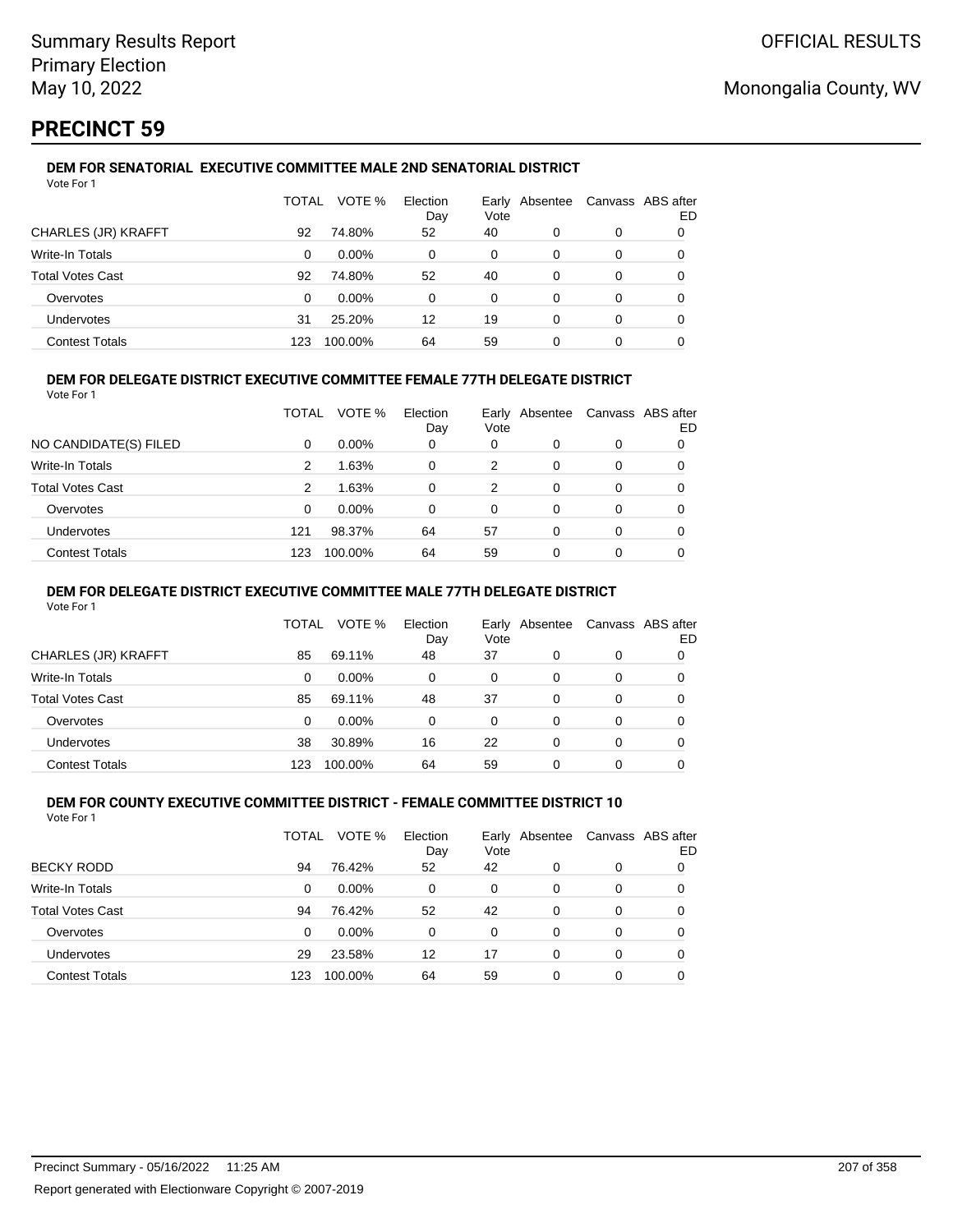# PRECINCT 59

### DEM FOR SENATORIAL EXECUTIVE COMMITTEE MALE 2ND SENATORIAL DISTRICT

Vote For 1

| | TOTAL | VOTE % | Election Day | Early Vote | Absentee | Canvass | ABS after ED |
|---|---|---|---|---|---|---|---|
| CHARLES (JR) KRAFFT | 92 | 74.80% | 52 | 40 | 0 | 0 | 0 |
| Write-In Totals | 0 | 0.00% | 0 | 0 | 0 | 0 | 0 |
| Total Votes Cast | 92 | 74.80% | 52 | 40 | 0 | 0 | 0 |
| Overvotes | 0 | 0.00% | 0 | 0 | 0 | 0 | 0 |
| Undervotes | 31 | 25.20% | 12 | 19 | 0 | 0 | 0 |
| Contest Totals | 123 | 100.00% | 64 | 59 | 0 | 0 | 0 |

### DEM FOR DELEGATE DISTRICT EXECUTIVE COMMITTEE FEMALE 77TH DELEGATE DISTRICT

Vote For 1

| | TOTAL | VOTE % | Election Day | Early Vote | Absentee | Canvass | ABS after ED |
|---|---|---|---|---|---|---|---|
| NO CANDIDATE(S) FILED | 0 | 0.00% | 0 | 0 | 0 | 0 | 0 |
| Write-In Totals | 2 | 1.63% | 0 | 2 | 0 | 0 | 0 |
| Total Votes Cast | 2 | 1.63% | 0 | 2 | 0 | 0 | 0 |
| Overvotes | 0 | 0.00% | 0 | 0 | 0 | 0 | 0 |
| Undervotes | 121 | 98.37% | 64 | 57 | 0 | 0 | 0 |
| Contest Totals | 123 | 100.00% | 64 | 59 | 0 | 0 | 0 |

### DEM FOR DELEGATE DISTRICT EXECUTIVE COMMITTEE MALE 77TH DELEGATE DISTRICT

Vote For 1

| | TOTAL | VOTE % | Election Day | Early Vote | Absentee | Canvass | ABS after ED |
|---|---|---|---|---|---|---|---|
| CHARLES (JR) KRAFFT | 85 | 69.11% | 48 | 37 | 0 | 0 | 0 |
| Write-In Totals | 0 | 0.00% | 0 | 0 | 0 | 0 | 0 |
| Total Votes Cast | 85 | 69.11% | 48 | 37 | 0 | 0 | 0 |
| Overvotes | 0 | 0.00% | 0 | 0 | 0 | 0 | 0 |
| Undervotes | 38 | 30.89% | 16 | 22 | 0 | 0 | 0 |
| Contest Totals | 123 | 100.00% | 64 | 59 | 0 | 0 | 0 |

### DEM FOR COUNTY EXECUTIVE COMMITTEE DISTRICT - FEMALE COMMITTEE DISTRICT 10

Vote For 1

| | TOTAL | VOTE % | Election Day | Early Vote | Absentee | Canvass | ABS after ED |
|---|---|---|---|---|---|---|---|
| BECKY RODD | 94 | 76.42% | 52 | 42 | 0 | 0 | 0 |
| Write-In Totals | 0 | 0.00% | 0 | 0 | 0 | 0 | 0 |
| Total Votes Cast | 94 | 76.42% | 52 | 42 | 0 | 0 | 0 |
| Overvotes | 0 | 0.00% | 0 | 0 | 0 | 0 | 0 |
| Undervotes | 29 | 23.58% | 12 | 17 | 0 | 0 | 0 |
| Contest Totals | 123 | 100.00% | 64 | 59 | 0 | 0 | 0 |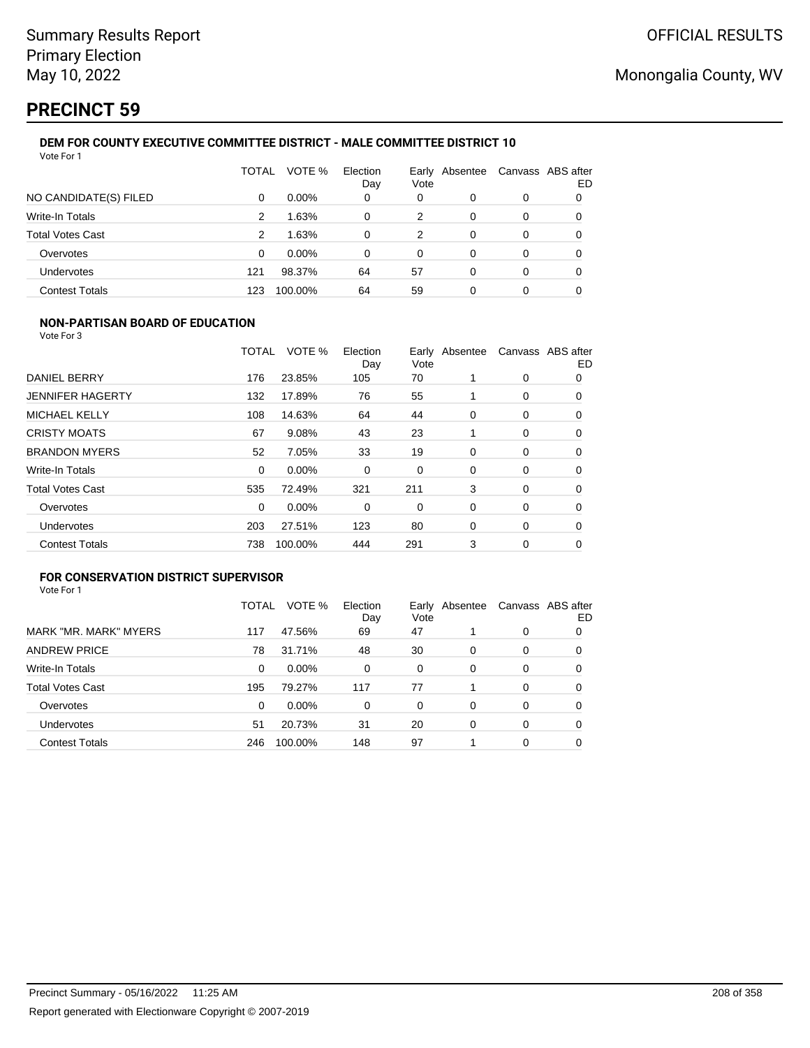# PRECINCT 59

### DEM FOR COUNTY EXECUTIVE COMMITTEE DISTRICT - MALE COMMITTEE DISTRICT 10

Vote For 1

| | TOTAL | VOTE % | Election Day | Early Vote | Absentee | Canvass | ABS after ED |
|---|---|---|---|---|---|---|---|
| NO CANDIDATE(S) FILED | 0 | 0.00% | 0 | 0 | 0 | 0 | 0 |
| Write-In Totals | 2 | 1.63% | 0 | 2 | 0 | 0 | 0 |
| Total Votes Cast | 2 | 1.63% | 0 | 2 | 0 | 0 | 0 |
| Overvotes | 0 | 0.00% | 0 | 0 | 0 | 0 | 0 |
| Undervotes | 121 | 98.37% | 64 | 57 | 0 | 0 | 0 |
| Contest Totals | 123 | 100.00% | 64 | 59 | 0 | 0 | 0 |

### NON-PARTISAN BOARD OF EDUCATION

Vote For 3

| | TOTAL | VOTE % | Election Day | Early Vote | Absentee | Canvass | ABS after ED |
|---|---|---|---|---|---|---|---|
| DANIEL BERRY | 176 | 23.85% | 105 | 70 | 1 | 0 | 0 |
| JENNIFER HAGERTY | 132 | 17.89% | 76 | 55 | 1 | 0 | 0 |
| MICHAEL KELLY | 108 | 14.63% | 64 | 44 | 0 | 0 | 0 |
| CRISTY MOATS | 67 | 9.08% | 43 | 23 | 1 | 0 | 0 |
| BRANDON MYERS | 52 | 7.05% | 33 | 19 | 0 | 0 | 0 |
| Write-In Totals | 0 | 0.00% | 0 | 0 | 0 | 0 | 0 |
| Total Votes Cast | 535 | 72.49% | 321 | 211 | 3 | 0 | 0 |
| Overvotes | 0 | 0.00% | 0 | 0 | 0 | 0 | 0 |
| Undervotes | 203 | 27.51% | 123 | 80 | 0 | 0 | 0 |
| Contest Totals | 738 | 100.00% | 444 | 291 | 3 | 0 | 0 |

### FOR CONSERVATION DISTRICT SUPERVISOR

Vote For 1

| | TOTAL | VOTE % | Election Day | Early Vote | Absentee | Canvass | ABS after ED |
|---|---|---|---|---|---|---|---|
| MARK "MR. MARK" MYERS | 117 | 47.56% | 69 | 47 | 1 | 0 | 0 |
| ANDREW PRICE | 78 | 31.71% | 48 | 30 | 0 | 0 | 0 |
| Write-In Totals | 0 | 0.00% | 0 | 0 | 0 | 0 | 0 |
| Total Votes Cast | 195 | 79.27% | 117 | 77 | 1 | 0 | 0 |
| Overvotes | 0 | 0.00% | 0 | 0 | 0 | 0 | 0 |
| Undervotes | 51 | 20.73% | 31 | 20 | 0 | 0 | 0 |
| Contest Totals | 246 | 100.00% | 148 | 97 | 1 | 0 | 0 |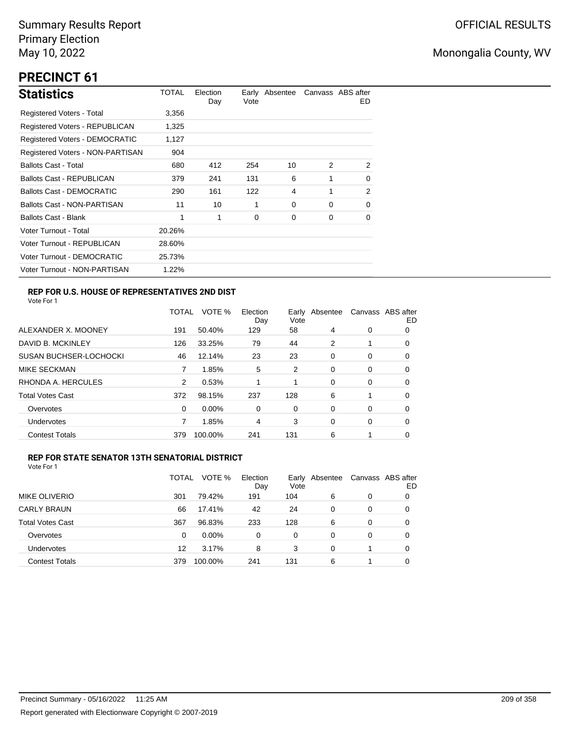Summary Results Report
Primary Election
May 10, 2022

OFFICIAL RESULTS

Monongalia County, WV

# PRECINCT 61

## Statistics

| | TOTAL | Election Day | Early Vote | Absentee | Canvass | ABS after ED |
|---|---|---|---|---|---|---|
| Registered Voters - Total | 3,356 | | | | | |
| Registered Voters - REPUBLICAN | 1,325 | | | | | |
| Registered Voters - DEMOCRATIC | 1,127 | | | | | |
| Registered Voters - NON-PARTISAN | 904 | | | | | |
| Ballots Cast - Total | 680 | 412 | 254 | 10 | 2 | 2 |
| Ballots Cast - REPUBLICAN | 379 | 241 | 131 | 6 | 1 | 0 |
| Ballots Cast - DEMOCRATIC | 290 | 161 | 122 | 4 | 1 | 2 |
| Ballots Cast - NON-PARTISAN | 11 | 10 | 1 | 0 | 0 | 0 |
| Ballots Cast - Blank | 1 | 1 | 0 | 0 | 0 | 0 |
| Voter Turnout - Total | 20.26% | | | | | |
| Voter Turnout - REPUBLICAN | 28.60% | | | | | |
| Voter Turnout - DEMOCRATIC | 25.73% | | | | | |
| Voter Turnout - NON-PARTISAN | 1.22% | | | | | |

### REP FOR U.S. HOUSE OF REPRESENTATIVES 2ND DIST

Vote For 1

| | TOTAL | VOTE % | Election Day | Early Vote | Absentee | Canvass | ABS after ED |
|---|---|---|---|---|---|---|---|
| ALEXANDER X. MOONEY | 191 | 50.40% | 129 | 58 | 4 | 0 | 0 |
| DAVID B. MCKINLEY | 126 | 33.25% | 79 | 44 | 2 | 1 | 0 |
| SUSAN BUCHSER-LOCHOCKI | 46 | 12.14% | 23 | 23 | 0 | 0 | 0 |
| MIKE SECKMAN | 7 | 1.85% | 5 | 2 | 0 | 0 | 0 |
| RHONDA A. HERCULES | 2 | 0.53% | 1 | 1 | 0 | 0 | 0 |
| Total Votes Cast | 372 | 98.15% | 237 | 128 | 6 | 1 | 0 |
| Overvotes | 0 | 0.00% | 0 | 0 | 0 | 0 | 0 |
| Undervotes | 7 | 1.85% | 4 | 3 | 0 | 0 | 0 |
| Contest Totals | 379 | 100.00% | 241 | 131 | 6 | 1 | 0 |

### REP FOR STATE SENATOR 13TH SENATORIAL DISTRICT

Vote For 1

| | TOTAL | VOTE % | Election Day | Early Vote | Absentee | Canvass | ABS after ED |
|---|---|---|---|---|---|---|---|
| MIKE OLIVERIO | 301 | 79.42% | 191 | 104 | 6 | 0 | 0 |
| CARLY BRAUN | 66 | 17.41% | 42 | 24 | 0 | 0 | 0 |
| Total Votes Cast | 367 | 96.83% | 233 | 128 | 6 | 0 | 0 |
| Overvotes | 0 | 0.00% | 0 | 0 | 0 | 0 | 0 |
| Undervotes | 12 | 3.17% | 8 | 3 | 0 | 1 | 0 |
| Contest Totals | 379 | 100.00% | 241 | 131 | 6 | 1 | 0 |

Precinct Summary - 05/16/2022 11:25 AM

Report generated with Electionware Copyright © 2007-2019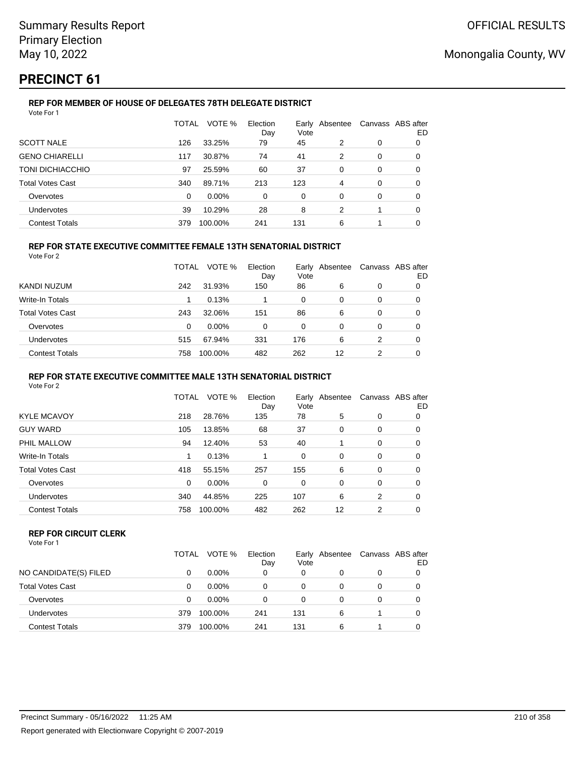# PRECINCT 61

### REP FOR MEMBER OF HOUSE OF DELEGATES 78TH DELEGATE DISTRICT

Vote For 1

| | TOTAL | VOTE % | Election Day | Early Vote | Absentee | Canvass | ABS after ED |
|---|---|---|---|---|---|---|---|
| SCOTT NALE | 126 | 33.25% | 79 | 45 | 2 | 0 | 0 |
| GENO CHIARELLI | 117 | 30.87% | 74 | 41 | 2 | 0 | 0 |
| TONI DICHIACCHIO | 97 | 25.59% | 60 | 37 | 0 | 0 | 0 |
| Total Votes Cast | 340 | 89.71% | 213 | 123 | 4 | 0 | 0 |
| Overvotes | 0 | 0.00% | 0 | 0 | 0 | 0 | 0 |
| Undervotes | 39 | 10.29% | 28 | 8 | 2 | 1 | 0 |
| Contest Totals | 379 | 100.00% | 241 | 131 | 6 | 1 | 0 |

### REP FOR STATE EXECUTIVE COMMITTEE FEMALE 13TH SENATORIAL DISTRICT

Vote For 2

| | TOTAL | VOTE % | Election Day | Early Vote | Absentee | Canvass | ABS after ED |
|---|---|---|---|---|---|---|---|
| KANDI NUZUM | 242 | 31.93% | 150 | 86 | 6 | 0 | 0 |
| Write-In Totals | 1 | 0.13% | 1 | 0 | 0 | 0 | 0 |
| Total Votes Cast | 243 | 32.06% | 151 | 86 | 6 | 0 | 0 |
| Overvotes | 0 | 0.00% | 0 | 0 | 0 | 0 | 0 |
| Undervotes | 515 | 67.94% | 331 | 176 | 6 | 2 | 0 |
| Contest Totals | 758 | 100.00% | 482 | 262 | 12 | 2 | 0 |

### REP FOR STATE EXECUTIVE COMMITTEE MALE 13TH SENATORIAL DISTRICT

Vote For 2

| | TOTAL | VOTE % | Election Day | Early Vote | Absentee | Canvass | ABS after ED |
|---|---|---|---|---|---|---|---|
| KYLE MCAVOY | 218 | 28.76% | 135 | 78 | 5 | 0 | 0 |
| GUY WARD | 105 | 13.85% | 68 | 37 | 0 | 0 | 0 |
| PHIL MALLOW | 94 | 12.40% | 53 | 40 | 1 | 0 | 0 |
| Write-In Totals | 1 | 0.13% | 1 | 0 | 0 | 0 | 0 |
| Total Votes Cast | 418 | 55.15% | 257 | 155 | 6 | 0 | 0 |
| Overvotes | 0 | 0.00% | 0 | 0 | 0 | 0 | 0 |
| Undervotes | 340 | 44.85% | 225 | 107 | 6 | 2 | 0 |
| Contest Totals | 758 | 100.00% | 482 | 262 | 12 | 2 | 0 |

### REP FOR CIRCUIT CLERK

Vote For 1

| | TOTAL | VOTE % | Election Day | Early Vote | Absentee | Canvass | ABS after ED |
|---|---|---|---|---|---|---|---|
| NO CANDIDATE(S) FILED | 0 | 0.00% | 0 | 0 | 0 | 0 | 0 |
| Total Votes Cast | 0 | 0.00% | 0 | 0 | 0 | 0 | 0 |
| Overvotes | 0 | 0.00% | 0 | 0 | 0 | 0 | 0 |
| Undervotes | 379 | 100.00% | 241 | 131 | 6 | 1 | 0 |
| Contest Totals | 379 | 100.00% | 241 | 131 | 6 | 1 | 0 |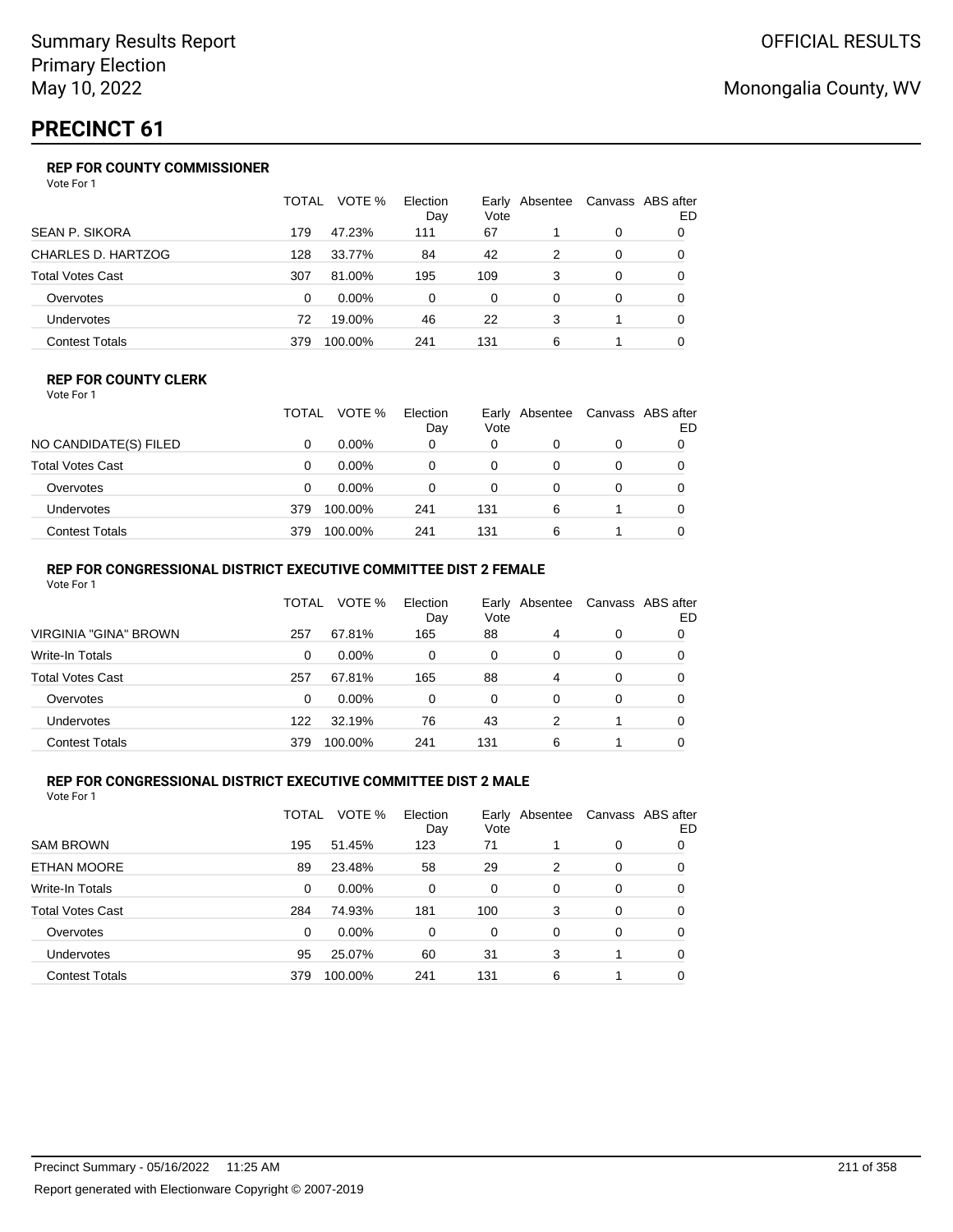# PRECINCT 61

### REP FOR COUNTY COMMISSIONER

Vote For 1

| | TOTAL | VOTE % | Election Day | Early Vote | Absentee | Canvass | ABS after ED |
|---|---|---|---|---|---|---|---|
| SEAN P. SIKORA | 179 | 47.23% | 111 | 67 | 1 | 0 | 0 |
| CHARLES D. HARTZOG | 128 | 33.77% | 84 | 42 | 2 | 0 | 0 |
| Total Votes Cast | 307 | 81.00% | 195 | 109 | 3 | 0 | 0 |
| Overvotes | 0 | 0.00% | 0 | 0 | 0 | 0 | 0 |
| Undervotes | 72 | 19.00% | 46 | 22 | 3 | 1 | 0 |
| Contest Totals | 379 | 100.00% | 241 | 131 | 6 | 1 | 0 |

### REP FOR COUNTY CLERK

Vote For 1

| | TOTAL | VOTE % | Election Day | Early Vote | Absentee | Canvass | ABS after ED |
|---|---|---|---|---|---|---|---|
| NO CANDIDATE(S) FILED | 0 | 0.00% | 0 | 0 | 0 | 0 | 0 |
| Total Votes Cast | 0 | 0.00% | 0 | 0 | 0 | 0 | 0 |
| Overvotes | 0 | 0.00% | 0 | 0 | 0 | 0 | 0 |
| Undervotes | 379 | 100.00% | 241 | 131 | 6 | 1 | 0 |
| Contest Totals | 379 | 100.00% | 241 | 131 | 6 | 1 | 0 |

### REP FOR CONGRESSIONAL DISTRICT EXECUTIVE COMMITTEE DIST 2 FEMALE

Vote For 1

| | TOTAL | VOTE % | Election Day | Early Vote | Absentee | Canvass | ABS after ED |
|---|---|---|---|---|---|---|---|
| VIRGINIA "GINA" BROWN | 257 | 67.81% | 165 | 88 | 4 | 0 | 0 |
| Write-In Totals | 0 | 0.00% | 0 | 0 | 0 | 0 | 0 |
| Total Votes Cast | 257 | 67.81% | 165 | 88 | 4 | 0 | 0 |
| Overvotes | 0 | 0.00% | 0 | 0 | 0 | 0 | 0 |
| Undervotes | 122 | 32.19% | 76 | 43 | 2 | 1 | 0 |
| Contest Totals | 379 | 100.00% | 241 | 131 | 6 | 1 | 0 |

### REP FOR CONGRESSIONAL DISTRICT EXECUTIVE COMMITTEE DIST 2 MALE

Vote For 1

| | TOTAL | VOTE % | Election Day | Early Vote | Absentee | Canvass | ABS after ED |
|---|---|---|---|---|---|---|---|
| SAM BROWN | 195 | 51.45% | 123 | 71 | 1 | 0 | 0 |
| ETHAN MOORE | 89 | 23.48% | 58 | 29 | 2 | 0 | 0 |
| Write-In Totals | 0 | 0.00% | 0 | 0 | 0 | 0 | 0 |
| Total Votes Cast | 284 | 74.93% | 181 | 100 | 3 | 0 | 0 |
| Overvotes | 0 | 0.00% | 0 | 0 | 0 | 0 | 0 |
| Undervotes | 95 | 25.07% | 60 | 31 | 3 | 1 | 0 |
| Contest Totals | 379 | 100.00% | 241 | 131 | 6 | 1 | 0 |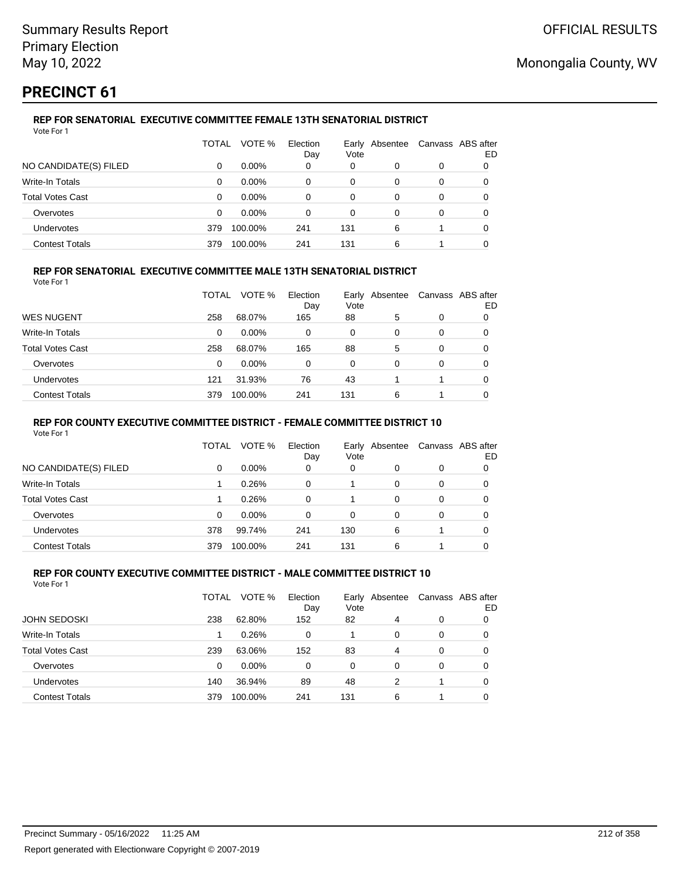Summary Results Report
Primary Election
May 10, 2022

OFFICIAL RESULTS

Monongalia County, WV

# PRECINCT 61

### REP FOR SENATORIAL EXECUTIVE COMMITTEE FEMALE 13TH SENATORIAL DISTRICT

Vote For 1

| | TOTAL | VOTE % | Election Day | Early Vote | Absentee | Canvass | ABS after ED |
|---|---|---|---|---|---|---|---|
| NO CANDIDATE(S) FILED | 0 | 0.00% | 0 | 0 | 0 | 0 | 0 |
| Write-In Totals | 0 | 0.00% | 0 | 0 | 0 | 0 | 0 |
| Total Votes Cast | 0 | 0.00% | 0 | 0 | 0 | 0 | 0 |
| Overvotes | 0 | 0.00% | 0 | 0 | 0 | 0 | 0 |
| Undervotes | 379 | 100.00% | 241 | 131 | 6 | 1 | 0 |
| Contest Totals | 379 | 100.00% | 241 | 131 | 6 | 1 | 0 |

### REP FOR SENATORIAL EXECUTIVE COMMITTEE MALE 13TH SENATORIAL DISTRICT

Vote For 1

| | TOTAL | VOTE % | Election Day | Early Vote | Absentee | Canvass | ABS after ED |
|---|---|---|---|---|---|---|---|
| WES NUGENT | 258 | 68.07% | 165 | 88 | 5 | 0 | 0 |
| Write-In Totals | 0 | 0.00% | 0 | 0 | 0 | 0 | 0 |
| Total Votes Cast | 258 | 68.07% | 165 | 88 | 5 | 0 | 0 |
| Overvotes | 0 | 0.00% | 0 | 0 | 0 | 0 | 0 |
| Undervotes | 121 | 31.93% | 76 | 43 | 1 | 1 | 0 |
| Contest Totals | 379 | 100.00% | 241 | 131 | 6 | 1 | 0 |

### REP FOR COUNTY EXECUTIVE COMMITTEE DISTRICT - FEMALE COMMITTEE DISTRICT 10

Vote For 1

| | TOTAL | VOTE % | Election Day | Early Vote | Absentee | Canvass | ABS after ED |
|---|---|---|---|---|---|---|---|
| NO CANDIDATE(S) FILED | 0 | 0.00% | 0 | 0 | 0 | 0 | 0 |
| Write-In Totals | 1 | 0.26% | 0 | 1 | 0 | 0 | 0 |
| Total Votes Cast | 1 | 0.26% | 0 | 1 | 0 | 0 | 0 |
| Overvotes | 0 | 0.00% | 0 | 0 | 0 | 0 | 0 |
| Undervotes | 378 | 99.74% | 241 | 130 | 6 | 1 | 0 |
| Contest Totals | 379 | 100.00% | 241 | 131 | 6 | 1 | 0 |

### REP FOR COUNTY EXECUTIVE COMMITTEE DISTRICT - MALE COMMITTEE DISTRICT 10

Vote For 1

| | TOTAL | VOTE % | Election Day | Early Vote | Absentee | Canvass | ABS after ED |
|---|---|---|---|---|---|---|---|
| JOHN SEDOSKI | 238 | 62.80% | 152 | 82 | 4 | 0 | 0 |
| Write-In Totals | 1 | 0.26% | 0 | 1 | 0 | 0 | 0 |
| Total Votes Cast | 239 | 63.06% | 152 | 83 | 4 | 0 | 0 |
| Overvotes | 0 | 0.00% | 0 | 0 | 0 | 0 | 0 |
| Undervotes | 140 | 36.94% | 89 | 48 | 2 | 1 | 0 |
| Contest Totals | 379 | 100.00% | 241 | 131 | 6 | 1 | 0 |

Precinct Summary - 05/16/2022 11:25 AM

Report generated with Electionware Copyright © 2007-2019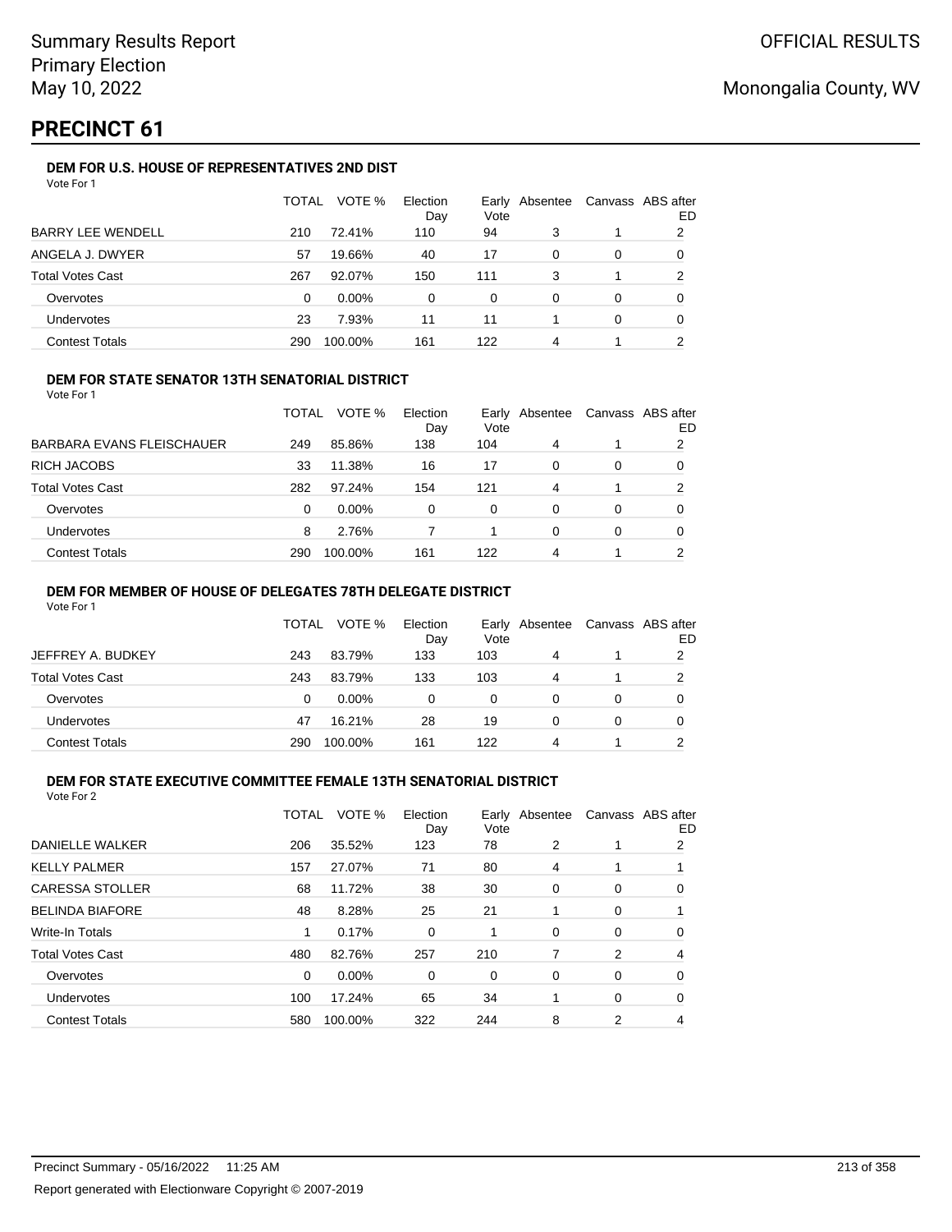Summary Results Report
Primary Election
May 10, 2022

OFFICIAL RESULTS

Monongalia County, WV

# PRECINCT 61

### DEM FOR U.S. HOUSE OF REPRESENTATIVES 2ND DIST

Vote For 1

| | TOTAL | VOTE % | Election Day | Early Vote | Absentee | Canvass | ABS after ED |
|---|---|---|---|---|---|---|---|
| BARRY LEE WENDELL | 210 | 72.41% | 110 | 94 | 3 | 1 | 2 |
| ANGELA J. DWYER | 57 | 19.66% | 40 | 17 | 0 | 0 | 0 |
| Total Votes Cast | 267 | 92.07% | 150 | 111 | 3 | 1 | 2 |
| Overvotes | 0 | 0.00% | 0 | 0 | 0 | 0 | 0 |
| Undervotes | 23 | 7.93% | 11 | 11 | 1 | 0 | 0 |
| Contest Totals | 290 | 100.00% | 161 | 122 | 4 | 1 | 2 |

### DEM FOR STATE SENATOR 13TH SENATORIAL DISTRICT

Vote For 1

| | TOTAL | VOTE % | Election Day | Early Vote | Absentee | Canvass | ABS after ED |
|---|---|---|---|---|---|---|---|
| BARBARA EVANS FLEISCHAUER | 249 | 85.86% | 138 | 104 | 4 | 1 | 2 |
| RICH JACOBS | 33 | 11.38% | 16 | 17 | 0 | 0 | 0 |
| Total Votes Cast | 282 | 97.24% | 154 | 121 | 4 | 1 | 2 |
| Overvotes | 0 | 0.00% | 0 | 0 | 0 | 0 | 0 |
| Undervotes | 8 | 2.76% | 7 | 1 | 0 | 0 | 0 |
| Contest Totals | 290 | 100.00% | 161 | 122 | 4 | 1 | 2 |

### DEM FOR MEMBER OF HOUSE OF DELEGATES 78TH DELEGATE DISTRICT

Vote For 1

| | TOTAL | VOTE % | Election Day | Early Vote | Absentee | Canvass | ABS after ED |
|---|---|---|---|---|---|---|---|
| JEFFREY A. BUDKEY | 243 | 83.79% | 133 | 103 | 4 | 1 | 2 |
| Total Votes Cast | 243 | 83.79% | 133 | 103 | 4 | 1 | 2 |
| Overvotes | 0 | 0.00% | 0 | 0 | 0 | 0 | 0 |
| Undervotes | 47 | 16.21% | 28 | 19 | 0 | 0 | 0 |
| Contest Totals | 290 | 100.00% | 161 | 122 | 4 | 1 | 2 |

### DEM FOR STATE EXECUTIVE COMMITTEE FEMALE 13TH SENATORIAL DISTRICT

Vote For 2

| | TOTAL | VOTE % | Election Day | Early Vote | Absentee | Canvass | ABS after ED |
|---|---|---|---|---|---|---|---|
| DANIELLE WALKER | 206 | 35.52% | 123 | 78 | 2 | 1 | 2 |
| KELLY PALMER | 157 | 27.07% | 71 | 80 | 4 | 1 | 1 |
| CARESSA STOLLER | 68 | 11.72% | 38 | 30 | 0 | 0 | 0 |
| BELINDA BIAFORE | 48 | 8.28% | 25 | 21 | 1 | 0 | 1 |
| Write-In Totals | 1 | 0.17% | 0 | 1 | 0 | 0 | 0 |
| Total Votes Cast | 480 | 82.76% | 257 | 210 | 7 | 2 | 4 |
| Overvotes | 0 | 0.00% | 0 | 0 | 0 | 0 | 0 |
| Undervotes | 100 | 17.24% | 65 | 34 | 1 | 0 | 0 |
| Contest Totals | 580 | 100.00% | 322 | 244 | 8 | 2 | 4 |

Precinct Summary - 05/16/2022 11:25 AM

Report generated with Electionware Copyright © 2007-2019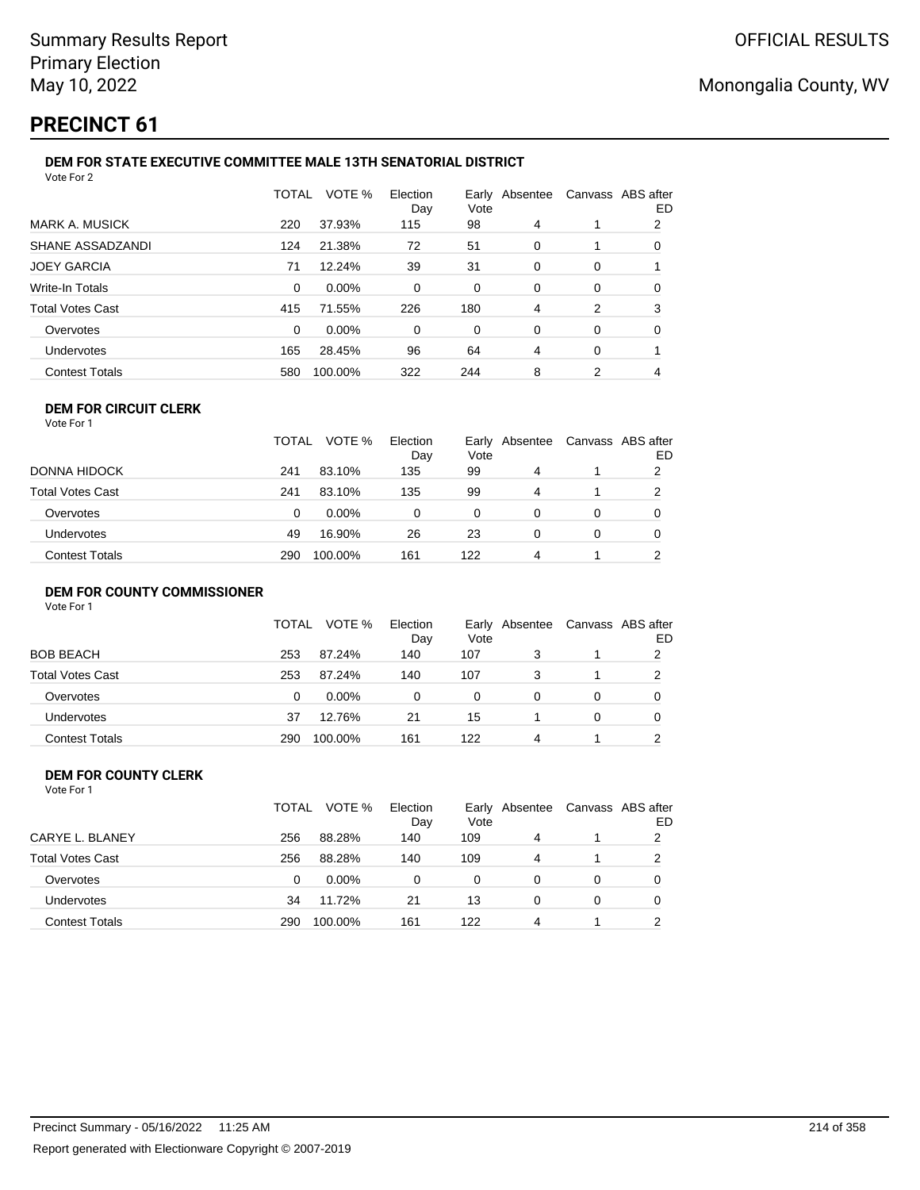Summary Results Report
Primary Election
May 10, 2022

OFFICIAL RESULTS

Monongalia County, WV

# PRECINCT 61

### DEM FOR STATE EXECUTIVE COMMITTEE MALE 13TH SENATORIAL DISTRICT

Vote For 2

| | TOTAL | VOTE % | Election Day | Early Vote | Absentee | Canvass | ABS after ED |
|---|---|---|---|---|---|---|---|
| MARK A. MUSICK | 220 | 37.93% | 115 | 98 | 4 | 1 | 2 |
| SHANE ASSADZANDI | 124 | 21.38% | 72 | 51 | 0 | 1 | 0 |
| JOEY GARCIA | 71 | 12.24% | 39 | 31 | 0 | 0 | 1 |
| Write-In Totals | 0 | 0.00% | 0 | 0 | 0 | 0 | 0 |
| Total Votes Cast | 415 | 71.55% | 226 | 180 | 4 | 2 | 3 |
| Overvotes | 0 | 0.00% | 0 | 0 | 0 | 0 | 0 |
| Undervotes | 165 | 28.45% | 96 | 64 | 4 | 0 | 1 |
| Contest Totals | 580 | 100.00% | 322 | 244 | 8 | 2 | 4 |

### DEM FOR CIRCUIT CLERK

Vote For 1

| | TOTAL | VOTE % | Election Day | Early Vote | Absentee | Canvass | ABS after ED |
|---|---|---|---|---|---|---|---|
| DONNA HIDOCK | 241 | 83.10% | 135 | 99 | 4 | 1 | 2 |
| Total Votes Cast | 241 | 83.10% | 135 | 99 | 4 | 1 | 2 |
| Overvotes | 0 | 0.00% | 0 | 0 | 0 | 0 | 0 |
| Undervotes | 49 | 16.90% | 26 | 23 | 0 | 0 | 0 |
| Contest Totals | 290 | 100.00% | 161 | 122 | 4 | 1 | 2 |

### DEM FOR COUNTY COMMISSIONER

Vote For 1

| | TOTAL | VOTE % | Election Day | Early Vote | Absentee | Canvass | ABS after ED |
|---|---|---|---|---|---|---|---|
| BOB BEACH | 253 | 87.24% | 140 | 107 | 3 | 1 | 2 |
| Total Votes Cast | 253 | 87.24% | 140 | 107 | 3 | 1 | 2 |
| Overvotes | 0 | 0.00% | 0 | 0 | 0 | 0 | 0 |
| Undervotes | 37 | 12.76% | 21 | 15 | 1 | 0 | 0 |
| Contest Totals | 290 | 100.00% | 161 | 122 | 4 | 1 | 2 |

### DEM FOR COUNTY CLERK

Vote For 1

| | TOTAL | VOTE % | Election Day | Early Vote | Absentee | Canvass | ABS after ED |
|---|---|---|---|---|---|---|---|
| CARYE L. BLANEY | 256 | 88.28% | 140 | 109 | 4 | 1 | 2 |
| Total Votes Cast | 256 | 88.28% | 140 | 109 | 4 | 1 | 2 |
| Overvotes | 0 | 0.00% | 0 | 0 | 0 | 0 | 0 |
| Undervotes | 34 | 11.72% | 21 | 13 | 0 | 0 | 0 |
| Contest Totals | 290 | 100.00% | 161 | 122 | 4 | 1 | 2 |

Precinct Summary - 05/16/2022 11:25 AM

Report generated with Electionware Copyright © 2007-2019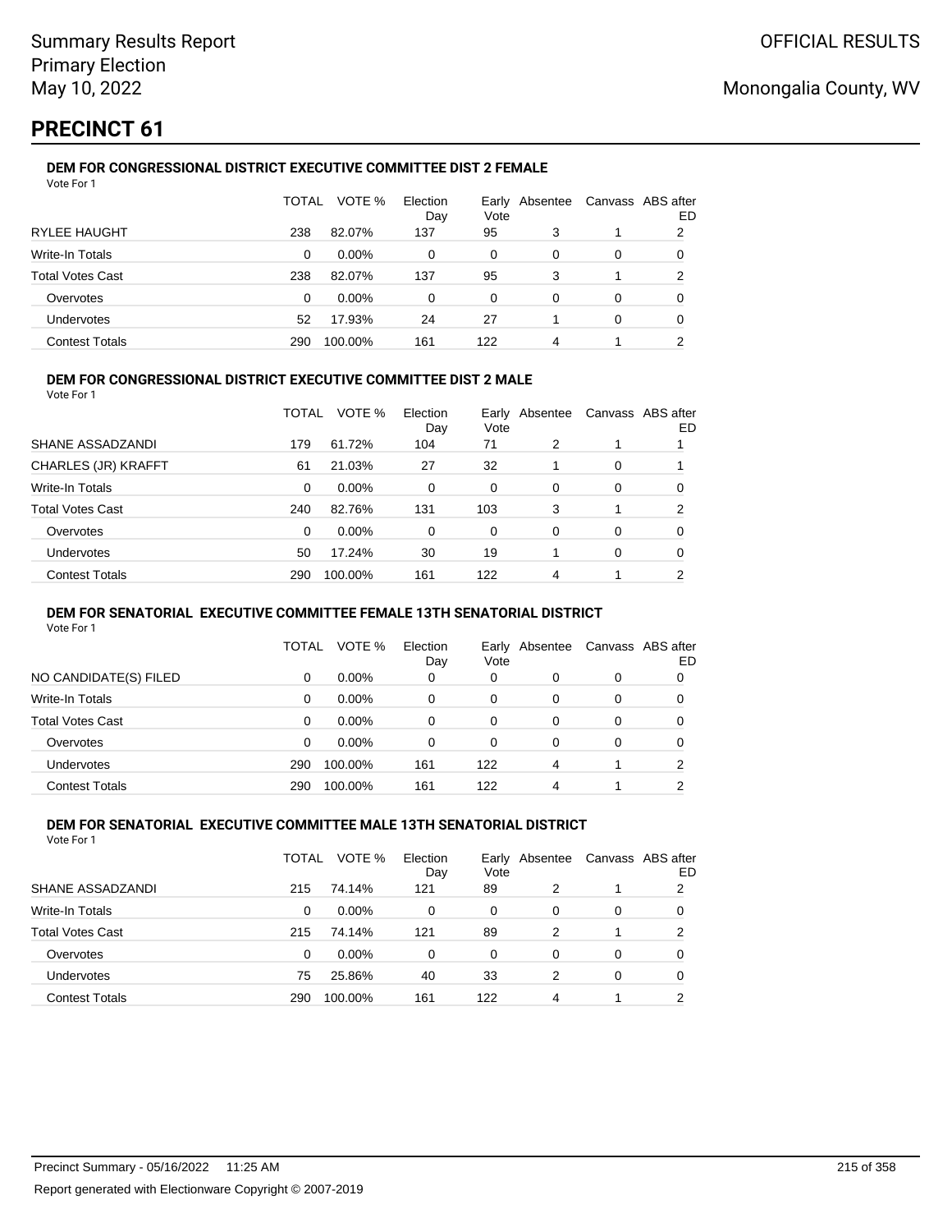# PRECINCT 61

### DEM FOR CONGRESSIONAL DISTRICT EXECUTIVE COMMITTEE DIST 2 FEMALE

Vote For 1

| | TOTAL | VOTE % | Election Day | Early Vote | Absentee | Canvass | ABS after ED |
|---|---|---|---|---|---|---|---|
| RYLEE HAUGHT | 238 | 82.07% | 137 | 95 | 3 | 1 | 2 |
| Write-In Totals | 0 | 0.00% | 0 | 0 | 0 | 0 | 0 |
| Total Votes Cast | 238 | 82.07% | 137 | 95 | 3 | 1 | 2 |
| Overvotes | 0 | 0.00% | 0 | 0 | 0 | 0 | 0 |
| Undervotes | 52 | 17.93% | 24 | 27 | 1 | 0 | 0 |
| Contest Totals | 290 | 100.00% | 161 | 122 | 4 | 1 | 2 |

### DEM FOR CONGRESSIONAL DISTRICT EXECUTIVE COMMITTEE DIST 2 MALE

Vote For 1

| | TOTAL | VOTE % | Election Day | Early Vote | Absentee | Canvass | ABS after ED |
|---|---|---|---|---|---|---|---|
| SHANE ASSADZANDI | 179 | 61.72% | 104 | 71 | 2 | 1 | 1 |
| CHARLES (JR) KRAFFT | 61 | 21.03% | 27 | 32 | 1 | 0 | 1 |
| Write-In Totals | 0 | 0.00% | 0 | 0 | 0 | 0 | 0 |
| Total Votes Cast | 240 | 82.76% | 131 | 103 | 3 | 1 | 2 |
| Overvotes | 0 | 0.00% | 0 | 0 | 0 | 0 | 0 |
| Undervotes | 50 | 17.24% | 30 | 19 | 1 | 0 | 0 |
| Contest Totals | 290 | 100.00% | 161 | 122 | 4 | 1 | 2 |

### DEM FOR SENATORIAL EXECUTIVE COMMITTEE FEMALE 13TH SENATORIAL DISTRICT

Vote For 1

| | TOTAL | VOTE % | Election Day | Early Vote | Absentee | Canvass | ABS after ED |
|---|---|---|---|---|---|---|---|
| NO CANDIDATE(S) FILED | 0 | 0.00% | 0 | 0 | 0 | 0 | 0 |
| Write-In Totals | 0 | 0.00% | 0 | 0 | 0 | 0 | 0 |
| Total Votes Cast | 0 | 0.00% | 0 | 0 | 0 | 0 | 0 |
| Overvotes | 0 | 0.00% | 0 | 0 | 0 | 0 | 0 |
| Undervotes | 290 | 100.00% | 161 | 122 | 4 | 1 | 2 |
| Contest Totals | 290 | 100.00% | 161 | 122 | 4 | 1 | 2 |

### DEM FOR SENATORIAL EXECUTIVE COMMITTEE MALE 13TH SENATORIAL DISTRICT

Vote For 1

| | TOTAL | VOTE % | Election Day | Early Vote | Absentee | Canvass | ABS after ED |
|---|---|---|---|---|---|---|---|
| SHANE ASSADZANDI | 215 | 74.14% | 121 | 89 | 2 | 1 | 2 |
| Write-In Totals | 0 | 0.00% | 0 | 0 | 0 | 0 | 0 |
| Total Votes Cast | 215 | 74.14% | 121 | 89 | 2 | 1 | 2 |
| Overvotes | 0 | 0.00% | 0 | 0 | 0 | 0 | 0 |
| Undervotes | 75 | 25.86% | 40 | 33 | 2 | 0 | 0 |
| Contest Totals | 290 | 100.00% | 161 | 122 | 4 | 1 | 2 |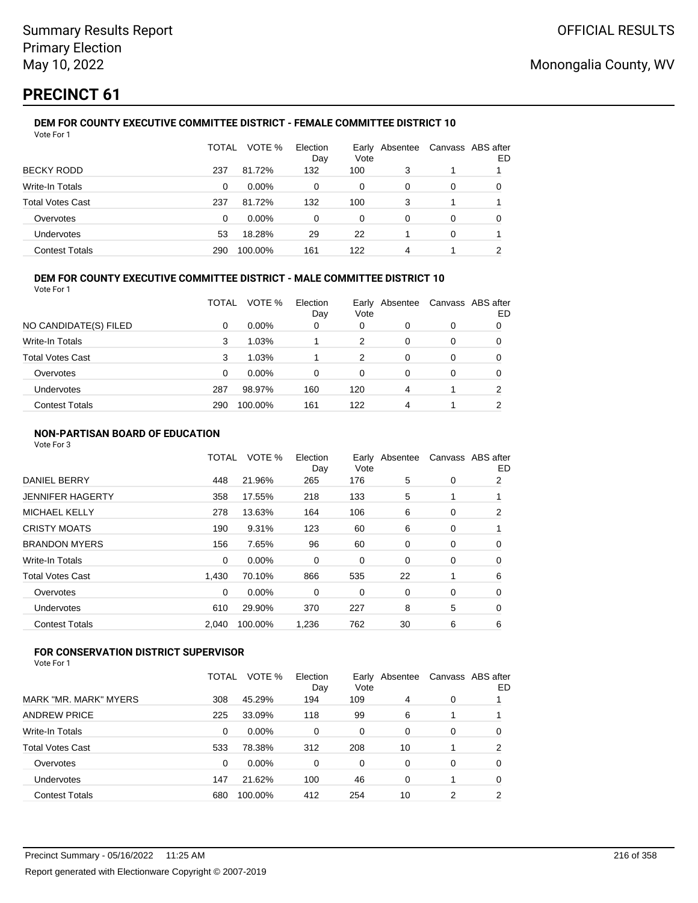Summary Results Report
Primary Election
May 10, 2022

OFFICIAL RESULTS

Monongalia County, WV

# PRECINCT 61

### DEM FOR COUNTY EXECUTIVE COMMITTEE DISTRICT - FEMALE COMMITTEE DISTRICT 10

Vote For 1

| | TOTAL | VOTE % | Election Day | Early Vote | Absentee | Canvass | ABS after ED |
|---|---|---|---|---|---|---|---|
| BECKY RODD | 237 | 81.72% | 132 | 100 | 3 | 1 | 1 |
| Write-In Totals | 0 | 0.00% | 0 | 0 | 0 | 0 | 0 |
| Total Votes Cast | 237 | 81.72% | 132 | 100 | 3 | 1 | 1 |
| Overvotes | 0 | 0.00% | 0 | 0 | 0 | 0 | 0 |
| Undervotes | 53 | 18.28% | 29 | 22 | 1 | 0 | 1 |
| Contest Totals | 290 | 100.00% | 161 | 122 | 4 | 1 | 2 |

### DEM FOR COUNTY EXECUTIVE COMMITTEE DISTRICT - MALE COMMITTEE DISTRICT 10

Vote For 1

| | TOTAL | VOTE % | Election Day | Early Vote | Absentee | Canvass | ABS after ED |
|---|---|---|---|---|---|---|---|
| NO CANDIDATE(S) FILED | 0 | 0.00% | 0 | 0 | 0 | 0 | 0 |
| Write-In Totals | 3 | 1.03% | 1 | 2 | 0 | 0 | 0 |
| Total Votes Cast | 3 | 1.03% | 1 | 2 | 0 | 0 | 0 |
| Overvotes | 0 | 0.00% | 0 | 0 | 0 | 0 | 0 |
| Undervotes | 287 | 98.97% | 160 | 120 | 4 | 1 | 2 |
| Contest Totals | 290 | 100.00% | 161 | 122 | 4 | 1 | 2 |

### NON-PARTISAN BOARD OF EDUCATION

Vote For 3

| | TOTAL | VOTE % | Election Day | Early Vote | Absentee | Canvass | ABS after ED |
|---|---|---|---|---|---|---|---|
| DANIEL BERRY | 448 | 21.96% | 265 | 176 | 5 | 0 | 2 |
| JENNIFER HAGERTY | 358 | 17.55% | 218 | 133 | 5 | 1 | 1 |
| MICHAEL KELLY | 278 | 13.63% | 164 | 106 | 6 | 0 | 2 |
| CRISTY MOATS | 190 | 9.31% | 123 | 60 | 6 | 0 | 1 |
| BRANDON MYERS | 156 | 7.65% | 96 | 60 | 0 | 0 | 0 |
| Write-In Totals | 0 | 0.00% | 0 | 0 | 0 | 0 | 0 |
| Total Votes Cast | 1,430 | 70.10% | 866 | 535 | 22 | 1 | 6 |
| Overvotes | 0 | 0.00% | 0 | 0 | 0 | 0 | 0 |
| Undervotes | 610 | 29.90% | 370 | 227 | 8 | 5 | 0 |
| Contest Totals | 2,040 | 100.00% | 1,236 | 762 | 30 | 6 | 6 |

### FOR CONSERVATION DISTRICT SUPERVISOR

Vote For 1

| | TOTAL | VOTE % | Election Day | Early Vote | Absentee | Canvass | ABS after ED |
|---|---|---|---|---|---|---|---|
| MARK "MR. MARK" MYERS | 308 | 45.29% | 194 | 109 | 4 | 0 | 1 |
| ANDREW PRICE | 225 | 33.09% | 118 | 99 | 6 | 1 | 1 |
| Write-In Totals | 0 | 0.00% | 0 | 0 | 0 | 0 | 0 |
| Total Votes Cast | 533 | 78.38% | 312 | 208 | 10 | 1 | 2 |
| Overvotes | 0 | 0.00% | 0 | 0 | 0 | 0 | 0 |
| Undervotes | 147 | 21.62% | 100 | 46 | 0 | 1 | 0 |
| Contest Totals | 680 | 100.00% | 412 | 254 | 10 | 2 | 2 |

Precinct Summary - 05/16/2022 11:25 AM

Report generated with Electionware Copyright © 2007-2019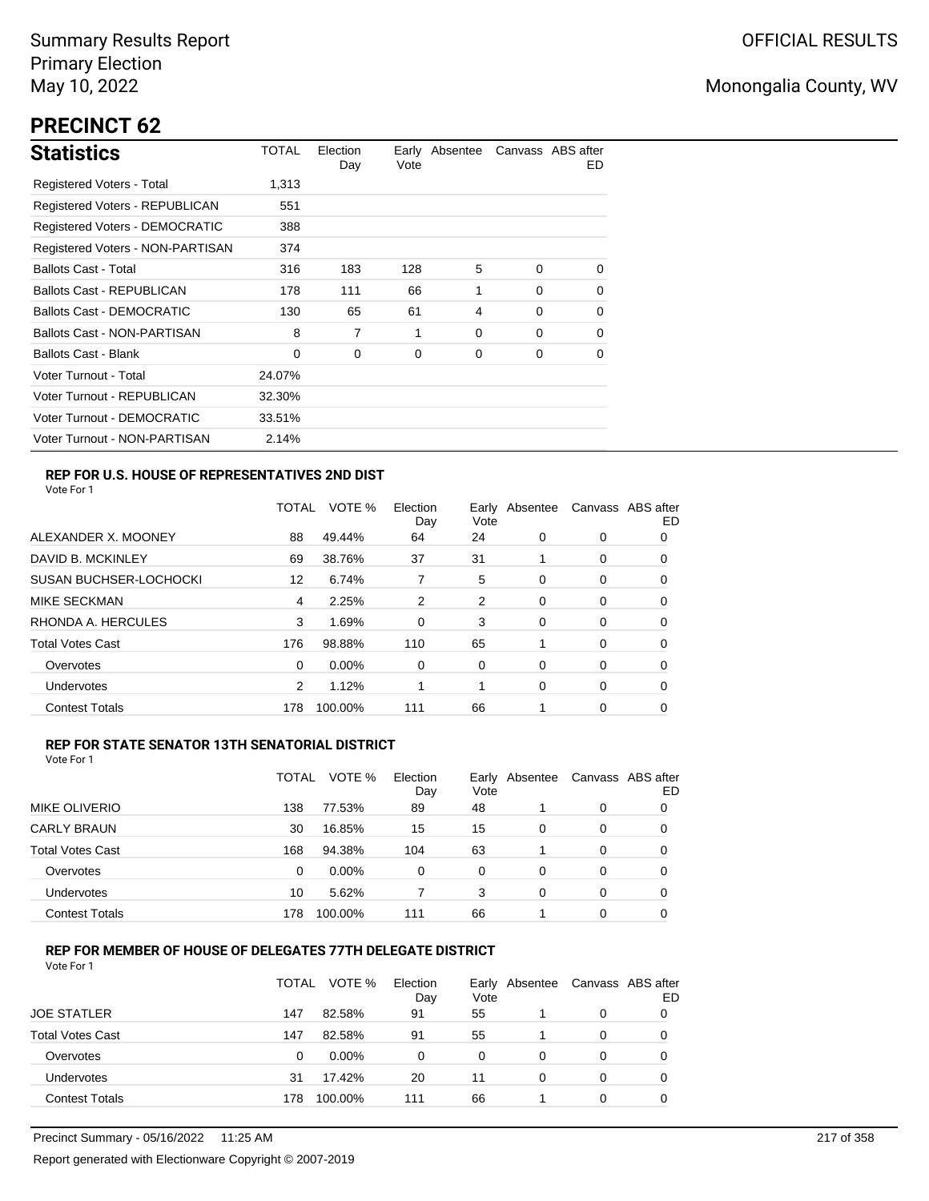Summary Results Report
Primary Election
May 10, 2022

OFFICIAL RESULTS

Monongalia County, WV

# PRECINCT 62

## Statistics

| | TOTAL | Election Day | Early Vote | Absentee | Canvass | ABS after ED |
|---|---|---|---|---|---|---|
| Registered Voters - Total | 1,313 | | | | | |
| Registered Voters - REPUBLICAN | 551 | | | | | |
| Registered Voters - DEMOCRATIC | 388 | | | | | |
| Registered Voters - NON-PARTISAN | 374 | | | | | |
| Ballots Cast - Total | 316 | 183 | 128 | 5 | 0 | 0 |
| Ballots Cast - REPUBLICAN | 178 | 111 | 66 | 1 | 0 | 0 |
| Ballots Cast - DEMOCRATIC | 130 | 65 | 61 | 4 | 0 | 0 |
| Ballots Cast - NON-PARTISAN | 8 | 7 | 1 | 0 | 0 | 0 |
| Ballots Cast - Blank | 0 | 0 | 0 | 0 | 0 | 0 |
| Voter Turnout - Total | 24.07% | | | | | |
| Voter Turnout - REPUBLICAN | 32.30% | | | | | |
| Voter Turnout - DEMOCRATIC | 33.51% | | | | | |
| Voter Turnout - NON-PARTISAN | 2.14% | | | | | |

### REP FOR U.S. HOUSE OF REPRESENTATIVES 2ND DIST

Vote For 1

| | TOTAL | VOTE % | Election Day | Early Vote | Absentee | Canvass | ABS after ED |
|---|---|---|---|---|---|---|---|
| ALEXANDER X. MOONEY | 88 | 49.44% | 64 | 24 | 0 | 0 | 0 |
| DAVID B. MCKINLEY | 69 | 38.76% | 37 | 31 | 1 | 0 | 0 |
| SUSAN BUCHSER-LOCHOCKI | 12 | 6.74% | 7 | 5 | 0 | 0 | 0 |
| MIKE SECKMAN | 4 | 2.25% | 2 | 2 | 0 | 0 | 0 |
| RHONDA A. HERCULES | 3 | 1.69% | 0 | 3 | 0 | 0 | 0 |
| Total Votes Cast | 176 | 98.88% | 110 | 65 | 1 | 0 | 0 |
| Overvotes | 0 | 0.00% | 0 | 0 | 0 | 0 | 0 |
| Undervotes | 2 | 1.12% | 1 | 1 | 0 | 0 | 0 |
| Contest Totals | 178 | 100.00% | 111 | 66 | 1 | 0 | 0 |

### REP FOR STATE SENATOR 13TH SENATORIAL DISTRICT

Vote For 1

| | TOTAL | VOTE % | Election Day | Early Vote | Absentee | Canvass | ABS after ED |
|---|---|---|---|---|---|---|---|
| MIKE OLIVERIO | 138 | 77.53% | 89 | 48 | 1 | 0 | 0 |
| CARLY BRAUN | 30 | 16.85% | 15 | 15 | 0 | 0 | 0 |
| Total Votes Cast | 168 | 94.38% | 104 | 63 | 1 | 0 | 0 |
| Overvotes | 0 | 0.00% | 0 | 0 | 0 | 0 | 0 |
| Undervotes | 10 | 5.62% | 7 | 3 | 0 | 0 | 0 |
| Contest Totals | 178 | 100.00% | 111 | 66 | 1 | 0 | 0 |

### REP FOR MEMBER OF HOUSE OF DELEGATES 77TH DELEGATE DISTRICT

Vote For 1

| | TOTAL | VOTE % | Election Day | Early Vote | Absentee | Canvass | ABS after ED |
|---|---|---|---|---|---|---|---|
| JOE STATLER | 147 | 82.58% | 91 | 55 | 1 | 0 | 0 |
| Total Votes Cast | 147 | 82.58% | 91 | 55 | 1 | 0 | 0 |
| Overvotes | 0 | 0.00% | 0 | 0 | 0 | 0 | 0 |
| Undervotes | 31 | 17.42% | 20 | 11 | 0 | 0 | 0 |
| Contest Totals | 178 | 100.00% | 111 | 66 | 1 | 0 | 0 |

Precinct Summary - 05/16/2022 11:25 AM

Report generated with Electionware Copyright © 2007-2019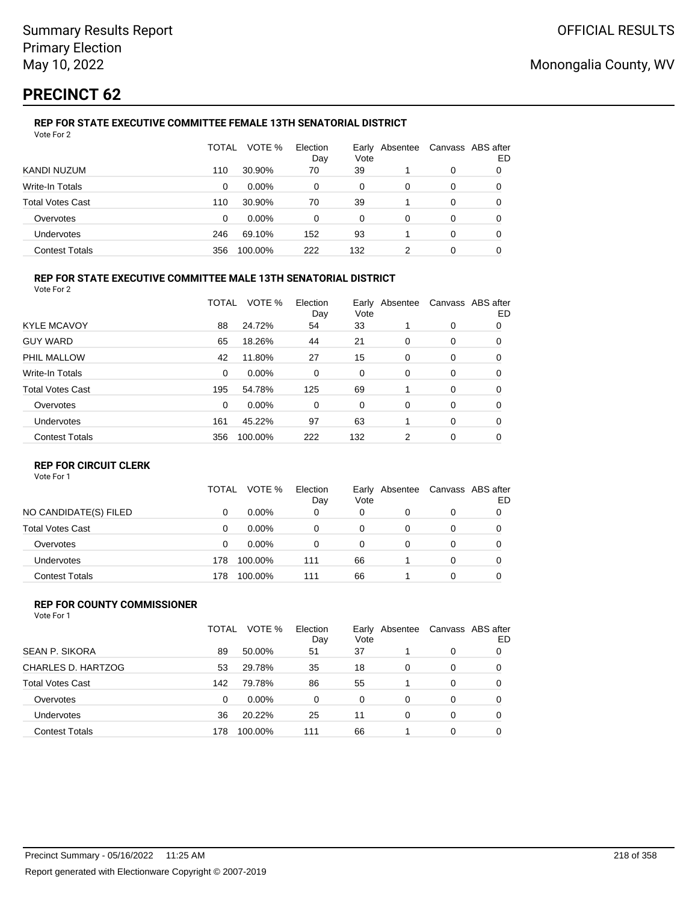# PRECINCT 62

### REP FOR STATE EXECUTIVE COMMITTEE FEMALE 13TH SENATORIAL DISTRICT

Vote For 2

| | TOTAL | VOTE % | Election Day | Early Vote | Absentee | Canvass | ABS after ED |
|---|---|---|---|---|---|---|---|
| KANDI NUZUM | 110 | 30.90% | 70 | 39 | 1 | 0 | 0 |
| Write-In Totals | 0 | 0.00% | 0 | 0 | 0 | 0 | 0 |
| Total Votes Cast | 110 | 30.90% | 70 | 39 | 1 | 0 | 0 |
| Overvotes | 0 | 0.00% | 0 | 0 | 0 | 0 | 0 |
| Undervotes | 246 | 69.10% | 152 | 93 | 1 | 0 | 0 |
| Contest Totals | 356 | 100.00% | 222 | 132 | 2 | 0 | 0 |

### REP FOR STATE EXECUTIVE COMMITTEE MALE 13TH SENATORIAL DISTRICT

Vote For 2

| | TOTAL | VOTE % | Election Day | Early Vote | Absentee | Canvass | ABS after ED |
|---|---|---|---|---|---|---|---|
| KYLE MCAVOY | 88 | 24.72% | 54 | 33 | 1 | 0 | 0 |
| GUY WARD | 65 | 18.26% | 44 | 21 | 0 | 0 | 0 |
| PHIL MALLOW | 42 | 11.80% | 27 | 15 | 0 | 0 | 0 |
| Write-In Totals | 0 | 0.00% | 0 | 0 | 0 | 0 | 0 |
| Total Votes Cast | 195 | 54.78% | 125 | 69 | 1 | 0 | 0 |
| Overvotes | 0 | 0.00% | 0 | 0 | 0 | 0 | 0 |
| Undervotes | 161 | 45.22% | 97 | 63 | 1 | 0 | 0 |
| Contest Totals | 356 | 100.00% | 222 | 132 | 2 | 0 | 0 |

### REP FOR CIRCUIT CLERK

Vote For 1

| | TOTAL | VOTE % | Election Day | Early Vote | Absentee | Canvass | ABS after ED |
|---|---|---|---|---|---|---|---|
| NO CANDIDATE(S) FILED | 0 | 0.00% | 0 | 0 | 0 | 0 | 0 |
| Total Votes Cast | 0 | 0.00% | 0 | 0 | 0 | 0 | 0 |
| Overvotes | 0 | 0.00% | 0 | 0 | 0 | 0 | 0 |
| Undervotes | 178 | 100.00% | 111 | 66 | 1 | 0 | 0 |
| Contest Totals | 178 | 100.00% | 111 | 66 | 1 | 0 | 0 |

### REP FOR COUNTY COMMISSIONER

Vote For 1

| | TOTAL | VOTE % | Election Day | Early Vote | Absentee | Canvass | ABS after ED |
|---|---|---|---|---|---|---|---|
| SEAN P. SIKORA | 89 | 50.00% | 51 | 37 | 1 | 0 | 0 |
| CHARLES D. HARTZOG | 53 | 29.78% | 35 | 18 | 0 | 0 | 0 |
| Total Votes Cast | 142 | 79.78% | 86 | 55 | 1 | 0 | 0 |
| Overvotes | 0 | 0.00% | 0 | 0 | 0 | 0 | 0 |
| Undervotes | 36 | 20.22% | 25 | 11 | 0 | 0 | 0 |
| Contest Totals | 178 | 100.00% | 111 | 66 | 1 | 0 | 0 |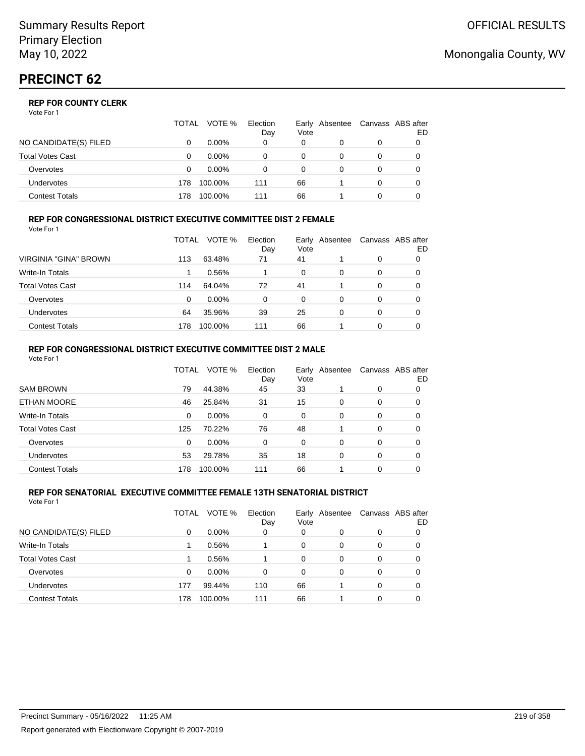Summary Results Report
Primary Election
May 10, 2022

OFFICIAL RESULTS

Monongalia County, WV

# PRECINCT 62

### REP FOR COUNTY CLERK

Vote For 1

| | TOTAL | VOTE % | Election Day | Early Vote | Absentee | Canvass | ABS after ED |
|---|---|---|---|---|---|---|---|
| NO CANDIDATE(S) FILED | 0 | 0.00% | 0 | 0 | 0 | 0 | 0 |
| Total Votes Cast | 0 | 0.00% | 0 | 0 | 0 | 0 | 0 |
| Overvotes | 0 | 0.00% | 0 | 0 | 0 | 0 | 0 |
| Undervotes | 178 | 100.00% | 111 | 66 | 1 | 0 | 0 |
| Contest Totals | 178 | 100.00% | 111 | 66 | 1 | 0 | 0 |

### REP FOR CONGRESSIONAL DISTRICT EXECUTIVE COMMITTEE DIST 2 FEMALE

Vote For 1

| | TOTAL | VOTE % | Election Day | Early Vote | Absentee | Canvass | ABS after ED |
|---|---|---|---|---|---|---|---|
| VIRGINIA "GINA" BROWN | 113 | 63.48% | 71 | 41 | 1 | 0 | 0 |
| Write-In Totals | 1 | 0.56% | 1 | 0 | 0 | 0 | 0 |
| Total Votes Cast | 114 | 64.04% | 72 | 41 | 1 | 0 | 0 |
| Overvotes | 0 | 0.00% | 0 | 0 | 0 | 0 | 0 |
| Undervotes | 64 | 35.96% | 39 | 25 | 0 | 0 | 0 |
| Contest Totals | 178 | 100.00% | 111 | 66 | 1 | 0 | 0 |

### REP FOR CONGRESSIONAL DISTRICT EXECUTIVE COMMITTEE DIST 2 MALE

Vote For 1

| | TOTAL | VOTE % | Election Day | Early Vote | Absentee | Canvass | ABS after ED |
|---|---|---|---|---|---|---|---|
| SAM BROWN | 79 | 44.38% | 45 | 33 | 1 | 0 | 0 |
| ETHAN MOORE | 46 | 25.84% | 31 | 15 | 0 | 0 | 0 |
| Write-In Totals | 0 | 0.00% | 0 | 0 | 0 | 0 | 0 |
| Total Votes Cast | 125 | 70.22% | 76 | 48 | 1 | 0 | 0 |
| Overvotes | 0 | 0.00% | 0 | 0 | 0 | 0 | 0 |
| Undervotes | 53 | 29.78% | 35 | 18 | 0 | 0 | 0 |
| Contest Totals | 178 | 100.00% | 111 | 66 | 1 | 0 | 0 |

### REP FOR SENATORIAL EXECUTIVE COMMITTEE FEMALE 13TH SENATORIAL DISTRICT

Vote For 1

| | TOTAL | VOTE % | Election Day | Early Vote | Absentee | Canvass | ABS after ED |
|---|---|---|---|---|---|---|---|
| NO CANDIDATE(S) FILED | 0 | 0.00% | 0 | 0 | 0 | 0 | 0 |
| Write-In Totals | 1 | 0.56% | 1 | 0 | 0 | 0 | 0 |
| Total Votes Cast | 1 | 0.56% | 1 | 0 | 0 | 0 | 0 |
| Overvotes | 0 | 0.00% | 0 | 0 | 0 | 0 | 0 |
| Undervotes | 177 | 99.44% | 110 | 66 | 1 | 0 | 0 |
| Contest Totals | 178 | 100.00% | 111 | 66 | 1 | 0 | 0 |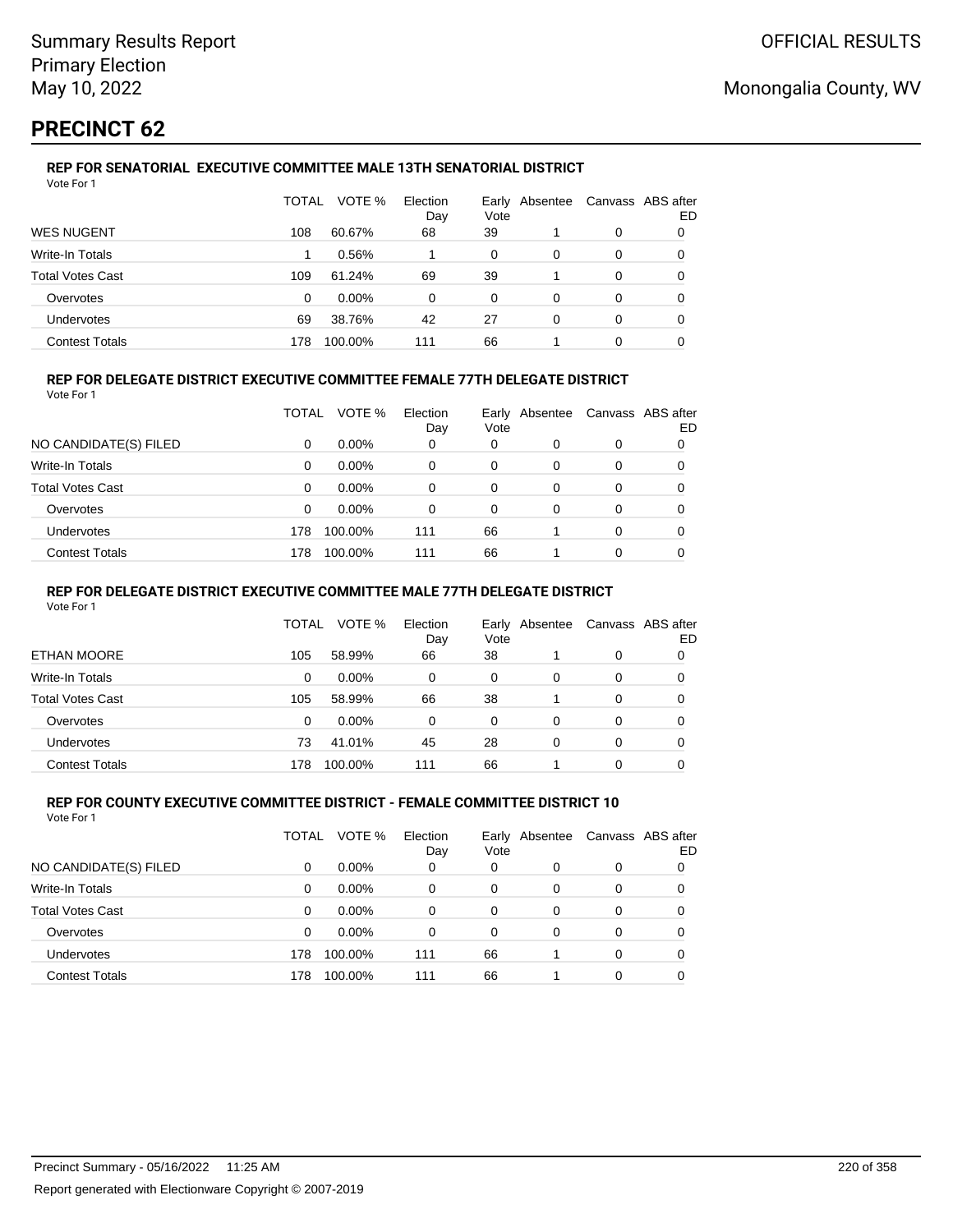# PRECINCT 62

### REP FOR SENATORIAL EXECUTIVE COMMITTEE MALE 13TH SENATORIAL DISTRICT

Vote For 1

| | TOTAL | VOTE % | Election Day | Early Vote | Absentee | Canvass | ABS after ED |
|---|---|---|---|---|---|---|---|
| WES NUGENT | 108 | 60.67% | 68 | 39 | 1 | 0 | 0 |
| Write-In Totals | 1 | 0.56% | 1 | 0 | 0 | 0 | 0 |
| Total Votes Cast | 109 | 61.24% | 69 | 39 | 1 | 0 | 0 |
| Overvotes | 0 | 0.00% | 0 | 0 | 0 | 0 | 0 |
| Undervotes | 69 | 38.76% | 42 | 27 | 0 | 0 | 0 |
| Contest Totals | 178 | 100.00% | 111 | 66 | 1 | 0 | 0 |

### REP FOR DELEGATE DISTRICT EXECUTIVE COMMITTEE FEMALE 77TH DELEGATE DISTRICT

Vote For 1

| | TOTAL | VOTE % | Election Day | Early Vote | Absentee | Canvass | ABS after ED |
|---|---|---|---|---|---|---|---|
| NO CANDIDATE(S) FILED | 0 | 0.00% | 0 | 0 | 0 | 0 | 0 |
| Write-In Totals | 0 | 0.00% | 0 | 0 | 0 | 0 | 0 |
| Total Votes Cast | 0 | 0.00% | 0 | 0 | 0 | 0 | 0 |
| Overvotes | 0 | 0.00% | 0 | 0 | 0 | 0 | 0 |
| Undervotes | 178 | 100.00% | 111 | 66 | 1 | 0 | 0 |
| Contest Totals | 178 | 100.00% | 111 | 66 | 1 | 0 | 0 |

### REP FOR DELEGATE DISTRICT EXECUTIVE COMMITTEE MALE 77TH DELEGATE DISTRICT

Vote For 1

| | TOTAL | VOTE % | Election Day | Early Vote | Absentee | Canvass | ABS after ED |
|---|---|---|---|---|---|---|---|
| ETHAN MOORE | 105 | 58.99% | 66 | 38 | 1 | 0 | 0 |
| Write-In Totals | 0 | 0.00% | 0 | 0 | 0 | 0 | 0 |
| Total Votes Cast | 105 | 58.99% | 66 | 38 | 1 | 0 | 0 |
| Overvotes | 0 | 0.00% | 0 | 0 | 0 | 0 | 0 |
| Undervotes | 73 | 41.01% | 45 | 28 | 0 | 0 | 0 |
| Contest Totals | 178 | 100.00% | 111 | 66 | 1 | 0 | 0 |

### REP FOR COUNTY EXECUTIVE COMMITTEE DISTRICT - FEMALE COMMITTEE DISTRICT 10

Vote For 1

| | TOTAL | VOTE % | Election Day | Early Vote | Absentee | Canvass | ABS after ED |
|---|---|---|---|---|---|---|---|
| NO CANDIDATE(S) FILED | 0 | 0.00% | 0 | 0 | 0 | 0 | 0 |
| Write-In Totals | 0 | 0.00% | 0 | 0 | 0 | 0 | 0 |
| Total Votes Cast | 0 | 0.00% | 0 | 0 | 0 | 0 | 0 |
| Overvotes | 0 | 0.00% | 0 | 0 | 0 | 0 | 0 |
| Undervotes | 178 | 100.00% | 111 | 66 | 1 | 0 | 0 |
| Contest Totals | 178 | 100.00% | 111 | 66 | 1 | 0 | 0 |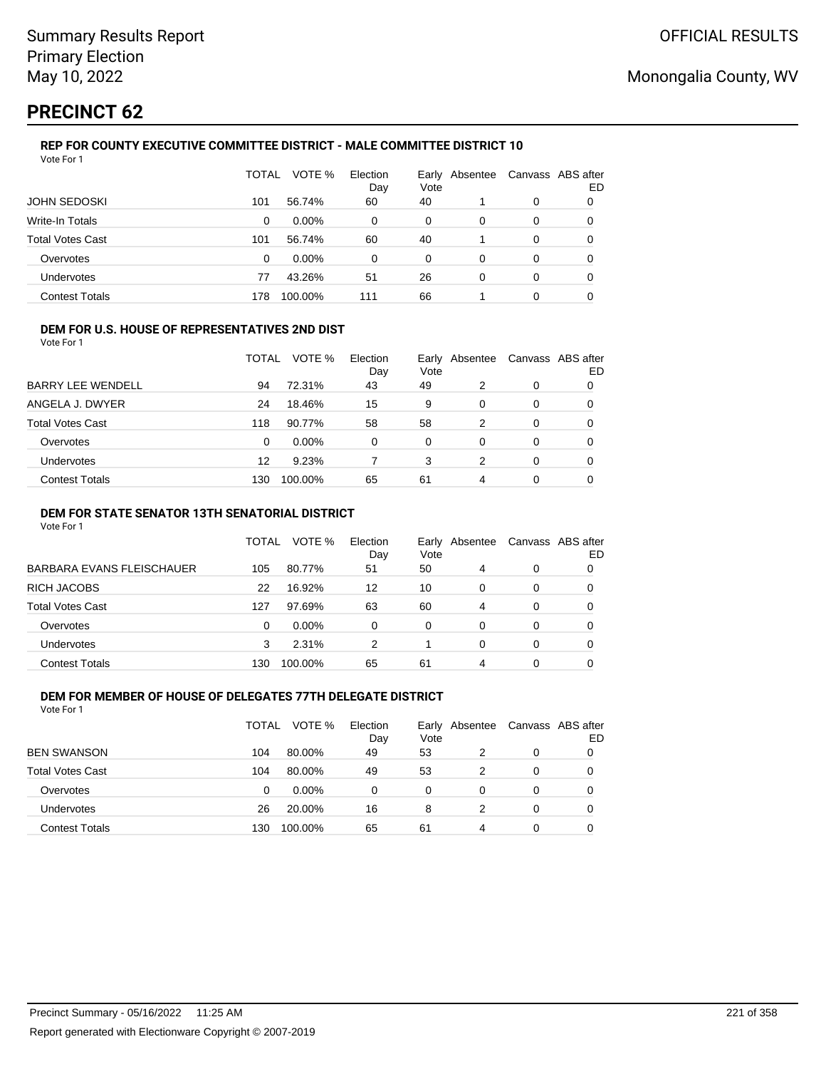# PRECINCT 62

### REP FOR COUNTY EXECUTIVE COMMITTEE DISTRICT - MALE COMMITTEE DISTRICT 10

Vote For 1

| | TOTAL | VOTE % | Election Day | Early Vote | Absentee | Canvass | ABS after ED |
|---|---|---|---|---|---|---|---|
| JOHN SEDOSKI | 101 | 56.74% | 60 | 40 | 1 | 0 | 0 |
| Write-In Totals | 0 | 0.00% | 0 | 0 | 0 | 0 | 0 |
| Total Votes Cast | 101 | 56.74% | 60 | 40 | 1 | 0 | 0 |
| Overvotes | 0 | 0.00% | 0 | 0 | 0 | 0 | 0 |
| Undervotes | 77 | 43.26% | 51 | 26 | 0 | 0 | 0 |
| Contest Totals | 178 | 100.00% | 111 | 66 | 1 | 0 | 0 |

### DEM FOR U.S. HOUSE OF REPRESENTATIVES 2ND DIST

Vote For 1

| | TOTAL | VOTE % | Election Day | Early Vote | Absentee | Canvass | ABS after ED |
|---|---|---|---|---|---|---|---|
| BARRY LEE WENDELL | 94 | 72.31% | 43 | 49 | 2 | 0 | 0 |
| ANGELA J. DWYER | 24 | 18.46% | 15 | 9 | 0 | 0 | 0 |
| Total Votes Cast | 118 | 90.77% | 58 | 58 | 2 | 0 | 0 |
| Overvotes | 0 | 0.00% | 0 | 0 | 0 | 0 | 0 |
| Undervotes | 12 | 9.23% | 7 | 3 | 2 | 0 | 0 |
| Contest Totals | 130 | 100.00% | 65 | 61 | 4 | 0 | 0 |

### DEM FOR STATE SENATOR 13TH SENATORIAL DISTRICT

Vote For 1

| | TOTAL | VOTE % | Election Day | Early Vote | Absentee | Canvass | ABS after ED |
|---|---|---|---|---|---|---|---|
| BARBARA EVANS FLEISCHAUER | 105 | 80.77% | 51 | 50 | 4 | 0 | 0 |
| RICH JACOBS | 22 | 16.92% | 12 | 10 | 0 | 0 | 0 |
| Total Votes Cast | 127 | 97.69% | 63 | 60 | 4 | 0 | 0 |
| Overvotes | 0 | 0.00% | 0 | 0 | 0 | 0 | 0 |
| Undervotes | 3 | 2.31% | 2 | 1 | 0 | 0 | 0 |
| Contest Totals | 130 | 100.00% | 65 | 61 | 4 | 0 | 0 |

### DEM FOR MEMBER OF HOUSE OF DELEGATES 77TH DELEGATE DISTRICT

Vote For 1

| | TOTAL | VOTE % | Election Day | Early Vote | Absentee | Canvass | ABS after ED |
|---|---|---|---|---|---|---|---|
| BEN SWANSON | 104 | 80.00% | 49 | 53 | 2 | 0 | 0 |
| Total Votes Cast | 104 | 80.00% | 49 | 53 | 2 | 0 | 0 |
| Overvotes | 0 | 0.00% | 0 | 0 | 0 | 0 | 0 |
| Undervotes | 26 | 20.00% | 16 | 8 | 2 | 0 | 0 |
| Contest Totals | 130 | 100.00% | 65 | 61 | 4 | 0 | 0 |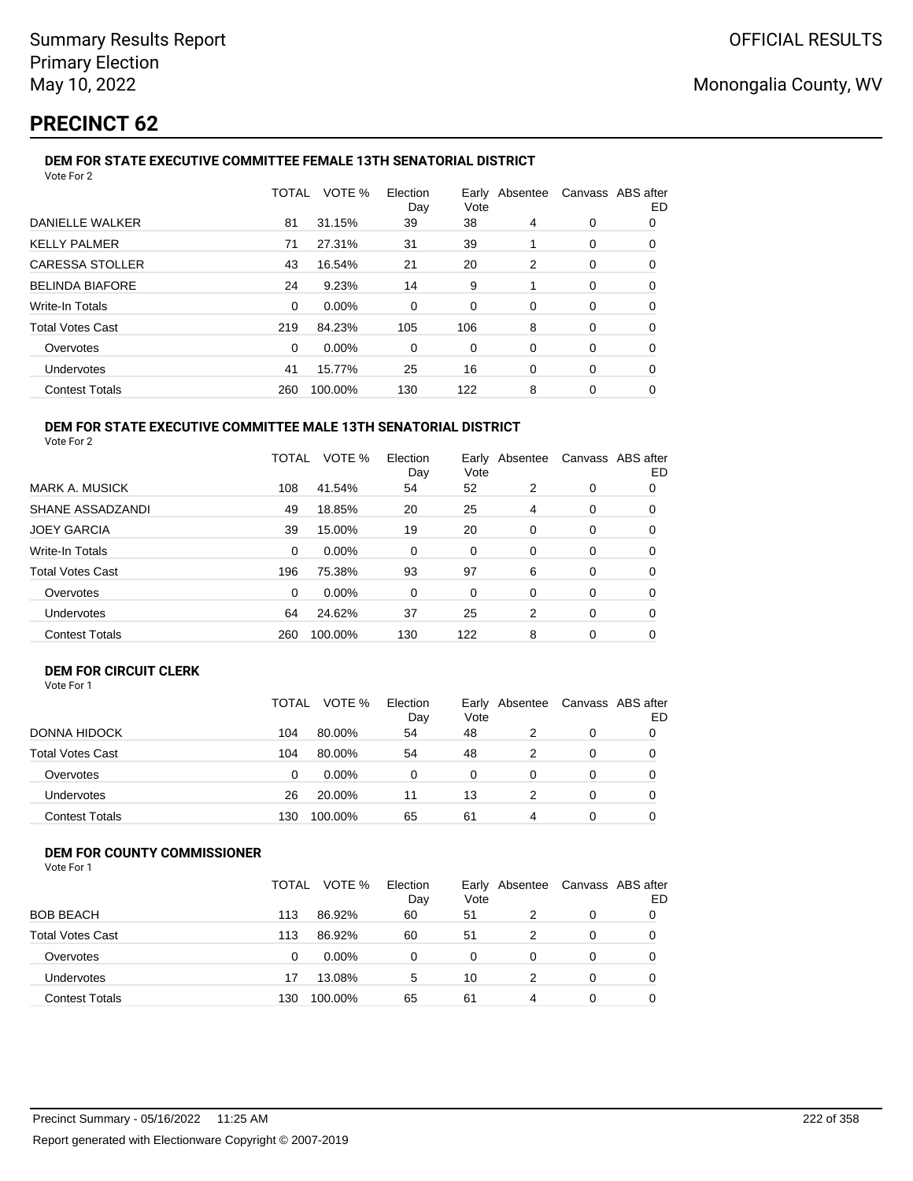Summary Results Report
Primary Election
May 10, 2022

OFFICIAL RESULTS

Monongalia County, WV

# PRECINCT 62

### DEM FOR STATE EXECUTIVE COMMITTEE FEMALE 13TH SENATORIAL DISTRICT

Vote For 2

| | TOTAL | VOTE % | Election Day | Early Vote | Absentee | Canvass | ABS after ED |
|---|---|---|---|---|---|---|---|
| DANIELLE WALKER | 81 | 31.15% | 39 | 38 | 4 | 0 | 0 |
| KELLY PALMER | 71 | 27.31% | 31 | 39 | 1 | 0 | 0 |
| CARESSA STOLLER | 43 | 16.54% | 21 | 20 | 2 | 0 | 0 |
| BELINDA BIAFORE | 24 | 9.23% | 14 | 9 | 1 | 0 | 0 |
| Write-In Totals | 0 | 0.00% | 0 | 0 | 0 | 0 | 0 |
| Total Votes Cast | 219 | 84.23% | 105 | 106 | 8 | 0 | 0 |
| Overvotes | 0 | 0.00% | 0 | 0 | 0 | 0 | 0 |
| Undervotes | 41 | 15.77% | 25 | 16 | 0 | 0 | 0 |
| Contest Totals | 260 | 100.00% | 130 | 122 | 8 | 0 | 0 |

### DEM FOR STATE EXECUTIVE COMMITTEE MALE 13TH SENATORIAL DISTRICT

Vote For 2

| | TOTAL | VOTE % | Election Day | Early Vote | Absentee | Canvass | ABS after ED |
|---|---|---|---|---|---|---|---|
| MARK A. MUSICK | 108 | 41.54% | 54 | 52 | 2 | 0 | 0 |
| SHANE ASSADZANDI | 49 | 18.85% | 20 | 25 | 4 | 0 | 0 |
| JOEY GARCIA | 39 | 15.00% | 19 | 20 | 0 | 0 | 0 |
| Write-In Totals | 0 | 0.00% | 0 | 0 | 0 | 0 | 0 |
| Total Votes Cast | 196 | 75.38% | 93 | 97 | 6 | 0 | 0 |
| Overvotes | 0 | 0.00% | 0 | 0 | 0 | 0 | 0 |
| Undervotes | 64 | 24.62% | 37 | 25 | 2 | 0 | 0 |
| Contest Totals | 260 | 100.00% | 130 | 122 | 8 | 0 | 0 |

### DEM FOR CIRCUIT CLERK

Vote For 1

| | TOTAL | VOTE % | Election Day | Early Vote | Absentee | Canvass | ABS after ED |
|---|---|---|---|---|---|---|---|
| DONNA HIDOCK | 104 | 80.00% | 54 | 48 | 2 | 0 | 0 |
| Total Votes Cast | 104 | 80.00% | 54 | 48 | 2 | 0 | 0 |
| Overvotes | 0 | 0.00% | 0 | 0 | 0 | 0 | 0 |
| Undervotes | 26 | 20.00% | 11 | 13 | 2 | 0 | 0 |
| Contest Totals | 130 | 100.00% | 65 | 61 | 4 | 0 | 0 |

### DEM FOR COUNTY COMMISSIONER

Vote For 1

| | TOTAL | VOTE % | Election Day | Early Vote | Absentee | Canvass | ABS after ED |
|---|---|---|---|---|---|---|---|
| BOB BEACH | 113 | 86.92% | 60 | 51 | 2 | 0 | 0 |
| Total Votes Cast | 113 | 86.92% | 60 | 51 | 2 | 0 | 0 |
| Overvotes | 0 | 0.00% | 0 | 0 | 0 | 0 | 0 |
| Undervotes | 17 | 13.08% | 5 | 10 | 2 | 0 | 0 |
| Contest Totals | 130 | 100.00% | 65 | 61 | 4 | 0 | 0 |

Precinct Summary - 05/16/2022 11:25 AM

Report generated with Electionware Copyright © 2007-2019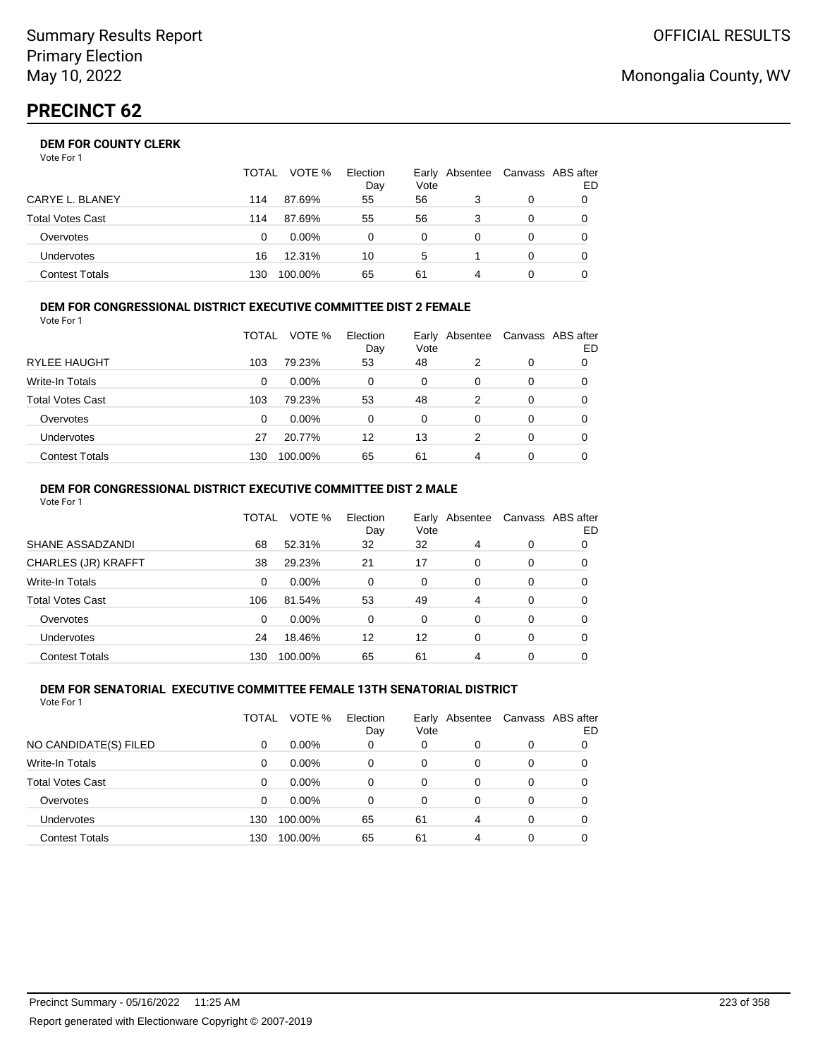# PRECINCT 62

### DEM FOR COUNTY CLERK

Vote For 1

| | TOTAL | VOTE % | Election Day | Early Vote | Absentee | Canvass | ABS after ED |
|---|---|---|---|---|---|---|---|
| CARYE L. BLANEY | 114 | 87.69% | 55 | 56 | 3 | 0 | 0 |
| Total Votes Cast | 114 | 87.69% | 55 | 56 | 3 | 0 | 0 |
| Overvotes | 0 | 0.00% | 0 | 0 | 0 | 0 | 0 |
| Undervotes | 16 | 12.31% | 10 | 5 | 1 | 0 | 0 |
| Contest Totals | 130 | 100.00% | 65 | 61 | 4 | 0 | 0 |

### DEM FOR CONGRESSIONAL DISTRICT EXECUTIVE COMMITTEE DIST 2 FEMALE

Vote For 1

| | TOTAL | VOTE % | Election Day | Early Vote | Absentee | Canvass | ABS after ED |
|---|---|---|---|---|---|---|---|
| RYLEE HAUGHT | 103 | 79.23% | 53 | 48 | 2 | 0 | 0 |
| Write-In Totals | 0 | 0.00% | 0 | 0 | 0 | 0 | 0 |
| Total Votes Cast | 103 | 79.23% | 53 | 48 | 2 | 0 | 0 |
| Overvotes | 0 | 0.00% | 0 | 0 | 0 | 0 | 0 |
| Undervotes | 27 | 20.77% | 12 | 13 | 2 | 0 | 0 |
| Contest Totals | 130 | 100.00% | 65 | 61 | 4 | 0 | 0 |

### DEM FOR CONGRESSIONAL DISTRICT EXECUTIVE COMMITTEE DIST 2 MALE

Vote For 1

| | TOTAL | VOTE % | Election Day | Early Vote | Absentee | Canvass | ABS after ED |
|---|---|---|---|---|---|---|---|
| SHANE ASSADZANDI | 68 | 52.31% | 32 | 32 | 4 | 0 | 0 |
| CHARLES (JR) KRAFFT | 38 | 29.23% | 21 | 17 | 0 | 0 | 0 |
| Write-In Totals | 0 | 0.00% | 0 | 0 | 0 | 0 | 0 |
| Total Votes Cast | 106 | 81.54% | 53 | 49 | 4 | 0 | 0 |
| Overvotes | 0 | 0.00% | 0 | 0 | 0 | 0 | 0 |
| Undervotes | 24 | 18.46% | 12 | 12 | 0 | 0 | 0 |
| Contest Totals | 130 | 100.00% | 65 | 61 | 4 | 0 | 0 |

### DEM FOR SENATORIAL EXECUTIVE COMMITTEE FEMALE 13TH SENATORIAL DISTRICT

Vote For 1

| | TOTAL | VOTE % | Election Day | Early Vote | Absentee | Canvass | ABS after ED |
|---|---|---|---|---|---|---|---|
| NO CANDIDATE(S) FILED | 0 | 0.00% | 0 | 0 | 0 | 0 | 0 |
| Write-In Totals | 0 | 0.00% | 0 | 0 | 0 | 0 | 0 |
| Total Votes Cast | 0 | 0.00% | 0 | 0 | 0 | 0 | 0 |
| Overvotes | 0 | 0.00% | 0 | 0 | 0 | 0 | 0 |
| Undervotes | 130 | 100.00% | 65 | 61 | 4 | 0 | 0 |
| Contest Totals | 130 | 100.00% | 65 | 61 | 4 | 0 | 0 |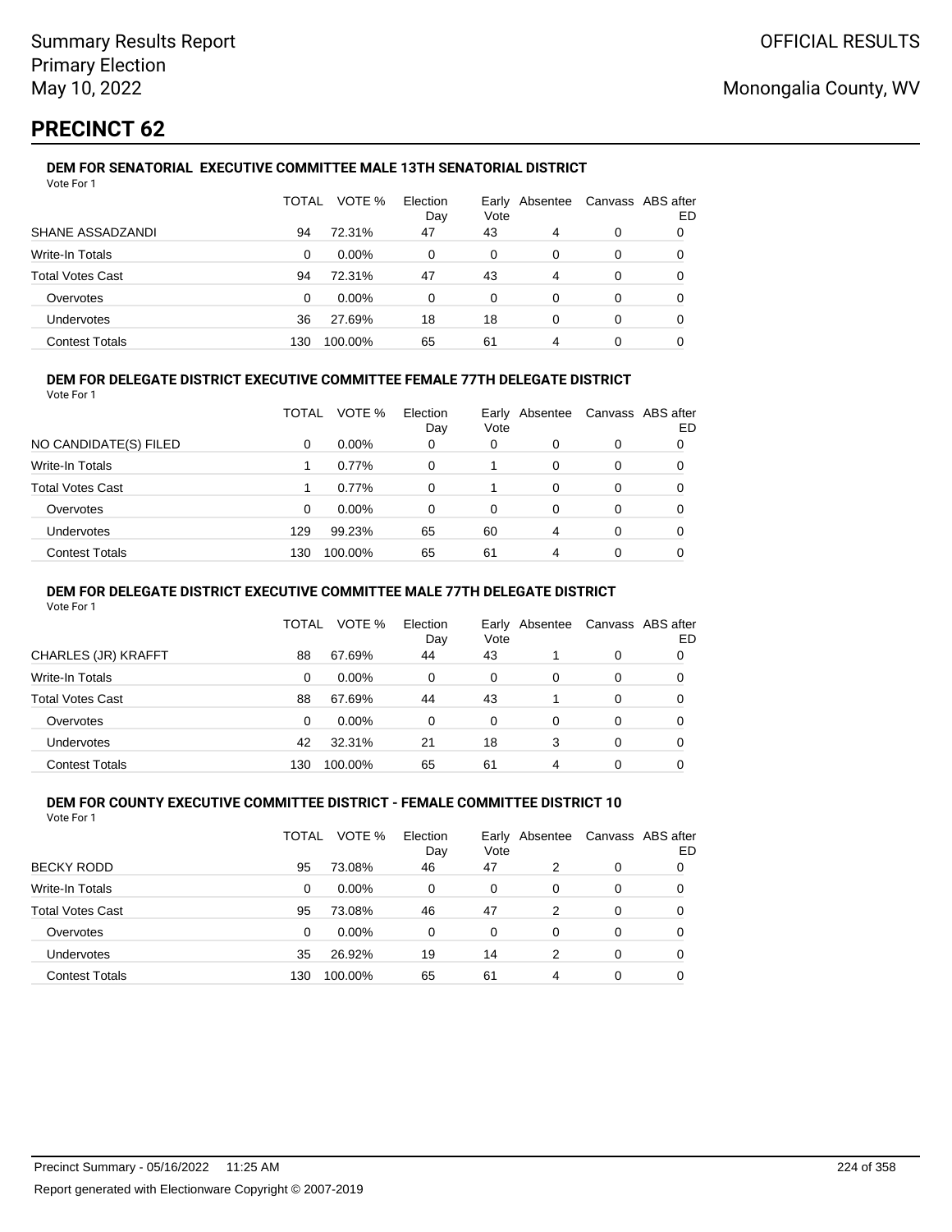# PRECINCT 62

### DEM FOR SENATORIAL EXECUTIVE COMMITTEE MALE 13TH SENATORIAL DISTRICT

Vote For 1

| | TOTAL | VOTE % | Election Day | Early Vote | Absentee | Canvass | ABS after ED |
|---|---|---|---|---|---|---|---|
| SHANE ASSADZANDI | 94 | 72.31% | 47 | 43 | 4 | 0 | 0 |
| Write-In Totals | 0 | 0.00% | 0 | 0 | 0 | 0 | 0 |
| Total Votes Cast | 94 | 72.31% | 47 | 43 | 4 | 0 | 0 |
| Overvotes | 0 | 0.00% | 0 | 0 | 0 | 0 | 0 |
| Undervotes | 36 | 27.69% | 18 | 18 | 0 | 0 | 0 |
| Contest Totals | 130 | 100.00% | 65 | 61 | 4 | 0 | 0 |

### DEM FOR DELEGATE DISTRICT EXECUTIVE COMMITTEE FEMALE 77TH DELEGATE DISTRICT

Vote For 1

| | TOTAL | VOTE % | Election Day | Early Vote | Absentee | Canvass | ABS after ED |
|---|---|---|---|---|---|---|---|
| NO CANDIDATE(S) FILED | 0 | 0.00% | 0 | 0 | 0 | 0 | 0 |
| Write-In Totals | 1 | 0.77% | 0 | 1 | 0 | 0 | 0 |
| Total Votes Cast | 1 | 0.77% | 0 | 1 | 0 | 0 | 0 |
| Overvotes | 0 | 0.00% | 0 | 0 | 0 | 0 | 0 |
| Undervotes | 129 | 99.23% | 65 | 60 | 4 | 0 | 0 |
| Contest Totals | 130 | 100.00% | 65 | 61 | 4 | 0 | 0 |

### DEM FOR DELEGATE DISTRICT EXECUTIVE COMMITTEE MALE 77TH DELEGATE DISTRICT

Vote For 1

| | TOTAL | VOTE % | Election Day | Early Vote | Absentee | Canvass | ABS after ED |
|---|---|---|---|---|---|---|---|
| CHARLES (JR) KRAFFT | 88 | 67.69% | 44 | 43 | 1 | 0 | 0 |
| Write-In Totals | 0 | 0.00% | 0 | 0 | 0 | 0 | 0 |
| Total Votes Cast | 88 | 67.69% | 44 | 43 | 1 | 0 | 0 |
| Overvotes | 0 | 0.00% | 0 | 0 | 0 | 0 | 0 |
| Undervotes | 42 | 32.31% | 21 | 18 | 3 | 0 | 0 |
| Contest Totals | 130 | 100.00% | 65 | 61 | 4 | 0 | 0 |

### DEM FOR COUNTY EXECUTIVE COMMITTEE DISTRICT - FEMALE COMMITTEE DISTRICT 10

Vote For 1

| | TOTAL | VOTE % | Election Day | Early Vote | Absentee | Canvass | ABS after ED |
|---|---|---|---|---|---|---|---|
| BECKY RODD | 95 | 73.08% | 46 | 47 | 2 | 0 | 0 |
| Write-In Totals | 0 | 0.00% | 0 | 0 | 0 | 0 | 0 |
| Total Votes Cast | 95 | 73.08% | 46 | 47 | 2 | 0 | 0 |
| Overvotes | 0 | 0.00% | 0 | 0 | 0 | 0 | 0 |
| Undervotes | 35 | 26.92% | 19 | 14 | 2 | 0 | 0 |
| Contest Totals | 130 | 100.00% | 65 | 61 | 4 | 0 | 0 |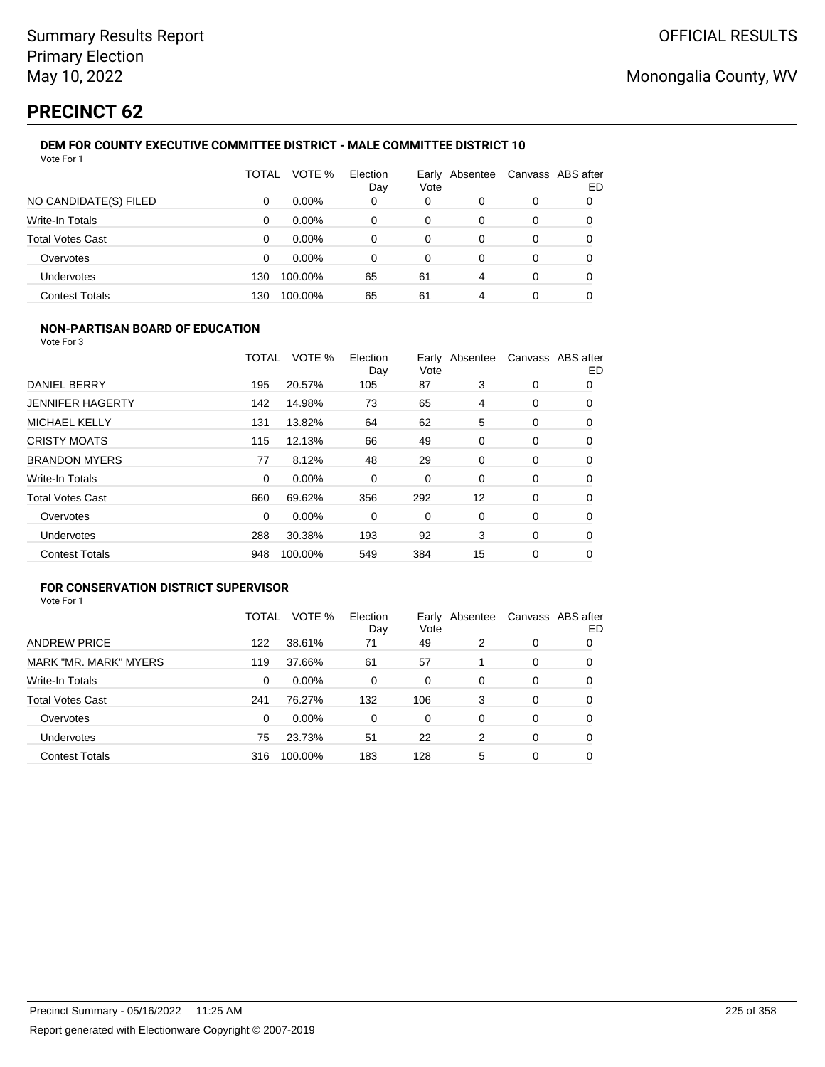# PRECINCT 62

### DEM FOR COUNTY EXECUTIVE COMMITTEE DISTRICT - MALE COMMITTEE DISTRICT 10

Vote For 1

| | TOTAL | VOTE % | Election Day | Early Vote | Absentee | Canvass | ABS after ED |
|---|---|---|---|---|---|---|---|
| NO CANDIDATE(S) FILED | 0 | 0.00% | 0 | 0 | 0 | 0 | 0 |
| Write-In Totals | 0 | 0.00% | 0 | 0 | 0 | 0 | 0 |
| Total Votes Cast | 0 | 0.00% | 0 | 0 | 0 | 0 | 0 |
| Overvotes | 0 | 0.00% | 0 | 0 | 0 | 0 | 0 |
| Undervotes | 130 | 100.00% | 65 | 61 | 4 | 0 | 0 |
| Contest Totals | 130 | 100.00% | 65 | 61 | 4 | 0 | 0 |

### NON-PARTISAN BOARD OF EDUCATION

Vote For 3

| | TOTAL | VOTE % | Election Day | Early Vote | Absentee | Canvass | ABS after ED |
|---|---|---|---|---|---|---|---|
| DANIEL BERRY | 195 | 20.57% | 105 | 87 | 3 | 0 | 0 |
| JENNIFER HAGERTY | 142 | 14.98% | 73 | 65 | 4 | 0 | 0 |
| MICHAEL KELLY | 131 | 13.82% | 64 | 62 | 5 | 0 | 0 |
| CRISTY MOATS | 115 | 12.13% | 66 | 49 | 0 | 0 | 0 |
| BRANDON MYERS | 77 | 8.12% | 48 | 29 | 0 | 0 | 0 |
| Write-In Totals | 0 | 0.00% | 0 | 0 | 0 | 0 | 0 |
| Total Votes Cast | 660 | 69.62% | 356 | 292 | 12 | 0 | 0 |
| Overvotes | 0 | 0.00% | 0 | 0 | 0 | 0 | 0 |
| Undervotes | 288 | 30.38% | 193 | 92 | 3 | 0 | 0 |
| Contest Totals | 948 | 100.00% | 549 | 384 | 15 | 0 | 0 |

### FOR CONSERVATION DISTRICT SUPERVISOR

Vote For 1

| | TOTAL | VOTE % | Election Day | Early Vote | Absentee | Canvass | ABS after ED |
|---|---|---|---|---|---|---|---|
| ANDREW PRICE | 122 | 38.61% | 71 | 49 | 2 | 0 | 0 |
| MARK "MR. MARK" MYERS | 119 | 37.66% | 61 | 57 | 1 | 0 | 0 |
| Write-In Totals | 0 | 0.00% | 0 | 0 | 0 | 0 | 0 |
| Total Votes Cast | 241 | 76.27% | 132 | 106 | 3 | 0 | 0 |
| Overvotes | 0 | 0.00% | 0 | 0 | 0 | 0 | 0 |
| Undervotes | 75 | 23.73% | 51 | 22 | 2 | 0 | 0 |
| Contest Totals | 316 | 100.00% | 183 | 128 | 5 | 0 | 0 |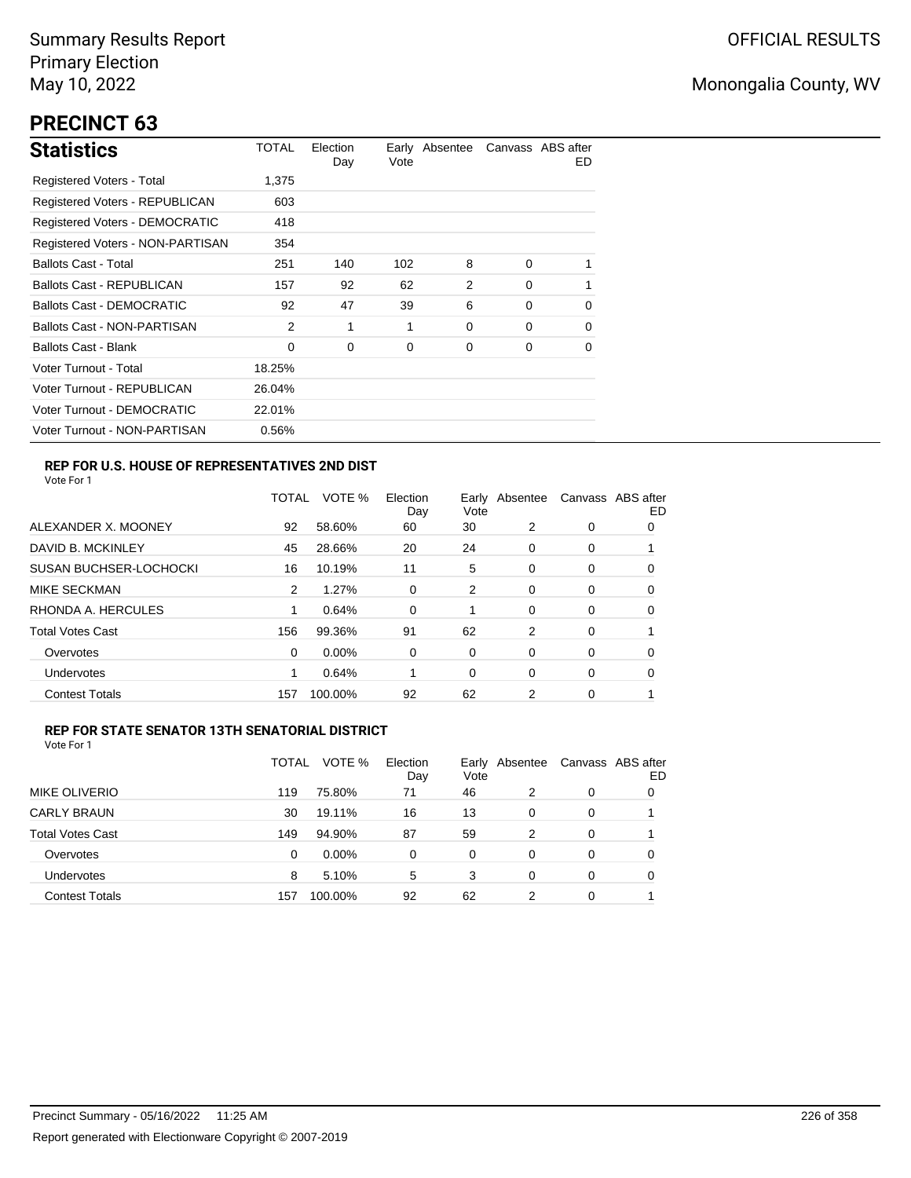Summary Results Report
Primary Election
May 10, 2022

OFFICIAL RESULTS

Monongalia County, WV

# PRECINCT 63

## Statistics

| Statistics | TOTAL | Election Day | Early Vote | Absentee | Canvass | ABS after ED |
|---|---|---|---|---|---|---|
| Registered Voters - Total | 1,375 | | | | | |
| Registered Voters - REPUBLICAN | 603 | | | | | |
| Registered Voters - DEMOCRATIC | 418 | | | | | |
| Registered Voters - NON-PARTISAN | 354 | | | | | |
| Ballots Cast - Total | 251 | 140 | 102 | 8 | 0 | 1 |
| Ballots Cast - REPUBLICAN | 157 | 92 | 62 | 2 | 0 | 1 |
| Ballots Cast - DEMOCRATIC | 92 | 47 | 39 | 6 | 0 | 0 |
| Ballots Cast - NON-PARTISAN | 2 | 1 | 1 | 0 | 0 | 0 |
| Ballots Cast - Blank | 0 | 0 | 0 | 0 | 0 | 0 |
| Voter Turnout - Total | 18.25% | | | | | |
| Voter Turnout - REPUBLICAN | 26.04% | | | | | |
| Voter Turnout - DEMOCRATIC | 22.01% | | | | | |
| Voter Turnout - NON-PARTISAN | 0.56% | | | | | |

### REP FOR U.S. HOUSE OF REPRESENTATIVES 2ND DIST

Vote For 1

| | TOTAL | VOTE % | Election Day | Early Vote | Absentee | Canvass | ABS after ED |
|---|---|---|---|---|---|---|---|
| ALEXANDER X. MOONEY | 92 | 58.60% | 60 | 30 | 2 | 0 | 0 |
| DAVID B. MCKINLEY | 45 | 28.66% | 20 | 24 | 0 | 0 | 1 |
| SUSAN BUCHSER-LOCHOCKI | 16 | 10.19% | 11 | 5 | 0 | 0 | 0 |
| MIKE SECKMAN | 2 | 1.27% | 0 | 2 | 0 | 0 | 0 |
| RHONDA A. HERCULES | 1 | 0.64% | 0 | 1 | 0 | 0 | 0 |
| Total Votes Cast | 156 | 99.36% | 91 | 62 | 2 | 0 | 1 |
| Overvotes | 0 | 0.00% | 0 | 0 | 0 | 0 | 0 |
| Undervotes | 1 | 0.64% | 1 | 0 | 0 | 0 | 0 |
| Contest Totals | 157 | 100.00% | 92 | 62 | 2 | 0 | 1 |

### REP FOR STATE SENATOR 13TH SENATORIAL DISTRICT

Vote For 1

| | TOTAL | VOTE % | Election Day | Early Vote | Absentee | Canvass | ABS after ED |
|---|---|---|---|---|---|---|---|
| MIKE OLIVERIO | 119 | 75.80% | 71 | 46 | 2 | 0 | 0 |
| CARLY BRAUN | 30 | 19.11% | 16 | 13 | 0 | 0 | 1 |
| Total Votes Cast | 149 | 94.90% | 87 | 59 | 2 | 0 | 1 |
| Overvotes | 0 | 0.00% | 0 | 0 | 0 | 0 | 0 |
| Undervotes | 8 | 5.10% | 5 | 3 | 0 | 0 | 0 |
| Contest Totals | 157 | 100.00% | 92 | 62 | 2 | 0 | 1 |

Precinct Summary - 05/16/2022 11:25 AM

Report generated with Electionware Copyright © 2007-2019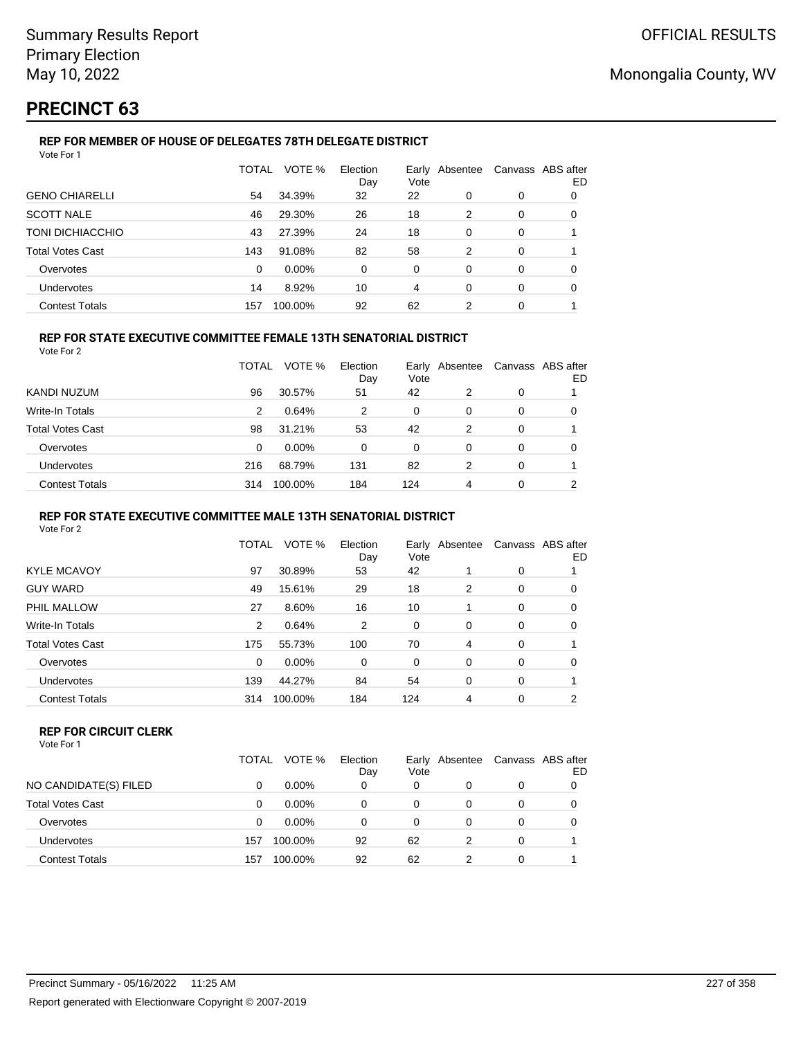# PRECINCT 63

### REP FOR MEMBER OF HOUSE OF DELEGATES 78TH DELEGATE DISTRICT

Vote For 1

| | TOTAL | VOTE % | Election Day | Early Vote | Absentee | Canvass | ABS after ED |
|---|---|---|---|---|---|---|---|
| GENO CHIARELLI | 54 | 34.39% | 32 | 22 | 0 | 0 | 0 |
| SCOTT NALE | 46 | 29.30% | 26 | 18 | 2 | 0 | 0 |
| TONI DICHIACCHIO | 43 | 27.39% | 24 | 18 | 0 | 0 | 1 |
| Total Votes Cast | 143 | 91.08% | 82 | 58 | 2 | 0 | 1 |
| Overvotes | 0 | 0.00% | 0 | 0 | 0 | 0 | 0 |
| Undervotes | 14 | 8.92% | 10 | 4 | 0 | 0 | 0 |
| Contest Totals | 157 | 100.00% | 92 | 62 | 2 | 0 | 1 |

### REP FOR STATE EXECUTIVE COMMITTEE FEMALE 13TH SENATORIAL DISTRICT

Vote For 2

| | TOTAL | VOTE % | Election Day | Early Vote | Absentee | Canvass | ABS after ED |
|---|---|---|---|---|---|---|---|
| KANDI NUZUM | 96 | 30.57% | 51 | 42 | 2 | 0 | 1 |
| Write-In Totals | 2 | 0.64% | 2 | 0 | 0 | 0 | 0 |
| Total Votes Cast | 98 | 31.21% | 53 | 42 | 2 | 0 | 1 |
| Overvotes | 0 | 0.00% | 0 | 0 | 0 | 0 | 0 |
| Undervotes | 216 | 68.79% | 131 | 82 | 2 | 0 | 1 |
| Contest Totals | 314 | 100.00% | 184 | 124 | 4 | 0 | 2 |

### REP FOR STATE EXECUTIVE COMMITTEE MALE 13TH SENATORIAL DISTRICT

Vote For 2

| | TOTAL | VOTE % | Election Day | Early Vote | Absentee | Canvass | ABS after ED |
|---|---|---|---|---|---|---|---|
| KYLE MCAVOY | 97 | 30.89% | 53 | 42 | 1 | 0 | 1 |
| GUY WARD | 49 | 15.61% | 29 | 18 | 2 | 0 | 0 |
| PHIL MALLOW | 27 | 8.60% | 16 | 10 | 1 | 0 | 0 |
| Write-In Totals | 2 | 0.64% | 2 | 0 | 0 | 0 | 0 |
| Total Votes Cast | 175 | 55.73% | 100 | 70 | 4 | 0 | 1 |
| Overvotes | 0 | 0.00% | 0 | 0 | 0 | 0 | 0 |
| Undervotes | 139 | 44.27% | 84 | 54 | 0 | 0 | 1 |
| Contest Totals | 314 | 100.00% | 184 | 124 | 4 | 0 | 2 |

### REP FOR CIRCUIT CLERK

Vote For 1

| | TOTAL | VOTE % | Election Day | Early Vote | Absentee | Canvass | ABS after ED |
|---|---|---|---|---|---|---|---|
| NO CANDIDATE(S) FILED | 0 | 0.00% | 0 | 0 | 0 | 0 | 0 |
| Total Votes Cast | 0 | 0.00% | 0 | 0 | 0 | 0 | 0 |
| Overvotes | 0 | 0.00% | 0 | 0 | 0 | 0 | 0 |
| Undervotes | 157 | 100.00% | 92 | 62 | 2 | 0 | 1 |
| Contest Totals | 157 | 100.00% | 92 | 62 | 2 | 0 | 1 |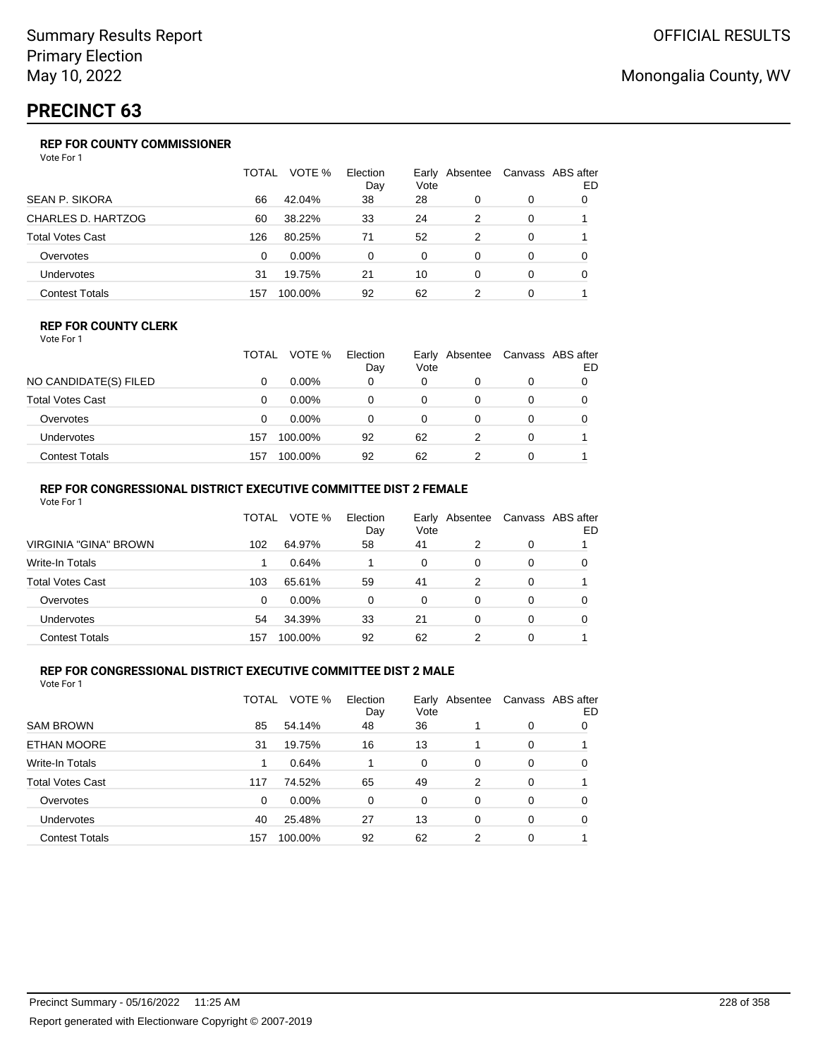Summary Results Report
Primary Election
May 10, 2022

OFFICIAL RESULTS

Monongalia County, WV

# PRECINCT 63

### REP FOR COUNTY COMMISSIONER

Vote For 1

| | TOTAL | VOTE % | Election Day | Early Vote | Absentee | Canvass | ABS after ED |
|---|---|---|---|---|---|---|---|
| SEAN P. SIKORA | 66 | 42.04% | 38 | 28 | 0 | 0 | 0 |
| CHARLES D. HARTZOG | 60 | 38.22% | 33 | 24 | 2 | 0 | 1 |
| Total Votes Cast | 126 | 80.25% | 71 | 52 | 2 | 0 | 1 |
| Overvotes | 0 | 0.00% | 0 | 0 | 0 | 0 | 0 |
| Undervotes | 31 | 19.75% | 21 | 10 | 0 | 0 | 0 |
| Contest Totals | 157 | 100.00% | 92 | 62 | 2 | 0 | 1 |

### REP FOR COUNTY CLERK

Vote For 1

| | TOTAL | VOTE % | Election Day | Early Vote | Absentee | Canvass | ABS after ED |
|---|---|---|---|---|---|---|---|
| NO CANDIDATE(S) FILED | 0 | 0.00% | 0 | 0 | 0 | 0 | 0 |
| Total Votes Cast | 0 | 0.00% | 0 | 0 | 0 | 0 | 0 |
| Overvotes | 0 | 0.00% | 0 | 0 | 0 | 0 | 0 |
| Undervotes | 157 | 100.00% | 92 | 62 | 2 | 0 | 1 |
| Contest Totals | 157 | 100.00% | 92 | 62 | 2 | 0 | 1 |

### REP FOR CONGRESSIONAL DISTRICT EXECUTIVE COMMITTEE DIST 2 FEMALE

Vote For 1

| | TOTAL | VOTE % | Election Day | Early Vote | Absentee | Canvass | ABS after ED |
|---|---|---|---|---|---|---|---|
| VIRGINIA "GINA" BROWN | 102 | 64.97% | 58 | 41 | 2 | 0 | 1 |
| Write-In Totals | 1 | 0.64% | 1 | 0 | 0 | 0 | 0 |
| Total Votes Cast | 103 | 65.61% | 59 | 41 | 2 | 0 | 1 |
| Overvotes | 0 | 0.00% | 0 | 0 | 0 | 0 | 0 |
| Undervotes | 54 | 34.39% | 33 | 21 | 0 | 0 | 0 |
| Contest Totals | 157 | 100.00% | 92 | 62 | 2 | 0 | 1 |

### REP FOR CONGRESSIONAL DISTRICT EXECUTIVE COMMITTEE DIST 2 MALE

Vote For 1

| | TOTAL | VOTE % | Election Day | Early Vote | Absentee | Canvass | ABS after ED |
|---|---|---|---|---|---|---|---|
| SAM BROWN | 85 | 54.14% | 48 | 36 | 1 | 0 | 0 |
| ETHAN MOORE | 31 | 19.75% | 16 | 13 | 1 | 0 | 1 |
| Write-In Totals | 1 | 0.64% | 1 | 0 | 0 | 0 | 0 |
| Total Votes Cast | 117 | 74.52% | 65 | 49 | 2 | 0 | 1 |
| Overvotes | 0 | 0.00% | 0 | 0 | 0 | 0 | 0 |
| Undervotes | 40 | 25.48% | 27 | 13 | 0 | 0 | 0 |
| Contest Totals | 157 | 100.00% | 92 | 62 | 2 | 0 | 1 |

Precinct Summary - 05/16/2022 11:25 AM

Report generated with Electionware Copyright © 2007-2019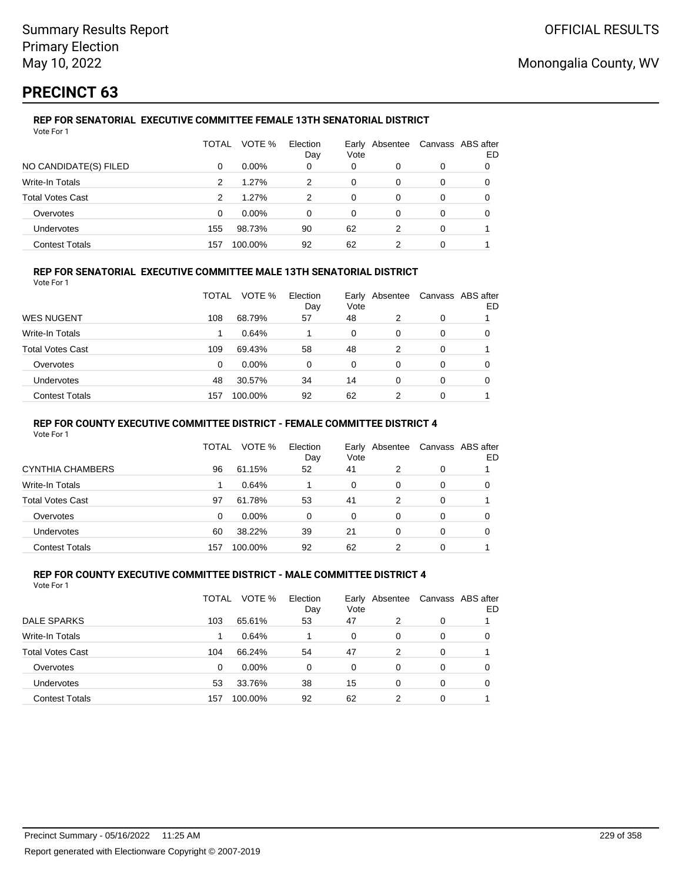# PRECINCT 63

### REP FOR SENATORIAL EXECUTIVE COMMITTEE FEMALE 13TH SENATORIAL DISTRICT

Vote For 1

| | TOTAL | VOTE % | Election Day | Early Vote | Absentee | Canvass | ABS after ED |
|---|---|---|---|---|---|---|---|
| NO CANDIDATE(S) FILED | 0 | 0.00% | 0 | 0 | 0 | 0 | 0 |
| Write-In Totals | 2 | 1.27% | 2 | 0 | 0 | 0 | 0 |
| Total Votes Cast | 2 | 1.27% | 2 | 0 | 0 | 0 | 0 |
| Overvotes | 0 | 0.00% | 0 | 0 | 0 | 0 | 0 |
| Undervotes | 155 | 98.73% | 90 | 62 | 2 | 0 | 1 |
| Contest Totals | 157 | 100.00% | 92 | 62 | 2 | 0 | 1 |

### REP FOR SENATORIAL EXECUTIVE COMMITTEE MALE 13TH SENATORIAL DISTRICT

Vote For 1

| | TOTAL | VOTE % | Election Day | Early Vote | Absentee | Canvass | ABS after ED |
|---|---|---|---|---|---|---|---|
| WES NUGENT | 108 | 68.79% | 57 | 48 | 2 | 0 | 1 |
| Write-In Totals | 1 | 0.64% | 1 | 0 | 0 | 0 | 0 |
| Total Votes Cast | 109 | 69.43% | 58 | 48 | 2 | 0 | 1 |
| Overvotes | 0 | 0.00% | 0 | 0 | 0 | 0 | 0 |
| Undervotes | 48 | 30.57% | 34 | 14 | 0 | 0 | 0 |
| Contest Totals | 157 | 100.00% | 92 | 62 | 2 | 0 | 1 |

### REP FOR COUNTY EXECUTIVE COMMITTEE DISTRICT - FEMALE COMMITTEE DISTRICT 4

Vote For 1

| | TOTAL | VOTE % | Election Day | Early Vote | Absentee | Canvass | ABS after ED |
|---|---|---|---|---|---|---|---|
| CYNTHIA CHAMBERS | 96 | 61.15% | 52 | 41 | 2 | 0 | 1 |
| Write-In Totals | 1 | 0.64% | 1 | 0 | 0 | 0 | 0 |
| Total Votes Cast | 97 | 61.78% | 53 | 41 | 2 | 0 | 1 |
| Overvotes | 0 | 0.00% | 0 | 0 | 0 | 0 | 0 |
| Undervotes | 60 | 38.22% | 39 | 21 | 0 | 0 | 0 |
| Contest Totals | 157 | 100.00% | 92 | 62 | 2 | 0 | 1 |

### REP FOR COUNTY EXECUTIVE COMMITTEE DISTRICT - MALE COMMITTEE DISTRICT 4

Vote For 1

| | TOTAL | VOTE % | Election Day | Early Vote | Absentee | Canvass | ABS after ED |
|---|---|---|---|---|---|---|---|
| DALE SPARKS | 103 | 65.61% | 53 | 47 | 2 | 0 | 1 |
| Write-In Totals | 1 | 0.64% | 1 | 0 | 0 | 0 | 0 |
| Total Votes Cast | 104 | 66.24% | 54 | 47 | 2 | 0 | 1 |
| Overvotes | 0 | 0.00% | 0 | 0 | 0 | 0 | 0 |
| Undervotes | 53 | 33.76% | 38 | 15 | 0 | 0 | 0 |
| Contest Totals | 157 | 100.00% | 92 | 62 | 2 | 0 | 1 |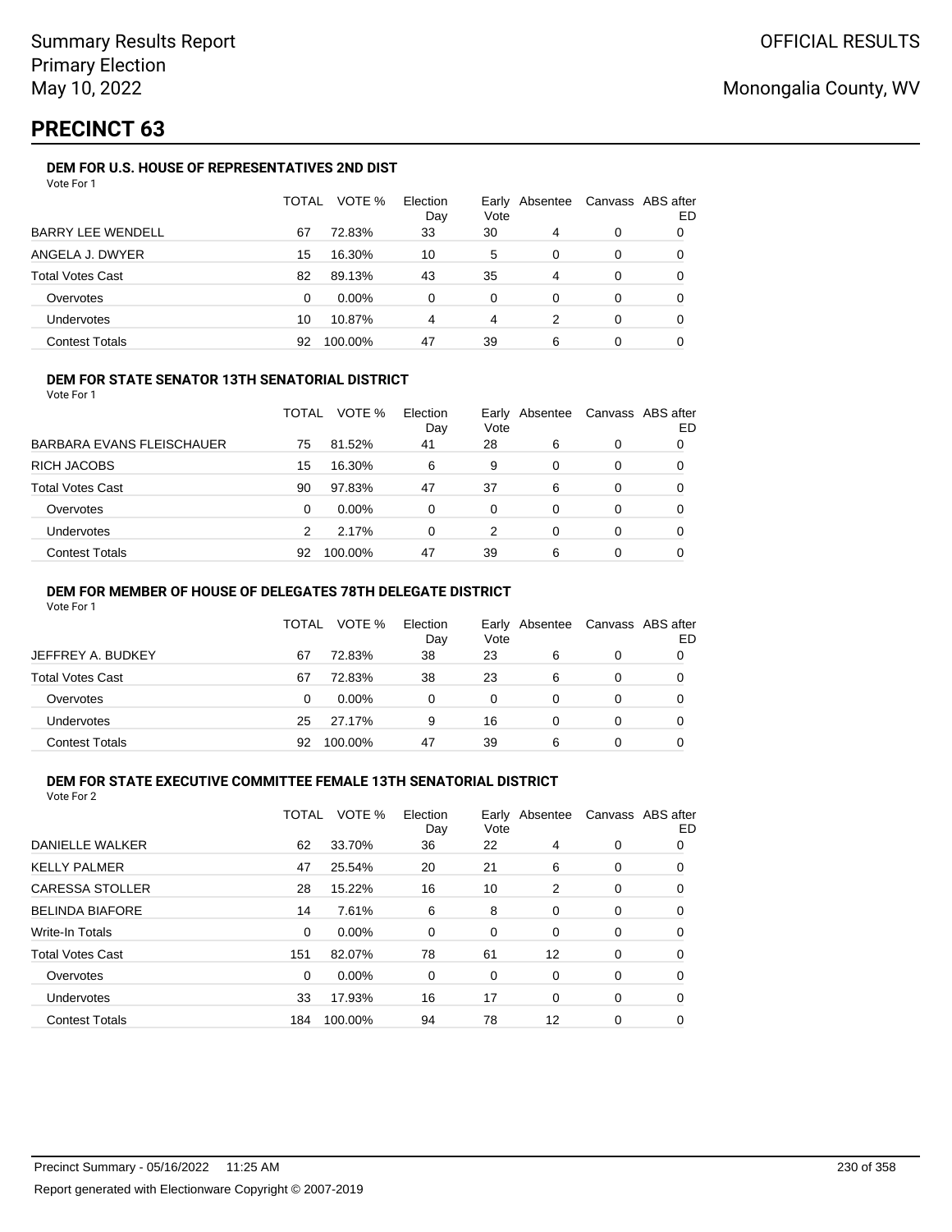Summary Results Report
Primary Election
May 10, 2022

OFFICIAL RESULTS

Monongalia County, WV

# PRECINCT 63

### DEM FOR U.S. HOUSE OF REPRESENTATIVES 2ND DIST

Vote For 1

| | TOTAL | VOTE % | Election Day | Early Vote | Absentee | Canvass | ABS after ED |
|---|---|---|---|---|---|---|---|
| BARRY LEE WENDELL | 67 | 72.83% | 33 | 30 | 4 | 0 | 0 |
| ANGELA J. DWYER | 15 | 16.30% | 10 | 5 | 0 | 0 | 0 |
| Total Votes Cast | 82 | 89.13% | 43 | 35 | 4 | 0 | 0 |
| Overvotes | 0 | 0.00% | 0 | 0 | 0 | 0 | 0 |
| Undervotes | 10 | 10.87% | 4 | 4 | 2 | 0 | 0 |
| Contest Totals | 92 | 100.00% | 47 | 39 | 6 | 0 | 0 |

### DEM FOR STATE SENATOR 13TH SENATORIAL DISTRICT

Vote For 1

| | TOTAL | VOTE % | Election Day | Early Vote | Absentee | Canvass | ABS after ED |
|---|---|---|---|---|---|---|---|
| BARBARA EVANS FLEISCHAUER | 75 | 81.52% | 41 | 28 | 6 | 0 | 0 |
| RICH JACOBS | 15 | 16.30% | 6 | 9 | 0 | 0 | 0 |
| Total Votes Cast | 90 | 97.83% | 47 | 37 | 6 | 0 | 0 |
| Overvotes | 0 | 0.00% | 0 | 0 | 0 | 0 | 0 |
| Undervotes | 2 | 2.17% | 0 | 2 | 0 | 0 | 0 |
| Contest Totals | 92 | 100.00% | 47 | 39 | 6 | 0 | 0 |

### DEM FOR MEMBER OF HOUSE OF DELEGATES 78TH DELEGATE DISTRICT

Vote For 1

| | TOTAL | VOTE % | Election Day | Early Vote | Absentee | Canvass | ABS after ED |
|---|---|---|---|---|---|---|---|
| JEFFREY A. BUDKEY | 67 | 72.83% | 38 | 23 | 6 | 0 | 0 |
| Total Votes Cast | 67 | 72.83% | 38 | 23 | 6 | 0 | 0 |
| Overvotes | 0 | 0.00% | 0 | 0 | 0 | 0 | 0 |
| Undervotes | 25 | 27.17% | 9 | 16 | 0 | 0 | 0 |
| Contest Totals | 92 | 100.00% | 47 | 39 | 6 | 0 | 0 |

### DEM FOR STATE EXECUTIVE COMMITTEE FEMALE 13TH SENATORIAL DISTRICT

Vote For 2

| | TOTAL | VOTE % | Election Day | Early Vote | Absentee | Canvass | ABS after ED |
|---|---|---|---|---|---|---|---|
| DANIELLE WALKER | 62 | 33.70% | 36 | 22 | 4 | 0 | 0 |
| KELLY PALMER | 47 | 25.54% | 20 | 21 | 6 | 0 | 0 |
| CARESSA STOLLER | 28 | 15.22% | 16 | 10 | 2 | 0 | 0 |
| BELINDA BIAFORE | 14 | 7.61% | 6 | 8 | 0 | 0 | 0 |
| Write-In Totals | 0 | 0.00% | 0 | 0 | 0 | 0 | 0 |
| Total Votes Cast | 151 | 82.07% | 78 | 61 | 12 | 0 | 0 |
| Overvotes | 0 | 0.00% | 0 | 0 | 0 | 0 | 0 |
| Undervotes | 33 | 17.93% | 16 | 17 | 0 | 0 | 0 |
| Contest Totals | 184 | 100.00% | 94 | 78 | 12 | 0 | 0 |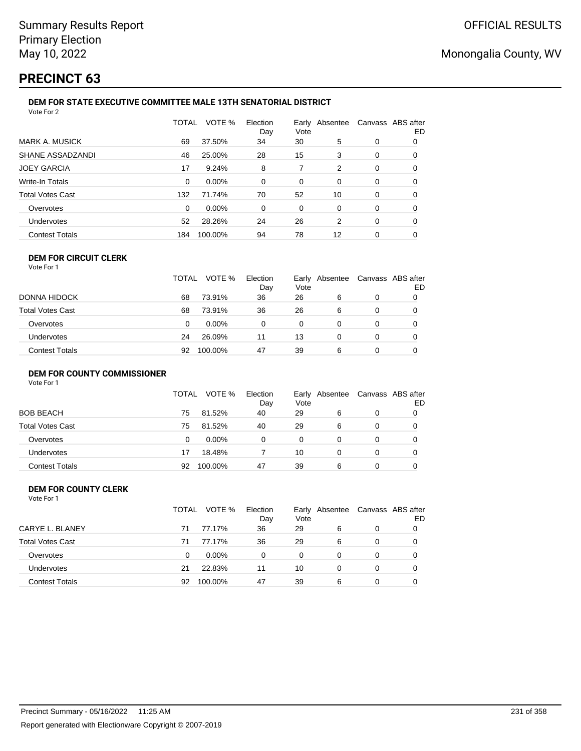Summary Results Report
Primary Election
May 10, 2022

OFFICIAL RESULTS

Monongalia County, WV

# PRECINCT 63

### DEM FOR STATE EXECUTIVE COMMITTEE MALE 13TH SENATORIAL DISTRICT

Vote For 2

| | TOTAL | VOTE % | Election Day | Early Vote | Absentee | Canvass | ABS after ED |
|---|---|---|---|---|---|---|---|
| MARK A. MUSICK | 69 | 37.50% | 34 | 30 | 5 | 0 | 0 |
| SHANE ASSADZANDI | 46 | 25.00% | 28 | 15 | 3 | 0 | 0 |
| JOEY GARCIA | 17 | 9.24% | 8 | 7 | 2 | 0 | 0 |
| Write-In Totals | 0 | 0.00% | 0 | 0 | 0 | 0 | 0 |
| Total Votes Cast | 132 | 71.74% | 70 | 52 | 10 | 0 | 0 |
| Overvotes | 0 | 0.00% | 0 | 0 | 0 | 0 | 0 |
| Undervotes | 52 | 28.26% | 24 | 26 | 2 | 0 | 0 |
| Contest Totals | 184 | 100.00% | 94 | 78 | 12 | 0 | 0 |

### DEM FOR CIRCUIT CLERK

Vote For 1

| | TOTAL | VOTE % | Election Day | Early Vote | Absentee | Canvass | ABS after ED |
|---|---|---|---|---|---|---|---|
| DONNA HIDOCK | 68 | 73.91% | 36 | 26 | 6 | 0 | 0 |
| Total Votes Cast | 68 | 73.91% | 36 | 26 | 6 | 0 | 0 |
| Overvotes | 0 | 0.00% | 0 | 0 | 0 | 0 | 0 |
| Undervotes | 24 | 26.09% | 11 | 13 | 0 | 0 | 0 |
| Contest Totals | 92 | 100.00% | 47 | 39 | 6 | 0 | 0 |

### DEM FOR COUNTY COMMISSIONER

Vote For 1

| | TOTAL | VOTE % | Election Day | Early Vote | Absentee | Canvass | ABS after ED |
|---|---|---|---|---|---|---|---|
| BOB BEACH | 75 | 81.52% | 40 | 29 | 6 | 0 | 0 |
| Total Votes Cast | 75 | 81.52% | 40 | 29 | 6 | 0 | 0 |
| Overvotes | 0 | 0.00% | 0 | 0 | 0 | 0 | 0 |
| Undervotes | 17 | 18.48% | 7 | 10 | 0 | 0 | 0 |
| Contest Totals | 92 | 100.00% | 47 | 39 | 6 | 0 | 0 |

### DEM FOR COUNTY CLERK

Vote For 1

| | TOTAL | VOTE % | Election Day | Early Vote | Absentee | Canvass | ABS after ED |
|---|---|---|---|---|---|---|---|
| CARYE L. BLANEY | 71 | 77.17% | 36 | 29 | 6 | 0 | 0 |
| Total Votes Cast | 71 | 77.17% | 36 | 29 | 6 | 0 | 0 |
| Overvotes | 0 | 0.00% | 0 | 0 | 0 | 0 | 0 |
| Undervotes | 21 | 22.83% | 11 | 10 | 0 | 0 | 0 |
| Contest Totals | 92 | 100.00% | 47 | 39 | 6 | 0 | 0 |

Precinct Summary - 05/16/2022 11:25 AM

Report generated with Electionware Copyright © 2007-2019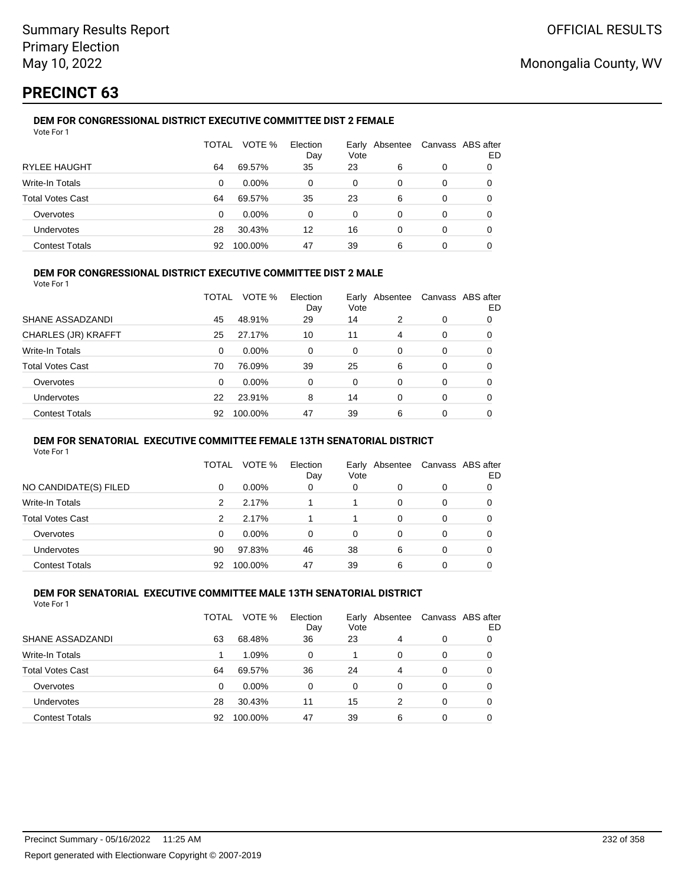# PRECINCT 63

### DEM FOR CONGRESSIONAL DISTRICT EXECUTIVE COMMITTEE DIST 2 FEMALE

Vote For 1

| | TOTAL | VOTE % | Election Day | Early Vote | Absentee | Canvass | ABS after ED |
|---|---|---|---|---|---|---|---|
| RYLEE HAUGHT | 64 | 69.57% | 35 | 23 | 6 | 0 | 0 |
| Write-In Totals | 0 | 0.00% | 0 | 0 | 0 | 0 | 0 |
| Total Votes Cast | 64 | 69.57% | 35 | 23 | 6 | 0 | 0 |
| Overvotes | 0 | 0.00% | 0 | 0 | 0 | 0 | 0 |
| Undervotes | 28 | 30.43% | 12 | 16 | 0 | 0 | 0 |
| Contest Totals | 92 | 100.00% | 47 | 39 | 6 | 0 | 0 |

### DEM FOR CONGRESSIONAL DISTRICT EXECUTIVE COMMITTEE DIST 2 MALE

Vote For 1

| | TOTAL | VOTE % | Election Day | Early Vote | Absentee | Canvass | ABS after ED |
|---|---|---|---|---|---|---|---|
| SHANE ASSADZANDI | 45 | 48.91% | 29 | 14 | 2 | 0 | 0 |
| CHARLES (JR) KRAFFT | 25 | 27.17% | 10 | 11 | 4 | 0 | 0 |
| Write-In Totals | 0 | 0.00% | 0 | 0 | 0 | 0 | 0 |
| Total Votes Cast | 70 | 76.09% | 39 | 25 | 6 | 0 | 0 |
| Overvotes | 0 | 0.00% | 0 | 0 | 0 | 0 | 0 |
| Undervotes | 22 | 23.91% | 8 | 14 | 0 | 0 | 0 |
| Contest Totals | 92 | 100.00% | 47 | 39 | 6 | 0 | 0 |

### DEM FOR SENATORIAL EXECUTIVE COMMITTEE FEMALE 13TH SENATORIAL DISTRICT

Vote For 1

| | TOTAL | VOTE % | Election Day | Early Vote | Absentee | Canvass | ABS after ED |
|---|---|---|---|---|---|---|---|
| NO CANDIDATE(S) FILED | 0 | 0.00% | 0 | 0 | 0 | 0 | 0 |
| Write-In Totals | 2 | 2.17% | 1 | 1 | 0 | 0 | 0 |
| Total Votes Cast | 2 | 2.17% | 1 | 1 | 0 | 0 | 0 |
| Overvotes | 0 | 0.00% | 0 | 0 | 0 | 0 | 0 |
| Undervotes | 90 | 97.83% | 46 | 38 | 6 | 0 | 0 |
| Contest Totals | 92 | 100.00% | 47 | 39 | 6 | 0 | 0 |

### DEM FOR SENATORIAL EXECUTIVE COMMITTEE MALE 13TH SENATORIAL DISTRICT

Vote For 1

| | TOTAL | VOTE % | Election Day | Early Vote | Absentee | Canvass | ABS after ED |
|---|---|---|---|---|---|---|---|
| SHANE ASSADZANDI | 63 | 68.48% | 36 | 23 | 4 | 0 | 0 |
| Write-In Totals | 1 | 1.09% | 0 | 1 | 0 | 0 | 0 |
| Total Votes Cast | 64 | 69.57% | 36 | 24 | 4 | 0 | 0 |
| Overvotes | 0 | 0.00% | 0 | 0 | 0 | 0 | 0 |
| Undervotes | 28 | 30.43% | 11 | 15 | 2 | 0 | 0 |
| Contest Totals | 92 | 100.00% | 47 | 39 | 6 | 0 | 0 |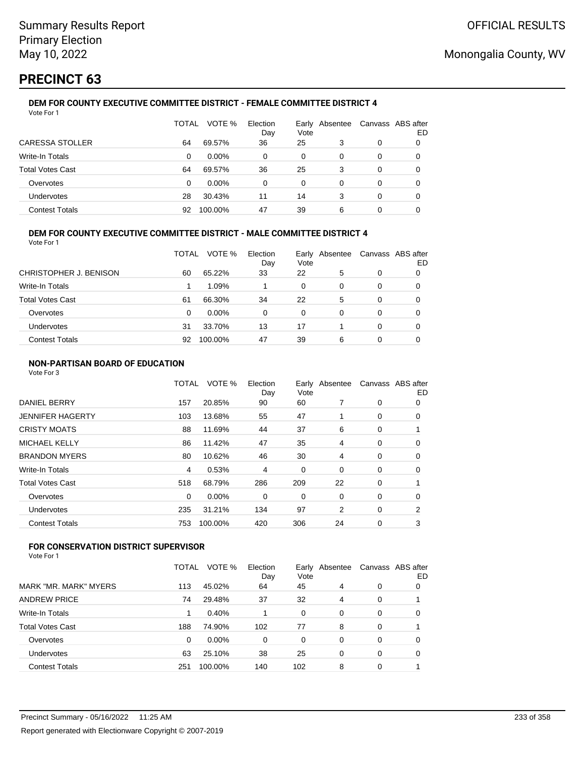Summary Results Report
Primary Election
May 10, 2022

OFFICIAL RESULTS

Monongalia County, WV

# PRECINCT 63

### DEM FOR COUNTY EXECUTIVE COMMITTEE DISTRICT - FEMALE COMMITTEE DISTRICT 4

Vote For 1

| | TOTAL | VOTE % | Election Day | Early Vote | Absentee | Canvass | ABS after ED |
|---|---|---|---|---|---|---|---|
| CARESSA STOLLER | 64 | 69.57% | 36 | 25 | 3 | 0 | 0 |
| Write-In Totals | 0 | 0.00% | 0 | 0 | 0 | 0 | 0 |
| Total Votes Cast | 64 | 69.57% | 36 | 25 | 3 | 0 | 0 |
| Overvotes | 0 | 0.00% | 0 | 0 | 0 | 0 | 0 |
| Undervotes | 28 | 30.43% | 11 | 14 | 3 | 0 | 0 |
| Contest Totals | 92 | 100.00% | 47 | 39 | 6 | 0 | 0 |

### DEM FOR COUNTY EXECUTIVE COMMITTEE DISTRICT - MALE COMMITTEE DISTRICT 4

Vote For 1

| | TOTAL | VOTE % | Election Day | Early Vote | Absentee | Canvass | ABS after ED |
|---|---|---|---|---|---|---|---|
| CHRISTOPHER J. BENISON | 60 | 65.22% | 33 | 22 | 5 | 0 | 0 |
| Write-In Totals | 1 | 1.09% | 1 | 0 | 0 | 0 | 0 |
| Total Votes Cast | 61 | 66.30% | 34 | 22 | 5 | 0 | 0 |
| Overvotes | 0 | 0.00% | 0 | 0 | 0 | 0 | 0 |
| Undervotes | 31 | 33.70% | 13 | 17 | 1 | 0 | 0 |
| Contest Totals | 92 | 100.00% | 47 | 39 | 6 | 0 | 0 |

### NON-PARTISAN BOARD OF EDUCATION

Vote For 3

| | TOTAL | VOTE % | Election Day | Early Vote | Absentee | Canvass | ABS after ED |
|---|---|---|---|---|---|---|---|
| DANIEL BERRY | 157 | 20.85% | 90 | 60 | 7 | 0 | 0 |
| JENNIFER HAGERTY | 103 | 13.68% | 55 | 47 | 1 | 0 | 0 |
| CRISTY MOATS | 88 | 11.69% | 44 | 37 | 6 | 0 | 1 |
| MICHAEL KELLY | 86 | 11.42% | 47 | 35 | 4 | 0 | 0 |
| BRANDON MYERS | 80 | 10.62% | 46 | 30 | 4 | 0 | 0 |
| Write-In Totals | 4 | 0.53% | 4 | 0 | 0 | 0 | 0 |
| Total Votes Cast | 518 | 68.79% | 286 | 209 | 22 | 0 | 1 |
| Overvotes | 0 | 0.00% | 0 | 0 | 0 | 0 | 0 |
| Undervotes | 235 | 31.21% | 134 | 97 | 2 | 0 | 2 |
| Contest Totals | 753 | 100.00% | 420 | 306 | 24 | 0 | 3 |

### FOR CONSERVATION DISTRICT SUPERVISOR

Vote For 1

| | TOTAL | VOTE % | Election Day | Early Vote | Absentee | Canvass | ABS after ED |
|---|---|---|---|---|---|---|---|
| MARK "MR. MARK" MYERS | 113 | 45.02% | 64 | 45 | 4 | 0 | 0 |
| ANDREW PRICE | 74 | 29.48% | 37 | 32 | 4 | 0 | 1 |
| Write-In Totals | 1 | 0.40% | 1 | 0 | 0 | 0 | 0 |
| Total Votes Cast | 188 | 74.90% | 102 | 77 | 8 | 0 | 1 |
| Overvotes | 0 | 0.00% | 0 | 0 | 0 | 0 | 0 |
| Undervotes | 63 | 25.10% | 38 | 25 | 0 | 0 | 0 |
| Contest Totals | 251 | 100.00% | 140 | 102 | 8 | 0 | 1 |

Precinct Summary - 05/16/2022 11:25 AM

Report generated with Electionware Copyright © 2007-2019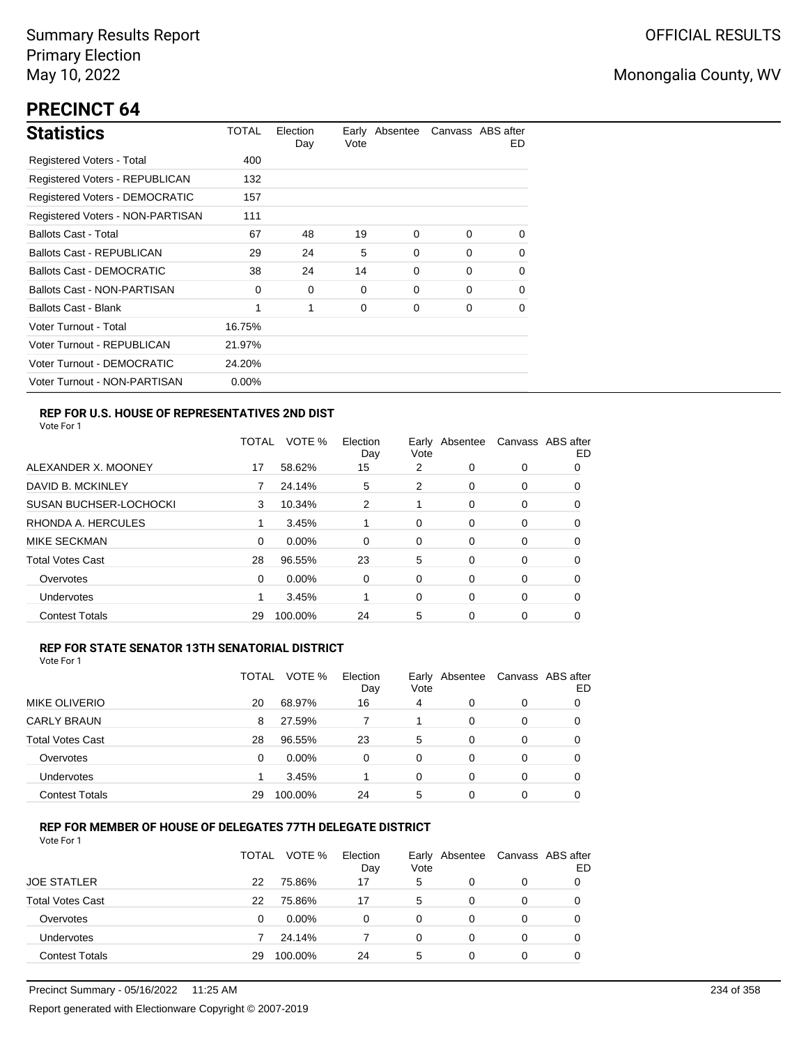Summary Results Report
Primary Election
May 10, 2022

OFFICIAL RESULTS

Monongalia County, WV

# PRECINCT 64

## Statistics

| Statistics | TOTAL | Election Day | Early Vote | Absentee | Canvass | ABS after ED |
|---|---|---|---|---|---|---|
| Registered Voters - Total | 400 | | | | | |
| Registered Voters - REPUBLICAN | 132 | | | | | |
| Registered Voters - DEMOCRATIC | 157 | | | | | |
| Registered Voters - NON-PARTISAN | 111 | | | | | |
| Ballots Cast - Total | 67 | 48 | 19 | 0 | 0 | 0 |
| Ballots Cast - REPUBLICAN | 29 | 24 | 5 | 0 | 0 | 0 |
| Ballots Cast - DEMOCRATIC | 38 | 24 | 14 | 0 | 0 | 0 |
| Ballots Cast - NON-PARTISAN | 0 | 0 | 0 | 0 | 0 | 0 |
| Ballots Cast - Blank | 1 | 1 | 0 | 0 | 0 | 0 |
| Voter Turnout - Total | 16.75% | | | | | |
| Voter Turnout - REPUBLICAN | 21.97% | | | | | |
| Voter Turnout - DEMOCRATIC | 24.20% | | | | | |
| Voter Turnout - NON-PARTISAN | 0.00% | | | | | |

### REP FOR U.S. HOUSE OF REPRESENTATIVES 2ND DIST

Vote For 1

| | TOTAL | VOTE % | Election Day | Early Vote | Absentee | Canvass | ABS after ED |
|---|---|---|---|---|---|---|---|
| ALEXANDER X. MOONEY | 17 | 58.62% | 15 | 2 | 0 | 0 | 0 |
| DAVID B. MCKINLEY | 7 | 24.14% | 5 | 2 | 0 | 0 | 0 |
| SUSAN BUCHSER-LOCHOCKI | 3 | 10.34% | 2 | 1 | 0 | 0 | 0 |
| RHONDA A. HERCULES | 1 | 3.45% | 1 | 0 | 0 | 0 | 0 |
| MIKE SECKMAN | 0 | 0.00% | 0 | 0 | 0 | 0 | 0 |
| Total Votes Cast | 28 | 96.55% | 23 | 5 | 0 | 0 | 0 |
| Overvotes | 0 | 0.00% | 0 | 0 | 0 | 0 | 0 |
| Undervotes | 1 | 3.45% | 1 | 0 | 0 | 0 | 0 |
| Contest Totals | 29 | 100.00% | 24 | 5 | 0 | 0 | 0 |

### REP FOR STATE SENATOR 13TH SENATORIAL DISTRICT

Vote For 1

| | TOTAL | VOTE % | Election Day | Early Vote | Absentee | Canvass | ABS after ED |
|---|---|---|---|---|---|---|---|
| MIKE OLIVERIO | 20 | 68.97% | 16 | 4 | 0 | 0 | 0 |
| CARLY BRAUN | 8 | 27.59% | 7 | 1 | 0 | 0 | 0 |
| Total Votes Cast | 28 | 96.55% | 23 | 5 | 0 | 0 | 0 |
| Overvotes | 0 | 0.00% | 0 | 0 | 0 | 0 | 0 |
| Undervotes | 1 | 3.45% | 1 | 0 | 0 | 0 | 0 |
| Contest Totals | 29 | 100.00% | 24 | 5 | 0 | 0 | 0 |

### REP FOR MEMBER OF HOUSE OF DELEGATES 77TH DELEGATE DISTRICT

Vote For 1

| | TOTAL | VOTE % | Election Day | Early Vote | Absentee | Canvass | ABS after ED |
|---|---|---|---|---|---|---|---|
| JOE STATLER | 22 | 75.86% | 17 | 5 | 0 | 0 | 0 |
| Total Votes Cast | 22 | 75.86% | 17 | 5 | 0 | 0 | 0 |
| Overvotes | 0 | 0.00% | 0 | 0 | 0 | 0 | 0 |
| Undervotes | 7 | 24.14% | 7 | 0 | 0 | 0 | 0 |
| Contest Totals | 29 | 100.00% | 24 | 5 | 0 | 0 | 0 |

Precinct Summary - 05/16/2022 11:25 AM

Report generated with Electionware Copyright © 2007-2019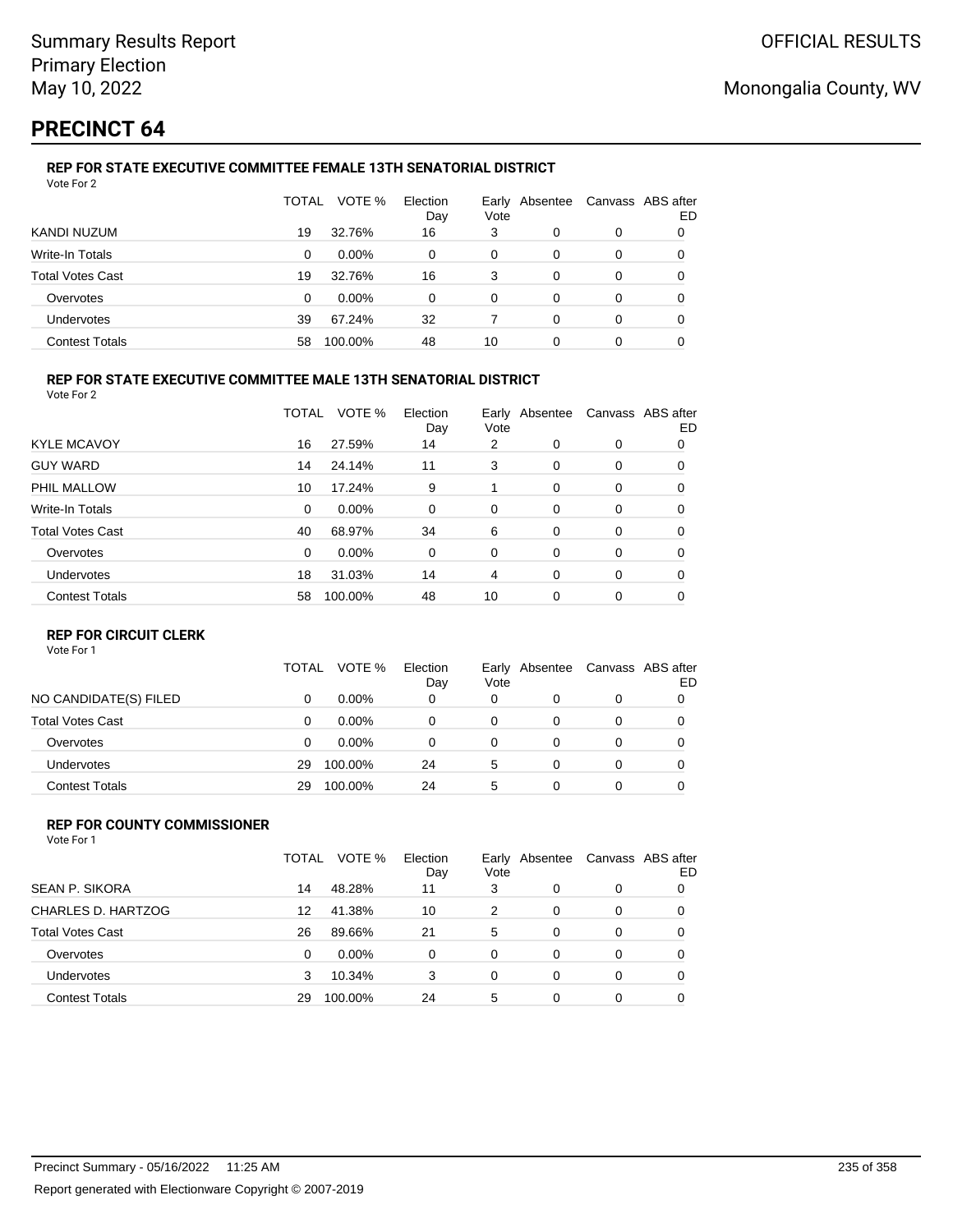# PRECINCT 64

### REP FOR STATE EXECUTIVE COMMITTEE FEMALE 13TH SENATORIAL DISTRICT

Vote For 2

| | TOTAL | VOTE % | Election Day | Early Vote | Absentee | Canvass | ABS after ED |
|---|---|---|---|---|---|---|---|
| KANDI NUZUM | 19 | 32.76% | 16 | 3 | 0 | 0 | 0 |
| Write-In Totals | 0 | 0.00% | 0 | 0 | 0 | 0 | 0 |
| Total Votes Cast | 19 | 32.76% | 16 | 3 | 0 | 0 | 0 |
| Overvotes | 0 | 0.00% | 0 | 0 | 0 | 0 | 0 |
| Undervotes | 39 | 67.24% | 32 | 7 | 0 | 0 | 0 |
| Contest Totals | 58 | 100.00% | 48 | 10 | 0 | 0 | 0 |

### REP FOR STATE EXECUTIVE COMMITTEE MALE 13TH SENATORIAL DISTRICT

Vote For 2

| | TOTAL | VOTE % | Election Day | Early Vote | Absentee | Canvass | ABS after ED |
|---|---|---|---|---|---|---|---|
| KYLE MCAVOY | 16 | 27.59% | 14 | 2 | 0 | 0 | 0 |
| GUY WARD | 14 | 24.14% | 11 | 3 | 0 | 0 | 0 |
| PHIL MALLOW | 10 | 17.24% | 9 | 1 | 0 | 0 | 0 |
| Write-In Totals | 0 | 0.00% | 0 | 0 | 0 | 0 | 0 |
| Total Votes Cast | 40 | 68.97% | 34 | 6 | 0 | 0 | 0 |
| Overvotes | 0 | 0.00% | 0 | 0 | 0 | 0 | 0 |
| Undervotes | 18 | 31.03% | 14 | 4 | 0 | 0 | 0 |
| Contest Totals | 58 | 100.00% | 48 | 10 | 0 | 0 | 0 |

### REP FOR CIRCUIT CLERK

Vote For 1

| | TOTAL | VOTE % | Election Day | Early Vote | Absentee | Canvass | ABS after ED |
|---|---|---|---|---|---|---|---|
| NO CANDIDATE(S) FILED | 0 | 0.00% | 0 | 0 | 0 | 0 | 0 |
| Total Votes Cast | 0 | 0.00% | 0 | 0 | 0 | 0 | 0 |
| Overvotes | 0 | 0.00% | 0 | 0 | 0 | 0 | 0 |
| Undervotes | 29 | 100.00% | 24 | 5 | 0 | 0 | 0 |
| Contest Totals | 29 | 100.00% | 24 | 5 | 0 | 0 | 0 |

### REP FOR COUNTY COMMISSIONER

Vote For 1

| | TOTAL | VOTE % | Election Day | Early Vote | Absentee | Canvass | ABS after ED |
|---|---|---|---|---|---|---|---|
| SEAN P. SIKORA | 14 | 48.28% | 11 | 3 | 0 | 0 | 0 |
| CHARLES D. HARTZOG | 12 | 41.38% | 10 | 2 | 0 | 0 | 0 |
| Total Votes Cast | 26 | 89.66% | 21 | 5 | 0 | 0 | 0 |
| Overvotes | 0 | 0.00% | 0 | 0 | 0 | 0 | 0 |
| Undervotes | 3 | 10.34% | 3 | 0 | 0 | 0 | 0 |
| Contest Totals | 29 | 100.00% | 24 | 5 | 0 | 0 | 0 |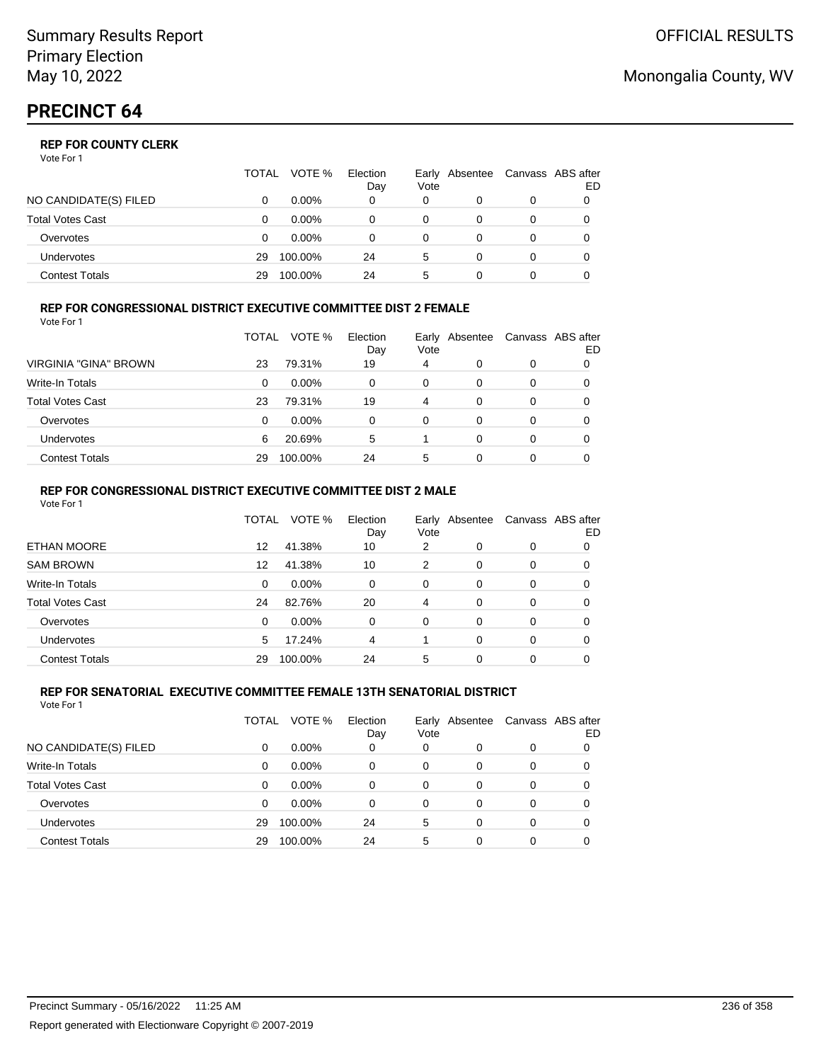Summary Results Report
Primary Election
May 10, 2022

OFFICIAL RESULTS

Monongalia County, WV

# PRECINCT 64

### REP FOR COUNTY CLERK

Vote For 1

| | TOTAL | VOTE % | Election Day | Early Vote | Absentee | Canvass | ABS after ED |
|---|---|---|---|---|---|---|---|
| NO CANDIDATE(S) FILED | 0 | 0.00% | 0 | 0 | 0 | 0 | 0 |
| Total Votes Cast | 0 | 0.00% | 0 | 0 | 0 | 0 | 0 |
| Overvotes | 0 | 0.00% | 0 | 0 | 0 | 0 | 0 |
| Undervotes | 29 | 100.00% | 24 | 5 | 0 | 0 | 0 |
| Contest Totals | 29 | 100.00% | 24 | 5 | 0 | 0 | 0 |

### REP FOR CONGRESSIONAL DISTRICT EXECUTIVE COMMITTEE DIST 2 FEMALE

Vote For 1

| | TOTAL | VOTE % | Election Day | Early Vote | Absentee | Canvass | ABS after ED |
|---|---|---|---|---|---|---|---|
| VIRGINIA "GINA" BROWN | 23 | 79.31% | 19 | 4 | 0 | 0 | 0 |
| Write-In Totals | 0 | 0.00% | 0 | 0 | 0 | 0 | 0 |
| Total Votes Cast | 23 | 79.31% | 19 | 4 | 0 | 0 | 0 |
| Overvotes | 0 | 0.00% | 0 | 0 | 0 | 0 | 0 |
| Undervotes | 6 | 20.69% | 5 | 1 | 0 | 0 | 0 |
| Contest Totals | 29 | 100.00% | 24 | 5 | 0 | 0 | 0 |

### REP FOR CONGRESSIONAL DISTRICT EXECUTIVE COMMITTEE DIST 2 MALE

Vote For 1

| | TOTAL | VOTE % | Election Day | Early Vote | Absentee | Canvass | ABS after ED |
|---|---|---|---|---|---|---|---|
| ETHAN MOORE | 12 | 41.38% | 10 | 2 | 0 | 0 | 0 |
| SAM BROWN | 12 | 41.38% | 10 | 2 | 0 | 0 | 0 |
| Write-In Totals | 0 | 0.00% | 0 | 0 | 0 | 0 | 0 |
| Total Votes Cast | 24 | 82.76% | 20 | 4 | 0 | 0 | 0 |
| Overvotes | 0 | 0.00% | 0 | 0 | 0 | 0 | 0 |
| Undervotes | 5 | 17.24% | 4 | 1 | 0 | 0 | 0 |
| Contest Totals | 29 | 100.00% | 24 | 5 | 0 | 0 | 0 |

### REP FOR SENATORIAL EXECUTIVE COMMITTEE FEMALE 13TH SENATORIAL DISTRICT

Vote For 1

| | TOTAL | VOTE % | Election Day | Early Vote | Absentee | Canvass | ABS after ED |
|---|---|---|---|---|---|---|---|
| NO CANDIDATE(S) FILED | 0 | 0.00% | 0 | 0 | 0 | 0 | 0 |
| Write-In Totals | 0 | 0.00% | 0 | 0 | 0 | 0 | 0 |
| Total Votes Cast | 0 | 0.00% | 0 | 0 | 0 | 0 | 0 |
| Overvotes | 0 | 0.00% | 0 | 0 | 0 | 0 | 0 |
| Undervotes | 29 | 100.00% | 24 | 5 | 0 | 0 | 0 |
| Contest Totals | 29 | 100.00% | 24 | 5 | 0 | 0 | 0 |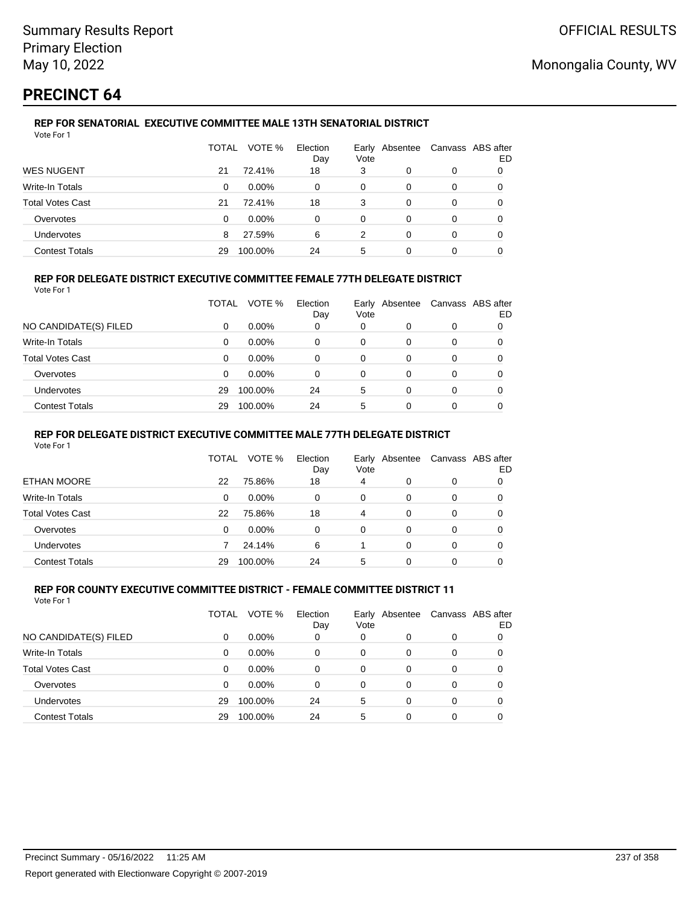# PRECINCT 64

### REP FOR SENATORIAL EXECUTIVE COMMITTEE MALE 13TH SENATORIAL DISTRICT

Vote For 1

| | TOTAL | VOTE % | Election Day | Early Vote | Absentee | Canvass | ABS after ED |
|---|---|---|---|---|---|---|---|
| WES NUGENT | 21 | 72.41% | 18 | 3 | 0 | 0 | 0 |
| Write-In Totals | 0 | 0.00% | 0 | 0 | 0 | 0 | 0 |
| Total Votes Cast | 21 | 72.41% | 18 | 3 | 0 | 0 | 0 |
| Overvotes | 0 | 0.00% | 0 | 0 | 0 | 0 | 0 |
| Undervotes | 8 | 27.59% | 6 | 2 | 0 | 0 | 0 |
| Contest Totals | 29 | 100.00% | 24 | 5 | 0 | 0 | 0 |

### REP FOR DELEGATE DISTRICT EXECUTIVE COMMITTEE FEMALE 77TH DELEGATE DISTRICT

Vote For 1

| | TOTAL | VOTE % | Election Day | Early Vote | Absentee | Canvass | ABS after ED |
|---|---|---|---|---|---|---|---|
| NO CANDIDATE(S) FILED | 0 | 0.00% | 0 | 0 | 0 | 0 | 0 |
| Write-In Totals | 0 | 0.00% | 0 | 0 | 0 | 0 | 0 |
| Total Votes Cast | 0 | 0.00% | 0 | 0 | 0 | 0 | 0 |
| Overvotes | 0 | 0.00% | 0 | 0 | 0 | 0 | 0 |
| Undervotes | 29 | 100.00% | 24 | 5 | 0 | 0 | 0 |
| Contest Totals | 29 | 100.00% | 24 | 5 | 0 | 0 | 0 |

### REP FOR DELEGATE DISTRICT EXECUTIVE COMMITTEE MALE 77TH DELEGATE DISTRICT

Vote For 1

| | TOTAL | VOTE % | Election Day | Early Vote | Absentee | Canvass | ABS after ED |
|---|---|---|---|---|---|---|---|
| ETHAN MOORE | 22 | 75.86% | 18 | 4 | 0 | 0 | 0 |
| Write-In Totals | 0 | 0.00% | 0 | 0 | 0 | 0 | 0 |
| Total Votes Cast | 22 | 75.86% | 18 | 4 | 0 | 0 | 0 |
| Overvotes | 0 | 0.00% | 0 | 0 | 0 | 0 | 0 |
| Undervotes | 7 | 24.14% | 6 | 1 | 0 | 0 | 0 |
| Contest Totals | 29 | 100.00% | 24 | 5 | 0 | 0 | 0 |

### REP FOR COUNTY EXECUTIVE COMMITTEE DISTRICT - FEMALE COMMITTEE DISTRICT 11

Vote For 1

| | TOTAL | VOTE % | Election Day | Early Vote | Absentee | Canvass | ABS after ED |
|---|---|---|---|---|---|---|---|
| NO CANDIDATE(S) FILED | 0 | 0.00% | 0 | 0 | 0 | 0 | 0 |
| Write-In Totals | 0 | 0.00% | 0 | 0 | 0 | 0 | 0 |
| Total Votes Cast | 0 | 0.00% | 0 | 0 | 0 | 0 | 0 |
| Overvotes | 0 | 0.00% | 0 | 0 | 0 | 0 | 0 |
| Undervotes | 29 | 100.00% | 24 | 5 | 0 | 0 | 0 |
| Contest Totals | 29 | 100.00% | 24 | 5 | 0 | 0 | 0 |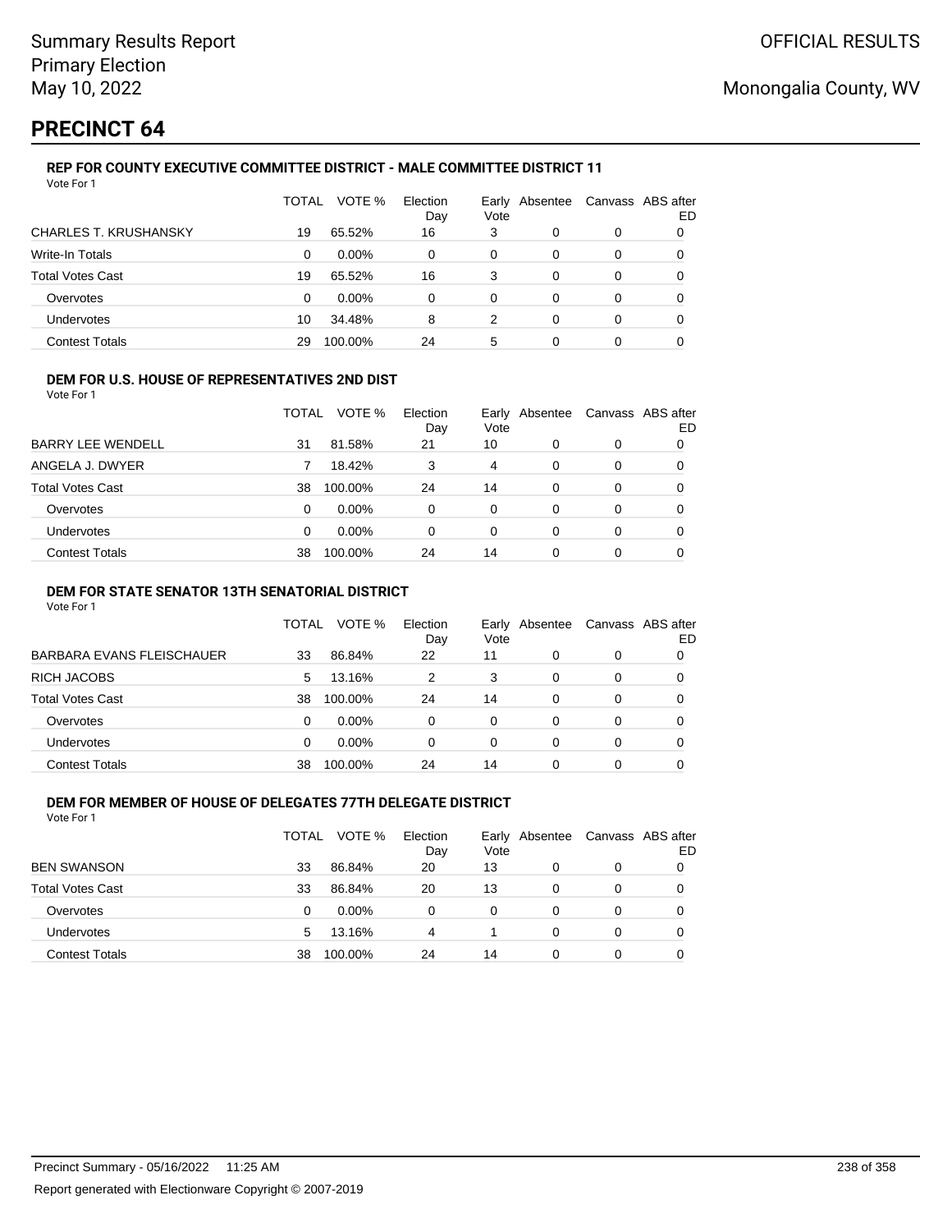Summary Results Report
Primary Election
May 10, 2022

OFFICIAL RESULTS

Monongalia County, WV

# PRECINCT 64

### REP FOR COUNTY EXECUTIVE COMMITTEE DISTRICT - MALE COMMITTEE DISTRICT 11

Vote For 1

| | TOTAL | VOTE % | Election Day | Early Vote | Absentee | Canvass | ABS after ED |
|---|---|---|---|---|---|---|---|
| CHARLES T. KRUSHANSKY | 19 | 65.52% | 16 | 3 | 0 | 0 | 0 |
| Write-In Totals | 0 | 0.00% | 0 | 0 | 0 | 0 | 0 |
| Total Votes Cast | 19 | 65.52% | 16 | 3 | 0 | 0 | 0 |
| Overvotes | 0 | 0.00% | 0 | 0 | 0 | 0 | 0 |
| Undervotes | 10 | 34.48% | 8 | 2 | 0 | 0 | 0 |
| Contest Totals | 29 | 100.00% | 24 | 5 | 0 | 0 | 0 |

### DEM FOR U.S. HOUSE OF REPRESENTATIVES 2ND DIST

Vote For 1

| | TOTAL | VOTE % | Election Day | Early Vote | Absentee | Canvass | ABS after ED |
|---|---|---|---|---|---|---|---|
| BARRY LEE WENDELL | 31 | 81.58% | 21 | 10 | 0 | 0 | 0 |
| ANGELA J. DWYER | 7 | 18.42% | 3 | 4 | 0 | 0 | 0 |
| Total Votes Cast | 38 | 100.00% | 24 | 14 | 0 | 0 | 0 |
| Overvotes | 0 | 0.00% | 0 | 0 | 0 | 0 | 0 |
| Undervotes | 0 | 0.00% | 0 | 0 | 0 | 0 | 0 |
| Contest Totals | 38 | 100.00% | 24 | 14 | 0 | 0 | 0 |

### DEM FOR STATE SENATOR 13TH SENATORIAL DISTRICT

Vote For 1

| | TOTAL | VOTE % | Election Day | Early Vote | Absentee | Canvass | ABS after ED |
|---|---|---|---|---|---|---|---|
| BARBARA EVANS FLEISCHAUER | 33 | 86.84% | 22 | 11 | 0 | 0 | 0 |
| RICH JACOBS | 5 | 13.16% | 2 | 3 | 0 | 0 | 0 |
| Total Votes Cast | 38 | 100.00% | 24 | 14 | 0 | 0 | 0 |
| Overvotes | 0 | 0.00% | 0 | 0 | 0 | 0 | 0 |
| Undervotes | 0 | 0.00% | 0 | 0 | 0 | 0 | 0 |
| Contest Totals | 38 | 100.00% | 24 | 14 | 0 | 0 | 0 |

### DEM FOR MEMBER OF HOUSE OF DELEGATES 77TH DELEGATE DISTRICT

Vote For 1

| | TOTAL | VOTE % | Election Day | Early Vote | Absentee | Canvass | ABS after ED |
|---|---|---|---|---|---|---|---|
| BEN SWANSON | 33 | 86.84% | 20 | 13 | 0 | 0 | 0 |
| Total Votes Cast | 33 | 86.84% | 20 | 13 | 0 | 0 | 0 |
| Overvotes | 0 | 0.00% | 0 | 0 | 0 | 0 | 0 |
| Undervotes | 5 | 13.16% | 4 | 1 | 0 | 0 | 0 |
| Contest Totals | 38 | 100.00% | 24 | 14 | 0 | 0 | 0 |

Precinct Summary - 05/16/2022 11:25 AM

Report generated with Electionware Copyright © 2007-2019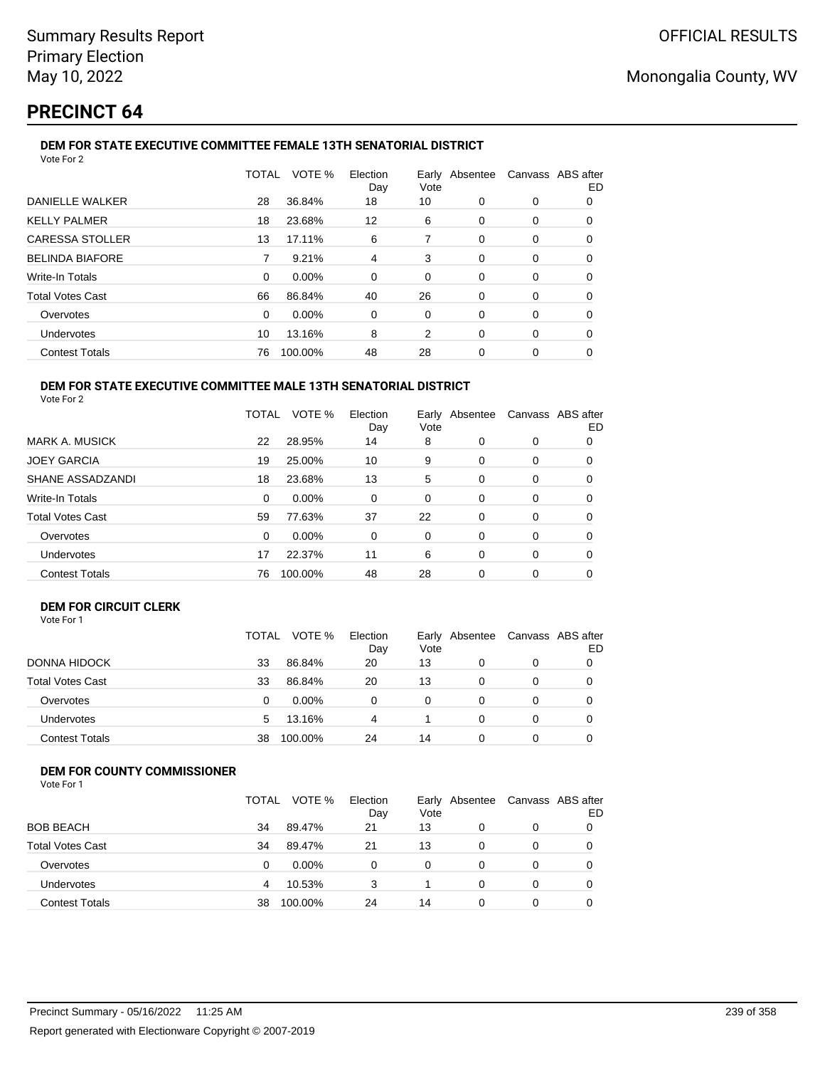Summary Results Report
Primary Election
May 10, 2022

OFFICIAL RESULTS

Monongalia County, WV

# PRECINCT 64

### DEM FOR STATE EXECUTIVE COMMITTEE FEMALE 13TH SENATORIAL DISTRICT

Vote For 2

| | TOTAL | VOTE % | Election Day | Early Vote | Absentee | Canvass | ABS after ED |
|---|---|---|---|---|---|---|---|
| DANIELLE WALKER | 28 | 36.84% | 18 | 10 | 0 | 0 | 0 |
| KELLY PALMER | 18 | 23.68% | 12 | 6 | 0 | 0 | 0 |
| CARESSA STOLLER | 13 | 17.11% | 6 | 7 | 0 | 0 | 0 |
| BELINDA BIAFORE | 7 | 9.21% | 4 | 3 | 0 | 0 | 0 |
| Write-In Totals | 0 | 0.00% | 0 | 0 | 0 | 0 | 0 |
| Total Votes Cast | 66 | 86.84% | 40 | 26 | 0 | 0 | 0 |
| Overvotes | 0 | 0.00% | 0 | 0 | 0 | 0 | 0 |
| Undervotes | 10 | 13.16% | 8 | 2 | 0 | 0 | 0 |
| Contest Totals | 76 | 100.00% | 48 | 28 | 0 | 0 | 0 |

### DEM FOR STATE EXECUTIVE COMMITTEE MALE 13TH SENATORIAL DISTRICT

Vote For 2

| | TOTAL | VOTE % | Election Day | Early Vote | Absentee | Canvass | ABS after ED |
|---|---|---|---|---|---|---|---|
| MARK A. MUSICK | 22 | 28.95% | 14 | 8 | 0 | 0 | 0 |
| JOEY GARCIA | 19 | 25.00% | 10 | 9 | 0 | 0 | 0 |
| SHANE ASSADZANDI | 18 | 23.68% | 13 | 5 | 0 | 0 | 0 |
| Write-In Totals | 0 | 0.00% | 0 | 0 | 0 | 0 | 0 |
| Total Votes Cast | 59 | 77.63% | 37 | 22 | 0 | 0 | 0 |
| Overvotes | 0 | 0.00% | 0 | 0 | 0 | 0 | 0 |
| Undervotes | 17 | 22.37% | 11 | 6 | 0 | 0 | 0 |
| Contest Totals | 76 | 100.00% | 48 | 28 | 0 | 0 | 0 |

### DEM FOR CIRCUIT CLERK

Vote For 1

| | TOTAL | VOTE % | Election Day | Early Vote | Absentee | Canvass | ABS after ED |
|---|---|---|---|---|---|---|---|
| DONNA HIDOCK | 33 | 86.84% | 20 | 13 | 0 | 0 | 0 |
| Total Votes Cast | 33 | 86.84% | 20 | 13 | 0 | 0 | 0 |
| Overvotes | 0 | 0.00% | 0 | 0 | 0 | 0 | 0 |
| Undervotes | 5 | 13.16% | 4 | 1 | 0 | 0 | 0 |
| Contest Totals | 38 | 100.00% | 24 | 14 | 0 | 0 | 0 |

### DEM FOR COUNTY COMMISSIONER

Vote For 1

| | TOTAL | VOTE % | Election Day | Early Vote | Absentee | Canvass | ABS after ED |
|---|---|---|---|---|---|---|---|
| BOB BEACH | 34 | 89.47% | 21 | 13 | 0 | 0 | 0 |
| Total Votes Cast | 34 | 89.47% | 21 | 13 | 0 | 0 | 0 |
| Overvotes | 0 | 0.00% | 0 | 0 | 0 | 0 | 0 |
| Undervotes | 4 | 10.53% | 3 | 1 | 0 | 0 | 0 |
| Contest Totals | 38 | 100.00% | 24 | 14 | 0 | 0 | 0 |

Precinct Summary - 05/16/2022 11:25 AM

Report generated with Electionware Copyright © 2007-2019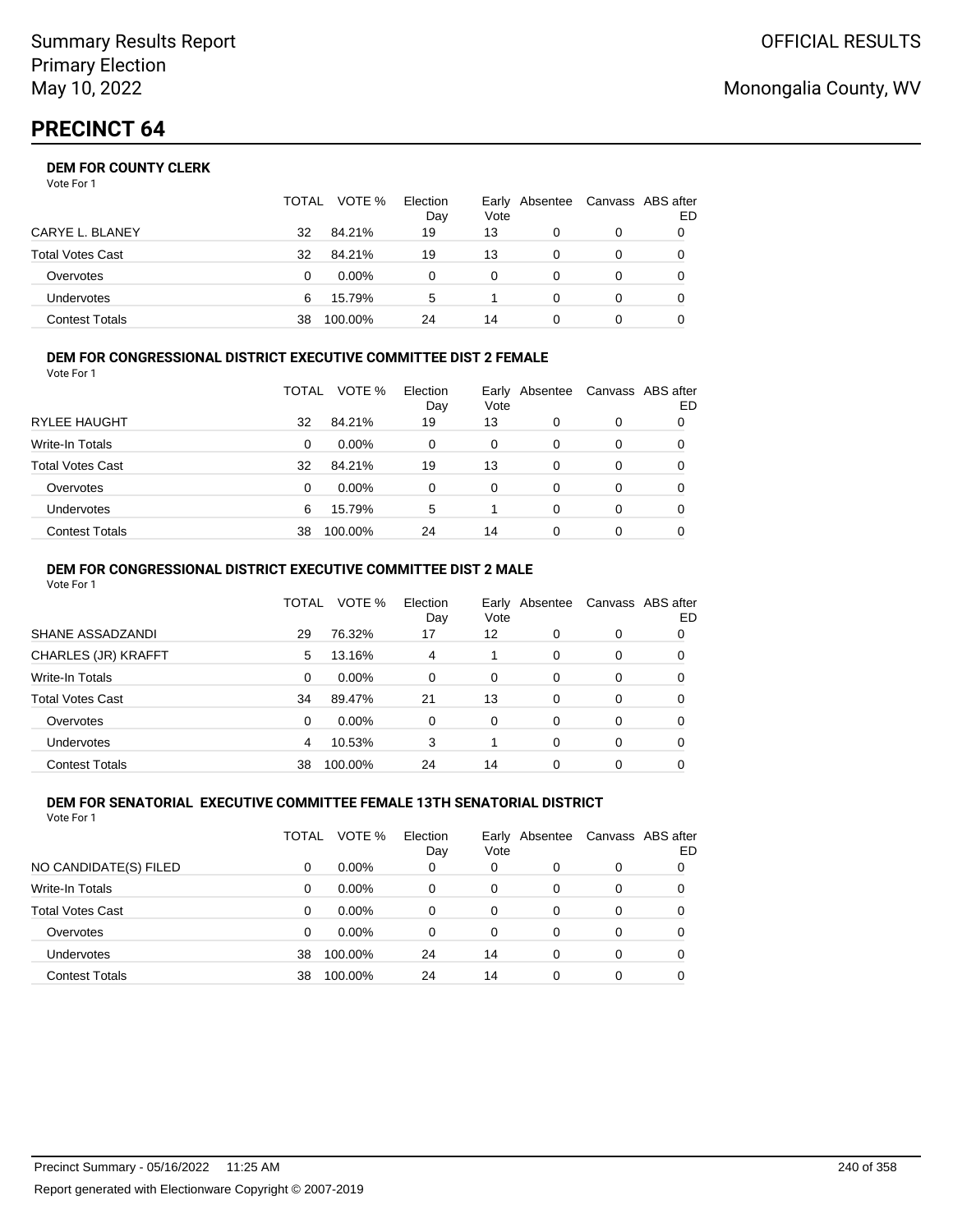Summary Results Report
Primary Election
May 10, 2022

OFFICIAL RESULTS

Monongalia County, WV

# PRECINCT 64

### DEM FOR COUNTY CLERK

Vote For 1

| | TOTAL | VOTE % | Election Day | Early Vote | Absentee | Canvass | ABS after ED |
|---|---|---|---|---|---|---|---|
| CARYE L. BLANEY | 32 | 84.21% | 19 | 13 | 0 | 0 | 0 |
| Total Votes Cast | 32 | 84.21% | 19 | 13 | 0 | 0 | 0 |
| Overvotes | 0 | 0.00% | 0 | 0 | 0 | 0 | 0 |
| Undervotes | 6 | 15.79% | 5 | 1 | 0 | 0 | 0 |
| Contest Totals | 38 | 100.00% | 24 | 14 | 0 | 0 | 0 |

### DEM FOR CONGRESSIONAL DISTRICT EXECUTIVE COMMITTEE DIST 2 FEMALE

Vote For 1

| | TOTAL | VOTE % | Election Day | Early Vote | Absentee | Canvass | ABS after ED |
|---|---|---|---|---|---|---|---|
| RYLEE HAUGHT | 32 | 84.21% | 19 | 13 | 0 | 0 | 0 |
| Write-In Totals | 0 | 0.00% | 0 | 0 | 0 | 0 | 0 |
| Total Votes Cast | 32 | 84.21% | 19 | 13 | 0 | 0 | 0 |
| Overvotes | 0 | 0.00% | 0 | 0 | 0 | 0 | 0 |
| Undervotes | 6 | 15.79% | 5 | 1 | 0 | 0 | 0 |
| Contest Totals | 38 | 100.00% | 24 | 14 | 0 | 0 | 0 |

### DEM FOR CONGRESSIONAL DISTRICT EXECUTIVE COMMITTEE DIST 2 MALE

Vote For 1

| | TOTAL | VOTE % | Election Day | Early Vote | Absentee | Canvass | ABS after ED |
|---|---|---|---|---|---|---|---|
| SHANE ASSADZANDI | 29 | 76.32% | 17 | 12 | 0 | 0 | 0 |
| CHARLES (JR) KRAFFT | 5 | 13.16% | 4 | 1 | 0 | 0 | 0 |
| Write-In Totals | 0 | 0.00% | 0 | 0 | 0 | 0 | 0 |
| Total Votes Cast | 34 | 89.47% | 21 | 13 | 0 | 0 | 0 |
| Overvotes | 0 | 0.00% | 0 | 0 | 0 | 0 | 0 |
| Undervotes | 4 | 10.53% | 3 | 1 | 0 | 0 | 0 |
| Contest Totals | 38 | 100.00% | 24 | 14 | 0 | 0 | 0 |

### DEM FOR SENATORIAL EXECUTIVE COMMITTEE FEMALE 13TH SENATORIAL DISTRICT

Vote For 1

| | TOTAL | VOTE % | Election Day | Early Vote | Absentee | Canvass | ABS after ED |
|---|---|---|---|---|---|---|---|
| NO CANDIDATE(S) FILED | 0 | 0.00% | 0 | 0 | 0 | 0 | 0 |
| Write-In Totals | 0 | 0.00% | 0 | 0 | 0 | 0 | 0 |
| Total Votes Cast | 0 | 0.00% | 0 | 0 | 0 | 0 | 0 |
| Overvotes | 0 | 0.00% | 0 | 0 | 0 | 0 | 0 |
| Undervotes | 38 | 100.00% | 24 | 14 | 0 | 0 | 0 |
| Contest Totals | 38 | 100.00% | 24 | 14 | 0 | 0 | 0 |

Precinct Summary - 05/16/2022 11:25 AM

Report generated with Electionware Copyright © 2007-2019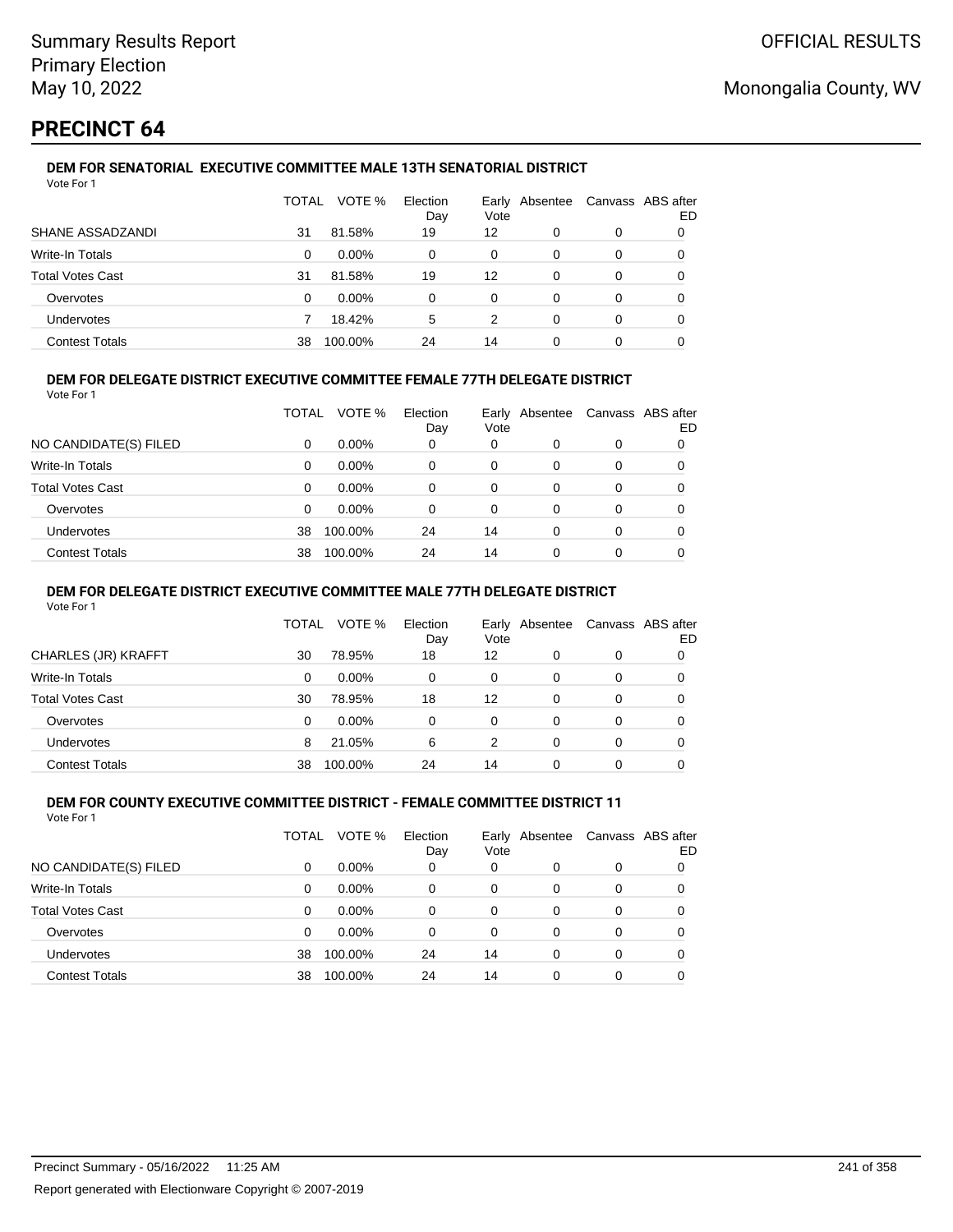# PRECINCT 64

### DEM FOR SENATORIAL EXECUTIVE COMMITTEE MALE 13TH SENATORIAL DISTRICT

Vote For 1

| | TOTAL | VOTE % | Election Day | Early Vote | Absentee | Canvass | ABS after ED |
|---|---|---|---|---|---|---|---|
| SHANE ASSADZANDI | 31 | 81.58% | 19 | 12 | 0 | 0 | 0 |
| Write-In Totals | 0 | 0.00% | 0 | 0 | 0 | 0 | 0 |
| Total Votes Cast | 31 | 81.58% | 19 | 12 | 0 | 0 | 0 |
| Overvotes | 0 | 0.00% | 0 | 0 | 0 | 0 | 0 |
| Undervotes | 7 | 18.42% | 5 | 2 | 0 | 0 | 0 |
| Contest Totals | 38 | 100.00% | 24 | 14 | 0 | 0 | 0 |

### DEM FOR DELEGATE DISTRICT EXECUTIVE COMMITTEE FEMALE 77TH DELEGATE DISTRICT

Vote For 1

| | TOTAL | VOTE % | Election Day | Early Vote | Absentee | Canvass | ABS after ED |
|---|---|---|---|---|---|---|---|
| NO CANDIDATE(S) FILED | 0 | 0.00% | 0 | 0 | 0 | 0 | 0 |
| Write-In Totals | 0 | 0.00% | 0 | 0 | 0 | 0 | 0 |
| Total Votes Cast | 0 | 0.00% | 0 | 0 | 0 | 0 | 0 |
| Overvotes | 0 | 0.00% | 0 | 0 | 0 | 0 | 0 |
| Undervotes | 38 | 100.00% | 24 | 14 | 0 | 0 | 0 |
| Contest Totals | 38 | 100.00% | 24 | 14 | 0 | 0 | 0 |

### DEM FOR DELEGATE DISTRICT EXECUTIVE COMMITTEE MALE 77TH DELEGATE DISTRICT

Vote For 1

| | TOTAL | VOTE % | Election Day | Early Vote | Absentee | Canvass | ABS after ED |
|---|---|---|---|---|---|---|---|
| CHARLES (JR) KRAFFT | 30 | 78.95% | 18 | 12 | 0 | 0 | 0 |
| Write-In Totals | 0 | 0.00% | 0 | 0 | 0 | 0 | 0 |
| Total Votes Cast | 30 | 78.95% | 18 | 12 | 0 | 0 | 0 |
| Overvotes | 0 | 0.00% | 0 | 0 | 0 | 0 | 0 |
| Undervotes | 8 | 21.05% | 6 | 2 | 0 | 0 | 0 |
| Contest Totals | 38 | 100.00% | 24 | 14 | 0 | 0 | 0 |

### DEM FOR COUNTY EXECUTIVE COMMITTEE DISTRICT - FEMALE COMMITTEE DISTRICT 11

Vote For 1

| | TOTAL | VOTE % | Election Day | Early Vote | Absentee | Canvass | ABS after ED |
|---|---|---|---|---|---|---|---|
| NO CANDIDATE(S) FILED | 0 | 0.00% | 0 | 0 | 0 | 0 | 0 |
| Write-In Totals | 0 | 0.00% | 0 | 0 | 0 | 0 | 0 |
| Total Votes Cast | 0 | 0.00% | 0 | 0 | 0 | 0 | 0 |
| Overvotes | 0 | 0.00% | 0 | 0 | 0 | 0 | 0 |
| Undervotes | 38 | 100.00% | 24 | 14 | 0 | 0 | 0 |
| Contest Totals | 38 | 100.00% | 24 | 14 | 0 | 0 | 0 |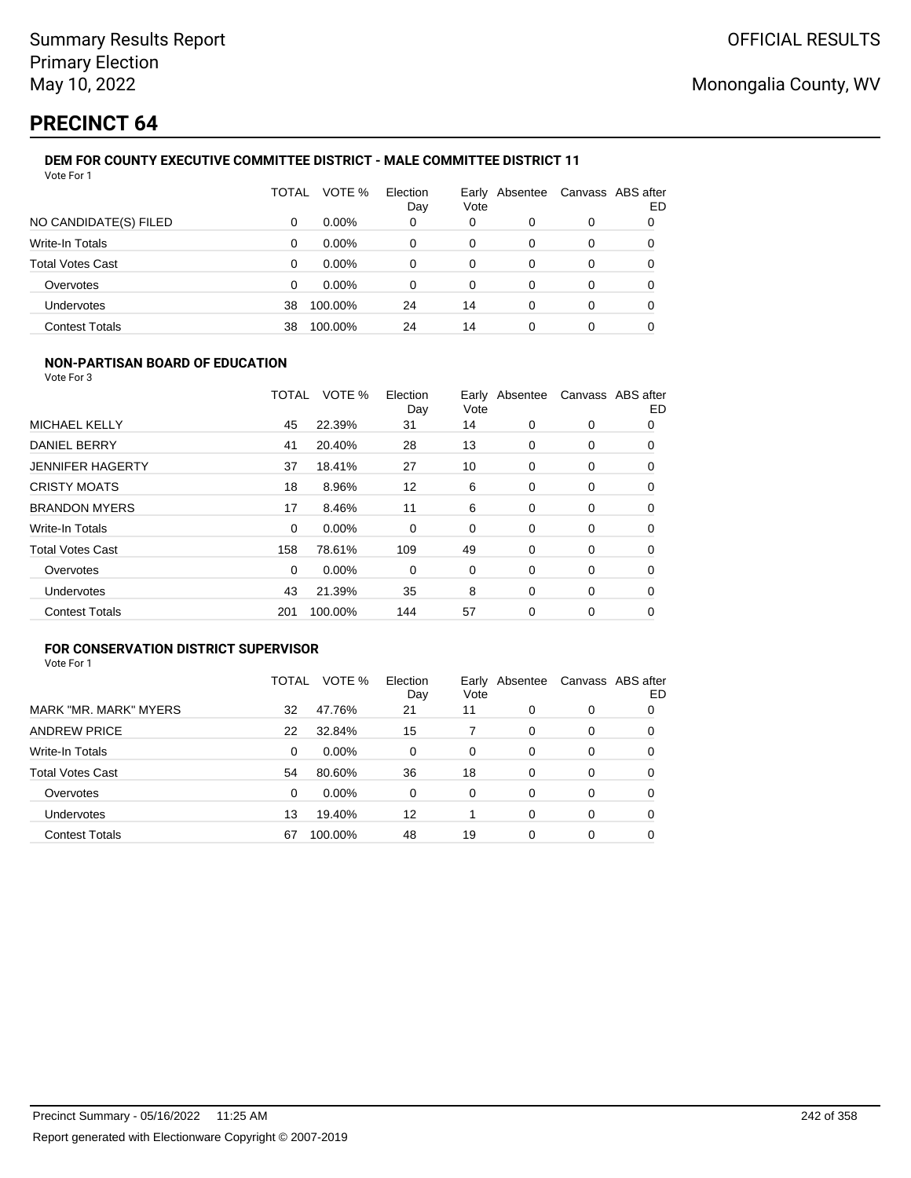Summary Results Report
Primary Election
May 10, 2022

OFFICIAL RESULTS

Monongalia County, WV

# PRECINCT 64

### DEM FOR COUNTY EXECUTIVE COMMITTEE DISTRICT - MALE COMMITTEE DISTRICT 11

Vote For 1

| | TOTAL | VOTE % | Election Day | Early Vote | Absentee | Canvass | ABS after ED |
|---|---|---|---|---|---|---|---|
| NO CANDIDATE(S) FILED | 0 | 0.00% | 0 | 0 | 0 | 0 | 0 |
| Write-In Totals | 0 | 0.00% | 0 | 0 | 0 | 0 | 0 |
| Total Votes Cast | 0 | 0.00% | 0 | 0 | 0 | 0 | 0 |
| Overvotes | 0 | 0.00% | 0 | 0 | 0 | 0 | 0 |
| Undervotes | 38 | 100.00% | 24 | 14 | 0 | 0 | 0 |
| Contest Totals | 38 | 100.00% | 24 | 14 | 0 | 0 | 0 |

### NON-PARTISAN BOARD OF EDUCATION

Vote For 3

| | TOTAL | VOTE % | Election Day | Early Vote | Absentee | Canvass | ABS after ED |
|---|---|---|---|---|---|---|---|
| MICHAEL KELLY | 45 | 22.39% | 31 | 14 | 0 | 0 | 0 |
| DANIEL BERRY | 41 | 20.40% | 28 | 13 | 0 | 0 | 0 |
| JENNIFER HAGERTY | 37 | 18.41% | 27 | 10 | 0 | 0 | 0 |
| CRISTY MOATS | 18 | 8.96% | 12 | 6 | 0 | 0 | 0 |
| BRANDON MYERS | 17 | 8.46% | 11 | 6 | 0 | 0 | 0 |
| Write-In Totals | 0 | 0.00% | 0 | 0 | 0 | 0 | 0 |
| Total Votes Cast | 158 | 78.61% | 109 | 49 | 0 | 0 | 0 |
| Overvotes | 0 | 0.00% | 0 | 0 | 0 | 0 | 0 |
| Undervotes | 43 | 21.39% | 35 | 8 | 0 | 0 | 0 |
| Contest Totals | 201 | 100.00% | 144 | 57 | 0 | 0 | 0 |

### FOR CONSERVATION DISTRICT SUPERVISOR

Vote For 1

| | TOTAL | VOTE % | Election Day | Early Vote | Absentee | Canvass | ABS after ED |
|---|---|---|---|---|---|---|---|
| MARK "MR. MARK" MYERS | 32 | 47.76% | 21 | 11 | 0 | 0 | 0 |
| ANDREW PRICE | 22 | 32.84% | 15 | 7 | 0 | 0 | 0 |
| Write-In Totals | 0 | 0.00% | 0 | 0 | 0 | 0 | 0 |
| Total Votes Cast | 54 | 80.60% | 36 | 18 | 0 | 0 | 0 |
| Overvotes | 0 | 0.00% | 0 | 0 | 0 | 0 | 0 |
| Undervotes | 13 | 19.40% | 12 | 1 | 0 | 0 | 0 |
| Contest Totals | 67 | 100.00% | 48 | 19 | 0 | 0 | 0 |

Precinct Summary - 05/16/2022 11:25 AM

Report generated with Electionware Copyright © 2007-2019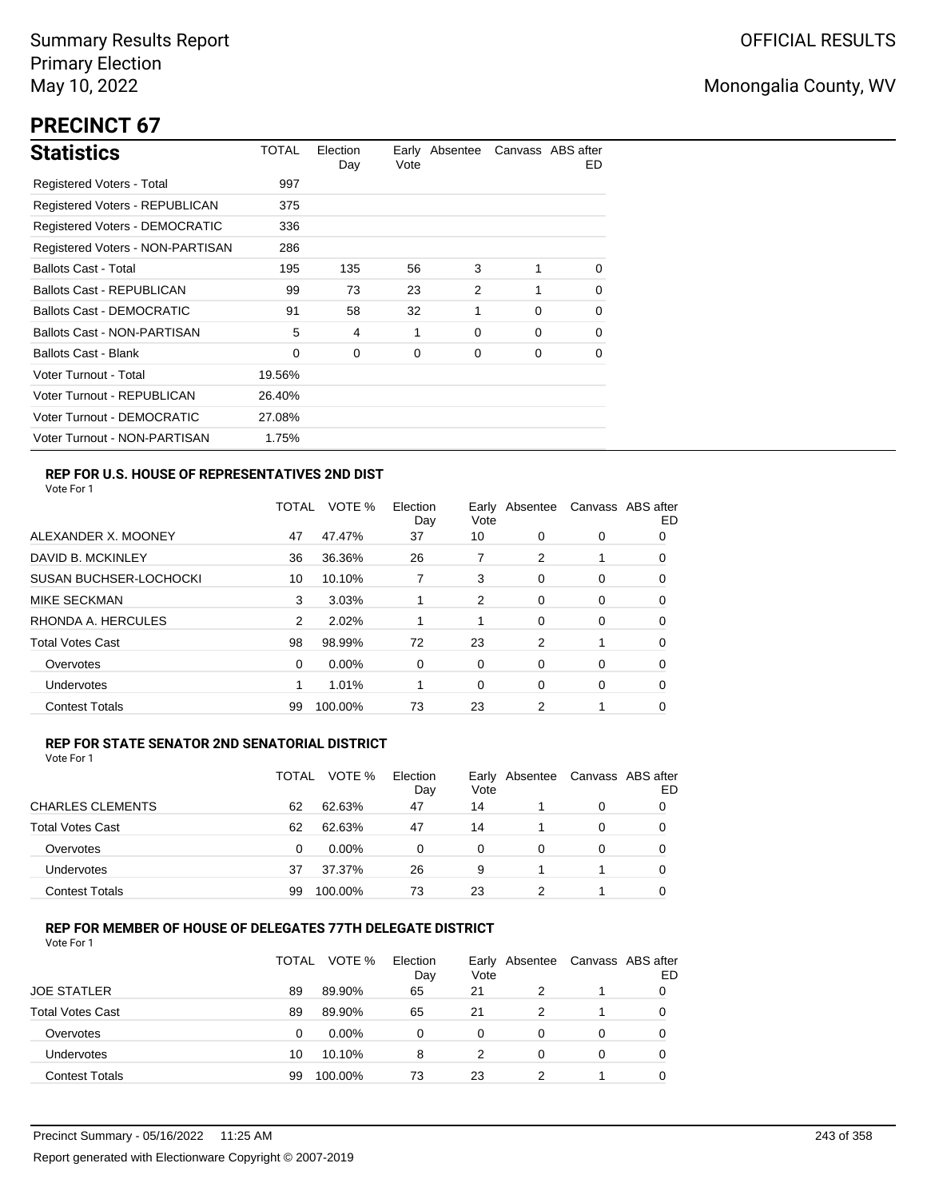Summary Results Report
Primary Election
May 10, 2022

OFFICIAL RESULTS

Monongalia County, WV

# PRECINCT 67

## Statistics

| Statistics | TOTAL | Election Day | Early Vote | Absentee | Canvass | ABS after ED |
|---|---|---|---|---|---|---|
| Registered Voters - Total | 997 | | | | | |
| Registered Voters - REPUBLICAN | 375 | | | | | |
| Registered Voters - DEMOCRATIC | 336 | | | | | |
| Registered Voters - NON-PARTISAN | 286 | | | | | |
| Ballots Cast - Total | 195 | 135 | 56 | 3 | 1 | 0 |
| Ballots Cast - REPUBLICAN | 99 | 73 | 23 | 2 | 1 | 0 |
| Ballots Cast - DEMOCRATIC | 91 | 58 | 32 | 1 | 0 | 0 |
| Ballots Cast - NON-PARTISAN | 5 | 4 | 1 | 0 | 0 | 0 |
| Ballots Cast - Blank | 0 | 0 | 0 | 0 | 0 | 0 |
| Voter Turnout - Total | 19.56% | | | | | |
| Voter Turnout - REPUBLICAN | 26.40% | | | | | |
| Voter Turnout - DEMOCRATIC | 27.08% | | | | | |
| Voter Turnout - NON-PARTISAN | 1.75% | | | | | |

### REP FOR U.S. HOUSE OF REPRESENTATIVES 2ND DIST

Vote For 1

| | TOTAL | VOTE % | Election Day | Early Vote | Absentee | Canvass | ABS after ED |
|---|---|---|---|---|---|---|---|
| ALEXANDER X. MOONEY | 47 | 47.47% | 37 | 10 | 0 | 0 | 0 |
| DAVID B. MCKINLEY | 36 | 36.36% | 26 | 7 | 2 | 1 | 0 |
| SUSAN BUCHSER-LOCHOCKI | 10 | 10.10% | 7 | 3 | 0 | 0 | 0 |
| MIKE SECKMAN | 3 | 3.03% | 1 | 2 | 0 | 0 | 0 |
| RHONDA A. HERCULES | 2 | 2.02% | 1 | 1 | 0 | 0 | 0 |
| Total Votes Cast | 98 | 98.99% | 72 | 23 | 2 | 1 | 0 |
| Overvotes | 0 | 0.00% | 0 | 0 | 0 | 0 | 0 |
| Undervotes | 1 | 1.01% | 1 | 0 | 0 | 0 | 0 |
| Contest Totals | 99 | 100.00% | 73 | 23 | 2 | 1 | 0 |

### REP FOR STATE SENATOR 2ND SENATORIAL DISTRICT

Vote For 1

| | TOTAL | VOTE % | Election Day | Early Vote | Absentee | Canvass | ABS after ED |
|---|---|---|---|---|---|---|---|
| CHARLES CLEMENTS | 62 | 62.63% | 47 | 14 | 1 | 0 | 0 |
| Total Votes Cast | 62 | 62.63% | 47 | 14 | 1 | 0 | 0 |
| Overvotes | 0 | 0.00% | 0 | 0 | 0 | 0 | 0 |
| Undervotes | 37 | 37.37% | 26 | 9 | 1 | 1 | 0 |
| Contest Totals | 99 | 100.00% | 73 | 23 | 2 | 1 | 0 |

### REP FOR MEMBER OF HOUSE OF DELEGATES 77TH DELEGATE DISTRICT

Vote For 1

| | TOTAL | VOTE % | Election Day | Early Vote | Absentee | Canvass | ABS after ED |
|---|---|---|---|---|---|---|---|
| JOE STATLER | 89 | 89.90% | 65 | 21 | 2 | 1 | 0 |
| Total Votes Cast | 89 | 89.90% | 65 | 21 | 2 | 1 | 0 |
| Overvotes | 0 | 0.00% | 0 | 0 | 0 | 0 | 0 |
| Undervotes | 10 | 10.10% | 8 | 2 | 0 | 0 | 0 |
| Contest Totals | 99 | 100.00% | 73 | 23 | 2 | 1 | 0 |

Precinct Summary - 05/16/2022 11:25 AM

Report generated with Electionware Copyright © 2007-2019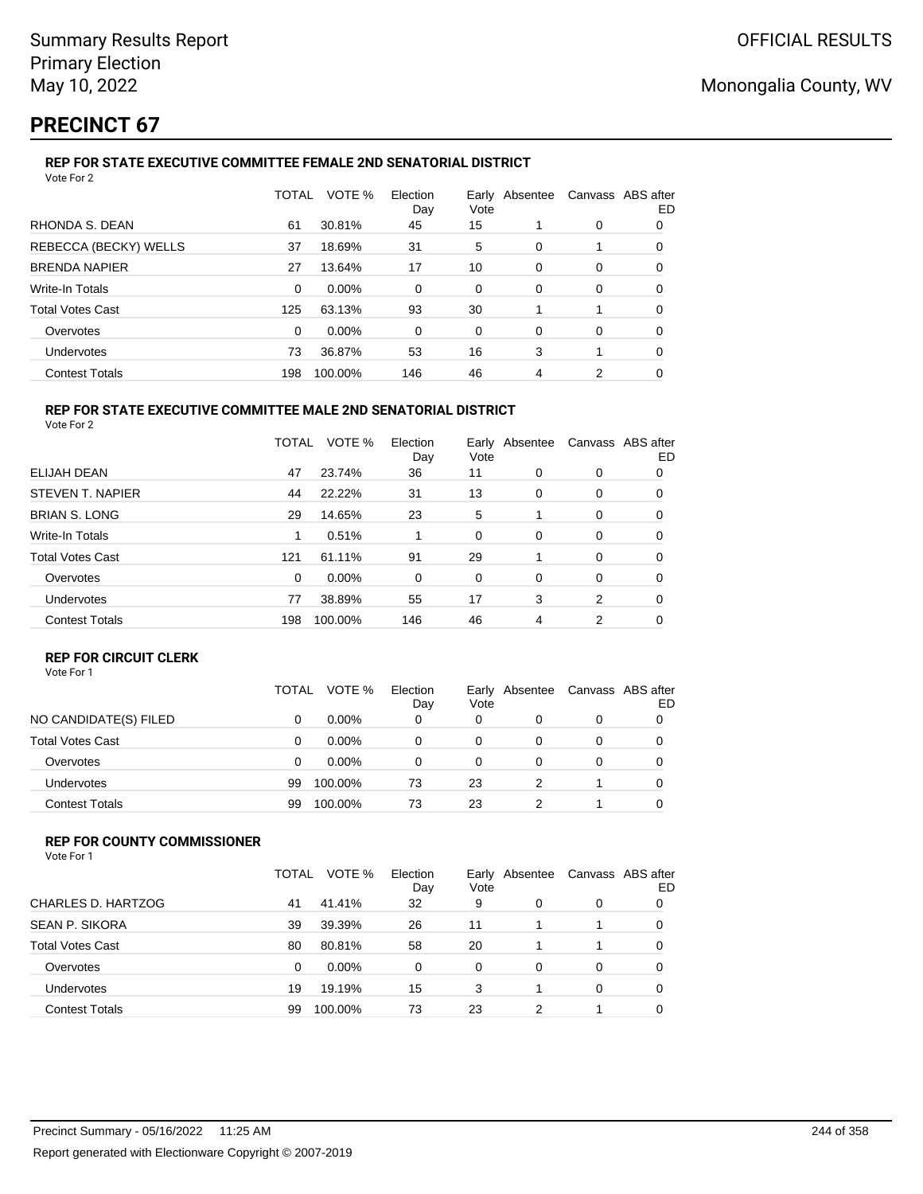Summary Results Report
Primary Election
May 10, 2022

OFFICIAL RESULTS

Monongalia County, WV

# PRECINCT 67

### REP FOR STATE EXECUTIVE COMMITTEE FEMALE 2ND SENATORIAL DISTRICT

Vote For 2

| | TOTAL | VOTE % | Election Day | Early Vote | Absentee | Canvass | ABS after ED |
|---|---|---|---|---|---|---|---|
| RHONDA S. DEAN | 61 | 30.81% | 45 | 15 | 1 | 0 | 0 |
| REBECCA (BECKY) WELLS | 37 | 18.69% | 31 | 5 | 0 | 1 | 0 |
| BRENDA NAPIER | 27 | 13.64% | 17 | 10 | 0 | 0 | 0 |
| Write-In Totals | 0 | 0.00% | 0 | 0 | 0 | 0 | 0 |
| Total Votes Cast | 125 | 63.13% | 93 | 30 | 1 | 1 | 0 |
| Overvotes | 0 | 0.00% | 0 | 0 | 0 | 0 | 0 |
| Undervotes | 73 | 36.87% | 53 | 16 | 3 | 1 | 0 |
| Contest Totals | 198 | 100.00% | 146 | 46 | 4 | 2 | 0 |

### REP FOR STATE EXECUTIVE COMMITTEE MALE 2ND SENATORIAL DISTRICT

Vote For 2

| | TOTAL | VOTE % | Election Day | Early Vote | Absentee | Canvass | ABS after ED |
|---|---|---|---|---|---|---|---|
| ELIJAH DEAN | 47 | 23.74% | 36 | 11 | 0 | 0 | 0 |
| STEVEN T. NAPIER | 44 | 22.22% | 31 | 13 | 0 | 0 | 0 |
| BRIAN S. LONG | 29 | 14.65% | 23 | 5 | 1 | 0 | 0 |
| Write-In Totals | 1 | 0.51% | 1 | 0 | 0 | 0 | 0 |
| Total Votes Cast | 121 | 61.11% | 91 | 29 | 1 | 0 | 0 |
| Overvotes | 0 | 0.00% | 0 | 0 | 0 | 0 | 0 |
| Undervotes | 77 | 38.89% | 55 | 17 | 3 | 2 | 0 |
| Contest Totals | 198 | 100.00% | 146 | 46 | 4 | 2 | 0 |

### REP FOR CIRCUIT CLERK

Vote For 1

| | TOTAL | VOTE % | Election Day | Early Vote | Absentee | Canvass | ABS after ED |
|---|---|---|---|---|---|---|---|
| NO CANDIDATE(S) FILED | 0 | 0.00% | 0 | 0 | 0 | 0 | 0 |
| Total Votes Cast | 0 | 0.00% | 0 | 0 | 0 | 0 | 0 |
| Overvotes | 0 | 0.00% | 0 | 0 | 0 | 0 | 0 |
| Undervotes | 99 | 100.00% | 73 | 23 | 2 | 1 | 0 |
| Contest Totals | 99 | 100.00% | 73 | 23 | 2 | 1 | 0 |

### REP FOR COUNTY COMMISSIONER

Vote For 1

| | TOTAL | VOTE % | Election Day | Early Vote | Absentee | Canvass | ABS after ED |
|---|---|---|---|---|---|---|---|
| CHARLES D. HARTZOG | 41 | 41.41% | 32 | 9 | 0 | 0 | 0 |
| SEAN P. SIKORA | 39 | 39.39% | 26 | 11 | 1 | 1 | 0 |
| Total Votes Cast | 80 | 80.81% | 58 | 20 | 1 | 1 | 0 |
| Overvotes | 0 | 0.00% | 0 | 0 | 0 | 0 | 0 |
| Undervotes | 19 | 19.19% | 15 | 3 | 1 | 0 | 0 |
| Contest Totals | 99 | 100.00% | 73 | 23 | 2 | 1 | 0 |

Precinct Summary - 05/16/2022 11:25 AM

Report generated with Electionware Copyright © 2007-2019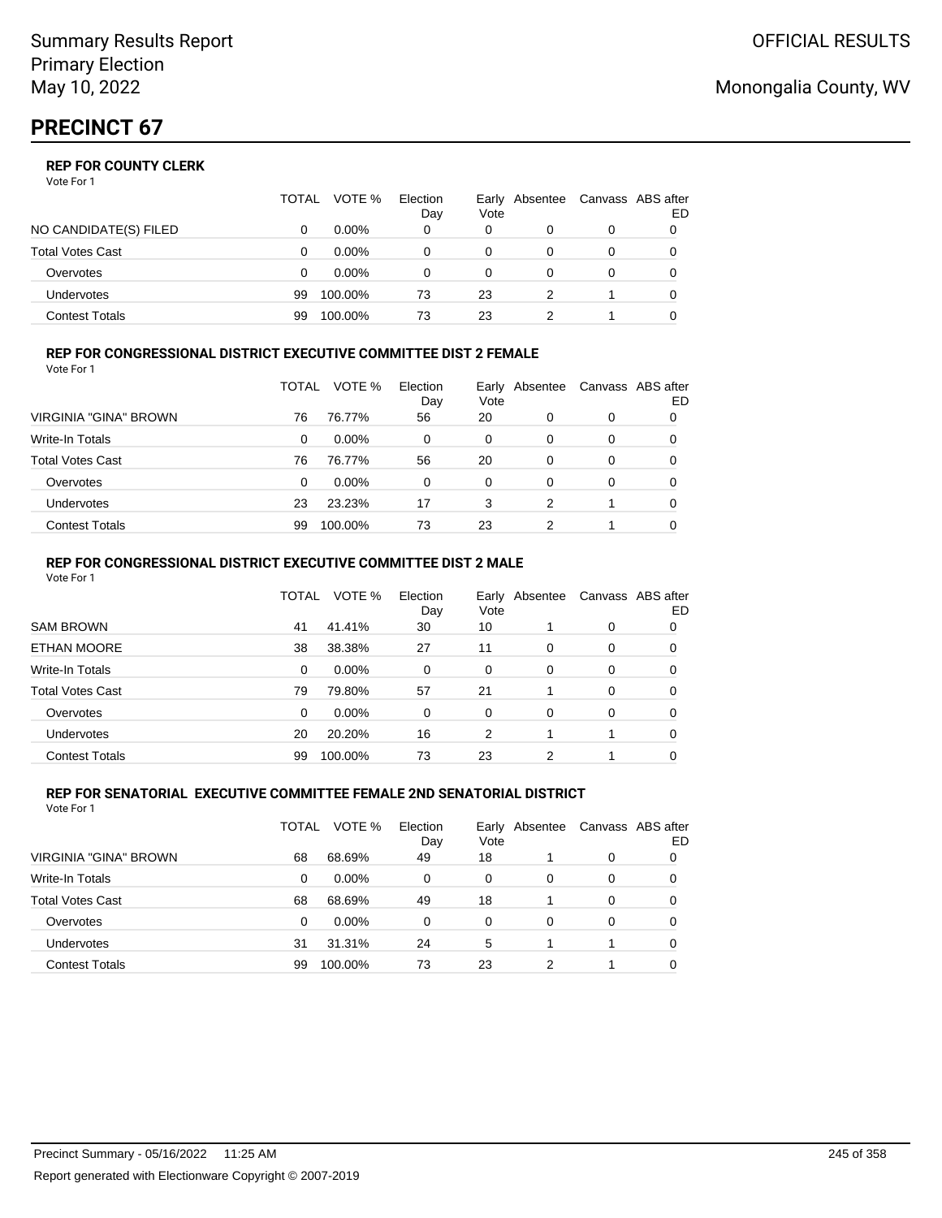Summary Results Report
Primary Election
May 10, 2022

OFFICIAL RESULTS

Monongalia County, WV

# PRECINCT 67

### REP FOR COUNTY CLERK

Vote For 1

| | TOTAL | VOTE % | Election Day | Early Vote | Absentee | Canvass | ABS after ED |
|---|---|---|---|---|---|---|---|
| NO CANDIDATE(S) FILED | 0 | 0.00% | 0 | 0 | 0 | 0 | 0 |
| Total Votes Cast | 0 | 0.00% | 0 | 0 | 0 | 0 | 0 |
| Overvotes | 0 | 0.00% | 0 | 0 | 0 | 0 | 0 |
| Undervotes | 99 | 100.00% | 73 | 23 | 2 | 1 | 0 |
| Contest Totals | 99 | 100.00% | 73 | 23 | 2 | 1 | 0 |

### REP FOR CONGRESSIONAL DISTRICT EXECUTIVE COMMITTEE DIST 2 FEMALE

Vote For 1

| | TOTAL | VOTE % | Election Day | Early Vote | Absentee | Canvass | ABS after ED |
|---|---|---|---|---|---|---|---|
| VIRGINIA "GINA" BROWN | 76 | 76.77% | 56 | 20 | 0 | 0 | 0 |
| Write-In Totals | 0 | 0.00% | 0 | 0 | 0 | 0 | 0 |
| Total Votes Cast | 76 | 76.77% | 56 | 20 | 0 | 0 | 0 |
| Overvotes | 0 | 0.00% | 0 | 0 | 0 | 0 | 0 |
| Undervotes | 23 | 23.23% | 17 | 3 | 2 | 1 | 0 |
| Contest Totals | 99 | 100.00% | 73 | 23 | 2 | 1 | 0 |

### REP FOR CONGRESSIONAL DISTRICT EXECUTIVE COMMITTEE DIST 2 MALE

Vote For 1

| | TOTAL | VOTE % | Election Day | Early Vote | Absentee | Canvass | ABS after ED |
|---|---|---|---|---|---|---|---|
| SAM BROWN | 41 | 41.41% | 30 | 10 | 1 | 0 | 0 |
| ETHAN MOORE | 38 | 38.38% | 27 | 11 | 0 | 0 | 0 |
| Write-In Totals | 0 | 0.00% | 0 | 0 | 0 | 0 | 0 |
| Total Votes Cast | 79 | 79.80% | 57 | 21 | 1 | 0 | 0 |
| Overvotes | 0 | 0.00% | 0 | 0 | 0 | 0 | 0 |
| Undervotes | 20 | 20.20% | 16 | 2 | 1 | 1 | 0 |
| Contest Totals | 99 | 100.00% | 73 | 23 | 2 | 1 | 0 |

### REP FOR SENATORIAL EXECUTIVE COMMITTEE FEMALE 2ND SENATORIAL DISTRICT

Vote For 1

| | TOTAL | VOTE % | Election Day | Early Vote | Absentee | Canvass | ABS after ED |
|---|---|---|---|---|---|---|---|
| VIRGINIA "GINA" BROWN | 68 | 68.69% | 49 | 18 | 1 | 0 | 0 |
| Write-In Totals | 0 | 0.00% | 0 | 0 | 0 | 0 | 0 |
| Total Votes Cast | 68 | 68.69% | 49 | 18 | 1 | 0 | 0 |
| Overvotes | 0 | 0.00% | 0 | 0 | 0 | 0 | 0 |
| Undervotes | 31 | 31.31% | 24 | 5 | 1 | 1 | 0 |
| Contest Totals | 99 | 100.00% | 73 | 23 | 2 | 1 | 0 |

Precinct Summary - 05/16/2022 11:25 AM

Report generated with Electionware Copyright © 2007-2019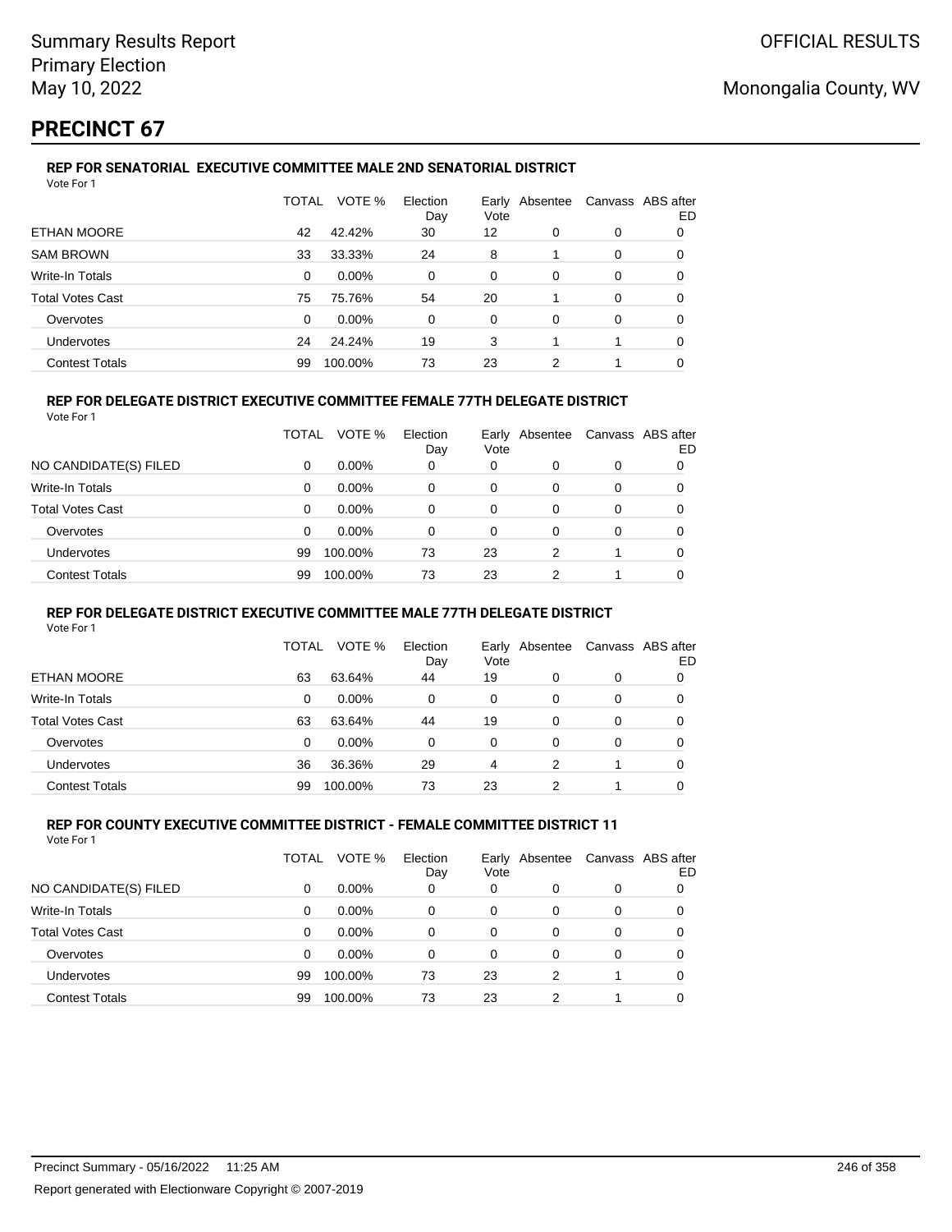Summary Results Report
Primary Election
May 10, 2022

OFFICIAL RESULTS

Monongalia County, WV

# PRECINCT 67

### REP FOR SENATORIAL EXECUTIVE COMMITTEE MALE 2ND SENATORIAL DISTRICT

Vote For 1

| | TOTAL | VOTE % | Election Day | Early Vote | Absentee | Canvass | ABS after ED |
|---|---|---|---|---|---|---|---|
| ETHAN MOORE | 42 | 42.42% | 30 | 12 | 0 | 0 | 0 |
| SAM BROWN | 33 | 33.33% | 24 | 8 | 1 | 0 | 0 |
| Write-In Totals | 0 | 0.00% | 0 | 0 | 0 | 0 | 0 |
| Total Votes Cast | 75 | 75.76% | 54 | 20 | 1 | 0 | 0 |
| Overvotes | 0 | 0.00% | 0 | 0 | 0 | 0 | 0 |
| Undervotes | 24 | 24.24% | 19 | 3 | 1 | 1 | 0 |
| Contest Totals | 99 | 100.00% | 73 | 23 | 2 | 1 | 0 |

### REP FOR DELEGATE DISTRICT EXECUTIVE COMMITTEE FEMALE 77TH DELEGATE DISTRICT

Vote For 1

| | TOTAL | VOTE % | Election Day | Early Vote | Absentee | Canvass | ABS after ED |
|---|---|---|---|---|---|---|---|
| NO CANDIDATE(S) FILED | 0 | 0.00% | 0 | 0 | 0 | 0 | 0 |
| Write-In Totals | 0 | 0.00% | 0 | 0 | 0 | 0 | 0 |
| Total Votes Cast | 0 | 0.00% | 0 | 0 | 0 | 0 | 0 |
| Overvotes | 0 | 0.00% | 0 | 0 | 0 | 0 | 0 |
| Undervotes | 99 | 100.00% | 73 | 23 | 2 | 1 | 0 |
| Contest Totals | 99 | 100.00% | 73 | 23 | 2 | 1 | 0 |

### REP FOR DELEGATE DISTRICT EXECUTIVE COMMITTEE MALE 77TH DELEGATE DISTRICT

Vote For 1

| | TOTAL | VOTE % | Election Day | Early Vote | Absentee | Canvass | ABS after ED |
|---|---|---|---|---|---|---|---|
| ETHAN MOORE | 63 | 63.64% | 44 | 19 | 0 | 0 | 0 |
| Write-In Totals | 0 | 0.00% | 0 | 0 | 0 | 0 | 0 |
| Total Votes Cast | 63 | 63.64% | 44 | 19 | 0 | 0 | 0 |
| Overvotes | 0 | 0.00% | 0 | 0 | 0 | 0 | 0 |
| Undervotes | 36 | 36.36% | 29 | 4 | 2 | 1 | 0 |
| Contest Totals | 99 | 100.00% | 73 | 23 | 2 | 1 | 0 |

### REP FOR COUNTY EXECUTIVE COMMITTEE DISTRICT - FEMALE COMMITTEE DISTRICT 11

Vote For 1

| | TOTAL | VOTE % | Election Day | Early Vote | Absentee | Canvass | ABS after ED |
|---|---|---|---|---|---|---|---|
| NO CANDIDATE(S) FILED | 0 | 0.00% | 0 | 0 | 0 | 0 | 0 |
| Write-In Totals | 0 | 0.00% | 0 | 0 | 0 | 0 | 0 |
| Total Votes Cast | 0 | 0.00% | 0 | 0 | 0 | 0 | 0 |
| Overvotes | 0 | 0.00% | 0 | 0 | 0 | 0 | 0 |
| Undervotes | 99 | 100.00% | 73 | 23 | 2 | 1 | 0 |
| Contest Totals | 99 | 100.00% | 73 | 23 | 2 | 1 | 0 |

Precinct Summary - 05/16/2022 11:25 AM

Report generated with Electionware Copyright © 2007-2019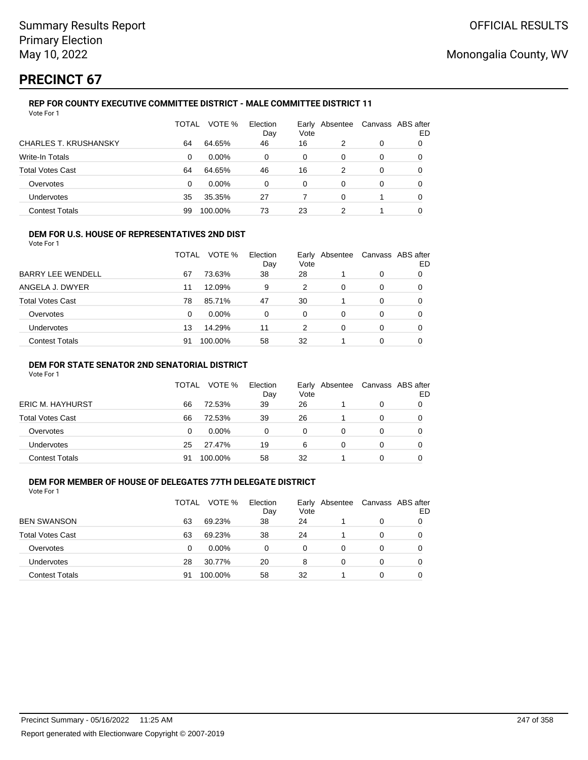Summary Results Report
Primary Election
May 10, 2022

OFFICIAL RESULTS

Monongalia County, WV

# PRECINCT 67

### REP FOR COUNTY EXECUTIVE COMMITTEE DISTRICT - MALE COMMITTEE DISTRICT 11

Vote For 1

| | TOTAL | VOTE % | Election Day | Early Vote | Absentee | Canvass | ABS after ED |
|---|---|---|---|---|---|---|---|
| CHARLES T. KRUSHANSKY | 64 | 64.65% | 46 | 16 | 2 | 0 | 0 |
| Write-In Totals | 0 | 0.00% | 0 | 0 | 0 | 0 | 0 |
| Total Votes Cast | 64 | 64.65% | 46 | 16 | 2 | 0 | 0 |
| Overvotes | 0 | 0.00% | 0 | 0 | 0 | 0 | 0 |
| Undervotes | 35 | 35.35% | 27 | 7 | 0 | 1 | 0 |
| Contest Totals | 99 | 100.00% | 73 | 23 | 2 | 1 | 0 |

### DEM FOR U.S. HOUSE OF REPRESENTATIVES 2ND DIST

Vote For 1

| | TOTAL | VOTE % | Election Day | Early Vote | Absentee | Canvass | ABS after ED |
|---|---|---|---|---|---|---|---|
| BARRY LEE WENDELL | 67 | 73.63% | 38 | 28 | 1 | 0 | 0 |
| ANGELA J. DWYER | 11 | 12.09% | 9 | 2 | 0 | 0 | 0 |
| Total Votes Cast | 78 | 85.71% | 47 | 30 | 1 | 0 | 0 |
| Overvotes | 0 | 0.00% | 0 | 0 | 0 | 0 | 0 |
| Undervotes | 13 | 14.29% | 11 | 2 | 0 | 0 | 0 |
| Contest Totals | 91 | 100.00% | 58 | 32 | 1 | 0 | 0 |

### DEM FOR STATE SENATOR 2ND SENATORIAL DISTRICT

Vote For 1

| | TOTAL | VOTE % | Election Day | Early Vote | Absentee | Canvass | ABS after ED |
|---|---|---|---|---|---|---|---|
| ERIC M. HAYHURST | 66 | 72.53% | 39 | 26 | 1 | 0 | 0 |
| Total Votes Cast | 66 | 72.53% | 39 | 26 | 1 | 0 | 0 |
| Overvotes | 0 | 0.00% | 0 | 0 | 0 | 0 | 0 |
| Undervotes | 25 | 27.47% | 19 | 6 | 0 | 0 | 0 |
| Contest Totals | 91 | 100.00% | 58 | 32 | 1 | 0 | 0 |

### DEM FOR MEMBER OF HOUSE OF DELEGATES 77TH DELEGATE DISTRICT

Vote For 1

| | TOTAL | VOTE % | Election Day | Early Vote | Absentee | Canvass | ABS after ED |
|---|---|---|---|---|---|---|---|
| BEN SWANSON | 63 | 69.23% | 38 | 24 | 1 | 0 | 0 |
| Total Votes Cast | 63 | 69.23% | 38 | 24 | 1 | 0 | 0 |
| Overvotes | 0 | 0.00% | 0 | 0 | 0 | 0 | 0 |
| Undervotes | 28 | 30.77% | 20 | 8 | 0 | 0 | 0 |
| Contest Totals | 91 | 100.00% | 58 | 32 | 1 | 0 | 0 |

Precinct Summary - 05/16/2022 11:25 AM

Report generated with Electionware Copyright © 2007-2019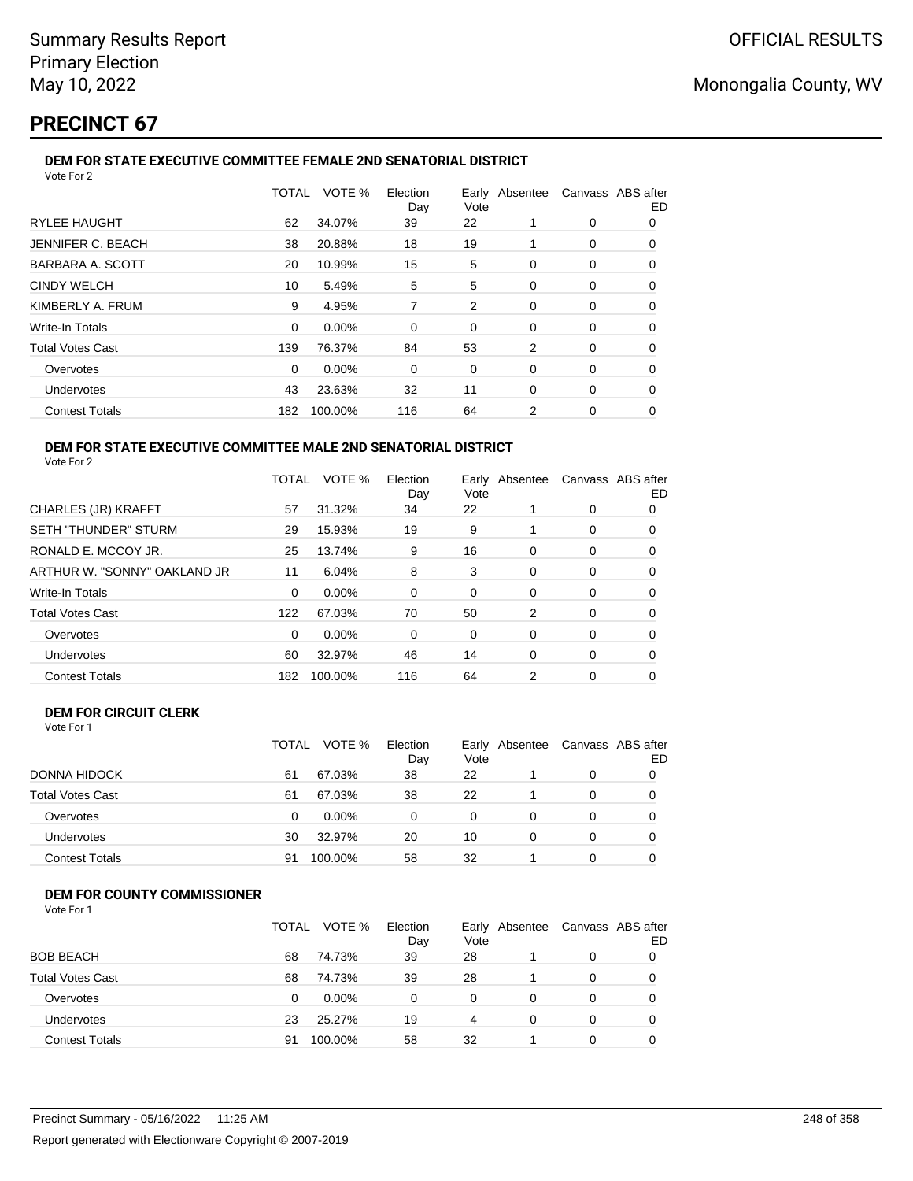# PRECINCT 67

### DEM FOR STATE EXECUTIVE COMMITTEE FEMALE 2ND SENATORIAL DISTRICT

Vote For 2

| | TOTAL | VOTE % | Election Day | Early Vote | Absentee | Canvass | ABS after ED |
|---|---|---|---|---|---|---|---|
| RYLEE HAUGHT | 62 | 34.07% | 39 | 22 | 1 | 0 | 0 |
| JENNIFER C. BEACH | 38 | 20.88% | 18 | 19 | 1 | 0 | 0 |
| BARBARA A. SCOTT | 20 | 10.99% | 15 | 5 | 0 | 0 | 0 |
| CINDY WELCH | 10 | 5.49% | 5 | 5 | 0 | 0 | 0 |
| KIMBERLY A. FRUM | 9 | 4.95% | 7 | 2 | 0 | 0 | 0 |
| Write-In Totals | 0 | 0.00% | 0 | 0 | 0 | 0 | 0 |
| Total Votes Cast | 139 | 76.37% | 84 | 53 | 2 | 0 | 0 |
| Overvotes | 0 | 0.00% | 0 | 0 | 0 | 0 | 0 |
| Undervotes | 43 | 23.63% | 32 | 11 | 0 | 0 | 0 |
| Contest Totals | 182 | 100.00% | 116 | 64 | 2 | 0 | 0 |

### DEM FOR STATE EXECUTIVE COMMITTEE MALE 2ND SENATORIAL DISTRICT

Vote For 2

| | TOTAL | VOTE % | Election Day | Early Vote | Absentee | Canvass | ABS after ED |
|---|---|---|---|---|---|---|---|
| CHARLES (JR) KRAFFT | 57 | 31.32% | 34 | 22 | 1 | 0 | 0 |
| SETH "THUNDER" STURM | 29 | 15.93% | 19 | 9 | 1 | 0 | 0 |
| RONALD E. MCCOY JR. | 25 | 13.74% | 9 | 16 | 0 | 0 | 0 |
| ARTHUR W. "SONNY" OAKLAND JR | 11 | 6.04% | 8 | 3 | 0 | 0 | 0 |
| Write-In Totals | 0 | 0.00% | 0 | 0 | 0 | 0 | 0 |
| Total Votes Cast | 122 | 67.03% | 70 | 50 | 2 | 0 | 0 |
| Overvotes | 0 | 0.00% | 0 | 0 | 0 | 0 | 0 |
| Undervotes | 60 | 32.97% | 46 | 14 | 0 | 0 | 0 |
| Contest Totals | 182 | 100.00% | 116 | 64 | 2 | 0 | 0 |

### DEM FOR CIRCUIT CLERK

Vote For 1

| | TOTAL | VOTE % | Election Day | Early Vote | Absentee | Canvass | ABS after ED |
|---|---|---|---|---|---|---|---|
| DONNA HIDOCK | 61 | 67.03% | 38 | 22 | 1 | 0 | 0 |
| Total Votes Cast | 61 | 67.03% | 38 | 22 | 1 | 0 | 0 |
| Overvotes | 0 | 0.00% | 0 | 0 | 0 | 0 | 0 |
| Undervotes | 30 | 32.97% | 20 | 10 | 0 | 0 | 0 |
| Contest Totals | 91 | 100.00% | 58 | 32 | 1 | 0 | 0 |

### DEM FOR COUNTY COMMISSIONER

Vote For 1

| | TOTAL | VOTE % | Election Day | Early Vote | Absentee | Canvass | ABS after ED |
|---|---|---|---|---|---|---|---|
| BOB BEACH | 68 | 74.73% | 39 | 28 | 1 | 0 | 0 |
| Total Votes Cast | 68 | 74.73% | 39 | 28 | 1 | 0 | 0 |
| Overvotes | 0 | 0.00% | 0 | 0 | 0 | 0 | 0 |
| Undervotes | 23 | 25.27% | 19 | 4 | 0 | 0 | 0 |
| Contest Totals | 91 | 100.00% | 58 | 32 | 1 | 0 | 0 |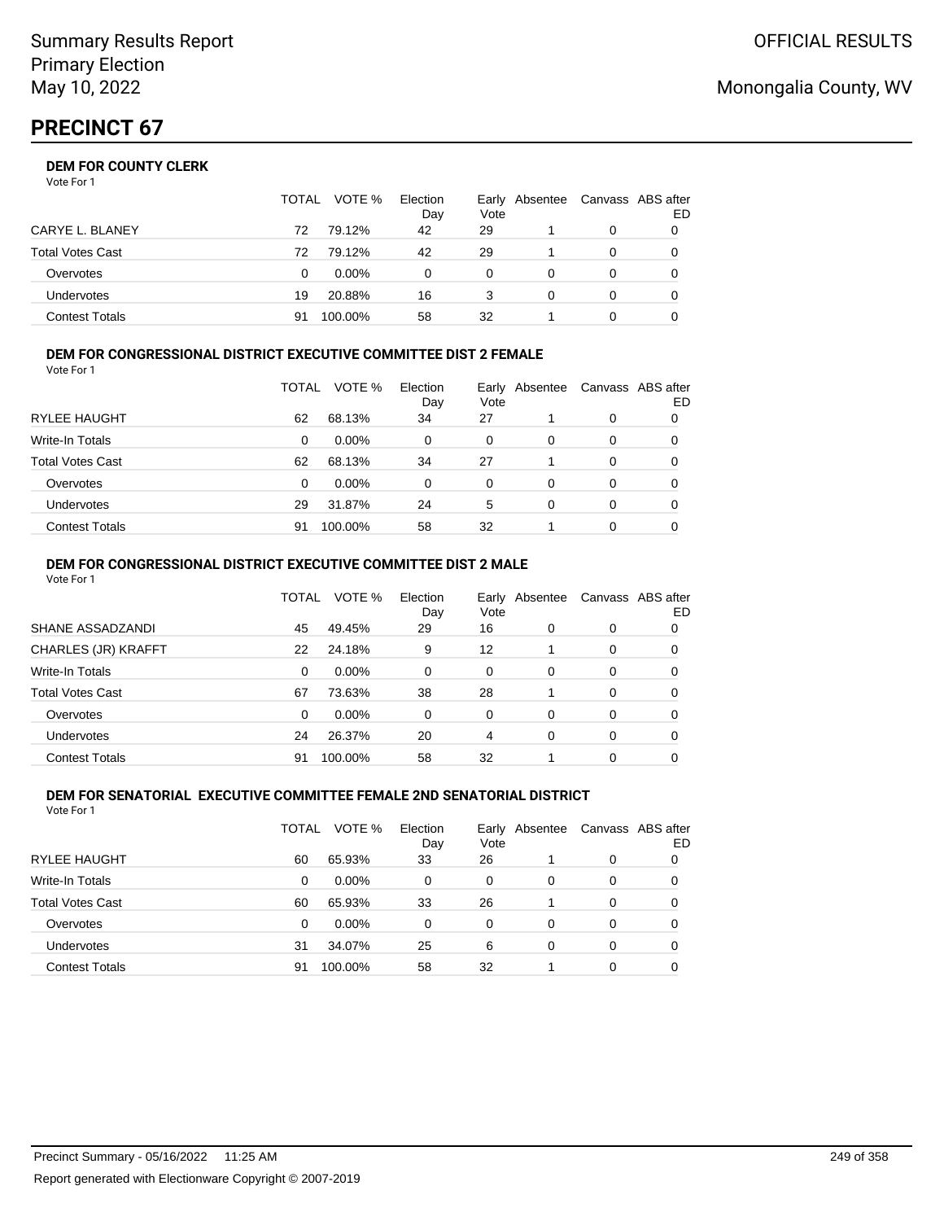# PRECINCT 67

### DEM FOR COUNTY CLERK

Vote For 1

| | TOTAL | VOTE % | Election Day | Early Vote | Absentee | Canvass | ABS after ED |
|---|---|---|---|---|---|---|---|
| CARYE L. BLANEY | 72 | 79.12% | 42 | 29 | 1 | 0 | 0 |
| Total Votes Cast | 72 | 79.12% | 42 | 29 | 1 | 0 | 0 |
| Overvotes | 0 | 0.00% | 0 | 0 | 0 | 0 | 0 |
| Undervotes | 19 | 20.88% | 16 | 3 | 0 | 0 | 0 |
| Contest Totals | 91 | 100.00% | 58 | 32 | 1 | 0 | 0 |

### DEM FOR CONGRESSIONAL DISTRICT EXECUTIVE COMMITTEE DIST 2 FEMALE

Vote For 1

| | TOTAL | VOTE % | Election Day | Early Vote | Absentee | Canvass | ABS after ED |
|---|---|---|---|---|---|---|---|
| RYLEE HAUGHT | 62 | 68.13% | 34 | 27 | 1 | 0 | 0 |
| Write-In Totals | 0 | 0.00% | 0 | 0 | 0 | 0 | 0 |
| Total Votes Cast | 62 | 68.13% | 34 | 27 | 1 | 0 | 0 |
| Overvotes | 0 | 0.00% | 0 | 0 | 0 | 0 | 0 |
| Undervotes | 29 | 31.87% | 24 | 5 | 0 | 0 | 0 |
| Contest Totals | 91 | 100.00% | 58 | 32 | 1 | 0 | 0 |

### DEM FOR CONGRESSIONAL DISTRICT EXECUTIVE COMMITTEE DIST 2 MALE

Vote For 1

| | TOTAL | VOTE % | Election Day | Early Vote | Absentee | Canvass | ABS after ED |
|---|---|---|---|---|---|---|---|
| SHANE ASSADZANDI | 45 | 49.45% | 29 | 16 | 0 | 0 | 0 |
| CHARLES (JR) KRAFFT | 22 | 24.18% | 9 | 12 | 1 | 0 | 0 |
| Write-In Totals | 0 | 0.00% | 0 | 0 | 0 | 0 | 0 |
| Total Votes Cast | 67 | 73.63% | 38 | 28 | 1 | 0 | 0 |
| Overvotes | 0 | 0.00% | 0 | 0 | 0 | 0 | 0 |
| Undervotes | 24 | 26.37% | 20 | 4 | 0 | 0 | 0 |
| Contest Totals | 91 | 100.00% | 58 | 32 | 1 | 0 | 0 |

### DEM FOR SENATORIAL EXECUTIVE COMMITTEE FEMALE 2ND SENATORIAL DISTRICT

Vote For 1

| | TOTAL | VOTE % | Election Day | Early Vote | Absentee | Canvass | ABS after ED |
|---|---|---|---|---|---|---|---|
| RYLEE HAUGHT | 60 | 65.93% | 33 | 26 | 1 | 0 | 0 |
| Write-In Totals | 0 | 0.00% | 0 | 0 | 0 | 0 | 0 |
| Total Votes Cast | 60 | 65.93% | 33 | 26 | 1 | 0 | 0 |
| Overvotes | 0 | 0.00% | 0 | 0 | 0 | 0 | 0 |
| Undervotes | 31 | 34.07% | 25 | 6 | 0 | 0 | 0 |
| Contest Totals | 91 | 100.00% | 58 | 32 | 1 | 0 | 0 |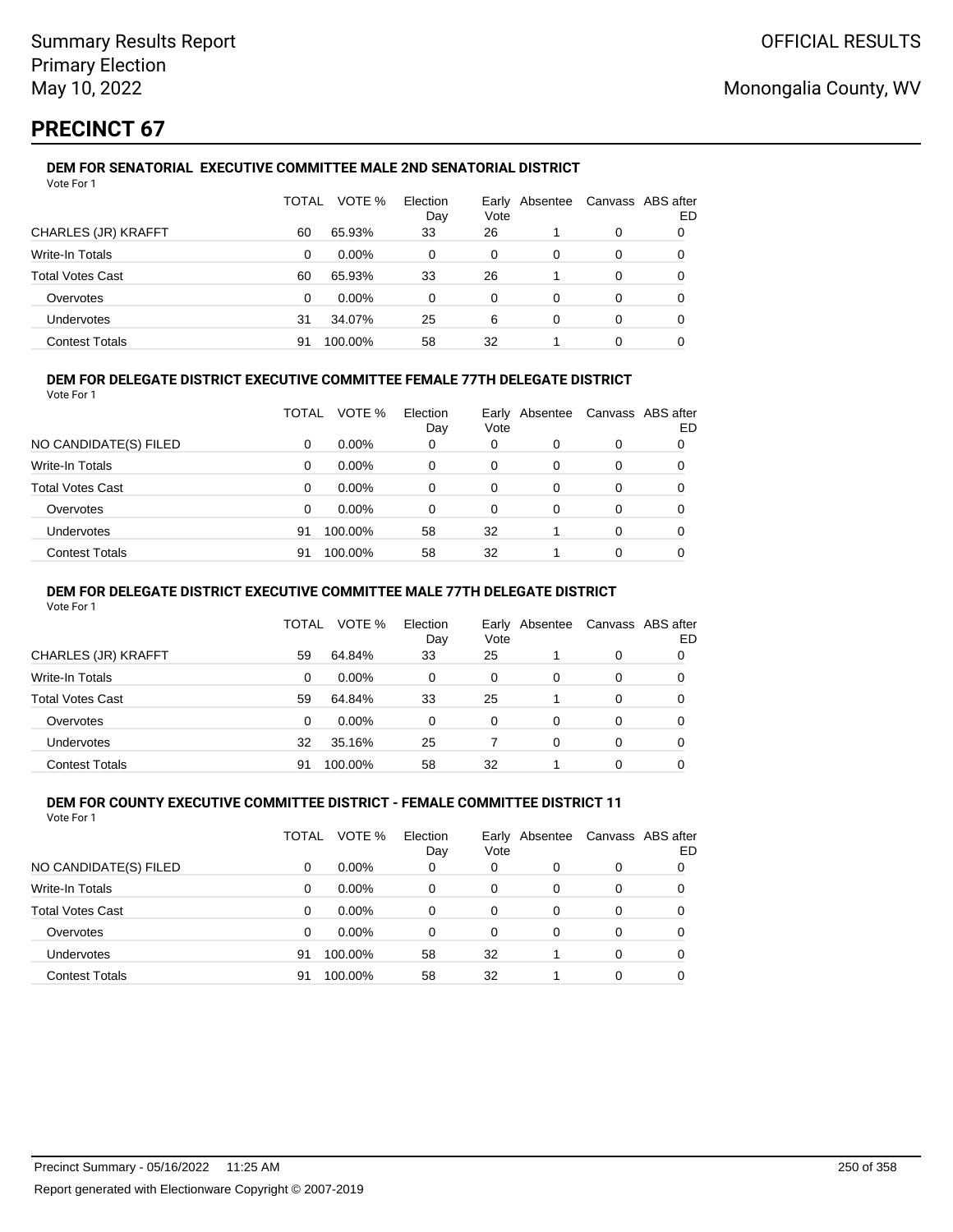Summary Results Report
Primary Election
May 10, 2022

OFFICIAL RESULTS

Monongalia County, WV

# PRECINCT 67

### DEM FOR SENATORIAL EXECUTIVE COMMITTEE MALE 2ND SENATORIAL DISTRICT

Vote For 1

| | TOTAL | VOTE % | Election Day | Early Vote | Absentee | Canvass | ABS after ED |
|---|---|---|---|---|---|---|---|
| CHARLES (JR) KRAFFT | 60 | 65.93% | 33 | 26 | 1 | 0 | 0 |
| Write-In Totals | 0 | 0.00% | 0 | 0 | 0 | 0 | 0 |
| Total Votes Cast | 60 | 65.93% | 33 | 26 | 1 | 0 | 0 |
| Overvotes | 0 | 0.00% | 0 | 0 | 0 | 0 | 0 |
| Undervotes | 31 | 34.07% | 25 | 6 | 0 | 0 | 0 |
| Contest Totals | 91 | 100.00% | 58 | 32 | 1 | 0 | 0 |

### DEM FOR DELEGATE DISTRICT EXECUTIVE COMMITTEE FEMALE 77TH DELEGATE DISTRICT

Vote For 1

| | TOTAL | VOTE % | Election Day | Early Vote | Absentee | Canvass | ABS after ED |
|---|---|---|---|---|---|---|---|
| NO CANDIDATE(S) FILED | 0 | 0.00% | 0 | 0 | 0 | 0 | 0 |
| Write-In Totals | 0 | 0.00% | 0 | 0 | 0 | 0 | 0 |
| Total Votes Cast | 0 | 0.00% | 0 | 0 | 0 | 0 | 0 |
| Overvotes | 0 | 0.00% | 0 | 0 | 0 | 0 | 0 |
| Undervotes | 91 | 100.00% | 58 | 32 | 1 | 0 | 0 |
| Contest Totals | 91 | 100.00% | 58 | 32 | 1 | 0 | 0 |

### DEM FOR DELEGATE DISTRICT EXECUTIVE COMMITTEE MALE 77TH DELEGATE DISTRICT

Vote For 1

| | TOTAL | VOTE % | Election Day | Early Vote | Absentee | Canvass | ABS after ED |
|---|---|---|---|---|---|---|---|
| CHARLES (JR) KRAFFT | 59 | 64.84% | 33 | 25 | 1 | 0 | 0 |
| Write-In Totals | 0 | 0.00% | 0 | 0 | 0 | 0 | 0 |
| Total Votes Cast | 59 | 64.84% | 33 | 25 | 1 | 0 | 0 |
| Overvotes | 0 | 0.00% | 0 | 0 | 0 | 0 | 0 |
| Undervotes | 32 | 35.16% | 25 | 7 | 0 | 0 | 0 |
| Contest Totals | 91 | 100.00% | 58 | 32 | 1 | 0 | 0 |

### DEM FOR COUNTY EXECUTIVE COMMITTEE DISTRICT - FEMALE COMMITTEE DISTRICT 11

Vote For 1

| | TOTAL | VOTE % | Election Day | Early Vote | Absentee | Canvass | ABS after ED |
|---|---|---|---|---|---|---|---|
| NO CANDIDATE(S) FILED | 0 | 0.00% | 0 | 0 | 0 | 0 | 0 |
| Write-In Totals | 0 | 0.00% | 0 | 0 | 0 | 0 | 0 |
| Total Votes Cast | 0 | 0.00% | 0 | 0 | 0 | 0 | 0 |
| Overvotes | 0 | 0.00% | 0 | 0 | 0 | 0 | 0 |
| Undervotes | 91 | 100.00% | 58 | 32 | 1 | 0 | 0 |
| Contest Totals | 91 | 100.00% | 58 | 32 | 1 | 0 | 0 |

Precinct Summary - 05/16/2022 11:25 AM

Report generated with Electionware Copyright © 2007-2019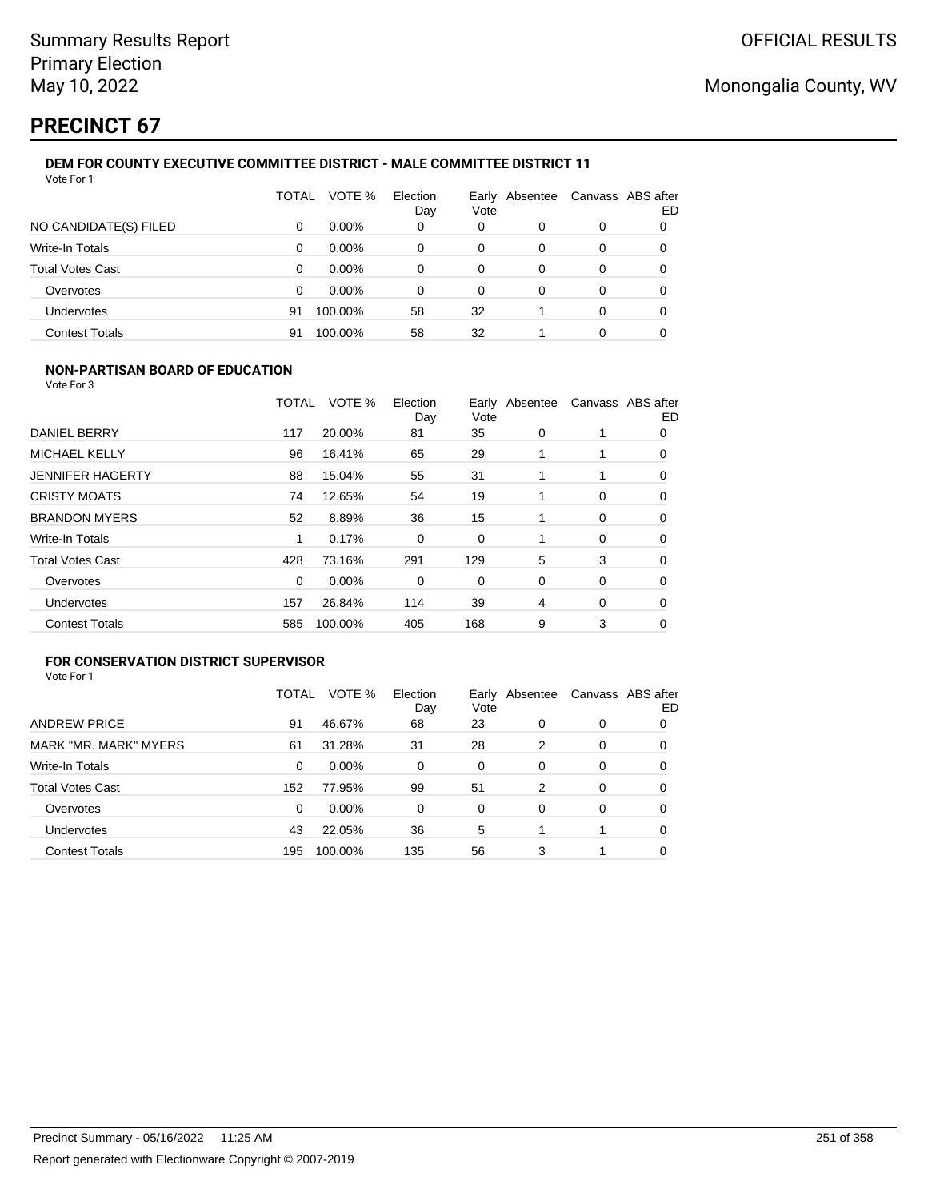# PRECINCT 67

### DEM FOR COUNTY EXECUTIVE COMMITTEE DISTRICT - MALE COMMITTEE DISTRICT 11

Vote For 1

| | TOTAL | VOTE % | Election Day | Early Vote | Absentee | Canvass | ABS after ED |
|---|---|---|---|---|---|---|---|
| NO CANDIDATE(S) FILED | 0 | 0.00% | 0 | 0 | 0 | 0 | 0 |
| Write-In Totals | 0 | 0.00% | 0 | 0 | 0 | 0 | 0 |
| Total Votes Cast | 0 | 0.00% | 0 | 0 | 0 | 0 | 0 |
| Overvotes | 0 | 0.00% | 0 | 0 | 0 | 0 | 0 |
| Undervotes | 91 | 100.00% | 58 | 32 | 1 | 0 | 0 |
| Contest Totals | 91 | 100.00% | 58 | 32 | 1 | 0 | 0 |

### NON-PARTISAN BOARD OF EDUCATION

Vote For 3

| | TOTAL | VOTE % | Election Day | Early Vote | Absentee | Canvass | ABS after ED |
|---|---|---|---|---|---|---|---|
| DANIEL BERRY | 117 | 20.00% | 81 | 35 | 0 | 1 | 0 |
| MICHAEL KELLY | 96 | 16.41% | 65 | 29 | 1 | 1 | 0 |
| JENNIFER HAGERTY | 88 | 15.04% | 55 | 31 | 1 | 1 | 0 |
| CRISTY MOATS | 74 | 12.65% | 54 | 19 | 1 | 0 | 0 |
| BRANDON MYERS | 52 | 8.89% | 36 | 15 | 1 | 0 | 0 |
| Write-In Totals | 1 | 0.17% | 0 | 0 | 1 | 0 | 0 |
| Total Votes Cast | 428 | 73.16% | 291 | 129 | 5 | 3 | 0 |
| Overvotes | 0 | 0.00% | 0 | 0 | 0 | 0 | 0 |
| Undervotes | 157 | 26.84% | 114 | 39 | 4 | 0 | 0 |
| Contest Totals | 585 | 100.00% | 405 | 168 | 9 | 3 | 0 |

### FOR CONSERVATION DISTRICT SUPERVISOR

Vote For 1

| | TOTAL | VOTE % | Election Day | Early Vote | Absentee | Canvass | ABS after ED |
|---|---|---|---|---|---|---|---|
| ANDREW PRICE | 91 | 46.67% | 68 | 23 | 0 | 0 | 0 |
| MARK "MR. MARK" MYERS | 61 | 31.28% | 31 | 28 | 2 | 0 | 0 |
| Write-In Totals | 0 | 0.00% | 0 | 0 | 0 | 0 | 0 |
| Total Votes Cast | 152 | 77.95% | 99 | 51 | 2 | 0 | 0 |
| Overvotes | 0 | 0.00% | 0 | 0 | 0 | 0 | 0 |
| Undervotes | 43 | 22.05% | 36 | 5 | 1 | 1 | 0 |
| Contest Totals | 195 | 100.00% | 135 | 56 | 3 | 1 | 0 |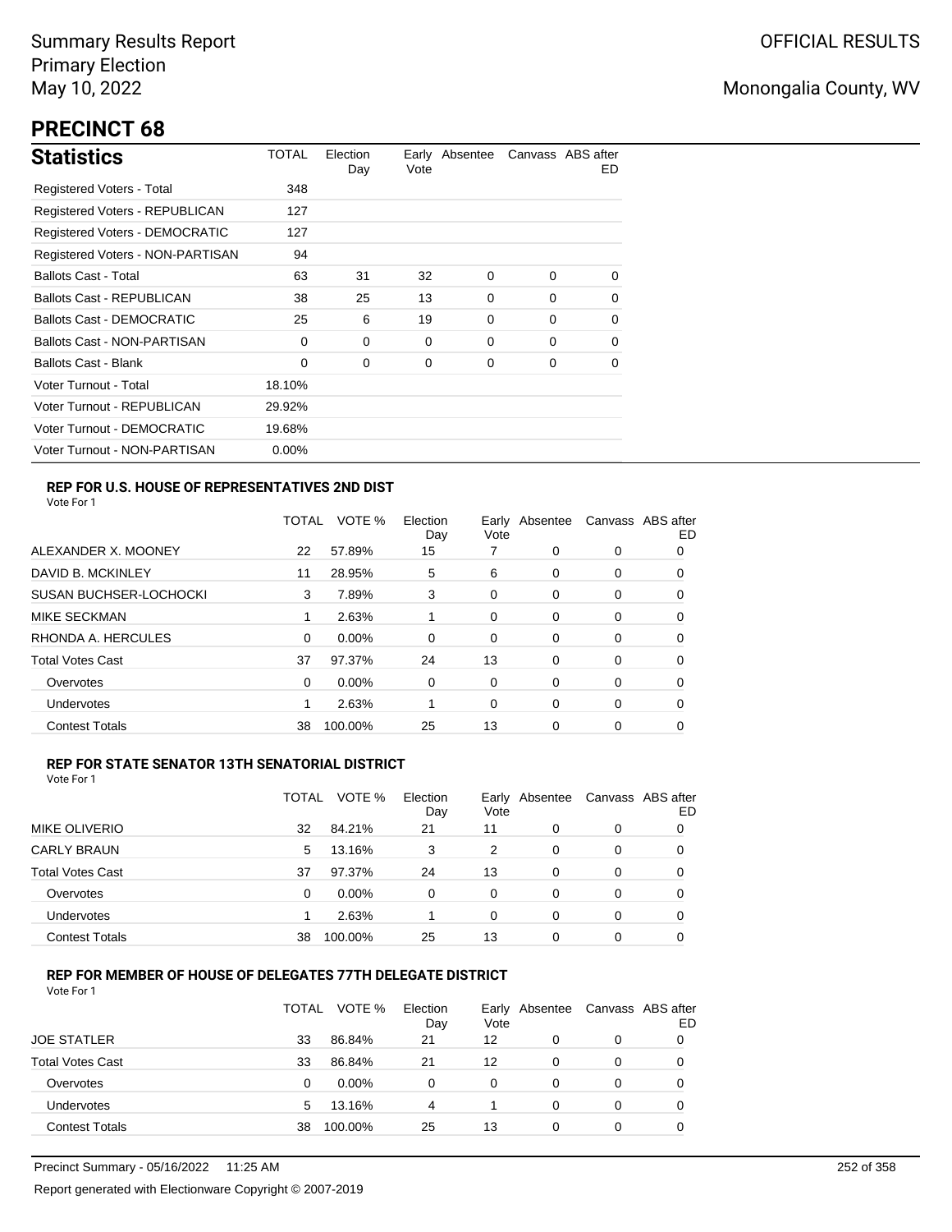Summary Results Report
Primary Election
May 10, 2022

OFFICIAL RESULTS

Monongalia County, WV

# PRECINCT 68

## Statistics

| Statistics | TOTAL | Election Day | Early Vote | Absentee | Canvass | ABS after ED |
|---|---|---|---|---|---|---|
| Registered Voters - Total | 348 | | | | | |
| Registered Voters - REPUBLICAN | 127 | | | | | |
| Registered Voters - DEMOCRATIC | 127 | | | | | |
| Registered Voters - NON-PARTISAN | 94 | | | | | |
| Ballots Cast - Total | 63 | 31 | 32 | 0 | 0 | 0 |
| Ballots Cast - REPUBLICAN | 38 | 25 | 13 | 0 | 0 | 0 |
| Ballots Cast - DEMOCRATIC | 25 | 6 | 19 | 0 | 0 | 0 |
| Ballots Cast - NON-PARTISAN | 0 | 0 | 0 | 0 | 0 | 0 |
| Ballots Cast - Blank | 0 | 0 | 0 | 0 | 0 | 0 |
| Voter Turnout - Total | 18.10% | | | | | |
| Voter Turnout - REPUBLICAN | 29.92% | | | | | |
| Voter Turnout - DEMOCRATIC | 19.68% | | | | | |
| Voter Turnout - NON-PARTISAN | 0.00% | | | | | |

### REP FOR U.S. HOUSE OF REPRESENTATIVES 2ND DIST

Vote For 1

| | TOTAL | VOTE % | Election Day | Early Vote | Absentee | Canvass | ABS after ED |
|---|---|---|---|---|---|---|---|
| ALEXANDER X. MOONEY | 22 | 57.89% | 15 | 7 | 0 | 0 | 0 |
| DAVID B. MCKINLEY | 11 | 28.95% | 5 | 6 | 0 | 0 | 0 |
| SUSAN BUCHSER-LOCHOCKI | 3 | 7.89% | 3 | 0 | 0 | 0 | 0 |
| MIKE SECKMAN | 1 | 2.63% | 1 | 0 | 0 | 0 | 0 |
| RHONDA A. HERCULES | 0 | 0.00% | 0 | 0 | 0 | 0 | 0 |
| Total Votes Cast | 37 | 97.37% | 24 | 13 | 0 | 0 | 0 |
| Overvotes | 0 | 0.00% | 0 | 0 | 0 | 0 | 0 |
| Undervotes | 1 | 2.63% | 1 | 0 | 0 | 0 | 0 |
| Contest Totals | 38 | 100.00% | 25 | 13 | 0 | 0 | 0 |

### REP FOR STATE SENATOR 13TH SENATORIAL DISTRICT

Vote For 1

| | TOTAL | VOTE % | Election Day | Early Vote | Absentee | Canvass | ABS after ED |
|---|---|---|---|---|---|---|---|
| MIKE OLIVERIO | 32 | 84.21% | 21 | 11 | 0 | 0 | 0 |
| CARLY BRAUN | 5 | 13.16% | 3 | 2 | 0 | 0 | 0 |
| Total Votes Cast | 37 | 97.37% | 24 | 13 | 0 | 0 | 0 |
| Overvotes | 0 | 0.00% | 0 | 0 | 0 | 0 | 0 |
| Undervotes | 1 | 2.63% | 1 | 0 | 0 | 0 | 0 |
| Contest Totals | 38 | 100.00% | 25 | 13 | 0 | 0 | 0 |

### REP FOR MEMBER OF HOUSE OF DELEGATES 77TH DELEGATE DISTRICT

Vote For 1

| | TOTAL | VOTE % | Election Day | Early Vote | Absentee | Canvass | ABS after ED |
|---|---|---|---|---|---|---|---|
| JOE STATLER | 33 | 86.84% | 21 | 12 | 0 | 0 | 0 |
| Total Votes Cast | 33 | 86.84% | 21 | 12 | 0 | 0 | 0 |
| Overvotes | 0 | 0.00% | 0 | 0 | 0 | 0 | 0 |
| Undervotes | 5 | 13.16% | 4 | 1 | 0 | 0 | 0 |
| Contest Totals | 38 | 100.00% | 25 | 13 | 0 | 0 | 0 |

Precinct Summary - 05/16/2022 11:25 AM

Report generated with Electionware Copyright © 2007-2019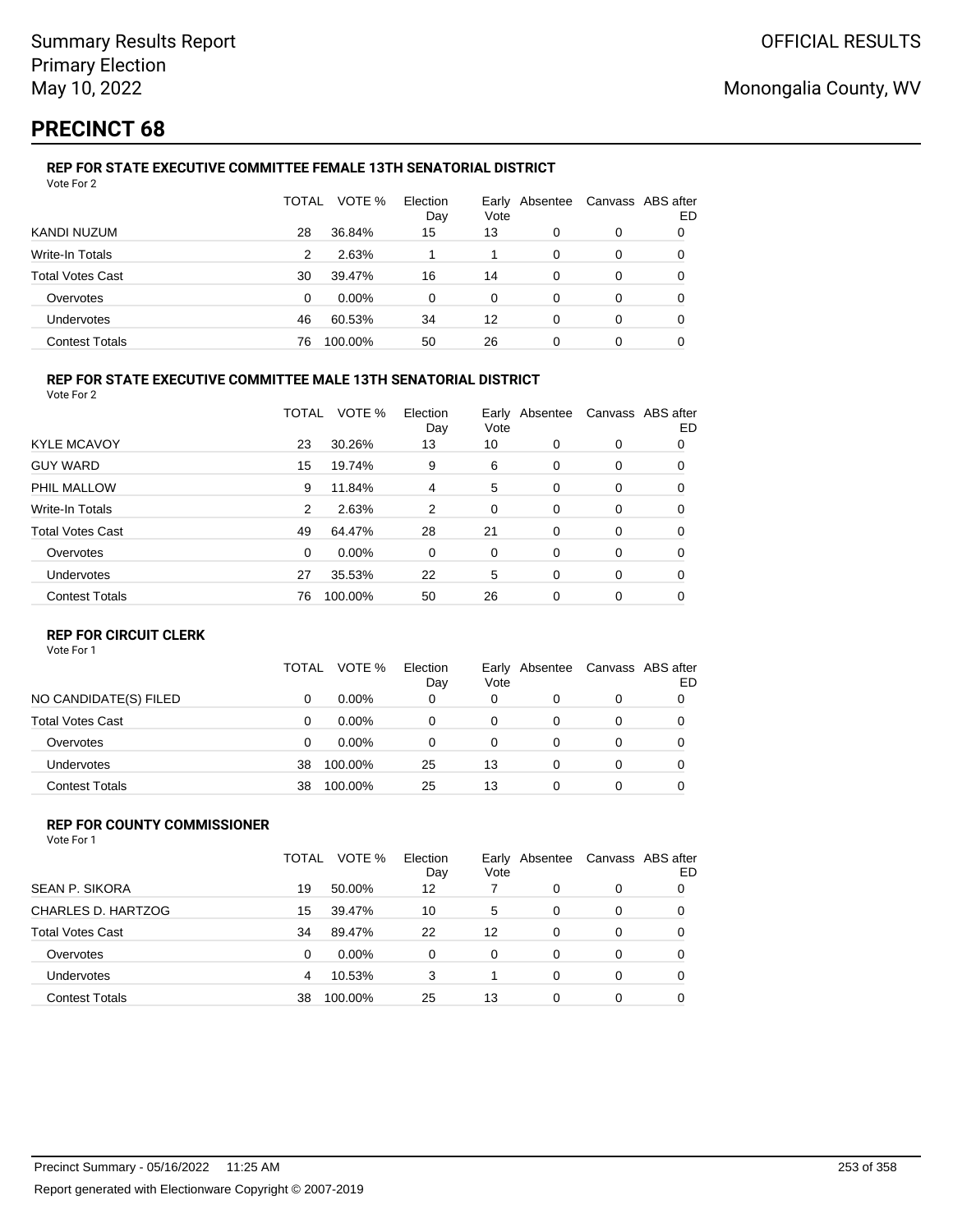# PRECINCT 68

### REP FOR STATE EXECUTIVE COMMITTEE FEMALE 13TH SENATORIAL DISTRICT

Vote For 2

| | TOTAL | VOTE % | Election Day | Early Vote | Absentee | Canvass | ABS after ED |
|---|---|---|---|---|---|---|---|
| KANDI NUZUM | 28 | 36.84% | 15 | 13 | 0 | 0 | 0 |
| Write-In Totals | 2 | 2.63% | 1 | 1 | 0 | 0 | 0 |
| Total Votes Cast | 30 | 39.47% | 16 | 14 | 0 | 0 | 0 |
| Overvotes | 0 | 0.00% | 0 | 0 | 0 | 0 | 0 |
| Undervotes | 46 | 60.53% | 34 | 12 | 0 | 0 | 0 |
| Contest Totals | 76 | 100.00% | 50 | 26 | 0 | 0 | 0 |

### REP FOR STATE EXECUTIVE COMMITTEE MALE 13TH SENATORIAL DISTRICT

Vote For 2

| | TOTAL | VOTE % | Election Day | Early Vote | Absentee | Canvass | ABS after ED |
|---|---|---|---|---|---|---|---|
| KYLE MCAVOY | 23 | 30.26% | 13 | 10 | 0 | 0 | 0 |
| GUY WARD | 15 | 19.74% | 9 | 6 | 0 | 0 | 0 |
| PHIL MALLOW | 9 | 11.84% | 4 | 5 | 0 | 0 | 0 |
| Write-In Totals | 2 | 2.63% | 2 | 0 | 0 | 0 | 0 |
| Total Votes Cast | 49 | 64.47% | 28 | 21 | 0 | 0 | 0 |
| Overvotes | 0 | 0.00% | 0 | 0 | 0 | 0 | 0 |
| Undervotes | 27 | 35.53% | 22 | 5 | 0 | 0 | 0 |
| Contest Totals | 76 | 100.00% | 50 | 26 | 0 | 0 | 0 |

### REP FOR CIRCUIT CLERK

Vote For 1

| | TOTAL | VOTE % | Election Day | Early Vote | Absentee | Canvass | ABS after ED |
|---|---|---|---|---|---|---|---|
| NO CANDIDATE(S) FILED | 0 | 0.00% | 0 | 0 | 0 | 0 | 0 |
| Total Votes Cast | 0 | 0.00% | 0 | 0 | 0 | 0 | 0 |
| Overvotes | 0 | 0.00% | 0 | 0 | 0 | 0 | 0 |
| Undervotes | 38 | 100.00% | 25 | 13 | 0 | 0 | 0 |
| Contest Totals | 38 | 100.00% | 25 | 13 | 0 | 0 | 0 |

### REP FOR COUNTY COMMISSIONER

Vote For 1

| | TOTAL | VOTE % | Election Day | Early Vote | Absentee | Canvass | ABS after ED |
|---|---|---|---|---|---|---|---|
| SEAN P. SIKORA | 19 | 50.00% | 12 | 7 | 0 | 0 | 0 |
| CHARLES D. HARTZOG | 15 | 39.47% | 10 | 5 | 0 | 0 | 0 |
| Total Votes Cast | 34 | 89.47% | 22 | 12 | 0 | 0 | 0 |
| Overvotes | 0 | 0.00% | 0 | 0 | 0 | 0 | 0 |
| Undervotes | 4 | 10.53% | 3 | 1 | 0 | 0 | 0 |
| Contest Totals | 38 | 100.00% | 25 | 13 | 0 | 0 | 0 |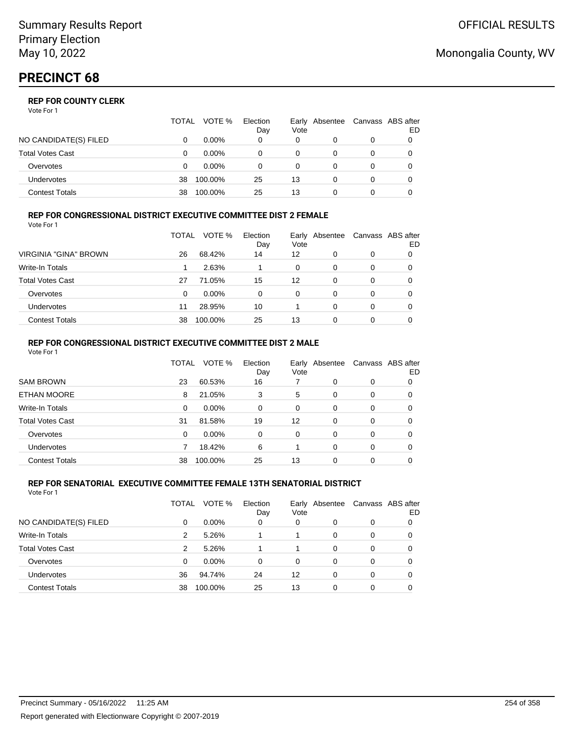# PRECINCT 68

### REP FOR COUNTY CLERK

Vote For 1

| | TOTAL | VOTE % | Election Day | Early Vote | Absentee | Canvass | ABS after ED |
|---|---|---|---|---|---|---|---|
| NO CANDIDATE(S) FILED | 0 | 0.00% | 0 | 0 | 0 | 0 | 0 |
| Total Votes Cast | 0 | 0.00% | 0 | 0 | 0 | 0 | 0 |
| Overvotes | 0 | 0.00% | 0 | 0 | 0 | 0 | 0 |
| Undervotes | 38 | 100.00% | 25 | 13 | 0 | 0 | 0 |
| Contest Totals | 38 | 100.00% | 25 | 13 | 0 | 0 | 0 |

### REP FOR CONGRESSIONAL DISTRICT EXECUTIVE COMMITTEE DIST 2 FEMALE

Vote For 1

| | TOTAL | VOTE % | Election Day | Early Vote | Absentee | Canvass | ABS after ED |
|---|---|---|---|---|---|---|---|
| VIRGINIA "GINA" BROWN | 26 | 68.42% | 14 | 12 | 0 | 0 | 0 |
| Write-In Totals | 1 | 2.63% | 1 | 0 | 0 | 0 | 0 |
| Total Votes Cast | 27 | 71.05% | 15 | 12 | 0 | 0 | 0 |
| Overvotes | 0 | 0.00% | 0 | 0 | 0 | 0 | 0 |
| Undervotes | 11 | 28.95% | 10 | 1 | 0 | 0 | 0 |
| Contest Totals | 38 | 100.00% | 25 | 13 | 0 | 0 | 0 |

### REP FOR CONGRESSIONAL DISTRICT EXECUTIVE COMMITTEE DIST 2 MALE

Vote For 1

| | TOTAL | VOTE % | Election Day | Early Vote | Absentee | Canvass | ABS after ED |
|---|---|---|---|---|---|---|---|
| SAM BROWN | 23 | 60.53% | 16 | 7 | 0 | 0 | 0 |
| ETHAN MOORE | 8 | 21.05% | 3 | 5 | 0 | 0 | 0 |
| Write-In Totals | 0 | 0.00% | 0 | 0 | 0 | 0 | 0 |
| Total Votes Cast | 31 | 81.58% | 19 | 12 | 0 | 0 | 0 |
| Overvotes | 0 | 0.00% | 0 | 0 | 0 | 0 | 0 |
| Undervotes | 7 | 18.42% | 6 | 1 | 0 | 0 | 0 |
| Contest Totals | 38 | 100.00% | 25 | 13 | 0 | 0 | 0 |

### REP FOR SENATORIAL EXECUTIVE COMMITTEE FEMALE 13TH SENATORIAL DISTRICT

Vote For 1

| | TOTAL | VOTE % | Election Day | Early Vote | Absentee | Canvass | ABS after ED |
|---|---|---|---|---|---|---|---|
| NO CANDIDATE(S) FILED | 0 | 0.00% | 0 | 0 | 0 | 0 | 0 |
| Write-In Totals | 2 | 5.26% | 1 | 1 | 0 | 0 | 0 |
| Total Votes Cast | 2 | 5.26% | 1 | 1 | 0 | 0 | 0 |
| Overvotes | 0 | 0.00% | 0 | 0 | 0 | 0 | 0 |
| Undervotes | 36 | 94.74% | 24 | 12 | 0 | 0 | 0 |
| Contest Totals | 38 | 100.00% | 25 | 13 | 0 | 0 | 0 |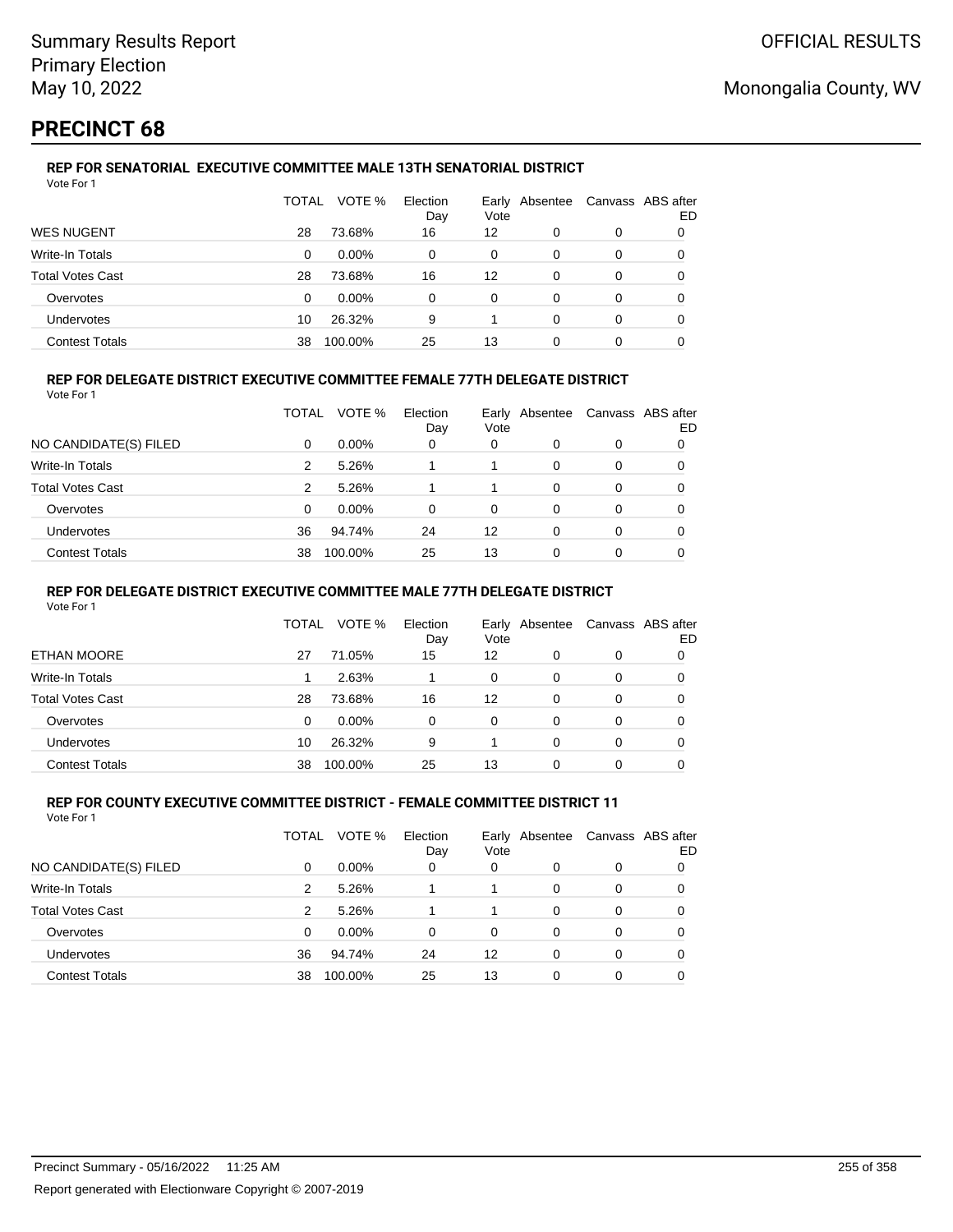# PRECINCT 68

### REP FOR SENATORIAL EXECUTIVE COMMITTEE MALE 13TH SENATORIAL DISTRICT

Vote For 1

| | TOTAL | VOTE % | Election Day | Early Vote | Absentee | Canvass | ABS after ED |
|---|---|---|---|---|---|---|---|
| WES NUGENT | 28 | 73.68% | 16 | 12 | 0 | 0 | 0 |
| Write-In Totals | 0 | 0.00% | 0 | 0 | 0 | 0 | 0 |
| Total Votes Cast | 28 | 73.68% | 16 | 12 | 0 | 0 | 0 |
| Overvotes | 0 | 0.00% | 0 | 0 | 0 | 0 | 0 |
| Undervotes | 10 | 26.32% | 9 | 1 | 0 | 0 | 0 |
| Contest Totals | 38 | 100.00% | 25 | 13 | 0 | 0 | 0 |

### REP FOR DELEGATE DISTRICT EXECUTIVE COMMITTEE FEMALE 77TH DELEGATE DISTRICT

Vote For 1

| | TOTAL | VOTE % | Election Day | Early Vote | Absentee | Canvass | ABS after ED |
|---|---|---|---|---|---|---|---|
| NO CANDIDATE(S) FILED | 0 | 0.00% | 0 | 0 | 0 | 0 | 0 |
| Write-In Totals | 2 | 5.26% | 1 | 1 | 0 | 0 | 0 |
| Total Votes Cast | 2 | 5.26% | 1 | 1 | 0 | 0 | 0 |
| Overvotes | 0 | 0.00% | 0 | 0 | 0 | 0 | 0 |
| Undervotes | 36 | 94.74% | 24 | 12 | 0 | 0 | 0 |
| Contest Totals | 38 | 100.00% | 25 | 13 | 0 | 0 | 0 |

### REP FOR DELEGATE DISTRICT EXECUTIVE COMMITTEE MALE 77TH DELEGATE DISTRICT

Vote For 1

| | TOTAL | VOTE % | Election Day | Early Vote | Absentee | Canvass | ABS after ED |
|---|---|---|---|---|---|---|---|
| ETHAN MOORE | 27 | 71.05% | 15 | 12 | 0 | 0 | 0 |
| Write-In Totals | 1 | 2.63% | 1 | 0 | 0 | 0 | 0 |
| Total Votes Cast | 28 | 73.68% | 16 | 12 | 0 | 0 | 0 |
| Overvotes | 0 | 0.00% | 0 | 0 | 0 | 0 | 0 |
| Undervotes | 10 | 26.32% | 9 | 1 | 0 | 0 | 0 |
| Contest Totals | 38 | 100.00% | 25 | 13 | 0 | 0 | 0 |

### REP FOR COUNTY EXECUTIVE COMMITTEE DISTRICT - FEMALE COMMITTEE DISTRICT 11

Vote For 1

| | TOTAL | VOTE % | Election Day | Early Vote | Absentee | Canvass | ABS after ED |
|---|---|---|---|---|---|---|---|
| NO CANDIDATE(S) FILED | 0 | 0.00% | 0 | 0 | 0 | 0 | 0 |
| Write-In Totals | 2 | 5.26% | 1 | 1 | 0 | 0 | 0 |
| Total Votes Cast | 2 | 5.26% | 1 | 1 | 0 | 0 | 0 |
| Overvotes | 0 | 0.00% | 0 | 0 | 0 | 0 | 0 |
| Undervotes | 36 | 94.74% | 24 | 12 | 0 | 0 | 0 |
| Contest Totals | 38 | 100.00% | 25 | 13 | 0 | 0 | 0 |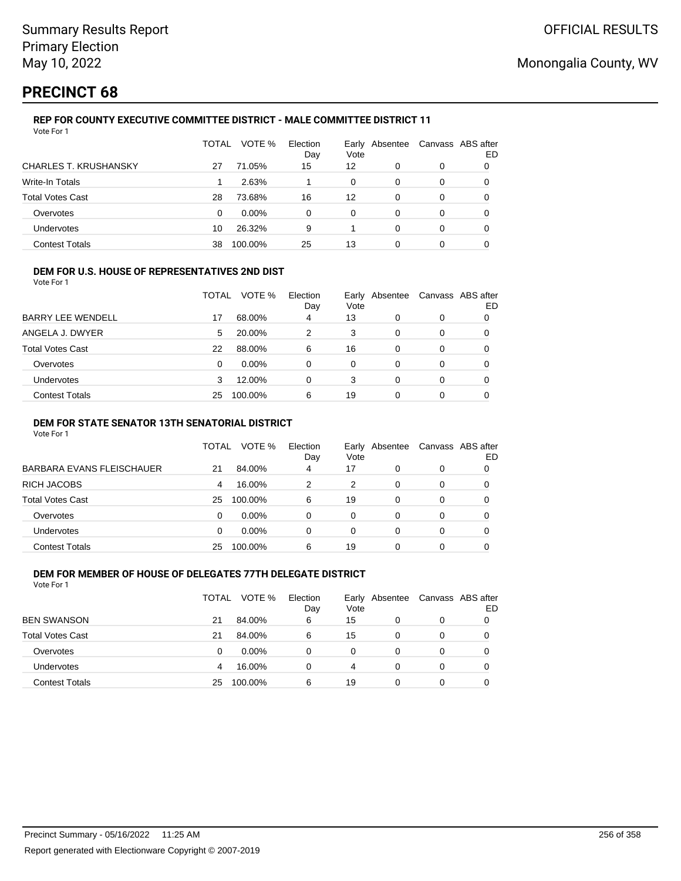Summary Results Report
Primary Election
May 10, 2022

OFFICIAL RESULTS

Monongalia County, WV

# PRECINCT 68

### REP FOR COUNTY EXECUTIVE COMMITTEE DISTRICT - MALE COMMITTEE DISTRICT 11

Vote For 1

| | TOTAL | VOTE % | Election Day | Early Vote | Absentee | Canvass | ABS after ED |
|---|---|---|---|---|---|---|---|
| CHARLES T. KRUSHANSKY | 27 | 71.05% | 15 | 12 | 0 | 0 | 0 |
| Write-In Totals | 1 | 2.63% | 1 | 0 | 0 | 0 | 0 |
| Total Votes Cast | 28 | 73.68% | 16 | 12 | 0 | 0 | 0 |
| Overvotes | 0 | 0.00% | 0 | 0 | 0 | 0 | 0 |
| Undervotes | 10 | 26.32% | 9 | 1 | 0 | 0 | 0 |
| Contest Totals | 38 | 100.00% | 25 | 13 | 0 | 0 | 0 |

### DEM FOR U.S. HOUSE OF REPRESENTATIVES 2ND DIST

Vote For 1

| | TOTAL | VOTE % | Election Day | Early Vote | Absentee | Canvass | ABS after ED |
|---|---|---|---|---|---|---|---|
| BARRY LEE WENDELL | 17 | 68.00% | 4 | 13 | 0 | 0 | 0 |
| ANGELA J. DWYER | 5 | 20.00% | 2 | 3 | 0 | 0 | 0 |
| Total Votes Cast | 22 | 88.00% | 6 | 16 | 0 | 0 | 0 |
| Overvotes | 0 | 0.00% | 0 | 0 | 0 | 0 | 0 |
| Undervotes | 3 | 12.00% | 0 | 3 | 0 | 0 | 0 |
| Contest Totals | 25 | 100.00% | 6 | 19 | 0 | 0 | 0 |

### DEM FOR STATE SENATOR 13TH SENATORIAL DISTRICT

Vote For 1

| | TOTAL | VOTE % | Election Day | Early Vote | Absentee | Canvass | ABS after ED |
|---|---|---|---|---|---|---|---|
| BARBARA EVANS FLEISCHAUER | 21 | 84.00% | 4 | 17 | 0 | 0 | 0 |
| RICH JACOBS | 4 | 16.00% | 2 | 2 | 0 | 0 | 0 |
| Total Votes Cast | 25 | 100.00% | 6 | 19 | 0 | 0 | 0 |
| Overvotes | 0 | 0.00% | 0 | 0 | 0 | 0 | 0 |
| Undervotes | 0 | 0.00% | 0 | 0 | 0 | 0 | 0 |
| Contest Totals | 25 | 100.00% | 6 | 19 | 0 | 0 | 0 |

### DEM FOR MEMBER OF HOUSE OF DELEGATES 77TH DELEGATE DISTRICT

Vote For 1

| | TOTAL | VOTE % | Election Day | Early Vote | Absentee | Canvass | ABS after ED |
|---|---|---|---|---|---|---|---|
| BEN SWANSON | 21 | 84.00% | 6 | 15 | 0 | 0 | 0 |
| Total Votes Cast | 21 | 84.00% | 6 | 15 | 0 | 0 | 0 |
| Overvotes | 0 | 0.00% | 0 | 0 | 0 | 0 | 0 |
| Undervotes | 4 | 16.00% | 0 | 4 | 0 | 0 | 0 |
| Contest Totals | 25 | 100.00% | 6 | 19 | 0 | 0 | 0 |

Precinct Summary - 05/16/2022 11:25 AM

Report generated with Electionware Copyright © 2007-2019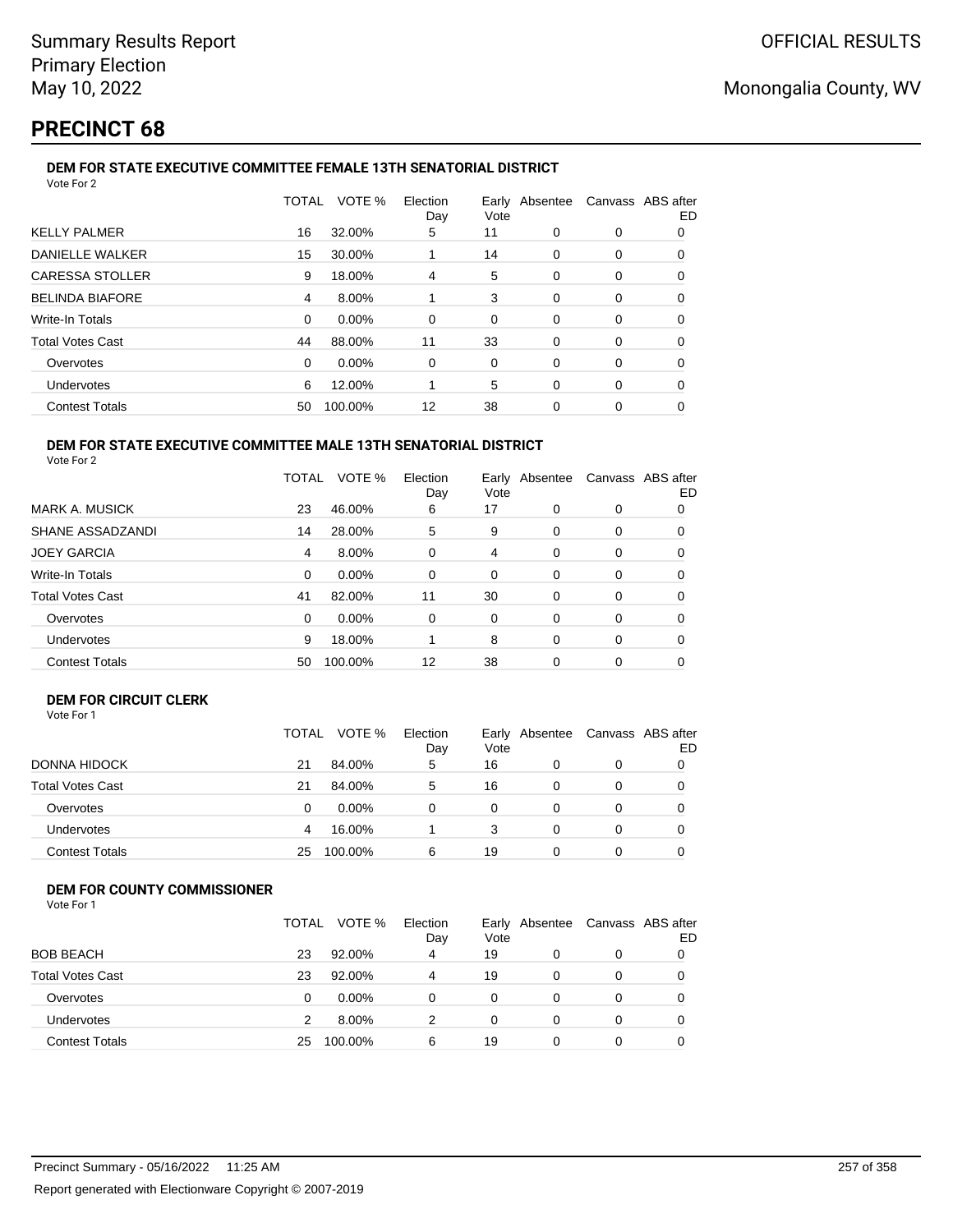# PRECINCT 68

### DEM FOR STATE EXECUTIVE COMMITTEE FEMALE 13TH SENATORIAL DISTRICT

Vote For 2

| | TOTAL | VOTE % | Election Day | Early Vote | Absentee | Canvass | ABS after ED |
|---|---|---|---|---|---|---|---|
| KELLY PALMER | 16 | 32.00% | 5 | 11 | 0 | 0 | 0 |
| DANIELLE WALKER | 15 | 30.00% | 1 | 14 | 0 | 0 | 0 |
| CARESSA STOLLER | 9 | 18.00% | 4 | 5 | 0 | 0 | 0 |
| BELINDA BIAFORE | 4 | 8.00% | 1 | 3 | 0 | 0 | 0 |
| Write-In Totals | 0 | 0.00% | 0 | 0 | 0 | 0 | 0 |
| Total Votes Cast | 44 | 88.00% | 11 | 33 | 0 | 0 | 0 |
| Overvotes | 0 | 0.00% | 0 | 0 | 0 | 0 | 0 |
| Undervotes | 6 | 12.00% | 1 | 5 | 0 | 0 | 0 |
| Contest Totals | 50 | 100.00% | 12 | 38 | 0 | 0 | 0 |

### DEM FOR STATE EXECUTIVE COMMITTEE MALE 13TH SENATORIAL DISTRICT

Vote For 2

| | TOTAL | VOTE % | Election Day | Early Vote | Absentee | Canvass | ABS after ED |
|---|---|---|---|---|---|---|---|
| MARK A. MUSICK | 23 | 46.00% | 6 | 17 | 0 | 0 | 0 |
| SHANE ASSADZANDI | 14 | 28.00% | 5 | 9 | 0 | 0 | 0 |
| JOEY GARCIA | 4 | 8.00% | 0 | 4 | 0 | 0 | 0 |
| Write-In Totals | 0 | 0.00% | 0 | 0 | 0 | 0 | 0 |
| Total Votes Cast | 41 | 82.00% | 11 | 30 | 0 | 0 | 0 |
| Overvotes | 0 | 0.00% | 0 | 0 | 0 | 0 | 0 |
| Undervotes | 9 | 18.00% | 1 | 8 | 0 | 0 | 0 |
| Contest Totals | 50 | 100.00% | 12 | 38 | 0 | 0 | 0 |

### DEM FOR CIRCUIT CLERK

Vote For 1

| | TOTAL | VOTE % | Election Day | Early Vote | Absentee | Canvass | ABS after ED |
|---|---|---|---|---|---|---|---|
| DONNA HIDOCK | 21 | 84.00% | 5 | 16 | 0 | 0 | 0 |
| Total Votes Cast | 21 | 84.00% | 5 | 16 | 0 | 0 | 0 |
| Overvotes | 0 | 0.00% | 0 | 0 | 0 | 0 | 0 |
| Undervotes | 4 | 16.00% | 1 | 3 | 0 | 0 | 0 |
| Contest Totals | 25 | 100.00% | 6 | 19 | 0 | 0 | 0 |

### DEM FOR COUNTY COMMISSIONER

Vote For 1

| | TOTAL | VOTE % | Election Day | Early Vote | Absentee | Canvass | ABS after ED |
|---|---|---|---|---|---|---|---|
| BOB BEACH | 23 | 92.00% | 4 | 19 | 0 | 0 | 0 |
| Total Votes Cast | 23 | 92.00% | 4 | 19 | 0 | 0 | 0 |
| Overvotes | 0 | 0.00% | 0 | 0 | 0 | 0 | 0 |
| Undervotes | 2 | 8.00% | 2 | 0 | 0 | 0 | 0 |
| Contest Totals | 25 | 100.00% | 6 | 19 | 0 | 0 | 0 |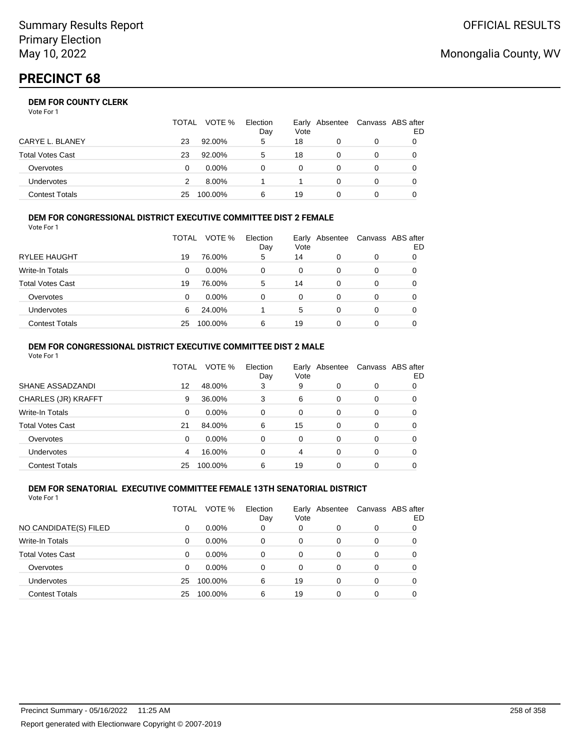Summary Results Report
Primary Election
May 10, 2022

OFFICIAL RESULTS

Monongalia County, WV

# PRECINCT 68

### DEM FOR COUNTY CLERK

Vote For 1

| | TOTAL | VOTE % | Election Day | Early Vote | Absentee | Canvass | ABS after ED |
|---|---|---|---|---|---|---|---|
| CARYE L. BLANEY | 23 | 92.00% | 5 | 18 | 0 | 0 | 0 |
| Total Votes Cast | 23 | 92.00% | 5 | 18 | 0 | 0 | 0 |
| Overvotes | 0 | 0.00% | 0 | 0 | 0 | 0 | 0 |
| Undervotes | 2 | 8.00% | 1 | 1 | 0 | 0 | 0 |
| Contest Totals | 25 | 100.00% | 6 | 19 | 0 | 0 | 0 |

### DEM FOR CONGRESSIONAL DISTRICT EXECUTIVE COMMITTEE DIST 2 FEMALE

Vote For 1

| | TOTAL | VOTE % | Election Day | Early Vote | Absentee | Canvass | ABS after ED |
|---|---|---|---|---|---|---|---|
| RYLEE HAUGHT | 19 | 76.00% | 5 | 14 | 0 | 0 | 0 |
| Write-In Totals | 0 | 0.00% | 0 | 0 | 0 | 0 | 0 |
| Total Votes Cast | 19 | 76.00% | 5 | 14 | 0 | 0 | 0 |
| Overvotes | 0 | 0.00% | 0 | 0 | 0 | 0 | 0 |
| Undervotes | 6 | 24.00% | 1 | 5 | 0 | 0 | 0 |
| Contest Totals | 25 | 100.00% | 6 | 19 | 0 | 0 | 0 |

### DEM FOR CONGRESSIONAL DISTRICT EXECUTIVE COMMITTEE DIST 2 MALE

Vote For 1

| | TOTAL | VOTE % | Election Day | Early Vote | Absentee | Canvass | ABS after ED |
|---|---|---|---|---|---|---|---|
| SHANE ASSADZANDI | 12 | 48.00% | 3 | 9 | 0 | 0 | 0 |
| CHARLES (JR) KRAFFT | 9 | 36.00% | 3 | 6 | 0 | 0 | 0 |
| Write-In Totals | 0 | 0.00% | 0 | 0 | 0 | 0 | 0 |
| Total Votes Cast | 21 | 84.00% | 6 | 15 | 0 | 0 | 0 |
| Overvotes | 0 | 0.00% | 0 | 0 | 0 | 0 | 0 |
| Undervotes | 4 | 16.00% | 0 | 4 | 0 | 0 | 0 |
| Contest Totals | 25 | 100.00% | 6 | 19 | 0 | 0 | 0 |

### DEM FOR SENATORIAL EXECUTIVE COMMITTEE FEMALE 13TH SENATORIAL DISTRICT

Vote For 1

| | TOTAL | VOTE % | Election Day | Early Vote | Absentee | Canvass | ABS after ED |
|---|---|---|---|---|---|---|---|
| NO CANDIDATE(S) FILED | 0 | 0.00% | 0 | 0 | 0 | 0 | 0 |
| Write-In Totals | 0 | 0.00% | 0 | 0 | 0 | 0 | 0 |
| Total Votes Cast | 0 | 0.00% | 0 | 0 | 0 | 0 | 0 |
| Overvotes | 0 | 0.00% | 0 | 0 | 0 | 0 | 0 |
| Undervotes | 25 | 100.00% | 6 | 19 | 0 | 0 | 0 |
| Contest Totals | 25 | 100.00% | 6 | 19 | 0 | 0 | 0 |

Precinct Summary - 05/16/2022 11:25 AM

Report generated with Electionware Copyright © 2007-2019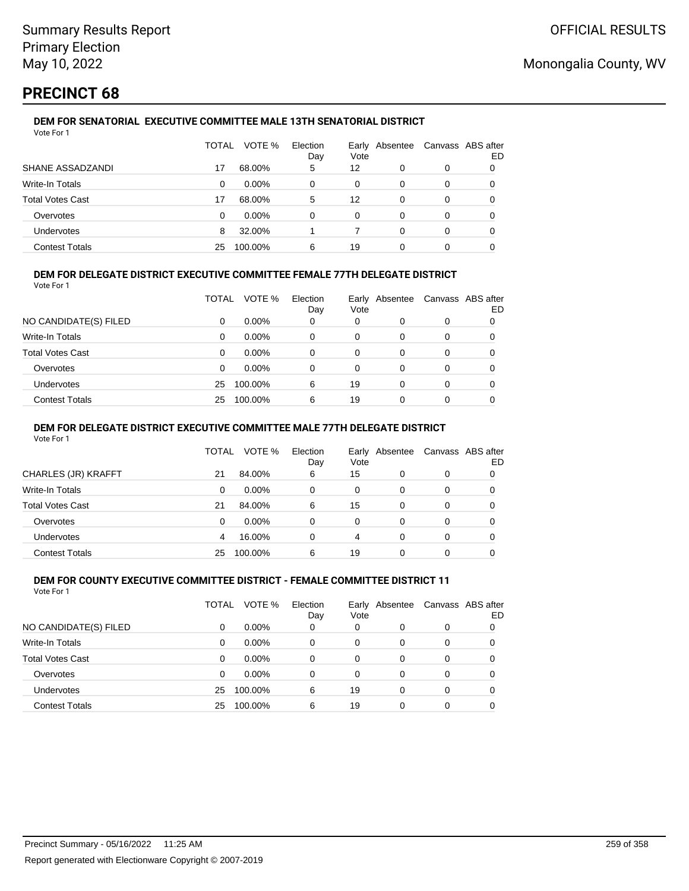## PRECINCT 68

### DEM FOR SENATORIAL EXECUTIVE COMMITTEE MALE 13TH SENATORIAL DISTRICT

Vote For 1

| | TOTAL | VOTE % | Election Day | Early Vote | Absentee | Canvass | ABS after ED |
|---|---|---|---|---|---|---|---|
| SHANE ASSADZANDI | 17 | 68.00% | 5 | 12 | 0 | 0 | 0 |
| Write-In Totals | 0 | 0.00% | 0 | 0 | 0 | 0 | 0 |
| Total Votes Cast | 17 | 68.00% | 5 | 12 | 0 | 0 | 0 |
| Overvotes | 0 | 0.00% | 0 | 0 | 0 | 0 | 0 |
| Undervotes | 8 | 32.00% | 1 | 7 | 0 | 0 | 0 |
| Contest Totals | 25 | 100.00% | 6 | 19 | 0 | 0 | 0 |

### DEM FOR DELEGATE DISTRICT EXECUTIVE COMMITTEE FEMALE 77TH DELEGATE DISTRICT

Vote For 1

| | TOTAL | VOTE % | Election Day | Early Vote | Absentee | Canvass | ABS after ED |
|---|---|---|---|---|---|---|---|
| NO CANDIDATE(S) FILED | 0 | 0.00% | 0 | 0 | 0 | 0 | 0 |
| Write-In Totals | 0 | 0.00% | 0 | 0 | 0 | 0 | 0 |
| Total Votes Cast | 0 | 0.00% | 0 | 0 | 0 | 0 | 0 |
| Overvotes | 0 | 0.00% | 0 | 0 | 0 | 0 | 0 |
| Undervotes | 25 | 100.00% | 6 | 19 | 0 | 0 | 0 |
| Contest Totals | 25 | 100.00% | 6 | 19 | 0 | 0 | 0 |

### DEM FOR DELEGATE DISTRICT EXECUTIVE COMMITTEE MALE 77TH DELEGATE DISTRICT

Vote For 1

| | TOTAL | VOTE % | Election Day | Early Vote | Absentee | Canvass | ABS after ED |
|---|---|---|---|---|---|---|---|
| CHARLES (JR) KRAFFT | 21 | 84.00% | 6 | 15 | 0 | 0 | 0 |
| Write-In Totals | 0 | 0.00% | 0 | 0 | 0 | 0 | 0 |
| Total Votes Cast | 21 | 84.00% | 6 | 15 | 0 | 0 | 0 |
| Overvotes | 0 | 0.00% | 0 | 0 | 0 | 0 | 0 |
| Undervotes | 4 | 16.00% | 0 | 4 | 0 | 0 | 0 |
| Contest Totals | 25 | 100.00% | 6 | 19 | 0 | 0 | 0 |

### DEM FOR COUNTY EXECUTIVE COMMITTEE DISTRICT - FEMALE COMMITTEE DISTRICT 11

Vote For 1

| | TOTAL | VOTE % | Election Day | Early Vote | Absentee | Canvass | ABS after ED |
|---|---|---|---|---|---|---|---|
| NO CANDIDATE(S) FILED | 0 | 0.00% | 0 | 0 | 0 | 0 | 0 |
| Write-In Totals | 0 | 0.00% | 0 | 0 | 0 | 0 | 0 |
| Total Votes Cast | 0 | 0.00% | 0 | 0 | 0 | 0 | 0 |
| Overvotes | 0 | 0.00% | 0 | 0 | 0 | 0 | 0 |
| Undervotes | 25 | 100.00% | 6 | 19 | 0 | 0 | 0 |
| Contest Totals | 25 | 100.00% | 6 | 19 | 0 | 0 | 0 |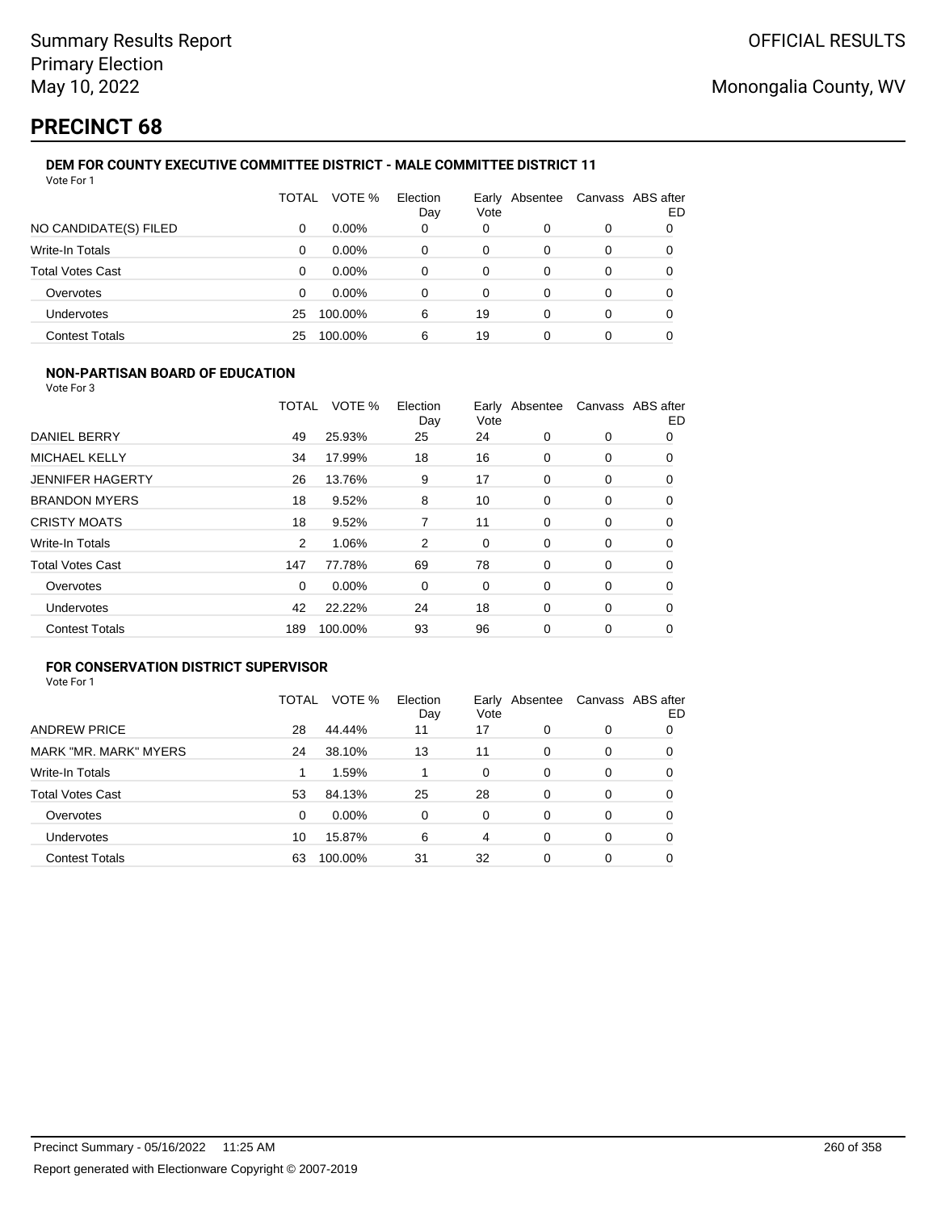# PRECINCT 68

### DEM FOR COUNTY EXECUTIVE COMMITTEE DISTRICT - MALE COMMITTEE DISTRICT 11

Vote For 1

| | TOTAL | VOTE % | Election Day | Early Vote | Absentee | Canvass | ABS after ED |
|---|---|---|---|---|---|---|---|
| NO CANDIDATE(S) FILED | 0 | 0.00% | 0 | 0 | 0 | 0 | 0 |
| Write-In Totals | 0 | 0.00% | 0 | 0 | 0 | 0 | 0 |
| Total Votes Cast | 0 | 0.00% | 0 | 0 | 0 | 0 | 0 |
| Overvotes | 0 | 0.00% | 0 | 0 | 0 | 0 | 0 |
| Undervotes | 25 | 100.00% | 6 | 19 | 0 | 0 | 0 |
| Contest Totals | 25 | 100.00% | 6 | 19 | 0 | 0 | 0 |

### NON-PARTISAN BOARD OF EDUCATION

Vote For 3

| | TOTAL | VOTE % | Election Day | Early Vote | Absentee | Canvass | ABS after ED |
|---|---|---|---|---|---|---|---|
| DANIEL BERRY | 49 | 25.93% | 25 | 24 | 0 | 0 | 0 |
| MICHAEL KELLY | 34 | 17.99% | 18 | 16 | 0 | 0 | 0 |
| JENNIFER HAGERTY | 26 | 13.76% | 9 | 17 | 0 | 0 | 0 |
| BRANDON MYERS | 18 | 9.52% | 8 | 10 | 0 | 0 | 0 |
| CRISTY MOATS | 18 | 9.52% | 7 | 11 | 0 | 0 | 0 |
| Write-In Totals | 2 | 1.06% | 2 | 0 | 0 | 0 | 0 |
| Total Votes Cast | 147 | 77.78% | 69 | 78 | 0 | 0 | 0 |
| Overvotes | 0 | 0.00% | 0 | 0 | 0 | 0 | 0 |
| Undervotes | 42 | 22.22% | 24 | 18 | 0 | 0 | 0 |
| Contest Totals | 189 | 100.00% | 93 | 96 | 0 | 0 | 0 |

### FOR CONSERVATION DISTRICT SUPERVISOR

Vote For 1

| | TOTAL | VOTE % | Election Day | Early Vote | Absentee | Canvass | ABS after ED |
|---|---|---|---|---|---|---|---|
| ANDREW PRICE | 28 | 44.44% | 11 | 17 | 0 | 0 | 0 |
| MARK "MR. MARK" MYERS | 24 | 38.10% | 13 | 11 | 0 | 0 | 0 |
| Write-In Totals | 1 | 1.59% | 1 | 0 | 0 | 0 | 0 |
| Total Votes Cast | 53 | 84.13% | 25 | 28 | 0 | 0 | 0 |
| Overvotes | 0 | 0.00% | 0 | 0 | 0 | 0 | 0 |
| Undervotes | 10 | 15.87% | 6 | 4 | 0 | 0 | 0 |
| Contest Totals | 63 | 100.00% | 31 | 32 | 0 | 0 | 0 |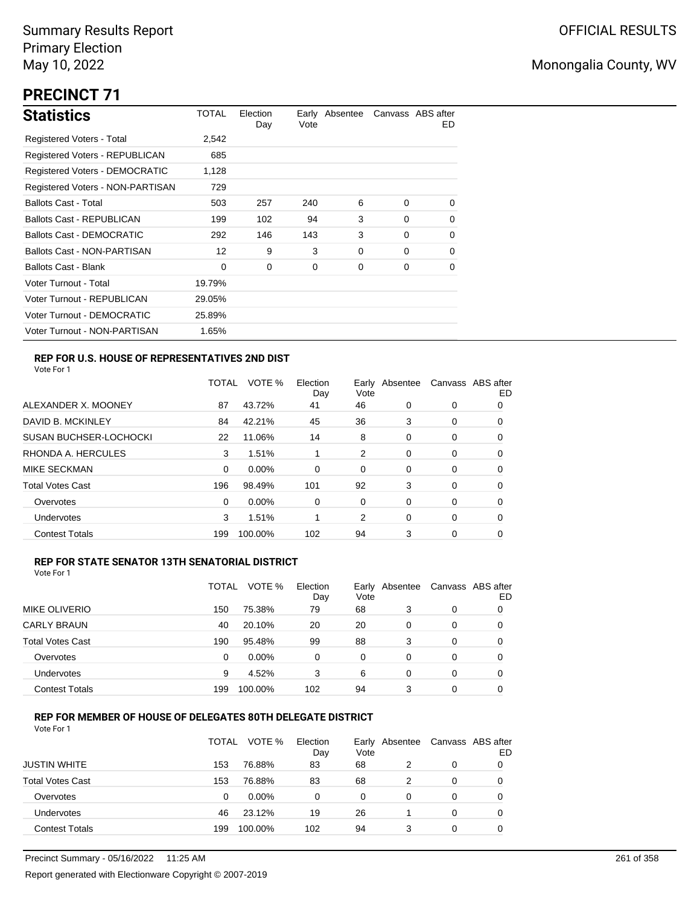Summary Results Report
Primary Election
May 10, 2022

OFFICIAL RESULTS

Monongalia County, WV

# PRECINCT 71

## Statistics

| Statistics | TOTAL | Election Day | Early Vote | Absentee | Canvass | ABS after ED |
|---|---|---|---|---|---|---|
| Registered Voters - Total | 2,542 | | | | | |
| Registered Voters - REPUBLICAN | 685 | | | | | |
| Registered Voters - DEMOCRATIC | 1,128 | | | | | |
| Registered Voters - NON-PARTISAN | 729 | | | | | |
| Ballots Cast - Total | 503 | 257 | 240 | 6 | 0 | 0 |
| Ballots Cast - REPUBLICAN | 199 | 102 | 94 | 3 | 0 | 0 |
| Ballots Cast - DEMOCRATIC | 292 | 146 | 143 | 3 | 0 | 0 |
| Ballots Cast - NON-PARTISAN | 12 | 9 | 3 | 0 | 0 | 0 |
| Ballots Cast - Blank | 0 | 0 | 0 | 0 | 0 | 0 |
| Voter Turnout - Total | 19.79% | | | | | |
| Voter Turnout - REPUBLICAN | 29.05% | | | | | |
| Voter Turnout - DEMOCRATIC | 25.89% | | | | | |
| Voter Turnout - NON-PARTISAN | 1.65% | | | | | |

### REP FOR U.S. HOUSE OF REPRESENTATIVES 2ND DIST

Vote For 1

| | TOTAL | VOTE % | Election Day | Early Vote | Absentee | Canvass | ABS after ED |
|---|---|---|---|---|---|---|---|
| ALEXANDER X. MOONEY | 87 | 43.72% | 41 | 46 | 0 | 0 | 0 |
| DAVID B. MCKINLEY | 84 | 42.21% | 45 | 36 | 3 | 0 | 0 |
| SUSAN BUCHSER-LOCHOCKI | 22 | 11.06% | 14 | 8 | 0 | 0 | 0 |
| RHONDA A. HERCULES | 3 | 1.51% | 1 | 2 | 0 | 0 | 0 |
| MIKE SECKMAN | 0 | 0.00% | 0 | 0 | 0 | 0 | 0 |
| Total Votes Cast | 196 | 98.49% | 101 | 92 | 3 | 0 | 0 |
| Overvotes | 0 | 0.00% | 0 | 0 | 0 | 0 | 0 |
| Undervotes | 3 | 1.51% | 1 | 2 | 0 | 0 | 0 |
| Contest Totals | 199 | 100.00% | 102 | 94 | 3 | 0 | 0 |

### REP FOR STATE SENATOR 13TH SENATORIAL DISTRICT

Vote For 1

| | TOTAL | VOTE % | Election Day | Early Vote | Absentee | Canvass | ABS after ED |
|---|---|---|---|---|---|---|---|
| MIKE OLIVERIO | 150 | 75.38% | 79 | 68 | 3 | 0 | 0 |
| CARLY BRAUN | 40 | 20.10% | 20 | 20 | 0 | 0 | 0 |
| Total Votes Cast | 190 | 95.48% | 99 | 88 | 3 | 0 | 0 |
| Overvotes | 0 | 0.00% | 0 | 0 | 0 | 0 | 0 |
| Undervotes | 9 | 4.52% | 3 | 6 | 0 | 0 | 0 |
| Contest Totals | 199 | 100.00% | 102 | 94 | 3 | 0 | 0 |

### REP FOR MEMBER OF HOUSE OF DELEGATES 80TH DELEGATE DISTRICT

Vote For 1

| | TOTAL | VOTE % | Election Day | Early Vote | Absentee | Canvass | ABS after ED |
|---|---|---|---|---|---|---|---|
| JUSTIN WHITE | 153 | 76.88% | 83 | 68 | 2 | 0 | 0 |
| Total Votes Cast | 153 | 76.88% | 83 | 68 | 2 | 0 | 0 |
| Overvotes | 0 | 0.00% | 0 | 0 | 0 | 0 | 0 |
| Undervotes | 46 | 23.12% | 19 | 26 | 1 | 0 | 0 |
| Contest Totals | 199 | 100.00% | 102 | 94 | 3 | 0 | 0 |

Precinct Summary - 05/16/2022 11:25 AM

Report generated with Electionware Copyright © 2007-2019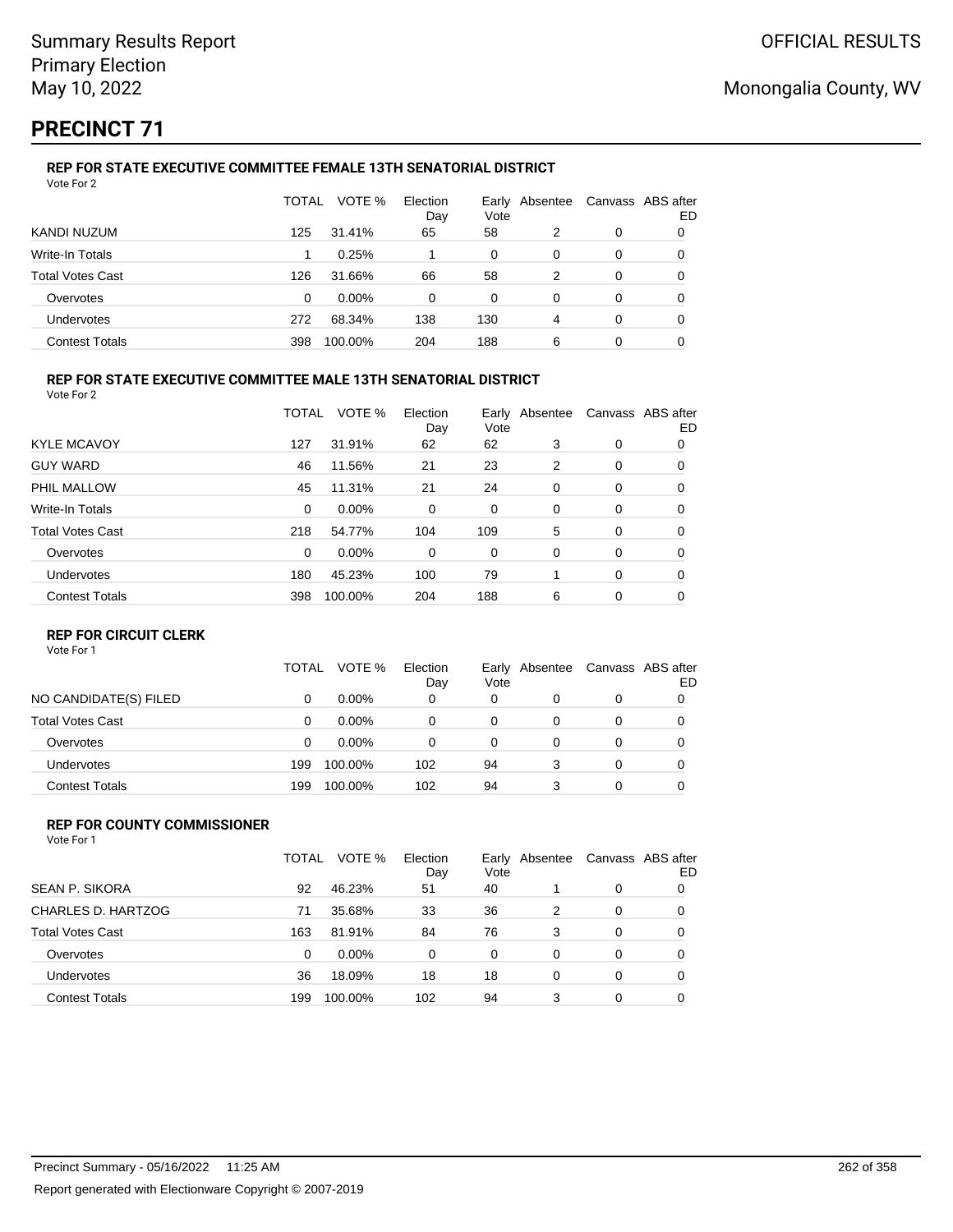Summary Results Report
Primary Election
May 10, 2022

OFFICIAL RESULTS

Monongalia County, WV

# PRECINCT 71

### REP FOR STATE EXECUTIVE COMMITTEE FEMALE 13TH SENATORIAL DISTRICT

Vote For 2

| | TOTAL | VOTE % | Election Day | Early Vote | Absentee | Canvass | ABS after ED |
|---|---|---|---|---|---|---|---|
| KANDI NUZUM | 125 | 31.41% | 65 | 58 | 2 | 0 | 0 |
| Write-In Totals | 1 | 0.25% | 1 | 0 | 0 | 0 | 0 |
| Total Votes Cast | 126 | 31.66% | 66 | 58 | 2 | 0 | 0 |
| Overvotes | 0 | 0.00% | 0 | 0 | 0 | 0 | 0 |
| Undervotes | 272 | 68.34% | 138 | 130 | 4 | 0 | 0 |
| Contest Totals | 398 | 100.00% | 204 | 188 | 6 | 0 | 0 |

### REP FOR STATE EXECUTIVE COMMITTEE MALE 13TH SENATORIAL DISTRICT

Vote For 2

| | TOTAL | VOTE % | Election Day | Early Vote | Absentee | Canvass | ABS after ED |
|---|---|---|---|---|---|---|---|
| KYLE MCAVOY | 127 | 31.91% | 62 | 62 | 3 | 0 | 0 |
| GUY WARD | 46 | 11.56% | 21 | 23 | 2 | 0 | 0 |
| PHIL MALLOW | 45 | 11.31% | 21 | 24 | 0 | 0 | 0 |
| Write-In Totals | 0 | 0.00% | 0 | 0 | 0 | 0 | 0 |
| Total Votes Cast | 218 | 54.77% | 104 | 109 | 5 | 0 | 0 |
| Overvotes | 0 | 0.00% | 0 | 0 | 0 | 0 | 0 |
| Undervotes | 180 | 45.23% | 100 | 79 | 1 | 0 | 0 |
| Contest Totals | 398 | 100.00% | 204 | 188 | 6 | 0 | 0 |

### REP FOR CIRCUIT CLERK

Vote For 1

| | TOTAL | VOTE % | Election Day | Early Vote | Absentee | Canvass | ABS after ED |
|---|---|---|---|---|---|---|---|
| NO CANDIDATE(S) FILED | 0 | 0.00% | 0 | 0 | 0 | 0 | 0 |
| Total Votes Cast | 0 | 0.00% | 0 | 0 | 0 | 0 | 0 |
| Overvotes | 0 | 0.00% | 0 | 0 | 0 | 0 | 0 |
| Undervotes | 199 | 100.00% | 102 | 94 | 3 | 0 | 0 |
| Contest Totals | 199 | 100.00% | 102 | 94 | 3 | 0 | 0 |

### REP FOR COUNTY COMMISSIONER

Vote For 1

| | TOTAL | VOTE % | Election Day | Early Vote | Absentee | Canvass | ABS after ED |
|---|---|---|---|---|---|---|---|
| SEAN P. SIKORA | 92 | 46.23% | 51 | 40 | 1 | 0 | 0 |
| CHARLES D. HARTZOG | 71 | 35.68% | 33 | 36 | 2 | 0 | 0 |
| Total Votes Cast | 163 | 81.91% | 84 | 76 | 3 | 0 | 0 |
| Overvotes | 0 | 0.00% | 0 | 0 | 0 | 0 | 0 |
| Undervotes | 36 | 18.09% | 18 | 18 | 0 | 0 | 0 |
| Contest Totals | 199 | 100.00% | 102 | 94 | 3 | 0 | 0 |

Precinct Summary - 05/16/2022 11:25 AM

Report generated with Electionware Copyright © 2007-2019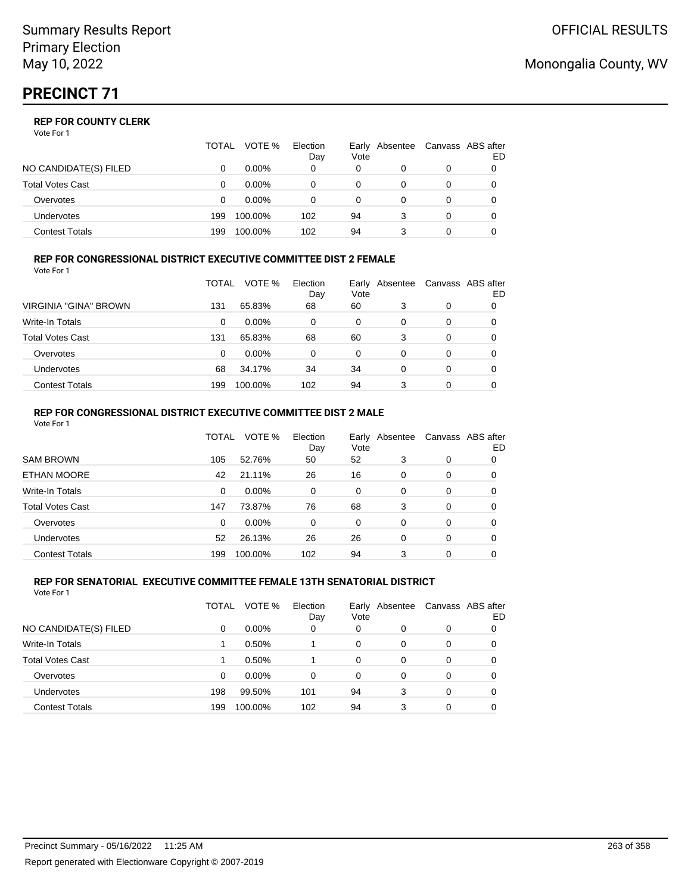Summary Results Report
Primary Election
May 10, 2022

OFFICIAL RESULTS

Monongalia County, WV

# PRECINCT 71

### REP FOR COUNTY CLERK

Vote For 1

| | TOTAL | VOTE % | Election Day | Early Vote | Absentee | Canvass | ABS after ED |
|---|---|---|---|---|---|---|---|
| NO CANDIDATE(S) FILED | 0 | 0.00% | 0 | 0 | 0 | 0 | 0 |
| Total Votes Cast | 0 | 0.00% | 0 | 0 | 0 | 0 | 0 |
| Overvotes | 0 | 0.00% | 0 | 0 | 0 | 0 | 0 |
| Undervotes | 199 | 100.00% | 102 | 94 | 3 | 0 | 0 |
| Contest Totals | 199 | 100.00% | 102 | 94 | 3 | 0 | 0 |

### REP FOR CONGRESSIONAL DISTRICT EXECUTIVE COMMITTEE DIST 2 FEMALE

Vote For 1

| | TOTAL | VOTE % | Election Day | Early Vote | Absentee | Canvass | ABS after ED |
|---|---|---|---|---|---|---|---|
| VIRGINIA "GINA" BROWN | 131 | 65.83% | 68 | 60 | 3 | 0 | 0 |
| Write-In Totals | 0 | 0.00% | 0 | 0 | 0 | 0 | 0 |
| Total Votes Cast | 131 | 65.83% | 68 | 60 | 3 | 0 | 0 |
| Overvotes | 0 | 0.00% | 0 | 0 | 0 | 0 | 0 |
| Undervotes | 68 | 34.17% | 34 | 34 | 0 | 0 | 0 |
| Contest Totals | 199 | 100.00% | 102 | 94 | 3 | 0 | 0 |

### REP FOR CONGRESSIONAL DISTRICT EXECUTIVE COMMITTEE DIST 2 MALE

Vote For 1

| | TOTAL | VOTE % | Election Day | Early Vote | Absentee | Canvass | ABS after ED |
|---|---|---|---|---|---|---|---|
| SAM BROWN | 105 | 52.76% | 50 | 52 | 3 | 0 | 0 |
| ETHAN MOORE | 42 | 21.11% | 26 | 16 | 0 | 0 | 0 |
| Write-In Totals | 0 | 0.00% | 0 | 0 | 0 | 0 | 0 |
| Total Votes Cast | 147 | 73.87% | 76 | 68 | 3 | 0 | 0 |
| Overvotes | 0 | 0.00% | 0 | 0 | 0 | 0 | 0 |
| Undervotes | 52 | 26.13% | 26 | 26 | 0 | 0 | 0 |
| Contest Totals | 199 | 100.00% | 102 | 94 | 3 | 0 | 0 |

### REP FOR SENATORIAL EXECUTIVE COMMITTEE FEMALE 13TH SENATORIAL DISTRICT

Vote For 1

| | TOTAL | VOTE % | Election Day | Early Vote | Absentee | Canvass | ABS after ED |
|---|---|---|---|---|---|---|---|
| NO CANDIDATE(S) FILED | 0 | 0.00% | 0 | 0 | 0 | 0 | 0 |
| Write-In Totals | 1 | 0.50% | 1 | 0 | 0 | 0 | 0 |
| Total Votes Cast | 1 | 0.50% | 1 | 0 | 0 | 0 | 0 |
| Overvotes | 0 | 0.00% | 0 | 0 | 0 | 0 | 0 |
| Undervotes | 198 | 99.50% | 101 | 94 | 3 | 0 | 0 |
| Contest Totals | 199 | 100.00% | 102 | 94 | 3 | 0 | 0 |

Precinct Summary - 05/16/2022 11:25 AM

Report generated with Electionware Copyright © 2007-2019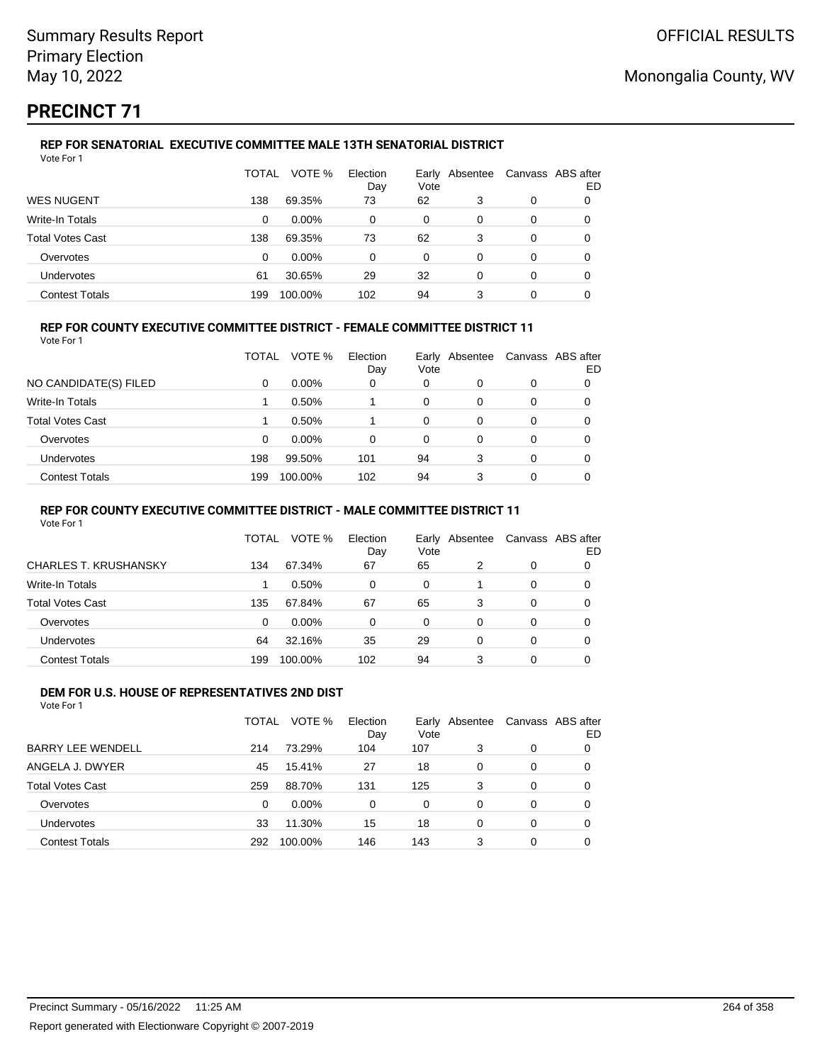Summary Results Report
Primary Election
May 10, 2022

OFFICIAL RESULTS

Monongalia County, WV

# PRECINCT 71

### REP FOR SENATORIAL EXECUTIVE COMMITTEE MALE 13TH SENATORIAL DISTRICT

Vote For 1

| | TOTAL | VOTE % | Election Day | Early Vote | Absentee | Canvass | ABS after ED |
|---|---|---|---|---|---|---|---|
| WES NUGENT | 138 | 69.35% | 73 | 62 | 3 | 0 | 0 |
| Write-In Totals | 0 | 0.00% | 0 | 0 | 0 | 0 | 0 |
| Total Votes Cast | 138 | 69.35% | 73 | 62 | 3 | 0 | 0 |
| Overvotes | 0 | 0.00% | 0 | 0 | 0 | 0 | 0 |
| Undervotes | 61 | 30.65% | 29 | 32 | 0 | 0 | 0 |
| Contest Totals | 199 | 100.00% | 102 | 94 | 3 | 0 | 0 |

### REP FOR COUNTY EXECUTIVE COMMITTEE DISTRICT - FEMALE COMMITTEE DISTRICT 11

Vote For 1

| | TOTAL | VOTE % | Election Day | Early Vote | Absentee | Canvass | ABS after ED |
|---|---|---|---|---|---|---|---|
| NO CANDIDATE(S) FILED | 0 | 0.00% | 0 | 0 | 0 | 0 | 0 |
| Write-In Totals | 1 | 0.50% | 1 | 0 | 0 | 0 | 0 |
| Total Votes Cast | 1 | 0.50% | 1 | 0 | 0 | 0 | 0 |
| Overvotes | 0 | 0.00% | 0 | 0 | 0 | 0 | 0 |
| Undervotes | 198 | 99.50% | 101 | 94 | 3 | 0 | 0 |
| Contest Totals | 199 | 100.00% | 102 | 94 | 3 | 0 | 0 |

### REP FOR COUNTY EXECUTIVE COMMITTEE DISTRICT - MALE COMMITTEE DISTRICT 11

Vote For 1

| | TOTAL | VOTE % | Election Day | Early Vote | Absentee | Canvass | ABS after ED |
|---|---|---|---|---|---|---|---|
| CHARLES T. KRUSHANSKY | 134 | 67.34% | 67 | 65 | 2 | 0 | 0 |
| Write-In Totals | 1 | 0.50% | 0 | 0 | 1 | 0 | 0 |
| Total Votes Cast | 135 | 67.84% | 67 | 65 | 3 | 0 | 0 |
| Overvotes | 0 | 0.00% | 0 | 0 | 0 | 0 | 0 |
| Undervotes | 64 | 32.16% | 35 | 29 | 0 | 0 | 0 |
| Contest Totals | 199 | 100.00% | 102 | 94 | 3 | 0 | 0 |

### DEM FOR U.S. HOUSE OF REPRESENTATIVES 2ND DIST

Vote For 1

| | TOTAL | VOTE % | Election Day | Early Vote | Absentee | Canvass | ABS after ED |
|---|---|---|---|---|---|---|---|
| BARRY LEE WENDELL | 214 | 73.29% | 104 | 107 | 3 | 0 | 0 |
| ANGELA J. DWYER | 45 | 15.41% | 27 | 18 | 0 | 0 | 0 |
| Total Votes Cast | 259 | 88.70% | 131 | 125 | 3 | 0 | 0 |
| Overvotes | 0 | 0.00% | 0 | 0 | 0 | 0 | 0 |
| Undervotes | 33 | 11.30% | 15 | 18 | 0 | 0 | 0 |
| Contest Totals | 292 | 100.00% | 146 | 143 | 3 | 0 | 0 |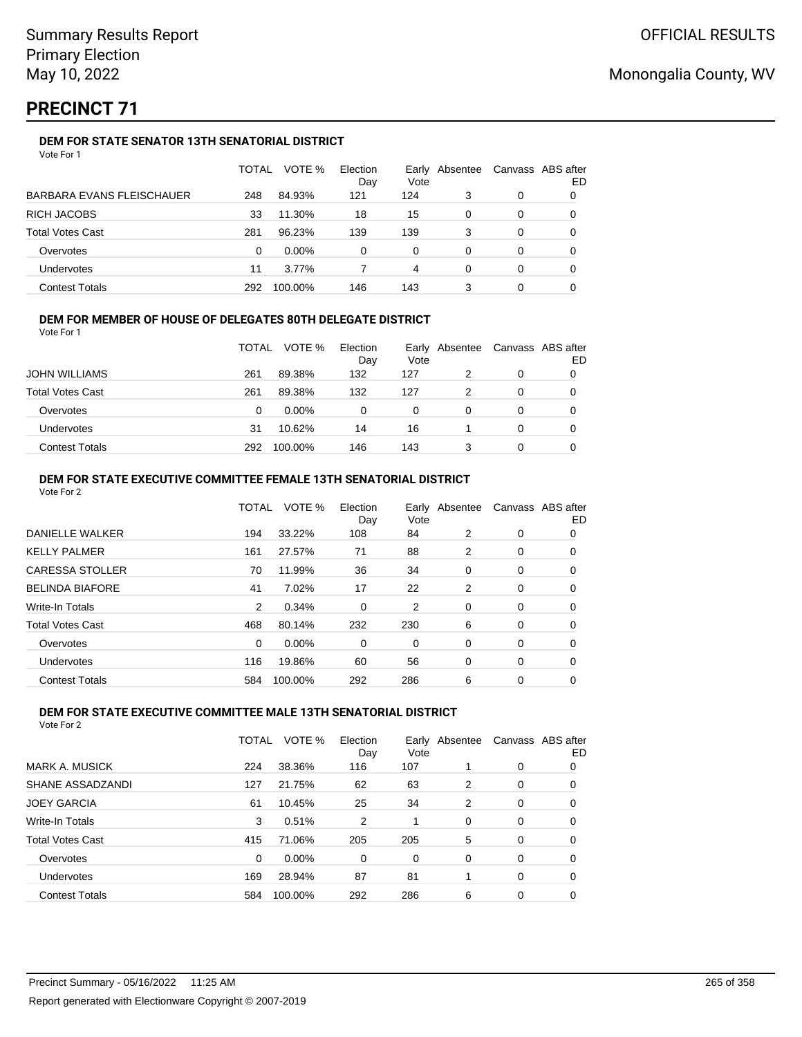Summary Results Report
Primary Election
May 10, 2022

OFFICIAL RESULTS

Monongalia County, WV

# PRECINCT 71

### DEM FOR STATE SENATOR 13TH SENATORIAL DISTRICT

Vote For 1

| | TOTAL | VOTE % | Election Day | Early Vote | Absentee | Canvass | ABS after ED |
|---|---|---|---|---|---|---|---|
| BARBARA EVANS FLEISCHAUER | 248 | 84.93% | 121 | 124 | 3 | 0 | 0 |
| RICH JACOBS | 33 | 11.30% | 18 | 15 | 0 | 0 | 0 |
| Total Votes Cast | 281 | 96.23% | 139 | 139 | 3 | 0 | 0 |
| Overvotes | 0 | 0.00% | 0 | 0 | 0 | 0 | 0 |
| Undervotes | 11 | 3.77% | 7 | 4 | 0 | 0 | 0 |
| Contest Totals | 292 | 100.00% | 146 | 143 | 3 | 0 | 0 |

### DEM FOR MEMBER OF HOUSE OF DELEGATES 80TH DELEGATE DISTRICT

Vote For 1

| | TOTAL | VOTE % | Election Day | Early Vote | Absentee | Canvass | ABS after ED |
|---|---|---|---|---|---|---|---|
| JOHN WILLIAMS | 261 | 89.38% | 132 | 127 | 2 | 0 | 0 |
| Total Votes Cast | 261 | 89.38% | 132 | 127 | 2 | 0 | 0 |
| Overvotes | 0 | 0.00% | 0 | 0 | 0 | 0 | 0 |
| Undervotes | 31 | 10.62% | 14 | 16 | 1 | 0 | 0 |
| Contest Totals | 292 | 100.00% | 146 | 143 | 3 | 0 | 0 |

### DEM FOR STATE EXECUTIVE COMMITTEE FEMALE 13TH SENATORIAL DISTRICT

Vote For 2

| | TOTAL | VOTE % | Election Day | Early Vote | Absentee | Canvass | ABS after ED |
|---|---|---|---|---|---|---|---|
| DANIELLE WALKER | 194 | 33.22% | 108 | 84 | 2 | 0 | 0 |
| KELLY PALMER | 161 | 27.57% | 71 | 88 | 2 | 0 | 0 |
| CARESSA STOLLER | 70 | 11.99% | 36 | 34 | 0 | 0 | 0 |
| BELINDA BIAFORE | 41 | 7.02% | 17 | 22 | 2 | 0 | 0 |
| Write-In Totals | 2 | 0.34% | 0 | 2 | 0 | 0 | 0 |
| Total Votes Cast | 468 | 80.14% | 232 | 230 | 6 | 0 | 0 |
| Overvotes | 0 | 0.00% | 0 | 0 | 0 | 0 | 0 |
| Undervotes | 116 | 19.86% | 60 | 56 | 0 | 0 | 0 |
| Contest Totals | 584 | 100.00% | 292 | 286 | 6 | 0 | 0 |

### DEM FOR STATE EXECUTIVE COMMITTEE MALE 13TH SENATORIAL DISTRICT

Vote For 2

| | TOTAL | VOTE % | Election Day | Early Vote | Absentee | Canvass | ABS after ED |
|---|---|---|---|---|---|---|---|
| MARK A. MUSICK | 224 | 38.36% | 116 | 107 | 1 | 0 | 0 |
| SHANE ASSADZANDI | 127 | 21.75% | 62 | 63 | 2 | 0 | 0 |
| JOEY GARCIA | 61 | 10.45% | 25 | 34 | 2 | 0 | 0 |
| Write-In Totals | 3 | 0.51% | 2 | 1 | 0 | 0 | 0 |
| Total Votes Cast | 415 | 71.06% | 205 | 205 | 5 | 0 | 0 |
| Overvotes | 0 | 0.00% | 0 | 0 | 0 | 0 | 0 |
| Undervotes | 169 | 28.94% | 87 | 81 | 1 | 0 | 0 |
| Contest Totals | 584 | 100.00% | 292 | 286 | 6 | 0 | 0 |

Precinct Summary - 05/16/2022 11:25 AM

Report generated with Electionware Copyright © 2007-2019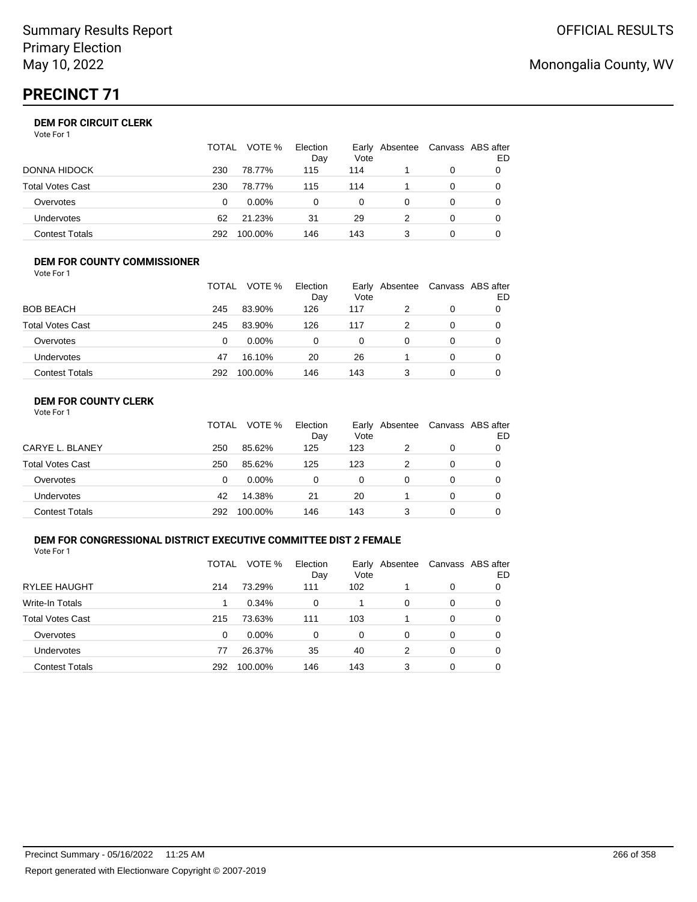Summary Results Report
Primary Election
May 10, 2022

OFFICIAL RESULTS

Monongalia County, WV

# PRECINCT 71

### DEM FOR CIRCUIT CLERK

Vote For 1

| | TOTAL | VOTE % | Election Day | Early Vote | Absentee | Canvass | ABS after ED |
|---|---|---|---|---|---|---|---|
| DONNA HIDOCK | 230 | 78.77% | 115 | 114 | 1 | 0 | 0 |
| Total Votes Cast | 230 | 78.77% | 115 | 114 | 1 | 0 | 0 |
| Overvotes | 0 | 0.00% | 0 | 0 | 0 | 0 | 0 |
| Undervotes | 62 | 21.23% | 31 | 29 | 2 | 0 | 0 |
| Contest Totals | 292 | 100.00% | 146 | 143 | 3 | 0 | 0 |

### DEM FOR COUNTY COMMISSIONER

Vote For 1

| | TOTAL | VOTE % | Election Day | Early Vote | Absentee | Canvass | ABS after ED |
|---|---|---|---|---|---|---|---|
| BOB BEACH | 245 | 83.90% | 126 | 117 | 2 | 0 | 0 |
| Total Votes Cast | 245 | 83.90% | 126 | 117 | 2 | 0 | 0 |
| Overvotes | 0 | 0.00% | 0 | 0 | 0 | 0 | 0 |
| Undervotes | 47 | 16.10% | 20 | 26 | 1 | 0 | 0 |
| Contest Totals | 292 | 100.00% | 146 | 143 | 3 | 0 | 0 |

### DEM FOR COUNTY CLERK

Vote For 1

| | TOTAL | VOTE % | Election Day | Early Vote | Absentee | Canvass | ABS after ED |
|---|---|---|---|---|---|---|---|
| CARYE L. BLANEY | 250 | 85.62% | 125 | 123 | 2 | 0 | 0 |
| Total Votes Cast | 250 | 85.62% | 125 | 123 | 2 | 0 | 0 |
| Overvotes | 0 | 0.00% | 0 | 0 | 0 | 0 | 0 |
| Undervotes | 42 | 14.38% | 21 | 20 | 1 | 0 | 0 |
| Contest Totals | 292 | 100.00% | 146 | 143 | 3 | 0 | 0 |

### DEM FOR CONGRESSIONAL DISTRICT EXECUTIVE COMMITTEE DIST 2 FEMALE

Vote For 1

| | TOTAL | VOTE % | Election Day | Early Vote | Absentee | Canvass | ABS after ED |
|---|---|---|---|---|---|---|---|
| RYLEE HAUGHT | 214 | 73.29% | 111 | 102 | 1 | 0 | 0 |
| Write-In Totals | 1 | 0.34% | 0 | 1 | 0 | 0 | 0 |
| Total Votes Cast | 215 | 73.63% | 111 | 103 | 1 | 0 | 0 |
| Overvotes | 0 | 0.00% | 0 | 0 | 0 | 0 | 0 |
| Undervotes | 77 | 26.37% | 35 | 40 | 2 | 0 | 0 |
| Contest Totals | 292 | 100.00% | 146 | 143 | 3 | 0 | 0 |

Precinct Summary - 05/16/2022 11:25 AM

Report generated with Electionware Copyright © 2007-2019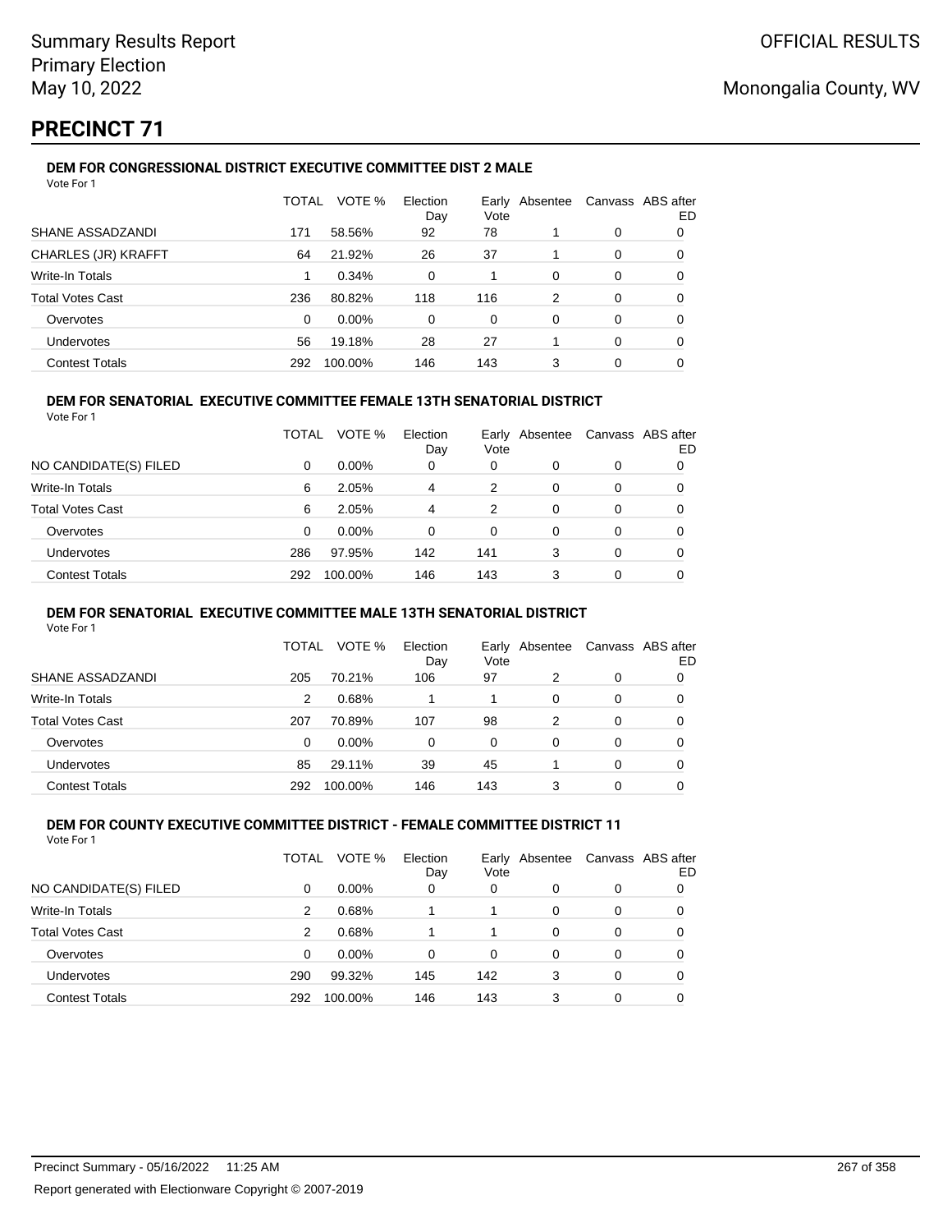# PRECINCT 71

### DEM FOR CONGRESSIONAL DISTRICT EXECUTIVE COMMITTEE DIST 2 MALE

Vote For 1

| | TOTAL | VOTE % | Election Day | Early Vote | Absentee | Canvass | ABS after ED |
|---|---|---|---|---|---|---|---|
| SHANE ASSADZANDI | 171 | 58.56% | 92 | 78 | 1 | 0 | 0 |
| CHARLES (JR) KRAFFT | 64 | 21.92% | 26 | 37 | 1 | 0 | 0 |
| Write-In Totals | 1 | 0.34% | 0 | 1 | 0 | 0 | 0 |
| Total Votes Cast | 236 | 80.82% | 118 | 116 | 2 | 0 | 0 |
| Overvotes | 0 | 0.00% | 0 | 0 | 0 | 0 | 0 |
| Undervotes | 56 | 19.18% | 28 | 27 | 1 | 0 | 0 |
| Contest Totals | 292 | 100.00% | 146 | 143 | 3 | 0 | 0 |

### DEM FOR SENATORIAL EXECUTIVE COMMITTEE FEMALE 13TH SENATORIAL DISTRICT

Vote For 1

| | TOTAL | VOTE % | Election Day | Early Vote | Absentee | Canvass | ABS after ED |
|---|---|---|---|---|---|---|---|
| NO CANDIDATE(S) FILED | 0 | 0.00% | 0 | 0 | 0 | 0 | 0 |
| Write-In Totals | 6 | 2.05% | 4 | 2 | 0 | 0 | 0 |
| Total Votes Cast | 6 | 2.05% | 4 | 2 | 0 | 0 | 0 |
| Overvotes | 0 | 0.00% | 0 | 0 | 0 | 0 | 0 |
| Undervotes | 286 | 97.95% | 142 | 141 | 3 | 0 | 0 |
| Contest Totals | 292 | 100.00% | 146 | 143 | 3 | 0 | 0 |

### DEM FOR SENATORIAL EXECUTIVE COMMITTEE MALE 13TH SENATORIAL DISTRICT

Vote For 1

| | TOTAL | VOTE % | Election Day | Early Vote | Absentee | Canvass | ABS after ED |
|---|---|---|---|---|---|---|---|
| SHANE ASSADZANDI | 205 | 70.21% | 106 | 97 | 2 | 0 | 0 |
| Write-In Totals | 2 | 0.68% | 1 | 1 | 0 | 0 | 0 |
| Total Votes Cast | 207 | 70.89% | 107 | 98 | 2 | 0 | 0 |
| Overvotes | 0 | 0.00% | 0 | 0 | 0 | 0 | 0 |
| Undervotes | 85 | 29.11% | 39 | 45 | 1 | 0 | 0 |
| Contest Totals | 292 | 100.00% | 146 | 143 | 3 | 0 | 0 |

### DEM FOR COUNTY EXECUTIVE COMMITTEE DISTRICT - FEMALE COMMITTEE DISTRICT 11

Vote For 1

| | TOTAL | VOTE % | Election Day | Early Vote | Absentee | Canvass | ABS after ED |
|---|---|---|---|---|---|---|---|
| NO CANDIDATE(S) FILED | 0 | 0.00% | 0 | 0 | 0 | 0 | 0 |
| Write-In Totals | 2 | 0.68% | 1 | 1 | 0 | 0 | 0 |
| Total Votes Cast | 2 | 0.68% | 1 | 1 | 0 | 0 | 0 |
| Overvotes | 0 | 0.00% | 0 | 0 | 0 | 0 | 0 |
| Undervotes | 290 | 99.32% | 145 | 142 | 3 | 0 | 0 |
| Contest Totals | 292 | 100.00% | 146 | 143 | 3 | 0 | 0 |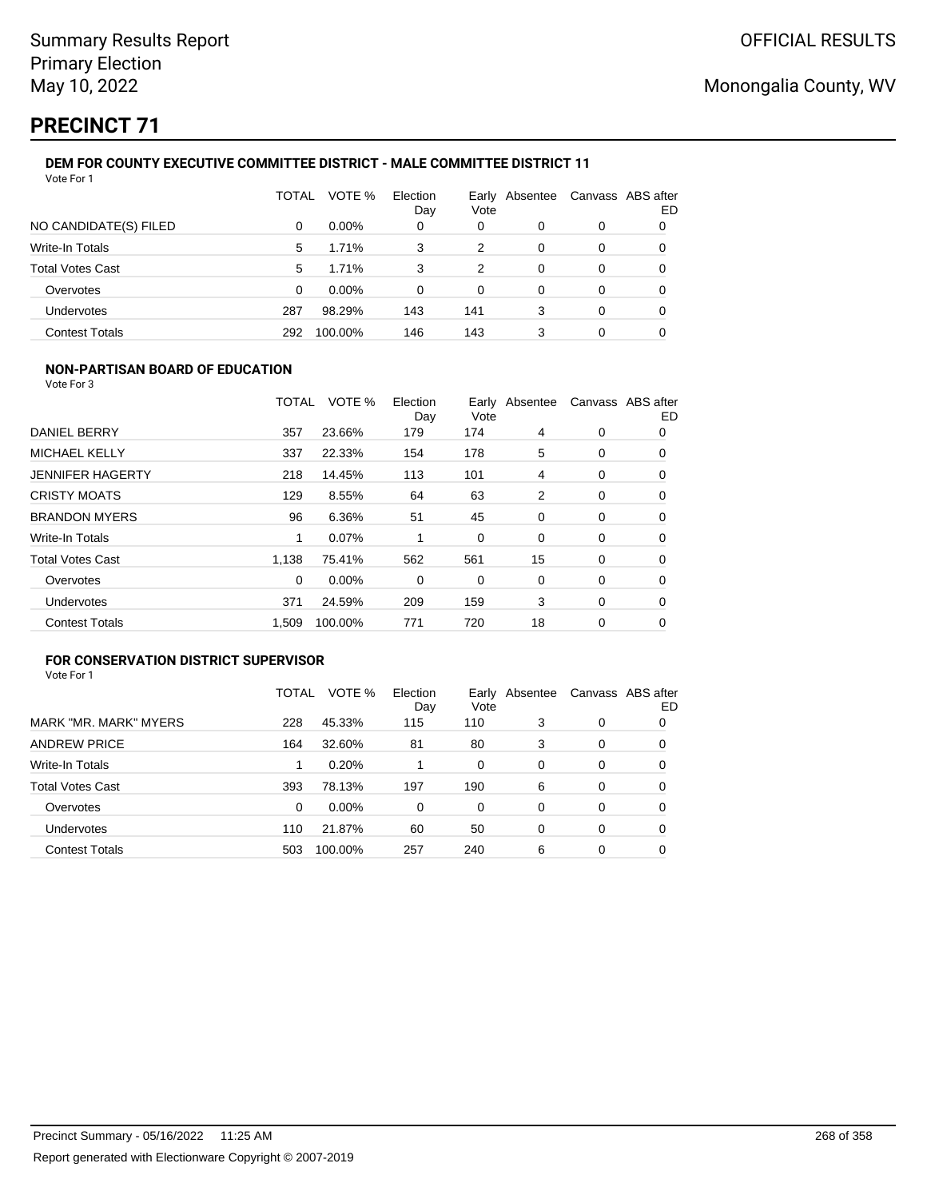Summary Results Report
Primary Election
May 10, 2022

OFFICIAL RESULTS

Monongalia County, WV

# PRECINCT 71

### DEM FOR COUNTY EXECUTIVE COMMITTEE DISTRICT - MALE COMMITTEE DISTRICT 11

Vote For 1

| | TOTAL | VOTE % | Election Day | Early Vote | Absentee | Canvass | ABS after ED |
|---|---|---|---|---|---|---|---|
| NO CANDIDATE(S) FILED | 0 | 0.00% | 0 | 0 | 0 | 0 | 0 |
| Write-In Totals | 5 | 1.71% | 3 | 2 | 0 | 0 | 0 |
| Total Votes Cast | 5 | 1.71% | 3 | 2 | 0 | 0 | 0 |
| Overvotes | 0 | 0.00% | 0 | 0 | 0 | 0 | 0 |
| Undervotes | 287 | 98.29% | 143 | 141 | 3 | 0 | 0 |
| Contest Totals | 292 | 100.00% | 146 | 143 | 3 | 0 | 0 |

### NON-PARTISAN BOARD OF EDUCATION

Vote For 3

| | TOTAL | VOTE % | Election Day | Early Vote | Absentee | Canvass | ABS after ED |
|---|---|---|---|---|---|---|---|
| DANIEL BERRY | 357 | 23.66% | 179 | 174 | 4 | 0 | 0 |
| MICHAEL KELLY | 337 | 22.33% | 154 | 178 | 5 | 0 | 0 |
| JENNIFER HAGERTY | 218 | 14.45% | 113 | 101 | 4 | 0 | 0 |
| CRISTY MOATS | 129 | 8.55% | 64 | 63 | 2 | 0 | 0 |
| BRANDON MYERS | 96 | 6.36% | 51 | 45 | 0 | 0 | 0 |
| Write-In Totals | 1 | 0.07% | 1 | 0 | 0 | 0 | 0 |
| Total Votes Cast | 1,138 | 75.41% | 562 | 561 | 15 | 0 | 0 |
| Overvotes | 0 | 0.00% | 0 | 0 | 0 | 0 | 0 |
| Undervotes | 371 | 24.59% | 209 | 159 | 3 | 0 | 0 |
| Contest Totals | 1,509 | 100.00% | 771 | 720 | 18 | 0 | 0 |

### FOR CONSERVATION DISTRICT SUPERVISOR

Vote For 1

| | TOTAL | VOTE % | Election Day | Early Vote | Absentee | Canvass | ABS after ED |
|---|---|---|---|---|---|---|---|
| MARK "MR. MARK" MYERS | 228 | 45.33% | 115 | 110 | 3 | 0 | 0 |
| ANDREW PRICE | 164 | 32.60% | 81 | 80 | 3 | 0 | 0 |
| Write-In Totals | 1 | 0.20% | 1 | 0 | 0 | 0 | 0 |
| Total Votes Cast | 393 | 78.13% | 197 | 190 | 6 | 0 | 0 |
| Overvotes | 0 | 0.00% | 0 | 0 | 0 | 0 | 0 |
| Undervotes | 110 | 21.87% | 60 | 50 | 0 | 0 | 0 |
| Contest Totals | 503 | 100.00% | 257 | 240 | 6 | 0 | 0 |

Precinct Summary - 05/16/2022 11:25 AM

Report generated with Electionware Copyright © 2007-2019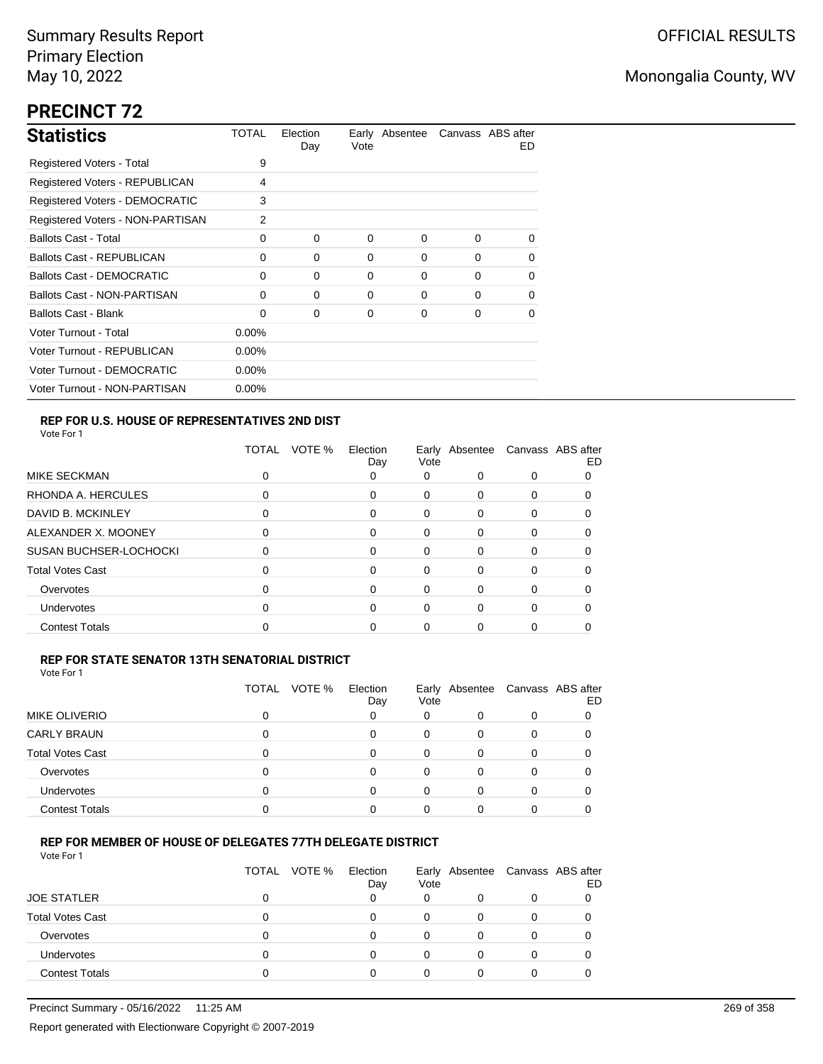# PRECINCT 72

## Statistics

| Statistics | TOTAL | Election Day | Early Vote | Absentee | Canvass | ABS after ED |
|---|---|---|---|---|---|---|
| Registered Voters - Total | 9 | | | | | |
| Registered Voters - REPUBLICAN | 4 | | | | | |
| Registered Voters - DEMOCRATIC | 3 | | | | | |
| Registered Voters - NON-PARTISAN | 2 | | | | | |
| Ballots Cast - Total | 0 | 0 | 0 | 0 | 0 | 0 |
| Ballots Cast - REPUBLICAN | 0 | 0 | 0 | 0 | 0 | 0 |
| Ballots Cast - DEMOCRATIC | 0 | 0 | 0 | 0 | 0 | 0 |
| Ballots Cast - NON-PARTISAN | 0 | 0 | 0 | 0 | 0 | 0 |
| Ballots Cast - Blank | 0 | 0 | 0 | 0 | 0 | 0 |
| Voter Turnout - Total | 0.00% | | | | | |
| Voter Turnout - REPUBLICAN | 0.00% | | | | | |
| Voter Turnout - DEMOCRATIC | 0.00% | | | | | |
| Voter Turnout - NON-PARTISAN | 0.00% | | | | | |

### REP FOR U.S. HOUSE OF REPRESENTATIVES 2ND DIST

Vote For 1

| | TOTAL | VOTE % | Election Day | Early Vote | Absentee | Canvass | ABS after ED |
|---|---|---|---|---|---|---|---|
| MIKE SECKMAN | 0 | | 0 | 0 | 0 | 0 | 0 |
| RHONDA A. HERCULES | 0 | | 0 | 0 | 0 | 0 | 0 |
| DAVID B. MCKINLEY | 0 | | 0 | 0 | 0 | 0 | 0 |
| ALEXANDER X. MOONEY | 0 | | 0 | 0 | 0 | 0 | 0 |
| SUSAN BUCHSER-LOCHOCKI | 0 | | 0 | 0 | 0 | 0 | 0 |
| Total Votes Cast | 0 | | 0 | 0 | 0 | 0 | 0 |
| Overvotes | 0 | | 0 | 0 | 0 | 0 | 0 |
| Undervotes | 0 | | 0 | 0 | 0 | 0 | 0 |
| Contest Totals | 0 | | 0 | 0 | 0 | 0 | 0 |

### REP FOR STATE SENATOR 13TH SENATORIAL DISTRICT

Vote For 1

| | TOTAL | VOTE % | Election Day | Early Vote | Absentee | Canvass | ABS after ED |
|---|---|---|---|---|---|---|---|
| MIKE OLIVERIO | 0 | | 0 | 0 | 0 | 0 | 0 |
| CARLY BRAUN | 0 | | 0 | 0 | 0 | 0 | 0 |
| Total Votes Cast | 0 | | 0 | 0 | 0 | 0 | 0 |
| Overvotes | 0 | | 0 | 0 | 0 | 0 | 0 |
| Undervotes | 0 | | 0 | 0 | 0 | 0 | 0 |
| Contest Totals | 0 | | 0 | 0 | 0 | 0 | 0 |

### REP FOR MEMBER OF HOUSE OF DELEGATES 77TH DELEGATE DISTRICT

Vote For 1

| | TOTAL | VOTE % | Election Day | Early Vote | Absentee | Canvass | ABS after ED |
|---|---|---|---|---|---|---|---|
| JOE STATLER | 0 | | 0 | 0 | 0 | 0 | 0 |
| Total Votes Cast | 0 | | 0 | 0 | 0 | 0 | 0 |
| Overvotes | 0 | | 0 | 0 | 0 | 0 | 0 |
| Undervotes | 0 | | 0 | 0 | 0 | 0 | 0 |
| Contest Totals | 0 | | 0 | 0 | 0 | 0 | 0 |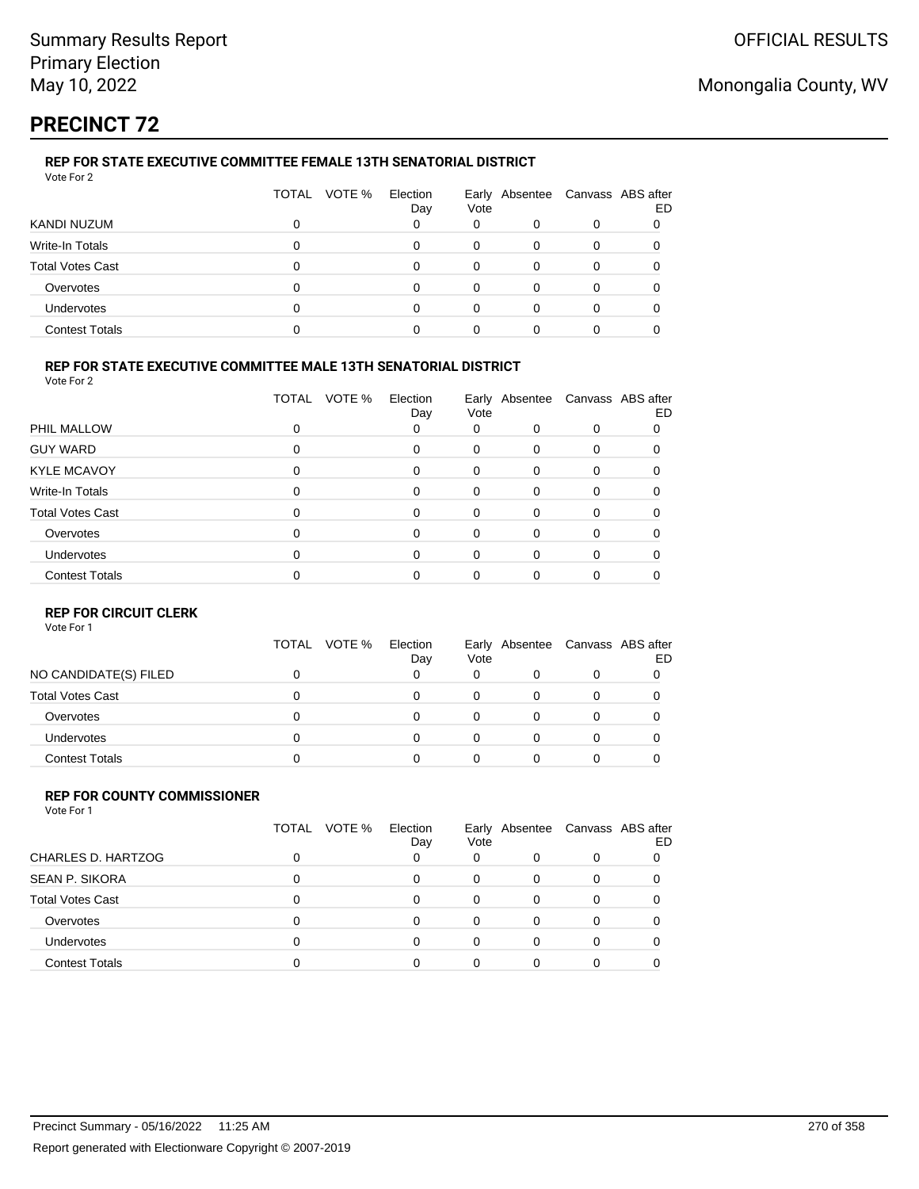# PRECINCT 72

### REP FOR STATE EXECUTIVE COMMITTEE FEMALE 13TH SENATORIAL DISTRICT

Vote For 2

| | TOTAL | VOTE % | Election Day | Early Vote | Absentee | Canvass | ABS after ED |
|---|---|---|---|---|---|---|---|
| KANDI NUZUM | 0 | | 0 | 0 | 0 | 0 | 0 |
| Write-In Totals | 0 | | 0 | 0 | 0 | 0 | 0 |
| Total Votes Cast | 0 | | 0 | 0 | 0 | 0 | 0 |
| Overvotes | 0 | | 0 | 0 | 0 | 0 | 0 |
| Undervotes | 0 | | 0 | 0 | 0 | 0 | 0 |
| Contest Totals | 0 | | 0 | 0 | 0 | 0 | 0 |

### REP FOR STATE EXECUTIVE COMMITTEE MALE 13TH SENATORIAL DISTRICT

Vote For 2

| | TOTAL | VOTE % | Election Day | Early Vote | Absentee | Canvass | ABS after ED |
|---|---|---|---|---|---|---|---|
| PHIL MALLOW | 0 | | 0 | 0 | 0 | 0 | 0 |
| GUY WARD | 0 | | 0 | 0 | 0 | 0 | 0 |
| KYLE MCAVOY | 0 | | 0 | 0 | 0 | 0 | 0 |
| Write-In Totals | 0 | | 0 | 0 | 0 | 0 | 0 |
| Total Votes Cast | 0 | | 0 | 0 | 0 | 0 | 0 |
| Overvotes | 0 | | 0 | 0 | 0 | 0 | 0 |
| Undervotes | 0 | | 0 | 0 | 0 | 0 | 0 |
| Contest Totals | 0 | | 0 | 0 | 0 | 0 | 0 |

### REP FOR CIRCUIT CLERK

Vote For 1

| | TOTAL | VOTE % | Election Day | Early Vote | Absentee | Canvass | ABS after ED |
|---|---|---|---|---|---|---|---|
| NO CANDIDATE(S) FILED | 0 | | 0 | 0 | 0 | 0 | 0 |
| Total Votes Cast | 0 | | 0 | 0 | 0 | 0 | 0 |
| Overvotes | 0 | | 0 | 0 | 0 | 0 | 0 |
| Undervotes | 0 | | 0 | 0 | 0 | 0 | 0 |
| Contest Totals | 0 | | 0 | 0 | 0 | 0 | 0 |

### REP FOR COUNTY COMMISSIONER

Vote For 1

| | TOTAL | VOTE % | Election Day | Early Vote | Absentee | Canvass | ABS after ED |
|---|---|---|---|---|---|---|---|
| CHARLES D. HARTZOG | 0 | | 0 | 0 | 0 | 0 | 0 |
| SEAN P. SIKORA | 0 | | 0 | 0 | 0 | 0 | 0 |
| Total Votes Cast | 0 | | 0 | 0 | 0 | 0 | 0 |
| Overvotes | 0 | | 0 | 0 | 0 | 0 | 0 |
| Undervotes | 0 | | 0 | 0 | 0 | 0 | 0 |
| Contest Totals | 0 | | 0 | 0 | 0 | 0 | 0 |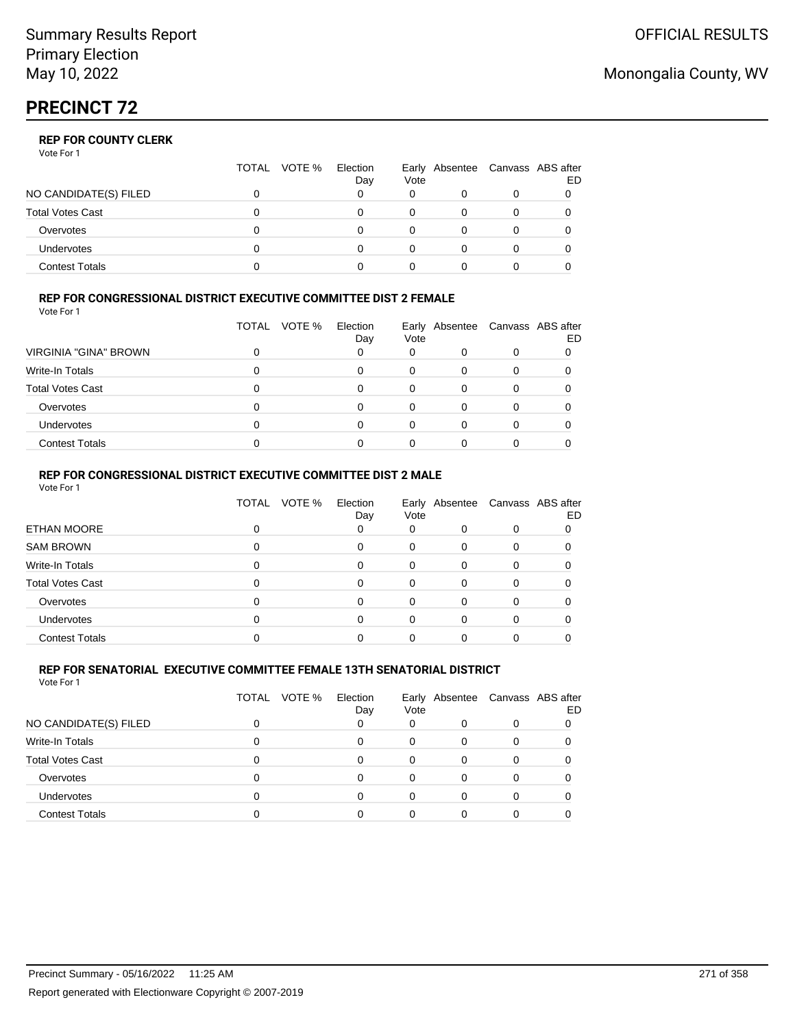# PRECINCT 72

Summary Results Report
Primary Election
May 10, 2022

OFFICIAL RESULTS

Monongalia County, WV

### REP FOR COUNTY CLERK

Vote For 1

| | TOTAL | VOTE % | Election Day | Early Vote | Absentee | Canvass | ABS after ED |
|---|---|---|---|---|---|---|---|
| NO CANDIDATE(S) FILED | 0 | | 0 | 0 | 0 | 0 | 0 |
| Total Votes Cast | 0 | | 0 | 0 | 0 | 0 | 0 |
| Overvotes | 0 | | 0 | 0 | 0 | 0 | 0 |
| Undervotes | 0 | | 0 | 0 | 0 | 0 | 0 |
| Contest Totals | 0 | | 0 | 0 | 0 | 0 | 0 |

### REP FOR CONGRESSIONAL DISTRICT EXECUTIVE COMMITTEE DIST 2 FEMALE

Vote For 1

| | TOTAL | VOTE % | Election Day | Early Vote | Absentee | Canvass | ABS after ED |
|---|---|---|---|---|---|---|---|
| VIRGINIA "GINA" BROWN | 0 | | 0 | 0 | 0 | 0 | 0 |
| Write-In Totals | 0 | | 0 | 0 | 0 | 0 | 0 |
| Total Votes Cast | 0 | | 0 | 0 | 0 | 0 | 0 |
| Overvotes | 0 | | 0 | 0 | 0 | 0 | 0 |
| Undervotes | 0 | | 0 | 0 | 0 | 0 | 0 |
| Contest Totals | 0 | | 0 | 0 | 0 | 0 | 0 |

### REP FOR CONGRESSIONAL DISTRICT EXECUTIVE COMMITTEE DIST 2 MALE

Vote For 1

| | TOTAL | VOTE % | Election Day | Early Vote | Absentee | Canvass | ABS after ED |
|---|---|---|---|---|---|---|---|
| ETHAN MOORE | 0 | | 0 | 0 | 0 | 0 | 0 |
| SAM BROWN | 0 | | 0 | 0 | 0 | 0 | 0 |
| Write-In Totals | 0 | | 0 | 0 | 0 | 0 | 0 |
| Total Votes Cast | 0 | | 0 | 0 | 0 | 0 | 0 |
| Overvotes | 0 | | 0 | 0 | 0 | 0 | 0 |
| Undervotes | 0 | | 0 | 0 | 0 | 0 | 0 |
| Contest Totals | 0 | | 0 | 0 | 0 | 0 | 0 |

### REP FOR SENATORIAL EXECUTIVE COMMITTEE FEMALE 13TH SENATORIAL DISTRICT

Vote For 1

| | TOTAL | VOTE % | Election Day | Early Vote | Absentee | Canvass | ABS after ED |
|---|---|---|---|---|---|---|---|
| NO CANDIDATE(S) FILED | 0 | | 0 | 0 | 0 | 0 | 0 |
| Write-In Totals | 0 | | 0 | 0 | 0 | 0 | 0 |
| Total Votes Cast | 0 | | 0 | 0 | 0 | 0 | 0 |
| Overvotes | 0 | | 0 | 0 | 0 | 0 | 0 |
| Undervotes | 0 | | 0 | 0 | 0 | 0 | 0 |
| Contest Totals | 0 | | 0 | 0 | 0 | 0 | 0 |

Precinct Summary - 05/16/2022 11:25 AM

Report generated with Electionware Copyright © 2007-2019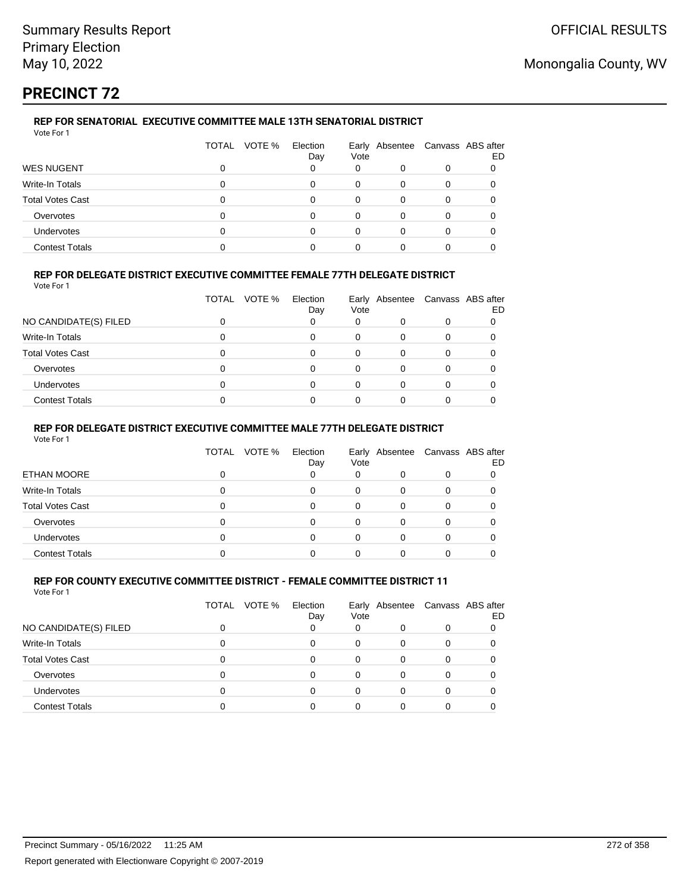# PRECINCT 72

### REP FOR SENATORIAL EXECUTIVE COMMITTEE MALE 13TH SENATORIAL DISTRICT

Vote For 1

| | TOTAL | VOTE % | Election Day | Early Vote | Absentee | Canvass | ABS after ED |
|---|---|---|---|---|---|---|---|
| WES NUGENT | 0 | | 0 | 0 | 0 | 0 | 0 |
| Write-In Totals | 0 | | 0 | 0 | 0 | 0 | 0 |
| Total Votes Cast | 0 | | 0 | 0 | 0 | 0 | 0 |
| Overvotes | 0 | | 0 | 0 | 0 | 0 | 0 |
| Undervotes | 0 | | 0 | 0 | 0 | 0 | 0 |
| Contest Totals | 0 | | 0 | 0 | 0 | 0 | 0 |

### REP FOR DELEGATE DISTRICT EXECUTIVE COMMITTEE FEMALE 77TH DELEGATE DISTRICT

Vote For 1

| | TOTAL | VOTE % | Election Day | Early Vote | Absentee | Canvass | ABS after ED |
|---|---|---|---|---|---|---|---|
| NO CANDIDATE(S) FILED | 0 | | 0 | 0 | 0 | 0 | 0 |
| Write-In Totals | 0 | | 0 | 0 | 0 | 0 | 0 |
| Total Votes Cast | 0 | | 0 | 0 | 0 | 0 | 0 |
| Overvotes | 0 | | 0 | 0 | 0 | 0 | 0 |
| Undervotes | 0 | | 0 | 0 | 0 | 0 | 0 |
| Contest Totals | 0 | | 0 | 0 | 0 | 0 | 0 |

### REP FOR DELEGATE DISTRICT EXECUTIVE COMMITTEE MALE 77TH DELEGATE DISTRICT

Vote For 1

| | TOTAL | VOTE % | Election Day | Early Vote | Absentee | Canvass | ABS after ED |
|---|---|---|---|---|---|---|---|
| ETHAN MOORE | 0 | | 0 | 0 | 0 | 0 | 0 |
| Write-In Totals | 0 | | 0 | 0 | 0 | 0 | 0 |
| Total Votes Cast | 0 | | 0 | 0 | 0 | 0 | 0 |
| Overvotes | 0 | | 0 | 0 | 0 | 0 | 0 |
| Undervotes | 0 | | 0 | 0 | 0 | 0 | 0 |
| Contest Totals | 0 | | 0 | 0 | 0 | 0 | 0 |

### REP FOR COUNTY EXECUTIVE COMMITTEE DISTRICT - FEMALE COMMITTEE DISTRICT 11

Vote For 1

| | TOTAL | VOTE % | Election Day | Early Vote | Absentee | Canvass | ABS after ED |
|---|---|---|---|---|---|---|---|
| NO CANDIDATE(S) FILED | 0 | | 0 | 0 | 0 | 0 | 0 |
| Write-In Totals | 0 | | 0 | 0 | 0 | 0 | 0 |
| Total Votes Cast | 0 | | 0 | 0 | 0 | 0 | 0 |
| Overvotes | 0 | | 0 | 0 | 0 | 0 | 0 |
| Undervotes | 0 | | 0 | 0 | 0 | 0 | 0 |
| Contest Totals | 0 | | 0 | 0 | 0 | 0 | 0 |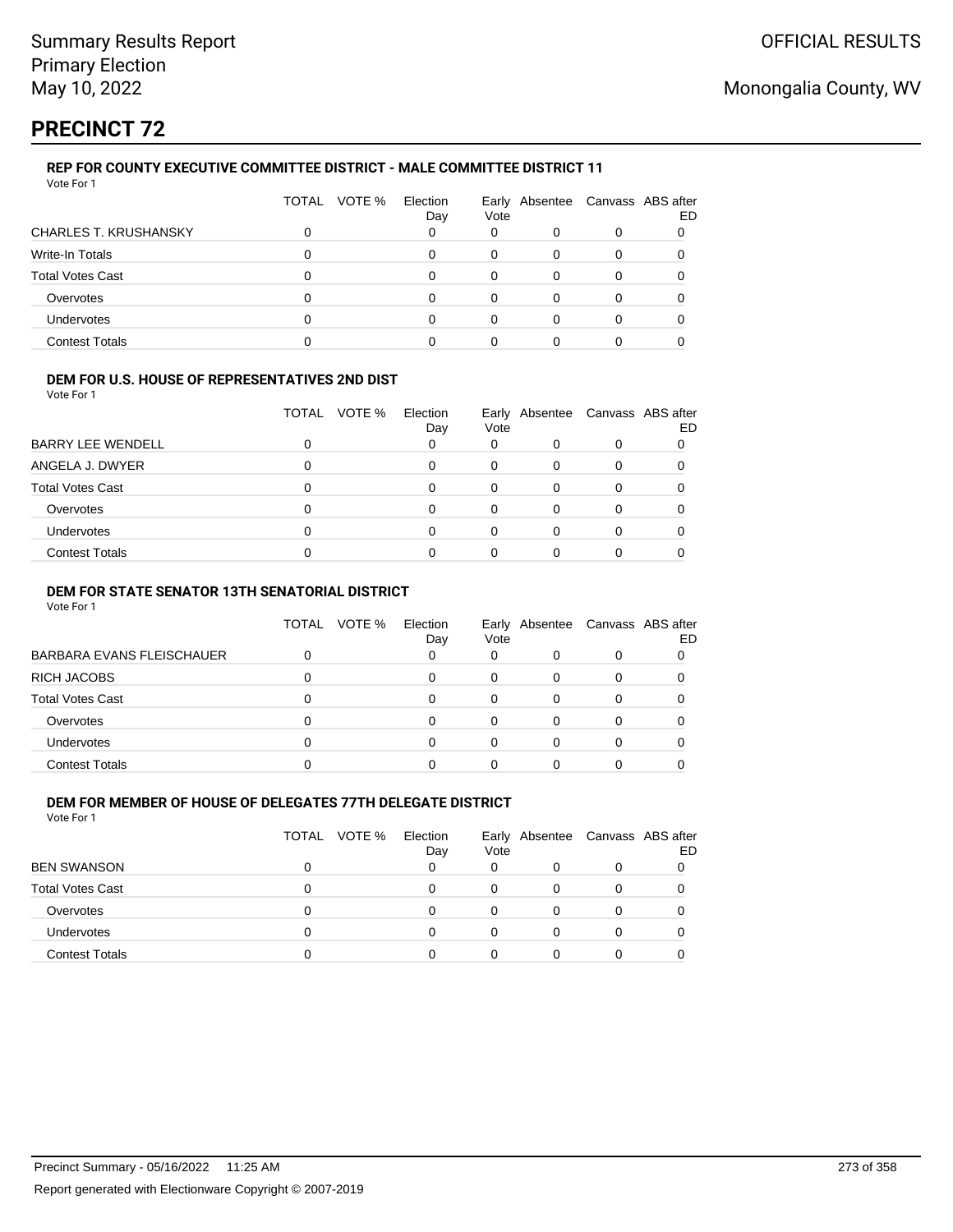# PRECINCT 72

### REP FOR COUNTY EXECUTIVE COMMITTEE DISTRICT - MALE COMMITTEE DISTRICT 11

Vote For 1

| | TOTAL | VOTE % | Election Day | Early Vote | Absentee | Canvass | ABS after ED |
|---|---|---|---|---|---|---|---|
| CHARLES T. KRUSHANSKY | 0 | | 0 | 0 | 0 | 0 | 0 |
| Write-In Totals | 0 | | 0 | 0 | 0 | 0 | 0 |
| Total Votes Cast | 0 | | 0 | 0 | 0 | 0 | 0 |
| Overvotes | 0 | | 0 | 0 | 0 | 0 | 0 |
| Undervotes | 0 | | 0 | 0 | 0 | 0 | 0 |
| Contest Totals | 0 | | 0 | 0 | 0 | 0 | 0 |

### DEM FOR U.S. HOUSE OF REPRESENTATIVES 2ND DIST

Vote For 1

| | TOTAL | VOTE % | Election Day | Early Vote | Absentee | Canvass | ABS after ED |
|---|---|---|---|---|---|---|---|
| BARRY LEE WENDELL | 0 | | 0 | 0 | 0 | 0 | 0 |
| ANGELA J. DWYER | 0 | | 0 | 0 | 0 | 0 | 0 |
| Total Votes Cast | 0 | | 0 | 0 | 0 | 0 | 0 |
| Overvotes | 0 | | 0 | 0 | 0 | 0 | 0 |
| Undervotes | 0 | | 0 | 0 | 0 | 0 | 0 |
| Contest Totals | 0 | | 0 | 0 | 0 | 0 | 0 |

### DEM FOR STATE SENATOR 13TH SENATORIAL DISTRICT

Vote For 1

| | TOTAL | VOTE % | Election Day | Early Vote | Absentee | Canvass | ABS after ED |
|---|---|---|---|---|---|---|---|
| BARBARA EVANS FLEISCHAUER | 0 | | 0 | 0 | 0 | 0 | 0 |
| RICH JACOBS | 0 | | 0 | 0 | 0 | 0 | 0 |
| Total Votes Cast | 0 | | 0 | 0 | 0 | 0 | 0 |
| Overvotes | 0 | | 0 | 0 | 0 | 0 | 0 |
| Undervotes | 0 | | 0 | 0 | 0 | 0 | 0 |
| Contest Totals | 0 | | 0 | 0 | 0 | 0 | 0 |

### DEM FOR MEMBER OF HOUSE OF DELEGATES 77TH DELEGATE DISTRICT

Vote For 1

| | TOTAL | VOTE % | Election Day | Early Vote | Absentee | Canvass | ABS after ED |
|---|---|---|---|---|---|---|---|
| BEN SWANSON | 0 | | 0 | 0 | 0 | 0 | 0 |
| Total Votes Cast | 0 | | 0 | 0 | 0 | 0 | 0 |
| Overvotes | 0 | | 0 | 0 | 0 | 0 | 0 |
| Undervotes | 0 | | 0 | 0 | 0 | 0 | 0 |
| Contest Totals | 0 | | 0 | 0 | 0 | 0 | 0 |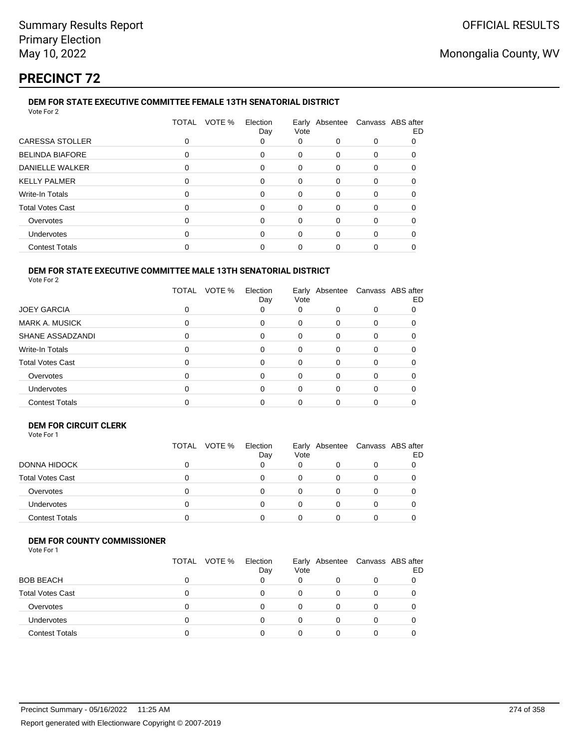# PRECINCT 72

### DEM FOR STATE EXECUTIVE COMMITTEE FEMALE 13TH SENATORIAL DISTRICT

Vote For 2

| | TOTAL | VOTE % | Election Day | Early Vote | Absentee | Canvass | ABS after ED |
|---|---|---|---|---|---|---|---|
| CARESSA STOLLER | 0 | | 0 | 0 | 0 | 0 | 0 |
| BELINDA BIAFORE | 0 | | 0 | 0 | 0 | 0 | 0 |
| DANIELLE WALKER | 0 | | 0 | 0 | 0 | 0 | 0 |
| KELLY PALMER | 0 | | 0 | 0 | 0 | 0 | 0 |
| Write-In Totals | 0 | | 0 | 0 | 0 | 0 | 0 |
| Total Votes Cast | 0 | | 0 | 0 | 0 | 0 | 0 |
| Overvotes | 0 | | 0 | 0 | 0 | 0 | 0 |
| Undervotes | 0 | | 0 | 0 | 0 | 0 | 0 |
| Contest Totals | 0 | | 0 | 0 | 0 | 0 | 0 |

### DEM FOR STATE EXECUTIVE COMMITTEE MALE 13TH SENATORIAL DISTRICT

Vote For 2

| | TOTAL | VOTE % | Election Day | Early Vote | Absentee | Canvass | ABS after ED |
|---|---|---|---|---|---|---|---|
| JOEY GARCIA | 0 | | 0 | 0 | 0 | 0 | 0 |
| MARK A. MUSICK | 0 | | 0 | 0 | 0 | 0 | 0 |
| SHANE ASSADZANDI | 0 | | 0 | 0 | 0 | 0 | 0 |
| Write-In Totals | 0 | | 0 | 0 | 0 | 0 | 0 |
| Total Votes Cast | 0 | | 0 | 0 | 0 | 0 | 0 |
| Overvotes | 0 | | 0 | 0 | 0 | 0 | 0 |
| Undervotes | 0 | | 0 | 0 | 0 | 0 | 0 |
| Contest Totals | 0 | | 0 | 0 | 0 | 0 | 0 |

### DEM FOR CIRCUIT CLERK

Vote For 1

| | TOTAL | VOTE % | Election Day | Early Vote | Absentee | Canvass | ABS after ED |
|---|---|---|---|---|---|---|---|
| DONNA HIDOCK | 0 | | 0 | 0 | 0 | 0 | 0 |
| Total Votes Cast | 0 | | 0 | 0 | 0 | 0 | 0 |
| Overvotes | 0 | | 0 | 0 | 0 | 0 | 0 |
| Undervotes | 0 | | 0 | 0 | 0 | 0 | 0 |
| Contest Totals | 0 | | 0 | 0 | 0 | 0 | 0 |

### DEM FOR COUNTY COMMISSIONER

Vote For 1

| | TOTAL | VOTE % | Election Day | Early Vote | Absentee | Canvass | ABS after ED |
|---|---|---|---|---|---|---|---|
| BOB BEACH | 0 | | 0 | 0 | 0 | 0 | 0 |
| Total Votes Cast | 0 | | 0 | 0 | 0 | 0 | 0 |
| Overvotes | 0 | | 0 | 0 | 0 | 0 | 0 |
| Undervotes | 0 | | 0 | 0 | 0 | 0 | 0 |
| Contest Totals | 0 | | 0 | 0 | 0 | 0 | 0 |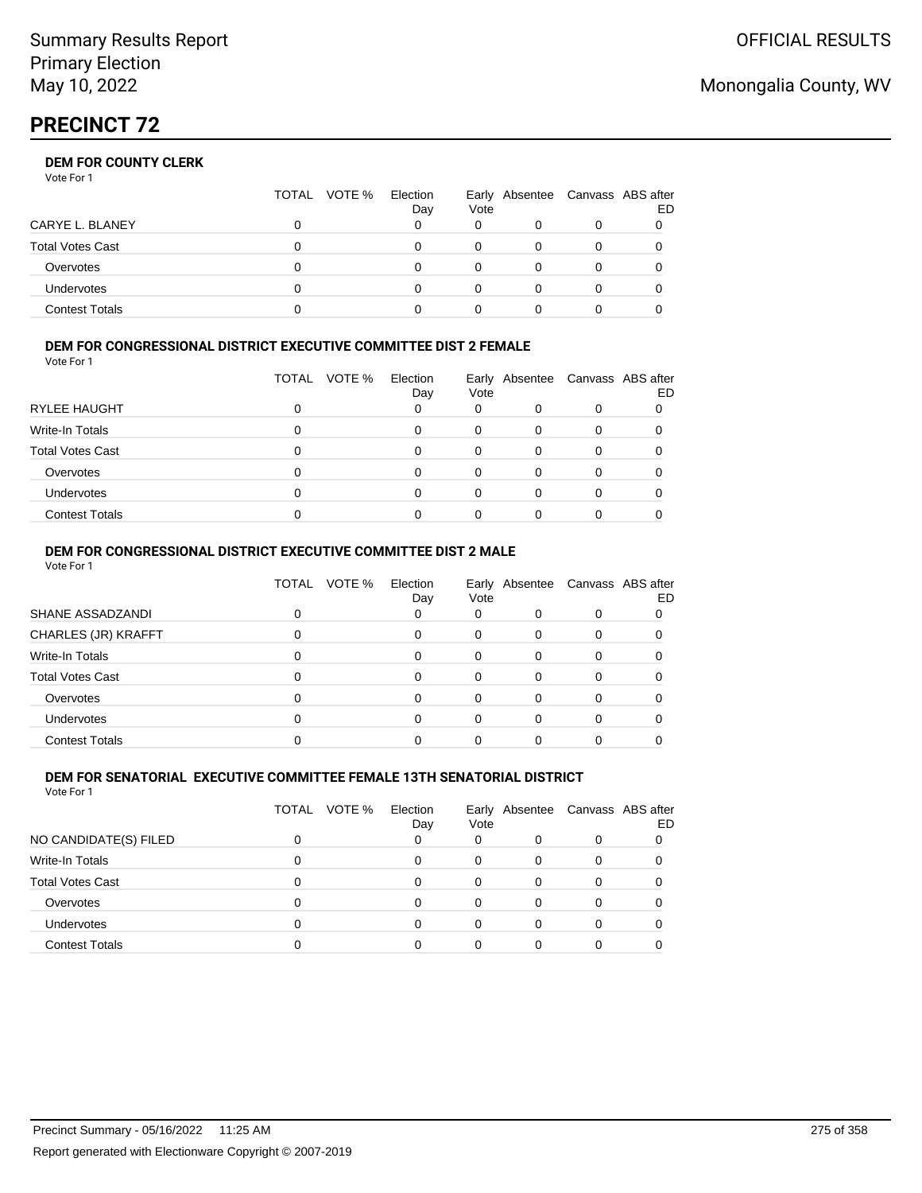Summary Results Report
Primary Election
May 10, 2022

OFFICIAL RESULTS

Monongalia County, WV

# PRECINCT 72

### DEM FOR COUNTY CLERK

Vote For 1

| | TOTAL | VOTE % | Election Day | Early Vote | Absentee | Canvass | ABS after ED |
|---|---|---|---|---|---|---|---|
| CARYE L. BLANEY | 0 | | 0 | 0 | 0 | 0 | 0 |
| Total Votes Cast | 0 | | 0 | 0 | 0 | 0 | 0 |
| Overvotes | 0 | | 0 | 0 | 0 | 0 | 0 |
| Undervotes | 0 | | 0 | 0 | 0 | 0 | 0 |
| Contest Totals | 0 | | 0 | 0 | 0 | 0 | 0 |

### DEM FOR CONGRESSIONAL DISTRICT EXECUTIVE COMMITTEE DIST 2 FEMALE

Vote For 1

| | TOTAL | VOTE % | Election Day | Early Vote | Absentee | Canvass | ABS after ED |
|---|---|---|---|---|---|---|---|
| RYLEE HAUGHT | 0 | | 0 | 0 | 0 | 0 | 0 |
| Write-In Totals | 0 | | 0 | 0 | 0 | 0 | 0 |
| Total Votes Cast | 0 | | 0 | 0 | 0 | 0 | 0 |
| Overvotes | 0 | | 0 | 0 | 0 | 0 | 0 |
| Undervotes | 0 | | 0 | 0 | 0 | 0 | 0 |
| Contest Totals | 0 | | 0 | 0 | 0 | 0 | 0 |

### DEM FOR CONGRESSIONAL DISTRICT EXECUTIVE COMMITTEE DIST 2 MALE

Vote For 1

| | TOTAL | VOTE % | Election Day | Early Vote | Absentee | Canvass | ABS after ED |
|---|---|---|---|---|---|---|---|
| SHANE ASSADZANDI | 0 | | 0 | 0 | 0 | 0 | 0 |
| CHARLES (JR) KRAFFT | 0 | | 0 | 0 | 0 | 0 | 0 |
| Write-In Totals | 0 | | 0 | 0 | 0 | 0 | 0 |
| Total Votes Cast | 0 | | 0 | 0 | 0 | 0 | 0 |
| Overvotes | 0 | | 0 | 0 | 0 | 0 | 0 |
| Undervotes | 0 | | 0 | 0 | 0 | 0 | 0 |
| Contest Totals | 0 | | 0 | 0 | 0 | 0 | 0 |

### DEM FOR SENATORIAL EXECUTIVE COMMITTEE FEMALE 13TH SENATORIAL DISTRICT

Vote For 1

| | TOTAL | VOTE % | Election Day | Early Vote | Absentee | Canvass | ABS after ED |
|---|---|---|---|---|---|---|---|
| NO CANDIDATE(S) FILED | 0 | | 0 | 0 | 0 | 0 | 0 |
| Write-In Totals | 0 | | 0 | 0 | 0 | 0 | 0 |
| Total Votes Cast | 0 | | 0 | 0 | 0 | 0 | 0 |
| Overvotes | 0 | | 0 | 0 | 0 | 0 | 0 |
| Undervotes | 0 | | 0 | 0 | 0 | 0 | 0 |
| Contest Totals | 0 | | 0 | 0 | 0 | 0 | 0 |

Precinct Summary - 05/16/2022 11:25 AM

Report generated with Electionware Copyright © 2007-2019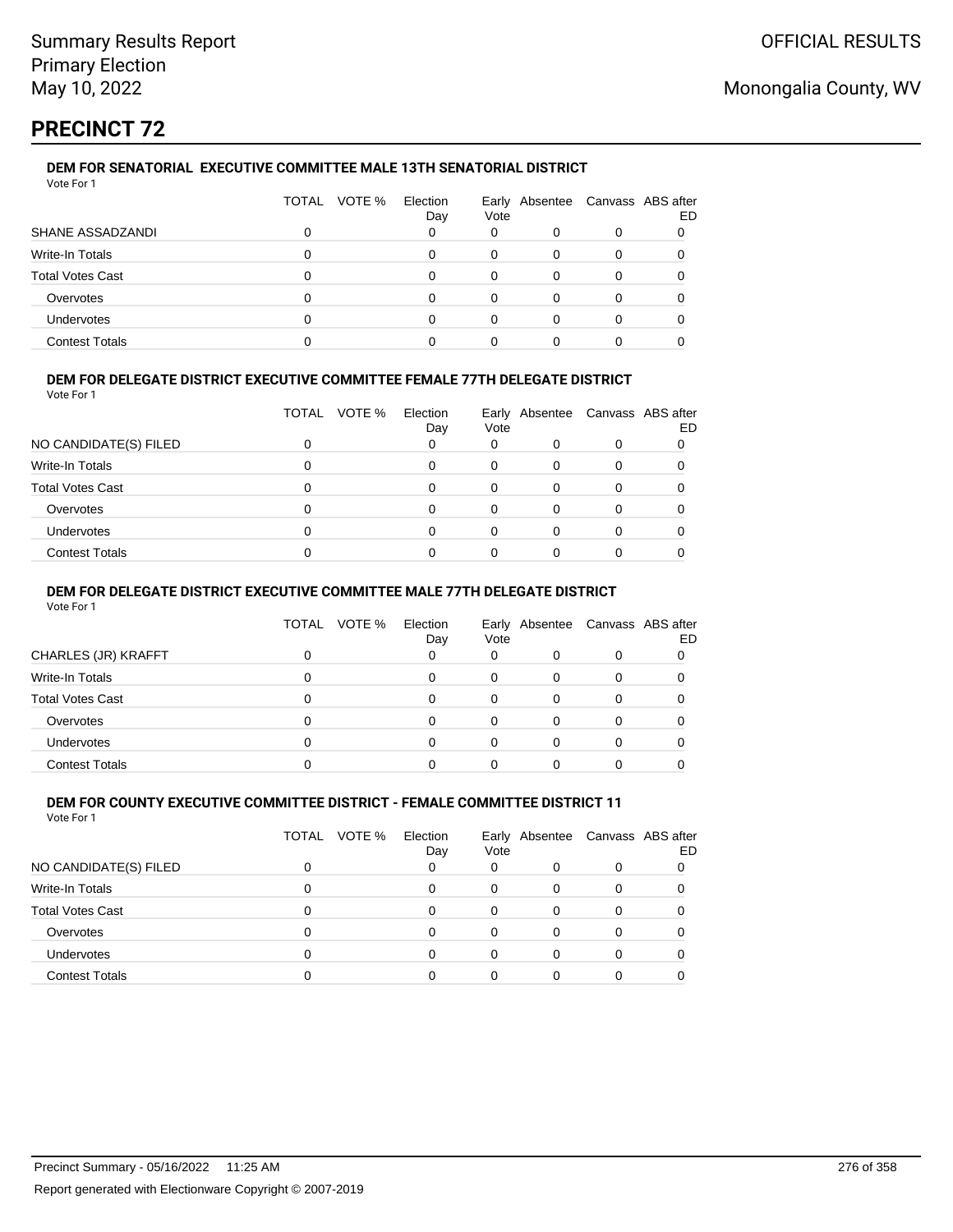# PRECINCT 72

### DEM FOR SENATORIAL EXECUTIVE COMMITTEE MALE 13TH SENATORIAL DISTRICT

Vote For 1

| | TOTAL | VOTE % | Election Day | Early Vote | Absentee | Canvass | ABS after ED |
|---|---|---|---|---|---|---|---|
| SHANE ASSADZANDI | 0 | | 0 | 0 | 0 | 0 | 0 |
| Write-In Totals | 0 | | 0 | 0 | 0 | 0 | 0 |
| Total Votes Cast | 0 | | 0 | 0 | 0 | 0 | 0 |
| Overvotes | 0 | | 0 | 0 | 0 | 0 | 0 |
| Undervotes | 0 | | 0 | 0 | 0 | 0 | 0 |
| Contest Totals | 0 | | 0 | 0 | 0 | 0 | 0 |

### DEM FOR DELEGATE DISTRICT EXECUTIVE COMMITTEE FEMALE 77TH DELEGATE DISTRICT

Vote For 1

| | TOTAL | VOTE % | Election Day | Early Vote | Absentee | Canvass | ABS after ED |
|---|---|---|---|---|---|---|---|
| NO CANDIDATE(S) FILED | 0 | | 0 | 0 | 0 | 0 | 0 |
| Write-In Totals | 0 | | 0 | 0 | 0 | 0 | 0 |
| Total Votes Cast | 0 | | 0 | 0 | 0 | 0 | 0 |
| Overvotes | 0 | | 0 | 0 | 0 | 0 | 0 |
| Undervotes | 0 | | 0 | 0 | 0 | 0 | 0 |
| Contest Totals | 0 | | 0 | 0 | 0 | 0 | 0 |

### DEM FOR DELEGATE DISTRICT EXECUTIVE COMMITTEE MALE 77TH DELEGATE DISTRICT

Vote For 1

| | TOTAL | VOTE % | Election Day | Early Vote | Absentee | Canvass | ABS after ED |
|---|---|---|---|---|---|---|---|
| CHARLES (JR) KRAFFT | 0 | | 0 | 0 | 0 | 0 | 0 |
| Write-In Totals | 0 | | 0 | 0 | 0 | 0 | 0 |
| Total Votes Cast | 0 | | 0 | 0 | 0 | 0 | 0 |
| Overvotes | 0 | | 0 | 0 | 0 | 0 | 0 |
| Undervotes | 0 | | 0 | 0 | 0 | 0 | 0 |
| Contest Totals | 0 | | 0 | 0 | 0 | 0 | 0 |

### DEM FOR COUNTY EXECUTIVE COMMITTEE DISTRICT - FEMALE COMMITTEE DISTRICT 11

Vote For 1

| | TOTAL | VOTE % | Election Day | Early Vote | Absentee | Canvass | ABS after ED |
|---|---|---|---|---|---|---|---|
| NO CANDIDATE(S) FILED | 0 | | 0 | 0 | 0 | 0 | 0 |
| Write-In Totals | 0 | | 0 | 0 | 0 | 0 | 0 |
| Total Votes Cast | 0 | | 0 | 0 | 0 | 0 | 0 |
| Overvotes | 0 | | 0 | 0 | 0 | 0 | 0 |
| Undervotes | 0 | | 0 | 0 | 0 | 0 | 0 |
| Contest Totals | 0 | | 0 | 0 | 0 | 0 | 0 |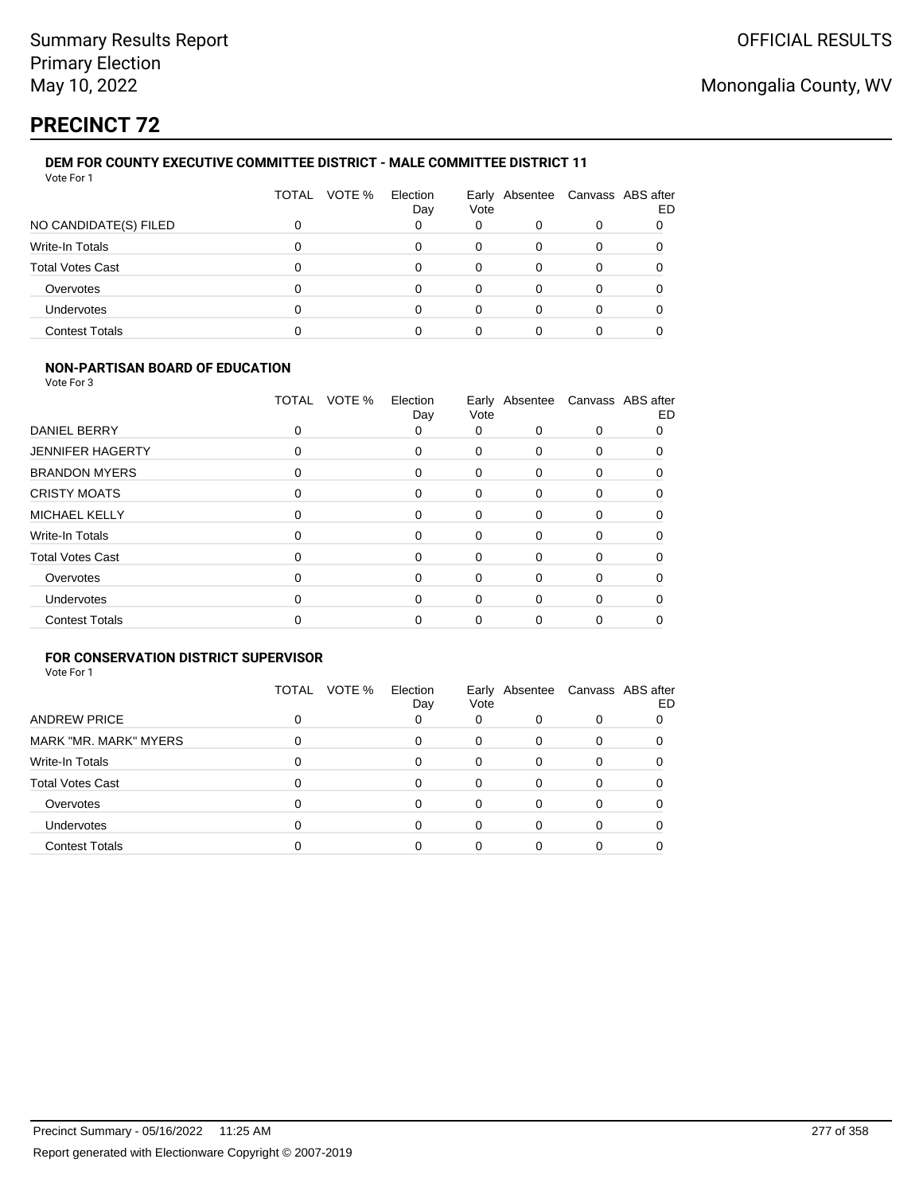# PRECINCT 72

### DEM FOR COUNTY EXECUTIVE COMMITTEE DISTRICT - MALE COMMITTEE DISTRICT 11

Vote For 1

| | TOTAL | VOTE % | Election Day | Early Vote | Absentee | Canvass | ABS after ED |
|---|---|---|---|---|---|---|---|
| NO CANDIDATE(S) FILED | 0 | | 0 | 0 | 0 | 0 | 0 |
| Write-In Totals | 0 | | 0 | 0 | 0 | 0 | 0 |
| Total Votes Cast | 0 | | 0 | 0 | 0 | 0 | 0 |
| Overvotes | 0 | | 0 | 0 | 0 | 0 | 0 |
| Undervotes | 0 | | 0 | 0 | 0 | 0 | 0 |
| Contest Totals | 0 | | 0 | 0 | 0 | 0 | 0 |

### NON-PARTISAN BOARD OF EDUCATION

Vote For 3

| | TOTAL | VOTE % | Election Day | Early Vote | Absentee | Canvass | ABS after ED |
|---|---|---|---|---|---|---|---|
| DANIEL BERRY | 0 | | 0 | 0 | 0 | 0 | 0 |
| JENNIFER HAGERTY | 0 | | 0 | 0 | 0 | 0 | 0 |
| BRANDON MYERS | 0 | | 0 | 0 | 0 | 0 | 0 |
| CRISTY MOATS | 0 | | 0 | 0 | 0 | 0 | 0 |
| MICHAEL KELLY | 0 | | 0 | 0 | 0 | 0 | 0 |
| Write-In Totals | 0 | | 0 | 0 | 0 | 0 | 0 |
| Total Votes Cast | 0 | | 0 | 0 | 0 | 0 | 0 |
| Overvotes | 0 | | 0 | 0 | 0 | 0 | 0 |
| Undervotes | 0 | | 0 | 0 | 0 | 0 | 0 |
| Contest Totals | 0 | | 0 | 0 | 0 | 0 | 0 |

### FOR CONSERVATION DISTRICT SUPERVISOR

Vote For 1

| | TOTAL | VOTE % | Election Day | Early Vote | Absentee | Canvass | ABS after ED |
|---|---|---|---|---|---|---|---|
| ANDREW PRICE | 0 | | 0 | 0 | 0 | 0 | 0 |
| MARK "MR. MARK" MYERS | 0 | | 0 | 0 | 0 | 0 | 0 |
| Write-In Totals | 0 | | 0 | 0 | 0 | 0 | 0 |
| Total Votes Cast | 0 | | 0 | 0 | 0 | 0 | 0 |
| Overvotes | 0 | | 0 | 0 | 0 | 0 | 0 |
| Undervotes | 0 | | 0 | 0 | 0 | 0 | 0 |
| Contest Totals | 0 | | 0 | 0 | 0 | 0 | 0 |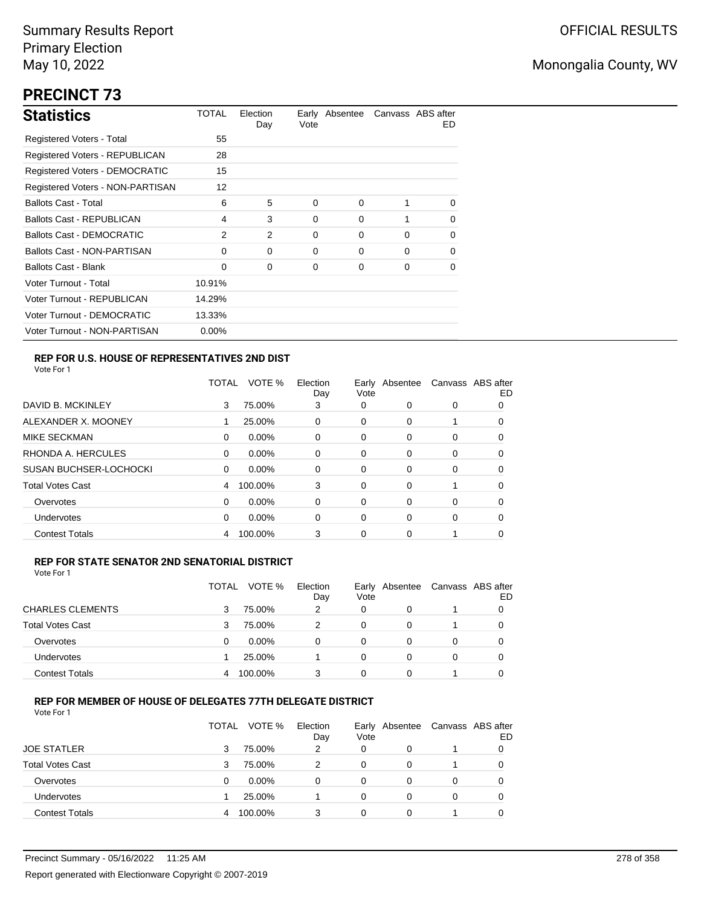Summary Results Report
Primary Election
May 10, 2022

OFFICIAL RESULTS

Monongalia County, WV

# PRECINCT 73

## Statistics

| Statistics | TOTAL | Election Day | Early Vote | Absentee | Canvass | ABS after ED |
|---|---|---|---|---|---|---|
| Registered Voters - Total | 55 | | | | | |
| Registered Voters - REPUBLICAN | 28 | | | | | |
| Registered Voters - DEMOCRATIC | 15 | | | | | |
| Registered Voters - NON-PARTISAN | 12 | | | | | |
| Ballots Cast - Total | 6 | 5 | 0 | 0 | 1 | 0 |
| Ballots Cast - REPUBLICAN | 4 | 3 | 0 | 0 | 1 | 0 |
| Ballots Cast - DEMOCRATIC | 2 | 2 | 0 | 0 | 0 | 0 |
| Ballots Cast - NON-PARTISAN | 0 | 0 | 0 | 0 | 0 | 0 |
| Ballots Cast - Blank | 0 | 0 | 0 | 0 | 0 | 0 |
| Voter Turnout - Total | 10.91% | | | | | |
| Voter Turnout - REPUBLICAN | 14.29% | | | | | |
| Voter Turnout - DEMOCRATIC | 13.33% | | | | | |
| Voter Turnout - NON-PARTISAN | 0.00% | | | | | |

### REP FOR U.S. HOUSE OF REPRESENTATIVES 2ND DIST

Vote For 1

| | TOTAL | VOTE % | Election Day | Early Vote | Absentee | Canvass | ABS after ED |
|---|---|---|---|---|---|---|---|
| DAVID B. MCKINLEY | 3 | 75.00% | 3 | 0 | 0 | 0 | 0 |
| ALEXANDER X. MOONEY | 1 | 25.00% | 0 | 0 | 0 | 1 | 0 |
| MIKE SECKMAN | 0 | 0.00% | 0 | 0 | 0 | 0 | 0 |
| RHONDA A. HERCULES | 0 | 0.00% | 0 | 0 | 0 | 0 | 0 |
| SUSAN BUCHSER-LOCHOCKI | 0 | 0.00% | 0 | 0 | 0 | 0 | 0 |
| Total Votes Cast | 4 | 100.00% | 3 | 0 | 0 | 1 | 0 |
| Overvotes | 0 | 0.00% | 0 | 0 | 0 | 0 | 0 |
| Undervotes | 0 | 0.00% | 0 | 0 | 0 | 0 | 0 |
| Contest Totals | 4 | 100.00% | 3 | 0 | 0 | 1 | 0 |

### REP FOR STATE SENATOR 2ND SENATORIAL DISTRICT

Vote For 1

| | TOTAL | VOTE % | Election Day | Early Vote | Absentee | Canvass | ABS after ED |
|---|---|---|---|---|---|---|---|
| CHARLES CLEMENTS | 3 | 75.00% | 2 | 0 | 0 | 1 | 0 |
| Total Votes Cast | 3 | 75.00% | 2 | 0 | 0 | 1 | 0 |
| Overvotes | 0 | 0.00% | 0 | 0 | 0 | 0 | 0 |
| Undervotes | 1 | 25.00% | 1 | 0 | 0 | 0 | 0 |
| Contest Totals | 4 | 100.00% | 3 | 0 | 0 | 1 | 0 |

### REP FOR MEMBER OF HOUSE OF DELEGATES 77TH DELEGATE DISTRICT

Vote For 1

| | TOTAL | VOTE % | Election Day | Early Vote | Absentee | Canvass | ABS after ED |
|---|---|---|---|---|---|---|---|
| JOE STATLER | 3 | 75.00% | 2 | 0 | 0 | 1 | 0 |
| Total Votes Cast | 3 | 75.00% | 2 | 0 | 0 | 1 | 0 |
| Overvotes | 0 | 0.00% | 0 | 0 | 0 | 0 | 0 |
| Undervotes | 1 | 25.00% | 1 | 0 | 0 | 0 | 0 |
| Contest Totals | 4 | 100.00% | 3 | 0 | 0 | 1 | 0 |

Precinct Summary - 05/16/2022 11:25 AM

Report generated with Electionware Copyright © 2007-2019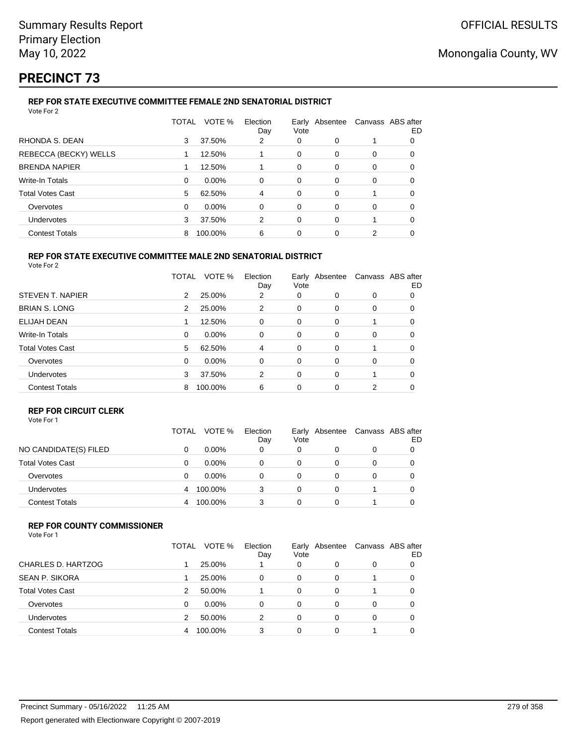Summary Results Report
Primary Election
May 10, 2022

OFFICIAL RESULTS

Monongalia County, WV

# PRECINCT 73

### REP FOR STATE EXECUTIVE COMMITTEE FEMALE 2ND SENATORIAL DISTRICT

Vote For 2

| | TOTAL | VOTE % | Election Day | Early Vote | Absentee | Canvass | ABS after ED |
|---|---|---|---|---|---|---|---|
| RHONDA S. DEAN | 3 | 37.50% | 2 | 0 | 0 | 1 | 0 |
| REBECCA (BECKY) WELLS | 1 | 12.50% | 1 | 0 | 0 | 0 | 0 |
| BRENDA NAPIER | 1 | 12.50% | 1 | 0 | 0 | 0 | 0 |
| Write-In Totals | 0 | 0.00% | 0 | 0 | 0 | 0 | 0 |
| Total Votes Cast | 5 | 62.50% | 4 | 0 | 0 | 1 | 0 |
| Overvotes | 0 | 0.00% | 0 | 0 | 0 | 0 | 0 |
| Undervotes | 3 | 37.50% | 2 | 0 | 0 | 1 | 0 |
| Contest Totals | 8 | 100.00% | 6 | 0 | 0 | 2 | 0 |

### REP FOR STATE EXECUTIVE COMMITTEE MALE 2ND SENATORIAL DISTRICT

Vote For 2

| | TOTAL | VOTE % | Election Day | Early Vote | Absentee | Canvass | ABS after ED |
|---|---|---|---|---|---|---|---|
| STEVEN T. NAPIER | 2 | 25.00% | 2 | 0 | 0 | 0 | 0 |
| BRIAN S. LONG | 2 | 25.00% | 2 | 0 | 0 | 0 | 0 |
| ELIJAH DEAN | 1 | 12.50% | 0 | 0 | 0 | 1 | 0 |
| Write-In Totals | 0 | 0.00% | 0 | 0 | 0 | 0 | 0 |
| Total Votes Cast | 5 | 62.50% | 4 | 0 | 0 | 1 | 0 |
| Overvotes | 0 | 0.00% | 0 | 0 | 0 | 0 | 0 |
| Undervotes | 3 | 37.50% | 2 | 0 | 0 | 1 | 0 |
| Contest Totals | 8 | 100.00% | 6 | 0 | 0 | 2 | 0 |

### REP FOR CIRCUIT CLERK

Vote For 1

| | TOTAL | VOTE % | Election Day | Early Vote | Absentee | Canvass | ABS after ED |
|---|---|---|---|---|---|---|---|
| NO CANDIDATE(S) FILED | 0 | 0.00% | 0 | 0 | 0 | 0 | 0 |
| Total Votes Cast | 0 | 0.00% | 0 | 0 | 0 | 0 | 0 |
| Overvotes | 0 | 0.00% | 0 | 0 | 0 | 0 | 0 |
| Undervotes | 4 | 100.00% | 3 | 0 | 0 | 1 | 0 |
| Contest Totals | 4 | 100.00% | 3 | 0 | 0 | 1 | 0 |

### REP FOR COUNTY COMMISSIONER

Vote For 1

| | TOTAL | VOTE % | Election Day | Early Vote | Absentee | Canvass | ABS after ED |
|---|---|---|---|---|---|---|---|
| CHARLES D. HARTZOG | 1 | 25.00% | 1 | 0 | 0 | 0 | 0 |
| SEAN P. SIKORA | 1 | 25.00% | 0 | 0 | 0 | 1 | 0 |
| Total Votes Cast | 2 | 50.00% | 1 | 0 | 0 | 1 | 0 |
| Overvotes | 0 | 0.00% | 0 | 0 | 0 | 0 | 0 |
| Undervotes | 2 | 50.00% | 2 | 0 | 0 | 0 | 0 |
| Contest Totals | 4 | 100.00% | 3 | 0 | 0 | 1 | 0 |

Precinct Summary - 05/16/2022 11:25 AM

Report generated with Electionware Copyright © 2007-2019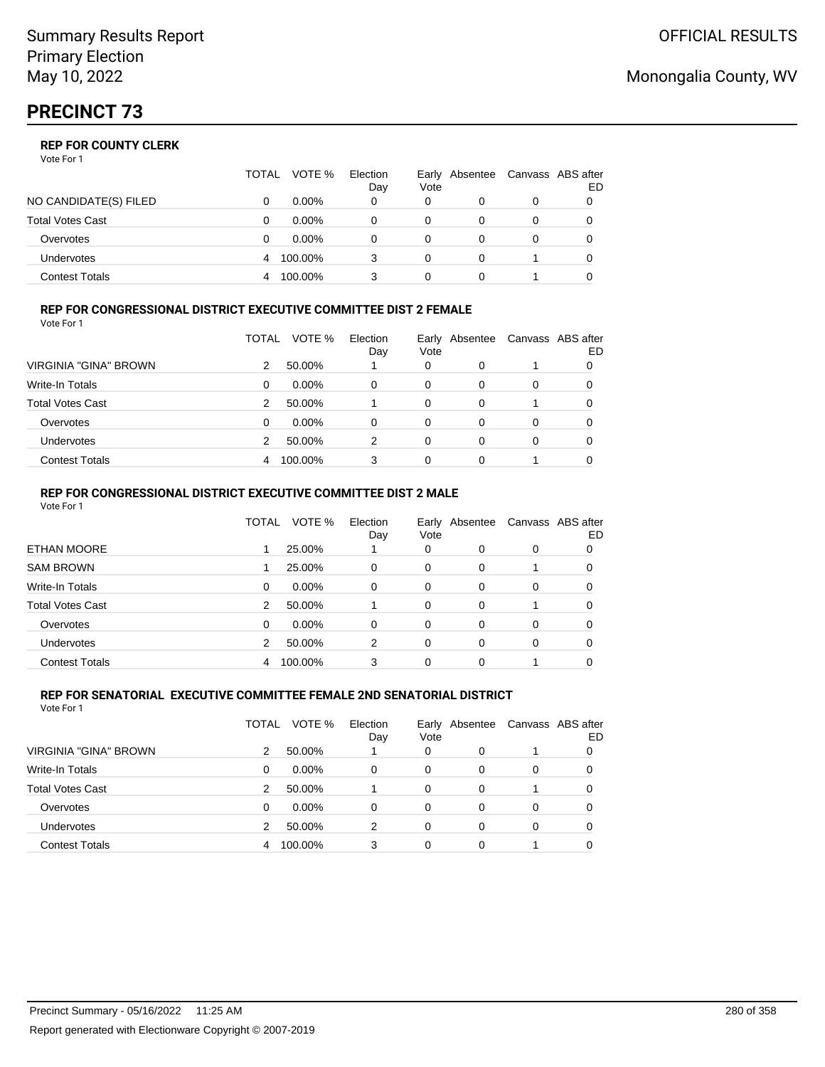Summary Results Report
Primary Election
May 10, 2022

OFFICIAL RESULTS

Monongalia County, WV

# PRECINCT 73

### REP FOR COUNTY CLERK

Vote For 1

| | TOTAL | VOTE % | Election Day | Early Vote | Absentee | Canvass | ABS after ED |
|---|---|---|---|---|---|---|---|
| NO CANDIDATE(S) FILED | 0 | 0.00% | 0 | 0 | 0 | 0 | 0 |
| Total Votes Cast | 0 | 0.00% | 0 | 0 | 0 | 0 | 0 |
| Overvotes | 0 | 0.00% | 0 | 0 | 0 | 0 | 0 |
| Undervotes | 4 | 100.00% | 3 | 0 | 0 | 1 | 0 |
| Contest Totals | 4 | 100.00% | 3 | 0 | 0 | 1 | 0 |

### REP FOR CONGRESSIONAL DISTRICT EXECUTIVE COMMITTEE DIST 2 FEMALE

Vote For 1

| | TOTAL | VOTE % | Election Day | Early Vote | Absentee | Canvass | ABS after ED |
|---|---|---|---|---|---|---|---|
| VIRGINIA "GINA" BROWN | 2 | 50.00% | 1 | 0 | 0 | 1 | 0 |
| Write-In Totals | 0 | 0.00% | 0 | 0 | 0 | 0 | 0 |
| Total Votes Cast | 2 | 50.00% | 1 | 0 | 0 | 1 | 0 |
| Overvotes | 0 | 0.00% | 0 | 0 | 0 | 0 | 0 |
| Undervotes | 2 | 50.00% | 2 | 0 | 0 | 0 | 0 |
| Contest Totals | 4 | 100.00% | 3 | 0 | 0 | 1 | 0 |

### REP FOR CONGRESSIONAL DISTRICT EXECUTIVE COMMITTEE DIST 2 MALE

Vote For 1

| | TOTAL | VOTE % | Election Day | Early Vote | Absentee | Canvass | ABS after ED |
|---|---|---|---|---|---|---|---|
| ETHAN MOORE | 1 | 25.00% | 1 | 0 | 0 | 0 | 0 |
| SAM BROWN | 1 | 25.00% | 0 | 0 | 0 | 1 | 0 |
| Write-In Totals | 0 | 0.00% | 0 | 0 | 0 | 0 | 0 |
| Total Votes Cast | 2 | 50.00% | 1 | 0 | 0 | 1 | 0 |
| Overvotes | 0 | 0.00% | 0 | 0 | 0 | 0 | 0 |
| Undervotes | 2 | 50.00% | 2 | 0 | 0 | 0 | 0 |
| Contest Totals | 4 | 100.00% | 3 | 0 | 0 | 1 | 0 |

### REP FOR SENATORIAL EXECUTIVE COMMITTEE FEMALE 2ND SENATORIAL DISTRICT

Vote For 1

| | TOTAL | VOTE % | Election Day | Early Vote | Absentee | Canvass | ABS after ED |
|---|---|---|---|---|---|---|---|
| VIRGINIA "GINA" BROWN | 2 | 50.00% | 1 | 0 | 0 | 1 | 0 |
| Write-In Totals | 0 | 0.00% | 0 | 0 | 0 | 0 | 0 |
| Total Votes Cast | 2 | 50.00% | 1 | 0 | 0 | 1 | 0 |
| Overvotes | 0 | 0.00% | 0 | 0 | 0 | 0 | 0 |
| Undervotes | 2 | 50.00% | 2 | 0 | 0 | 0 | 0 |
| Contest Totals | 4 | 100.00% | 3 | 0 | 0 | 1 | 0 |

Precinct Summary - 05/16/2022 11:25 AM

Report generated with Electionware Copyright © 2007-2019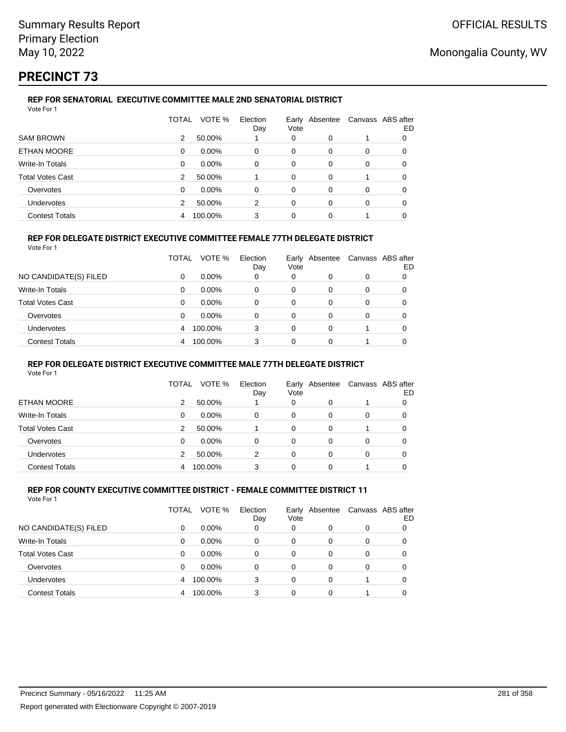Summary Results Report
Primary Election
May 10, 2022

OFFICIAL RESULTS

Monongalia County, WV

# PRECINCT 73

### REP FOR SENATORIAL EXECUTIVE COMMITTEE MALE 2ND SENATORIAL DISTRICT

Vote For 1

| | TOTAL | VOTE % | Election Day | Early Vote | Absentee | Canvass | ABS after ED |
|---|---|---|---|---|---|---|---|
| SAM BROWN | 2 | 50.00% | 1 | 0 | 0 | 1 | 0 |
| ETHAN MOORE | 0 | 0.00% | 0 | 0 | 0 | 0 | 0 |
| Write-In Totals | 0 | 0.00% | 0 | 0 | 0 | 0 | 0 |
| Total Votes Cast | 2 | 50.00% | 1 | 0 | 0 | 1 | 0 |
| Overvotes | 0 | 0.00% | 0 | 0 | 0 | 0 | 0 |
| Undervotes | 2 | 50.00% | 2 | 0 | 0 | 0 | 0 |
| Contest Totals | 4 | 100.00% | 3 | 0 | 0 | 1 | 0 |

### REP FOR DELEGATE DISTRICT EXECUTIVE COMMITTEE FEMALE 77TH DELEGATE DISTRICT

Vote For 1

| | TOTAL | VOTE % | Election Day | Early Vote | Absentee | Canvass | ABS after ED |
|---|---|---|---|---|---|---|---|
| NO CANDIDATE(S) FILED | 0 | 0.00% | 0 | 0 | 0 | 0 | 0 |
| Write-In Totals | 0 | 0.00% | 0 | 0 | 0 | 0 | 0 |
| Total Votes Cast | 0 | 0.00% | 0 | 0 | 0 | 0 | 0 |
| Overvotes | 0 | 0.00% | 0 | 0 | 0 | 0 | 0 |
| Undervotes | 4 | 100.00% | 3 | 0 | 0 | 1 | 0 |
| Contest Totals | 4 | 100.00% | 3 | 0 | 0 | 1 | 0 |

### REP FOR DELEGATE DISTRICT EXECUTIVE COMMITTEE MALE 77TH DELEGATE DISTRICT

Vote For 1

| | TOTAL | VOTE % | Election Day | Early Vote | Absentee | Canvass | ABS after ED |
|---|---|---|---|---|---|---|---|
| ETHAN MOORE | 2 | 50.00% | 1 | 0 | 0 | 1 | 0 |
| Write-In Totals | 0 | 0.00% | 0 | 0 | 0 | 0 | 0 |
| Total Votes Cast | 2 | 50.00% | 1 | 0 | 0 | 1 | 0 |
| Overvotes | 0 | 0.00% | 0 | 0 | 0 | 0 | 0 |
| Undervotes | 2 | 50.00% | 2 | 0 | 0 | 0 | 0 |
| Contest Totals | 4 | 100.00% | 3 | 0 | 0 | 1 | 0 |

### REP FOR COUNTY EXECUTIVE COMMITTEE DISTRICT - FEMALE COMMITTEE DISTRICT 11

Vote For 1

| | TOTAL | VOTE % | Election Day | Early Vote | Absentee | Canvass | ABS after ED |
|---|---|---|---|---|---|---|---|
| NO CANDIDATE(S) FILED | 0 | 0.00% | 0 | 0 | 0 | 0 | 0 |
| Write-In Totals | 0 | 0.00% | 0 | 0 | 0 | 0 | 0 |
| Total Votes Cast | 0 | 0.00% | 0 | 0 | 0 | 0 | 0 |
| Overvotes | 0 | 0.00% | 0 | 0 | 0 | 0 | 0 |
| Undervotes | 4 | 100.00% | 3 | 0 | 0 | 1 | 0 |
| Contest Totals | 4 | 100.00% | 3 | 0 | 0 | 1 | 0 |

Precinct Summary - 05/16/2022 11:25 AM

Report generated with Electionware Copyright © 2007-2019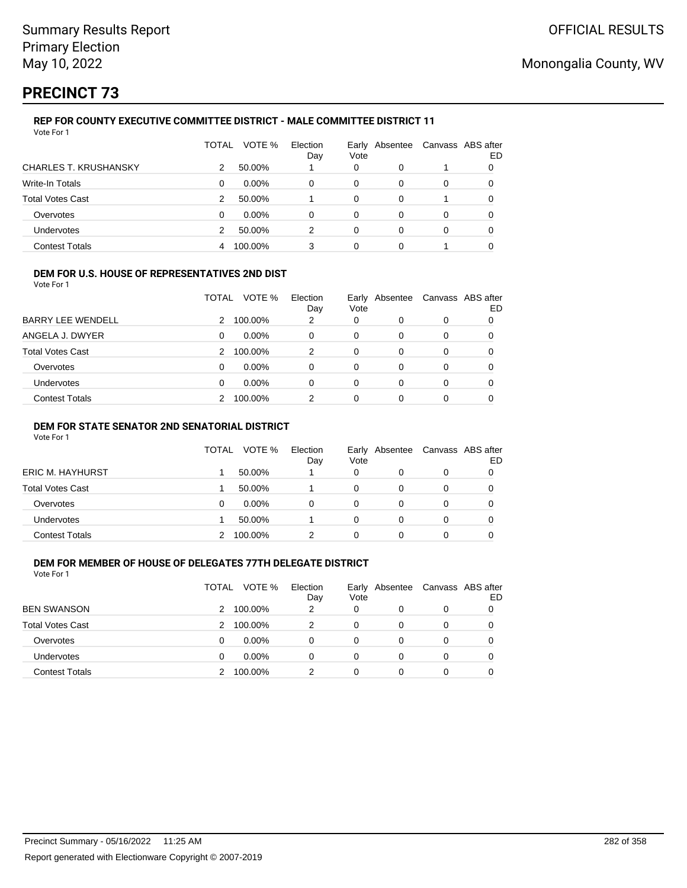# PRECINCT 73

### REP FOR COUNTY EXECUTIVE COMMITTEE DISTRICT - MALE COMMITTEE DISTRICT 11

Vote For 1

| | TOTAL | VOTE % | Election Day | Early Vote | Absentee | Canvass | ABS after ED |
|---|---|---|---|---|---|---|---|
| CHARLES T. KRUSHANSKY | 2 | 50.00% | 1 | 0 | 0 | 1 | 0 |
| Write-In Totals | 0 | 0.00% | 0 | 0 | 0 | 0 | 0 |
| Total Votes Cast | 2 | 50.00% | 1 | 0 | 0 | 1 | 0 |
| Overvotes | 0 | 0.00% | 0 | 0 | 0 | 0 | 0 |
| Undervotes | 2 | 50.00% | 2 | 0 | 0 | 0 | 0 |
| Contest Totals | 4 | 100.00% | 3 | 0 | 0 | 1 | 0 |

### DEM FOR U.S. HOUSE OF REPRESENTATIVES 2ND DIST

Vote For 1

| | TOTAL | VOTE % | Election Day | Early Vote | Absentee | Canvass | ABS after ED |
|---|---|---|---|---|---|---|---|
| BARRY LEE WENDELL | 2 | 100.00% | 2 | 0 | 0 | 0 | 0 |
| ANGELA J. DWYER | 0 | 0.00% | 0 | 0 | 0 | 0 | 0 |
| Total Votes Cast | 2 | 100.00% | 2 | 0 | 0 | 0 | 0 |
| Overvotes | 0 | 0.00% | 0 | 0 | 0 | 0 | 0 |
| Undervotes | 0 | 0.00% | 0 | 0 | 0 | 0 | 0 |
| Contest Totals | 2 | 100.00% | 2 | 0 | 0 | 0 | 0 |

### DEM FOR STATE SENATOR 2ND SENATORIAL DISTRICT

Vote For 1

| | TOTAL | VOTE % | Election Day | Early Vote | Absentee | Canvass | ABS after ED |
|---|---|---|---|---|---|---|---|
| ERIC M. HAYHURST | 1 | 50.00% | 1 | 0 | 0 | 0 | 0 |
| Total Votes Cast | 1 | 50.00% | 1 | 0 | 0 | 0 | 0 |
| Overvotes | 0 | 0.00% | 0 | 0 | 0 | 0 | 0 |
| Undervotes | 1 | 50.00% | 1 | 0 | 0 | 0 | 0 |
| Contest Totals | 2 | 100.00% | 2 | 0 | 0 | 0 | 0 |

### DEM FOR MEMBER OF HOUSE OF DELEGATES 77TH DELEGATE DISTRICT

Vote For 1

| | TOTAL | VOTE % | Election Day | Early Vote | Absentee | Canvass | ABS after ED |
|---|---|---|---|---|---|---|---|
| BEN SWANSON | 2 | 100.00% | 2 | 0 | 0 | 0 | 0 |
| Total Votes Cast | 2 | 100.00% | 2 | 0 | 0 | 0 | 0 |
| Overvotes | 0 | 0.00% | 0 | 0 | 0 | 0 | 0 |
| Undervotes | 0 | 0.00% | 0 | 0 | 0 | 0 | 0 |
| Contest Totals | 2 | 100.00% | 2 | 0 | 0 | 0 | 0 |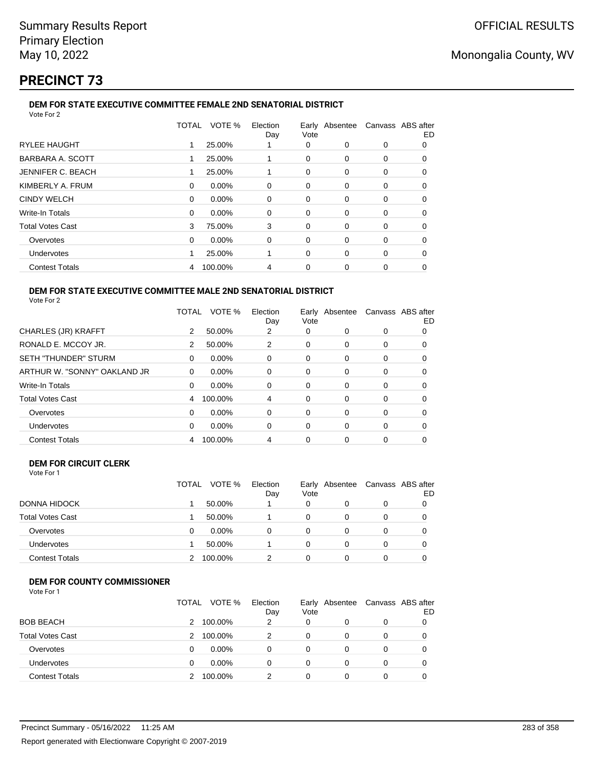# PRECINCT 73

### DEM FOR STATE EXECUTIVE COMMITTEE FEMALE 2ND SENATORIAL DISTRICT

Vote For 2

| | TOTAL | VOTE % | Election Day | Early Vote | Absentee | Canvass | ABS after ED |
|---|---|---|---|---|---|---|---|
| RYLEE HAUGHT | 1 | 25.00% | 1 | 0 | 0 | 0 | 0 |
| BARBARA A. SCOTT | 1 | 25.00% | 1 | 0 | 0 | 0 | 0 |
| JENNIFER C. BEACH | 1 | 25.00% | 1 | 0 | 0 | 0 | 0 |
| KIMBERLY A. FRUM | 0 | 0.00% | 0 | 0 | 0 | 0 | 0 |
| CINDY WELCH | 0 | 0.00% | 0 | 0 | 0 | 0 | 0 |
| Write-In Totals | 0 | 0.00% | 0 | 0 | 0 | 0 | 0 |
| Total Votes Cast | 3 | 75.00% | 3 | 0 | 0 | 0 | 0 |
| Overvotes | 0 | 0.00% | 0 | 0 | 0 | 0 | 0 |
| Undervotes | 1 | 25.00% | 1 | 0 | 0 | 0 | 0 |
| Contest Totals | 4 | 100.00% | 4 | 0 | 0 | 0 | 0 |

### DEM FOR STATE EXECUTIVE COMMITTEE MALE 2ND SENATORIAL DISTRICT

Vote For 2

| | TOTAL | VOTE % | Election Day | Early Vote | Absentee | Canvass | ABS after ED |
|---|---|---|---|---|---|---|---|
| CHARLES (JR) KRAFFT | 2 | 50.00% | 2 | 0 | 0 | 0 | 0 |
| RONALD E. MCCOY JR. | 2 | 50.00% | 2 | 0 | 0 | 0 | 0 |
| SETH "THUNDER" STURM | 0 | 0.00% | 0 | 0 | 0 | 0 | 0 |
| ARTHUR W. "SONNY" OAKLAND JR | 0 | 0.00% | 0 | 0 | 0 | 0 | 0 |
| Write-In Totals | 0 | 0.00% | 0 | 0 | 0 | 0 | 0 |
| Total Votes Cast | 4 | 100.00% | 4 | 0 | 0 | 0 | 0 |
| Overvotes | 0 | 0.00% | 0 | 0 | 0 | 0 | 0 |
| Undervotes | 0 | 0.00% | 0 | 0 | 0 | 0 | 0 |
| Contest Totals | 4 | 100.00% | 4 | 0 | 0 | 0 | 0 |

### DEM FOR CIRCUIT CLERK

Vote For 1

| | TOTAL | VOTE % | Election Day | Early Vote | Absentee | Canvass | ABS after ED |
|---|---|---|---|---|---|---|---|
| DONNA HIDOCK | 1 | 50.00% | 1 | 0 | 0 | 0 | 0 |
| Total Votes Cast | 1 | 50.00% | 1 | 0 | 0 | 0 | 0 |
| Overvotes | 0 | 0.00% | 0 | 0 | 0 | 0 | 0 |
| Undervotes | 1 | 50.00% | 1 | 0 | 0 | 0 | 0 |
| Contest Totals | 2 | 100.00% | 2 | 0 | 0 | 0 | 0 |

### DEM FOR COUNTY COMMISSIONER

Vote For 1

| | TOTAL | VOTE % | Election Day | Early Vote | Absentee | Canvass | ABS after ED |
|---|---|---|---|---|---|---|---|
| BOB BEACH | 2 | 100.00% | 2 | 0 | 0 | 0 | 0 |
| Total Votes Cast | 2 | 100.00% | 2 | 0 | 0 | 0 | 0 |
| Overvotes | 0 | 0.00% | 0 | 0 | 0 | 0 | 0 |
| Undervotes | 0 | 0.00% | 0 | 0 | 0 | 0 | 0 |
| Contest Totals | 2 | 100.00% | 2 | 0 | 0 | 0 | 0 |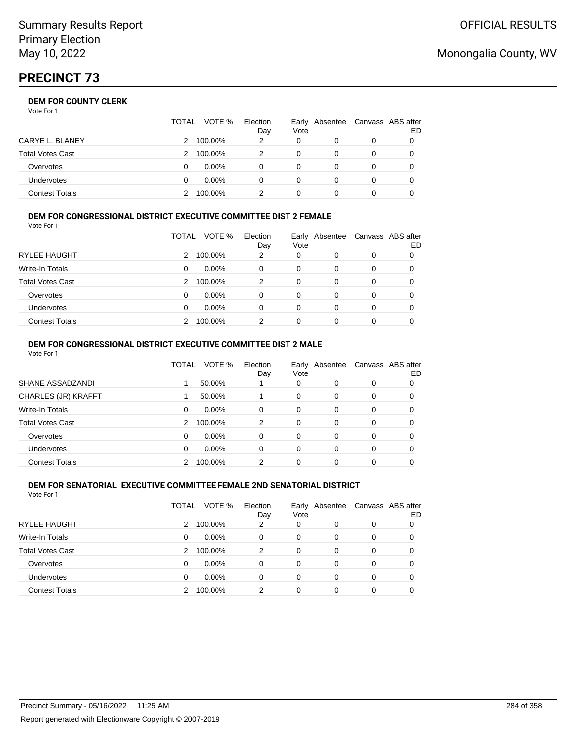Summary Results Report
Primary Election
May 10, 2022

OFFICIAL RESULTS

Monongalia County, WV

# PRECINCT 73

### DEM FOR COUNTY CLERK

Vote For 1

| | TOTAL | VOTE % | Election Day | Early Vote | Absentee | Canvass | ABS after ED |
|---|---|---|---|---|---|---|---|
| CARYE L. BLANEY | 2 | 100.00% | 2 | 0 | 0 | 0 | 0 |
| Total Votes Cast | 2 | 100.00% | 2 | 0 | 0 | 0 | 0 |
| Overvotes | 0 | 0.00% | 0 | 0 | 0 | 0 | 0 |
| Undervotes | 0 | 0.00% | 0 | 0 | 0 | 0 | 0 |
| Contest Totals | 2 | 100.00% | 2 | 0 | 0 | 0 | 0 |

### DEM FOR CONGRESSIONAL DISTRICT EXECUTIVE COMMITTEE DIST 2 FEMALE

Vote For 1

| | TOTAL | VOTE % | Election Day | Early Vote | Absentee | Canvass | ABS after ED |
|---|---|---|---|---|---|---|---|
| RYLEE HAUGHT | 2 | 100.00% | 2 | 0 | 0 | 0 | 0 |
| Write-In Totals | 0 | 0.00% | 0 | 0 | 0 | 0 | 0 |
| Total Votes Cast | 2 | 100.00% | 2 | 0 | 0 | 0 | 0 |
| Overvotes | 0 | 0.00% | 0 | 0 | 0 | 0 | 0 |
| Undervotes | 0 | 0.00% | 0 | 0 | 0 | 0 | 0 |
| Contest Totals | 2 | 100.00% | 2 | 0 | 0 | 0 | 0 |

### DEM FOR CONGRESSIONAL DISTRICT EXECUTIVE COMMITTEE DIST 2 MALE

Vote For 1

| | TOTAL | VOTE % | Election Day | Early Vote | Absentee | Canvass | ABS after ED |
|---|---|---|---|---|---|---|---|
| SHANE ASSADZANDI | 1 | 50.00% | 1 | 0 | 0 | 0 | 0 |
| CHARLES (JR) KRAFFT | 1 | 50.00% | 1 | 0 | 0 | 0 | 0 |
| Write-In Totals | 0 | 0.00% | 0 | 0 | 0 | 0 | 0 |
| Total Votes Cast | 2 | 100.00% | 2 | 0 | 0 | 0 | 0 |
| Overvotes | 0 | 0.00% | 0 | 0 | 0 | 0 | 0 |
| Undervotes | 0 | 0.00% | 0 | 0 | 0 | 0 | 0 |
| Contest Totals | 2 | 100.00% | 2 | 0 | 0 | 0 | 0 |

### DEM FOR SENATORIAL EXECUTIVE COMMITTEE FEMALE 2ND SENATORIAL DISTRICT

Vote For 1

| | TOTAL | VOTE % | Election Day | Early Vote | Absentee | Canvass | ABS after ED |
|---|---|---|---|---|---|---|---|
| RYLEE HAUGHT | 2 | 100.00% | 2 | 0 | 0 | 0 | 0 |
| Write-In Totals | 0 | 0.00% | 0 | 0 | 0 | 0 | 0 |
| Total Votes Cast | 2 | 100.00% | 2 | 0 | 0 | 0 | 0 |
| Overvotes | 0 | 0.00% | 0 | 0 | 0 | 0 | 0 |
| Undervotes | 0 | 0.00% | 0 | 0 | 0 | 0 | 0 |
| Contest Totals | 2 | 100.00% | 2 | 0 | 0 | 0 | 0 |

Precinct Summary - 05/16/2022 11:25 AM

Report generated with Electionware Copyright © 2007-2019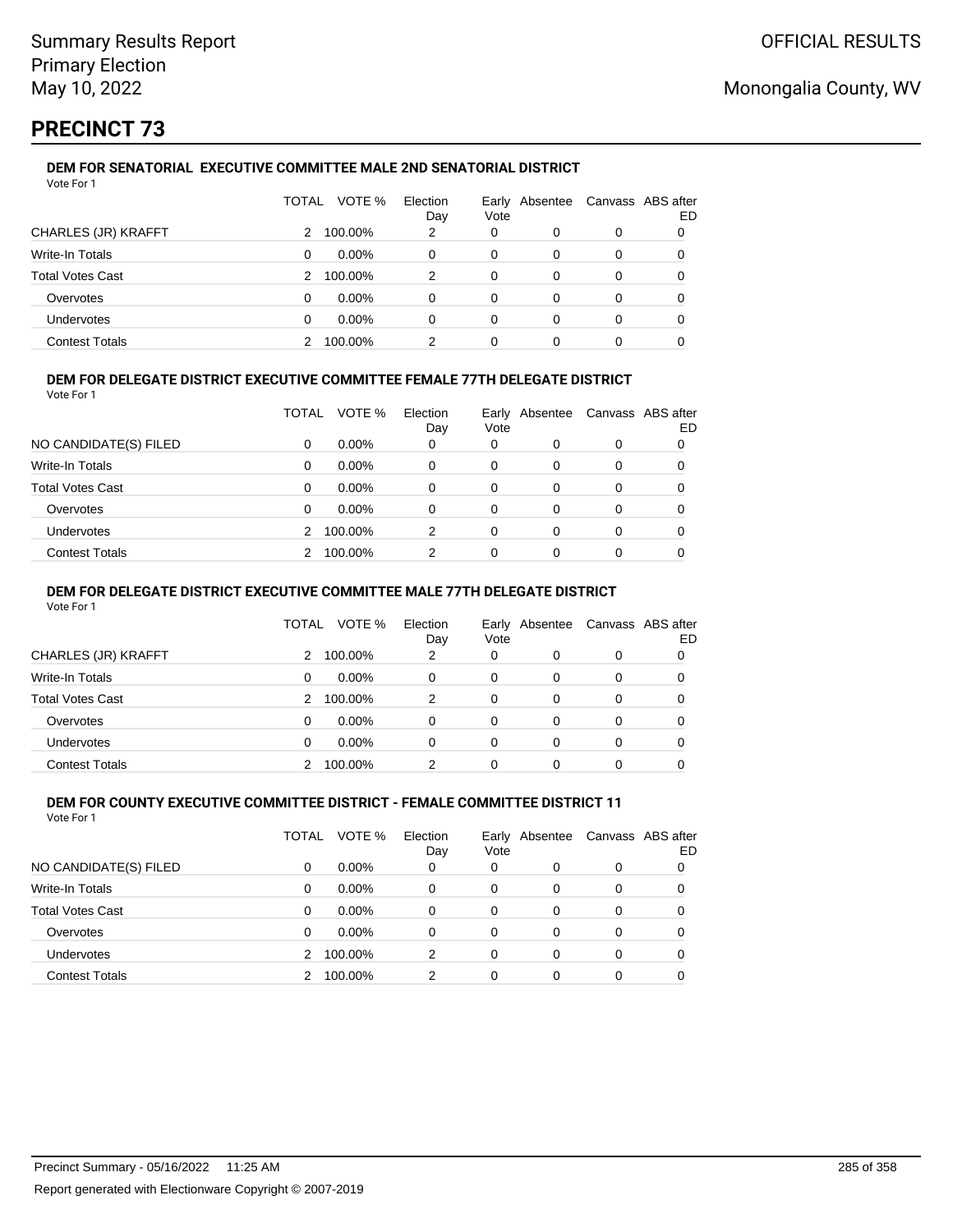Summary Results Report
Primary Election
May 10, 2022

OFFICIAL RESULTS

Monongalia County, WV

# PRECINCT 73

### DEM FOR SENATORIAL EXECUTIVE COMMITTEE MALE 2ND SENATORIAL DISTRICT

Vote For 1

| | TOTAL | VOTE % | Election Day | Early Vote | Absentee | Canvass | ABS after ED |
|---|---|---|---|---|---|---|---|
| CHARLES (JR) KRAFFT | 2 | 100.00% | 2 | 0 | 0 | 0 | 0 |
| Write-In Totals | 0 | 0.00% | 0 | 0 | 0 | 0 | 0 |
| Total Votes Cast | 2 | 100.00% | 2 | 0 | 0 | 0 | 0 |
| Overvotes | 0 | 0.00% | 0 | 0 | 0 | 0 | 0 |
| Undervotes | 0 | 0.00% | 0 | 0 | 0 | 0 | 0 |
| Contest Totals | 2 | 100.00% | 2 | 0 | 0 | 0 | 0 |

### DEM FOR DELEGATE DISTRICT EXECUTIVE COMMITTEE FEMALE 77TH DELEGATE DISTRICT

Vote For 1

| | TOTAL | VOTE % | Election Day | Early Vote | Absentee | Canvass | ABS after ED |
|---|---|---|---|---|---|---|---|
| NO CANDIDATE(S) FILED | 0 | 0.00% | 0 | 0 | 0 | 0 | 0 |
| Write-In Totals | 0 | 0.00% | 0 | 0 | 0 | 0 | 0 |
| Total Votes Cast | 0 | 0.00% | 0 | 0 | 0 | 0 | 0 |
| Overvotes | 0 | 0.00% | 0 | 0 | 0 | 0 | 0 |
| Undervotes | 2 | 100.00% | 2 | 0 | 0 | 0 | 0 |
| Contest Totals | 2 | 100.00% | 2 | 0 | 0 | 0 | 0 |

### DEM FOR DELEGATE DISTRICT EXECUTIVE COMMITTEE MALE 77TH DELEGATE DISTRICT

Vote For 1

| | TOTAL | VOTE % | Election Day | Early Vote | Absentee | Canvass | ABS after ED |
|---|---|---|---|---|---|---|---|
| CHARLES (JR) KRAFFT | 2 | 100.00% | 2 | 0 | 0 | 0 | 0 |
| Write-In Totals | 0 | 0.00% | 0 | 0 | 0 | 0 | 0 |
| Total Votes Cast | 2 | 100.00% | 2 | 0 | 0 | 0 | 0 |
| Overvotes | 0 | 0.00% | 0 | 0 | 0 | 0 | 0 |
| Undervotes | 0 | 0.00% | 0 | 0 | 0 | 0 | 0 |
| Contest Totals | 2 | 100.00% | 2 | 0 | 0 | 0 | 0 |

### DEM FOR COUNTY EXECUTIVE COMMITTEE DISTRICT - FEMALE COMMITTEE DISTRICT 11

Vote For 1

| | TOTAL | VOTE % | Election Day | Early Vote | Absentee | Canvass | ABS after ED |
|---|---|---|---|---|---|---|---|
| NO CANDIDATE(S) FILED | 0 | 0.00% | 0 | 0 | 0 | 0 | 0 |
| Write-In Totals | 0 | 0.00% | 0 | 0 | 0 | 0 | 0 |
| Total Votes Cast | 0 | 0.00% | 0 | 0 | 0 | 0 | 0 |
| Overvotes | 0 | 0.00% | 0 | 0 | 0 | 0 | 0 |
| Undervotes | 2 | 100.00% | 2 | 0 | 0 | 0 | 0 |
| Contest Totals | 2 | 100.00% | 2 | 0 | 0 | 0 | 0 |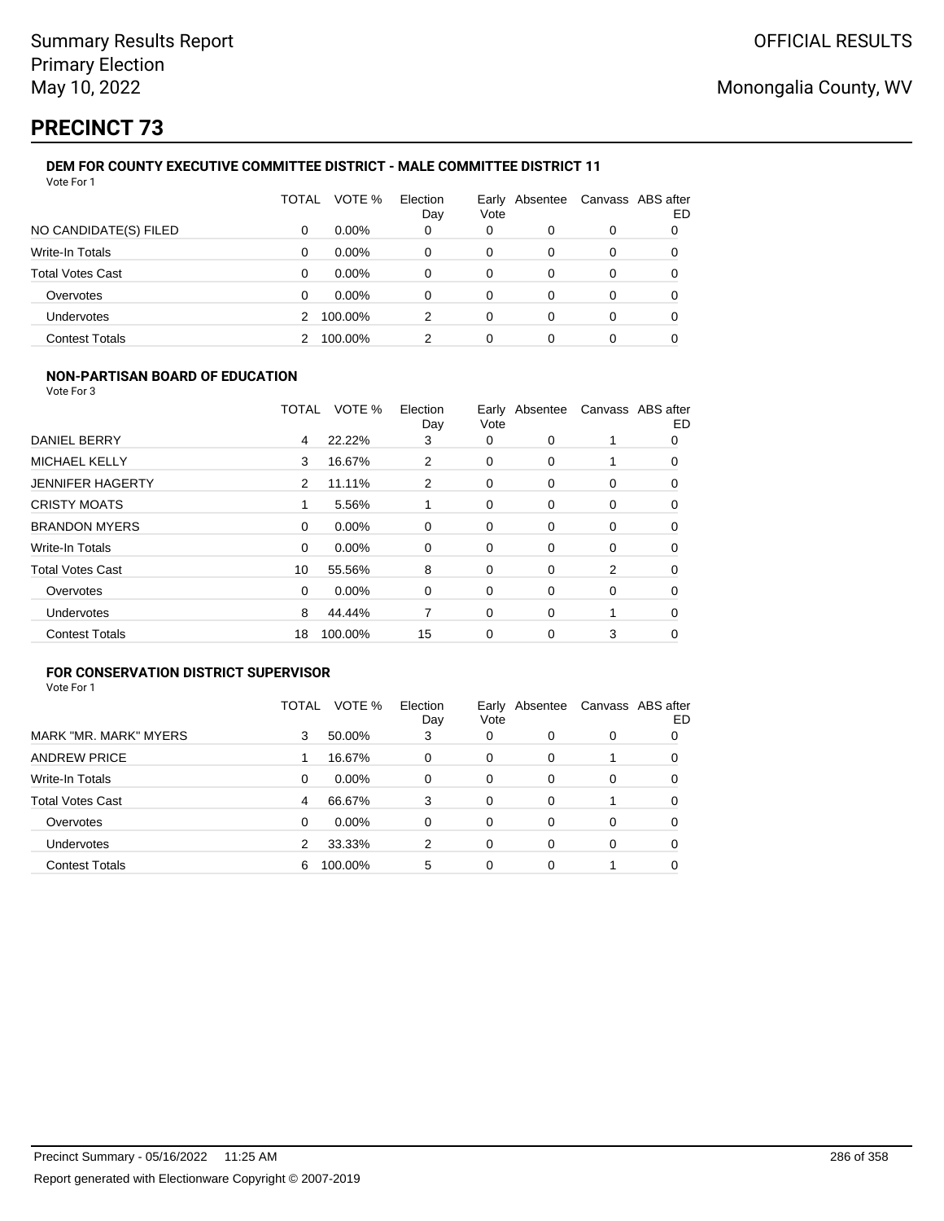# PRECINCT 73

### DEM FOR COUNTY EXECUTIVE COMMITTEE DISTRICT - MALE COMMITTEE DISTRICT 11

Vote For 1

| | TOTAL | VOTE % | Election Day | Early Vote | Absentee | Canvass | ABS after ED |
|---|---|---|---|---|---|---|---|
| NO CANDIDATE(S) FILED | 0 | 0.00% | 0 | 0 | 0 | 0 | 0 |
| Write-In Totals | 0 | 0.00% | 0 | 0 | 0 | 0 | 0 |
| Total Votes Cast | 0 | 0.00% | 0 | 0 | 0 | 0 | 0 |
| Overvotes | 0 | 0.00% | 0 | 0 | 0 | 0 | 0 |
| Undervotes | 2 | 100.00% | 2 | 0 | 0 | 0 | 0 |
| Contest Totals | 2 | 100.00% | 2 | 0 | 0 | 0 | 0 |

### NON-PARTISAN BOARD OF EDUCATION

Vote For 3

| | TOTAL | VOTE % | Election Day | Early Vote | Absentee | Canvass | ABS after ED |
|---|---|---|---|---|---|---|---|
| DANIEL BERRY | 4 | 22.22% | 3 | 0 | 0 | 1 | 0 |
| MICHAEL KELLY | 3 | 16.67% | 2 | 0 | 0 | 1 | 0 |
| JENNIFER HAGERTY | 2 | 11.11% | 2 | 0 | 0 | 0 | 0 |
| CRISTY MOATS | 1 | 5.56% | 1 | 0 | 0 | 0 | 0 |
| BRANDON MYERS | 0 | 0.00% | 0 | 0 | 0 | 0 | 0 |
| Write-In Totals | 0 | 0.00% | 0 | 0 | 0 | 0 | 0 |
| Total Votes Cast | 10 | 55.56% | 8 | 0 | 0 | 2 | 0 |
| Overvotes | 0 | 0.00% | 0 | 0 | 0 | 0 | 0 |
| Undervotes | 8 | 44.44% | 7 | 0 | 0 | 1 | 0 |
| Contest Totals | 18 | 100.00% | 15 | 0 | 0 | 3 | 0 |

### FOR CONSERVATION DISTRICT SUPERVISOR

Vote For 1

| | TOTAL | VOTE % | Election Day | Early Vote | Absentee | Canvass | ABS after ED |
|---|---|---|---|---|---|---|---|
| MARK "MR. MARK" MYERS | 3 | 50.00% | 3 | 0 | 0 | 0 | 0 |
| ANDREW PRICE | 1 | 16.67% | 0 | 0 | 0 | 1 | 0 |
| Write-In Totals | 0 | 0.00% | 0 | 0 | 0 | 0 | 0 |
| Total Votes Cast | 4 | 66.67% | 3 | 0 | 0 | 1 | 0 |
| Overvotes | 0 | 0.00% | 0 | 0 | 0 | 0 | 0 |
| Undervotes | 2 | 33.33% | 2 | 0 | 0 | 0 | 0 |
| Contest Totals | 6 | 100.00% | 5 | 0 | 0 | 1 | 0 |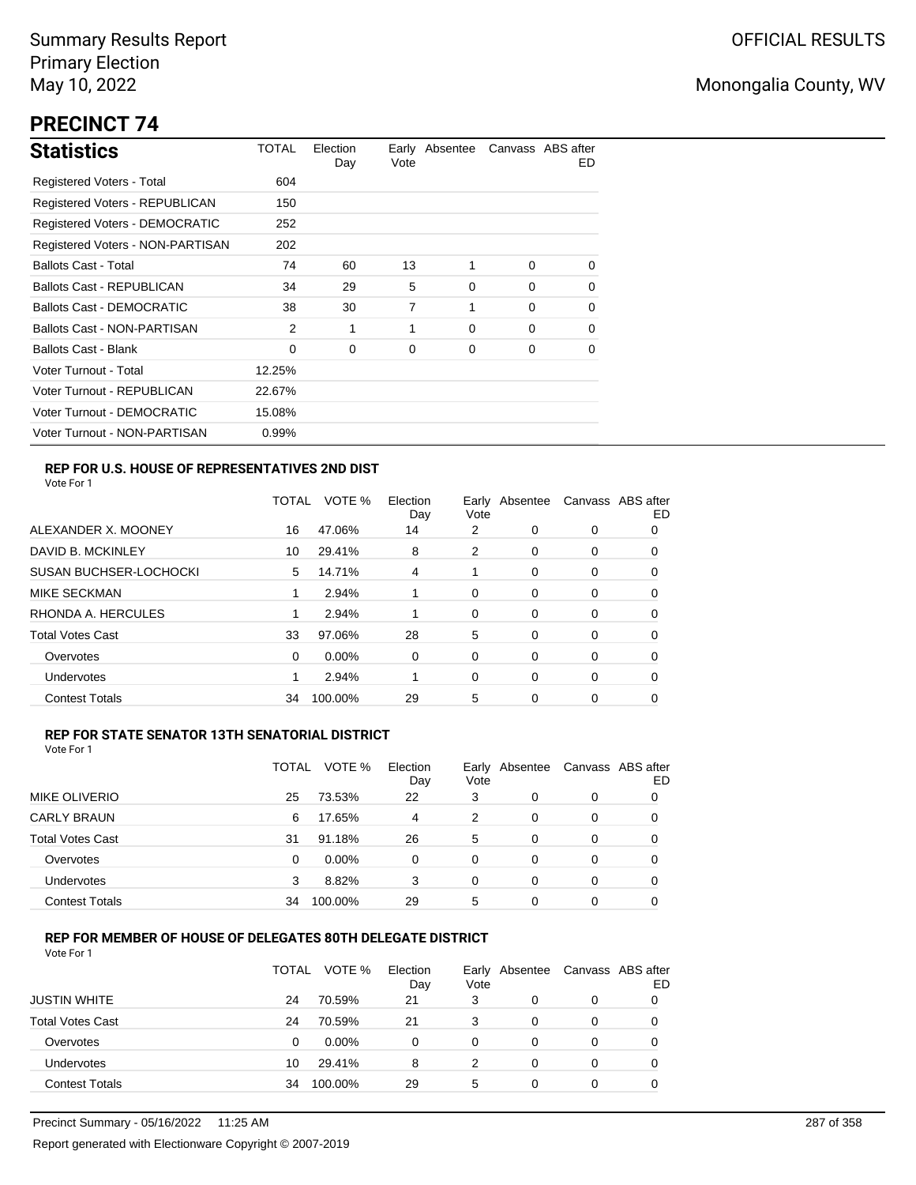Summary Results Report
Primary Election
May 10, 2022

OFFICIAL RESULTS

Monongalia County, WV

# PRECINCT 74

## Statistics

| | TOTAL | Election Day | Early Vote | Absentee | Canvass | ABS after ED |
|---|---|---|---|---|---|---|
| Registered Voters - Total | 604 | | | | | |
| Registered Voters - REPUBLICAN | 150 | | | | | |
| Registered Voters - DEMOCRATIC | 252 | | | | | |
| Registered Voters - NON-PARTISAN | 202 | | | | | |
| Ballots Cast - Total | 74 | 60 | 13 | 1 | 0 | 0 |
| Ballots Cast - REPUBLICAN | 34 | 29 | 5 | 0 | 0 | 0 |
| Ballots Cast - DEMOCRATIC | 38 | 30 | 7 | 1 | 0 | 0 |
| Ballots Cast - NON-PARTISAN | 2 | 1 | 1 | 0 | 0 | 0 |
| Ballots Cast - Blank | 0 | 0 | 0 | 0 | 0 | 0 |
| Voter Turnout - Total | 12.25% | | | | | |
| Voter Turnout - REPUBLICAN | 22.67% | | | | | |
| Voter Turnout - DEMOCRATIC | 15.08% | | | | | |
| Voter Turnout - NON-PARTISAN | 0.99% | | | | | |

### REP FOR U.S. HOUSE OF REPRESENTATIVES 2ND DIST

Vote For 1

| | TOTAL | VOTE % | Election Day | Early Vote | Absentee | Canvass | ABS after ED |
|---|---|---|---|---|---|---|---|
| ALEXANDER X. MOONEY | 16 | 47.06% | 14 | 2 | 0 | 0 | 0 |
| DAVID B. MCKINLEY | 10 | 29.41% | 8 | 2 | 0 | 0 | 0 |
| SUSAN BUCHSER-LOCHOCKI | 5 | 14.71% | 4 | 1 | 0 | 0 | 0 |
| MIKE SECKMAN | 1 | 2.94% | 1 | 0 | 0 | 0 | 0 |
| RHONDA A. HERCULES | 1 | 2.94% | 1 | 0 | 0 | 0 | 0 |
| Total Votes Cast | 33 | 97.06% | 28 | 5 | 0 | 0 | 0 |
| Overvotes | 0 | 0.00% | 0 | 0 | 0 | 0 | 0 |
| Undervotes | 1 | 2.94% | 1 | 0 | 0 | 0 | 0 |
| Contest Totals | 34 | 100.00% | 29 | 5 | 0 | 0 | 0 |

### REP FOR STATE SENATOR 13TH SENATORIAL DISTRICT

Vote For 1

| | TOTAL | VOTE % | Election Day | Early Vote | Absentee | Canvass | ABS after ED |
|---|---|---|---|---|---|---|---|
| MIKE OLIVERIO | 25 | 73.53% | 22 | 3 | 0 | 0 | 0 |
| CARLY BRAUN | 6 | 17.65% | 4 | 2 | 0 | 0 | 0 |
| Total Votes Cast | 31 | 91.18% | 26 | 5 | 0 | 0 | 0 |
| Overvotes | 0 | 0.00% | 0 | 0 | 0 | 0 | 0 |
| Undervotes | 3 | 8.82% | 3 | 0 | 0 | 0 | 0 |
| Contest Totals | 34 | 100.00% | 29 | 5 | 0 | 0 | 0 |

### REP FOR MEMBER OF HOUSE OF DELEGATES 80TH DELEGATE DISTRICT

Vote For 1

| | TOTAL | VOTE % | Election Day | Early Vote | Absentee | Canvass | ABS after ED |
|---|---|---|---|---|---|---|---|
| JUSTIN WHITE | 24 | 70.59% | 21 | 3 | 0 | 0 | 0 |
| Total Votes Cast | 24 | 70.59% | 21 | 3 | 0 | 0 | 0 |
| Overvotes | 0 | 0.00% | 0 | 0 | 0 | 0 | 0 |
| Undervotes | 10 | 29.41% | 8 | 2 | 0 | 0 | 0 |
| Contest Totals | 34 | 100.00% | 29 | 5 | 0 | 0 | 0 |

Precinct Summary - 05/16/2022 11:25 AM

Report generated with Electionware Copyright © 2007-2019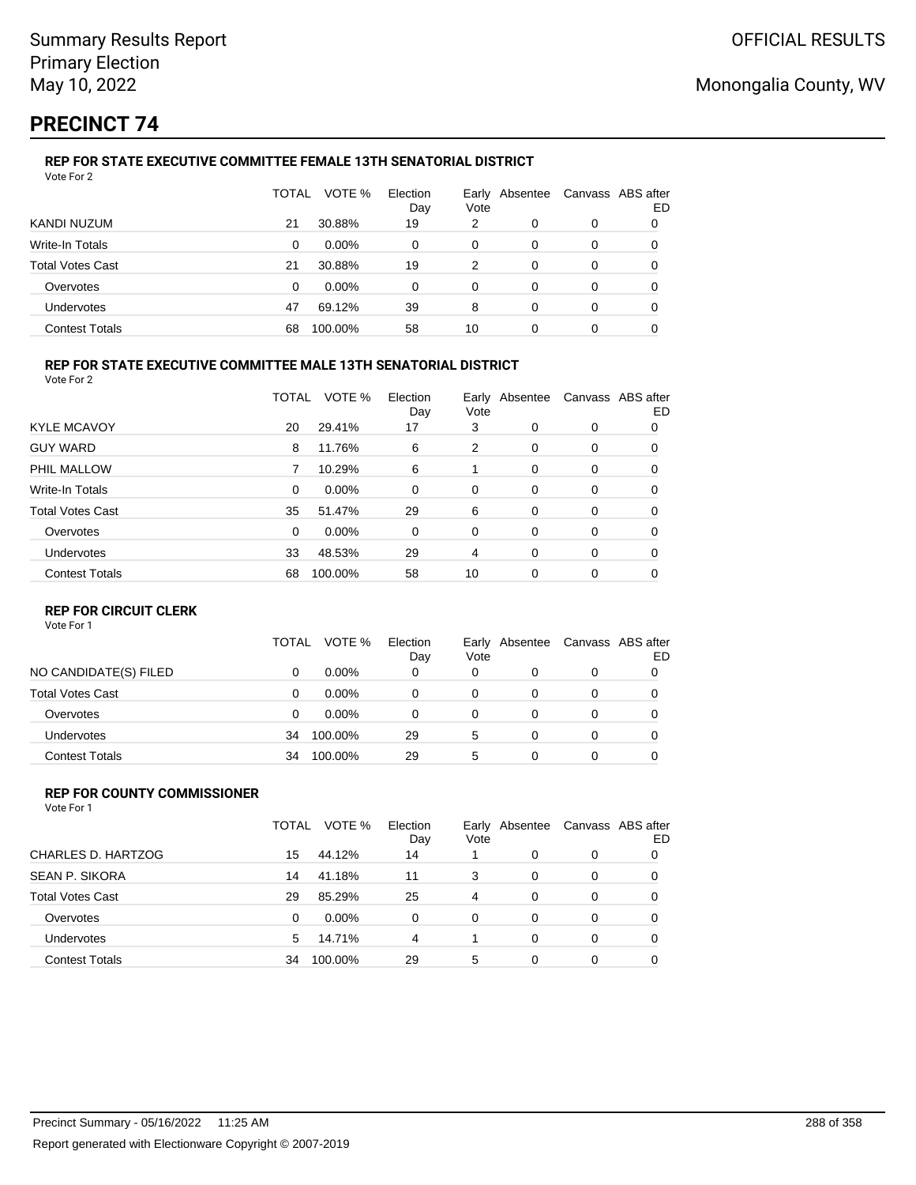# PRECINCT 74

### REP FOR STATE EXECUTIVE COMMITTEE FEMALE 13TH SENATORIAL DISTRICT

Vote For 2

| | TOTAL | VOTE % | Election Day | Early Vote | Absentee | Canvass | ABS after ED |
|---|---|---|---|---|---|---|---|
| KANDI NUZUM | 21 | 30.88% | 19 | 2 | 0 | 0 | 0 |
| Write-In Totals | 0 | 0.00% | 0 | 0 | 0 | 0 | 0 |
| Total Votes Cast | 21 | 30.88% | 19 | 2 | 0 | 0 | 0 |
| Overvotes | 0 | 0.00% | 0 | 0 | 0 | 0 | 0 |
| Undervotes | 47 | 69.12% | 39 | 8 | 0 | 0 | 0 |
| Contest Totals | 68 | 100.00% | 58 | 10 | 0 | 0 | 0 |

### REP FOR STATE EXECUTIVE COMMITTEE MALE 13TH SENATORIAL DISTRICT

Vote For 2

| | TOTAL | VOTE % | Election Day | Early Vote | Absentee | Canvass | ABS after ED |
|---|---|---|---|---|---|---|---|
| KYLE MCAVOY | 20 | 29.41% | 17 | 3 | 0 | 0 | 0 |
| GUY WARD | 8 | 11.76% | 6 | 2 | 0 | 0 | 0 |
| PHIL MALLOW | 7 | 10.29% | 6 | 1 | 0 | 0 | 0 |
| Write-In Totals | 0 | 0.00% | 0 | 0 | 0 | 0 | 0 |
| Total Votes Cast | 35 | 51.47% | 29 | 6 | 0 | 0 | 0 |
| Overvotes | 0 | 0.00% | 0 | 0 | 0 | 0 | 0 |
| Undervotes | 33 | 48.53% | 29 | 4 | 0 | 0 | 0 |
| Contest Totals | 68 | 100.00% | 58 | 10 | 0 | 0 | 0 |

### REP FOR CIRCUIT CLERK

Vote For 1

| | TOTAL | VOTE % | Election Day | Early Vote | Absentee | Canvass | ABS after ED |
|---|---|---|---|---|---|---|---|
| NO CANDIDATE(S) FILED | 0 | 0.00% | 0 | 0 | 0 | 0 | 0 |
| Total Votes Cast | 0 | 0.00% | 0 | 0 | 0 | 0 | 0 |
| Overvotes | 0 | 0.00% | 0 | 0 | 0 | 0 | 0 |
| Undervotes | 34 | 100.00% | 29 | 5 | 0 | 0 | 0 |
| Contest Totals | 34 | 100.00% | 29 | 5 | 0 | 0 | 0 |

### REP FOR COUNTY COMMISSIONER

Vote For 1

| | TOTAL | VOTE % | Election Day | Early Vote | Absentee | Canvass | ABS after ED |
|---|---|---|---|---|---|---|---|
| CHARLES D. HARTZOG | 15 | 44.12% | 14 | 1 | 0 | 0 | 0 |
| SEAN P. SIKORA | 14 | 41.18% | 11 | 3 | 0 | 0 | 0 |
| Total Votes Cast | 29 | 85.29% | 25 | 4 | 0 | 0 | 0 |
| Overvotes | 0 | 0.00% | 0 | 0 | 0 | 0 | 0 |
| Undervotes | 5 | 14.71% | 4 | 1 | 0 | 0 | 0 |
| Contest Totals | 34 | 100.00% | 29 | 5 | 0 | 0 | 0 |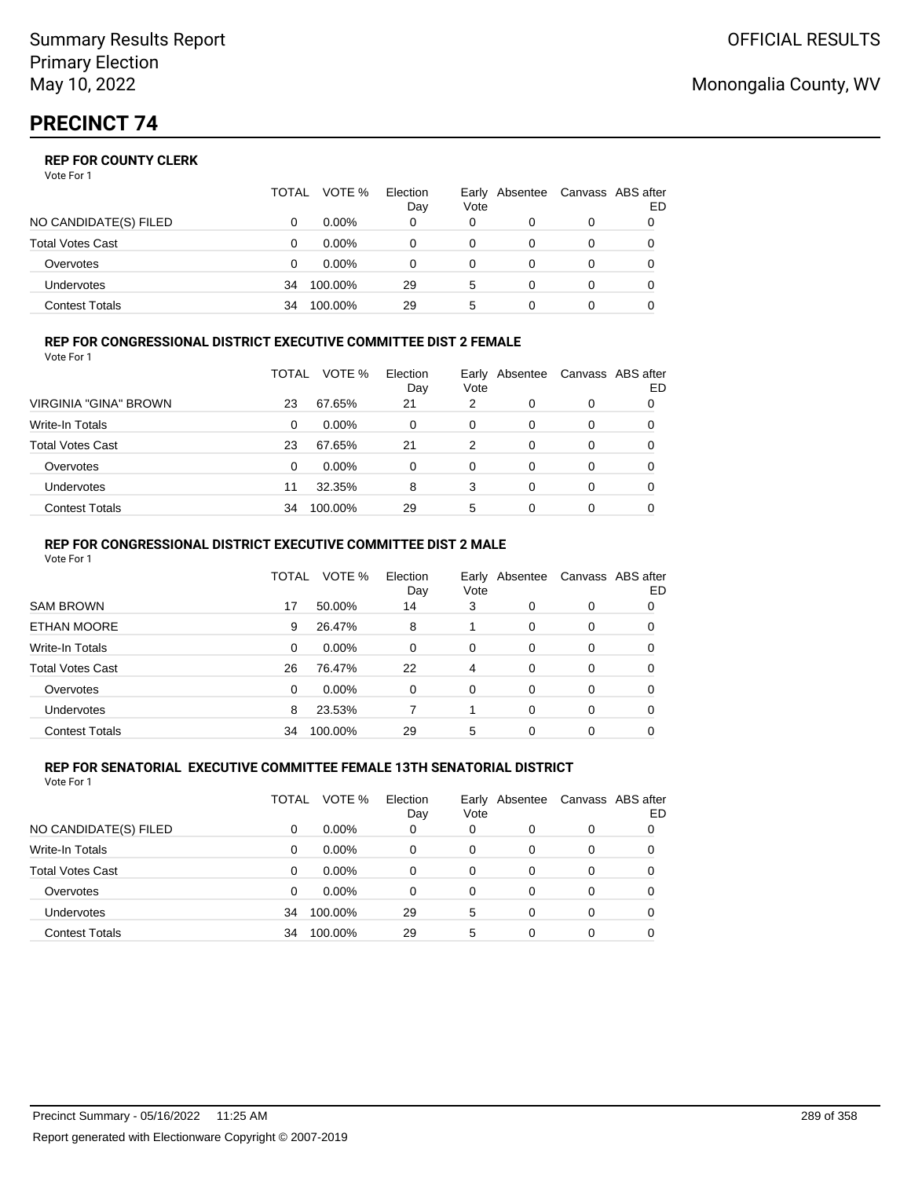Summary Results Report
Primary Election
May 10, 2022

OFFICIAL RESULTS

Monongalia County, WV

# PRECINCT 74

### REP FOR COUNTY CLERK

Vote For 1

| | TOTAL | VOTE % | Election Day | Early Vote | Absentee | Canvass | ABS after ED |
|---|---|---|---|---|---|---|---|
| NO CANDIDATE(S) FILED | 0 | 0.00% | 0 | 0 | 0 | 0 | 0 |
| Total Votes Cast | 0 | 0.00% | 0 | 0 | 0 | 0 | 0 |
| Overvotes | 0 | 0.00% | 0 | 0 | 0 | 0 | 0 |
| Undervotes | 34 | 100.00% | 29 | 5 | 0 | 0 | 0 |
| Contest Totals | 34 | 100.00% | 29 | 5 | 0 | 0 | 0 |

### REP FOR CONGRESSIONAL DISTRICT EXECUTIVE COMMITTEE DIST 2 FEMALE

Vote For 1

| | TOTAL | VOTE % | Election Day | Early Vote | Absentee | Canvass | ABS after ED |
|---|---|---|---|---|---|---|---|
| VIRGINIA "GINA" BROWN | 23 | 67.65% | 21 | 2 | 0 | 0 | 0 |
| Write-In Totals | 0 | 0.00% | 0 | 0 | 0 | 0 | 0 |
| Total Votes Cast | 23 | 67.65% | 21 | 2 | 0 | 0 | 0 |
| Overvotes | 0 | 0.00% | 0 | 0 | 0 | 0 | 0 |
| Undervotes | 11 | 32.35% | 8 | 3 | 0 | 0 | 0 |
| Contest Totals | 34 | 100.00% | 29 | 5 | 0 | 0 | 0 |

### REP FOR CONGRESSIONAL DISTRICT EXECUTIVE COMMITTEE DIST 2 MALE

Vote For 1

| | TOTAL | VOTE % | Election Day | Early Vote | Absentee | Canvass | ABS after ED |
|---|---|---|---|---|---|---|---|
| SAM BROWN | 17 | 50.00% | 14 | 3 | 0 | 0 | 0 |
| ETHAN MOORE | 9 | 26.47% | 8 | 1 | 0 | 0 | 0 |
| Write-In Totals | 0 | 0.00% | 0 | 0 | 0 | 0 | 0 |
| Total Votes Cast | 26 | 76.47% | 22 | 4 | 0 | 0 | 0 |
| Overvotes | 0 | 0.00% | 0 | 0 | 0 | 0 | 0 |
| Undervotes | 8 | 23.53% | 7 | 1 | 0 | 0 | 0 |
| Contest Totals | 34 | 100.00% | 29 | 5 | 0 | 0 | 0 |

### REP FOR SENATORIAL EXECUTIVE COMMITTEE FEMALE 13TH SENATORIAL DISTRICT

Vote For 1

| | TOTAL | VOTE % | Election Day | Early Vote | Absentee | Canvass | ABS after ED |
|---|---|---|---|---|---|---|---|
| NO CANDIDATE(S) FILED | 0 | 0.00% | 0 | 0 | 0 | 0 | 0 |
| Write-In Totals | 0 | 0.00% | 0 | 0 | 0 | 0 | 0 |
| Total Votes Cast | 0 | 0.00% | 0 | 0 | 0 | 0 | 0 |
| Overvotes | 0 | 0.00% | 0 | 0 | 0 | 0 | 0 |
| Undervotes | 34 | 100.00% | 29 | 5 | 0 | 0 | 0 |
| Contest Totals | 34 | 100.00% | 29 | 5 | 0 | 0 | 0 |

Precinct Summary - 05/16/2022 11:25 AM

Report generated with Electionware Copyright © 2007-2019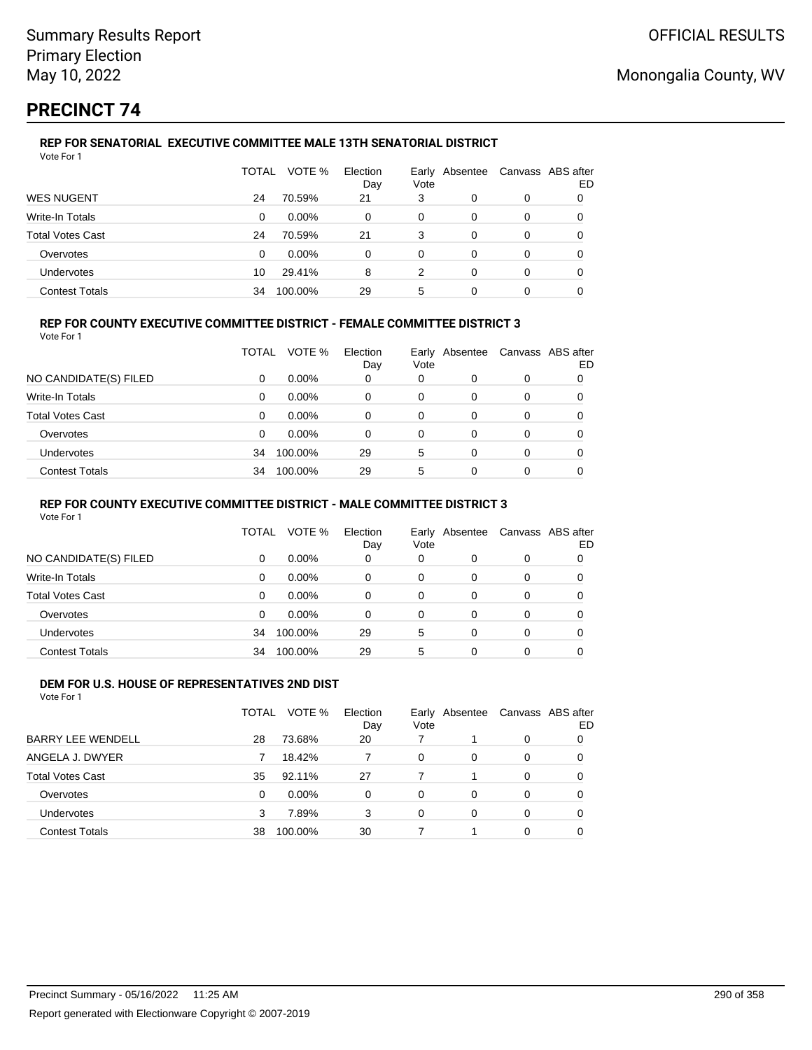# PRECINCT 74

### REP FOR SENATORIAL EXECUTIVE COMMITTEE MALE 13TH SENATORIAL DISTRICT

Vote For 1

| | TOTAL | VOTE % | Election Day | Early Vote | Absentee | Canvass | ABS after ED |
|---|---|---|---|---|---|---|---|
| WES NUGENT | 24 | 70.59% | 21 | 3 | 0 | 0 | 0 |
| Write-In Totals | 0 | 0.00% | 0 | 0 | 0 | 0 | 0 |
| Total Votes Cast | 24 | 70.59% | 21 | 3 | 0 | 0 | 0 |
| Overvotes | 0 | 0.00% | 0 | 0 | 0 | 0 | 0 |
| Undervotes | 10 | 29.41% | 8 | 2 | 0 | 0 | 0 |
| Contest Totals | 34 | 100.00% | 29 | 5 | 0 | 0 | 0 |

### REP FOR COUNTY EXECUTIVE COMMITTEE DISTRICT - FEMALE COMMITTEE DISTRICT 3

Vote For 1

| | TOTAL | VOTE % | Election Day | Early Vote | Absentee | Canvass | ABS after ED |
|---|---|---|---|---|---|---|---|
| NO CANDIDATE(S) FILED | 0 | 0.00% | 0 | 0 | 0 | 0 | 0 |
| Write-In Totals | 0 | 0.00% | 0 | 0 | 0 | 0 | 0 |
| Total Votes Cast | 0 | 0.00% | 0 | 0 | 0 | 0 | 0 |
| Overvotes | 0 | 0.00% | 0 | 0 | 0 | 0 | 0 |
| Undervotes | 34 | 100.00% | 29 | 5 | 0 | 0 | 0 |
| Contest Totals | 34 | 100.00% | 29 | 5 | 0 | 0 | 0 |

### REP FOR COUNTY EXECUTIVE COMMITTEE DISTRICT - MALE COMMITTEE DISTRICT 3

Vote For 1

| | TOTAL | VOTE % | Election Day | Early Vote | Absentee | Canvass | ABS after ED |
|---|---|---|---|---|---|---|---|
| NO CANDIDATE(S) FILED | 0 | 0.00% | 0 | 0 | 0 | 0 | 0 |
| Write-In Totals | 0 | 0.00% | 0 | 0 | 0 | 0 | 0 |
| Total Votes Cast | 0 | 0.00% | 0 | 0 | 0 | 0 | 0 |
| Overvotes | 0 | 0.00% | 0 | 0 | 0 | 0 | 0 |
| Undervotes | 34 | 100.00% | 29 | 5 | 0 | 0 | 0 |
| Contest Totals | 34 | 100.00% | 29 | 5 | 0 | 0 | 0 |

### DEM FOR U.S. HOUSE OF REPRESENTATIVES 2ND DIST

Vote For 1

| | TOTAL | VOTE % | Election Day | Early Vote | Absentee | Canvass | ABS after ED |
|---|---|---|---|---|---|---|---|
| BARRY LEE WENDELL | 28 | 73.68% | 20 | 7 | 1 | 0 | 0 |
| ANGELA J. DWYER | 7 | 18.42% | 7 | 0 | 0 | 0 | 0 |
| Total Votes Cast | 35 | 92.11% | 27 | 7 | 1 | 0 | 0 |
| Overvotes | 0 | 0.00% | 0 | 0 | 0 | 0 | 0 |
| Undervotes | 3 | 7.89% | 3 | 0 | 0 | 0 | 0 |
| Contest Totals | 38 | 100.00% | 30 | 7 | 1 | 0 | 0 |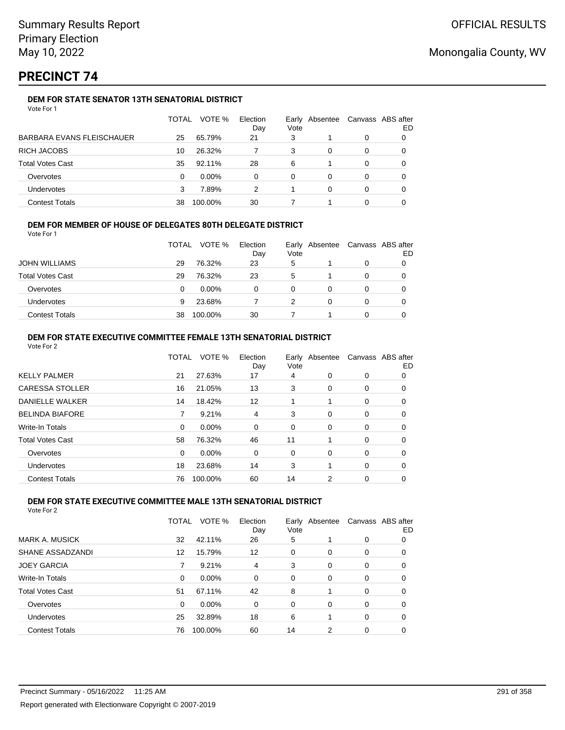Summary Results Report
Primary Election
May 10, 2022

OFFICIAL RESULTS

Monongalia County, WV

# PRECINCT 74

### DEM FOR STATE SENATOR 13TH SENATORIAL DISTRICT

Vote For 1

| | TOTAL | VOTE % | Election Day | Early Vote | Absentee | Canvass | ABS after ED |
|---|---|---|---|---|---|---|---|
| BARBARA EVANS FLEISCHAUER | 25 | 65.79% | 21 | 3 | 1 | 0 | 0 |
| RICH JACOBS | 10 | 26.32% | 7 | 3 | 0 | 0 | 0 |
| Total Votes Cast | 35 | 92.11% | 28 | 6 | 1 | 0 | 0 |
| Overvotes | 0 | 0.00% | 0 | 0 | 0 | 0 | 0 |
| Undervotes | 3 | 7.89% | 2 | 1 | 0 | 0 | 0 |
| Contest Totals | 38 | 100.00% | 30 | 7 | 1 | 0 | 0 |

### DEM FOR MEMBER OF HOUSE OF DELEGATES 80TH DELEGATE DISTRICT

Vote For 1

| | TOTAL | VOTE % | Election Day | Early Vote | Absentee | Canvass | ABS after ED |
|---|---|---|---|---|---|---|---|
| JOHN WILLIAMS | 29 | 76.32% | 23 | 5 | 1 | 0 | 0 |
| Total Votes Cast | 29 | 76.32% | 23 | 5 | 1 | 0 | 0 |
| Overvotes | 0 | 0.00% | 0 | 0 | 0 | 0 | 0 |
| Undervotes | 9 | 23.68% | 7 | 2 | 0 | 0 | 0 |
| Contest Totals | 38 | 100.00% | 30 | 7 | 1 | 0 | 0 |

### DEM FOR STATE EXECUTIVE COMMITTEE FEMALE 13TH SENATORIAL DISTRICT

Vote For 2

| | TOTAL | VOTE % | Election Day | Early Vote | Absentee | Canvass | ABS after ED |
|---|---|---|---|---|---|---|---|
| KELLY PALMER | 21 | 27.63% | 17 | 4 | 0 | 0 | 0 |
| CARESSA STOLLER | 16 | 21.05% | 13 | 3 | 0 | 0 | 0 |
| DANIELLE WALKER | 14 | 18.42% | 12 | 1 | 1 | 0 | 0 |
| BELINDA BIAFORE | 7 | 9.21% | 4 | 3 | 0 | 0 | 0 |
| Write-In Totals | 0 | 0.00% | 0 | 0 | 0 | 0 | 0 |
| Total Votes Cast | 58 | 76.32% | 46 | 11 | 1 | 0 | 0 |
| Overvotes | 0 | 0.00% | 0 | 0 | 0 | 0 | 0 |
| Undervotes | 18 | 23.68% | 14 | 3 | 1 | 0 | 0 |
| Contest Totals | 76 | 100.00% | 60 | 14 | 2 | 0 | 0 |

### DEM FOR STATE EXECUTIVE COMMITTEE MALE 13TH SENATORIAL DISTRICT

Vote For 2

| | TOTAL | VOTE % | Election Day | Early Vote | Absentee | Canvass | ABS after ED |
|---|---|---|---|---|---|---|---|
| MARK A. MUSICK | 32 | 42.11% | 26 | 5 | 1 | 0 | 0 |
| SHANE ASSADZANDI | 12 | 15.79% | 12 | 0 | 0 | 0 | 0 |
| JOEY GARCIA | 7 | 9.21% | 4 | 3 | 0 | 0 | 0 |
| Write-In Totals | 0 | 0.00% | 0 | 0 | 0 | 0 | 0 |
| Total Votes Cast | 51 | 67.11% | 42 | 8 | 1 | 0 | 0 |
| Overvotes | 0 | 0.00% | 0 | 0 | 0 | 0 | 0 |
| Undervotes | 25 | 32.89% | 18 | 6 | 1 | 0 | 0 |
| Contest Totals | 76 | 100.00% | 60 | 14 | 2 | 0 | 0 |

Precinct Summary - 05/16/2022 11:25 AM

Report generated with Electionware Copyright © 2007-2019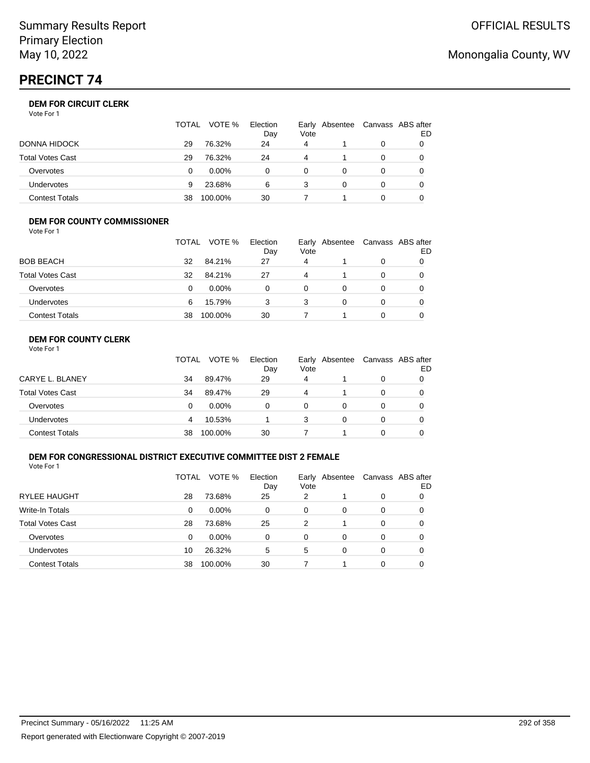Summary Results Report
Primary Election
May 10, 2022

OFFICIAL RESULTS

Monongalia County, WV

# PRECINCT 74

### DEM FOR CIRCUIT CLERK

Vote For 1

| | TOTAL | VOTE % | Election Day | Early Vote | Absentee | Canvass | ABS after ED |
|---|---|---|---|---|---|---|---|
| DONNA HIDOCK | 29 | 76.32% | 24 | 4 | 1 | 0 | 0 |
| Total Votes Cast | 29 | 76.32% | 24 | 4 | 1 | 0 | 0 |
| Overvotes | 0 | 0.00% | 0 | 0 | 0 | 0 | 0 |
| Undervotes | 9 | 23.68% | 6 | 3 | 0 | 0 | 0 |
| Contest Totals | 38 | 100.00% | 30 | 7 | 1 | 0 | 0 |

### DEM FOR COUNTY COMMISSIONER

Vote For 1

| | TOTAL | VOTE % | Election Day | Early Vote | Absentee | Canvass | ABS after ED |
|---|---|---|---|---|---|---|---|
| BOB BEACH | 32 | 84.21% | 27 | 4 | 1 | 0 | 0 |
| Total Votes Cast | 32 | 84.21% | 27 | 4 | 1 | 0 | 0 |
| Overvotes | 0 | 0.00% | 0 | 0 | 0 | 0 | 0 |
| Undervotes | 6 | 15.79% | 3 | 3 | 0 | 0 | 0 |
| Contest Totals | 38 | 100.00% | 30 | 7 | 1 | 0 | 0 |

### DEM FOR COUNTY CLERK

Vote For 1

| | TOTAL | VOTE % | Election Day | Early Vote | Absentee | Canvass | ABS after ED |
|---|---|---|---|---|---|---|---|
| CARYE L. BLANEY | 34 | 89.47% | 29 | 4 | 1 | 0 | 0 |
| Total Votes Cast | 34 | 89.47% | 29 | 4 | 1 | 0 | 0 |
| Overvotes | 0 | 0.00% | 0 | 0 | 0 | 0 | 0 |
| Undervotes | 4 | 10.53% | 1 | 3 | 0 | 0 | 0 |
| Contest Totals | 38 | 100.00% | 30 | 7 | 1 | 0 | 0 |

### DEM FOR CONGRESSIONAL DISTRICT EXECUTIVE COMMITTEE DIST 2 FEMALE

Vote For 1

| | TOTAL | VOTE % | Election Day | Early Vote | Absentee | Canvass | ABS after ED |
|---|---|---|---|---|---|---|---|
| RYLEE HAUGHT | 28 | 73.68% | 25 | 2 | 1 | 0 | 0 |
| Write-In Totals | 0 | 0.00% | 0 | 0 | 0 | 0 | 0 |
| Total Votes Cast | 28 | 73.68% | 25 | 2 | 1 | 0 | 0 |
| Overvotes | 0 | 0.00% | 0 | 0 | 0 | 0 | 0 |
| Undervotes | 10 | 26.32% | 5 | 5 | 0 | 0 | 0 |
| Contest Totals | 38 | 100.00% | 30 | 7 | 1 | 0 | 0 |

Precinct Summary - 05/16/2022 11:25 AM

Report generated with Electionware Copyright © 2007-2019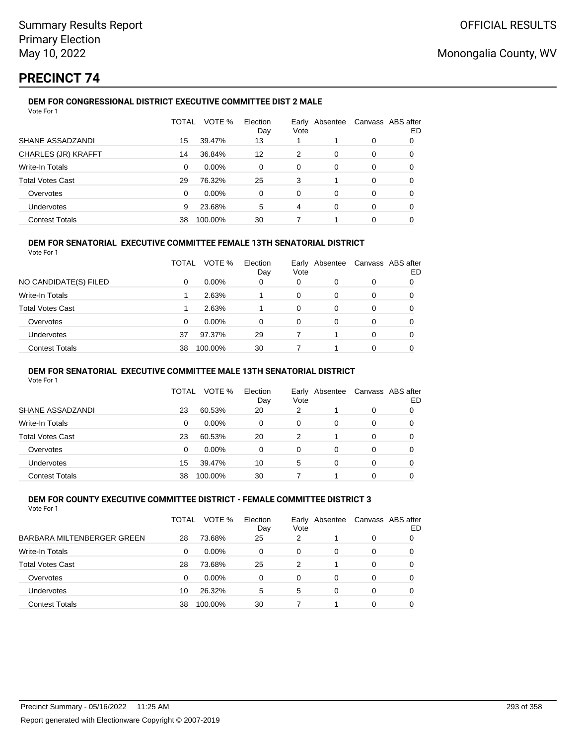Summary Results Report
Primary Election
May 10, 2022

OFFICIAL RESULTS

Monongalia County, WV

# PRECINCT 74

### DEM FOR CONGRESSIONAL DISTRICT EXECUTIVE COMMITTEE DIST 2 MALE

Vote For 1

| | TOTAL | VOTE % | Election Day | Early Vote | Absentee | Canvass | ABS after ED |
|---|---|---|---|---|---|---|---|
| SHANE ASSADZANDI | 15 | 39.47% | 13 | 1 | 1 | 0 | 0 |
| CHARLES (JR) KRAFFT | 14 | 36.84% | 12 | 2 | 0 | 0 | 0 |
| Write-In Totals | 0 | 0.00% | 0 | 0 | 0 | 0 | 0 |
| Total Votes Cast | 29 | 76.32% | 25 | 3 | 1 | 0 | 0 |
| Overvotes | 0 | 0.00% | 0 | 0 | 0 | 0 | 0 |
| Undervotes | 9 | 23.68% | 5 | 4 | 0 | 0 | 0 |
| Contest Totals | 38 | 100.00% | 30 | 7 | 1 | 0 | 0 |

### DEM FOR SENATORIAL EXECUTIVE COMMITTEE FEMALE 13TH SENATORIAL DISTRICT

Vote For 1

| | TOTAL | VOTE % | Election Day | Early Vote | Absentee | Canvass | ABS after ED |
|---|---|---|---|---|---|---|---|
| NO CANDIDATE(S) FILED | 0 | 0.00% | 0 | 0 | 0 | 0 | 0 |
| Write-In Totals | 1 | 2.63% | 1 | 0 | 0 | 0 | 0 |
| Total Votes Cast | 1 | 2.63% | 1 | 0 | 0 | 0 | 0 |
| Overvotes | 0 | 0.00% | 0 | 0 | 0 | 0 | 0 |
| Undervotes | 37 | 97.37% | 29 | 7 | 1 | 0 | 0 |
| Contest Totals | 38 | 100.00% | 30 | 7 | 1 | 0 | 0 |

### DEM FOR SENATORIAL EXECUTIVE COMMITTEE MALE 13TH SENATORIAL DISTRICT

Vote For 1

| | TOTAL | VOTE % | Election Day | Early Vote | Absentee | Canvass | ABS after ED |
|---|---|---|---|---|---|---|---|
| SHANE ASSADZANDI | 23 | 60.53% | 20 | 2 | 1 | 0 | 0 |
| Write-In Totals | 0 | 0.00% | 0 | 0 | 0 | 0 | 0 |
| Total Votes Cast | 23 | 60.53% | 20 | 2 | 1 | 0 | 0 |
| Overvotes | 0 | 0.00% | 0 | 0 | 0 | 0 | 0 |
| Undervotes | 15 | 39.47% | 10 | 5 | 0 | 0 | 0 |
| Contest Totals | 38 | 100.00% | 30 | 7 | 1 | 0 | 0 |

### DEM FOR COUNTY EXECUTIVE COMMITTEE DISTRICT - FEMALE COMMITTEE DISTRICT 3

Vote For 1

| | TOTAL | VOTE % | Election Day | Early Vote | Absentee | Canvass | ABS after ED |
|---|---|---|---|---|---|---|---|
| BARBARA MILTENBERGER GREEN | 28 | 73.68% | 25 | 2 | 1 | 0 | 0 |
| Write-In Totals | 0 | 0.00% | 0 | 0 | 0 | 0 | 0 |
| Total Votes Cast | 28 | 73.68% | 25 | 2 | 1 | 0 | 0 |
| Overvotes | 0 | 0.00% | 0 | 0 | 0 | 0 | 0 |
| Undervotes | 10 | 26.32% | 5 | 5 | 0 | 0 | 0 |
| Contest Totals | 38 | 100.00% | 30 | 7 | 1 | 0 | 0 |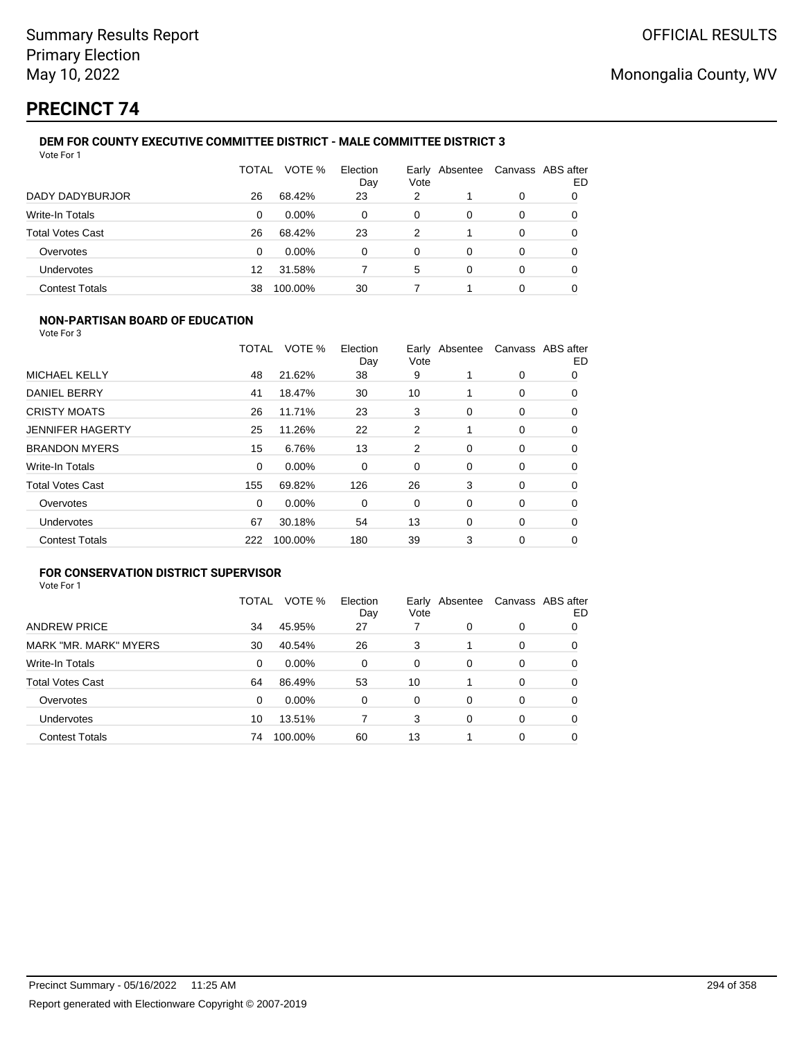Summary Results Report
Primary Election
May 10, 2022

OFFICIAL RESULTS

Monongalia County, WV

# PRECINCT 74

### DEM FOR COUNTY EXECUTIVE COMMITTEE DISTRICT - MALE COMMITTEE DISTRICT 3

Vote For 1

| | TOTAL | VOTE % | Election Day | Early Vote | Absentee | Canvass | ABS after ED |
|---|---|---|---|---|---|---|---|
| DADY DADYBURJOR | 26 | 68.42% | 23 | 2 | 1 | 0 | 0 |
| Write-In Totals | 0 | 0.00% | 0 | 0 | 0 | 0 | 0 |
| Total Votes Cast | 26 | 68.42% | 23 | 2 | 1 | 0 | 0 |
| Overvotes | 0 | 0.00% | 0 | 0 | 0 | 0 | 0 |
| Undervotes | 12 | 31.58% | 7 | 5 | 0 | 0 | 0 |
| Contest Totals | 38 | 100.00% | 30 | 7 | 1 | 0 | 0 |

### NON-PARTISAN BOARD OF EDUCATION

Vote For 3

| | TOTAL | VOTE % | Election Day | Early Vote | Absentee | Canvass | ABS after ED |
|---|---|---|---|---|---|---|---|
| MICHAEL KELLY | 48 | 21.62% | 38 | 9 | 1 | 0 | 0 |
| DANIEL BERRY | 41 | 18.47% | 30 | 10 | 1 | 0 | 0 |
| CRISTY MOATS | 26 | 11.71% | 23 | 3 | 0 | 0 | 0 |
| JENNIFER HAGERTY | 25 | 11.26% | 22 | 2 | 1 | 0 | 0 |
| BRANDON MYERS | 15 | 6.76% | 13 | 2 | 0 | 0 | 0 |
| Write-In Totals | 0 | 0.00% | 0 | 0 | 0 | 0 | 0 |
| Total Votes Cast | 155 | 69.82% | 126 | 26 | 3 | 0 | 0 |
| Overvotes | 0 | 0.00% | 0 | 0 | 0 | 0 | 0 |
| Undervotes | 67 | 30.18% | 54 | 13 | 0 | 0 | 0 |
| Contest Totals | 222 | 100.00% | 180 | 39 | 3 | 0 | 0 |

### FOR CONSERVATION DISTRICT SUPERVISOR

Vote For 1

| | TOTAL | VOTE % | Election Day | Early Vote | Absentee | Canvass | ABS after ED |
|---|---|---|---|---|---|---|---|
| ANDREW PRICE | 34 | 45.95% | 27 | 7 | 0 | 0 | 0 |
| MARK "MR. MARK" MYERS | 30 | 40.54% | 26 | 3 | 1 | 0 | 0 |
| Write-In Totals | 0 | 0.00% | 0 | 0 | 0 | 0 | 0 |
| Total Votes Cast | 64 | 86.49% | 53 | 10 | 1 | 0 | 0 |
| Overvotes | 0 | 0.00% | 0 | 0 | 0 | 0 | 0 |
| Undervotes | 10 | 13.51% | 7 | 3 | 0 | 0 | 0 |
| Contest Totals | 74 | 100.00% | 60 | 13 | 1 | 0 | 0 |

Precinct Summary - 05/16/2022 11:25 AM

Report generated with Electionware Copyright © 2007-2019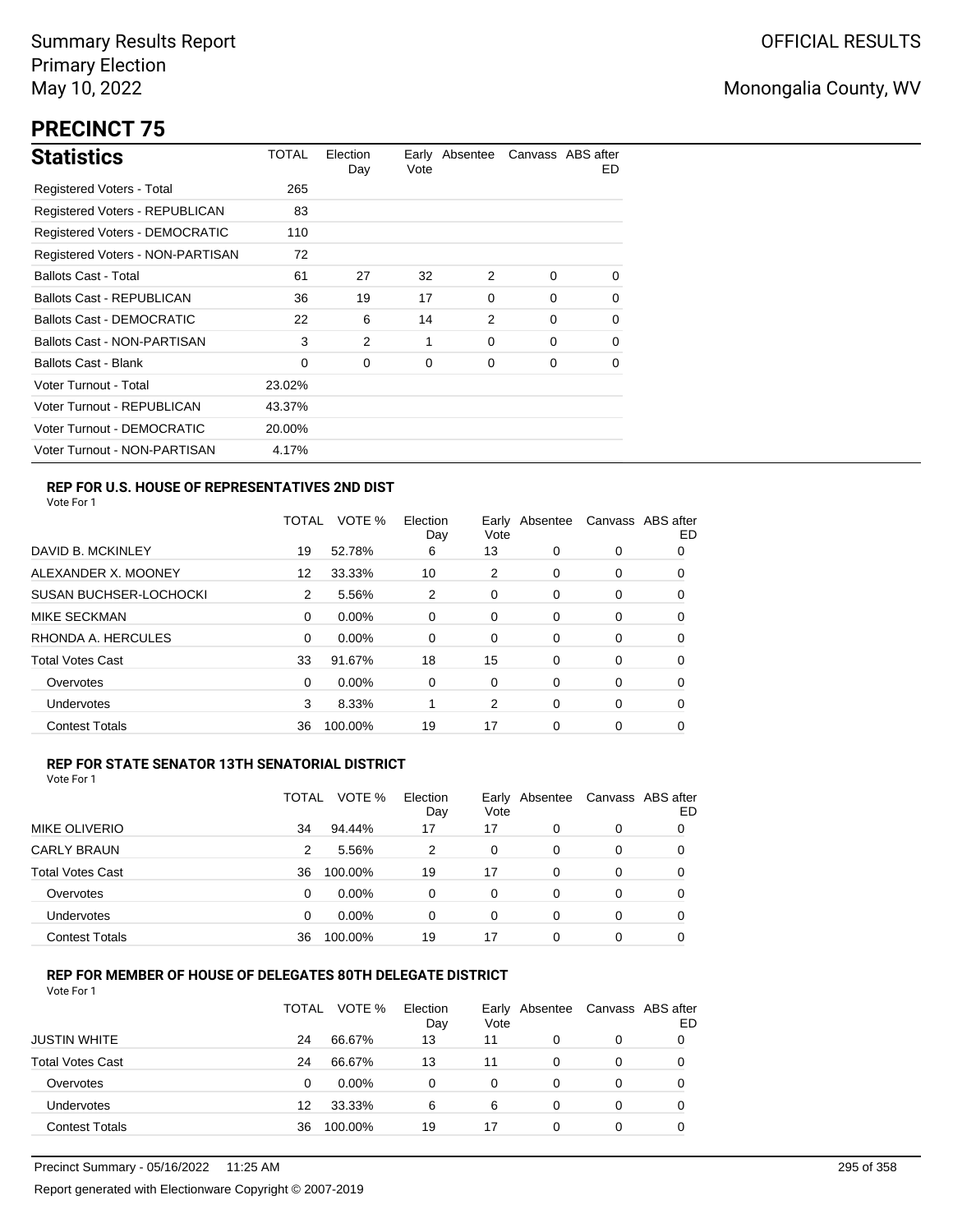Summary Results Report
Primary Election
May 10, 2022

OFFICIAL RESULTS

Monongalia County, WV

# PRECINCT 75

## Statistics

| | TOTAL | Election Day | Early Vote | Absentee | Canvass | ABS after ED |
|---|---|---|---|---|---|---|
| Registered Voters - Total | 265 | | | | | |
| Registered Voters - REPUBLICAN | 83 | | | | | |
| Registered Voters - DEMOCRATIC | 110 | | | | | |
| Registered Voters - NON-PARTISAN | 72 | | | | | |
| Ballots Cast - Total | 61 | 27 | 32 | 2 | 0 | 0 |
| Ballots Cast - REPUBLICAN | 36 | 19 | 17 | 0 | 0 | 0 |
| Ballots Cast - DEMOCRATIC | 22 | 6 | 14 | 2 | 0 | 0 |
| Ballots Cast - NON-PARTISAN | 3 | 2 | 1 | 0 | 0 | 0 |
| Ballots Cast - Blank | 0 | 0 | 0 | 0 | 0 | 0 |
| Voter Turnout - Total | 23.02% | | | | | |
| Voter Turnout - REPUBLICAN | 43.37% | | | | | |
| Voter Turnout - DEMOCRATIC | 20.00% | | | | | |
| Voter Turnout - NON-PARTISAN | 4.17% | | | | | |

### REP FOR U.S. HOUSE OF REPRESENTATIVES 2ND DIST

Vote For 1

| | TOTAL | VOTE % | Election Day | Early Vote | Absentee | Canvass | ABS after ED |
|---|---|---|---|---|---|---|---|
| DAVID B. MCKINLEY | 19 | 52.78% | 6 | 13 | 0 | 0 | 0 |
| ALEXANDER X. MOONEY | 12 | 33.33% | 10 | 2 | 0 | 0 | 0 |
| SUSAN BUCHSER-LOCHOCKI | 2 | 5.56% | 2 | 0 | 0 | 0 | 0 |
| MIKE SECKMAN | 0 | 0.00% | 0 | 0 | 0 | 0 | 0 |
| RHONDA A. HERCULES | 0 | 0.00% | 0 | 0 | 0 | 0 | 0 |
| Total Votes Cast | 33 | 91.67% | 18 | 15 | 0 | 0 | 0 |
| Overvotes | 0 | 0.00% | 0 | 0 | 0 | 0 | 0 |
| Undervotes | 3 | 8.33% | 1 | 2 | 0 | 0 | 0 |
| Contest Totals | 36 | 100.00% | 19 | 17 | 0 | 0 | 0 |

### REP FOR STATE SENATOR 13TH SENATORIAL DISTRICT

Vote For 1

| | TOTAL | VOTE % | Election Day | Early Vote | Absentee | Canvass | ABS after ED |
|---|---|---|---|---|---|---|---|
| MIKE OLIVERIO | 34 | 94.44% | 17 | 17 | 0 | 0 | 0 |
| CARLY BRAUN | 2 | 5.56% | 2 | 0 | 0 | 0 | 0 |
| Total Votes Cast | 36 | 100.00% | 19 | 17 | 0 | 0 | 0 |
| Overvotes | 0 | 0.00% | 0 | 0 | 0 | 0 | 0 |
| Undervotes | 0 | 0.00% | 0 | 0 | 0 | 0 | 0 |
| Contest Totals | 36 | 100.00% | 19 | 17 | 0 | 0 | 0 |

### REP FOR MEMBER OF HOUSE OF DELEGATES 80TH DELEGATE DISTRICT

Vote For 1

| | TOTAL | VOTE % | Election Day | Early Vote | Absentee | Canvass | ABS after ED |
|---|---|---|---|---|---|---|---|
| JUSTIN WHITE | 24 | 66.67% | 13 | 11 | 0 | 0 | 0 |
| Total Votes Cast | 24 | 66.67% | 13 | 11 | 0 | 0 | 0 |
| Overvotes | 0 | 0.00% | 0 | 0 | 0 | 0 | 0 |
| Undervotes | 12 | 33.33% | 6 | 6 | 0 | 0 | 0 |
| Contest Totals | 36 | 100.00% | 19 | 17 | 0 | 0 | 0 |

Precinct Summary - 05/16/2022 11:25 AM

Report generated with Electionware Copyright © 2007-2019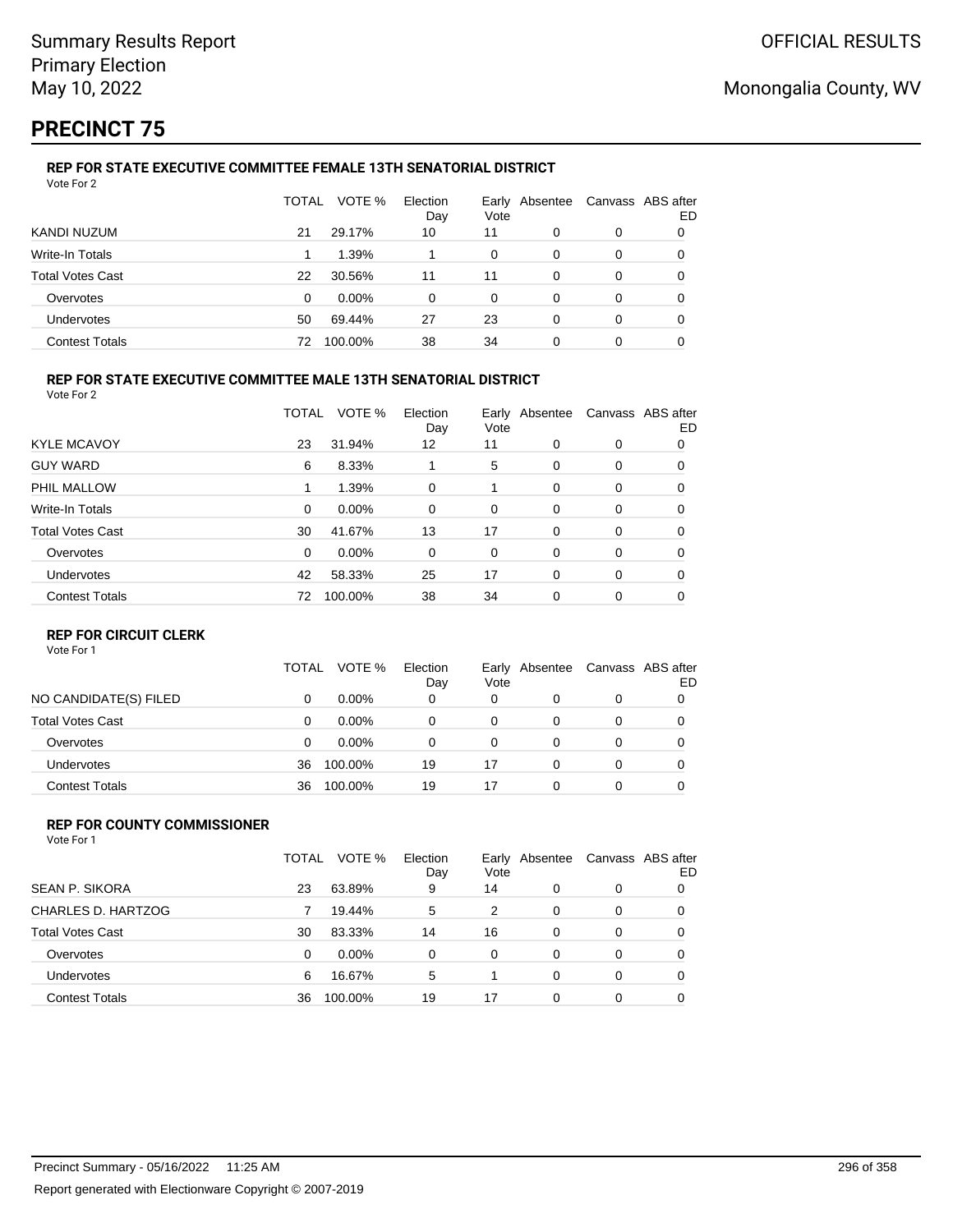# PRECINCT 75

### REP FOR STATE EXECUTIVE COMMITTEE FEMALE 13TH SENATORIAL DISTRICT

Vote For 2

| | TOTAL | VOTE % | Election Day | Early Vote | Absentee | Canvass | ABS after ED |
|---|---|---|---|---|---|---|---|
| KANDI NUZUM | 21 | 29.17% | 10 | 11 | 0 | 0 | 0 |
| Write-In Totals | 1 | 1.39% | 1 | 0 | 0 | 0 | 0 |
| Total Votes Cast | 22 | 30.56% | 11 | 11 | 0 | 0 | 0 |
| Overvotes | 0 | 0.00% | 0 | 0 | 0 | 0 | 0 |
| Undervotes | 50 | 69.44% | 27 | 23 | 0 | 0 | 0 |
| Contest Totals | 72 | 100.00% | 38 | 34 | 0 | 0 | 0 |

### REP FOR STATE EXECUTIVE COMMITTEE MALE 13TH SENATORIAL DISTRICT

Vote For 2

| | TOTAL | VOTE % | Election Day | Early Vote | Absentee | Canvass | ABS after ED |
|---|---|---|---|---|---|---|---|
| KYLE MCAVOY | 23 | 31.94% | 12 | 11 | 0 | 0 | 0 |
| GUY WARD | 6 | 8.33% | 1 | 5 | 0 | 0 | 0 |
| PHIL MALLOW | 1 | 1.39% | 0 | 1 | 0 | 0 | 0 |
| Write-In Totals | 0 | 0.00% | 0 | 0 | 0 | 0 | 0 |
| Total Votes Cast | 30 | 41.67% | 13 | 17 | 0 | 0 | 0 |
| Overvotes | 0 | 0.00% | 0 | 0 | 0 | 0 | 0 |
| Undervotes | 42 | 58.33% | 25 | 17 | 0 | 0 | 0 |
| Contest Totals | 72 | 100.00% | 38 | 34 | 0 | 0 | 0 |

### REP FOR CIRCUIT CLERK

Vote For 1

| | TOTAL | VOTE % | Election Day | Early Vote | Absentee | Canvass | ABS after ED |
|---|---|---|---|---|---|---|---|
| NO CANDIDATE(S) FILED | 0 | 0.00% | 0 | 0 | 0 | 0 | 0 |
| Total Votes Cast | 0 | 0.00% | 0 | 0 | 0 | 0 | 0 |
| Overvotes | 0 | 0.00% | 0 | 0 | 0 | 0 | 0 |
| Undervotes | 36 | 100.00% | 19 | 17 | 0 | 0 | 0 |
| Contest Totals | 36 | 100.00% | 19 | 17 | 0 | 0 | 0 |

### REP FOR COUNTY COMMISSIONER

Vote For 1

| | TOTAL | VOTE % | Election Day | Early Vote | Absentee | Canvass | ABS after ED |
|---|---|---|---|---|---|---|---|
| SEAN P. SIKORA | 23 | 63.89% | 9 | 14 | 0 | 0 | 0 |
| CHARLES D. HARTZOG | 7 | 19.44% | 5 | 2 | 0 | 0 | 0 |
| Total Votes Cast | 30 | 83.33% | 14 | 16 | 0 | 0 | 0 |
| Overvotes | 0 | 0.00% | 0 | 0 | 0 | 0 | 0 |
| Undervotes | 6 | 16.67% | 5 | 1 | 0 | 0 | 0 |
| Contest Totals | 36 | 100.00% | 19 | 17 | 0 | 0 | 0 |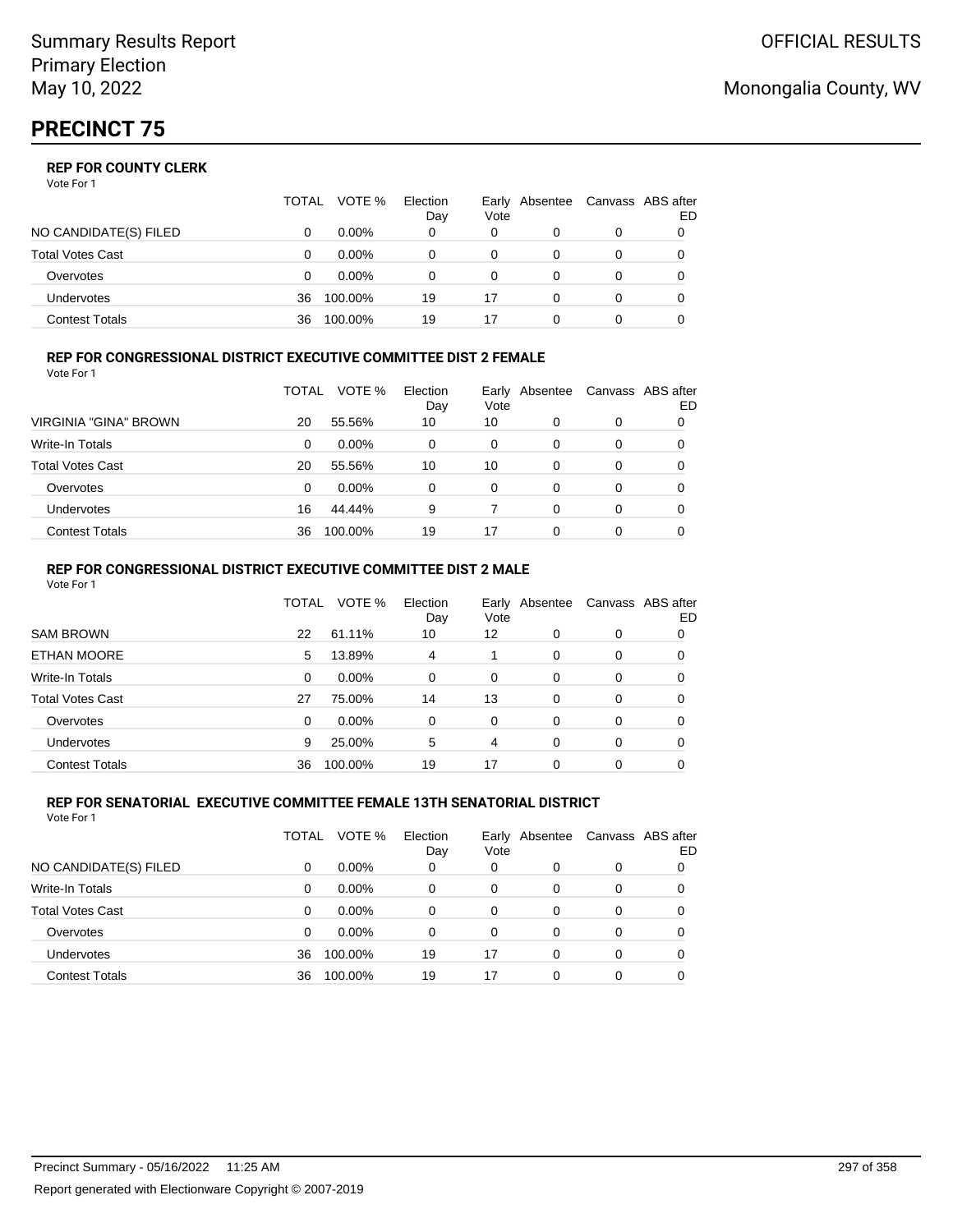# PRECINCT 75

### REP FOR COUNTY CLERK

Vote For 1

| | TOTAL | VOTE % | Election Day | Early Vote | Absentee | Canvass | ABS after ED |
|---|---|---|---|---|---|---|---|
| NO CANDIDATE(S) FILED | 0 | 0.00% | 0 | 0 | 0 | 0 | 0 |
| Total Votes Cast | 0 | 0.00% | 0 | 0 | 0 | 0 | 0 |
| Overvotes | 0 | 0.00% | 0 | 0 | 0 | 0 | 0 |
| Undervotes | 36 | 100.00% | 19 | 17 | 0 | 0 | 0 |
| Contest Totals | 36 | 100.00% | 19 | 17 | 0 | 0 | 0 |

### REP FOR CONGRESSIONAL DISTRICT EXECUTIVE COMMITTEE DIST 2 FEMALE

Vote For 1

| | TOTAL | VOTE % | Election Day | Early Vote | Absentee | Canvass | ABS after ED |
|---|---|---|---|---|---|---|---|
| VIRGINIA "GINA" BROWN | 20 | 55.56% | 10 | 10 | 0 | 0 | 0 |
| Write-In Totals | 0 | 0.00% | 0 | 0 | 0 | 0 | 0 |
| Total Votes Cast | 20 | 55.56% | 10 | 10 | 0 | 0 | 0 |
| Overvotes | 0 | 0.00% | 0 | 0 | 0 | 0 | 0 |
| Undervotes | 16 | 44.44% | 9 | 7 | 0 | 0 | 0 |
| Contest Totals | 36 | 100.00% | 19 | 17 | 0 | 0 | 0 |

### REP FOR CONGRESSIONAL DISTRICT EXECUTIVE COMMITTEE DIST 2 MALE

Vote For 1

| | TOTAL | VOTE % | Election Day | Early Vote | Absentee | Canvass | ABS after ED |
|---|---|---|---|---|---|---|---|
| SAM BROWN | 22 | 61.11% | 10 | 12 | 0 | 0 | 0 |
| ETHAN MOORE | 5 | 13.89% | 4 | 1 | 0 | 0 | 0 |
| Write-In Totals | 0 | 0.00% | 0 | 0 | 0 | 0 | 0 |
| Total Votes Cast | 27 | 75.00% | 14 | 13 | 0 | 0 | 0 |
| Overvotes | 0 | 0.00% | 0 | 0 | 0 | 0 | 0 |
| Undervotes | 9 | 25.00% | 5 | 4 | 0 | 0 | 0 |
| Contest Totals | 36 | 100.00% | 19 | 17 | 0 | 0 | 0 |

### REP FOR SENATORIAL EXECUTIVE COMMITTEE FEMALE 13TH SENATORIAL DISTRICT

Vote For 1

| | TOTAL | VOTE % | Election Day | Early Vote | Absentee | Canvass | ABS after ED |
|---|---|---|---|---|---|---|---|
| NO CANDIDATE(S) FILED | 0 | 0.00% | 0 | 0 | 0 | 0 | 0 |
| Write-In Totals | 0 | 0.00% | 0 | 0 | 0 | 0 | 0 |
| Total Votes Cast | 0 | 0.00% | 0 | 0 | 0 | 0 | 0 |
| Overvotes | 0 | 0.00% | 0 | 0 | 0 | 0 | 0 |
| Undervotes | 36 | 100.00% | 19 | 17 | 0 | 0 | 0 |
| Contest Totals | 36 | 100.00% | 19 | 17 | 0 | 0 | 0 |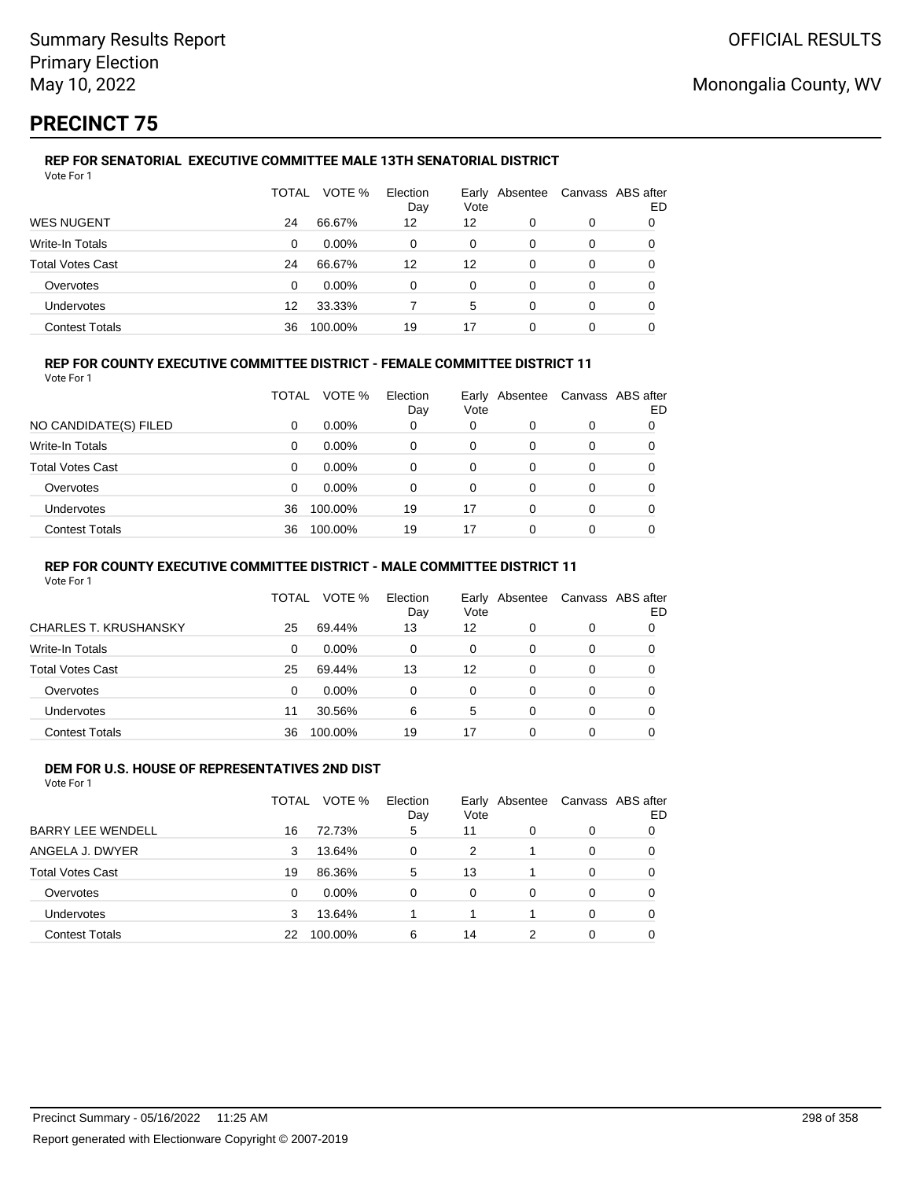Summary Results Report
Primary Election
May 10, 2022

OFFICIAL RESULTS

Monongalia County, WV

# PRECINCT 75

### REP FOR SENATORIAL EXECUTIVE COMMITTEE MALE 13TH SENATORIAL DISTRICT

Vote For 1

| | TOTAL | VOTE % | Election Day | Early Vote | Absentee | Canvass | ABS after ED |
|---|---|---|---|---|---|---|---|
| WES NUGENT | 24 | 66.67% | 12 | 12 | 0 | 0 | 0 |
| Write-In Totals | 0 | 0.00% | 0 | 0 | 0 | 0 | 0 |
| Total Votes Cast | 24 | 66.67% | 12 | 12 | 0 | 0 | 0 |
| Overvotes | 0 | 0.00% | 0 | 0 | 0 | 0 | 0 |
| Undervotes | 12 | 33.33% | 7 | 5 | 0 | 0 | 0 |
| Contest Totals | 36 | 100.00% | 19 | 17 | 0 | 0 | 0 |

### REP FOR COUNTY EXECUTIVE COMMITTEE DISTRICT - FEMALE COMMITTEE DISTRICT 11

Vote For 1

| | TOTAL | VOTE % | Election Day | Early Vote | Absentee | Canvass | ABS after ED |
|---|---|---|---|---|---|---|---|
| NO CANDIDATE(S) FILED | 0 | 0.00% | 0 | 0 | 0 | 0 | 0 |
| Write-In Totals | 0 | 0.00% | 0 | 0 | 0 | 0 | 0 |
| Total Votes Cast | 0 | 0.00% | 0 | 0 | 0 | 0 | 0 |
| Overvotes | 0 | 0.00% | 0 | 0 | 0 | 0 | 0 |
| Undervotes | 36 | 100.00% | 19 | 17 | 0 | 0 | 0 |
| Contest Totals | 36 | 100.00% | 19 | 17 | 0 | 0 | 0 |

### REP FOR COUNTY EXECUTIVE COMMITTEE DISTRICT - MALE COMMITTEE DISTRICT 11

Vote For 1

| | TOTAL | VOTE % | Election Day | Early Vote | Absentee | Canvass | ABS after ED |
|---|---|---|---|---|---|---|---|
| CHARLES T. KRUSHANSKY | 25 | 69.44% | 13 | 12 | 0 | 0 | 0 |
| Write-In Totals | 0 | 0.00% | 0 | 0 | 0 | 0 | 0 |
| Total Votes Cast | 25 | 69.44% | 13 | 12 | 0 | 0 | 0 |
| Overvotes | 0 | 0.00% | 0 | 0 | 0 | 0 | 0 |
| Undervotes | 11 | 30.56% | 6 | 5 | 0 | 0 | 0 |
| Contest Totals | 36 | 100.00% | 19 | 17 | 0 | 0 | 0 |

### DEM FOR U.S. HOUSE OF REPRESENTATIVES 2ND DIST

Vote For 1

| | TOTAL | VOTE % | Election Day | Early Vote | Absentee | Canvass | ABS after ED |
|---|---|---|---|---|---|---|---|
| BARRY LEE WENDELL | 16 | 72.73% | 5 | 11 | 0 | 0 | 0 |
| ANGELA J. DWYER | 3 | 13.64% | 0 | 2 | 1 | 0 | 0 |
| Total Votes Cast | 19 | 86.36% | 5 | 13 | 1 | 0 | 0 |
| Overvotes | 0 | 0.00% | 0 | 0 | 0 | 0 | 0 |
| Undervotes | 3 | 13.64% | 1 | 1 | 1 | 0 | 0 |
| Contest Totals | 22 | 100.00% | 6 | 14 | 2 | 0 | 0 |

Precinct Summary - 05/16/2022 11:25 AM

Report generated with Electionware Copyright © 2007-2019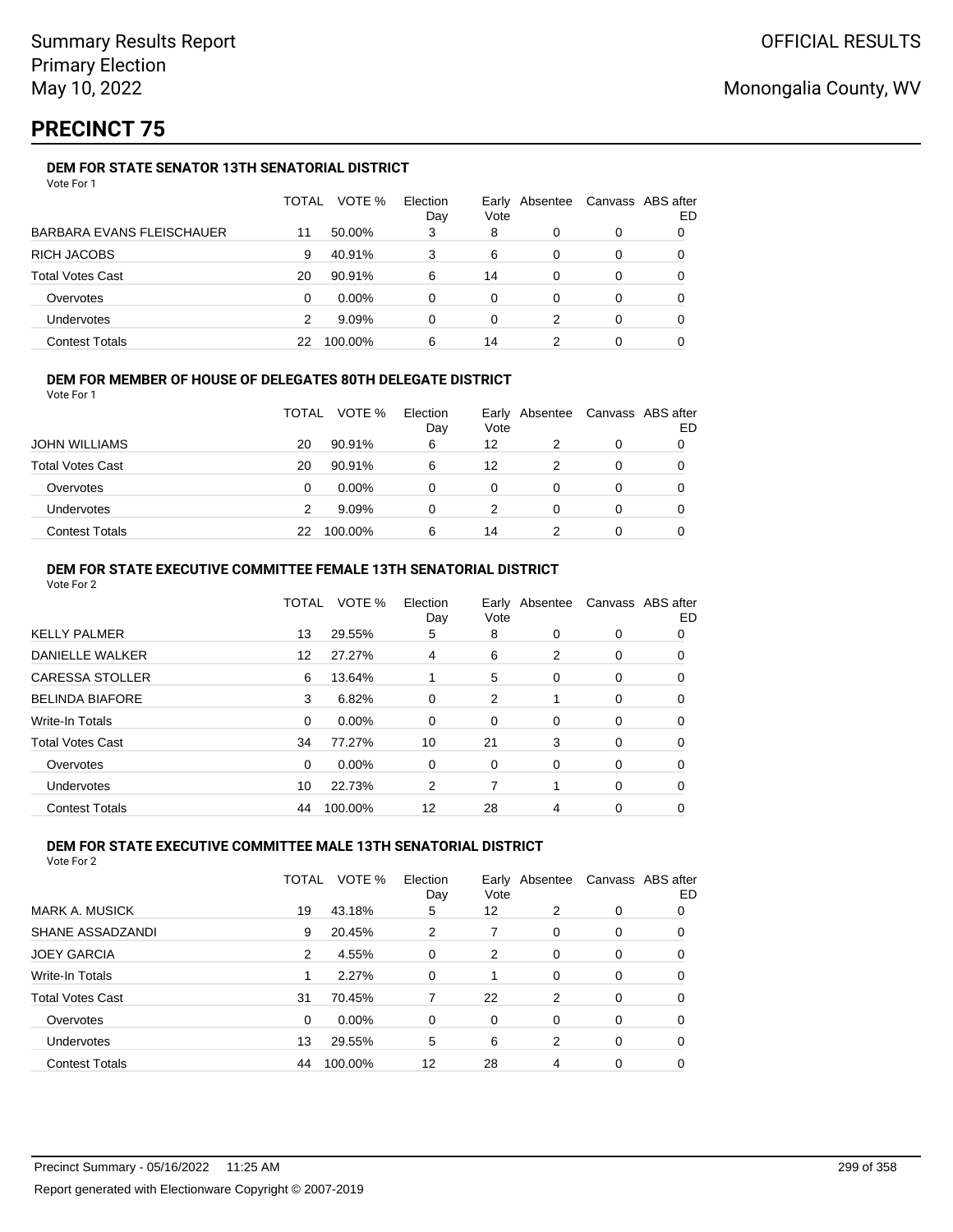Summary Results Report
Primary Election
May 10, 2022

OFFICIAL RESULTS

Monongalia County, WV

# PRECINCT 75

### DEM FOR STATE SENATOR 13TH SENATORIAL DISTRICT

Vote For 1

| | TOTAL | VOTE % | Election Day | Early Vote | Absentee | Canvass | ABS after ED |
|---|---|---|---|---|---|---|---|
| BARBARA EVANS FLEISCHAUER | 11 | 50.00% | 3 | 8 | 0 | 0 | 0 |
| RICH JACOBS | 9 | 40.91% | 3 | 6 | 0 | 0 | 0 |
| Total Votes Cast | 20 | 90.91% | 6 | 14 | 0 | 0 | 0 |
| Overvotes | 0 | 0.00% | 0 | 0 | 0 | 0 | 0 |
| Undervotes | 2 | 9.09% | 0 | 0 | 2 | 0 | 0 |
| Contest Totals | 22 | 100.00% | 6 | 14 | 2 | 0 | 0 |

### DEM FOR MEMBER OF HOUSE OF DELEGATES 80TH DELEGATE DISTRICT

Vote For 1

| | TOTAL | VOTE % | Election Day | Early Vote | Absentee | Canvass | ABS after ED |
|---|---|---|---|---|---|---|---|
| JOHN WILLIAMS | 20 | 90.91% | 6 | 12 | 2 | 0 | 0 |
| Total Votes Cast | 20 | 90.91% | 6 | 12 | 2 | 0 | 0 |
| Overvotes | 0 | 0.00% | 0 | 0 | 0 | 0 | 0 |
| Undervotes | 2 | 9.09% | 0 | 2 | 0 | 0 | 0 |
| Contest Totals | 22 | 100.00% | 6 | 14 | 2 | 0 | 0 |

### DEM FOR STATE EXECUTIVE COMMITTEE FEMALE 13TH SENATORIAL DISTRICT

Vote For 2

| | TOTAL | VOTE % | Election Day | Early Vote | Absentee | Canvass | ABS after ED |
|---|---|---|---|---|---|---|---|
| KELLY PALMER | 13 | 29.55% | 5 | 8 | 0 | 0 | 0 |
| DANIELLE WALKER | 12 | 27.27% | 4 | 6 | 2 | 0 | 0 |
| CARESSA STOLLER | 6 | 13.64% | 1 | 5 | 0 | 0 | 0 |
| BELINDA BIAFORE | 3 | 6.82% | 0 | 2 | 1 | 0 | 0 |
| Write-In Totals | 0 | 0.00% | 0 | 0 | 0 | 0 | 0 |
| Total Votes Cast | 34 | 77.27% | 10 | 21 | 3 | 0 | 0 |
| Overvotes | 0 | 0.00% | 0 | 0 | 0 | 0 | 0 |
| Undervotes | 10 | 22.73% | 2 | 7 | 1 | 0 | 0 |
| Contest Totals | 44 | 100.00% | 12 | 28 | 4 | 0 | 0 |

### DEM FOR STATE EXECUTIVE COMMITTEE MALE 13TH SENATORIAL DISTRICT

Vote For 2

| | TOTAL | VOTE % | Election Day | Early Vote | Absentee | Canvass | ABS after ED |
|---|---|---|---|---|---|---|---|
| MARK A. MUSICK | 19 | 43.18% | 5 | 12 | 2 | 0 | 0 |
| SHANE ASSADZANDI | 9 | 20.45% | 2 | 7 | 0 | 0 | 0 |
| JOEY GARCIA | 2 | 4.55% | 0 | 2 | 0 | 0 | 0 |
| Write-In Totals | 1 | 2.27% | 0 | 1 | 0 | 0 | 0 |
| Total Votes Cast | 31 | 70.45% | 7 | 22 | 2 | 0 | 0 |
| Overvotes | 0 | 0.00% | 0 | 0 | 0 | 0 | 0 |
| Undervotes | 13 | 29.55% | 5 | 6 | 2 | 0 | 0 |
| Contest Totals | 44 | 100.00% | 12 | 28 | 4 | 0 | 0 |

Precinct Summary - 05/16/2022 11:25 AM

Report generated with Electionware Copyright © 2007-2019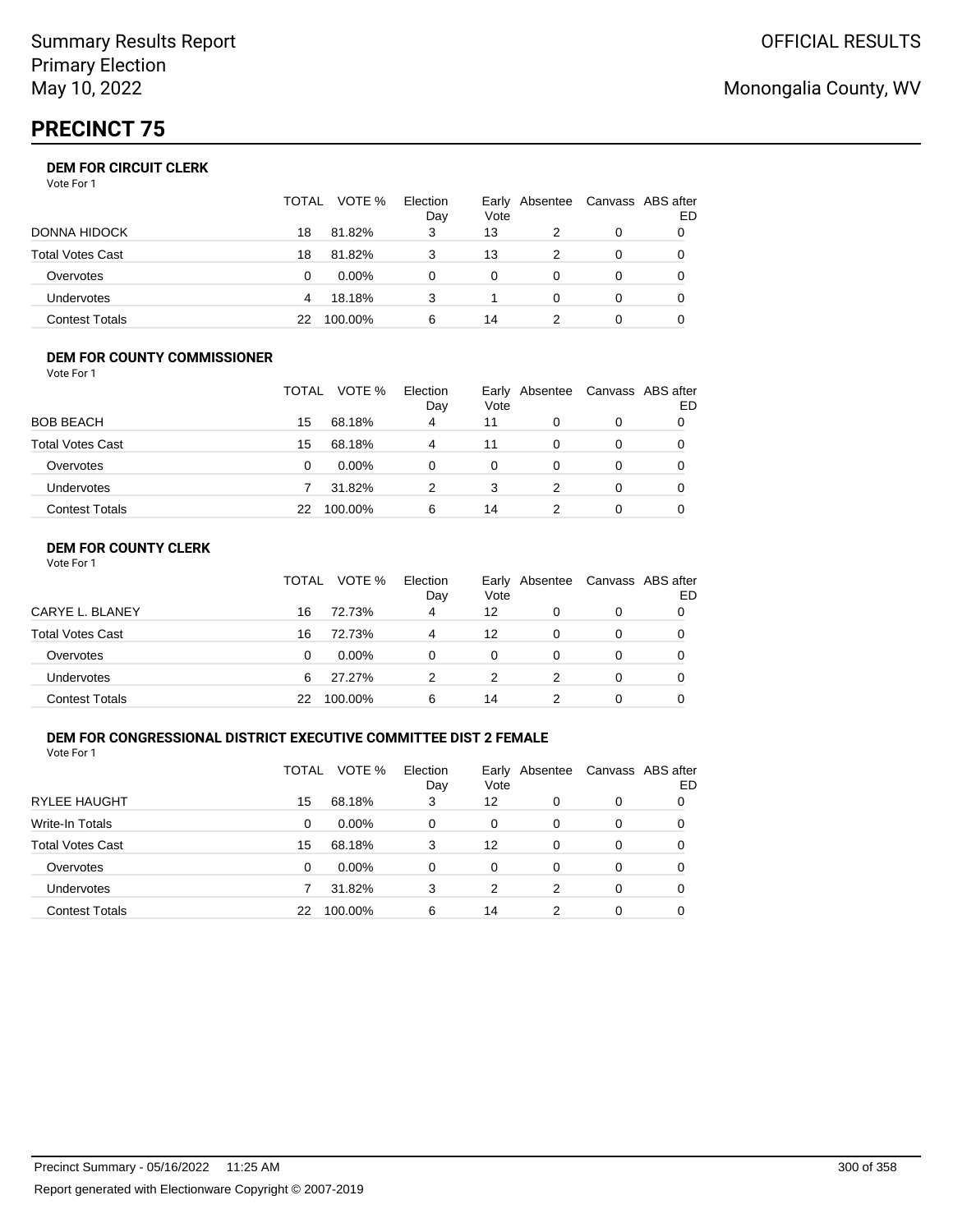# PRECINCT 75

### DEM FOR CIRCUIT CLERK

Vote For 1

| | TOTAL | VOTE % | Election Day | Early Vote | Absentee | Canvass | ABS after ED |
|---|---|---|---|---|---|---|---|
| DONNA HIDOCK | 18 | 81.82% | 3 | 13 | 2 | 0 | 0 |
| Total Votes Cast | 18 | 81.82% | 3 | 13 | 2 | 0 | 0 |
| Overvotes | 0 | 0.00% | 0 | 0 | 0 | 0 | 0 |
| Undervotes | 4 | 18.18% | 3 | 1 | 0 | 0 | 0 |
| Contest Totals | 22 | 100.00% | 6 | 14 | 2 | 0 | 0 |

### DEM FOR COUNTY COMMISSIONER

Vote For 1

| | TOTAL | VOTE % | Election Day | Early Vote | Absentee | Canvass | ABS after ED |
|---|---|---|---|---|---|---|---|
| BOB BEACH | 15 | 68.18% | 4 | 11 | 0 | 0 | 0 |
| Total Votes Cast | 15 | 68.18% | 4 | 11 | 0 | 0 | 0 |
| Overvotes | 0 | 0.00% | 0 | 0 | 0 | 0 | 0 |
| Undervotes | 7 | 31.82% | 2 | 3 | 2 | 0 | 0 |
| Contest Totals | 22 | 100.00% | 6 | 14 | 2 | 0 | 0 |

### DEM FOR COUNTY CLERK

Vote For 1

| | TOTAL | VOTE % | Election Day | Early Vote | Absentee | Canvass | ABS after ED |
|---|---|---|---|---|---|---|---|
| CARYE L. BLANEY | 16 | 72.73% | 4 | 12 | 0 | 0 | 0 |
| Total Votes Cast | 16 | 72.73% | 4 | 12 | 0 | 0 | 0 |
| Overvotes | 0 | 0.00% | 0 | 0 | 0 | 0 | 0 |
| Undervotes | 6 | 27.27% | 2 | 2 | 2 | 0 | 0 |
| Contest Totals | 22 | 100.00% | 6 | 14 | 2 | 0 | 0 |

### DEM FOR CONGRESSIONAL DISTRICT EXECUTIVE COMMITTEE DIST 2 FEMALE

Vote For 1

| | TOTAL | VOTE % | Election Day | Early Vote | Absentee | Canvass | ABS after ED |
|---|---|---|---|---|---|---|---|
| RYLEE HAUGHT | 15 | 68.18% | 3 | 12 | 0 | 0 | 0 |
| Write-In Totals | 0 | 0.00% | 0 | 0 | 0 | 0 | 0 |
| Total Votes Cast | 15 | 68.18% | 3 | 12 | 0 | 0 | 0 |
| Overvotes | 0 | 0.00% | 0 | 0 | 0 | 0 | 0 |
| Undervotes | 7 | 31.82% | 3 | 2 | 2 | 0 | 0 |
| Contest Totals | 22 | 100.00% | 6 | 14 | 2 | 0 | 0 |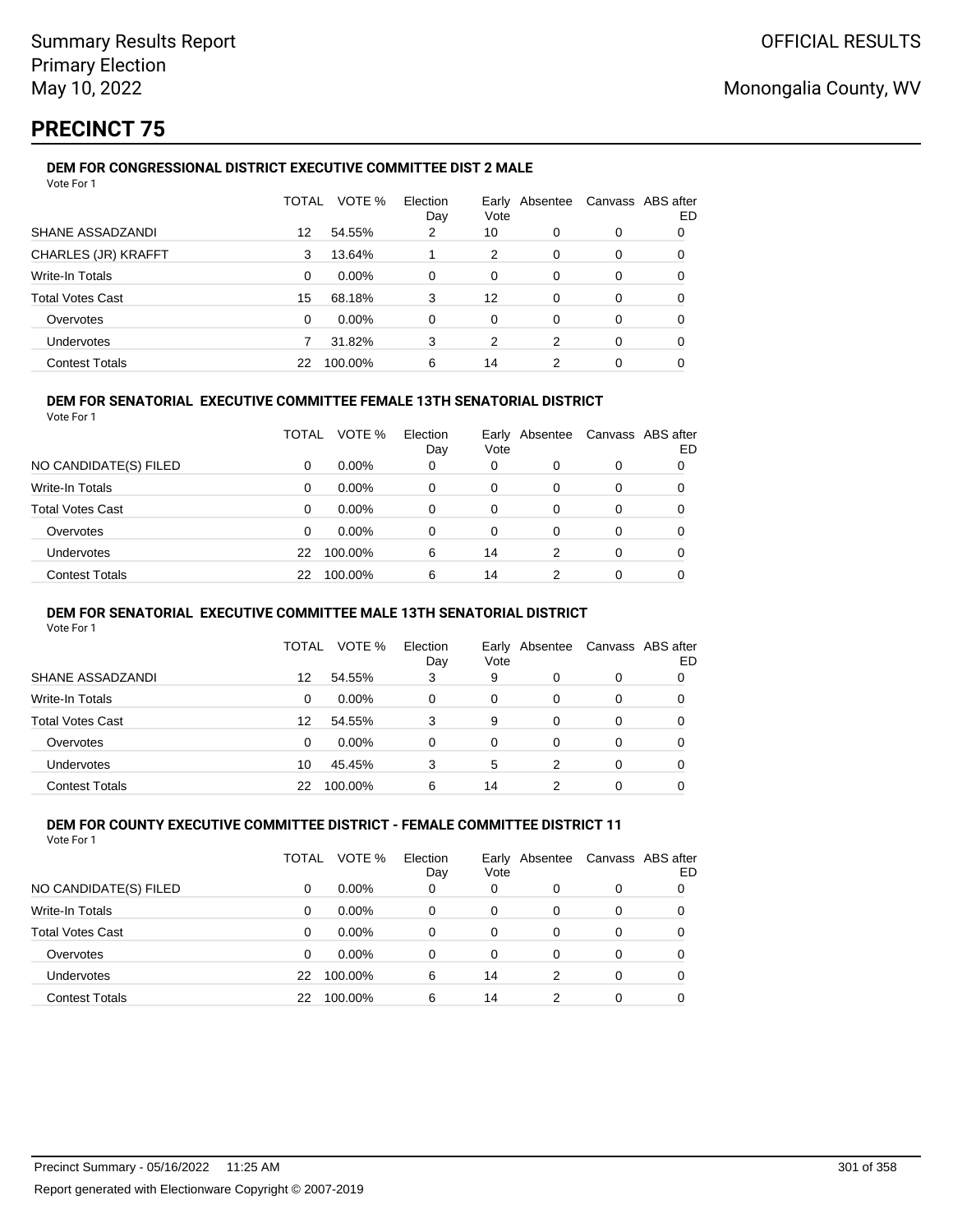Summary Results Report
Primary Election
May 10, 2022

OFFICIAL RESULTS

Monongalia County, WV

# PRECINCT 75

### DEM FOR CONGRESSIONAL DISTRICT EXECUTIVE COMMITTEE DIST 2 MALE

Vote For 1

| | TOTAL | VOTE % | Election Day | Early Vote | Absentee | Canvass | ABS after ED |
|---|---|---|---|---|---|---|---|
| SHANE ASSADZANDI | 12 | 54.55% | 2 | 10 | 0 | 0 | 0 |
| CHARLES (JR) KRAFFT | 3 | 13.64% | 1 | 2 | 0 | 0 | 0 |
| Write-In Totals | 0 | 0.00% | 0 | 0 | 0 | 0 | 0 |
| Total Votes Cast | 15 | 68.18% | 3 | 12 | 0 | 0 | 0 |
| Overvotes | 0 | 0.00% | 0 | 0 | 0 | 0 | 0 |
| Undervotes | 7 | 31.82% | 3 | 2 | 2 | 0 | 0 |
| Contest Totals | 22 | 100.00% | 6 | 14 | 2 | 0 | 0 |

### DEM FOR SENATORIAL EXECUTIVE COMMITTEE FEMALE 13TH SENATORIAL DISTRICT

Vote For 1

| | TOTAL | VOTE % | Election Day | Early Vote | Absentee | Canvass | ABS after ED |
|---|---|---|---|---|---|---|---|
| NO CANDIDATE(S) FILED | 0 | 0.00% | 0 | 0 | 0 | 0 | 0 |
| Write-In Totals | 0 | 0.00% | 0 | 0 | 0 | 0 | 0 |
| Total Votes Cast | 0 | 0.00% | 0 | 0 | 0 | 0 | 0 |
| Overvotes | 0 | 0.00% | 0 | 0 | 0 | 0 | 0 |
| Undervotes | 22 | 100.00% | 6 | 14 | 2 | 0 | 0 |
| Contest Totals | 22 | 100.00% | 6 | 14 | 2 | 0 | 0 |

### DEM FOR SENATORIAL EXECUTIVE COMMITTEE MALE 13TH SENATORIAL DISTRICT

Vote For 1

| | TOTAL | VOTE % | Election Day | Early Vote | Absentee | Canvass | ABS after ED |
|---|---|---|---|---|---|---|---|
| SHANE ASSADZANDI | 12 | 54.55% | 3 | 9 | 0 | 0 | 0 |
| Write-In Totals | 0 | 0.00% | 0 | 0 | 0 | 0 | 0 |
| Total Votes Cast | 12 | 54.55% | 3 | 9 | 0 | 0 | 0 |
| Overvotes | 0 | 0.00% | 0 | 0 | 0 | 0 | 0 |
| Undervotes | 10 | 45.45% | 3 | 5 | 2 | 0 | 0 |
| Contest Totals | 22 | 100.00% | 6 | 14 | 2 | 0 | 0 |

### DEM FOR COUNTY EXECUTIVE COMMITTEE DISTRICT - FEMALE COMMITTEE DISTRICT 11

Vote For 1

| | TOTAL | VOTE % | Election Day | Early Vote | Absentee | Canvass | ABS after ED |
|---|---|---|---|---|---|---|---|
| NO CANDIDATE(S) FILED | 0 | 0.00% | 0 | 0 | 0 | 0 | 0 |
| Write-In Totals | 0 | 0.00% | 0 | 0 | 0 | 0 | 0 |
| Total Votes Cast | 0 | 0.00% | 0 | 0 | 0 | 0 | 0 |
| Overvotes | 0 | 0.00% | 0 | 0 | 0 | 0 | 0 |
| Undervotes | 22 | 100.00% | 6 | 14 | 2 | 0 | 0 |
| Contest Totals | 22 | 100.00% | 6 | 14 | 2 | 0 | 0 |

Precinct Summary - 05/16/2022 11:25 AM

Report generated with Electionware Copyright © 2007-2019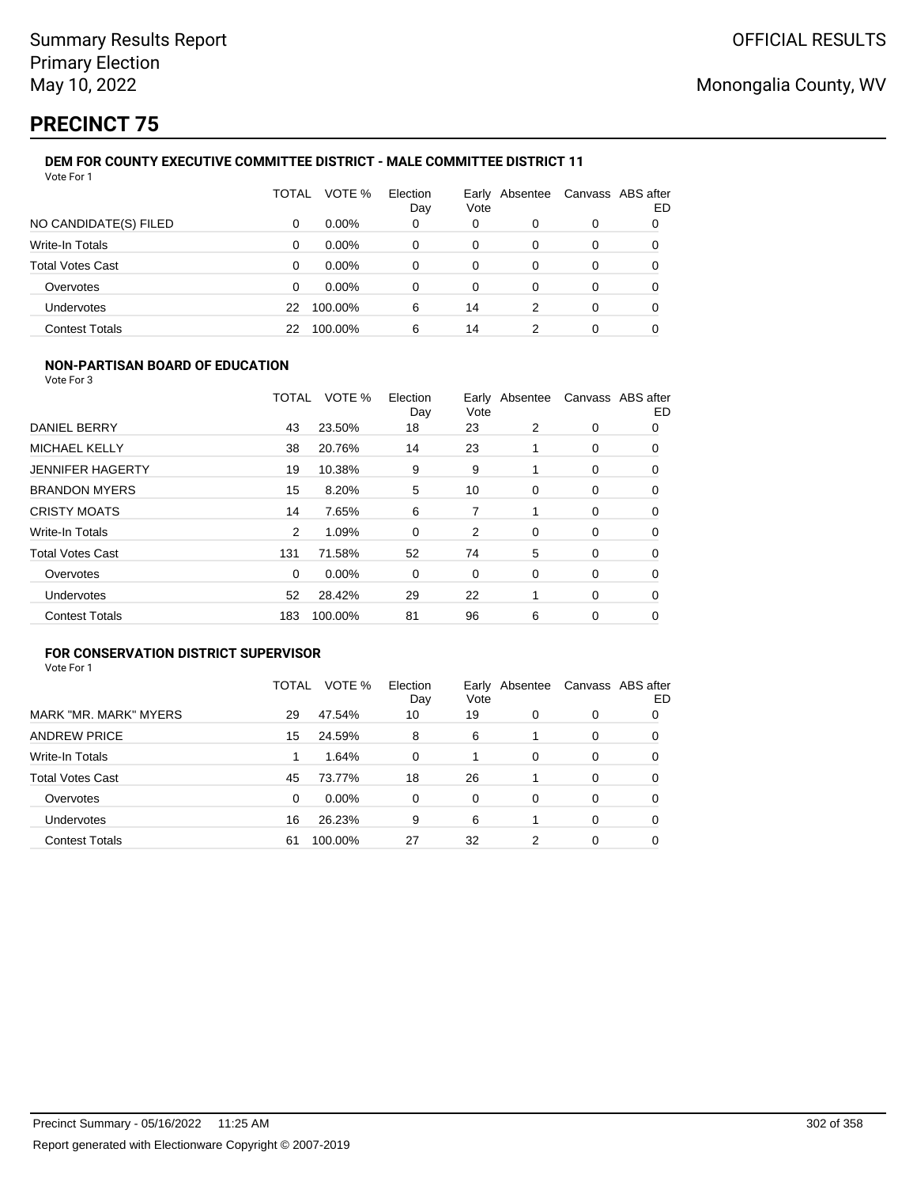Summary Results Report
Primary Election
May 10, 2022

OFFICIAL RESULTS

Monongalia County, WV

# PRECINCT 75

### DEM FOR COUNTY EXECUTIVE COMMITTEE DISTRICT - MALE COMMITTEE DISTRICT 11

Vote For 1

| | TOTAL | VOTE % | Election Day | Early Vote | Absentee | Canvass | ABS after ED |
|---|---|---|---|---|---|---|---|
| NO CANDIDATE(S) FILED | 0 | 0.00% | 0 | 0 | 0 | 0 | 0 |
| Write-In Totals | 0 | 0.00% | 0 | 0 | 0 | 0 | 0 |
| Total Votes Cast | 0 | 0.00% | 0 | 0 | 0 | 0 | 0 |
| Overvotes | 0 | 0.00% | 0 | 0 | 0 | 0 | 0 |
| Undervotes | 22 | 100.00% | 6 | 14 | 2 | 0 | 0 |
| Contest Totals | 22 | 100.00% | 6 | 14 | 2 | 0 | 0 |

### NON-PARTISAN BOARD OF EDUCATION

Vote For 3

| | TOTAL | VOTE % | Election Day | Early Vote | Absentee | Canvass | ABS after ED |
|---|---|---|---|---|---|---|---|
| DANIEL BERRY | 43 | 23.50% | 18 | 23 | 2 | 0 | 0 |
| MICHAEL KELLY | 38 | 20.76% | 14 | 23 | 1 | 0 | 0 |
| JENNIFER HAGERTY | 19 | 10.38% | 9 | 9 | 1 | 0 | 0 |
| BRANDON MYERS | 15 | 8.20% | 5 | 10 | 0 | 0 | 0 |
| CRISTY MOATS | 14 | 7.65% | 6 | 7 | 1 | 0 | 0 |
| Write-In Totals | 2 | 1.09% | 0 | 2 | 0 | 0 | 0 |
| Total Votes Cast | 131 | 71.58% | 52 | 74 | 5 | 0 | 0 |
| Overvotes | 0 | 0.00% | 0 | 0 | 0 | 0 | 0 |
| Undervotes | 52 | 28.42% | 29 | 22 | 1 | 0 | 0 |
| Contest Totals | 183 | 100.00% | 81 | 96 | 6 | 0 | 0 |

### FOR CONSERVATION DISTRICT SUPERVISOR

Vote For 1

| | TOTAL | VOTE % | Election Day | Early Vote | Absentee | Canvass | ABS after ED |
|---|---|---|---|---|---|---|---|
| MARK "MR. MARK" MYERS | 29 | 47.54% | 10 | 19 | 0 | 0 | 0 |
| ANDREW PRICE | 15 | 24.59% | 8 | 6 | 1 | 0 | 0 |
| Write-In Totals | 1 | 1.64% | 0 | 1 | 0 | 0 | 0 |
| Total Votes Cast | 45 | 73.77% | 18 | 26 | 1 | 0 | 0 |
| Overvotes | 0 | 0.00% | 0 | 0 | 0 | 0 | 0 |
| Undervotes | 16 | 26.23% | 9 | 6 | 1 | 0 | 0 |
| Contest Totals | 61 | 100.00% | 27 | 32 | 2 | 0 | 0 |

Precinct Summary - 05/16/2022 11:25 AM

Report generated with Electionware Copyright © 2007-2019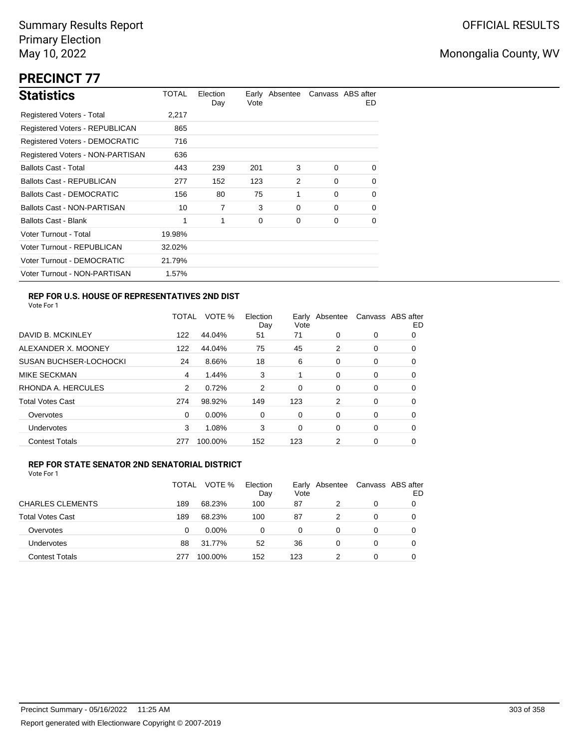Summary Results Report
Primary Election
May 10, 2022

OFFICIAL RESULTS

Monongalia County, WV

# PRECINCT 77

| Statistics | TOTAL | Election Day | Early Vote | Absentee | Canvass | ABS after ED |
|---|---|---|---|---|---|---|
| Registered Voters - Total | 2,217 | | | | | |
| Registered Voters - REPUBLICAN | 865 | | | | | |
| Registered Voters - DEMOCRATIC | 716 | | | | | |
| Registered Voters - NON-PARTISAN | 636 | | | | | |
| Ballots Cast - Total | 443 | 239 | 201 | 3 | 0 | 0 |
| Ballots Cast - REPUBLICAN | 277 | 152 | 123 | 2 | 0 | 0 |
| Ballots Cast - DEMOCRATIC | 156 | 80 | 75 | 1 | 0 | 0 |
| Ballots Cast - NON-PARTISAN | 10 | 7 | 3 | 0 | 0 | 0 |
| Ballots Cast - Blank | 1 | 1 | 0 | 0 | 0 | 0 |
| Voter Turnout - Total | 19.98% | | | | | |
| Voter Turnout - REPUBLICAN | 32.02% | | | | | |
| Voter Turnout - DEMOCRATIC | 21.79% | | | | | |
| Voter Turnout - NON-PARTISAN | 1.57% | | | | | |

### REP FOR U.S. HOUSE OF REPRESENTATIVES 2ND DIST

Vote For 1

| | TOTAL | VOTE % | Election Day | Early Vote | Absentee | Canvass | ABS after ED |
|---|---|---|---|---|---|---|---|
| DAVID B. MCKINLEY | 122 | 44.04% | 51 | 71 | 0 | 0 | 0 |
| ALEXANDER X. MOONEY | 122 | 44.04% | 75 | 45 | 2 | 0 | 0 |
| SUSAN BUCHSER-LOCHOCKI | 24 | 8.66% | 18 | 6 | 0 | 0 | 0 |
| MIKE SECKMAN | 4 | 1.44% | 3 | 1 | 0 | 0 | 0 |
| RHONDA A. HERCULES | 2 | 0.72% | 2 | 0 | 0 | 0 | 0 |
| Total Votes Cast | 274 | 98.92% | 149 | 123 | 2 | 0 | 0 |
| Overvotes | 0 | 0.00% | 0 | 0 | 0 | 0 | 0 |
| Undervotes | 3 | 1.08% | 3 | 0 | 0 | 0 | 0 |
| Contest Totals | 277 | 100.00% | 152 | 123 | 2 | 0 | 0 |

### REP FOR STATE SENATOR 2ND SENATORIAL DISTRICT

Vote For 1

| | TOTAL | VOTE % | Election Day | Early Vote | Absentee | Canvass | ABS after ED |
|---|---|---|---|---|---|---|---|
| CHARLES CLEMENTS | 189 | 68.23% | 100 | 87 | 2 | 0 | 0 |
| Total Votes Cast | 189 | 68.23% | 100 | 87 | 2 | 0 | 0 |
| Overvotes | 0 | 0.00% | 0 | 0 | 0 | 0 | 0 |
| Undervotes | 88 | 31.77% | 52 | 36 | 0 | 0 | 0 |
| Contest Totals | 277 | 100.00% | 152 | 123 | 2 | 0 | 0 |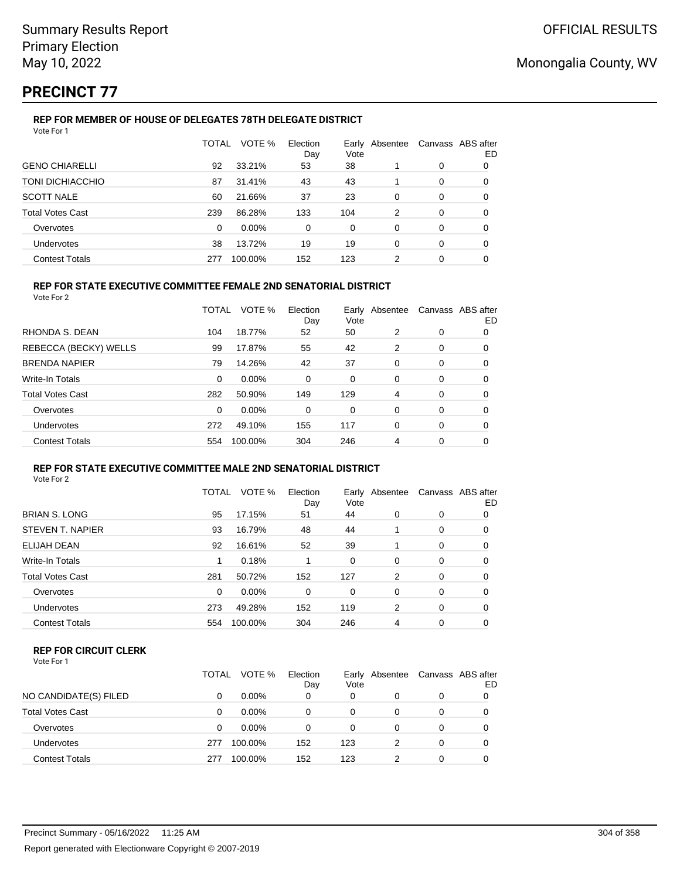# PRECINCT 77

### REP FOR MEMBER OF HOUSE OF DELEGATES 78TH DELEGATE DISTRICT

Vote For 1

| | TOTAL | VOTE % | Election Day | Early Vote | Absentee | Canvass | ABS after ED |
|---|---|---|---|---|---|---|---|
| GENO CHIARELLI | 92 | 33.21% | 53 | 38 | 1 | 0 | 0 |
| TONI DICHIACCHIO | 87 | 31.41% | 43 | 43 | 1 | 0 | 0 |
| SCOTT NALE | 60 | 21.66% | 37 | 23 | 0 | 0 | 0 |
| Total Votes Cast | 239 | 86.28% | 133 | 104 | 2 | 0 | 0 |
| Overvotes | 0 | 0.00% | 0 | 0 | 0 | 0 | 0 |
| Undervotes | 38 | 13.72% | 19 | 19 | 0 | 0 | 0 |
| Contest Totals | 277 | 100.00% | 152 | 123 | 2 | 0 | 0 |

### REP FOR STATE EXECUTIVE COMMITTEE FEMALE 2ND SENATORIAL DISTRICT

Vote For 2

| | TOTAL | VOTE % | Election Day | Early Vote | Absentee | Canvass | ABS after ED |
|---|---|---|---|---|---|---|---|
| RHONDA S. DEAN | 104 | 18.77% | 52 | 50 | 2 | 0 | 0 |
| REBECCA (BECKY) WELLS | 99 | 17.87% | 55 | 42 | 2 | 0 | 0 |
| BRENDA NAPIER | 79 | 14.26% | 42 | 37 | 0 | 0 | 0 |
| Write-In Totals | 0 | 0.00% | 0 | 0 | 0 | 0 | 0 |
| Total Votes Cast | 282 | 50.90% | 149 | 129 | 4 | 0 | 0 |
| Overvotes | 0 | 0.00% | 0 | 0 | 0 | 0 | 0 |
| Undervotes | 272 | 49.10% | 155 | 117 | 0 | 0 | 0 |
| Contest Totals | 554 | 100.00% | 304 | 246 | 4 | 0 | 0 |

### REP FOR STATE EXECUTIVE COMMITTEE MALE 2ND SENATORIAL DISTRICT

Vote For 2

| | TOTAL | VOTE % | Election Day | Early Vote | Absentee | Canvass | ABS after ED |
|---|---|---|---|---|---|---|---|
| BRIAN S. LONG | 95 | 17.15% | 51 | 44 | 0 | 0 | 0 |
| STEVEN T. NAPIER | 93 | 16.79% | 48 | 44 | 1 | 0 | 0 |
| ELIJAH DEAN | 92 | 16.61% | 52 | 39 | 1 | 0 | 0 |
| Write-In Totals | 1 | 0.18% | 1 | 0 | 0 | 0 | 0 |
| Total Votes Cast | 281 | 50.72% | 152 | 127 | 2 | 0 | 0 |
| Overvotes | 0 | 0.00% | 0 | 0 | 0 | 0 | 0 |
| Undervotes | 273 | 49.28% | 152 | 119 | 2 | 0 | 0 |
| Contest Totals | 554 | 100.00% | 304 | 246 | 4 | 0 | 0 |

### REP FOR CIRCUIT CLERK

Vote For 1

| | TOTAL | VOTE % | Election Day | Early Vote | Absentee | Canvass | ABS after ED |
|---|---|---|---|---|---|---|---|
| NO CANDIDATE(S) FILED | 0 | 0.00% | 0 | 0 | 0 | 0 | 0 |
| Total Votes Cast | 0 | 0.00% | 0 | 0 | 0 | 0 | 0 |
| Overvotes | 0 | 0.00% | 0 | 0 | 0 | 0 | 0 |
| Undervotes | 277 | 100.00% | 152 | 123 | 2 | 0 | 0 |
| Contest Totals | 277 | 100.00% | 152 | 123 | 2 | 0 | 0 |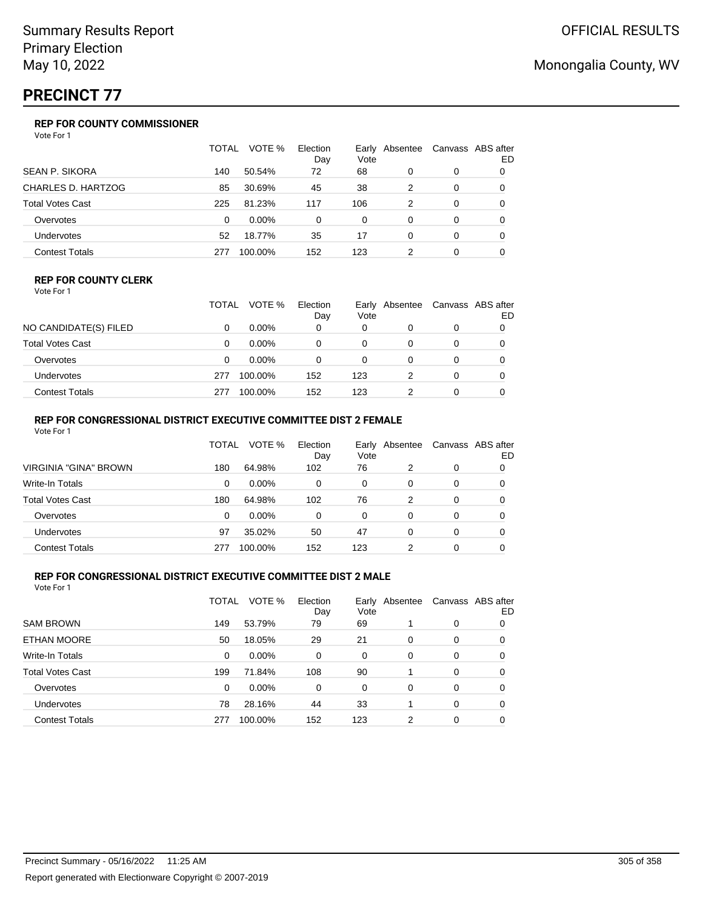# PRECINCT 77

### REP FOR COUNTY COMMISSIONER

Vote For 1

| | TOTAL | VOTE % | Election Day | Early Vote | Absentee | Canvass | ABS after ED |
|---|---|---|---|---|---|---|---|
| SEAN P. SIKORA | 140 | 50.54% | 72 | 68 | 0 | 0 | 0 |
| CHARLES D. HARTZOG | 85 | 30.69% | 45 | 38 | 2 | 0 | 0 |
| Total Votes Cast | 225 | 81.23% | 117 | 106 | 2 | 0 | 0 |
| Overvotes | 0 | 0.00% | 0 | 0 | 0 | 0 | 0 |
| Undervotes | 52 | 18.77% | 35 | 17 | 0 | 0 | 0 |
| Contest Totals | 277 | 100.00% | 152 | 123 | 2 | 0 | 0 |

### REP FOR COUNTY CLERK

Vote For 1

| | TOTAL | VOTE % | Election Day | Early Vote | Absentee | Canvass | ABS after ED |
|---|---|---|---|---|---|---|---|
| NO CANDIDATE(S) FILED | 0 | 0.00% | 0 | 0 | 0 | 0 | 0 |
| Total Votes Cast | 0 | 0.00% | 0 | 0 | 0 | 0 | 0 |
| Overvotes | 0 | 0.00% | 0 | 0 | 0 | 0 | 0 |
| Undervotes | 277 | 100.00% | 152 | 123 | 2 | 0 | 0 |
| Contest Totals | 277 | 100.00% | 152 | 123 | 2 | 0 | 0 |

### REP FOR CONGRESSIONAL DISTRICT EXECUTIVE COMMITTEE DIST 2 FEMALE

Vote For 1

| | TOTAL | VOTE % | Election Day | Early Vote | Absentee | Canvass | ABS after ED |
|---|---|---|---|---|---|---|---|
| VIRGINIA "GINA" BROWN | 180 | 64.98% | 102 | 76 | 2 | 0 | 0 |
| Write-In Totals | 0 | 0.00% | 0 | 0 | 0 | 0 | 0 |
| Total Votes Cast | 180 | 64.98% | 102 | 76 | 2 | 0 | 0 |
| Overvotes | 0 | 0.00% | 0 | 0 | 0 | 0 | 0 |
| Undervotes | 97 | 35.02% | 50 | 47 | 0 | 0 | 0 |
| Contest Totals | 277 | 100.00% | 152 | 123 | 2 | 0 | 0 |

### REP FOR CONGRESSIONAL DISTRICT EXECUTIVE COMMITTEE DIST 2 MALE

Vote For 1

| | TOTAL | VOTE % | Election Day | Early Vote | Absentee | Canvass | ABS after ED |
|---|---|---|---|---|---|---|---|
| SAM BROWN | 149 | 53.79% | 79 | 69 | 1 | 0 | 0 |
| ETHAN MOORE | 50 | 18.05% | 29 | 21 | 0 | 0 | 0 |
| Write-In Totals | 0 | 0.00% | 0 | 0 | 0 | 0 | 0 |
| Total Votes Cast | 199 | 71.84% | 108 | 90 | 1 | 0 | 0 |
| Overvotes | 0 | 0.00% | 0 | 0 | 0 | 0 | 0 |
| Undervotes | 78 | 28.16% | 44 | 33 | 1 | 0 | 0 |
| Contest Totals | 277 | 100.00% | 152 | 123 | 2 | 0 | 0 |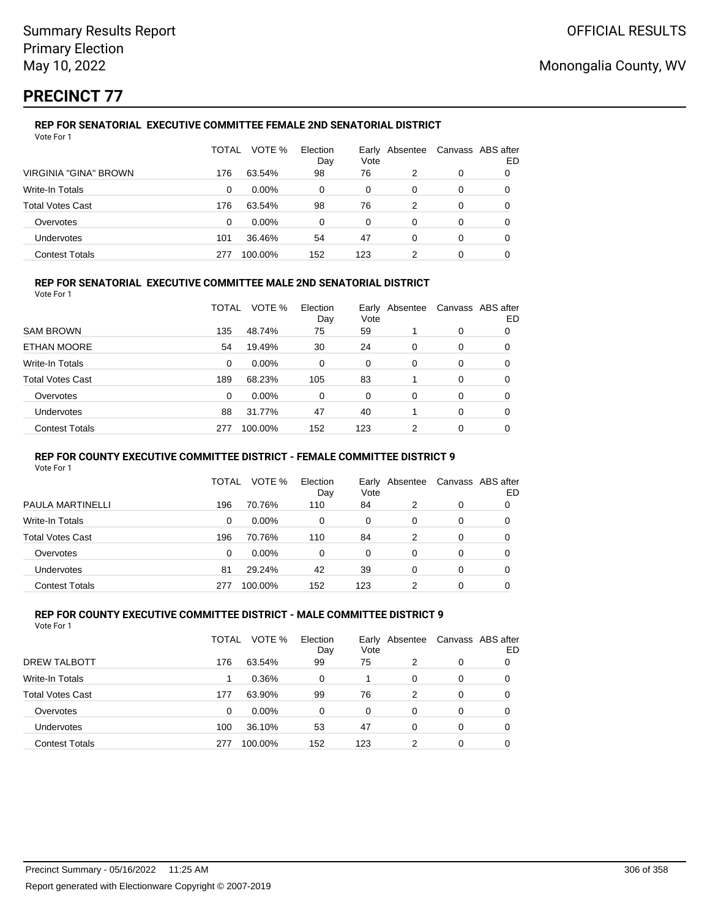Summary Results Report
Primary Election
May 10, 2022

OFFICIAL RESULTS

Monongalia County, WV

# PRECINCT 77

### REP FOR SENATORIAL EXECUTIVE COMMITTEE FEMALE 2ND SENATORIAL DISTRICT

Vote For 1

| | TOTAL | VOTE % | Election Day | Early Vote | Absentee | Canvass | ABS after ED |
|---|---|---|---|---|---|---|---|
| VIRGINIA "GINA" BROWN | 176 | 63.54% | 98 | 76 | 2 | 0 | 0 |
| Write-In Totals | 0 | 0.00% | 0 | 0 | 0 | 0 | 0 |
| Total Votes Cast | 176 | 63.54% | 98 | 76 | 2 | 0 | 0 |
| Overvotes | 0 | 0.00% | 0 | 0 | 0 | 0 | 0 |
| Undervotes | 101 | 36.46% | 54 | 47 | 0 | 0 | 0 |
| Contest Totals | 277 | 100.00% | 152 | 123 | 2 | 0 | 0 |

### REP FOR SENATORIAL EXECUTIVE COMMITTEE MALE 2ND SENATORIAL DISTRICT

Vote For 1

| | TOTAL | VOTE % | Election Day | Early Vote | Absentee | Canvass | ABS after ED |
|---|---|---|---|---|---|---|---|
| SAM BROWN | 135 | 48.74% | 75 | 59 | 1 | 0 | 0 |
| ETHAN MOORE | 54 | 19.49% | 30 | 24 | 0 | 0 | 0 |
| Write-In Totals | 0 | 0.00% | 0 | 0 | 0 | 0 | 0 |
| Total Votes Cast | 189 | 68.23% | 105 | 83 | 1 | 0 | 0 |
| Overvotes | 0 | 0.00% | 0 | 0 | 0 | 0 | 0 |
| Undervotes | 88 | 31.77% | 47 | 40 | 1 | 0 | 0 |
| Contest Totals | 277 | 100.00% | 152 | 123 | 2 | 0 | 0 |

### REP FOR COUNTY EXECUTIVE COMMITTEE DISTRICT - FEMALE COMMITTEE DISTRICT 9

Vote For 1

| | TOTAL | VOTE % | Election Day | Early Vote | Absentee | Canvass | ABS after ED |
|---|---|---|---|---|---|---|---|
| PAULA MARTINELLI | 196 | 70.76% | 110 | 84 | 2 | 0 | 0 |
| Write-In Totals | 0 | 0.00% | 0 | 0 | 0 | 0 | 0 |
| Total Votes Cast | 196 | 70.76% | 110 | 84 | 2 | 0 | 0 |
| Overvotes | 0 | 0.00% | 0 | 0 | 0 | 0 | 0 |
| Undervotes | 81 | 29.24% | 42 | 39 | 0 | 0 | 0 |
| Contest Totals | 277 | 100.00% | 152 | 123 | 2 | 0 | 0 |

### REP FOR COUNTY EXECUTIVE COMMITTEE DISTRICT - MALE COMMITTEE DISTRICT 9

Vote For 1

| | TOTAL | VOTE % | Election Day | Early Vote | Absentee | Canvass | ABS after ED |
|---|---|---|---|---|---|---|---|
| DREW TALBOTT | 176 | 63.54% | 99 | 75 | 2 | 0 | 0 |
| Write-In Totals | 1 | 0.36% | 0 | 1 | 0 | 0 | 0 |
| Total Votes Cast | 177 | 63.90% | 99 | 76 | 2 | 0 | 0 |
| Overvotes | 0 | 0.00% | 0 | 0 | 0 | 0 | 0 |
| Undervotes | 100 | 36.10% | 53 | 47 | 0 | 0 | 0 |
| Contest Totals | 277 | 100.00% | 152 | 123 | 2 | 0 | 0 |

Precinct Summary - 05/16/2022 11:25 AM

Report generated with Electionware Copyright © 2007-2019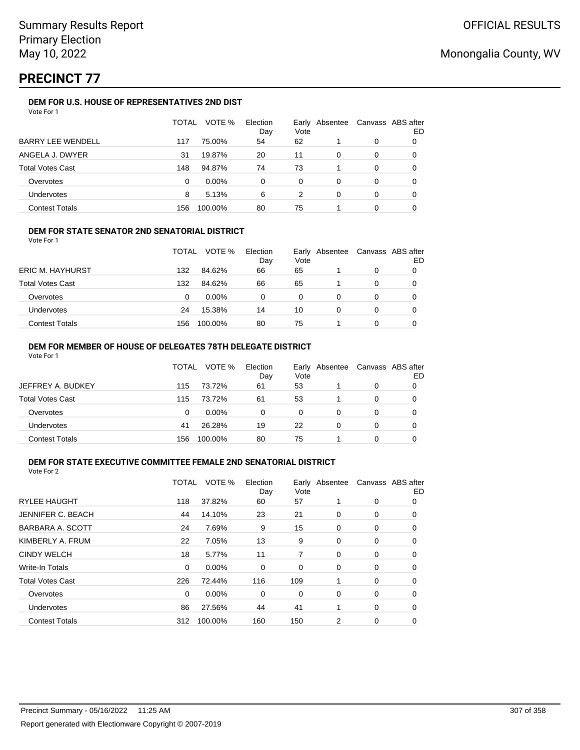# PRECINCT 77

### DEM FOR U.S. HOUSE OF REPRESENTATIVES 2ND DIST

Vote For 1

| | TOTAL | VOTE % | Election Day | Early Vote | Absentee | Canvass | ABS after ED |
|---|---|---|---|---|---|---|---|
| BARRY LEE WENDELL | 117 | 75.00% | 54 | 62 | 1 | 0 | 0 |
| ANGELA J. DWYER | 31 | 19.87% | 20 | 11 | 0 | 0 | 0 |
| Total Votes Cast | 148 | 94.87% | 74 | 73 | 1 | 0 | 0 |
| Overvotes | 0 | 0.00% | 0 | 0 | 0 | 0 | 0 |
| Undervotes | 8 | 5.13% | 6 | 2 | 0 | 0 | 0 |
| Contest Totals | 156 | 100.00% | 80 | 75 | 1 | 0 | 0 |

### DEM FOR STATE SENATOR 2ND SENATORIAL DISTRICT

Vote For 1

| | TOTAL | VOTE % | Election Day | Early Vote | Absentee | Canvass | ABS after ED |
|---|---|---|---|---|---|---|---|
| ERIC M. HAYHURST | 132 | 84.62% | 66 | 65 | 1 | 0 | 0 |
| Total Votes Cast | 132 | 84.62% | 66 | 65 | 1 | 0 | 0 |
| Overvotes | 0 | 0.00% | 0 | 0 | 0 | 0 | 0 |
| Undervotes | 24 | 15.38% | 14 | 10 | 0 | 0 | 0 |
| Contest Totals | 156 | 100.00% | 80 | 75 | 1 | 0 | 0 |

### DEM FOR MEMBER OF HOUSE OF DELEGATES 78TH DELEGATE DISTRICT

Vote For 1

| | TOTAL | VOTE % | Election Day | Early Vote | Absentee | Canvass | ABS after ED |
|---|---|---|---|---|---|---|---|
| JEFFREY A. BUDKEY | 115 | 73.72% | 61 | 53 | 1 | 0 | 0 |
| Total Votes Cast | 115 | 73.72% | 61 | 53 | 1 | 0 | 0 |
| Overvotes | 0 | 0.00% | 0 | 0 | 0 | 0 | 0 |
| Undervotes | 41 | 26.28% | 19 | 22 | 0 | 0 | 0 |
| Contest Totals | 156 | 100.00% | 80 | 75 | 1 | 0 | 0 |

### DEM FOR STATE EXECUTIVE COMMITTEE FEMALE 2ND SENATORIAL DISTRICT

Vote For 2

| | TOTAL | VOTE % | Election Day | Early Vote | Absentee | Canvass | ABS after ED |
|---|---|---|---|---|---|---|---|
| RYLEE HAUGHT | 118 | 37.82% | 60 | 57 | 1 | 0 | 0 |
| JENNIFER C. BEACH | 44 | 14.10% | 23 | 21 | 0 | 0 | 0 |
| BARBARA A. SCOTT | 24 | 7.69% | 9 | 15 | 0 | 0 | 0 |
| KIMBERLY A. FRUM | 22 | 7.05% | 13 | 9 | 0 | 0 | 0 |
| CINDY WELCH | 18 | 5.77% | 11 | 7 | 0 | 0 | 0 |
| Write-In Totals | 0 | 0.00% | 0 | 0 | 0 | 0 | 0 |
| Total Votes Cast | 226 | 72.44% | 116 | 109 | 1 | 0 | 0 |
| Overvotes | 0 | 0.00% | 0 | 0 | 0 | 0 | 0 |
| Undervotes | 86 | 27.56% | 44 | 41 | 1 | 0 | 0 |
| Contest Totals | 312 | 100.00% | 160 | 150 | 2 | 0 | 0 |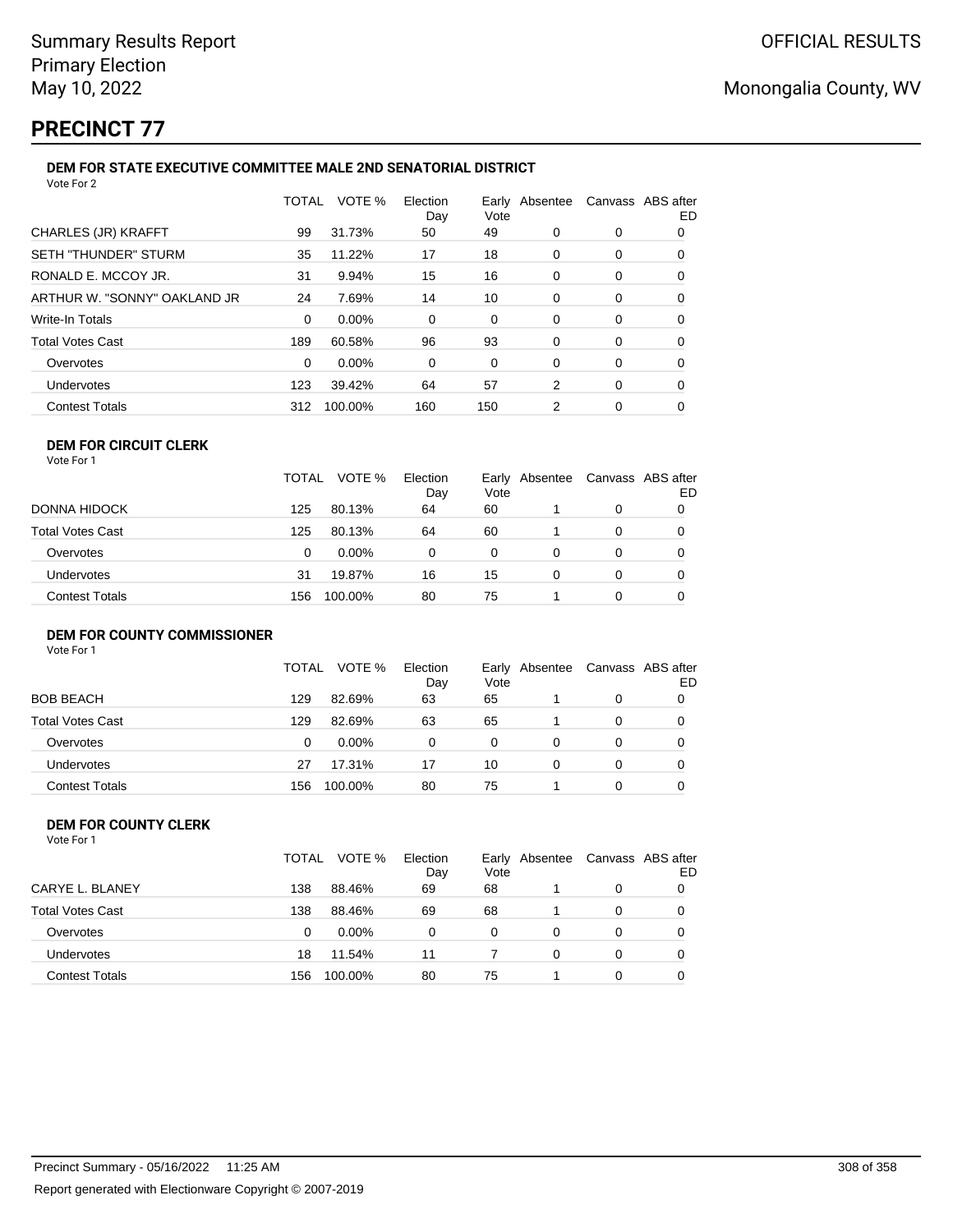Summary Results Report
Primary Election
May 10, 2022

OFFICIAL RESULTS

Monongalia County, WV

# PRECINCT 77

### DEM FOR STATE EXECUTIVE COMMITTEE MALE 2ND SENATORIAL DISTRICT

Vote For 2

| | TOTAL | VOTE % | Election Day | Early Vote | Absentee | Canvass | ABS after ED |
|---|---|---|---|---|---|---|---|
| CHARLES (JR) KRAFFT | 99 | 31.73% | 50 | 49 | 0 | 0 | 0 |
| SETH "THUNDER" STURM | 35 | 11.22% | 17 | 18 | 0 | 0 | 0 |
| RONALD E. MCCOY JR. | 31 | 9.94% | 15 | 16 | 0 | 0 | 0 |
| ARTHUR W. "SONNY" OAKLAND JR | 24 | 7.69% | 14 | 10 | 0 | 0 | 0 |
| Write-In Totals | 0 | 0.00% | 0 | 0 | 0 | 0 | 0 |
| Total Votes Cast | 189 | 60.58% | 96 | 93 | 0 | 0 | 0 |
| Overvotes | 0 | 0.00% | 0 | 0 | 0 | 0 | 0 |
| Undervotes | 123 | 39.42% | 64 | 57 | 2 | 0 | 0 |
| Contest Totals | 312 | 100.00% | 160 | 150 | 2 | 0 | 0 |

### DEM FOR CIRCUIT CLERK

Vote For 1

| | TOTAL | VOTE % | Election Day | Early Vote | Absentee | Canvass | ABS after ED |
|---|---|---|---|---|---|---|---|
| DONNA HIDOCK | 125 | 80.13% | 64 | 60 | 1 | 0 | 0 |
| Total Votes Cast | 125 | 80.13% | 64 | 60 | 1 | 0 | 0 |
| Overvotes | 0 | 0.00% | 0 | 0 | 0 | 0 | 0 |
| Undervotes | 31 | 19.87% | 16 | 15 | 0 | 0 | 0 |
| Contest Totals | 156 | 100.00% | 80 | 75 | 1 | 0 | 0 |

### DEM FOR COUNTY COMMISSIONER

Vote For 1

| | TOTAL | VOTE % | Election Day | Early Vote | Absentee | Canvass | ABS after ED |
|---|---|---|---|---|---|---|---|
| BOB BEACH | 129 | 82.69% | 63 | 65 | 1 | 0 | 0 |
| Total Votes Cast | 129 | 82.69% | 63 | 65 | 1 | 0 | 0 |
| Overvotes | 0 | 0.00% | 0 | 0 | 0 | 0 | 0 |
| Undervotes | 27 | 17.31% | 17 | 10 | 0 | 0 | 0 |
| Contest Totals | 156 | 100.00% | 80 | 75 | 1 | 0 | 0 |

### DEM FOR COUNTY CLERK

Vote For 1

| | TOTAL | VOTE % | Election Day | Early Vote | Absentee | Canvass | ABS after ED |
|---|---|---|---|---|---|---|---|
| CARYE L. BLANEY | 138 | 88.46% | 69 | 68 | 1 | 0 | 0 |
| Total Votes Cast | 138 | 88.46% | 69 | 68 | 1 | 0 | 0 |
| Overvotes | 0 | 0.00% | 0 | 0 | 0 | 0 | 0 |
| Undervotes | 18 | 11.54% | 11 | 7 | 0 | 0 | 0 |
| Contest Totals | 156 | 100.00% | 80 | 75 | 1 | 0 | 0 |

Precinct Summary - 05/16/2022 11:25 AM

Report generated with Electionware Copyright © 2007-2019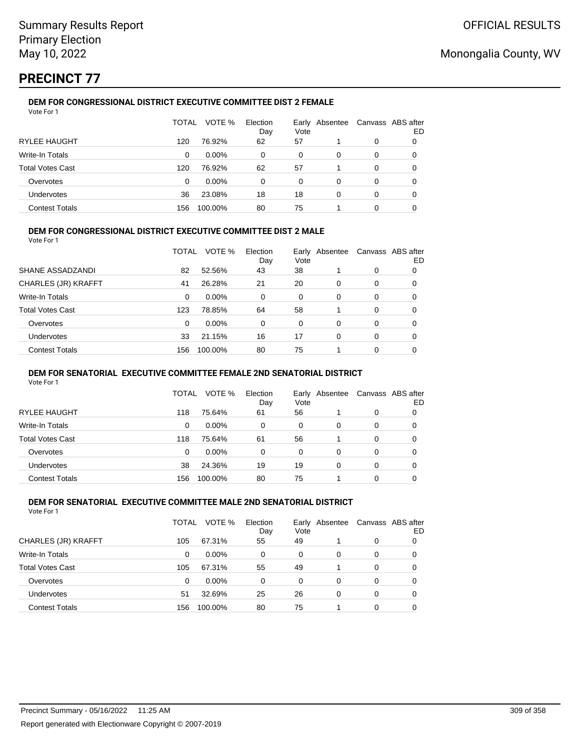Summary Results Report
Primary Election
May 10, 2022

OFFICIAL RESULTS

Monongalia County, WV

# PRECINCT 77

### DEM FOR CONGRESSIONAL DISTRICT EXECUTIVE COMMITTEE DIST 2 FEMALE

Vote For 1

| | TOTAL | VOTE % | Election Day | Early Vote | Absentee | Canvass | ABS after ED |
|---|---|---|---|---|---|---|---|
| RYLEE HAUGHT | 120 | 76.92% | 62 | 57 | 1 | 0 | 0 |
| Write-In Totals | 0 | 0.00% | 0 | 0 | 0 | 0 | 0 |
| Total Votes Cast | 120 | 76.92% | 62 | 57 | 1 | 0 | 0 |
| Overvotes | 0 | 0.00% | 0 | 0 | 0 | 0 | 0 |
| Undervotes | 36 | 23.08% | 18 | 18 | 0 | 0 | 0 |
| Contest Totals | 156 | 100.00% | 80 | 75 | 1 | 0 | 0 |

### DEM FOR CONGRESSIONAL DISTRICT EXECUTIVE COMMITTEE DIST 2 MALE

Vote For 1

| | TOTAL | VOTE % | Election Day | Early Vote | Absentee | Canvass | ABS after ED |
|---|---|---|---|---|---|---|---|
| SHANE ASSADZANDI | 82 | 52.56% | 43 | 38 | 1 | 0 | 0 |
| CHARLES (JR) KRAFFT | 41 | 26.28% | 21 | 20 | 0 | 0 | 0 |
| Write-In Totals | 0 | 0.00% | 0 | 0 | 0 | 0 | 0 |
| Total Votes Cast | 123 | 78.85% | 64 | 58 | 1 | 0 | 0 |
| Overvotes | 0 | 0.00% | 0 | 0 | 0 | 0 | 0 |
| Undervotes | 33 | 21.15% | 16 | 17 | 0 | 0 | 0 |
| Contest Totals | 156 | 100.00% | 80 | 75 | 1 | 0 | 0 |

### DEM FOR SENATORIAL EXECUTIVE COMMITTEE FEMALE 2ND SENATORIAL DISTRICT

Vote For 1

| | TOTAL | VOTE % | Election Day | Early Vote | Absentee | Canvass | ABS after ED |
|---|---|---|---|---|---|---|---|
| RYLEE HAUGHT | 118 | 75.64% | 61 | 56 | 1 | 0 | 0 |
| Write-In Totals | 0 | 0.00% | 0 | 0 | 0 | 0 | 0 |
| Total Votes Cast | 118 | 75.64% | 61 | 56 | 1 | 0 | 0 |
| Overvotes | 0 | 0.00% | 0 | 0 | 0 | 0 | 0 |
| Undervotes | 38 | 24.36% | 19 | 19 | 0 | 0 | 0 |
| Contest Totals | 156 | 100.00% | 80 | 75 | 1 | 0 | 0 |

### DEM FOR SENATORIAL EXECUTIVE COMMITTEE MALE 2ND SENATORIAL DISTRICT

Vote For 1

| | TOTAL | VOTE % | Election Day | Early Vote | Absentee | Canvass | ABS after ED |
|---|---|---|---|---|---|---|---|
| CHARLES (JR) KRAFFT | 105 | 67.31% | 55 | 49 | 1 | 0 | 0 |
| Write-In Totals | 0 | 0.00% | 0 | 0 | 0 | 0 | 0 |
| Total Votes Cast | 105 | 67.31% | 55 | 49 | 1 | 0 | 0 |
| Overvotes | 0 | 0.00% | 0 | 0 | 0 | 0 | 0 |
| Undervotes | 51 | 32.69% | 25 | 26 | 0 | 0 | 0 |
| Contest Totals | 156 | 100.00% | 80 | 75 | 1 | 0 | 0 |

Precinct Summary - 05/16/2022 11:25 AM

Report generated with Electionware Copyright © 2007-2019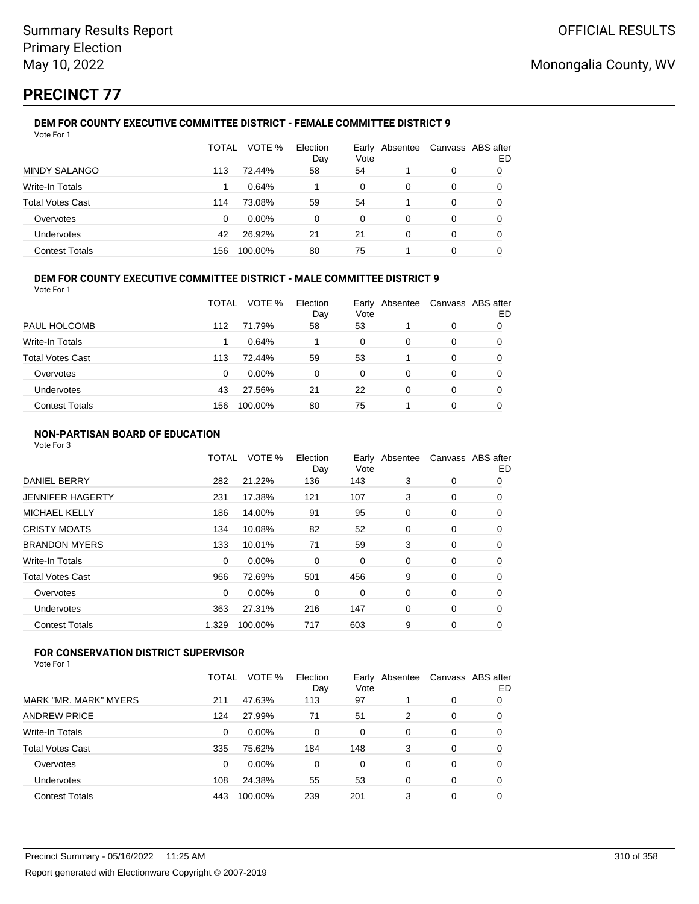Summary Results Report
Primary Election
May 10, 2022

OFFICIAL RESULTS

Monongalia County, WV

# PRECINCT 77

### DEM FOR COUNTY EXECUTIVE COMMITTEE DISTRICT - FEMALE COMMITTEE DISTRICT 9

Vote For 1

| | TOTAL | VOTE % | Election Day | Early Vote | Absentee | Canvass | ABS after ED |
|---|---|---|---|---|---|---|---|
| MINDY SALANGO | 113 | 72.44% | 58 | 54 | 1 | 0 | 0 |
| Write-In Totals | 1 | 0.64% | 1 | 0 | 0 | 0 | 0 |
| Total Votes Cast | 114 | 73.08% | 59 | 54 | 1 | 0 | 0 |
| Overvotes | 0 | 0.00% | 0 | 0 | 0 | 0 | 0 |
| Undervotes | 42 | 26.92% | 21 | 21 | 0 | 0 | 0 |
| Contest Totals | 156 | 100.00% | 80 | 75 | 1 | 0 | 0 |

### DEM FOR COUNTY EXECUTIVE COMMITTEE DISTRICT - MALE COMMITTEE DISTRICT 9

Vote For 1

| | TOTAL | VOTE % | Election Day | Early Vote | Absentee | Canvass | ABS after ED |
|---|---|---|---|---|---|---|---|
| PAUL HOLCOMB | 112 | 71.79% | 58 | 53 | 1 | 0 | 0 |
| Write-In Totals | 1 | 0.64% | 1 | 0 | 0 | 0 | 0 |
| Total Votes Cast | 113 | 72.44% | 59 | 53 | 1 | 0 | 0 |
| Overvotes | 0 | 0.00% | 0 | 0 | 0 | 0 | 0 |
| Undervotes | 43 | 27.56% | 21 | 22 | 0 | 0 | 0 |
| Contest Totals | 156 | 100.00% | 80 | 75 | 1 | 0 | 0 |

### NON-PARTISAN BOARD OF EDUCATION

Vote For 3

| | TOTAL | VOTE % | Election Day | Early Vote | Absentee | Canvass | ABS after ED |
|---|---|---|---|---|---|---|---|
| DANIEL BERRY | 282 | 21.22% | 136 | 143 | 3 | 0 | 0 |
| JENNIFER HAGERTY | 231 | 17.38% | 121 | 107 | 3 | 0 | 0 |
| MICHAEL KELLY | 186 | 14.00% | 91 | 95 | 0 | 0 | 0 |
| CRISTY MOATS | 134 | 10.08% | 82 | 52 | 0 | 0 | 0 |
| BRANDON MYERS | 133 | 10.01% | 71 | 59 | 3 | 0 | 0 |
| Write-In Totals | 0 | 0.00% | 0 | 0 | 0 | 0 | 0 |
| Total Votes Cast | 966 | 72.69% | 501 | 456 | 9 | 0 | 0 |
| Overvotes | 0 | 0.00% | 0 | 0 | 0 | 0 | 0 |
| Undervotes | 363 | 27.31% | 216 | 147 | 0 | 0 | 0 |
| Contest Totals | 1,329 | 100.00% | 717 | 603 | 9 | 0 | 0 |

### FOR CONSERVATION DISTRICT SUPERVISOR

Vote For 1

| | TOTAL | VOTE % | Election Day | Early Vote | Absentee | Canvass | ABS after ED |
|---|---|---|---|---|---|---|---|
| MARK "MR. MARK" MYERS | 211 | 47.63% | 113 | 97 | 1 | 0 | 0 |
| ANDREW PRICE | 124 | 27.99% | 71 | 51 | 2 | 0 | 0 |
| Write-In Totals | 0 | 0.00% | 0 | 0 | 0 | 0 | 0 |
| Total Votes Cast | 335 | 75.62% | 184 | 148 | 3 | 0 | 0 |
| Overvotes | 0 | 0.00% | 0 | 0 | 0 | 0 | 0 |
| Undervotes | 108 | 24.38% | 55 | 53 | 0 | 0 | 0 |
| Contest Totals | 443 | 100.00% | 239 | 201 | 3 | 0 | 0 |

Precinct Summary - 05/16/2022 11:25 AM

Report generated with Electionware Copyright © 2007-2019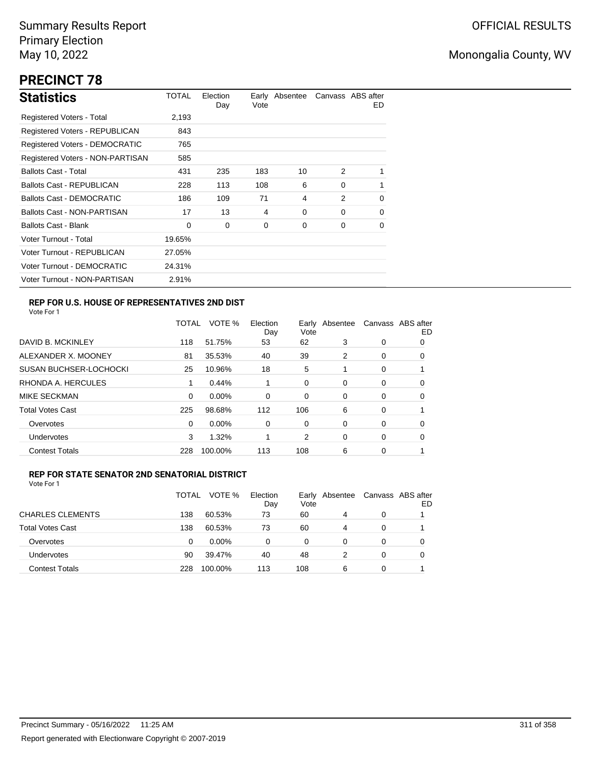Summary Results Report
Primary Election
May 10, 2022

OFFICIAL RESULTS

Monongalia County, WV

# PRECINCT 78

## Statistics

| | TOTAL | Election Day | Early Vote | Absentee | Canvass | ABS after ED |
|---|---|---|---|---|---|---|
| Registered Voters - Total | 2,193 | | | | | |
| Registered Voters - REPUBLICAN | 843 | | | | | |
| Registered Voters - DEMOCRATIC | 765 | | | | | |
| Registered Voters - NON-PARTISAN | 585 | | | | | |
| Ballots Cast - Total | 431 | 235 | 183 | 10 | 2 | 1 |
| Ballots Cast - REPUBLICAN | 228 | 113 | 108 | 6 | 0 | 1 |
| Ballots Cast - DEMOCRATIC | 186 | 109 | 71 | 4 | 2 | 0 |
| Ballots Cast - NON-PARTISAN | 17 | 13 | 4 | 0 | 0 | 0 |
| Ballots Cast - Blank | 0 | 0 | 0 | 0 | 0 | 0 |
| Voter Turnout - Total | 19.65% | | | | | |
| Voter Turnout - REPUBLICAN | 27.05% | | | | | |
| Voter Turnout - DEMOCRATIC | 24.31% | | | | | |
| Voter Turnout - NON-PARTISAN | 2.91% | | | | | |

### REP FOR U.S. HOUSE OF REPRESENTATIVES 2ND DIST

Vote For 1

| | TOTAL | VOTE % | Election Day | Early Vote | Absentee | Canvass | ABS after ED |
|---|---|---|---|---|---|---|---|
| DAVID B. MCKINLEY | 118 | 51.75% | 53 | 62 | 3 | 0 | 0 |
| ALEXANDER X. MOONEY | 81 | 35.53% | 40 | 39 | 2 | 0 | 0 |
| SUSAN BUCHSER-LOCHOCKI | 25 | 10.96% | 18 | 5 | 1 | 0 | 1 |
| RHONDA A. HERCULES | 1 | 0.44% | 1 | 0 | 0 | 0 | 0 |
| MIKE SECKMAN | 0 | 0.00% | 0 | 0 | 0 | 0 | 0 |
| Total Votes Cast | 225 | 98.68% | 112 | 106 | 6 | 0 | 1 |
| Overvotes | 0 | 0.00% | 0 | 0 | 0 | 0 | 0 |
| Undervotes | 3 | 1.32% | 1 | 2 | 0 | 0 | 0 |
| Contest Totals | 228 | 100.00% | 113 | 108 | 6 | 0 | 1 |

### REP FOR STATE SENATOR 2ND SENATORIAL DISTRICT

Vote For 1

| | TOTAL | VOTE % | Election Day | Early Vote | Absentee | Canvass | ABS after ED |
|---|---|---|---|---|---|---|---|
| CHARLES CLEMENTS | 138 | 60.53% | 73 | 60 | 4 | 0 | 1 |
| Total Votes Cast | 138 | 60.53% | 73 | 60 | 4 | 0 | 1 |
| Overvotes | 0 | 0.00% | 0 | 0 | 0 | 0 | 0 |
| Undervotes | 90 | 39.47% | 40 | 48 | 2 | 0 | 0 |
| Contest Totals | 228 | 100.00% | 113 | 108 | 6 | 0 | 1 |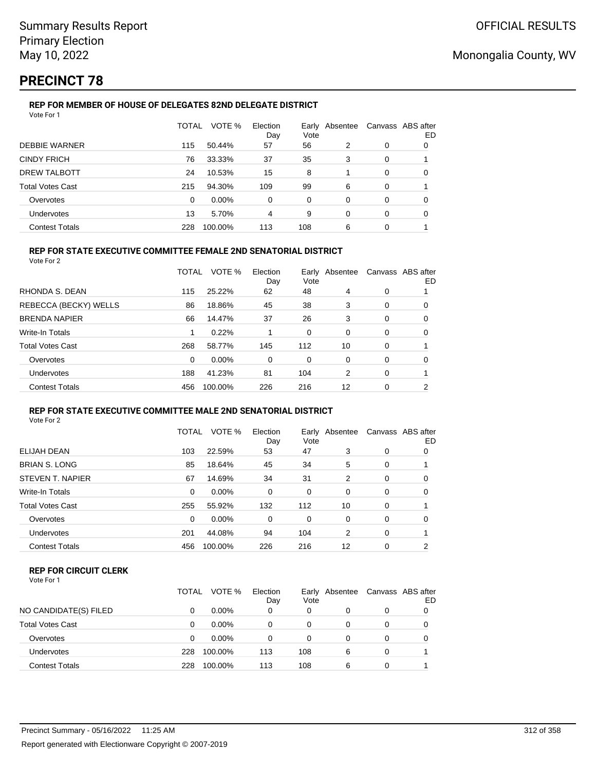Summary Results Report
Primary Election
May 10, 2022

OFFICIAL RESULTS

Monongalia County, WV

# PRECINCT 78

### REP FOR MEMBER OF HOUSE OF DELEGATES 82ND DELEGATE DISTRICT

Vote For 1

| | TOTAL | VOTE % | Election Day | Early Vote | Absentee | Canvass | ABS after ED |
|---|---|---|---|---|---|---|---|
| DEBBIE WARNER | 115 | 50.44% | 57 | 56 | 2 | 0 | 0 |
| CINDY FRICH | 76 | 33.33% | 37 | 35 | 3 | 0 | 1 |
| DREW TALBOTT | 24 | 10.53% | 15 | 8 | 1 | 0 | 0 |
| Total Votes Cast | 215 | 94.30% | 109 | 99 | 6 | 0 | 1 |
| Overvotes | 0 | 0.00% | 0 | 0 | 0 | 0 | 0 |
| Undervotes | 13 | 5.70% | 4 | 9 | 0 | 0 | 0 |
| Contest Totals | 228 | 100.00% | 113 | 108 | 6 | 0 | 1 |

### REP FOR STATE EXECUTIVE COMMITTEE FEMALE 2ND SENATORIAL DISTRICT

Vote For 2

| | TOTAL | VOTE % | Election Day | Early Vote | Absentee | Canvass | ABS after ED |
|---|---|---|---|---|---|---|---|
| RHONDA S. DEAN | 115 | 25.22% | 62 | 48 | 4 | 0 | 1 |
| REBECCA (BECKY) WELLS | 86 | 18.86% | 45 | 38 | 3 | 0 | 0 |
| BRENDA NAPIER | 66 | 14.47% | 37 | 26 | 3 | 0 | 0 |
| Write-In Totals | 1 | 0.22% | 1 | 0 | 0 | 0 | 0 |
| Total Votes Cast | 268 | 58.77% | 145 | 112 | 10 | 0 | 1 |
| Overvotes | 0 | 0.00% | 0 | 0 | 0 | 0 | 0 |
| Undervotes | 188 | 41.23% | 81 | 104 | 2 | 0 | 1 |
| Contest Totals | 456 | 100.00% | 226 | 216 | 12 | 0 | 2 |

### REP FOR STATE EXECUTIVE COMMITTEE MALE 2ND SENATORIAL DISTRICT

Vote For 2

| | TOTAL | VOTE % | Election Day | Early Vote | Absentee | Canvass | ABS after ED |
|---|---|---|---|---|---|---|---|
| ELIJAH DEAN | 103 | 22.59% | 53 | 47 | 3 | 0 | 0 |
| BRIAN S. LONG | 85 | 18.64% | 45 | 34 | 5 | 0 | 1 |
| STEVEN T. NAPIER | 67 | 14.69% | 34 | 31 | 2 | 0 | 0 |
| Write-In Totals | 0 | 0.00% | 0 | 0 | 0 | 0 | 0 |
| Total Votes Cast | 255 | 55.92% | 132 | 112 | 10 | 0 | 1 |
| Overvotes | 0 | 0.00% | 0 | 0 | 0 | 0 | 0 |
| Undervotes | 201 | 44.08% | 94 | 104 | 2 | 0 | 1 |
| Contest Totals | 456 | 100.00% | 226 | 216 | 12 | 0 | 2 |

### REP FOR CIRCUIT CLERK

Vote For 1

| | TOTAL | VOTE % | Election Day | Early Vote | Absentee | Canvass | ABS after ED |
|---|---|---|---|---|---|---|---|
| NO CANDIDATE(S) FILED | 0 | 0.00% | 0 | 0 | 0 | 0 | 0 |
| Total Votes Cast | 0 | 0.00% | 0 | 0 | 0 | 0 | 0 |
| Overvotes | 0 | 0.00% | 0 | 0 | 0 | 0 | 0 |
| Undervotes | 228 | 100.00% | 113 | 108 | 6 | 0 | 1 |
| Contest Totals | 228 | 100.00% | 113 | 108 | 6 | 0 | 1 |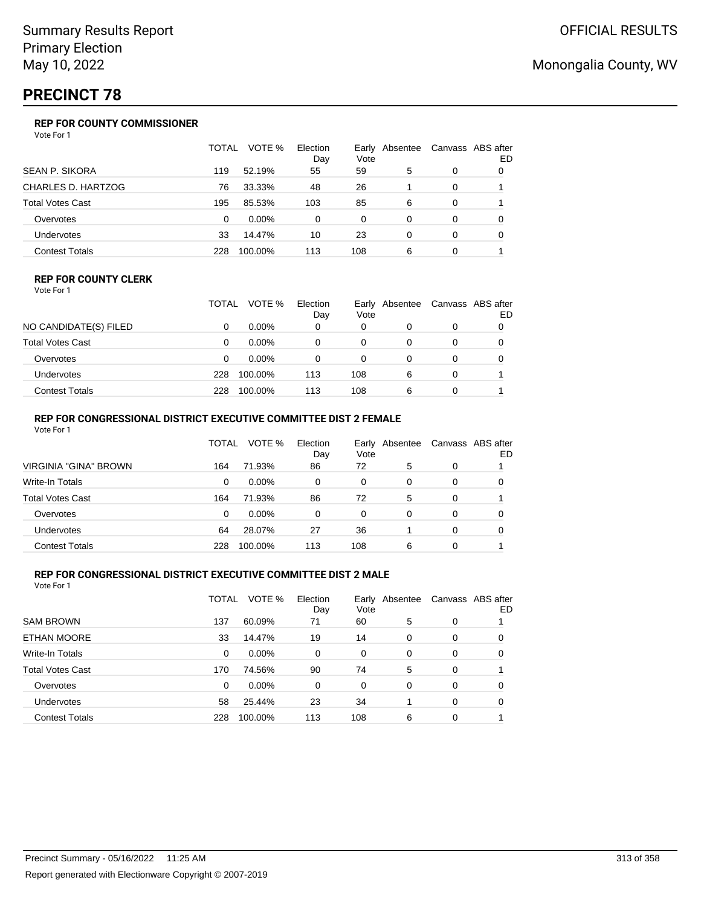Summary Results Report
Primary Election
May 10, 2022

OFFICIAL RESULTS

Monongalia County, WV

# PRECINCT 78

### REP FOR COUNTY COMMISSIONER

Vote For 1

| | TOTAL | VOTE % | Election Day | Early Vote | Absentee | Canvass | ABS after ED |
|---|---|---|---|---|---|---|---|
| SEAN P. SIKORA | 119 | 52.19% | 55 | 59 | 5 | 0 | 0 |
| CHARLES D. HARTZOG | 76 | 33.33% | 48 | 26 | 1 | 0 | 1 |
| Total Votes Cast | 195 | 85.53% | 103 | 85 | 6 | 0 | 1 |
| Overvotes | 0 | 0.00% | 0 | 0 | 0 | 0 | 0 |
| Undervotes | 33 | 14.47% | 10 | 23 | 0 | 0 | 0 |
| Contest Totals | 228 | 100.00% | 113 | 108 | 6 | 0 | 1 |

### REP FOR COUNTY CLERK

Vote For 1

| | TOTAL | VOTE % | Election Day | Early Vote | Absentee | Canvass | ABS after ED |
|---|---|---|---|---|---|---|---|
| NO CANDIDATE(S) FILED | 0 | 0.00% | 0 | 0 | 0 | 0 | 0 |
| Total Votes Cast | 0 | 0.00% | 0 | 0 | 0 | 0 | 0 |
| Overvotes | 0 | 0.00% | 0 | 0 | 0 | 0 | 0 |
| Undervotes | 228 | 100.00% | 113 | 108 | 6 | 0 | 1 |
| Contest Totals | 228 | 100.00% | 113 | 108 | 6 | 0 | 1 |

### REP FOR CONGRESSIONAL DISTRICT EXECUTIVE COMMITTEE DIST 2 FEMALE

Vote For 1

| | TOTAL | VOTE % | Election Day | Early Vote | Absentee | Canvass | ABS after ED |
|---|---|---|---|---|---|---|---|
| VIRGINIA "GINA" BROWN | 164 | 71.93% | 86 | 72 | 5 | 0 | 1 |
| Write-In Totals | 0 | 0.00% | 0 | 0 | 0 | 0 | 0 |
| Total Votes Cast | 164 | 71.93% | 86 | 72 | 5 | 0 | 1 |
| Overvotes | 0 | 0.00% | 0 | 0 | 0 | 0 | 0 |
| Undervotes | 64 | 28.07% | 27 | 36 | 1 | 0 | 0 |
| Contest Totals | 228 | 100.00% | 113 | 108 | 6 | 0 | 1 |

### REP FOR CONGRESSIONAL DISTRICT EXECUTIVE COMMITTEE DIST 2 MALE

Vote For 1

| | TOTAL | VOTE % | Election Day | Early Vote | Absentee | Canvass | ABS after ED |
|---|---|---|---|---|---|---|---|
| SAM BROWN | 137 | 60.09% | 71 | 60 | 5 | 0 | 1 |
| ETHAN MOORE | 33 | 14.47% | 19 | 14 | 0 | 0 | 0 |
| Write-In Totals | 0 | 0.00% | 0 | 0 | 0 | 0 | 0 |
| Total Votes Cast | 170 | 74.56% | 90 | 74 | 5 | 0 | 1 |
| Overvotes | 0 | 0.00% | 0 | 0 | 0 | 0 | 0 |
| Undervotes | 58 | 25.44% | 23 | 34 | 1 | 0 | 0 |
| Contest Totals | 228 | 100.00% | 113 | 108 | 6 | 0 | 1 |

Precinct Summary - 05/16/2022 11:25 AM

Report generated with Electionware Copyright © 2007-2019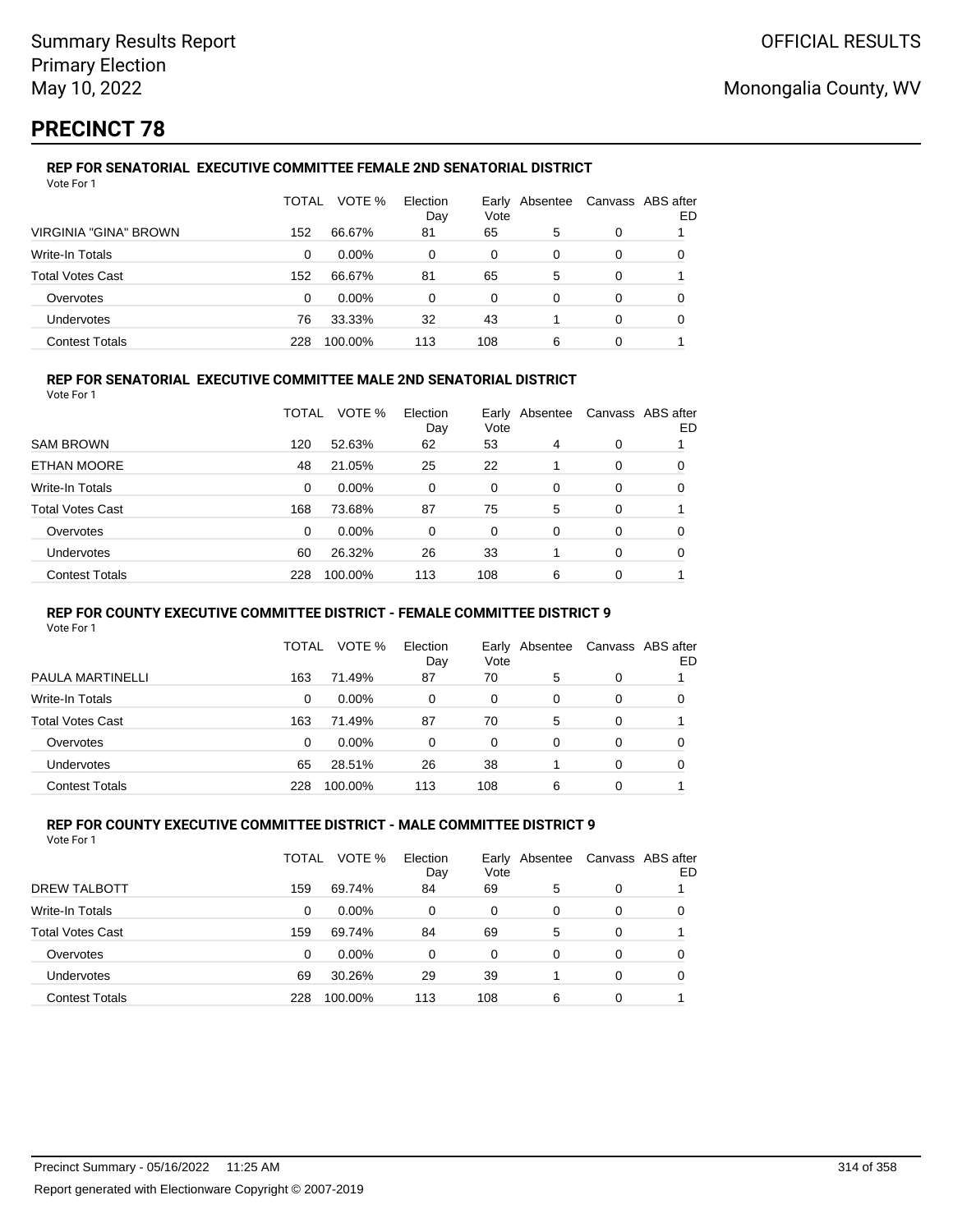# PRECINCT 78

### REP FOR SENATORIAL EXECUTIVE COMMITTEE FEMALE 2ND SENATORIAL DISTRICT

Vote For 1

| | TOTAL | VOTE % | Election Day | Early Vote | Absentee | Canvass | ABS after ED |
|---|---|---|---|---|---|---|---|
| VIRGINIA "GINA" BROWN | 152 | 66.67% | 81 | 65 | 5 | 0 | 1 |
| Write-In Totals | 0 | 0.00% | 0 | 0 | 0 | 0 | 0 |
| Total Votes Cast | 152 | 66.67% | 81 | 65 | 5 | 0 | 1 |
| Overvotes | 0 | 0.00% | 0 | 0 | 0 | 0 | 0 |
| Undervotes | 76 | 33.33% | 32 | 43 | 1 | 0 | 0 |
| Contest Totals | 228 | 100.00% | 113 | 108 | 6 | 0 | 1 |

### REP FOR SENATORIAL EXECUTIVE COMMITTEE MALE 2ND SENATORIAL DISTRICT

Vote For 1

| | TOTAL | VOTE % | Election Day | Early Vote | Absentee | Canvass | ABS after ED |
|---|---|---|---|---|---|---|---|
| SAM BROWN | 120 | 52.63% | 62 | 53 | 4 | 0 | 1 |
| ETHAN MOORE | 48 | 21.05% | 25 | 22 | 1 | 0 | 0 |
| Write-In Totals | 0 | 0.00% | 0 | 0 | 0 | 0 | 0 |
| Total Votes Cast | 168 | 73.68% | 87 | 75 | 5 | 0 | 1 |
| Overvotes | 0 | 0.00% | 0 | 0 | 0 | 0 | 0 |
| Undervotes | 60 | 26.32% | 26 | 33 | 1 | 0 | 0 |
| Contest Totals | 228 | 100.00% | 113 | 108 | 6 | 0 | 1 |

### REP FOR COUNTY EXECUTIVE COMMITTEE DISTRICT - FEMALE COMMITTEE DISTRICT 9

Vote For 1

| | TOTAL | VOTE % | Election Day | Early Vote | Absentee | Canvass | ABS after ED |
|---|---|---|---|---|---|---|---|
| PAULA MARTINELLI | 163 | 71.49% | 87 | 70 | 5 | 0 | 1 |
| Write-In Totals | 0 | 0.00% | 0 | 0 | 0 | 0 | 0 |
| Total Votes Cast | 163 | 71.49% | 87 | 70 | 5 | 0 | 1 |
| Overvotes | 0 | 0.00% | 0 | 0 | 0 | 0 | 0 |
| Undervotes | 65 | 28.51% | 26 | 38 | 1 | 0 | 0 |
| Contest Totals | 228 | 100.00% | 113 | 108 | 6 | 0 | 1 |

### REP FOR COUNTY EXECUTIVE COMMITTEE DISTRICT - MALE COMMITTEE DISTRICT 9

Vote For 1

| | TOTAL | VOTE % | Election Day | Early Vote | Absentee | Canvass | ABS after ED |
|---|---|---|---|---|---|---|---|
| DREW TALBOTT | 159 | 69.74% | 84 | 69 | 5 | 0 | 1 |
| Write-In Totals | 0 | 0.00% | 0 | 0 | 0 | 0 | 0 |
| Total Votes Cast | 159 | 69.74% | 84 | 69 | 5 | 0 | 1 |
| Overvotes | 0 | 0.00% | 0 | 0 | 0 | 0 | 0 |
| Undervotes | 69 | 30.26% | 29 | 39 | 1 | 0 | 0 |
| Contest Totals | 228 | 100.00% | 113 | 108 | 6 | 0 | 1 |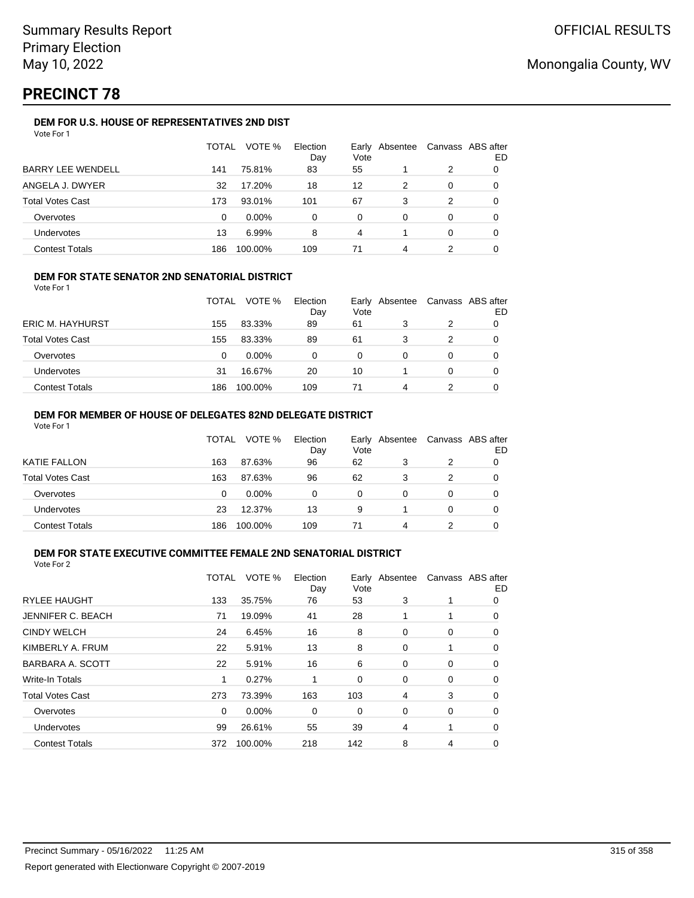Summary Results Report
Primary Election
May 10, 2022

OFFICIAL RESULTS

Monongalia County, WV

# PRECINCT 78

### DEM FOR U.S. HOUSE OF REPRESENTATIVES 2ND DIST

Vote For 1

| | TOTAL | VOTE % | Election Day | Early Vote | Absentee | Canvass | ABS after ED |
|---|---|---|---|---|---|---|---|
| BARRY LEE WENDELL | 141 | 75.81% | 83 | 55 | 1 | 2 | 0 |
| ANGELA J. DWYER | 32 | 17.20% | 18 | 12 | 2 | 0 | 0 |
| Total Votes Cast | 173 | 93.01% | 101 | 67 | 3 | 2 | 0 |
| Overvotes | 0 | 0.00% | 0 | 0 | 0 | 0 | 0 |
| Undervotes | 13 | 6.99% | 8 | 4 | 1 | 0 | 0 |
| Contest Totals | 186 | 100.00% | 109 | 71 | 4 | 2 | 0 |

### DEM FOR STATE SENATOR 2ND SENATORIAL DISTRICT

Vote For 1

| | TOTAL | VOTE % | Election Day | Early Vote | Absentee | Canvass | ABS after ED |
|---|---|---|---|---|---|---|---|
| ERIC M. HAYHURST | 155 | 83.33% | 89 | 61 | 3 | 2 | 0 |
| Total Votes Cast | 155 | 83.33% | 89 | 61 | 3 | 2 | 0 |
| Overvotes | 0 | 0.00% | 0 | 0 | 0 | 0 | 0 |
| Undervotes | 31 | 16.67% | 20 | 10 | 1 | 0 | 0 |
| Contest Totals | 186 | 100.00% | 109 | 71 | 4 | 2 | 0 |

### DEM FOR MEMBER OF HOUSE OF DELEGATES 82ND DELEGATE DISTRICT

Vote For 1

| | TOTAL | VOTE % | Election Day | Early Vote | Absentee | Canvass | ABS after ED |
|---|---|---|---|---|---|---|---|
| KATIE FALLON | 163 | 87.63% | 96 | 62 | 3 | 2 | 0 |
| Total Votes Cast | 163 | 87.63% | 96 | 62 | 3 | 2 | 0 |
| Overvotes | 0 | 0.00% | 0 | 0 | 0 | 0 | 0 |
| Undervotes | 23 | 12.37% | 13 | 9 | 1 | 0 | 0 |
| Contest Totals | 186 | 100.00% | 109 | 71 | 4 | 2 | 0 |

### DEM FOR STATE EXECUTIVE COMMITTEE FEMALE 2ND SENATORIAL DISTRICT

Vote For 2

| | TOTAL | VOTE % | Election Day | Early Vote | Absentee | Canvass | ABS after ED |
|---|---|---|---|---|---|---|---|
| RYLEE HAUGHT | 133 | 35.75% | 76 | 53 | 3 | 1 | 0 |
| JENNIFER C. BEACH | 71 | 19.09% | 41 | 28 | 1 | 1 | 0 |
| CINDY WELCH | 24 | 6.45% | 16 | 8 | 0 | 0 | 0 |
| KIMBERLY A. FRUM | 22 | 5.91% | 13 | 8 | 0 | 1 | 0 |
| BARBARA A. SCOTT | 22 | 5.91% | 16 | 6 | 0 | 0 | 0 |
| Write-In Totals | 1 | 0.27% | 1 | 0 | 0 | 0 | 0 |
| Total Votes Cast | 273 | 73.39% | 163 | 103 | 4 | 3 | 0 |
| Overvotes | 0 | 0.00% | 0 | 0 | 0 | 0 | 0 |
| Undervotes | 99 | 26.61% | 55 | 39 | 4 | 1 | 0 |
| Contest Totals | 372 | 100.00% | 218 | 142 | 8 | 4 | 0 |

Precinct Summary - 05/16/2022 11:25 AM

Report generated with Electionware Copyright © 2007-2019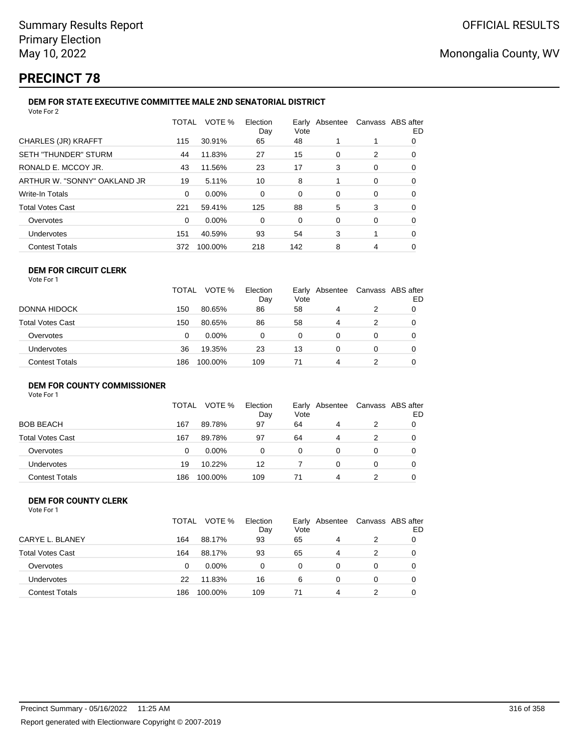# PRECINCT 78

### DEM FOR STATE EXECUTIVE COMMITTEE MALE 2ND SENATORIAL DISTRICT

Vote For 2

| | TOTAL | VOTE % | Election Day | Early Vote | Absentee | Canvass | ABS after ED |
|---|---|---|---|---|---|---|---|
| CHARLES (JR) KRAFFT | 115 | 30.91% | 65 | 48 | 1 | 1 | 0 |
| SETH "THUNDER" STURM | 44 | 11.83% | 27 | 15 | 0 | 2 | 0 |
| RONALD E. MCCOY JR. | 43 | 11.56% | 23 | 17 | 3 | 0 | 0 |
| ARTHUR W. "SONNY" OAKLAND JR | 19 | 5.11% | 10 | 8 | 1 | 0 | 0 |
| Write-In Totals | 0 | 0.00% | 0 | 0 | 0 | 0 | 0 |
| Total Votes Cast | 221 | 59.41% | 125 | 88 | 5 | 3 | 0 |
| Overvotes | 0 | 0.00% | 0 | 0 | 0 | 0 | 0 |
| Undervotes | 151 | 40.59% | 93 | 54 | 3 | 1 | 0 |
| Contest Totals | 372 | 100.00% | 218 | 142 | 8 | 4 | 0 |

### DEM FOR CIRCUIT CLERK

Vote For 1

| | TOTAL | VOTE % | Election Day | Early Vote | Absentee | Canvass | ABS after ED |
|---|---|---|---|---|---|---|---|
| DONNA HIDOCK | 150 | 80.65% | 86 | 58 | 4 | 2 | 0 |
| Total Votes Cast | 150 | 80.65% | 86 | 58 | 4 | 2 | 0 |
| Overvotes | 0 | 0.00% | 0 | 0 | 0 | 0 | 0 |
| Undervotes | 36 | 19.35% | 23 | 13 | 0 | 0 | 0 |
| Contest Totals | 186 | 100.00% | 109 | 71 | 4 | 2 | 0 |

### DEM FOR COUNTY COMMISSIONER

Vote For 1

| | TOTAL | VOTE % | Election Day | Early Vote | Absentee | Canvass | ABS after ED |
|---|---|---|---|---|---|---|---|
| BOB BEACH | 167 | 89.78% | 97 | 64 | 4 | 2 | 0 |
| Total Votes Cast | 167 | 89.78% | 97 | 64 | 4 | 2 | 0 |
| Overvotes | 0 | 0.00% | 0 | 0 | 0 | 0 | 0 |
| Undervotes | 19 | 10.22% | 12 | 7 | 0 | 0 | 0 |
| Contest Totals | 186 | 100.00% | 109 | 71 | 4 | 2 | 0 |

### DEM FOR COUNTY CLERK

Vote For 1

| | TOTAL | VOTE % | Election Day | Early Vote | Absentee | Canvass | ABS after ED |
|---|---|---|---|---|---|---|---|
| CARYE L. BLANEY | 164 | 88.17% | 93 | 65 | 4 | 2 | 0 |
| Total Votes Cast | 164 | 88.17% | 93 | 65 | 4 | 2 | 0 |
| Overvotes | 0 | 0.00% | 0 | 0 | 0 | 0 | 0 |
| Undervotes | 22 | 11.83% | 16 | 6 | 0 | 0 | 0 |
| Contest Totals | 186 | 100.00% | 109 | 71 | 4 | 2 | 0 |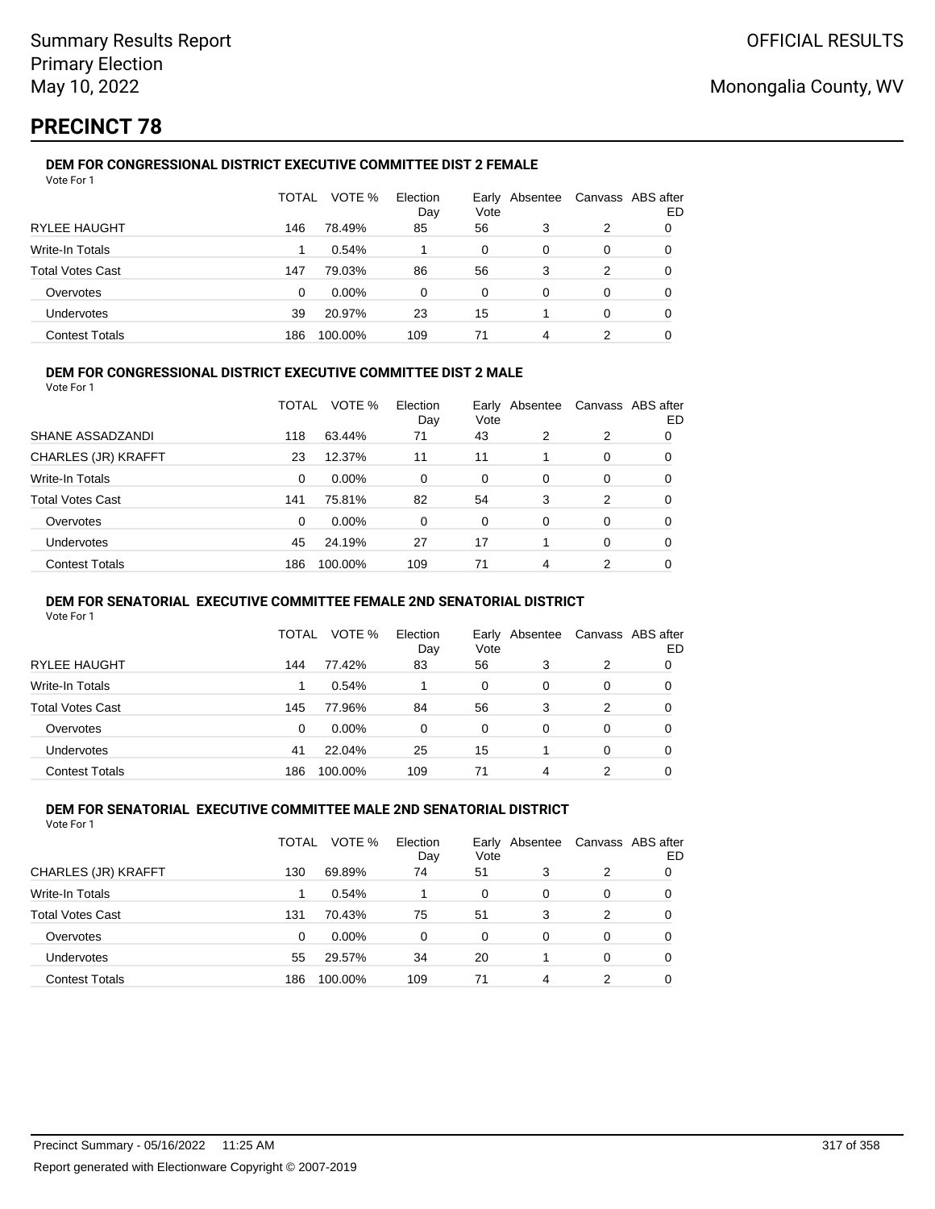Summary Results Report
Primary Election
May 10, 2022

OFFICIAL RESULTS

Monongalia County, WV

# PRECINCT 78

### DEM FOR CONGRESSIONAL DISTRICT EXECUTIVE COMMITTEE DIST 2 FEMALE

Vote For 1

| | TOTAL | VOTE % | Election Day | Early Vote | Absentee | Canvass | ABS after ED |
|---|---|---|---|---|---|---|---|
| RYLEE HAUGHT | 146 | 78.49% | 85 | 56 | 3 | 2 | 0 |
| Write-In Totals | 1 | 0.54% | 1 | 0 | 0 | 0 | 0 |
| Total Votes Cast | 147 | 79.03% | 86 | 56 | 3 | 2 | 0 |
| Overvotes | 0 | 0.00% | 0 | 0 | 0 | 0 | 0 |
| Undervotes | 39 | 20.97% | 23 | 15 | 1 | 0 | 0 |
| Contest Totals | 186 | 100.00% | 109 | 71 | 4 | 2 | 0 |

### DEM FOR CONGRESSIONAL DISTRICT EXECUTIVE COMMITTEE DIST 2 MALE

Vote For 1

| | TOTAL | VOTE % | Election Day | Early Vote | Absentee | Canvass | ABS after ED |
|---|---|---|---|---|---|---|---|
| SHANE ASSADZANDI | 118 | 63.44% | 71 | 43 | 2 | 2 | 0 |
| CHARLES (JR) KRAFFT | 23 | 12.37% | 11 | 11 | 1 | 0 | 0 |
| Write-In Totals | 0 | 0.00% | 0 | 0 | 0 | 0 | 0 |
| Total Votes Cast | 141 | 75.81% | 82 | 54 | 3 | 2 | 0 |
| Overvotes | 0 | 0.00% | 0 | 0 | 0 | 0 | 0 |
| Undervotes | 45 | 24.19% | 27 | 17 | 1 | 0 | 0 |
| Contest Totals | 186 | 100.00% | 109 | 71 | 4 | 2 | 0 |

### DEM FOR SENATORIAL EXECUTIVE COMMITTEE FEMALE 2ND SENATORIAL DISTRICT

Vote For 1

| | TOTAL | VOTE % | Election Day | Early Vote | Absentee | Canvass | ABS after ED |
|---|---|---|---|---|---|---|---|
| RYLEE HAUGHT | 144 | 77.42% | 83 | 56 | 3 | 2 | 0 |
| Write-In Totals | 1 | 0.54% | 1 | 0 | 0 | 0 | 0 |
| Total Votes Cast | 145 | 77.96% | 84 | 56 | 3 | 2 | 0 |
| Overvotes | 0 | 0.00% | 0 | 0 | 0 | 0 | 0 |
| Undervotes | 41 | 22.04% | 25 | 15 | 1 | 0 | 0 |
| Contest Totals | 186 | 100.00% | 109 | 71 | 4 | 2 | 0 |

### DEM FOR SENATORIAL EXECUTIVE COMMITTEE MALE 2ND SENATORIAL DISTRICT

Vote For 1

| | TOTAL | VOTE % | Election Day | Early Vote | Absentee | Canvass | ABS after ED |
|---|---|---|---|---|---|---|---|
| CHARLES (JR) KRAFFT | 130 | 69.89% | 74 | 51 | 3 | 2 | 0 |
| Write-In Totals | 1 | 0.54% | 1 | 0 | 0 | 0 | 0 |
| Total Votes Cast | 131 | 70.43% | 75 | 51 | 3 | 2 | 0 |
| Overvotes | 0 | 0.00% | 0 | 0 | 0 | 0 | 0 |
| Undervotes | 55 | 29.57% | 34 | 20 | 1 | 0 | 0 |
| Contest Totals | 186 | 100.00% | 109 | 71 | 4 | 2 | 0 |

Precinct Summary - 05/16/2022 11:25 AM

Report generated with Electionware Copyright © 2007-2019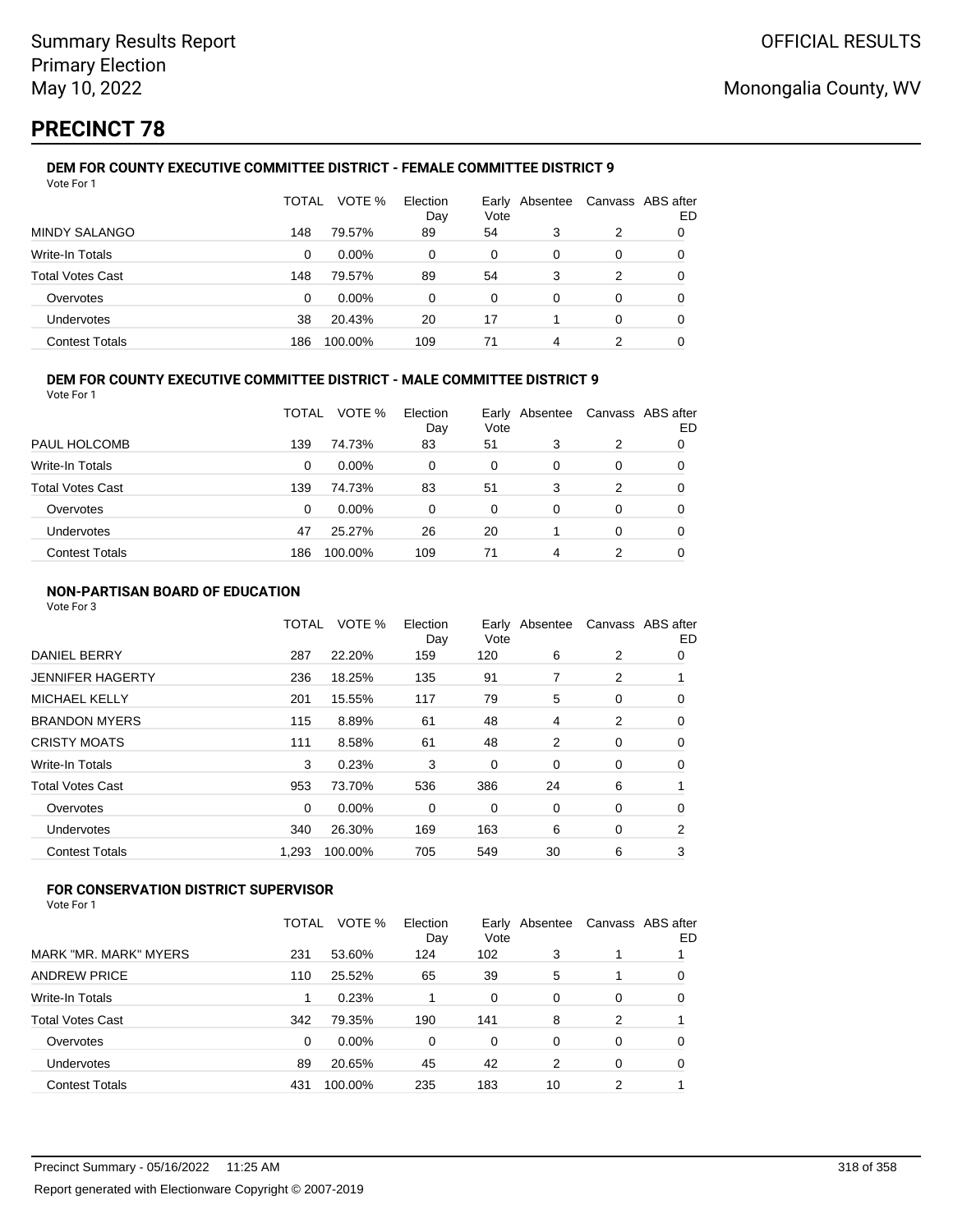# PRECINCT 78

### DEM FOR COUNTY EXECUTIVE COMMITTEE DISTRICT - FEMALE COMMITTEE DISTRICT 9

Vote For 1

| | TOTAL | VOTE % | Election Day | Early Vote | Absentee | Canvass | ABS after ED |
|---|---|---|---|---|---|---|---|
| MINDY SALANGO | 148 | 79.57% | 89 | 54 | 3 | 2 | 0 |
| Write-In Totals | 0 | 0.00% | 0 | 0 | 0 | 0 | 0 |
| Total Votes Cast | 148 | 79.57% | 89 | 54 | 3 | 2 | 0 |
| Overvotes | 0 | 0.00% | 0 | 0 | 0 | 0 | 0 |
| Undervotes | 38 | 20.43% | 20 | 17 | 1 | 0 | 0 |
| Contest Totals | 186 | 100.00% | 109 | 71 | 4 | 2 | 0 |

### DEM FOR COUNTY EXECUTIVE COMMITTEE DISTRICT - MALE COMMITTEE DISTRICT 9

Vote For 1

| | TOTAL | VOTE % | Election Day | Early Vote | Absentee | Canvass | ABS after ED |
|---|---|---|---|---|---|---|---|
| PAUL HOLCOMB | 139 | 74.73% | 83 | 51 | 3 | 2 | 0 |
| Write-In Totals | 0 | 0.00% | 0 | 0 | 0 | 0 | 0 |
| Total Votes Cast | 139 | 74.73% | 83 | 51 | 3 | 2 | 0 |
| Overvotes | 0 | 0.00% | 0 | 0 | 0 | 0 | 0 |
| Undervotes | 47 | 25.27% | 26 | 20 | 1 | 0 | 0 |
| Contest Totals | 186 | 100.00% | 109 | 71 | 4 | 2 | 0 |

### NON-PARTISAN BOARD OF EDUCATION

Vote For 3

| | TOTAL | VOTE % | Election Day | Early Vote | Absentee | Canvass | ABS after ED |
|---|---|---|---|---|---|---|---|
| DANIEL BERRY | 287 | 22.20% | 159 | 120 | 6 | 2 | 0 |
| JENNIFER HAGERTY | 236 | 18.25% | 135 | 91 | 7 | 2 | 1 |
| MICHAEL KELLY | 201 | 15.55% | 117 | 79 | 5 | 0 | 0 |
| BRANDON MYERS | 115 | 8.89% | 61 | 48 | 4 | 2 | 0 |
| CRISTY MOATS | 111 | 8.58% | 61 | 48 | 2 | 0 | 0 |
| Write-In Totals | 3 | 0.23% | 3 | 0 | 0 | 0 | 0 |
| Total Votes Cast | 953 | 73.70% | 536 | 386 | 24 | 6 | 1 |
| Overvotes | 0 | 0.00% | 0 | 0 | 0 | 0 | 0 |
| Undervotes | 340 | 26.30% | 169 | 163 | 6 | 0 | 2 |
| Contest Totals | 1,293 | 100.00% | 705 | 549 | 30 | 6 | 3 |

### FOR CONSERVATION DISTRICT SUPERVISOR

Vote For 1

| | TOTAL | VOTE % | Election Day | Early Vote | Absentee | Canvass | ABS after ED |
|---|---|---|---|---|---|---|---|
| MARK "MR. MARK" MYERS | 231 | 53.60% | 124 | 102 | 3 | 1 | 1 |
| ANDREW PRICE | 110 | 25.52% | 65 | 39 | 5 | 1 | 0 |
| Write-In Totals | 1 | 0.23% | 1 | 0 | 0 | 0 | 0 |
| Total Votes Cast | 342 | 79.35% | 190 | 141 | 8 | 2 | 1 |
| Overvotes | 0 | 0.00% | 0 | 0 | 0 | 0 | 0 |
| Undervotes | 89 | 20.65% | 45 | 42 | 2 | 0 | 0 |
| Contest Totals | 431 | 100.00% | 235 | 183 | 10 | 2 | 1 |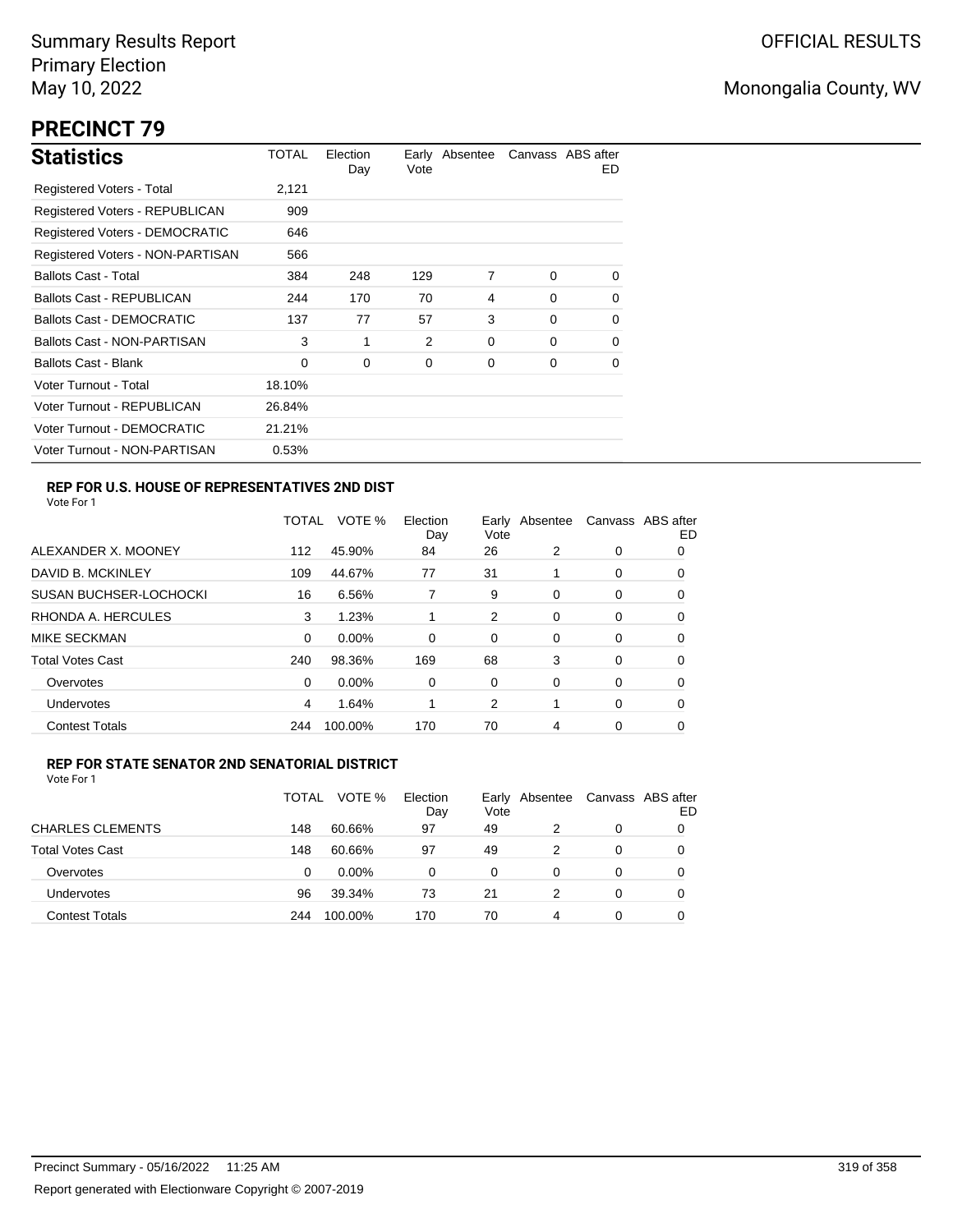Summary Results Report
Primary Election
May 10, 2022

OFFICIAL RESULTS

Monongalia County, WV

# PRECINCT 79

## Statistics

| Statistics | TOTAL | Election Day | Early Vote | Absentee | Canvass | ABS after ED |
|---|---|---|---|---|---|---|
| Registered Voters - Total | 2,121 | | | | | |
| Registered Voters - REPUBLICAN | 909 | | | | | |
| Registered Voters - DEMOCRATIC | 646 | | | | | |
| Registered Voters - NON-PARTISAN | 566 | | | | | |
| Ballots Cast - Total | 384 | 248 | 129 | 7 | 0 | 0 |
| Ballots Cast - REPUBLICAN | 244 | 170 | 70 | 4 | 0 | 0 |
| Ballots Cast - DEMOCRATIC | 137 | 77 | 57 | 3 | 0 | 0 |
| Ballots Cast - NON-PARTISAN | 3 | 1 | 2 | 0 | 0 | 0 |
| Ballots Cast - Blank | 0 | 0 | 0 | 0 | 0 | 0 |
| Voter Turnout - Total | 18.10% | | | | | |
| Voter Turnout - REPUBLICAN | 26.84% | | | | | |
| Voter Turnout - DEMOCRATIC | 21.21% | | | | | |
| Voter Turnout - NON-PARTISAN | 0.53% | | | | | |

### REP FOR U.S. HOUSE OF REPRESENTATIVES 2ND DIST

Vote For 1

| | TOTAL | VOTE % | Election Day | Early Vote | Absentee | Canvass | ABS after ED |
|---|---|---|---|---|---|---|---|
| ALEXANDER X. MOONEY | 112 | 45.90% | 84 | 26 | 2 | 0 | 0 |
| DAVID B. MCKINLEY | 109 | 44.67% | 77 | 31 | 1 | 0 | 0 |
| SUSAN BUCHSER-LOCHOCKI | 16 | 6.56% | 7 | 9 | 0 | 0 | 0 |
| RHONDA A. HERCULES | 3 | 1.23% | 1 | 2 | 0 | 0 | 0 |
| MIKE SECKMAN | 0 | 0.00% | 0 | 0 | 0 | 0 | 0 |
| Total Votes Cast | 240 | 98.36% | 169 | 68 | 3 | 0 | 0 |
| Overvotes | 0 | 0.00% | 0 | 0 | 0 | 0 | 0 |
| Undervotes | 4 | 1.64% | 1 | 2 | 1 | 0 | 0 |
| Contest Totals | 244 | 100.00% | 170 | 70 | 4 | 0 | 0 |

### REP FOR STATE SENATOR 2ND SENATORIAL DISTRICT

Vote For 1

| | TOTAL | VOTE % | Election Day | Early Vote | Absentee | Canvass | ABS after ED |
|---|---|---|---|---|---|---|---|
| CHARLES CLEMENTS | 148 | 60.66% | 97 | 49 | 2 | 0 | 0 |
| Total Votes Cast | 148 | 60.66% | 97 | 49 | 2 | 0 | 0 |
| Overvotes | 0 | 0.00% | 0 | 0 | 0 | 0 | 0 |
| Undervotes | 96 | 39.34% | 73 | 21 | 2 | 0 | 0 |
| Contest Totals | 244 | 100.00% | 170 | 70 | 4 | 0 | 0 |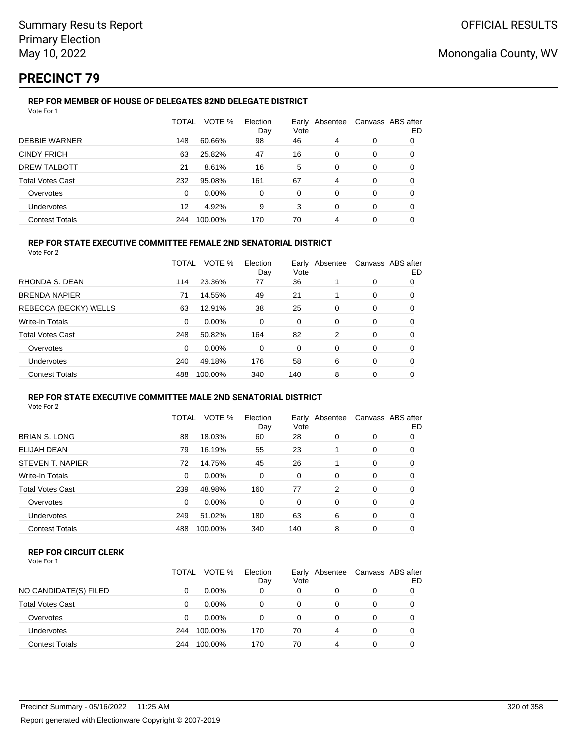Summary Results Report
Primary Election
May 10, 2022

OFFICIAL RESULTS

Monongalia County, WV

# PRECINCT 79

### REP FOR MEMBER OF HOUSE OF DELEGATES 82ND DELEGATE DISTRICT

Vote For 1

| | TOTAL | VOTE % | Election Day | Early Vote | Absentee | Canvass | ABS after ED |
|---|---|---|---|---|---|---|---|
| DEBBIE WARNER | 148 | 60.66% | 98 | 46 | 4 | 0 | 0 |
| CINDY FRICH | 63 | 25.82% | 47 | 16 | 0 | 0 | 0 |
| DREW TALBOTT | 21 | 8.61% | 16 | 5 | 0 | 0 | 0 |
| Total Votes Cast | 232 | 95.08% | 161 | 67 | 4 | 0 | 0 |
| Overvotes | 0 | 0.00% | 0 | 0 | 0 | 0 | 0 |
| Undervotes | 12 | 4.92% | 9 | 3 | 0 | 0 | 0 |
| Contest Totals | 244 | 100.00% | 170 | 70 | 4 | 0 | 0 |

### REP FOR STATE EXECUTIVE COMMITTEE FEMALE 2ND SENATORIAL DISTRICT

Vote For 2

| | TOTAL | VOTE % | Election Day | Early Vote | Absentee | Canvass | ABS after ED |
|---|---|---|---|---|---|---|---|
| RHONDA S. DEAN | 114 | 23.36% | 77 | 36 | 1 | 0 | 0 |
| BRENDA NAPIER | 71 | 14.55% | 49 | 21 | 1 | 0 | 0 |
| REBECCA (BECKY) WELLS | 63 | 12.91% | 38 | 25 | 0 | 0 | 0 |
| Write-In Totals | 0 | 0.00% | 0 | 0 | 0 | 0 | 0 |
| Total Votes Cast | 248 | 50.82% | 164 | 82 | 2 | 0 | 0 |
| Overvotes | 0 | 0.00% | 0 | 0 | 0 | 0 | 0 |
| Undervotes | 240 | 49.18% | 176 | 58 | 6 | 0 | 0 |
| Contest Totals | 488 | 100.00% | 340 | 140 | 8 | 0 | 0 |

### REP FOR STATE EXECUTIVE COMMITTEE MALE 2ND SENATORIAL DISTRICT

Vote For 2

| | TOTAL | VOTE % | Election Day | Early Vote | Absentee | Canvass | ABS after ED |
|---|---|---|---|---|---|---|---|
| BRIAN S. LONG | 88 | 18.03% | 60 | 28 | 0 | 0 | 0 |
| ELIJAH DEAN | 79 | 16.19% | 55 | 23 | 1 | 0 | 0 |
| STEVEN T. NAPIER | 72 | 14.75% | 45 | 26 | 1 | 0 | 0 |
| Write-In Totals | 0 | 0.00% | 0 | 0 | 0 | 0 | 0 |
| Total Votes Cast | 239 | 48.98% | 160 | 77 | 2 | 0 | 0 |
| Overvotes | 0 | 0.00% | 0 | 0 | 0 | 0 | 0 |
| Undervotes | 249 | 51.02% | 180 | 63 | 6 | 0 | 0 |
| Contest Totals | 488 | 100.00% | 340 | 140 | 8 | 0 | 0 |

### REP FOR CIRCUIT CLERK

Vote For 1

| | TOTAL | VOTE % | Election Day | Early Vote | Absentee | Canvass | ABS after ED |
|---|---|---|---|---|---|---|---|
| NO CANDIDATE(S) FILED | 0 | 0.00% | 0 | 0 | 0 | 0 | 0 |
| Total Votes Cast | 0 | 0.00% | 0 | 0 | 0 | 0 | 0 |
| Overvotes | 0 | 0.00% | 0 | 0 | 0 | 0 | 0 |
| Undervotes | 244 | 100.00% | 170 | 70 | 4 | 0 | 0 |
| Contest Totals | 244 | 100.00% | 170 | 70 | 4 | 0 | 0 |

Precinct Summary - 05/16/2022 11:25 AM

Report generated with Electionware Copyright © 2007-2019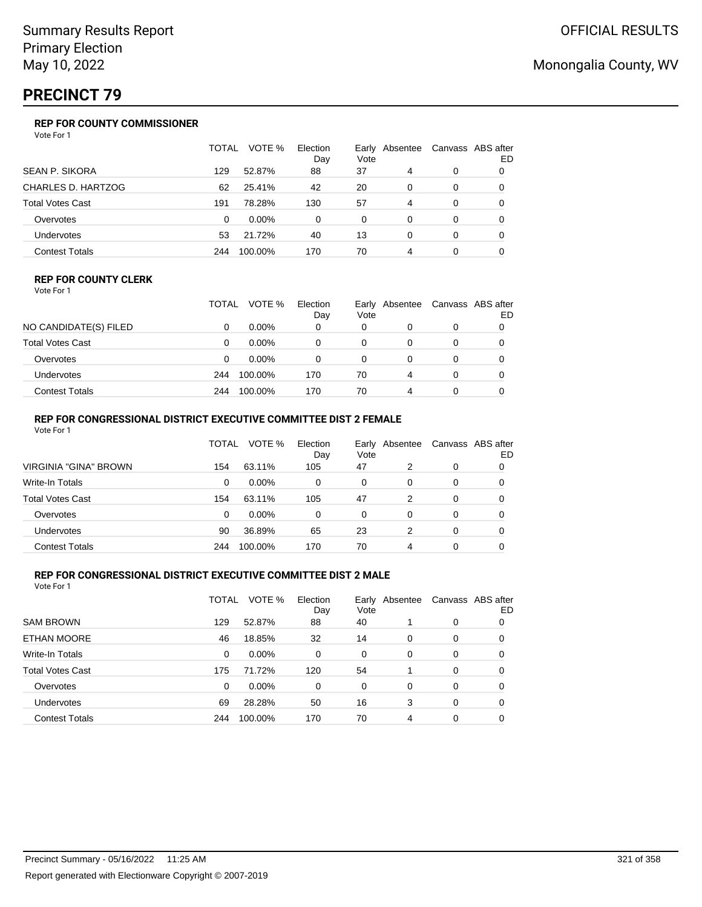Summary Results Report
Primary Election
May 10, 2022

OFFICIAL RESULTS

Monongalia County, WV

# PRECINCT 79

### REP FOR COUNTY COMMISSIONER

Vote For 1

| | TOTAL | VOTE % | Election Day | Early Vote | Absentee | Canvass | ABS after ED |
|---|---|---|---|---|---|---|---|
| SEAN P. SIKORA | 129 | 52.87% | 88 | 37 | 4 | 0 | 0 |
| CHARLES D. HARTZOG | 62 | 25.41% | 42 | 20 | 0 | 0 | 0 |
| Total Votes Cast | 191 | 78.28% | 130 | 57 | 4 | 0 | 0 |
| Overvotes | 0 | 0.00% | 0 | 0 | 0 | 0 | 0 |
| Undervotes | 53 | 21.72% | 40 | 13 | 0 | 0 | 0 |
| Contest Totals | 244 | 100.00% | 170 | 70 | 4 | 0 | 0 |

### REP FOR COUNTY CLERK

Vote For 1

| | TOTAL | VOTE % | Election Day | Early Vote | Absentee | Canvass | ABS after ED |
|---|---|---|---|---|---|---|---|
| NO CANDIDATE(S) FILED | 0 | 0.00% | 0 | 0 | 0 | 0 | 0 |
| Total Votes Cast | 0 | 0.00% | 0 | 0 | 0 | 0 | 0 |
| Overvotes | 0 | 0.00% | 0 | 0 | 0 | 0 | 0 |
| Undervotes | 244 | 100.00% | 170 | 70 | 4 | 0 | 0 |
| Contest Totals | 244 | 100.00% | 170 | 70 | 4 | 0 | 0 |

### REP FOR CONGRESSIONAL DISTRICT EXECUTIVE COMMITTEE DIST 2 FEMALE

Vote For 1

| | TOTAL | VOTE % | Election Day | Early Vote | Absentee | Canvass | ABS after ED |
|---|---|---|---|---|---|---|---|
| VIRGINIA "GINA" BROWN | 154 | 63.11% | 105 | 47 | 2 | 0 | 0 |
| Write-In Totals | 0 | 0.00% | 0 | 0 | 0 | 0 | 0 |
| Total Votes Cast | 154 | 63.11% | 105 | 47 | 2 | 0 | 0 |
| Overvotes | 0 | 0.00% | 0 | 0 | 0 | 0 | 0 |
| Undervotes | 90 | 36.89% | 65 | 23 | 2 | 0 | 0 |
| Contest Totals | 244 | 100.00% | 170 | 70 | 4 | 0 | 0 |

### REP FOR CONGRESSIONAL DISTRICT EXECUTIVE COMMITTEE DIST 2 MALE

Vote For 1

| | TOTAL | VOTE % | Election Day | Early Vote | Absentee | Canvass | ABS after ED |
|---|---|---|---|---|---|---|---|
| SAM BROWN | 129 | 52.87% | 88 | 40 | 1 | 0 | 0 |
| ETHAN MOORE | 46 | 18.85% | 32 | 14 | 0 | 0 | 0 |
| Write-In Totals | 0 | 0.00% | 0 | 0 | 0 | 0 | 0 |
| Total Votes Cast | 175 | 71.72% | 120 | 54 | 1 | 0 | 0 |
| Overvotes | 0 | 0.00% | 0 | 0 | 0 | 0 | 0 |
| Undervotes | 69 | 28.28% | 50 | 16 | 3 | 0 | 0 |
| Contest Totals | 244 | 100.00% | 170 | 70 | 4 | 0 | 0 |

Precinct Summary - 05/16/2022 11:25 AM

Report generated with Electionware Copyright © 2007-2019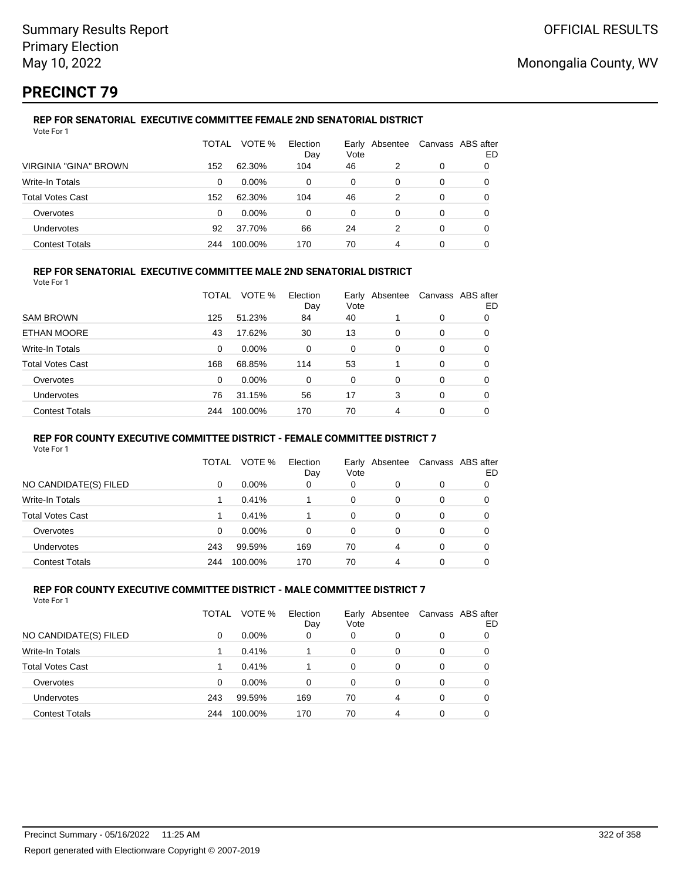Summary Results Report
Primary Election
May 10, 2022

OFFICIAL RESULTS

Monongalia County, WV

# PRECINCT 79

### REP FOR SENATORIAL EXECUTIVE COMMITTEE FEMALE 2ND SENATORIAL DISTRICT

Vote For 1

| | TOTAL | VOTE % | Election Day | Early Vote | Absentee | Canvass | ABS after ED |
|---|---|---|---|---|---|---|---|
| VIRGINIA "GINA" BROWN | 152 | 62.30% | 104 | 46 | 2 | 0 | 0 |
| Write-In Totals | 0 | 0.00% | 0 | 0 | 0 | 0 | 0 |
| Total Votes Cast | 152 | 62.30% | 104 | 46 | 2 | 0 | 0 |
| Overvotes | 0 | 0.00% | 0 | 0 | 0 | 0 | 0 |
| Undervotes | 92 | 37.70% | 66 | 24 | 2 | 0 | 0 |
| Contest Totals | 244 | 100.00% | 170 | 70 | 4 | 0 | 0 |

### REP FOR SENATORIAL EXECUTIVE COMMITTEE MALE 2ND SENATORIAL DISTRICT

Vote For 1

| | TOTAL | VOTE % | Election Day | Early Vote | Absentee | Canvass | ABS after ED |
|---|---|---|---|---|---|---|---|
| SAM BROWN | 125 | 51.23% | 84 | 40 | 1 | 0 | 0 |
| ETHAN MOORE | 43 | 17.62% | 30 | 13 | 0 | 0 | 0 |
| Write-In Totals | 0 | 0.00% | 0 | 0 | 0 | 0 | 0 |
| Total Votes Cast | 168 | 68.85% | 114 | 53 | 1 | 0 | 0 |
| Overvotes | 0 | 0.00% | 0 | 0 | 0 | 0 | 0 |
| Undervotes | 76 | 31.15% | 56 | 17 | 3 | 0 | 0 |
| Contest Totals | 244 | 100.00% | 170 | 70 | 4 | 0 | 0 |

### REP FOR COUNTY EXECUTIVE COMMITTEE DISTRICT - FEMALE COMMITTEE DISTRICT 7

Vote For 1

| | TOTAL | VOTE % | Election Day | Early Vote | Absentee | Canvass | ABS after ED |
|---|---|---|---|---|---|---|---|
| NO CANDIDATE(S) FILED | 0 | 0.00% | 0 | 0 | 0 | 0 | 0 |
| Write-In Totals | 1 | 0.41% | 1 | 0 | 0 | 0 | 0 |
| Total Votes Cast | 1 | 0.41% | 1 | 0 | 0 | 0 | 0 |
| Overvotes | 0 | 0.00% | 0 | 0 | 0 | 0 | 0 |
| Undervotes | 243 | 99.59% | 169 | 70 | 4 | 0 | 0 |
| Contest Totals | 244 | 100.00% | 170 | 70 | 4 | 0 | 0 |

### REP FOR COUNTY EXECUTIVE COMMITTEE DISTRICT - MALE COMMITTEE DISTRICT 7

Vote For 1

| | TOTAL | VOTE % | Election Day | Early Vote | Absentee | Canvass | ABS after ED |
|---|---|---|---|---|---|---|---|
| NO CANDIDATE(S) FILED | 0 | 0.00% | 0 | 0 | 0 | 0 | 0 |
| Write-In Totals | 1 | 0.41% | 1 | 0 | 0 | 0 | 0 |
| Total Votes Cast | 1 | 0.41% | 1 | 0 | 0 | 0 | 0 |
| Overvotes | 0 | 0.00% | 0 | 0 | 0 | 0 | 0 |
| Undervotes | 243 | 99.59% | 169 | 70 | 4 | 0 | 0 |
| Contest Totals | 244 | 100.00% | 170 | 70 | 4 | 0 | 0 |

Precinct Summary - 05/16/2022 11:25 AM

Report generated with Electionware Copyright © 2007-2019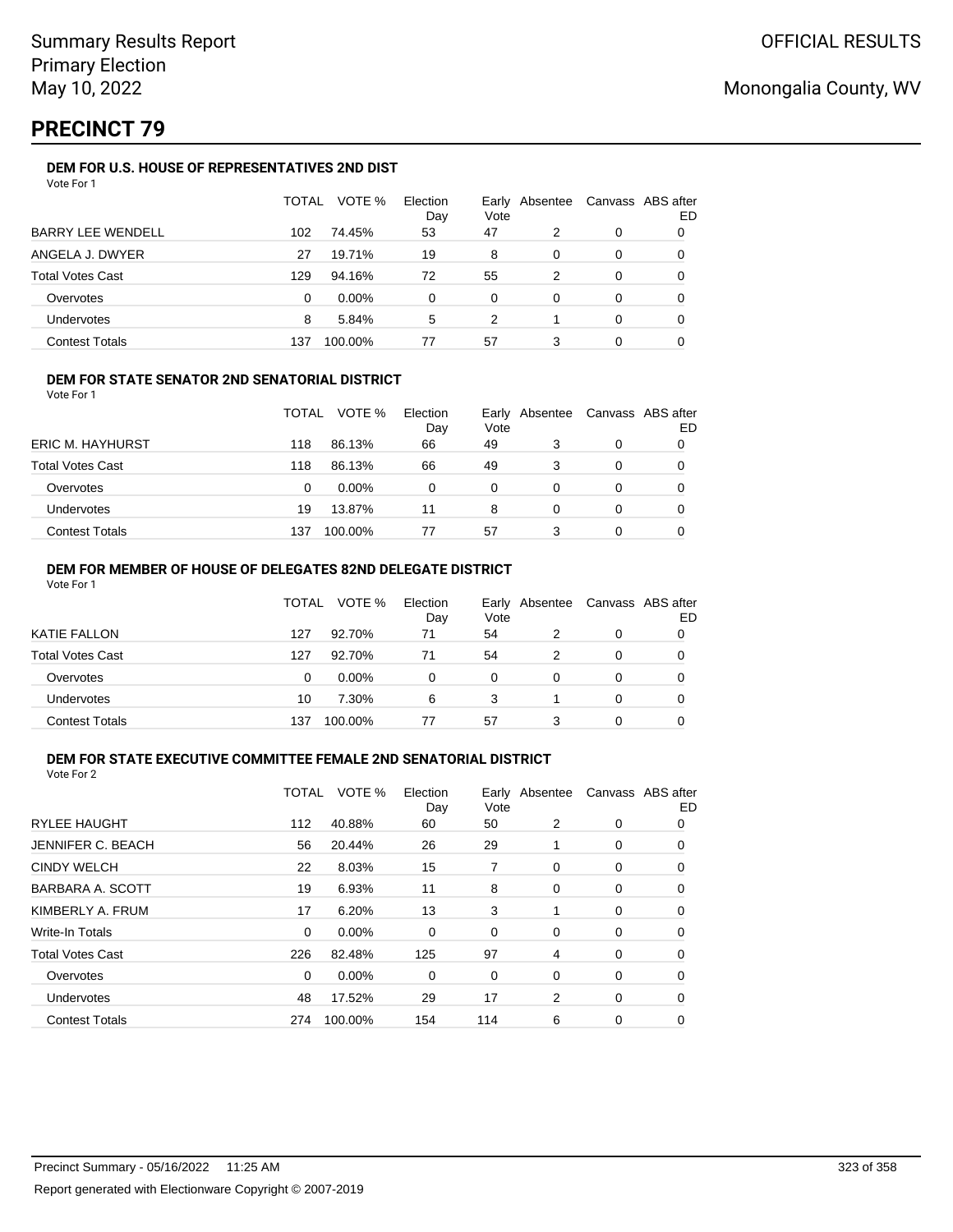Summary Results Report
Primary Election
May 10, 2022

OFFICIAL RESULTS

Monongalia County, WV

# PRECINCT 79

### DEM FOR U.S. HOUSE OF REPRESENTATIVES 2ND DIST

Vote For 1

| | TOTAL | VOTE % | Election Day | Early Vote | Absentee | Canvass | ABS after ED |
|---|---|---|---|---|---|---|---|
| BARRY LEE WENDELL | 102 | 74.45% | 53 | 47 | 2 | 0 | 0 |
| ANGELA J. DWYER | 27 | 19.71% | 19 | 8 | 0 | 0 | 0 |
| Total Votes Cast | 129 | 94.16% | 72 | 55 | 2 | 0 | 0 |
| Overvotes | 0 | 0.00% | 0 | 0 | 0 | 0 | 0 |
| Undervotes | 8 | 5.84% | 5 | 2 | 1 | 0 | 0 |
| Contest Totals | 137 | 100.00% | 77 | 57 | 3 | 0 | 0 |

### DEM FOR STATE SENATOR 2ND SENATORIAL DISTRICT

Vote For 1

| | TOTAL | VOTE % | Election Day | Early Vote | Absentee | Canvass | ABS after ED |
|---|---|---|---|---|---|---|---|
| ERIC M. HAYHURST | 118 | 86.13% | 66 | 49 | 3 | 0 | 0 |
| Total Votes Cast | 118 | 86.13% | 66 | 49 | 3 | 0 | 0 |
| Overvotes | 0 | 0.00% | 0 | 0 | 0 | 0 | 0 |
| Undervotes | 19 | 13.87% | 11 | 8 | 0 | 0 | 0 |
| Contest Totals | 137 | 100.00% | 77 | 57 | 3 | 0 | 0 |

### DEM FOR MEMBER OF HOUSE OF DELEGATES 82ND DELEGATE DISTRICT

Vote For 1

| | TOTAL | VOTE % | Election Day | Early Vote | Absentee | Canvass | ABS after ED |
|---|---|---|---|---|---|---|---|
| KATIE FALLON | 127 | 92.70% | 71 | 54 | 2 | 0 | 0 |
| Total Votes Cast | 127 | 92.70% | 71 | 54 | 2 | 0 | 0 |
| Overvotes | 0 | 0.00% | 0 | 0 | 0 | 0 | 0 |
| Undervotes | 10 | 7.30% | 6 | 3 | 1 | 0 | 0 |
| Contest Totals | 137 | 100.00% | 77 | 57 | 3 | 0 | 0 |

### DEM FOR STATE EXECUTIVE COMMITTEE FEMALE 2ND SENATORIAL DISTRICT

Vote For 2

| | TOTAL | VOTE % | Election Day | Early Vote | Absentee | Canvass | ABS after ED |
|---|---|---|---|---|---|---|---|
| RYLEE HAUGHT | 112 | 40.88% | 60 | 50 | 2 | 0 | 0 |
| JENNIFER C. BEACH | 56 | 20.44% | 26 | 29 | 1 | 0 | 0 |
| CINDY WELCH | 22 | 8.03% | 15 | 7 | 0 | 0 | 0 |
| BARBARA A. SCOTT | 19 | 6.93% | 11 | 8 | 0 | 0 | 0 |
| KIMBERLY A. FRUM | 17 | 6.20% | 13 | 3 | 1 | 0 | 0 |
| Write-In Totals | 0 | 0.00% | 0 | 0 | 0 | 0 | 0 |
| Total Votes Cast | 226 | 82.48% | 125 | 97 | 4 | 0 | 0 |
| Overvotes | 0 | 0.00% | 0 | 0 | 0 | 0 | 0 |
| Undervotes | 48 | 17.52% | 29 | 17 | 2 | 0 | 0 |
| Contest Totals | 274 | 100.00% | 154 | 114 | 6 | 0 | 0 |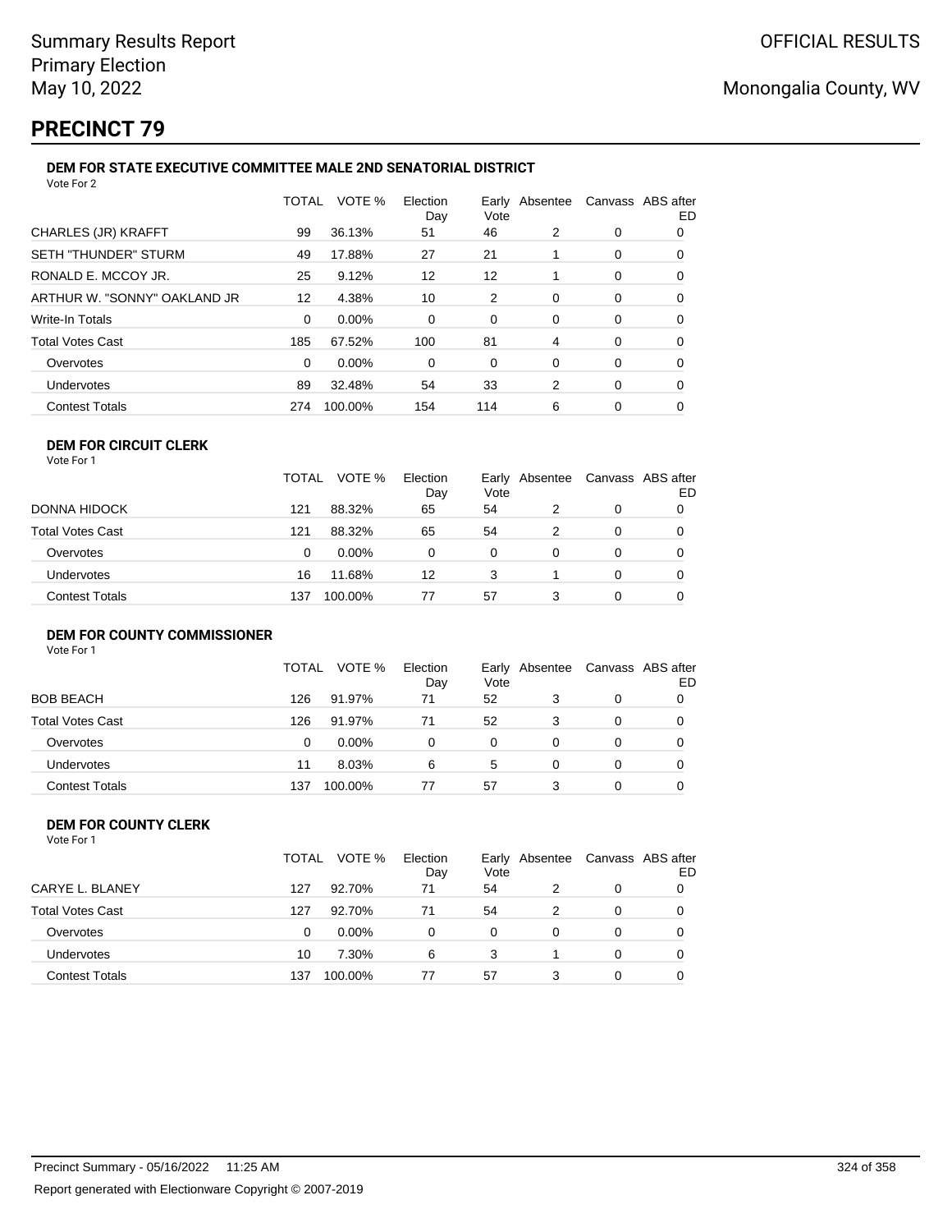# PRECINCT 79

### DEM FOR STATE EXECUTIVE COMMITTEE MALE 2ND SENATORIAL DISTRICT

Vote For 2

| | TOTAL | VOTE % | Election Day | Early Vote | Absentee | Canvass | ABS after ED |
|---|---|---|---|---|---|---|---|
| CHARLES (JR) KRAFFT | 99 | 36.13% | 51 | 46 | 2 | 0 | 0 |
| SETH "THUNDER" STURM | 49 | 17.88% | 27 | 21 | 1 | 0 | 0 |
| RONALD E. MCCOY JR. | 25 | 9.12% | 12 | 12 | 1 | 0 | 0 |
| ARTHUR W. "SONNY" OAKLAND JR | 12 | 4.38% | 10 | 2 | 0 | 0 | 0 |
| Write-In Totals | 0 | 0.00% | 0 | 0 | 0 | 0 | 0 |
| Total Votes Cast | 185 | 67.52% | 100 | 81 | 4 | 0 | 0 |
| Overvotes | 0 | 0.00% | 0 | 0 | 0 | 0 | 0 |
| Undervotes | 89 | 32.48% | 54 | 33 | 2 | 0 | 0 |
| Contest Totals | 274 | 100.00% | 154 | 114 | 6 | 0 | 0 |

### DEM FOR CIRCUIT CLERK

Vote For 1

| | TOTAL | VOTE % | Election Day | Early Vote | Absentee | Canvass | ABS after ED |
|---|---|---|---|---|---|---|---|
| DONNA HIDOCK | 121 | 88.32% | 65 | 54 | 2 | 0 | 0 |
| Total Votes Cast | 121 | 88.32% | 65 | 54 | 2 | 0 | 0 |
| Overvotes | 0 | 0.00% | 0 | 0 | 0 | 0 | 0 |
| Undervotes | 16 | 11.68% | 12 | 3 | 1 | 0 | 0 |
| Contest Totals | 137 | 100.00% | 77 | 57 | 3 | 0 | 0 |

### DEM FOR COUNTY COMMISSIONER

Vote For 1

| | TOTAL | VOTE % | Election Day | Early Vote | Absentee | Canvass | ABS after ED |
|---|---|---|---|---|---|---|---|
| BOB BEACH | 126 | 91.97% | 71 | 52 | 3 | 0 | 0 |
| Total Votes Cast | 126 | 91.97% | 71 | 52 | 3 | 0 | 0 |
| Overvotes | 0 | 0.00% | 0 | 0 | 0 | 0 | 0 |
| Undervotes | 11 | 8.03% | 6 | 5 | 0 | 0 | 0 |
| Contest Totals | 137 | 100.00% | 77 | 57 | 3 | 0 | 0 |

### DEM FOR COUNTY CLERK

Vote For 1

| | TOTAL | VOTE % | Election Day | Early Vote | Absentee | Canvass | ABS after ED |
|---|---|---|---|---|---|---|---|
| CARYE L. BLANEY | 127 | 92.70% | 71 | 54 | 2 | 0 | 0 |
| Total Votes Cast | 127 | 92.70% | 71 | 54 | 2 | 0 | 0 |
| Overvotes | 0 | 0.00% | 0 | 0 | 0 | 0 | 0 |
| Undervotes | 10 | 7.30% | 6 | 3 | 1 | 0 | 0 |
| Contest Totals | 137 | 100.00% | 77 | 57 | 3 | 0 | 0 |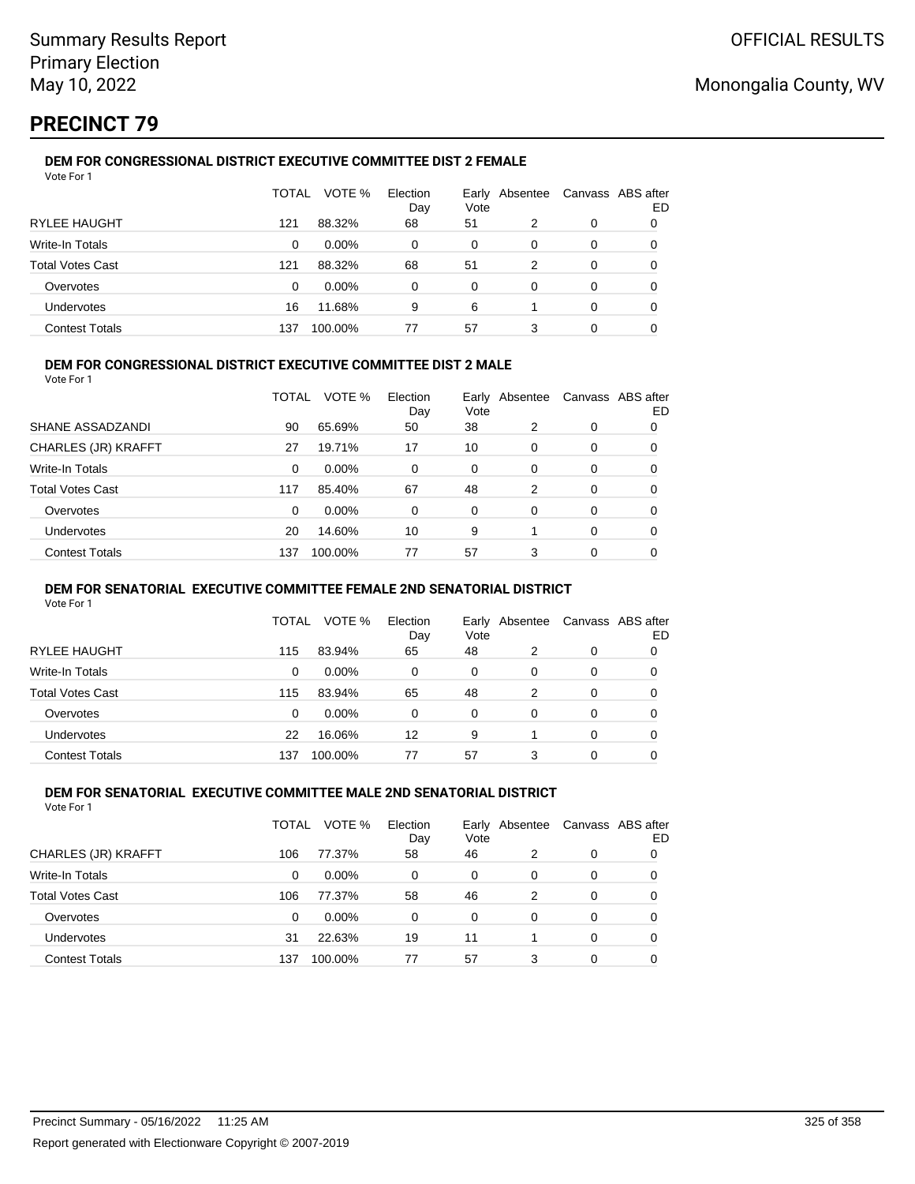# PRECINCT 79

### DEM FOR CONGRESSIONAL DISTRICT EXECUTIVE COMMITTEE DIST 2 FEMALE

Vote For 1

| | TOTAL | VOTE % | Election Day | Early Vote | Absentee | Canvass | ABS after ED |
|---|---|---|---|---|---|---|---|
| RYLEE HAUGHT | 121 | 88.32% | 68 | 51 | 2 | 0 | 0 |
| Write-In Totals | 0 | 0.00% | 0 | 0 | 0 | 0 | 0 |
| Total Votes Cast | 121 | 88.32% | 68 | 51 | 2 | 0 | 0 |
| Overvotes | 0 | 0.00% | 0 | 0 | 0 | 0 | 0 |
| Undervotes | 16 | 11.68% | 9 | 6 | 1 | 0 | 0 |
| Contest Totals | 137 | 100.00% | 77 | 57 | 3 | 0 | 0 |

### DEM FOR CONGRESSIONAL DISTRICT EXECUTIVE COMMITTEE DIST 2 MALE

Vote For 1

| | TOTAL | VOTE % | Election Day | Early Vote | Absentee | Canvass | ABS after ED |
|---|---|---|---|---|---|---|---|
| SHANE ASSADZANDI | 90 | 65.69% | 50 | 38 | 2 | 0 | 0 |
| CHARLES (JR) KRAFFT | 27 | 19.71% | 17 | 10 | 0 | 0 | 0 |
| Write-In Totals | 0 | 0.00% | 0 | 0 | 0 | 0 | 0 |
| Total Votes Cast | 117 | 85.40% | 67 | 48 | 2 | 0 | 0 |
| Overvotes | 0 | 0.00% | 0 | 0 | 0 | 0 | 0 |
| Undervotes | 20 | 14.60% | 10 | 9 | 1 | 0 | 0 |
| Contest Totals | 137 | 100.00% | 77 | 57 | 3 | 0 | 0 |

### DEM FOR SENATORIAL EXECUTIVE COMMITTEE FEMALE 2ND SENATORIAL DISTRICT

Vote For 1

| | TOTAL | VOTE % | Election Day | Early Vote | Absentee | Canvass | ABS after ED |
|---|---|---|---|---|---|---|---|
| RYLEE HAUGHT | 115 | 83.94% | 65 | 48 | 2 | 0 | 0 |
| Write-In Totals | 0 | 0.00% | 0 | 0 | 0 | 0 | 0 |
| Total Votes Cast | 115 | 83.94% | 65 | 48 | 2 | 0 | 0 |
| Overvotes | 0 | 0.00% | 0 | 0 | 0 | 0 | 0 |
| Undervotes | 22 | 16.06% | 12 | 9 | 1 | 0 | 0 |
| Contest Totals | 137 | 100.00% | 77 | 57 | 3 | 0 | 0 |

### DEM FOR SENATORIAL EXECUTIVE COMMITTEE MALE 2ND SENATORIAL DISTRICT

Vote For 1

| | TOTAL | VOTE % | Election Day | Early Vote | Absentee | Canvass | ABS after ED |
|---|---|---|---|---|---|---|---|
| CHARLES (JR) KRAFFT | 106 | 77.37% | 58 | 46 | 2 | 0 | 0 |
| Write-In Totals | 0 | 0.00% | 0 | 0 | 0 | 0 | 0 |
| Total Votes Cast | 106 | 77.37% | 58 | 46 | 2 | 0 | 0 |
| Overvotes | 0 | 0.00% | 0 | 0 | 0 | 0 | 0 |
| Undervotes | 31 | 22.63% | 19 | 11 | 1 | 0 | 0 |
| Contest Totals | 137 | 100.00% | 77 | 57 | 3 | 0 | 0 |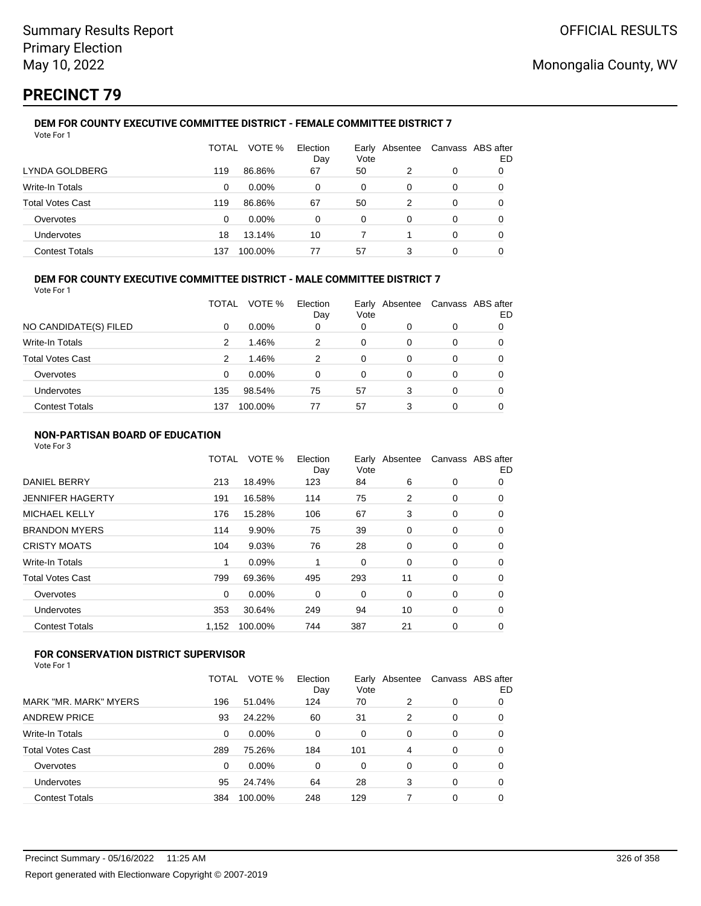# PRECINCT 79

### DEM FOR COUNTY EXECUTIVE COMMITTEE DISTRICT - FEMALE COMMITTEE DISTRICT 7

Vote For 1

| | TOTAL | VOTE % | Election Day | Early Vote | Absentee | Canvass | ABS after ED |
|---|---|---|---|---|---|---|---|
| LYNDA GOLDBERG | 119 | 86.86% | 67 | 50 | 2 | 0 | 0 |
| Write-In Totals | 0 | 0.00% | 0 | 0 | 0 | 0 | 0 |
| Total Votes Cast | 119 | 86.86% | 67 | 50 | 2 | 0 | 0 |
| Overvotes | 0 | 0.00% | 0 | 0 | 0 | 0 | 0 |
| Undervotes | 18 | 13.14% | 10 | 7 | 1 | 0 | 0 |
| Contest Totals | 137 | 100.00% | 77 | 57 | 3 | 0 | 0 |

### DEM FOR COUNTY EXECUTIVE COMMITTEE DISTRICT - MALE COMMITTEE DISTRICT 7

Vote For 1

| | TOTAL | VOTE % | Election Day | Early Vote | Absentee | Canvass | ABS after ED |
|---|---|---|---|---|---|---|---|
| NO CANDIDATE(S) FILED | 0 | 0.00% | 0 | 0 | 0 | 0 | 0 |
| Write-In Totals | 2 | 1.46% | 2 | 0 | 0 | 0 | 0 |
| Total Votes Cast | 2 | 1.46% | 2 | 0 | 0 | 0 | 0 |
| Overvotes | 0 | 0.00% | 0 | 0 | 0 | 0 | 0 |
| Undervotes | 135 | 98.54% | 75 | 57 | 3 | 0 | 0 |
| Contest Totals | 137 | 100.00% | 77 | 57 | 3 | 0 | 0 |

### NON-PARTISAN BOARD OF EDUCATION

Vote For 3

| | TOTAL | VOTE % | Election Day | Early Vote | Absentee | Canvass | ABS after ED |
|---|---|---|---|---|---|---|---|
| DANIEL BERRY | 213 | 18.49% | 123 | 84 | 6 | 0 | 0 |
| JENNIFER HAGERTY | 191 | 16.58% | 114 | 75 | 2 | 0 | 0 |
| MICHAEL KELLY | 176 | 15.28% | 106 | 67 | 3 | 0 | 0 |
| BRANDON MYERS | 114 | 9.90% | 75 | 39 | 0 | 0 | 0 |
| CRISTY MOATS | 104 | 9.03% | 76 | 28 | 0 | 0 | 0 |
| Write-In Totals | 1 | 0.09% | 1 | 0 | 0 | 0 | 0 |
| Total Votes Cast | 799 | 69.36% | 495 | 293 | 11 | 0 | 0 |
| Overvotes | 0 | 0.00% | 0 | 0 | 0 | 0 | 0 |
| Undervotes | 353 | 30.64% | 249 | 94 | 10 | 0 | 0 |
| Contest Totals | 1,152 | 100.00% | 744 | 387 | 21 | 0 | 0 |

### FOR CONSERVATION DISTRICT SUPERVISOR

Vote For 1

| | TOTAL | VOTE % | Election Day | Early Vote | Absentee | Canvass | ABS after ED |
|---|---|---|---|---|---|---|---|
| MARK "MR. MARK" MYERS | 196 | 51.04% | 124 | 70 | 2 | 0 | 0 |
| ANDREW PRICE | 93 | 24.22% | 60 | 31 | 2 | 0 | 0 |
| Write-In Totals | 0 | 0.00% | 0 | 0 | 0 | 0 | 0 |
| Total Votes Cast | 289 | 75.26% | 184 | 101 | 4 | 0 | 0 |
| Overvotes | 0 | 0.00% | 0 | 0 | 0 | 0 | 0 |
| Undervotes | 95 | 24.74% | 64 | 28 | 3 | 0 | 0 |
| Contest Totals | 384 | 100.00% | 248 | 129 | 7 | 0 | 0 |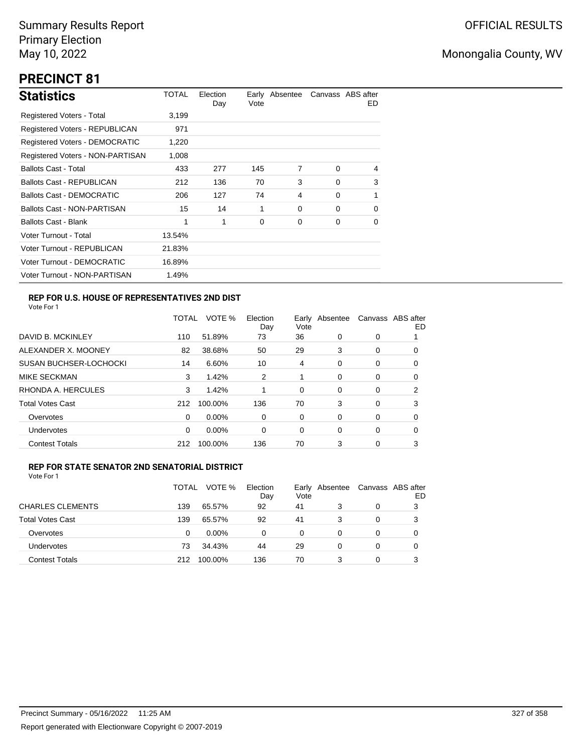Summary Results Report
Primary Election
May 10, 2022

OFFICIAL RESULTS

Monongalia County, WV

# PRECINCT 81

## Statistics

| Statistics | TOTAL | Election Day | Early Vote | Absentee | Canvass | ABS after ED |
|---|---|---|---|---|---|---|
| Registered Voters - Total | 3,199 | | | | | |
| Registered Voters - REPUBLICAN | 971 | | | | | |
| Registered Voters - DEMOCRATIC | 1,220 | | | | | |
| Registered Voters - NON-PARTISAN | 1,008 | | | | | |
| Ballots Cast - Total | 433 | 277 | 145 | 7 | 0 | 4 |
| Ballots Cast - REPUBLICAN | 212 | 136 | 70 | 3 | 0 | 3 |
| Ballots Cast - DEMOCRATIC | 206 | 127 | 74 | 4 | 0 | 1 |
| Ballots Cast - NON-PARTISAN | 15 | 14 | 1 | 0 | 0 | 0 |
| Ballots Cast - Blank | 1 | 1 | 0 | 0 | 0 | 0 |
| Voter Turnout - Total | 13.54% | | | | | |
| Voter Turnout - REPUBLICAN | 21.83% | | | | | |
| Voter Turnout - DEMOCRATIC | 16.89% | | | | | |
| Voter Turnout - NON-PARTISAN | 1.49% | | | | | |

### REP FOR U.S. HOUSE OF REPRESENTATIVES 2ND DIST

Vote For 1

| | TOTAL | VOTE % | Election Day | Early Vote | Absentee | Canvass | ABS after ED |
|---|---|---|---|---|---|---|---|
| DAVID B. MCKINLEY | 110 | 51.89% | 73 | 36 | 0 | 0 | 1 |
| ALEXANDER X. MOONEY | 82 | 38.68% | 50 | 29 | 3 | 0 | 0 |
| SUSAN BUCHSER-LOCHOCKI | 14 | 6.60% | 10 | 4 | 0 | 0 | 0 |
| MIKE SECKMAN | 3 | 1.42% | 2 | 1 | 0 | 0 | 0 |
| RHONDA A. HERCULES | 3 | 1.42% | 1 | 0 | 0 | 0 | 2 |
| Total Votes Cast | 212 | 100.00% | 136 | 70 | 3 | 0 | 3 |
| Overvotes | 0 | 0.00% | 0 | 0 | 0 | 0 | 0 |
| Undervotes | 0 | 0.00% | 0 | 0 | 0 | 0 | 0 |
| Contest Totals | 212 | 100.00% | 136 | 70 | 3 | 0 | 3 |

### REP FOR STATE SENATOR 2ND SENATORIAL DISTRICT

Vote For 1

| | TOTAL | VOTE % | Election Day | Early Vote | Absentee | Canvass | ABS after ED |
|---|---|---|---|---|---|---|---|
| CHARLES CLEMENTS | 139 | 65.57% | 92 | 41 | 3 | 0 | 3 |
| Total Votes Cast | 139 | 65.57% | 92 | 41 | 3 | 0 | 3 |
| Overvotes | 0 | 0.00% | 0 | 0 | 0 | 0 | 0 |
| Undervotes | 73 | 34.43% | 44 | 29 | 0 | 0 | 0 |
| Contest Totals | 212 | 100.00% | 136 | 70 | 3 | 0 | 3 |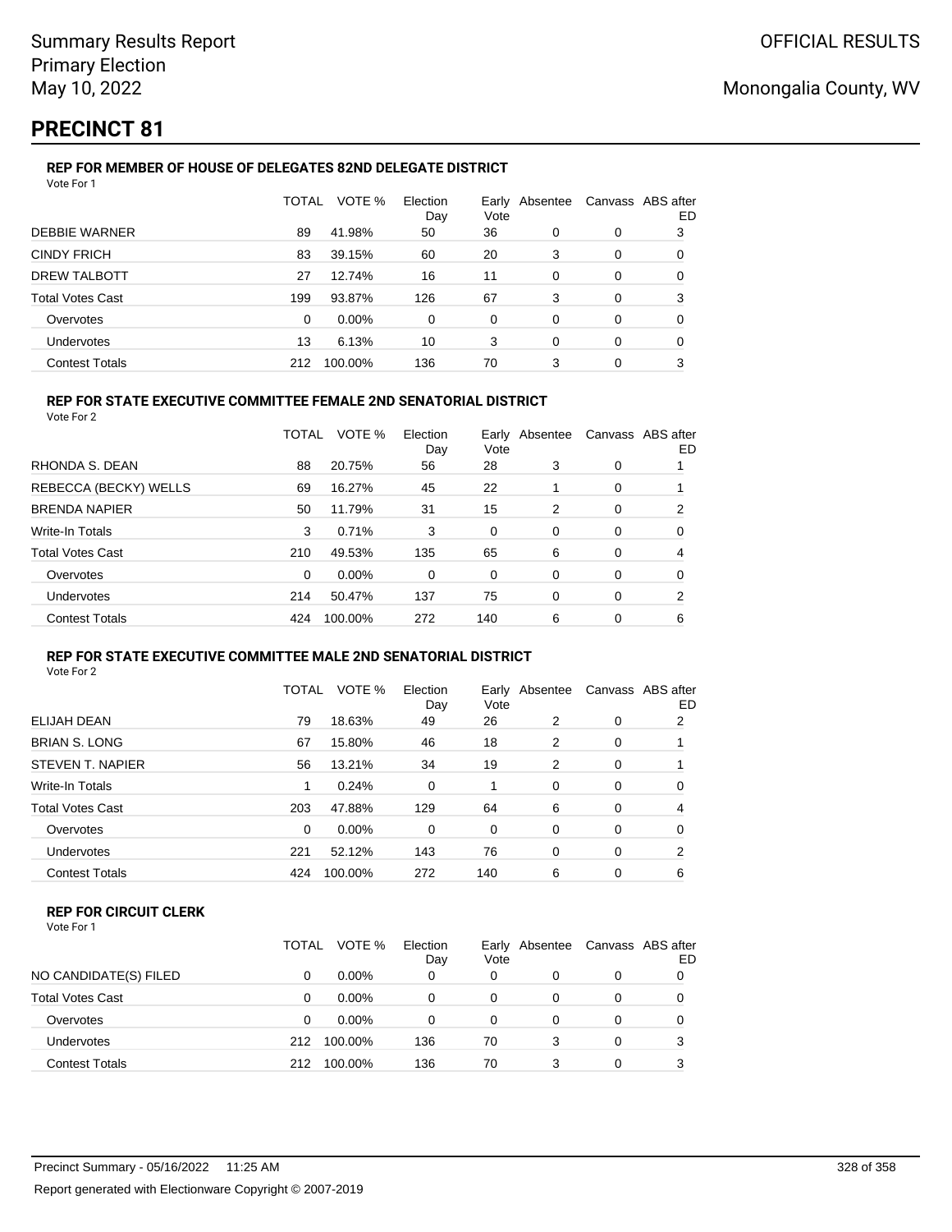# PRECINCT 81

### REP FOR MEMBER OF HOUSE OF DELEGATES 82ND DELEGATE DISTRICT

Vote For 1

| | TOTAL | VOTE % | Election Day | Early Vote | Absentee | Canvass | ABS after ED |
|---|---|---|---|---|---|---|---|
| DEBBIE WARNER | 89 | 41.98% | 50 | 36 | 0 | 0 | 3 |
| CINDY FRICH | 83 | 39.15% | 60 | 20 | 3 | 0 | 0 |
| DREW TALBOTT | 27 | 12.74% | 16 | 11 | 0 | 0 | 0 |
| Total Votes Cast | 199 | 93.87% | 126 | 67 | 3 | 0 | 3 |
| Overvotes | 0 | 0.00% | 0 | 0 | 0 | 0 | 0 |
| Undervotes | 13 | 6.13% | 10 | 3 | 0 | 0 | 0 |
| Contest Totals | 212 | 100.00% | 136 | 70 | 3 | 0 | 3 |

### REP FOR STATE EXECUTIVE COMMITTEE FEMALE 2ND SENATORIAL DISTRICT

Vote For 2

| | TOTAL | VOTE % | Election Day | Early Vote | Absentee | Canvass | ABS after ED |
|---|---|---|---|---|---|---|---|
| RHONDA S. DEAN | 88 | 20.75% | 56 | 28 | 3 | 0 | 1 |
| REBECCA (BECKY) WELLS | 69 | 16.27% | 45 | 22 | 1 | 0 | 1 |
| BRENDA NAPIER | 50 | 11.79% | 31 | 15 | 2 | 0 | 2 |
| Write-In Totals | 3 | 0.71% | 3 | 0 | 0 | 0 | 0 |
| Total Votes Cast | 210 | 49.53% | 135 | 65 | 6 | 0 | 4 |
| Overvotes | 0 | 0.00% | 0 | 0 | 0 | 0 | 0 |
| Undervotes | 214 | 50.47% | 137 | 75 | 0 | 0 | 2 |
| Contest Totals | 424 | 100.00% | 272 | 140 | 6 | 0 | 6 |

### REP FOR STATE EXECUTIVE COMMITTEE MALE 2ND SENATORIAL DISTRICT

Vote For 2

| | TOTAL | VOTE % | Election Day | Early Vote | Absentee | Canvass | ABS after ED |
|---|---|---|---|---|---|---|---|
| ELIJAH DEAN | 79 | 18.63% | 49 | 26 | 2 | 0 | 2 |
| BRIAN S. LONG | 67 | 15.80% | 46 | 18 | 2 | 0 | 1 |
| STEVEN T. NAPIER | 56 | 13.21% | 34 | 19 | 2 | 0 | 1 |
| Write-In Totals | 1 | 0.24% | 0 | 1 | 0 | 0 | 0 |
| Total Votes Cast | 203 | 47.88% | 129 | 64 | 6 | 0 | 4 |
| Overvotes | 0 | 0.00% | 0 | 0 | 0 | 0 | 0 |
| Undervotes | 221 | 52.12% | 143 | 76 | 0 | 0 | 2 |
| Contest Totals | 424 | 100.00% | 272 | 140 | 6 | 0 | 6 |

### REP FOR CIRCUIT CLERK

Vote For 1

| | TOTAL | VOTE % | Election Day | Early Vote | Absentee | Canvass | ABS after ED |
|---|---|---|---|---|---|---|---|
| NO CANDIDATE(S) FILED | 0 | 0.00% | 0 | 0 | 0 | 0 | 0 |
| Total Votes Cast | 0 | 0.00% | 0 | 0 | 0 | 0 | 0 |
| Overvotes | 0 | 0.00% | 0 | 0 | 0 | 0 | 0 |
| Undervotes | 212 | 100.00% | 136 | 70 | 3 | 0 | 3 |
| Contest Totals | 212 | 100.00% | 136 | 70 | 3 | 0 | 3 |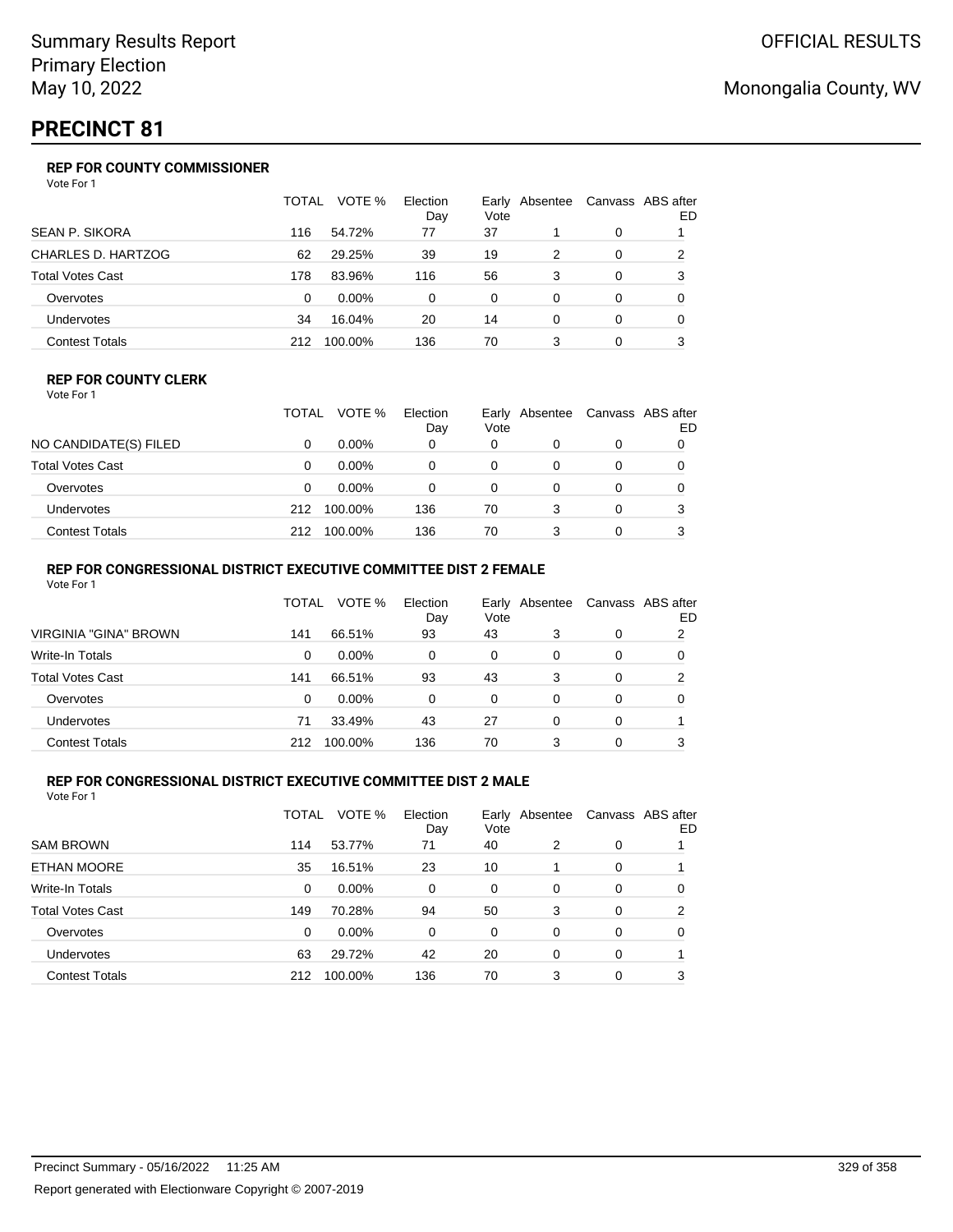Summary Results Report
Primary Election
May 10, 2022

OFFICIAL RESULTS

Monongalia County, WV

# PRECINCT 81

### REP FOR COUNTY COMMISSIONER

Vote For 1

| | TOTAL | VOTE % | Election Day | Early Vote | Absentee | Canvass | ABS after ED |
|---|---|---|---|---|---|---|---|
| SEAN P. SIKORA | 116 | 54.72% | 77 | 37 | 1 | 0 | 1 |
| CHARLES D. HARTZOG | 62 | 29.25% | 39 | 19 | 2 | 0 | 2 |
| Total Votes Cast | 178 | 83.96% | 116 | 56 | 3 | 0 | 3 |
| Overvotes | 0 | 0.00% | 0 | 0 | 0 | 0 | 0 |
| Undervotes | 34 | 16.04% | 20 | 14 | 0 | 0 | 0 |
| Contest Totals | 212 | 100.00% | 136 | 70 | 3 | 0 | 3 |

### REP FOR COUNTY CLERK

Vote For 1

| | TOTAL | VOTE % | Election Day | Early Vote | Absentee | Canvass | ABS after ED |
|---|---|---|---|---|---|---|---|
| NO CANDIDATE(S) FILED | 0 | 0.00% | 0 | 0 | 0 | 0 | 0 |
| Total Votes Cast | 0 | 0.00% | 0 | 0 | 0 | 0 | 0 |
| Overvotes | 0 | 0.00% | 0 | 0 | 0 | 0 | 0 |
| Undervotes | 212 | 100.00% | 136 | 70 | 3 | 0 | 3 |
| Contest Totals | 212 | 100.00% | 136 | 70 | 3 | 0 | 3 |

### REP FOR CONGRESSIONAL DISTRICT EXECUTIVE COMMITTEE DIST 2 FEMALE

Vote For 1

| | TOTAL | VOTE % | Election Day | Early Vote | Absentee | Canvass | ABS after ED |
|---|---|---|---|---|---|---|---|
| VIRGINIA "GINA" BROWN | 141 | 66.51% | 93 | 43 | 3 | 0 | 2 |
| Write-In Totals | 0 | 0.00% | 0 | 0 | 0 | 0 | 0 |
| Total Votes Cast | 141 | 66.51% | 93 | 43 | 3 | 0 | 2 |
| Overvotes | 0 | 0.00% | 0 | 0 | 0 | 0 | 0 |
| Undervotes | 71 | 33.49% | 43 | 27 | 0 | 0 | 1 |
| Contest Totals | 212 | 100.00% | 136 | 70 | 3 | 0 | 3 |

### REP FOR CONGRESSIONAL DISTRICT EXECUTIVE COMMITTEE DIST 2 MALE

Vote For 1

| | TOTAL | VOTE % | Election Day | Early Vote | Absentee | Canvass | ABS after ED |
|---|---|---|---|---|---|---|---|
| SAM BROWN | 114 | 53.77% | 71 | 40 | 2 | 0 | 1 |
| ETHAN MOORE | 35 | 16.51% | 23 | 10 | 1 | 0 | 1 |
| Write-In Totals | 0 | 0.00% | 0 | 0 | 0 | 0 | 0 |
| Total Votes Cast | 149 | 70.28% | 94 | 50 | 3 | 0 | 2 |
| Overvotes | 0 | 0.00% | 0 | 0 | 0 | 0 | 0 |
| Undervotes | 63 | 29.72% | 42 | 20 | 0 | 0 | 1 |
| Contest Totals | 212 | 100.00% | 136 | 70 | 3 | 0 | 3 |

Precinct Summary - 05/16/2022 11:25 AM

Report generated with Electionware Copyright © 2007-2019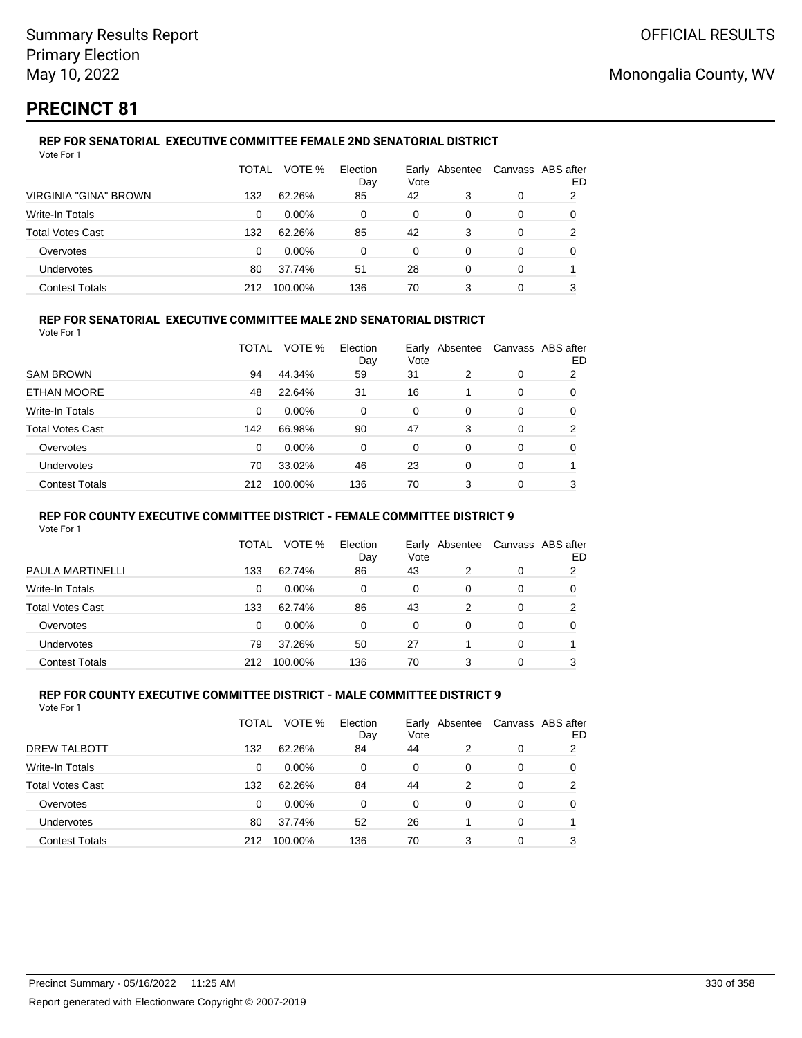Summary Results Report
Primary Election
May 10, 2022

OFFICIAL RESULTS

Monongalia County, WV

# PRECINCT 81

### REP FOR SENATORIAL EXECUTIVE COMMITTEE FEMALE 2ND SENATORIAL DISTRICT

Vote For 1

| | TOTAL | VOTE % | Election Day | Early Vote | Absentee | Canvass | ABS after ED |
|---|---|---|---|---|---|---|---|
| VIRGINIA "GINA" BROWN | 132 | 62.26% | 85 | 42 | 3 | 0 | 2 |
| Write-In Totals | 0 | 0.00% | 0 | 0 | 0 | 0 | 0 |
| Total Votes Cast | 132 | 62.26% | 85 | 42 | 3 | 0 | 2 |
| Overvotes | 0 | 0.00% | 0 | 0 | 0 | 0 | 0 |
| Undervotes | 80 | 37.74% | 51 | 28 | 0 | 0 | 1 |
| Contest Totals | 212 | 100.00% | 136 | 70 | 3 | 0 | 3 |

### REP FOR SENATORIAL EXECUTIVE COMMITTEE MALE 2ND SENATORIAL DISTRICT

Vote For 1

| | TOTAL | VOTE % | Election Day | Early Vote | Absentee | Canvass | ABS after ED |
|---|---|---|---|---|---|---|---|
| SAM BROWN | 94 | 44.34% | 59 | 31 | 2 | 0 | 2 |
| ETHAN MOORE | 48 | 22.64% | 31 | 16 | 1 | 0 | 0 |
| Write-In Totals | 0 | 0.00% | 0 | 0 | 0 | 0 | 0 |
| Total Votes Cast | 142 | 66.98% | 90 | 47 | 3 | 0 | 2 |
| Overvotes | 0 | 0.00% | 0 | 0 | 0 | 0 | 0 |
| Undervotes | 70 | 33.02% | 46 | 23 | 0 | 0 | 1 |
| Contest Totals | 212 | 100.00% | 136 | 70 | 3 | 0 | 3 |

### REP FOR COUNTY EXECUTIVE COMMITTEE DISTRICT - FEMALE COMMITTEE DISTRICT 9

Vote For 1

| | TOTAL | VOTE % | Election Day | Early Vote | Absentee | Canvass | ABS after ED |
|---|---|---|---|---|---|---|---|
| PAULA MARTINELLI | 133 | 62.74% | 86 | 43 | 2 | 0 | 2 |
| Write-In Totals | 0 | 0.00% | 0 | 0 | 0 | 0 | 0 |
| Total Votes Cast | 133 | 62.74% | 86 | 43 | 2 | 0 | 2 |
| Overvotes | 0 | 0.00% | 0 | 0 | 0 | 0 | 0 |
| Undervotes | 79 | 37.26% | 50 | 27 | 1 | 0 | 1 |
| Contest Totals | 212 | 100.00% | 136 | 70 | 3 | 0 | 3 |

### REP FOR COUNTY EXECUTIVE COMMITTEE DISTRICT - MALE COMMITTEE DISTRICT 9

Vote For 1

| | TOTAL | VOTE % | Election Day | Early Vote | Absentee | Canvass | ABS after ED |
|---|---|---|---|---|---|---|---|
| DREW TALBOTT | 132 | 62.26% | 84 | 44 | 2 | 0 | 2 |
| Write-In Totals | 0 | 0.00% | 0 | 0 | 0 | 0 | 0 |
| Total Votes Cast | 132 | 62.26% | 84 | 44 | 2 | 0 | 2 |
| Overvotes | 0 | 0.00% | 0 | 0 | 0 | 0 | 0 |
| Undervotes | 80 | 37.74% | 52 | 26 | 1 | 0 | 1 |
| Contest Totals | 212 | 100.00% | 136 | 70 | 3 | 0 | 3 |

Precinct Summary - 05/16/2022 11:25 AM

Report generated with Electionware Copyright © 2007-2019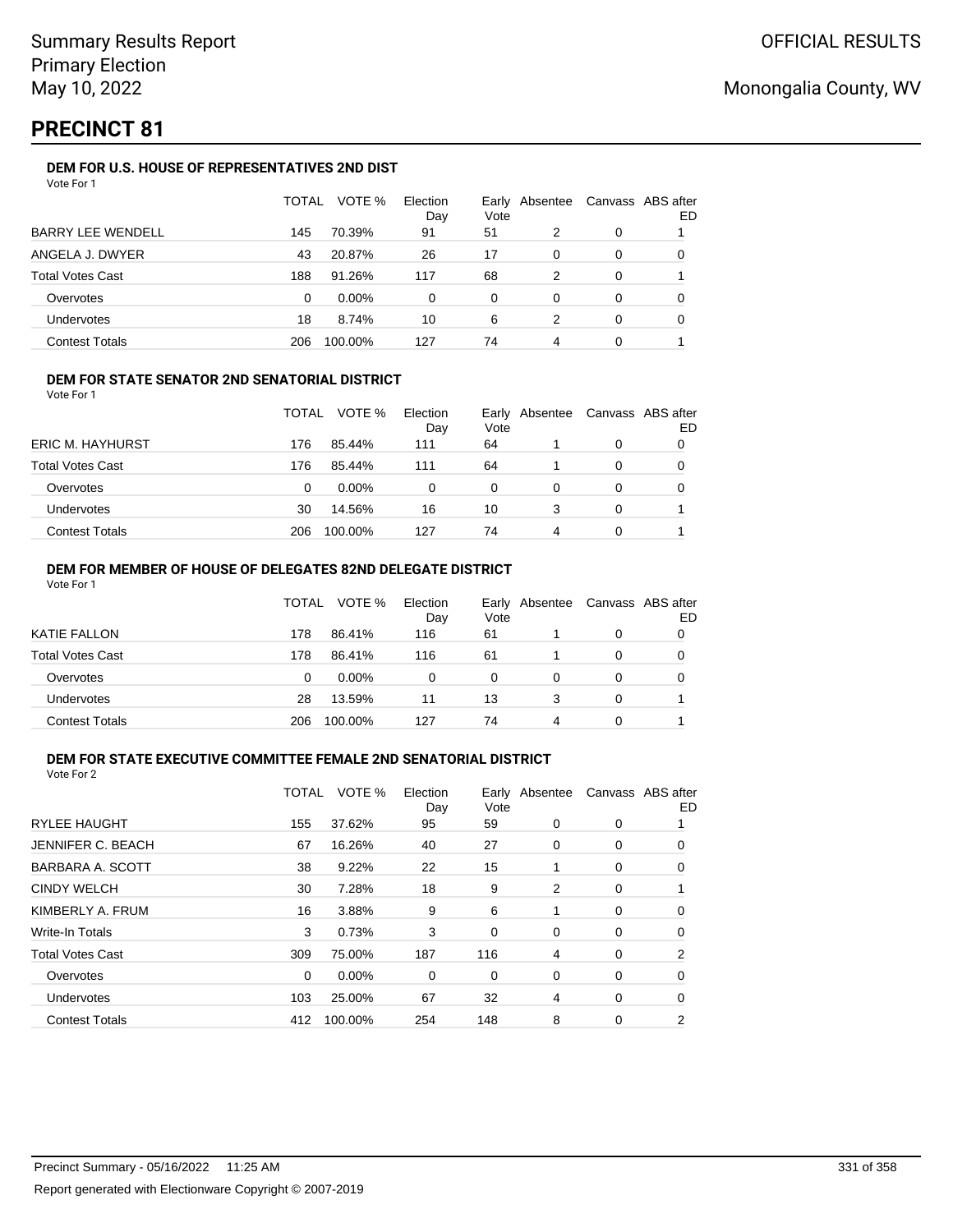Summary Results Report
Primary Election
May 10, 2022

OFFICIAL RESULTS

Monongalia County, WV

# PRECINCT 81

### DEM FOR U.S. HOUSE OF REPRESENTATIVES 2ND DIST

Vote For 1

| | TOTAL | VOTE % | Election Day | Early Vote | Absentee | Canvass | ABS after ED |
|---|---|---|---|---|---|---|---|
| BARRY LEE WENDELL | 145 | 70.39% | 91 | 51 | 2 | 0 | 1 |
| ANGELA J. DWYER | 43 | 20.87% | 26 | 17 | 0 | 0 | 0 |
| Total Votes Cast | 188 | 91.26% | 117 | 68 | 2 | 0 | 1 |
| Overvotes | 0 | 0.00% | 0 | 0 | 0 | 0 | 0 |
| Undervotes | 18 | 8.74% | 10 | 6 | 2 | 0 | 0 |
| Contest Totals | 206 | 100.00% | 127 | 74 | 4 | 0 | 1 |

### DEM FOR STATE SENATOR 2ND SENATORIAL DISTRICT

Vote For 1

| | TOTAL | VOTE % | Election Day | Early Vote | Absentee | Canvass | ABS after ED |
|---|---|---|---|---|---|---|---|
| ERIC M. HAYHURST | 176 | 85.44% | 111 | 64 | 1 | 0 | 0 |
| Total Votes Cast | 176 | 85.44% | 111 | 64 | 1 | 0 | 0 |
| Overvotes | 0 | 0.00% | 0 | 0 | 0 | 0 | 0 |
| Undervotes | 30 | 14.56% | 16 | 10 | 3 | 0 | 1 |
| Contest Totals | 206 | 100.00% | 127 | 74 | 4 | 0 | 1 |

### DEM FOR MEMBER OF HOUSE OF DELEGATES 82ND DELEGATE DISTRICT

Vote For 1

| | TOTAL | VOTE % | Election Day | Early Vote | Absentee | Canvass | ABS after ED |
|---|---|---|---|---|---|---|---|
| KATIE FALLON | 178 | 86.41% | 116 | 61 | 1 | 0 | 0 |
| Total Votes Cast | 178 | 86.41% | 116 | 61 | 1 | 0 | 0 |
| Overvotes | 0 | 0.00% | 0 | 0 | 0 | 0 | 0 |
| Undervotes | 28 | 13.59% | 11 | 13 | 3 | 0 | 1 |
| Contest Totals | 206 | 100.00% | 127 | 74 | 4 | 0 | 1 |

### DEM FOR STATE EXECUTIVE COMMITTEE FEMALE 2ND SENATORIAL DISTRICT

Vote For 2

| | TOTAL | VOTE % | Election Day | Early Vote | Absentee | Canvass | ABS after ED |
|---|---|---|---|---|---|---|---|
| RYLEE HAUGHT | 155 | 37.62% | 95 | 59 | 0 | 0 | 1 |
| JENNIFER C. BEACH | 67 | 16.26% | 40 | 27 | 0 | 0 | 0 |
| BARBARA A. SCOTT | 38 | 9.22% | 22 | 15 | 1 | 0 | 0 |
| CINDY WELCH | 30 | 7.28% | 18 | 9 | 2 | 0 | 1 |
| KIMBERLY A. FRUM | 16 | 3.88% | 9 | 6 | 1 | 0 | 0 |
| Write-In Totals | 3 | 0.73% | 3 | 0 | 0 | 0 | 0 |
| Total Votes Cast | 309 | 75.00% | 187 | 116 | 4 | 0 | 2 |
| Overvotes | 0 | 0.00% | 0 | 0 | 0 | 0 | 0 |
| Undervotes | 103 | 25.00% | 67 | 32 | 4 | 0 | 0 |
| Contest Totals | 412 | 100.00% | 254 | 148 | 8 | 0 | 2 |

Precinct Summary - 05/16/2022 11:25 AM

Report generated with Electionware Copyright © 2007-2019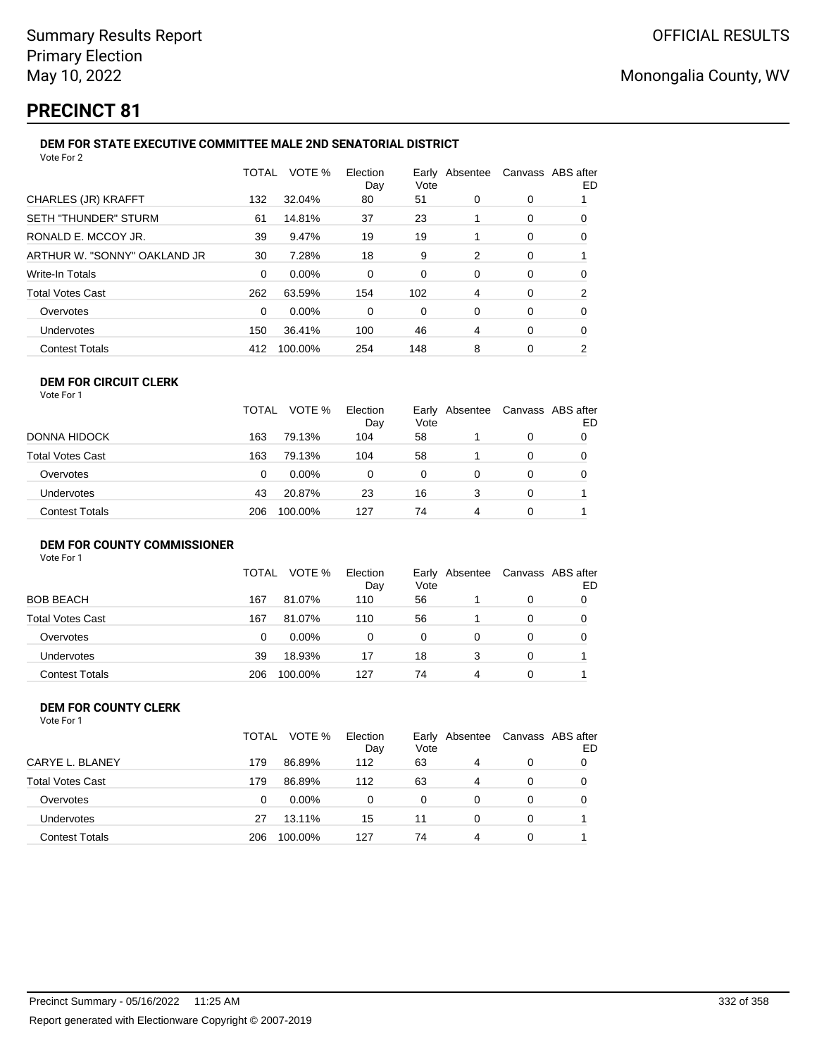# PRECINCT 81

### DEM FOR STATE EXECUTIVE COMMITTEE MALE 2ND SENATORIAL DISTRICT

Vote For 2

| | TOTAL | VOTE % | Election Day | Early Vote | Absentee | Canvass | ABS after ED |
|---|---|---|---|---|---|---|---|
| CHARLES (JR) KRAFFT | 132 | 32.04% | 80 | 51 | 0 | 0 | 1 |
| SETH "THUNDER" STURM | 61 | 14.81% | 37 | 23 | 1 | 0 | 0 |
| RONALD E. MCCOY JR. | 39 | 9.47% | 19 | 19 | 1 | 0 | 0 |
| ARTHUR W. "SONNY" OAKLAND JR | 30 | 7.28% | 18 | 9 | 2 | 0 | 1 |
| Write-In Totals | 0 | 0.00% | 0 | 0 | 0 | 0 | 0 |
| Total Votes Cast | 262 | 63.59% | 154 | 102 | 4 | 0 | 2 |
| Overvotes | 0 | 0.00% | 0 | 0 | 0 | 0 | 0 |
| Undervotes | 150 | 36.41% | 100 | 46 | 4 | 0 | 0 |
| Contest Totals | 412 | 100.00% | 254 | 148 | 8 | 0 | 2 |

### DEM FOR CIRCUIT CLERK

Vote For 1

| | TOTAL | VOTE % | Election Day | Early Vote | Absentee | Canvass | ABS after ED |
|---|---|---|---|---|---|---|---|
| DONNA HIDOCK | 163 | 79.13% | 104 | 58 | 1 | 0 | 0 |
| Total Votes Cast | 163 | 79.13% | 104 | 58 | 1 | 0 | 0 |
| Overvotes | 0 | 0.00% | 0 | 0 | 0 | 0 | 0 |
| Undervotes | 43 | 20.87% | 23 | 16 | 3 | 0 | 1 |
| Contest Totals | 206 | 100.00% | 127 | 74 | 4 | 0 | 1 |

### DEM FOR COUNTY COMMISSIONER

Vote For 1

| | TOTAL | VOTE % | Election Day | Early Vote | Absentee | Canvass | ABS after ED |
|---|---|---|---|---|---|---|---|
| BOB BEACH | 167 | 81.07% | 110 | 56 | 1 | 0 | 0 |
| Total Votes Cast | 167 | 81.07% | 110 | 56 | 1 | 0 | 0 |
| Overvotes | 0 | 0.00% | 0 | 0 | 0 | 0 | 0 |
| Undervotes | 39 | 18.93% | 17 | 18 | 3 | 0 | 1 |
| Contest Totals | 206 | 100.00% | 127 | 74 | 4 | 0 | 1 |

### DEM FOR COUNTY CLERK

Vote For 1

| | TOTAL | VOTE % | Election Day | Early Vote | Absentee | Canvass | ABS after ED |
|---|---|---|---|---|---|---|---|
| CARYE L. BLANEY | 179 | 86.89% | 112 | 63 | 4 | 0 | 0 |
| Total Votes Cast | 179 | 86.89% | 112 | 63 | 4 | 0 | 0 |
| Overvotes | 0 | 0.00% | 0 | 0 | 0 | 0 | 0 |
| Undervotes | 27 | 13.11% | 15 | 11 | 0 | 0 | 1 |
| Contest Totals | 206 | 100.00% | 127 | 74 | 4 | 0 | 1 |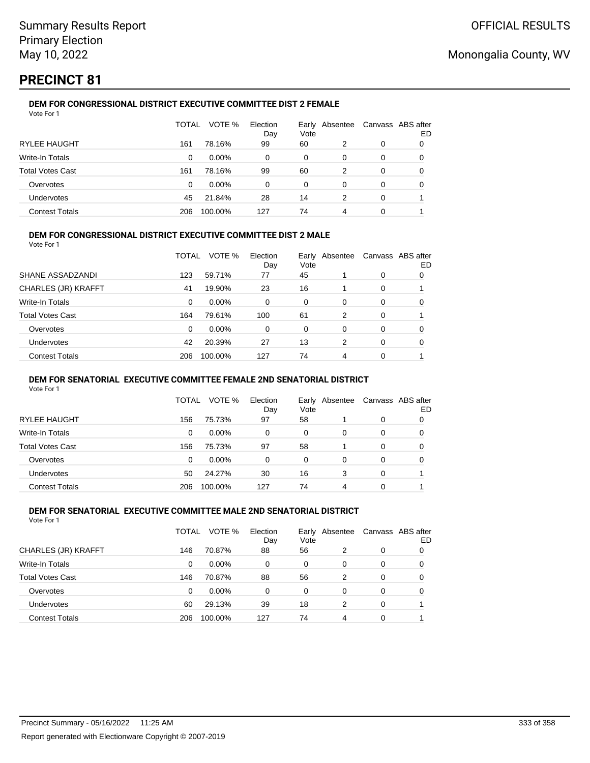# PRECINCT 81

### DEM FOR CONGRESSIONAL DISTRICT EXECUTIVE COMMITTEE DIST 2 FEMALE

Vote For 1

| | TOTAL | VOTE % | Election Day | Early Vote | Absentee | Canvass | ABS after ED |
|---|---|---|---|---|---|---|---|
| RYLEE HAUGHT | 161 | 78.16% | 99 | 60 | 2 | 0 | 0 |
| Write-In Totals | 0 | 0.00% | 0 | 0 | 0 | 0 | 0 |
| Total Votes Cast | 161 | 78.16% | 99 | 60 | 2 | 0 | 0 |
| Overvotes | 0 | 0.00% | 0 | 0 | 0 | 0 | 0 |
| Undervotes | 45 | 21.84% | 28 | 14 | 2 | 0 | 1 |
| Contest Totals | 206 | 100.00% | 127 | 74 | 4 | 0 | 1 |

### DEM FOR CONGRESSIONAL DISTRICT EXECUTIVE COMMITTEE DIST 2 MALE

Vote For 1

| | TOTAL | VOTE % | Election Day | Early Vote | Absentee | Canvass | ABS after ED |
|---|---|---|---|---|---|---|---|
| SHANE ASSADZANDI | 123 | 59.71% | 77 | 45 | 1 | 0 | 0 |
| CHARLES (JR) KRAFFT | 41 | 19.90% | 23 | 16 | 1 | 0 | 1 |
| Write-In Totals | 0 | 0.00% | 0 | 0 | 0 | 0 | 0 |
| Total Votes Cast | 164 | 79.61% | 100 | 61 | 2 | 0 | 1 |
| Overvotes | 0 | 0.00% | 0 | 0 | 0 | 0 | 0 |
| Undervotes | 42 | 20.39% | 27 | 13 | 2 | 0 | 0 |
| Contest Totals | 206 | 100.00% | 127 | 74 | 4 | 0 | 1 |

### DEM FOR SENATORIAL EXECUTIVE COMMITTEE FEMALE 2ND SENATORIAL DISTRICT

Vote For 1

| | TOTAL | VOTE % | Election Day | Early Vote | Absentee | Canvass | ABS after ED |
|---|---|---|---|---|---|---|---|
| RYLEE HAUGHT | 156 | 75.73% | 97 | 58 | 1 | 0 | 0 |
| Write-In Totals | 0 | 0.00% | 0 | 0 | 0 | 0 | 0 |
| Total Votes Cast | 156 | 75.73% | 97 | 58 | 1 | 0 | 0 |
| Overvotes | 0 | 0.00% | 0 | 0 | 0 | 0 | 0 |
| Undervotes | 50 | 24.27% | 30 | 16 | 3 | 0 | 1 |
| Contest Totals | 206 | 100.00% | 127 | 74 | 4 | 0 | 1 |

### DEM FOR SENATORIAL EXECUTIVE COMMITTEE MALE 2ND SENATORIAL DISTRICT

Vote For 1

| | TOTAL | VOTE % | Election Day | Early Vote | Absentee | Canvass | ABS after ED |
|---|---|---|---|---|---|---|---|
| CHARLES (JR) KRAFFT | 146 | 70.87% | 88 | 56 | 2 | 0 | 0 |
| Write-In Totals | 0 | 0.00% | 0 | 0 | 0 | 0 | 0 |
| Total Votes Cast | 146 | 70.87% | 88 | 56 | 2 | 0 | 0 |
| Overvotes | 0 | 0.00% | 0 | 0 | 0 | 0 | 0 |
| Undervotes | 60 | 29.13% | 39 | 18 | 2 | 0 | 1 |
| Contest Totals | 206 | 100.00% | 127 | 74 | 4 | 0 | 1 |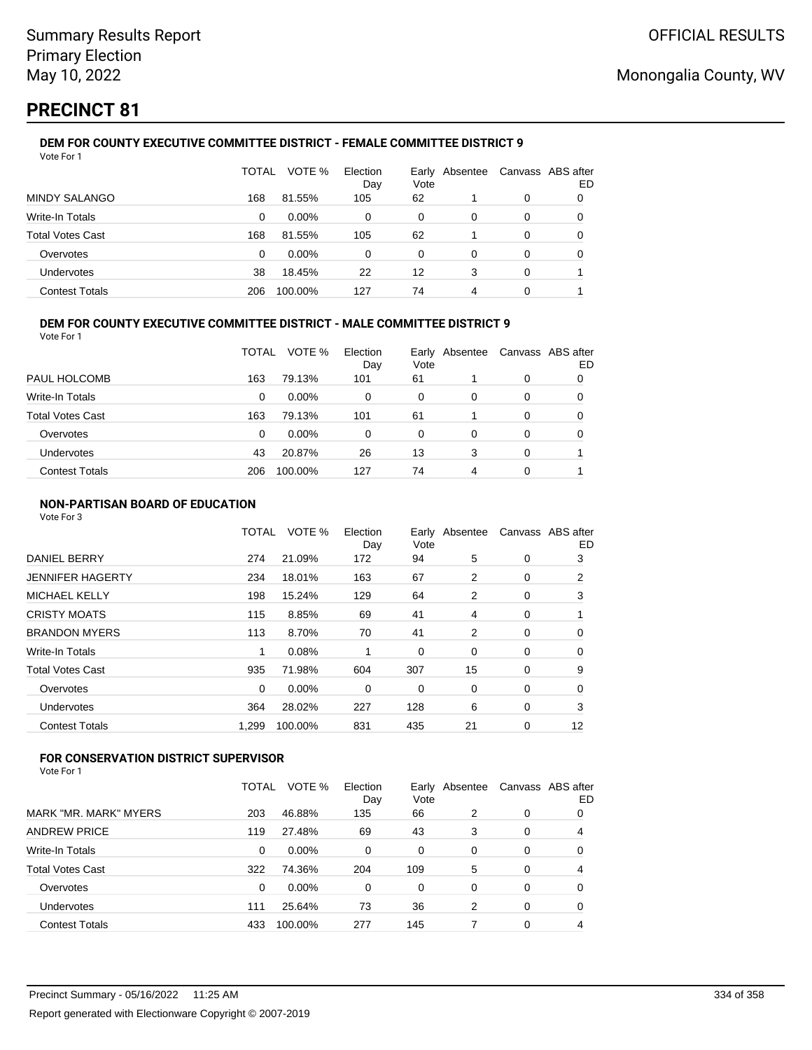# PRECINCT 81

### DEM FOR COUNTY EXECUTIVE COMMITTEE DISTRICT - FEMALE COMMITTEE DISTRICT 9

Vote For 1

| | TOTAL | VOTE % | Election Day | Early Vote | Absentee | Canvass | ABS after ED |
|---|---|---|---|---|---|---|---|
| MINDY SALANGO | 168 | 81.55% | 105 | 62 | 1 | 0 | 0 |
| Write-In Totals | 0 | 0.00% | 0 | 0 | 0 | 0 | 0 |
| Total Votes Cast | 168 | 81.55% | 105 | 62 | 1 | 0 | 0 |
| Overvotes | 0 | 0.00% | 0 | 0 | 0 | 0 | 0 |
| Undervotes | 38 | 18.45% | 22 | 12 | 3 | 0 | 1 |
| Contest Totals | 206 | 100.00% | 127 | 74 | 4 | 0 | 1 |

### DEM FOR COUNTY EXECUTIVE COMMITTEE DISTRICT - MALE COMMITTEE DISTRICT 9

Vote For 1

| | TOTAL | VOTE % | Election Day | Early Vote | Absentee | Canvass | ABS after ED |
|---|---|---|---|---|---|---|---|
| PAUL HOLCOMB | 163 | 79.13% | 101 | 61 | 1 | 0 | 0 |
| Write-In Totals | 0 | 0.00% | 0 | 0 | 0 | 0 | 0 |
| Total Votes Cast | 163 | 79.13% | 101 | 61 | 1 | 0 | 0 |
| Overvotes | 0 | 0.00% | 0 | 0 | 0 | 0 | 0 |
| Undervotes | 43 | 20.87% | 26 | 13 | 3 | 0 | 1 |
| Contest Totals | 206 | 100.00% | 127 | 74 | 4 | 0 | 1 |

### NON-PARTISAN BOARD OF EDUCATION

Vote For 3

| | TOTAL | VOTE % | Election Day | Early Vote | Absentee | Canvass | ABS after ED |
|---|---|---|---|---|---|---|---|
| DANIEL BERRY | 274 | 21.09% | 172 | 94 | 5 | 0 | 3 |
| JENNIFER HAGERTY | 234 | 18.01% | 163 | 67 | 2 | 0 | 2 |
| MICHAEL KELLY | 198 | 15.24% | 129 | 64 | 2 | 0 | 3 |
| CRISTY MOATS | 115 | 8.85% | 69 | 41 | 4 | 0 | 1 |
| BRANDON MYERS | 113 | 8.70% | 70 | 41 | 2 | 0 | 0 |
| Write-In Totals | 1 | 0.08% | 1 | 0 | 0 | 0 | 0 |
| Total Votes Cast | 935 | 71.98% | 604 | 307 | 15 | 0 | 9 |
| Overvotes | 0 | 0.00% | 0 | 0 | 0 | 0 | 0 |
| Undervotes | 364 | 28.02% | 227 | 128 | 6 | 0 | 3 |
| Contest Totals | 1,299 | 100.00% | 831 | 435 | 21 | 0 | 12 |

### FOR CONSERVATION DISTRICT SUPERVISOR

Vote For 1

| | TOTAL | VOTE % | Election Day | Early Vote | Absentee | Canvass | ABS after ED |
|---|---|---|---|---|---|---|---|
| MARK "MR. MARK" MYERS | 203 | 46.88% | 135 | 66 | 2 | 0 | 0 |
| ANDREW PRICE | 119 | 27.48% | 69 | 43 | 3 | 0 | 4 |
| Write-In Totals | 0 | 0.00% | 0 | 0 | 0 | 0 | 0 |
| Total Votes Cast | 322 | 74.36% | 204 | 109 | 5 | 0 | 4 |
| Overvotes | 0 | 0.00% | 0 | 0 | 0 | 0 | 0 |
| Undervotes | 111 | 25.64% | 73 | 36 | 2 | 0 | 0 |
| Contest Totals | 433 | 100.00% | 277 | 145 | 7 | 0 | 4 |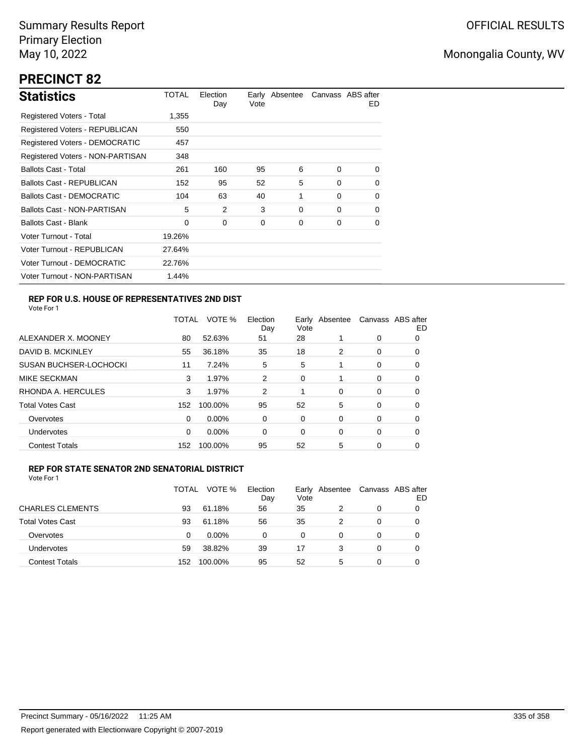Summary Results Report
Primary Election
May 10, 2022

OFFICIAL RESULTS

Monongalia County, WV

# PRECINCT 82

## Statistics

| Statistics | TOTAL | Election Day | Early Vote | Absentee | Canvass | ABS after ED |
|---|---|---|---|---|---|---|
| Registered Voters - Total | 1,355 | | | | | |
| Registered Voters - REPUBLICAN | 550 | | | | | |
| Registered Voters - DEMOCRATIC | 457 | | | | | |
| Registered Voters - NON-PARTISAN | 348 | | | | | |
| Ballots Cast - Total | 261 | 160 | 95 | 6 | 0 | 0 |
| Ballots Cast - REPUBLICAN | 152 | 95 | 52 | 5 | 0 | 0 |
| Ballots Cast - DEMOCRATIC | 104 | 63 | 40 | 1 | 0 | 0 |
| Ballots Cast - NON-PARTISAN | 5 | 2 | 3 | 0 | 0 | 0 |
| Ballots Cast - Blank | 0 | 0 | 0 | 0 | 0 | 0 |
| Voter Turnout - Total | 19.26% | | | | | |
| Voter Turnout - REPUBLICAN | 27.64% | | | | | |
| Voter Turnout - DEMOCRATIC | 22.76% | | | | | |
| Voter Turnout - NON-PARTISAN | 1.44% | | | | | |

### REP FOR U.S. HOUSE OF REPRESENTATIVES 2ND DIST

Vote For 1

| | TOTAL | VOTE % | Election Day | Early Vote | Absentee | Canvass | ABS after ED |
|---|---|---|---|---|---|---|---|
| ALEXANDER X. MOONEY | 80 | 52.63% | 51 | 28 | 1 | 0 | 0 |
| DAVID B. MCKINLEY | 55 | 36.18% | 35 | 18 | 2 | 0 | 0 |
| SUSAN BUCHSER-LOCHOCKI | 11 | 7.24% | 5 | 5 | 1 | 0 | 0 |
| MIKE SECKMAN | 3 | 1.97% | 2 | 0 | 1 | 0 | 0 |
| RHONDA A. HERCULES | 3 | 1.97% | 2 | 1 | 0 | 0 | 0 |
| Total Votes Cast | 152 | 100.00% | 95 | 52 | 5 | 0 | 0 |
| Overvotes | 0 | 0.00% | 0 | 0 | 0 | 0 | 0 |
| Undervotes | 0 | 0.00% | 0 | 0 | 0 | 0 | 0 |
| Contest Totals | 152 | 100.00% | 95 | 52 | 5 | 0 | 0 |

### REP FOR STATE SENATOR 2ND SENATORIAL DISTRICT

Vote For 1

| | TOTAL | VOTE % | Election Day | Early Vote | Absentee | Canvass | ABS after ED |
|---|---|---|---|---|---|---|---|
| CHARLES CLEMENTS | 93 | 61.18% | 56 | 35 | 2 | 0 | 0 |
| Total Votes Cast | 93 | 61.18% | 56 | 35 | 2 | 0 | 0 |
| Overvotes | 0 | 0.00% | 0 | 0 | 0 | 0 | 0 |
| Undervotes | 59 | 38.82% | 39 | 17 | 3 | 0 | 0 |
| Contest Totals | 152 | 100.00% | 95 | 52 | 5 | 0 | 0 |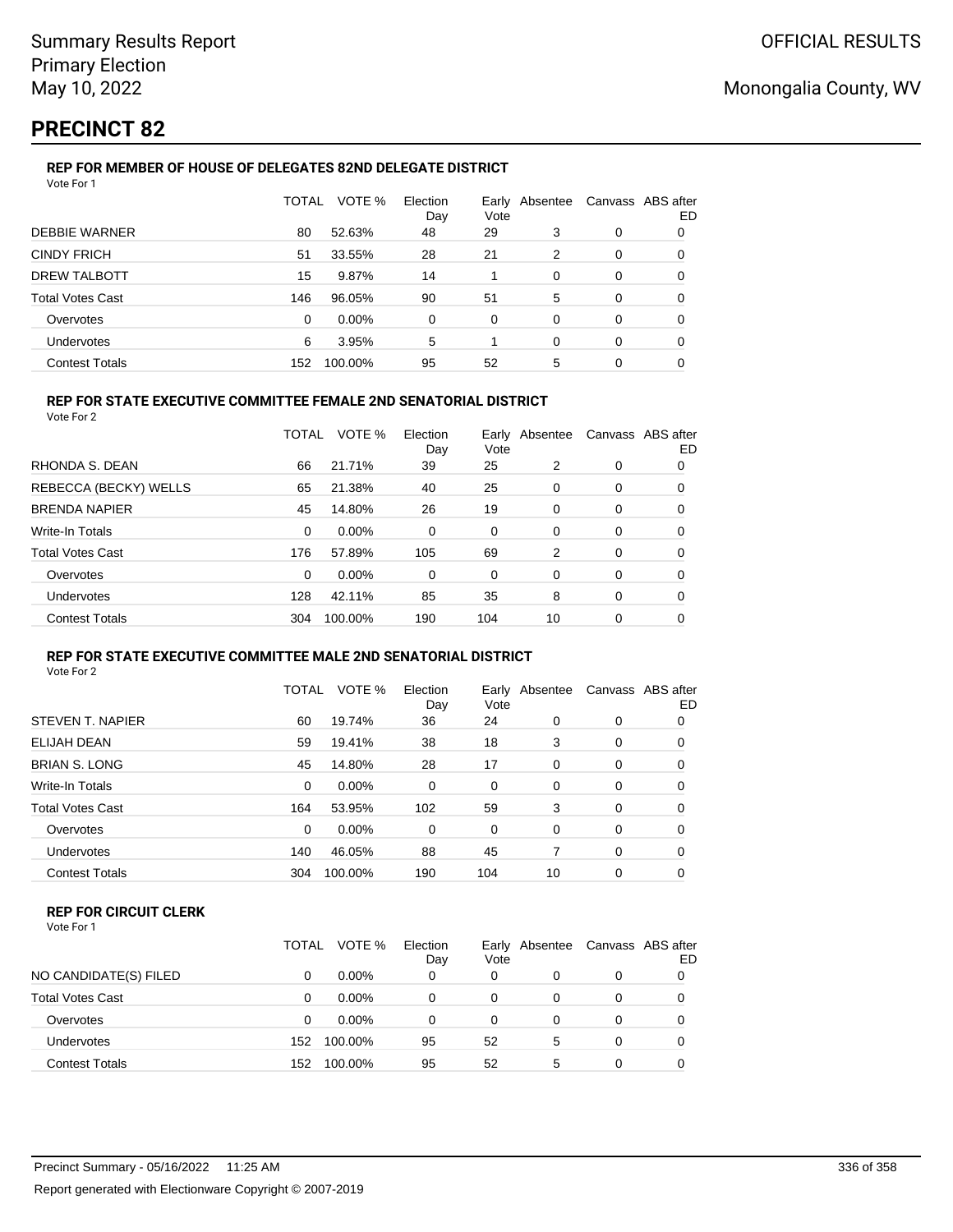Summary Results Report
Primary Election
May 10, 2022

OFFICIAL RESULTS

Monongalia County, WV

# PRECINCT 82

### REP FOR MEMBER OF HOUSE OF DELEGATES 82ND DELEGATE DISTRICT

Vote For 1

| | TOTAL | VOTE % | Election Day | Early Vote | Absentee | Canvass | ABS after ED |
|---|---|---|---|---|---|---|---|
| DEBBIE WARNER | 80 | 52.63% | 48 | 29 | 3 | 0 | 0 |
| CINDY FRICH | 51 | 33.55% | 28 | 21 | 2 | 0 | 0 |
| DREW TALBOTT | 15 | 9.87% | 14 | 1 | 0 | 0 | 0 |
| Total Votes Cast | 146 | 96.05% | 90 | 51 | 5 | 0 | 0 |
| Overvotes | 0 | 0.00% | 0 | 0 | 0 | 0 | 0 |
| Undervotes | 6 | 3.95% | 5 | 1 | 0 | 0 | 0 |
| Contest Totals | 152 | 100.00% | 95 | 52 | 5 | 0 | 0 |

### REP FOR STATE EXECUTIVE COMMITTEE FEMALE 2ND SENATORIAL DISTRICT

Vote For 2

| | TOTAL | VOTE % | Election Day | Early Vote | Absentee | Canvass | ABS after ED |
|---|---|---|---|---|---|---|---|
| RHONDA S. DEAN | 66 | 21.71% | 39 | 25 | 2 | 0 | 0 |
| REBECCA (BECKY) WELLS | 65 | 21.38% | 40 | 25 | 0 | 0 | 0 |
| BRENDA NAPIER | 45 | 14.80% | 26 | 19 | 0 | 0 | 0 |
| Write-In Totals | 0 | 0.00% | 0 | 0 | 0 | 0 | 0 |
| Total Votes Cast | 176 | 57.89% | 105 | 69 | 2 | 0 | 0 |
| Overvotes | 0 | 0.00% | 0 | 0 | 0 | 0 | 0 |
| Undervotes | 128 | 42.11% | 85 | 35 | 8 | 0 | 0 |
| Contest Totals | 304 | 100.00% | 190 | 104 | 10 | 0 | 0 |

### REP FOR STATE EXECUTIVE COMMITTEE MALE 2ND SENATORIAL DISTRICT

Vote For 2

| | TOTAL | VOTE % | Election Day | Early Vote | Absentee | Canvass | ABS after ED |
|---|---|---|---|---|---|---|---|
| STEVEN T. NAPIER | 60 | 19.74% | 36 | 24 | 0 | 0 | 0 |
| ELIJAH DEAN | 59 | 19.41% | 38 | 18 | 3 | 0 | 0 |
| BRIAN S. LONG | 45 | 14.80% | 28 | 17 | 0 | 0 | 0 |
| Write-In Totals | 0 | 0.00% | 0 | 0 | 0 | 0 | 0 |
| Total Votes Cast | 164 | 53.95% | 102 | 59 | 3 | 0 | 0 |
| Overvotes | 0 | 0.00% | 0 | 0 | 0 | 0 | 0 |
| Undervotes | 140 | 46.05% | 88 | 45 | 7 | 0 | 0 |
| Contest Totals | 304 | 100.00% | 190 | 104 | 10 | 0 | 0 |

### REP FOR CIRCUIT CLERK

Vote For 1

| | TOTAL | VOTE % | Election Day | Early Vote | Absentee | Canvass | ABS after ED |
|---|---|---|---|---|---|---|---|
| NO CANDIDATE(S) FILED | 0 | 0.00% | 0 | 0 | 0 | 0 | 0 |
| Total Votes Cast | 0 | 0.00% | 0 | 0 | 0 | 0 | 0 |
| Overvotes | 0 | 0.00% | 0 | 0 | 0 | 0 | 0 |
| Undervotes | 152 | 100.00% | 95 | 52 | 5 | 0 | 0 |
| Contest Totals | 152 | 100.00% | 95 | 52 | 5 | 0 | 0 |

Precinct Summary - 05/16/2022 11:25 AM

Report generated with Electionware Copyright © 2007-2019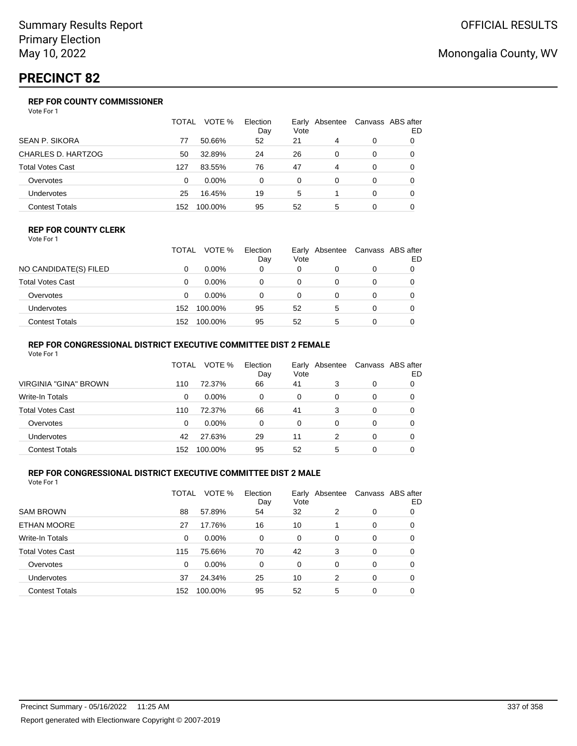Summary Results Report
Primary Election
May 10, 2022

OFFICIAL RESULTS

Monongalia County, WV

# PRECINCT 82

### REP FOR COUNTY COMMISSIONER

Vote For 1

| | TOTAL | VOTE % | Election Day | Early Vote | Absentee | Canvass | ABS after ED |
|---|---|---|---|---|---|---|---|
| SEAN P. SIKORA | 77 | 50.66% | 52 | 21 | 4 | 0 | 0 |
| CHARLES D. HARTZOG | 50 | 32.89% | 24 | 26 | 0 | 0 | 0 |
| Total Votes Cast | 127 | 83.55% | 76 | 47 | 4 | 0 | 0 |
| Overvotes | 0 | 0.00% | 0 | 0 | 0 | 0 | 0 |
| Undervotes | 25 | 16.45% | 19 | 5 | 1 | 0 | 0 |
| Contest Totals | 152 | 100.00% | 95 | 52 | 5 | 0 | 0 |

### REP FOR COUNTY CLERK

Vote For 1

| | TOTAL | VOTE % | Election Day | Early Vote | Absentee | Canvass | ABS after ED |
|---|---|---|---|---|---|---|---|
| NO CANDIDATE(S) FILED | 0 | 0.00% | 0 | 0 | 0 | 0 | 0 |
| Total Votes Cast | 0 | 0.00% | 0 | 0 | 0 | 0 | 0 |
| Overvotes | 0 | 0.00% | 0 | 0 | 0 | 0 | 0 |
| Undervotes | 152 | 100.00% | 95 | 52 | 5 | 0 | 0 |
| Contest Totals | 152 | 100.00% | 95 | 52 | 5 | 0 | 0 |

### REP FOR CONGRESSIONAL DISTRICT EXECUTIVE COMMITTEE DIST 2 FEMALE

Vote For 1

| | TOTAL | VOTE % | Election Day | Early Vote | Absentee | Canvass | ABS after ED |
|---|---|---|---|---|---|---|---|
| VIRGINIA "GINA" BROWN | 110 | 72.37% | 66 | 41 | 3 | 0 | 0 |
| Write-In Totals | 0 | 0.00% | 0 | 0 | 0 | 0 | 0 |
| Total Votes Cast | 110 | 72.37% | 66 | 41 | 3 | 0 | 0 |
| Overvotes | 0 | 0.00% | 0 | 0 | 0 | 0 | 0 |
| Undervotes | 42 | 27.63% | 29 | 11 | 2 | 0 | 0 |
| Contest Totals | 152 | 100.00% | 95 | 52 | 5 | 0 | 0 |

### REP FOR CONGRESSIONAL DISTRICT EXECUTIVE COMMITTEE DIST 2 MALE

Vote For 1

| | TOTAL | VOTE % | Election Day | Early Vote | Absentee | Canvass | ABS after ED |
|---|---|---|---|---|---|---|---|
| SAM BROWN | 88 | 57.89% | 54 | 32 | 2 | 0 | 0 |
| ETHAN MOORE | 27 | 17.76% | 16 | 10 | 1 | 0 | 0 |
| Write-In Totals | 0 | 0.00% | 0 | 0 | 0 | 0 | 0 |
| Total Votes Cast | 115 | 75.66% | 70 | 42 | 3 | 0 | 0 |
| Overvotes | 0 | 0.00% | 0 | 0 | 0 | 0 | 0 |
| Undervotes | 37 | 24.34% | 25 | 10 | 2 | 0 | 0 |
| Contest Totals | 152 | 100.00% | 95 | 52 | 5 | 0 | 0 |

Precinct Summary - 05/16/2022 11:25 AM

Report generated with Electionware Copyright © 2007-2019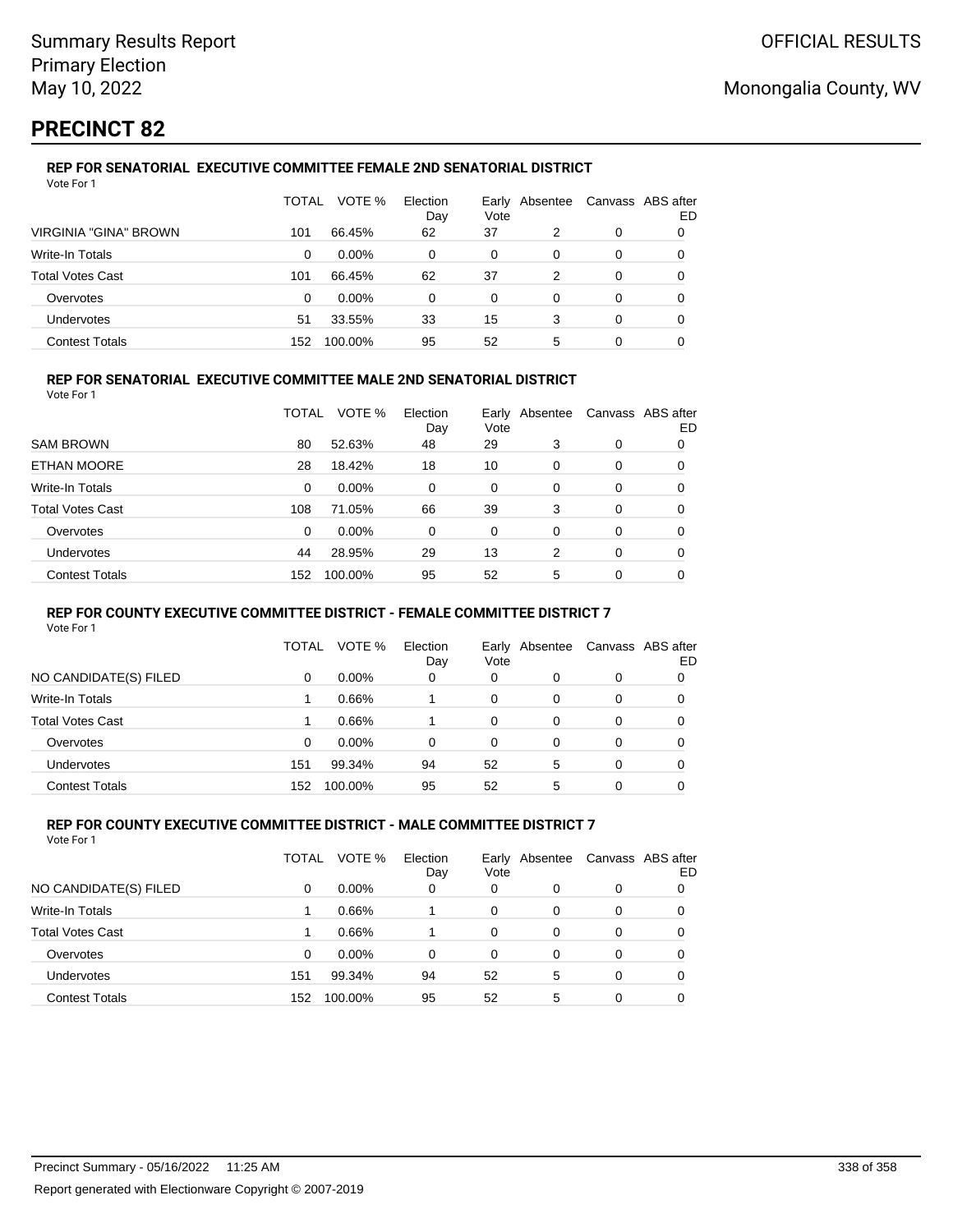# PRECINCT 82

### REP FOR SENATORIAL EXECUTIVE COMMITTEE FEMALE 2ND SENATORIAL DISTRICT

Vote For 1

| | TOTAL | VOTE % | Election Day | Early Vote | Absentee | Canvass | ABS after ED |
|---|---|---|---|---|---|---|---|
| VIRGINIA "GINA" BROWN | 101 | 66.45% | 62 | 37 | 2 | 0 | 0 |
| Write-In Totals | 0 | 0.00% | 0 | 0 | 0 | 0 | 0 |
| Total Votes Cast | 101 | 66.45% | 62 | 37 | 2 | 0 | 0 |
| Overvotes | 0 | 0.00% | 0 | 0 | 0 | 0 | 0 |
| Undervotes | 51 | 33.55% | 33 | 15 | 3 | 0 | 0 |
| Contest Totals | 152 | 100.00% | 95 | 52 | 5 | 0 | 0 |

### REP FOR SENATORIAL EXECUTIVE COMMITTEE MALE 2ND SENATORIAL DISTRICT

Vote For 1

| | TOTAL | VOTE % | Election Day | Early Vote | Absentee | Canvass | ABS after ED |
|---|---|---|---|---|---|---|---|
| SAM BROWN | 80 | 52.63% | 48 | 29 | 3 | 0 | 0 |
| ETHAN MOORE | 28 | 18.42% | 18 | 10 | 0 | 0 | 0 |
| Write-In Totals | 0 | 0.00% | 0 | 0 | 0 | 0 | 0 |
| Total Votes Cast | 108 | 71.05% | 66 | 39 | 3 | 0 | 0 |
| Overvotes | 0 | 0.00% | 0 | 0 | 0 | 0 | 0 |
| Undervotes | 44 | 28.95% | 29 | 13 | 2 | 0 | 0 |
| Contest Totals | 152 | 100.00% | 95 | 52 | 5 | 0 | 0 |

### REP FOR COUNTY EXECUTIVE COMMITTEE DISTRICT - FEMALE COMMITTEE DISTRICT 7

Vote For 1

| | TOTAL | VOTE % | Election Day | Early Vote | Absentee | Canvass | ABS after ED |
|---|---|---|---|---|---|---|---|
| NO CANDIDATE(S) FILED | 0 | 0.00% | 0 | 0 | 0 | 0 | 0 |
| Write-In Totals | 1 | 0.66% | 1 | 0 | 0 | 0 | 0 |
| Total Votes Cast | 1 | 0.66% | 1 | 0 | 0 | 0 | 0 |
| Overvotes | 0 | 0.00% | 0 | 0 | 0 | 0 | 0 |
| Undervotes | 151 | 99.34% | 94 | 52 | 5 | 0 | 0 |
| Contest Totals | 152 | 100.00% | 95 | 52 | 5 | 0 | 0 |

### REP FOR COUNTY EXECUTIVE COMMITTEE DISTRICT - MALE COMMITTEE DISTRICT 7

Vote For 1

| | TOTAL | VOTE % | Election Day | Early Vote | Absentee | Canvass | ABS after ED |
|---|---|---|---|---|---|---|---|
| NO CANDIDATE(S) FILED | 0 | 0.00% | 0 | 0 | 0 | 0 | 0 |
| Write-In Totals | 1 | 0.66% | 1 | 0 | 0 | 0 | 0 |
| Total Votes Cast | 1 | 0.66% | 1 | 0 | 0 | 0 | 0 |
| Overvotes | 0 | 0.00% | 0 | 0 | 0 | 0 | 0 |
| Undervotes | 151 | 99.34% | 94 | 52 | 5 | 0 | 0 |
| Contest Totals | 152 | 100.00% | 95 | 52 | 5 | 0 | 0 |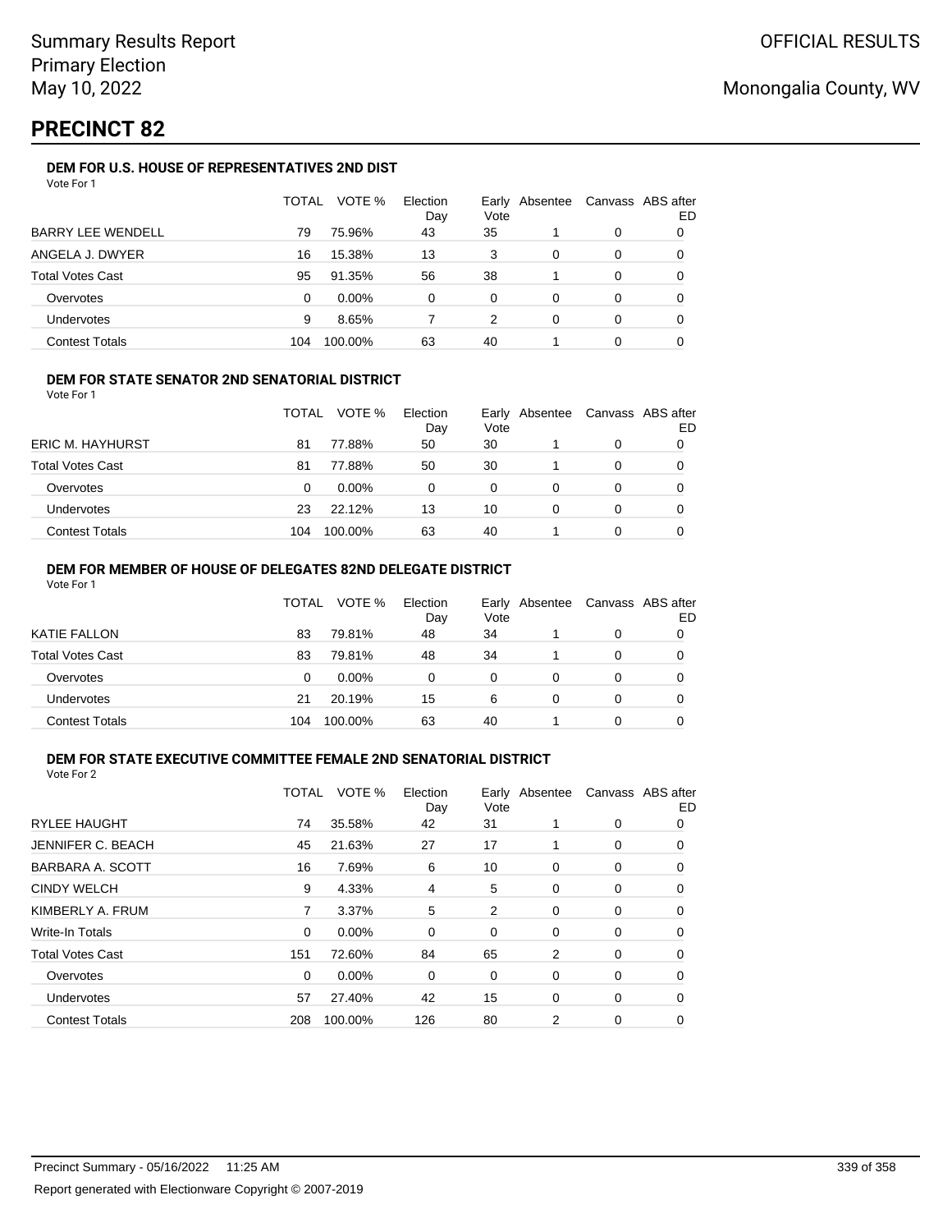Summary Results Report
Primary Election
May 10, 2022

OFFICIAL RESULTS

Monongalia County, WV

# PRECINCT 82

### DEM FOR U.S. HOUSE OF REPRESENTATIVES 2ND DIST

Vote For 1

| | TOTAL | VOTE % | Election Day | Early Vote | Absentee | Canvass | ABS after ED |
|---|---|---|---|---|---|---|---|
| BARRY LEE WENDELL | 79 | 75.96% | 43 | 35 | 1 | 0 | 0 |
| ANGELA J. DWYER | 16 | 15.38% | 13 | 3 | 0 | 0 | 0 |
| Total Votes Cast | 95 | 91.35% | 56 | 38 | 1 | 0 | 0 |
| Overvotes | 0 | 0.00% | 0 | 0 | 0 | 0 | 0 |
| Undervotes | 9 | 8.65% | 7 | 2 | 0 | 0 | 0 |
| Contest Totals | 104 | 100.00% | 63 | 40 | 1 | 0 | 0 |

### DEM FOR STATE SENATOR 2ND SENATORIAL DISTRICT

Vote For 1

| | TOTAL | VOTE % | Election Day | Early Vote | Absentee | Canvass | ABS after ED |
|---|---|---|---|---|---|---|---|
| ERIC M. HAYHURST | 81 | 77.88% | 50 | 30 | 1 | 0 | 0 |
| Total Votes Cast | 81 | 77.88% | 50 | 30 | 1 | 0 | 0 |
| Overvotes | 0 | 0.00% | 0 | 0 | 0 | 0 | 0 |
| Undervotes | 23 | 22.12% | 13 | 10 | 0 | 0 | 0 |
| Contest Totals | 104 | 100.00% | 63 | 40 | 1 | 0 | 0 |

### DEM FOR MEMBER OF HOUSE OF DELEGATES 82ND DELEGATE DISTRICT

Vote For 1

| | TOTAL | VOTE % | Election Day | Early Vote | Absentee | Canvass | ABS after ED |
|---|---|---|---|---|---|---|---|
| KATIE FALLON | 83 | 79.81% | 48 | 34 | 1 | 0 | 0 |
| Total Votes Cast | 83 | 79.81% | 48 | 34 | 1 | 0 | 0 |
| Overvotes | 0 | 0.00% | 0 | 0 | 0 | 0 | 0 |
| Undervotes | 21 | 20.19% | 15 | 6 | 0 | 0 | 0 |
| Contest Totals | 104 | 100.00% | 63 | 40 | 1 | 0 | 0 |

### DEM FOR STATE EXECUTIVE COMMITTEE FEMALE 2ND SENATORIAL DISTRICT

Vote For 2

| | TOTAL | VOTE % | Election Day | Early Vote | Absentee | Canvass | ABS after ED |
|---|---|---|---|---|---|---|---|
| RYLEE HAUGHT | 74 | 35.58% | 42 | 31 | 1 | 0 | 0 |
| JENNIFER C. BEACH | 45 | 21.63% | 27 | 17 | 1 | 0 | 0 |
| BARBARA A. SCOTT | 16 | 7.69% | 6 | 10 | 0 | 0 | 0 |
| CINDY WELCH | 9 | 4.33% | 4 | 5 | 0 | 0 | 0 |
| KIMBERLY A. FRUM | 7 | 3.37% | 5 | 2 | 0 | 0 | 0 |
| Write-In Totals | 0 | 0.00% | 0 | 0 | 0 | 0 | 0 |
| Total Votes Cast | 151 | 72.60% | 84 | 65 | 2 | 0 | 0 |
| Overvotes | 0 | 0.00% | 0 | 0 | 0 | 0 | 0 |
| Undervotes | 57 | 27.40% | 42 | 15 | 0 | 0 | 0 |
| Contest Totals | 208 | 100.00% | 126 | 80 | 2 | 0 | 0 |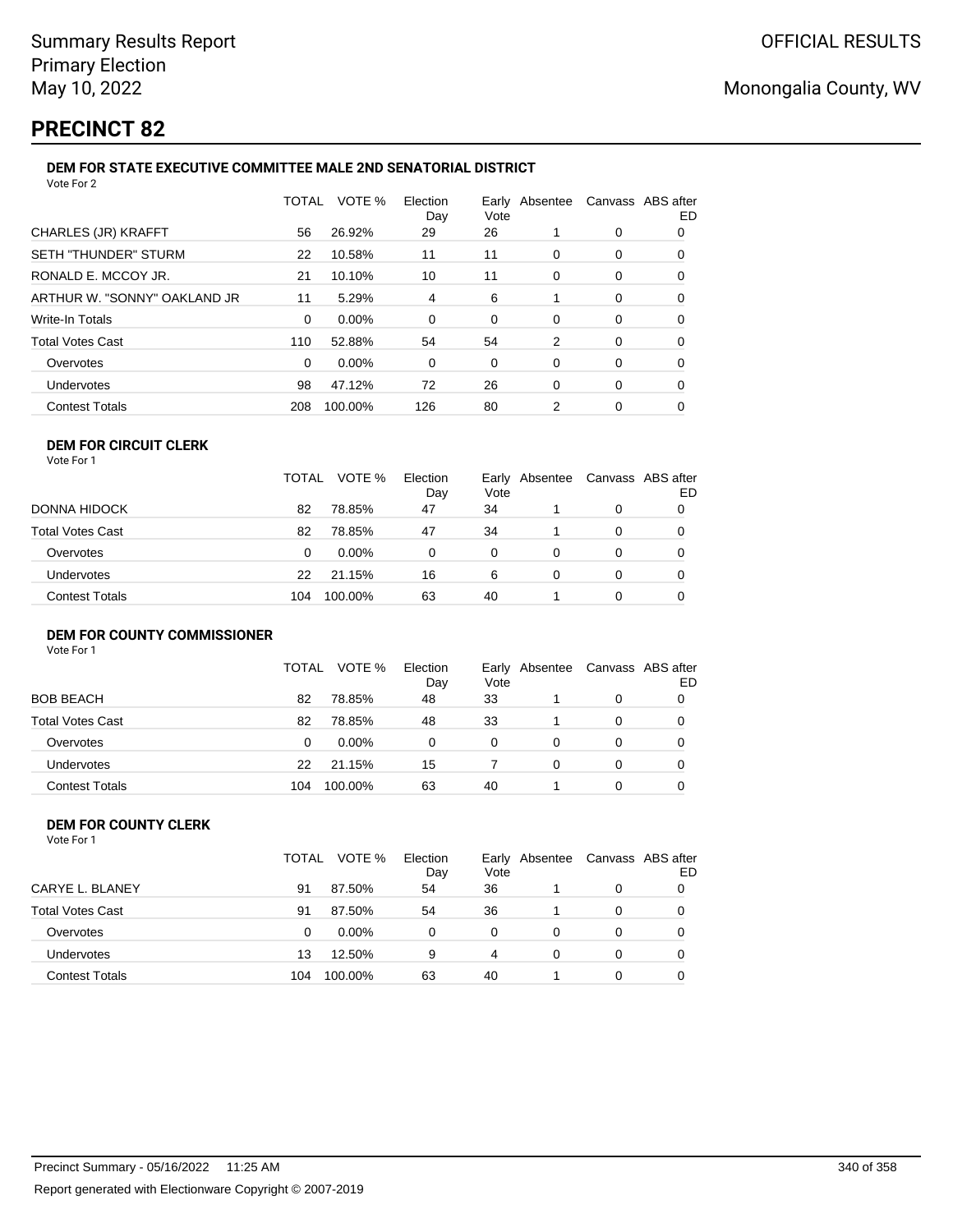# PRECINCT 82

### DEM FOR STATE EXECUTIVE COMMITTEE MALE 2ND SENATORIAL DISTRICT

Vote For 2

| | TOTAL | VOTE % | Election Day | Early Vote | Absentee | Canvass | ABS after ED |
|---|---|---|---|---|---|---|---|
| CHARLES (JR) KRAFFT | 56 | 26.92% | 29 | 26 | 1 | 0 | 0 |
| SETH "THUNDER" STURM | 22 | 10.58% | 11 | 11 | 0 | 0 | 0 |
| RONALD E. MCCOY JR. | 21 | 10.10% | 10 | 11 | 0 | 0 | 0 |
| ARTHUR W. "SONNY" OAKLAND JR | 11 | 5.29% | 4 | 6 | 1 | 0 | 0 |
| Write-In Totals | 0 | 0.00% | 0 | 0 | 0 | 0 | 0 |
| Total Votes Cast | 110 | 52.88% | 54 | 54 | 2 | 0 | 0 |
| Overvotes | 0 | 0.00% | 0 | 0 | 0 | 0 | 0 |
| Undervotes | 98 | 47.12% | 72 | 26 | 0 | 0 | 0 |
| Contest Totals | 208 | 100.00% | 126 | 80 | 2 | 0 | 0 |

### DEM FOR CIRCUIT CLERK

Vote For 1

| | TOTAL | VOTE % | Election Day | Early Vote | Absentee | Canvass | ABS after ED |
|---|---|---|---|---|---|---|---|
| DONNA HIDOCK | 82 | 78.85% | 47 | 34 | 1 | 0 | 0 |
| Total Votes Cast | 82 | 78.85% | 47 | 34 | 1 | 0 | 0 |
| Overvotes | 0 | 0.00% | 0 | 0 | 0 | 0 | 0 |
| Undervotes | 22 | 21.15% | 16 | 6 | 0 | 0 | 0 |
| Contest Totals | 104 | 100.00% | 63 | 40 | 1 | 0 | 0 |

### DEM FOR COUNTY COMMISSIONER

Vote For 1

| | TOTAL | VOTE % | Election Day | Early Vote | Absentee | Canvass | ABS after ED |
|---|---|---|---|---|---|---|---|
| BOB BEACH | 82 | 78.85% | 48 | 33 | 1 | 0 | 0 |
| Total Votes Cast | 82 | 78.85% | 48 | 33 | 1 | 0 | 0 |
| Overvotes | 0 | 0.00% | 0 | 0 | 0 | 0 | 0 |
| Undervotes | 22 | 21.15% | 15 | 7 | 0 | 0 | 0 |
| Contest Totals | 104 | 100.00% | 63 | 40 | 1 | 0 | 0 |

### DEM FOR COUNTY CLERK

Vote For 1

| | TOTAL | VOTE % | Election Day | Early Vote | Absentee | Canvass | ABS after ED |
|---|---|---|---|---|---|---|---|
| CARYE L. BLANEY | 91 | 87.50% | 54 | 36 | 1 | 0 | 0 |
| Total Votes Cast | 91 | 87.50% | 54 | 36 | 1 | 0 | 0 |
| Overvotes | 0 | 0.00% | 0 | 0 | 0 | 0 | 0 |
| Undervotes | 13 | 12.50% | 9 | 4 | 0 | 0 | 0 |
| Contest Totals | 104 | 100.00% | 63 | 40 | 1 | 0 | 0 |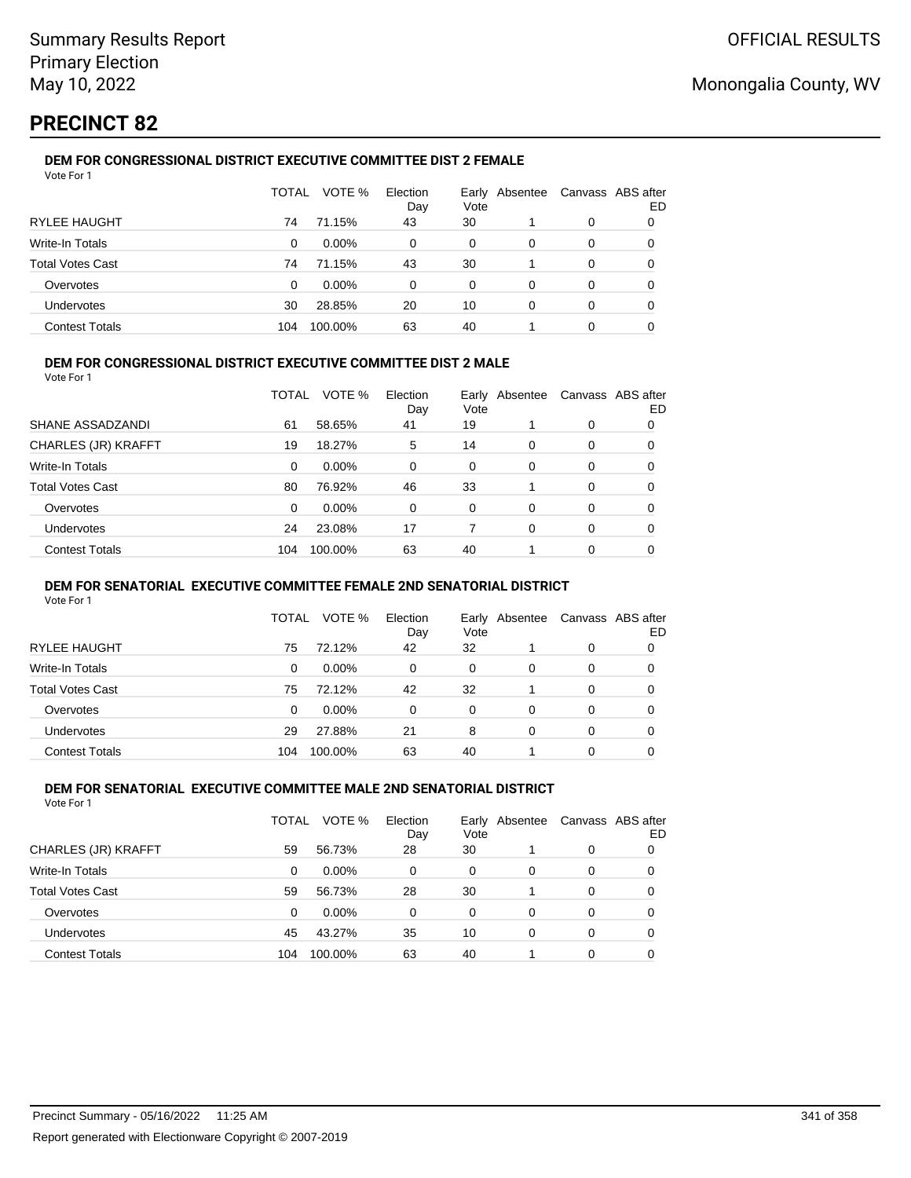Summary Results Report
Primary Election
May 10, 2022

OFFICIAL RESULTS

Monongalia County, WV

# PRECINCT 82

### DEM FOR CONGRESSIONAL DISTRICT EXECUTIVE COMMITTEE DIST 2 FEMALE

Vote For 1

| | TOTAL | VOTE % | Election Day | Early Vote | Absentee | Canvass | ABS after ED |
|---|---|---|---|---|---|---|---|
| RYLEE HAUGHT | 74 | 71.15% | 43 | 30 | 1 | 0 | 0 |
| Write-In Totals | 0 | 0.00% | 0 | 0 | 0 | 0 | 0 |
| Total Votes Cast | 74 | 71.15% | 43 | 30 | 1 | 0 | 0 |
| Overvotes | 0 | 0.00% | 0 | 0 | 0 | 0 | 0 |
| Undervotes | 30 | 28.85% | 20 | 10 | 0 | 0 | 0 |
| Contest Totals | 104 | 100.00% | 63 | 40 | 1 | 0 | 0 |

### DEM FOR CONGRESSIONAL DISTRICT EXECUTIVE COMMITTEE DIST 2 MALE

Vote For 1

| | TOTAL | VOTE % | Election Day | Early Vote | Absentee | Canvass | ABS after ED |
|---|---|---|---|---|---|---|---|
| SHANE ASSADZANDI | 61 | 58.65% | 41 | 19 | 1 | 0 | 0 |
| CHARLES (JR) KRAFFT | 19 | 18.27% | 5 | 14 | 0 | 0 | 0 |
| Write-In Totals | 0 | 0.00% | 0 | 0 | 0 | 0 | 0 |
| Total Votes Cast | 80 | 76.92% | 46 | 33 | 1 | 0 | 0 |
| Overvotes | 0 | 0.00% | 0 | 0 | 0 | 0 | 0 |
| Undervotes | 24 | 23.08% | 17 | 7 | 0 | 0 | 0 |
| Contest Totals | 104 | 100.00% | 63 | 40 | 1 | 0 | 0 |

### DEM FOR SENATORIAL EXECUTIVE COMMITTEE FEMALE 2ND SENATORIAL DISTRICT

Vote For 1

| | TOTAL | VOTE % | Election Day | Early Vote | Absentee | Canvass | ABS after ED |
|---|---|---|---|---|---|---|---|
| RYLEE HAUGHT | 75 | 72.12% | 42 | 32 | 1 | 0 | 0 |
| Write-In Totals | 0 | 0.00% | 0 | 0 | 0 | 0 | 0 |
| Total Votes Cast | 75 | 72.12% | 42 | 32 | 1 | 0 | 0 |
| Overvotes | 0 | 0.00% | 0 | 0 | 0 | 0 | 0 |
| Undervotes | 29 | 27.88% | 21 | 8 | 0 | 0 | 0 |
| Contest Totals | 104 | 100.00% | 63 | 40 | 1 | 0 | 0 |

### DEM FOR SENATORIAL EXECUTIVE COMMITTEE MALE 2ND SENATORIAL DISTRICT

Vote For 1

| | TOTAL | VOTE % | Election Day | Early Vote | Absentee | Canvass | ABS after ED |
|---|---|---|---|---|---|---|---|
| CHARLES (JR) KRAFFT | 59 | 56.73% | 28 | 30 | 1 | 0 | 0 |
| Write-In Totals | 0 | 0.00% | 0 | 0 | 0 | 0 | 0 |
| Total Votes Cast | 59 | 56.73% | 28 | 30 | 1 | 0 | 0 |
| Overvotes | 0 | 0.00% | 0 | 0 | 0 | 0 | 0 |
| Undervotes | 45 | 43.27% | 35 | 10 | 0 | 0 | 0 |
| Contest Totals | 104 | 100.00% | 63 | 40 | 1 | 0 | 0 |

Precinct Summary - 05/16/2022 11:25 AM

Report generated with Electionware Copyright © 2007-2019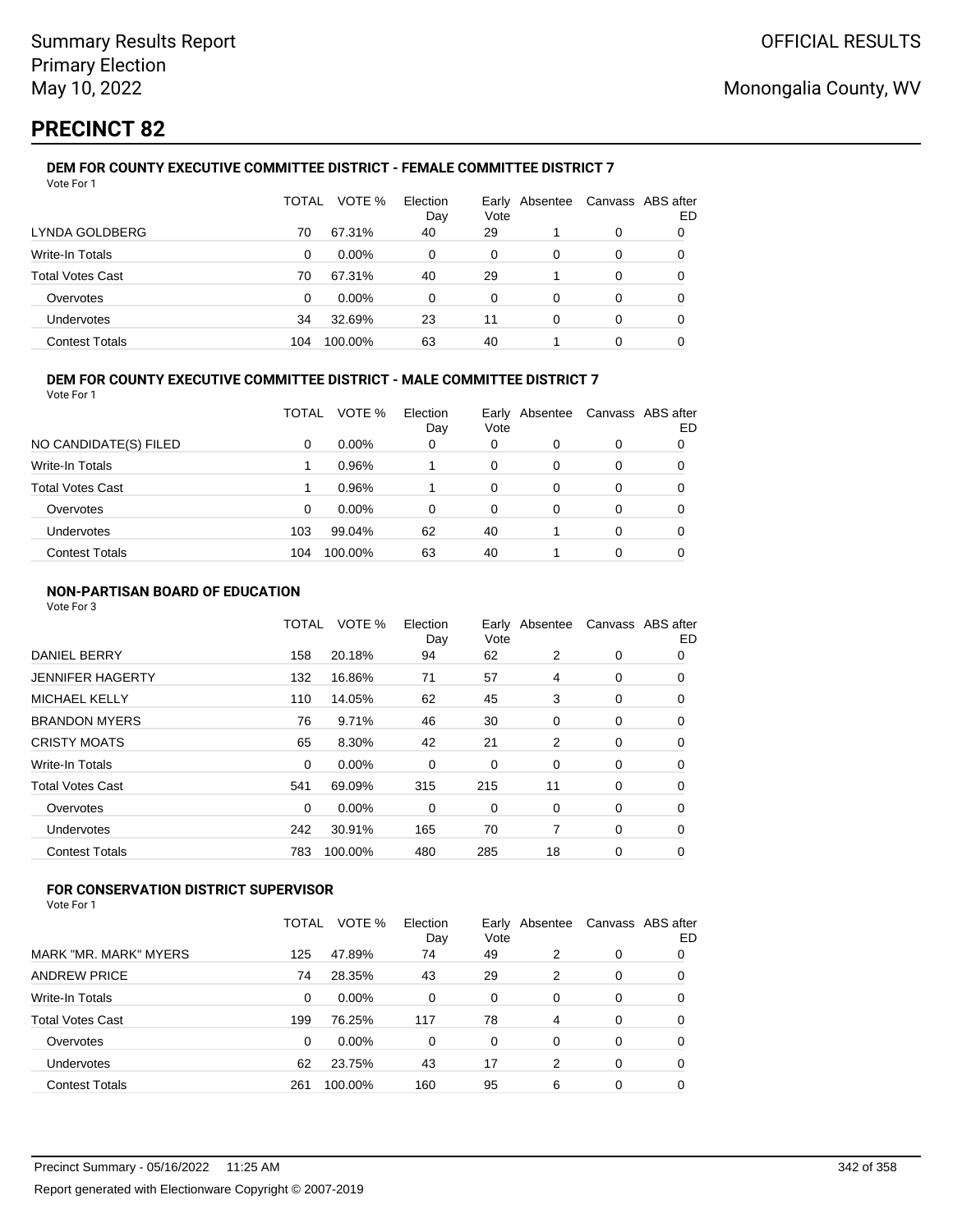# PRECINCT 82

### DEM FOR COUNTY EXECUTIVE COMMITTEE DISTRICT - FEMALE COMMITTEE DISTRICT 7

Vote For 1

| | TOTAL | VOTE % | Election Day | Early Vote | Absentee | Canvass | ABS after ED |
|---|---|---|---|---|---|---|---|
| LYNDA GOLDBERG | 70 | 67.31% | 40 | 29 | 1 | 0 | 0 |
| Write-In Totals | 0 | 0.00% | 0 | 0 | 0 | 0 | 0 |
| Total Votes Cast | 70 | 67.31% | 40 | 29 | 1 | 0 | 0 |
| Overvotes | 0 | 0.00% | 0 | 0 | 0 | 0 | 0 |
| Undervotes | 34 | 32.69% | 23 | 11 | 0 | 0 | 0 |
| Contest Totals | 104 | 100.00% | 63 | 40 | 1 | 0 | 0 |

### DEM FOR COUNTY EXECUTIVE COMMITTEE DISTRICT - MALE COMMITTEE DISTRICT 7

Vote For 1

| | TOTAL | VOTE % | Election Day | Early Vote | Absentee | Canvass | ABS after ED |
|---|---|---|---|---|---|---|---|
| NO CANDIDATE(S) FILED | 0 | 0.00% | 0 | 0 | 0 | 0 | 0 |
| Write-In Totals | 1 | 0.96% | 1 | 0 | 0 | 0 | 0 |
| Total Votes Cast | 1 | 0.96% | 1 | 0 | 0 | 0 | 0 |
| Overvotes | 0 | 0.00% | 0 | 0 | 0 | 0 | 0 |
| Undervotes | 103 | 99.04% | 62 | 40 | 1 | 0 | 0 |
| Contest Totals | 104 | 100.00% | 63 | 40 | 1 | 0 | 0 |

### NON-PARTISAN BOARD OF EDUCATION

Vote For 3

| | TOTAL | VOTE % | Election Day | Early Vote | Absentee | Canvass | ABS after ED |
|---|---|---|---|---|---|---|---|
| DANIEL BERRY | 158 | 20.18% | 94 | 62 | 2 | 0 | 0 |
| JENNIFER HAGERTY | 132 | 16.86% | 71 | 57 | 4 | 0 | 0 |
| MICHAEL KELLY | 110 | 14.05% | 62 | 45 | 3 | 0 | 0 |
| BRANDON MYERS | 76 | 9.71% | 46 | 30 | 0 | 0 | 0 |
| CRISTY MOATS | 65 | 8.30% | 42 | 21 | 2 | 0 | 0 |
| Write-In Totals | 0 | 0.00% | 0 | 0 | 0 | 0 | 0 |
| Total Votes Cast | 541 | 69.09% | 315 | 215 | 11 | 0 | 0 |
| Overvotes | 0 | 0.00% | 0 | 0 | 0 | 0 | 0 |
| Undervotes | 242 | 30.91% | 165 | 70 | 7 | 0 | 0 |
| Contest Totals | 783 | 100.00% | 480 | 285 | 18 | 0 | 0 |

### FOR CONSERVATION DISTRICT SUPERVISOR

Vote For 1

| | TOTAL | VOTE % | Election Day | Early Vote | Absentee | Canvass | ABS after ED |
|---|---|---|---|---|---|---|---|
| MARK "MR. MARK" MYERS | 125 | 47.89% | 74 | 49 | 2 | 0 | 0 |
| ANDREW PRICE | 74 | 28.35% | 43 | 29 | 2 | 0 | 0 |
| Write-In Totals | 0 | 0.00% | 0 | 0 | 0 | 0 | 0 |
| Total Votes Cast | 199 | 76.25% | 117 | 78 | 4 | 0 | 0 |
| Overvotes | 0 | 0.00% | 0 | 0 | 0 | 0 | 0 |
| Undervotes | 62 | 23.75% | 43 | 17 | 2 | 0 | 0 |
| Contest Totals | 261 | 100.00% | 160 | 95 | 6 | 0 | 0 |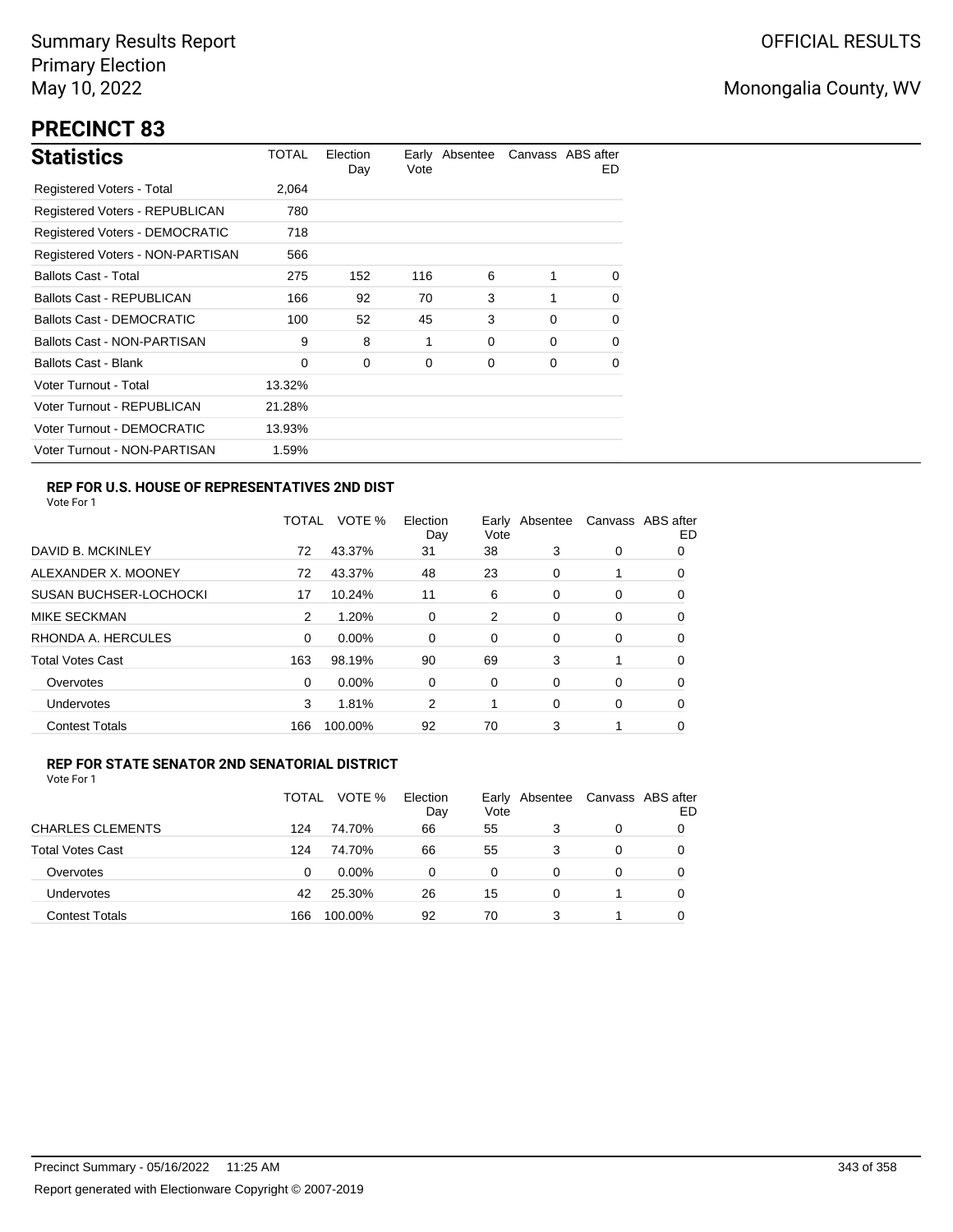Summary Results Report
Primary Election
May 10, 2022

OFFICIAL RESULTS

Monongalia County, WV

# PRECINCT 83

## Statistics

| | TOTAL | Election Day | Early Vote | Absentee | Canvass | ABS after ED |
|---|---|---|---|---|---|---|
| Registered Voters - Total | 2,064 | | | | | |
| Registered Voters - REPUBLICAN | 780 | | | | | |
| Registered Voters - DEMOCRATIC | 718 | | | | | |
| Registered Voters - NON-PARTISAN | 566 | | | | | |
| Ballots Cast - Total | 275 | 152 | 116 | 6 | 1 | 0 |
| Ballots Cast - REPUBLICAN | 166 | 92 | 70 | 3 | 1 | 0 |
| Ballots Cast - DEMOCRATIC | 100 | 52 | 45 | 3 | 0 | 0 |
| Ballots Cast - NON-PARTISAN | 9 | 8 | 1 | 0 | 0 | 0 |
| Ballots Cast - Blank | 0 | 0 | 0 | 0 | 0 | 0 |
| Voter Turnout - Total | 13.32% | | | | | |
| Voter Turnout - REPUBLICAN | 21.28% | | | | | |
| Voter Turnout - DEMOCRATIC | 13.93% | | | | | |
| Voter Turnout - NON-PARTISAN | 1.59% | | | | | |

### REP FOR U.S. HOUSE OF REPRESENTATIVES 2ND DIST

Vote For 1

| | TOTAL | VOTE % | Election Day | Early Vote | Absentee | Canvass | ABS after ED |
|---|---|---|---|---|---|---|---|
| DAVID B. MCKINLEY | 72 | 43.37% | 31 | 38 | 3 | 0 | 0 |
| ALEXANDER X. MOONEY | 72 | 43.37% | 48 | 23 | 0 | 1 | 0 |
| SUSAN BUCHSER-LOCHOCKI | 17 | 10.24% | 11 | 6 | 0 | 0 | 0 |
| MIKE SECKMAN | 2 | 1.20% | 0 | 2 | 0 | 0 | 0 |
| RHONDA A. HERCULES | 0 | 0.00% | 0 | 0 | 0 | 0 | 0 |
| Total Votes Cast | 163 | 98.19% | 90 | 69 | 3 | 1 | 0 |
| Overvotes | 0 | 0.00% | 0 | 0 | 0 | 0 | 0 |
| Undervotes | 3 | 1.81% | 2 | 1 | 0 | 0 | 0 |
| Contest Totals | 166 | 100.00% | 92 | 70 | 3 | 1 | 0 |

### REP FOR STATE SENATOR 2ND SENATORIAL DISTRICT

Vote For 1

| | TOTAL | VOTE % | Election Day | Early Vote | Absentee | Canvass | ABS after ED |
|---|---|---|---|---|---|---|---|
| CHARLES CLEMENTS | 124 | 74.70% | 66 | 55 | 3 | 0 | 0 |
| Total Votes Cast | 124 | 74.70% | 66 | 55 | 3 | 0 | 0 |
| Overvotes | 0 | 0.00% | 0 | 0 | 0 | 0 | 0 |
| Undervotes | 42 | 25.30% | 26 | 15 | 0 | 1 | 0 |
| Contest Totals | 166 | 100.00% | 92 | 70 | 3 | 1 | 0 |

Precinct Summary - 05/16/2022 11:25 AM

Report generated with Electionware Copyright © 2007-2019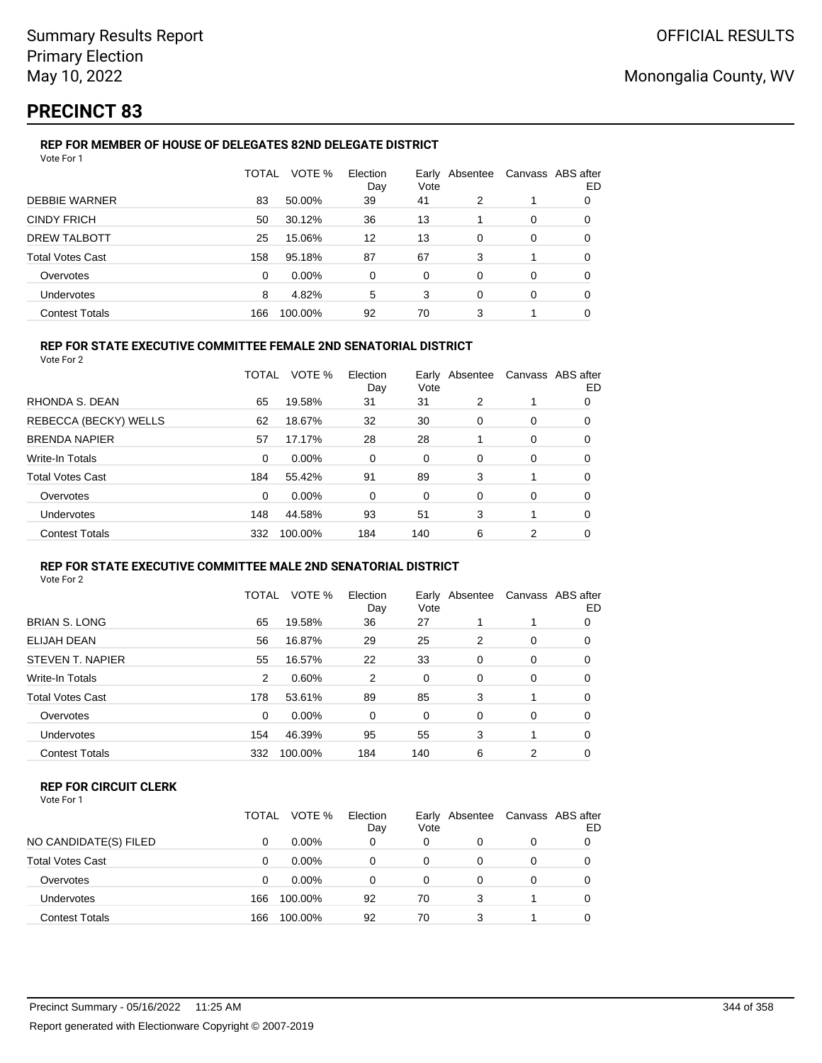Summary Results Report
Primary Election
May 10, 2022

OFFICIAL RESULTS

Monongalia County, WV

# PRECINCT 83

### REP FOR MEMBER OF HOUSE OF DELEGATES 82ND DELEGATE DISTRICT

Vote For 1

| | TOTAL | VOTE % | Election Day | Early Vote | Absentee | Canvass | ABS after ED |
|---|---|---|---|---|---|---|---|
| DEBBIE WARNER | 83 | 50.00% | 39 | 41 | 2 | 1 | 0 |
| CINDY FRICH | 50 | 30.12% | 36 | 13 | 1 | 0 | 0 |
| DREW TALBOTT | 25 | 15.06% | 12 | 13 | 0 | 0 | 0 |
| Total Votes Cast | 158 | 95.18% | 87 | 67 | 3 | 1 | 0 |
| Overvotes | 0 | 0.00% | 0 | 0 | 0 | 0 | 0 |
| Undervotes | 8 | 4.82% | 5 | 3 | 0 | 0 | 0 |
| Contest Totals | 166 | 100.00% | 92 | 70 | 3 | 1 | 0 |

### REP FOR STATE EXECUTIVE COMMITTEE FEMALE 2ND SENATORIAL DISTRICT

Vote For 2

| | TOTAL | VOTE % | Election Day | Early Vote | Absentee | Canvass | ABS after ED |
|---|---|---|---|---|---|---|---|
| RHONDA S. DEAN | 65 | 19.58% | 31 | 31 | 2 | 1 | 0 |
| REBECCA (BECKY) WELLS | 62 | 18.67% | 32 | 30 | 0 | 0 | 0 |
| BRENDA NAPIER | 57 | 17.17% | 28 | 28 | 1 | 0 | 0 |
| Write-In Totals | 0 | 0.00% | 0 | 0 | 0 | 0 | 0 |
| Total Votes Cast | 184 | 55.42% | 91 | 89 | 3 | 1 | 0 |
| Overvotes | 0 | 0.00% | 0 | 0 | 0 | 0 | 0 |
| Undervotes | 148 | 44.58% | 93 | 51 | 3 | 1 | 0 |
| Contest Totals | 332 | 100.00% | 184 | 140 | 6 | 2 | 0 |

### REP FOR STATE EXECUTIVE COMMITTEE MALE 2ND SENATORIAL DISTRICT

Vote For 2

| | TOTAL | VOTE % | Election Day | Early Vote | Absentee | Canvass | ABS after ED |
|---|---|---|---|---|---|---|---|
| BRIAN S. LONG | 65 | 19.58% | 36 | 27 | 1 | 1 | 0 |
| ELIJAH DEAN | 56 | 16.87% | 29 | 25 | 2 | 0 | 0 |
| STEVEN T. NAPIER | 55 | 16.57% | 22 | 33 | 0 | 0 | 0 |
| Write-In Totals | 2 | 0.60% | 2 | 0 | 0 | 0 | 0 |
| Total Votes Cast | 178 | 53.61% | 89 | 85 | 3 | 1 | 0 |
| Overvotes | 0 | 0.00% | 0 | 0 | 0 | 0 | 0 |
| Undervotes | 154 | 46.39% | 95 | 55 | 3 | 1 | 0 |
| Contest Totals | 332 | 100.00% | 184 | 140 | 6 | 2 | 0 |

### REP FOR CIRCUIT CLERK

Vote For 1

| | TOTAL | VOTE % | Election Day | Early Vote | Absentee | Canvass | ABS after ED |
|---|---|---|---|---|---|---|---|
| NO CANDIDATE(S) FILED | 0 | 0.00% | 0 | 0 | 0 | 0 | 0 |
| Total Votes Cast | 0 | 0.00% | 0 | 0 | 0 | 0 | 0 |
| Overvotes | 0 | 0.00% | 0 | 0 | 0 | 0 | 0 |
| Undervotes | 166 | 100.00% | 92 | 70 | 3 | 1 | 0 |
| Contest Totals | 166 | 100.00% | 92 | 70 | 3 | 1 | 0 |

Precinct Summary - 05/16/2022 11:25 AM

Report generated with Electionware Copyright © 2007-2019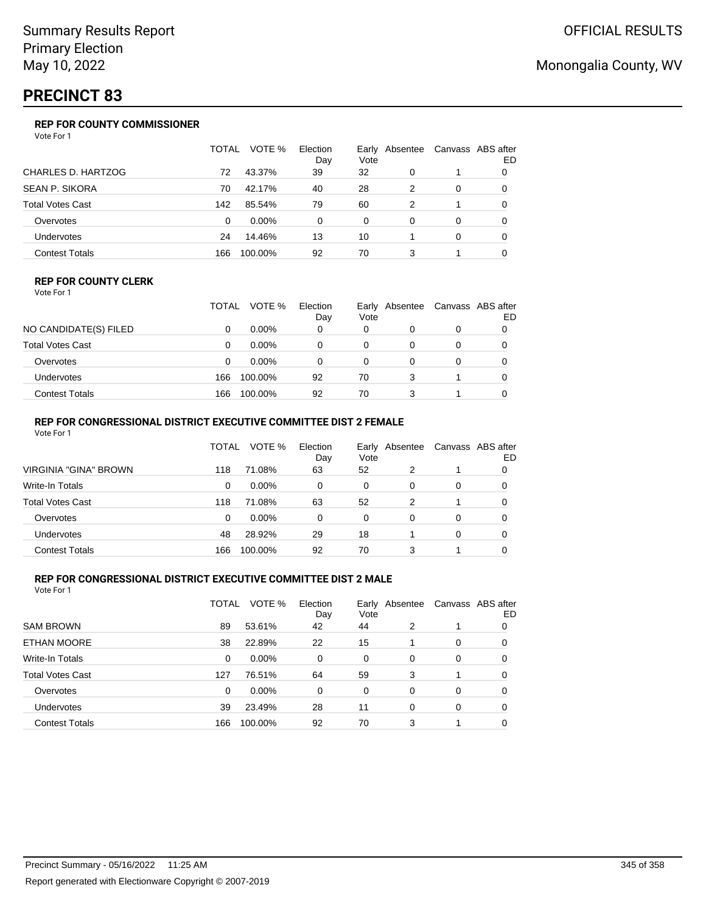# PRECINCT 83

Summary Results Report
Primary Election
May 10, 2022

OFFICIAL RESULTS

Monongalia County, WV

### REP FOR COUNTY COMMISSIONER

Vote For 1

| | TOTAL | VOTE % | Election Day | Early Vote | Absentee | Canvass | ABS after ED |
|---|---|---|---|---|---|---|---|
| CHARLES D. HARTZOG | 72 | 43.37% | 39 | 32 | 0 | 1 | 0 |
| SEAN P. SIKORA | 70 | 42.17% | 40 | 28 | 2 | 0 | 0 |
| Total Votes Cast | 142 | 85.54% | 79 | 60 | 2 | 1 | 0 |
| Overvotes | 0 | 0.00% | 0 | 0 | 0 | 0 | 0 |
| Undervotes | 24 | 14.46% | 13 | 10 | 1 | 0 | 0 |
| Contest Totals | 166 | 100.00% | 92 | 70 | 3 | 1 | 0 |

### REP FOR COUNTY CLERK

Vote For 1

| | TOTAL | VOTE % | Election Day | Early Vote | Absentee | Canvass | ABS after ED |
|---|---|---|---|---|---|---|---|
| NO CANDIDATE(S) FILED | 0 | 0.00% | 0 | 0 | 0 | 0 | 0 |
| Total Votes Cast | 0 | 0.00% | 0 | 0 | 0 | 0 | 0 |
| Overvotes | 0 | 0.00% | 0 | 0 | 0 | 0 | 0 |
| Undervotes | 166 | 100.00% | 92 | 70 | 3 | 1 | 0 |
| Contest Totals | 166 | 100.00% | 92 | 70 | 3 | 1 | 0 |

### REP FOR CONGRESSIONAL DISTRICT EXECUTIVE COMMITTEE DIST 2 FEMALE

Vote For 1

| | TOTAL | VOTE % | Election Day | Early Vote | Absentee | Canvass | ABS after ED |
|---|---|---|---|---|---|---|---|
| VIRGINIA "GINA" BROWN | 118 | 71.08% | 63 | 52 | 2 | 1 | 0 |
| Write-In Totals | 0 | 0.00% | 0 | 0 | 0 | 0 | 0 |
| Total Votes Cast | 118 | 71.08% | 63 | 52 | 2 | 1 | 0 |
| Overvotes | 0 | 0.00% | 0 | 0 | 0 | 0 | 0 |
| Undervotes | 48 | 28.92% | 29 | 18 | 1 | 0 | 0 |
| Contest Totals | 166 | 100.00% | 92 | 70 | 3 | 1 | 0 |

### REP FOR CONGRESSIONAL DISTRICT EXECUTIVE COMMITTEE DIST 2 MALE

Vote For 1

| | TOTAL | VOTE % | Election Day | Early Vote | Absentee | Canvass | ABS after ED |
|---|---|---|---|---|---|---|---|
| SAM BROWN | 89 | 53.61% | 42 | 44 | 2 | 1 | 0 |
| ETHAN MOORE | 38 | 22.89% | 22 | 15 | 1 | 0 | 0 |
| Write-In Totals | 0 | 0.00% | 0 | 0 | 0 | 0 | 0 |
| Total Votes Cast | 127 | 76.51% | 64 | 59 | 3 | 1 | 0 |
| Overvotes | 0 | 0.00% | 0 | 0 | 0 | 0 | 0 |
| Undervotes | 39 | 23.49% | 28 | 11 | 0 | 0 | 0 |
| Contest Totals | 166 | 100.00% | 92 | 70 | 3 | 1 | 0 |

Precinct Summary - 05/16/2022 11:25 AM

Report generated with Electionware Copyright © 2007-2019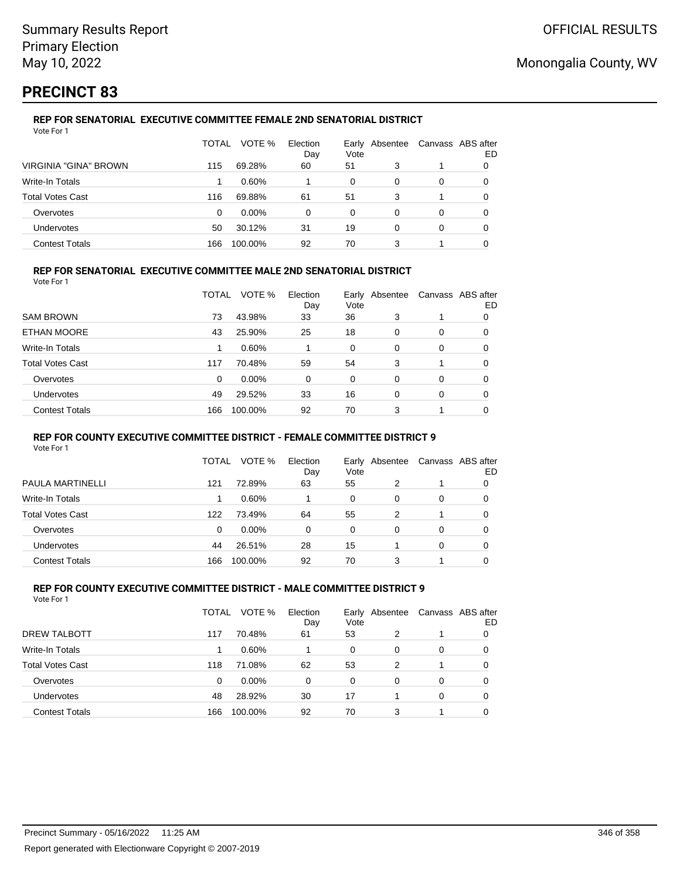Summary Results Report
Primary Election
May 10, 2022

OFFICIAL RESULTS

Monongalia County, WV

# PRECINCT 83

### REP FOR SENATORIAL EXECUTIVE COMMITTEE FEMALE 2ND SENATORIAL DISTRICT

Vote For 1

| | TOTAL | VOTE % | Election Day | Early Vote | Absentee | Canvass | ABS after ED |
|---|---|---|---|---|---|---|---|
| VIRGINIA "GINA" BROWN | 115 | 69.28% | 60 | 51 | 3 | 1 | 0 |
| Write-In Totals | 1 | 0.60% | 1 | 0 | 0 | 0 | 0 |
| Total Votes Cast | 116 | 69.88% | 61 | 51 | 3 | 1 | 0 |
| Overvotes | 0 | 0.00% | 0 | 0 | 0 | 0 | 0 |
| Undervotes | 50 | 30.12% | 31 | 19 | 0 | 0 | 0 |
| Contest Totals | 166 | 100.00% | 92 | 70 | 3 | 1 | 0 |

### REP FOR SENATORIAL EXECUTIVE COMMITTEE MALE 2ND SENATORIAL DISTRICT

Vote For 1

| | TOTAL | VOTE % | Election Day | Early Vote | Absentee | Canvass | ABS after ED |
|---|---|---|---|---|---|---|---|
| SAM BROWN | 73 | 43.98% | 33 | 36 | 3 | 1 | 0 |
| ETHAN MOORE | 43 | 25.90% | 25 | 18 | 0 | 0 | 0 |
| Write-In Totals | 1 | 0.60% | 1 | 0 | 0 | 0 | 0 |
| Total Votes Cast | 117 | 70.48% | 59 | 54 | 3 | 1 | 0 |
| Overvotes | 0 | 0.00% | 0 | 0 | 0 | 0 | 0 |
| Undervotes | 49 | 29.52% | 33 | 16 | 0 | 0 | 0 |
| Contest Totals | 166 | 100.00% | 92 | 70 | 3 | 1 | 0 |

### REP FOR COUNTY EXECUTIVE COMMITTEE DISTRICT - FEMALE COMMITTEE DISTRICT 9

Vote For 1

| | TOTAL | VOTE % | Election Day | Early Vote | Absentee | Canvass | ABS after ED |
|---|---|---|---|---|---|---|---|
| PAULA MARTINELLI | 121 | 72.89% | 63 | 55 | 2 | 1 | 0 |
| Write-In Totals | 1 | 0.60% | 1 | 0 | 0 | 0 | 0 |
| Total Votes Cast | 122 | 73.49% | 64 | 55 | 2 | 1 | 0 |
| Overvotes | 0 | 0.00% | 0 | 0 | 0 | 0 | 0 |
| Undervotes | 44 | 26.51% | 28 | 15 | 1 | 0 | 0 |
| Contest Totals | 166 | 100.00% | 92 | 70 | 3 | 1 | 0 |

### REP FOR COUNTY EXECUTIVE COMMITTEE DISTRICT - MALE COMMITTEE DISTRICT 9

Vote For 1

| | TOTAL | VOTE % | Election Day | Early Vote | Absentee | Canvass | ABS after ED |
|---|---|---|---|---|---|---|---|
| DREW TALBOTT | 117 | 70.48% | 61 | 53 | 2 | 1 | 0 |
| Write-In Totals | 1 | 0.60% | 1 | 0 | 0 | 0 | 0 |
| Total Votes Cast | 118 | 71.08% | 62 | 53 | 2 | 1 | 0 |
| Overvotes | 0 | 0.00% | 0 | 0 | 0 | 0 | 0 |
| Undervotes | 48 | 28.92% | 30 | 17 | 1 | 0 | 0 |
| Contest Totals | 166 | 100.00% | 92 | 70 | 3 | 1 | 0 |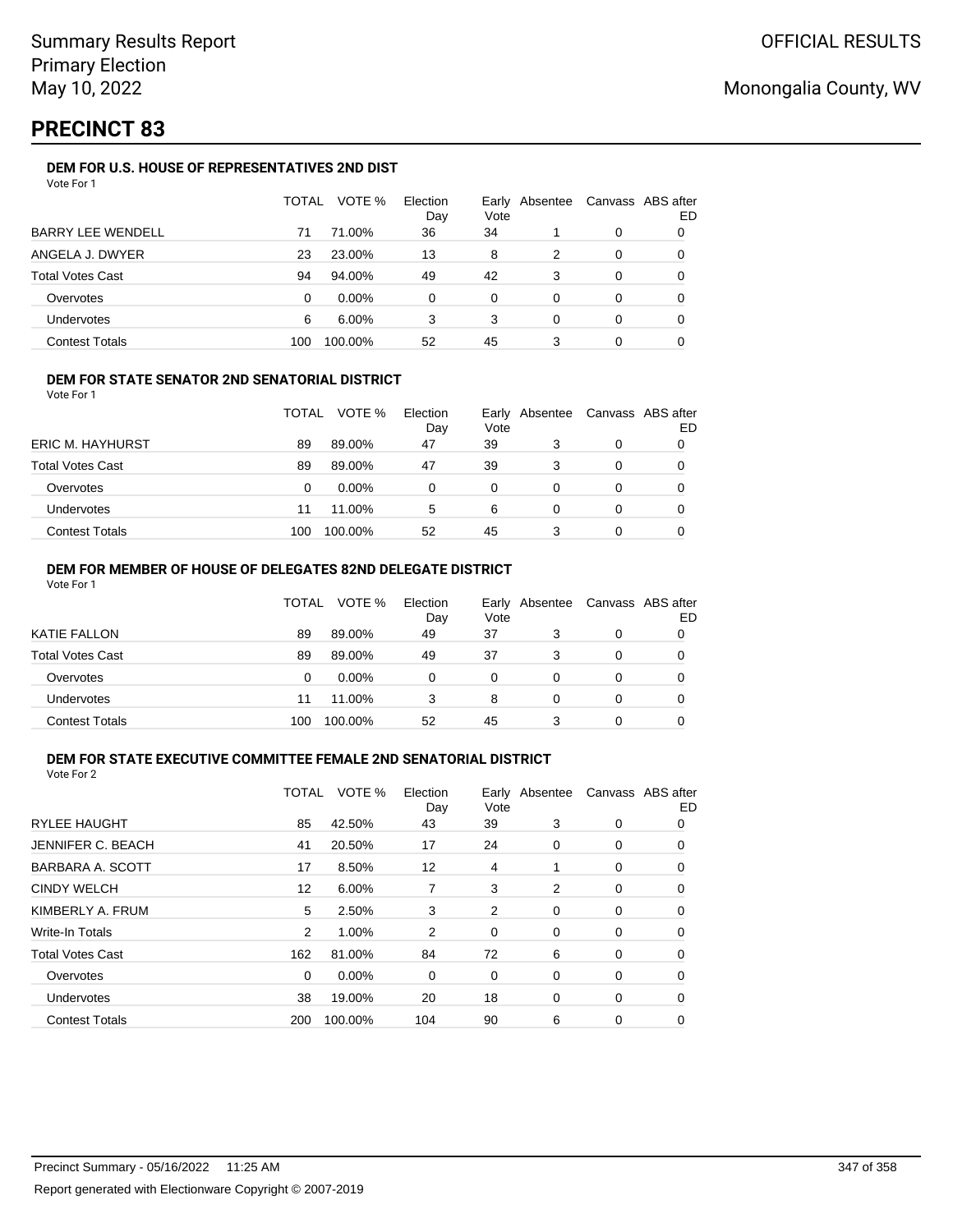# PRECINCT 83

### DEM FOR U.S. HOUSE OF REPRESENTATIVES 2ND DIST

Vote For 1

| | TOTAL | VOTE % | Election Day | Early Vote | Absentee | Canvass | ABS after ED |
|---|---|---|---|---|---|---|---|
| BARRY LEE WENDELL | 71 | 71.00% | 36 | 34 | 1 | 0 | 0 |
| ANGELA J. DWYER | 23 | 23.00% | 13 | 8 | 2 | 0 | 0 |
| Total Votes Cast | 94 | 94.00% | 49 | 42 | 3 | 0 | 0 |
| Overvotes | 0 | 0.00% | 0 | 0 | 0 | 0 | 0 |
| Undervotes | 6 | 6.00% | 3 | 3 | 0 | 0 | 0 |
| Contest Totals | 100 | 100.00% | 52 | 45 | 3 | 0 | 0 |

### DEM FOR STATE SENATOR 2ND SENATORIAL DISTRICT

Vote For 1

| | TOTAL | VOTE % | Election Day | Early Vote | Absentee | Canvass | ABS after ED |
|---|---|---|---|---|---|---|---|
| ERIC M. HAYHURST | 89 | 89.00% | 47 | 39 | 3 | 0 | 0 |
| Total Votes Cast | 89 | 89.00% | 47 | 39 | 3 | 0 | 0 |
| Overvotes | 0 | 0.00% | 0 | 0 | 0 | 0 | 0 |
| Undervotes | 11 | 11.00% | 5 | 6 | 0 | 0 | 0 |
| Contest Totals | 100 | 100.00% | 52 | 45 | 3 | 0 | 0 |

### DEM FOR MEMBER OF HOUSE OF DELEGATES 82ND DELEGATE DISTRICT

Vote For 1

| | TOTAL | VOTE % | Election Day | Early Vote | Absentee | Canvass | ABS after ED |
|---|---|---|---|---|---|---|---|
| KATIE FALLON | 89 | 89.00% | 49 | 37 | 3 | 0 | 0 |
| Total Votes Cast | 89 | 89.00% | 49 | 37 | 3 | 0 | 0 |
| Overvotes | 0 | 0.00% | 0 | 0 | 0 | 0 | 0 |
| Undervotes | 11 | 11.00% | 3 | 8 | 0 | 0 | 0 |
| Contest Totals | 100 | 100.00% | 52 | 45 | 3 | 0 | 0 |

### DEM FOR STATE EXECUTIVE COMMITTEE FEMALE 2ND SENATORIAL DISTRICT

Vote For 2

| | TOTAL | VOTE % | Election Day | Early Vote | Absentee | Canvass | ABS after ED |
|---|---|---|---|---|---|---|---|
| RYLEE HAUGHT | 85 | 42.50% | 43 | 39 | 3 | 0 | 0 |
| JENNIFER C. BEACH | 41 | 20.50% | 17 | 24 | 0 | 0 | 0 |
| BARBARA A. SCOTT | 17 | 8.50% | 12 | 4 | 1 | 0 | 0 |
| CINDY WELCH | 12 | 6.00% | 7 | 3 | 2 | 0 | 0 |
| KIMBERLY A. FRUM | 5 | 2.50% | 3 | 2 | 0 | 0 | 0 |
| Write-In Totals | 2 | 1.00% | 2 | 0 | 0 | 0 | 0 |
| Total Votes Cast | 162 | 81.00% | 84 | 72 | 6 | 0 | 0 |
| Overvotes | 0 | 0.00% | 0 | 0 | 0 | 0 | 0 |
| Undervotes | 38 | 19.00% | 20 | 18 | 0 | 0 | 0 |
| Contest Totals | 200 | 100.00% | 104 | 90 | 6 | 0 | 0 |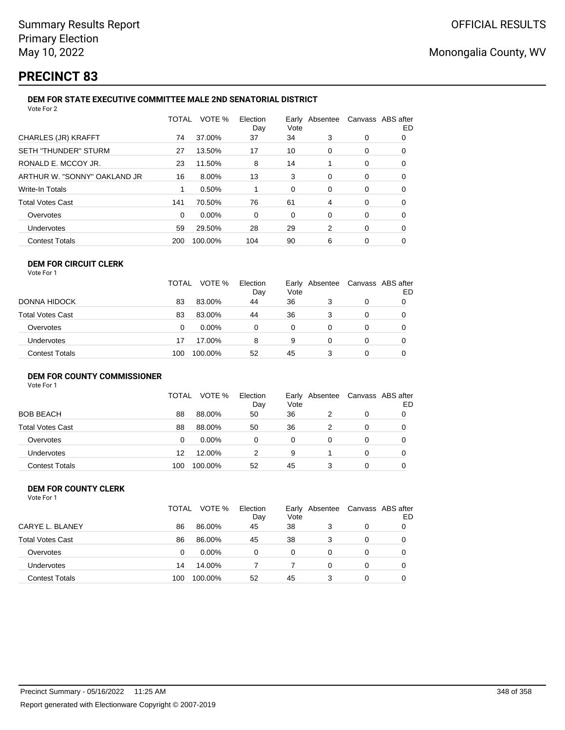Summary Results Report
Primary Election
May 10, 2022

OFFICIAL RESULTS

Monongalia County, WV

# PRECINCT 83

### DEM FOR STATE EXECUTIVE COMMITTEE MALE 2ND SENATORIAL DISTRICT

Vote For 2

| | TOTAL | VOTE % | Election Day | Early Vote | Absentee | Canvass | ABS after ED |
|---|---|---|---|---|---|---|---|
| CHARLES (JR) KRAFFT | 74 | 37.00% | 37 | 34 | 3 | 0 | 0 |
| SETH "THUNDER" STURM | 27 | 13.50% | 17 | 10 | 0 | 0 | 0 |
| RONALD E. MCCOY JR. | 23 | 11.50% | 8 | 14 | 1 | 0 | 0 |
| ARTHUR W. "SONNY" OAKLAND JR | 16 | 8.00% | 13 | 3 | 0 | 0 | 0 |
| Write-In Totals | 1 | 0.50% | 1 | 0 | 0 | 0 | 0 |
| Total Votes Cast | 141 | 70.50% | 76 | 61 | 4 | 0 | 0 |
| Overvotes | 0 | 0.00% | 0 | 0 | 0 | 0 | 0 |
| Undervotes | 59 | 29.50% | 28 | 29 | 2 | 0 | 0 |
| Contest Totals | 200 | 100.00% | 104 | 90 | 6 | 0 | 0 |

### DEM FOR CIRCUIT CLERK

Vote For 1

| | TOTAL | VOTE % | Election Day | Early Vote | Absentee | Canvass | ABS after ED |
|---|---|---|---|---|---|---|---|
| DONNA HIDOCK | 83 | 83.00% | 44 | 36 | 3 | 0 | 0 |
| Total Votes Cast | 83 | 83.00% | 44 | 36 | 3 | 0 | 0 |
| Overvotes | 0 | 0.00% | 0 | 0 | 0 | 0 | 0 |
| Undervotes | 17 | 17.00% | 8 | 9 | 0 | 0 | 0 |
| Contest Totals | 100 | 100.00% | 52 | 45 | 3 | 0 | 0 |

### DEM FOR COUNTY COMMISSIONER

Vote For 1

| | TOTAL | VOTE % | Election Day | Early Vote | Absentee | Canvass | ABS after ED |
|---|---|---|---|---|---|---|---|
| BOB BEACH | 88 | 88.00% | 50 | 36 | 2 | 0 | 0 |
| Total Votes Cast | 88 | 88.00% | 50 | 36 | 2 | 0 | 0 |
| Overvotes | 0 | 0.00% | 0 | 0 | 0 | 0 | 0 |
| Undervotes | 12 | 12.00% | 2 | 9 | 1 | 0 | 0 |
| Contest Totals | 100 | 100.00% | 52 | 45 | 3 | 0 | 0 |

### DEM FOR COUNTY CLERK

Vote For 1

| | TOTAL | VOTE % | Election Day | Early Vote | Absentee | Canvass | ABS after ED |
|---|---|---|---|---|---|---|---|
| CARYE L. BLANEY | 86 | 86.00% | 45 | 38 | 3 | 0 | 0 |
| Total Votes Cast | 86 | 86.00% | 45 | 38 | 3 | 0 | 0 |
| Overvotes | 0 | 0.00% | 0 | 0 | 0 | 0 | 0 |
| Undervotes | 14 | 14.00% | 7 | 7 | 0 | 0 | 0 |
| Contest Totals | 100 | 100.00% | 52 | 45 | 3 | 0 | 0 |

Precinct Summary - 05/16/2022 11:25 AM

Report generated with Electionware Copyright © 2007-2019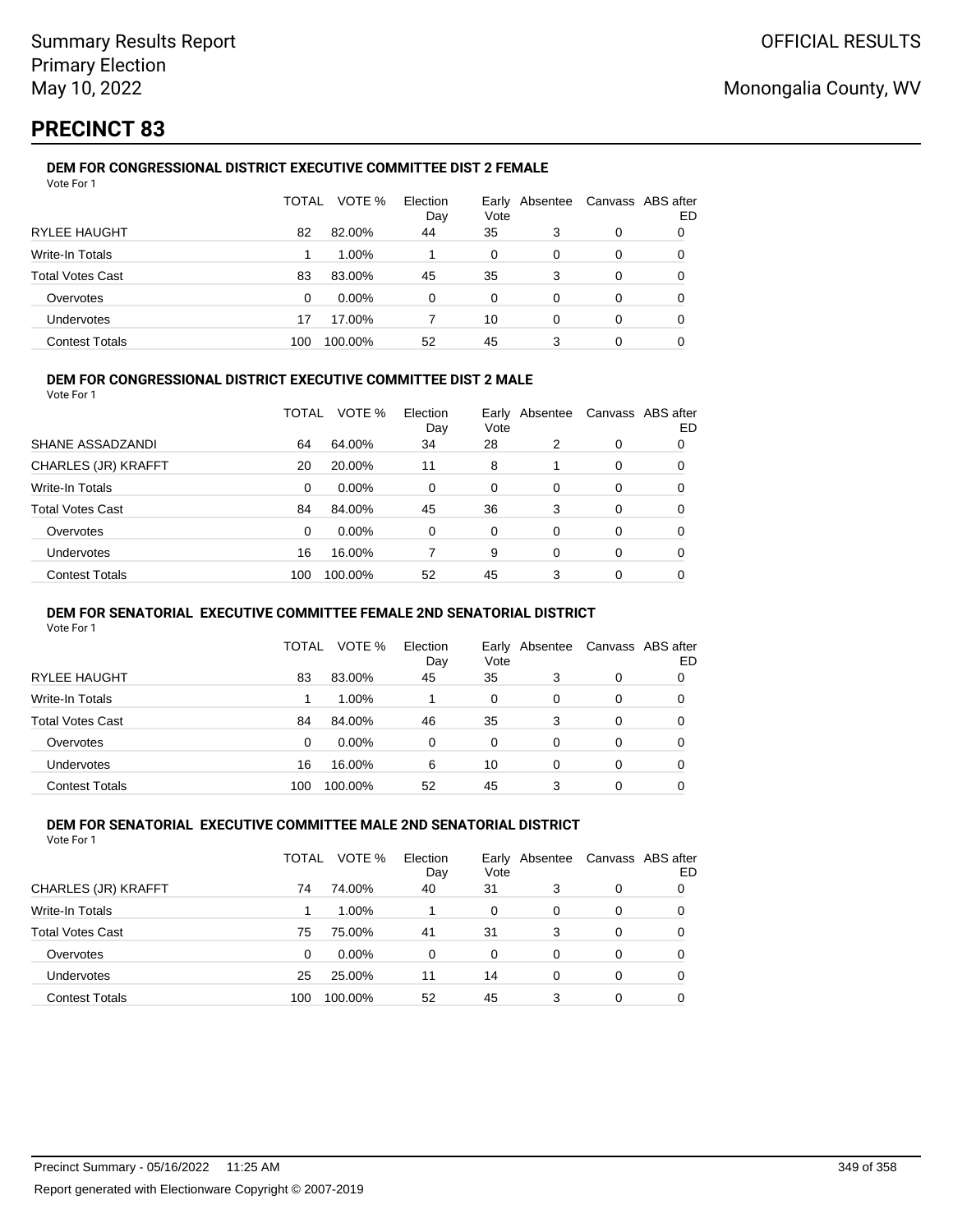# PRECINCT 83

### DEM FOR CONGRESSIONAL DISTRICT EXECUTIVE COMMITTEE DIST 2 FEMALE

Vote For 1

| | TOTAL | VOTE % | Election Day | Early Vote | Absentee | Canvass | ABS after ED |
|---|---|---|---|---|---|---|---|
| RYLEE HAUGHT | 82 | 82.00% | 44 | 35 | 3 | 0 | 0 |
| Write-In Totals | 1 | 1.00% | 1 | 0 | 0 | 0 | 0 |
| Total Votes Cast | 83 | 83.00% | 45 | 35 | 3 | 0 | 0 |
| Overvotes | 0 | 0.00% | 0 | 0 | 0 | 0 | 0 |
| Undervotes | 17 | 17.00% | 7 | 10 | 0 | 0 | 0 |
| Contest Totals | 100 | 100.00% | 52 | 45 | 3 | 0 | 0 |

### DEM FOR CONGRESSIONAL DISTRICT EXECUTIVE COMMITTEE DIST 2 MALE

Vote For 1

| | TOTAL | VOTE % | Election Day | Early Vote | Absentee | Canvass | ABS after ED |
|---|---|---|---|---|---|---|---|
| SHANE ASSADZANDI | 64 | 64.00% | 34 | 28 | 2 | 0 | 0 |
| CHARLES (JR) KRAFFT | 20 | 20.00% | 11 | 8 | 1 | 0 | 0 |
| Write-In Totals | 0 | 0.00% | 0 | 0 | 0 | 0 | 0 |
| Total Votes Cast | 84 | 84.00% | 45 | 36 | 3 | 0 | 0 |
| Overvotes | 0 | 0.00% | 0 | 0 | 0 | 0 | 0 |
| Undervotes | 16 | 16.00% | 7 | 9 | 0 | 0 | 0 |
| Contest Totals | 100 | 100.00% | 52 | 45 | 3 | 0 | 0 |

### DEM FOR SENATORIAL EXECUTIVE COMMITTEE FEMALE 2ND SENATORIAL DISTRICT

Vote For 1

| | TOTAL | VOTE % | Election Day | Early Vote | Absentee | Canvass | ABS after ED |
|---|---|---|---|---|---|---|---|
| RYLEE HAUGHT | 83 | 83.00% | 45 | 35 | 3 | 0 | 0 |
| Write-In Totals | 1 | 1.00% | 1 | 0 | 0 | 0 | 0 |
| Total Votes Cast | 84 | 84.00% | 46 | 35 | 3 | 0 | 0 |
| Overvotes | 0 | 0.00% | 0 | 0 | 0 | 0 | 0 |
| Undervotes | 16 | 16.00% | 6 | 10 | 0 | 0 | 0 |
| Contest Totals | 100 | 100.00% | 52 | 45 | 3 | 0 | 0 |

### DEM FOR SENATORIAL EXECUTIVE COMMITTEE MALE 2ND SENATORIAL DISTRICT

Vote For 1

| | TOTAL | VOTE % | Election Day | Early Vote | Absentee | Canvass | ABS after ED |
|---|---|---|---|---|---|---|---|
| CHARLES (JR) KRAFFT | 74 | 74.00% | 40 | 31 | 3 | 0 | 0 |
| Write-In Totals | 1 | 1.00% | 1 | 0 | 0 | 0 | 0 |
| Total Votes Cast | 75 | 75.00% | 41 | 31 | 3 | 0 | 0 |
| Overvotes | 0 | 0.00% | 0 | 0 | 0 | 0 | 0 |
| Undervotes | 25 | 25.00% | 11 | 14 | 0 | 0 | 0 |
| Contest Totals | 100 | 100.00% | 52 | 45 | 3 | 0 | 0 |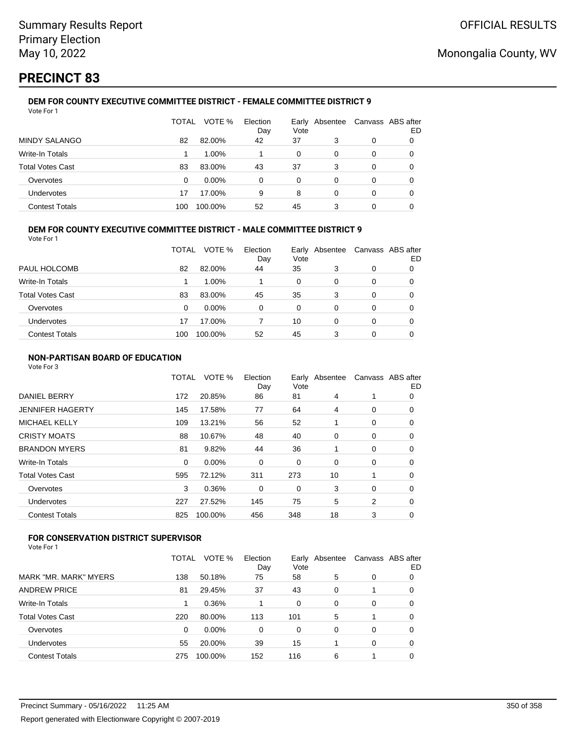# PRECINCT 83

### DEM FOR COUNTY EXECUTIVE COMMITTEE DISTRICT - FEMALE COMMITTEE DISTRICT 9

Vote For 1

| | TOTAL | VOTE % | Election Day | Early Vote | Absentee | Canvass | ABS after ED |
|---|---|---|---|---|---|---|---|
| MINDY SALANGO | 82 | 82.00% | 42 | 37 | 3 | 0 | 0 |
| Write-In Totals | 1 | 1.00% | 1 | 0 | 0 | 0 | 0 |
| Total Votes Cast | 83 | 83.00% | 43 | 37 | 3 | 0 | 0 |
| Overvotes | 0 | 0.00% | 0 | 0 | 0 | 0 | 0 |
| Undervotes | 17 | 17.00% | 9 | 8 | 0 | 0 | 0 |
| Contest Totals | 100 | 100.00% | 52 | 45 | 3 | 0 | 0 |

### DEM FOR COUNTY EXECUTIVE COMMITTEE DISTRICT - MALE COMMITTEE DISTRICT 9

Vote For 1

| | TOTAL | VOTE % | Election Day | Early Vote | Absentee | Canvass | ABS after ED |
|---|---|---|---|---|---|---|---|
| PAUL HOLCOMB | 82 | 82.00% | 44 | 35 | 3 | 0 | 0 |
| Write-In Totals | 1 | 1.00% | 1 | 0 | 0 | 0 | 0 |
| Total Votes Cast | 83 | 83.00% | 45 | 35 | 3 | 0 | 0 |
| Overvotes | 0 | 0.00% | 0 | 0 | 0 | 0 | 0 |
| Undervotes | 17 | 17.00% | 7 | 10 | 0 | 0 | 0 |
| Contest Totals | 100 | 100.00% | 52 | 45 | 3 | 0 | 0 |

### NON-PARTISAN BOARD OF EDUCATION

Vote For 3

| | TOTAL | VOTE % | Election Day | Early Vote | Absentee | Canvass | ABS after ED |
|---|---|---|---|---|---|---|---|
| DANIEL BERRY | 172 | 20.85% | 86 | 81 | 4 | 1 | 0 |
| JENNIFER HAGERTY | 145 | 17.58% | 77 | 64 | 4 | 0 | 0 |
| MICHAEL KELLY | 109 | 13.21% | 56 | 52 | 1 | 0 | 0 |
| CRISTY MOATS | 88 | 10.67% | 48 | 40 | 0 | 0 | 0 |
| BRANDON MYERS | 81 | 9.82% | 44 | 36 | 1 | 0 | 0 |
| Write-In Totals | 0 | 0.00% | 0 | 0 | 0 | 0 | 0 |
| Total Votes Cast | 595 | 72.12% | 311 | 273 | 10 | 1 | 0 |
| Overvotes | 3 | 0.36% | 0 | 0 | 3 | 0 | 0 |
| Undervotes | 227 | 27.52% | 145 | 75 | 5 | 2 | 0 |
| Contest Totals | 825 | 100.00% | 456 | 348 | 18 | 3 | 0 |

### FOR CONSERVATION DISTRICT SUPERVISOR

Vote For 1

| | TOTAL | VOTE % | Election Day | Early Vote | Absentee | Canvass | ABS after ED |
|---|---|---|---|---|---|---|---|
| MARK "MR. MARK" MYERS | 138 | 50.18% | 75 | 58 | 5 | 0 | 0 |
| ANDREW PRICE | 81 | 29.45% | 37 | 43 | 0 | 1 | 0 |
| Write-In Totals | 1 | 0.36% | 1 | 0 | 0 | 0 | 0 |
| Total Votes Cast | 220 | 80.00% | 113 | 101 | 5 | 1 | 0 |
| Overvotes | 0 | 0.00% | 0 | 0 | 0 | 0 | 0 |
| Undervotes | 55 | 20.00% | 39 | 15 | 1 | 0 | 0 |
| Contest Totals | 275 | 100.00% | 152 | 116 | 6 | 1 | 0 |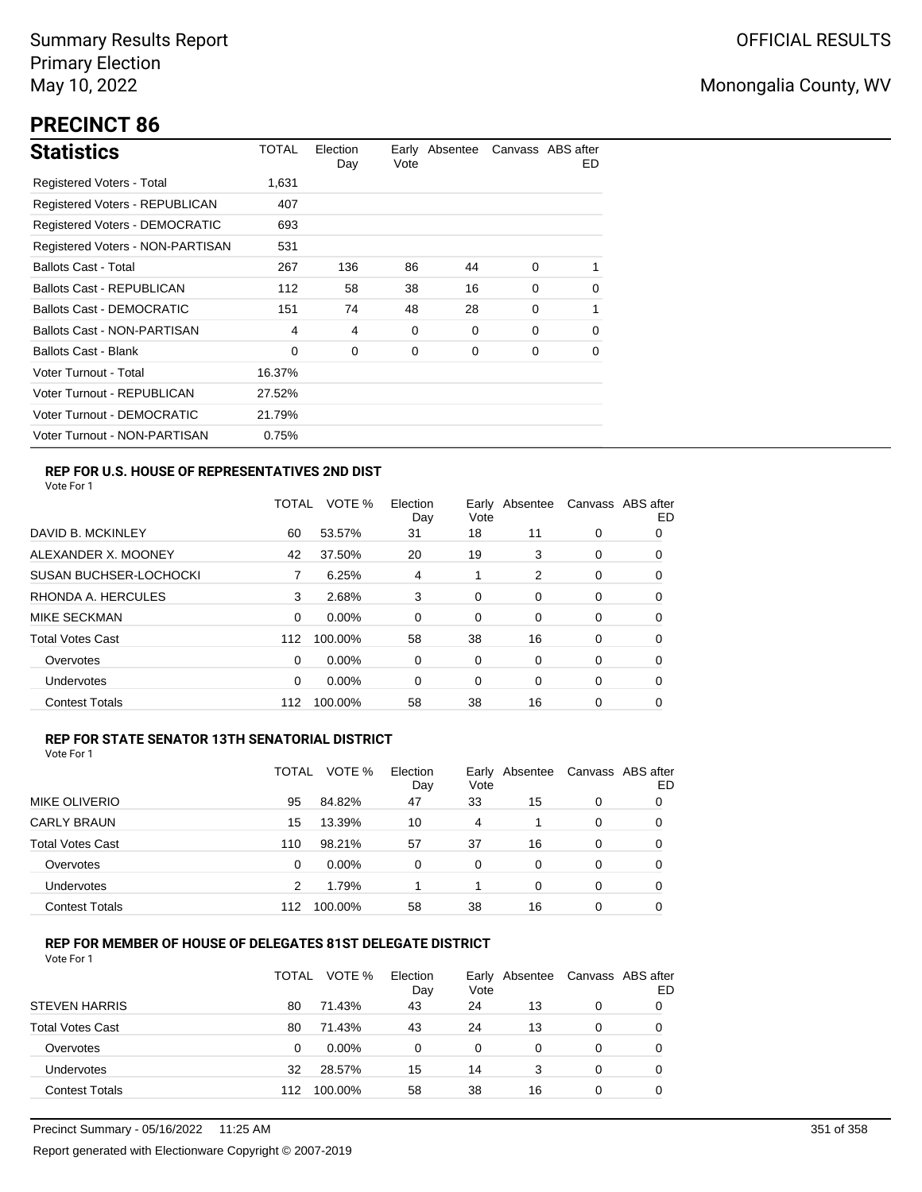Summary Results Report
Primary Election
May 10, 2022

OFFICIAL RESULTS

Monongalia County, WV

# PRECINCT 86

## Statistics

| Statistics | TOTAL | Election Day | Early Vote | Absentee | Canvass | ABS after ED |
|---|---|---|---|---|---|---|
| Registered Voters - Total | 1,631 | | | | | |
| Registered Voters - REPUBLICAN | 407 | | | | | |
| Registered Voters - DEMOCRATIC | 693 | | | | | |
| Registered Voters - NON-PARTISAN | 531 | | | | | |
| Ballots Cast - Total | 267 | 136 | 86 | 44 | 0 | 1 |
| Ballots Cast - REPUBLICAN | 112 | 58 | 38 | 16 | 0 | 0 |
| Ballots Cast - DEMOCRATIC | 151 | 74 | 48 | 28 | 0 | 1 |
| Ballots Cast - NON-PARTISAN | 4 | 4 | 0 | 0 | 0 | 0 |
| Ballots Cast - Blank | 0 | 0 | 0 | 0 | 0 | 0 |
| Voter Turnout - Total | 16.37% | | | | | |
| Voter Turnout - REPUBLICAN | 27.52% | | | | | |
| Voter Turnout - DEMOCRATIC | 21.79% | | | | | |
| Voter Turnout - NON-PARTISAN | 0.75% | | | | | |

### REP FOR U.S. HOUSE OF REPRESENTATIVES 2ND DIST

Vote For 1

| | TOTAL | VOTE % | Election Day | Early Vote | Absentee | Canvass | ABS after ED |
|---|---|---|---|---|---|---|---|
| DAVID B. MCKINLEY | 60 | 53.57% | 31 | 18 | 11 | 0 | 0 |
| ALEXANDER X. MOONEY | 42 | 37.50% | 20 | 19 | 3 | 0 | 0 |
| SUSAN BUCHSER-LOCHOCKI | 7 | 6.25% | 4 | 1 | 2 | 0 | 0 |
| RHONDA A. HERCULES | 3 | 2.68% | 3 | 0 | 0 | 0 | 0 |
| MIKE SECKMAN | 0 | 0.00% | 0 | 0 | 0 | 0 | 0 |
| Total Votes Cast | 112 | 100.00% | 58 | 38 | 16 | 0 | 0 |
| Overvotes | 0 | 0.00% | 0 | 0 | 0 | 0 | 0 |
| Undervotes | 0 | 0.00% | 0 | 0 | 0 | 0 | 0 |
| Contest Totals | 112 | 100.00% | 58 | 38 | 16 | 0 | 0 |

### REP FOR STATE SENATOR 13TH SENATORIAL DISTRICT

Vote For 1

| | TOTAL | VOTE % | Election Day | Early Vote | Absentee | Canvass | ABS after ED |
|---|---|---|---|---|---|---|---|
| MIKE OLIVERIO | 95 | 84.82% | 47 | 33 | 15 | 0 | 0 |
| CARLY BRAUN | 15 | 13.39% | 10 | 4 | 1 | 0 | 0 |
| Total Votes Cast | 110 | 98.21% | 57 | 37 | 16 | 0 | 0 |
| Overvotes | 0 | 0.00% | 0 | 0 | 0 | 0 | 0 |
| Undervotes | 2 | 1.79% | 1 | 1 | 0 | 0 | 0 |
| Contest Totals | 112 | 100.00% | 58 | 38 | 16 | 0 | 0 |

### REP FOR MEMBER OF HOUSE OF DELEGATES 81ST DELEGATE DISTRICT

Vote For 1

| | TOTAL | VOTE % | Election Day | Early Vote | Absentee | Canvass | ABS after ED |
|---|---|---|---|---|---|---|---|
| STEVEN HARRIS | 80 | 71.43% | 43 | 24 | 13 | 0 | 0 |
| Total Votes Cast | 80 | 71.43% | 43 | 24 | 13 | 0 | 0 |
| Overvotes | 0 | 0.00% | 0 | 0 | 0 | 0 | 0 |
| Undervotes | 32 | 28.57% | 15 | 14 | 3 | 0 | 0 |
| Contest Totals | 112 | 100.00% | 58 | 38 | 16 | 0 | 0 |

Precinct Summary - 05/16/2022 11:25 AM

Report generated with Electionware Copyright © 2007-2019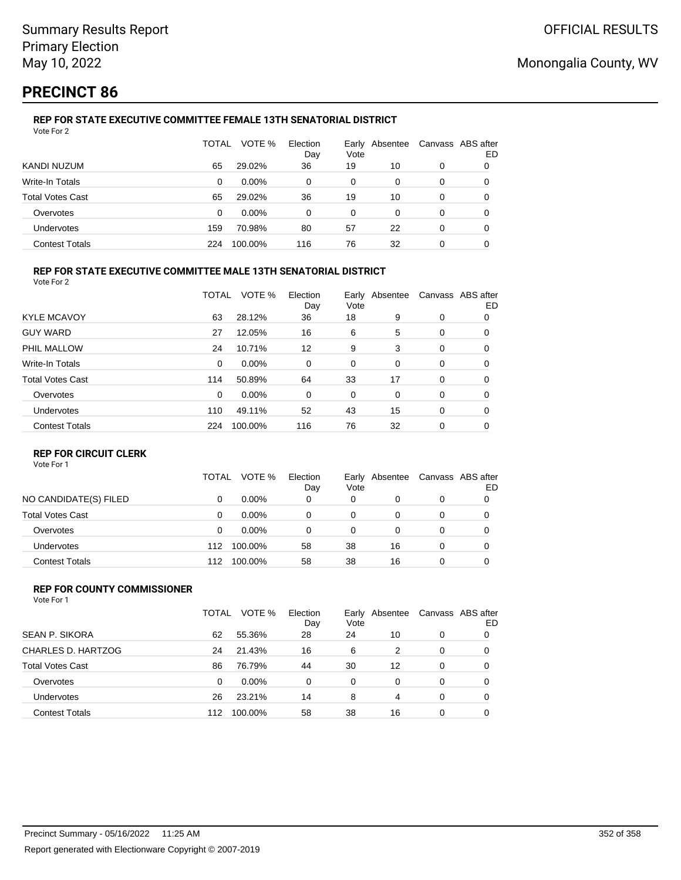Summary Results Report
Primary Election
May 10, 2022

OFFICIAL RESULTS

Monongalia County, WV

# PRECINCT 86

### REP FOR STATE EXECUTIVE COMMITTEE FEMALE 13TH SENATORIAL DISTRICT

Vote For 2

| | TOTAL | VOTE % | Election Day | Early Vote | Absentee | Canvass | ABS after ED |
|---|---|---|---|---|---|---|---|
| KANDI NUZUM | 65 | 29.02% | 36 | 19 | 10 | 0 | 0 |
| Write-In Totals | 0 | 0.00% | 0 | 0 | 0 | 0 | 0 |
| Total Votes Cast | 65 | 29.02% | 36 | 19 | 10 | 0 | 0 |
| Overvotes | 0 | 0.00% | 0 | 0 | 0 | 0 | 0 |
| Undervotes | 159 | 70.98% | 80 | 57 | 22 | 0 | 0 |
| Contest Totals | 224 | 100.00% | 116 | 76 | 32 | 0 | 0 |

### REP FOR STATE EXECUTIVE COMMITTEE MALE 13TH SENATORIAL DISTRICT

Vote For 2

| | TOTAL | VOTE % | Election Day | Early Vote | Absentee | Canvass | ABS after ED |
|---|---|---|---|---|---|---|---|
| KYLE MCAVOY | 63 | 28.12% | 36 | 18 | 9 | 0 | 0 |
| GUY WARD | 27 | 12.05% | 16 | 6 | 5 | 0 | 0 |
| PHIL MALLOW | 24 | 10.71% | 12 | 9 | 3 | 0 | 0 |
| Write-In Totals | 0 | 0.00% | 0 | 0 | 0 | 0 | 0 |
| Total Votes Cast | 114 | 50.89% | 64 | 33 | 17 | 0 | 0 |
| Overvotes | 0 | 0.00% | 0 | 0 | 0 | 0 | 0 |
| Undervotes | 110 | 49.11% | 52 | 43 | 15 | 0 | 0 |
| Contest Totals | 224 | 100.00% | 116 | 76 | 32 | 0 | 0 |

### REP FOR CIRCUIT CLERK

Vote For 1

| | TOTAL | VOTE % | Election Day | Early Vote | Absentee | Canvass | ABS after ED |
|---|---|---|---|---|---|---|---|
| NO CANDIDATE(S) FILED | 0 | 0.00% | 0 | 0 | 0 | 0 | 0 |
| Total Votes Cast | 0 | 0.00% | 0 | 0 | 0 | 0 | 0 |
| Overvotes | 0 | 0.00% | 0 | 0 | 0 | 0 | 0 |
| Undervotes | 112 | 100.00% | 58 | 38 | 16 | 0 | 0 |
| Contest Totals | 112 | 100.00% | 58 | 38 | 16 | 0 | 0 |

### REP FOR COUNTY COMMISSIONER

Vote For 1

| | TOTAL | VOTE % | Election Day | Early Vote | Absentee | Canvass | ABS after ED |
|---|---|---|---|---|---|---|---|
| SEAN P. SIKORA | 62 | 55.36% | 28 | 24 | 10 | 0 | 0 |
| CHARLES D. HARTZOG | 24 | 21.43% | 16 | 6 | 2 | 0 | 0 |
| Total Votes Cast | 86 | 76.79% | 44 | 30 | 12 | 0 | 0 |
| Overvotes | 0 | 0.00% | 0 | 0 | 0 | 0 | 0 |
| Undervotes | 26 | 23.21% | 14 | 8 | 4 | 0 | 0 |
| Contest Totals | 112 | 100.00% | 58 | 38 | 16 | 0 | 0 |

Precinct Summary - 05/16/2022 11:25 AM

Report generated with Electionware Copyright © 2007-2019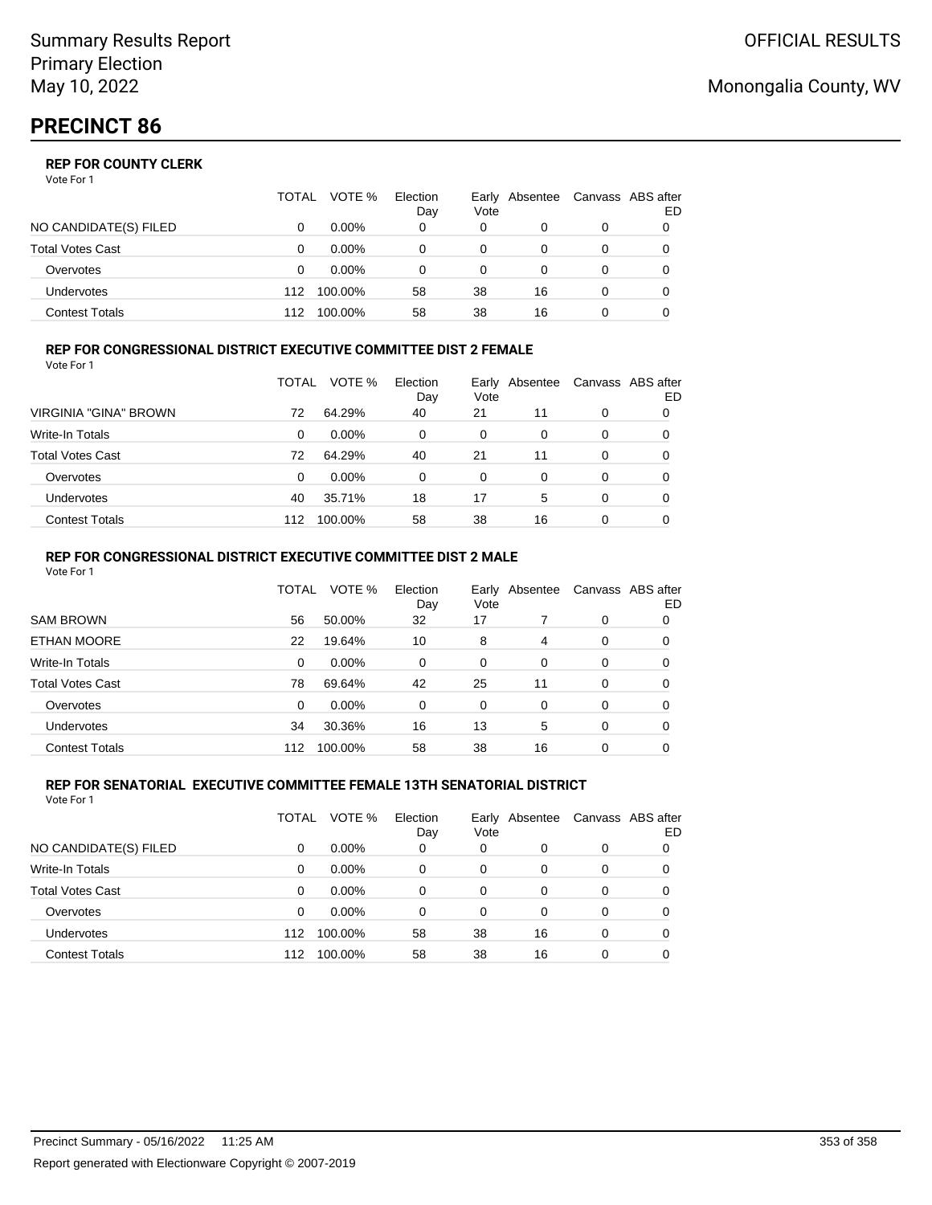# PRECINCT 86

### REP FOR COUNTY CLERK

Vote For 1

| | TOTAL | VOTE % | Election Day | Early Vote | Absentee | Canvass | ABS after ED |
|---|---|---|---|---|---|---|---|
| NO CANDIDATE(S) FILED | 0 | 0.00% | 0 | 0 | 0 | 0 | 0 |
| Total Votes Cast | 0 | 0.00% | 0 | 0 | 0 | 0 | 0 |
| Overvotes | 0 | 0.00% | 0 | 0 | 0 | 0 | 0 |
| Undervotes | 112 | 100.00% | 58 | 38 | 16 | 0 | 0 |
| Contest Totals | 112 | 100.00% | 58 | 38 | 16 | 0 | 0 |

### REP FOR CONGRESSIONAL DISTRICT EXECUTIVE COMMITTEE DIST 2 FEMALE

Vote For 1

| | TOTAL | VOTE % | Election Day | Early Vote | Absentee | Canvass | ABS after ED |
|---|---|---|---|---|---|---|---|
| VIRGINIA "GINA" BROWN | 72 | 64.29% | 40 | 21 | 11 | 0 | 0 |
| Write-In Totals | 0 | 0.00% | 0 | 0 | 0 | 0 | 0 |
| Total Votes Cast | 72 | 64.29% | 40 | 21 | 11 | 0 | 0 |
| Overvotes | 0 | 0.00% | 0 | 0 | 0 | 0 | 0 |
| Undervotes | 40 | 35.71% | 18 | 17 | 5 | 0 | 0 |
| Contest Totals | 112 | 100.00% | 58 | 38 | 16 | 0 | 0 |

### REP FOR CONGRESSIONAL DISTRICT EXECUTIVE COMMITTEE DIST 2 MALE

Vote For 1

| | TOTAL | VOTE % | Election Day | Early Vote | Absentee | Canvass | ABS after ED |
|---|---|---|---|---|---|---|---|
| SAM BROWN | 56 | 50.00% | 32 | 17 | 7 | 0 | 0 |
| ETHAN MOORE | 22 | 19.64% | 10 | 8 | 4 | 0 | 0 |
| Write-In Totals | 0 | 0.00% | 0 | 0 | 0 | 0 | 0 |
| Total Votes Cast | 78 | 69.64% | 42 | 25 | 11 | 0 | 0 |
| Overvotes | 0 | 0.00% | 0 | 0 | 0 | 0 | 0 |
| Undervotes | 34 | 30.36% | 16 | 13 | 5 | 0 | 0 |
| Contest Totals | 112 | 100.00% | 58 | 38 | 16 | 0 | 0 |

### REP FOR SENATORIAL EXECUTIVE COMMITTEE FEMALE 13TH SENATORIAL DISTRICT

Vote For 1

| | TOTAL | VOTE % | Election Day | Early Vote | Absentee | Canvass | ABS after ED |
|---|---|---|---|---|---|---|---|
| NO CANDIDATE(S) FILED | 0 | 0.00% | 0 | 0 | 0 | 0 | 0 |
| Write-In Totals | 0 | 0.00% | 0 | 0 | 0 | 0 | 0 |
| Total Votes Cast | 0 | 0.00% | 0 | 0 | 0 | 0 | 0 |
| Overvotes | 0 | 0.00% | 0 | 0 | 0 | 0 | 0 |
| Undervotes | 112 | 100.00% | 58 | 38 | 16 | 0 | 0 |
| Contest Totals | 112 | 100.00% | 58 | 38 | 16 | 0 | 0 |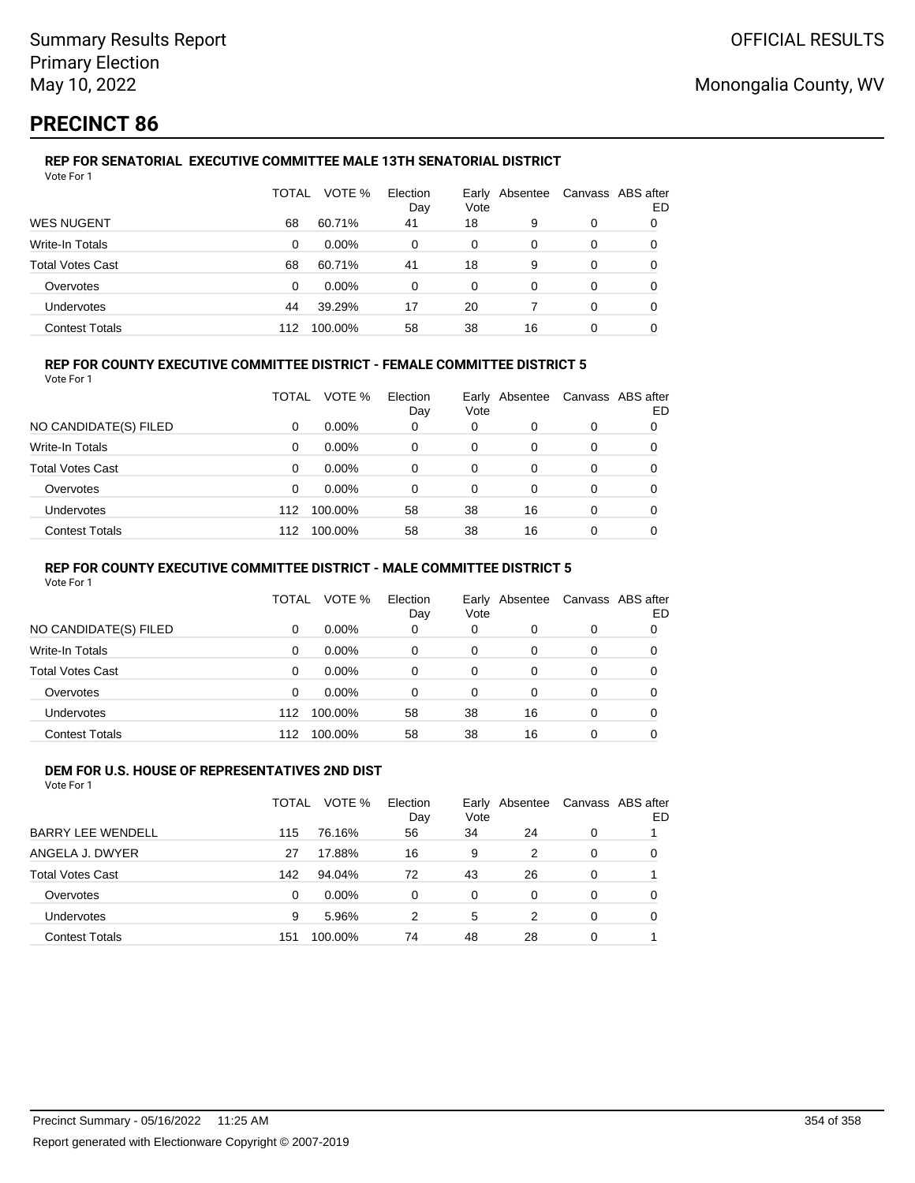Summary Results Report
Primary Election
May 10, 2022

OFFICIAL RESULTS

Monongalia County, WV

# PRECINCT 86

### REP FOR SENATORIAL EXECUTIVE COMMITTEE MALE 13TH SENATORIAL DISTRICT

Vote For 1

| | TOTAL | VOTE % | Election Day | Early Vote | Absentee | Canvass | ABS after ED |
|---|---|---|---|---|---|---|---|
| WES NUGENT | 68 | 60.71% | 41 | 18 | 9 | 0 | 0 |
| Write-In Totals | 0 | 0.00% | 0 | 0 | 0 | 0 | 0 |
| Total Votes Cast | 68 | 60.71% | 41 | 18 | 9 | 0 | 0 |
| Overvotes | 0 | 0.00% | 0 | 0 | 0 | 0 | 0 |
| Undervotes | 44 | 39.29% | 17 | 20 | 7 | 0 | 0 |
| Contest Totals | 112 | 100.00% | 58 | 38 | 16 | 0 | 0 |

### REP FOR COUNTY EXECUTIVE COMMITTEE DISTRICT - FEMALE COMMITTEE DISTRICT 5

Vote For 1

| | TOTAL | VOTE % | Election Day | Early Vote | Absentee | Canvass | ABS after ED |
|---|---|---|---|---|---|---|---|
| NO CANDIDATE(S) FILED | 0 | 0.00% | 0 | 0 | 0 | 0 | 0 |
| Write-In Totals | 0 | 0.00% | 0 | 0 | 0 | 0 | 0 |
| Total Votes Cast | 0 | 0.00% | 0 | 0 | 0 | 0 | 0 |
| Overvotes | 0 | 0.00% | 0 | 0 | 0 | 0 | 0 |
| Undervotes | 112 | 100.00% | 58 | 38 | 16 | 0 | 0 |
| Contest Totals | 112 | 100.00% | 58 | 38 | 16 | 0 | 0 |

### REP FOR COUNTY EXECUTIVE COMMITTEE DISTRICT - MALE COMMITTEE DISTRICT 5

Vote For 1

| | TOTAL | VOTE % | Election Day | Early Vote | Absentee | Canvass | ABS after ED |
|---|---|---|---|---|---|---|---|
| NO CANDIDATE(S) FILED | 0 | 0.00% | 0 | 0 | 0 | 0 | 0 |
| Write-In Totals | 0 | 0.00% | 0 | 0 | 0 | 0 | 0 |
| Total Votes Cast | 0 | 0.00% | 0 | 0 | 0 | 0 | 0 |
| Overvotes | 0 | 0.00% | 0 | 0 | 0 | 0 | 0 |
| Undervotes | 112 | 100.00% | 58 | 38 | 16 | 0 | 0 |
| Contest Totals | 112 | 100.00% | 58 | 38 | 16 | 0 | 0 |

### DEM FOR U.S. HOUSE OF REPRESENTATIVES 2ND DIST

Vote For 1

| | TOTAL | VOTE % | Election Day | Early Vote | Absentee | Canvass | ABS after ED |
|---|---|---|---|---|---|---|---|
| BARRY LEE WENDELL | 115 | 76.16% | 56 | 34 | 24 | 0 | 1 |
| ANGELA J. DWYER | 27 | 17.88% | 16 | 9 | 2 | 0 | 0 |
| Total Votes Cast | 142 | 94.04% | 72 | 43 | 26 | 0 | 1 |
| Overvotes | 0 | 0.00% | 0 | 0 | 0 | 0 | 0 |
| Undervotes | 9 | 5.96% | 2 | 5 | 2 | 0 | 0 |
| Contest Totals | 151 | 100.00% | 74 | 48 | 28 | 0 | 1 |

Precinct Summary - 05/16/2022 11:25 AM

Report generated with Electionware Copyright © 2007-2019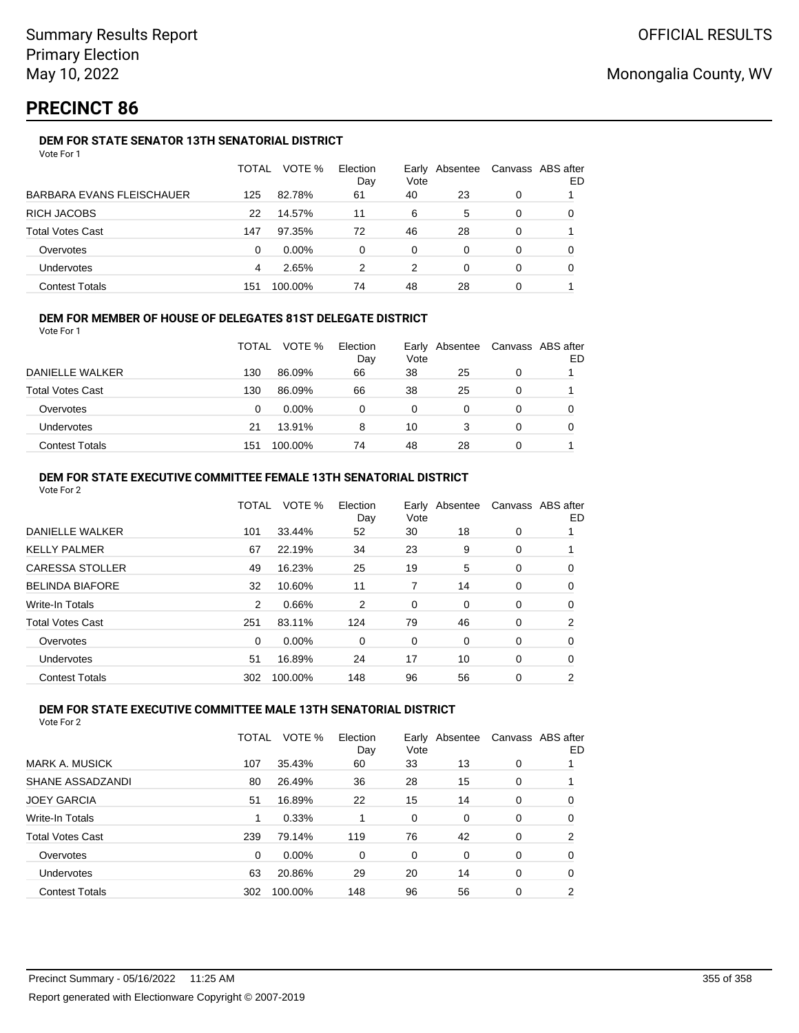Summary Results Report
Primary Election
May 10, 2022

OFFICIAL RESULTS

Monongalia County, WV

# PRECINCT 86

### DEM FOR STATE SENATOR 13TH SENATORIAL DISTRICT

Vote For 1

| | TOTAL | VOTE % | Election Day | Early Vote | Absentee | Canvass | ABS after ED |
|---|---|---|---|---|---|---|---|
| BARBARA EVANS FLEISCHAUER | 125 | 82.78% | 61 | 40 | 23 | 0 | 1 |
| RICH JACOBS | 22 | 14.57% | 11 | 6 | 5 | 0 | 0 |
| Total Votes Cast | 147 | 97.35% | 72 | 46 | 28 | 0 | 1 |
| Overvotes | 0 | 0.00% | 0 | 0 | 0 | 0 | 0 |
| Undervotes | 4 | 2.65% | 2 | 2 | 0 | 0 | 0 |
| Contest Totals | 151 | 100.00% | 74 | 48 | 28 | 0 | 1 |

### DEM FOR MEMBER OF HOUSE OF DELEGATES 81ST DELEGATE DISTRICT

Vote For 1

| | TOTAL | VOTE % | Election Day | Early Vote | Absentee | Canvass | ABS after ED |
|---|---|---|---|---|---|---|---|
| DANIELLE WALKER | 130 | 86.09% | 66 | 38 | 25 | 0 | 1 |
| Total Votes Cast | 130 | 86.09% | 66 | 38 | 25 | 0 | 1 |
| Overvotes | 0 | 0.00% | 0 | 0 | 0 | 0 | 0 |
| Undervotes | 21 | 13.91% | 8 | 10 | 3 | 0 | 0 |
| Contest Totals | 151 | 100.00% | 74 | 48 | 28 | 0 | 1 |

### DEM FOR STATE EXECUTIVE COMMITTEE FEMALE 13TH SENATORIAL DISTRICT

Vote For 2

| | TOTAL | VOTE % | Election Day | Early Vote | Absentee | Canvass | ABS after ED |
|---|---|---|---|---|---|---|---|
| DANIELLE WALKER | 101 | 33.44% | 52 | 30 | 18 | 0 | 1 |
| KELLY PALMER | 67 | 22.19% | 34 | 23 | 9 | 0 | 1 |
| CARESSA STOLLER | 49 | 16.23% | 25 | 19 | 5 | 0 | 0 |
| BELINDA BIAFORE | 32 | 10.60% | 11 | 7 | 14 | 0 | 0 |
| Write-In Totals | 2 | 0.66% | 2 | 0 | 0 | 0 | 0 |
| Total Votes Cast | 251 | 83.11% | 124 | 79 | 46 | 0 | 2 |
| Overvotes | 0 | 0.00% | 0 | 0 | 0 | 0 | 0 |
| Undervotes | 51 | 16.89% | 24 | 17 | 10 | 0 | 0 |
| Contest Totals | 302 | 100.00% | 148 | 96 | 56 | 0 | 2 |

### DEM FOR STATE EXECUTIVE COMMITTEE MALE 13TH SENATORIAL DISTRICT

Vote For 2

| | TOTAL | VOTE % | Election Day | Early Vote | Absentee | Canvass | ABS after ED |
|---|---|---|---|---|---|---|---|
| MARK A. MUSICK | 107 | 35.43% | 60 | 33 | 13 | 0 | 1 |
| SHANE ASSADZANDI | 80 | 26.49% | 36 | 28 | 15 | 0 | 1 |
| JOEY GARCIA | 51 | 16.89% | 22 | 15 | 14 | 0 | 0 |
| Write-In Totals | 1 | 0.33% | 1 | 0 | 0 | 0 | 0 |
| Total Votes Cast | 239 | 79.14% | 119 | 76 | 42 | 0 | 2 |
| Overvotes | 0 | 0.00% | 0 | 0 | 0 | 0 | 0 |
| Undervotes | 63 | 20.86% | 29 | 20 | 14 | 0 | 0 |
| Contest Totals | 302 | 100.00% | 148 | 96 | 56 | 0 | 2 |

Precinct Summary - 05/16/2022 11:25 AM

Report generated with Electionware Copyright © 2007-2019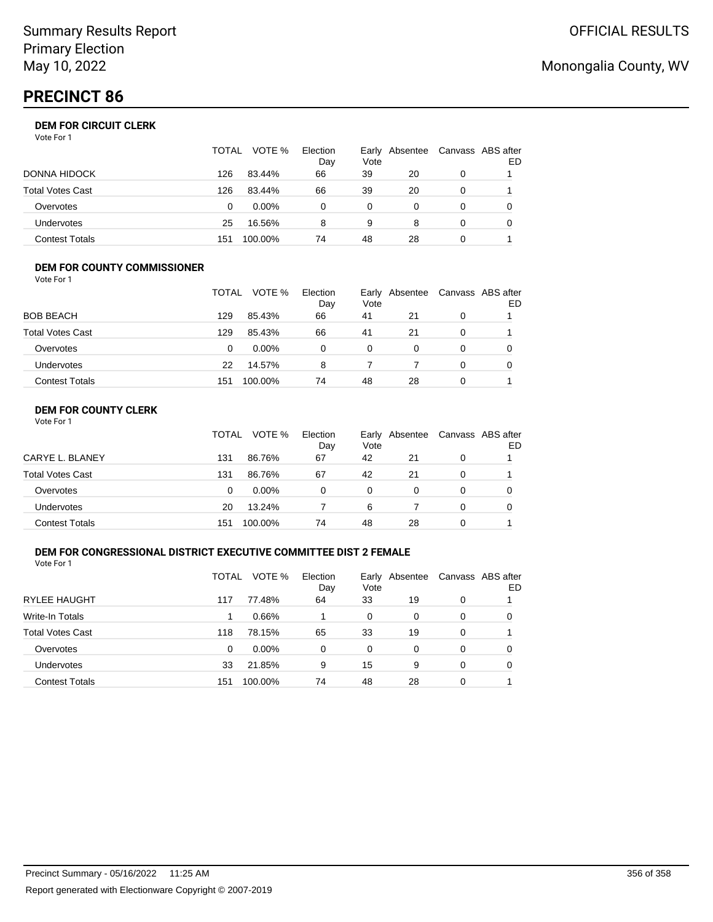Summary Results Report
Primary Election
May 10, 2022

OFFICIAL RESULTS

Monongalia County, WV

# PRECINCT 86

### DEM FOR CIRCUIT CLERK

Vote For 1

| | TOTAL | VOTE % | Election Day | Early Vote | Absentee | Canvass | ABS after ED |
|---|---|---|---|---|---|---|---|
| DONNA HIDOCK | 126 | 83.44% | 66 | 39 | 20 | 0 | 1 |
| Total Votes Cast | 126 | 83.44% | 66 | 39 | 20 | 0 | 1 |
| Overvotes | 0 | 0.00% | 0 | 0 | 0 | 0 | 0 |
| Undervotes | 25 | 16.56% | 8 | 9 | 8 | 0 | 0 |
| Contest Totals | 151 | 100.00% | 74 | 48 | 28 | 0 | 1 |

### DEM FOR COUNTY COMMISSIONER

Vote For 1

| | TOTAL | VOTE % | Election Day | Early Vote | Absentee | Canvass | ABS after ED |
|---|---|---|---|---|---|---|---|
| BOB BEACH | 129 | 85.43% | 66 | 41 | 21 | 0 | 1 |
| Total Votes Cast | 129 | 85.43% | 66 | 41 | 21 | 0 | 1 |
| Overvotes | 0 | 0.00% | 0 | 0 | 0 | 0 | 0 |
| Undervotes | 22 | 14.57% | 8 | 7 | 7 | 0 | 0 |
| Contest Totals | 151 | 100.00% | 74 | 48 | 28 | 0 | 1 |

### DEM FOR COUNTY CLERK

Vote For 1

| | TOTAL | VOTE % | Election Day | Early Vote | Absentee | Canvass | ABS after ED |
|---|---|---|---|---|---|---|---|
| CARYE L. BLANEY | 131 | 86.76% | 67 | 42 | 21 | 0 | 1 |
| Total Votes Cast | 131 | 86.76% | 67 | 42 | 21 | 0 | 1 |
| Overvotes | 0 | 0.00% | 0 | 0 | 0 | 0 | 0 |
| Undervotes | 20 | 13.24% | 7 | 6 | 7 | 0 | 0 |
| Contest Totals | 151 | 100.00% | 74 | 48 | 28 | 0 | 1 |

### DEM FOR CONGRESSIONAL DISTRICT EXECUTIVE COMMITTEE DIST 2 FEMALE

Vote For 1

| | TOTAL | VOTE % | Election Day | Early Vote | Absentee | Canvass | ABS after ED |
|---|---|---|---|---|---|---|---|
| RYLEE HAUGHT | 117 | 77.48% | 64 | 33 | 19 | 0 | 1 |
| Write-In Totals | 1 | 0.66% | 1 | 0 | 0 | 0 | 0 |
| Total Votes Cast | 118 | 78.15% | 65 | 33 | 19 | 0 | 1 |
| Overvotes | 0 | 0.00% | 0 | 0 | 0 | 0 | 0 |
| Undervotes | 33 | 21.85% | 9 | 15 | 9 | 0 | 0 |
| Contest Totals | 151 | 100.00% | 74 | 48 | 28 | 0 | 1 |

Precinct Summary - 05/16/2022 11:25 AM

Report generated with Electionware Copyright © 2007-2019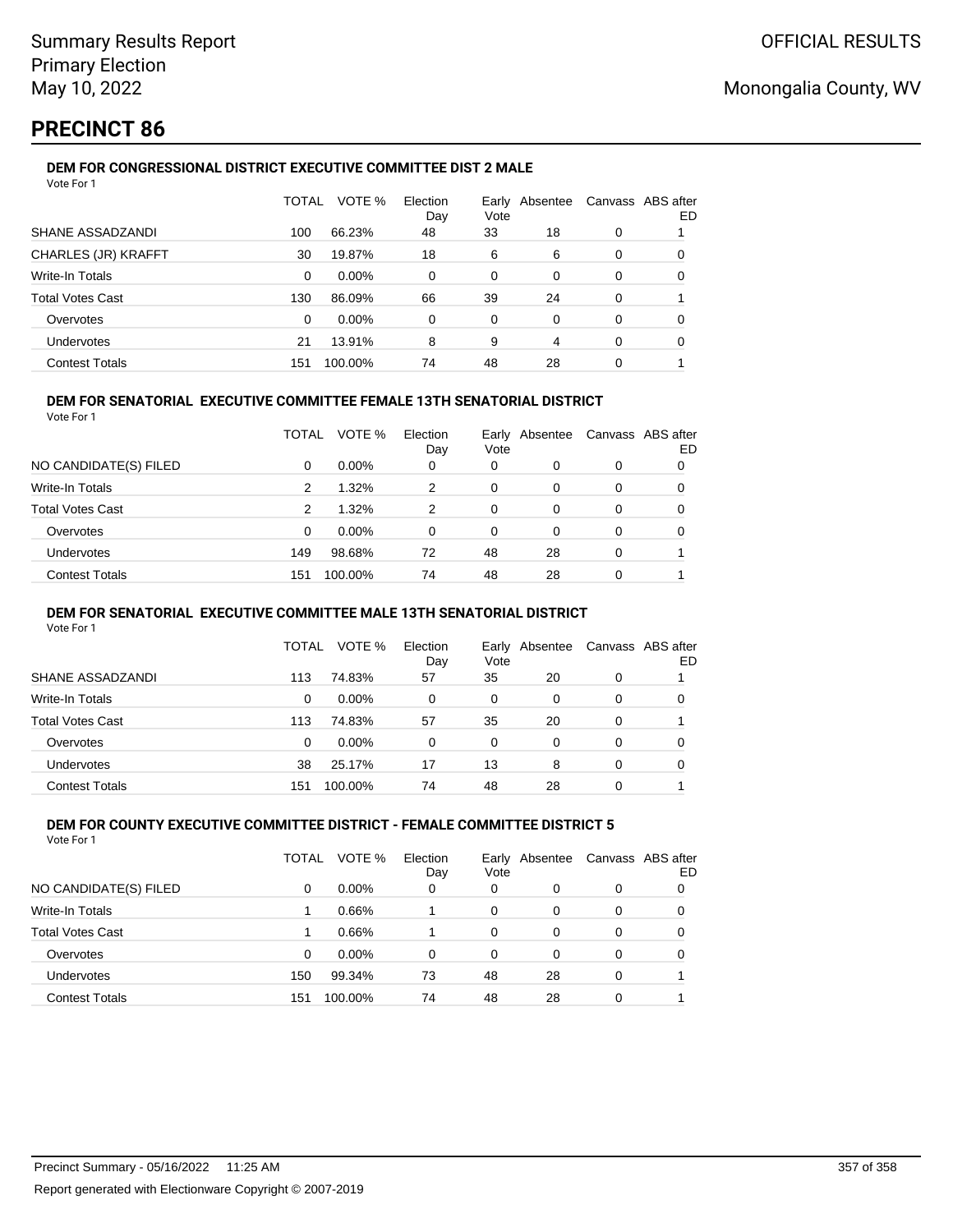Summary Results Report
Primary Election
May 10, 2022

OFFICIAL RESULTS

Monongalia County, WV

# PRECINCT 86

### DEM FOR CONGRESSIONAL DISTRICT EXECUTIVE COMMITTEE DIST 2 MALE

Vote For 1

| | TOTAL | VOTE % | Election Day | Early Vote | Absentee | Canvass | ABS after ED |
|---|---|---|---|---|---|---|---|
| SHANE ASSADZANDI | 100 | 66.23% | 48 | 33 | 18 | 0 | 1 |
| CHARLES (JR) KRAFFT | 30 | 19.87% | 18 | 6 | 6 | 0 | 0 |
| Write-In Totals | 0 | 0.00% | 0 | 0 | 0 | 0 | 0 |
| Total Votes Cast | 130 | 86.09% | 66 | 39 | 24 | 0 | 1 |
| Overvotes | 0 | 0.00% | 0 | 0 | 0 | 0 | 0 |
| Undervotes | 21 | 13.91% | 8 | 9 | 4 | 0 | 0 |
| Contest Totals | 151 | 100.00% | 74 | 48 | 28 | 0 | 1 |

### DEM FOR SENATORIAL EXECUTIVE COMMITTEE FEMALE 13TH SENATORIAL DISTRICT

Vote For 1

| | TOTAL | VOTE % | Election Day | Early Vote | Absentee | Canvass | ABS after ED |
|---|---|---|---|---|---|---|---|
| NO CANDIDATE(S) FILED | 0 | 0.00% | 0 | 0 | 0 | 0 | 0 |
| Write-In Totals | 2 | 1.32% | 2 | 0 | 0 | 0 | 0 |
| Total Votes Cast | 2 | 1.32% | 2 | 0 | 0 | 0 | 0 |
| Overvotes | 0 | 0.00% | 0 | 0 | 0 | 0 | 0 |
| Undervotes | 149 | 98.68% | 72 | 48 | 28 | 0 | 1 |
| Contest Totals | 151 | 100.00% | 74 | 48 | 28 | 0 | 1 |

### DEM FOR SENATORIAL EXECUTIVE COMMITTEE MALE 13TH SENATORIAL DISTRICT

Vote For 1

| | TOTAL | VOTE % | Election Day | Early Vote | Absentee | Canvass | ABS after ED |
|---|---|---|---|---|---|---|---|
| SHANE ASSADZANDI | 113 | 74.83% | 57 | 35 | 20 | 0 | 1 |
| Write-In Totals | 0 | 0.00% | 0 | 0 | 0 | 0 | 0 |
| Total Votes Cast | 113 | 74.83% | 57 | 35 | 20 | 0 | 1 |
| Overvotes | 0 | 0.00% | 0 | 0 | 0 | 0 | 0 |
| Undervotes | 38 | 25.17% | 17 | 13 | 8 | 0 | 0 |
| Contest Totals | 151 | 100.00% | 74 | 48 | 28 | 0 | 1 |

### DEM FOR COUNTY EXECUTIVE COMMITTEE DISTRICT - FEMALE COMMITTEE DISTRICT 5

Vote For 1

| | TOTAL | VOTE % | Election Day | Early Vote | Absentee | Canvass | ABS after ED |
|---|---|---|---|---|---|---|---|
| NO CANDIDATE(S) FILED | 0 | 0.00% | 0 | 0 | 0 | 0 | 0 |
| Write-In Totals | 1 | 0.66% | 1 | 0 | 0 | 0 | 0 |
| Total Votes Cast | 1 | 0.66% | 1 | 0 | 0 | 0 | 0 |
| Overvotes | 0 | 0.00% | 0 | 0 | 0 | 0 | 0 |
| Undervotes | 150 | 99.34% | 73 | 48 | 28 | 0 | 1 |
| Contest Totals | 151 | 100.00% | 74 | 48 | 28 | 0 | 1 |

Precinct Summary - 05/16/2022 11:25 AM

Report generated with Electionware Copyright © 2007-2019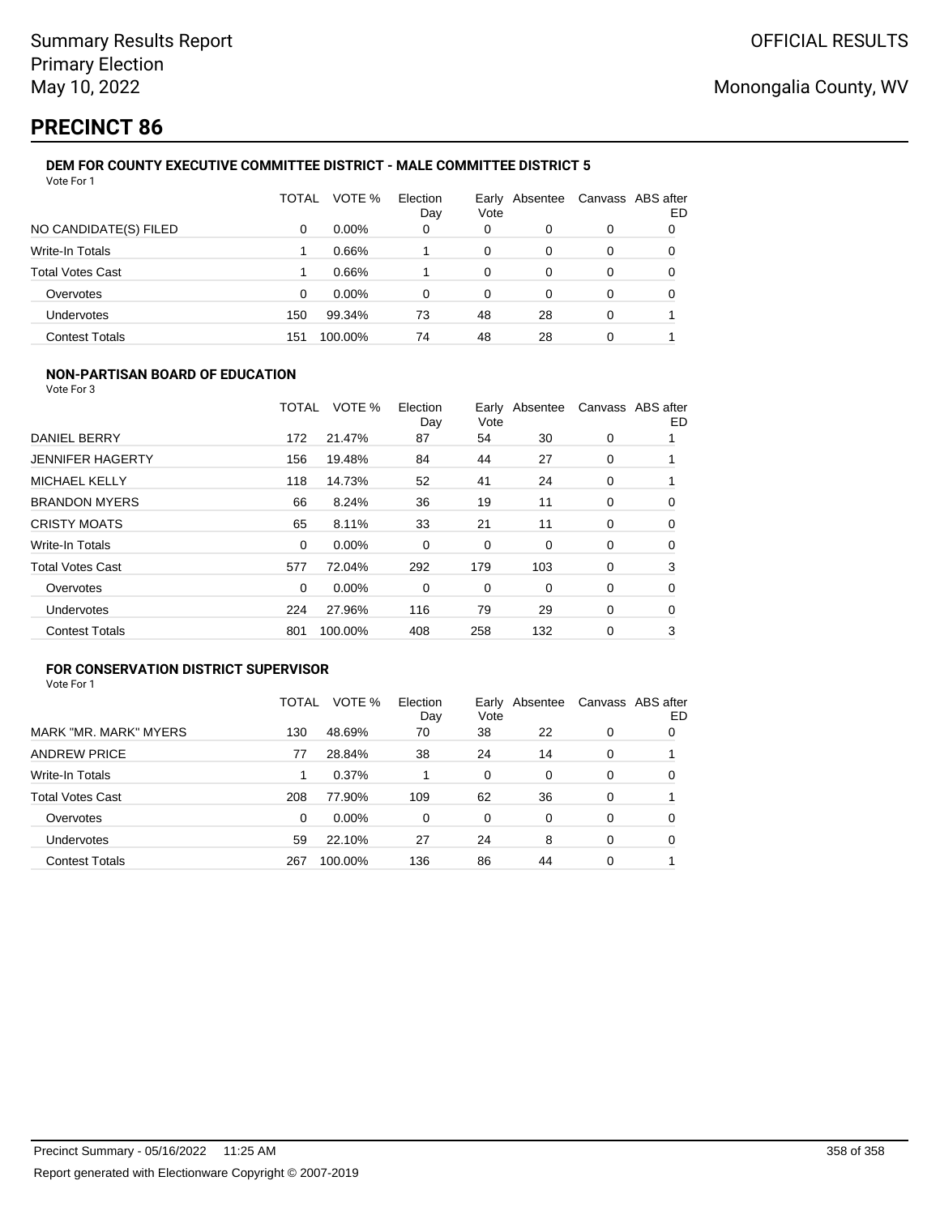# PRECINCT 86

### DEM FOR COUNTY EXECUTIVE COMMITTEE DISTRICT - MALE COMMITTEE DISTRICT 5

Vote For 1

| | TOTAL | VOTE % | Election Day | Early Vote | Absentee | Canvass | ABS after ED |
|---|---|---|---|---|---|---|---|
| NO CANDIDATE(S) FILED | 0 | 0.00% | 0 | 0 | 0 | 0 | 0 |
| Write-In Totals | 1 | 0.66% | 1 | 0 | 0 | 0 | 0 |
| Total Votes Cast | 1 | 0.66% | 1 | 0 | 0 | 0 | 0 |
| Overvotes | 0 | 0.00% | 0 | 0 | 0 | 0 | 0 |
| Undervotes | 150 | 99.34% | 73 | 48 | 28 | 0 | 1 |
| Contest Totals | 151 | 100.00% | 74 | 48 | 28 | 0 | 1 |

### NON-PARTISAN BOARD OF EDUCATION

Vote For 3

| | TOTAL | VOTE % | Election Day | Early Vote | Absentee | Canvass | ABS after ED |
|---|---|---|---|---|---|---|---|
| DANIEL BERRY | 172 | 21.47% | 87 | 54 | 30 | 0 | 1 |
| JENNIFER HAGERTY | 156 | 19.48% | 84 | 44 | 27 | 0 | 1 |
| MICHAEL KELLY | 118 | 14.73% | 52 | 41 | 24 | 0 | 1 |
| BRANDON MYERS | 66 | 8.24% | 36 | 19 | 11 | 0 | 0 |
| CRISTY MOATS | 65 | 8.11% | 33 | 21 | 11 | 0 | 0 |
| Write-In Totals | 0 | 0.00% | 0 | 0 | 0 | 0 | 0 |
| Total Votes Cast | 577 | 72.04% | 292 | 179 | 103 | 0 | 3 |
| Overvotes | 0 | 0.00% | 0 | 0 | 0 | 0 | 0 |
| Undervotes | 224 | 27.96% | 116 | 79 | 29 | 0 | 0 |
| Contest Totals | 801 | 100.00% | 408 | 258 | 132 | 0 | 3 |

### FOR CONSERVATION DISTRICT SUPERVISOR

Vote For 1

| | TOTAL | VOTE % | Election Day | Early Vote | Absentee | Canvass | ABS after ED |
|---|---|---|---|---|---|---|---|
| MARK "MR. MARK" MYERS | 130 | 48.69% | 70 | 38 | 22 | 0 | 0 |
| ANDREW PRICE | 77 | 28.84% | 38 | 24 | 14 | 0 | 1 |
| Write-In Totals | 1 | 0.37% | 1 | 0 | 0 | 0 | 0 |
| Total Votes Cast | 208 | 77.90% | 109 | 62 | 36 | 0 | 1 |
| Overvotes | 0 | 0.00% | 0 | 0 | 0 | 0 | 0 |
| Undervotes | 59 | 22.10% | 27 | 24 | 8 | 0 | 0 |
| Contest Totals | 267 | 100.00% | 136 | 86 | 44 | 0 | 1 |